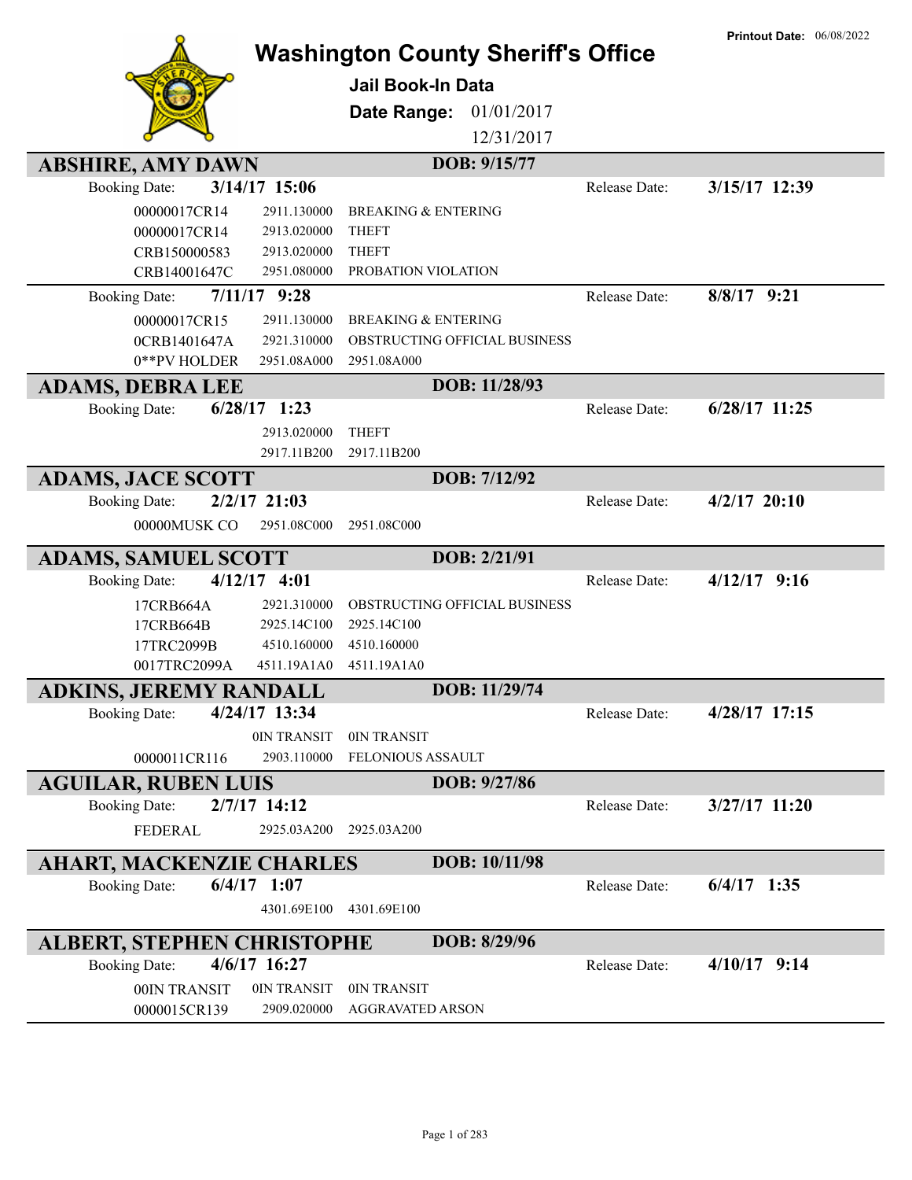Printout Date: 06/08/2022

# Washington County Sheriff's Office

**Jail Book-In Data**

**Date Range:** 01/01/2017 12/31/2017

## ABSHIRE, AMY DAWN — DOB: 9/15/77

Booking Date: **3/14/17 15:06** — Release Date: **3/15/17 12:39**

| Case | Code | Charge |
|---|---|---|
| 00000017CR14 | 2911.130000 | BREAKING & ENTERING |
| 00000017CR14 | 2913.020000 | THEFT |
| CRB150000583 | 2913.020000 | THEFT |
| CRB14001647C | 2951.080000 | PROBATION VIOLATION |

Booking Date: **7/11/17 9:28** — Release Date: **8/8/17 9:21**

| Case | Code | Charge |
|---|---|---|
| 00000017CR15 | 2911.130000 | BREAKING & ENTERING |
| 0CRB1401647A | 2921.310000 | OBSTRUCTING OFFICIAL BUSINESS |
| 0**PV HOLDER | 2951.08A000 | 2951.08A000 |

## ADAMS, DEBRA LEE — DOB: 11/28/93

Booking Date: **6/28/17 1:23** — Release Date: **6/28/17 11:25**

| Case | Code | Charge |
|---|---|---|
| | 2913.020000 | THEFT |
| | 2917.11B200 | 2917.11B200 |

## ADAMS, JACE SCOTT — DOB: 7/12/92

Booking Date: **2/2/17 21:03** — Release Date: **4/2/17 20:10**

| Case | Code | Charge |
|---|---|---|
| 00000MUSK CO | 2951.08C000 | 2951.08C000 |

## ADAMS, SAMUEL SCOTT — DOB: 2/21/91

Booking Date: **4/12/17 4:01** — Release Date: **4/12/17 9:16**

| Case | Code | Charge |
|---|---|---|
| 17CRB664A | 2921.310000 | OBSTRUCTING OFFICIAL BUSINESS |
| 17CRB664B | 2925.14C100 | 2925.14C100 |
| 17TRC2099B | 4510.160000 | 4510.160000 |
| 0017TRC2099A | 4511.19A1A0 | 4511.19A1A0 |

## ADKINS, JEREMY RANDALL — DOB: 11/29/74

Booking Date: **4/24/17 13:34** — Release Date: **4/28/17 17:15**

| Case | Code | Charge |
|---|---|---|
| | 0IN TRANSIT | 0IN TRANSIT |
| 0000011CR116 | 2903.110000 | FELONIOUS ASSAULT |

## AGUILAR, RUBEN LUIS — DOB: 9/27/86

Booking Date: **2/7/17 14:12** — Release Date: **3/27/17 11:20**

| Case | Code | Charge |
|---|---|---|
| FEDERAL | 2925.03A200 | 2925.03A200 |

## AHART, MACKENZIE CHARLES — DOB: 10/11/98

Booking Date: **6/4/17 1:07** — Release Date: **6/4/17 1:35**

| Case | Code | Charge |
|---|---|---|
| | 4301.69E100 | 4301.69E100 |

## ALBERT, STEPHEN CHRISTOPHE — DOB: 8/29/96

Booking Date: **4/6/17 16:27** — Release Date: **4/10/17 9:14**

| Case | Code | Charge |
|---|---|---|
| 00IN TRANSIT | 0IN TRANSIT | 0IN TRANSIT |
| 0000015CR139 | 2909.020000 | AGGRAVATED ARSON |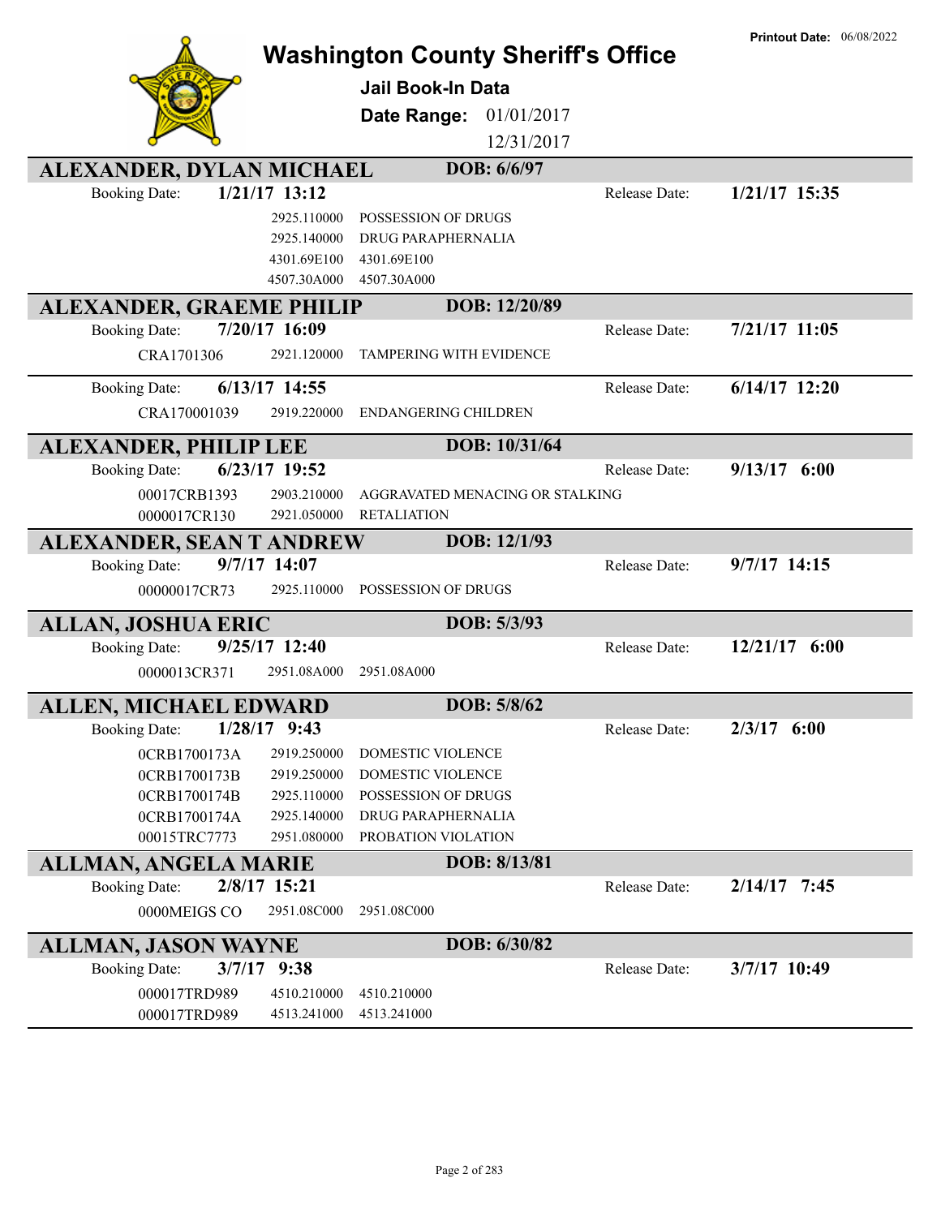Printout Date: 06/08/2022

# Washington County Sheriff's Office

## Jail Book-In Data

**Date Range:** 01/01/2017 12/31/2017

---

## ALEXANDER, DYLAN MICHAEL — DOB: 6/6/97

**Booking Date:** 1/21/17 13:12 — **Release Date:** 1/21/17 15:35

| Case | Statute | Description |
|---|---|---|
| | 2925.110000 | POSSESSION OF DRUGS |
| | 2925.140000 | DRUG PARAPHERNALIA |
| | 4301.69E100 | 4301.69E100 |
| | 4507.30A000 | 4507.30A000 |

## ALEXANDER, GRAEME PHILIP — DOB: 12/20/89

**Booking Date:** 7/20/17 16:09 — **Release Date:** 7/21/17 11:05

| Case | Statute | Description |
|---|---|---|
| CRA1701306 | 2921.120000 | TAMPERING WITH EVIDENCE |

**Booking Date:** 6/13/17 14:55 — **Release Date:** 6/14/17 12:20

| Case | Statute | Description |
|---|---|---|
| CRA170001039 | 2919.220000 | ENDANGERING CHILDREN |

## ALEXANDER, PHILIP LEE — DOB: 10/31/64

**Booking Date:** 6/23/17 19:52 — **Release Date:** 9/13/17 6:00

| Case | Statute | Description |
|---|---|---|
| 00017CRB1393 | 2903.210000 | AGGRAVATED MENACING OR STALKING |
| 0000017CR130 | 2921.050000 | RETALIATION |

## ALEXANDER, SEAN T ANDREW — DOB: 12/1/93

**Booking Date:** 9/7/17 14:07 — **Release Date:** 9/7/17 14:15

| Case | Statute | Description |
|---|---|---|
| 00000017CR73 | 2925.110000 | POSSESSION OF DRUGS |

## ALLAN, JOSHUA ERIC — DOB: 5/3/93

**Booking Date:** 9/25/17 12:40 — **Release Date:** 12/21/17 6:00

| Case | Statute | Description |
|---|---|---|
| 0000013CR371 | 2951.08A000 | 2951.08A000 |

## ALLEN, MICHAEL EDWARD — DOB: 5/8/62

**Booking Date:** 1/28/17 9:43 — **Release Date:** 2/3/17 6:00

| Case | Statute | Description |
|---|---|---|
| 0CRB1700173A | 2919.250000 | DOMESTIC VIOLENCE |
| 0CRB1700173B | 2919.250000 | DOMESTIC VIOLENCE |
| 0CRB1700174B | 2925.110000 | POSSESSION OF DRUGS |
| 0CRB1700174A | 2925.140000 | DRUG PARAPHERNALIA |
| 00015TRC7773 | 2951.080000 | PROBATION VIOLATION |

## ALLMAN, ANGELA MARIE — DOB: 8/13/81

**Booking Date:** 2/8/17 15:21 — **Release Date:** 2/14/17 7:45

| Case | Statute | Description |
|---|---|---|
| 0000MEIGS CO | 2951.08C000 | 2951.08C000 |

## ALLMAN, JASON WAYNE — DOB: 6/30/82

**Booking Date:** 3/7/17 9:38 — **Release Date:** 3/7/17 10:49

| Case | Statute | Description |
|---|---|---|
| 000017TRD989 | 4510.210000 | 4510.210000 |
| 000017TRD989 | 4513.241000 | 4513.241000 |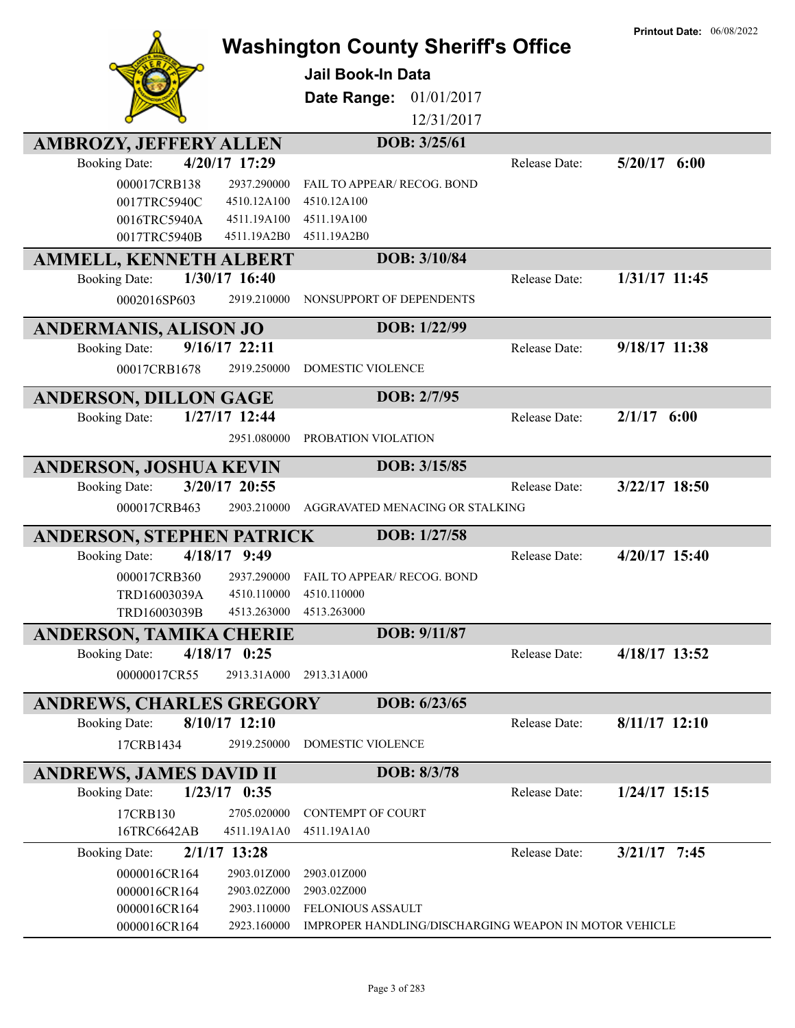**Printout Date:** 06/08/2022

# Washington County Sheriff's Office

## Jail Book-In Data

**Date Range:** 01/01/2017 – 12/31/2017

---

### AMBROZY, JEFFERY ALLEN — DOB: 3/25/61

**Booking Date:** 4/20/17 17:29 — **Release Date:** 5/20/17 6:00

| Case | Statute | Charge |
|---|---|---|
| 000017CRB138 | 2937.290000 | FAIL TO APPEAR/ RECOG. BOND |
| 0017TRC5940C | 4510.12A100 | 4510.12A100 |
| 0016TRC5940A | 4511.19A100 | 4511.19A100 |
| 0017TRC5940B | 4511.19A2B0 | 4511.19A2B0 |

### AMMELL, KENNETH ALBERT — DOB: 3/10/84

**Booking Date:** 1/30/17 16:40 — **Release Date:** 1/31/17 11:45

| Case | Statute | Charge |
|---|---|---|
| 0002016SP603 | 2919.210000 | NONSUPPORT OF DEPENDENTS |

### ANDERMANIS, ALISON JO — DOB: 1/22/99

**Booking Date:** 9/16/17 22:11 — **Release Date:** 9/18/17 11:38

| Case | Statute | Charge |
|---|---|---|
| 00017CRB1678 | 2919.250000 | DOMESTIC VIOLENCE |

### ANDERSON, DILLON GAGE — DOB: 2/7/95

**Booking Date:** 1/27/17 12:44 — **Release Date:** 2/1/17 6:00

| Case | Statute | Charge |
|---|---|---|
| | 2951.080000 | PROBATION VIOLATION |

### ANDERSON, JOSHUA KEVIN — DOB: 3/15/85

**Booking Date:** 3/20/17 20:55 — **Release Date:** 3/22/17 18:50

| Case | Statute | Charge |
|---|---|---|
| 000017CRB463 | 2903.210000 | AGGRAVATED MENACING OR STALKING |

### ANDERSON, STEPHEN PATRICK — DOB: 1/27/58

**Booking Date:** 4/18/17 9:49 — **Release Date:** 4/20/17 15:40

| Case | Statute | Charge |
|---|---|---|
| 000017CRB360 | 2937.290000 | FAIL TO APPEAR/ RECOG. BOND |
| TRD16003039A | 4510.110000 | 4510.110000 |
| TRD16003039B | 4513.263000 | 4513.263000 |

### ANDERSON, TAMIKA CHERIE — DOB: 9/11/87

**Booking Date:** 4/18/17 0:25 — **Release Date:** 4/18/17 13:52

| Case | Statute | Charge |
|---|---|---|
| 00000017CR55 | 2913.31A000 | 2913.31A000 |

### ANDREWS, CHARLES GREGORY — DOB: 6/23/65

**Booking Date:** 8/10/17 12:10 — **Release Date:** 8/11/17 12:10

| Case | Statute | Charge |
|---|---|---|
| 17CRB1434 | 2919.250000 | DOMESTIC VIOLENCE |

### ANDREWS, JAMES DAVID II — DOB: 8/3/78

**Booking Date:** 1/23/17 0:35 — **Release Date:** 1/24/17 15:15

| Case | Statute | Charge |
|---|---|---|
| 17CRB130 | 2705.020000 | CONTEMPT OF COURT |
| 16TRC6642AB | 4511.19A1A0 | 4511.19A1A0 |

**Booking Date:** 2/1/17 13:28 — **Release Date:** 3/21/17 7:45

| Case | Statute | Charge |
|---|---|---|
| 0000016CR164 | 2903.01Z000 | 2903.01Z000 |
| 0000016CR164 | 2903.02Z000 | 2903.02Z000 |
| 0000016CR164 | 2903.110000 | FELONIOUS ASSAULT |
| 0000016CR164 | 2923.160000 | IMPROPER HANDLING/DISCHARGING WEAPON IN MOTOR VEHICLE |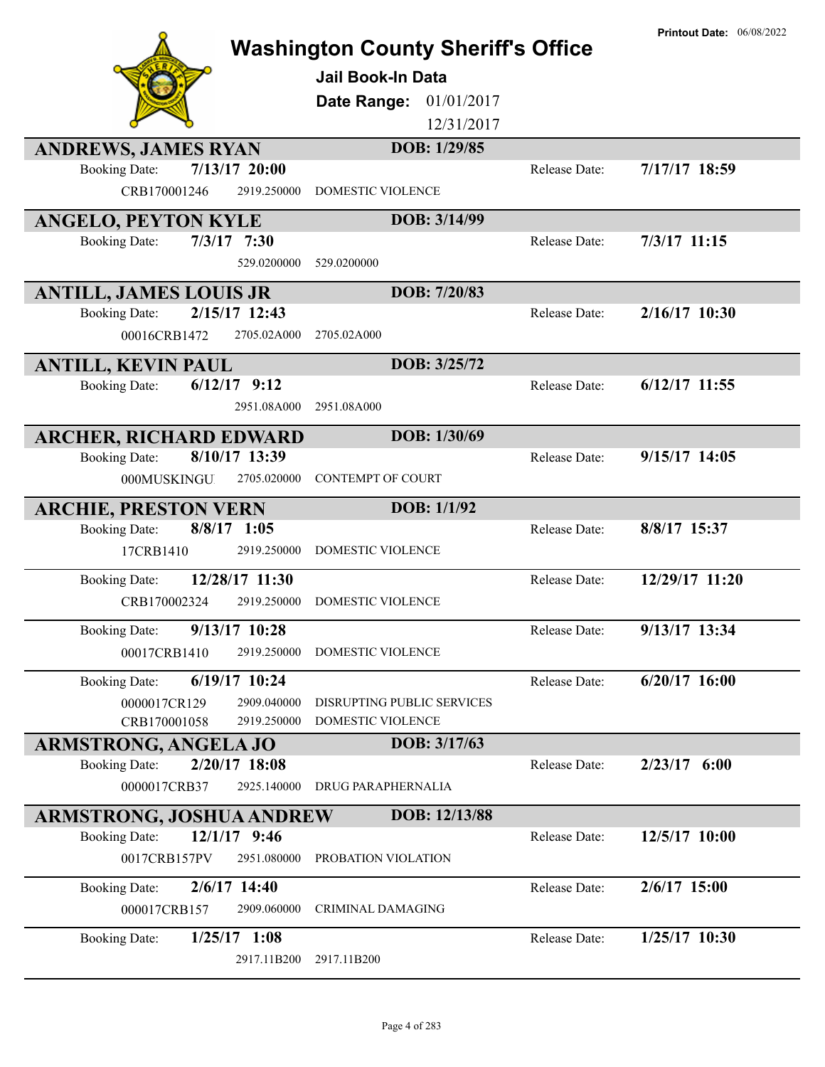# Washington County Sheriff's Office

**Printout Date:** 06/08/2022

## Jail Book-In Data

**Date Range:** 01/01/2017 12/31/2017

### ANDREWS, JAMES RYAN — DOB: 1/29/85

| Booking Date: | 7/13/17 20:00 | | Release Date: | 7/17/17 18:59 |
|---|---|---|---|---|
| CRB170001246 | 2919.250000 | DOMESTIC VIOLENCE | | |

### ANGELO, PEYTON KYLE — DOB: 3/14/99

| Booking Date: | 7/3/17 7:30 | | Release Date: | 7/3/17 11:15 |
|---|---|---|---|---|
| | 529.0200000 | 529.0200000 | | |

### ANTILL, JAMES LOUIS JR — DOB: 7/20/83

| Booking Date: | 2/15/17 12:43 | | Release Date: | 2/16/17 10:30 |
|---|---|---|---|---|
| 00016CRB1472 | 2705.02A000 | 2705.02A000 | | |

### ANTILL, KEVIN PAUL — DOB: 3/25/72

| Booking Date: | 6/12/17 9:12 | | Release Date: | 6/12/17 11:55 |
|---|---|---|---|---|
| | 2951.08A000 | 2951.08A000 | | |

### ARCHER, RICHARD EDWARD — DOB: 1/30/69

| Booking Date: | 8/10/17 13:39 | | Release Date: | 9/15/17 14:05 |
|---|---|---|---|---|
| 000MUSKINGU | 2705.020000 | CONTEMPT OF COURT | | |

### ARCHIE, PRESTON VERN — DOB: 1/1/92

| Booking Date: | 8/8/17 1:05 | | Release Date: | 8/8/17 15:37 |
|---|---|---|---|---|
| 17CRB1410 | 2919.250000 | DOMESTIC VIOLENCE | | |
| **Booking Date:** | **12/28/17 11:30** | | **Release Date:** | **12/29/17 11:20** |
| CRB170002324 | 2919.250000 | DOMESTIC VIOLENCE | | |
| **Booking Date:** | **9/13/17 10:28** | | **Release Date:** | **9/13/17 13:34** |
| 00017CRB1410 | 2919.250000 | DOMESTIC VIOLENCE | | |
| **Booking Date:** | **6/19/17 10:24** | | **Release Date:** | **6/20/17 16:00** |
| 0000017CR129 | 2909.040000 | DISRUPTING PUBLIC SERVICES | | |
| CRB170001058 | 2919.250000 | DOMESTIC VIOLENCE | | |

### ARMSTRONG, ANGELA JO — DOB: 3/17/63

| Booking Date: | 2/20/17 18:08 | | Release Date: | 2/23/17 6:00 |
|---|---|---|---|---|
| 0000017CRB37 | 2925.140000 | DRUG PARAPHERNALIA | | |

### ARMSTRONG, JOSHUA ANDREW — DOB: 12/13/88

| Booking Date: | 12/1/17 9:46 | | Release Date: | 12/5/17 10:00 |
|---|---|---|---|---|
| 0017CRB157PV | 2951.080000 | PROBATION VIOLATION | | |
| **Booking Date:** | **2/6/17 14:40** | | **Release Date:** | **2/6/17 15:00** |
| 000017CRB157 | 2909.060000 | CRIMINAL DAMAGING | | |
| **Booking Date:** | **1/25/17 1:08** | | **Release Date:** | **1/25/17 10:30** |
| | 2917.11B200 | 2917.11B200 | | |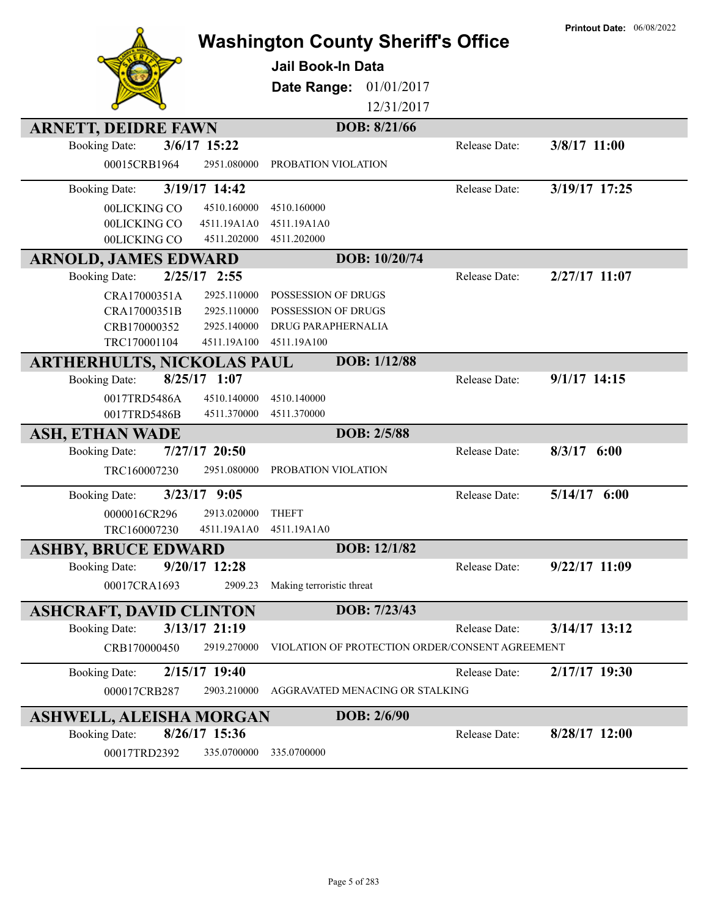# Washington County Sheriff's Office

**Printout Date:** 06/08/2022

## Jail Book-In Data

**Date Range:** 01/01/2017 – 12/31/2017

---

### ARNETT, DEIDRE FAWN — DOB: 8/21/66

**Booking Date:** 3/6/17 15:22 — **Release Date:** 3/8/17 11:00

| Case | Statute | Description |
|---|---|---|
| 00015CRB1964 | 2951.080000 | PROBATION VIOLATION |

**Booking Date:** 3/19/17 14:42 — **Release Date:** 3/19/17 17:25

| Case | Statute | Description |
|---|---|---|
| 00LICKING CO | 4510.160000 | 4510.160000 |
| 00LICKING CO | 4511.19A1A0 | 4511.19A1A0 |
| 00LICKING CO | 4511.202000 | 4511.202000 |

### ARNOLD, JAMES EDWARD — DOB: 10/20/74

**Booking Date:** 2/25/17 2:55 — **Release Date:** 2/27/17 11:07

| Case | Statute | Description |
|---|---|---|
| CRA17000351A | 2925.110000 | POSSESSION OF DRUGS |
| CRA17000351B | 2925.110000 | POSSESSION OF DRUGS |
| CRB170000352 | 2925.140000 | DRUG PARAPHERNALIA |
| TRC170001104 | 4511.19A100 | 4511.19A100 |

### ARTHERHULTS, NICKOLAS PAUL — DOB: 1/12/88

**Booking Date:** 8/25/17 1:07 — **Release Date:** 9/1/17 14:15

| Case | Statute | Description |
|---|---|---|
| 0017TRD5486A | 4510.140000 | 4510.140000 |
| 0017TRD5486B | 4511.370000 | 4511.370000 |

### ASH, ETHAN WADE — DOB: 2/5/88

**Booking Date:** 7/27/17 20:50 — **Release Date:** 8/3/17 6:00

| Case | Statute | Description |
|---|---|---|
| TRC160007230 | 2951.080000 | PROBATION VIOLATION |

**Booking Date:** 3/23/17 9:05 — **Release Date:** 5/14/17 6:00

| Case | Statute | Description |
|---|---|---|
| 0000016CR296 | 2913.020000 | THEFT |
| TRC160007230 | 4511.19A1A0 | 4511.19A1A0 |

### ASHBY, BRUCE EDWARD — DOB: 12/1/82

**Booking Date:** 9/20/17 12:28 — **Release Date:** 9/22/17 11:09

| Case | Statute | Description |
|---|---|---|
| 00017CRA1693 | 2909.23 | Making terroristic threat |

### ASHCRAFT, DAVID CLINTON — DOB: 7/23/43

**Booking Date:** 3/13/17 21:19 — **Release Date:** 3/14/17 13:12

| Case | Statute | Description |
|---|---|---|
| CRB170000450 | 2919.270000 | VIOLATION OF PROTECTION ORDER/CONSENT AGREEMENT |

**Booking Date:** 2/15/17 19:40 — **Release Date:** 2/17/17 19:30

| Case | Statute | Description |
|---|---|---|
| 000017CRB287 | 2903.210000 | AGGRAVATED MENACING OR STALKING |

### ASHWELL, ALEISHA MORGAN — DOB: 2/6/90

**Booking Date:** 8/26/17 15:36 — **Release Date:** 8/28/17 12:00

| Case | Statute | Description |
|---|---|---|
| 00017TRD2392 | 335.0700000 | 335.0700000 |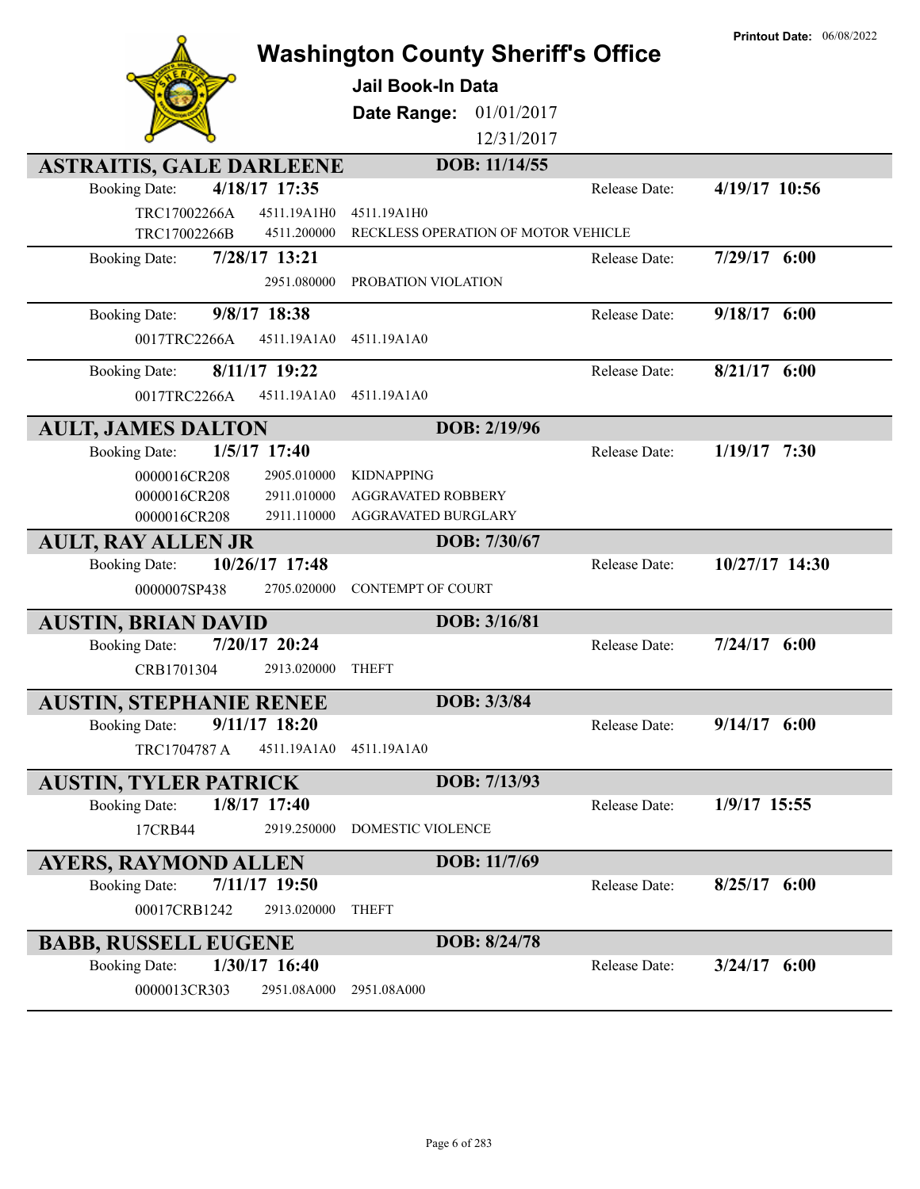# Washington County Sheriff's Office

**Printout Date:** 06/08/2022

**Jail Book-In Data**

**Date Range:** 01/01/2017 – 12/31/2017

## ASTRAITIS, GALE DARLEENE — DOB: 11/14/55

**Booking Date:** 4/18/17 17:35 — **Release Date:** 4/19/17 10:56

| Case | Statute | Description |
|---|---|---|
| TRC17002266A | 4511.19A1H0 | 4511.19A1H0 |
| TRC17002266B | 4511.200000 | RECKLESS OPERATION OF MOTOR VEHICLE |

**Booking Date:** 7/28/17 13:21 — **Release Date:** 7/29/17 6:00

| Case | Statute | Description |
|---|---|---|
| | 2951.080000 | PROBATION VIOLATION |

**Booking Date:** 9/8/17 18:38 — **Release Date:** 9/18/17 6:00

| Case | Statute | Description |
|---|---|---|
| 0017TRC2266A | 4511.19A1A0 | 4511.19A1A0 |

**Booking Date:** 8/11/17 19:22 — **Release Date:** 8/21/17 6:00

| Case | Statute | Description |
|---|---|---|
| 0017TRC2266A | 4511.19A1A0 | 4511.19A1A0 |

## AULT, JAMES DALTON — DOB: 2/19/96

**Booking Date:** 1/5/17 17:40 — **Release Date:** 1/19/17 7:30

| Case | Statute | Description |
|---|---|---|
| 0000016CR208 | 2905.010000 | KIDNAPPING |
| 0000016CR208 | 2911.010000 | AGGRAVATED ROBBERY |
| 0000016CR208 | 2911.110000 | AGGRAVATED BURGLARY |

## AULT, RAY ALLEN JR — DOB: 7/30/67

**Booking Date:** 10/26/17 17:48 — **Release Date:** 10/27/17 14:30

| Case | Statute | Description |
|---|---|---|
| 0000007SP438 | 2705.020000 | CONTEMPT OF COURT |

## AUSTIN, BRIAN DAVID — DOB: 3/16/81

**Booking Date:** 7/20/17 20:24 — **Release Date:** 7/24/17 6:00

| Case | Statute | Description |
|---|---|---|
| CRB1701304 | 2913.020000 | THEFT |

## AUSTIN, STEPHANIE RENEE — DOB: 3/3/84

**Booking Date:** 9/11/17 18:20 — **Release Date:** 9/14/17 6:00

| Case | Statute | Description |
|---|---|---|
| TRC1704787 A | 4511.19A1A0 | 4511.19A1A0 |

## AUSTIN, TYLER PATRICK — DOB: 7/13/93

**Booking Date:** 1/8/17 17:40 — **Release Date:** 1/9/17 15:55

| Case | Statute | Description |
|---|---|---|
| 17CRB44 | 2919.250000 | DOMESTIC VIOLENCE |

## AYERS, RAYMOND ALLEN — DOB: 11/7/69

**Booking Date:** 7/11/17 19:50 — **Release Date:** 8/25/17 6:00

| Case | Statute | Description |
|---|---|---|
| 00017CRB1242 | 2913.020000 | THEFT |

## BABB, RUSSELL EUGENE — DOB: 8/24/78

**Booking Date:** 1/30/17 16:40 — **Release Date:** 3/24/17 6:00

| Case | Statute | Description |
|---|---|---|
| 0000013CR303 | 2951.08A000 | 2951.08A000 |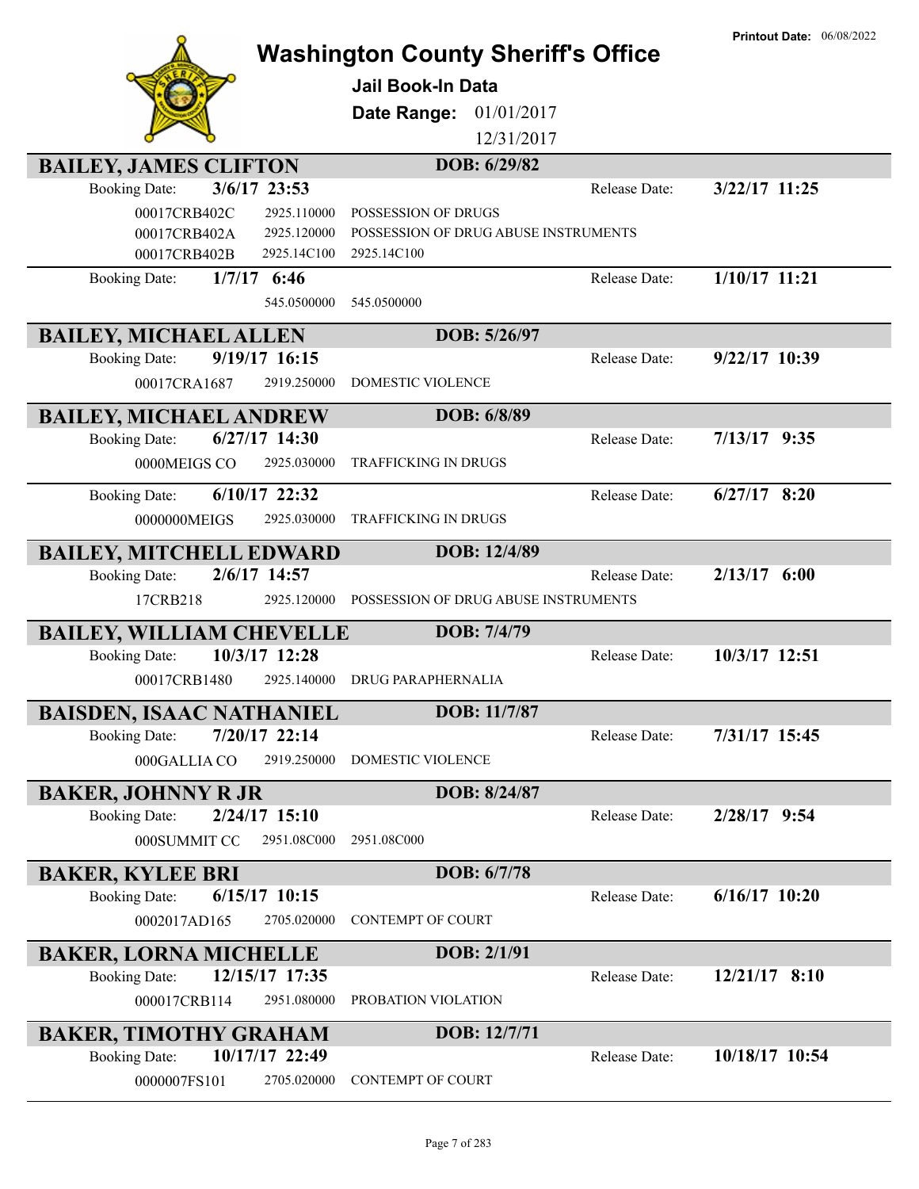# Washington County Sheriff's Office

**Printout Date:** 06/08/2022

## Jail Book-In Data

**Date Range:** 01/01/2017 – 12/31/2017

### BAILEY, JAMES CLIFTON — DOB: 6/29/82

**Booking Date:** 3/6/17 23:53 — **Release Date:** 3/22/17 11:25

| Case | Statute | Charge |
|---|---|---|
| 00017CRB402C | 2925.110000 | POSSESSION OF DRUGS |
| 00017CRB402A | 2925.120000 | POSSESSION OF DRUG ABUSE INSTRUMENTS |
| 00017CRB402B | 2925.14C100 | 2925.14C100 |

**Booking Date:** 1/7/17 6:46 — **Release Date:** 1/10/17 11:21

| Case | Statute | Charge |
|---|---|---|
| | 545.0500000 | 545.0500000 |

### BAILEY, MICHAEL ALLEN — DOB: 5/26/97

**Booking Date:** 9/19/17 16:15 — **Release Date:** 9/22/17 10:39

| Case | Statute | Charge |
|---|---|---|
| 00017CRA1687 | 2919.250000 | DOMESTIC VIOLENCE |

### BAILEY, MICHAEL ANDREW — DOB: 6/8/89

**Booking Date:** 6/27/17 14:30 — **Release Date:** 7/13/17 9:35

| Case | Statute | Charge |
|---|---|---|
| 0000MEIGS CO | 2925.030000 | TRAFFICKING IN DRUGS |

**Booking Date:** 6/10/17 22:32 — **Release Date:** 6/27/17 8:20

| Case | Statute | Charge |
|---|---|---|
| 0000000MEIGS | 2925.030000 | TRAFFICKING IN DRUGS |

### BAILEY, MITCHELL EDWARD — DOB: 12/4/89

**Booking Date:** 2/6/17 14:57 — **Release Date:** 2/13/17 6:00

| Case | Statute | Charge |
|---|---|---|
| 17CRB218 | 2925.120000 | POSSESSION OF DRUG ABUSE INSTRUMENTS |

### BAILEY, WILLIAM CHEVELLE — DOB: 7/4/79

**Booking Date:** 10/3/17 12:28 — **Release Date:** 10/3/17 12:51

| Case | Statute | Charge |
|---|---|---|
| 00017CRB1480 | 2925.140000 | DRUG PARAPHERNALIA |

### BAISDEN, ISAAC NATHANIEL — DOB: 11/7/87

**Booking Date:** 7/20/17 22:14 — **Release Date:** 7/31/17 15:45

| Case | Statute | Charge |
|---|---|---|
| 000GALLIA CO | 2919.250000 | DOMESTIC VIOLENCE |

### BAKER, JOHNNY R JR — DOB: 8/24/87

**Booking Date:** 2/24/17 15:10 — **Release Date:** 2/28/17 9:54

| Case | Statute | Charge |
|---|---|---|
| 000SUMMIT CC | 2951.08C000 | 2951.08C000 |

### BAKER, KYLEE BRI — DOB: 6/7/78

**Booking Date:** 6/15/17 10:15 — **Release Date:** 6/16/17 10:20

| Case | Statute | Charge |
|---|---|---|
| 0002017AD165 | 2705.020000 | CONTEMPT OF COURT |

### BAKER, LORNA MICHELLE — DOB: 2/1/91

**Booking Date:** 12/15/17 17:35 — **Release Date:** 12/21/17 8:10

| Case | Statute | Charge |
|---|---|---|
| 000017CRB114 | 2951.080000 | PROBATION VIOLATION |

### BAKER, TIMOTHY GRAHAM — DOB: 12/7/71

**Booking Date:** 10/17/17 22:49 — **Release Date:** 10/18/17 10:54

| Case | Statute | Charge |
|---|---|---|
| 0000007FS101 | 2705.020000 | CONTEMPT OF COURT |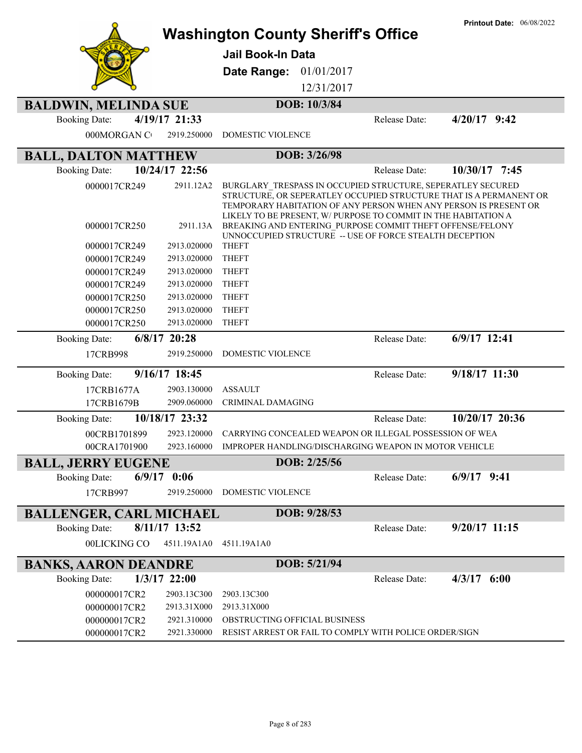# Washington County Sheriff's Office

**Printout Date:** 06/08/2022

## Jail Book-In Data

**Date Range:** 01/01/2017 12/31/2017

## BALDWIN, MELINDA SUE

**DOB: 10/3/84**

**Booking Date:** 4/19/17 21:33 | **Release Date:** 4/20/17 9:42

| Case | Statute | Charge |
|---|---|---|
| 000MORGAN C( | 2919.250000 | DOMESTIC VIOLENCE |

## BALL, DALTON MATTHEW

**DOB: 3/26/98**

**Booking Date:** 10/24/17 22:56 | **Release Date:** 10/30/17 7:45

| Case | Statute | Charge |
|---|---|---|
| 0000017CR249 | 2911.12A2 | BURGLARY_TRESPASS IN OCCUPIED STRUCTURE, SEPERATLEY SECURED STRUCTURE, OR SEPERATLEY OCCUPIED STRUCTURE THAT IS A PERMANENT OR TEMPORARY HABITATION OF ANY PERSON WHEN ANY PERSON IS PRESENT OR LIKELY TO BE PRESENT, W/ PURPOSE TO COMMIT IN THE HABITATION A |
| 0000017CR250 | 2911.13A | BREAKING AND ENTERING_PURPOSE COMMIT THEFT OFFENSE/FELONY UNNOCCUPIED STRUCTURE -- USE OF FORCE STEALTH DECEPTION |
| 0000017CR249 | 2913.020000 | THEFT |
| 0000017CR249 | 2913.020000 | THEFT |
| 0000017CR249 | 2913.020000 | THEFT |
| 0000017CR249 | 2913.020000 | THEFT |
| 0000017CR250 | 2913.020000 | THEFT |
| 0000017CR250 | 2913.020000 | THEFT |
| 0000017CR250 | 2913.020000 | THEFT |

**Booking Date:** 6/8/17 20:28 | **Release Date:** 6/9/17 12:41

| Case | Statute | Charge |
|---|---|---|
| 17CRB998 | 2919.250000 | DOMESTIC VIOLENCE |

**Booking Date:** 9/16/17 18:45 | **Release Date:** 9/18/17 11:30

| Case | Statute | Charge |
|---|---|---|
| 17CRB1677A | 2903.130000 | ASSAULT |
| 17CRB1679B | 2909.060000 | CRIMINAL DAMAGING |

**Booking Date:** 10/18/17 23:32 | **Release Date:** 10/20/17 20:36

| Case | Statute | Charge |
|---|---|---|
| 00CRB1701899 | 2923.120000 | CARRYING CONCEALED WEAPON OR ILLEGAL POSSESSION OF WEA |
| 00CRA1701900 | 2923.160000 | IMPROPER HANDLING/DISCHARGING WEAPON IN MOTOR VEHICLE |

## BALL, JERRY EUGENE

**DOB: 2/25/56**

**Booking Date:** 6/9/17 0:06 | **Release Date:** 6/9/17 9:41

| Case | Statute | Charge |
|---|---|---|
| 17CRB997 | 2919.250000 | DOMESTIC VIOLENCE |

## BALLENGER, CARL MICHAEL

**DOB: 9/28/53**

**Booking Date:** 8/11/17 13:52 | **Release Date:** 9/20/17 11:15

| Case | Statute | Charge |
|---|---|---|
| 00LICKING CO | 4511.19A1A0 | 4511.19A1A0 |

## BANKS, AARON DEANDRE

**DOB: 5/21/94**

**Booking Date:** 1/3/17 22:00 | **Release Date:** 4/3/17 6:00

| Case | Statute | Charge |
|---|---|---|
| 000000017CR2 | 2903.13C300 | 2903.13C300 |
| 000000017CR2 | 2913.31X000 | 2913.31X000 |
| 000000017CR2 | 2921.310000 | OBSTRUCTING OFFICIAL BUSINESS |
| 000000017CR2 | 2921.330000 | RESIST ARREST OR FAIL TO COMPLY WITH POLICE ORDER/SIGN |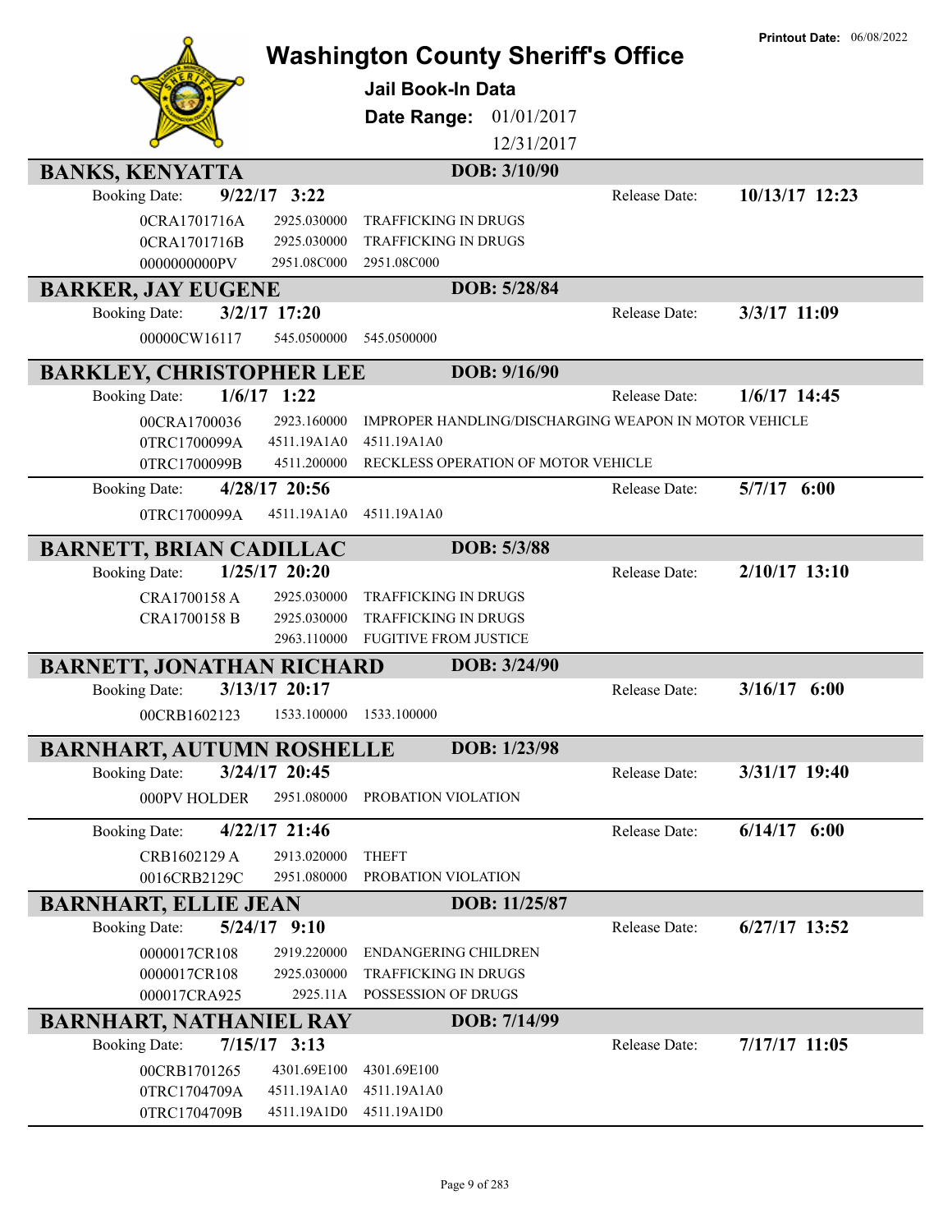Printout Date: 06/08/2022

# Washington County Sheriff's Office

## Jail Book-In Data

**Date Range:** 01/01/2017 12/31/2017

---

### BANKS, KENYATTA — DOB: 3/10/90

Booking Date: **9/22/17 3:22** — Release Date: **10/13/17 12:23**

| | | |
|---|---|---|
| 0CRA1701716A | 2925.030000 | TRAFFICKING IN DRUGS |
| 0CRA1701716B | 2925.030000 | TRAFFICKING IN DRUGS |
| 0000000000PV | 2951.08C000 | 2951.08C000 |

### BARKER, JAY EUGENE — DOB: 5/28/84

Booking Date: **3/2/17 17:20** — Release Date: **3/3/17 11:09**

| | | |
|---|---|---|
| 00000CW16117 | 545.0500000 | 545.0500000 |

### BARKLEY, CHRISTOPHER LEE — DOB: 9/16/90

Booking Date: **1/6/17 1:22** — Release Date: **1/6/17 14:45**

| | | |
|---|---|---|
| 00CRA1700036 | 2923.160000 | IMPROPER HANDLING/DISCHARGING WEAPON IN MOTOR VEHICLE |
| 0TRC1700099A | 4511.19A1A0 | 4511.19A1A0 |
| 0TRC1700099B | 4511.200000 | RECKLESS OPERATION OF MOTOR VEHICLE |

Booking Date: **4/28/17 20:56** — Release Date: **5/7/17 6:00**

| | | |
|---|---|---|
| 0TRC1700099A | 4511.19A1A0 | 4511.19A1A0 |

### BARNETT, BRIAN CADILLAC — DOB: 5/3/88

Booking Date: **1/25/17 20:20** — Release Date: **2/10/17 13:10**

| | | |
|---|---|---|
| CRA1700158 A | 2925.030000 | TRAFFICKING IN DRUGS |
| CRA1700158 B | 2925.030000 | TRAFFICKING IN DRUGS |
| | 2963.110000 | FUGITIVE FROM JUSTICE |

### BARNETT, JONATHAN RICHARD — DOB: 3/24/90

Booking Date: **3/13/17 20:17** — Release Date: **3/16/17 6:00**

| | | |
|---|---|---|
| 00CRB1602123 | 1533.100000 | 1533.100000 |

### BARNHART, AUTUMN ROSHELLE — DOB: 1/23/98

Booking Date: **3/24/17 20:45** — Release Date: **3/31/17 19:40**

| | | |
|---|---|---|
| 000PV HOLDER | 2951.080000 | PROBATION VIOLATION |

Booking Date: **4/22/17 21:46** — Release Date: **6/14/17 6:00**

| | | |
|---|---|---|
| CRB1602129 A | 2913.020000 | THEFT |
| 0016CRB2129C | 2951.080000 | PROBATION VIOLATION |

### BARNHART, ELLIE JEAN — DOB: 11/25/87

Booking Date: **5/24/17 9:10** — Release Date: **6/27/17 13:52**

| | | |
|---|---|---|
| 0000017CR108 | 2919.220000 | ENDANGERING CHILDREN |
| 0000017CR108 | 2925.030000 | TRAFFICKING IN DRUGS |
| 000017CRA925 | 2925.11A | POSSESSION OF DRUGS |

### BARNHART, NATHANIEL RAY — DOB: 7/14/99

Booking Date: **7/15/17 3:13** — Release Date: **7/17/17 11:05**

| | | |
|---|---|---|
| 00CRB1701265 | 4301.69E100 | 4301.69E100 |
| 0TRC1704709A | 4511.19A1A0 | 4511.19A1A0 |
| 0TRC1704709B | 4511.19A1D0 | 4511.19A1D0 |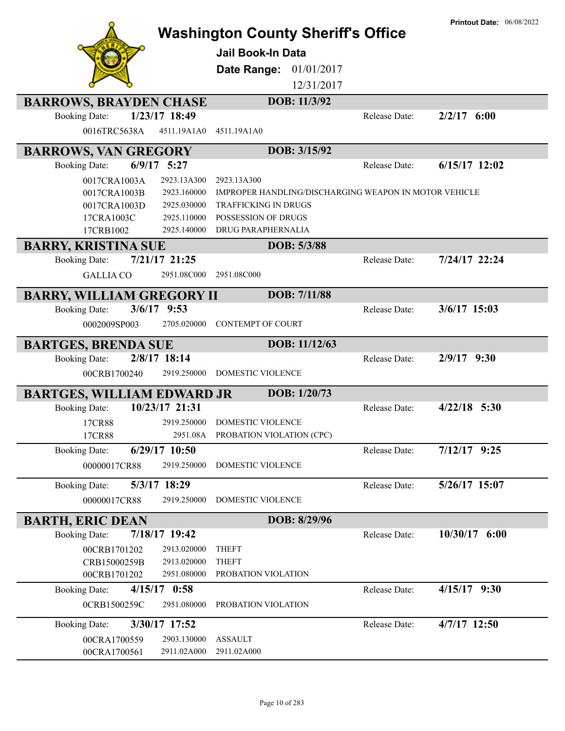**Printout Date:** 06/08/2022

# Washington County Sheriff's Office

## Jail Book-In Data

**Date Range:** 01/01/2017 12/31/2017

## BARROWS, BRAYDEN CHASE

**DOB:** 11/3/92

| Booking Date: | 1/23/17 18:49 | | Release Date: | 2/2/17 6:00 |
|---|---|---|---|---|
| 0016TRC5638A | 4511.19A1A0 | 4511.19A1A0 | | |

## BARROWS, VAN GREGORY

**DOB:** 3/15/92

| Booking Date: | 6/9/17 5:27 | | Release Date: | 6/15/17 12:02 |
|---|---|---|---|---|
| 0017CRA1003A | 2923.13A300 | 2923.13A300 | | |
| 0017CRA1003B | 2923.160000 | IMPROPER HANDLING/DISCHARGING WEAPON IN MOTOR VEHICLE | | |
| 0017CRA1003D | 2925.030000 | TRAFFICKING IN DRUGS | | |
| 17CRA1003C | 2925.110000 | POSSESSION OF DRUGS | | |
| 17CRB1002 | 2925.140000 | DRUG PARAPHERNALIA | | |

## BARRY, KRISTINA SUE

**DOB:** 5/3/88

| Booking Date: | 7/21/17 21:25 | | Release Date: | 7/24/17 22:24 |
|---|---|---|---|---|
| GALLIA CO | 2951.08C000 | 2951.08C000 | | |

## BARRY, WILLIAM GREGORY II

**DOB:** 7/11/88

| Booking Date: | 3/6/17 9:53 | | Release Date: | 3/6/17 15:03 |
|---|---|---|---|---|
| 0002009SP003 | 2705.020000 | CONTEMPT OF COURT | | |

## BARTGES, BRENDA SUE

**DOB:** 11/12/63

| Booking Date: | 2/8/17 18:14 | | Release Date: | 2/9/17 9:30 |
|---|---|---|---|---|
| 00CRB1700240 | 2919.250000 | DOMESTIC VIOLENCE | | |

## BARTGES, WILLIAM EDWARD JR

**DOB:** 1/20/73

| Booking Date: | 10/23/17 21:31 | | Release Date: | 4/22/18 5:30 |
|---|---|---|---|---|
| 17CR88 | 2919.250000 | DOMESTIC VIOLENCE | | |
| 17CR88 | 2951.08A | PROBATION VIOLATION (CPC) | | |
| **Booking Date:** | **6/29/17 10:50** | | **Release Date:** | **7/12/17 9:25** |
| 00000017CR88 | 2919.250000 | DOMESTIC VIOLENCE | | |
| **Booking Date:** | **5/3/17 18:29** | | **Release Date:** | **5/26/17 15:07** |
| 00000017CR88 | 2919.250000 | DOMESTIC VIOLENCE | | |

## BARTH, ERIC DEAN

**DOB:** 8/29/96

| Booking Date: | 7/18/17 19:42 | | Release Date: | 10/30/17 6:00 |
|---|---|---|---|---|
| 00CRB1701202 | 2913.020000 | THEFT | | |
| CRB15000259B | 2913.020000 | THEFT | | |
| 00CRB1701202 | 2951.080000 | PROBATION VIOLATION | | |
| **Booking Date:** | **4/15/17 0:58** | | **Release Date:** | **4/15/17 9:30** |
| 0CRB1500259C | 2951.080000 | PROBATION VIOLATION | | |
| **Booking Date:** | **3/30/17 17:52** | | **Release Date:** | **4/7/17 12:50** |
| 00CRA1700559 | 2903.130000 | ASSAULT | | |
| 00CRA1700561 | 2911.02A000 | 2911.02A000 | | |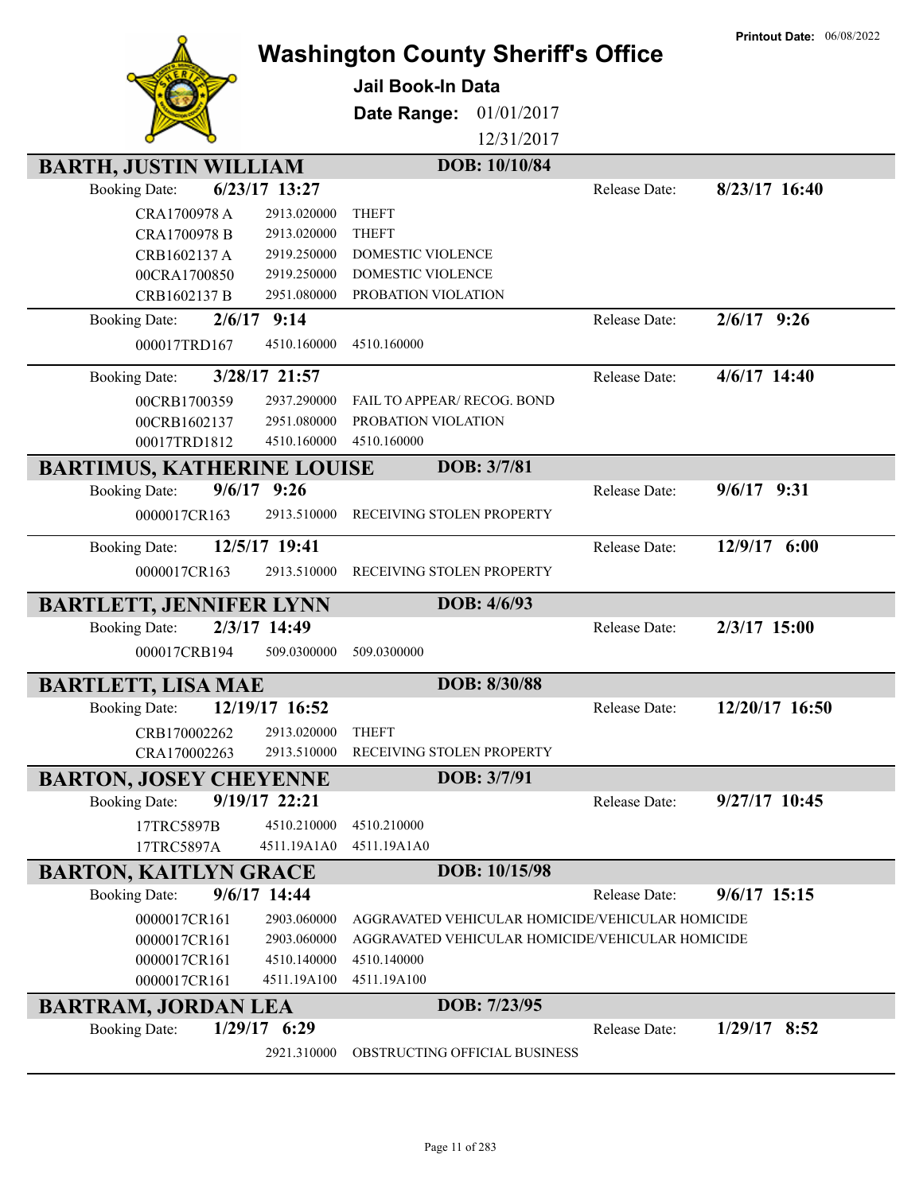**Printout Date:** 06/08/2022

# Washington County Sheriff's Office

## Jail Book-In Data

**Date Range:** 01/01/2017 12/31/2017

## BARTH, JUSTIN WILLIAM — DOB: 10/10/84

**Booking Date:** 6/23/17 13:27 — **Release Date:** 8/23/17 16:40

| | | |
|---|---|---|
| CRA1700978 A | 2913.020000 | THEFT |
| CRA1700978 B | 2913.020000 | THEFT |
| CRB1602137 A | 2919.250000 | DOMESTIC VIOLENCE |
| 00CRA1700850 | 2919.250000 | DOMESTIC VIOLENCE |
| CRB1602137 B | 2951.080000 | PROBATION VIOLATION |

**Booking Date:** 2/6/17 9:14 — **Release Date:** 2/6/17 9:26

| | | |
|---|---|---|
| 000017TRD167 | 4510.160000 | 4510.160000 |

**Booking Date:** 3/28/17 21:57 — **Release Date:** 4/6/17 14:40

| | | |
|---|---|---|
| 00CRB1700359 | 2937.290000 | FAIL TO APPEAR/ RECOG. BOND |
| 00CRB1602137 | 2951.080000 | PROBATION VIOLATION |
| 00017TRD1812 | 4510.160000 | 4510.160000 |

## BARTIMUS, KATHERINE LOUISE — DOB: 3/7/81

**Booking Date:** 9/6/17 9:26 — **Release Date:** 9/6/17 9:31

| | | |
|---|---|---|
| 0000017CR163 | 2913.510000 | RECEIVING STOLEN PROPERTY |

**Booking Date:** 12/5/17 19:41 — **Release Date:** 12/9/17 6:00

| | | |
|---|---|---|
| 0000017CR163 | 2913.510000 | RECEIVING STOLEN PROPERTY |

## BARTLETT, JENNIFER LYNN — DOB: 4/6/93

**Booking Date:** 2/3/17 14:49 — **Release Date:** 2/3/17 15:00

| | | |
|---|---|---|
| 000017CRB194 | 509.0300000 | 509.0300000 |

## BARTLETT, LISA MAE — DOB: 8/30/88

**Booking Date:** 12/19/17 16:52 — **Release Date:** 12/20/17 16:50

| | | |
|---|---|---|
| CRB170002262 | 2913.020000 | THEFT |
| CRA170002263 | 2913.510000 | RECEIVING STOLEN PROPERTY |

## BARTON, JOSEY CHEYENNE — DOB: 3/7/91

**Booking Date:** 9/19/17 22:21 — **Release Date:** 9/27/17 10:45

| | | |
|---|---|---|
| 17TRC5897B | 4510.210000 | 4510.210000 |
| 17TRC5897A | 4511.19A1A0 | 4511.19A1A0 |

## BARTON, KAITLYN GRACE — DOB: 10/15/98

**Booking Date:** 9/6/17 14:44 — **Release Date:** 9/6/17 15:15

| | | |
|---|---|---|
| 0000017CR161 | 2903.060000 | AGGRAVATED VEHICULAR HOMICIDE/VEHICULAR HOMICIDE |
| 0000017CR161 | 2903.060000 | AGGRAVATED VEHICULAR HOMICIDE/VEHICULAR HOMICIDE |
| 0000017CR161 | 4510.140000 | 4510.140000 |
| 0000017CR161 | 4511.19A100 | 4511.19A100 |

## BARTRAM, JORDAN LEA — DOB: 7/23/95

**Booking Date:** 1/29/17 6:29 — **Release Date:** 1/29/17 8:52

| | | |
|---|---|---|
| | 2921.310000 | OBSTRUCTING OFFICIAL BUSINESS |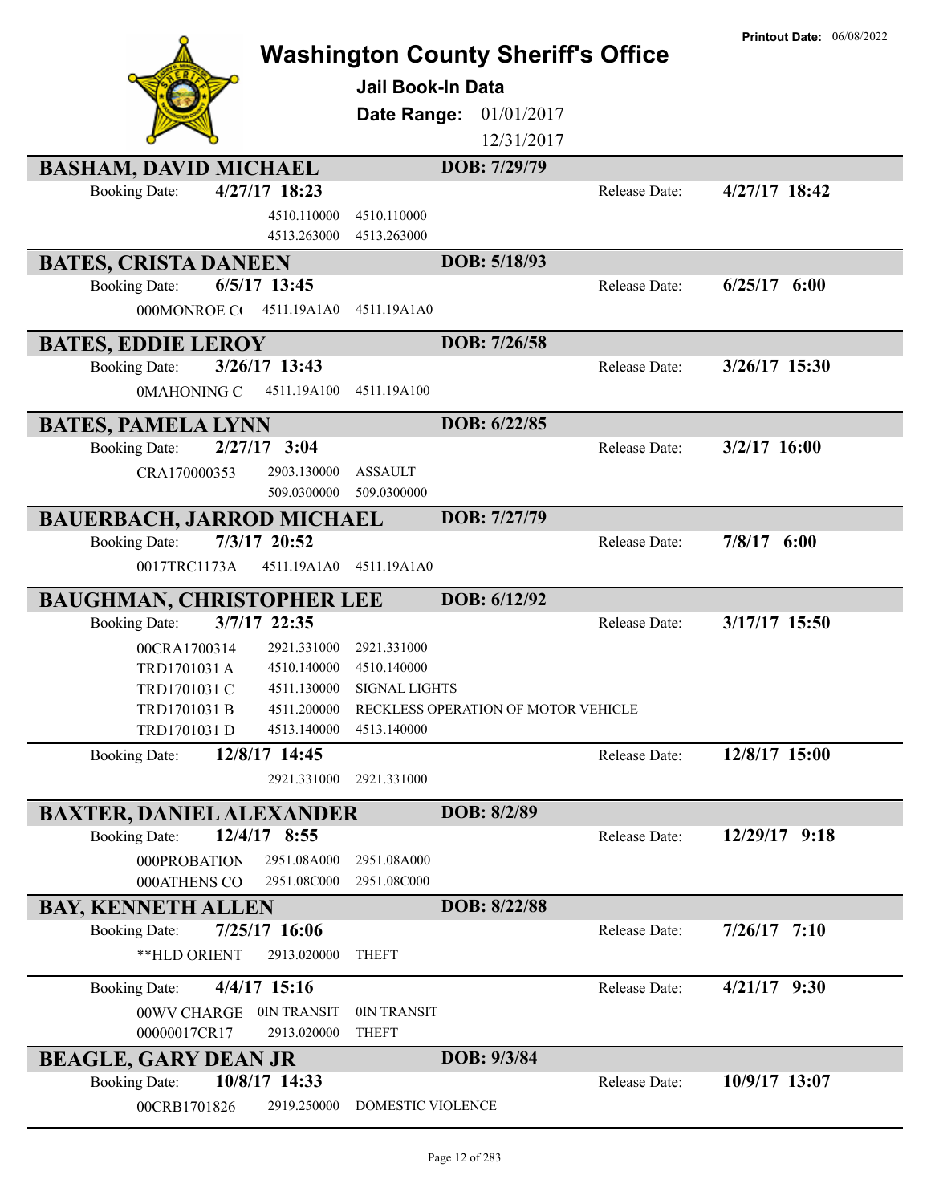# Washington County Sheriff's Office

**Printout Date:** 06/08/2022

## Jail Book-In Data

**Date Range:** 01/01/2017 - 12/31/2017

---

### BASHAM, DAVID MICHAEL
**DOB:** 7/29/79

Booking Date: **4/27/17 18:23** — Release Date: **4/27/17 18:42**

| Case | Statute | Description |
|---|---|---|
| | 4510.110000 | 4510.110000 |
| | 4513.263000 | 4513.263000 |

### BATES, CRISTA DANEEN
**DOB:** 5/18/93

Booking Date: **6/5/17 13:45** — Release Date: **6/25/17 6:00**

| Case | Statute | Description |
|---|---|---|
| 000MONROE C( | 4511.19A1A0 | 4511.19A1A0 |

### BATES, EDDIE LEROY
**DOB:** 7/26/58

Booking Date: **3/26/17 13:43** — Release Date: **3/26/17 15:30**

| Case | Statute | Description |
|---|---|---|
| 0MAHONING C | 4511.19A100 | 4511.19A100 |

### BATES, PAMELA LYNN
**DOB:** 6/22/85

Booking Date: **2/27/17 3:04** — Release Date: **3/2/17 16:00**

| Case | Statute | Description |
|---|---|---|
| CRA170000353 | 2903.130000 | ASSAULT |
| | 509.0300000 | 509.0300000 |

### BAUERBACH, JARROD MICHAEL
**DOB:** 7/27/79

Booking Date: **7/3/17 20:52** — Release Date: **7/8/17 6:00**

| Case | Statute | Description |
|---|---|---|
| 0017TRC1173A | 4511.19A1A0 | 4511.19A1A0 |

### BAUGHMAN, CHRISTOPHER LEE
**DOB:** 6/12/92

Booking Date: **3/7/17 22:35** — Release Date: **3/17/17 15:50**

| Case | Statute | Description |
|---|---|---|
| 00CRA1700314 | 2921.331000 | 2921.331000 |
| TRD1701031 A | 4510.140000 | 4510.140000 |
| TRD1701031 C | 4511.130000 | SIGNAL LIGHTS |
| TRD1701031 B | 4511.200000 | RECKLESS OPERATION OF MOTOR VEHICLE |
| TRD1701031 D | 4513.140000 | 4513.140000 |

Booking Date: **12/8/17 14:45** — Release Date: **12/8/17 15:00**

| Case | Statute | Description |
|---|---|---|
| | 2921.331000 | 2921.331000 |

### BAXTER, DANIEL ALEXANDER
**DOB:** 8/2/89

Booking Date: **12/4/17 8:55** — Release Date: **12/29/17 9:18**

| Case | Statute | Description |
|---|---|---|
| 000PROBATION | 2951.08A000 | 2951.08A000 |
| 000ATHENS CO | 2951.08C000 | 2951.08C000 |

### BAY, KENNETH ALLEN
**DOB:** 8/22/88

Booking Date: **7/25/17 16:06** — Release Date: **7/26/17 7:10**

| Case | Statute | Description |
|---|---|---|
| **HLD ORIENT | 2913.020000 | THEFT |

Booking Date: **4/4/17 15:16** — Release Date: **4/21/17 9:30**

| Case | Statute | Description |
|---|---|---|
| 00WV CHARGE | 0IN TRANSIT | 0IN TRANSIT |
| 00000017CR17 | 2913.020000 | THEFT |

### BEAGLE, GARY DEAN JR
**DOB:** 9/3/84

Booking Date: **10/8/17 14:33** — Release Date: **10/9/17 13:07**

| Case | Statute | Description |
|---|---|---|
| 00CRB1701826 | 2919.250000 | DOMESTIC VIOLENCE |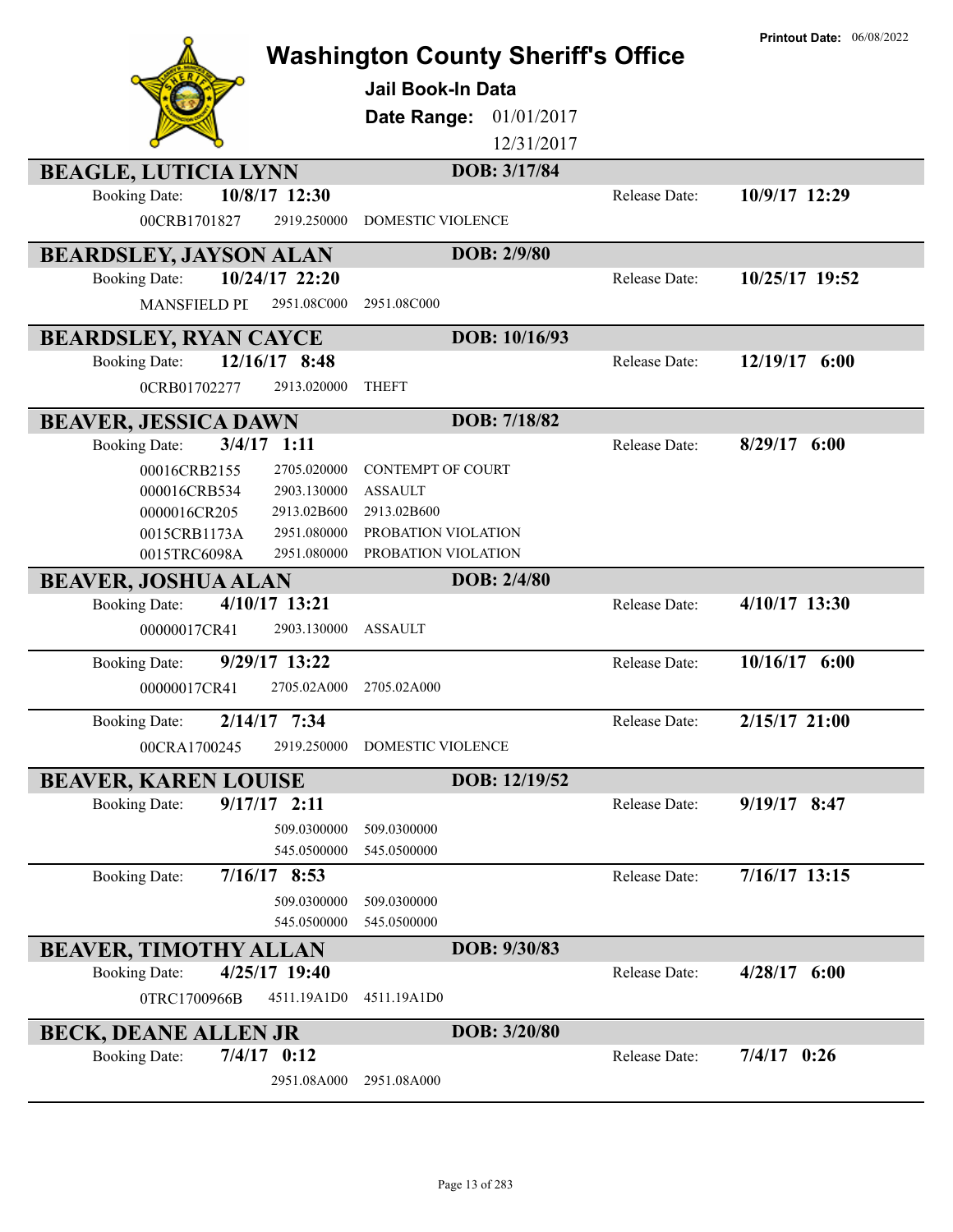# Washington County Sheriff's Office

**Printout Date:** 06/08/2022

## Jail Book-In Data

**Date Range:** 01/01/2017 12/31/2017

---

### BEAGLE, LUTICIA LYNN — DOB: 3/17/84

Booking Date: **10/8/17 12:30** — Release Date: **10/9/17 12:29**

| Case | Code | Description |
|---|---|---|
| 00CRB1701827 | 2919.250000 | DOMESTIC VIOLENCE |

---

### BEARDSLEY, JAYSON ALAN — DOB: 2/9/80

Booking Date: **10/24/17 22:20** — Release Date: **10/25/17 19:52**

| Case | Code | Description |
|---|---|---|
| MANSFIELD PI | 2951.08C000 | 2951.08C000 |

---

### BEARDSLEY, RYAN CAYCE — DOB: 10/16/93

Booking Date: **12/16/17 8:48** — Release Date: **12/19/17 6:00**

| Case | Code | Description |
|---|---|---|
| 0CRB01702277 | 2913.020000 | THEFT |

---

### BEAVER, JESSICA DAWN — DOB: 7/18/82

Booking Date: **3/4/17 1:11** — Release Date: **8/29/17 6:00**

| Case | Code | Description |
|---|---|---|
| 00016CRB2155 | 2705.020000 | CONTEMPT OF COURT |
| 000016CRB534 | 2903.130000 | ASSAULT |
| 0000016CR205 | 2913.02B600 | 2913.02B600 |
| 0015CRB1173A | 2951.080000 | PROBATION VIOLATION |
| 0015TRC6098A | 2951.080000 | PROBATION VIOLATION |

---

### BEAVER, JOSHUA ALAN — DOB: 2/4/80

Booking Date: **4/10/17 13:21** — Release Date: **4/10/17 13:30**

| Case | Code | Description |
|---|---|---|
| 00000017CR41 | 2903.130000 | ASSAULT |

Booking Date: **9/29/17 13:22** — Release Date: **10/16/17 6:00**

| Case | Code | Description |
|---|---|---|
| 00000017CR41 | 2705.02A000 | 2705.02A000 |

Booking Date: **2/14/17 7:34** — Release Date: **2/15/17 21:00**

| Case | Code | Description |
|---|---|---|
| 00CRA1700245 | 2919.250000 | DOMESTIC VIOLENCE |

---

### BEAVER, KAREN LOUISE — DOB: 12/19/52

Booking Date: **9/17/17 2:11** — Release Date: **9/19/17 8:47**

| Case | Code | Description |
|---|---|---|
| | 509.0300000 | 509.0300000 |
| | 545.0500000 | 545.0500000 |

Booking Date: **7/16/17 8:53** — Release Date: **7/16/17 13:15**

| Case | Code | Description |
|---|---|---|
| | 509.0300000 | 509.0300000 |
| | 545.0500000 | 545.0500000 |

---

### BEAVER, TIMOTHY ALLAN — DOB: 9/30/83

Booking Date: **4/25/17 19:40** — Release Date: **4/28/17 6:00**

| Case | Code | Description |
|---|---|---|
| 0TRC1700966B | 4511.19A1D0 | 4511.19A1D0 |

---

### BECK, DEANE ALLEN JR — DOB: 3/20/80

Booking Date: **7/4/17 0:12** — Release Date: **7/4/17 0:26**

| Case | Code | Description |
|---|---|---|
| | 2951.08A000 | 2951.08A000 |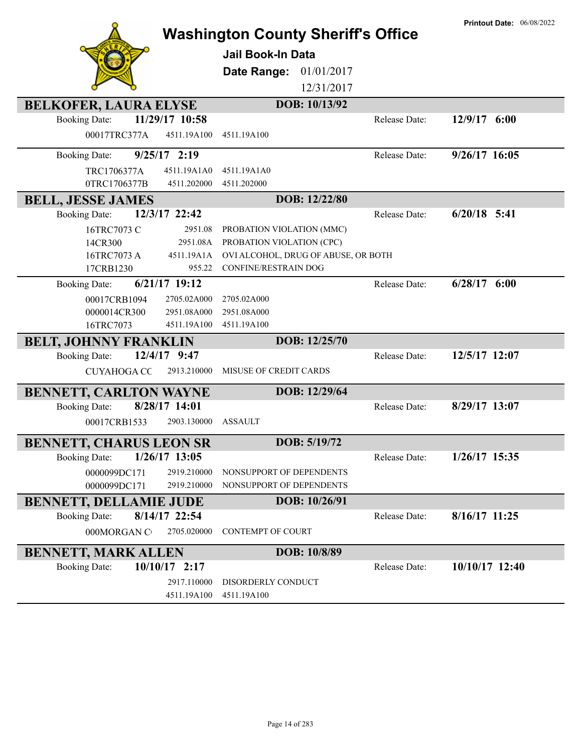# Washington County Sheriff's Office

**Printout Date:** 06/08/2022

## Jail Book-In Data

**Date Range:** 01/01/2017 12/31/2017

---

## BELKOFER, LAURA ELYSE
**DOB: 10/13/92**

**Booking Date:** 11/29/17 10:58 — **Release Date:** 12/9/17 6:00

| Case | Statute | Description |
|---|---|---|
| 00017TRC377A | 4511.19A100 | 4511.19A100 |

**Booking Date:** 9/25/17 2:19 — **Release Date:** 9/26/17 16:05

| Case | Statute | Description |
|---|---|---|
| TRC1706377A | 4511.19A1A0 | 4511.19A1A0 |
| 0TRC1706377B | 4511.202000 | 4511.202000 |

## BELL, JESSE JAMES
**DOB: 12/22/80**

**Booking Date:** 12/3/17 22:42 — **Release Date:** 6/20/18 5:41

| Case | Statute | Description |
|---|---|---|
| 16TRC7073 C | 2951.08 | PROBATION VIOLATION (MMC) |
| 14CR300 | 2951.08A | PROBATION VIOLATION (CPC) |
| 16TRC7073 A | 4511.19A1A | OVI ALCOHOL, DRUG OF ABUSE, OR BOTH |
| 17CRB1230 | 955.22 | CONFINE/RESTRAIN DOG |

**Booking Date:** 6/21/17 19:12 — **Release Date:** 6/28/17 6:00

| Case | Statute | Description |
|---|---|---|
| 00017CRB1094 | 2705.02A000 | 2705.02A000 |
| 0000014CR300 | 2951.08A000 | 2951.08A000 |
| 16TRC7073 | 4511.19A100 | 4511.19A100 |

## BELT, JOHNNY FRANKLIN
**DOB: 12/25/70**

**Booking Date:** 12/4/17 9:47 — **Release Date:** 12/5/17 12:07

| Case | Statute | Description |
|---|---|---|
| CUYAHOGA CC | 2913.210000 | MISUSE OF CREDIT CARDS |

## BENNETT, CARLTON WAYNE
**DOB: 12/29/64**

**Booking Date:** 8/28/17 14:01 — **Release Date:** 8/29/17 13:07

| Case | Statute | Description |
|---|---|---|
| 00017CRB1533 | 2903.130000 | ASSAULT |

## BENNETT, CHARUS LEON SR
**DOB: 5/19/72**

**Booking Date:** 1/26/17 13:05 — **Release Date:** 1/26/17 15:35

| Case | Statute | Description |
|---|---|---|
| 0000099DC171 | 2919.210000 | NONSUPPORT OF DEPENDENTS |
| 0000099DC171 | 2919.210000 | NONSUPPORT OF DEPENDENTS |

## BENNETT, DELLAMIE JUDE
**DOB: 10/26/91**

**Booking Date:** 8/14/17 22:54 — **Release Date:** 8/16/17 11:25

| Case | Statute | Description |
|---|---|---|
| 000MORGAN C | 2705.020000 | CONTEMPT OF COURT |

## BENNETT, MARK ALLEN
**DOB: 10/8/89**

**Booking Date:** 10/10/17 2:17 — **Release Date:** 10/10/17 12:40

| Case | Statute | Description |
|---|---|---|
| | 2917.110000 | DISORDERLY CONDUCT |
| | 4511.19A100 | 4511.19A100 |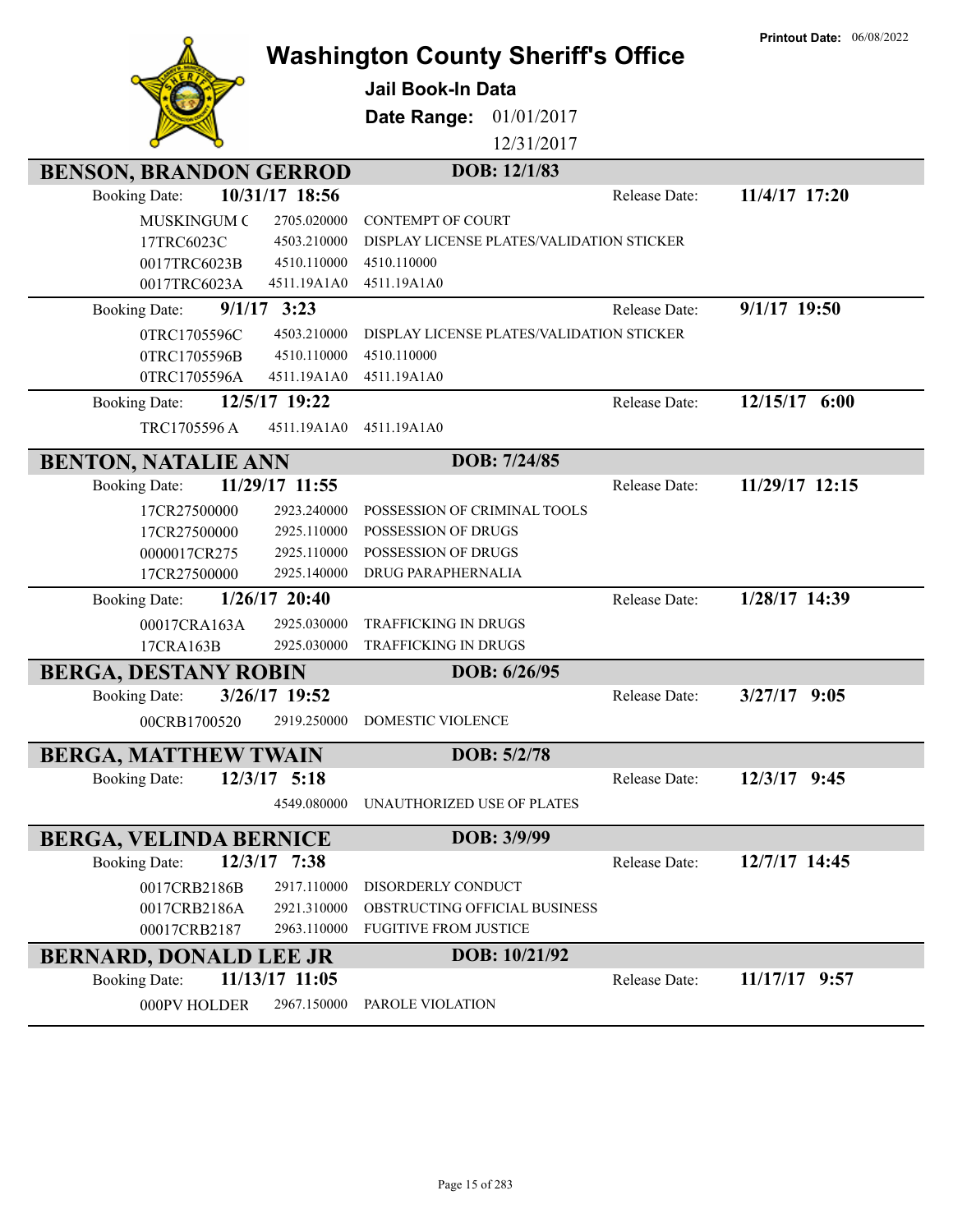# Washington County Sheriff's Office

**Printout Date:** 06/08/2022

**Jail Book-In Data**

**Date Range:** 01/01/2017 12/31/2017

## BENSON, BRANDON GERROD

**DOB: 12/1/83**

**Booking Date:** 10/31/17 18:56 — **Release Date:** 11/4/17 17:20

| Case | Statute | Charge |
|---|---|---|
| MUSKINGUM C | 2705.020000 | CONTEMPT OF COURT |
| 17TRC6023C | 4503.210000 | DISPLAY LICENSE PLATES/VALIDATION STICKER |
| 0017TRC6023B | 4510.110000 | 4510.110000 |
| 0017TRC6023A | 4511.19A1A0 | 4511.19A1A0 |

**Booking Date:** 9/1/17 3:23 — **Release Date:** 9/1/17 19:50

| Case | Statute | Charge |
|---|---|---|
| 0TRC1705596C | 4503.210000 | DISPLAY LICENSE PLATES/VALIDATION STICKER |
| 0TRC1705596B | 4510.110000 | 4510.110000 |
| 0TRC1705596A | 4511.19A1A0 | 4511.19A1A0 |

**Booking Date:** 12/5/17 19:22 — **Release Date:** 12/15/17 6:00

| Case | Statute | Charge |
|---|---|---|
| TRC1705596 A | 4511.19A1A0 | 4511.19A1A0 |

## BENTON, NATALIE ANN

**DOB: 7/24/85**

**Booking Date:** 11/29/17 11:55 — **Release Date:** 11/29/17 12:15

| Case | Statute | Charge |
|---|---|---|
| 17CR27500000 | 2923.240000 | POSSESSION OF CRIMINAL TOOLS |
| 17CR27500000 | 2925.110000 | POSSESSION OF DRUGS |
| 0000017CR275 | 2925.110000 | POSSESSION OF DRUGS |
| 17CR27500000 | 2925.140000 | DRUG PARAPHERNALIA |

**Booking Date:** 1/26/17 20:40 — **Release Date:** 1/28/17 14:39

| Case | Statute | Charge |
|---|---|---|
| 00017CRA163A | 2925.030000 | TRAFFICKING IN DRUGS |
| 17CRA163B | 2925.030000 | TRAFFICKING IN DRUGS |

## BERGA, DESTANY ROBIN

**DOB: 6/26/95**

**Booking Date:** 3/26/17 19:52 — **Release Date:** 3/27/17 9:05

| Case | Statute | Charge |
|---|---|---|
| 00CRB1700520 | 2919.250000 | DOMESTIC VIOLENCE |

## BERGA, MATTHEW TWAIN

**DOB: 5/2/78**

**Booking Date:** 12/3/17 5:18 — **Release Date:** 12/3/17 9:45

| Case | Statute | Charge |
|---|---|---|
| | 4549.080000 | UNAUTHORIZED USE OF PLATES |

## BERGA, VELINDA BERNICE

**DOB: 3/9/99**

**Booking Date:** 12/3/17 7:38 — **Release Date:** 12/7/17 14:45

| Case | Statute | Charge |
|---|---|---|
| 0017CRB2186B | 2917.110000 | DISORDERLY CONDUCT |
| 0017CRB2186A | 2921.310000 | OBSTRUCTING OFFICIAL BUSINESS |
| 00017CRB2187 | 2963.110000 | FUGITIVE FROM JUSTICE |

## BERNARD, DONALD LEE JR

**DOB: 10/21/92**

**Booking Date:** 11/13/17 11:05 — **Release Date:** 11/17/17 9:57

| Case | Statute | Charge |
|---|---|---|
| 000PV HOLDER | 2967.150000 | PAROLE VIOLATION |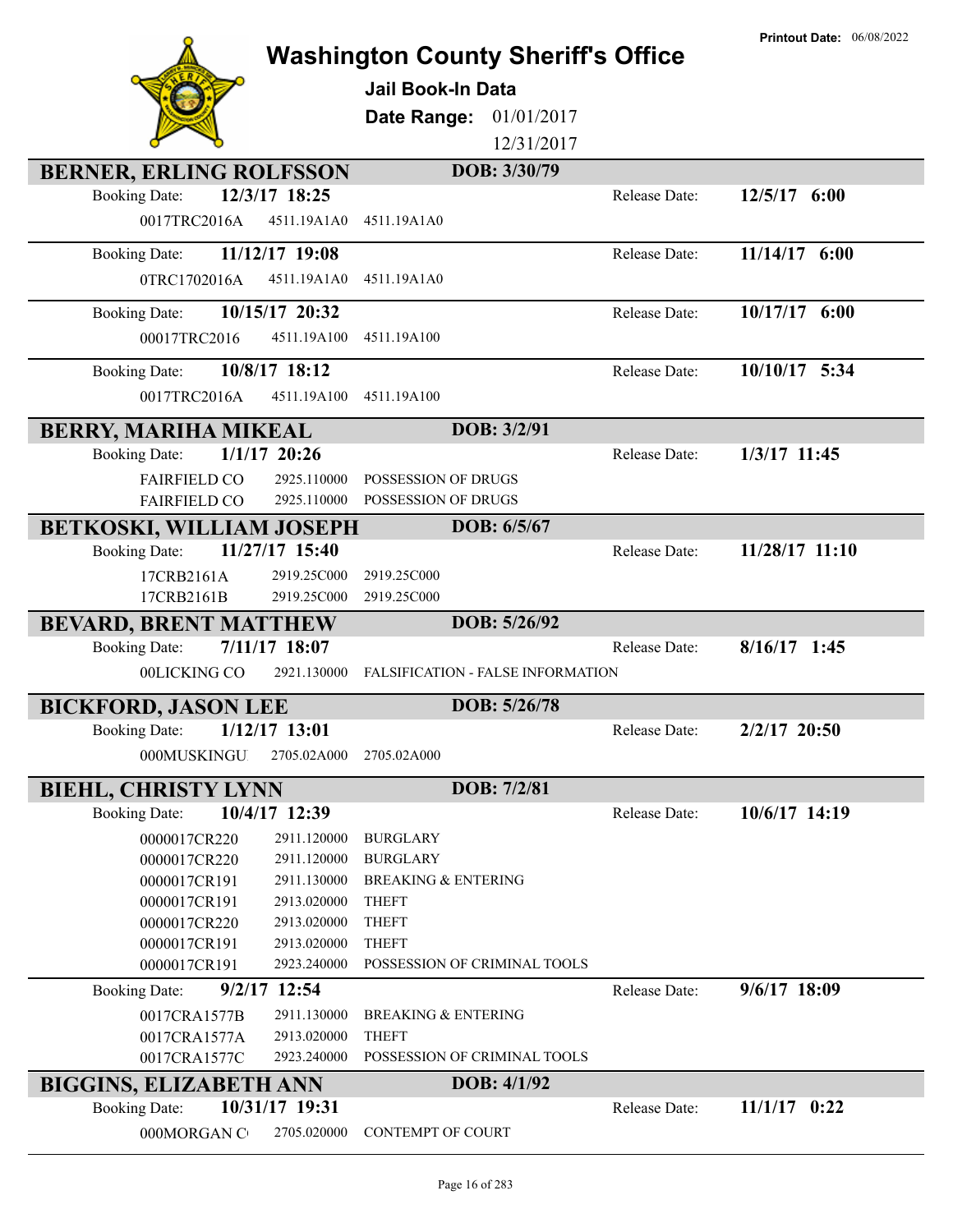Printout Date: 06/08/2022

# Washington County Sheriff's Office

**Jail Book-In Data**

**Date Range:** 01/01/2017 12/31/2017

## BERNER, ERLING ROLFSSON — DOB: 3/30/79

| Booking Date: | 12/3/17 18:25 | | Release Date: | 12/5/17 6:00 |
|---|---|---|---|---|
| 0017TRC2016A | 4511.19A1A0 | 4511.19A1A0 | | |

| Booking Date: | 11/12/17 19:08 | | Release Date: | 11/14/17 6:00 |
|---|---|---|---|---|
| 0TRC1702016A | 4511.19A1A0 | 4511.19A1A0 | | |

| Booking Date: | 10/15/17 20:32 | | Release Date: | 10/17/17 6:00 |
|---|---|---|---|---|
| 00017TRC2016 | 4511.19A100 | 4511.19A100 | | |

| Booking Date: | 10/8/17 18:12 | | Release Date: | 10/10/17 5:34 |
|---|---|---|---|---|
| 0017TRC2016A | 4511.19A100 | 4511.19A100 | | |

## BERRY, MARIHA MIKEAL — DOB: 3/2/91

| Booking Date: | 1/1/17 20:26 | | Release Date: | 1/3/17 11:45 |
|---|---|---|---|---|
| FAIRFIELD CO | 2925.110000 | POSSESSION OF DRUGS | | |
| FAIRFIELD CO | 2925.110000 | POSSESSION OF DRUGS | | |

## BETKOSKI, WILLIAM JOSEPH — DOB: 6/5/67

| Booking Date: | 11/27/17 15:40 | | Release Date: | 11/28/17 11:10 |
|---|---|---|---|---|
| 17CRB2161A | 2919.25C000 | 2919.25C000 | | |
| 17CRB2161B | 2919.25C000 | 2919.25C000 | | |

## BEVARD, BRENT MATTHEW — DOB: 5/26/92

| Booking Date: | 7/11/17 18:07 | | Release Date: | 8/16/17 1:45 |
|---|---|---|---|---|
| 00LICKING CO | 2921.130000 | FALSIFICATION - FALSE INFORMATION | | |

## BICKFORD, JASON LEE — DOB: 5/26/78

| Booking Date: | 1/12/17 13:01 | | Release Date: | 2/2/17 20:50 |
|---|---|---|---|---|
| 000MUSKINGU | 2705.02A000 | 2705.02A000 | | |

## BIEHL, CHRISTY LYNN — DOB: 7/2/81

| Booking Date: | 10/4/17 12:39 | | Release Date: | 10/6/17 14:19 |
|---|---|---|---|---|
| 0000017CR220 | 2911.120000 | BURGLARY | | |
| 0000017CR220 | 2911.120000 | BURGLARY | | |
| 0000017CR191 | 2911.130000 | BREAKING & ENTERING | | |
| 0000017CR191 | 2913.020000 | THEFT | | |
| 0000017CR220 | 2913.020000 | THEFT | | |
| 0000017CR191 | 2913.020000 | THEFT | | |
| 0000017CR191 | 2923.240000 | POSSESSION OF CRIMINAL TOOLS | | |

| Booking Date: | 9/2/17 12:54 | | Release Date: | 9/6/17 18:09 |
|---|---|---|---|---|
| 0017CRA1577B | 2911.130000 | BREAKING & ENTERING | | |
| 0017CRA1577A | 2913.020000 | THEFT | | |
| 0017CRA1577C | 2923.240000 | POSSESSION OF CRIMINAL TOOLS | | |

## BIGGINS, ELIZABETH ANN — DOB: 4/1/92

| Booking Date: | 10/31/17 19:31 | | Release Date: | 11/1/17 0:22 |
|---|---|---|---|---|
| 000MORGAN C | 2705.020000 | CONTEMPT OF COURT | | |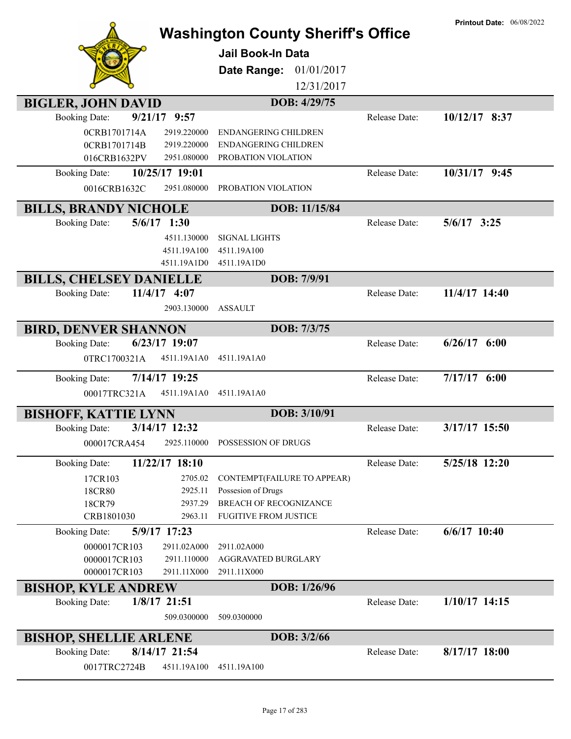# Washington County Sheriff's Office

**Printout Date:** 06/08/2022

## Jail Book-In Data

**Date Range:** 01/01/2017 – 12/31/2017

---

### BIGLER, JOHN DAVID — DOB: 4/29/75

**Booking Date:** 9/21/17 9:57 — **Release Date:** 10/12/17 8:37

| Case | Statute | Charge |
|---|---|---|
| 0CRB1701714A | 2919.220000 | ENDANGERING CHILDREN |
| 0CRB1701714B | 2919.220000 | ENDANGERING CHILDREN |
| 016CRB1632PV | 2951.080000 | PROBATION VIOLATION |

**Booking Date:** 10/25/17 19:01 — **Release Date:** 10/31/17 9:45

| Case | Statute | Charge |
|---|---|---|
| 0016CRB1632C | 2951.080000 | PROBATION VIOLATION |

### BILLS, BRANDY NICHOLE — DOB: 11/15/84

**Booking Date:** 5/6/17 1:30 — **Release Date:** 5/6/17 3:25

| Case | Statute | Charge |
|---|---|---|
| | 4511.130000 | SIGNAL LIGHTS |
| | 4511.19A100 | 4511.19A100 |
| | 4511.19A1D0 | 4511.19A1D0 |

### BILLS, CHELSEY DANIELLE — DOB: 7/9/91

**Booking Date:** 11/4/17 4:07 — **Release Date:** 11/4/17 14:40

| Case | Statute | Charge |
|---|---|---|
| | 2903.130000 | ASSAULT |

### BIRD, DENVER SHANNON — DOB: 7/3/75

**Booking Date:** 6/23/17 19:07 — **Release Date:** 6/26/17 6:00

| Case | Statute | Charge |
|---|---|---|
| 0TRC1700321A | 4511.19A1A0 | 4511.19A1A0 |

**Booking Date:** 7/14/17 19:25 — **Release Date:** 7/17/17 6:00

| Case | Statute | Charge |
|---|---|---|
| 00017TRC321A | 4511.19A1A0 | 4511.19A1A0 |

### BISHOFF, KATTIE LYNN — DOB: 3/10/91

**Booking Date:** 3/14/17 12:32 — **Release Date:** 3/17/17 15:50

| Case | Statute | Charge |
|---|---|---|
| 000017CRA454 | 2925.110000 | POSSESSION OF DRUGS |

**Booking Date:** 11/22/17 18:10 — **Release Date:** 5/25/18 12:20

| Case | Statute | Charge |
|---|---|---|
| 17CR103 | 2705.02 | CONTEMPT(FAILURE TO APPEAR) |
| 18CR80 | 2925.11 | Possesion of Drugs |
| 18CR79 | 2937.29 | BREACH OF RECOGNIZANCE |
| CRB1801030 | 2963.11 | FUGITIVE FROM JUSTICE |

**Booking Date:** 5/9/17 17:23 — **Release Date:** 6/6/17 10:40

| Case | Statute | Charge |
|---|---|---|
| 0000017CR103 | 2911.02A000 | 2911.02A000 |
| 0000017CR103 | 2911.110000 | AGGRAVATED BURGLARY |
| 0000017CR103 | 2911.11X000 | 2911.11X000 |

### BISHOP, KYLE ANDREW — DOB: 1/26/96

**Booking Date:** 1/8/17 21:51 — **Release Date:** 1/10/17 14:15

| Case | Statute | Charge |
|---|---|---|
| | 509.0300000 | 509.0300000 |

### BISHOP, SHELLIE ARLENE — DOB: 3/2/66

**Booking Date:** 8/14/17 21:54 — **Release Date:** 8/17/17 18:00

| Case | Statute | Charge |
|---|---|---|
| 0017TRC2724B | 4511.19A100 | 4511.19A100 |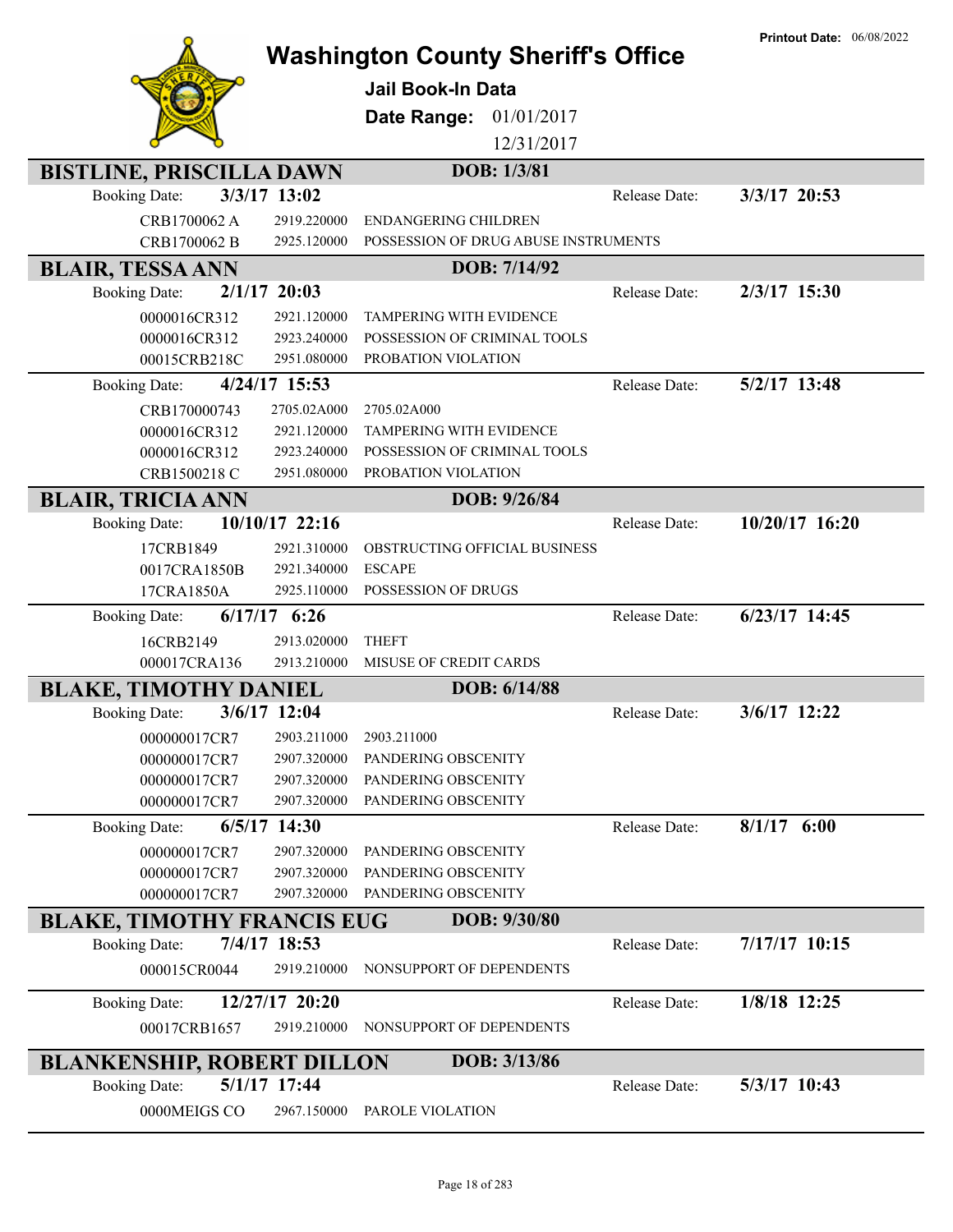Printout Date: 06/08/2022

# Washington County Sheriff's Office

**Jail Book-In Data**

**Date Range:** 01/01/2017 12/31/2017

## BISTLINE, PRISCILLA DAWN — DOB: 1/3/81

Booking Date: **3/3/17 13:02** — Release Date: **3/3/17 20:53**

| Case | Statute | Description |
|---|---|---|
| CRB1700062 A | 2919.220000 | ENDANGERING CHILDREN |
| CRB1700062 B | 2925.120000 | POSSESSION OF DRUG ABUSE INSTRUMENTS |

## BLAIR, TESSA ANN — DOB: 7/14/92

Booking Date: **2/1/17 20:03** — Release Date: **2/3/17 15:30**

| Case | Statute | Description |
|---|---|---|
| 0000016CR312 | 2921.120000 | TAMPERING WITH EVIDENCE |
| 0000016CR312 | 2923.240000 | POSSESSION OF CRIMINAL TOOLS |
| 00015CRB218C | 2951.080000 | PROBATION VIOLATION |

Booking Date: **4/24/17 15:53** — Release Date: **5/2/17 13:48**

| Case | Statute | Description |
|---|---|---|
| CRB170000743 | 2705.02A000 | 2705.02A000 |
| 0000016CR312 | 2921.120000 | TAMPERING WITH EVIDENCE |
| 0000016CR312 | 2923.240000 | POSSESSION OF CRIMINAL TOOLS |
| CRB1500218 C | 2951.080000 | PROBATION VIOLATION |

## BLAIR, TRICIA ANN — DOB: 9/26/84

Booking Date: **10/10/17 22:16** — Release Date: **10/20/17 16:20**

| Case | Statute | Description |
|---|---|---|
| 17CRB1849 | 2921.310000 | OBSTRUCTING OFFICIAL BUSINESS |
| 0017CRA1850B | 2921.340000 | ESCAPE |
| 17CRA1850A | 2925.110000 | POSSESSION OF DRUGS |

Booking Date: **6/17/17 6:26** — Release Date: **6/23/17 14:45**

| Case | Statute | Description |
|---|---|---|
| 16CRB2149 | 2913.020000 | THEFT |
| 000017CRA136 | 2913.210000 | MISUSE OF CREDIT CARDS |

## BLAKE, TIMOTHY DANIEL — DOB: 6/14/88

Booking Date: **3/6/17 12:04** — Release Date: **3/6/17 12:22**

| Case | Statute | Description |
|---|---|---|
| 000000017CR7 | 2903.211000 | 2903.211000 |
| 000000017CR7 | 2907.320000 | PANDERING OBSCENITY |
| 000000017CR7 | 2907.320000 | PANDERING OBSCENITY |
| 000000017CR7 | 2907.320000 | PANDERING OBSCENITY |

Booking Date: **6/5/17 14:30** — Release Date: **8/1/17 6:00**

| Case | Statute | Description |
|---|---|---|
| 000000017CR7 | 2907.320000 | PANDERING OBSCENITY |
| 000000017CR7 | 2907.320000 | PANDERING OBSCENITY |
| 000000017CR7 | 2907.320000 | PANDERING OBSCENITY |

## BLAKE, TIMOTHY FRANCIS EUG — DOB: 9/30/80

Booking Date: **7/4/17 18:53** — Release Date: **7/17/17 10:15**

| Case | Statute | Description |
|---|---|---|
| 000015CR0044 | 2919.210000 | NONSUPPORT OF DEPENDENTS |

Booking Date: **12/27/17 20:20** — Release Date: **1/8/18 12:25**

| Case | Statute | Description |
|---|---|---|
| 00017CRB1657 | 2919.210000 | NONSUPPORT OF DEPENDENTS |

## BLANKENSHIP, ROBERT DILLON — DOB: 3/13/86

Booking Date: **5/1/17 17:44** — Release Date: **5/3/17 10:43**

| Case | Statute | Description |
|---|---|---|
| 0000MEIGS CO | 2967.150000 | PAROLE VIOLATION |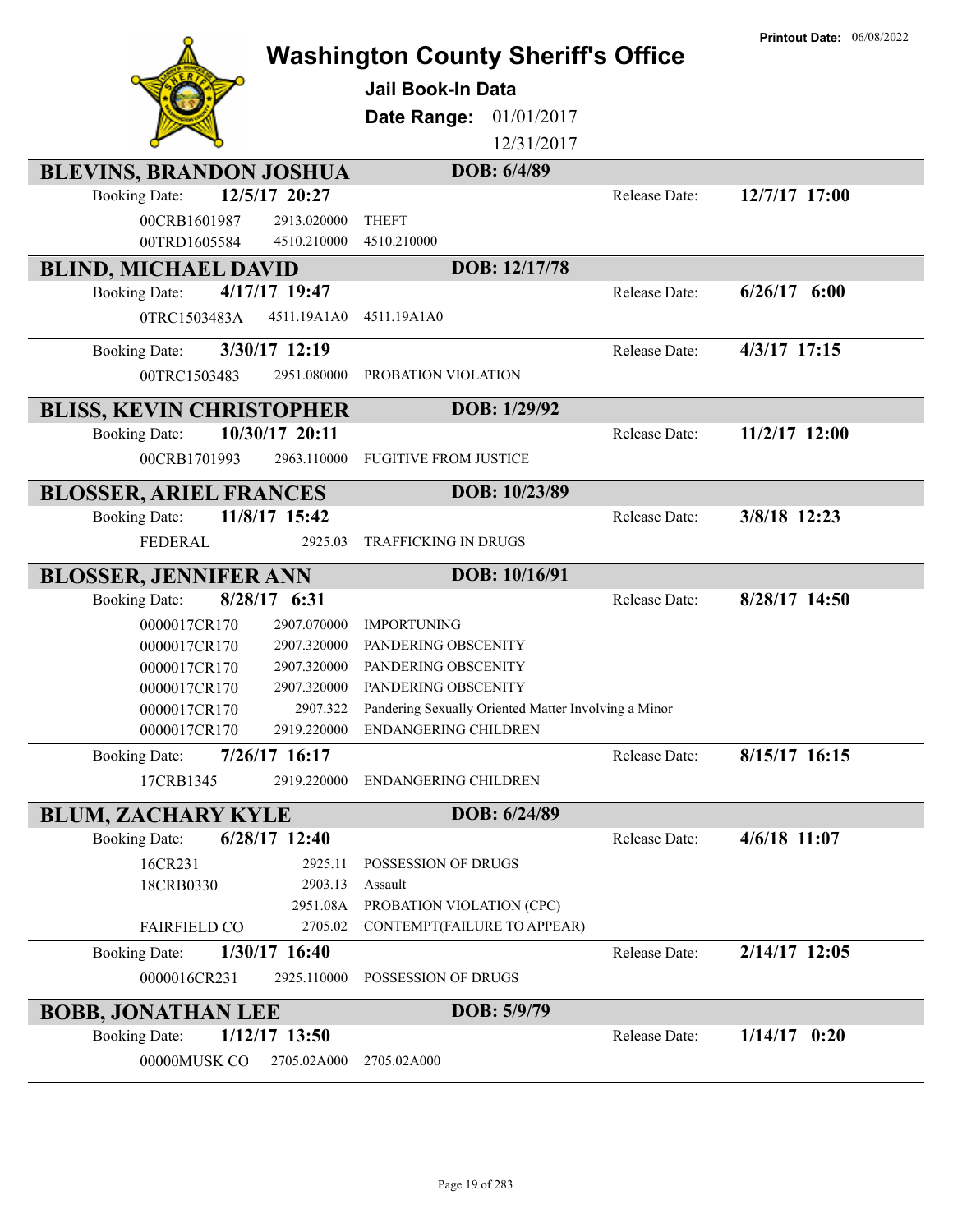# Washington County Sheriff's Office

**Printout Date:** 06/08/2022

**Jail Book-In Data**

**Date Range:** 01/01/2017 12/31/2017

## BLEVINS, BRANDON JOSHUA — DOB: 6/4/89

Booking Date: **12/5/17 20:27** — Release Date: **12/7/17 17:00**

| Case | Statute | Charge |
|---|---|---|
| 00CRB1601987 | 2913.020000 | THEFT |
| 00TRD1605584 | 4510.210000 | 4510.210000 |

## BLIND, MICHAEL DAVID — DOB: 12/17/78

Booking Date: **4/17/17 19:47** — Release Date: **6/26/17 6:00**

| Case | Statute | Charge |
|---|---|---|
| 0TRC1503483A | 4511.19A1A0 | 4511.19A1A0 |

Booking Date: **3/30/17 12:19** — Release Date: **4/3/17 17:15**

| Case | Statute | Charge |
|---|---|---|
| 00TRC1503483 | 2951.080000 | PROBATION VIOLATION |

## BLISS, KEVIN CHRISTOPHER — DOB: 1/29/92

Booking Date: **10/30/17 20:11** — Release Date: **11/2/17 12:00**

| Case | Statute | Charge |
|---|---|---|
| 00CRB1701993 | 2963.110000 | FUGITIVE FROM JUSTICE |

## BLOSSER, ARIEL FRANCES — DOB: 10/23/89

Booking Date: **11/8/17 15:42** — Release Date: **3/8/18 12:23**

| Case | Statute | Charge |
|---|---|---|
| FEDERAL | 2925.03 | TRAFFICKING IN DRUGS |

## BLOSSER, JENNIFER ANN — DOB: 10/16/91

Booking Date: **8/28/17 6:31** — Release Date: **8/28/17 14:50**

| Case | Statute | Charge |
|---|---|---|
| 0000017CR170 | 2907.070000 | IMPORTUNING |
| 0000017CR170 | 2907.320000 | PANDERING OBSCENITY |
| 0000017CR170 | 2907.320000 | PANDERING OBSCENITY |
| 0000017CR170 | 2907.320000 | PANDERING OBSCENITY |
| 0000017CR170 | 2907.322 | Pandering Sexually Oriented Matter Involving a Minor |
| 0000017CR170 | 2919.220000 | ENDANGERING CHILDREN |

Booking Date: **7/26/17 16:17** — Release Date: **8/15/17 16:15**

| Case | Statute | Charge |
|---|---|---|
| 17CRB1345 | 2919.220000 | ENDANGERING CHILDREN |

## BLUM, ZACHARY KYLE — DOB: 6/24/89

Booking Date: **6/28/17 12:40** — Release Date: **4/6/18 11:07**

| Case | Statute | Charge |
|---|---|---|
| 16CR231 | 2925.11 | POSSESSION OF DRUGS |
| 18CRB0330 | 2903.13 | Assault |
| | 2951.08A | PROBATION VIOLATION (CPC) |
| FAIRFIELD CO | 2705.02 | CONTEMPT(FAILURE TO APPEAR) |

Booking Date: **1/30/17 16:40** — Release Date: **2/14/17 12:05**

| Case | Statute | Charge |
|---|---|---|
| 0000016CR231 | 2925.110000 | POSSESSION OF DRUGS |

## BOBB, JONATHAN LEE — DOB: 5/9/79

Booking Date: **1/12/17 13:50** — Release Date: **1/14/17 0:20**

| Case | Statute | Charge |
|---|---|---|
| 00000MUSK CO | 2705.02A000 | 2705.02A000 |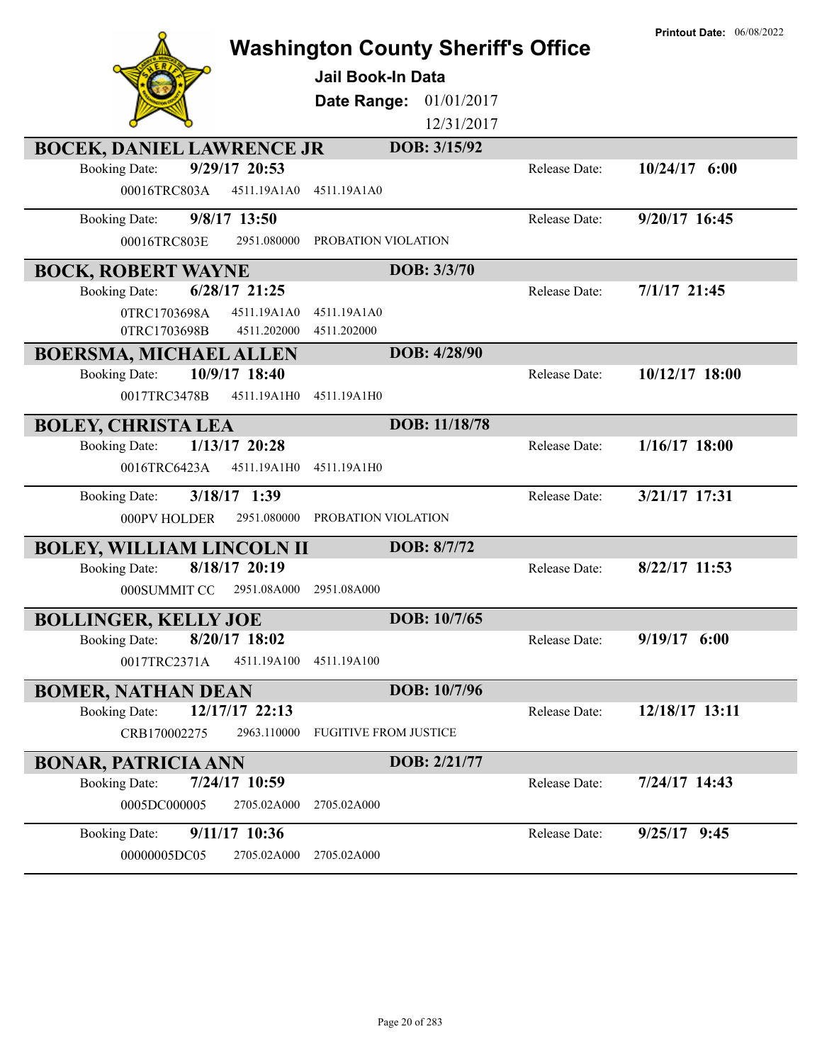# Washington County Sheriff's Office

**Printout Date:** 06/08/2022

## Jail Book-In Data

**Date Range:** 01/01/2017 12/31/2017

### BOCEK, DANIEL LAWRENCE JR — DOB: 3/15/92

Booking Date: **9/29/17 20:53** — Release Date: **10/24/17 6:00**

| | | |
|---|---|---|
| 00016TRC803A | 4511.19A1A0 | 4511.19A1A0 |

Booking Date: **9/8/17 13:50** — Release Date: **9/20/17 16:45**

| | | |
|---|---|---|
| 00016TRC803E | 2951.080000 | PROBATION VIOLATION |

### BOCK, ROBERT WAYNE — DOB: 3/3/70

Booking Date: **6/28/17 21:25** — Release Date: **7/1/17 21:45**

| | | |
|---|---|---|
| 0TRC1703698A | 4511.19A1A0 | 4511.19A1A0 |
| 0TRC1703698B | 4511.202000 | 4511.202000 |

### BOERSMA, MICHAEL ALLEN — DOB: 4/28/90

Booking Date: **10/9/17 18:40** — Release Date: **10/12/17 18:00**

| | | |
|---|---|---|
| 0017TRC3478B | 4511.19A1H0 | 4511.19A1H0 |

### BOLEY, CHRISTA LEA — DOB: 11/18/78

Booking Date: **1/13/17 20:28** — Release Date: **1/16/17 18:00**

| | | |
|---|---|---|
| 0016TRC6423A | 4511.19A1H0 | 4511.19A1H0 |

Booking Date: **3/18/17 1:39** — Release Date: **3/21/17 17:31**

| | | |
|---|---|---|
| 000PV HOLDER | 2951.080000 | PROBATION VIOLATION |

### BOLEY, WILLIAM LINCOLN II — DOB: 8/7/72

Booking Date: **8/18/17 20:19** — Release Date: **8/22/17 11:53**

| | | |
|---|---|---|
| 000SUMMIT CC | 2951.08A000 | 2951.08A000 |

### BOLLINGER, KELLY JOE — DOB: 10/7/65

Booking Date: **8/20/17 18:02** — Release Date: **9/19/17 6:00**

| | | |
|---|---|---|
| 0017TRC2371A | 4511.19A100 | 4511.19A100 |

### BOMER, NATHAN DEAN — DOB: 10/7/96

Booking Date: **12/17/17 22:13** — Release Date: **12/18/17 13:11**

| | | |
|---|---|---|
| CRB170002275 | 2963.110000 | FUGITIVE FROM JUSTICE |

### BONAR, PATRICIA ANN — DOB: 2/21/77

Booking Date: **7/24/17 10:59** — Release Date: **7/24/17 14:43**

| | | |
|---|---|---|
| 0005DC000005 | 2705.02A000 | 2705.02A000 |

Booking Date: **9/11/17 10:36** — Release Date: **9/25/17 9:45**

| | | |
|---|---|---|
| 00000005DC05 | 2705.02A000 | 2705.02A000 |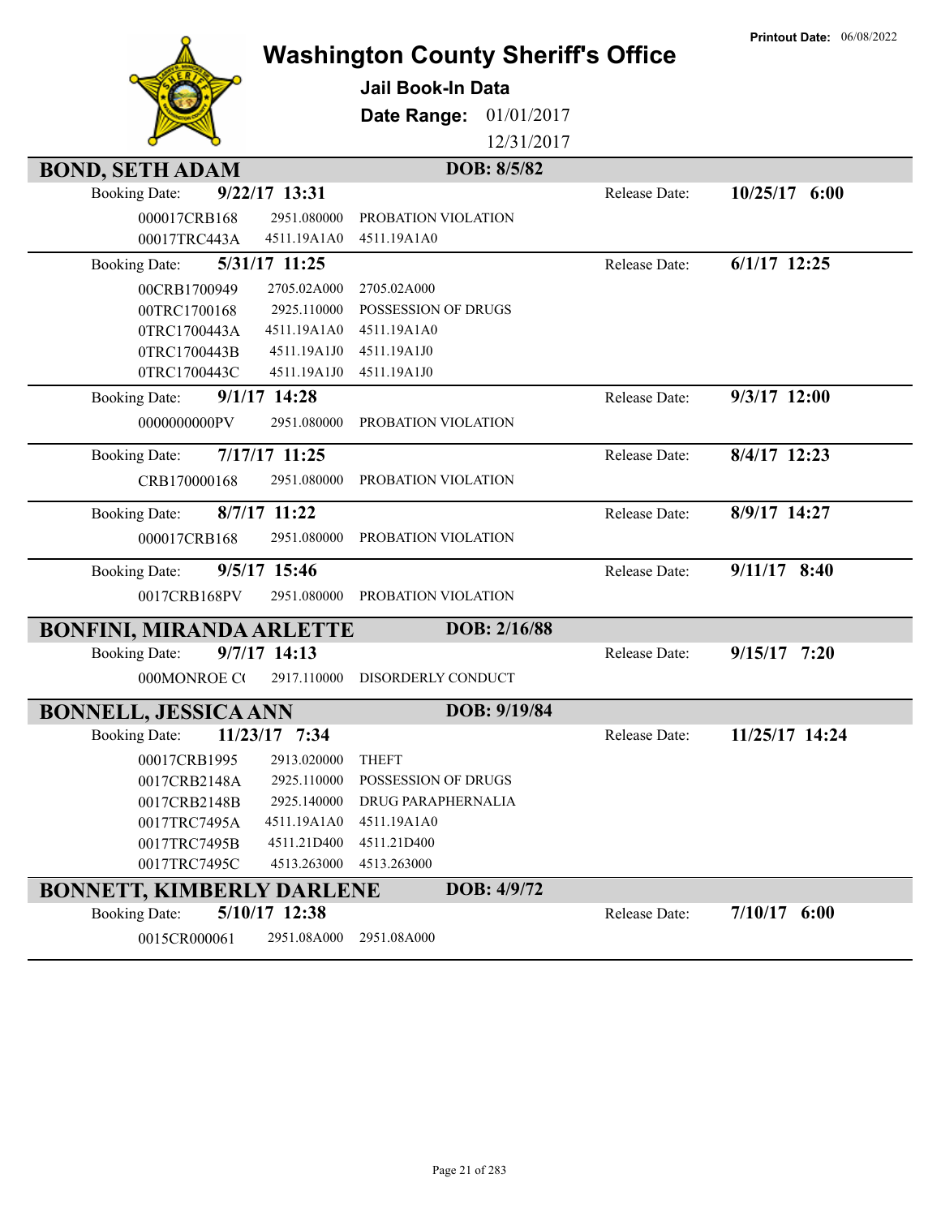Printout Date: 06/08/2022

# Washington County Sheriff's Office

## Jail Book-In Data

**Date Range:** 01/01/2017 - 12/31/2017

## BOND, SETH ADAM — DOB: 8/5/82

**Booking Date:** 9/22/17 13:31 — **Release Date:** 10/25/17 6:00

| Case | Statute | Description |
|---|---|---|
| 000017CRB168 | 2951.080000 | PROBATION VIOLATION |
| 00017TRC443A | 4511.19A1A0 | 4511.19A1A0 |

**Booking Date:** 5/31/17 11:25 — **Release Date:** 6/1/17 12:25

| Case | Statute | Description |
|---|---|---|
| 00CRB1700949 | 2705.02A000 | 2705.02A000 |
| 00TRC1700168 | 2925.110000 | POSSESSION OF DRUGS |
| 0TRC1700443A | 4511.19A1A0 | 4511.19A1A0 |
| 0TRC1700443B | 4511.19A1J0 | 4511.19A1J0 |
| 0TRC1700443C | 4511.19A1J0 | 4511.19A1J0 |

**Booking Date:** 9/1/17 14:28 — **Release Date:** 9/3/17 12:00

| Case | Statute | Description |
|---|---|---|
| 0000000000PV | 2951.080000 | PROBATION VIOLATION |

**Booking Date:** 7/17/17 11:25 — **Release Date:** 8/4/17 12:23

| Case | Statute | Description |
|---|---|---|
| CRB170000168 | 2951.080000 | PROBATION VIOLATION |

**Booking Date:** 8/7/17 11:22 — **Release Date:** 8/9/17 14:27

| Case | Statute | Description |
|---|---|---|
| 000017CRB168 | 2951.080000 | PROBATION VIOLATION |

**Booking Date:** 9/5/17 15:46 — **Release Date:** 9/11/17 8:40

| Case | Statute | Description |
|---|---|---|
| 0017CRB168PV | 2951.080000 | PROBATION VIOLATION |

## BONFINI, MIRANDA ARLETTE — DOB: 2/16/88

**Booking Date:** 9/7/17 14:13 — **Release Date:** 9/15/17 7:20

| Case | Statute | Description |
|---|---|---|
| 000MONROE C( | 2917.110000 | DISORDERLY CONDUCT |

## BONNELL, JESSICA ANN — DOB: 9/19/84

**Booking Date:** 11/23/17 7:34 — **Release Date:** 11/25/17 14:24

| Case | Statute | Description |
|---|---|---|
| 00017CRB1995 | 2913.020000 | THEFT |
| 0017CRB2148A | 2925.110000 | POSSESSION OF DRUGS |
| 0017CRB2148B | 2925.140000 | DRUG PARAPHERNALIA |
| 0017TRC7495A | 4511.19A1A0 | 4511.19A1A0 |
| 0017TRC7495B | 4511.21D400 | 4511.21D400 |
| 0017TRC7495C | 4513.263000 | 4513.263000 |

## BONNETT, KIMBERLY DARLENE — DOB: 4/9/72

**Booking Date:** 5/10/17 12:38 — **Release Date:** 7/10/17 6:00

| Case | Statute | Description |
|---|---|---|
| 0015CR000061 | 2951.08A000 | 2951.08A000 |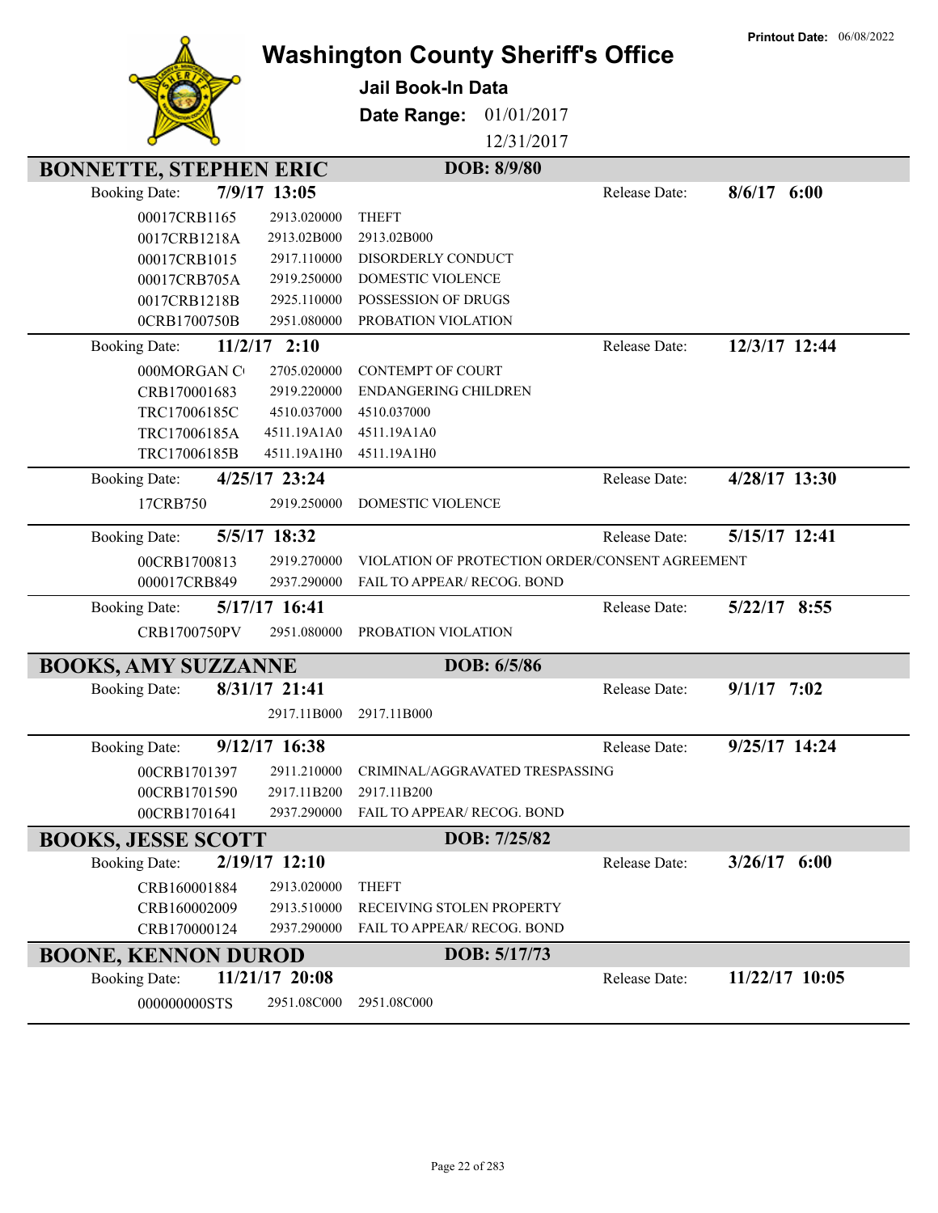# Washington County Sheriff's Office

**Printout Date:** 06/08/2022

**Jail Book-In Data**

**Date Range:** 01/01/2017 12/31/2017

## BONNETTE, STEPHEN ERIC — DOB: 8/9/80

**Booking Date:** 7/9/17 13:05 — **Release Date:** 8/6/17 6:00

| Case | Statute | Description |
|---|---|---|
| 00017CRB1165 | 2913.020000 | THEFT |
| 0017CRB1218A | 2913.02B000 | 2913.02B000 |
| 00017CRB1015 | 2917.110000 | DISORDERLY CONDUCT |
| 00017CRB705A | 2919.250000 | DOMESTIC VIOLENCE |
| 0017CRB1218B | 2925.110000 | POSSESSION OF DRUGS |
| 0CRB1700750B | 2951.080000 | PROBATION VIOLATION |

**Booking Date:** 11/2/17 2:10 — **Release Date:** 12/3/17 12:44

| Case | Statute | Description |
|---|---|---|
| 000MORGAN C | 2705.020000 | CONTEMPT OF COURT |
| CRB170001683 | 2919.220000 | ENDANGERING CHILDREN |
| TRC17006185C | 4510.037000 | 4510.037000 |
| TRC17006185A | 4511.19A1A0 | 4511.19A1A0 |
| TRC17006185B | 4511.19A1H0 | 4511.19A1H0 |

**Booking Date:** 4/25/17 23:24 — **Release Date:** 4/28/17 13:30

| Case | Statute | Description |
|---|---|---|
| 17CRB750 | 2919.250000 | DOMESTIC VIOLENCE |

**Booking Date:** 5/5/17 18:32 — **Release Date:** 5/15/17 12:41

| Case | Statute | Description |
|---|---|---|
| 00CRB1700813 | 2919.270000 | VIOLATION OF PROTECTION ORDER/CONSENT AGREEMENT |
| 000017CRB849 | 2937.290000 | FAIL TO APPEAR/ RECOG. BOND |

**Booking Date:** 5/17/17 16:41 — **Release Date:** 5/22/17 8:55

| Case | Statute | Description |
|---|---|---|
| CRB1700750PV | 2951.080000 | PROBATION VIOLATION |

## BOOKS, AMY SUZZANNE — DOB: 6/5/86

**Booking Date:** 8/31/17 21:41 — **Release Date:** 9/1/17 7:02

| Case | Statute | Description |
|---|---|---|
| | 2917.11B000 | 2917.11B000 |

**Booking Date:** 9/12/17 16:38 — **Release Date:** 9/25/17 14:24

| Case | Statute | Description |
|---|---|---|
| 00CRB1701397 | 2911.210000 | CRIMINAL/AGGRAVATED TRESPASSING |
| 00CRB1701590 | 2917.11B200 | 2917.11B200 |
| 00CRB1701641 | 2937.290000 | FAIL TO APPEAR/ RECOG. BOND |

## BOOKS, JESSE SCOTT — DOB: 7/25/82

**Booking Date:** 2/19/17 12:10 — **Release Date:** 3/26/17 6:00

| Case | Statute | Description |
|---|---|---|
| CRB160001884 | 2913.020000 | THEFT |
| CRB160002009 | 2913.510000 | RECEIVING STOLEN PROPERTY |
| CRB170000124 | 2937.290000 | FAIL TO APPEAR/ RECOG. BOND |

## BOONE, KENNON DUROD — DOB: 5/17/73

**Booking Date:** 11/21/17 20:08 — **Release Date:** 11/22/17 10:05

| Case | Statute | Description |
|---|---|---|
| 000000000STS | 2951.08C000 | 2951.08C000 |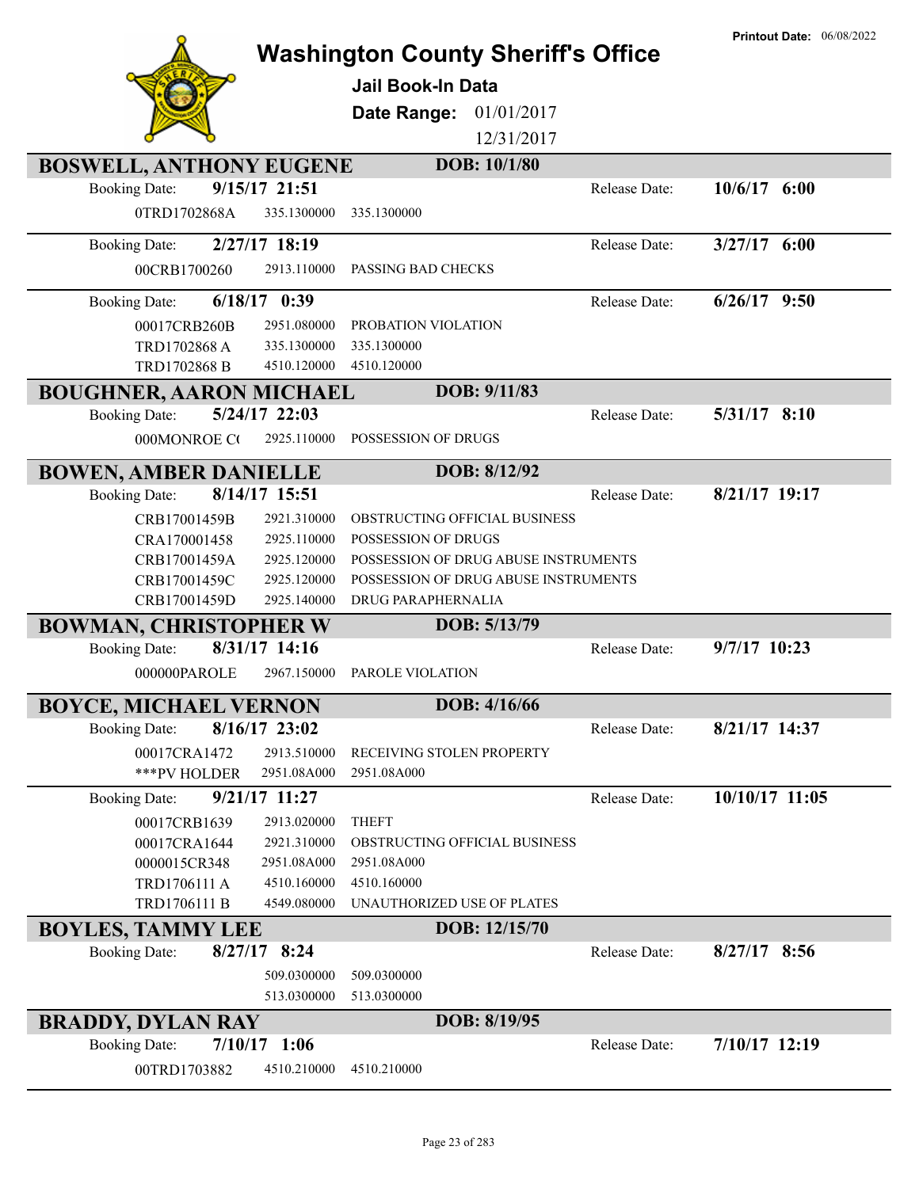# Washington County Sheriff's Office

**Printout Date:** 06/08/2022

## Jail Book-In Data

**Date Range:** 01/01/2017 12/31/2017

---

## BOSWELL, ANTHONY EUGENE — DOB: 10/1/80

**Booking Date:** 9/15/17 21:51 — **Release Date:** 10/6/17 6:00

| | | |
|---|---|---|
| 0TRD1702868A | 335.1300000 | 335.1300000 |

**Booking Date:** 2/27/17 18:19 — **Release Date:** 3/27/17 6:00

| | | |
|---|---|---|
| 00CRB1700260 | 2913.110000 | PASSING BAD CHECKS |

**Booking Date:** 6/18/17 0:39 — **Release Date:** 6/26/17 9:50

| | | |
|---|---|---|
| 00017CRB260B | 2951.080000 | PROBATION VIOLATION |
| TRD1702868 A | 335.1300000 | 335.1300000 |
| TRD1702868 B | 4510.120000 | 4510.120000 |

## BOUGHNER, AARON MICHAEL — DOB: 9/11/83

**Booking Date:** 5/24/17 22:03 — **Release Date:** 5/31/17 8:10

| | | |
|---|---|---|
| 000MONROE C( | 2925.110000 | POSSESSION OF DRUGS |

## BOWEN, AMBER DANIELLE — DOB: 8/12/92

**Booking Date:** 8/14/17 15:51 — **Release Date:** 8/21/17 19:17

| | | |
|---|---|---|
| CRB17001459B | 2921.310000 | OBSTRUCTING OFFICIAL BUSINESS |
| CRA170001458 | 2925.110000 | POSSESSION OF DRUGS |
| CRB17001459A | 2925.120000 | POSSESSION OF DRUG ABUSE INSTRUMENTS |
| CRB17001459C | 2925.120000 | POSSESSION OF DRUG ABUSE INSTRUMENTS |
| CRB17001459D | 2925.140000 | DRUG PARAPHERNALIA |

## BOWMAN, CHRISTOPHER W — DOB: 5/13/79

**Booking Date:** 8/31/17 14:16 — **Release Date:** 9/7/17 10:23

| | | |
|---|---|---|
| 000000PAROLE | 2967.150000 | PAROLE VIOLATION |

## BOYCE, MICHAEL VERNON — DOB: 4/16/66

**Booking Date:** 8/16/17 23:02 — **Release Date:** 8/21/17 14:37

| | | |
|---|---|---|
| 00017CRA1472 | 2913.510000 | RECEIVING STOLEN PROPERTY |
| ***PV HOLDER | 2951.08A000 | 2951.08A000 |

**Booking Date:** 9/21/17 11:27 — **Release Date:** 10/10/17 11:05

| | | |
|---|---|---|
| 00017CRB1639 | 2913.020000 | THEFT |
| 00017CRA1644 | 2921.310000 | OBSTRUCTING OFFICIAL BUSINESS |
| 0000015CR348 | 2951.08A000 | 2951.08A000 |
| TRD1706111 A | 4510.160000 | 4510.160000 |
| TRD1706111 B | 4549.080000 | UNAUTHORIZED USE OF PLATES |

## BOYLES, TAMMY LEE — DOB: 12/15/70

**Booking Date:** 8/27/17 8:24 — **Release Date:** 8/27/17 8:56

| | | |
|---|---|---|
| | 509.0300000 | 509.0300000 |
| | 513.0300000 | 513.0300000 |

## BRADDY, DYLAN RAY — DOB: 8/19/95

**Booking Date:** 7/10/17 1:06 — **Release Date:** 7/10/17 12:19

| | | |
|---|---|---|
| 00TRD1703882 | 4510.210000 | 4510.210000 |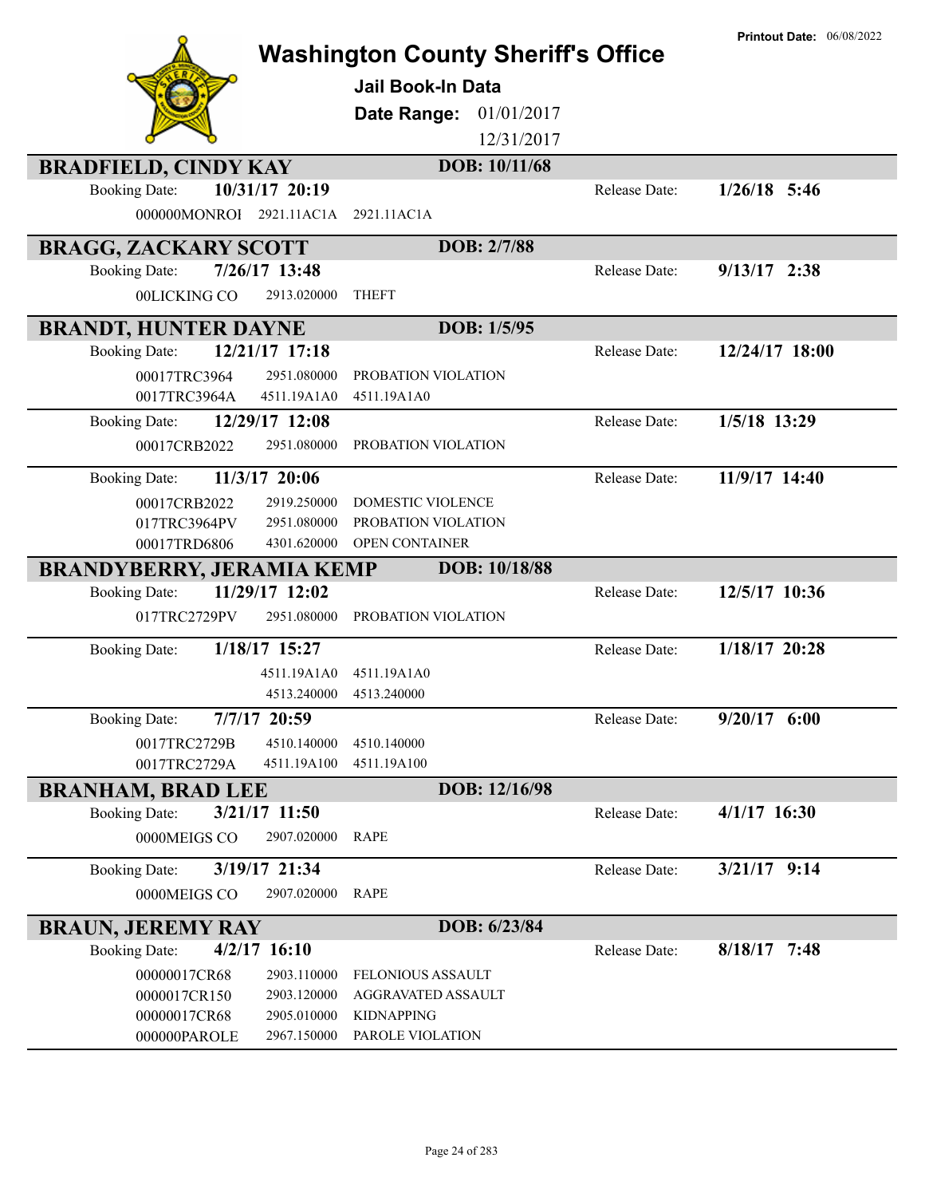# Washington County Sheriff's Office

**Printout Date:** 06/08/2022

## Jail Book-In Data

**Date Range:** 01/01/2017 – 12/31/2017

---

### BRADFIELD, CINDY KAY — DOB: 10/11/68

**Booking Date:** 10/31/17 20:19 — **Release Date:** 1/26/18 5:46

| Case | Statute | Charge |
|---|---|---|
| 000000MONROI | 2921.11AC1A | 2921.11AC1A |

---

### BRAGG, ZACKARY SCOTT — DOB: 2/7/88

**Booking Date:** 7/26/17 13:48 — **Release Date:** 9/13/17 2:38

| Case | Statute | Charge |
|---|---|---|
| 00LICKING CO | 2913.020000 | THEFT |

---

### BRANDT, HUNTER DAYNE — DOB: 1/5/95

**Booking Date:** 12/21/17 17:18 — **Release Date:** 12/24/17 18:00

| Case | Statute | Charge |
|---|---|---|
| 00017TRC3964 | 2951.080000 | PROBATION VIOLATION |
| 0017TRC3964A | 4511.19A1A0 | 4511.19A1A0 |

**Booking Date:** 12/29/17 12:08 — **Release Date:** 1/5/18 13:29

| Case | Statute | Charge |
|---|---|---|
| 00017CRB2022 | 2951.080000 | PROBATION VIOLATION |

**Booking Date:** 11/3/17 20:06 — **Release Date:** 11/9/17 14:40

| Case | Statute | Charge |
|---|---|---|
| 00017CRB2022 | 2919.250000 | DOMESTIC VIOLENCE |
| 017TRC3964PV | 2951.080000 | PROBATION VIOLATION |
| 00017TRD6806 | 4301.620000 | OPEN CONTAINER |

---

### BRANDYBERRY, JERAMIA KEMP — DOB: 10/18/88

**Booking Date:** 11/29/17 12:02 — **Release Date:** 12/5/17 10:36

| Case | Statute | Charge |
|---|---|---|
| 017TRC2729PV | 2951.080000 | PROBATION VIOLATION |

**Booking Date:** 1/18/17 15:27 — **Release Date:** 1/18/17 20:28

| Case | Statute | Charge |
|---|---|---|
| | 4511.19A1A0 | 4511.19A1A0 |
| | 4513.240000 | 4513.240000 |

**Booking Date:** 7/7/17 20:59 — **Release Date:** 9/20/17 6:00

| Case | Statute | Charge |
|---|---|---|
| 0017TRC2729B | 4510.140000 | 4510.140000 |
| 0017TRC2729A | 4511.19A100 | 4511.19A100 |

---

### BRANHAM, BRAD LEE — DOB: 12/16/98

**Booking Date:** 3/21/17 11:50 — **Release Date:** 4/1/17 16:30

| Case | Statute | Charge |
|---|---|---|
| 0000MEIGS CO | 2907.020000 | RAPE |

**Booking Date:** 3/19/17 21:34 — **Release Date:** 3/21/17 9:14

| Case | Statute | Charge |
|---|---|---|
| 0000MEIGS CO | 2907.020000 | RAPE |

---

### BRAUN, JEREMY RAY — DOB: 6/23/84

**Booking Date:** 4/2/17 16:10 — **Release Date:** 8/18/17 7:48

| Case | Statute | Charge |
|---|---|---|
| 00000017CR68 | 2903.110000 | FELONIOUS ASSAULT |
| 0000017CR150 | 2903.120000 | AGGRAVATED ASSAULT |
| 00000017CR68 | 2905.010000 | KIDNAPPING |
| 000000PAROLE | 2967.150000 | PAROLE VIOLATION |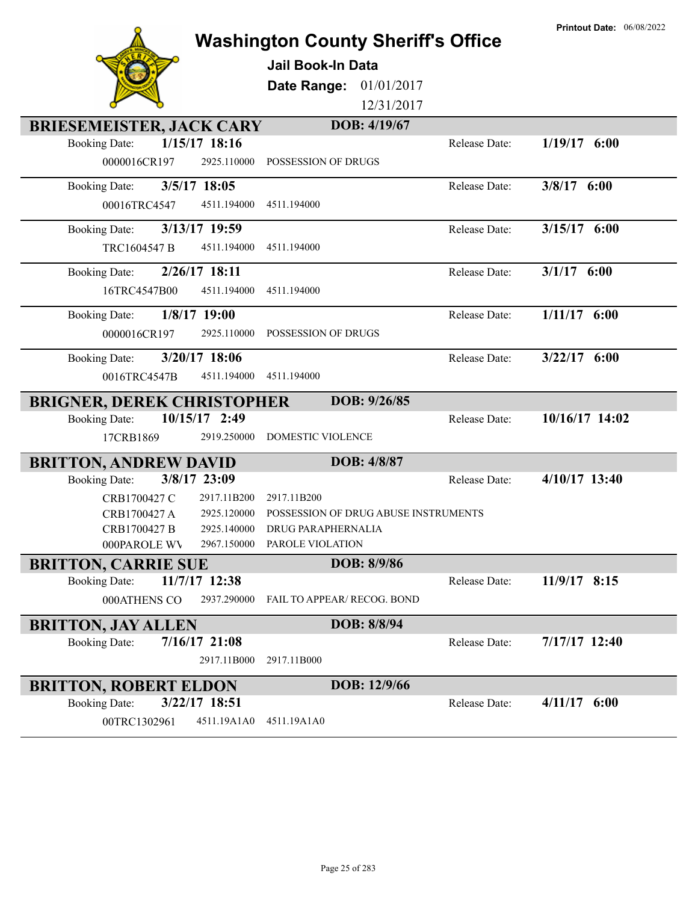Printout Date: 06/08/2022

# Washington County Sheriff's Office

**Jail Book-In Data**

**Date Range:** 01/01/2017 12/31/2017

## BRIESEMEISTER, JACK CARY — DOB: 4/19/67

| Booking Date | Case | Code | Charge | Release Date |
|---|---|---|---|---|
| 1/15/17 18:16 | 0000016CR197 | 2925.110000 | POSSESSION OF DRUGS | 1/19/17 6:00 |
| 3/5/17 18:05 | 00016TRC4547 | 4511.194000 | 4511.194000 | 3/8/17 6:00 |
| 3/13/17 19:59 | TRC1604547 B | 4511.194000 | 4511.194000 | 3/15/17 6:00 |
| 2/26/17 18:11 | 16TRC4547B00 | 4511.194000 | 4511.194000 | 3/1/17 6:00 |
| 1/8/17 19:00 | 0000016CR197 | 2925.110000 | POSSESSION OF DRUGS | 1/11/17 6:00 |
| 3/20/17 18:06 | 0016TRC4547B | 4511.194000 | 4511.194000 | 3/22/17 6:00 |

## BRIGNER, DEREK CHRISTOPHER — DOB: 9/26/85

| Booking Date | Case | Code | Charge | Release Date |
|---|---|---|---|---|
| 10/15/17 2:49 | 17CRB1869 | 2919.250000 | DOMESTIC VIOLENCE | 10/16/17 14:02 |

## BRITTON, ANDREW DAVID — DOB: 4/8/87

| Booking Date | Case | Code | Charge | Release Date |
|---|---|---|---|---|
| 3/8/17 23:09 | CRB1700427 C | 2917.11B200 | 2917.11B200 | 4/10/17 13:40 |
| | CRB1700427 A | 2925.120000 | POSSESSION OF DRUG ABUSE INSTRUMENTS | |
| | CRB1700427 B | 2925.140000 | DRUG PARAPHERNALIA | |
| | 000PAROLE WV | 2967.150000 | PAROLE VIOLATION | |

## BRITTON, CARRIE SUE — DOB: 8/9/86

| Booking Date | Case | Code | Charge | Release Date |
|---|---|---|---|---|
| 11/7/17 12:38 | 000ATHENS CO | 2937.290000 | FAIL TO APPEAR/ RECOG. BOND | 11/9/17 8:15 |

## BRITTON, JAY ALLEN — DOB: 8/8/94

| Booking Date | Case | Code | Charge | Release Date |
|---|---|---|---|---|
| 7/16/17 21:08 | | 2917.11B000 | 2917.11B000 | 7/17/17 12:40 |

## BRITTON, ROBERT ELDON — DOB: 12/9/66

| Booking Date | Case | Code | Charge | Release Date |
|---|---|---|---|---|
| 3/22/17 18:51 | 00TRC1302961 | 4511.19A1A0 | 4511.19A1A0 | 4/11/17 6:00 |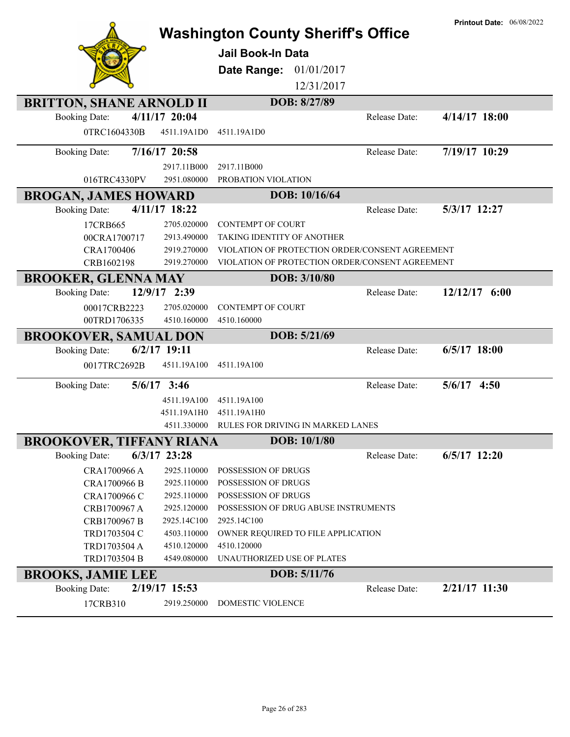Printout Date: 06/08/2022

# Washington County Sheriff's Office

## Jail Book-In Data

**Date Range:** 01/01/2017 12/31/2017

### BRITTON, SHANE ARNOLD II — DOB: 8/27/89

Booking Date: **4/11/17 20:04** Release Date: **4/14/17 18:00**

| | | |
|---|---|---|
| 0TRC1604330B | 4511.19A1D0 | 4511.19A1D0 |

Booking Date: **7/16/17 20:58** Release Date: **7/19/17 10:29**

| | | |
|---|---|---|
| | 2917.11B000 | 2917.11B000 |
| 016TRC4330PV | 2951.080000 | PROBATION VIOLATION |

### BROGAN, JAMES HOWARD — DOB: 10/16/64

Booking Date: **4/11/17 18:22** Release Date: **5/3/17 12:27**

| | | |
|---|---|---|
| 17CRB665 | 2705.020000 | CONTEMPT OF COURT |
| 00CRA1700717 | 2913.490000 | TAKING IDENTITY OF ANOTHER |
| CRA1700406 | 2919.270000 | VIOLATION OF PROTECTION ORDER/CONSENT AGREEMENT |
| CRB1602198 | 2919.270000 | VIOLATION OF PROTECTION ORDER/CONSENT AGREEMENT |

### BROOKER, GLENNA MAY — DOB: 3/10/80

Booking Date: **12/9/17 2:39** Release Date: **12/12/17 6:00**

| | | |
|---|---|---|
| 00017CRB2223 | 2705.020000 | CONTEMPT OF COURT |
| 00TRD1706335 | 4510.160000 | 4510.160000 |

### BROOKOVER, SAMUAL DON — DOB: 5/21/69

Booking Date: **6/2/17 19:11** Release Date: **6/5/17 18:00**

| | | |
|---|---|---|
| 0017TRC2692B | 4511.19A100 | 4511.19A100 |

Booking Date: **5/6/17 3:46** Release Date: **5/6/17 4:50**

| | | |
|---|---|---|
| | 4511.19A100 | 4511.19A100 |
| | 4511.19A1H0 | 4511.19A1H0 |
| | 4511.330000 | RULES FOR DRIVING IN MARKED LANES |

### BROOKOVER, TIFFANY RIANA — DOB: 10/1/80

Booking Date: **6/3/17 23:28** Release Date: **6/5/17 12:20**

| | | |
|---|---|---|
| CRA1700966 A | 2925.110000 | POSSESSION OF DRUGS |
| CRA1700966 B | 2925.110000 | POSSESSION OF DRUGS |
| CRA1700966 C | 2925.110000 | POSSESSION OF DRUGS |
| CRB1700967 A | 2925.120000 | POSSESSION OF DRUG ABUSE INSTRUMENTS |
| CRB1700967 B | 2925.14C100 | 2925.14C100 |
| TRD1703504 C | 4503.110000 | OWNER REQUIRED TO FILE APPLICATION |
| TRD1703504 A | 4510.120000 | 4510.120000 |
| TRD1703504 B | 4549.080000 | UNAUTHORIZED USE OF PLATES |

### BROOKS, JAMIE LEE — DOB: 5/11/76

Booking Date: **2/19/17 15:53** Release Date: **2/21/17 11:30**

| | | |
|---|---|---|
| 17CRB310 | 2919.250000 | DOMESTIC VIOLENCE |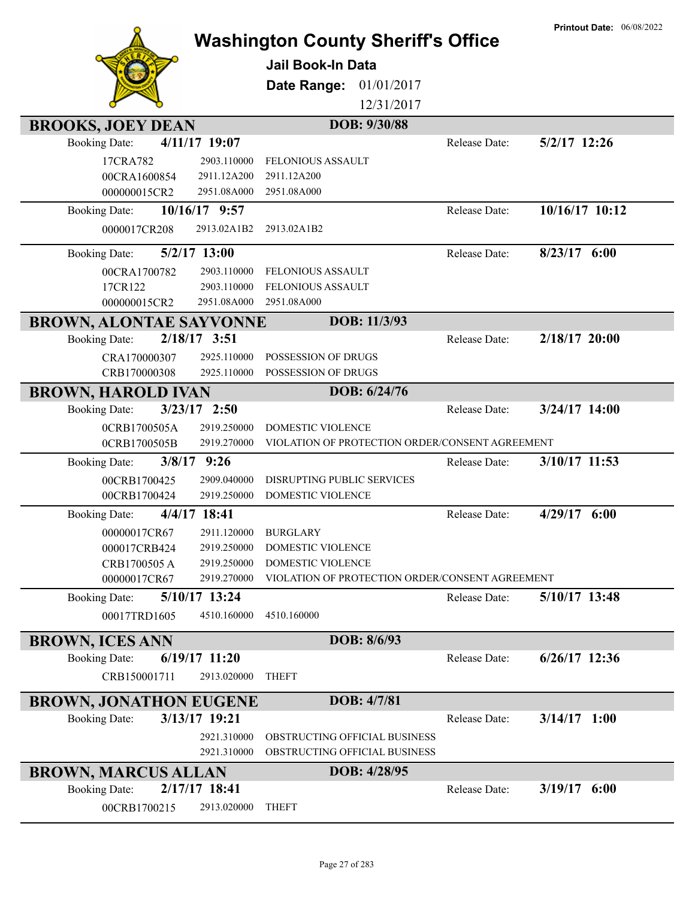# Washington County Sheriff's Office

**Printout Date:** 06/08/2022

## Jail Book-In Data

**Date Range:** 01/01/2017 – 12/31/2017

### BROOKS, JOEY DEAN — DOB: 9/30/88

**Booking Date:** 4/11/17 19:07 — **Release Date:** 5/2/17 12:26

| Case | Statute | Charge |
|---|---|---|
| 17CRA782 | 2903.110000 | FELONIOUS ASSAULT |
| 00CRA1600854 | 2911.12A200 | 2911.12A200 |
| 000000015CR2 | 2951.08A000 | 2951.08A000 |

**Booking Date:** 10/16/17 9:57 — **Release Date:** 10/16/17 10:12

| Case | Statute | Charge |
|---|---|---|
| 0000017CR208 | 2913.02A1B2 | 2913.02A1B2 |

**Booking Date:** 5/2/17 13:00 — **Release Date:** 8/23/17 6:00

| Case | Statute | Charge |
|---|---|---|
| 00CRA1700782 | 2903.110000 | FELONIOUS ASSAULT |
| 17CR122 | 2903.110000 | FELONIOUS ASSAULT |
| 000000015CR2 | 2951.08A000 | 2951.08A000 |

### BROWN, ALONTAE SAYVONNE — DOB: 11/3/93

**Booking Date:** 2/18/17 3:51 — **Release Date:** 2/18/17 20:00

| Case | Statute | Charge |
|---|---|---|
| CRA170000307 | 2925.110000 | POSSESSION OF DRUGS |
| CRB170000308 | 2925.110000 | POSSESSION OF DRUGS |

### BROWN, HAROLD IVAN — DOB: 6/24/76

**Booking Date:** 3/23/17 2:50 — **Release Date:** 3/24/17 14:00

| Case | Statute | Charge |
|---|---|---|
| 0CRB1700505A | 2919.250000 | DOMESTIC VIOLENCE |
| 0CRB1700505B | 2919.270000 | VIOLATION OF PROTECTION ORDER/CONSENT AGREEMENT |

**Booking Date:** 3/8/17 9:26 — **Release Date:** 3/10/17 11:53

| Case | Statute | Charge |
|---|---|---|
| 00CRB1700425 | 2909.040000 | DISRUPTING PUBLIC SERVICES |
| 00CRB1700424 | 2919.250000 | DOMESTIC VIOLENCE |

**Booking Date:** 4/4/17 18:41 — **Release Date:** 4/29/17 6:00

| Case | Statute | Charge |
|---|---|---|
| 00000017CR67 | 2911.120000 | BURGLARY |
| 000017CRB424 | 2919.250000 | DOMESTIC VIOLENCE |
| CRB1700505 A | 2919.250000 | DOMESTIC VIOLENCE |
| 00000017CR67 | 2919.270000 | VIOLATION OF PROTECTION ORDER/CONSENT AGREEMENT |

**Booking Date:** 5/10/17 13:24 — **Release Date:** 5/10/17 13:48

| Case | Statute | Charge |
|---|---|---|
| 00017TRD1605 | 4510.160000 | 4510.160000 |

### BROWN, ICES ANN — DOB: 8/6/93

**Booking Date:** 6/19/17 11:20 — **Release Date:** 6/26/17 12:36

| Case | Statute | Charge |
|---|---|---|
| CRB150001711 | 2913.020000 | THEFT |

### BROWN, JONATHON EUGENE — DOB: 4/7/81

**Booking Date:** 3/13/17 19:21 — **Release Date:** 3/14/17 1:00

| Case | Statute | Charge |
|---|---|---|
| | 2921.310000 | OBSTRUCTING OFFICIAL BUSINESS |
| | 2921.310000 | OBSTRUCTING OFFICIAL BUSINESS |

### BROWN, MARCUS ALLAN — DOB: 4/28/95

**Booking Date:** 2/17/17 18:41 — **Release Date:** 3/19/17 6:00

| Case | Statute | Charge |
|---|---|---|
| 00CRB1700215 | 2913.020000 | THEFT |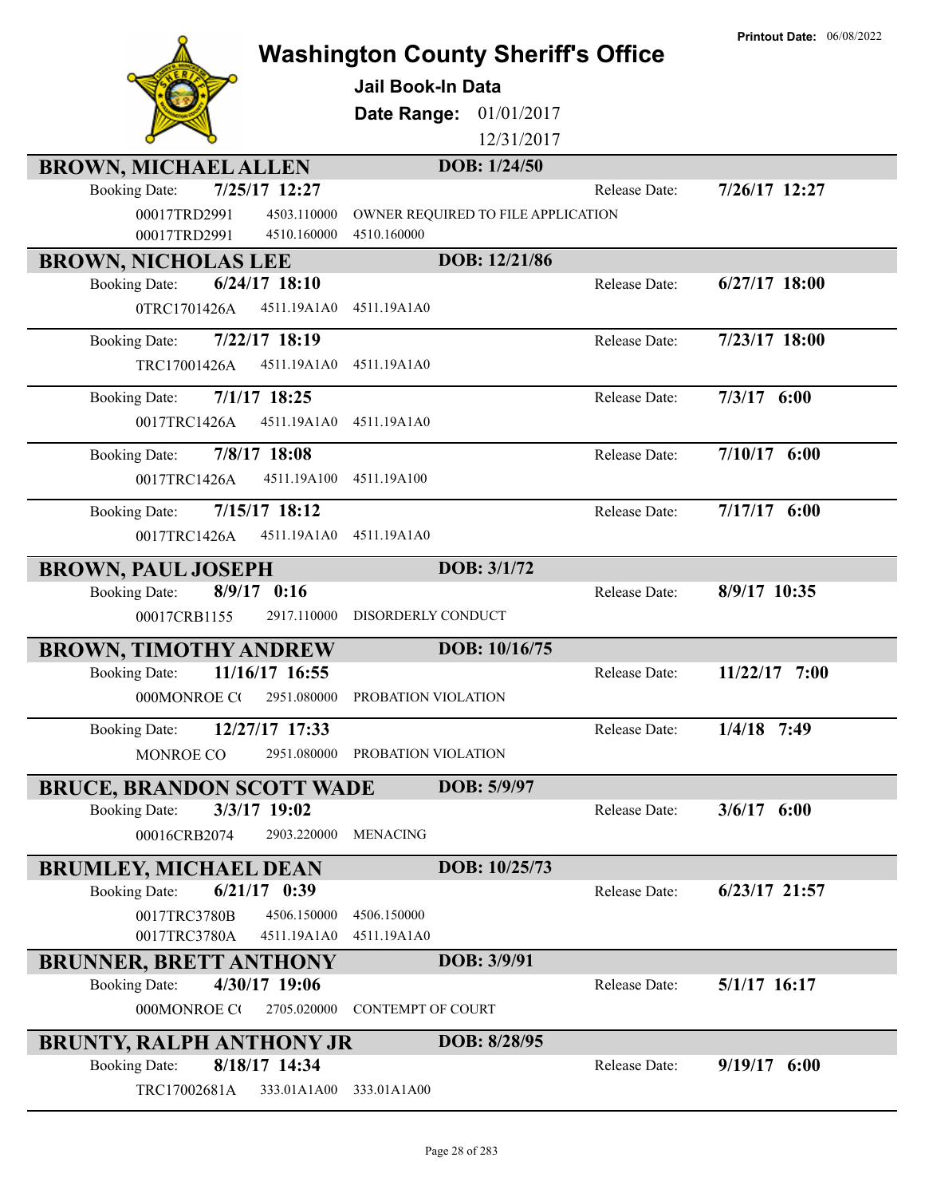Printout Date: 06/08/2022

# Washington County Sheriff's Office

**Jail Book-In Data**

**Date Range:** 01/01/2017 12/31/2017

## BROWN, MICHAEL ALLEN — DOB: 1/24/50

Booking Date: **7/25/17 12:27** — Release Date: **7/26/17 12:27**

| Case | Statute | Description |
|---|---|---|
| 00017TRD2991 | 4503.110000 | OWNER REQUIRED TO FILE APPLICATION |
| 00017TRD2991 | 4510.160000 | 4510.160000 |

## BROWN, NICHOLAS LEE — DOB: 12/21/86

Booking Date: **6/24/17 18:10** — Release Date: **6/27/17 18:00**

| Case | Statute | Description |
|---|---|---|
| 0TRC1701426A | 4511.19A1A0 | 4511.19A1A0 |

Booking Date: **7/22/17 18:19** — Release Date: **7/23/17 18:00**

| Case | Statute | Description |
|---|---|---|
| TRC17001426A | 4511.19A1A0 | 4511.19A1A0 |

Booking Date: **7/1/17 18:25** — Release Date: **7/3/17 6:00**

| Case | Statute | Description |
|---|---|---|
| 0017TRC1426A | 4511.19A1A0 | 4511.19A1A0 |

Booking Date: **7/8/17 18:08** — Release Date: **7/10/17 6:00**

| Case | Statute | Description |
|---|---|---|
| 0017TRC1426A | 4511.19A100 | 4511.19A100 |

Booking Date: **7/15/17 18:12** — Release Date: **7/17/17 6:00**

| Case | Statute | Description |
|---|---|---|
| 0017TRC1426A | 4511.19A1A0 | 4511.19A1A0 |

## BROWN, PAUL JOSEPH — DOB: 3/1/72

Booking Date: **8/9/17 0:16** — Release Date: **8/9/17 10:35**

| Case | Statute | Description |
|---|---|---|
| 00017CRB1155 | 2917.110000 | DISORDERLY CONDUCT |

## BROWN, TIMOTHY ANDREW — DOB: 10/16/75

Booking Date: **11/16/17 16:55** — Release Date: **11/22/17 7:00**

| Case | Statute | Description |
|---|---|---|
| 000MONROE C( | 2951.080000 | PROBATION VIOLATION |

Booking Date: **12/27/17 17:33** — Release Date: **1/4/18 7:49**

| Case | Statute | Description |
|---|---|---|
| MONROE CO | 2951.080000 | PROBATION VIOLATION |

## BRUCE, BRANDON SCOTT WADE — DOB: 5/9/97

Booking Date: **3/3/17 19:02** — Release Date: **3/6/17 6:00**

| Case | Statute | Description |
|---|---|---|
| 00016CRB2074 | 2903.220000 | MENACING |

## BRUMLEY, MICHAEL DEAN — DOB: 10/25/73

Booking Date: **6/21/17 0:39** — Release Date: **6/23/17 21:57**

| Case | Statute | Description |
|---|---|---|
| 0017TRC3780B | 4506.150000 | 4506.150000 |
| 0017TRC3780A | 4511.19A1A0 | 4511.19A1A0 |

## BRUNNER, BRETT ANTHONY — DOB: 3/9/91

Booking Date: **4/30/17 19:06** — Release Date: **5/1/17 16:17**

| Case | Statute | Description |
|---|---|---|
| 000MONROE C( | 2705.020000 | CONTEMPT OF COURT |

## BRUNTY, RALPH ANTHONY JR — DOB: 8/28/95

Booking Date: **8/18/17 14:34** — Release Date: **9/19/17 6:00**

| Case | Statute | Description |
|---|---|---|
| TRC17002681A | 333.01A1A00 | 333.01A1A00 |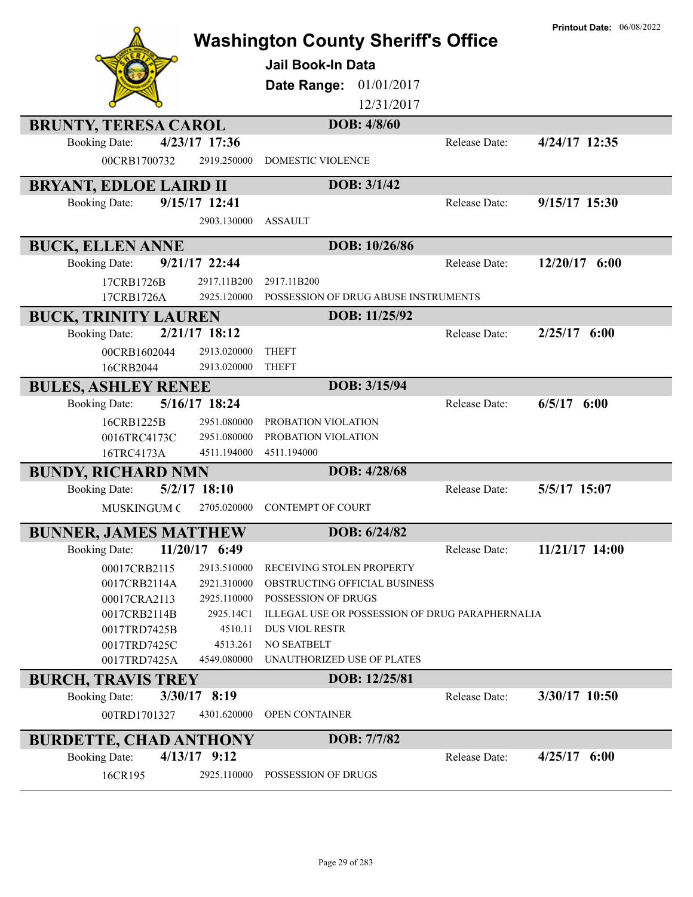# Washington County Sheriff's Office

**Printout Date:** 06/08/2022

**Jail Book-In Data**

**Date Range:** 01/01/2017 12/31/2017

## BRUNTY, TERESA CAROL
**DOB: 4/8/60**

Booking Date: **4/23/17 17:36** Release Date: **4/24/17 12:35**

| Case | Statute | Charge |
|---|---|---|
| 00CRB1700732 | 2919.250000 | DOMESTIC VIOLENCE |

## BRYANT, EDLOE LAIRD II
**DOB: 3/1/42**

Booking Date: **9/15/17 12:41** Release Date: **9/15/17 15:30**

| Case | Statute | Charge |
|---|---|---|
| | 2903.130000 | ASSAULT |

## BUCK, ELLEN ANNE
**DOB: 10/26/86**

Booking Date: **9/21/17 22:44** Release Date: **12/20/17 6:00**

| Case | Statute | Charge |
|---|---|---|
| 17CRB1726B | 2917.11B200 | 2917.11B200 |
| 17CRB1726A | 2925.120000 | POSSESSION OF DRUG ABUSE INSTRUMENTS |

## BUCK, TRINITY LAUREN
**DOB: 11/25/92**

Booking Date: **2/21/17 18:12** Release Date: **2/25/17 6:00**

| Case | Statute | Charge |
|---|---|---|
| 00CRB1602044 | 2913.020000 | THEFT |
| 16CRB2044 | 2913.020000 | THEFT |

## BULES, ASHLEY RENEE
**DOB: 3/15/94**

Booking Date: **5/16/17 18:24** Release Date: **6/5/17 6:00**

| Case | Statute | Charge |
|---|---|---|
| 16CRB1225B | 2951.080000 | PROBATION VIOLATION |
| 0016TRC4173C | 2951.080000 | PROBATION VIOLATION |
| 16TRC4173A | 4511.194000 | 4511.194000 |

## BUNDY, RICHARD NMN
**DOB: 4/28/68**

Booking Date: **5/2/17 18:10** Release Date: **5/5/17 15:07**

| Case | Statute | Charge |
|---|---|---|
| MUSKINGUM C | 2705.020000 | CONTEMPT OF COURT |

## BUNNER, JAMES MATTHEW
**DOB: 6/24/82**

Booking Date: **11/20/17 6:49** Release Date: **11/21/17 14:00**

| Case | Statute | Charge |
|---|---|---|
| 00017CRB2115 | 2913.510000 | RECEIVING STOLEN PROPERTY |
| 0017CRB2114A | 2921.310000 | OBSTRUCTING OFFICIAL BUSINESS |
| 00017CRA2113 | 2925.110000 | POSSESSION OF DRUGS |
| 0017CRB2114B | 2925.14C1 | ILLEGAL USE OR POSSESSION OF DRUG PARAPHERNALIA |
| 0017TRD7425B | 4510.11 | DUS VIOL RESTR |
| 0017TRD7425C | 4513.261 | NO SEATBELT |
| 0017TRD7425A | 4549.080000 | UNAUTHORIZED USE OF PLATES |

## BURCH, TRAVIS TREY
**DOB: 12/25/81**

Booking Date: **3/30/17 8:19** Release Date: **3/30/17 10:50**

| Case | Statute | Charge |
|---|---|---|
| 00TRD1701327 | 4301.620000 | OPEN CONTAINER |

## BURDETTE, CHAD ANTHONY
**DOB: 7/7/82**

Booking Date: **4/13/17 9:12** Release Date: **4/25/17 6:00**

| Case | Statute | Charge |
|---|---|---|
| 16CR195 | 2925.110000 | POSSESSION OF DRUGS |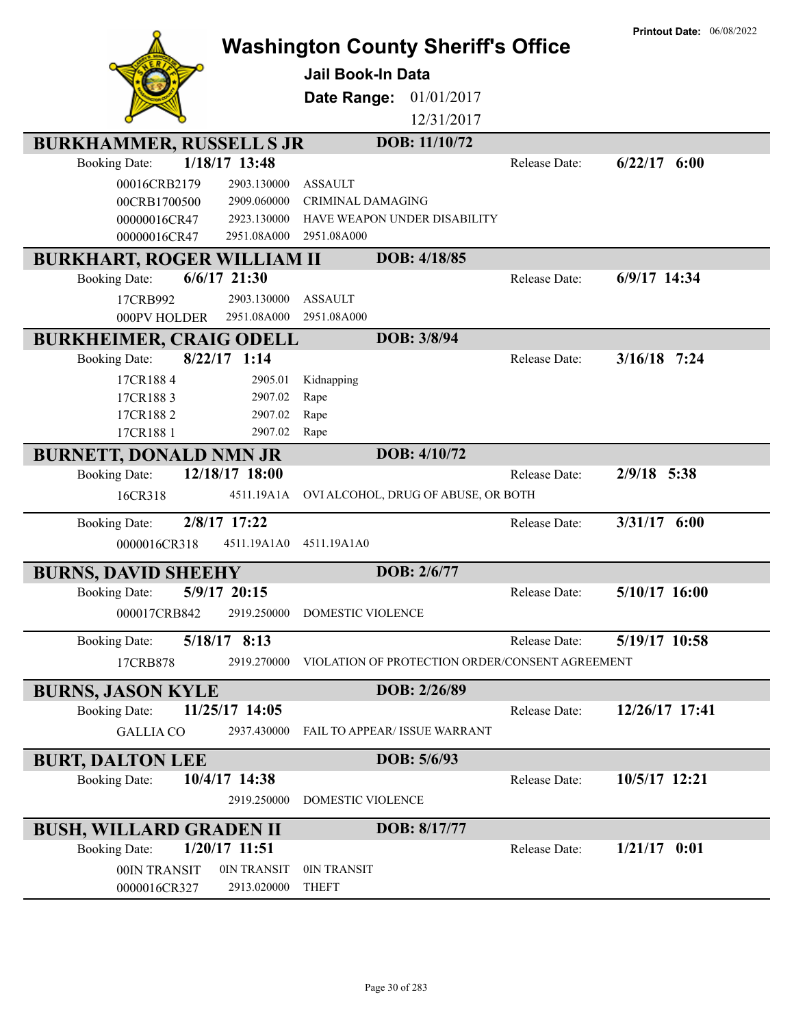# Washington County Sheriff's Office

**Printout Date:** 06/08/2022

## Jail Book-In Data

**Date Range:** 01/01/2017 12/31/2017

---

### BURKHAMMER, RUSSELL S JR — DOB: 11/10/72

**Booking Date:** 1/18/17 13:48 | **Release Date:** 6/22/17 6:00

| | | |
|---|---|---|
| 00016CRB2179 | 2903.130000 | ASSAULT |
| 00CRB1700500 | 2909.060000 | CRIMINAL DAMAGING |
| 00000016CR47 | 2923.130000 | HAVE WEAPON UNDER DISABILITY |
| 00000016CR47 | 2951.08A000 | 2951.08A000 |

### BURKHART, ROGER WILLIAM II — DOB: 4/18/85

**Booking Date:** 6/6/17 21:30 | **Release Date:** 6/9/17 14:34

| | | |
|---|---|---|
| 17CRB992 | 2903.130000 | ASSAULT |
| 000PV HOLDER | 2951.08A000 | 2951.08A000 |

### BURKHEIMER, CRAIG ODELL — DOB: 3/8/94

**Booking Date:** 8/22/17 1:14 | **Release Date:** 3/16/18 7:24

| | | |
|---|---|---|
| 17CR188 4 | 2905.01 | Kidnapping |
| 17CR188 3 | 2907.02 | Rape |
| 17CR188 2 | 2907.02 | Rape |
| 17CR188 1 | 2907.02 | Rape |

### BURNETT, DONALD NMN JR — DOB: 4/10/72

**Booking Date:** 12/18/17 18:00 | **Release Date:** 2/9/18 5:38

| | | |
|---|---|---|
| 16CR318 | 4511.19A1A | OVI ALCOHOL, DRUG OF ABUSE, OR BOTH |

**Booking Date:** 2/8/17 17:22 | **Release Date:** 3/31/17 6:00

| | | |
|---|---|---|
| 0000016CR318 | 4511.19A1A0 | 4511.19A1A0 |

### BURNS, DAVID SHEEHY — DOB: 2/6/77

**Booking Date:** 5/9/17 20:15 | **Release Date:** 5/10/17 16:00

| | | |
|---|---|---|
| 000017CRB842 | 2919.250000 | DOMESTIC VIOLENCE |

**Booking Date:** 5/18/17 8:13 | **Release Date:** 5/19/17 10:58

| | | |
|---|---|---|
| 17CRB878 | 2919.270000 | VIOLATION OF PROTECTION ORDER/CONSENT AGREEMENT |

### BURNS, JASON KYLE — DOB: 2/26/89

**Booking Date:** 11/25/17 14:05 | **Release Date:** 12/26/17 17:41

| | | |
|---|---|---|
| GALLIA CO | 2937.430000 | FAIL TO APPEAR/ ISSUE WARRANT |

### BURT, DALTON LEE — DOB: 5/6/93

**Booking Date:** 10/4/17 14:38 | **Release Date:** 10/5/17 12:21

| | | |
|---|---|---|
| | 2919.250000 | DOMESTIC VIOLENCE |

### BUSH, WILLARD GRADEN II — DOB: 8/17/77

**Booking Date:** 1/20/17 11:51 | **Release Date:** 1/21/17 0:01

| | | |
|---|---|---|
| 00IN TRANSIT | 0IN TRANSIT | 0IN TRANSIT |
| 0000016CR327 | 2913.020000 | THEFT |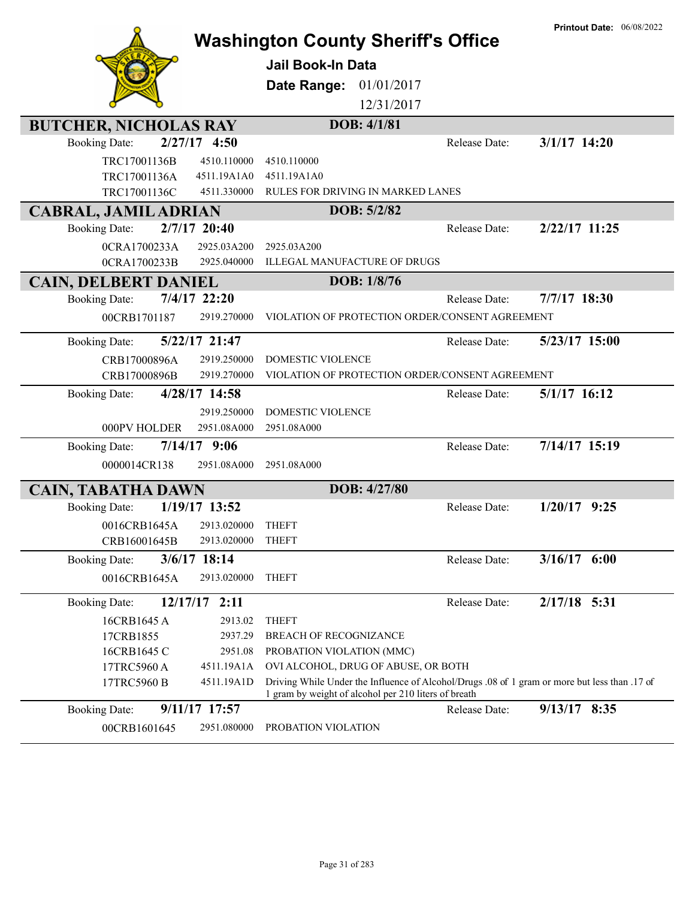# Washington County Sheriff's Office

**Printout Date:** 06/08/2022

## Jail Book-In Data

**Date Range:** 01/01/2017 – 12/31/2017

---

### BUTCHER, NICHOLAS RAY — DOB: 4/1/81

**Booking Date:** 2/27/17 4:50 — **Release Date:** 3/1/17 14:20

| Case | Code | Description |
|---|---|---|
| TRC17001136B | 4510.110000 | 4510.110000 |
| TRC17001136A | 4511.19A1A0 | 4511.19A1A0 |
| TRC17001136C | 4511.330000 | RULES FOR DRIVING IN MARKED LANES |

---

### CABRAL, JAMIL ADRIAN — DOB: 5/2/82

**Booking Date:** 2/7/17 20:40 — **Release Date:** 2/22/17 11:25

| Case | Code | Description |
|---|---|---|
| 0CRA1700233A | 2925.03A200 | 2925.03A200 |
| 0CRA1700233B | 2925.040000 | ILLEGAL MANUFACTURE OF DRUGS |

---

### CAIN, DELBERT DANIEL — DOB: 1/8/76

**Booking Date:** 7/4/17 22:20 — **Release Date:** 7/7/17 18:30

| Case | Code | Description |
|---|---|---|
| 00CRB1701187 | 2919.270000 | VIOLATION OF PROTECTION ORDER/CONSENT AGREEMENT |

**Booking Date:** 5/22/17 21:47 — **Release Date:** 5/23/17 15:00

| Case | Code | Description |
|---|---|---|
| CRB17000896A | 2919.250000 | DOMESTIC VIOLENCE |
| CRB17000896B | 2919.270000 | VIOLATION OF PROTECTION ORDER/CONSENT AGREEMENT |

**Booking Date:** 4/28/17 14:58 — **Release Date:** 5/1/17 16:12

| Case | Code | Description |
|---|---|---|
| | 2919.250000 | DOMESTIC VIOLENCE |
| 000PV HOLDER | 2951.08A000 | 2951.08A000 |

**Booking Date:** 7/14/17 9:06 — **Release Date:** 7/14/17 15:19

| Case | Code | Description |
|---|---|---|
| 0000014CR138 | 2951.08A000 | 2951.08A000 |

---

### CAIN, TABATHA DAWN — DOB: 4/27/80

**Booking Date:** 1/19/17 13:52 — **Release Date:** 1/20/17 9:25

| Case | Code | Description |
|---|---|---|
| 0016CRB1645A | 2913.020000 | THEFT |
| CRB16001645B | 2913.020000 | THEFT |

**Booking Date:** 3/6/17 18:14 — **Release Date:** 3/16/17 6:00

| Case | Code | Description |
|---|---|---|
| 0016CRB1645A | 2913.020000 | THEFT |

**Booking Date:** 12/17/17 2:11 — **Release Date:** 2/17/18 5:31

| Case | Code | Description |
|---|---|---|
| 16CRB1645 A | 2913.02 | THEFT |
| 17CRB1855 | 2937.29 | BREACH OF RECOGNIZANCE |
| 16CRB1645 C | 2951.08 | PROBATION VIOLATION (MMC) |
| 17TRC5960 A | 4511.19A1A | OVI ALCOHOL, DRUG OF ABUSE, OR BOTH |
| 17TRC5960 B | 4511.19A1D | Driving While Under the Influence of Alcohol/Drugs .08 of 1 gram or more but less than .17 of 1 gram by weight of alcohol per 210 liters of breath |

**Booking Date:** 9/11/17 17:57 — **Release Date:** 9/13/17 8:35

| Case | Code | Description |
|---|---|---|
| 00CRB1601645 | 2951.080000 | PROBATION VIOLATION |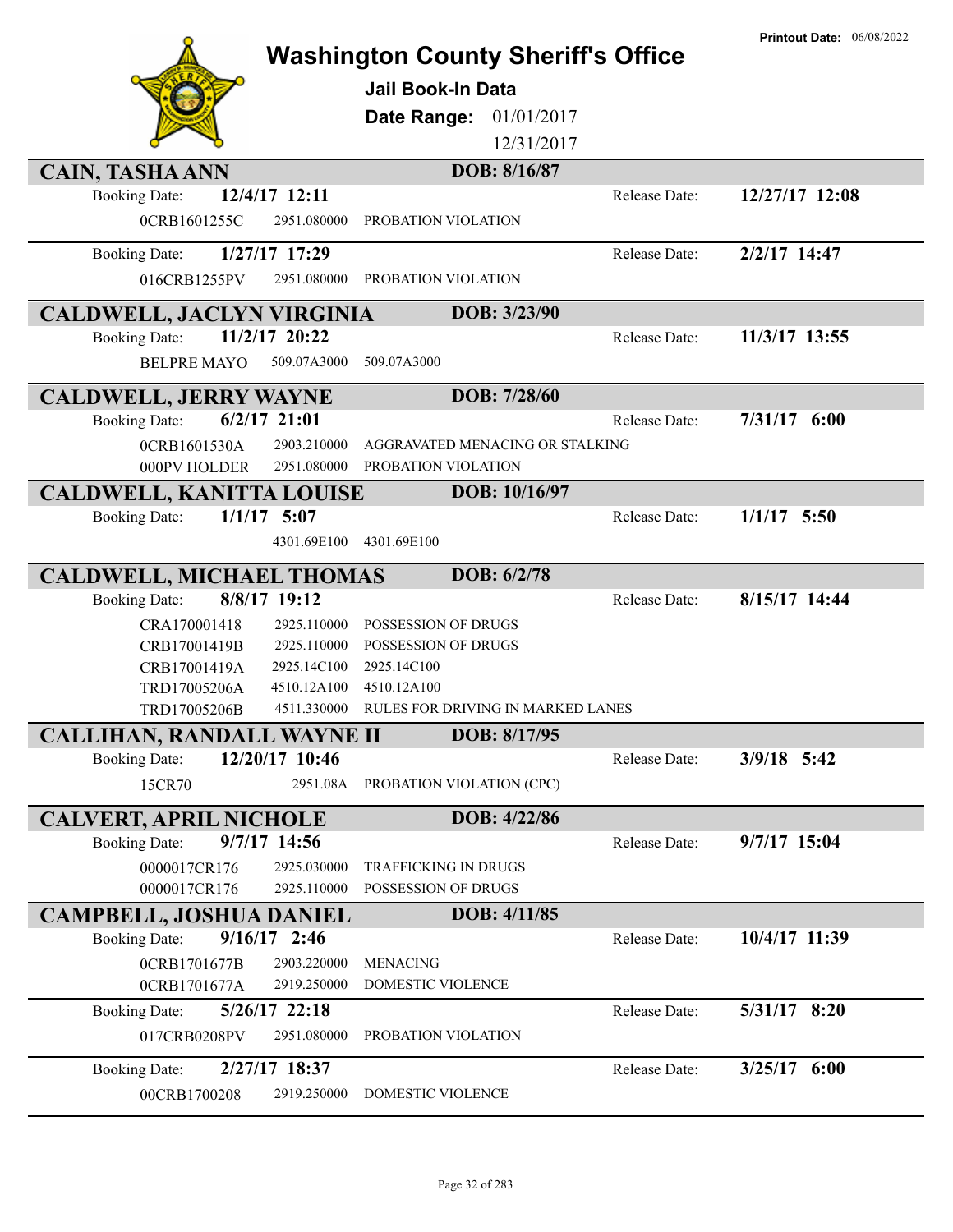# Washington County Sheriff's Office

**Jail Book-In Data**

**Date Range:** 01/01/2017 - 12/31/2017

**Printout Date:** 06/08/2022

## CAIN, TASHA ANN — DOB: 8/16/87

**Booking Date:** 12/4/17 12:11 — **Release Date:** 12/27/17 12:08

| Case | Statute | Charge |
|---|---|---|
| 0CRB1601255C | 2951.080000 | PROBATION VIOLATION |

**Booking Date:** 1/27/17 17:29 — **Release Date:** 2/2/17 14:47

| Case | Statute | Charge |
|---|---|---|
| 016CRB1255PV | 2951.080000 | PROBATION VIOLATION |

## CALDWELL, JACLYN VIRGINIA — DOB: 3/23/90

**Booking Date:** 11/2/17 20:22 — **Release Date:** 11/3/17 13:55

| Case | Statute | Charge |
|---|---|---|
| BELPRE MAYO | 509.07A3000 | 509.07A3000 |

## CALDWELL, JERRY WAYNE — DOB: 7/28/60

**Booking Date:** 6/2/17 21:01 — **Release Date:** 7/31/17 6:00

| Case | Statute | Charge |
|---|---|---|
| 0CRB1601530A | 2903.210000 | AGGRAVATED MENACING OR STALKING |
| 000PV HOLDER | 2951.080000 | PROBATION VIOLATION |

## CALDWELL, KANITTA LOUISE — DOB: 10/16/97

**Booking Date:** 1/1/17 5:07 — **Release Date:** 1/1/17 5:50

| Case | Statute | Charge |
|---|---|---|
| | 4301.69E100 | 4301.69E100 |

## CALDWELL, MICHAEL THOMAS — DOB: 6/2/78

**Booking Date:** 8/8/17 19:12 — **Release Date:** 8/15/17 14:44

| Case | Statute | Charge |
|---|---|---|
| CRA170001418 | 2925.110000 | POSSESSION OF DRUGS |
| CRB17001419B | 2925.110000 | POSSESSION OF DRUGS |
| CRB17001419A | 2925.14C100 | 2925.14C100 |
| TRD17005206A | 4510.12A100 | 4510.12A100 |
| TRD17005206B | 4511.330000 | RULES FOR DRIVING IN MARKED LANES |

## CALLIHAN, RANDALL WAYNE II — DOB: 8/17/95

**Booking Date:** 12/20/17 10:46 — **Release Date:** 3/9/18 5:42

| Case | Statute | Charge |
|---|---|---|
| 15CR70 | 2951.08A | PROBATION VIOLATION (CPC) |

## CALVERT, APRIL NICHOLE — DOB: 4/22/86

**Booking Date:** 9/7/17 14:56 — **Release Date:** 9/7/17 15:04

| Case | Statute | Charge |
|---|---|---|
| 0000017CR176 | 2925.030000 | TRAFFICKING IN DRUGS |
| 0000017CR176 | 2925.110000 | POSSESSION OF DRUGS |

## CAMPBELL, JOSHUA DANIEL — DOB: 4/11/85

**Booking Date:** 9/16/17 2:46 — **Release Date:** 10/4/17 11:39

| Case | Statute | Charge |
|---|---|---|
| 0CRB1701677B | 2903.220000 | MENACING |
| 0CRB1701677A | 2919.250000 | DOMESTIC VIOLENCE |

**Booking Date:** 5/26/17 22:18 — **Release Date:** 5/31/17 8:20

| Case | Statute | Charge |
|---|---|---|
| 017CRB0208PV | 2951.080000 | PROBATION VIOLATION |

**Booking Date:** 2/27/17 18:37 — **Release Date:** 3/25/17 6:00

| Case | Statute | Charge |
|---|---|---|
| 00CRB1700208 | 2919.250000 | DOMESTIC VIOLENCE |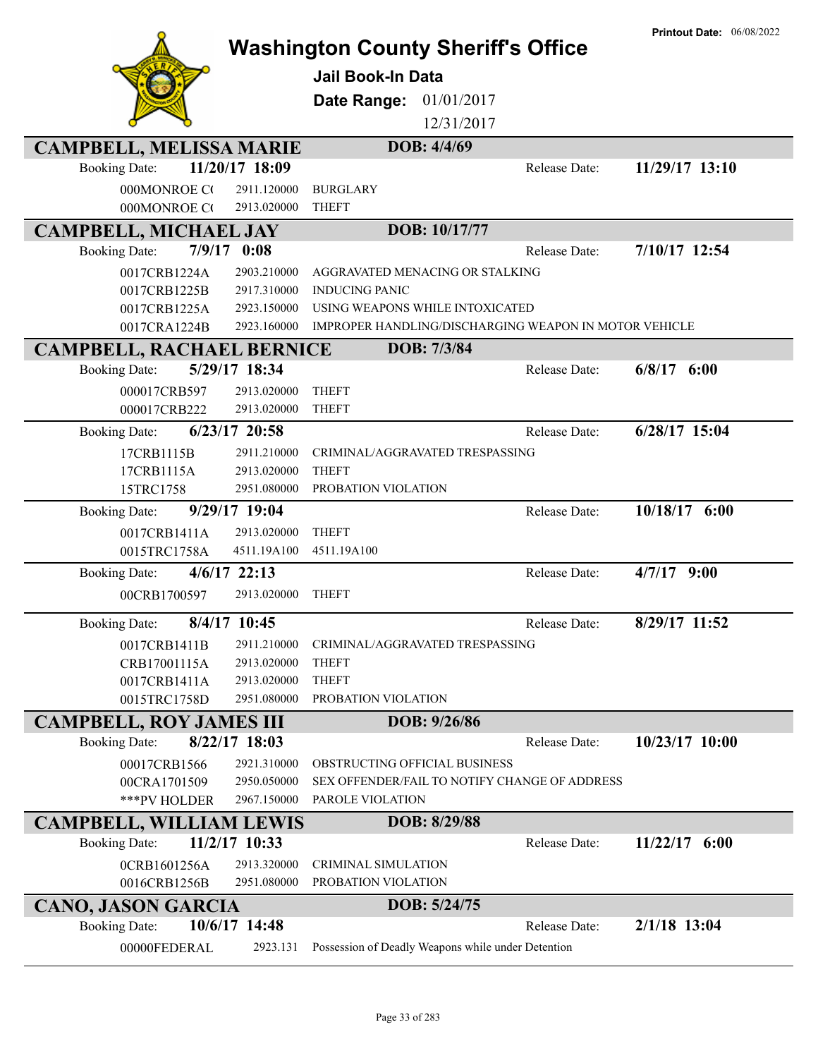# Washington County Sheriff's Office

**Printout Date:** 06/08/2022

## Jail Book-In Data

**Date Range:** 01/01/2017 12/31/2017

### CAMPBELL, MELISSA MARIE — DOB: 4/4/69

Booking Date: **11/20/17 18:09** Release Date: **11/29/17 13:10**

| Case | Statute | Charge |
|---|---|---|
| 000MONROE C( | 2911.120000 | BURGLARY |
| 000MONROE C( | 2913.020000 | THEFT |

### CAMPBELL, MICHAEL JAY — DOB: 10/17/77

Booking Date: **7/9/17 0:08** Release Date: **7/10/17 12:54**

| Case | Statute | Charge |
|---|---|---|
| 0017CRB1224A | 2903.210000 | AGGRAVATED MENACING OR STALKING |
| 0017CRB1225B | 2917.310000 | INDUCING PANIC |
| 0017CRB1225A | 2923.150000 | USING WEAPONS WHILE INTOXICATED |
| 0017CRA1224B | 2923.160000 | IMPROPER HANDLING/DISCHARGING WEAPON IN MOTOR VEHICLE |

### CAMPBELL, RACHAEL BERNICE — DOB: 7/3/84

Booking Date: **5/29/17 18:34** Release Date: **6/8/17 6:00**

| Case | Statute | Charge |
|---|---|---|
| 000017CRB597 | 2913.020000 | THEFT |
| 000017CRB222 | 2913.020000 | THEFT |

Booking Date: **6/23/17 20:58** Release Date: **6/28/17 15:04**

| Case | Statute | Charge |
|---|---|---|
| 17CRB1115B | 2911.210000 | CRIMINAL/AGGRAVATED TRESPASSING |
| 17CRB1115A | 2913.020000 | THEFT |
| 15TRC1758 | 2951.080000 | PROBATION VIOLATION |

Booking Date: **9/29/17 19:04** Release Date: **10/18/17 6:00**

| Case | Statute | Charge |
|---|---|---|
| 0017CRB1411A | 2913.020000 | THEFT |
| 0015TRC1758A | 4511.19A100 | 4511.19A100 |

Booking Date: **4/6/17 22:13** Release Date: **4/7/17 9:00**

| Case | Statute | Charge |
|---|---|---|
| 00CRB1700597 | 2913.020000 | THEFT |

Booking Date: **8/4/17 10:45** Release Date: **8/29/17 11:52**

| Case | Statute | Charge |
|---|---|---|
| 0017CRB1411B | 2911.210000 | CRIMINAL/AGGRAVATED TRESPASSING |
| CRB17001115A | 2913.020000 | THEFT |
| 0017CRB1411A | 2913.020000 | THEFT |
| 0015TRC1758D | 2951.080000 | PROBATION VIOLATION |

### CAMPBELL, ROY JAMES III — DOB: 9/26/86

Booking Date: **8/22/17 18:03** Release Date: **10/23/17 10:00**

| Case | Statute | Charge |
|---|---|---|
| 00017CRB1566 | 2921.310000 | OBSTRUCTING OFFICIAL BUSINESS |
| 00CRA1701509 | 2950.050000 | SEX OFFENDER/FAIL TO NOTIFY CHANGE OF ADDRESS |
| ***PV HOLDER | 2967.150000 | PAROLE VIOLATION |

### CAMPBELL, WILLIAM LEWIS — DOB: 8/29/88

Booking Date: **11/2/17 10:33** Release Date: **11/22/17 6:00**

| Case | Statute | Charge |
|---|---|---|
| 0CRB1601256A | 2913.320000 | CRIMINAL SIMULATION |
| 0016CRB1256B | 2951.080000 | PROBATION VIOLATION |

### CANO, JASON GARCIA — DOB: 5/24/75

Booking Date: **10/6/17 14:48** Release Date: **2/1/18 13:04**

| Case | Statute | Charge |
|---|---|---|
| 00000FEDERAL | 2923.131 | Possession of Deadly Weapons while under Detention |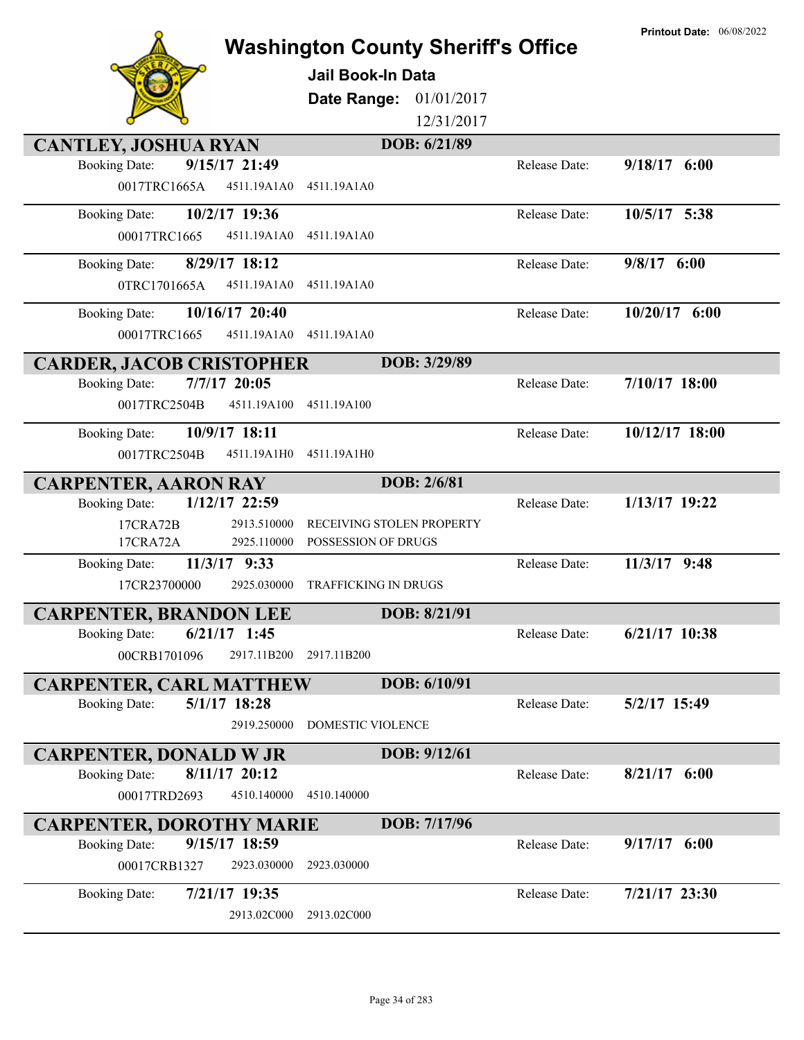# Washington County Sheriff's Office

**Printout Date:** 06/08/2022

## Jail Book-In Data

**Date Range:** 01/01/2017 12/31/2017

### CANTLEY, JOSHUA RYAN — DOB: 6/21/89

Booking Date: **9/15/17 21:49** — Release Date: **9/18/17 6:00**
0017TRC1665A 4511.19A1A0 4511.19A1A0

Booking Date: **10/2/17 19:36** — Release Date: **10/5/17 5:38**
00017TRC1665 4511.19A1A0 4511.19A1A0

Booking Date: **8/29/17 18:12** — Release Date: **9/8/17 6:00**
0TRC1701665A 4511.19A1A0 4511.19A1A0

Booking Date: **10/16/17 20:40** — Release Date: **10/20/17 6:00**
00017TRC1665 4511.19A1A0 4511.19A1A0

### CARDER, JACOB CRISTOPHER — DOB: 3/29/89

Booking Date: **7/7/17 20:05** — Release Date: **7/10/17 18:00**
0017TRC2504B 4511.19A100 4511.19A100

Booking Date: **10/9/17 18:11** — Release Date: **10/12/17 18:00**
0017TRC2504B 4511.19A1H0 4511.19A1H0

### CARPENTER, AARON RAY — DOB: 2/6/81

Booking Date: **1/12/17 22:59** — Release Date: **1/13/17 19:22**
17CRA72B 2913.510000 RECEIVING STOLEN PROPERTY
17CRA72A 2925.110000 POSSESSION OF DRUGS

Booking Date: **11/3/17 9:33** — Release Date: **11/3/17 9:48**
17CR23700000 2925.030000 TRAFFICKING IN DRUGS

### CARPENTER, BRANDON LEE — DOB: 8/21/91

Booking Date: **6/21/17 1:45** — Release Date: **6/21/17 10:38**
00CRB1701096 2917.11B200 2917.11B200

### CARPENTER, CARL MATTHEW — DOB: 6/10/91

Booking Date: **5/1/17 18:28** — Release Date: **5/2/17 15:49**
2919.250000 DOMESTIC VIOLENCE

### CARPENTER, DONALD W JR — DOB: 9/12/61

Booking Date: **8/11/17 20:12** — Release Date: **8/21/17 6:00**
00017TRD2693 4510.140000 4510.140000

### CARPENTER, DOROTHY MARIE — DOB: 7/17/96

Booking Date: **9/15/17 18:59** — Release Date: **9/17/17 6:00**
00017CRB1327 2923.030000 2923.030000

Booking Date: **7/21/17 19:35** — Release Date: **7/21/17 23:30**
2913.02C000 2913.02C000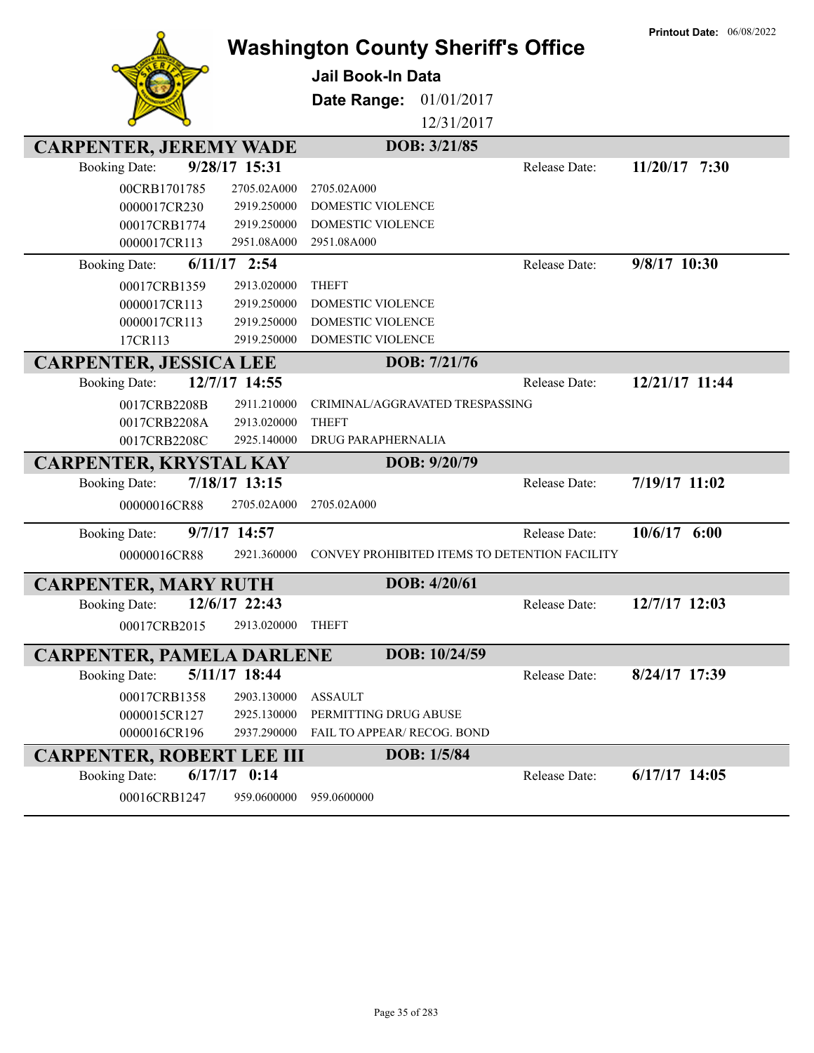Printout Date: 06/08/2022

# Washington County Sheriff's Office

## Jail Book-In Data

**Date Range:** 01/01/2017 12/31/2017

### CARPENTER, JEREMY WADE — DOB: 3/21/85

**Booking Date:** 9/28/17 15:31 — **Release Date:** 11/20/17 7:30

| Case | Code | Charge |
|---|---|---|
| 00CRB1701785 | 2705.02A000 | 2705.02A000 |
| 0000017CR230 | 2919.250000 | DOMESTIC VIOLENCE |
| 00017CRB1774 | 2919.250000 | DOMESTIC VIOLENCE |
| 0000017CR113 | 2951.08A000 | 2951.08A000 |

**Booking Date:** 6/11/17 2:54 — **Release Date:** 9/8/17 10:30

| Case | Code | Charge |
|---|---|---|
| 00017CRB1359 | 2913.020000 | THEFT |
| 0000017CR113 | 2919.250000 | DOMESTIC VIOLENCE |
| 0000017CR113 | 2919.250000 | DOMESTIC VIOLENCE |
| 17CR113 | 2919.250000 | DOMESTIC VIOLENCE |

### CARPENTER, JESSICA LEE — DOB: 7/21/76

**Booking Date:** 12/7/17 14:55 — **Release Date:** 12/21/17 11:44

| Case | Code | Charge |
|---|---|---|
| 0017CRB2208B | 2911.210000 | CRIMINAL/AGGRAVATED TRESPASSING |
| 0017CRB2208A | 2913.020000 | THEFT |
| 0017CRB2208C | 2925.140000 | DRUG PARAPHERNALIA |

### CARPENTER, KRYSTAL KAY — DOB: 9/20/79

**Booking Date:** 7/18/17 13:15 — **Release Date:** 7/19/17 11:02

| Case | Code | Charge |
|---|---|---|
| 00000016CR88 | 2705.02A000 | 2705.02A000 |

**Booking Date:** 9/7/17 14:57 — **Release Date:** 10/6/17 6:00

| Case | Code | Charge |
|---|---|---|
| 00000016CR88 | 2921.360000 | CONVEY PROHIBITED ITEMS TO DETENTION FACILITY |

### CARPENTER, MARY RUTH — DOB: 4/20/61

**Booking Date:** 12/6/17 22:43 — **Release Date:** 12/7/17 12:03

| Case | Code | Charge |
|---|---|---|
| 00017CRB2015 | 2913.020000 | THEFT |

### CARPENTER, PAMELA DARLENE — DOB: 10/24/59

**Booking Date:** 5/11/17 18:44 — **Release Date:** 8/24/17 17:39

| Case | Code | Charge |
|---|---|---|
| 00017CRB1358 | 2903.130000 | ASSAULT |
| 0000015CR127 | 2925.130000 | PERMITTING DRUG ABUSE |
| 0000016CR196 | 2937.290000 | FAIL TO APPEAR/ RECOG. BOND |

### CARPENTER, ROBERT LEE III — DOB: 1/5/84

**Booking Date:** 6/17/17 0:14 — **Release Date:** 6/17/17 14:05

| Case | Code | Charge |
|---|---|---|
| 00016CRB1247 | 959.0600000 | 959.0600000 |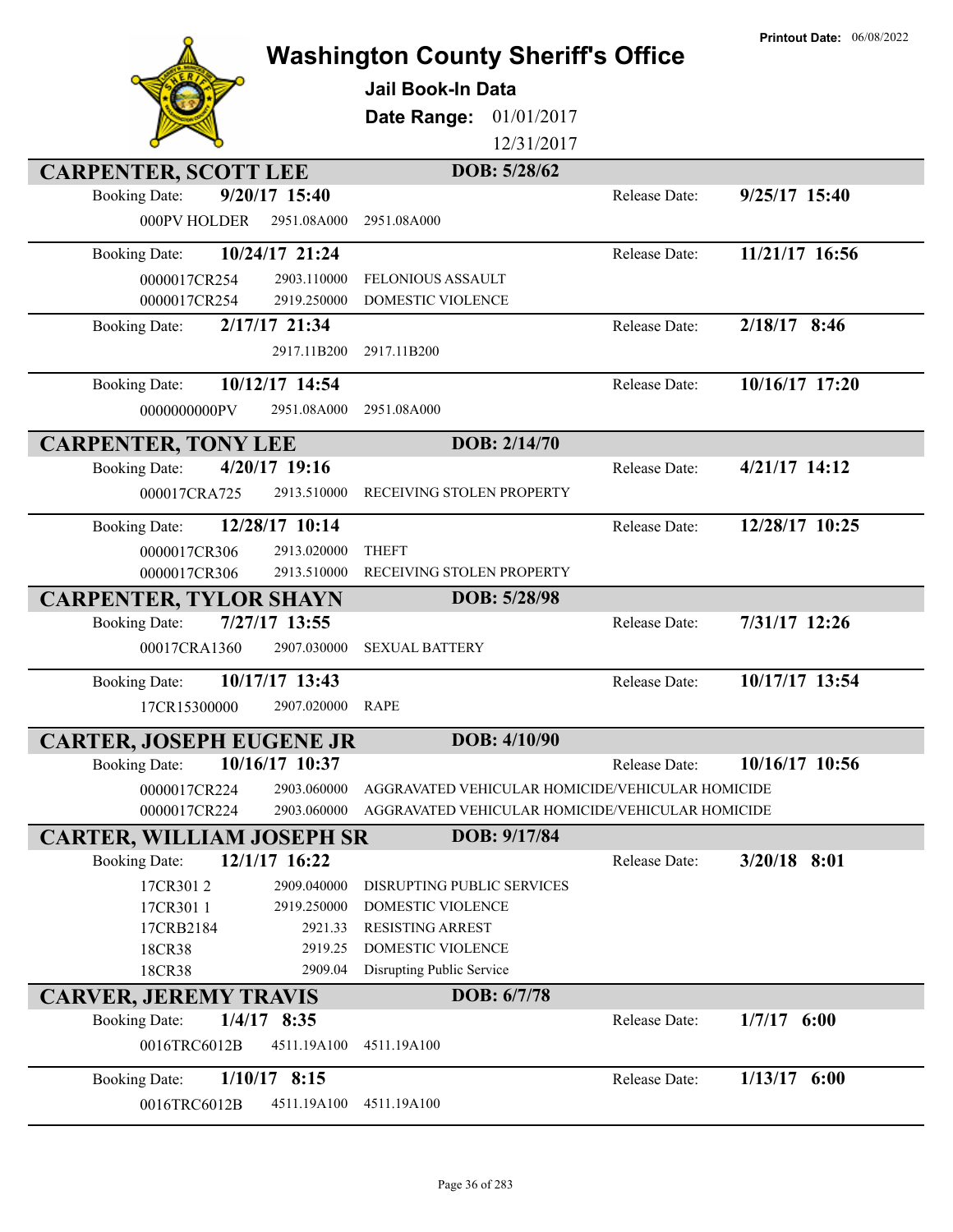# Washington County Sheriff's Office

**Printout Date:** 06/08/2022

**Jail Book-In Data**

**Date Range:** 01/01/2017 12/31/2017

## CARPENTER, SCOTT LEE — DOB: 5/28/62

| Booking Date: | 9/20/17 15:40 | | Release Date: | 9/25/17 15:40 |
|---|---|---|---|---|
| 000PV HOLDER | 2951.08A000 | 2951.08A000 | | |

| Booking Date: | 10/24/17 21:24 | | Release Date: | 11/21/17 16:56 |
|---|---|---|---|---|
| 0000017CR254 | 2903.110000 | FELONIOUS ASSAULT | | |
| 0000017CR254 | 2919.250000 | DOMESTIC VIOLENCE | | |

| Booking Date: | 2/17/17 21:34 | | Release Date: | 2/18/17 8:46 |
|---|---|---|---|---|
| | 2917.11B200 | 2917.11B200 | | |

| Booking Date: | 10/12/17 14:54 | | Release Date: | 10/16/17 17:20 |
|---|---|---|---|---|
| 0000000000PV | 2951.08A000 | 2951.08A000 | | |

## CARPENTER, TONY LEE — DOB: 2/14/70

| Booking Date: | 4/20/17 19:16 | | Release Date: | 4/21/17 14:12 |
|---|---|---|---|---|
| 000017CRA725 | 2913.510000 | RECEIVING STOLEN PROPERTY | | |

| Booking Date: | 12/28/17 10:14 | | Release Date: | 12/28/17 10:25 |
|---|---|---|---|---|
| 0000017CR306 | 2913.020000 | THEFT | | |
| 0000017CR306 | 2913.510000 | RECEIVING STOLEN PROPERTY | | |

## CARPENTER, TYLOR SHAYN — DOB: 5/28/98

| Booking Date: | 7/27/17 13:55 | | Release Date: | 7/31/17 12:26 |
|---|---|---|---|---|
| 00017CRA1360 | 2907.030000 | SEXUAL BATTERY | | |

| Booking Date: | 10/17/17 13:43 | | Release Date: | 10/17/17 13:54 |
|---|---|---|---|---|
| 17CR15300000 | 2907.020000 | RAPE | | |

## CARTER, JOSEPH EUGENE JR — DOB: 4/10/90

| Booking Date: | 10/16/17 10:37 | | Release Date: | 10/16/17 10:56 |
|---|---|---|---|---|
| 0000017CR224 | 2903.060000 | AGGRAVATED VEHICULAR HOMICIDE/VEHICULAR HOMICIDE | | |
| 0000017CR224 | 2903.060000 | AGGRAVATED VEHICULAR HOMICIDE/VEHICULAR HOMICIDE | | |

## CARTER, WILLIAM JOSEPH SR — DOB: 9/17/84

| Booking Date: | 12/1/17 16:22 | | Release Date: | 3/20/18 8:01 |
|---|---|---|---|---|
| 17CR301 2 | 2909.040000 | DISRUPTING PUBLIC SERVICES | | |
| 17CR301 1 | 2919.250000 | DOMESTIC VIOLENCE | | |
| 17CRB2184 | 2921.33 | RESISTING ARREST | | |
| 18CR38 | 2919.25 | DOMESTIC VIOLENCE | | |
| 18CR38 | 2909.04 | Disrupting Public Service | | |

## CARVER, JEREMY TRAVIS — DOB: 6/7/78

| Booking Date: | 1/4/17 8:35 | | Release Date: | 1/7/17 6:00 |
|---|---|---|---|---|
| 0016TRC6012B | 4511.19A100 | 4511.19A100 | | |

| Booking Date: | 1/10/17 8:15 | | Release Date: | 1/13/17 6:00 |
|---|---|---|---|---|
| 0016TRC6012B | 4511.19A100 | 4511.19A100 | | |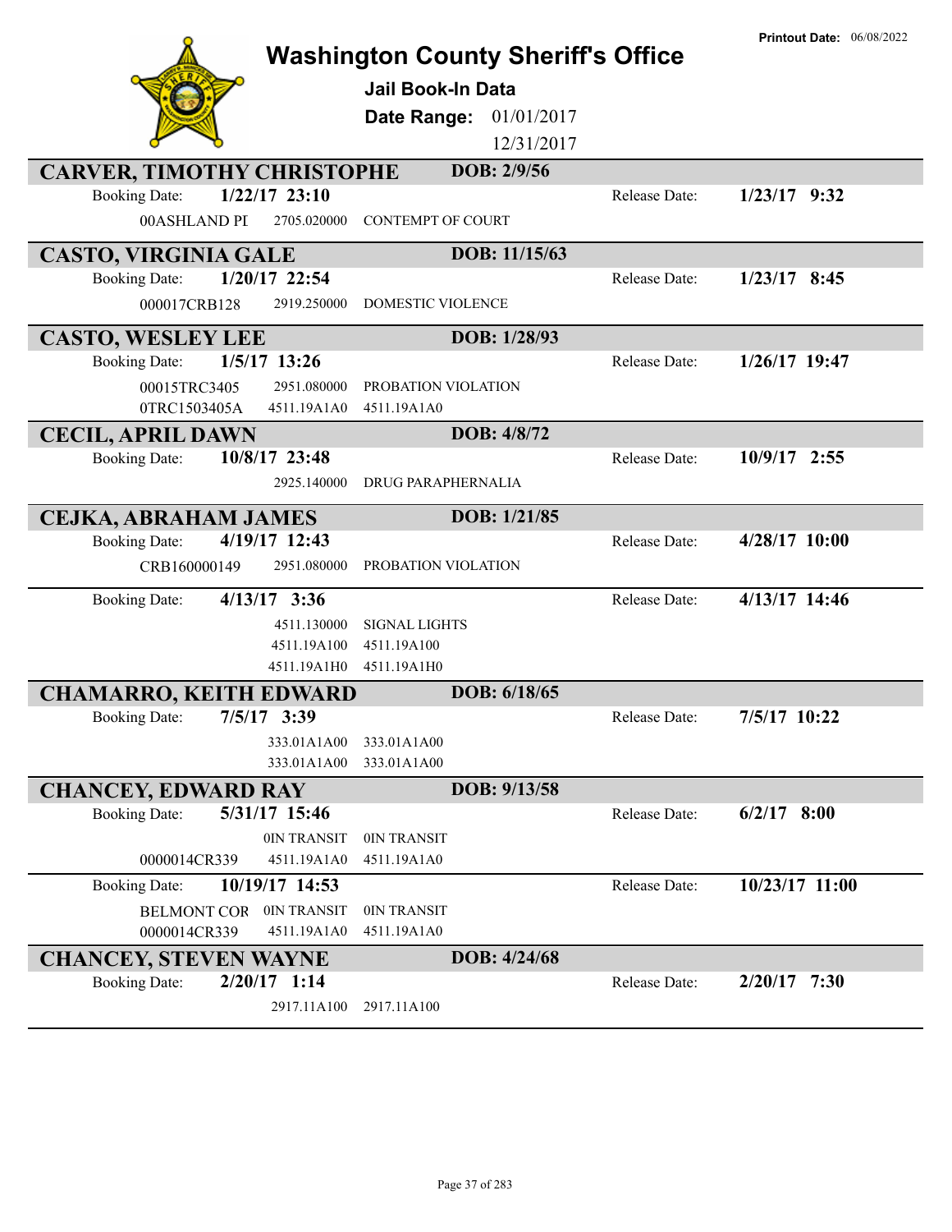# Washington County Sheriff's Office

**Jail Book-In Data**

**Date Range:** 01/01/2017 – 12/31/2017

**Printout Date:** 06/08/2022

## CARVER, TIMOTHY CHRISTOPHE — DOB: 2/9/56

Booking Date: **1/22/17 23:10** — Release Date: **1/23/17 9:32**

| Case | Statute | Charge |
|---|---|---|
| 00ASHLAND PI | 2705.020000 | CONTEMPT OF COURT |

## CASTO, VIRGINIA GALE — DOB: 11/15/63

Booking Date: **1/20/17 22:54** — Release Date: **1/23/17 8:45**

| Case | Statute | Charge |
|---|---|---|
| 000017CRB128 | 2919.250000 | DOMESTIC VIOLENCE |

## CASTO, WESLEY LEE — DOB: 1/28/93

Booking Date: **1/5/17 13:26** — Release Date: **1/26/17 19:47**

| Case | Statute | Charge |
|---|---|---|
| 00015TRC3405 | 2951.080000 | PROBATION VIOLATION |
| 0TRC1503405A | 4511.19A1A0 | 4511.19A1A0 |

## CECIL, APRIL DAWN — DOB: 4/8/72

Booking Date: **10/8/17 23:48** — Release Date: **10/9/17 2:55**

| Case | Statute | Charge |
|---|---|---|
| | 2925.140000 | DRUG PARAPHERNALIA |

## CEJKA, ABRAHAM JAMES — DOB: 1/21/85

Booking Date: **4/19/17 12:43** — Release Date: **4/28/17 10:00**

| Case | Statute | Charge |
|---|---|---|
| CRB160000149 | 2951.080000 | PROBATION VIOLATION |

Booking Date: **4/13/17 3:36** — Release Date: **4/13/17 14:46**

| Case | Statute | Charge |
|---|---|---|
| | 4511.130000 | SIGNAL LIGHTS |
| | 4511.19A100 | 4511.19A100 |
| | 4511.19A1H0 | 4511.19A1H0 |

## CHAMARRO, KEITH EDWARD — DOB: 6/18/65

Booking Date: **7/5/17 3:39** — Release Date: **7/5/17 10:22**

| Case | Statute | Charge |
|---|---|---|
| | 333.01A1A00 | 333.01A1A00 |
| | 333.01A1A00 | 333.01A1A00 |

## CHANCEY, EDWARD RAY — DOB: 9/13/58

Booking Date: **5/31/17 15:46** — Release Date: **6/2/17 8:00**

| Case | Statute | Charge |
|---|---|---|
| | 0IN TRANSIT | 0IN TRANSIT |
| 0000014CR339 | 4511.19A1A0 | 4511.19A1A0 |

Booking Date: **10/19/17 14:53** — Release Date: **10/23/17 11:00**

| Case | Statute | Charge |
|---|---|---|
| BELMONT COR | 0IN TRANSIT | 0IN TRANSIT |
| 0000014CR339 | 4511.19A1A0 | 4511.19A1A0 |

## CHANCEY, STEVEN WAYNE — DOB: 4/24/68

Booking Date: **2/20/17 1:14** — Release Date: **2/20/17 7:30**

| Case | Statute | Charge |
|---|---|---|
| | 2917.11A100 | 2917.11A100 |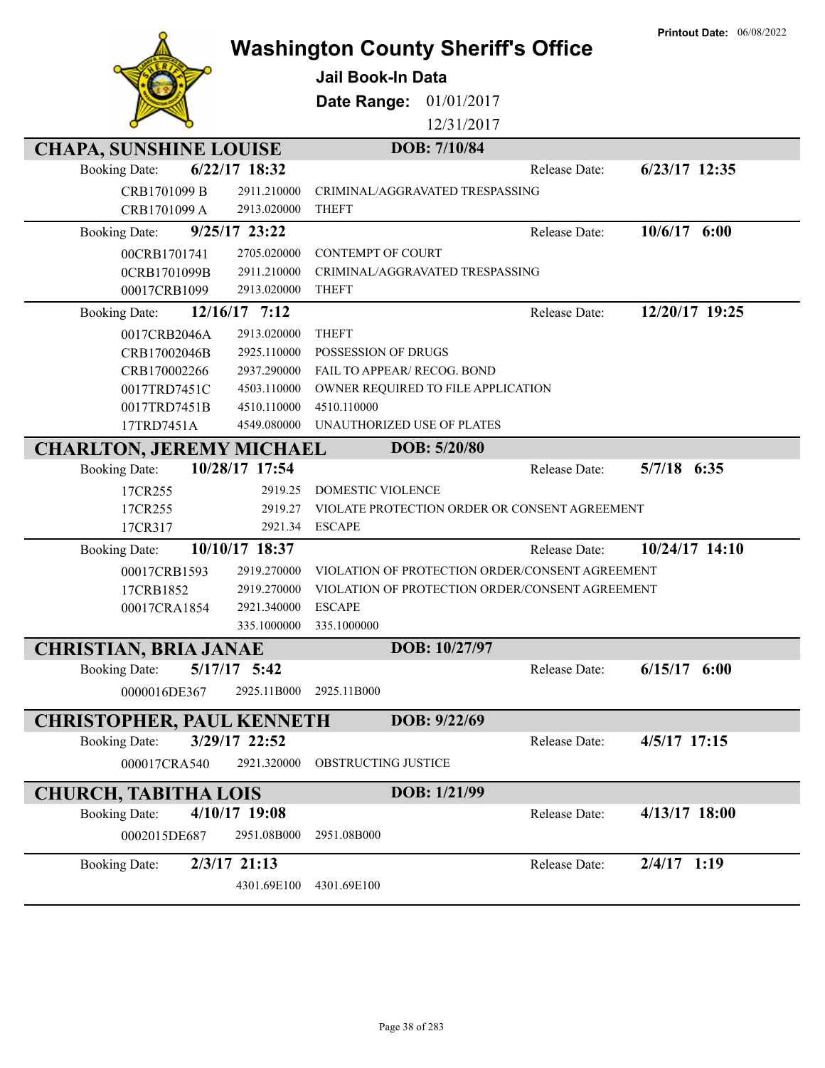# Washington County Sheriff's Office

**Printout Date:** 06/08/2022

**Jail Book-In Data**

**Date Range:** 01/01/2017 – 12/31/2017

## CHAPA, SUNSHINE LOUISE — DOB: 7/10/84

**Booking Date:** 6/22/17 18:32 — **Release Date:** 6/23/17 12:35

| Case | Statute | Charge |
|---|---|---|
| CRB1701099 B | 2911.210000 | CRIMINAL/AGGRAVATED TRESPASSING |
| CRB1701099 A | 2913.020000 | THEFT |

**Booking Date:** 9/25/17 23:22 — **Release Date:** 10/6/17 6:00

| Case | Statute | Charge |
|---|---|---|
| 00CRB1701741 | 2705.020000 | CONTEMPT OF COURT |
| 0CRB1701099B | 2911.210000 | CRIMINAL/AGGRAVATED TRESPASSING |
| 00017CRB1099 | 2913.020000 | THEFT |

**Booking Date:** 12/16/17 7:12 — **Release Date:** 12/20/17 19:25

| Case | Statute | Charge |
|---|---|---|
| 0017CRB2046A | 2913.020000 | THEFT |
| CRB17002046B | 2925.110000 | POSSESSION OF DRUGS |
| CRB170002266 | 2937.290000 | FAIL TO APPEAR/ RECOG. BOND |
| 0017TRD7451C | 4503.110000 | OWNER REQUIRED TO FILE APPLICATION |
| 0017TRD7451B | 4510.110000 | 4510.110000 |
| 17TRD7451A | 4549.080000 | UNAUTHORIZED USE OF PLATES |

## CHARLTON, JEREMY MICHAEL — DOB: 5/20/80

**Booking Date:** 10/28/17 17:54 — **Release Date:** 5/7/18 6:35

| Case | Statute | Charge |
|---|---|---|
| 17CR255 | 2919.25 | DOMESTIC VIOLENCE |
| 17CR255 | 2919.27 | VIOLATE PROTECTION ORDER OR CONSENT AGREEMENT |
| 17CR317 | 2921.34 | ESCAPE |

**Booking Date:** 10/10/17 18:37 — **Release Date:** 10/24/17 14:10

| Case | Statute | Charge |
|---|---|---|
| 00017CRB1593 | 2919.270000 | VIOLATION OF PROTECTION ORDER/CONSENT AGREEMENT |
| 17CRB1852 | 2919.270000 | VIOLATION OF PROTECTION ORDER/CONSENT AGREEMENT |
| 00017CRA1854 | 2921.340000 | ESCAPE |
| | 335.1000000 | 335.1000000 |

## CHRISTIAN, BRIA JANAE — DOB: 10/27/97

**Booking Date:** 5/17/17 5:42 — **Release Date:** 6/15/17 6:00

| Case | Statute | Charge |
|---|---|---|
| 0000016DE367 | 2925.11B000 | 2925.11B000 |

## CHRISTOPHER, PAUL KENNETH — DOB: 9/22/69

**Booking Date:** 3/29/17 22:52 — **Release Date:** 4/5/17 17:15

| Case | Statute | Charge |
|---|---|---|
| 000017CRA540 | 2921.320000 | OBSTRUCTING JUSTICE |

## CHURCH, TABITHA LOIS — DOB: 1/21/99

**Booking Date:** 4/10/17 19:08 — **Release Date:** 4/13/17 18:00

| Case | Statute | Charge |
|---|---|---|
| 0002015DE687 | 2951.08B000 | 2951.08B000 |

**Booking Date:** 2/3/17 21:13 — **Release Date:** 2/4/17 1:19

| Case | Statute | Charge |
|---|---|---|
| | 4301.69E100 | 4301.69E100 |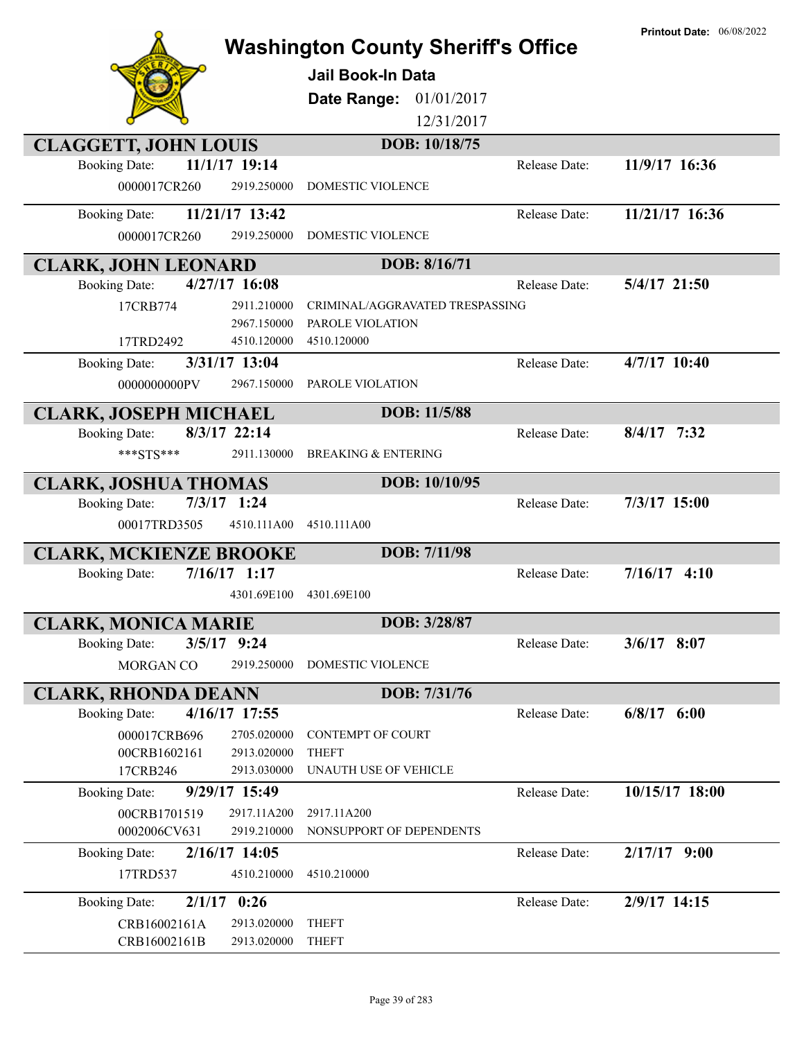Printout Date: 06/08/2022

# Washington County Sheriff's Office

**Jail Book-In Data**

**Date Range:** 01/01/2017 - 12/31/2017

## CLAGGETT, JOHN LOUIS — DOB: 10/18/75

**Booking Date:** 11/1/17 19:14 — **Release Date:** 11/9/17 16:36

| Case | Statute | Charge |
|---|---|---|
| 0000017CR260 | 2919.250000 | DOMESTIC VIOLENCE |

**Booking Date:** 11/21/17 13:42 — **Release Date:** 11/21/17 16:36

| Case | Statute | Charge |
|---|---|---|
| 0000017CR260 | 2919.250000 | DOMESTIC VIOLENCE |

## CLARK, JOHN LEONARD — DOB: 8/16/71

**Booking Date:** 4/27/17 16:08 — **Release Date:** 5/4/17 21:50

| Case | Statute | Charge |
|---|---|---|
| 17CRB774 | 2911.210000 | CRIMINAL/AGGRAVATED TRESPASSING |
| | 2967.150000 | PAROLE VIOLATION |
| 17TRD2492 | 4510.120000 | 4510.120000 |

**Booking Date:** 3/31/17 13:04 — **Release Date:** 4/7/17 10:40

| Case | Statute | Charge |
|---|---|---|
| 0000000000PV | 2967.150000 | PAROLE VIOLATION |

## CLARK, JOSEPH MICHAEL — DOB: 11/5/88

**Booking Date:** 8/3/17 22:14 — **Release Date:** 8/4/17 7:32

| Case | Statute | Charge |
|---|---|---|
| ***STS*** | 2911.130000 | BREAKING & ENTERING |

## CLARK, JOSHUA THOMAS — DOB: 10/10/95

**Booking Date:** 7/3/17 1:24 — **Release Date:** 7/3/17 15:00

| Case | Statute | Charge |
|---|---|---|
| 00017TRD3505 | 4510.111A00 | 4510.111A00 |

## CLARK, MCKIENZE BROOKE — DOB: 7/11/98

**Booking Date:** 7/16/17 1:17 — **Release Date:** 7/16/17 4:10

| Case | Statute | Charge |
|---|---|---|
| | 4301.69E100 | 4301.69E100 |

## CLARK, MONICA MARIE — DOB: 3/28/87

**Booking Date:** 3/5/17 9:24 — **Release Date:** 3/6/17 8:07

| Case | Statute | Charge |
|---|---|---|
| MORGAN CO | 2919.250000 | DOMESTIC VIOLENCE |

## CLARK, RHONDA DEANN — DOB: 7/31/76

**Booking Date:** 4/16/17 17:55 — **Release Date:** 6/8/17 6:00

| Case | Statute | Charge |
|---|---|---|
| 000017CRB696 | 2705.020000 | CONTEMPT OF COURT |
| 00CRB1602161 | 2913.020000 | THEFT |
| 17CRB246 | 2913.030000 | UNAUTH USE OF VEHICLE |

**Booking Date:** 9/29/17 15:49 — **Release Date:** 10/15/17 18:00

| Case | Statute | Charge |
|---|---|---|
| 00CRB1701519 | 2917.11A200 | 2917.11A200 |
| 0002006CV631 | 2919.210000 | NONSUPPORT OF DEPENDENTS |

**Booking Date:** 2/16/17 14:05 — **Release Date:** 2/17/17 9:00

| Case | Statute | Charge |
|---|---|---|
| 17TRD537 | 4510.210000 | 4510.210000 |

**Booking Date:** 2/1/17 0:26 — **Release Date:** 2/9/17 14:15

| Case | Statute | Charge |
|---|---|---|
| CRB16002161A | 2913.020000 | THEFT |
| CRB16002161B | 2913.020000 | THEFT |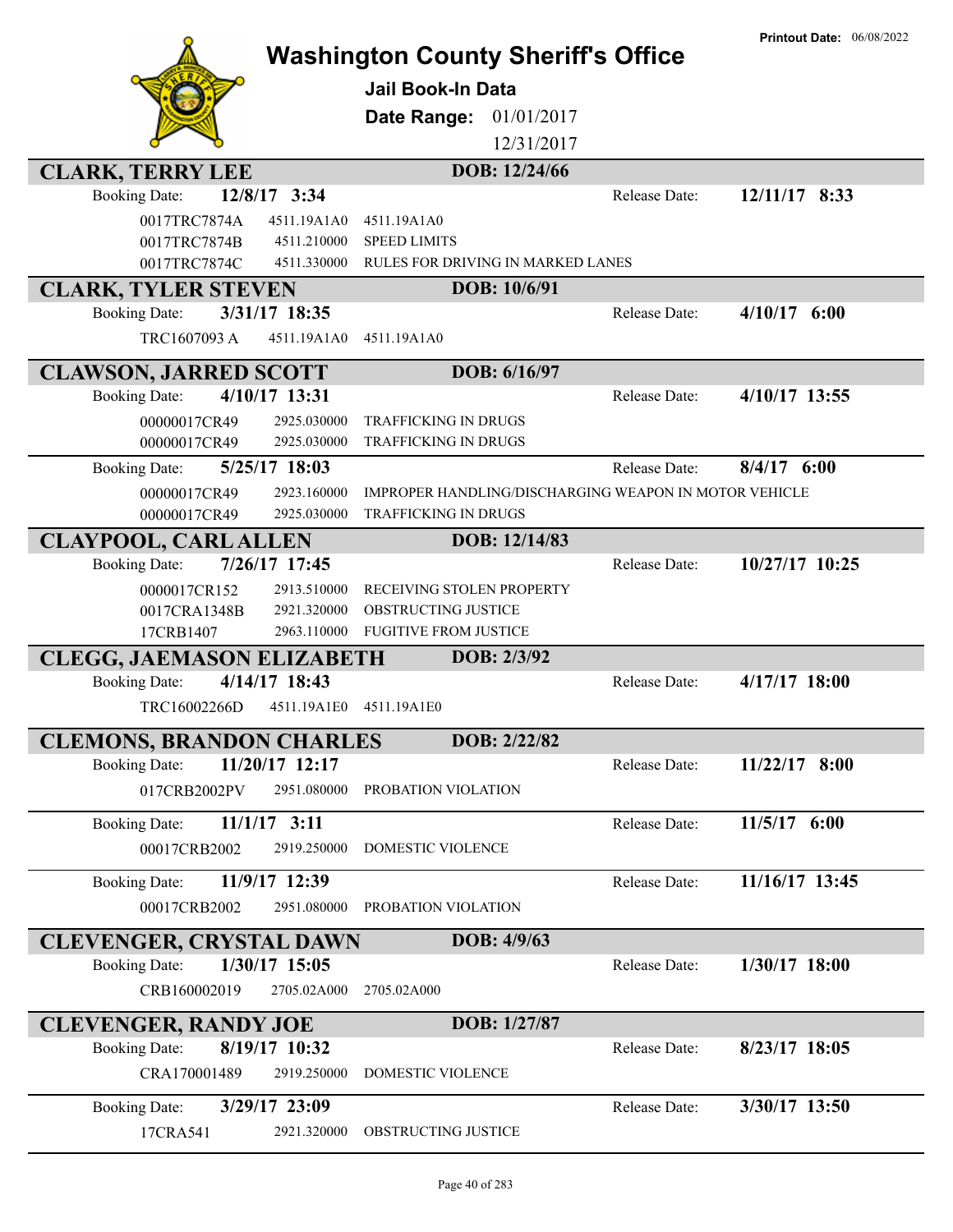# Washington County Sheriff's Office

**Jail Book-In Data**

**Date Range:** 01/01/2017 – 12/31/2017

**Printout Date:** 06/08/2022

## CLARK, TERRY LEE — DOB: 12/24/66

**Booking Date:** 12/8/17 3:34 — **Release Date:** 12/11/17 8:33

| Case | Statute | Description |
|---|---|---|
| 0017TRC7874A | 4511.19A1A0 | 4511.19A1A0 |
| 0017TRC7874B | 4511.210000 | SPEED LIMITS |
| 0017TRC7874C | 4511.330000 | RULES FOR DRIVING IN MARKED LANES |

## CLARK, TYLER STEVEN — DOB: 10/6/91

**Booking Date:** 3/31/17 18:35 — **Release Date:** 4/10/17 6:00

| Case | Statute | Description |
|---|---|---|
| TRC1607093 A | 4511.19A1A0 | 4511.19A1A0 |

## CLAWSON, JARRED SCOTT — DOB: 6/16/97

**Booking Date:** 4/10/17 13:31 — **Release Date:** 4/10/17 13:55

| Case | Statute | Description |
|---|---|---|
| 00000017CR49 | 2925.030000 | TRAFFICKING IN DRUGS |
| 00000017CR49 | 2925.030000 | TRAFFICKING IN DRUGS |

**Booking Date:** 5/25/17 18:03 — **Release Date:** 8/4/17 6:00

| Case | Statute | Description |
|---|---|---|
| 00000017CR49 | 2923.160000 | IMPROPER HANDLING/DISCHARGING WEAPON IN MOTOR VEHICLE |
| 00000017CR49 | 2925.030000 | TRAFFICKING IN DRUGS |

## CLAYPOOL, CARL ALLEN — DOB: 12/14/83

**Booking Date:** 7/26/17 17:45 — **Release Date:** 10/27/17 10:25

| Case | Statute | Description |
|---|---|---|
| 0000017CR152 | 2913.510000 | RECEIVING STOLEN PROPERTY |
| 0017CRA1348B | 2921.320000 | OBSTRUCTING JUSTICE |
| 17CRB1407 | 2963.110000 | FUGITIVE FROM JUSTICE |

## CLEGG, JAEMASON ELIZABETH — DOB: 2/3/92

**Booking Date:** 4/14/17 18:43 — **Release Date:** 4/17/17 18:00

| Case | Statute | Description |
|---|---|---|
| TRC16002266D | 4511.19A1E0 | 4511.19A1E0 |

## CLEMONS, BRANDON CHARLES — DOB: 2/22/82

**Booking Date:** 11/20/17 12:17 — **Release Date:** 11/22/17 8:00

| Case | Statute | Description |
|---|---|---|
| 017CRB2002PV | 2951.080000 | PROBATION VIOLATION |

**Booking Date:** 11/1/17 3:11 — **Release Date:** 11/5/17 6:00

| Case | Statute | Description |
|---|---|---|
| 00017CRB2002 | 2919.250000 | DOMESTIC VIOLENCE |

**Booking Date:** 11/9/17 12:39 — **Release Date:** 11/16/17 13:45

| Case | Statute | Description |
|---|---|---|
| 00017CRB2002 | 2951.080000 | PROBATION VIOLATION |

## CLEVENGER, CRYSTAL DAWN — DOB: 4/9/63

**Booking Date:** 1/30/17 15:05 — **Release Date:** 1/30/17 18:00

| Case | Statute | Description |
|---|---|---|
| CRB160002019 | 2705.02A000 | 2705.02A000 |

## CLEVENGER, RANDY JOE — DOB: 1/27/87

**Booking Date:** 8/19/17 10:32 — **Release Date:** 8/23/17 18:05

| Case | Statute | Description |
|---|---|---|
| CRA170001489 | 2919.250000 | DOMESTIC VIOLENCE |

**Booking Date:** 3/29/17 23:09 — **Release Date:** 3/30/17 13:50

| Case | Statute | Description |
|---|---|---|
| 17CRA541 | 2921.320000 | OBSTRUCTING JUSTICE |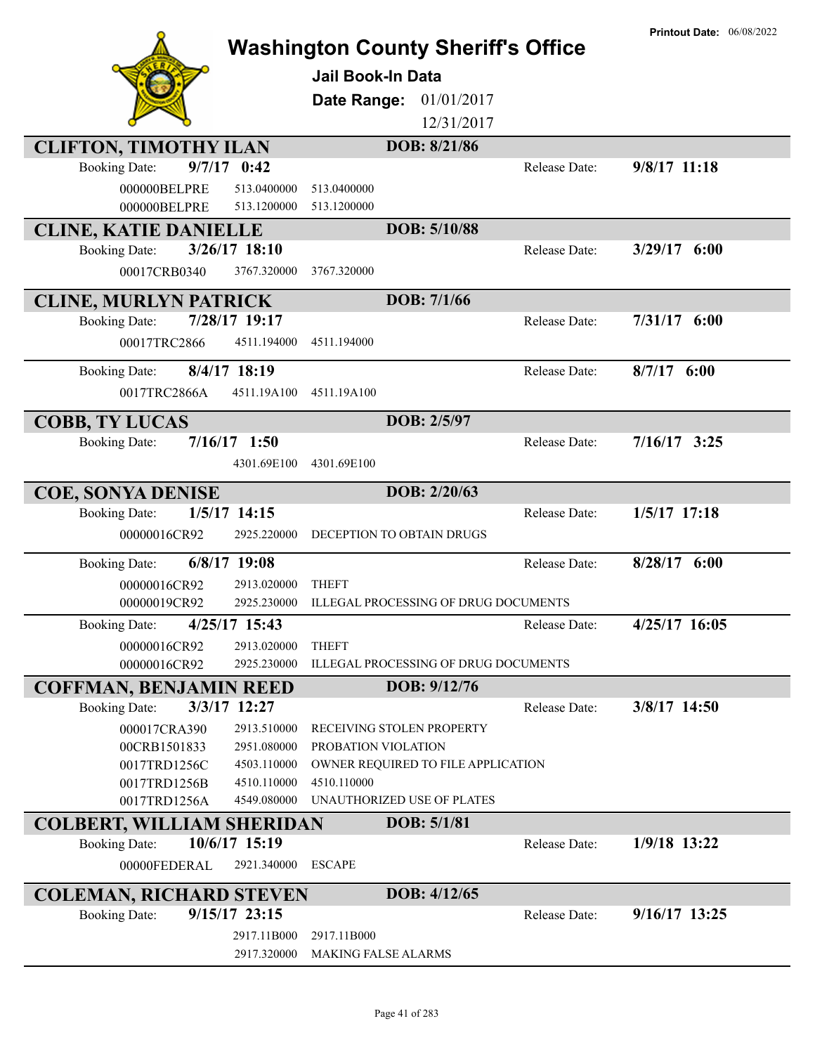# Washington County Sheriff's Office

**Printout Date:** 06/08/2022

## Jail Book-In Data

**Date Range:** 01/01/2017 – 12/31/2017

---

### CLIFTON, TIMOTHY ILAN — DOB: 8/21/86

**Booking Date:** 9/7/17 0:42 | **Release Date:** 9/8/17 11:18

| Case | Code | Description |
|---|---|---|
| 000000BELPRE | 513.0400000 | 513.0400000 |
| 000000BELPRE | 513.1200000 | 513.1200000 |

---

### CLINE, KATIE DANIELLE — DOB: 5/10/88

**Booking Date:** 3/26/17 18:10 | **Release Date:** 3/29/17 6:00

| Case | Code | Description |
|---|---|---|
| 00017CRB0340 | 3767.320000 | 3767.320000 |

---

### CLINE, MURLYN PATRICK — DOB: 7/1/66

**Booking Date:** 7/28/17 19:17 | **Release Date:** 7/31/17 6:00

| Case | Code | Description |
|---|---|---|
| 00017TRC2866 | 4511.194000 | 4511.194000 |

**Booking Date:** 8/4/17 18:19 | **Release Date:** 8/7/17 6:00

| Case | Code | Description |
|---|---|---|
| 0017TRC2866A | 4511.19A100 | 4511.19A100 |

---

### COBB, TY LUCAS — DOB: 2/5/97

**Booking Date:** 7/16/17 1:50 | **Release Date:** 7/16/17 3:25

| Case | Code | Description |
|---|---|---|
| | 4301.69E100 | 4301.69E100 |

---

### COE, SONYA DENISE — DOB: 2/20/63

**Booking Date:** 1/5/17 14:15 | **Release Date:** 1/5/17 17:18

| Case | Code | Description |
|---|---|---|
| 00000016CR92 | 2925.220000 | DECEPTION TO OBTAIN DRUGS |

**Booking Date:** 6/8/17 19:08 | **Release Date:** 8/28/17 6:00

| Case | Code | Description |
|---|---|---|
| 00000016CR92 | 2913.020000 | THEFT |
| 00000019CR92 | 2925.230000 | ILLEGAL PROCESSING OF DRUG DOCUMENTS |

**Booking Date:** 4/25/17 15:43 | **Release Date:** 4/25/17 16:05

| Case | Code | Description |
|---|---|---|
| 00000016CR92 | 2913.020000 | THEFT |
| 00000016CR92 | 2925.230000 | ILLEGAL PROCESSING OF DRUG DOCUMENTS |

---

### COFFMAN, BENJAMIN REED — DOB: 9/12/76

**Booking Date:** 3/3/17 12:27 | **Release Date:** 3/8/17 14:50

| Case | Code | Description |
|---|---|---|
| 000017CRA390 | 2913.510000 | RECEIVING STOLEN PROPERTY |
| 00CRB1501833 | 2951.080000 | PROBATION VIOLATION |
| 0017TRD1256C | 4503.110000 | OWNER REQUIRED TO FILE APPLICATION |
| 0017TRD1256B | 4510.110000 | 4510.110000 |
| 0017TRD1256A | 4549.080000 | UNAUTHORIZED USE OF PLATES |

---

### COLBERT, WILLIAM SHERIDAN — DOB: 5/1/81

**Booking Date:** 10/6/17 15:19 | **Release Date:** 1/9/18 13:22

| Case | Code | Description |
|---|---|---|
| 00000FEDERAL | 2921.340000 | ESCAPE |

---

### COLEMAN, RICHARD STEVEN — DOB: 4/12/65

**Booking Date:** 9/15/17 23:15 | **Release Date:** 9/16/17 13:25

| Case | Code | Description |
|---|---|---|
| | 2917.11B000 | 2917.11B000 |
| | 2917.320000 | MAKING FALSE ALARMS |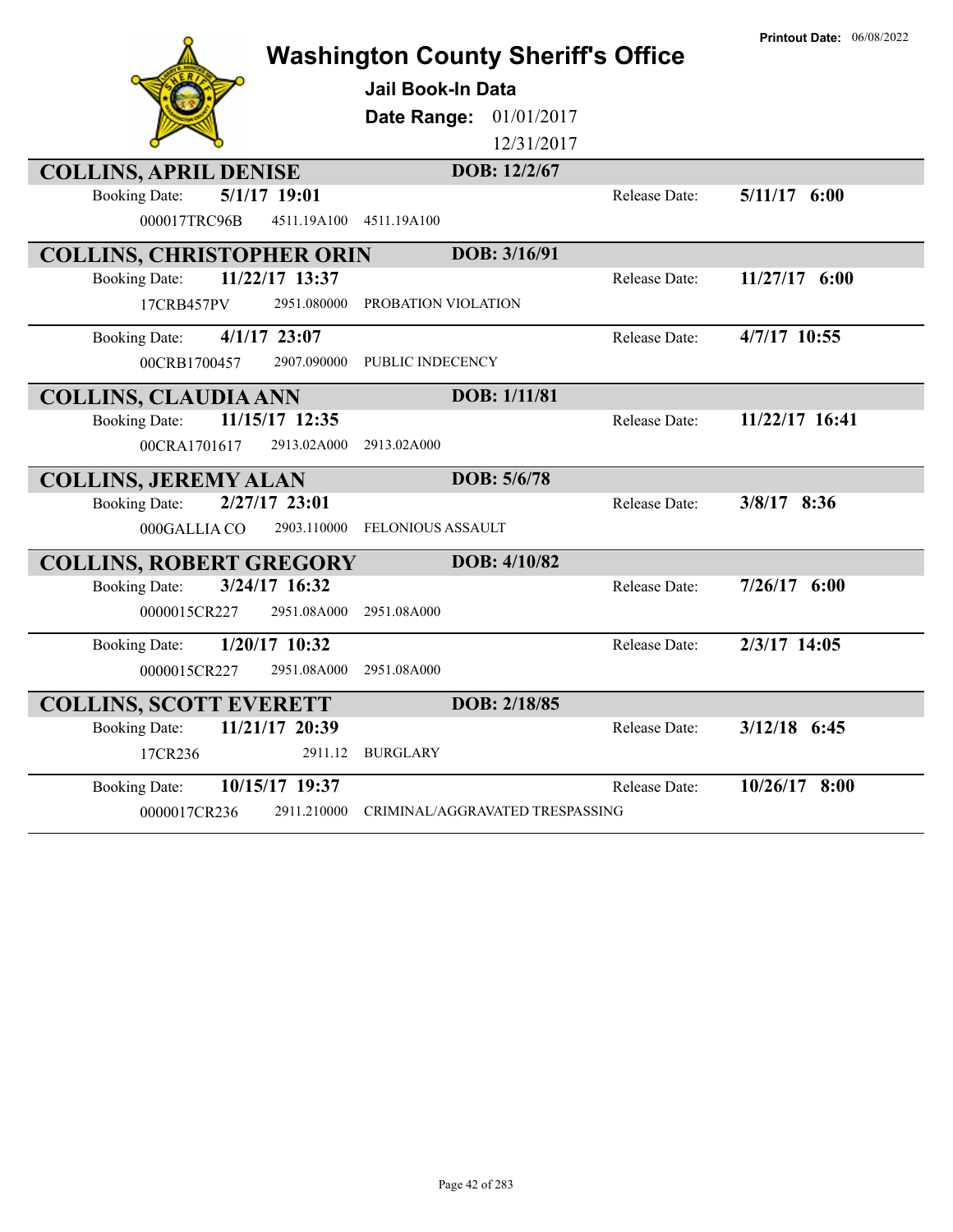# Washington County Sheriff's Office

**Printout Date:** 06/08/2022

## Jail Book-In Data

**Date Range:** 01/01/2017 – 12/31/2017

---

### COLLINS, APRIL DENISE — DOB: 12/2/67

| Booking Date: | 5/1/17 19:01 | | Release Date: | 5/11/17 6:00 |
|---|---|---|---|---|
| 000017TRC96B | 4511.19A100 | 4511.19A100 | | |

### COLLINS, CHRISTOPHER ORIN — DOB: 3/16/91

| Booking Date: | 11/22/17 13:37 | | Release Date: | 11/27/17 6:00 |
|---|---|---|---|---|
| 17CRB457PV | 2951.080000 | PROBATION VIOLATION | | |
| **Booking Date:** | **4/1/17 23:07** | | **Release Date:** | **4/7/17 10:55** |
| 00CRB1700457 | 2907.090000 | PUBLIC INDECENCY | | |

### COLLINS, CLAUDIA ANN — DOB: 1/11/81

| Booking Date: | 11/15/17 12:35 | | Release Date: | 11/22/17 16:41 |
|---|---|---|---|---|
| 00CRA1701617 | 2913.02A000 | 2913.02A000 | | |

### COLLINS, JEREMY ALAN — DOB: 5/6/78

| Booking Date: | 2/27/17 23:01 | | Release Date: | 3/8/17 8:36 |
|---|---|---|---|---|
| 000GALLIA CO | 2903.110000 | FELONIOUS ASSAULT | | |

### COLLINS, ROBERT GREGORY — DOB: 4/10/82

| Booking Date: | 3/24/17 16:32 | | Release Date: | 7/26/17 6:00 |
|---|---|---|---|---|
| 0000015CR227 | 2951.08A000 | 2951.08A000 | | |
| **Booking Date:** | **1/20/17 10:32** | | **Release Date:** | **2/3/17 14:05** |
| 0000015CR227 | 2951.08A000 | 2951.08A000 | | |

### COLLINS, SCOTT EVERETT — DOB: 2/18/85

| Booking Date: | 11/21/17 20:39 | | Release Date: | 3/12/18 6:45 |
|---|---|---|---|---|
| 17CR236 | 2911.12 | BURGLARY | | |
| **Booking Date:** | **10/15/17 19:37** | | **Release Date:** | **10/26/17 8:00** |
| 0000017CR236 | 2911.210000 | CRIMINAL/AGGRAVATED TRESPASSING | | |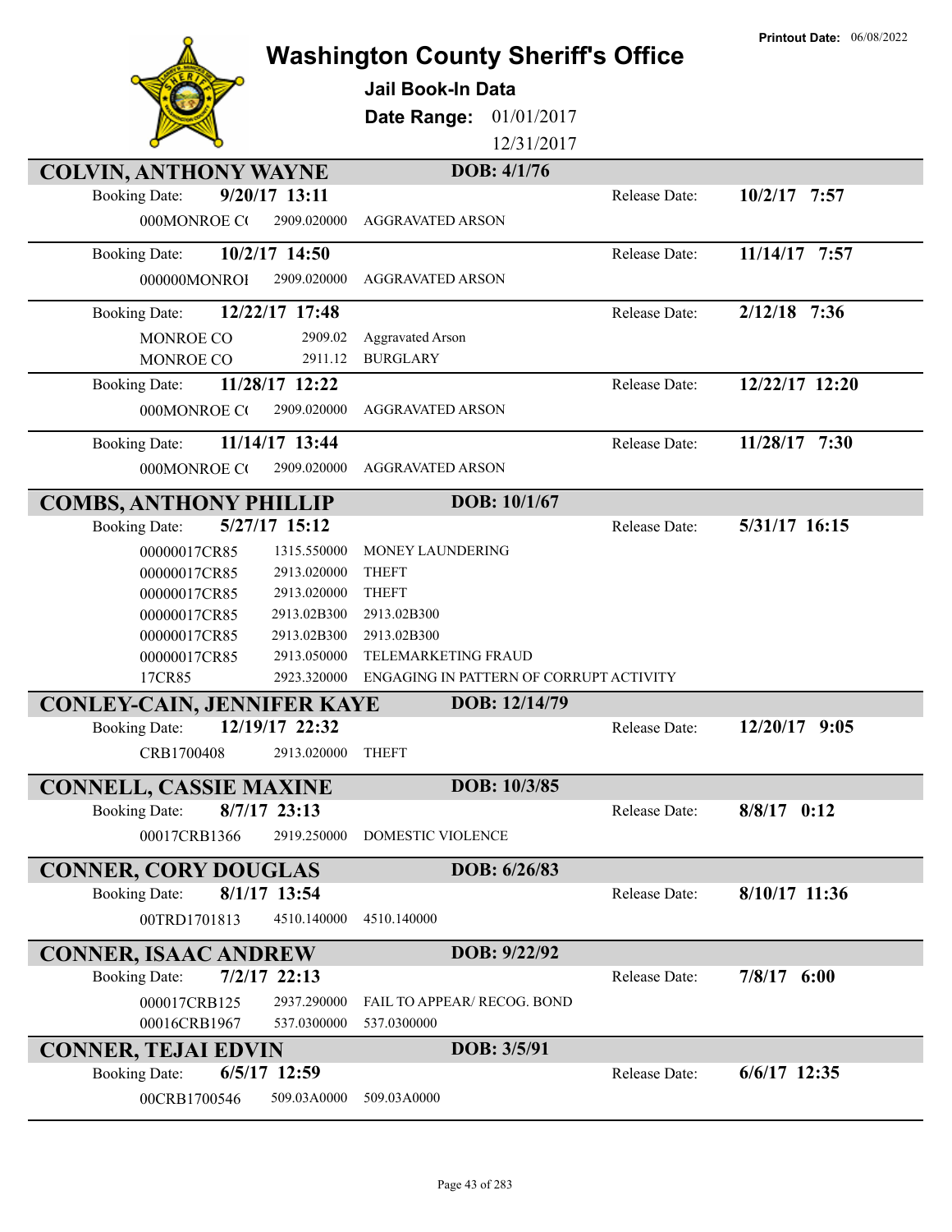**Printout Date:** 06/08/2022

# Washington County Sheriff's Office

**Jail Book-In Data**

**Date Range:** 01/01/2017 12/31/2017

## COLVIN, ANTHONY WAYNE — DOB: 4/1/76

| Booking Date: | 9/20/17 13:11 | | Release Date: | 10/2/17 7:57 |
|---|---|---|---|---|
| 000MONROE C( | 2909.020000 | AGGRAVATED ARSON | | |

| Booking Date: | 10/2/17 14:50 | | Release Date: | 11/14/17 7:57 |
|---|---|---|---|---|
| 000000MONROI | 2909.020000 | AGGRAVATED ARSON | | |

| Booking Date: | 12/22/17 17:48 | | Release Date: | 2/12/18 7:36 |
|---|---|---|---|---|
| MONROE CO | 2909.02 | Aggravated Arson | | |
| MONROE CO | 2911.12 | BURGLARY | | |

| Booking Date: | 11/28/17 12:22 | | Release Date: | 12/22/17 12:20 |
|---|---|---|---|---|
| 000MONROE C( | 2909.020000 | AGGRAVATED ARSON | | |

| Booking Date: | 11/14/17 13:44 | | Release Date: | 11/28/17 7:30 |
|---|---|---|---|---|
| 000MONROE C( | 2909.020000 | AGGRAVATED ARSON | | |

## COMBS, ANTHONY PHILLIP — DOB: 10/1/67

| Booking Date: | 5/27/17 15:12 | | Release Date: | 5/31/17 16:15 |
|---|---|---|---|---|
| 00000017CR85 | 1315.550000 | MONEY LAUNDERING | | |
| 00000017CR85 | 2913.020000 | THEFT | | |
| 00000017CR85 | 2913.020000 | THEFT | | |
| 00000017CR85 | 2913.02B300 | 2913.02B300 | | |
| 00000017CR85 | 2913.02B300 | 2913.02B300 | | |
| 00000017CR85 | 2913.050000 | TELEMARKETING FRAUD | | |
| 17CR85 | 2923.320000 | ENGAGING IN PATTERN OF CORRUPT ACTIVITY | | |

## CONLEY-CAIN, JENNIFER KAYE — DOB: 12/14/79

| Booking Date: | 12/19/17 22:32 | | Release Date: | 12/20/17 9:05 |
|---|---|---|---|---|
| CRB1700408 | 2913.020000 | THEFT | | |

## CONNELL, CASSIE MAXINE — DOB: 10/3/85

| Booking Date: | 8/7/17 23:13 | | Release Date: | 8/8/17 0:12 |
|---|---|---|---|---|
| 00017CRB1366 | 2919.250000 | DOMESTIC VIOLENCE | | |

## CONNER, CORY DOUGLAS — DOB: 6/26/83

| Booking Date: | 8/1/17 13:54 | | Release Date: | 8/10/17 11:36 |
|---|---|---|---|---|
| 00TRD1701813 | 4510.140000 | 4510.140000 | | |

## CONNER, ISAAC ANDREW — DOB: 9/22/92

| Booking Date: | 7/2/17 22:13 | | Release Date: | 7/8/17 6:00 |
|---|---|---|---|---|
| 000017CRB125 | 2937.290000 | FAIL TO APPEAR/ RECOG. BOND | | |
| 00016CRB1967 | 537.0300000 | 537.0300000 | | |

## CONNER, TEJAI EDVIN — DOB: 3/5/91

| Booking Date: | 6/5/17 12:59 | | Release Date: | 6/6/17 12:35 |
|---|---|---|---|---|
| 00CRB1700546 | 509.03A0000 | 509.03A0000 | | |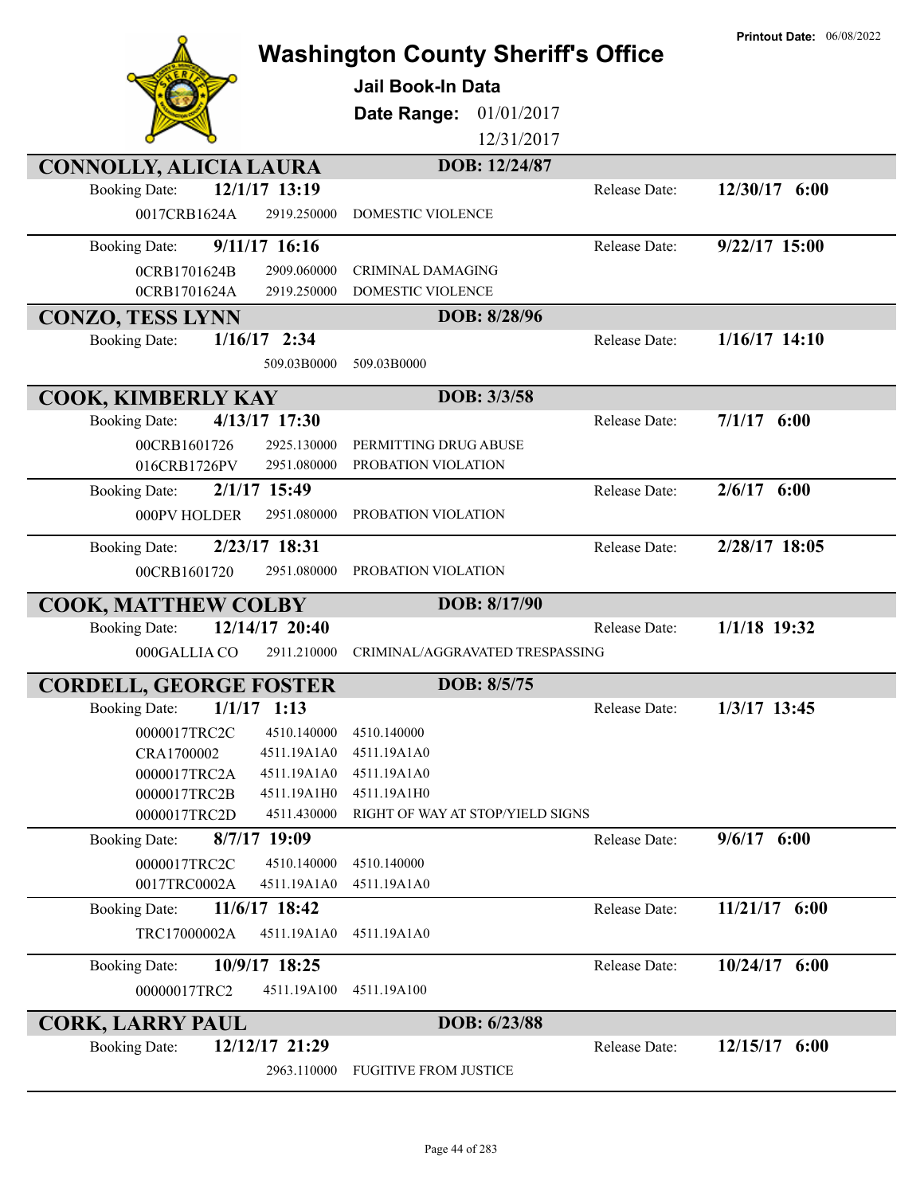# Washington County Sheriff's Office

**Jail Book-In Data**

**Date Range:** 01/01/2017 12/31/2017

**Printout Date:** 06/08/2022

## CONNOLLY, ALICIA LAURA — DOB: 12/24/87

**Booking Date:** 12/1/17 13:19 — **Release Date:** 12/30/17 6:00

| | | |
|---|---|---|
| 0017CRB1624A | 2919.250000 | DOMESTIC VIOLENCE |

**Booking Date:** 9/11/17 16:16 — **Release Date:** 9/22/17 15:00

| | | |
|---|---|---|
| 0CRB1701624B | 2909.060000 | CRIMINAL DAMAGING |
| 0CRB1701624A | 2919.250000 | DOMESTIC VIOLENCE |

## CONZO, TESS LYNN — DOB: 8/28/96

**Booking Date:** 1/16/17 2:34 — **Release Date:** 1/16/17 14:10

| | | |
|---|---|---|
| | 509.03B0000 | 509.03B0000 |

## COOK, KIMBERLY KAY — DOB: 3/3/58

**Booking Date:** 4/13/17 17:30 — **Release Date:** 7/1/17 6:00

| | | |
|---|---|---|
| 00CRB1601726 | 2925.130000 | PERMITTING DRUG ABUSE |
| 016CRB1726PV | 2951.080000 | PROBATION VIOLATION |

**Booking Date:** 2/1/17 15:49 — **Release Date:** 2/6/17 6:00

| | | |
|---|---|---|
| 000PV HOLDER | 2951.080000 | PROBATION VIOLATION |

**Booking Date:** 2/23/17 18:31 — **Release Date:** 2/28/17 18:05

| | | |
|---|---|---|
| 00CRB1601720 | 2951.080000 | PROBATION VIOLATION |

## COOK, MATTHEW COLBY — DOB: 8/17/90

**Booking Date:** 12/14/17 20:40 — **Release Date:** 1/1/18 19:32

| | | |
|---|---|---|
| 000GALLIA CO | 2911.210000 | CRIMINAL/AGGRAVATED TRESPASSING |

## CORDELL, GEORGE FOSTER — DOB: 8/5/75

**Booking Date:** 1/1/17 1:13 — **Release Date:** 1/3/17 13:45

| | | |
|---|---|---|
| 0000017TRC2C | 4510.140000 | 4510.140000 |
| CRA1700002 | 4511.19A1A0 | 4511.19A1A0 |
| 0000017TRC2A | 4511.19A1A0 | 4511.19A1A0 |
| 0000017TRC2B | 4511.19A1H0 | 4511.19A1H0 |
| 0000017TRC2D | 4511.430000 | RIGHT OF WAY AT STOP/YIELD SIGNS |

**Booking Date:** 8/7/17 19:09 — **Release Date:** 9/6/17 6:00

| | | |
|---|---|---|
| 0000017TRC2C | 4510.140000 | 4510.140000 |
| 0017TRC0002A | 4511.19A1A0 | 4511.19A1A0 |

**Booking Date:** 11/6/17 18:42 — **Release Date:** 11/21/17 6:00

| | | |
|---|---|---|
| TRC17000002A | 4511.19A1A0 | 4511.19A1A0 |

**Booking Date:** 10/9/17 18:25 — **Release Date:** 10/24/17 6:00

| | | |
|---|---|---|
| 00000017TRC2 | 4511.19A100 | 4511.19A100 |

## CORK, LARRY PAUL — DOB: 6/23/88

**Booking Date:** 12/12/17 21:29 — **Release Date:** 12/15/17 6:00

| | | |
|---|---|---|
| | 2963.110000 | FUGITIVE FROM JUSTICE |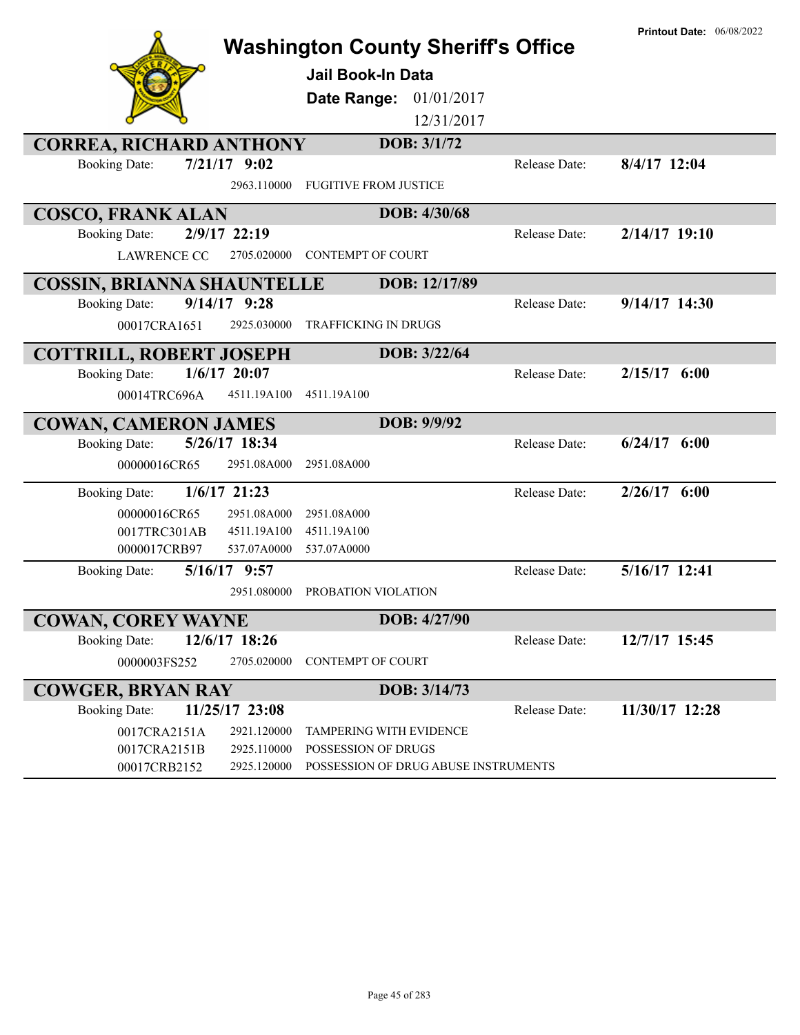Printout Date: 06/08/2022

# Washington County Sheriff's Office

**Jail Book-In Data**

**Date Range:** 01/01/2017 12/31/2017

## CORREA, RICHARD ANTHONY — DOB: 3/1/72

Booking Date: **7/21/17 9:02** Release Date: **8/4/17 12:04**

| Case | Statute | Description |
|---|---|---|
| | 2963.110000 | FUGITIVE FROM JUSTICE |

## COSCO, FRANK ALAN — DOB: 4/30/68

Booking Date: **2/9/17 22:19** Release Date: **2/14/17 19:10**

| Case | Statute | Description |
|---|---|---|
| LAWRENCE CC | 2705.020000 | CONTEMPT OF COURT |

## COSSIN, BRIANNA SHAUNTELLE — DOB: 12/17/89

Booking Date: **9/14/17 9:28** Release Date: **9/14/17 14:30**

| Case | Statute | Description |
|---|---|---|
| 00017CRA1651 | 2925.030000 | TRAFFICKING IN DRUGS |

## COTTRILL, ROBERT JOSEPH — DOB: 3/22/64

Booking Date: **1/6/17 20:07** Release Date: **2/15/17 6:00**

| Case | Statute | Description |
|---|---|---|
| 00014TRC696A | 4511.19A100 | 4511.19A100 |

## COWAN, CAMERON JAMES — DOB: 9/9/92

Booking Date: **5/26/17 18:34** Release Date: **6/24/17 6:00**

| Case | Statute | Description |
|---|---|---|
| 00000016CR65 | 2951.08A000 | 2951.08A000 |

Booking Date: **1/6/17 21:23** Release Date: **2/26/17 6:00**

| Case | Statute | Description |
|---|---|---|
| 00000016CR65 | 2951.08A000 | 2951.08A000 |
| 0017TRC301AB | 4511.19A100 | 4511.19A100 |
| 0000017CRB97 | 537.07A0000 | 537.07A0000 |

Booking Date: **5/16/17 9:57** Release Date: **5/16/17 12:41**

| Case | Statute | Description |
|---|---|---|
| | 2951.080000 | PROBATION VIOLATION |

## COWAN, COREY WAYNE — DOB: 4/27/90

Booking Date: **12/6/17 18:26** Release Date: **12/7/17 15:45**

| Case | Statute | Description |
|---|---|---|
| 0000003FS252 | 2705.020000 | CONTEMPT OF COURT |

## COWGER, BRYAN RAY — DOB: 3/14/73

Booking Date: **11/25/17 23:08** Release Date: **11/30/17 12:28**

| Case | Statute | Description |
|---|---|---|
| 0017CRA2151A | 2921.120000 | TAMPERING WITH EVIDENCE |
| 0017CRA2151B | 2925.110000 | POSSESSION OF DRUGS |
| 00017CRB2152 | 2925.120000 | POSSESSION OF DRUG ABUSE INSTRUMENTS |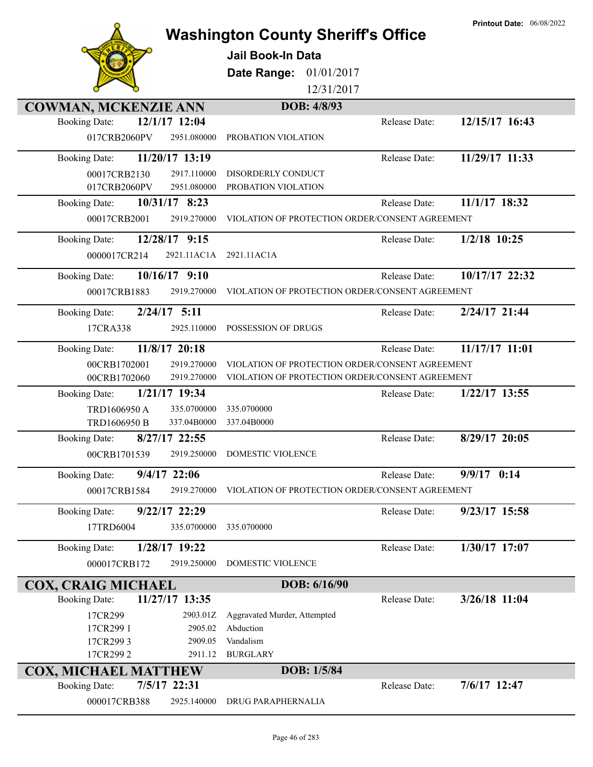Printout Date: 06/08/2022

# Washington County Sheriff's Office

**Jail Book-In Data**

**Date Range:** 01/01/2017 12/31/2017

## COWMAN, MCKENZIE ANN — DOB: 4/8/93

Booking Date: **12/1/17 12:04** — Release Date: **12/15/17 16:43**

| 017CRB2060PV | 2951.080000 | PROBATION VIOLATION |
|---|---|---|

Booking Date: **11/20/17 13:19** — Release Date: **11/29/17 11:33**

| 00017CRB2130 | 2917.110000 | DISORDERLY CONDUCT |
|---|---|---|
| 017CRB2060PV | 2951.080000 | PROBATION VIOLATION |

Booking Date: **10/31/17 8:23** — Release Date: **11/1/17 18:32**

| 00017CRB2001 | 2919.270000 | VIOLATION OF PROTECTION ORDER/CONSENT AGREEMENT |
|---|---|---|

Booking Date: **12/28/17 9:15** — Release Date: **1/2/18 10:25**

| 0000017CR214 | 2921.11AC1A | 2921.11AC1A |
|---|---|---|

Booking Date: **10/16/17 9:10** — Release Date: **10/17/17 22:32**

| 00017CRB1883 | 2919.270000 | VIOLATION OF PROTECTION ORDER/CONSENT AGREEMENT |
|---|---|---|

Booking Date: **2/24/17 5:11** — Release Date: **2/24/17 21:44**

| 17CRA338 | 2925.110000 | POSSESSION OF DRUGS |
|---|---|---|

Booking Date: **11/8/17 20:18** — Release Date: **11/17/17 11:01**

| 00CRB1702001 | 2919.270000 | VIOLATION OF PROTECTION ORDER/CONSENT AGREEMENT |
|---|---|---|
| 00CRB1702060 | 2919.270000 | VIOLATION OF PROTECTION ORDER/CONSENT AGREEMENT |

Booking Date: **1/21/17 19:34** — Release Date: **1/22/17 13:55**

| TRD1606950 A | 335.0700000 | 335.0700000 |
|---|---|---|
| TRD1606950 B | 337.04B0000 | 337.04B0000 |

Booking Date: **8/27/17 22:55** — Release Date: **8/29/17 20:05**

| 00CRB1701539 | 2919.250000 | DOMESTIC VIOLENCE |
|---|---|---|

Booking Date: **9/4/17 22:06** — Release Date: **9/9/17 0:14**

| 00017CRB1584 | 2919.270000 | VIOLATION OF PROTECTION ORDER/CONSENT AGREEMENT |
|---|---|---|

Booking Date: **9/22/17 22:29** — Release Date: **9/23/17 15:58**

| 17TRD6004 | 335.0700000 | 335.0700000 |
|---|---|---|

Booking Date: **1/28/17 19:22** — Release Date: **1/30/17 17:07**

| 000017CRB172 | 2919.250000 | DOMESTIC VIOLENCE |
|---|---|---|

## COX, CRAIG MICHAEL — DOB: 6/16/90

Booking Date: **11/27/17 13:35** — Release Date: **3/26/18 11:04**

| 17CR299 | 2903.01Z | Aggravated Murder, Attempted |
|---|---|---|
| 17CR299 1 | 2905.02 | Abduction |
| 17CR299 3 | 2909.05 | Vandalism |
| 17CR299 2 | 2911.12 | BURGLARY |

## COX, MICHAEL MATTHEW — DOB: 1/5/84

Booking Date: **7/5/17 22:31** — Release Date: **7/6/17 12:47**

| 000017CRB388 | 2925.140000 | DRUG PARAPHERNALIA |
|---|---|---|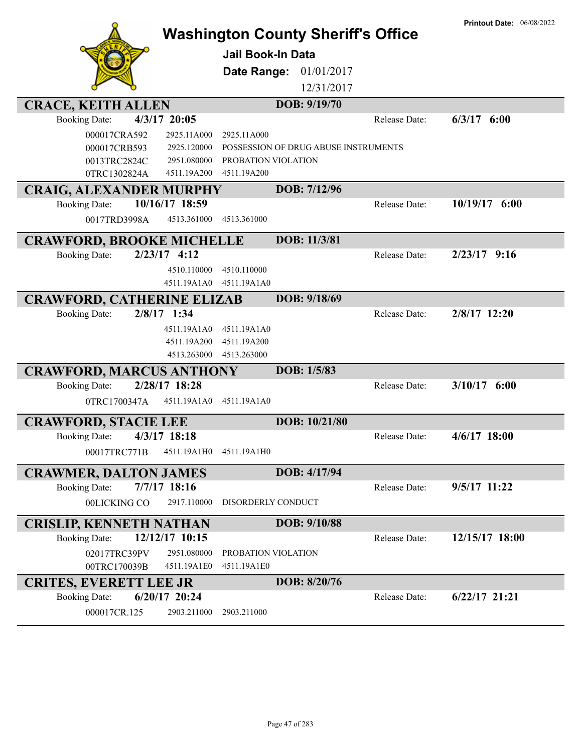Printout Date: 06/08/2022

# Washington County Sheriff's Office

## Jail Book-In Data

**Date Range:** 01/01/2017 12/31/2017

## CRACE, KEITH ALLEN

**DOB:** 9/19/70

Booking Date: **4/3/17 20:05** Release Date: **6/3/17 6:00**

| | | |
|---|---|---|
| 000017CRA592 | 2925.11A000 | 2925.11A000 |
| 000017CRB593 | 2925.120000 | POSSESSION OF DRUG ABUSE INSTRUMENTS |
| 0013TRC2824C | 2951.080000 | PROBATION VIOLATION |
| 0TRC1302824A | 4511.19A200 | 4511.19A200 |

## CRAIG, ALEXANDER MURPHY

**DOB:** 7/12/96

Booking Date: **10/16/17 18:59** Release Date: **10/19/17 6:00**

| | | |
|---|---|---|
| 0017TRD3998A | 4513.361000 | 4513.361000 |

## CRAWFORD, BROOKE MICHELLE

**DOB:** 11/3/81

Booking Date: **2/23/17 4:12** Release Date: **2/23/17 9:16**

| | | |
|---|---|---|
| | 4510.110000 | 4510.110000 |
| | 4511.19A1A0 | 4511.19A1A0 |

## CRAWFORD, CATHERINE ELIZAB

**DOB:** 9/18/69

Booking Date: **2/8/17 1:34** Release Date: **2/8/17 12:20**

| | | |
|---|---|---|
| | 4511.19A1A0 | 4511.19A1A0 |
| | 4511.19A200 | 4511.19A200 |
| | 4513.263000 | 4513.263000 |

## CRAWFORD, MARCUS ANTHONY

**DOB:** 1/5/83

Booking Date: **2/28/17 18:28** Release Date: **3/10/17 6:00**

| | | |
|---|---|---|
| 0TRC1700347A | 4511.19A1A0 | 4511.19A1A0 |

## CRAWFORD, STACIE LEE

**DOB:** 10/21/80

Booking Date: **4/3/17 18:18** Release Date: **4/6/17 18:00**

| | | |
|---|---|---|
| 00017TRC771B | 4511.19A1H0 | 4511.19A1H0 |

## CRAWMER, DALTON JAMES

**DOB:** 4/17/94

Booking Date: **7/7/17 18:16** Release Date: **9/5/17 11:22**

| | | |
|---|---|---|
| 00LICKING CO | 2917.110000 | DISORDERLY CONDUCT |

## CRISLIP, KENNETH NATHAN

**DOB:** 9/10/88

Booking Date: **12/12/17 10:15** Release Date: **12/15/17 18:00**

| | | |
|---|---|---|
| 02017TRC39PV | 2951.080000 | PROBATION VIOLATION |
| 00TRC170039B | 4511.19A1E0 | 4511.19A1E0 |

## CRITES, EVERETT LEE JR

**DOB:** 8/20/76

Booking Date: **6/20/17 20:24** Release Date: **6/22/17 21:21**

| | | |
|---|---|---|
| 000017CR.125 | 2903.211000 | 2903.211000 |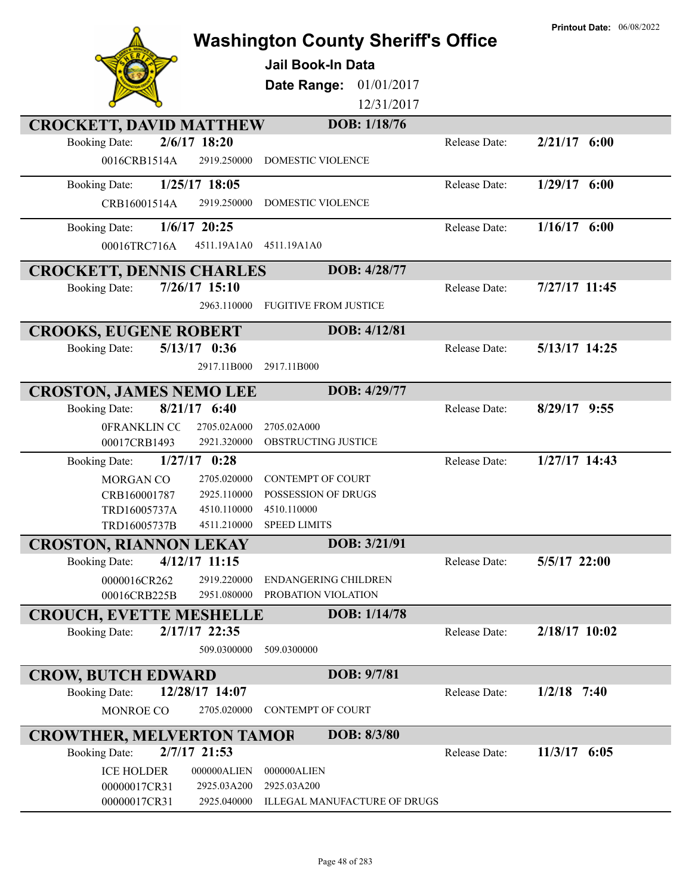# Washington County Sheriff's Office

**Printout Date:** 06/08/2022

## Jail Book-In Data

**Date Range:** 01/01/2017 – 12/31/2017

---

### CROCKETT, DAVID MATTHEW — DOB: 1/18/76

**Booking Date:** 2/6/17 18:20 — **Release Date:** 2/21/17 6:00

| Case | Code | Description |
|---|---|---|
| 0016CRB1514A | 2919.250000 | DOMESTIC VIOLENCE |

**Booking Date:** 1/25/17 18:05 — **Release Date:** 1/29/17 6:00

| Case | Code | Description |
|---|---|---|
| CRB16001514A | 2919.250000 | DOMESTIC VIOLENCE |

**Booking Date:** 1/6/17 20:25 — **Release Date:** 1/16/17 6:00

| Case | Code | Description |
|---|---|---|
| 00016TRC716A | 4511.19A1A0 | 4511.19A1A0 |

### CROCKETT, DENNIS CHARLES — DOB: 4/28/77

**Booking Date:** 7/26/17 15:10 — **Release Date:** 7/27/17 11:45

| Case | Code | Description |
|---|---|---|
| | 2963.110000 | FUGITIVE FROM JUSTICE |

### CROOKS, EUGENE ROBERT — DOB: 4/12/81

**Booking Date:** 5/13/17 0:36 — **Release Date:** 5/13/17 14:25

| Case | Code | Description |
|---|---|---|
| | 2917.11B000 | 2917.11B000 |

### CROSTON, JAMES NEMO LEE — DOB: 4/29/77

**Booking Date:** 8/21/17 6:40 — **Release Date:** 8/29/17 9:55

| Case | Code | Description |
|---|---|---|
| 0FRANKLIN CC | 2705.02A000 | 2705.02A000 |
| 00017CRB1493 | 2921.320000 | OBSTRUCTING JUSTICE |

**Booking Date:** 1/27/17 0:28 — **Release Date:** 1/27/17 14:43

| Case | Code | Description |
|---|---|---|
| MORGAN CO | 2705.020000 | CONTEMPT OF COURT |
| CRB160001787 | 2925.110000 | POSSESSION OF DRUGS |
| TRD16005737A | 4510.110000 | 4510.110000 |
| TRD16005737B | 4511.210000 | SPEED LIMITS |

### CROSTON, RIANNON LEKAY — DOB: 3/21/91

**Booking Date:** 4/12/17 11:15 — **Release Date:** 5/5/17 22:00

| Case | Code | Description |
|---|---|---|
| 0000016CR262 | 2919.220000 | ENDANGERING CHILDREN |
| 00016CRB225B | 2951.080000 | PROBATION VIOLATION |

### CROUCH, EVETTE MESHELLE — DOB: 1/14/78

**Booking Date:** 2/17/17 22:35 — **Release Date:** 2/18/17 10:02

| Case | Code | Description |
|---|---|---|
| | 509.0300000 | 509.0300000 |

### CROW, BUTCH EDWARD — DOB: 9/7/81

**Booking Date:** 12/28/17 14:07 — **Release Date:** 1/2/18 7:40

| Case | Code | Description |
|---|---|---|
| MONROE CO | 2705.020000 | CONTEMPT OF COURT |

### CROWTHER, MELVERTON TAMOR — DOB: 8/3/80

**Booking Date:** 2/7/17 21:53 — **Release Date:** 11/3/17 6:05

| Case | Code | Description |
|---|---|---|
| ICE HOLDER | 000000ALIEN | 000000ALIEN |
| 00000017CR31 | 2925.03A200 | 2925.03A200 |
| 00000017CR31 | 2925.040000 | ILLEGAL MANUFACTURE OF DRUGS |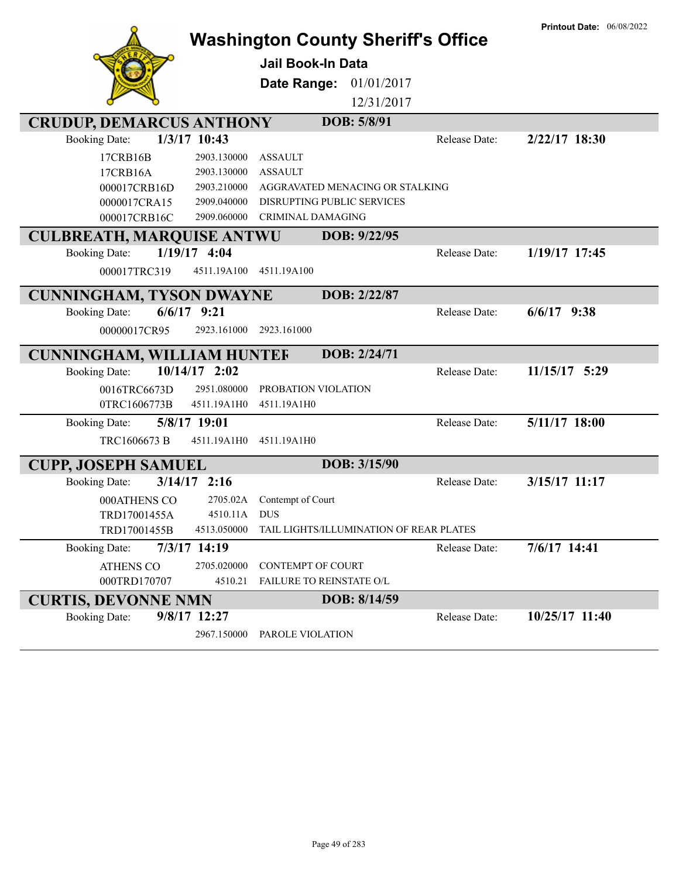Printout Date: 06/08/2022

# Washington County Sheriff's Office

## Jail Book-In Data

**Date Range:** 01/01/2017 12/31/2017

### CRUDUP, DEMARCUS ANTHONY — DOB: 5/8/91

Booking Date: **1/3/17 10:43** Release Date: **2/22/17 18:30**

| | | |
|---|---|---|
| 17CRB16B | 2903.130000 | ASSAULT |
| 17CRB16A | 2903.130000 | ASSAULT |
| 000017CRB16D | 2903.210000 | AGGRAVATED MENACING OR STALKING |
| 0000017CRA15 | 2909.040000 | DISRUPTING PUBLIC SERVICES |
| 000017CRB16C | 2909.060000 | CRIMINAL DAMAGING |

### CULBREATH, MARQUISE ANTWU — DOB: 9/22/95

Booking Date: **1/19/17 4:04** Release Date: **1/19/17 17:45**

| | | |
|---|---|---|
| 000017TRC319 | 4511.19A100 | 4511.19A100 |

### CUNNINGHAM, TYSON DWAYNE — DOB: 2/22/87

Booking Date: **6/6/17 9:21** Release Date: **6/6/17 9:38**

| | | |
|---|---|---|
| 00000017CR95 | 2923.161000 | 2923.161000 |

### CUNNINGHAM, WILLIAM HUNTEF — DOB: 2/24/71

Booking Date: **10/14/17 2:02** Release Date: **11/15/17 5:29**

| | | |
|---|---|---|
| 0016TRC6673D | 2951.080000 | PROBATION VIOLATION |
| 0TRC1606773B | 4511.19A1H0 | 4511.19A1H0 |

Booking Date: **5/8/17 19:01** Release Date: **5/11/17 18:00**

| | | |
|---|---|---|
| TRC1606673 B | 4511.19A1H0 | 4511.19A1H0 |

### CUPP, JOSEPH SAMUEL — DOB: 3/15/90

Booking Date: **3/14/17 2:16** Release Date: **3/15/17 11:17**

| | | |
|---|---|---|
| 000ATHENS CO | 2705.02A | Contempt of Court |
| TRD17001455A | 4510.11A | DUS |
| TRD17001455B | 4513.050000 | TAIL LIGHTS/ILLUMINATION OF REAR PLATES |

Booking Date: **7/3/17 14:19** Release Date: **7/6/17 14:41**

| | | |
|---|---|---|
| ATHENS CO | 2705.020000 | CONTEMPT OF COURT |
| 000TRD170707 | 4510.21 | FAILURE TO REINSTATE O/L |

### CURTIS, DEVONNE NMN — DOB: 8/14/59

Booking Date: **9/8/17 12:27** Release Date: **10/25/17 11:40**

| | | |
|---|---|---|
| | 2967.150000 | PAROLE VIOLATION |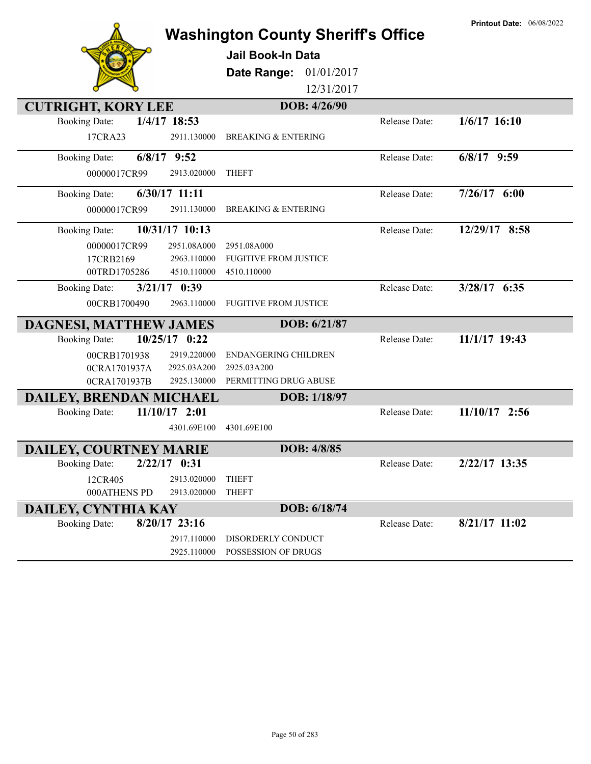Printout Date: 06/08/2022

# Washington County Sheriff's Office

## Jail Book-In Data

**Date Range:** 01/01/2017 12/31/2017

## CUTRIGHT, KORY LEE — DOB: 4/26/90

| Booking Date: | 1/4/17 18:53 | | Release Date: | 1/6/17 16:10 |
|---|---|---|---|---|
| 17CRA23 | 2911.130000 | BREAKING & ENTERING | | |

| Booking Date: | 6/8/17 9:52 | | Release Date: | 6/8/17 9:59 |
|---|---|---|---|---|
| 00000017CR99 | 2913.020000 | THEFT | | |

| Booking Date: | 6/30/17 11:11 | | Release Date: | 7/26/17 6:00 |
|---|---|---|---|---|
| 00000017CR99 | 2911.130000 | BREAKING & ENTERING | | |

| Booking Date: | 10/31/17 10:13 | | Release Date: | 12/29/17 8:58 |
|---|---|---|---|---|
| 00000017CR99 | 2951.08A000 | 2951.08A000 | | |
| 17CRB2169 | 2963.110000 | FUGITIVE FROM JUSTICE | | |
| 00TRD1705286 | 4510.110000 | 4510.110000 | | |

| Booking Date: | 3/21/17 0:39 | | Release Date: | 3/28/17 6:35 |
|---|---|---|---|---|
| 00CRB1700490 | 2963.110000 | FUGITIVE FROM JUSTICE | | |

## DAGNESI, MATTHEW JAMES — DOB: 6/21/87

| Booking Date: | 10/25/17 0:22 | | Release Date: | 11/1/17 19:43 |
|---|---|---|---|---|
| 00CRB1701938 | 2919.220000 | ENDANGERING CHILDREN | | |
| 0CRA1701937A | 2925.03A200 | 2925.03A200 | | |
| 0CRA1701937B | 2925.130000 | PERMITTING DRUG ABUSE | | |

## DAILEY, BRENDAN MICHAEL — DOB: 1/18/97

| Booking Date: | 11/10/17 2:01 | | Release Date: | 11/10/17 2:56 |
|---|---|---|---|---|
| | 4301.69E100 | 4301.69E100 | | |

## DAILEY, COURTNEY MARIE — DOB: 4/8/85

| Booking Date: | 2/22/17 0:31 | | Release Date: | 2/22/17 13:35 |
|---|---|---|---|---|
| 12CR405 | 2913.020000 | THEFT | | |
| 000ATHENS PD | 2913.020000 | THEFT | | |

## DAILEY, CYNTHIA KAY — DOB: 6/18/74

| Booking Date: | 8/20/17 23:16 | | Release Date: | 8/21/17 11:02 |
|---|---|---|---|---|
| | 2917.110000 | DISORDERLY CONDUCT | | |
| | 2925.110000 | POSSESSION OF DRUGS | | |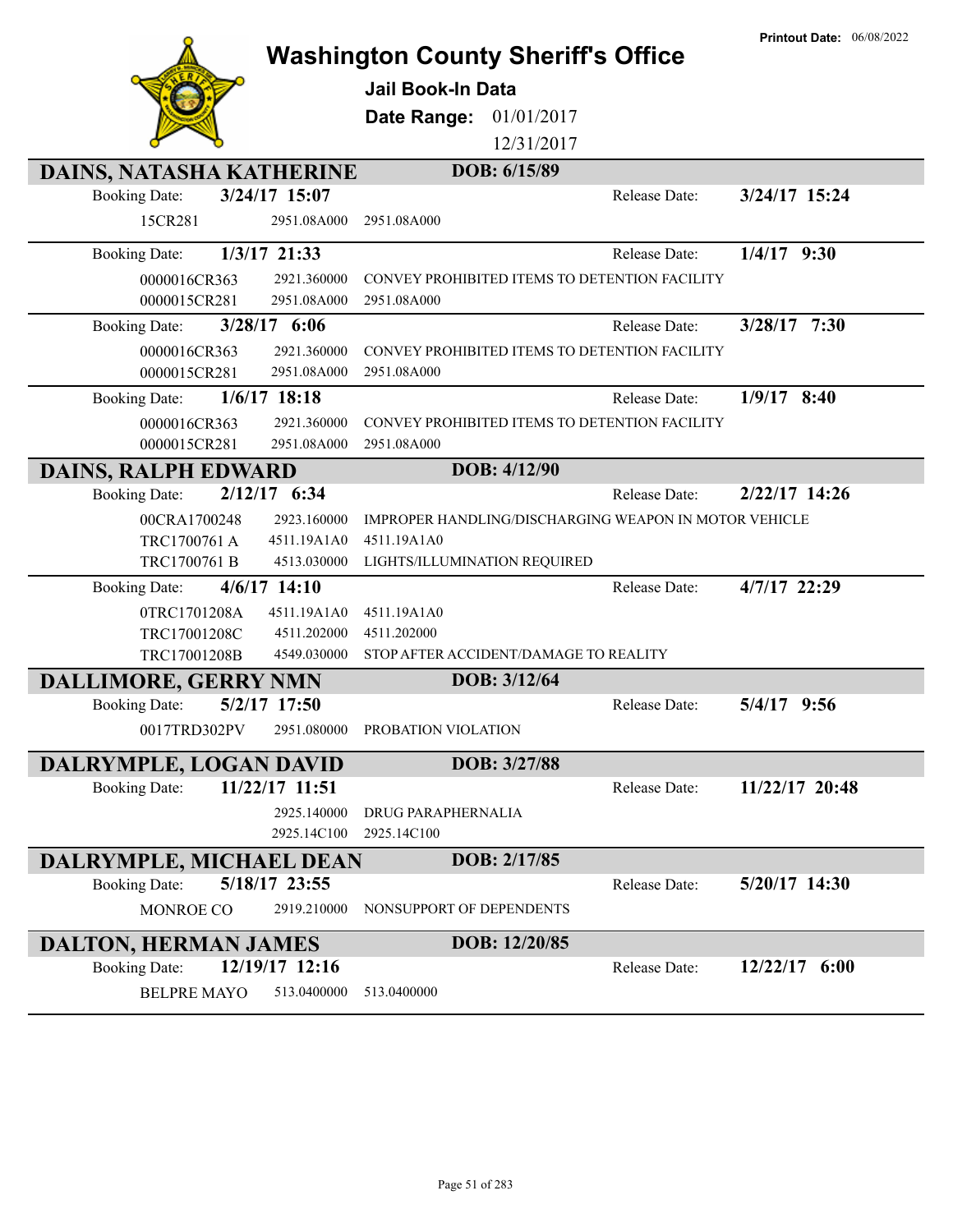# Washington County Sheriff's Office

**Printout Date:** 06/08/2022

**Jail Book-In Data**

**Date Range:** 01/01/2017 – 12/31/2017

## DAINS, NATASHA KATHERINE — DOB: 6/15/89

**Booking Date:** 3/24/17 15:07 — **Release Date:** 3/24/17 15:24

| Case | Statute | Description |
|---|---|---|
| 15CR281 | 2951.08A000 | 2951.08A000 |

**Booking Date:** 1/3/17 21:33 — **Release Date:** 1/4/17 9:30

| Case | Statute | Description |
|---|---|---|
| 0000016CR363 | 2921.360000 | CONVEY PROHIBITED ITEMS TO DETENTION FACILITY |
| 0000015CR281 | 2951.08A000 | 2951.08A000 |

**Booking Date:** 3/28/17 6:06 — **Release Date:** 3/28/17 7:30

| Case | Statute | Description |
|---|---|---|
| 0000016CR363 | 2921.360000 | CONVEY PROHIBITED ITEMS TO DETENTION FACILITY |
| 0000015CR281 | 2951.08A000 | 2951.08A000 |

**Booking Date:** 1/6/17 18:18 — **Release Date:** 1/9/17 8:40

| Case | Statute | Description |
|---|---|---|
| 0000016CR363 | 2921.360000 | CONVEY PROHIBITED ITEMS TO DETENTION FACILITY |
| 0000015CR281 | 2951.08A000 | 2951.08A000 |

## DAINS, RALPH EDWARD — DOB: 4/12/90

**Booking Date:** 2/12/17 6:34 — **Release Date:** 2/22/17 14:26

| Case | Statute | Description |
|---|---|---|
| 00CRA1700248 | 2923.160000 | IMPROPER HANDLING/DISCHARGING WEAPON IN MOTOR VEHICLE |
| TRC1700761 A | 4511.19A1A0 | 4511.19A1A0 |
| TRC1700761 B | 4513.030000 | LIGHTS/ILLUMINATION REQUIRED |

**Booking Date:** 4/6/17 14:10 — **Release Date:** 4/7/17 22:29

| Case | Statute | Description |
|---|---|---|
| 0TRC1701208A | 4511.19A1A0 | 4511.19A1A0 |
| TRC17001208C | 4511.202000 | 4511.202000 |
| TRC17001208B | 4549.030000 | STOP AFTER ACCIDENT/DAMAGE TO REALITY |

## DALLIMORE, GERRY NMN — DOB: 3/12/64

**Booking Date:** 5/2/17 17:50 — **Release Date:** 5/4/17 9:56

| Case | Statute | Description |
|---|---|---|
| 0017TRD302PV | 2951.080000 | PROBATION VIOLATION |

## DALRYMPLE, LOGAN DAVID — DOB: 3/27/88

**Booking Date:** 11/22/17 11:51 — **Release Date:** 11/22/17 20:48

| Case | Statute | Description |
|---|---|---|
| | 2925.140000 | DRUG PARAPHERNALIA |
| | 2925.14C100 | 2925.14C100 |

## DALRYMPLE, MICHAEL DEAN — DOB: 2/17/85

**Booking Date:** 5/18/17 23:55 — **Release Date:** 5/20/17 14:30

| Case | Statute | Description |
|---|---|---|
| MONROE CO | 2919.210000 | NONSUPPORT OF DEPENDENTS |

## DALTON, HERMAN JAMES — DOB: 12/20/85

**Booking Date:** 12/19/17 12:16 — **Release Date:** 12/22/17 6:00

| Case | Statute | Description |
|---|---|---|
| BELPRE MAYO | 513.0400000 | 513.0400000 |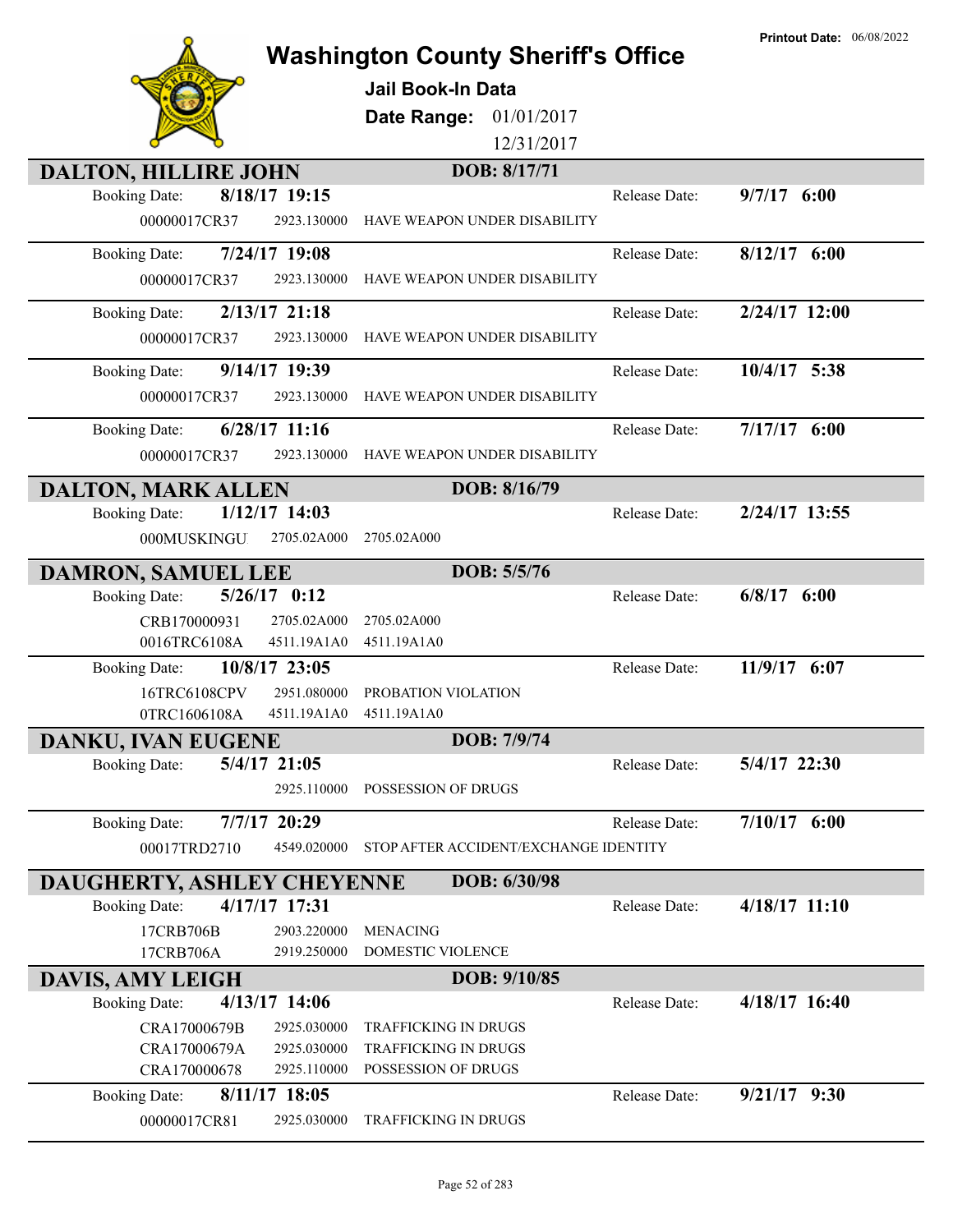**Printout Date:** 06/08/2022

# Washington County Sheriff's Office

## Jail Book-In Data

**Date Range:** 01/01/2017 12/31/2017

### DALTON, HILLIRE JOHN — DOB: 8/17/71

| Booking Date | Case | Statute | Charge | Release Date |
|---|---|---|---|---|
| 8/18/17 19:15 | 00000017CR37 | 2923.130000 | HAVE WEAPON UNDER DISABILITY | 9/7/17 6:00 |
| 7/24/17 19:08 | 00000017CR37 | 2923.130000 | HAVE WEAPON UNDER DISABILITY | 8/12/17 6:00 |
| 2/13/17 21:18 | 00000017CR37 | 2923.130000 | HAVE WEAPON UNDER DISABILITY | 2/24/17 12:00 |
| 9/14/17 19:39 | 00000017CR37 | 2923.130000 | HAVE WEAPON UNDER DISABILITY | 10/4/17 5:38 |
| 6/28/17 11:16 | 00000017CR37 | 2923.130000 | HAVE WEAPON UNDER DISABILITY | 7/17/17 6:00 |

### DALTON, MARK ALLEN — DOB: 8/16/79

| Booking Date | Case | Statute | Charge | Release Date |
|---|---|---|---|---|
| 1/12/17 14:03 | 000MUSKINGU | 2705.02A000 | 2705.02A000 | 2/24/17 13:55 |

### DAMRON, SAMUEL LEE — DOB: 5/5/76

| Booking Date | Case | Statute | Charge | Release Date |
|---|---|---|---|---|
| 5/26/17 0:12 | CRB170000931 | 2705.02A000 | 2705.02A000 | 6/8/17 6:00 |
| | 0016TRC6108A | 4511.19A1A0 | 4511.19A1A0 | |
| 10/8/17 23:05 | 16TRC6108CPV | 2951.080000 | PROBATION VIOLATION | 11/9/17 6:07 |
| | 0TRC1606108A | 4511.19A1A0 | 4511.19A1A0 | |

### DANKU, IVAN EUGENE — DOB: 7/9/74

| Booking Date | Case | Statute | Charge | Release Date |
|---|---|---|---|---|
| 5/4/17 21:05 | | 2925.110000 | POSSESSION OF DRUGS | 5/4/17 22:30 |
| 7/7/17 20:29 | 00017TRD2710 | 4549.020000 | STOP AFTER ACCIDENT/EXCHANGE IDENTITY | 7/10/17 6:00 |

### DAUGHERTY, ASHLEY CHEYENNE — DOB: 6/30/98

| Booking Date | Case | Statute | Charge | Release Date |
|---|---|---|---|---|
| 4/17/17 17:31 | 17CRB706B | 2903.220000 | MENACING | 4/18/17 11:10 |
| | 17CRB706A | 2919.250000 | DOMESTIC VIOLENCE | |

### DAVIS, AMY LEIGH — DOB: 9/10/85

| Booking Date | Case | Statute | Charge | Release Date |
|---|---|---|---|---|
| 4/13/17 14:06 | CRA17000679B | 2925.030000 | TRAFFICKING IN DRUGS | 4/18/17 16:40 |
| | CRA17000679A | 2925.030000 | TRAFFICKING IN DRUGS | |
| | CRA170000678 | 2925.110000 | POSSESSION OF DRUGS | |
| 8/11/17 18:05 | 00000017CR81 | 2925.030000 | TRAFFICKING IN DRUGS | 9/21/17 9:30 |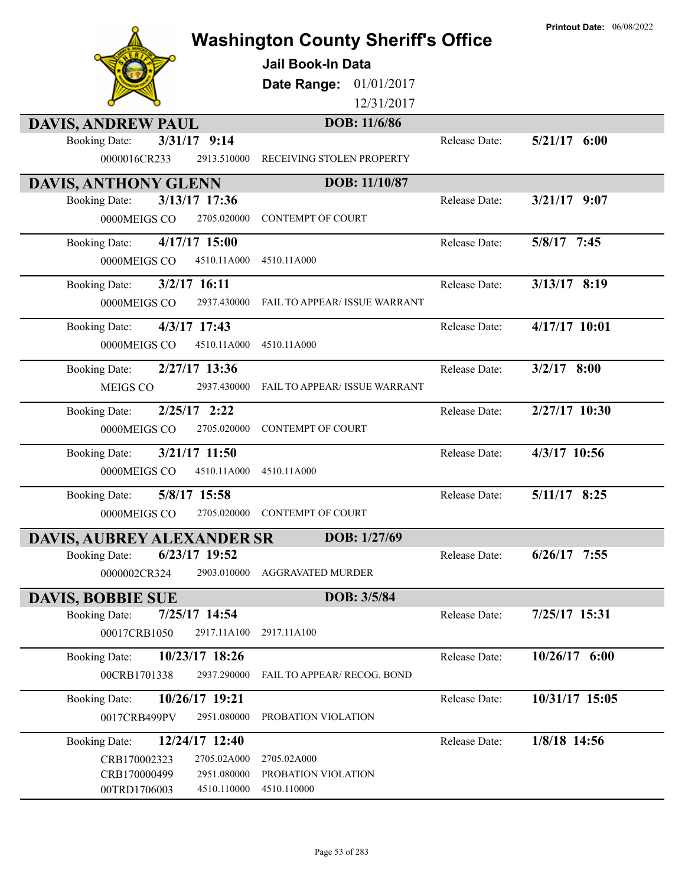**Printout Date:** 06/08/2022

# Washington County Sheriff's Office

## Jail Book-In Data

**Date Range:** 01/01/2017 12/31/2017

## DAVIS, ANDREW PAUL — DOB: 11/6/86

| Booking Date | Case | Statute | Charge | Release Date |
|---|---|---|---|---|
| 3/31/17 9:14 | 0000016CR233 | 2913.510000 | RECEIVING STOLEN PROPERTY | 5/21/17 6:00 |

## DAVIS, ANTHONY GLENN — DOB: 11/10/87

| Booking Date | Case | Statute | Charge | Release Date |
|---|---|---|---|---|
| 3/13/17 17:36 | 0000MEIGS CO | 2705.020000 | CONTEMPT OF COURT | 3/21/17 9:07 |
| 4/17/17 15:00 | 0000MEIGS CO | 4510.11A000 | 4510.11A000 | 5/8/17 7:45 |
| 3/2/17 16:11 | 0000MEIGS CO | 2937.430000 | FAIL TO APPEAR/ ISSUE WARRANT | 3/13/17 8:19 |
| 4/3/17 17:43 | 0000MEIGS CO | 4510.11A000 | 4510.11A000 | 4/17/17 10:01 |
| 2/27/17 13:36 | MEIGS CO | 2937.430000 | FAIL TO APPEAR/ ISSUE WARRANT | 3/2/17 8:00 |
| 2/25/17 2:22 | 0000MEIGS CO | 2705.020000 | CONTEMPT OF COURT | 2/27/17 10:30 |
| 3/21/17 11:50 | 0000MEIGS CO | 4510.11A000 | 4510.11A000 | 4/3/17 10:56 |
| 5/8/17 15:58 | 0000MEIGS CO | 2705.020000 | CONTEMPT OF COURT | 5/11/17 8:25 |

## DAVIS, AUBREY ALEXANDER SR — DOB: 1/27/69

| Booking Date | Case | Statute | Charge | Release Date |
|---|---|---|---|---|
| 6/23/17 19:52 | 0000002CR324 | 2903.010000 | AGGRAVATED MURDER | 6/26/17 7:55 |

## DAVIS, BOBBIE SUE — DOB: 3/5/84

| Booking Date | Case | Statute | Charge | Release Date |
|---|---|---|---|---|
| 7/25/17 14:54 | 00017CRB1050 | 2917.11A100 | 2917.11A100 | 7/25/17 15:31 |
| 10/23/17 18:26 | 00CRB1701338 | 2937.290000 | FAIL TO APPEAR/ RECOG. BOND | 10/26/17 6:00 |
| 10/26/17 19:21 | 0017CRB499PV | 2951.080000 | PROBATION VIOLATION | 10/31/17 15:05 |
| 12/24/17 12:40 | CRB170002323 | 2705.02A000 | 2705.02A000 | 1/8/18 14:56 |
| | CRB170000499 | 2951.080000 | PROBATION VIOLATION | |
| | 00TRD1706003 | 4510.110000 | 4510.110000 | |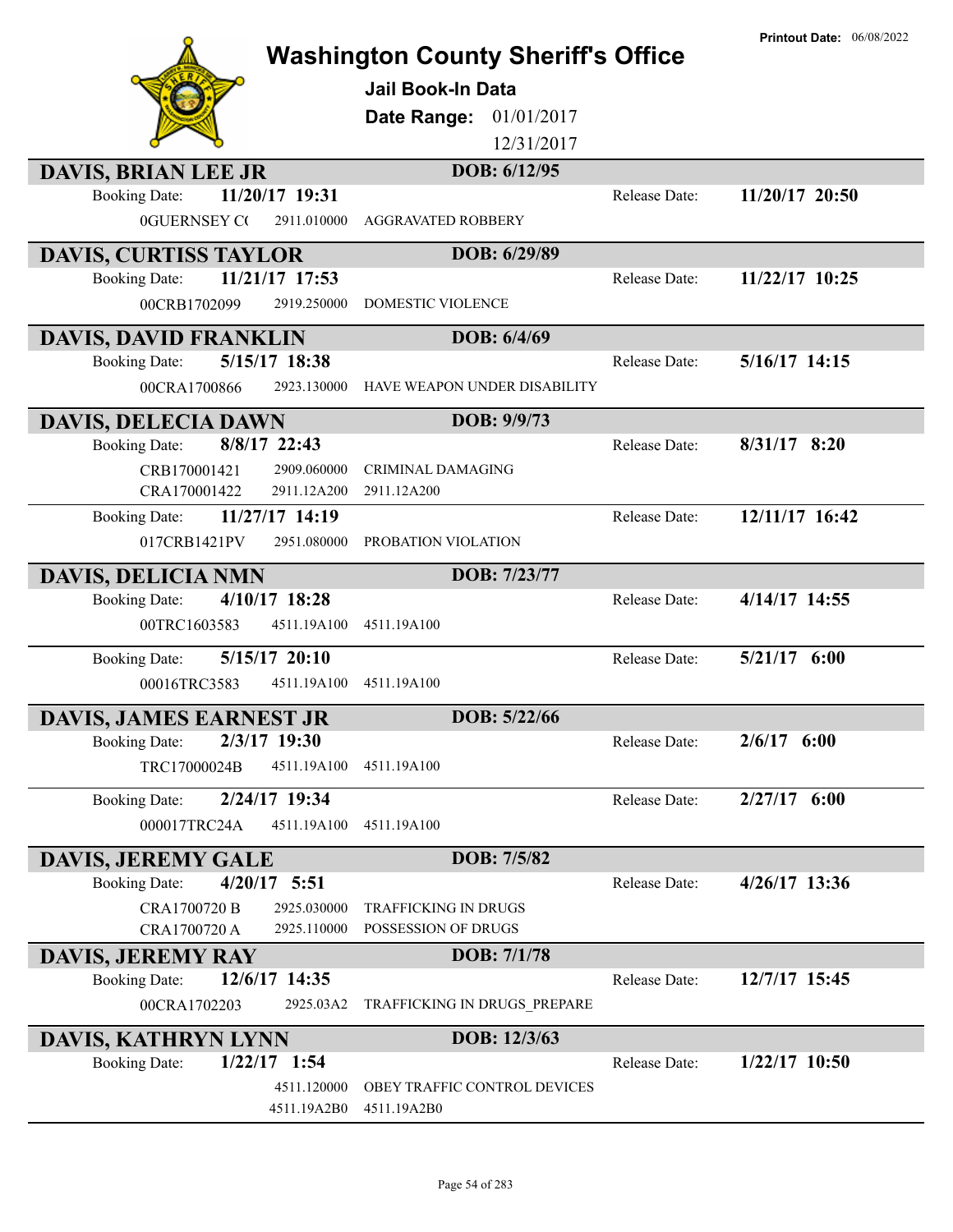**Printout Date:** 06/08/2022

# Washington County Sheriff's Office

## Jail Book-In Data

**Date Range:** 01/01/2017 12/31/2017

### DAVIS, BRIAN LEE JR — DOB: 6/12/95

| Booking Date: | 11/20/17 19:31 | | Release Date: | 11/20/17 20:50 |
|---|---|---|---|---|
| 0GUERNSEY C( | 2911.010000 | AGGRAVATED ROBBERY | | |

### DAVIS, CURTISS TAYLOR — DOB: 6/29/89

| Booking Date: | 11/21/17 17:53 | | Release Date: | 11/22/17 10:25 |
|---|---|---|---|---|
| 00CRB1702099 | 2919.250000 | DOMESTIC VIOLENCE | | |

### DAVIS, DAVID FRANKLIN — DOB: 6/4/69

| Booking Date: | 5/15/17 18:38 | | Release Date: | 5/16/17 14:15 |
|---|---|---|---|---|
| 00CRA1700866 | 2923.130000 | HAVE WEAPON UNDER DISABILITY | | |

### DAVIS, DELECIA DAWN — DOB: 9/9/73

| Booking Date: | 8/8/17 22:43 | | Release Date: | 8/31/17 8:20 |
|---|---|---|---|---|
| CRB170001421 | 2909.060000 | CRIMINAL DAMAGING | | |
| CRA170001422 | 2911.12A200 | 2911.12A200 | | |
| Booking Date: | 11/27/17 14:19 | | Release Date: | 12/11/17 16:42 |
| 017CRB1421PV | 2951.080000 | PROBATION VIOLATION | | |

### DAVIS, DELICIA NMN — DOB: 7/23/77

| Booking Date: | 4/10/17 18:28 | | Release Date: | 4/14/17 14:55 |
|---|---|---|---|---|
| 00TRC1603583 | 4511.19A100 | 4511.19A100 | | |
| Booking Date: | 5/15/17 20:10 | | Release Date: | 5/21/17 6:00 |
| 00016TRC3583 | 4511.19A100 | 4511.19A100 | | |

### DAVIS, JAMES EARNEST JR — DOB: 5/22/66

| Booking Date: | 2/3/17 19:30 | | Release Date: | 2/6/17 6:00 |
|---|---|---|---|---|
| TRC17000024B | 4511.19A100 | 4511.19A100 | | |
| Booking Date: | 2/24/17 19:34 | | Release Date: | 2/27/17 6:00 |
| 000017TRC24A | 4511.19A100 | 4511.19A100 | | |

### DAVIS, JEREMY GALE — DOB: 7/5/82

| Booking Date: | 4/20/17 5:51 | | Release Date: | 4/26/17 13:36 |
|---|---|---|---|---|
| CRA1700720 B | 2925.030000 | TRAFFICKING IN DRUGS | | |
| CRA1700720 A | 2925.110000 | POSSESSION OF DRUGS | | |

### DAVIS, JEREMY RAY — DOB: 7/1/78

| Booking Date: | 12/6/17 14:35 | | Release Date: | 12/7/17 15:45 |
|---|---|---|---|---|
| 00CRA1702203 | 2925.03A2 | TRAFFICKING IN DRUGS_PREPARE | | |

### DAVIS, KATHRYN LYNN — DOB: 12/3/63

| Booking Date: | 1/22/17 1:54 | | Release Date: | 1/22/17 10:50 |
|---|---|---|---|---|
| | 4511.120000 | OBEY TRAFFIC CONTROL DEVICES | | |
| | 4511.19A2B0 | 4511.19A2B0 | | |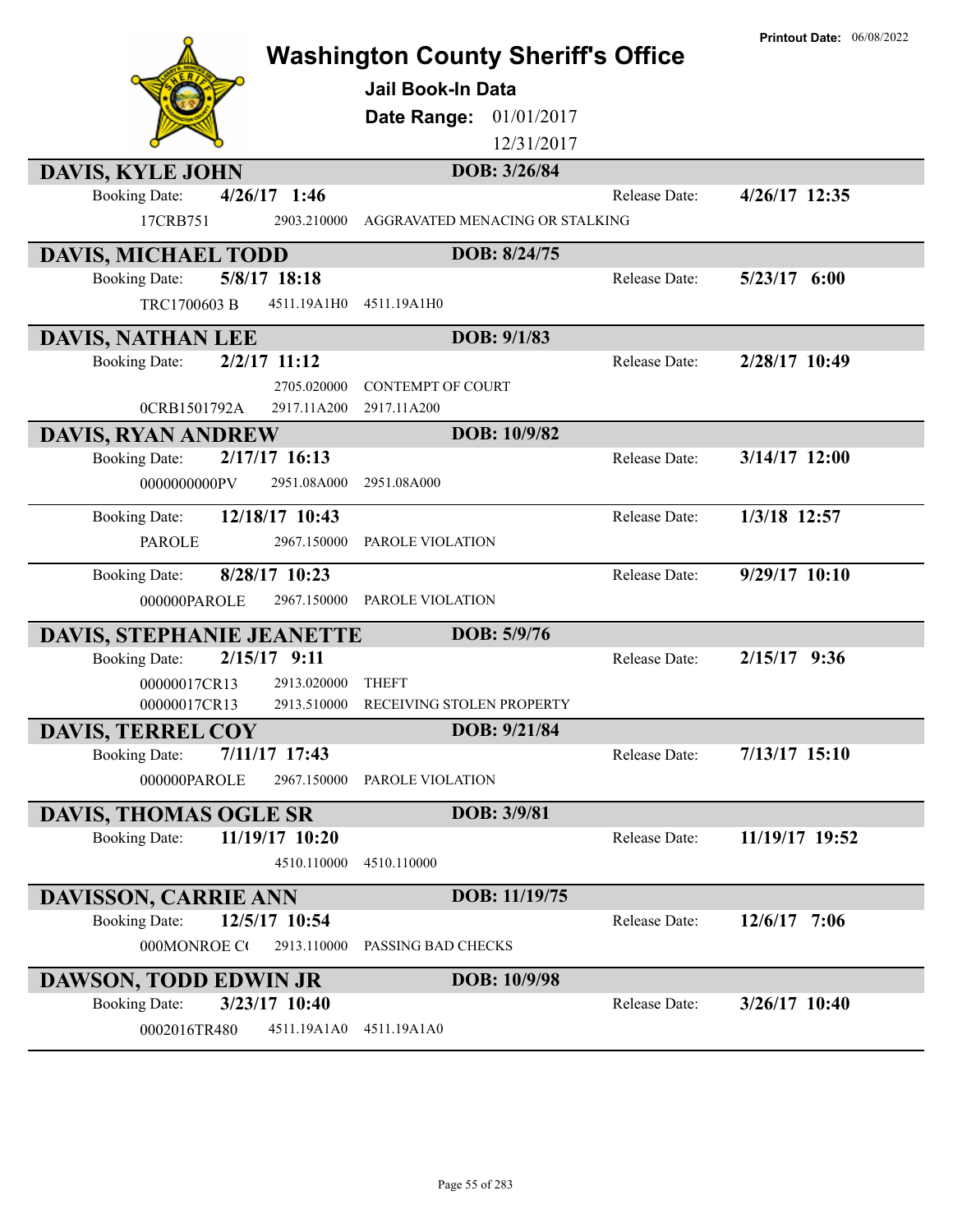# Washington County Sheriff's Office

**Printout Date:** 06/08/2022

**Jail Book-In Data**

**Date Range:** 01/01/2017 12/31/2017

## DAVIS, KYLE JOHN — DOB: 3/26/84

| Booking Date: | 4/26/17 1:46 | | Release Date: | 4/26/17 12:35 |
|---|---|---|---|---|
| 17CRB751 | 2903.210000 | AGGRAVATED MENACING OR STALKING | | |

## DAVIS, MICHAEL TODD — DOB: 8/24/75

| Booking Date: | 5/8/17 18:18 | | Release Date: | 5/23/17 6:00 |
|---|---|---|---|---|
| TRC1700603 B | 4511.19A1H0 | 4511.19A1H0 | | |

## DAVIS, NATHAN LEE — DOB: 9/1/83

| Booking Date: | 2/2/17 11:12 | | Release Date: | 2/28/17 10:49 |
|---|---|---|---|---|
| | 2705.020000 | CONTEMPT OF COURT | | |
| 0CRB1501792A | 2917.11A200 | 2917.11A200 | | |

## DAVIS, RYAN ANDREW — DOB: 10/9/82

| Booking Date: | 2/17/17 16:13 | | Release Date: | 3/14/17 12:00 |
|---|---|---|---|---|
| 0000000000PV | 2951.08A000 | 2951.08A000 | | |

| Booking Date: | 12/18/17 10:43 | | Release Date: | 1/3/18 12:57 |
|---|---|---|---|---|
| PAROLE | 2967.150000 | PAROLE VIOLATION | | |

| Booking Date: | 8/28/17 10:23 | | Release Date: | 9/29/17 10:10 |
|---|---|---|---|---|
| 000000PAROLE | 2967.150000 | PAROLE VIOLATION | | |

## DAVIS, STEPHANIE JEANETTE — DOB: 5/9/76

| Booking Date: | 2/15/17 9:11 | | Release Date: | 2/15/17 9:36 |
|---|---|---|---|---|
| 00000017CR13 | 2913.020000 | THEFT | | |
| 00000017CR13 | 2913.510000 | RECEIVING STOLEN PROPERTY | | |

## DAVIS, TERREL COY — DOB: 9/21/84

| Booking Date: | 7/11/17 17:43 | | Release Date: | 7/13/17 15:10 |
|---|---|---|---|---|
| 000000PAROLE | 2967.150000 | PAROLE VIOLATION | | |

## DAVIS, THOMAS OGLE SR — DOB: 3/9/81

| Booking Date: | 11/19/17 10:20 | | Release Date: | 11/19/17 19:52 |
|---|---|---|---|---|
| | 4510.110000 | 4510.110000 | | |

## DAVISSON, CARRIE ANN — DOB: 11/19/75

| Booking Date: | 12/5/17 10:54 | | Release Date: | 12/6/17 7:06 |
|---|---|---|---|---|
| 000MONROE C( | 2913.110000 | PASSING BAD CHECKS | | |

## DAWSON, TODD EDWIN JR — DOB: 10/9/98

| Booking Date: | 3/23/17 10:40 | | Release Date: | 3/26/17 10:40 |
|---|---|---|---|---|
| 0002016TR480 | 4511.19A1A0 | 4511.19A1A0 | | |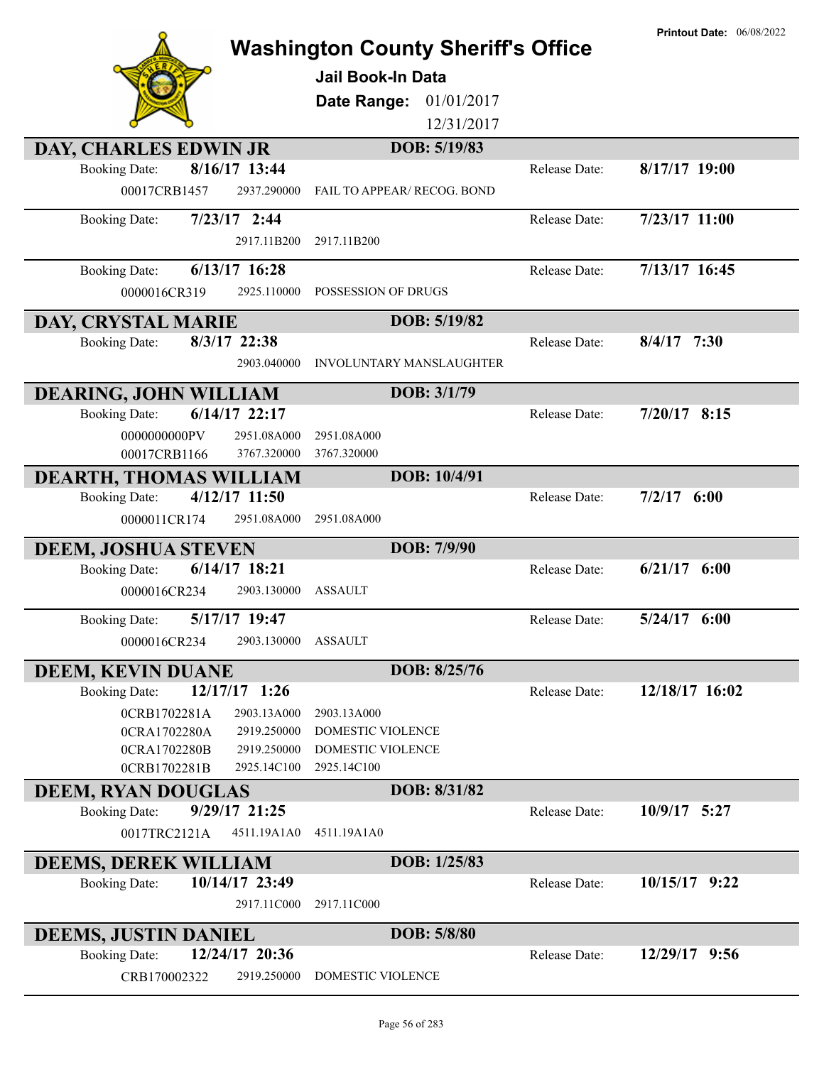**Printout Date:** 06/08/2022

# Washington County Sheriff's Office

**Jail Book-In Data**

**Date Range:** 01/01/2017 12/31/2017

## DAY, CHARLES EDWIN JR — DOB: 5/19/83

| Booking Date | Case | Statute | Charge | Release Date |
|---|---|---|---|---|
| 8/16/17 13:44 | 00017CRB1457 | 2937.290000 | FAIL TO APPEAR/ RECOG. BOND | 8/17/17 19:00 |
| 7/23/17 2:44 | | 2917.11B200 | 2917.11B200 | 7/23/17 11:00 |
| 6/13/17 16:28 | 0000016CR319 | 2925.110000 | POSSESSION OF DRUGS | 7/13/17 16:45 |

## DAY, CRYSTAL MARIE — DOB: 5/19/82

| Booking Date | Case | Statute | Charge | Release Date |
|---|---|---|---|---|
| 8/3/17 22:38 | | 2903.040000 | INVOLUNTARY MANSLAUGHTER | 8/4/17 7:30 |

## DEARING, JOHN WILLIAM — DOB: 3/1/79

| Booking Date | Case | Statute | Charge | Release Date |
|---|---|---|---|---|
| 6/14/17 22:17 | 0000000000PV | 2951.08A000 | 2951.08A000 | 7/20/17 8:15 |
| | 00017CRB1166 | 3767.320000 | 3767.320000 | |

## DEARTH, THOMAS WILLIAM — DOB: 10/4/91

| Booking Date | Case | Statute | Charge | Release Date |
|---|---|---|---|---|
| 4/12/17 11:50 | 0000011CR174 | 2951.08A000 | 2951.08A000 | 7/2/17 6:00 |

## DEEM, JOSHUA STEVEN — DOB: 7/9/90

| Booking Date | Case | Statute | Charge | Release Date |
|---|---|---|---|---|
| 6/14/17 18:21 | 0000016CR234 | 2903.130000 | ASSAULT | 6/21/17 6:00 |
| 5/17/17 19:47 | 0000016CR234 | 2903.130000 | ASSAULT | 5/24/17 6:00 |

## DEEM, KEVIN DUANE — DOB: 8/25/76

| Booking Date | Case | Statute | Charge | Release Date |
|---|---|---|---|---|
| 12/17/17 1:26 | 0CRB1702281A | 2903.13A000 | 2903.13A000 | 12/18/17 16:02 |
| | 0CRA1702280A | 2919.250000 | DOMESTIC VIOLENCE | |
| | 0CRA1702280B | 2919.250000 | DOMESTIC VIOLENCE | |
| | 0CRB1702281B | 2925.14C100 | 2925.14C100 | |

## DEEM, RYAN DOUGLAS — DOB: 8/31/82

| Booking Date | Case | Statute | Charge | Release Date |
|---|---|---|---|---|
| 9/29/17 21:25 | 0017TRC2121A | 4511.19A1A0 | 4511.19A1A0 | 10/9/17 5:27 |

## DEEMS, DEREK WILLIAM — DOB: 1/25/83

| Booking Date | Case | Statute | Charge | Release Date |
|---|---|---|---|---|
| 10/14/17 23:49 | | 2917.11C000 | 2917.11C000 | 10/15/17 9:22 |

## DEEMS, JUSTIN DANIEL — DOB: 5/8/80

| Booking Date | Case | Statute | Charge | Release Date |
|---|---|---|---|---|
| 12/24/17 20:36 | CRB170002322 | 2919.250000 | DOMESTIC VIOLENCE | 12/29/17 9:56 |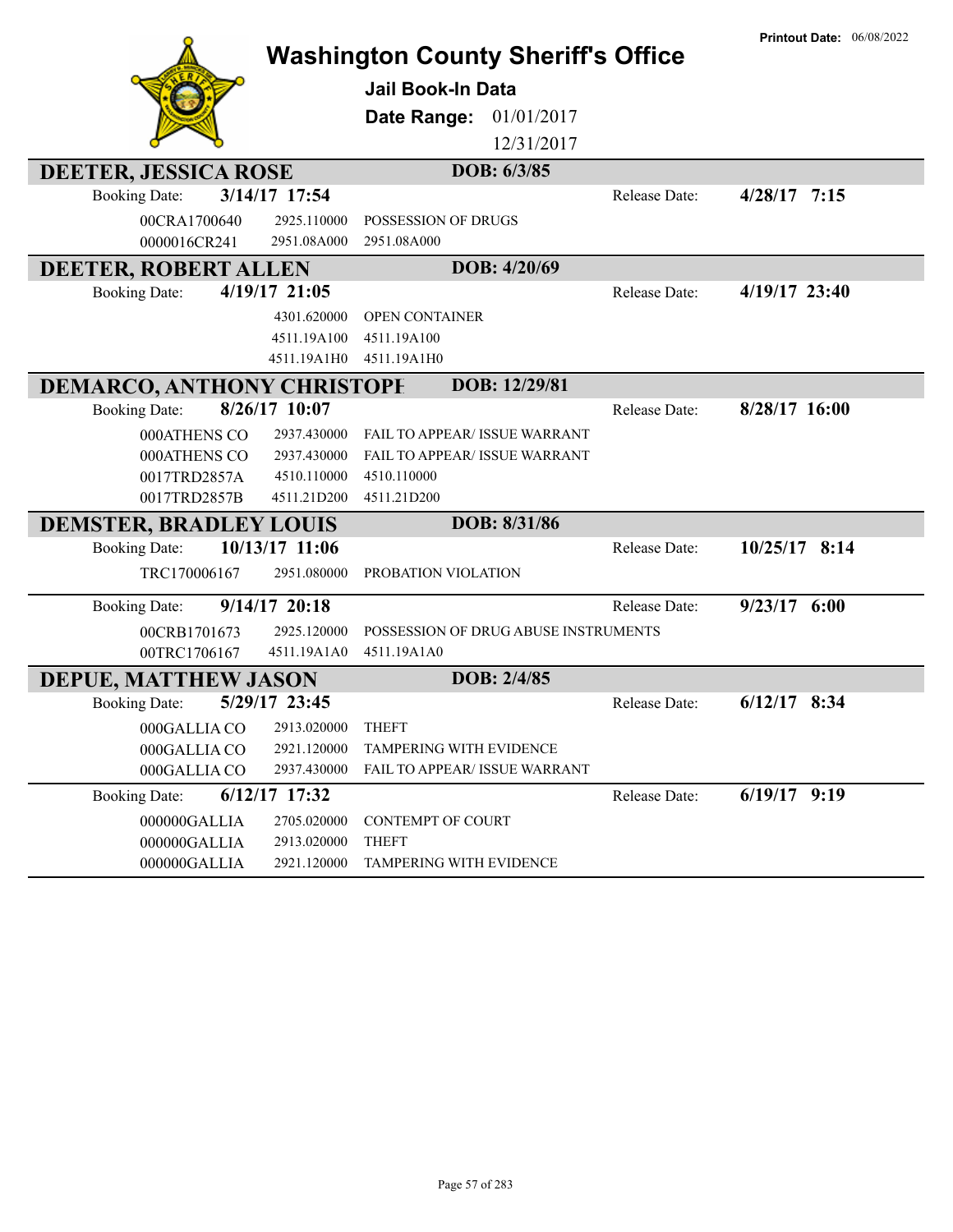# Washington County Sheriff's Office

**Printout Date:** 06/08/2022

**Jail Book-In Data**

**Date Range:** 01/01/2017 12/31/2017

## DEETER, JESSICA ROSE — DOB: 6/3/85

**Booking Date:** 3/14/17 17:54 — **Release Date:** 4/28/17 7:15

| Case | Statute | Description |
|---|---|---|
| 00CRA1700640 | 2925.110000 | POSSESSION OF DRUGS |
| 0000016CR241 | 2951.08A000 | 2951.08A000 |

## DEETER, ROBERT ALLEN — DOB: 4/20/69

**Booking Date:** 4/19/17 21:05 — **Release Date:** 4/19/17 23:40

| Case | Statute | Description |
|---|---|---|
| | 4301.620000 | OPEN CONTAINER |
| | 4511.19A100 | 4511.19A100 |
| | 4511.19A1H0 | 4511.19A1H0 |

## DEMARCO, ANTHONY CHRISTOPH — DOB: 12/29/81

**Booking Date:** 8/26/17 10:07 — **Release Date:** 8/28/17 16:00

| Case | Statute | Description |
|---|---|---|
| 000ATHENS CO | 2937.430000 | FAIL TO APPEAR/ ISSUE WARRANT |
| 000ATHENS CO | 2937.430000 | FAIL TO APPEAR/ ISSUE WARRANT |
| 0017TRD2857A | 4510.110000 | 4510.110000 |
| 0017TRD2857B | 4511.21D200 | 4511.21D200 |

## DEMSTER, BRADLEY LOUIS — DOB: 8/31/86

**Booking Date:** 10/13/17 11:06 — **Release Date:** 10/25/17 8:14

| Case | Statute | Description |
|---|---|---|
| TRC170006167 | 2951.080000 | PROBATION VIOLATION |

**Booking Date:** 9/14/17 20:18 — **Release Date:** 9/23/17 6:00

| Case | Statute | Description |
|---|---|---|
| 00CRB1701673 | 2925.120000 | POSSESSION OF DRUG ABUSE INSTRUMENTS |
| 00TRC1706167 | 4511.19A1A0 | 4511.19A1A0 |

## DEPUE, MATTHEW JASON — DOB: 2/4/85

**Booking Date:** 5/29/17 23:45 — **Release Date:** 6/12/17 8:34

| Case | Statute | Description |
|---|---|---|
| 000GALLIA CO | 2913.020000 | THEFT |
| 000GALLIA CO | 2921.120000 | TAMPERING WITH EVIDENCE |
| 000GALLIA CO | 2937.430000 | FAIL TO APPEAR/ ISSUE WARRANT |

**Booking Date:** 6/12/17 17:32 — **Release Date:** 6/19/17 9:19

| Case | Statute | Description |
|---|---|---|
| 000000GALLIA | 2705.020000 | CONTEMPT OF COURT |
| 000000GALLIA | 2913.020000 | THEFT |
| 000000GALLIA | 2921.120000 | TAMPERING WITH EVIDENCE |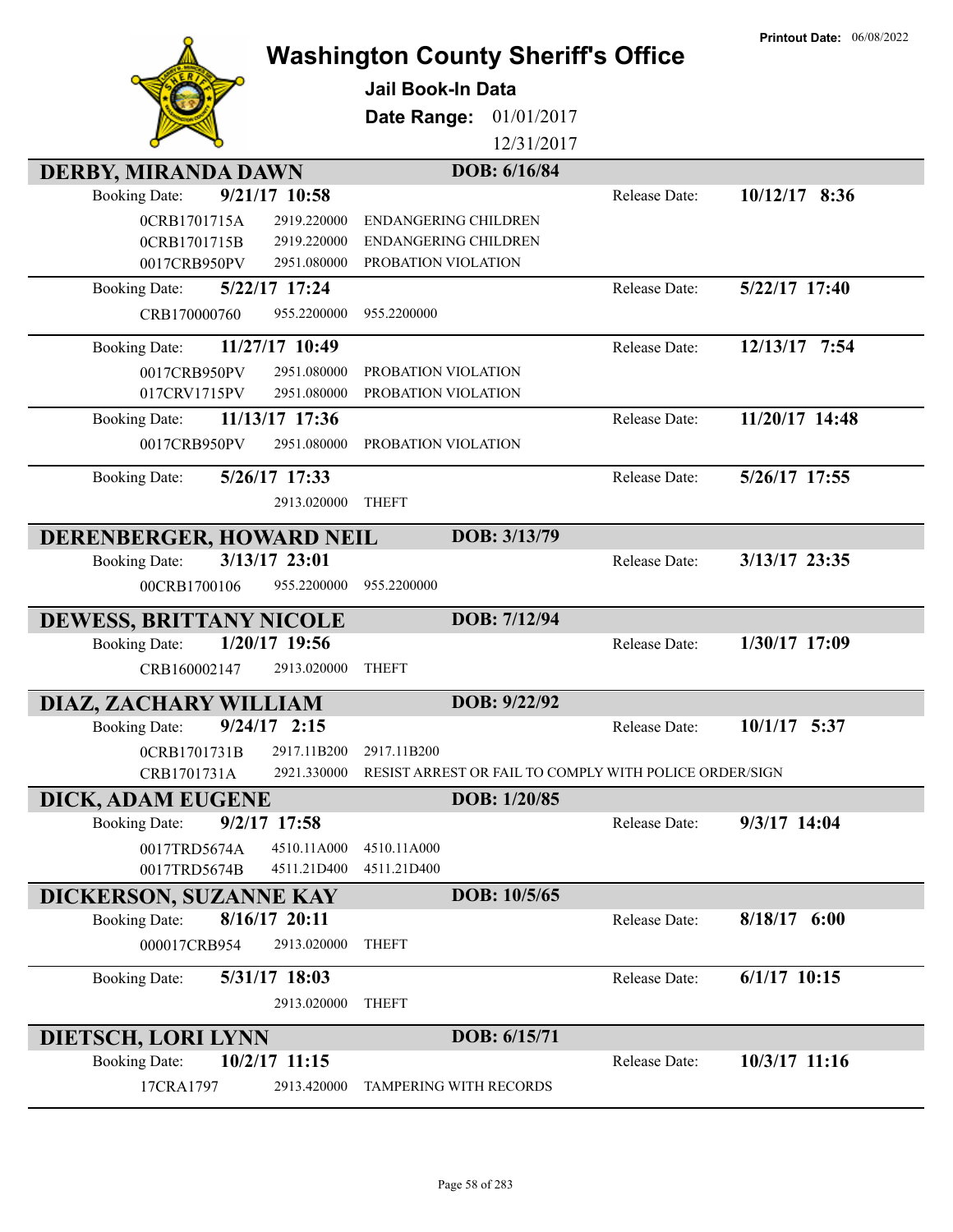Printout Date: 06/08/2022

# Washington County Sheriff's Office

## Jail Book-In Data

**Date Range:** 01/01/2017 12/31/2017

---

### DERBY, MIRANDA DAWN — DOB: 6/16/84

**Booking Date:** 9/21/17 10:58 — **Release Date:** 10/12/17 8:36

| Case | Code | Description |
|---|---|---|
| 0CRB1701715A | 2919.220000 | ENDANGERING CHILDREN |
| 0CRB1701715B | 2919.220000 | ENDANGERING CHILDREN |
| 0017CRB950PV | 2951.080000 | PROBATION VIOLATION |

**Booking Date:** 5/22/17 17:24 — **Release Date:** 5/22/17 17:40

| Case | Code | Description |
|---|---|---|
| CRB170000760 | 955.2200000 | 955.2200000 |

**Booking Date:** 11/27/17 10:49 — **Release Date:** 12/13/17 7:54

| Case | Code | Description |
|---|---|---|
| 0017CRB950PV | 2951.080000 | PROBATION VIOLATION |
| 017CRV1715PV | 2951.080000 | PROBATION VIOLATION |

**Booking Date:** 11/13/17 17:36 — **Release Date:** 11/20/17 14:48

| Case | Code | Description |
|---|---|---|
| 0017CRB950PV | 2951.080000 | PROBATION VIOLATION |

**Booking Date:** 5/26/17 17:33 — **Release Date:** 5/26/17 17:55

| Case | Code | Description |
|---|---|---|
| | 2913.020000 | THEFT |

---

### DERENBERGER, HOWARD NEIL — DOB: 3/13/79

**Booking Date:** 3/13/17 23:01 — **Release Date:** 3/13/17 23:35

| Case | Code | Description |
|---|---|---|
| 00CRB1700106 | 955.2200000 | 955.2200000 |

---

### DEWESS, BRITTANY NICOLE — DOB: 7/12/94

**Booking Date:** 1/20/17 19:56 — **Release Date:** 1/30/17 17:09

| Case | Code | Description |
|---|---|---|
| CRB160002147 | 2913.020000 | THEFT |

---

### DIAZ, ZACHARY WILLIAM — DOB: 9/22/92

**Booking Date:** 9/24/17 2:15 — **Release Date:** 10/1/17 5:37

| Case | Code | Description |
|---|---|---|
| 0CRB1701731B | 2917.11B200 | 2917.11B200 |
| CRB1701731A | 2921.330000 | RESIST ARREST OR FAIL TO COMPLY WITH POLICE ORDER/SIGN |

---

### DICK, ADAM EUGENE — DOB: 1/20/85

**Booking Date:** 9/2/17 17:58 — **Release Date:** 9/3/17 14:04

| Case | Code | Description |
|---|---|---|
| 0017TRD5674A | 4510.11A000 | 4510.11A000 |
| 0017TRD5674B | 4511.21D400 | 4511.21D400 |

---

### DICKERSON, SUZANNE KAY — DOB: 10/5/65

**Booking Date:** 8/16/17 20:11 — **Release Date:** 8/18/17 6:00

| Case | Code | Description |
|---|---|---|
| 000017CRB954 | 2913.020000 | THEFT |

**Booking Date:** 5/31/17 18:03 — **Release Date:** 6/1/17 10:15

| Case | Code | Description |
|---|---|---|
| | 2913.020000 | THEFT |

---

### DIETSCH, LORI LYNN — DOB: 6/15/71

**Booking Date:** 10/2/17 11:15 — **Release Date:** 10/3/17 11:16

| Case | Code | Description |
|---|---|---|
| 17CRA1797 | 2913.420000 | TAMPERING WITH RECORDS |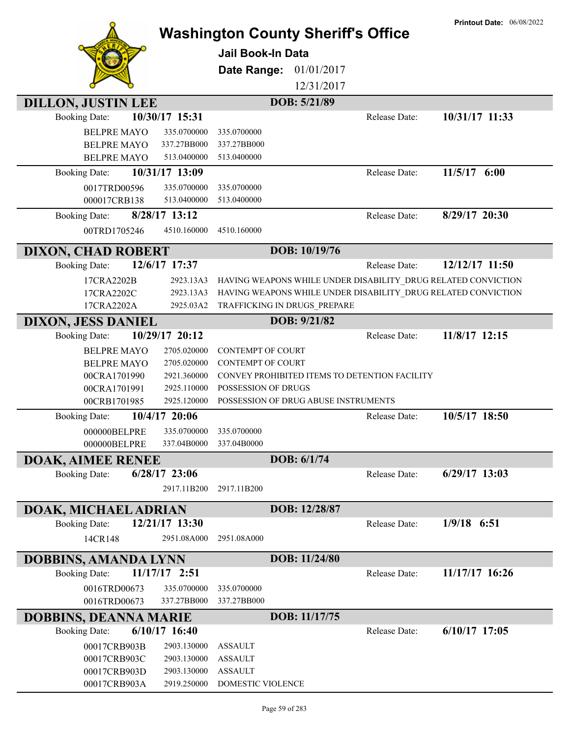Printout Date: 06/08/2022

# Washington County Sheriff's Office

## Jail Book-In Data

**Date Range:** 01/01/2017 12/31/2017

## DILLON, JUSTIN LEE — DOB: 5/21/89

**Booking Date:** 10/30/17 15:31 — **Release Date:** 10/31/17 11:33

| Case | Statute | Description |
|---|---|---|
| BELPRE MAYO | 335.0700000 | 335.0700000 |
| BELPRE MAYO | 337.27BB000 | 337.27BB000 |
| BELPRE MAYO | 513.0400000 | 513.0400000 |

**Booking Date:** 10/31/17 13:09 — **Release Date:** 11/5/17 6:00

| Case | Statute | Description |
|---|---|---|
| 0017TRD00596 | 335.0700000 | 335.0700000 |
| 000017CRB138 | 513.0400000 | 513.0400000 |

**Booking Date:** 8/28/17 13:12 — **Release Date:** 8/29/17 20:30

| Case | Statute | Description |
|---|---|---|
| 00TRD1705246 | 4510.160000 | 4510.160000 |

## DIXON, CHAD ROBERT — DOB: 10/19/76

**Booking Date:** 12/6/17 17:37 — **Release Date:** 12/12/17 11:50

| Case | Statute | Description |
|---|---|---|
| 17CRA2202B | 2923.13A3 | HAVING WEAPONS WHILE UNDER DISABILITY_DRUG RELATED CONVICTION |
| 17CRA2202C | 2923.13A3 | HAVING WEAPONS WHILE UNDER DISABILITY_DRUG RELATED CONVICTION |
| 17CRA2202A | 2925.03A2 | TRAFFICKING IN DRUGS_PREPARE |

## DIXON, JESS DANIEL — DOB: 9/21/82

**Booking Date:** 10/29/17 20:12 — **Release Date:** 11/8/17 12:15

| Case | Statute | Description |
|---|---|---|
| BELPRE MAYO | 2705.020000 | CONTEMPT OF COURT |
| BELPRE MAYO | 2705.020000 | CONTEMPT OF COURT |
| 00CRA1701990 | 2921.360000 | CONVEY PROHIBITED ITEMS TO DETENTION FACILITY |
| 00CRA1701991 | 2925.110000 | POSSESSION OF DRUGS |
| 00CRB1701985 | 2925.120000 | POSSESSION OF DRUG ABUSE INSTRUMENTS |

**Booking Date:** 10/4/17 20:06 — **Release Date:** 10/5/17 18:50

| Case | Statute | Description |
|---|---|---|
| 000000BELPRE | 335.0700000 | 335.0700000 |
| 000000BELPRE | 337.04B0000 | 337.04B0000 |

## DOAK, AIMEE RENEE — DOB: 6/1/74

**Booking Date:** 6/28/17 23:06 — **Release Date:** 6/29/17 13:03

| Case | Statute | Description |
|---|---|---|
| | 2917.11B200 | 2917.11B200 |

## DOAK, MICHAEL ADRIAN — DOB: 12/28/87

**Booking Date:** 12/21/17 13:30 — **Release Date:** 1/9/18 6:51

| Case | Statute | Description |
|---|---|---|
| 14CR148 | 2951.08A000 | 2951.08A000 |

## DOBBINS, AMANDA LYNN — DOB: 11/24/80

**Booking Date:** 11/17/17 2:51 — **Release Date:** 11/17/17 16:26

| Case | Statute | Description |
|---|---|---|
| 0016TRD00673 | 335.0700000 | 335.0700000 |
| 0016TRD00673 | 337.27BB000 | 337.27BB000 |

## DOBBINS, DEANNA MARIE — DOB: 11/17/75

**Booking Date:** 6/10/17 16:40 — **Release Date:** 6/10/17 17:05

| Case | Statute | Description |
|---|---|---|
| 00017CRB903B | 2903.130000 | ASSAULT |
| 00017CRB903C | 2903.130000 | ASSAULT |
| 00017CRB903D | 2903.130000 | ASSAULT |
| 00017CRB903A | 2919.250000 | DOMESTIC VIOLENCE |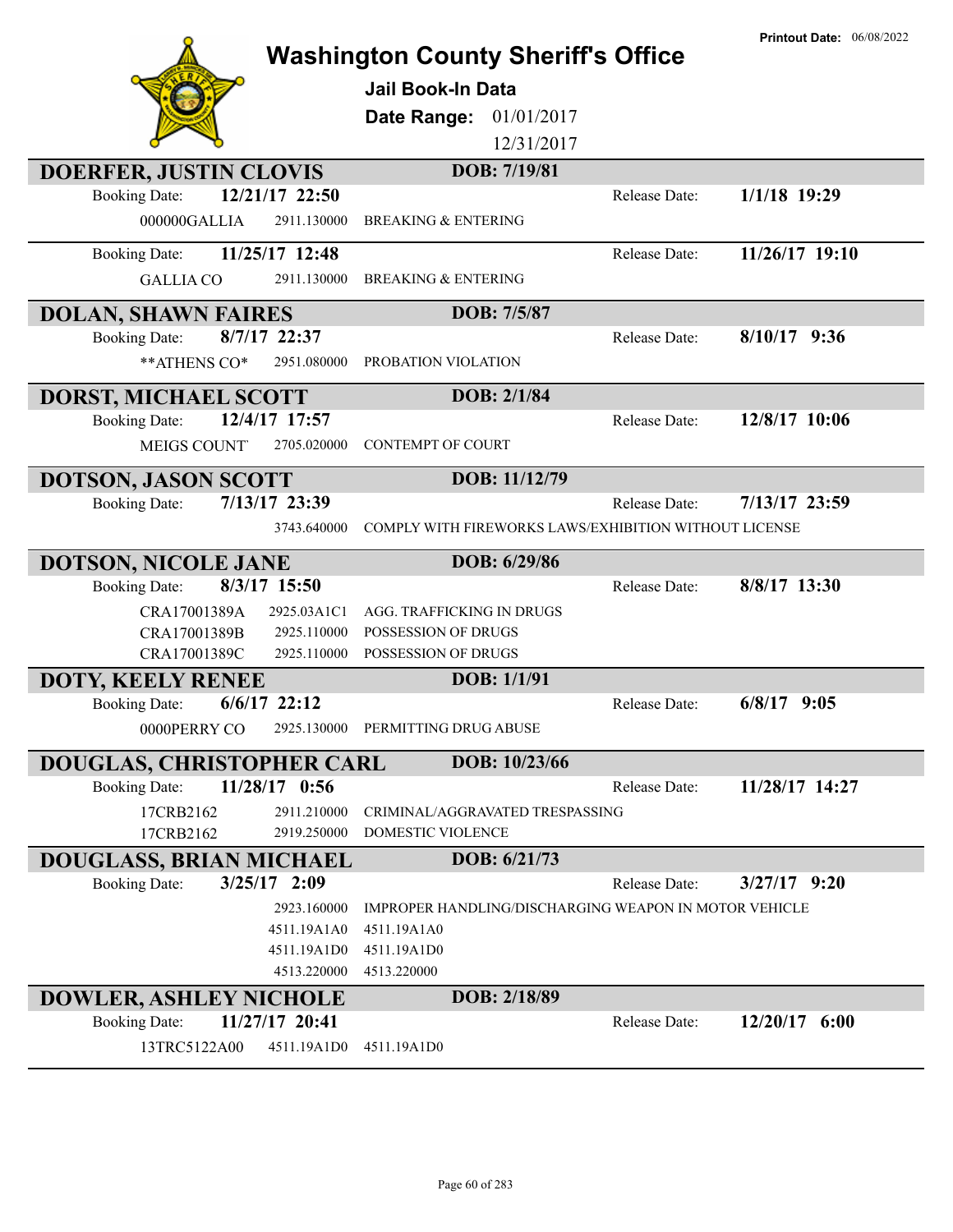# Washington County Sheriff's Office

**Printout Date:** 06/08/2022

## Jail Book-In Data

**Date Range:** 01/01/2017 12/31/2017

---

### DOERFER, JUSTIN CLOVIS — DOB: 7/19/81

**Booking Date:** 12/21/17 22:50 — **Release Date:** 1/1/18 19:29

| | | |
|---|---|---|
| 000000GALLIA | 2911.130000 | BREAKING & ENTERING |

**Booking Date:** 11/25/17 12:48 — **Release Date:** 11/26/17 19:10

| | | |
|---|---|---|
| GALLIA CO | 2911.130000 | BREAKING & ENTERING |

### DOLAN, SHAWN FAIRES — DOB: 7/5/87

**Booking Date:** 8/7/17 22:37 — **Release Date:** 8/10/17 9:36

| | | |
|---|---|---|
| **ATHENS CO* | 2951.080000 | PROBATION VIOLATION |

### DORST, MICHAEL SCOTT — DOB: 2/1/84

**Booking Date:** 12/4/17 17:57 — **Release Date:** 12/8/17 10:06

| | | |
|---|---|---|
| MEIGS COUNT | 2705.020000 | CONTEMPT OF COURT |

### DOTSON, JASON SCOTT — DOB: 11/12/79

**Booking Date:** 7/13/17 23:39 — **Release Date:** 7/13/17 23:59

| | | |
|---|---|---|
| | 3743.640000 | COMPLY WITH FIREWORKS LAWS/EXHIBITION WITHOUT LICENSE |

### DOTSON, NICOLE JANE — DOB: 6/29/86

**Booking Date:** 8/3/17 15:50 — **Release Date:** 8/8/17 13:30

| | | |
|---|---|---|
| CRA17001389A | 2925.03A1C1 | AGG. TRAFFICKING IN DRUGS |
| CRA17001389B | 2925.110000 | POSSESSION OF DRUGS |
| CRA17001389C | 2925.110000 | POSSESSION OF DRUGS |

### DOTY, KEELY RENEE — DOB: 1/1/91

**Booking Date:** 6/6/17 22:12 — **Release Date:** 6/8/17 9:05

| | | |
|---|---|---|
| 0000PERRY CO | 2925.130000 | PERMITTING DRUG ABUSE |

### DOUGLAS, CHRISTOPHER CARL — DOB: 10/23/66

**Booking Date:** 11/28/17 0:56 — **Release Date:** 11/28/17 14:27

| | | |
|---|---|---|
| 17CRB2162 | 2911.210000 | CRIMINAL/AGGRAVATED TRESPASSING |
| 17CRB2162 | 2919.250000 | DOMESTIC VIOLENCE |

### DOUGLASS, BRIAN MICHAEL — DOB: 6/21/73

**Booking Date:** 3/25/17 2:09 — **Release Date:** 3/27/17 9:20

| | | |
|---|---|---|
| | 2923.160000 | IMPROPER HANDLING/DISCHARGING WEAPON IN MOTOR VEHICLE |
| | 4511.19A1A0 | 4511.19A1A0 |
| | 4511.19A1D0 | 4511.19A1D0 |
| | 4513.220000 | 4513.220000 |

### DOWLER, ASHLEY NICHOLE — DOB: 2/18/89

**Booking Date:** 11/27/17 20:41 — **Release Date:** 12/20/17 6:00

| | | |
|---|---|---|
| 13TRC5122A00 | 4511.19A1D0 | 4511.19A1D0 |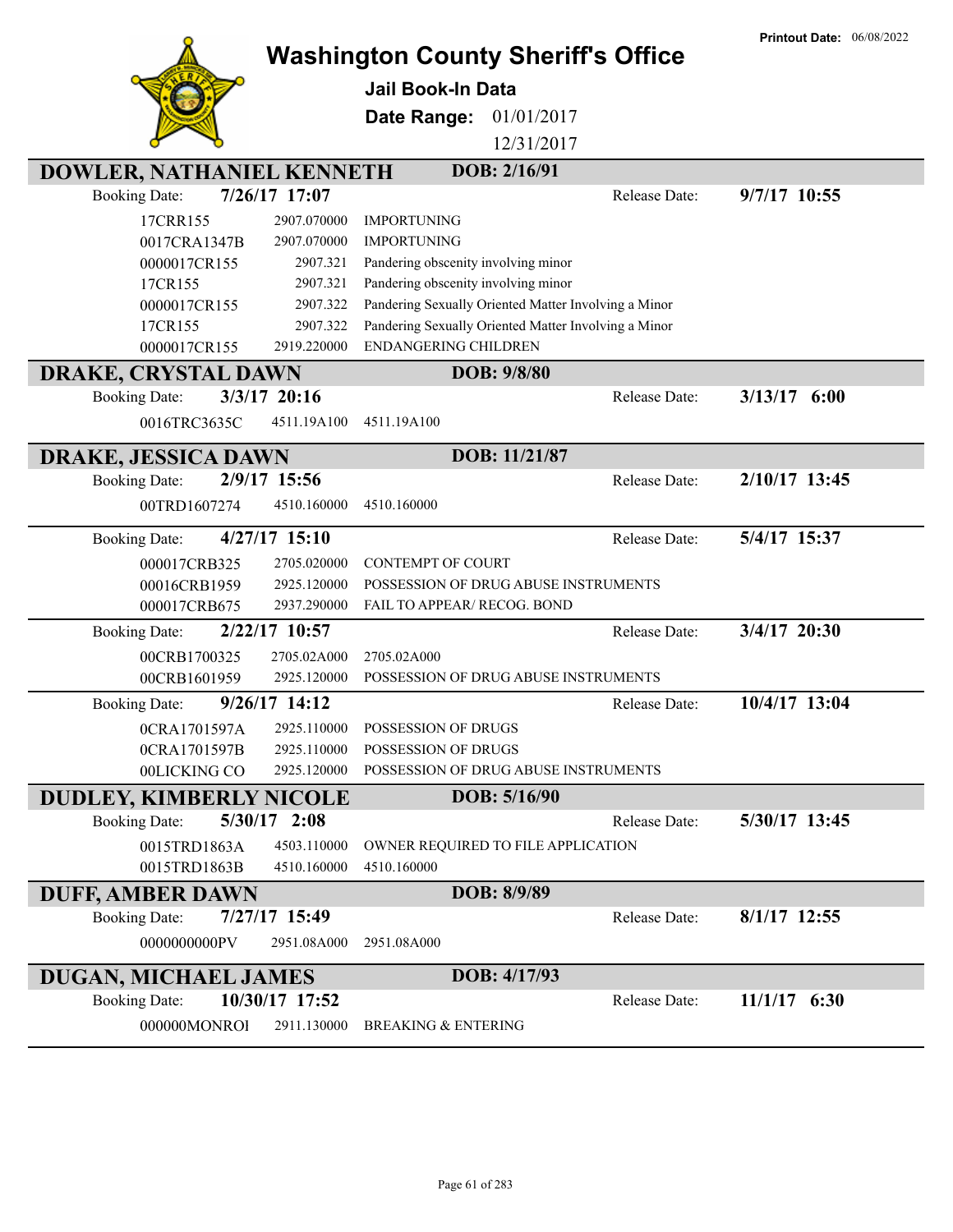**Printout Date:** 06/08/2022

# Washington County Sheriff's Office

## Jail Book-In Data

**Date Range:** 01/01/2017 12/31/2017

### DOWLER, NATHANIEL KENNETH — DOB: 2/16/91

**Booking Date:** 7/26/17 17:07 — **Release Date:** 9/7/17 10:55

| Case | Statute | Description |
|---|---|---|
| 17CRR155 | 2907.070000 | IMPORTUNING |
| 0017CRA1347B | 2907.070000 | IMPORTUNING |
| 0000017CR155 | 2907.321 | Pandering obscenity involving minor |
| 17CR155 | 2907.321 | Pandering obscenity involving minor |
| 0000017CR155 | 2907.322 | Pandering Sexually Oriented Matter Involving a Minor |
| 17CR155 | 2907.322 | Pandering Sexually Oriented Matter Involving a Minor |
| 0000017CR155 | 2919.220000 | ENDANGERING CHILDREN |

### DRAKE, CRYSTAL DAWN — DOB: 9/8/80

**Booking Date:** 3/3/17 20:16 — **Release Date:** 3/13/17 6:00

| Case | Statute | Description |
|---|---|---|
| 0016TRC3635C | 4511.19A100 | 4511.19A100 |

### DRAKE, JESSICA DAWN — DOB: 11/21/87

**Booking Date:** 2/9/17 15:56 — **Release Date:** 2/10/17 13:45

| Case | Statute | Description |
|---|---|---|
| 00TRD1607274 | 4510.160000 | 4510.160000 |

**Booking Date:** 4/27/17 15:10 — **Release Date:** 5/4/17 15:37

| Case | Statute | Description |
|---|---|---|
| 000017CRB325 | 2705.020000 | CONTEMPT OF COURT |
| 00016CRB1959 | 2925.120000 | POSSESSION OF DRUG ABUSE INSTRUMENTS |
| 000017CRB675 | 2937.290000 | FAIL TO APPEAR/ RECOG. BOND |

**Booking Date:** 2/22/17 10:57 — **Release Date:** 3/4/17 20:30

| Case | Statute | Description |
|---|---|---|
| 00CRB1700325 | 2705.02A000 | 2705.02A000 |
| 00CRB1601959 | 2925.120000 | POSSESSION OF DRUG ABUSE INSTRUMENTS |

**Booking Date:** 9/26/17 14:12 — **Release Date:** 10/4/17 13:04

| Case | Statute | Description |
|---|---|---|
| 0CRA1701597A | 2925.110000 | POSSESSION OF DRUGS |
| 0CRA1701597B | 2925.110000 | POSSESSION OF DRUGS |
| 00LICKING CO | 2925.120000 | POSSESSION OF DRUG ABUSE INSTRUMENTS |

### DUDLEY, KIMBERLY NICOLE — DOB: 5/16/90

**Booking Date:** 5/30/17 2:08 — **Release Date:** 5/30/17 13:45

| Case | Statute | Description |
|---|---|---|
| 0015TRD1863A | 4503.110000 | OWNER REQUIRED TO FILE APPLICATION |
| 0015TRD1863B | 4510.160000 | 4510.160000 |

### DUFF, AMBER DAWN — DOB: 8/9/89

**Booking Date:** 7/27/17 15:49 — **Release Date:** 8/1/17 12:55

| Case | Statute | Description |
|---|---|---|
| 0000000000PV | 2951.08A000 | 2951.08A000 |

### DUGAN, MICHAEL JAMES — DOB: 4/17/93

**Booking Date:** 10/30/17 17:52 — **Release Date:** 11/1/17 6:30

| Case | Statute | Description |
|---|---|---|
| 000000MONROI | 2911.130000 | BREAKING & ENTERING |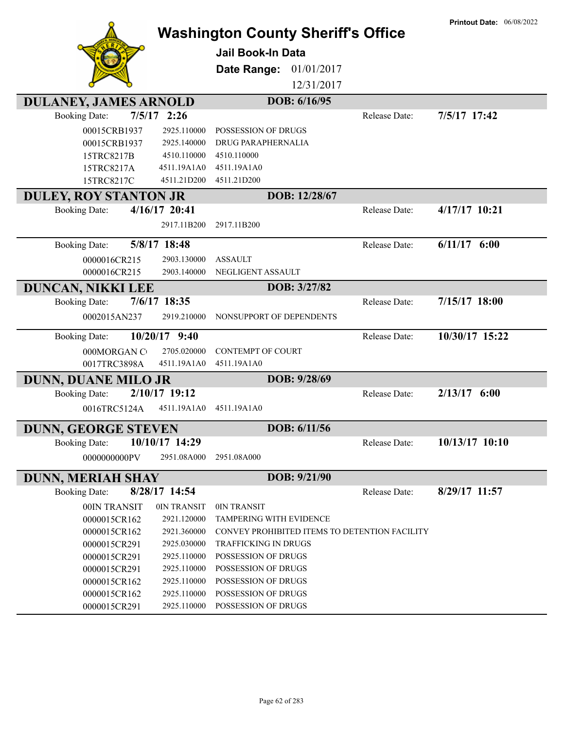Printout Date: 06/08/2022

# Washington County Sheriff's Office

**Jail Book-In Data**

**Date Range:** 01/01/2017 12/31/2017

## DULANEY, JAMES ARNOLD — DOB: 6/16/95

Booking Date: **7/5/17 2:26** — Release Date: **7/5/17 17:42**

| Case | Statute | Description |
|---|---|---|
| 00015CRB1937 | 2925.110000 | POSSESSION OF DRUGS |
| 00015CRB1937 | 2925.140000 | DRUG PARAPHERNALIA |
| 15TRC8217B | 4510.110000 | 4510.110000 |
| 15TRC8217A | 4511.19A1A0 | 4511.19A1A0 |
| 15TRC8217C | 4511.21D200 | 4511.21D200 |

## DULEY, ROY STANTON JR — DOB: 12/28/67

Booking Date: **4/16/17 20:41** — Release Date: **4/17/17 10:21**

| Case | Statute | Description |
|---|---|---|
| | 2917.11B200 | 2917.11B200 |

Booking Date: **5/8/17 18:48** — Release Date: **6/11/17 6:00**

| Case | Statute | Description |
|---|---|---|
| 0000016CR215 | 2903.130000 | ASSAULT |
| 0000016CR215 | 2903.140000 | NEGLIGENT ASSAULT |

## DUNCAN, NIKKI LEE — DOB: 3/27/82

Booking Date: **7/6/17 18:35** — Release Date: **7/15/17 18:00**

| Case | Statute | Description |
|---|---|---|
| 0002015AN237 | 2919.210000 | NONSUPPORT OF DEPENDENTS |

Booking Date: **10/20/17 9:40** — Release Date: **10/30/17 15:22**

| Case | Statute | Description |
|---|---|---|
| 000MORGAN C | 2705.020000 | CONTEMPT OF COURT |
| 0017TRC3898A | 4511.19A1A0 | 4511.19A1A0 |

## DUNN, DUANE MILO JR — DOB: 9/28/69

Booking Date: **2/10/17 19:12** — Release Date: **2/13/17 6:00**

| Case | Statute | Description |
|---|---|---|
| 0016TRC5124A | 4511.19A1A0 | 4511.19A1A0 |

## DUNN, GEORGE STEVEN — DOB: 6/11/56

Booking Date: **10/10/17 14:29** — Release Date: **10/13/17 10:10**

| Case | Statute | Description |
|---|---|---|
| 0000000000PV | 2951.08A000 | 2951.08A000 |

## DUNN, MERIAH SHAY — DOB: 9/21/90

Booking Date: **8/28/17 14:54** — Release Date: **8/29/17 11:57**

| Case | Statute | Description |
|---|---|---|
| 00IN TRANSIT | 0IN TRANSIT | 0IN TRANSIT |
| 0000015CR162 | 2921.120000 | TAMPERING WITH EVIDENCE |
| 0000015CR162 | 2921.360000 | CONVEY PROHIBITED ITEMS TO DETENTION FACILITY |
| 0000015CR291 | 2925.030000 | TRAFFICKING IN DRUGS |
| 0000015CR291 | 2925.110000 | POSSESSION OF DRUGS |
| 0000015CR291 | 2925.110000 | POSSESSION OF DRUGS |
| 0000015CR162 | 2925.110000 | POSSESSION OF DRUGS |
| 0000015CR162 | 2925.110000 | POSSESSION OF DRUGS |
| 0000015CR291 | 2925.110000 | POSSESSION OF DRUGS |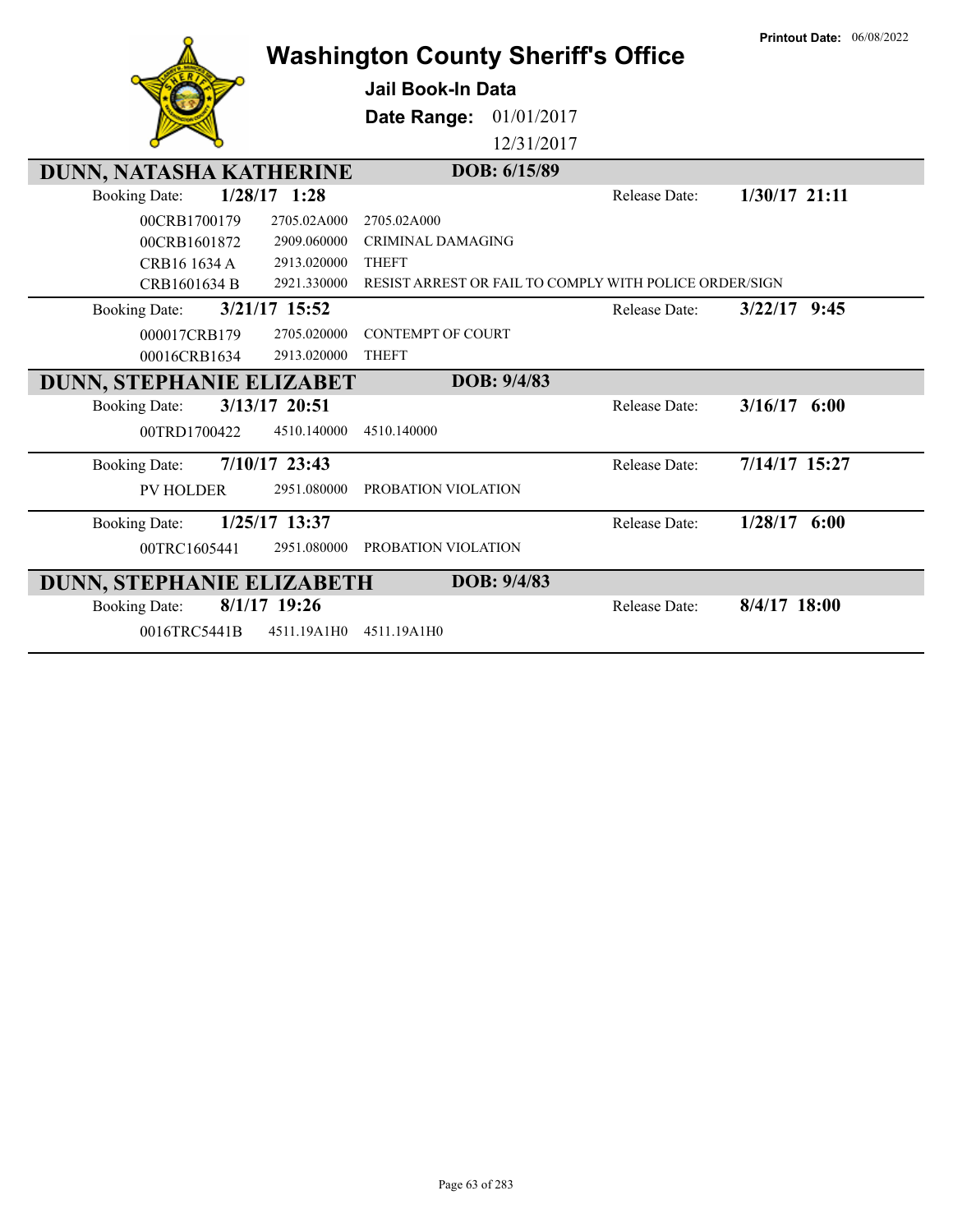# Washington County Sheriff's Office

**Printout Date:** 06/08/2022

## Jail Book-In Data

**Date Range:** 01/01/2017 12/31/2017

### DUNN, NATASHA KATHERINE — DOB: 6/15/89

**Booking Date:** 1/28/17 1:28 — **Release Date:** 1/30/17 21:11

| Case | Code | Description |
|---|---|---|
| 00CRB1700179 | 2705.02A000 | 2705.02A000 |
| 00CRB1601872 | 2909.060000 | CRIMINAL DAMAGING |
| CRB16 1634 A | 2913.020000 | THEFT |
| CRB1601634 B | 2921.330000 | RESIST ARREST OR FAIL TO COMPLY WITH POLICE ORDER/SIGN |

**Booking Date:** 3/21/17 15:52 — **Release Date:** 3/22/17 9:45

| Case | Code | Description |
|---|---|---|
| 000017CRB179 | 2705.020000 | CONTEMPT OF COURT |
| 00016CRB1634 | 2913.020000 | THEFT |

### DUNN, STEPHANIE ELIZABET — DOB: 9/4/83

**Booking Date:** 3/13/17 20:51 — **Release Date:** 3/16/17 6:00

| Case | Code | Description |
|---|---|---|
| 00TRD1700422 | 4510.140000 | 4510.140000 |

**Booking Date:** 7/10/17 23:43 — **Release Date:** 7/14/17 15:27

| Case | Code | Description |
|---|---|---|
| PV HOLDER | 2951.080000 | PROBATION VIOLATION |

**Booking Date:** 1/25/17 13:37 — **Release Date:** 1/28/17 6:00

| Case | Code | Description |
|---|---|---|
| 00TRC1605441 | 2951.080000 | PROBATION VIOLATION |

### DUNN, STEPHANIE ELIZABETH — DOB: 9/4/83

**Booking Date:** 8/1/17 19:26 — **Release Date:** 8/4/17 18:00

| Case | Code | Description |
|---|---|---|
| 0016TRC5441B | 4511.19A1H0 | 4511.19A1H0 |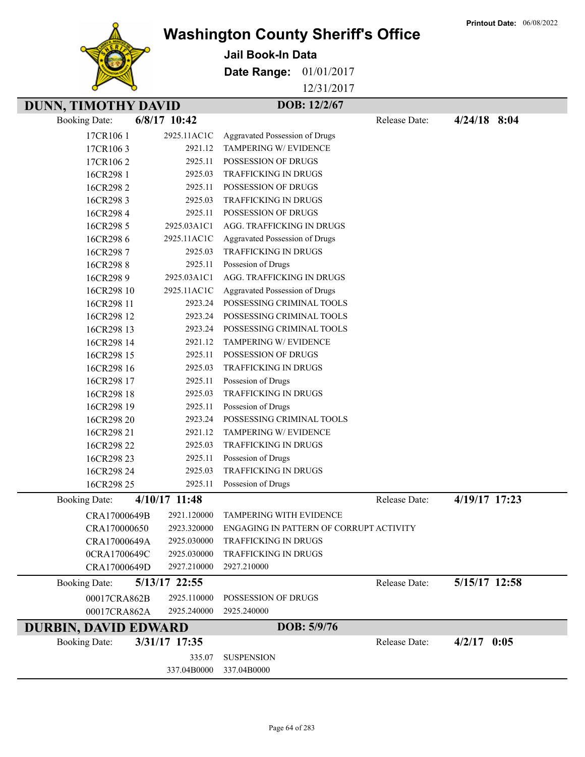**Printout Date:** 06/08/2022

# Washington County Sheriff's Office

## Jail Book-In Data

**Date Range:** 01/01/2017
12/31/2017

## DUNN, TIMOTHY DAVID

**DOB: 12/2/67**

Booking Date: **6/8/17 10:42** Release Date: **4/24/18 8:04**

| | | |
|---|---|---|
| 17CR106 1 | 2925.11AC1C | Aggravated Possession of Drugs |
| 17CR106 3 | 2921.12 | TAMPERING W/ EVIDENCE |
| 17CR106 2 | 2925.11 | POSSESSION OF DRUGS |
| 16CR298 1 | 2925.03 | TRAFFICKING IN DRUGS |
| 16CR298 2 | 2925.11 | POSSESSION OF DRUGS |
| 16CR298 3 | 2925.03 | TRAFFICKING IN DRUGS |
| 16CR298 4 | 2925.11 | POSSESSION OF DRUGS |
| 16CR298 5 | 2925.03A1C1 | AGG. TRAFFICKING IN DRUGS |
| 16CR298 6 | 2925.11AC1C | Aggravated Possession of Drugs |
| 16CR298 7 | 2925.03 | TRAFFICKING IN DRUGS |
| 16CR298 8 | 2925.11 | Possesion of Drugs |
| 16CR298 9 | 2925.03A1C1 | AGG. TRAFFICKING IN DRUGS |
| 16CR298 10 | 2925.11AC1C | Aggravated Possession of Drugs |
| 16CR298 11 | 2923.24 | POSSESSING CRIMINAL TOOLS |
| 16CR298 12 | 2923.24 | POSSESSING CRIMINAL TOOLS |
| 16CR298 13 | 2923.24 | POSSESSING CRIMINAL TOOLS |
| 16CR298 14 | 2921.12 | TAMPERING W/ EVIDENCE |
| 16CR298 15 | 2925.11 | POSSESSION OF DRUGS |
| 16CR298 16 | 2925.03 | TRAFFICKING IN DRUGS |
| 16CR298 17 | 2925.11 | Possesion of Drugs |
| 16CR298 18 | 2925.03 | TRAFFICKING IN DRUGS |
| 16CR298 19 | 2925.11 | Possesion of Drugs |
| 16CR298 20 | 2923.24 | POSSESSING CRIMINAL TOOLS |
| 16CR298 21 | 2921.12 | TAMPERING W/ EVIDENCE |
| 16CR298 22 | 2925.03 | TRAFFICKING IN DRUGS |
| 16CR298 23 | 2925.11 | Possesion of Drugs |
| 16CR298 24 | 2925.03 | TRAFFICKING IN DRUGS |
| 16CR298 25 | 2925.11 | Possesion of Drugs |

Booking Date: **4/10/17 11:48** Release Date: **4/19/17 17:23**

| | | |
|---|---|---|
| CRA17000649B | 2921.120000 | TAMPERING WITH EVIDENCE |
| CRA170000650 | 2923.320000 | ENGAGING IN PATTERN OF CORRUPT ACTIVITY |
| CRA17000649A | 2925.030000 | TRAFFICKING IN DRUGS |
| 0CRA1700649C | 2925.030000 | TRAFFICKING IN DRUGS |
| CRA17000649D | 2927.210000 | 2927.210000 |

Booking Date: **5/13/17 22:55** Release Date: **5/15/17 12:58**

| | | |
|---|---|---|
| 00017CRA862B | 2925.110000 | POSSESSION OF DRUGS |
| 00017CRA862A | 2925.240000 | 2925.240000 |

## DURBIN, DAVID EDWARD

**DOB: 5/9/76**

Booking Date: **3/31/17 17:35** Release Date: **4/2/17 0:05**

| | | |
|---|---|---|
| | 335.07 | SUSPENSION |
| | 337.04B0000 | 337.04B0000 |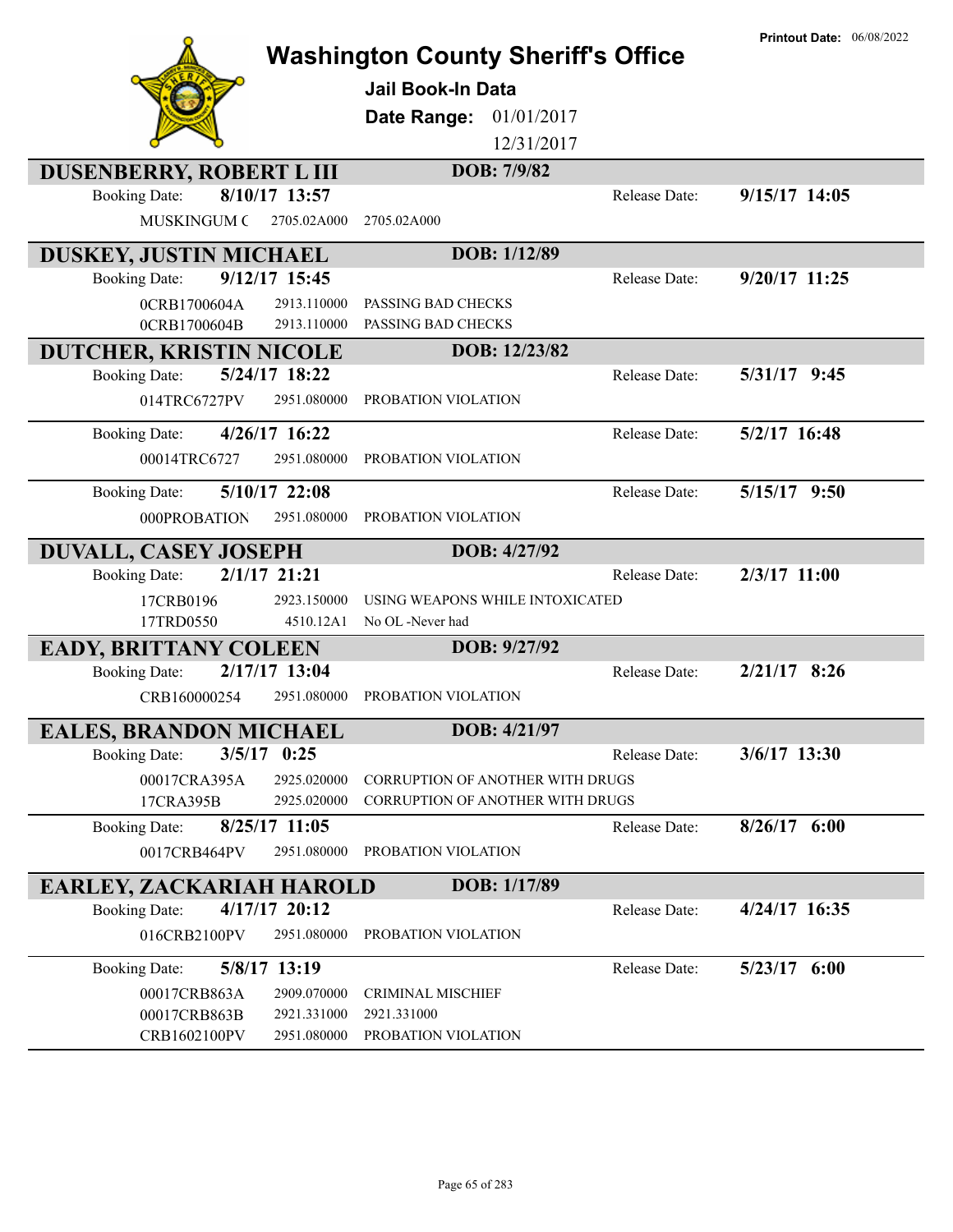# Washington County Sheriff's Office

**Printout Date:** 06/08/2022

## Jail Book-In Data

**Date Range:** 01/01/2017 – 12/31/2017

---

### DUSENBERRY, ROBERT L III — DOB: 7/9/82

**Booking Date:** 8/10/17 13:57 — **Release Date:** 9/15/17 14:05

| Case | Statute | Charge |
|---|---|---|
| MUSKINGUM C | 2705.02A000 | 2705.02A000 |

---

### DUSKEY, JUSTIN MICHAEL — DOB: 1/12/89

**Booking Date:** 9/12/17 15:45 — **Release Date:** 9/20/17 11:25

| Case | Statute | Charge |
|---|---|---|
| 0CRB1700604A | 2913.110000 | PASSING BAD CHECKS |
| 0CRB1700604B | 2913.110000 | PASSING BAD CHECKS |

---

### DUTCHER, KRISTIN NICOLE — DOB: 12/23/82

**Booking Date:** 5/24/17 18:22 — **Release Date:** 5/31/17 9:45

| Case | Statute | Charge |
|---|---|---|
| 014TRC6727PV | 2951.080000 | PROBATION VIOLATION |

**Booking Date:** 4/26/17 16:22 — **Release Date:** 5/2/17 16:48

| Case | Statute | Charge |
|---|---|---|
| 00014TRC6727 | 2951.080000 | PROBATION VIOLATION |

**Booking Date:** 5/10/17 22:08 — **Release Date:** 5/15/17 9:50

| Case | Statute | Charge |
|---|---|---|
| 000PROBATION | 2951.080000 | PROBATION VIOLATION |

---

### DUVALL, CASEY JOSEPH — DOB: 4/27/92

**Booking Date:** 2/1/17 21:21 — **Release Date:** 2/3/17 11:00

| Case | Statute | Charge |
|---|---|---|
| 17CRB0196 | 2923.150000 | USING WEAPONS WHILE INTOXICATED |
| 17TRD0550 | 4510.12A1 | No OL -Never had |

---

### EADY, BRITTANY COLEEN — DOB: 9/27/92

**Booking Date:** 2/17/17 13:04 — **Release Date:** 2/21/17 8:26

| Case | Statute | Charge |
|---|---|---|
| CRB160000254 | 2951.080000 | PROBATION VIOLATION |

---

### EALES, BRANDON MICHAEL — DOB: 4/21/97

**Booking Date:** 3/5/17 0:25 — **Release Date:** 3/6/17 13:30

| Case | Statute | Charge |
|---|---|---|
| 00017CRA395A | 2925.020000 | CORRUPTION OF ANOTHER WITH DRUGS |
| 17CRA395B | 2925.020000 | CORRUPTION OF ANOTHER WITH DRUGS |

**Booking Date:** 8/25/17 11:05 — **Release Date:** 8/26/17 6:00

| Case | Statute | Charge |
|---|---|---|
| 0017CRB464PV | 2951.080000 | PROBATION VIOLATION |

---

### EARLEY, ZACKARIAH HAROLD — DOB: 1/17/89

**Booking Date:** 4/17/17 20:12 — **Release Date:** 4/24/17 16:35

| Case | Statute | Charge |
|---|---|---|
| 016CRB2100PV | 2951.080000 | PROBATION VIOLATION |

**Booking Date:** 5/8/17 13:19 — **Release Date:** 5/23/17 6:00

| Case | Statute | Charge |
|---|---|---|
| 00017CRB863A | 2909.070000 | CRIMINAL MISCHIEF |
| 00017CRB863B | 2921.331000 | 2921.331000 |
| CRB1602100PV | 2951.080000 | PROBATION VIOLATION |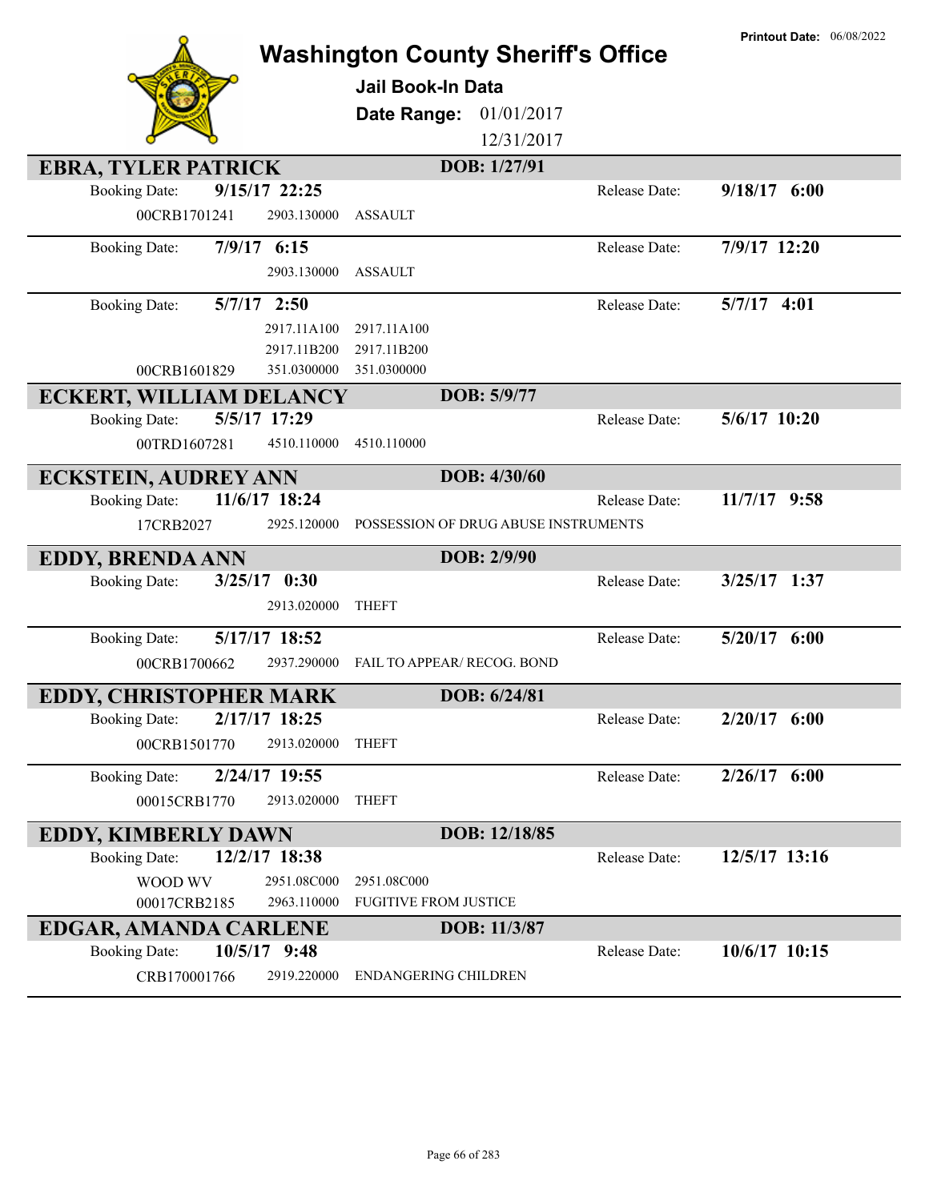# Washington County Sheriff's Office

**Printout Date:** 06/08/2022

**Jail Book-In Data**

**Date Range:** 01/01/2017 12/31/2017

## EBRA, TYLER PATRICK — DOB: 1/27/91

| Booking Date | Case | Code | Charge | Release Date |
|---|---|---|---|---|
| **9/15/17 22:25** | 00CRB1701241 | 2903.130000 | ASSAULT | **9/18/17 6:00** |
| **7/9/17 6:15** | | 2903.130000 | ASSAULT | **7/9/17 12:20** |
| **5/7/17 2:50** | | 2917.11A100 | 2917.11A100 | **5/7/17 4:01** |
| | | 2917.11B200 | 2917.11B200 | |
| | 00CRB1601829 | 351.0300000 | 351.0300000 | |

## ECKERT, WILLIAM DELANCY — DOB: 5/9/77

| Booking Date | Case | Code | Charge | Release Date |
|---|---|---|---|---|
| **5/5/17 17:29** | 00TRD1607281 | 4510.110000 | 4510.110000 | **5/6/17 10:20** |

## ECKSTEIN, AUDREY ANN — DOB: 4/30/60

| Booking Date | Case | Code | Charge | Release Date |
|---|---|---|---|---|
| **11/6/17 18:24** | 17CRB2027 | 2925.120000 | POSSESSION OF DRUG ABUSE INSTRUMENTS | **11/7/17 9:58** |

## EDDY, BRENDA ANN — DOB: 2/9/90

| Booking Date | Case | Code | Charge | Release Date |
|---|---|---|---|---|
| **3/25/17 0:30** | | 2913.020000 | THEFT | **3/25/17 1:37** |
| **5/17/17 18:52** | 00CRB1700662 | 2937.290000 | FAIL TO APPEAR/ RECOG. BOND | **5/20/17 6:00** |

## EDDY, CHRISTOPHER MARK — DOB: 6/24/81

| Booking Date | Case | Code | Charge | Release Date |
|---|---|---|---|---|
| **2/17/17 18:25** | 00CRB1501770 | 2913.020000 | THEFT | **2/20/17 6:00** |
| **2/24/17 19:55** | 00015CRB1770 | 2913.020000 | THEFT | **2/26/17 6:00** |

## EDDY, KIMBERLY DAWN — DOB: 12/18/85

| Booking Date | Case | Code | Charge | Release Date |
|---|---|---|---|---|
| **12/2/17 18:38** | WOOD WV | 2951.08C000 | 2951.08C000 | **12/5/17 13:16** |
| | 00017CRB2185 | 2963.110000 | FUGITIVE FROM JUSTICE | |

## EDGAR, AMANDA CARLENE — DOB: 11/3/87

| Booking Date | Case | Code | Charge | Release Date |
|---|---|---|---|---|
| **10/5/17 9:48** | CRB170001766 | 2919.220000 | ENDANGERING CHILDREN | **10/6/17 10:15** |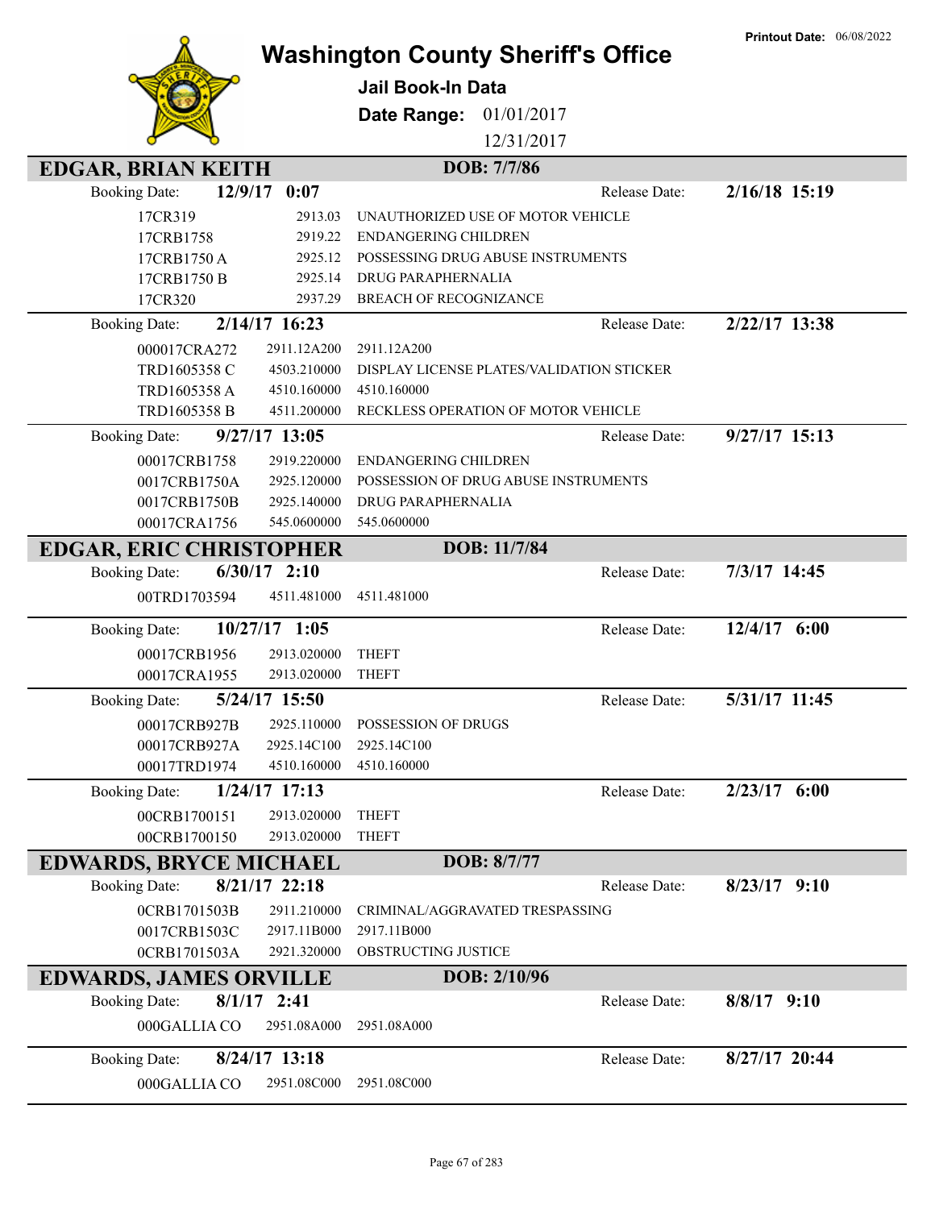Printout Date: 06/08/2022

# Washington County Sheriff's Office

**Jail Book-In Data**

**Date Range:** 01/01/2017 12/31/2017

## EDGAR, BRIAN KEITH

**DOB: 7/7/86**

**Booking Date:** 12/9/17 0:07 — **Release Date:** 2/16/18 15:19

| Case | Statute | Description |
|---|---|---|
| 17CR319 | 2913.03 | UNAUTHORIZED USE OF MOTOR VEHICLE |
| 17CRB1758 | 2919.22 | ENDANGERING CHILDREN |
| 17CRB1750 A | 2925.12 | POSSESSING DRUG ABUSE INSTRUMENTS |
| 17CRB1750 B | 2925.14 | DRUG PARAPHERNALIA |
| 17CR320 | 2937.29 | BREACH OF RECOGNIZANCE |

**Booking Date:** 2/14/17 16:23 — **Release Date:** 2/22/17 13:38

| Case | Statute | Description |
|---|---|---|
| 000017CRA272 | 2911.12A200 | 2911.12A200 |
| TRD1605358 C | 4503.210000 | DISPLAY LICENSE PLATES/VALIDATION STICKER |
| TRD1605358 A | 4510.160000 | 4510.160000 |
| TRD1605358 B | 4511.200000 | RECKLESS OPERATION OF MOTOR VEHICLE |

**Booking Date:** 9/27/17 13:05 — **Release Date:** 9/27/17 15:13

| Case | Statute | Description |
|---|---|---|
| 00017CRB1758 | 2919.220000 | ENDANGERING CHILDREN |
| 0017CRB1750A | 2925.120000 | POSSESSION OF DRUG ABUSE INSTRUMENTS |
| 0017CRB1750B | 2925.140000 | DRUG PARAPHERNALIA |
| 00017CRA1756 | 545.0600000 | 545.0600000 |

## EDGAR, ERIC CHRISTOPHER

**DOB: 11/7/84**

**Booking Date:** 6/30/17 2:10 — **Release Date:** 7/3/17 14:45

| Case | Statute | Description |
|---|---|---|
| 00TRD1703594 | 4511.481000 | 4511.481000 |

**Booking Date:** 10/27/17 1:05 — **Release Date:** 12/4/17 6:00

| Case | Statute | Description |
|---|---|---|
| 00017CRB1956 | 2913.020000 | THEFT |
| 00017CRA1955 | 2913.020000 | THEFT |

**Booking Date:** 5/24/17 15:50 — **Release Date:** 5/31/17 11:45

| Case | Statute | Description |
|---|---|---|
| 00017CRB927B | 2925.110000 | POSSESSION OF DRUGS |
| 00017CRB927A | 2925.14C100 | 2925.14C100 |
| 00017TRD1974 | 4510.160000 | 4510.160000 |

**Booking Date:** 1/24/17 17:13 — **Release Date:** 2/23/17 6:00

| Case | Statute | Description |
|---|---|---|
| 00CRB1700151 | 2913.020000 | THEFT |
| 00CRB1700150 | 2913.020000 | THEFT |

## EDWARDS, BRYCE MICHAEL

**DOB: 8/7/77**

**Booking Date:** 8/21/17 22:18 — **Release Date:** 8/23/17 9:10

| Case | Statute | Description |
|---|---|---|
| 0CRB1701503B | 2911.210000 | CRIMINAL/AGGRAVATED TRESPASSING |
| 0017CRB1503C | 2917.11B000 | 2917.11B000 |
| 0CRB1701503A | 2921.320000 | OBSTRUCTING JUSTICE |

## EDWARDS, JAMES ORVILLE

**DOB: 2/10/96**

**Booking Date:** 8/1/17 2:41 — **Release Date:** 8/8/17 9:10

| Case | Statute | Description |
|---|---|---|
| 000GALLIA CO | 2951.08A000 | 2951.08A000 |

**Booking Date:** 8/24/17 13:18 — **Release Date:** 8/27/17 20:44

| Case | Statute | Description |
|---|---|---|
| 000GALLIA CO | 2951.08C000 | 2951.08C000 |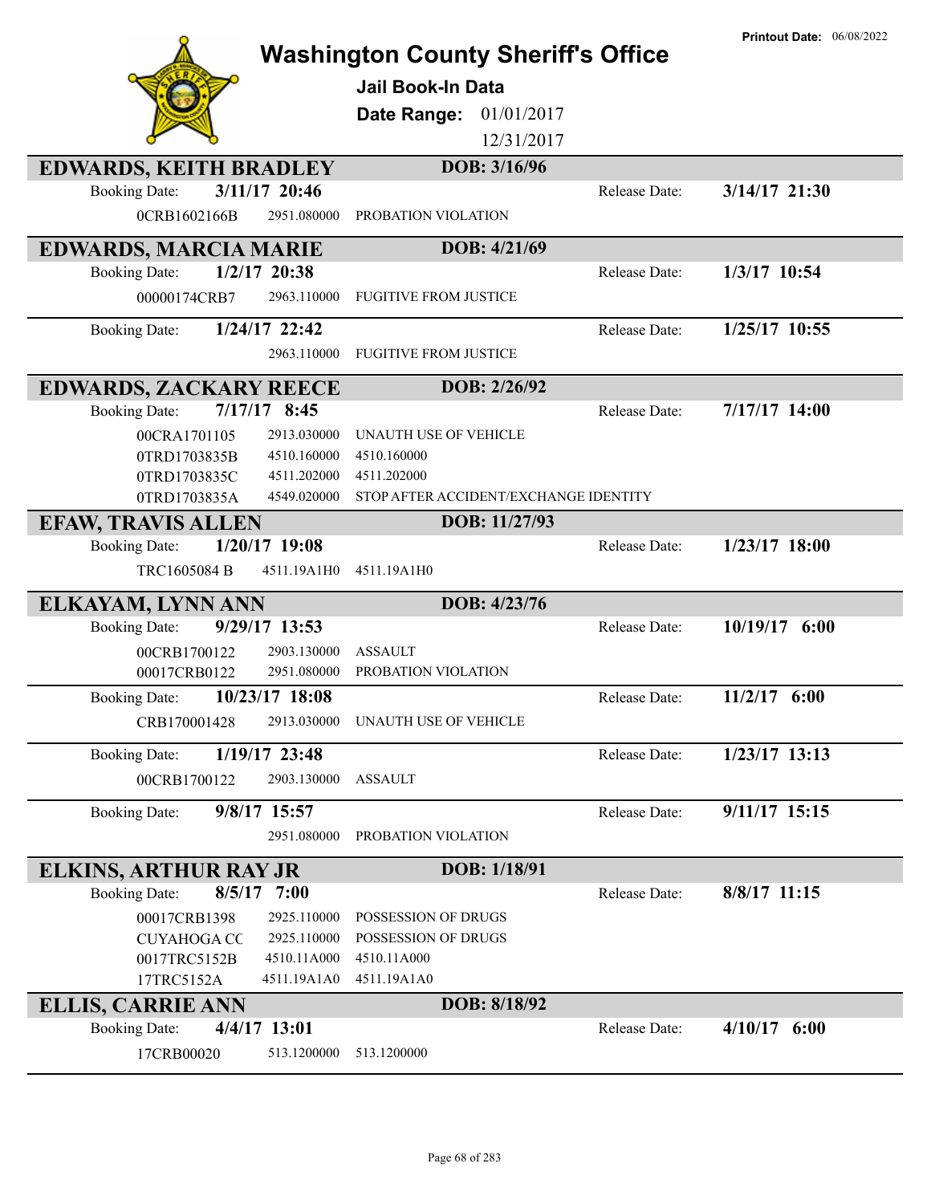Printout Date: 06/08/2022

# Washington County Sheriff's Office

**Jail Book-In Data**

**Date Range:** 01/01/2017 12/31/2017

## EDWARDS, KEITH BRADLEY — DOB: 3/16/96

Booking Date: **3/11/17 20:46** — Release Date: **3/14/17 21:30**

| Case | Statute | Description |
|---|---|---|
| 0CRB1602166B | 2951.080000 | PROBATION VIOLATION |

## EDWARDS, MARCIA MARIE — DOB: 4/21/69

Booking Date: **1/2/17 20:38** — Release Date: **1/3/17 10:54**

| Case | Statute | Description |
|---|---|---|
| 00000174CRB7 | 2963.110000 | FUGITIVE FROM JUSTICE |

Booking Date: **1/24/17 22:42** — Release Date: **1/25/17 10:55**

| Case | Statute | Description |
|---|---|---|
| | 2963.110000 | FUGITIVE FROM JUSTICE |

## EDWARDS, ZACKARY REECE — DOB: 2/26/92

Booking Date: **7/17/17 8:45** — Release Date: **7/17/17 14:00**

| Case | Statute | Description |
|---|---|---|
| 00CRA1701105 | 2913.030000 | UNAUTH USE OF VEHICLE |
| 0TRD1703835B | 4510.160000 | 4510.160000 |
| 0TRD1703835C | 4511.202000 | 4511.202000 |
| 0TRD1703835A | 4549.020000 | STOP AFTER ACCIDENT/EXCHANGE IDENTITY |

## EFAW, TRAVIS ALLEN — DOB: 11/27/93

Booking Date: **1/20/17 19:08** — Release Date: **1/23/17 18:00**

| Case | Statute | Description |
|---|---|---|
| TRC1605084 B | 4511.19A1H0 | 4511.19A1H0 |

## ELKAYAM, LYNN ANN — DOB: 4/23/76

Booking Date: **9/29/17 13:53** — Release Date: **10/19/17 6:00**

| Case | Statute | Description |
|---|---|---|
| 00CRB1700122 | 2903.130000 | ASSAULT |
| 00017CRB0122 | 2951.080000 | PROBATION VIOLATION |

Booking Date: **10/23/17 18:08** — Release Date: **11/2/17 6:00**

| Case | Statute | Description |
|---|---|---|
| CRB170001428 | 2913.030000 | UNAUTH USE OF VEHICLE |

Booking Date: **1/19/17 23:48** — Release Date: **1/23/17 13:13**

| Case | Statute | Description |
|---|---|---|
| 00CRB1700122 | 2903.130000 | ASSAULT |

Booking Date: **9/8/17 15:57** — Release Date: **9/11/17 15:15**

| Case | Statute | Description |
|---|---|---|
| | 2951.080000 | PROBATION VIOLATION |

## ELKINS, ARTHUR RAY JR — DOB: 1/18/91

Booking Date: **8/5/17 7:00** — Release Date: **8/8/17 11:15**

| Case | Statute | Description |
|---|---|---|
| 00017CRB1398 | 2925.110000 | POSSESSION OF DRUGS |
| CUYAHOGA CC | 2925.110000 | POSSESSION OF DRUGS |
| 0017TRC5152B | 4510.11A000 | 4510.11A000 |
| 17TRC5152A | 4511.19A1A0 | 4511.19A1A0 |

## ELLIS, CARRIE ANN — DOB: 8/18/92

Booking Date: **4/4/17 13:01** — Release Date: **4/10/17 6:00**

| Case | Statute | Description |
|---|---|---|
| 17CRB00020 | 513.1200000 | 513.1200000 |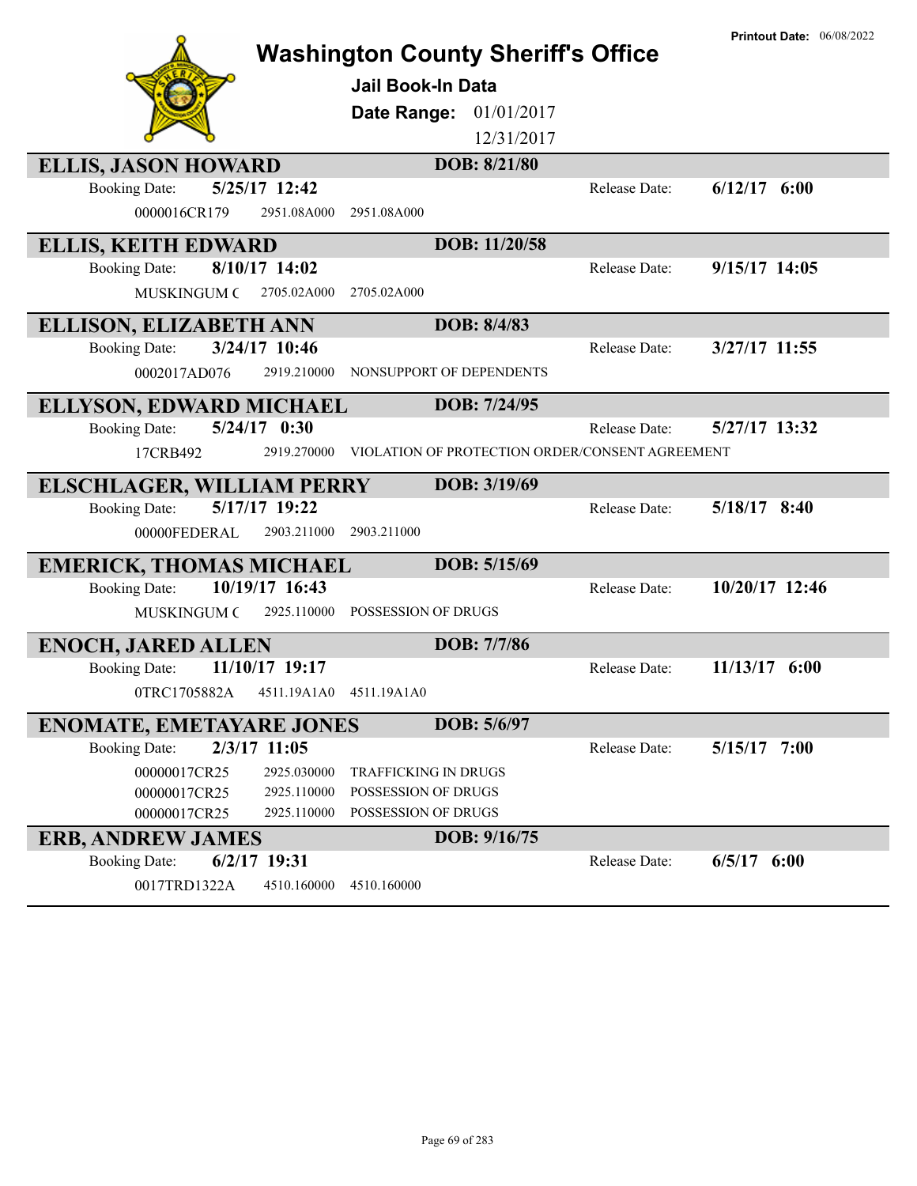Printout Date: 06/08/2022

# Washington County Sheriff's Office

## Jail Book-In Data

**Date Range:** 01/01/2017 – 12/31/2017

---

### ELLIS, JASON HOWARD — DOB: 8/21/80

Booking Date: **5/25/17 12:42** | Release Date: **6/12/17 6:00**

| Case | Statute | Description |
|---|---|---|
| 0000016CR179 | 2951.08A000 | 2951.08A000 |

### ELLIS, KEITH EDWARD — DOB: 11/20/58

Booking Date: **8/10/17 14:02** | Release Date: **9/15/17 14:05**

| Case | Statute | Description |
|---|---|---|
| MUSKINGUM C | 2705.02A000 | 2705.02A000 |

### ELLISON, ELIZABETH ANN — DOB: 8/4/83

Booking Date: **3/24/17 10:46** | Release Date: **3/27/17 11:55**

| Case | Statute | Description |
|---|---|---|
| 0002017AD076 | 2919.210000 | NONSUPPORT OF DEPENDENTS |

### ELLYSON, EDWARD MICHAEL — DOB: 7/24/95

Booking Date: **5/24/17 0:30** | Release Date: **5/27/17 13:32**

| Case | Statute | Description |
|---|---|---|
| 17CRB492 | 2919.270000 | VIOLATION OF PROTECTION ORDER/CONSENT AGREEMENT |

### ELSCHLAGER, WILLIAM PERRY — DOB: 3/19/69

Booking Date: **5/17/17 19:22** | Release Date: **5/18/17 8:40**

| Case | Statute | Description |
|---|---|---|
| 00000FEDERAL | 2903.211000 | 2903.211000 |

### EMERICK, THOMAS MICHAEL — DOB: 5/15/69

Booking Date: **10/19/17 16:43** | Release Date: **10/20/17 12:46**

| Case | Statute | Description |
|---|---|---|
| MUSKINGUM C | 2925.110000 | POSSESSION OF DRUGS |

### ENOCH, JARED ALLEN — DOB: 7/7/86

Booking Date: **11/10/17 19:17** | Release Date: **11/13/17 6:00**

| Case | Statute | Description |
|---|---|---|
| 0TRC1705882A | 4511.19A1A0 | 4511.19A1A0 |

### ENOMATE, EMETAYARE JONES — DOB: 5/6/97

Booking Date: **2/3/17 11:05** | Release Date: **5/15/17 7:00**

| Case | Statute | Description |
|---|---|---|
| 00000017CR25 | 2925.030000 | TRAFFICKING IN DRUGS |
| 00000017CR25 | 2925.110000 | POSSESSION OF DRUGS |
| 00000017CR25 | 2925.110000 | POSSESSION OF DRUGS |

### ERB, ANDREW JAMES — DOB: 9/16/75

Booking Date: **6/2/17 19:31** | Release Date: **6/5/17 6:00**

| Case | Statute | Description |
|---|---|---|
| 0017TRD1322A | 4510.160000 | 4510.160000 |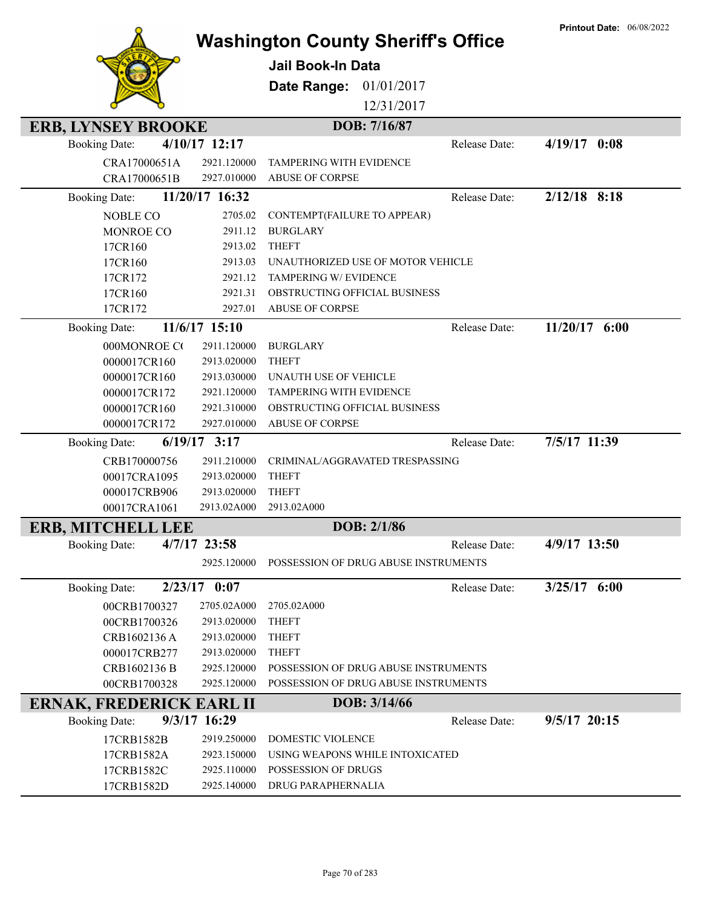Printout Date: 06/08/2022

# Washington County Sheriff's Office

## Jail Book-In Data

**Date Range:** 01/01/2017 12/31/2017

## ERB, LYNSEY BROOKE — DOB: 7/16/87

**Booking Date:** 4/10/17 12:17 — **Release Date:** 4/19/17 0:08

| Case | Statute | Charge |
|---|---|---|
| CRA17000651A | 2921.120000 | TAMPERING WITH EVIDENCE |
| CRA17000651B | 2927.010000 | ABUSE OF CORPSE |

**Booking Date:** 11/20/17 16:32 — **Release Date:** 2/12/18 8:18

| Case | Statute | Charge |
|---|---|---|
| NOBLE CO | 2705.02 | CONTEMPT(FAILURE TO APPEAR) |
| MONROE CO | 2911.12 | BURGLARY |
| 17CR160 | 2913.02 | THEFT |
| 17CR160 | 2913.03 | UNAUTHORIZED USE OF MOTOR VEHICLE |
| 17CR172 | 2921.12 | TAMPERING W/ EVIDENCE |
| 17CR160 | 2921.31 | OBSTRUCTING OFFICIAL BUSINESS |
| 17CR172 | 2927.01 | ABUSE OF CORPSE |

**Booking Date:** 11/6/17 15:10 — **Release Date:** 11/20/17 6:00

| Case | Statute | Charge |
|---|---|---|
| 000MONROE C( | 2911.120000 | BURGLARY |
| 0000017CR160 | 2913.020000 | THEFT |
| 0000017CR160 | 2913.030000 | UNAUTH USE OF VEHICLE |
| 0000017CR172 | 2921.120000 | TAMPERING WITH EVIDENCE |
| 0000017CR160 | 2921.310000 | OBSTRUCTING OFFICIAL BUSINESS |
| 0000017CR172 | 2927.010000 | ABUSE OF CORPSE |

**Booking Date:** 6/19/17 3:17 — **Release Date:** 7/5/17 11:39

| Case | Statute | Charge |
|---|---|---|
| CRB170000756 | 2911.210000 | CRIMINAL/AGGRAVATED TRESPASSING |
| 00017CRA1095 | 2913.020000 | THEFT |
| 000017CRB906 | 2913.020000 | THEFT |
| 00017CRA1061 | 2913.02A000 | 2913.02A000 |

## ERB, MITCHELL LEE — DOB: 2/1/86

**Booking Date:** 4/7/17 23:58 — **Release Date:** 4/9/17 13:50

| Case | Statute | Charge |
|---|---|---|
| | 2925.120000 | POSSESSION OF DRUG ABUSE INSTRUMENTS |

**Booking Date:** 2/23/17 0:07 — **Release Date:** 3/25/17 6:00

| Case | Statute | Charge |
|---|---|---|
| 00CRB1700327 | 2705.02A000 | 2705.02A000 |
| 00CRB1700326 | 2913.020000 | THEFT |
| CRB1602136 A | 2913.020000 | THEFT |
| 000017CRB277 | 2913.020000 | THEFT |
| CRB1602136 B | 2925.120000 | POSSESSION OF DRUG ABUSE INSTRUMENTS |
| 00CRB1700328 | 2925.120000 | POSSESSION OF DRUG ABUSE INSTRUMENTS |

## ERNAK, FREDERICK EARL II — DOB: 3/14/66

**Booking Date:** 9/3/17 16:29 — **Release Date:** 9/5/17 20:15

| Case | Statute | Charge |
|---|---|---|
| 17CRB1582B | 2919.250000 | DOMESTIC VIOLENCE |
| 17CRB1582A | 2923.150000 | USING WEAPONS WHILE INTOXICATED |
| 17CRB1582C | 2925.110000 | POSSESSION OF DRUGS |
| 17CRB1582D | 2925.140000 | DRUG PARAPHERNALIA |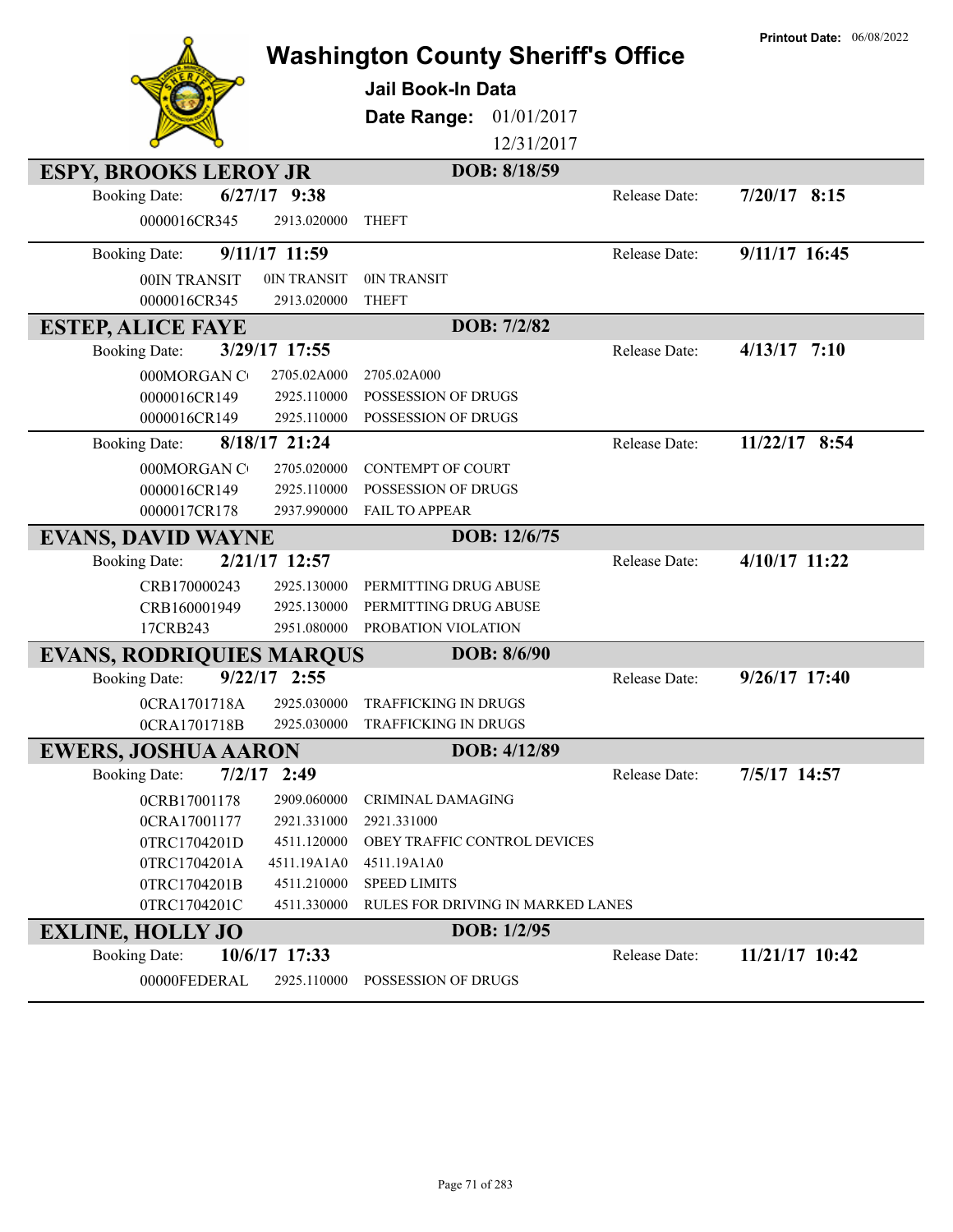# Washington County Sheriff's Office

**Printout Date:** 06/08/2022

## Jail Book-In Data

**Date Range:** 01/01/2017 – 12/31/2017

---

## ESPY, BROOKS LEROY JR — DOB: 8/18/59

**Booking Date:** 6/27/17 9:38 — **Release Date:** 7/20/17 8:15

| Case | Statute | Charge |
|---|---|---|
| 0000016CR345 | 2913.020000 | THEFT |

**Booking Date:** 9/11/17 11:59 — **Release Date:** 9/11/17 16:45

| Case | Statute | Charge |
|---|---|---|
| 00IN TRANSIT | 0IN TRANSIT | 0IN TRANSIT |
| 0000016CR345 | 2913.020000 | THEFT |

## ESTEP, ALICE FAYE — DOB: 7/2/82

**Booking Date:** 3/29/17 17:55 — **Release Date:** 4/13/17 7:10

| Case | Statute | Charge |
|---|---|---|
| 000MORGAN C | 2705.02A000 | 2705.02A000 |
| 0000016CR149 | 2925.110000 | POSSESSION OF DRUGS |
| 0000016CR149 | 2925.110000 | POSSESSION OF DRUGS |

**Booking Date:** 8/18/17 21:24 — **Release Date:** 11/22/17 8:54

| Case | Statute | Charge |
|---|---|---|
| 000MORGAN C | 2705.020000 | CONTEMPT OF COURT |
| 0000016CR149 | 2925.110000 | POSSESSION OF DRUGS |
| 0000017CR178 | 2937.990000 | FAIL TO APPEAR |

## EVANS, DAVID WAYNE — DOB: 12/6/75

**Booking Date:** 2/21/17 12:57 — **Release Date:** 4/10/17 11:22

| Case | Statute | Charge |
|---|---|---|
| CRB170000243 | 2925.130000 | PERMITTING DRUG ABUSE |
| CRB160001949 | 2925.130000 | PERMITTING DRUG ABUSE |
| 17CRB243 | 2951.080000 | PROBATION VIOLATION |

## EVANS, RODRIQUIES MARQUS — DOB: 8/6/90

**Booking Date:** 9/22/17 2:55 — **Release Date:** 9/26/17 17:40

| Case | Statute | Charge |
|---|---|---|
| 0CRA1701718A | 2925.030000 | TRAFFICKING IN DRUGS |
| 0CRA1701718B | 2925.030000 | TRAFFICKING IN DRUGS |

## EWERS, JOSHUA AARON — DOB: 4/12/89

**Booking Date:** 7/2/17 2:49 — **Release Date:** 7/5/17 14:57

| Case | Statute | Charge |
|---|---|---|
| 0CRB17001178 | 2909.060000 | CRIMINAL DAMAGING |
| 0CRA17001177 | 2921.331000 | 2921.331000 |
| 0TRC1704201D | 4511.120000 | OBEY TRAFFIC CONTROL DEVICES |
| 0TRC1704201A | 4511.19A1A0 | 4511.19A1A0 |
| 0TRC1704201B | 4511.210000 | SPEED LIMITS |
| 0TRC1704201C | 4511.330000 | RULES FOR DRIVING IN MARKED LANES |

## EXLINE, HOLLY JO — DOB: 1/2/95

**Booking Date:** 10/6/17 17:33 — **Release Date:** 11/21/17 10:42

| Case | Statute | Charge |
|---|---|---|
| 00000FEDERAL | 2925.110000 | POSSESSION OF DRUGS |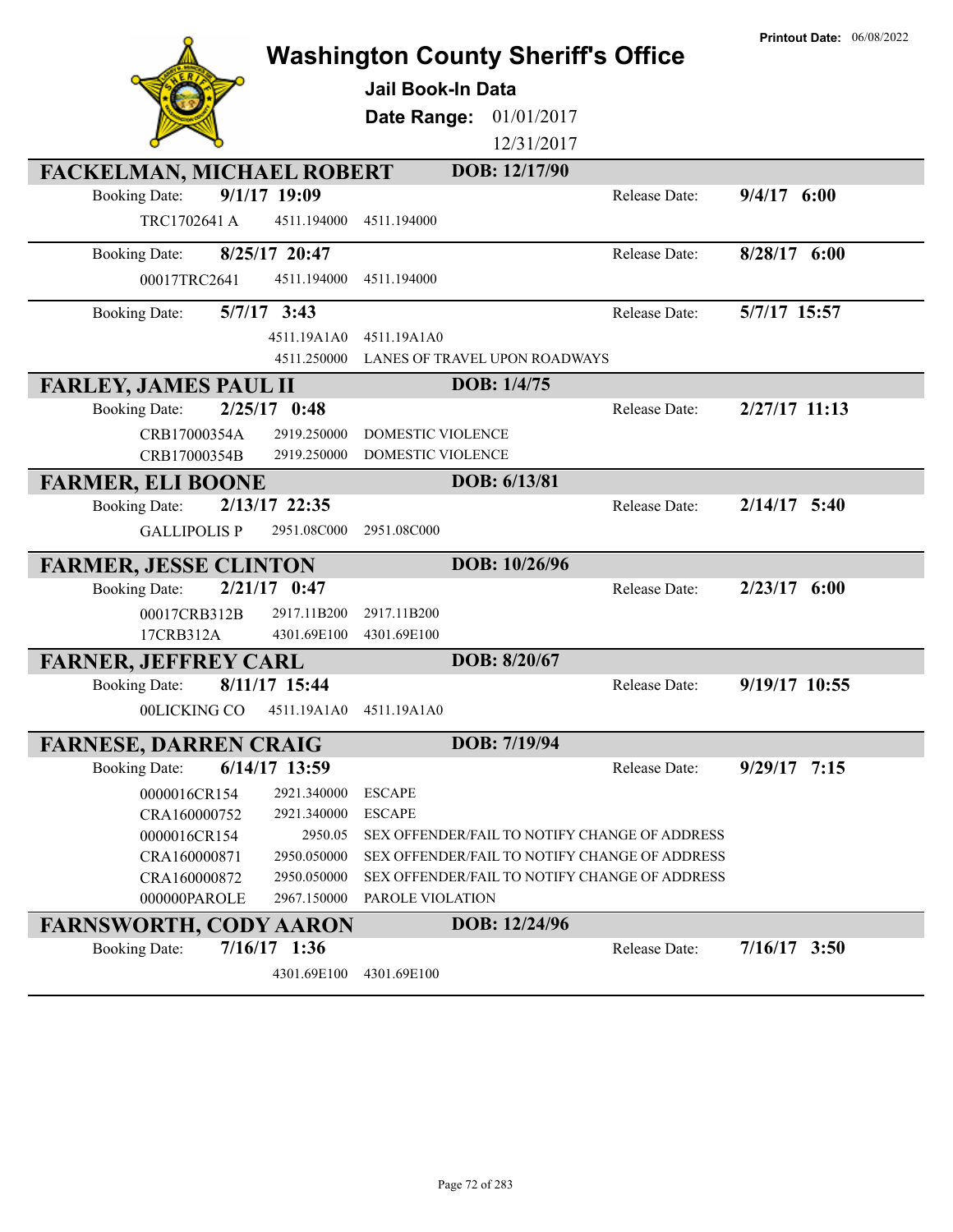Printout Date: 06/08/2022

# Washington County Sheriff's Office

## Jail Book-In Data

**Date Range:** 01/01/2017 – 12/31/2017

---

### FACKELMAN, MICHAEL ROBERT — DOB: 12/17/90

**Booking Date:** 9/1/17 19:09 — **Release Date:** 9/4/17 6:00

| Case | Statute | Description |
|---|---|---|
| TRC1702641 A | 4511.194000 | 4511.194000 |

**Booking Date:** 8/25/17 20:47 — **Release Date:** 8/28/17 6:00

| Case | Statute | Description |
|---|---|---|
| 00017TRC2641 | 4511.194000 | 4511.194000 |

**Booking Date:** 5/7/17 3:43 — **Release Date:** 5/7/17 15:57

| Case | Statute | Description |
|---|---|---|
| | 4511.19A1A0 | 4511.19A1A0 |
| | 4511.250000 | LANES OF TRAVEL UPON ROADWAYS |

### FARLEY, JAMES PAUL II — DOB: 1/4/75

**Booking Date:** 2/25/17 0:48 — **Release Date:** 2/27/17 11:13

| Case | Statute | Description |
|---|---|---|
| CRB17000354A | 2919.250000 | DOMESTIC VIOLENCE |
| CRB17000354B | 2919.250000 | DOMESTIC VIOLENCE |

### FARMER, ELI BOONE — DOB: 6/13/81

**Booking Date:** 2/13/17 22:35 — **Release Date:** 2/14/17 5:40

| Case | Statute | Description |
|---|---|---|
| GALLIPOLIS P | 2951.08C000 | 2951.08C000 |

### FARMER, JESSE CLINTON — DOB: 10/26/96

**Booking Date:** 2/21/17 0:47 — **Release Date:** 2/23/17 6:00

| Case | Statute | Description |
|---|---|---|
| 00017CRB312B | 2917.11B200 | 2917.11B200 |
| 17CRB312A | 4301.69E100 | 4301.69E100 |

### FARNER, JEFFREY CARL — DOB: 8/20/67

**Booking Date:** 8/11/17 15:44 — **Release Date:** 9/19/17 10:55

| Case | Statute | Description |
|---|---|---|
| 00LICKING CO | 4511.19A1A0 | 4511.19A1A0 |

### FARNESE, DARREN CRAIG — DOB: 7/19/94

**Booking Date:** 6/14/17 13:59 — **Release Date:** 9/29/17 7:15

| Case | Statute | Description |
|---|---|---|
| 0000016CR154 | 2921.340000 | ESCAPE |
| CRA160000752 | 2921.340000 | ESCAPE |
| 0000016CR154 | 2950.05 | SEX OFFENDER/FAIL TO NOTIFY CHANGE OF ADDRESS |
| CRA160000871 | 2950.050000 | SEX OFFENDER/FAIL TO NOTIFY CHANGE OF ADDRESS |
| CRA160000872 | 2950.050000 | SEX OFFENDER/FAIL TO NOTIFY CHANGE OF ADDRESS |
| 000000PAROLE | 2967.150000 | PAROLE VIOLATION |

### FARNSWORTH, CODY AARON — DOB: 12/24/96

**Booking Date:** 7/16/17 1:36 — **Release Date:** 7/16/17 3:50

| Case | Statute | Description |
|---|---|---|
| | 4301.69E100 | 4301.69E100 |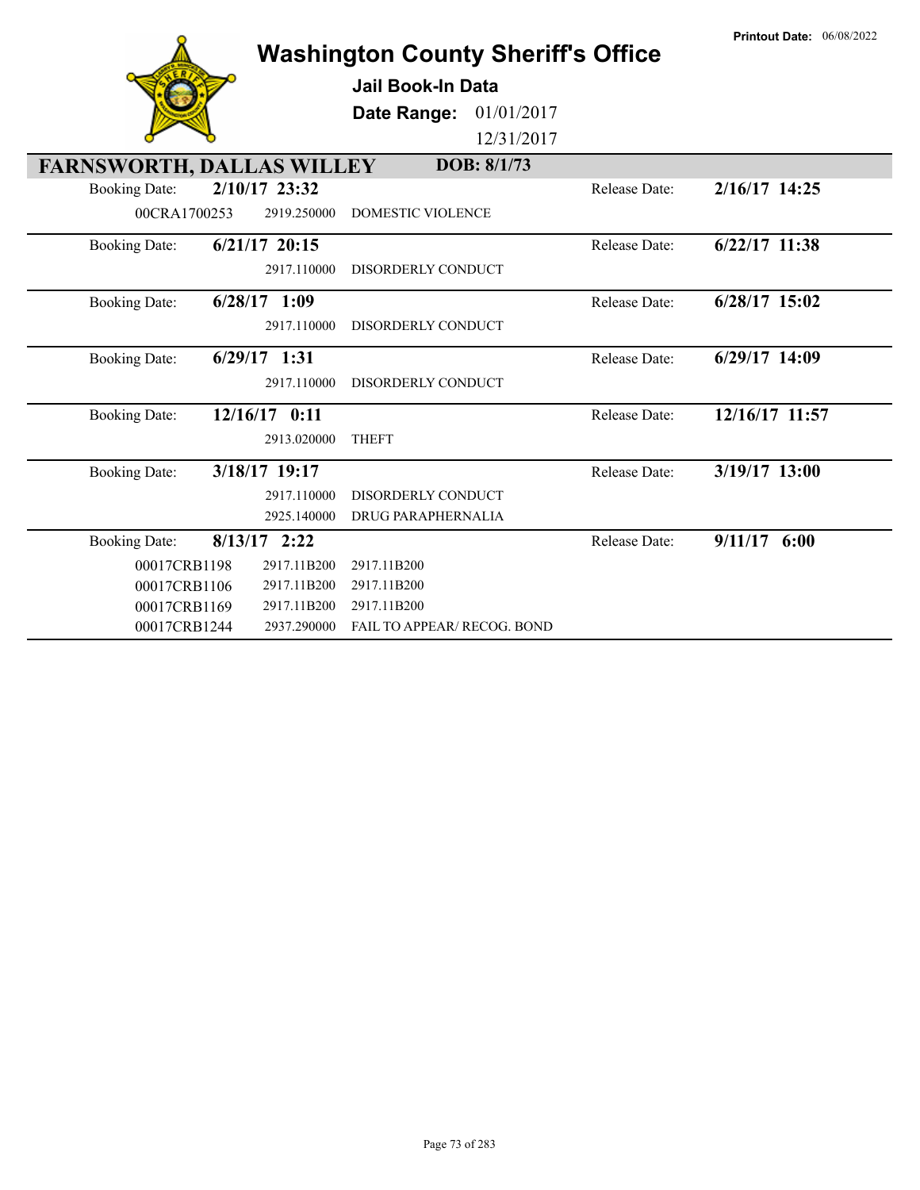Printout Date: 06/08/2022

# Washington County Sheriff's Office

## Jail Book-In Data

**Date Range:** 01/01/2017 – 12/31/2017

### FARNSWORTH, DALLAS WILLEY — DOB: 8/1/73

| Booking Date | Case | Statute | Charge | Release Date |
|---|---|---|---|---|
| **2/10/17 23:32** | | | | **2/16/17 14:25** |
| | 00CRA1700253 | 2919.250000 | DOMESTIC VIOLENCE | |
| **6/21/17 20:15** | | | | **6/22/17 11:38** |
| | | 2917.110000 | DISORDERLY CONDUCT | |
| **6/28/17 1:09** | | | | **6/28/17 15:02** |
| | | 2917.110000 | DISORDERLY CONDUCT | |
| **6/29/17 1:31** | | | | **6/29/17 14:09** |
| | | 2917.110000 | DISORDERLY CONDUCT | |
| **12/16/17 0:11** | | | | **12/16/17 11:57** |
| | | 2913.020000 | THEFT | |
| **3/18/17 19:17** | | | | **3/19/17 13:00** |
| | | 2917.110000 | DISORDERLY CONDUCT | |
| | | 2925.140000 | DRUG PARAPHERNALIA | |
| **8/13/17 2:22** | | | | **9/11/17 6:00** |
| | 00017CRB1198 | 2917.11B200 | 2917.11B200 | |
| | 00017CRB1106 | 2917.11B200 | 2917.11B200 | |
| | 00017CRB1169 | 2917.11B200 | 2917.11B200 | |
| | 00017CRB1244 | 2937.290000 | FAIL TO APPEAR/ RECOG. BOND | |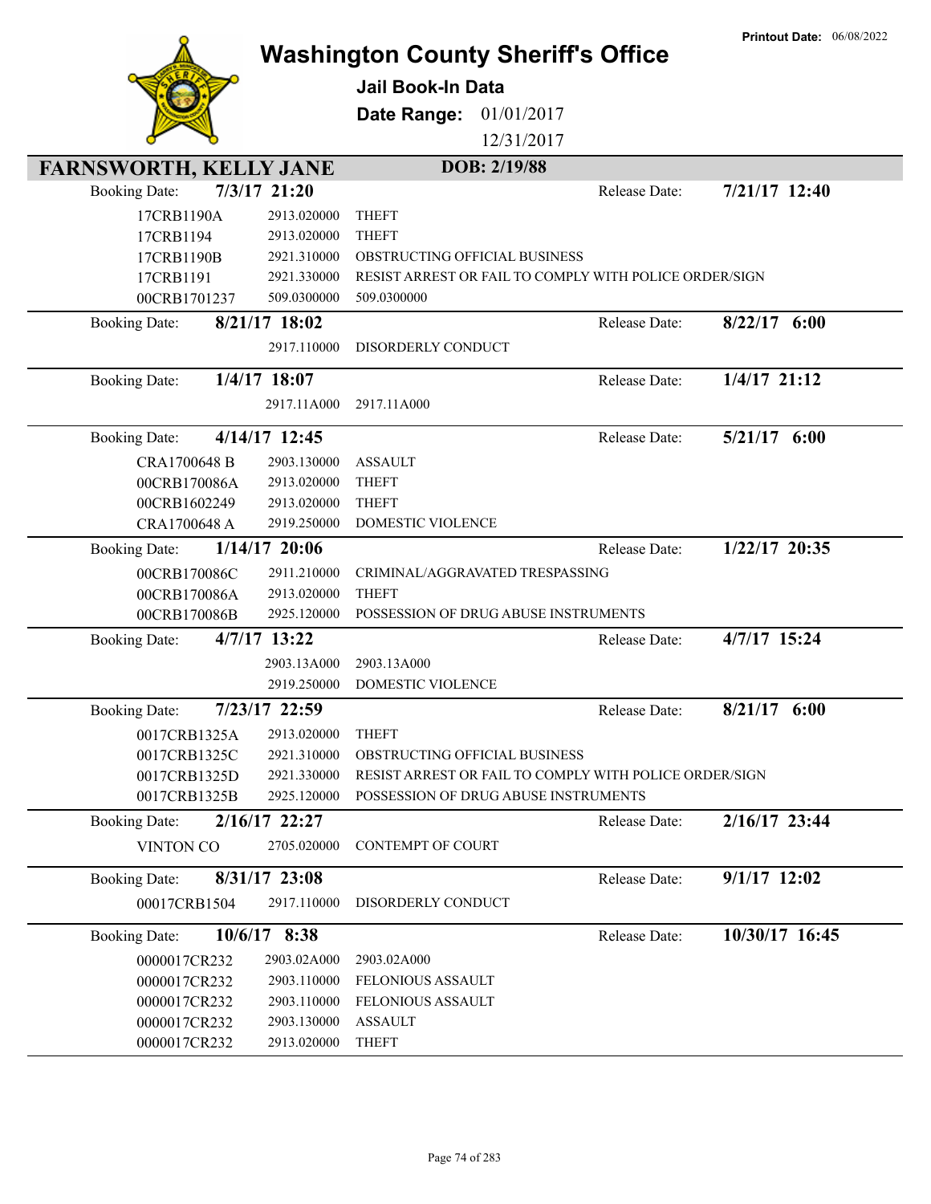# Washington County Sheriff's Office

**Jail Book-In Data**

**Date Range:** 01/01/2017 12/31/2017

**Printout Date:** 06/08/2022

## FARNSWORTH, KELLY JANE

**DOB: 2/19/88**

**Booking Date:** 7/3/17 21:20 — **Release Date:** 7/21/17 12:40

| Case | Code | Description |
|---|---|---|
| 17CRB1190A | 2913.020000 | THEFT |
| 17CRB1194 | 2913.020000 | THEFT |
| 17CRB1190B | 2921.310000 | OBSTRUCTING OFFICIAL BUSINESS |
| 17CRB1191 | 2921.330000 | RESIST ARREST OR FAIL TO COMPLY WITH POLICE ORDER/SIGN |
| 00CRB1701237 | 509.0300000 | 509.0300000 |

**Booking Date:** 8/21/17 18:02 — **Release Date:** 8/22/17 6:00

| Case | Code | Description |
|---|---|---|
| | 2917.110000 | DISORDERLY CONDUCT |

**Booking Date:** 1/4/17 18:07 — **Release Date:** 1/4/17 21:12

| Case | Code | Description |
|---|---|---|
| | 2917.11A000 | 2917.11A000 |

**Booking Date:** 4/14/17 12:45 — **Release Date:** 5/21/17 6:00

| Case | Code | Description |
|---|---|---|
| CRA1700648 B | 2903.130000 | ASSAULT |
| 00CRB170086A | 2913.020000 | THEFT |
| 00CRB1602249 | 2913.020000 | THEFT |
| CRA1700648 A | 2919.250000 | DOMESTIC VIOLENCE |

**Booking Date:** 1/14/17 20:06 — **Release Date:** 1/22/17 20:35

| Case | Code | Description |
|---|---|---|
| 00CRB170086C | 2911.210000 | CRIMINAL/AGGRAVATED TRESPASSING |
| 00CRB170086A | 2913.020000 | THEFT |
| 00CRB170086B | 2925.120000 | POSSESSION OF DRUG ABUSE INSTRUMENTS |

**Booking Date:** 4/7/17 13:22 — **Release Date:** 4/7/17 15:24

| Case | Code | Description |
|---|---|---|
| | 2903.13A000 | 2903.13A000 |
| | 2919.250000 | DOMESTIC VIOLENCE |

**Booking Date:** 7/23/17 22:59 — **Release Date:** 8/21/17 6:00

| Case | Code | Description |
|---|---|---|
| 0017CRB1325A | 2913.020000 | THEFT |
| 0017CRB1325C | 2921.310000 | OBSTRUCTING OFFICIAL BUSINESS |
| 0017CRB1325D | 2921.330000 | RESIST ARREST OR FAIL TO COMPLY WITH POLICE ORDER/SIGN |
| 0017CRB1325B | 2925.120000 | POSSESSION OF DRUG ABUSE INSTRUMENTS |

**Booking Date:** 2/16/17 22:27 — **Release Date:** 2/16/17 23:44

| Case | Code | Description |
|---|---|---|
| VINTON CO | 2705.020000 | CONTEMPT OF COURT |

**Booking Date:** 8/31/17 23:08 — **Release Date:** 9/1/17 12:02

| Case | Code | Description |
|---|---|---|
| 00017CRB1504 | 2917.110000 | DISORDERLY CONDUCT |

**Booking Date:** 10/6/17 8:38 — **Release Date:** 10/30/17 16:45

| Case | Code | Description |
|---|---|---|
| 0000017CR232 | 2903.02A000 | 2903.02A000 |
| 0000017CR232 | 2903.110000 | FELONIOUS ASSAULT |
| 0000017CR232 | 2903.110000 | FELONIOUS ASSAULT |
| 0000017CR232 | 2903.130000 | ASSAULT |
| 0000017CR232 | 2913.020000 | THEFT |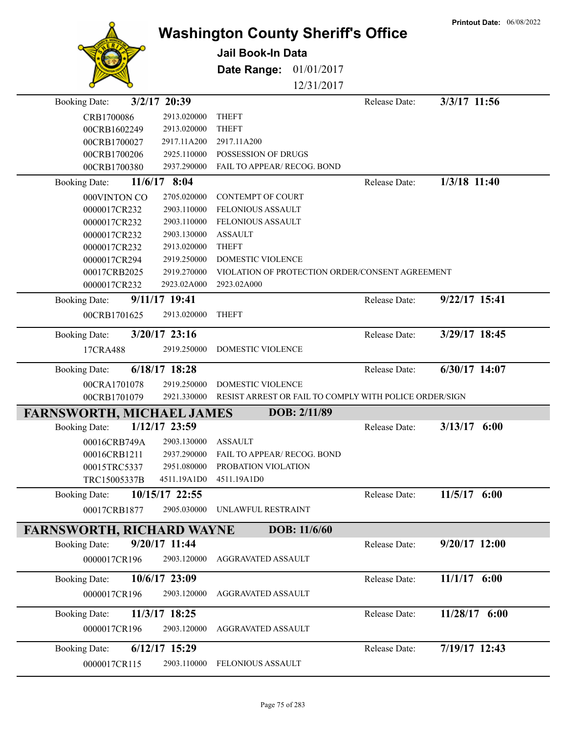# Washington County Sheriff's Office

## Jail Book-In Data

**Printout Date:** 06/08/2022

**Date Range:** 01/01/2017 12/31/2017

**Booking Date:** 3/2/17 20:39 — **Release Date:** 3/3/17 11:56

| Case | Code | Charge |
|---|---|---|
| CRB1700086 | 2913.020000 | THEFT |
| 00CRB1602249 | 2913.020000 | THEFT |
| 00CRB1700027 | 2917.11A200 | 2917.11A200 |
| 00CRB1700206 | 2925.110000 | POSSESSION OF DRUGS |
| 00CRB1700380 | 2937.290000 | FAIL TO APPEAR/ RECOG. BOND |

**Booking Date:** 11/6/17 8:04 — **Release Date:** 1/3/18 11:40

| Case | Code | Charge |
|---|---|---|
| 000VINTON CO | 2705.020000 | CONTEMPT OF COURT |
| 0000017CR232 | 2903.110000 | FELONIOUS ASSAULT |
| 0000017CR232 | 2903.110000 | FELONIOUS ASSAULT |
| 0000017CR232 | 2903.130000 | ASSAULT |
| 0000017CR232 | 2913.020000 | THEFT |
| 0000017CR294 | 2919.250000 | DOMESTIC VIOLENCE |
| 00017CRB2025 | 2919.270000 | VIOLATION OF PROTECTION ORDER/CONSENT AGREEMENT |
| 0000017CR232 | 2923.02A000 | 2923.02A000 |

**Booking Date:** 9/11/17 19:41 — **Release Date:** 9/22/17 15:41

| Case | Code | Charge |
|---|---|---|
| 00CRB1701625 | 2913.020000 | THEFT |

**Booking Date:** 3/20/17 23:16 — **Release Date:** 3/29/17 18:45

| Case | Code | Charge |
|---|---|---|
| 17CRA488 | 2919.250000 | DOMESTIC VIOLENCE |

**Booking Date:** 6/18/17 18:28 — **Release Date:** 6/30/17 14:07

| Case | Code | Charge |
|---|---|---|
| 00CRA1701078 | 2919.250000 | DOMESTIC VIOLENCE |
| 00CRB1701079 | 2921.330000 | RESIST ARREST OR FAIL TO COMPLY WITH POLICE ORDER/SIGN |

## FARNSWORTH, MICHAEL JAMES — DOB: 2/11/89

**Booking Date:** 1/12/17 23:59 — **Release Date:** 3/13/17 6:00

| Case | Code | Charge |
|---|---|---|
| 00016CRB749A | 2903.130000 | ASSAULT |
| 00016CRB1211 | 2937.290000 | FAIL TO APPEAR/ RECOG. BOND |
| 00015TRC5337 | 2951.080000 | PROBATION VIOLATION |
| TRC15005337B | 4511.19A1D0 | 4511.19A1D0 |

**Booking Date:** 10/15/17 22:55 — **Release Date:** 11/5/17 6:00

| Case | Code | Charge |
|---|---|---|
| 00017CRB1877 | 2905.030000 | UNLAWFUL RESTRAINT |

## FARNSWORTH, RICHARD WAYNE — DOB: 11/6/60

**Booking Date:** 9/20/17 11:44 — **Release Date:** 9/20/17 12:00

| Case | Code | Charge |
|---|---|---|
| 0000017CR196 | 2903.120000 | AGGRAVATED ASSAULT |

**Booking Date:** 10/6/17 23:09 — **Release Date:** 11/1/17 6:00

| Case | Code | Charge |
|---|---|---|
| 0000017CR196 | 2903.120000 | AGGRAVATED ASSAULT |

**Booking Date:** 11/3/17 18:25 — **Release Date:** 11/28/17 6:00

| Case | Code | Charge |
|---|---|---|
| 0000017CR196 | 2903.120000 | AGGRAVATED ASSAULT |

**Booking Date:** 6/12/17 15:29 — **Release Date:** 7/19/17 12:43

| Case | Code | Charge |
|---|---|---|
| 0000017CR115 | 2903.110000 | FELONIOUS ASSAULT |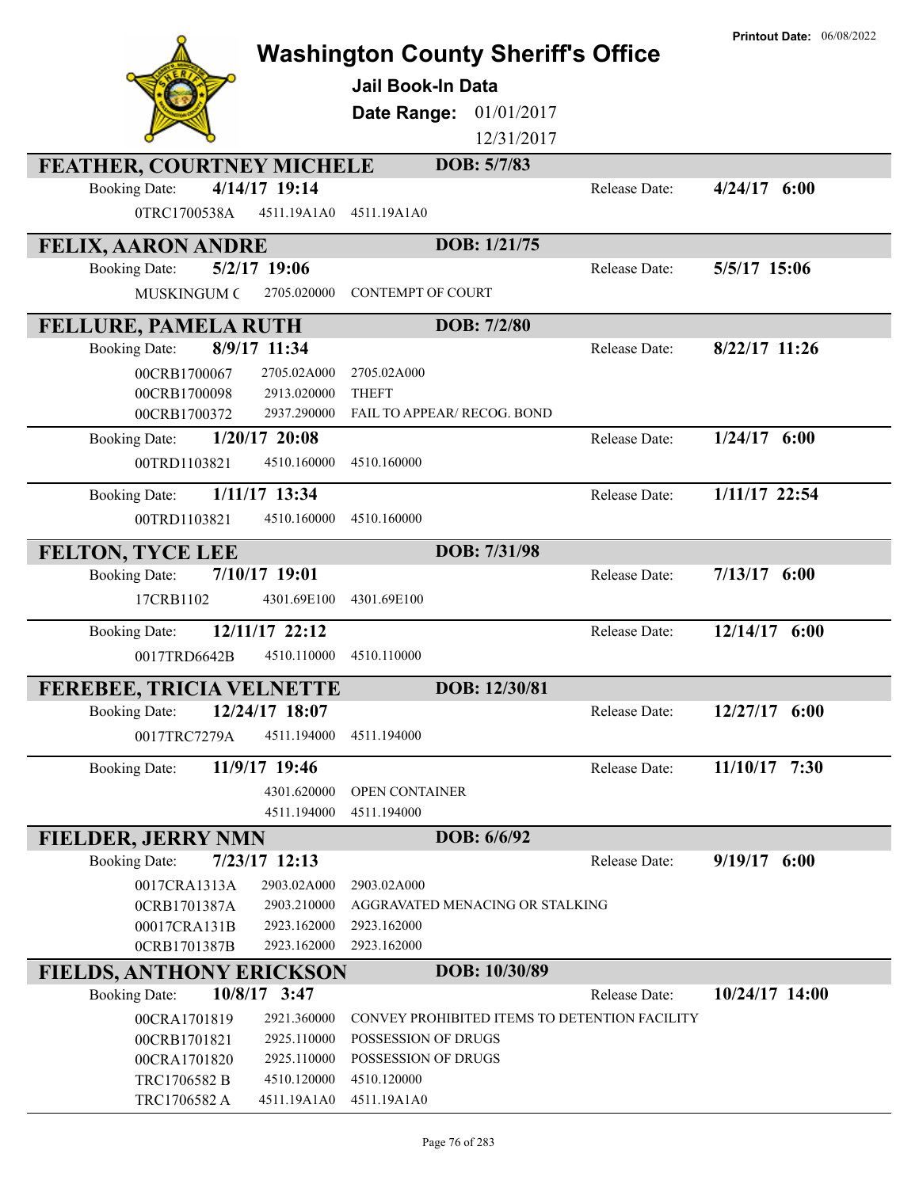Printout Date: 06/08/2022

# Washington County Sheriff's Office

**Jail Book-In Data**

**Date Range:** 01/01/2017 12/31/2017

## FEATHER, COURTNEY MICHELE — DOB: 5/7/83

Booking Date: **4/14/17 19:14** — Release Date: **4/24/17 6:00**

| Case | Statute | Description |
|---|---|---|
| 0TRC1700538A | 4511.19A1A0 | 4511.19A1A0 |

## FELIX, AARON ANDRE — DOB: 1/21/75

Booking Date: **5/2/17 19:06** — Release Date: **5/5/17 15:06**

| Case | Statute | Description |
|---|---|---|
| MUSKINGUM C | 2705.020000 | CONTEMPT OF COURT |

## FELLURE, PAMELA RUTH — DOB: 7/2/80

Booking Date: **8/9/17 11:34** — Release Date: **8/22/17 11:26**

| Case | Statute | Description |
|---|---|---|
| 00CRB1700067 | 2705.02A000 | 2705.02A000 |
| 00CRB1700098 | 2913.020000 | THEFT |
| 00CRB1700372 | 2937.290000 | FAIL TO APPEAR/ RECOG. BOND |

Booking Date: **1/20/17 20:08** — Release Date: **1/24/17 6:00**

| Case | Statute | Description |
|---|---|---|
| 00TRD1103821 | 4510.160000 | 4510.160000 |

Booking Date: **1/11/17 13:34** — Release Date: **1/11/17 22:54**

| Case | Statute | Description |
|---|---|---|
| 00TRD1103821 | 4510.160000 | 4510.160000 |

## FELTON, TYCE LEE — DOB: 7/31/98

Booking Date: **7/10/17 19:01** — Release Date: **7/13/17 6:00**

| Case | Statute | Description |
|---|---|---|
| 17CRB1102 | 4301.69E100 | 4301.69E100 |

Booking Date: **12/11/17 22:12** — Release Date: **12/14/17 6:00**

| Case | Statute | Description |
|---|---|---|
| 0017TRD6642B | 4510.110000 | 4510.110000 |

## FEREBEE, TRICIA VELNETTE — DOB: 12/30/81

Booking Date: **12/24/17 18:07** — Release Date: **12/27/17 6:00**

| Case | Statute | Description |
|---|---|---|
| 0017TRC7279A | 4511.194000 | 4511.194000 |

Booking Date: **11/9/17 19:46** — Release Date: **11/10/17 7:30**

| Case | Statute | Description |
|---|---|---|
| | 4301.620000 | OPEN CONTAINER |
| | 4511.194000 | 4511.194000 |

## FIELDER, JERRY NMN — DOB: 6/6/92

Booking Date: **7/23/17 12:13** — Release Date: **9/19/17 6:00**

| Case | Statute | Description |
|---|---|---|
| 0017CRA1313A | 2903.02A000 | 2903.02A000 |
| 0CRB1701387A | 2903.210000 | AGGRAVATED MENACING OR STALKING |
| 00017CRA131B | 2923.162000 | 2923.162000 |
| 0CRB1701387B | 2923.162000 | 2923.162000 |

## FIELDS, ANTHONY ERICKSON — DOB: 10/30/89

Booking Date: **10/8/17 3:47** — Release Date: **10/24/17 14:00**

| Case | Statute | Description |
|---|---|---|
| 00CRA1701819 | 2921.360000 | CONVEY PROHIBITED ITEMS TO DETENTION FACILITY |
| 00CRB1701821 | 2925.110000 | POSSESSION OF DRUGS |
| 00CRA1701820 | 2925.110000 | POSSESSION OF DRUGS |
| TRC1706582 B | 4510.120000 | 4510.120000 |
| TRC1706582 A | 4511.19A1A0 | 4511.19A1A0 |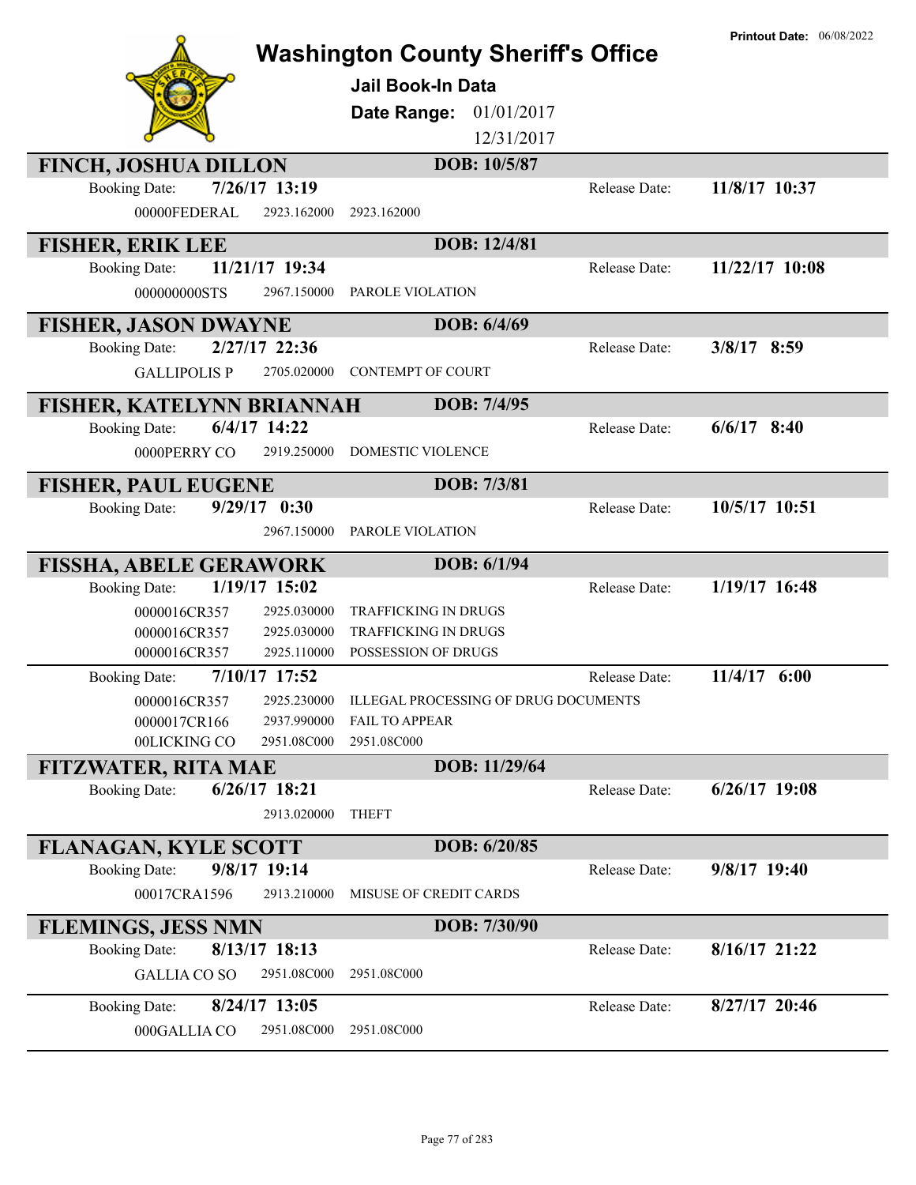# Washington County Sheriff's Office

**Printout Date:** 06/08/2022

## Jail Book-In Data

**Date Range:** 01/01/2017 12/31/2017

---

**FINCH, JOSHUA DILLON** — DOB: 10/5/87

Booking Date: **7/26/17 13:19** — Release Date: **11/8/17 10:37**

| | | |
|---|---|---|
| 00000FEDERAL | 2923.162000 | 2923.162000 |

---

**FISHER, ERIK LEE** — DOB: 12/4/81

Booking Date: **11/21/17 19:34** — Release Date: **11/22/17 10:08**

| | | |
|---|---|---|
| 000000000STS | 2967.150000 | PAROLE VIOLATION |

---

**FISHER, JASON DWAYNE** — DOB: 6/4/69

Booking Date: **2/27/17 22:36** — Release Date: **3/8/17 8:59**

| | | |
|---|---|---|
| GALLIPOLIS P | 2705.020000 | CONTEMPT OF COURT |

---

**FISHER, KATELYNN BRIANNAH** — DOB: 7/4/95

Booking Date: **6/4/17 14:22** — Release Date: **6/6/17 8:40**

| | | |
|---|---|---|
| 0000PERRY CO | 2919.250000 | DOMESTIC VIOLENCE |

---

**FISHER, PAUL EUGENE** — DOB: 7/3/81

Booking Date: **9/29/17 0:30** — Release Date: **10/5/17 10:51**

| | | |
|---|---|---|
| | 2967.150000 | PAROLE VIOLATION |

---

**FISSHA, ABELE GERAWORK** — DOB: 6/1/94

Booking Date: **1/19/17 15:02** — Release Date: **1/19/17 16:48**

| | | |
|---|---|---|
| 0000016CR357 | 2925.030000 | TRAFFICKING IN DRUGS |
| 0000016CR357 | 2925.030000 | TRAFFICKING IN DRUGS |
| 0000016CR357 | 2925.110000 | POSSESSION OF DRUGS |

Booking Date: **7/10/17 17:52** — Release Date: **11/4/17 6:00**

| | | |
|---|---|---|
| 0000016CR357 | 2925.230000 | ILLEGAL PROCESSING OF DRUG DOCUMENTS |
| 0000017CR166 | 2937.990000 | FAIL TO APPEAR |
| 00LICKING CO | 2951.08C000 | 2951.08C000 |

---

**FITZWATER, RITA MAE** — DOB: 11/29/64

Booking Date: **6/26/17 18:21** — Release Date: **6/26/17 19:08**

| | | |
|---|---|---|
| | 2913.020000 | THEFT |

---

**FLANAGAN, KYLE SCOTT** — DOB: 6/20/85

Booking Date: **9/8/17 19:14** — Release Date: **9/8/17 19:40**

| | | |
|---|---|---|
| 00017CRA1596 | 2913.210000 | MISUSE OF CREDIT CARDS |

---

**FLEMINGS, JESS NMN** — DOB: 7/30/90

Booking Date: **8/13/17 18:13** — Release Date: **8/16/17 21:22**

| | | |
|---|---|---|
| GALLIA CO SO | 2951.08C000 | 2951.08C000 |

Booking Date: **8/24/17 13:05** — Release Date: **8/27/17 20:46**

| | | |
|---|---|---|
| 000GALLIA CO | 2951.08C000 | 2951.08C000 |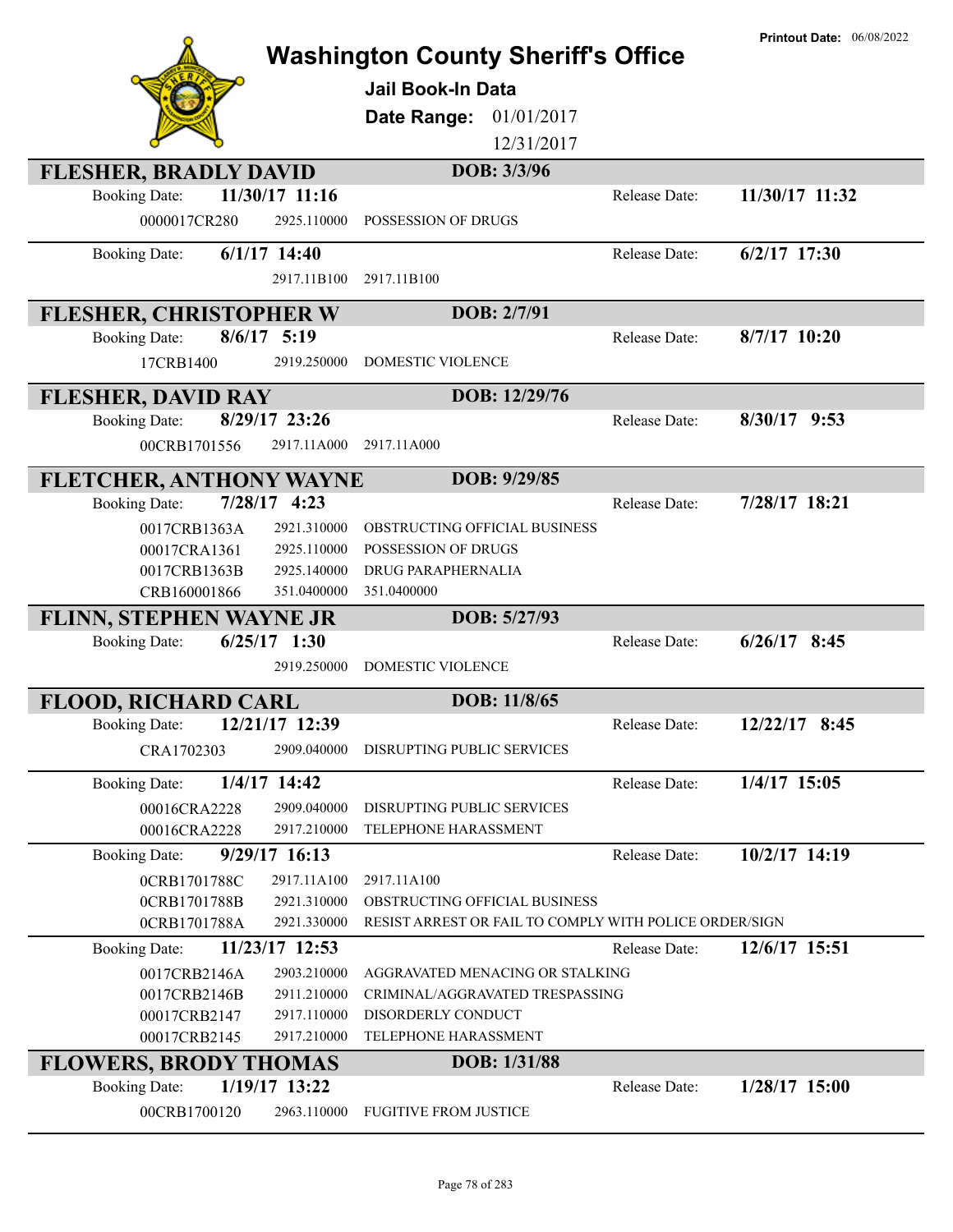# Washington County Sheriff's Office

**Printout Date:** 06/08/2022

## Jail Book-In Data

**Date Range:** 01/01/2017 12/31/2017

### FLESHER, BRADLY DAVID — DOB: 3/3/96

**Booking Date:** 11/30/17 11:16 — **Release Date:** 11/30/17 11:32

| Case | Statute | Description |
|---|---|---|
| 0000017CR280 | 2925.110000 | POSSESSION OF DRUGS |

**Booking Date:** 6/1/17 14:40 — **Release Date:** 6/2/17 17:30

| Case | Statute | Description |
|---|---|---|
| | 2917.11B100 | 2917.11B100 |

### FLESHER, CHRISTOPHER W — DOB: 2/7/91

**Booking Date:** 8/6/17 5:19 — **Release Date:** 8/7/17 10:20

| Case | Statute | Description |
|---|---|---|
| 17CRB1400 | 2919.250000 | DOMESTIC VIOLENCE |

### FLESHER, DAVID RAY — DOB: 12/29/76

**Booking Date:** 8/29/17 23:26 — **Release Date:** 8/30/17 9:53

| Case | Statute | Description |
|---|---|---|
| 00CRB1701556 | 2917.11A000 | 2917.11A000 |

### FLETCHER, ANTHONY WAYNE — DOB: 9/29/85

**Booking Date:** 7/28/17 4:23 — **Release Date:** 7/28/17 18:21

| Case | Statute | Description |
|---|---|---|
| 0017CRB1363A | 2921.310000 | OBSTRUCTING OFFICIAL BUSINESS |
| 00017CRA1361 | 2925.110000 | POSSESSION OF DRUGS |
| 0017CRB1363B | 2925.140000 | DRUG PARAPHERNALIA |
| CRB160001866 | 351.0400000 | 351.0400000 |

### FLINN, STEPHEN WAYNE JR — DOB: 5/27/93

**Booking Date:** 6/25/17 1:30 — **Release Date:** 6/26/17 8:45

| Case | Statute | Description |
|---|---|---|
| | 2919.250000 | DOMESTIC VIOLENCE |

### FLOOD, RICHARD CARL — DOB: 11/8/65

**Booking Date:** 12/21/17 12:39 — **Release Date:** 12/22/17 8:45

| Case | Statute | Description |
|---|---|---|
| CRA1702303 | 2909.040000 | DISRUPTING PUBLIC SERVICES |

**Booking Date:** 1/4/17 14:42 — **Release Date:** 1/4/17 15:05

| Case | Statute | Description |
|---|---|---|
| 00016CRA2228 | 2909.040000 | DISRUPTING PUBLIC SERVICES |
| 00016CRA2228 | 2917.210000 | TELEPHONE HARASSMENT |

**Booking Date:** 9/29/17 16:13 — **Release Date:** 10/2/17 14:19

| Case | Statute | Description |
|---|---|---|
| 0CRB1701788C | 2917.11A100 | 2917.11A100 |
| 0CRB1701788B | 2921.310000 | OBSTRUCTING OFFICIAL BUSINESS |
| 0CRB1701788A | 2921.330000 | RESIST ARREST OR FAIL TO COMPLY WITH POLICE ORDER/SIGN |

**Booking Date:** 11/23/17 12:53 — **Release Date:** 12/6/17 15:51

| Case | Statute | Description |
|---|---|---|
| 0017CRB2146A | 2903.210000 | AGGRAVATED MENACING OR STALKING |
| 0017CRB2146B | 2911.210000 | CRIMINAL/AGGRAVATED TRESPASSING |
| 00017CRB2147 | 2917.110000 | DISORDERLY CONDUCT |
| 00017CRB2145 | 2917.210000 | TELEPHONE HARASSMENT |

### FLOWERS, BRODY THOMAS — DOB: 1/31/88

**Booking Date:** 1/19/17 13:22 — **Release Date:** 1/28/17 15:00

| Case | Statute | Description |
|---|---|---|
| 00CRB1700120 | 2963.110000 | FUGITIVE FROM JUSTICE |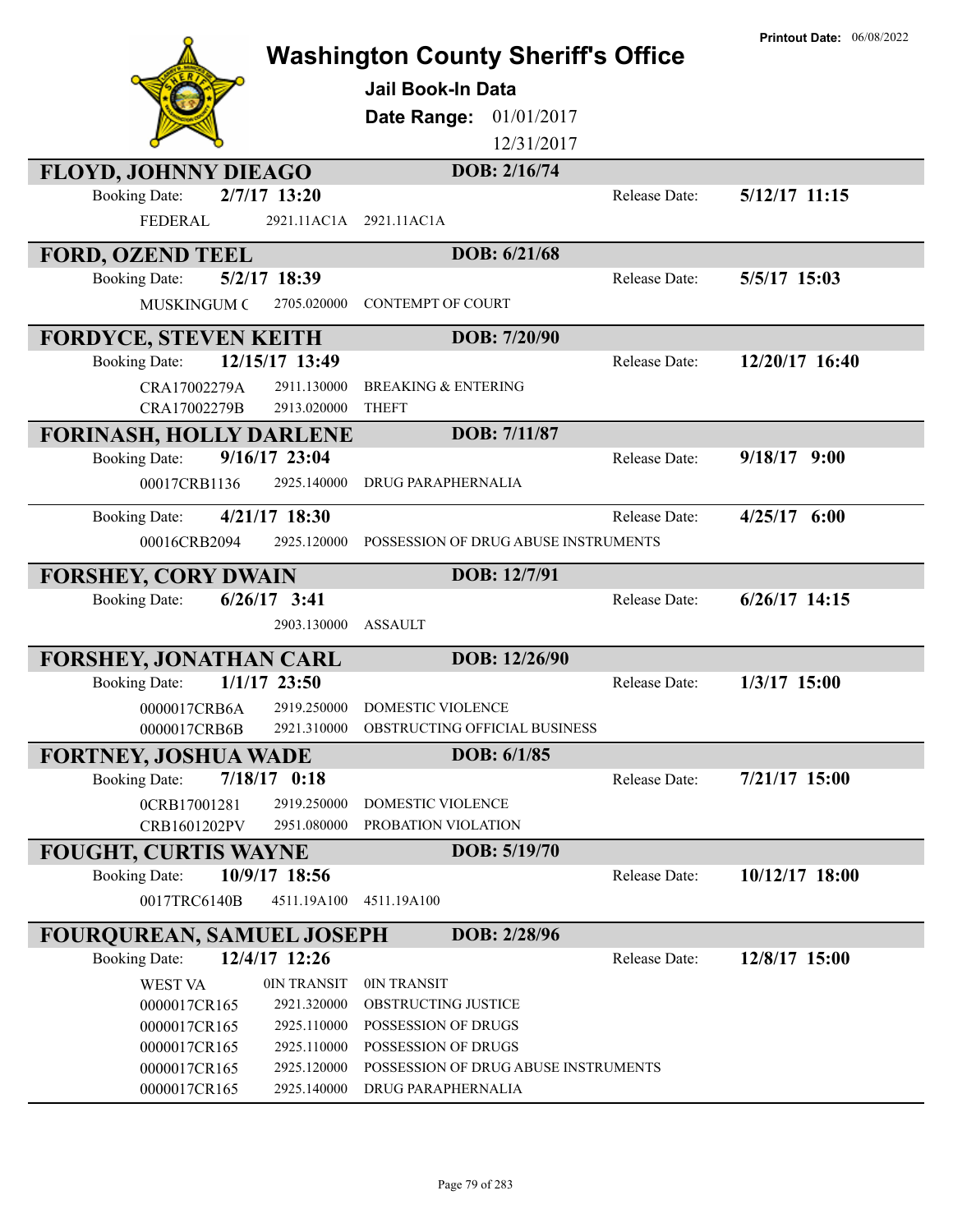# Washington County Sheriff's Office

**Printout Date:** 06/08/2022

## Jail Book-In Data

**Date Range:** 01/01/2017 – 12/31/2017

---

### FLOYD, JOHNNY DIEAGO — DOB: 2/16/74

**Booking Date:** 2/7/17 13:20 | **Release Date:** 5/12/17 11:15

| Case | Statute | Description |
|---|---|---|
| FEDERAL | 2921.11AC1A | 2921.11AC1A |

### FORD, OZEND TEEL — DOB: 6/21/68

**Booking Date:** 5/2/17 18:39 | **Release Date:** 5/5/17 15:03

| Case | Statute | Description |
|---|---|---|
| MUSKINGUM C | 2705.020000 | CONTEMPT OF COURT |

### FORDYCE, STEVEN KEITH — DOB: 7/20/90

**Booking Date:** 12/15/17 13:49 | **Release Date:** 12/20/17 16:40

| Case | Statute | Description |
|---|---|---|
| CRA17002279A | 2911.130000 | BREAKING & ENTERING |
| CRA17002279B | 2913.020000 | THEFT |

### FORINASH, HOLLY DARLENE — DOB: 7/11/87

**Booking Date:** 9/16/17 23:04 | **Release Date:** 9/18/17 9:00

| Case | Statute | Description |
|---|---|---|
| 00017CRB1136 | 2925.140000 | DRUG PARAPHERNALIA |

**Booking Date:** 4/21/17 18:30 | **Release Date:** 4/25/17 6:00

| Case | Statute | Description |
|---|---|---|
| 00016CRB2094 | 2925.120000 | POSSESSION OF DRUG ABUSE INSTRUMENTS |

### FORSHEY, CORY DWAIN — DOB: 12/7/91

**Booking Date:** 6/26/17 3:41 | **Release Date:** 6/26/17 14:15

| Case | Statute | Description |
|---|---|---|
| | 2903.130000 | ASSAULT |

### FORSHEY, JONATHAN CARL — DOB: 12/26/90

**Booking Date:** 1/1/17 23:50 | **Release Date:** 1/3/17 15:00

| Case | Statute | Description |
|---|---|---|
| 0000017CRB6A | 2919.250000 | DOMESTIC VIOLENCE |
| 0000017CRB6B | 2921.310000 | OBSTRUCTING OFFICIAL BUSINESS |

### FORTNEY, JOSHUA WADE — DOB: 6/1/85

**Booking Date:** 7/18/17 0:18 | **Release Date:** 7/21/17 15:00

| Case | Statute | Description |
|---|---|---|
| 0CRB17001281 | 2919.250000 | DOMESTIC VIOLENCE |
| CRB1601202PV | 2951.080000 | PROBATION VIOLATION |

### FOUGHT, CURTIS WAYNE — DOB: 5/19/70

**Booking Date:** 10/9/17 18:56 | **Release Date:** 10/12/17 18:00

| Case | Statute | Description |
|---|---|---|
| 0017TRC6140B | 4511.19A100 | 4511.19A100 |

### FOURQUREAN, SAMUEL JOSEPH — DOB: 2/28/96

**Booking Date:** 12/4/17 12:26 | **Release Date:** 12/8/17 15:00

| Case | Statute | Description |
|---|---|---|
| WEST VA | 0IN TRANSIT | 0IN TRANSIT |
| 0000017CR165 | 2921.320000 | OBSTRUCTING JUSTICE |
| 0000017CR165 | 2925.110000 | POSSESSION OF DRUGS |
| 0000017CR165 | 2925.110000 | POSSESSION OF DRUGS |
| 0000017CR165 | 2925.120000 | POSSESSION OF DRUG ABUSE INSTRUMENTS |
| 0000017CR165 | 2925.140000 | DRUG PARAPHERNALIA |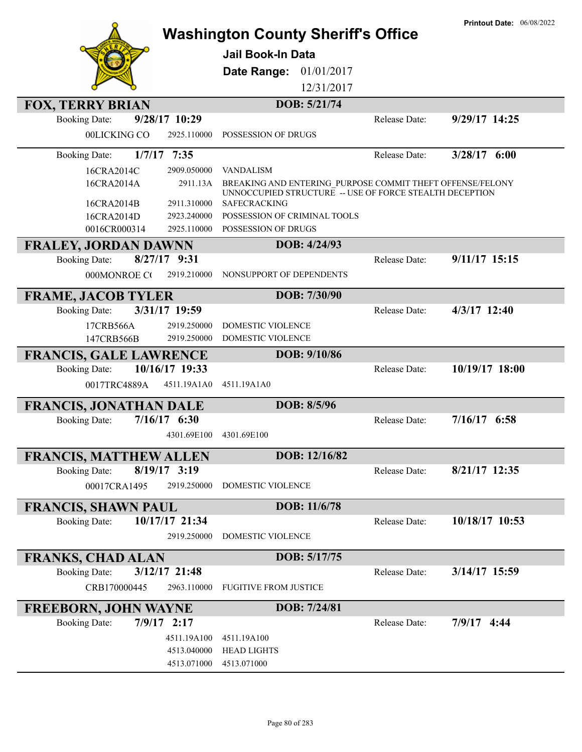# Washington County Sheriff's Office

**Printout Date:** 06/08/2022

## Jail Book-In Data

**Date Range:** 01/01/2017 12/31/2017

---

### FOX, TERRY BRIAN — DOB: 5/21/74

**Booking Date:** 9/28/17 10:29 — **Release Date:** 9/29/17 14:25

| Case | Code | Description |
|---|---|---|
| 00LICKING CO | 2925.110000 | POSSESSION OF DRUGS |

**Booking Date:** 1/7/17 7:35 — **Release Date:** 3/28/17 6:00

| Case | Code | Description |
|---|---|---|
| 16CRA2014C | 2909.050000 | VANDALISM |
| 16CRA2014A | 2911.13A | BREAKING AND ENTERING_PURPOSE COMMIT THEFT OFFENSE/FELONY UNNOCCUPIED STRUCTURE -- USE OF FORCE STEALTH DECEPTION |
| 16CRA2014B | 2911.310000 | SAFECRACKING |
| 16CRA2014D | 2923.240000 | POSSESSION OF CRIMINAL TOOLS |
| 0016CR000314 | 2925.110000 | POSSESSION OF DRUGS |

### FRALEY, JORDAN DAWNN — DOB: 4/24/93

**Booking Date:** 8/27/17 9:31 — **Release Date:** 9/11/17 15:15

| Case | Code | Description |
|---|---|---|
| 000MONROE C( | 2919.210000 | NONSUPPORT OF DEPENDENTS |

### FRAME, JACOB TYLER — DOB: 7/30/90

**Booking Date:** 3/31/17 19:59 — **Release Date:** 4/3/17 12:40

| Case | Code | Description |
|---|---|---|
| 17CRB566A | 2919.250000 | DOMESTIC VIOLENCE |
| 147CRB566B | 2919.250000 | DOMESTIC VIOLENCE |

### FRANCIS, GALE LAWRENCE — DOB: 9/10/86

**Booking Date:** 10/16/17 19:33 — **Release Date:** 10/19/17 18:00

| Case | Code | Description |
|---|---|---|
| 0017TRC4889A | 4511.19A1A0 | 4511.19A1A0 |

### FRANCIS, JONATHAN DALE — DOB: 8/5/96

**Booking Date:** 7/16/17 6:30 — **Release Date:** 7/16/17 6:58

| Case | Code | Description |
|---|---|---|
| | 4301.69E100 | 4301.69E100 |

### FRANCIS, MATTHEW ALLEN — DOB: 12/16/82

**Booking Date:** 8/19/17 3:19 — **Release Date:** 8/21/17 12:35

| Case | Code | Description |
|---|---|---|
| 00017CRA1495 | 2919.250000 | DOMESTIC VIOLENCE |

### FRANCIS, SHAWN PAUL — DOB: 11/6/78

**Booking Date:** 10/17/17 21:34 — **Release Date:** 10/18/17 10:53

| Case | Code | Description |
|---|---|---|
| | 2919.250000 | DOMESTIC VIOLENCE |

### FRANKS, CHAD ALAN — DOB: 5/17/75

**Booking Date:** 3/12/17 21:48 — **Release Date:** 3/14/17 15:59

| Case | Code | Description |
|---|---|---|
| CRB170000445 | 2963.110000 | FUGITIVE FROM JUSTICE |

### FREEBORN, JOHN WAYNE — DOB: 7/24/81

**Booking Date:** 7/9/17 2:17 — **Release Date:** 7/9/17 4:44

| Case | Code | Description |
|---|---|---|
| | 4511.19A100 | 4511.19A100 |
| | 4513.040000 | HEAD LIGHTS |
| | 4513.071000 | 4513.071000 |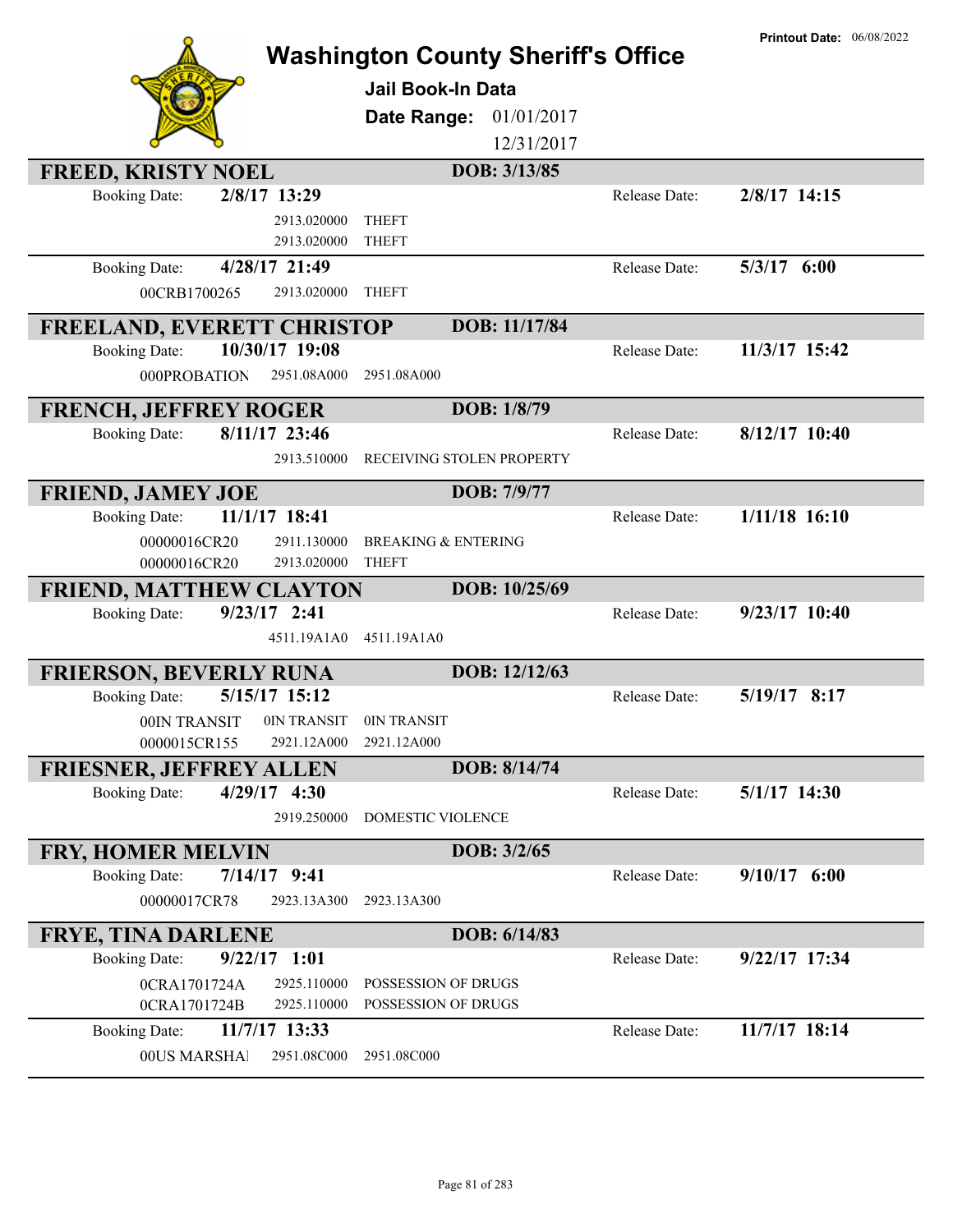**Printout Date:** 06/08/2022

# Washington County Sheriff's Office

## Jail Book-In Data

**Date Range:** 01/01/2017 12/31/2017

---

### FREED, KRISTY NOEL — DOB: 3/13/85

Booking Date: **2/8/17 13:29** — Release Date: **2/8/17 14:15**

| Case | Statute | Charge |
|---|---|---|
| | 2913.020000 | THEFT |
| | 2913.020000 | THEFT |

Booking Date: **4/28/17 21:49** — Release Date: **5/3/17 6:00**

| Case | Statute | Charge |
|---|---|---|
| 00CRB1700265 | 2913.020000 | THEFT |

### FREELAND, EVERETT CHRISTOP — DOB: 11/17/84

Booking Date: **10/30/17 19:08** — Release Date: **11/3/17 15:42**

| Case | Statute | Charge |
|---|---|---|
| 000PROBATION | 2951.08A000 | 2951.08A000 |

### FRENCH, JEFFREY ROGER — DOB: 1/8/79

Booking Date: **8/11/17 23:46** — Release Date: **8/12/17 10:40**

| Case | Statute | Charge |
|---|---|---|
| | 2913.510000 | RECEIVING STOLEN PROPERTY |

### FRIEND, JAMEY JOE — DOB: 7/9/77

Booking Date: **11/1/17 18:41** — Release Date: **1/11/18 16:10**

| Case | Statute | Charge |
|---|---|---|
| 00000016CR20 | 2911.130000 | BREAKING & ENTERING |
| 00000016CR20 | 2913.020000 | THEFT |

### FRIEND, MATTHEW CLAYTON — DOB: 10/25/69

Booking Date: **9/23/17 2:41** — Release Date: **9/23/17 10:40**

| Case | Statute | Charge |
|---|---|---|
| | 4511.19A1A0 | 4511.19A1A0 |

### FRIERSON, BEVERLY RUNA — DOB: 12/12/63

Booking Date: **5/15/17 15:12** — Release Date: **5/19/17 8:17**

| Case | Statute | Charge |
|---|---|---|
| 00IN TRANSIT | 0IN TRANSIT | 0IN TRANSIT |
| 0000015CR155 | 2921.12A000 | 2921.12A000 |

### FRIESNER, JEFFREY ALLEN — DOB: 8/14/74

Booking Date: **4/29/17 4:30** — Release Date: **5/1/17 14:30**

| Case | Statute | Charge |
|---|---|---|
| | 2919.250000 | DOMESTIC VIOLENCE |

### FRY, HOMER MELVIN — DOB: 3/2/65

Booking Date: **7/14/17 9:41** — Release Date: **9/10/17 6:00**

| Case | Statute | Charge |
|---|---|---|
| 00000017CR78 | 2923.13A300 | 2923.13A300 |

### FRYE, TINA DARLENE — DOB: 6/14/83

Booking Date: **9/22/17 1:01** — Release Date: **9/22/17 17:34**

| Case | Statute | Charge |
|---|---|---|
| 0CRA1701724A | 2925.110000 | POSSESSION OF DRUGS |
| 0CRA1701724B | 2925.110000 | POSSESSION OF DRUGS |

Booking Date: **11/7/17 13:33** — Release Date: **11/7/17 18:14**

| Case | Statute | Charge |
|---|---|---|
| 00US MARSHAL | 2951.08C000 | 2951.08C000 |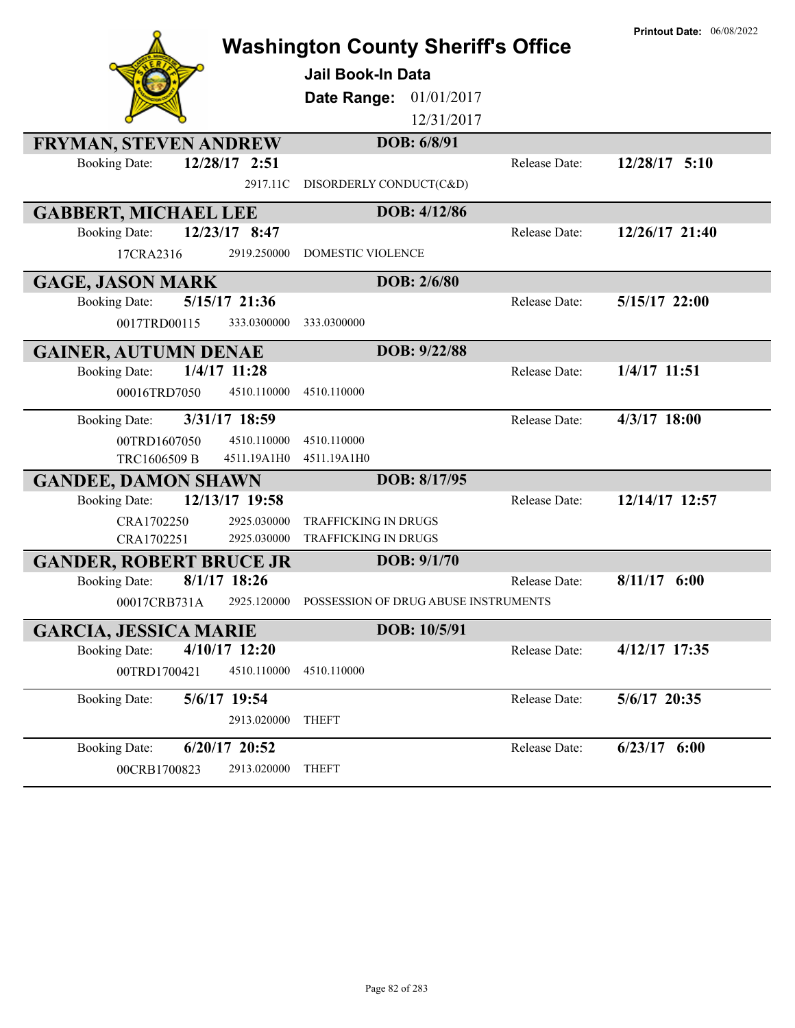Printout Date: 06/08/2022

# Washington County Sheriff's Office

**Jail Book-In Data**

**Date Range:** 01/01/2017 12/31/2017

## FRYMAN, STEVEN ANDREW — DOB: 6/8/91

Booking Date: **12/28/17 2:51** — Release Date: **12/28/17 5:10**

| Case | Statute | Charge |
|---|---|---|
| | 2917.11C | DISORDERLY CONDUCT(C&D) |

## GABBERT, MICHAEL LEE — DOB: 4/12/86

Booking Date: **12/23/17 8:47** — Release Date: **12/26/17 21:40**

| Case | Statute | Charge |
|---|---|---|
| 17CRA2316 | 2919.250000 | DOMESTIC VIOLENCE |

## GAGE, JASON MARK — DOB: 2/6/80

Booking Date: **5/15/17 21:36** — Release Date: **5/15/17 22:00**

| Case | Statute | Charge |
|---|---|---|
| 0017TRD00115 | 333.0300000 | 333.0300000 |

## GAINER, AUTUMN DENAE — DOB: 9/22/88

Booking Date: **1/4/17 11:28** — Release Date: **1/4/17 11:51**

| Case | Statute | Charge |
|---|---|---|
| 00016TRD7050 | 4510.110000 | 4510.110000 |

Booking Date: **3/31/17 18:59** — Release Date: **4/3/17 18:00**

| Case | Statute | Charge |
|---|---|---|
| 00TRD1607050 | 4510.110000 | 4510.110000 |
| TRC1606509 B | 4511.19A1H0 | 4511.19A1H0 |

## GANDEE, DAMON SHAWN — DOB: 8/17/95

Booking Date: **12/13/17 19:58** — Release Date: **12/14/17 12:57**

| Case | Statute | Charge |
|---|---|---|
| CRA1702250 | 2925.030000 | TRAFFICKING IN DRUGS |
| CRA1702251 | 2925.030000 | TRAFFICKING IN DRUGS |

## GANDER, ROBERT BRUCE JR — DOB: 9/1/70

Booking Date: **8/1/17 18:26** — Release Date: **8/11/17 6:00**

| Case | Statute | Charge |
|---|---|---|
| 00017CRB731A | 2925.120000 | POSSESSION OF DRUG ABUSE INSTRUMENTS |

## GARCIA, JESSICA MARIE — DOB: 10/5/91

Booking Date: **4/10/17 12:20** — Release Date: **4/12/17 17:35**

| Case | Statute | Charge |
|---|---|---|
| 00TRD1700421 | 4510.110000 | 4510.110000 |

Booking Date: **5/6/17 19:54** — Release Date: **5/6/17 20:35**

| Case | Statute | Charge |
|---|---|---|
| | 2913.020000 | THEFT |

Booking Date: **6/20/17 20:52** — Release Date: **6/23/17 6:00**

| Case | Statute | Charge |
|---|---|---|
| 00CRB1700823 | 2913.020000 | THEFT |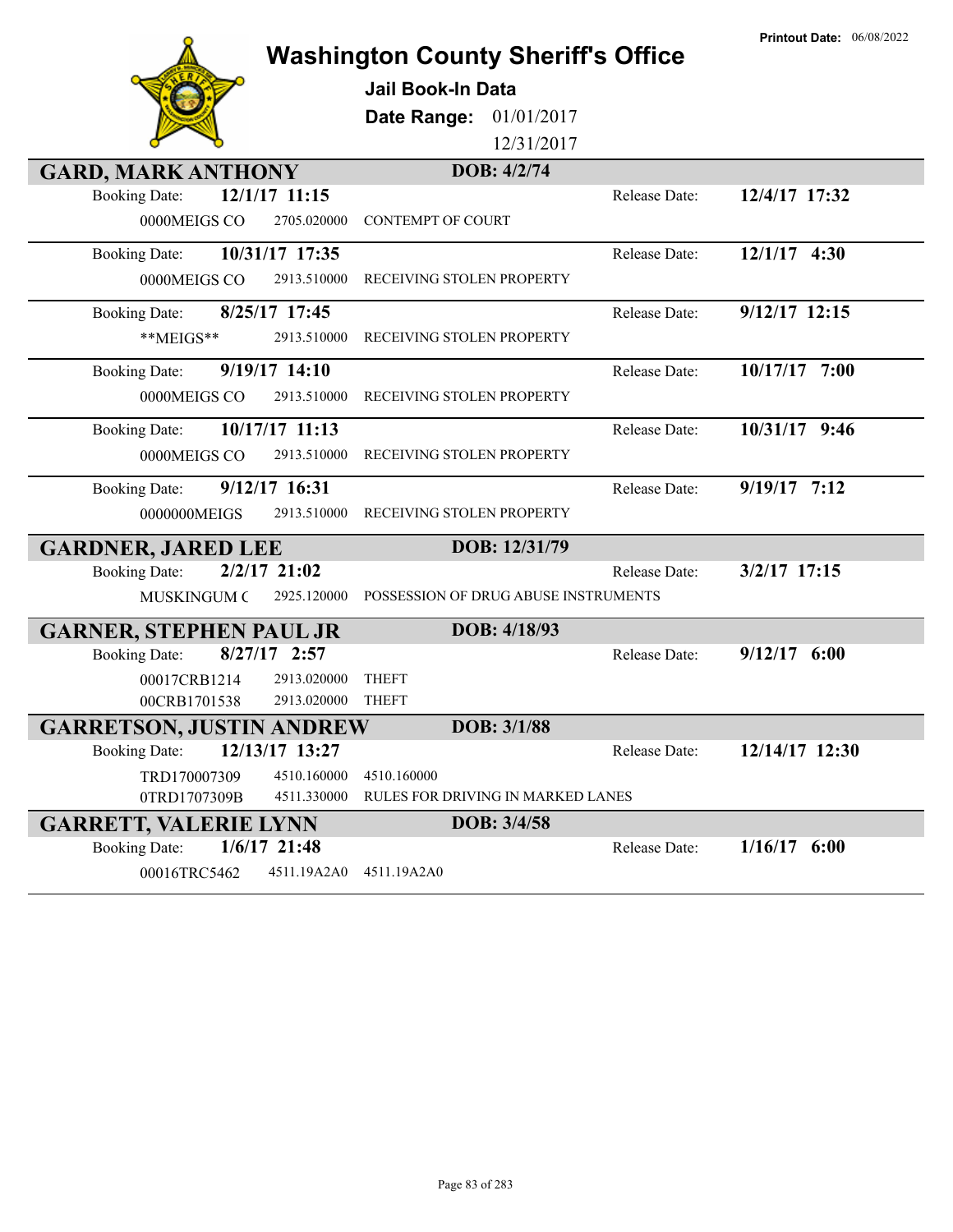Printout Date: 06/08/2022

# Washington County Sheriff's Office

**Jail Book-In Data**

**Date Range:** 01/01/2017 12/31/2017

## GARD, MARK ANTHONY — DOB: 4/2/74

| Booking Date | | | Release Date |
|---|---|---|---|
| **12/1/17 11:15** | | | **12/4/17 17:32** |
| 0000MEIGS CO | 2705.020000 | CONTEMPT OF COURT | |
| **10/31/17 17:35** | | | **12/1/17 4:30** |
| 0000MEIGS CO | 2913.510000 | RECEIVING STOLEN PROPERTY | |
| **8/25/17 17:45** | | | **9/12/17 12:15** |
| **MEIGS** | 2913.510000 | RECEIVING STOLEN PROPERTY | |
| **9/19/17 14:10** | | | **10/17/17 7:00** |
| 0000MEIGS CO | 2913.510000 | RECEIVING STOLEN PROPERTY | |
| **10/17/17 11:13** | | | **10/31/17 9:46** |
| 0000MEIGS CO | 2913.510000 | RECEIVING STOLEN PROPERTY | |
| **9/12/17 16:31** | | | **9/19/17 7:12** |
| 0000000MEIGS | 2913.510000 | RECEIVING STOLEN PROPERTY | |

## GARDNER, JARED LEE — DOB: 12/31/79

| Booking Date | | | Release Date |
|---|---|---|---|
| **2/2/17 21:02** | | | **3/2/17 17:15** |
| MUSKINGUM C | 2925.120000 | POSSESSION OF DRUG ABUSE INSTRUMENTS | |

## GARNER, STEPHEN PAUL JR — DOB: 4/18/93

| Booking Date | | | Release Date |
|---|---|---|---|
| **8/27/17 2:57** | | | **9/12/17 6:00** |
| 00017CRB1214 | 2913.020000 | THEFT | |
| 00CRB1701538 | 2913.020000 | THEFT | |

## GARRETSON, JUSTIN ANDREW — DOB: 3/1/88

| Booking Date | | | Release Date |
|---|---|---|---|
| **12/13/17 13:27** | | | **12/14/17 12:30** |
| TRD170007309 | 4510.160000 | 4510.160000 | |
| 0TRD1707309B | 4511.330000 | RULES FOR DRIVING IN MARKED LANES | |

## GARRETT, VALERIE LYNN — DOB: 3/4/58

| Booking Date | | | Release Date |
|---|---|---|---|
| **1/6/17 21:48** | | | **1/16/17 6:00** |
| 00016TRC5462 | 4511.19A2A0 | 4511.19A2A0 | |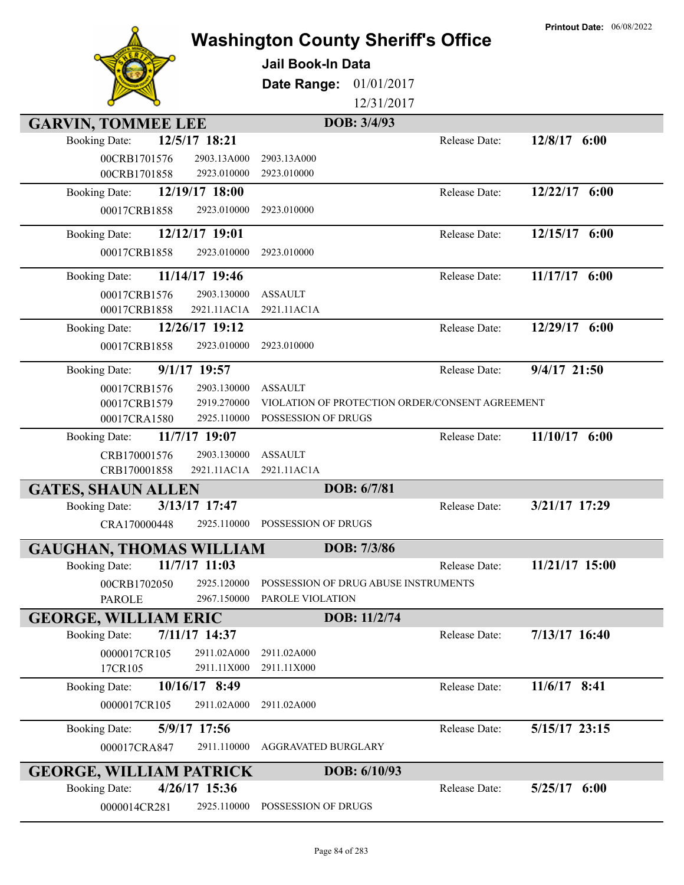# Washington County Sheriff's Office

**Printout Date:** 06/08/2022

## Jail Book-In Data

**Date Range:** 01/01/2017 12/31/2017

### GARVIN, TOMMEE LEE — DOB: 3/4/93

**Booking Date:** 12/5/17 18:21 — **Release Date:** 12/8/17 6:00

| Case | Statute | Description |
|---|---|---|
| 00CRB1701576 | 2903.13A000 | 2903.13A000 |
| 00CRB1701858 | 2923.010000 | 2923.010000 |

**Booking Date:** 12/19/17 18:00 — **Release Date:** 12/22/17 6:00

| Case | Statute | Description |
|---|---|---|
| 00017CRB1858 | 2923.010000 | 2923.010000 |

**Booking Date:** 12/12/17 19:01 — **Release Date:** 12/15/17 6:00

| Case | Statute | Description |
|---|---|---|
| 00017CRB1858 | 2923.010000 | 2923.010000 |

**Booking Date:** 11/14/17 19:46 — **Release Date:** 11/17/17 6:00

| Case | Statute | Description |
|---|---|---|
| 00017CRB1576 | 2903.130000 | ASSAULT |
| 00017CRB1858 | 2921.11AC1A | 2921.11AC1A |

**Booking Date:** 12/26/17 19:12 — **Release Date:** 12/29/17 6:00

| Case | Statute | Description |
|---|---|---|
| 00017CRB1858 | 2923.010000 | 2923.010000 |

**Booking Date:** 9/1/17 19:57 — **Release Date:** 9/4/17 21:50

| Case | Statute | Description |
|---|---|---|
| 00017CRB1576 | 2903.130000 | ASSAULT |
| 00017CRB1579 | 2919.270000 | VIOLATION OF PROTECTION ORDER/CONSENT AGREEMENT |
| 00017CRA1580 | 2925.110000 | POSSESSION OF DRUGS |

**Booking Date:** 11/7/17 19:07 — **Release Date:** 11/10/17 6:00

| Case | Statute | Description |
|---|---|---|
| CRB170001576 | 2903.130000 | ASSAULT |
| CRB170001858 | 2921.11AC1A | 2921.11AC1A |

### GATES, SHAUN ALLEN — DOB: 6/7/81

**Booking Date:** 3/13/17 17:47 — **Release Date:** 3/21/17 17:29

| Case | Statute | Description |
|---|---|---|
| CRA170000448 | 2925.110000 | POSSESSION OF DRUGS |

### GAUGHAN, THOMAS WILLIAM — DOB: 7/3/86

**Booking Date:** 11/7/17 11:03 — **Release Date:** 11/21/17 15:00

| Case | Statute | Description |
|---|---|---|
| 00CRB1702050 | 2925.120000 | POSSESSION OF DRUG ABUSE INSTRUMENTS |
| PAROLE | 2967.150000 | PAROLE VIOLATION |

### GEORGE, WILLIAM ERIC — DOB: 11/2/74

**Booking Date:** 7/11/17 14:37 — **Release Date:** 7/13/17 16:40

| Case | Statute | Description |
|---|---|---|
| 0000017CR105 | 2911.02A000 | 2911.02A000 |
| 17CR105 | 2911.11X000 | 2911.11X000 |

**Booking Date:** 10/16/17 8:49 — **Release Date:** 11/6/17 8:41

| Case | Statute | Description |
|---|---|---|
| 0000017CR105 | 2911.02A000 | 2911.02A000 |

**Booking Date:** 5/9/17 17:56 — **Release Date:** 5/15/17 23:15

| Case | Statute | Description |
|---|---|---|
| 000017CRA847 | 2911.110000 | AGGRAVATED BURGLARY |

### GEORGE, WILLIAM PATRICK — DOB: 6/10/93

**Booking Date:** 4/26/17 15:36 — **Release Date:** 5/25/17 6:00

| Case | Statute | Description |
|---|---|---|
| 0000014CR281 | 2925.110000 | POSSESSION OF DRUGS |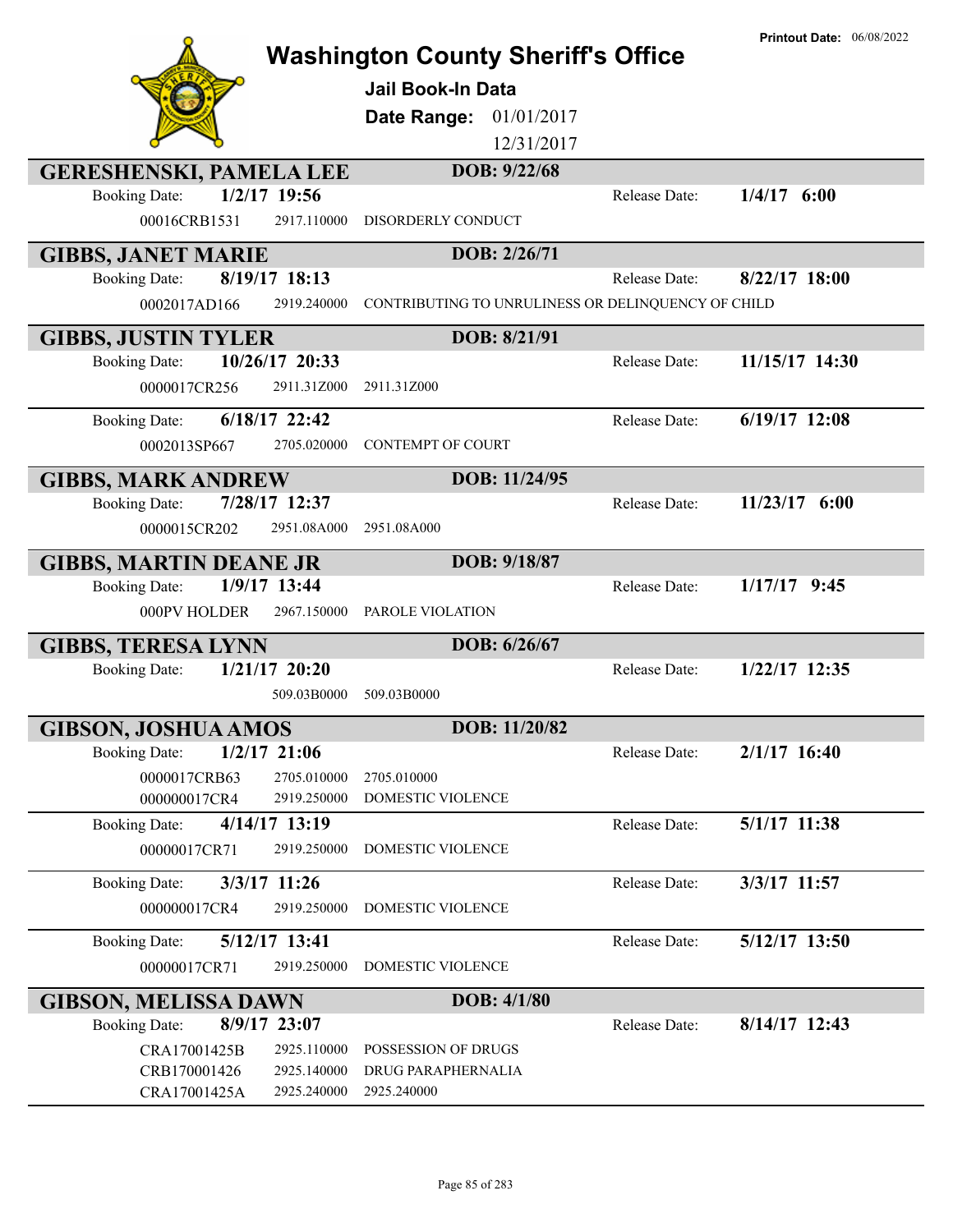# Washington County Sheriff's Office

**Printout Date:** 06/08/2022

## Jail Book-In Data

**Date Range:** 01/01/2017 12/31/2017

### GERESHENSKI, PAMELA LEE — DOB: 9/22/68

| Booking Date: | 1/2/17 19:56 | | Release Date: | 1/4/17 6:00 |
|---|---|---|---|---|
| 00016CRB1531 | 2917.110000 | DISORDERLY CONDUCT | | |

### GIBBS, JANET MARIE — DOB: 2/26/71

| Booking Date: | 8/19/17 18:13 | | Release Date: | 8/22/17 18:00 |
|---|---|---|---|---|
| 0002017AD166 | 2919.240000 | CONTRIBUTING TO UNRULINESS OR DELINQUENCY OF CHILD | | |

### GIBBS, JUSTIN TYLER — DOB: 8/21/91

| Booking Date: | 10/26/17 20:33 | | Release Date: | 11/15/17 14:30 |
|---|---|---|---|---|
| 0000017CR256 | 2911.31Z000 | 2911.31Z000 | | |
| **Booking Date:** | **6/18/17 22:42** | | **Release Date:** | **6/19/17 12:08** |
| 0002013SP667 | 2705.020000 | CONTEMPT OF COURT | | |

### GIBBS, MARK ANDREW — DOB: 11/24/95

| Booking Date: | 7/28/17 12:37 | | Release Date: | 11/23/17 6:00 |
|---|---|---|---|---|
| 0000015CR202 | 2951.08A000 | 2951.08A000 | | |

### GIBBS, MARTIN DEANE JR — DOB: 9/18/87

| Booking Date: | 1/9/17 13:44 | | Release Date: | 1/17/17 9:45 |
|---|---|---|---|---|
| 000PV HOLDER | 2967.150000 | PAROLE VIOLATION | | |

### GIBBS, TERESA LYNN — DOB: 6/26/67

| Booking Date: | 1/21/17 20:20 | | Release Date: | 1/22/17 12:35 |
|---|---|---|---|---|
| | 509.03B0000 | 509.03B0000 | | |

### GIBSON, JOSHUA AMOS — DOB: 11/20/82

| Booking Date: | 1/2/17 21:06 | | Release Date: | 2/1/17 16:40 |
|---|---|---|---|---|
| 0000017CRB63 | 2705.010000 | 2705.010000 | | |
| 000000017CR4 | 2919.250000 | DOMESTIC VIOLENCE | | |
| **Booking Date:** | **4/14/17 13:19** | | **Release Date:** | **5/1/17 11:38** |
| 00000017CR71 | 2919.250000 | DOMESTIC VIOLENCE | | |
| **Booking Date:** | **3/3/17 11:26** | | **Release Date:** | **3/3/17 11:57** |
| 000000017CR4 | 2919.250000 | DOMESTIC VIOLENCE | | |
| **Booking Date:** | **5/12/17 13:41** | | **Release Date:** | **5/12/17 13:50** |
| 00000017CR71 | 2919.250000 | DOMESTIC VIOLENCE | | |

### GIBSON, MELISSA DAWN — DOB: 4/1/80

| Booking Date: | 8/9/17 23:07 | | Release Date: | 8/14/17 12:43 |
|---|---|---|---|---|
| CRA17001425B | 2925.110000 | POSSESSION OF DRUGS | | |
| CRB170001426 | 2925.140000 | DRUG PARAPHERNALIA | | |
| CRA17001425A | 2925.240000 | 2925.240000 | | |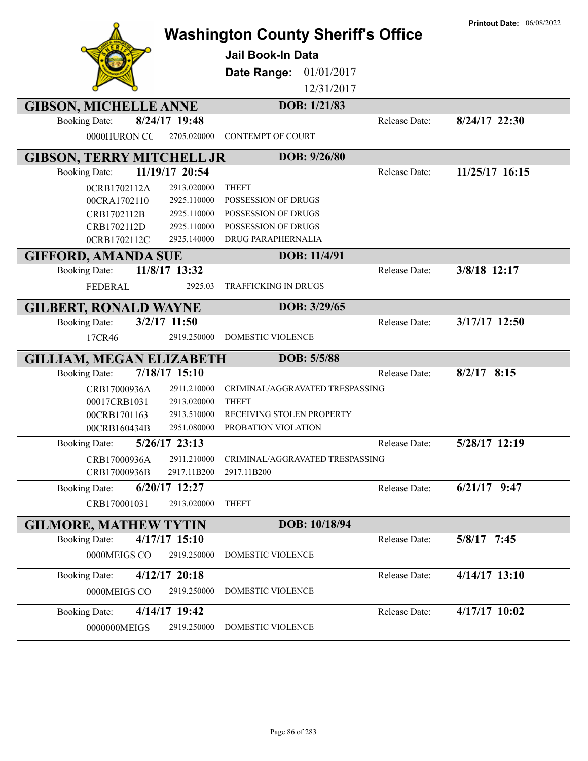# Washington County Sheriff's Office

**Jail Book-In Data**

**Date Range:** 01/01/2017 - 12/31/2017

**Printout Date:** 06/08/2022

## GIBSON, MICHELLE ANNE — DOB: 1/21/83

**Booking Date:** 8/24/17 19:48 — **Release Date:** 8/24/17 22:30

| Case | Code | Charge |
|---|---|---|
| 0000HURON CC | 2705.020000 | CONTEMPT OF COURT |

## GIBSON, TERRY MITCHELL JR — DOB: 9/26/80

**Booking Date:** 11/19/17 20:54 — **Release Date:** 11/25/17 16:15

| Case | Code | Charge |
|---|---|---|
| 0CRB1702112A | 2913.020000 | THEFT |
| 00CRA1702110 | 2925.110000 | POSSESSION OF DRUGS |
| CRB1702112B | 2925.110000 | POSSESSION OF DRUGS |
| CRB1702112D | 2925.110000 | POSSESSION OF DRUGS |
| 0CRB1702112C | 2925.140000 | DRUG PARAPHERNALIA |

## GIFFORD, AMANDA SUE — DOB: 11/4/91

**Booking Date:** 11/8/17 13:32 — **Release Date:** 3/8/18 12:17

| Case | Code | Charge |
|---|---|---|
| FEDERAL | 2925.03 | TRAFFICKING IN DRUGS |

## GILBERT, RONALD WAYNE — DOB: 3/29/65

**Booking Date:** 3/2/17 11:50 — **Release Date:** 3/17/17 12:50

| Case | Code | Charge |
|---|---|---|
| 17CR46 | 2919.250000 | DOMESTIC VIOLENCE |

## GILLIAM, MEGAN ELIZABETH — DOB: 5/5/88

**Booking Date:** 7/18/17 15:10 — **Release Date:** 8/2/17 8:15

| Case | Code | Charge |
|---|---|---|
| CRB17000936A | 2911.210000 | CRIMINAL/AGGRAVATED TRESPASSING |
| 00017CRB1031 | 2913.020000 | THEFT |
| 00CRB1701163 | 2913.510000 | RECEIVING STOLEN PROPERTY |
| 00CRB160434B | 2951.080000 | PROBATION VIOLATION |

**Booking Date:** 5/26/17 23:13 — **Release Date:** 5/28/17 12:19

| Case | Code | Charge |
|---|---|---|
| CRB17000936A | 2911.210000 | CRIMINAL/AGGRAVATED TRESPASSING |
| CRB17000936B | 2917.11B200 | 2917.11B200 |

**Booking Date:** 6/20/17 12:27 — **Release Date:** 6/21/17 9:47

| Case | Code | Charge |
|---|---|---|
| CRB170001031 | 2913.020000 | THEFT |

## GILMORE, MATHEW TYTIN — DOB: 10/18/94

**Booking Date:** 4/17/17 15:10 — **Release Date:** 5/8/17 7:45

| Case | Code | Charge |
|---|---|---|
| 0000MEIGS CO | 2919.250000 | DOMESTIC VIOLENCE |

**Booking Date:** 4/12/17 20:18 — **Release Date:** 4/14/17 13:10

| Case | Code | Charge |
|---|---|---|
| 0000MEIGS CO | 2919.250000 | DOMESTIC VIOLENCE |

**Booking Date:** 4/14/17 19:42 — **Release Date:** 4/17/17 10:02

| Case | Code | Charge |
|---|---|---|
| 0000000MEIGS | 2919.250000 | DOMESTIC VIOLENCE |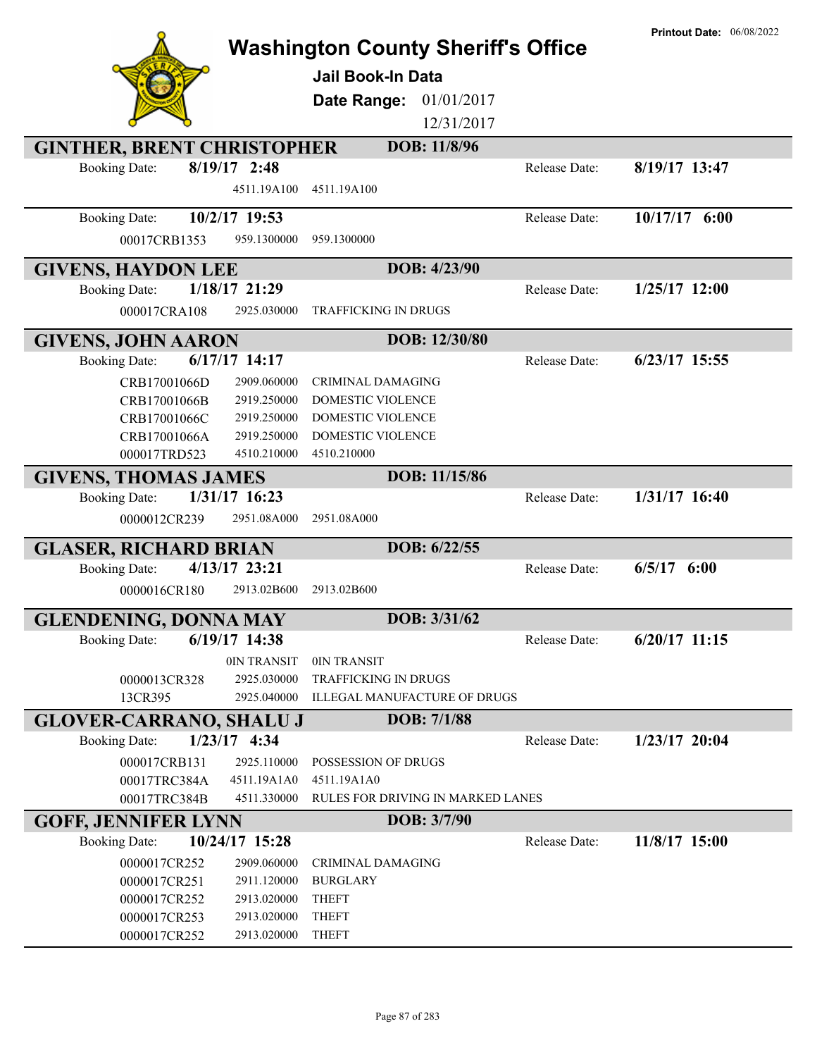# Washington County Sheriff's Office

**Printout Date:** 06/08/2022

**Jail Book-In Data**

**Date Range:** 01/01/2017 12/31/2017

## GINTHER, BRENT CHRISTOPHER — DOB: 11/8/96

Booking Date: **8/19/17 2:48** — Release Date: **8/19/17 13:47**

| Case | Code | Description |
|---|---|---|
| | 4511.19A100 | 4511.19A100 |

Booking Date: **10/2/17 19:53** — Release Date: **10/17/17 6:00**

| Case | Code | Description |
|---|---|---|
| 00017CRB1353 | 959.1300000 | 959.1300000 |

## GIVENS, HAYDON LEE — DOB: 4/23/90

Booking Date: **1/18/17 21:29** — Release Date: **1/25/17 12:00**

| Case | Code | Description |
|---|---|---|
| 000017CRA108 | 2925.030000 | TRAFFICKING IN DRUGS |

## GIVENS, JOHN AARON — DOB: 12/30/80

Booking Date: **6/17/17 14:17** — Release Date: **6/23/17 15:55**

| Case | Code | Description |
|---|---|---|
| CRB17001066D | 2909.060000 | CRIMINAL DAMAGING |
| CRB17001066B | 2919.250000 | DOMESTIC VIOLENCE |
| CRB17001066C | 2919.250000 | DOMESTIC VIOLENCE |
| CRB17001066A | 2919.250000 | DOMESTIC VIOLENCE |
| 000017TRD523 | 4510.210000 | 4510.210000 |

## GIVENS, THOMAS JAMES — DOB: 11/15/86

Booking Date: **1/31/17 16:23** — Release Date: **1/31/17 16:40**

| Case | Code | Description |
|---|---|---|
| 0000012CR239 | 2951.08A000 | 2951.08A000 |

## GLASER, RICHARD BRIAN — DOB: 6/22/55

Booking Date: **4/13/17 23:21** — Release Date: **6/5/17 6:00**

| Case | Code | Description |
|---|---|---|
| 0000016CR180 | 2913.02B600 | 2913.02B600 |

## GLENDENING, DONNA MAY — DOB: 3/31/62

Booking Date: **6/19/17 14:38** — Release Date: **6/20/17 11:15**

| Case | Code | Description |
|---|---|---|
| | 0IN TRANSIT | 0IN TRANSIT |
| 0000013CR328 | 2925.030000 | TRAFFICKING IN DRUGS |
| 13CR395 | 2925.040000 | ILLEGAL MANUFACTURE OF DRUGS |

## GLOVER-CARRANO, SHALU J — DOB: 7/1/88

Booking Date: **1/23/17 4:34** — Release Date: **1/23/17 20:04**

| Case | Code | Description |
|---|---|---|
| 000017CRB131 | 2925.110000 | POSSESSION OF DRUGS |
| 00017TRC384A | 4511.19A1A0 | 4511.19A1A0 |
| 00017TRC384B | 4511.330000 | RULES FOR DRIVING IN MARKED LANES |

## GOFF, JENNIFER LYNN — DOB: 3/7/90

Booking Date: **10/24/17 15:28** — Release Date: **11/8/17 15:00**

| Case | Code | Description |
|---|---|---|
| 0000017CR252 | 2909.060000 | CRIMINAL DAMAGING |
| 0000017CR251 | 2911.120000 | BURGLARY |
| 0000017CR252 | 2913.020000 | THEFT |
| 0000017CR253 | 2913.020000 | THEFT |
| 0000017CR252 | 2913.020000 | THEFT |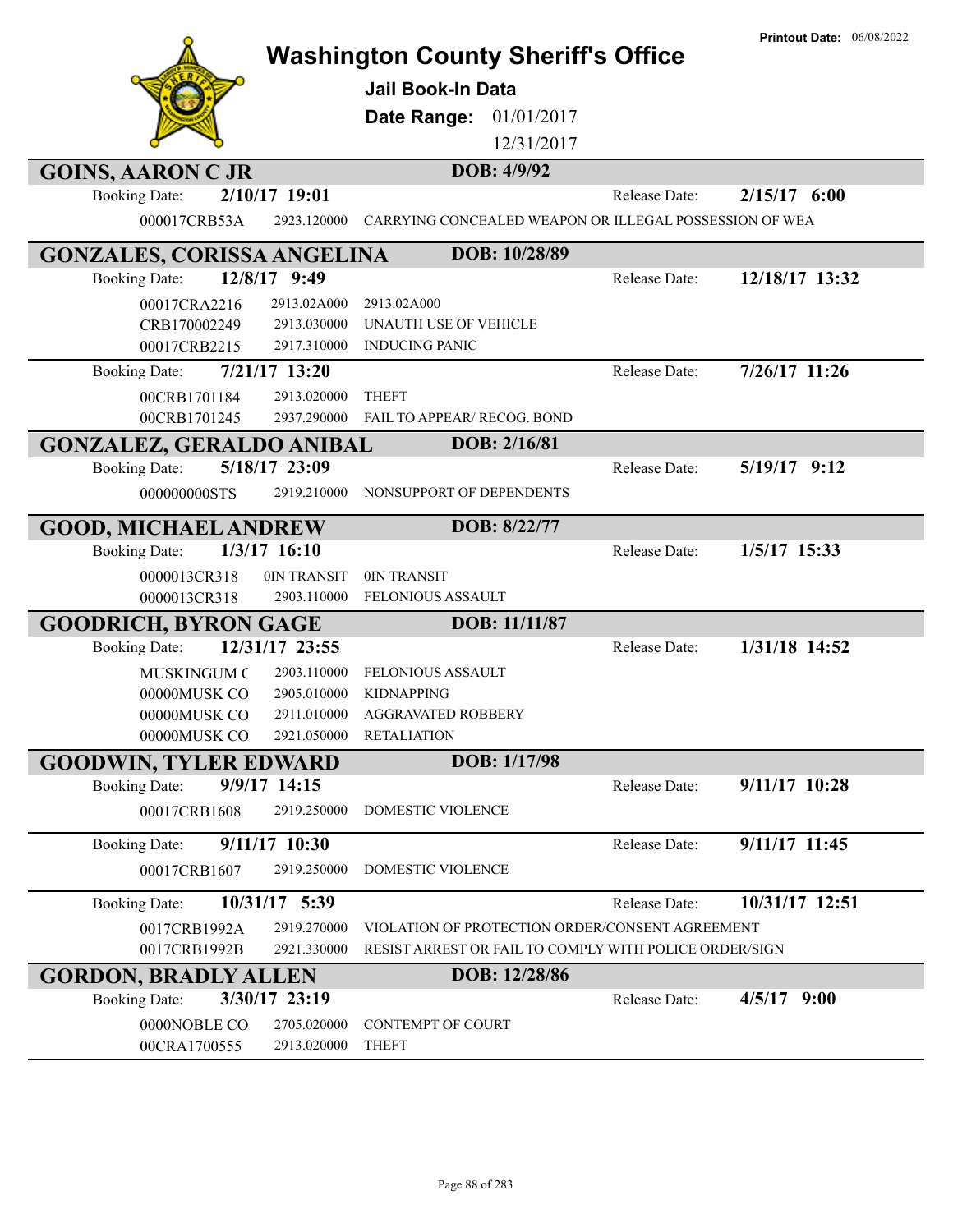# Washington County Sheriff's Office

**Printout Date:** 06/08/2022

## Jail Book-In Data

**Date Range:** 01/01/2017 – 12/31/2017

### GOINS, AARON C JR — DOB: 4/9/92

**Booking Date:** 2/10/17 19:01 — **Release Date:** 2/15/17 6:00

| Case | Statute | Charge |
|---|---|---|
| 000017CRB53A | 2923.120000 | CARRYING CONCEALED WEAPON OR ILLEGAL POSSESSION OF WEA |

### GONZALES, CORISSA ANGELINA — DOB: 10/28/89

**Booking Date:** 12/8/17 9:49 — **Release Date:** 12/18/17 13:32

| Case | Statute | Charge |
|---|---|---|
| 00017CRA2216 | 2913.02A000 | 2913.02A000 |
| CRB170002249 | 2913.030000 | UNAUTH USE OF VEHICLE |
| 00017CRB2215 | 2917.310000 | INDUCING PANIC |

**Booking Date:** 7/21/17 13:20 — **Release Date:** 7/26/17 11:26

| Case | Statute | Charge |
|---|---|---|
| 00CRB1701184 | 2913.020000 | THEFT |
| 00CRB1701245 | 2937.290000 | FAIL TO APPEAR/ RECOG. BOND |

### GONZALEZ, GERALDO ANIBAL — DOB: 2/16/81

**Booking Date:** 5/18/17 23:09 — **Release Date:** 5/19/17 9:12

| Case | Statute | Charge |
|---|---|---|
| 000000000STS | 2919.210000 | NONSUPPORT OF DEPENDENTS |

### GOOD, MICHAEL ANDREW — DOB: 8/22/77

**Booking Date:** 1/3/17 16:10 — **Release Date:** 1/5/17 15:33

| Case | Statute | Charge |
|---|---|---|
| 0000013CR318 | 0IN TRANSIT | 0IN TRANSIT |
| 0000013CR318 | 2903.110000 | FELONIOUS ASSAULT |

### GOODRICH, BYRON GAGE — DOB: 11/11/87

**Booking Date:** 12/31/17 23:55 — **Release Date:** 1/31/18 14:52

| Case | Statute | Charge |
|---|---|---|
| MUSKINGUM ( | 2903.110000 | FELONIOUS ASSAULT |
| 00000MUSK CO | 2905.010000 | KIDNAPPING |
| 00000MUSK CO | 2911.010000 | AGGRAVATED ROBBERY |
| 00000MUSK CO | 2921.050000 | RETALIATION |

### GOODWIN, TYLER EDWARD — DOB: 1/17/98

**Booking Date:** 9/9/17 14:15 — **Release Date:** 9/11/17 10:28

| Case | Statute | Charge |
|---|---|---|
| 00017CRB1608 | 2919.250000 | DOMESTIC VIOLENCE |

**Booking Date:** 9/11/17 10:30 — **Release Date:** 9/11/17 11:45

| Case | Statute | Charge |
|---|---|---|
| 00017CRB1607 | 2919.250000 | DOMESTIC VIOLENCE |

**Booking Date:** 10/31/17 5:39 — **Release Date:** 10/31/17 12:51

| Case | Statute | Charge |
|---|---|---|
| 0017CRB1992A | 2919.270000 | VIOLATION OF PROTECTION ORDER/CONSENT AGREEMENT |
| 0017CRB1992B | 2921.330000 | RESIST ARREST OR FAIL TO COMPLY WITH POLICE ORDER/SIGN |

### GORDON, BRADLY ALLEN — DOB: 12/28/86

**Booking Date:** 3/30/17 23:19 — **Release Date:** 4/5/17 9:00

| Case | Statute | Charge |
|---|---|---|
| 0000NOBLE CO | 2705.020000 | CONTEMPT OF COURT |
| 00CRA1700555 | 2913.020000 | THEFT |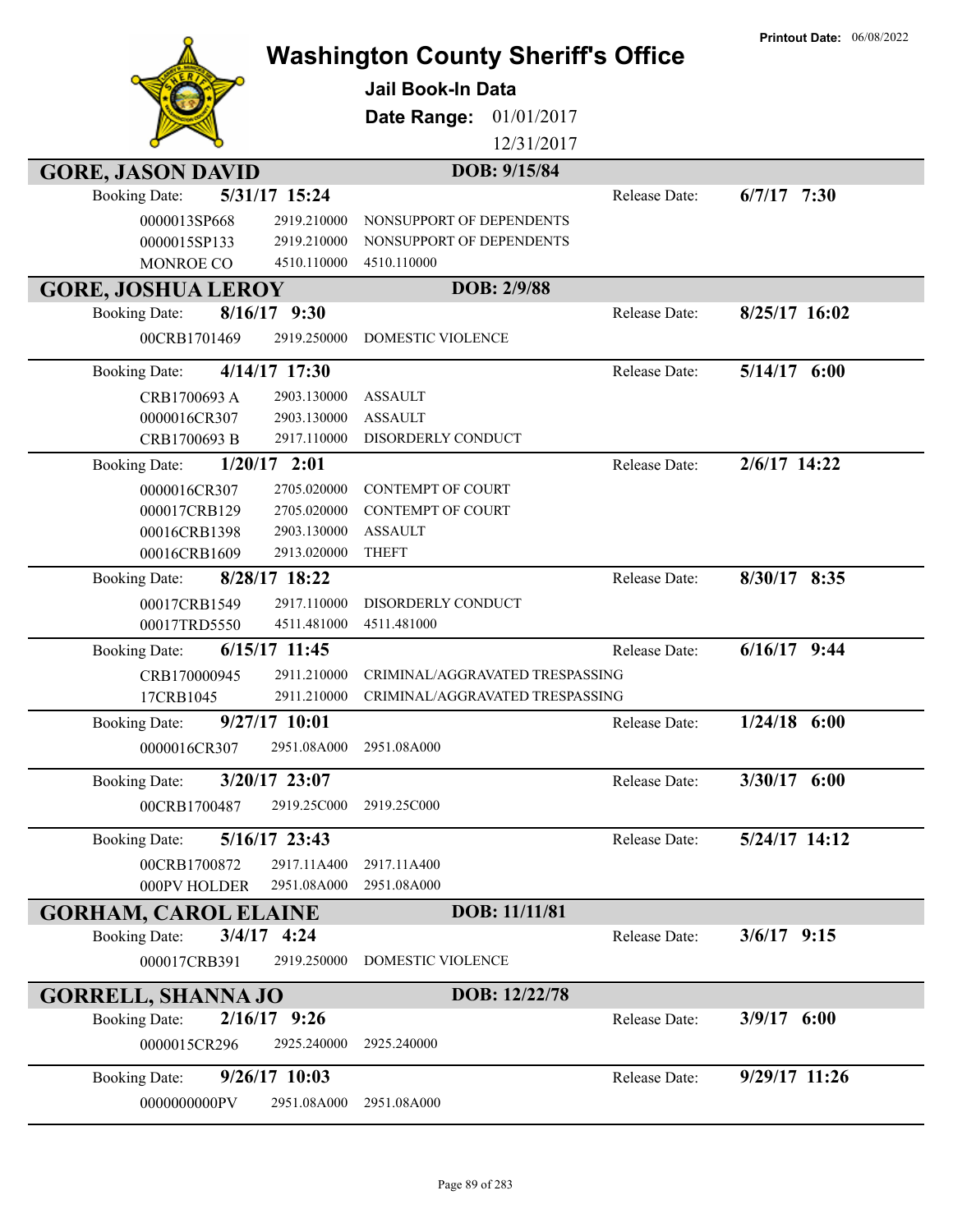**Printout Date:** 06/08/2022

# Washington County Sheriff's Office

## Jail Book-In Data

**Date Range:** 01/01/2017 – 12/31/2017

## GORE, JASON DAVID

**DOB:** 9/15/84

**Booking Date:** 5/31/17 15:24 — **Release Date:** 6/7/17 7:30

| Case | Code | Description |
|---|---|---|
| 0000013SP668 | 2919.210000 | NONSUPPORT OF DEPENDENTS |
| 0000015SP133 | 2919.210000 | NONSUPPORT OF DEPENDENTS |
| MONROE CO | 4510.110000 | 4510.110000 |

## GORE, JOSHUA LEROY

**DOB:** 2/9/88

**Booking Date:** 8/16/17 9:30 — **Release Date:** 8/25/17 16:02

| Case | Code | Description |
|---|---|---|
| 00CRB1701469 | 2919.250000 | DOMESTIC VIOLENCE |

**Booking Date:** 4/14/17 17:30 — **Release Date:** 5/14/17 6:00

| Case | Code | Description |
|---|---|---|
| CRB1700693 A | 2903.130000 | ASSAULT |
| 0000016CR307 | 2903.130000 | ASSAULT |
| CRB1700693 B | 2917.110000 | DISORDERLY CONDUCT |

**Booking Date:** 1/20/17 2:01 — **Release Date:** 2/6/17 14:22

| Case | Code | Description |
|---|---|---|
| 0000016CR307 | 2705.020000 | CONTEMPT OF COURT |
| 000017CRB129 | 2705.020000 | CONTEMPT OF COURT |
| 00016CRB1398 | 2903.130000 | ASSAULT |
| 00016CRB1609 | 2913.020000 | THEFT |

**Booking Date:** 8/28/17 18:22 — **Release Date:** 8/30/17 8:35

| Case | Code | Description |
|---|---|---|
| 00017CRB1549 | 2917.110000 | DISORDERLY CONDUCT |
| 00017TRD5550 | 4511.481000 | 4511.481000 |

**Booking Date:** 6/15/17 11:45 — **Release Date:** 6/16/17 9:44

| Case | Code | Description |
|---|---|---|
| CRB170000945 | 2911.210000 | CRIMINAL/AGGRAVATED TRESPASSING |
| 17CRB1045 | 2911.210000 | CRIMINAL/AGGRAVATED TRESPASSING |

**Booking Date:** 9/27/17 10:01 — **Release Date:** 1/24/18 6:00

| Case | Code | Description |
|---|---|---|
| 0000016CR307 | 2951.08A000 | 2951.08A000 |

**Booking Date:** 3/20/17 23:07 — **Release Date:** 3/30/17 6:00

| Case | Code | Description |
|---|---|---|
| 00CRB1700487 | 2919.25C000 | 2919.25C000 |

**Booking Date:** 5/16/17 23:43 — **Release Date:** 5/24/17 14:12

| Case | Code | Description |
|---|---|---|
| 00CRB1700872 | 2917.11A400 | 2917.11A400 |
| 000PV HOLDER | 2951.08A000 | 2951.08A000 |

## GORHAM, CAROL ELAINE

**DOB:** 11/11/81

**Booking Date:** 3/4/17 4:24 — **Release Date:** 3/6/17 9:15

| Case | Code | Description |
|---|---|---|
| 000017CRB391 | 2919.250000 | DOMESTIC VIOLENCE |

## GORRELL, SHANNA JO

**DOB:** 12/22/78

**Booking Date:** 2/16/17 9:26 — **Release Date:** 3/9/17 6:00

| Case | Code | Description |
|---|---|---|
| 0000015CR296 | 2925.240000 | 2925.240000 |

**Booking Date:** 9/26/17 10:03 — **Release Date:** 9/29/17 11:26

| Case | Code | Description |
|---|---|---|
| 0000000000PV | 2951.08A000 | 2951.08A000 |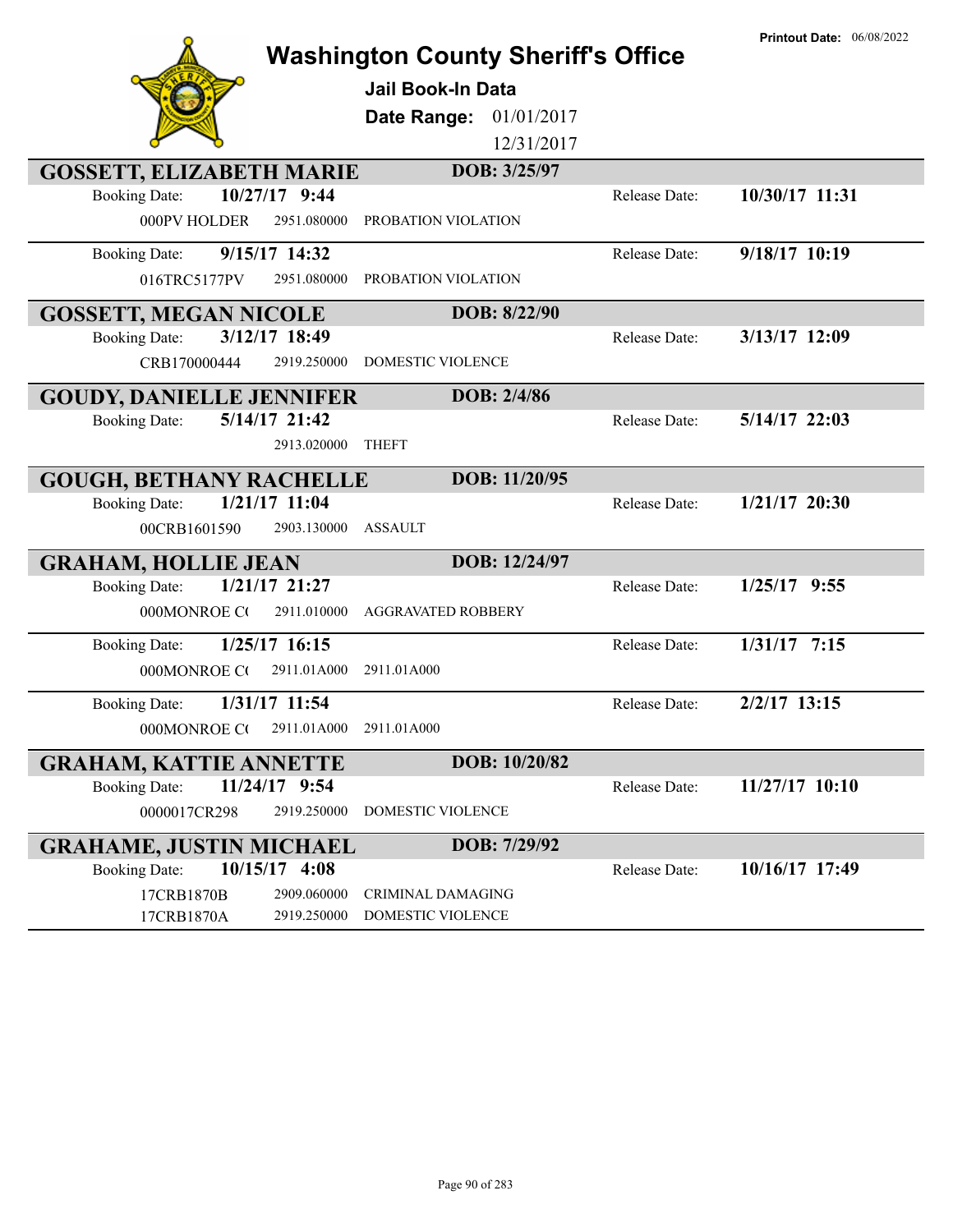Printout Date: 06/08/2022

# Washington County Sheriff's Office

## Jail Book-In Data

**Date Range:** 01/01/2017 – 12/31/2017

| Name / Booking | | | DOB / Release | |
|---|---|---|---|---|
| **GOSSETT, ELIZABETH MARIE** | | | **DOB: 3/25/97** | |
| Booking Date: | **10/27/17 9:44** | | Release Date: | **10/30/17 11:31** |
| 000PV HOLDER | 2951.080000 | PROBATION VIOLATION | | |
| Booking Date: | **9/15/17 14:32** | | Release Date: | **9/18/17 10:19** |
| 016TRC5177PV | 2951.080000 | PROBATION VIOLATION | | |
| **GOSSETT, MEGAN NICOLE** | | | **DOB: 8/22/90** | |
| Booking Date: | **3/12/17 18:49** | | Release Date: | **3/13/17 12:09** |
| CRB170000444 | 2919.250000 | DOMESTIC VIOLENCE | | |
| **GOUDY, DANIELLE JENNIFER** | | | **DOB: 2/4/86** | |
| Booking Date: | **5/14/17 21:42** | | Release Date: | **5/14/17 22:03** |
| | 2913.020000 | THEFT | | |
| **GOUGH, BETHANY RACHELLE** | | | **DOB: 11/20/95** | |
| Booking Date: | **1/21/17 11:04** | | Release Date: | **1/21/17 20:30** |
| 00CRB1601590 | 2903.130000 | ASSAULT | | |
| **GRAHAM, HOLLIE JEAN** | | | **DOB: 12/24/97** | |
| Booking Date: | **1/21/17 21:27** | | Release Date: | **1/25/17 9:55** |
| 000MONROE C( | 2911.010000 | AGGRAVATED ROBBERY | | |
| Booking Date: | **1/25/17 16:15** | | Release Date: | **1/31/17 7:15** |
| 000MONROE C( | 2911.01A000 | 2911.01A000 | | |
| Booking Date: | **1/31/17 11:54** | | Release Date: | **2/2/17 13:15** |
| 000MONROE C( | 2911.01A000 | 2911.01A000 | | |
| **GRAHAM, KATTIE ANNETTE** | | | **DOB: 10/20/82** | |
| Booking Date: | **11/24/17 9:54** | | Release Date: | **11/27/17 10:10** |
| 0000017CR298 | 2919.250000 | DOMESTIC VIOLENCE | | |
| **GRAHAME, JUSTIN MICHAEL** | | | **DOB: 7/29/92** | |
| Booking Date: | **10/15/17 4:08** | | Release Date: | **10/16/17 17:49** |
| 17CRB1870B | 2909.060000 | CRIMINAL DAMAGING | | |
| 17CRB1870A | 2919.250000 | DOMESTIC VIOLENCE | | |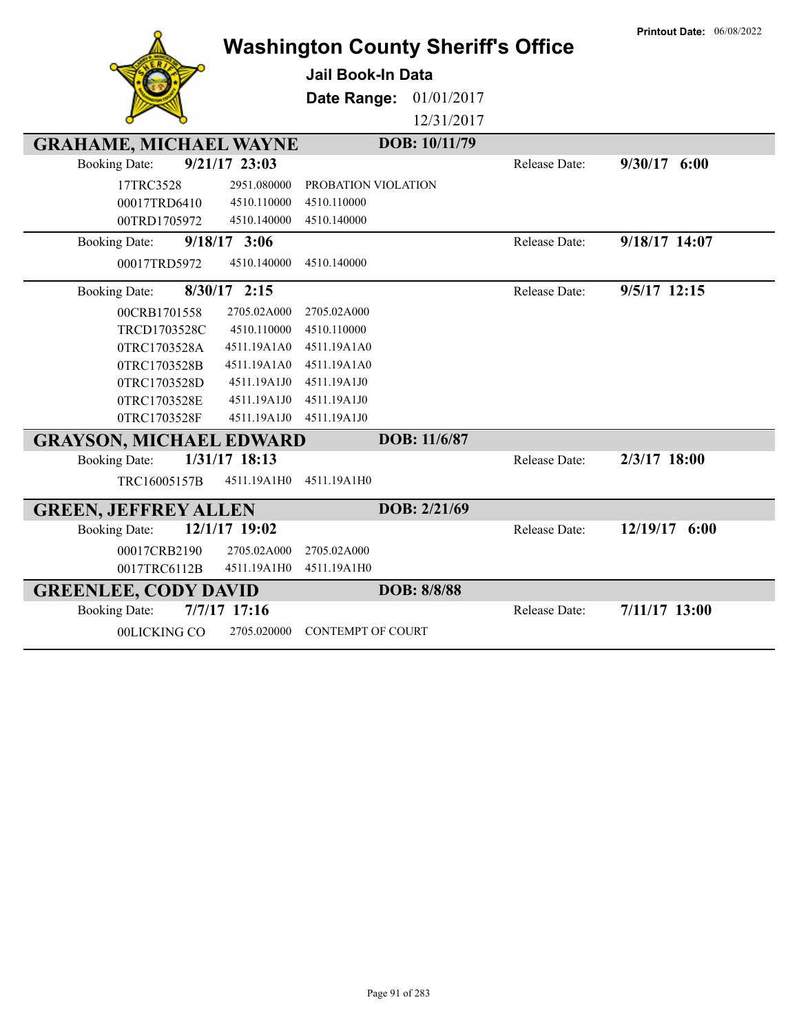**Printout Date:** 06/08/2022

# Washington County Sheriff's Office

**Jail Book-In Data**

**Date Range:** 01/01/2017 12/31/2017

## GRAHAME, MICHAEL WAYNE — DOB: 10/11/79

**Booking Date:** 9/21/17 23:03 — **Release Date:** 9/30/17 6:00

| | | |
|---|---|---|
| 17TRC3528 | 2951.080000 | PROBATION VIOLATION |
| 00017TRD6410 | 4510.110000 | 4510.110000 |
| 00TRD1705972 | 4510.140000 | 4510.140000 |

**Booking Date:** 9/18/17 3:06 — **Release Date:** 9/18/17 14:07

| | | |
|---|---|---|
| 00017TRD5972 | 4510.140000 | 4510.140000 |

**Booking Date:** 8/30/17 2:15 — **Release Date:** 9/5/17 12:15

| | | |
|---|---|---|
| 00CRB1701558 | 2705.02A000 | 2705.02A000 |
| TRCD1703528C | 4510.110000 | 4510.110000 |
| 0TRC1703528A | 4511.19A1A0 | 4511.19A1A0 |
| 0TRC1703528B | 4511.19A1A0 | 4511.19A1A0 |
| 0TRC1703528D | 4511.19A1J0 | 4511.19A1J0 |
| 0TRC1703528E | 4511.19A1J0 | 4511.19A1J0 |
| 0TRC1703528F | 4511.19A1J0 | 4511.19A1J0 |

## GRAYSON, MICHAEL EDWARD — DOB: 11/6/87

**Booking Date:** 1/31/17 18:13 — **Release Date:** 2/3/17 18:00

| | | |
|---|---|---|
| TRC16005157B | 4511.19A1H0 | 4511.19A1H0 |

## GREEN, JEFFREY ALLEN — DOB: 2/21/69

**Booking Date:** 12/1/17 19:02 — **Release Date:** 12/19/17 6:00

| | | |
|---|---|---|
| 00017CRB2190 | 2705.02A000 | 2705.02A000 |
| 0017TRC6112B | 4511.19A1H0 | 4511.19A1H0 |

## GREENLEE, CODY DAVID — DOB: 8/8/88

**Booking Date:** 7/7/17 17:16 — **Release Date:** 7/11/17 13:00

| | | |
|---|---|---|
| 00LICKING CO | 2705.020000 | CONTEMPT OF COURT |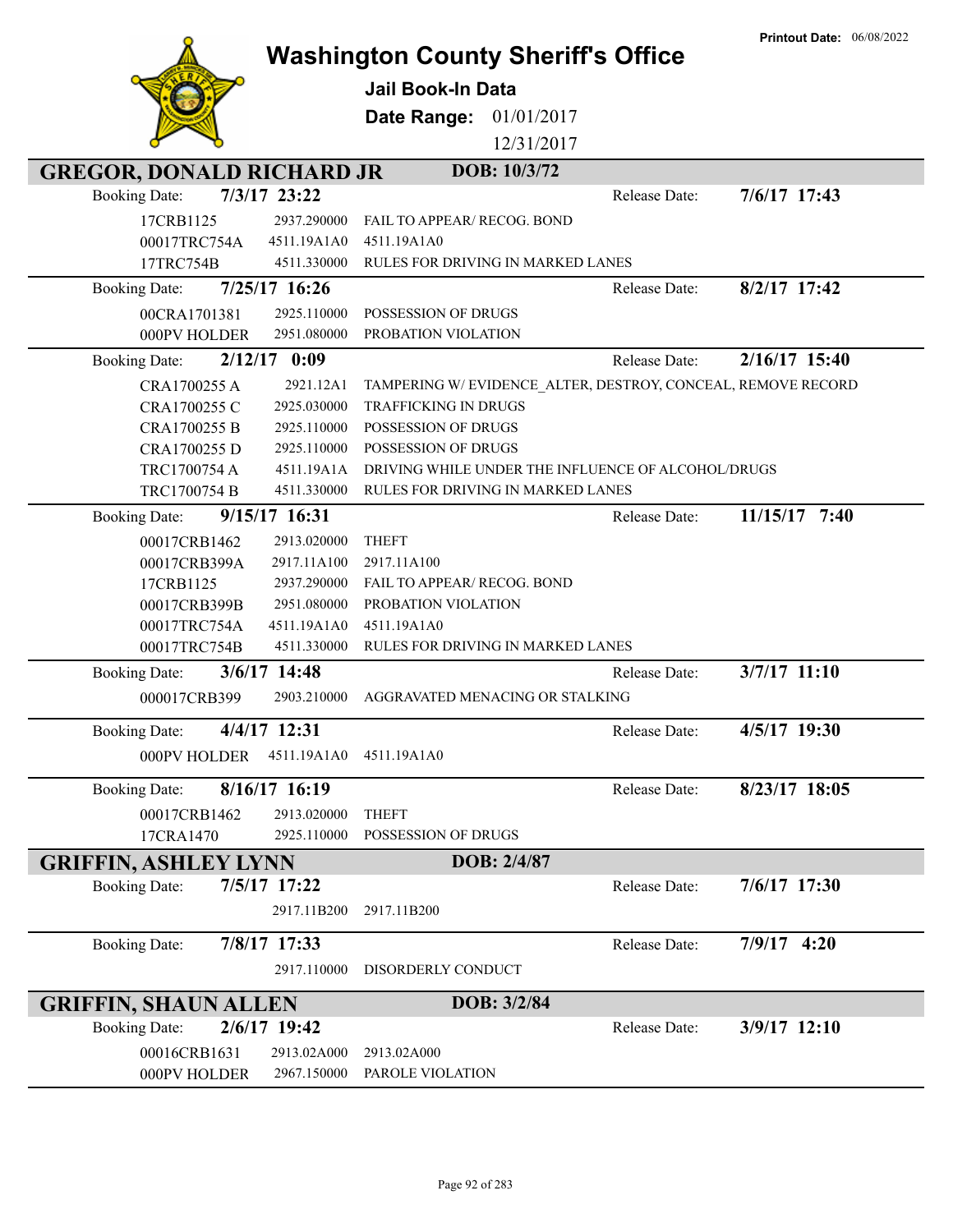Printout Date: 06/08/2022

# Washington County Sheriff's Office

## Jail Book-In Data

**Date Range:** 01/01/2017 – 12/31/2017

## GREGOR, DONALD RICHARD JR — DOB: 10/3/72

**Booking Date:** 7/3/17 23:22 — **Release Date:** 7/6/17 17:43

| Case | Code | Description |
|---|---|---|
| 17CRB1125 | 2937.290000 | FAIL TO APPEAR/ RECOG. BOND |
| 00017TRC754A | 4511.19A1A0 | 4511.19A1A0 |
| 17TRC754B | 4511.330000 | RULES FOR DRIVING IN MARKED LANES |

**Booking Date:** 7/25/17 16:26 — **Release Date:** 8/2/17 17:42

| Case | Code | Description |
|---|---|---|
| 00CRA1701381 | 2925.110000 | POSSESSION OF DRUGS |
| 000PV HOLDER | 2951.080000 | PROBATION VIOLATION |

**Booking Date:** 2/12/17 0:09 — **Release Date:** 2/16/17 15:40

| Case | Code | Description |
|---|---|---|
| CRA1700255 A | 2921.12A1 | TAMPERING W/ EVIDENCE_ALTER, DESTROY, CONCEAL, REMOVE RECORD |
| CRA1700255 C | 2925.030000 | TRAFFICKING IN DRUGS |
| CRA1700255 B | 2925.110000 | POSSESSION OF DRUGS |
| CRA1700255 D | 2925.110000 | POSSESSION OF DRUGS |
| TRC1700754 A | 4511.19A1A | DRIVING WHILE UNDER THE INFLUENCE OF ALCOHOL/DRUGS |
| TRC1700754 B | 4511.330000 | RULES FOR DRIVING IN MARKED LANES |

**Booking Date:** 9/15/17 16:31 — **Release Date:** 11/15/17 7:40

| Case | Code | Description |
|---|---|---|
| 00017CRB1462 | 2913.020000 | THEFT |
| 00017CRB399A | 2917.11A100 | 2917.11A100 |
| 17CRB1125 | 2937.290000 | FAIL TO APPEAR/ RECOG. BOND |
| 00017CRB399B | 2951.080000 | PROBATION VIOLATION |
| 00017TRC754A | 4511.19A1A0 | 4511.19A1A0 |
| 00017TRC754B | 4511.330000 | RULES FOR DRIVING IN MARKED LANES |

**Booking Date:** 3/6/17 14:48 — **Release Date:** 3/7/17 11:10

| Case | Code | Description |
|---|---|---|
| 000017CRB399 | 2903.210000 | AGGRAVATED MENACING OR STALKING |

**Booking Date:** 4/4/17 12:31 — **Release Date:** 4/5/17 19:30

| Case | Code | Description |
|---|---|---|
| 000PV HOLDER | 4511.19A1A0 | 4511.19A1A0 |

**Booking Date:** 8/16/17 16:19 — **Release Date:** 8/23/17 18:05

| Case | Code | Description |
|---|---|---|
| 00017CRB1462 | 2913.020000 | THEFT |
| 17CRA1470 | 2925.110000 | POSSESSION OF DRUGS |

## GRIFFIN, ASHLEY LYNN — DOB: 2/4/87

**Booking Date:** 7/5/17 17:22 — **Release Date:** 7/6/17 17:30

| Case | Code | Description |
|---|---|---|
| | 2917.11B200 | 2917.11B200 |

**Booking Date:** 7/8/17 17:33 — **Release Date:** 7/9/17 4:20

| Case | Code | Description |
|---|---|---|
| | 2917.110000 | DISORDERLY CONDUCT |

## GRIFFIN, SHAUN ALLEN — DOB: 3/2/84

**Booking Date:** 2/6/17 19:42 — **Release Date:** 3/9/17 12:10

| Case | Code | Description |
|---|---|---|
| 00016CRB1631 | 2913.02A000 | 2913.02A000 |
| 000PV HOLDER | 2967.150000 | PAROLE VIOLATION |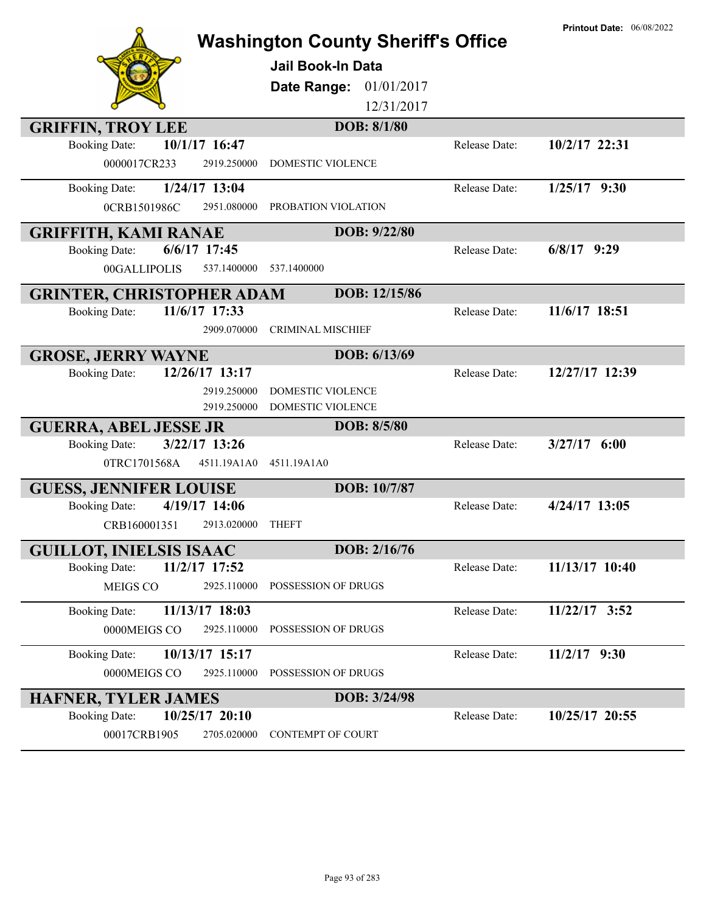Printout Date: 06/08/2022

# Washington County Sheriff's Office

## Jail Book-In Data

**Date Range:** 01/01/2017 12/31/2017

### GRIFFIN, TROY LEE — DOB: 8/1/80

Booking Date: **10/1/17 16:47** — Release Date: **10/2/17 22:31**

0000017CR233 | 2919.250000 | DOMESTIC VIOLENCE

Booking Date: **1/24/17 13:04** — Release Date: **1/25/17 9:30**

0CRB1501986C | 2951.080000 | PROBATION VIOLATION

### GRIFFITH, KAMI RANAE — DOB: 9/22/80

Booking Date: **6/6/17 17:45** — Release Date: **6/8/17 9:29**

00GALLIPOLIS | 537.1400000 | 537.1400000

### GRINTER, CHRISTOPHER ADAM — DOB: 12/15/86

Booking Date: **11/6/17 17:33** — Release Date: **11/6/17 18:51**

2909.070000 | CRIMINAL MISCHIEF

### GROSE, JERRY WAYNE — DOB: 6/13/69

Booking Date: **12/26/17 13:17** — Release Date: **12/27/17 12:39**

2919.250000 | DOMESTIC VIOLENCE

2919.250000 | DOMESTIC VIOLENCE

### GUERRA, ABEL JESSE JR — DOB: 8/5/80

Booking Date: **3/22/17 13:26** — Release Date: **3/27/17 6:00**

0TRC1701568A | 4511.19A1A0 | 4511.19A1A0

### GUESS, JENNIFER LOUISE — DOB: 10/7/87

Booking Date: **4/19/17 14:06** — Release Date: **4/24/17 13:05**

CRB160001351 | 2913.020000 | THEFT

### GUILLOT, INIELSIS ISAAC — DOB: 2/16/76

Booking Date: **11/2/17 17:52** — Release Date: **11/13/17 10:40**

MEIGS CO | 2925.110000 | POSSESSION OF DRUGS

Booking Date: **11/13/17 18:03** — Release Date: **11/22/17 3:52**

0000MEIGS CO | 2925.110000 | POSSESSION OF DRUGS

Booking Date: **10/13/17 15:17** — Release Date: **11/2/17 9:30**

0000MEIGS CO | 2925.110000 | POSSESSION OF DRUGS

### HAFNER, TYLER JAMES — DOB: 3/24/98

Booking Date: **10/25/17 20:10** — Release Date: **10/25/17 20:55**

00017CRB1905 | 2705.020000 | CONTEMPT OF COURT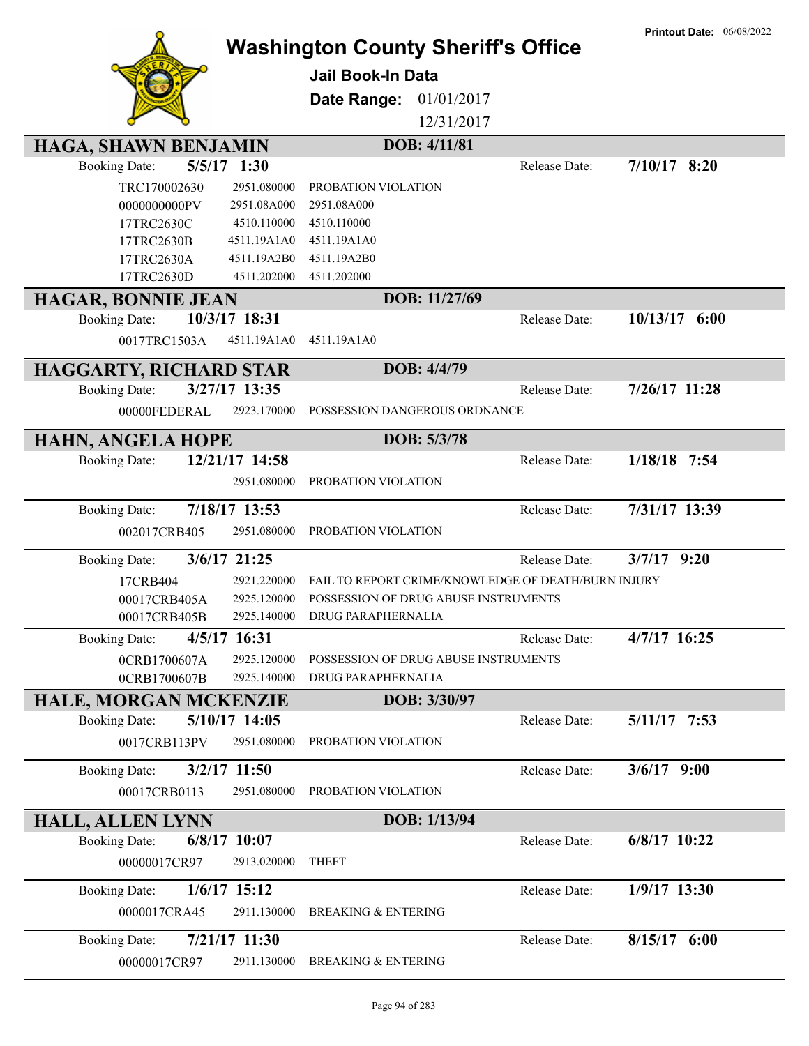Printout Date: 06/08/2022

# Washington County Sheriff's Office

**Jail Book-In Data**

**Date Range:** 01/01/2017 12/31/2017

## HAGA, SHAWN BENJAMIN

**DOB: 4/11/81**

Booking Date: **5/5/17 1:30** Release Date: **7/10/17 8:20**

| | | |
|---|---|---|
| TRC170002630 | 2951.080000 | PROBATION VIOLATION |
| 0000000000PV | 2951.08A000 | 2951.08A000 |
| 17TRC2630C | 4510.110000 | 4510.110000 |
| 17TRC2630B | 4511.19A1A0 | 4511.19A1A0 |
| 17TRC2630A | 4511.19A2B0 | 4511.19A2B0 |
| 17TRC2630D | 4511.202000 | 4511.202000 |

## HAGAR, BONNIE JEAN

**DOB: 11/27/69**

Booking Date: **10/3/17 18:31** Release Date: **10/13/17 6:00**

| | | |
|---|---|---|
| 0017TRC1503A | 4511.19A1A0 | 4511.19A1A0 |

## HAGGARTY, RICHARD STAR

**DOB: 4/4/79**

Booking Date: **3/27/17 13:35** Release Date: **7/26/17 11:28**

| | | |
|---|---|---|
| 00000FEDERAL | 2923.170000 | POSSESSION DANGEROUS ORDNANCE |

## HAHN, ANGELA HOPE

**DOB: 5/3/78**

Booking Date: **12/21/17 14:58** Release Date: **1/18/18 7:54**

| | | |
|---|---|---|
| | 2951.080000 | PROBATION VIOLATION |

Booking Date: **7/18/17 13:53** Release Date: **7/31/17 13:39**

| | | |
|---|---|---|
| 002017CRB405 | 2951.080000 | PROBATION VIOLATION |

Booking Date: **3/6/17 21:25** Release Date: **3/7/17 9:20**

| | | |
|---|---|---|
| 17CRB404 | 2921.220000 | FAIL TO REPORT CRIME/KNOWLEDGE OF DEATH/BURN INJURY |
| 00017CRB405A | 2925.120000 | POSSESSION OF DRUG ABUSE INSTRUMENTS |
| 00017CRB405B | 2925.140000 | DRUG PARAPHERNALIA |

Booking Date: **4/5/17 16:31** Release Date: **4/7/17 16:25**

| | | |
|---|---|---|
| 0CRB1700607A | 2925.120000 | POSSESSION OF DRUG ABUSE INSTRUMENTS |
| 0CRB1700607B | 2925.140000 | DRUG PARAPHERNALIA |

## HALE, MORGAN MCKENZIE

**DOB: 3/30/97**

Booking Date: **5/10/17 14:05** Release Date: **5/11/17 7:53**

| | | |
|---|---|---|
| 0017CRB113PV | 2951.080000 | PROBATION VIOLATION |

Booking Date: **3/2/17 11:50** Release Date: **3/6/17 9:00**

| | | |
|---|---|---|
| 00017CRB0113 | 2951.080000 | PROBATION VIOLATION |

## HALL, ALLEN LYNN

**DOB: 1/13/94**

Booking Date: **6/8/17 10:07** Release Date: **6/8/17 10:22**

| | | |
|---|---|---|
| 00000017CR97 | 2913.020000 | THEFT |

Booking Date: **1/6/17 15:12** Release Date: **1/9/17 13:30**

| | | |
|---|---|---|
| 0000017CRA45 | 2911.130000 | BREAKING & ENTERING |

Booking Date: **7/21/17 11:30** Release Date: **8/15/17 6:00**

| | | |
|---|---|---|
| 00000017CR97 | 2911.130000 | BREAKING & ENTERING |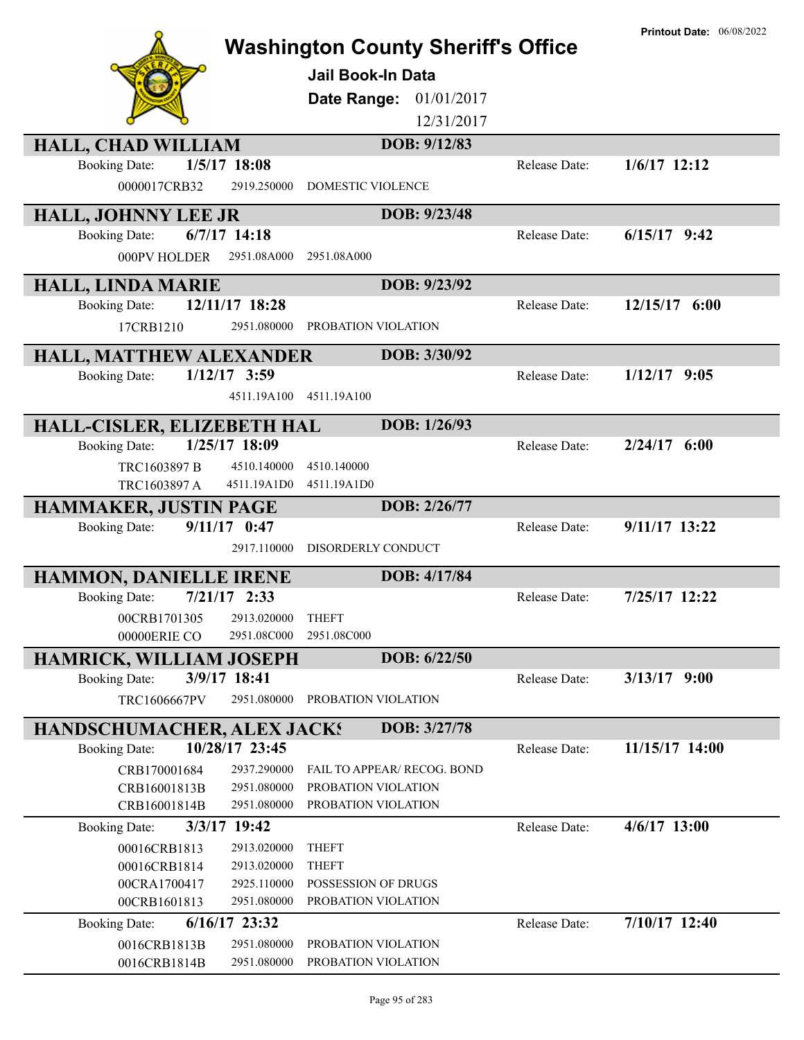Printout Date: 06/08/2022

# Washington County Sheriff's Office

**Jail Book-In Data**

**Date Range:** 01/01/2017 12/31/2017

## HALL, CHAD WILLIAM
**DOB: 9/12/83**

Booking Date: **1/5/17 18:08** Release Date: **1/6/17 12:12**

| Case | Statute | Description |
|---|---|---|
| 0000017CRB32 | 2919.250000 | DOMESTIC VIOLENCE |

## HALL, JOHNNY LEE JR
**DOB: 9/23/48**

Booking Date: **6/7/17 14:18** Release Date: **6/15/17 9:42**

| Case | Statute | Description |
|---|---|---|
| 000PV HOLDER | 2951.08A000 | 2951.08A000 |

## HALL, LINDA MARIE
**DOB: 9/23/92**

Booking Date: **12/11/17 18:28** Release Date: **12/15/17 6:00**

| Case | Statute | Description |
|---|---|---|
| 17CRB1210 | 2951.080000 | PROBATION VIOLATION |

## HALL, MATTHEW ALEXANDER
**DOB: 3/30/92**

Booking Date: **1/12/17 3:59** Release Date: **1/12/17 9:05**

| Case | Statute | Description |
|---|---|---|
| | 4511.19A100 | 4511.19A100 |

## HALL-CISLER, ELIZEBETH HAL
**DOB: 1/26/93**

Booking Date: **1/25/17 18:09** Release Date: **2/24/17 6:00**

| Case | Statute | Description |
|---|---|---|
| TRC1603897 B | 4510.140000 | 4510.140000 |
| TRC1603897 A | 4511.19A1D0 | 4511.19A1D0 |

## HAMMAKER, JUSTIN PAGE
**DOB: 2/26/77**

Booking Date: **9/11/17 0:47** Release Date: **9/11/17 13:22**

| Case | Statute | Description |
|---|---|---|
| | 2917.110000 | DISORDERLY CONDUCT |

## HAMMON, DANIELLE IRENE
**DOB: 4/17/84**

Booking Date: **7/21/17 2:33** Release Date: **7/25/17 12:22**

| Case | Statute | Description |
|---|---|---|
| 00CRB1701305 | 2913.020000 | THEFT |
| 00000ERIE CO | 2951.08C000 | 2951.08C000 |

## HAMRICK, WILLIAM JOSEPH
**DOB: 6/22/50**

Booking Date: **3/9/17 18:41** Release Date: **3/13/17 9:00**

| Case | Statute | Description |
|---|---|---|
| TRC1606667PV | 2951.080000 | PROBATION VIOLATION |

## HANDSCHUMACHER, ALEX JACKS
**DOB: 3/27/78**

Booking Date: **10/28/17 23:45** Release Date: **11/15/17 14:00**

| Case | Statute | Description |
|---|---|---|
| CRB170001684 | 2937.290000 | FAIL TO APPEAR/ RECOG. BOND |
| CRB16001813B | 2951.080000 | PROBATION VIOLATION |
| CRB16001814B | 2951.080000 | PROBATION VIOLATION |

Booking Date: **3/3/17 19:42** Release Date: **4/6/17 13:00**

| Case | Statute | Description |
|---|---|---|
| 00016CRB1813 | 2913.020000 | THEFT |
| 00016CRB1814 | 2913.020000 | THEFT |
| 00CRA1700417 | 2925.110000 | POSSESSION OF DRUGS |
| 00CRB1601813 | 2951.080000 | PROBATION VIOLATION |

Booking Date: **6/16/17 23:32** Release Date: **7/10/17 12:40**

| Case | Statute | Description |
|---|---|---|
| 0016CRB1813B | 2951.080000 | PROBATION VIOLATION |
| 0016CRB1814B | 2951.080000 | PROBATION VIOLATION |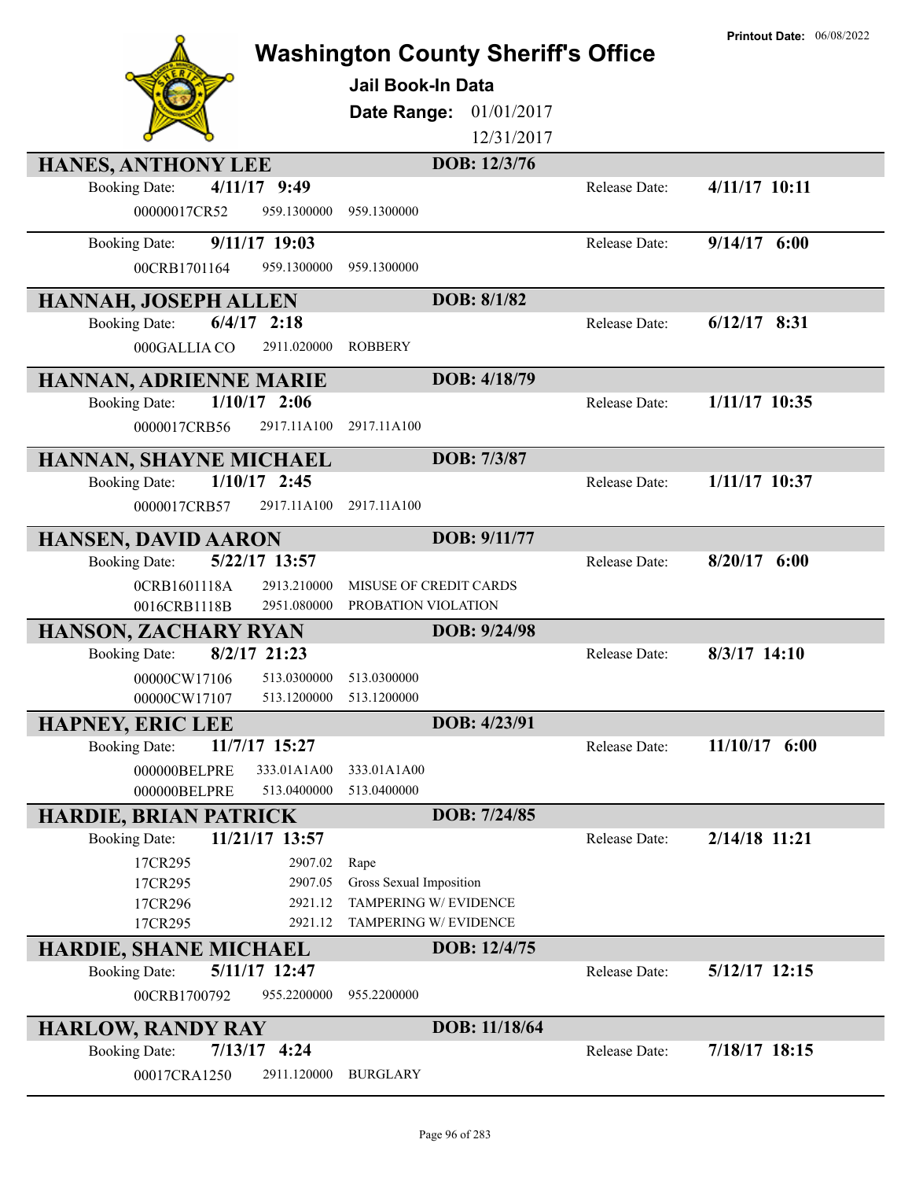# Washington County Sheriff's Office

**Printout Date:** 06/08/2022

## Jail Book-In Data

**Date Range:** 01/01/2017 – 12/31/2017

---

### HANES, ANTHONY LEE — DOB: 12/3/76

| Booking Date: | 4/11/17 9:49 | | Release Date: | 4/11/17 10:11 |
|---|---|---|---|---|
| 00000017CR52 | 959.1300000 | 959.1300000 | | |

| Booking Date: | 9/11/17 19:03 | | Release Date: | 9/14/17 6:00 |
|---|---|---|---|---|
| 00CRB1701164 | 959.1300000 | 959.1300000 | | |

### HANNAH, JOSEPH ALLEN — DOB: 8/1/82

| Booking Date: | 6/4/17 2:18 | | Release Date: | 6/12/17 8:31 |
|---|---|---|---|---|
| 000GALLIA CO | 2911.020000 | ROBBERY | | |

### HANNAN, ADRIENNE MARIE — DOB: 4/18/79

| Booking Date: | 1/10/17 2:06 | | Release Date: | 1/11/17 10:35 |
|---|---|---|---|---|
| 0000017CRB56 | 2917.11A100 | 2917.11A100 | | |

### HANNAN, SHAYNE MICHAEL — DOB: 7/3/87

| Booking Date: | 1/10/17 2:45 | | Release Date: | 1/11/17 10:37 |
|---|---|---|---|---|
| 0000017CRB57 | 2917.11A100 | 2917.11A100 | | |

### HANSEN, DAVID AARON — DOB: 9/11/77

| Booking Date: | 5/22/17 13:57 | | Release Date: | 8/20/17 6:00 |
|---|---|---|---|---|
| 0CRB1601118A | 2913.210000 | MISUSE OF CREDIT CARDS | | |
| 0016CRB1118B | 2951.080000 | PROBATION VIOLATION | | |

### HANSON, ZACHARY RYAN — DOB: 9/24/98

| Booking Date: | 8/2/17 21:23 | | Release Date: | 8/3/17 14:10 |
|---|---|---|---|---|
| 00000CW17106 | 513.0300000 | 513.0300000 | | |
| 00000CW17107 | 513.1200000 | 513.1200000 | | |

### HAPNEY, ERIC LEE — DOB: 4/23/91

| Booking Date: | 11/7/17 15:27 | | Release Date: | 11/10/17 6:00 |
|---|---|---|---|---|
| 000000BELPRE | 333.01A1A00 | 333.01A1A00 | | |
| 000000BELPRE | 513.0400000 | 513.0400000 | | |

### HARDIE, BRIAN PATRICK — DOB: 7/24/85

| Booking Date: | 11/21/17 13:57 | | Release Date: | 2/14/18 11:21 |
|---|---|---|---|---|
| 17CR295 | 2907.02 | Rape | | |
| 17CR295 | 2907.05 | Gross Sexual Imposition | | |
| 17CR296 | 2921.12 | TAMPERING W/ EVIDENCE | | |
| 17CR295 | 2921.12 | TAMPERING W/ EVIDENCE | | |

### HARDIE, SHANE MICHAEL — DOB: 12/4/75

| Booking Date: | 5/11/17 12:47 | | Release Date: | 5/12/17 12:15 |
|---|---|---|---|---|
| 00CRB1700792 | 955.2200000 | 955.2200000 | | |

### HARLOW, RANDY RAY — DOB: 11/18/64

| Booking Date: | 7/13/17 4:24 | | Release Date: | 7/18/17 18:15 |
|---|---|---|---|---|
| 00017CRA1250 | 2911.120000 | BURGLARY | | |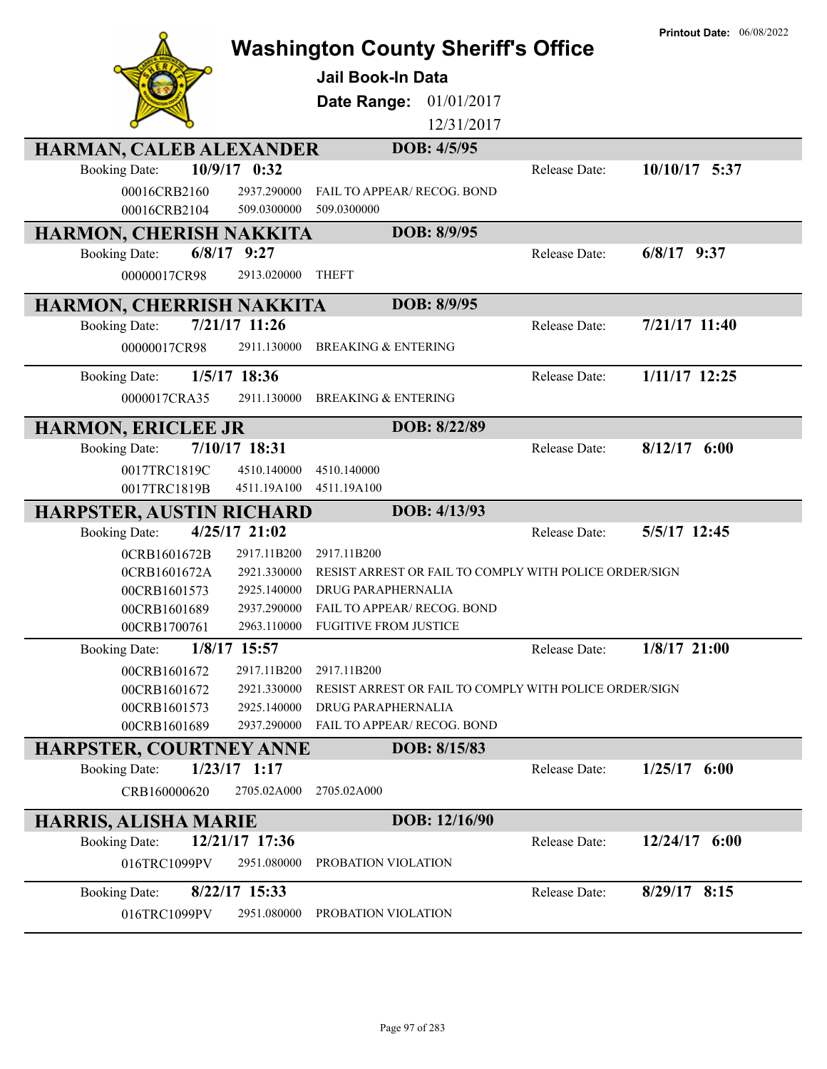# Washington County Sheriff's Office

**Printout Date:** 06/08/2022

## Jail Book-In Data

**Date Range:** 01/01/2017 12/31/2017

### HARMAN, CALEB ALEXANDER — DOB: 4/5/95

Booking Date: **10/9/17 0:32** — Release Date: **10/10/17 5:37**

| Case | Statute | Description |
|---|---|---|
| 00016CRB2160 | 2937.290000 | FAIL TO APPEAR/ RECOG. BOND |
| 00016CRB2104 | 509.0300000 | 509.0300000 |

### HARMON, CHERISH NAKKITA — DOB: 8/9/95

Booking Date: **6/8/17 9:27** — Release Date: **6/8/17 9:37**

| Case | Statute | Description |
|---|---|---|
| 00000017CR98 | 2913.020000 | THEFT |

### HARMON, CHERRISH NAKKITA — DOB: 8/9/95

Booking Date: **7/21/17 11:26** — Release Date: **7/21/17 11:40**

| Case | Statute | Description |
|---|---|---|
| 00000017CR98 | 2911.130000 | BREAKING & ENTERING |

Booking Date: **1/5/17 18:36** — Release Date: **1/11/17 12:25**

| Case | Statute | Description |
|---|---|---|
| 0000017CRA35 | 2911.130000 | BREAKING & ENTERING |

### HARMON, ERICLEE JR — DOB: 8/22/89

Booking Date: **7/10/17 18:31** — Release Date: **8/12/17 6:00**

| Case | Statute | Description |
|---|---|---|
| 0017TRC1819C | 4510.140000 | 4510.140000 |
| 0017TRC1819B | 4511.19A100 | 4511.19A100 |

### HARPSTER, AUSTIN RICHARD — DOB: 4/13/93

Booking Date: **4/25/17 21:02** — Release Date: **5/5/17 12:45**

| Case | Statute | Description |
|---|---|---|
| 0CRB1601672B | 2917.11B200 | 2917.11B200 |
| 0CRB1601672A | 2921.330000 | RESIST ARREST OR FAIL TO COMPLY WITH POLICE ORDER/SIGN |
| 00CRB1601573 | 2925.140000 | DRUG PARAPHERNALIA |
| 00CRB1601689 | 2937.290000 | FAIL TO APPEAR/ RECOG. BOND |
| 00CRB1700761 | 2963.110000 | FUGITIVE FROM JUSTICE |

Booking Date: **1/8/17 15:57** — Release Date: **1/8/17 21:00**

| Case | Statute | Description |
|---|---|---|
| 00CRB1601672 | 2917.11B200 | 2917.11B200 |
| 00CRB1601672 | 2921.330000 | RESIST ARREST OR FAIL TO COMPLY WITH POLICE ORDER/SIGN |
| 00CRB1601573 | 2925.140000 | DRUG PARAPHERNALIA |
| 00CRB1601689 | 2937.290000 | FAIL TO APPEAR/ RECOG. BOND |

### HARPSTER, COURTNEY ANNE — DOB: 8/15/83

Booking Date: **1/23/17 1:17** — Release Date: **1/25/17 6:00**

| Case | Statute | Description |
|---|---|---|
| CRB160000620 | 2705.02A000 | 2705.02A000 |

### HARRIS, ALISHA MARIE — DOB: 12/16/90

Booking Date: **12/21/17 17:36** — Release Date: **12/24/17 6:00**

| Case | Statute | Description |
|---|---|---|
| 016TRC1099PV | 2951.080000 | PROBATION VIOLATION |

Booking Date: **8/22/17 15:33** — Release Date: **8/29/17 8:15**

| Case | Statute | Description |
|---|---|---|
| 016TRC1099PV | 2951.080000 | PROBATION VIOLATION |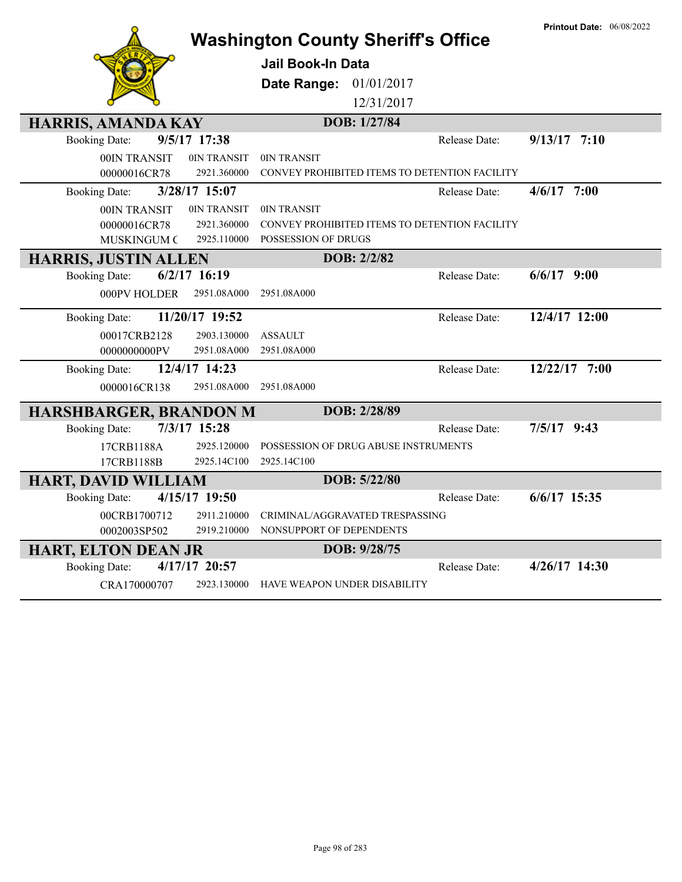Printout Date: 06/08/2022

# Washington County Sheriff's Office

**Jail Book-In Data**

**Date Range:** 01/01/2017 12/31/2017

## HARRIS, AMANDA KAY

**DOB: 1/27/84**

Booking Date: **9/5/17 17:38** Release Date: **9/13/17 7:10**

| | | |
|---|---|---|
| 00IN TRANSIT | 0IN TRANSIT | 0IN TRANSIT |
| 00000016CR78 | 2921.360000 | CONVEY PROHIBITED ITEMS TO DETENTION FACILITY |

Booking Date: **3/28/17 15:07** Release Date: **4/6/17 7:00**

| | | |
|---|---|---|
| 00IN TRANSIT | 0IN TRANSIT | 0IN TRANSIT |
| 00000016CR78 | 2921.360000 | CONVEY PROHIBITED ITEMS TO DETENTION FACILITY |
| MUSKINGUM C | 2925.110000 | POSSESSION OF DRUGS |

## HARRIS, JUSTIN ALLEN

**DOB: 2/2/82**

Booking Date: **6/2/17 16:19** Release Date: **6/6/17 9:00**

| | | |
|---|---|---|
| 000PV HOLDER | 2951.08A000 | 2951.08A000 |

Booking Date: **11/20/17 19:52** Release Date: **12/4/17 12:00**

| | | |
|---|---|---|
| 00017CRB2128 | 2903.130000 | ASSAULT |
| 0000000000PV | 2951.08A000 | 2951.08A000 |

Booking Date: **12/4/17 14:23** Release Date: **12/22/17 7:00**

| | | |
|---|---|---|
| 0000016CR138 | 2951.08A000 | 2951.08A000 |

## HARSHBARGER, BRANDON M

**DOB: 2/28/89**

Booking Date: **7/3/17 15:28** Release Date: **7/5/17 9:43**

| | | |
|---|---|---|
| 17CRB1188A | 2925.120000 | POSSESSION OF DRUG ABUSE INSTRUMENTS |
| 17CRB1188B | 2925.14C100 | 2925.14C100 |

## HART, DAVID WILLIAM

**DOB: 5/22/80**

Booking Date: **4/15/17 19:50** Release Date: **6/6/17 15:35**

| | | |
|---|---|---|
| 00CRB1700712 | 2911.210000 | CRIMINAL/AGGRAVATED TRESPASSING |
| 0002003SP502 | 2919.210000 | NONSUPPORT OF DEPENDENTS |

## HART, ELTON DEAN JR

**DOB: 9/28/75**

Booking Date: **4/17/17 20:57** Release Date: **4/26/17 14:30**

| | | |
|---|---|---|
| CRA170000707 | 2923.130000 | HAVE WEAPON UNDER DISABILITY |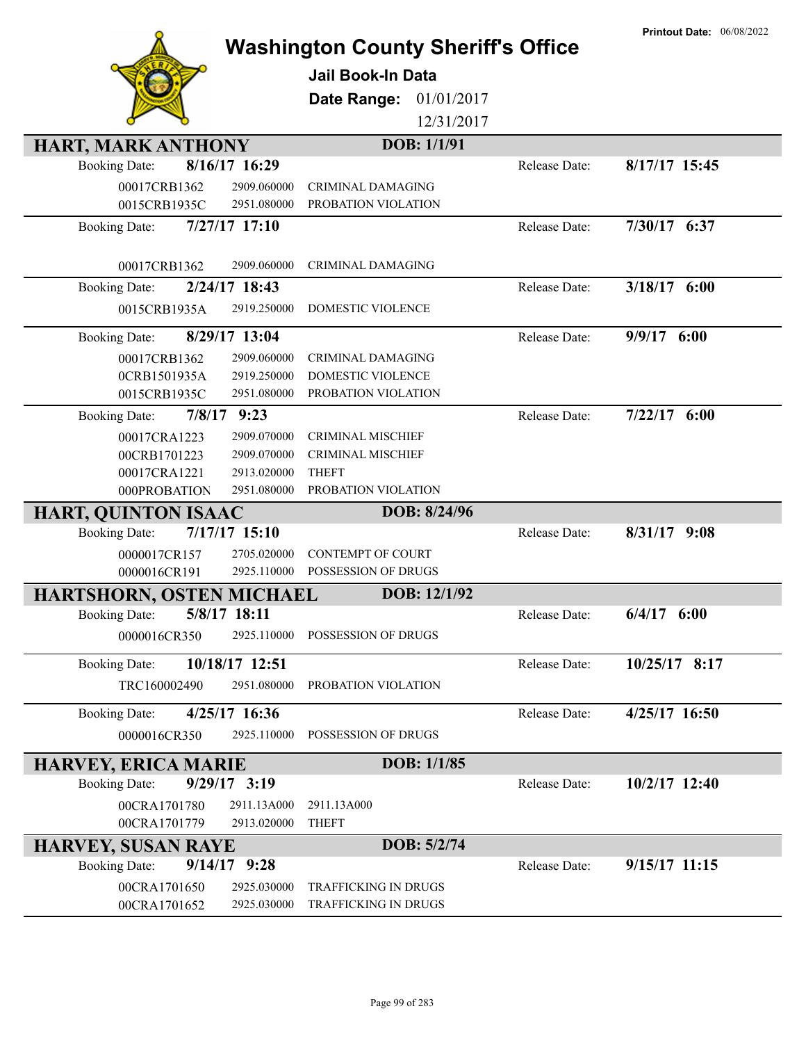Printout Date: 06/08/2022

# Washington County Sheriff's Office

**Jail Book-In Data**

**Date Range:** 01/01/2017 12/31/2017

## HART, MARK ANTHONY — DOB: 1/1/91

**Booking Date:** 8/16/17 16:29 — **Release Date:** 8/17/17 15:45

| Case | Code | Charge |
|---|---|---|
| 00017CRB1362 | 2909.060000 | CRIMINAL DAMAGING |
| 0015CRB1935C | 2951.080000 | PROBATION VIOLATION |

**Booking Date:** 7/27/17 17:10 — **Release Date:** 7/30/17 6:37

| Case | Code | Charge |
|---|---|---|
| 00017CRB1362 | 2909.060000 | CRIMINAL DAMAGING |

**Booking Date:** 2/24/17 18:43 — **Release Date:** 3/18/17 6:00

| Case | Code | Charge |
|---|---|---|
| 0015CRB1935A | 2919.250000 | DOMESTIC VIOLENCE |

**Booking Date:** 8/29/17 13:04 — **Release Date:** 9/9/17 6:00

| Case | Code | Charge |
|---|---|---|
| 00017CRB1362 | 2909.060000 | CRIMINAL DAMAGING |
| 0CRB1501935A | 2919.250000 | DOMESTIC VIOLENCE |
| 0015CRB1935C | 2951.080000 | PROBATION VIOLATION |

**Booking Date:** 7/8/17 9:23 — **Release Date:** 7/22/17 6:00

| Case | Code | Charge |
|---|---|---|
| 00017CRA1223 | 2909.070000 | CRIMINAL MISCHIEF |
| 00CRB1701223 | 2909.070000 | CRIMINAL MISCHIEF |
| 00017CRA1221 | 2913.020000 | THEFT |
| 000PROBATION | 2951.080000 | PROBATION VIOLATION |

## HART, QUINTON ISAAC — DOB: 8/24/96

**Booking Date:** 7/17/17 15:10 — **Release Date:** 8/31/17 9:08

| Case | Code | Charge |
|---|---|---|
| 0000017CR157 | 2705.020000 | CONTEMPT OF COURT |
| 0000016CR191 | 2925.110000 | POSSESSION OF DRUGS |

## HARTSHORN, OSTEN MICHAEL — DOB: 12/1/92

**Booking Date:** 5/8/17 18:11 — **Release Date:** 6/4/17 6:00

| Case | Code | Charge |
|---|---|---|
| 0000016CR350 | 2925.110000 | POSSESSION OF DRUGS |

**Booking Date:** 10/18/17 12:51 — **Release Date:** 10/25/17 8:17

| Case | Code | Charge |
|---|---|---|
| TRC160002490 | 2951.080000 | PROBATION VIOLATION |

**Booking Date:** 4/25/17 16:36 — **Release Date:** 4/25/17 16:50

| Case | Code | Charge |
|---|---|---|
| 0000016CR350 | 2925.110000 | POSSESSION OF DRUGS |

## HARVEY, ERICA MARIE — DOB: 1/1/85

**Booking Date:** 9/29/17 3:19 — **Release Date:** 10/2/17 12:40

| Case | Code | Charge |
|---|---|---|
| 00CRA1701780 | 2911.13A000 | 2911.13A000 |
| 00CRA1701779 | 2913.020000 | THEFT |

## HARVEY, SUSAN RAYE — DOB: 5/2/74

**Booking Date:** 9/14/17 9:28 — **Release Date:** 9/15/17 11:15

| Case | Code | Charge |
|---|---|---|
| 00CRA1701650 | 2925.030000 | TRAFFICKING IN DRUGS |
| 00CRA1701652 | 2925.030000 | TRAFFICKING IN DRUGS |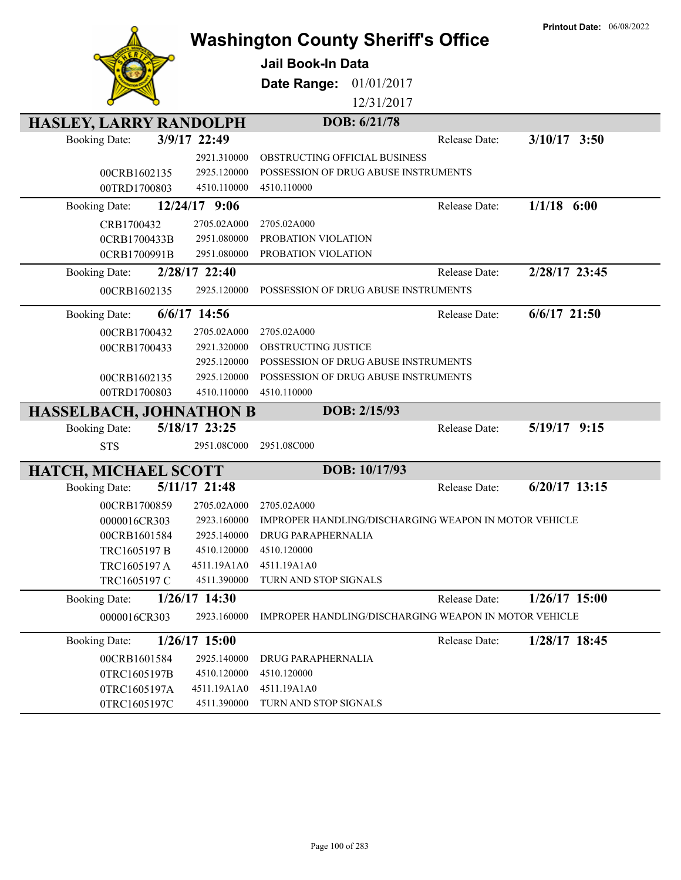Printout Date: 06/08/2022

# Washington County Sheriff's Office

**Jail Book-In Data**

**Date Range:** 01/01/2017 12/31/2017

## HASLEY, LARRY RANDOLPH — DOB: 6/21/78

**Booking Date:** 3/9/17 22:49 — **Release Date:** 3/10/17 3:50

| Case | Statute | Description |
|---|---|---|
| | 2921.310000 | OBSTRUCTING OFFICIAL BUSINESS |
| 00CRB1602135 | 2925.120000 | POSSESSION OF DRUG ABUSE INSTRUMENTS |
| 00TRD1700803 | 4510.110000 | 4510.110000 |

**Booking Date:** 12/24/17 9:06 — **Release Date:** 1/1/18 6:00

| Case | Statute | Description |
|---|---|---|
| CRB1700432 | 2705.02A000 | 2705.02A000 |
| 0CRB1700433B | 2951.080000 | PROBATION VIOLATION |
| 0CRB1700991B | 2951.080000 | PROBATION VIOLATION |

**Booking Date:** 2/28/17 22:40 — **Release Date:** 2/28/17 23:45

| Case | Statute | Description |
|---|---|---|
| 00CRB1602135 | 2925.120000 | POSSESSION OF DRUG ABUSE INSTRUMENTS |

**Booking Date:** 6/6/17 14:56 — **Release Date:** 6/6/17 21:50

| Case | Statute | Description |
|---|---|---|
| 00CRB1700432 | 2705.02A000 | 2705.02A000 |
| 00CRB1700433 | 2921.320000 | OBSTRUCTING JUSTICE |
| | 2925.120000 | POSSESSION OF DRUG ABUSE INSTRUMENTS |
| 00CRB1602135 | 2925.120000 | POSSESSION OF DRUG ABUSE INSTRUMENTS |
| 00TRD1700803 | 4510.110000 | 4510.110000 |

## HASSELBACH, JOHNATHON B — DOB: 2/15/93

**Booking Date:** 5/18/17 23:25 — **Release Date:** 5/19/17 9:15

| Case | Statute | Description |
|---|---|---|
| STS | 2951.08C000 | 2951.08C000 |

## HATCH, MICHAEL SCOTT — DOB: 10/17/93

**Booking Date:** 5/11/17 21:48 — **Release Date:** 6/20/17 13:15

| Case | Statute | Description |
|---|---|---|
| 00CRB1700859 | 2705.02A000 | 2705.02A000 |
| 0000016CR303 | 2923.160000 | IMPROPER HANDLING/DISCHARGING WEAPON IN MOTOR VEHICLE |
| 00CRB1601584 | 2925.140000 | DRUG PARAPHERNALIA |
| TRC1605197 B | 4510.120000 | 4510.120000 |
| TRC1605197 A | 4511.19A1A0 | 4511.19A1A0 |
| TRC1605197 C | 4511.390000 | TURN AND STOP SIGNALS |

**Booking Date:** 1/26/17 14:30 — **Release Date:** 1/26/17 15:00

| Case | Statute | Description |
|---|---|---|
| 0000016CR303 | 2923.160000 | IMPROPER HANDLING/DISCHARGING WEAPON IN MOTOR VEHICLE |

**Booking Date:** 1/26/17 15:00 — **Release Date:** 1/28/17 18:45

| Case | Statute | Description |
|---|---|---|
| 00CRB1601584 | 2925.140000 | DRUG PARAPHERNALIA |
| 0TRC1605197B | 4510.120000 | 4510.120000 |
| 0TRC1605197A | 4511.19A1A0 | 4511.19A1A0 |
| 0TRC1605197C | 4511.390000 | TURN AND STOP SIGNALS |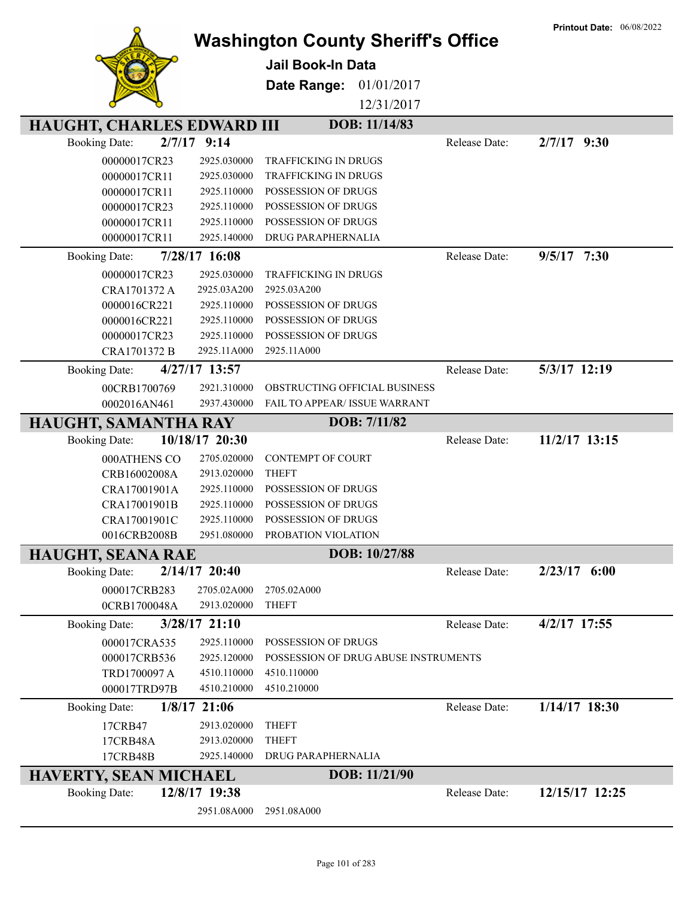**Printout Date:** 06/08/2022

# Washington County Sheriff's Office

**Jail Book-In Data**

**Date Range:** 01/01/2017 – 12/31/2017

## HAUGHT, CHARLES EDWARD III — DOB: 11/14/83

**Booking Date:** 2/7/17 9:14 — **Release Date:** 2/7/17 9:30

| Case | Statute | Charge |
|---|---|---|
| 00000017CR23 | 2925.030000 | TRAFFICKING IN DRUGS |
| 00000017CR11 | 2925.030000 | TRAFFICKING IN DRUGS |
| 00000017CR11 | 2925.110000 | POSSESSION OF DRUGS |
| 00000017CR23 | 2925.110000 | POSSESSION OF DRUGS |
| 00000017CR11 | 2925.110000 | POSSESSION OF DRUGS |
| 00000017CR11 | 2925.140000 | DRUG PARAPHERNALIA |

**Booking Date:** 7/28/17 16:08 — **Release Date:** 9/5/17 7:30

| Case | Statute | Charge |
|---|---|---|
| 00000017CR23 | 2925.030000 | TRAFFICKING IN DRUGS |
| CRA1701372 A | 2925.03A200 | 2925.03A200 |
| 0000016CR221 | 2925.110000 | POSSESSION OF DRUGS |
| 0000016CR221 | 2925.110000 | POSSESSION OF DRUGS |
| 00000017CR23 | 2925.110000 | POSSESSION OF DRUGS |
| CRA1701372 B | 2925.11A000 | 2925.11A000 |

**Booking Date:** 4/27/17 13:57 — **Release Date:** 5/3/17 12:19

| Case | Statute | Charge |
|---|---|---|
| 00CRB1700769 | 2921.310000 | OBSTRUCTING OFFICIAL BUSINESS |
| 0002016AN461 | 2937.430000 | FAIL TO APPEAR/ ISSUE WARRANT |

## HAUGHT, SAMANTHA RAY — DOB: 7/11/82

**Booking Date:** 10/18/17 20:30 — **Release Date:** 11/2/17 13:15

| Case | Statute | Charge |
|---|---|---|
| 000ATHENS CO | 2705.020000 | CONTEMPT OF COURT |
| CRB16002008A | 2913.020000 | THEFT |
| CRA17001901A | 2925.110000 | POSSESSION OF DRUGS |
| CRA17001901B | 2925.110000 | POSSESSION OF DRUGS |
| CRA17001901C | 2925.110000 | POSSESSION OF DRUGS |
| 0016CRB2008B | 2951.080000 | PROBATION VIOLATION |

## HAUGHT, SEANA RAE — DOB: 10/27/88

**Booking Date:** 2/14/17 20:40 — **Release Date:** 2/23/17 6:00

| Case | Statute | Charge |
|---|---|---|
| 000017CRB283 | 2705.02A000 | 2705.02A000 |
| 0CRB1700048A | 2913.020000 | THEFT |

**Booking Date:** 3/28/17 21:10 — **Release Date:** 4/2/17 17:55

| Case | Statute | Charge |
|---|---|---|
| 000017CRA535 | 2925.110000 | POSSESSION OF DRUGS |
| 000017CRB536 | 2925.120000 | POSSESSION OF DRUG ABUSE INSTRUMENTS |
| TRD1700097 A | 4510.110000 | 4510.110000 |
| 000017TRD97B | 4510.210000 | 4510.210000 |

**Booking Date:** 1/8/17 21:06 — **Release Date:** 1/14/17 18:30

| Case | Statute | Charge |
|---|---|---|
| 17CRB47 | 2913.020000 | THEFT |
| 17CRB48A | 2913.020000 | THEFT |
| 17CRB48B | 2925.140000 | DRUG PARAPHERNALIA |

## HAVERTY, SEAN MICHAEL — DOB: 11/21/90

**Booking Date:** 12/8/17 19:38 — **Release Date:** 12/15/17 12:25

| Case | Statute | Charge |
|---|---|---|
| | 2951.08A000 | 2951.08A000 |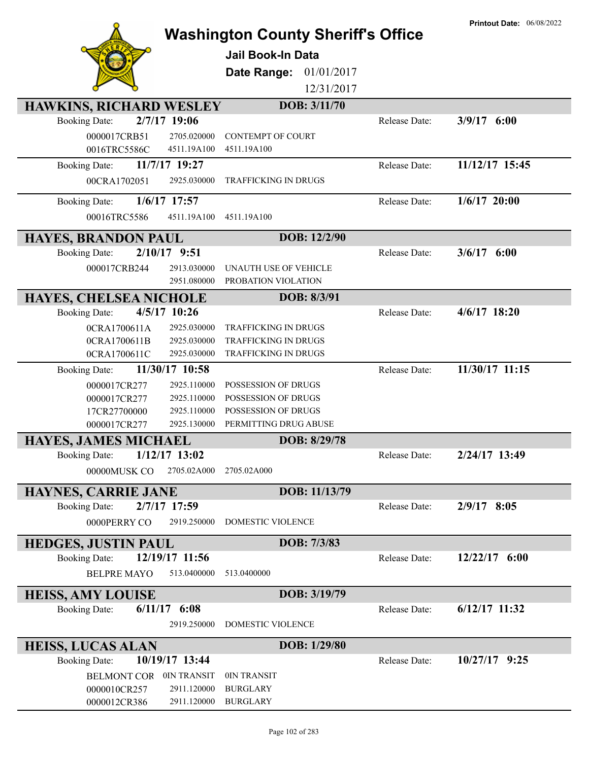# Washington County Sheriff's Office

**Jail Book-In Data**

**Date Range:** 01/01/2017 – 12/31/2017

**Printout Date:** 06/08/2022

## HAWKINS, RICHARD WESLEY — DOB: 3/11/70

**Booking Date:** 2/7/17 19:06 — **Release Date:** 3/9/17 6:00

| Case | Code | Charge |
|---|---|---|
| 0000017CRB51 | 2705.020000 | CONTEMPT OF COURT |
| 0016TRC5586C | 4511.19A100 | 4511.19A100 |

**Booking Date:** 11/7/17 19:27 — **Release Date:** 11/12/17 15:45

| Case | Code | Charge |
|---|---|---|
| 00CRA1702051 | 2925.030000 | TRAFFICKING IN DRUGS |

**Booking Date:** 1/6/17 17:57 — **Release Date:** 1/6/17 20:00

| Case | Code | Charge |
|---|---|---|
| 00016TRC5586 | 4511.19A100 | 4511.19A100 |

## HAYES, BRANDON PAUL — DOB: 12/2/90

**Booking Date:** 2/10/17 9:51 — **Release Date:** 3/6/17 6:00

| Case | Code | Charge |
|---|---|---|
| 000017CRB244 | 2913.030000 | UNAUTH USE OF VEHICLE |
| | 2951.080000 | PROBATION VIOLATION |

## HAYES, CHELSEA NICHOLE — DOB: 8/3/91

**Booking Date:** 4/5/17 10:26 — **Release Date:** 4/6/17 18:20

| Case | Code | Charge |
|---|---|---|
| 0CRA1700611A | 2925.030000 | TRAFFICKING IN DRUGS |
| 0CRA1700611B | 2925.030000 | TRAFFICKING IN DRUGS |
| 0CRA1700611C | 2925.030000 | TRAFFICKING IN DRUGS |

**Booking Date:** 11/30/17 10:58 — **Release Date:** 11/30/17 11:15

| Case | Code | Charge |
|---|---|---|
| 0000017CR277 | 2925.110000 | POSSESSION OF DRUGS |
| 0000017CR277 | 2925.110000 | POSSESSION OF DRUGS |
| 17CR27700000 | 2925.110000 | POSSESSION OF DRUGS |
| 0000017CR277 | 2925.130000 | PERMITTING DRUG ABUSE |

## HAYES, JAMES MICHAEL — DOB: 8/29/78

**Booking Date:** 1/12/17 13:02 — **Release Date:** 2/24/17 13:49

| Case | Code | Charge |
|---|---|---|
| 00000MUSK CO | 2705.02A000 | 2705.02A000 |

## HAYNES, CARRIE JANE — DOB: 11/13/79

**Booking Date:** 2/7/17 17:59 — **Release Date:** 2/9/17 8:05

| Case | Code | Charge |
|---|---|---|
| 0000PERRY CO | 2919.250000 | DOMESTIC VIOLENCE |

## HEDGES, JUSTIN PAUL — DOB: 7/3/83

**Booking Date:** 12/19/17 11:56 — **Release Date:** 12/22/17 6:00

| Case | Code | Charge |
|---|---|---|
| BELPRE MAYO | 513.0400000 | 513.0400000 |

## HEISS, AMY LOUISE — DOB: 3/19/79

**Booking Date:** 6/11/17 6:08 — **Release Date:** 6/12/17 11:32

| Case | Code | Charge |
|---|---|---|
| | 2919.250000 | DOMESTIC VIOLENCE |

## HEISS, LUCAS ALAN — DOB: 1/29/80

**Booking Date:** 10/19/17 13:44 — **Release Date:** 10/27/17 9:25

| Case | Code | Charge |
|---|---|---|
| BELMONT COR | 0IN TRANSIT | 0IN TRANSIT |
| 0000010CR257 | 2911.120000 | BURGLARY |
| 0000012CR386 | 2911.120000 | BURGLARY |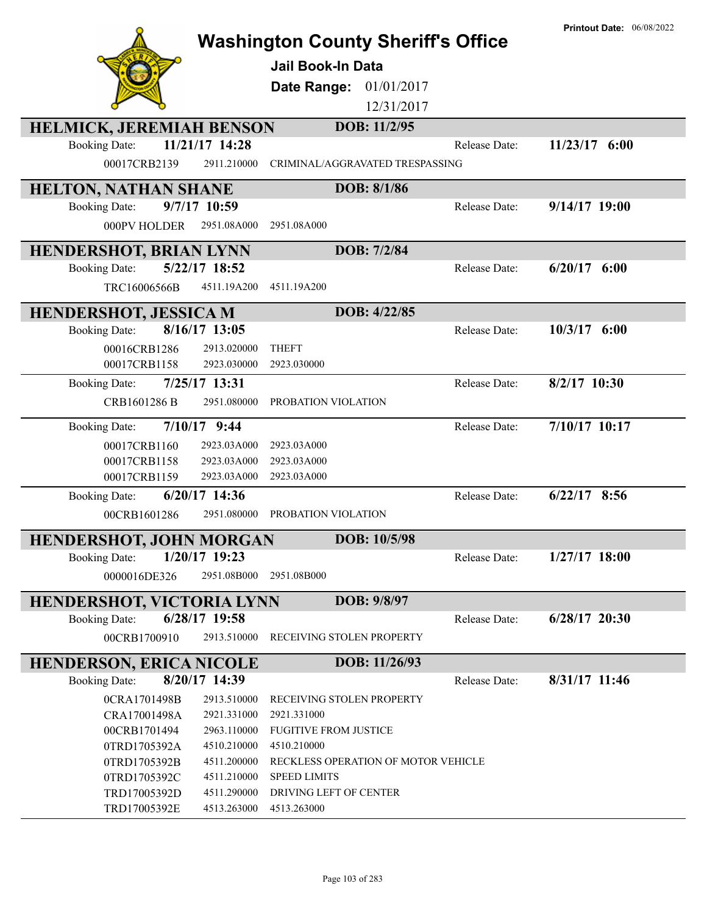# Washington County Sheriff's Office

**Printout Date:** 06/08/2022

## Jail Book-In Data

**Date Range:** 01/01/2017 12/31/2017

---

## HELMICK, JEREMIAH BENSON

**DOB:** 11/2/95

**Booking Date:** 11/21/17 14:28 — **Release Date:** 11/23/17 6:00

| Case | Statute | Description |
|---|---|---|
| 00017CRB2139 | 2911.210000 | CRIMINAL/AGGRAVATED TRESPASSING |

---

## HELTON, NATHAN SHANE

**DOB:** 8/1/86

**Booking Date:** 9/7/17 10:59 — **Release Date:** 9/14/17 19:00

| Case | Statute | Description |
|---|---|---|
| 000PV HOLDER | 2951.08A000 | 2951.08A000 |

---

## HENDERSHOT, BRIAN LYNN

**DOB:** 7/2/84

**Booking Date:** 5/22/17 18:52 — **Release Date:** 6/20/17 6:00

| Case | Statute | Description |
|---|---|---|
| TRC16006566B | 4511.19A200 | 4511.19A200 |

---

## HENDERSHOT, JESSICA M

**DOB:** 4/22/85

**Booking Date:** 8/16/17 13:05 — **Release Date:** 10/3/17 6:00

| Case | Statute | Description |
|---|---|---|
| 00016CRB1286 | 2913.020000 | THEFT |
| 00017CRB1158 | 2923.030000 | 2923.030000 |

**Booking Date:** 7/25/17 13:31 — **Release Date:** 8/2/17 10:30

| Case | Statute | Description |
|---|---|---|
| CRB1601286 B | 2951.080000 | PROBATION VIOLATION |

**Booking Date:** 7/10/17 9:44 — **Release Date:** 7/10/17 10:17

| Case | Statute | Description |
|---|---|---|
| 00017CRB1160 | 2923.03A000 | 2923.03A000 |
| 00017CRB1158 | 2923.03A000 | 2923.03A000 |
| 00017CRB1159 | 2923.03A000 | 2923.03A000 |

**Booking Date:** 6/20/17 14:36 — **Release Date:** 6/22/17 8:56

| Case | Statute | Description |
|---|---|---|
| 00CRB1601286 | 2951.080000 | PROBATION VIOLATION |

---

## HENDERSHOT, JOHN MORGAN

**DOB:** 10/5/98

**Booking Date:** 1/20/17 19:23 — **Release Date:** 1/27/17 18:00

| Case | Statute | Description |
|---|---|---|
| 0000016DE326 | 2951.08B000 | 2951.08B000 |

---

## HENDERSHOT, VICTORIA LYNN

**DOB:** 9/8/97

**Booking Date:** 6/28/17 19:58 — **Release Date:** 6/28/17 20:30

| Case | Statute | Description |
|---|---|---|
| 00CRB1700910 | 2913.510000 | RECEIVING STOLEN PROPERTY |

---

## HENDERSON, ERICA NICOLE

**DOB:** 11/26/93

**Booking Date:** 8/20/17 14:39 — **Release Date:** 8/31/17 11:46

| Case | Statute | Description |
|---|---|---|
| 0CRA1701498B | 2913.510000 | RECEIVING STOLEN PROPERTY |
| CRA17001498A | 2921.331000 | 2921.331000 |
| 00CRB1701494 | 2963.110000 | FUGITIVE FROM JUSTICE |
| 0TRD1705392A | 4510.210000 | 4510.210000 |
| 0TRD1705392B | 4511.200000 | RECKLESS OPERATION OF MOTOR VEHICLE |
| 0TRD1705392C | 4511.210000 | SPEED LIMITS |
| TRD17005392D | 4511.290000 | DRIVING LEFT OF CENTER |
| TRD17005392E | 4513.263000 | 4513.263000 |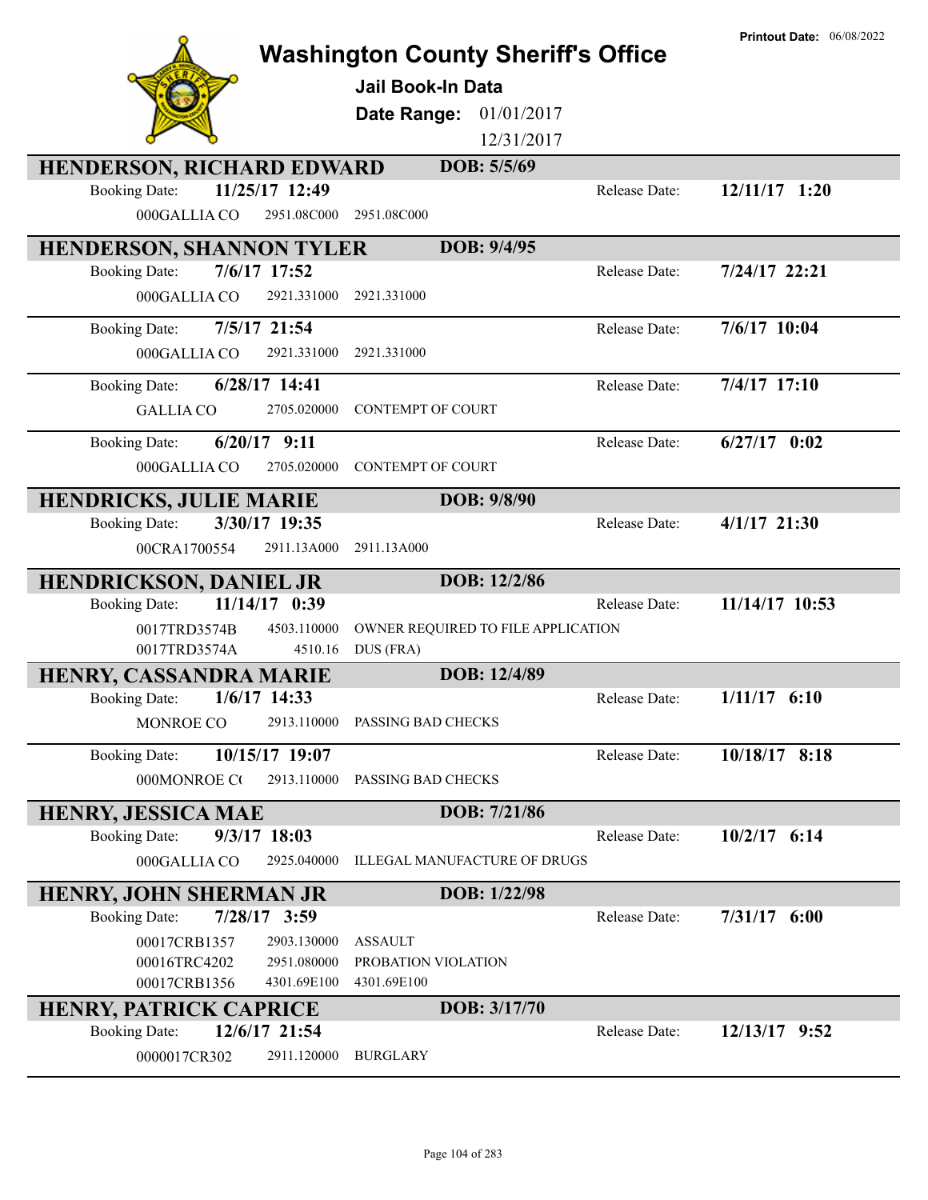**Printout Date:** 06/08/2022

# Washington County Sheriff's Office

**Jail Book-In Data**

**Date Range:** 01/01/2017 12/31/2017

## HENDERSON, RICHARD EDWARD — DOB: 5/5/69

Booking Date: **11/25/17 12:49** Release Date: **12/11/17 1:20**

| | | |
|---|---|---|
| 000GALLIA CO | 2951.08C000 | 2951.08C000 |

## HENDERSON, SHANNON TYLER — DOB: 9/4/95

Booking Date: **7/6/17 17:52** Release Date: **7/24/17 22:21**

| | | |
|---|---|---|
| 000GALLIA CO | 2921.331000 | 2921.331000 |

Booking Date: **7/5/17 21:54** Release Date: **7/6/17 10:04**

| | | |
|---|---|---|
| 000GALLIA CO | 2921.331000 | 2921.331000 |

Booking Date: **6/28/17 14:41** Release Date: **7/4/17 17:10**

| | | |
|---|---|---|
| GALLIA CO | 2705.020000 | CONTEMPT OF COURT |

Booking Date: **6/20/17 9:11** Release Date: **6/27/17 0:02**

| | | |
|---|---|---|
| 000GALLIA CO | 2705.020000 | CONTEMPT OF COURT |

## HENDRICKS, JULIE MARIE — DOB: 9/8/90

Booking Date: **3/30/17 19:35** Release Date: **4/1/17 21:30**

| | | |
|---|---|---|
| 00CRA1700554 | 2911.13A000 | 2911.13A000 |

## HENDRICKSON, DANIEL JR — DOB: 12/2/86

Booking Date: **11/14/17 0:39** Release Date: **11/14/17 10:53**

| | | |
|---|---|---|
| 0017TRD3574B | 4503.110000 | OWNER REQUIRED TO FILE APPLICATION |
| 0017TRD3574A | 4510.16 | DUS (FRA) |

## HENRY, CASSANDRA MARIE — DOB: 12/4/89

Booking Date: **1/6/17 14:33** Release Date: **1/11/17 6:10**

| | | |
|---|---|---|
| MONROE CO | 2913.110000 | PASSING BAD CHECKS |

Booking Date: **10/15/17 19:07** Release Date: **10/18/17 8:18**

| | | |
|---|---|---|
| 000MONROE C( | 2913.110000 | PASSING BAD CHECKS |

## HENRY, JESSICA MAE — DOB: 7/21/86

Booking Date: **9/3/17 18:03** Release Date: **10/2/17 6:14**

| | | |
|---|---|---|
| 000GALLIA CO | 2925.040000 | ILLEGAL MANUFACTURE OF DRUGS |

## HENRY, JOHN SHERMAN JR — DOB: 1/22/98

Booking Date: **7/28/17 3:59** Release Date: **7/31/17 6:00**

| | | |
|---|---|---|
| 00017CRB1357 | 2903.130000 | ASSAULT |
| 00016TRC4202 | 2951.080000 | PROBATION VIOLATION |
| 00017CRB1356 | 4301.69E100 | 4301.69E100 |

## HENRY, PATRICK CAPRICE — DOB: 3/17/70

Booking Date: **12/6/17 21:54** Release Date: **12/13/17 9:52**

| | | |
|---|---|---|
| 0000017CR302 | 2911.120000 | BURGLARY |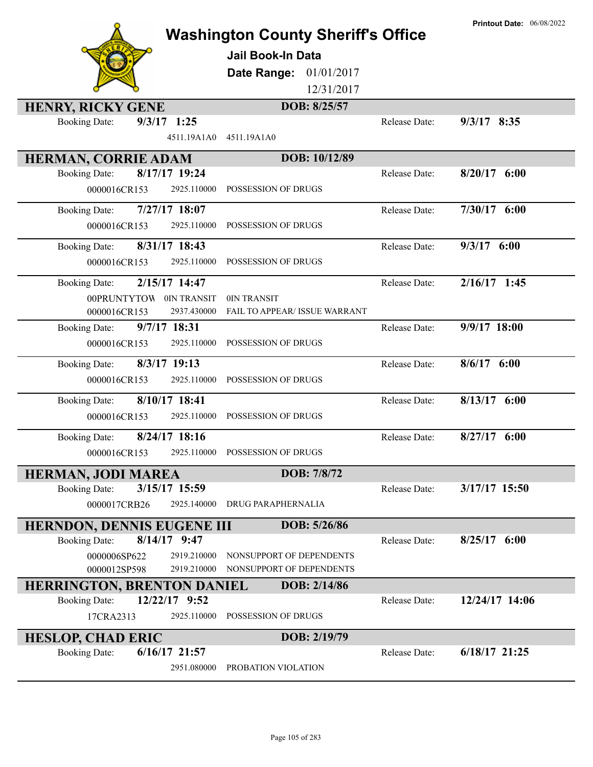Printout Date: 06/08/2022

# Washington County Sheriff's Office

**Jail Book-In Data**

**Date Range:** 01/01/2017 12/31/2017

## HENRY, RICKY GENE — DOB: 8/25/57

Booking Date: **9/3/17 1:25** — Release Date: **9/3/17 8:35**

| | | |
|---|---|---|
| | 4511.19A1A0 | 4511.19A1A0 |

## HERMAN, CORRIE ADAM — DOB: 10/12/89

Booking Date: **8/17/17 19:24** — Release Date: **8/20/17 6:00**

| | | |
|---|---|---|
| 0000016CR153 | 2925.110000 | POSSESSION OF DRUGS |

Booking Date: **7/27/17 18:07** — Release Date: **7/30/17 6:00**

| | | |
|---|---|---|
| 0000016CR153 | 2925.110000 | POSSESSION OF DRUGS |

Booking Date: **8/31/17 18:43** — Release Date: **9/3/17 6:00**

| | | |
|---|---|---|
| 0000016CR153 | 2925.110000 | POSSESSION OF DRUGS |

Booking Date: **2/15/17 14:47** — Release Date: **2/16/17 1:45**

| | | |
|---|---|---|
| 00PRUNTYTOW | 0IN TRANSIT | 0IN TRANSIT |
| 0000016CR153 | 2937.430000 | FAIL TO APPEAR/ ISSUE WARRANT |

Booking Date: **9/7/17 18:31** — Release Date: **9/9/17 18:00**

| | | |
|---|---|---|
| 0000016CR153 | 2925.110000 | POSSESSION OF DRUGS |

Booking Date: **8/3/17 19:13** — Release Date: **8/6/17 6:00**

| | | |
|---|---|---|
| 0000016CR153 | 2925.110000 | POSSESSION OF DRUGS |

Booking Date: **8/10/17 18:41** — Release Date: **8/13/17 6:00**

| | | |
|---|---|---|
| 0000016CR153 | 2925.110000 | POSSESSION OF DRUGS |

Booking Date: **8/24/17 18:16** — Release Date: **8/27/17 6:00**

| | | |
|---|---|---|
| 0000016CR153 | 2925.110000 | POSSESSION OF DRUGS |

## HERMAN, JODI MAREA — DOB: 7/8/72

Booking Date: **3/15/17 15:59** — Release Date: **3/17/17 15:50**

| | | |
|---|---|---|
| 0000017CRB26 | 2925.140000 | DRUG PARAPHERNALIA |

## HERNDON, DENNIS EUGENE III — DOB: 5/26/86

Booking Date: **8/14/17 9:47** — Release Date: **8/25/17 6:00**

| | | |
|---|---|---|
| 0000006SP622 | 2919.210000 | NONSUPPORT OF DEPENDENTS |
| 0000012SP598 | 2919.210000 | NONSUPPORT OF DEPENDENTS |

## HERRINGTON, BRENTON DANIEL — DOB: 2/14/86

Booking Date: **12/22/17 9:52** — Release Date: **12/24/17 14:06**

| | | |
|---|---|---|
| 17CRA2313 | 2925.110000 | POSSESSION OF DRUGS |

## HESLOP, CHAD ERIC — DOB: 2/19/79

Booking Date: **6/16/17 21:57** — Release Date: **6/18/17 21:25**

| | | |
|---|---|---|
| | 2951.080000 | PROBATION VIOLATION |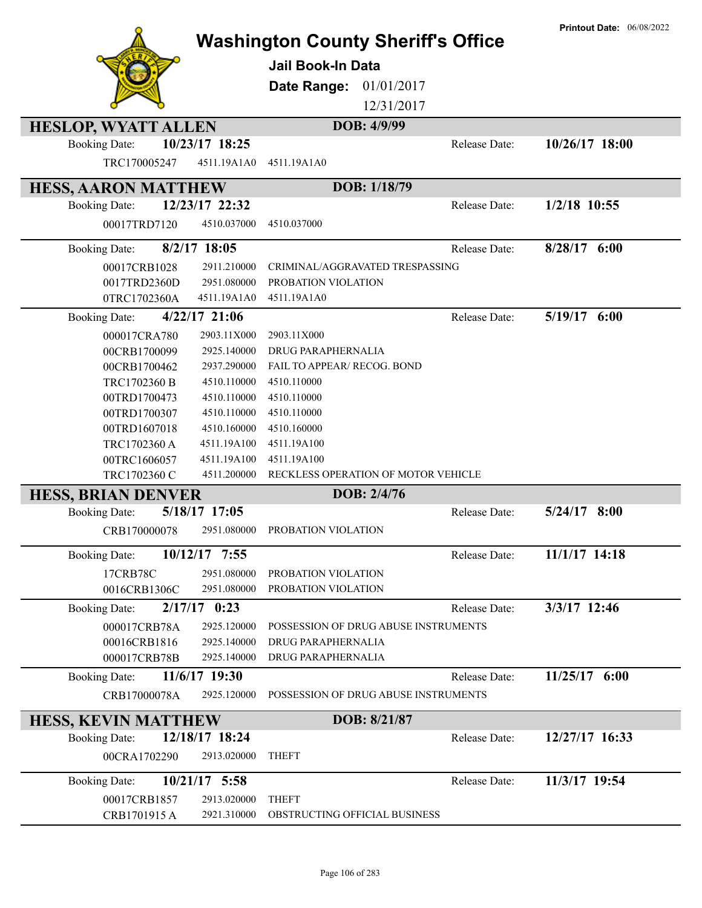# Washington County Sheriff's Office

**Printout Date:** 06/08/2022

## Jail Book-In Data

**Date Range:** 01/01/2017 12/31/2017

---

### HESLOP, WYATT ALLEN — DOB: 4/9/99

**Booking Date:** 10/23/17 18:25 — **Release Date:** 10/26/17 18:00

| Case | Statute | Description |
|---|---|---|
| TRC170005247 | 4511.19A1A0 | 4511.19A1A0 |

---

### HESS, AARON MATTHEW — DOB: 1/18/79

**Booking Date:** 12/23/17 22:32 — **Release Date:** 1/2/18 10:55

| Case | Statute | Description |
|---|---|---|
| 00017TRD7120 | 4510.037000 | 4510.037000 |

**Booking Date:** 8/2/17 18:05 — **Release Date:** 8/28/17 6:00

| Case | Statute | Description |
|---|---|---|
| 00017CRB1028 | 2911.210000 | CRIMINAL/AGGRAVATED TRESPASSING |
| 0017TRD2360D | 2951.080000 | PROBATION VIOLATION |
| 0TRC1702360A | 4511.19A1A0 | 4511.19A1A0 |

**Booking Date:** 4/22/17 21:06 — **Release Date:** 5/19/17 6:00

| Case | Statute | Description |
|---|---|---|
| 000017CRA780 | 2903.11X000 | 2903.11X000 |
| 00CRB1700099 | 2925.140000 | DRUG PARAPHERNALIA |
| 00CRB1700462 | 2937.290000 | FAIL TO APPEAR/ RECOG. BOND |
| TRC1702360 B | 4510.110000 | 4510.110000 |
| 00TRD1700473 | 4510.110000 | 4510.110000 |
| 00TRD1700307 | 4510.110000 | 4510.110000 |
| 00TRD1607018 | 4510.160000 | 4510.160000 |
| TRC1702360 A | 4511.19A100 | 4511.19A100 |
| 00TRC1606057 | 4511.19A100 | 4511.19A100 |
| TRC1702360 C | 4511.200000 | RECKLESS OPERATION OF MOTOR VEHICLE |

---

### HESS, BRIAN DENVER — DOB: 2/4/76

**Booking Date:** 5/18/17 17:05 — **Release Date:** 5/24/17 8:00

| Case | Statute | Description |
|---|---|---|
| CRB170000078 | 2951.080000 | PROBATION VIOLATION |

**Booking Date:** 10/12/17 7:55 — **Release Date:** 11/1/17 14:18

| Case | Statute | Description |
|---|---|---|
| 17CRB78C | 2951.080000 | PROBATION VIOLATION |
| 0016CRB1306C | 2951.080000 | PROBATION VIOLATION |

**Booking Date:** 2/17/17 0:23 — **Release Date:** 3/3/17 12:46

| Case | Statute | Description |
|---|---|---|
| 000017CRB78A | 2925.120000 | POSSESSION OF DRUG ABUSE INSTRUMENTS |
| 00016CRB1816 | 2925.140000 | DRUG PARAPHERNALIA |
| 000017CRB78B | 2925.140000 | DRUG PARAPHERNALIA |

**Booking Date:** 11/6/17 19:30 — **Release Date:** 11/25/17 6:00

| Case | Statute | Description |
|---|---|---|
| CRB17000078A | 2925.120000 | POSSESSION OF DRUG ABUSE INSTRUMENTS |

---

### HESS, KEVIN MATTHEW — DOB: 8/21/87

**Booking Date:** 12/18/17 18:24 — **Release Date:** 12/27/17 16:33

| Case | Statute | Description |
|---|---|---|
| 00CRA1702290 | 2913.020000 | THEFT |

**Booking Date:** 10/21/17 5:58 — **Release Date:** 11/3/17 19:54

| Case | Statute | Description |
|---|---|---|
| 00017CRB1857 | 2913.020000 | THEFT |
| CRB1701915 A | 2921.310000 | OBSTRUCTING OFFICIAL BUSINESS |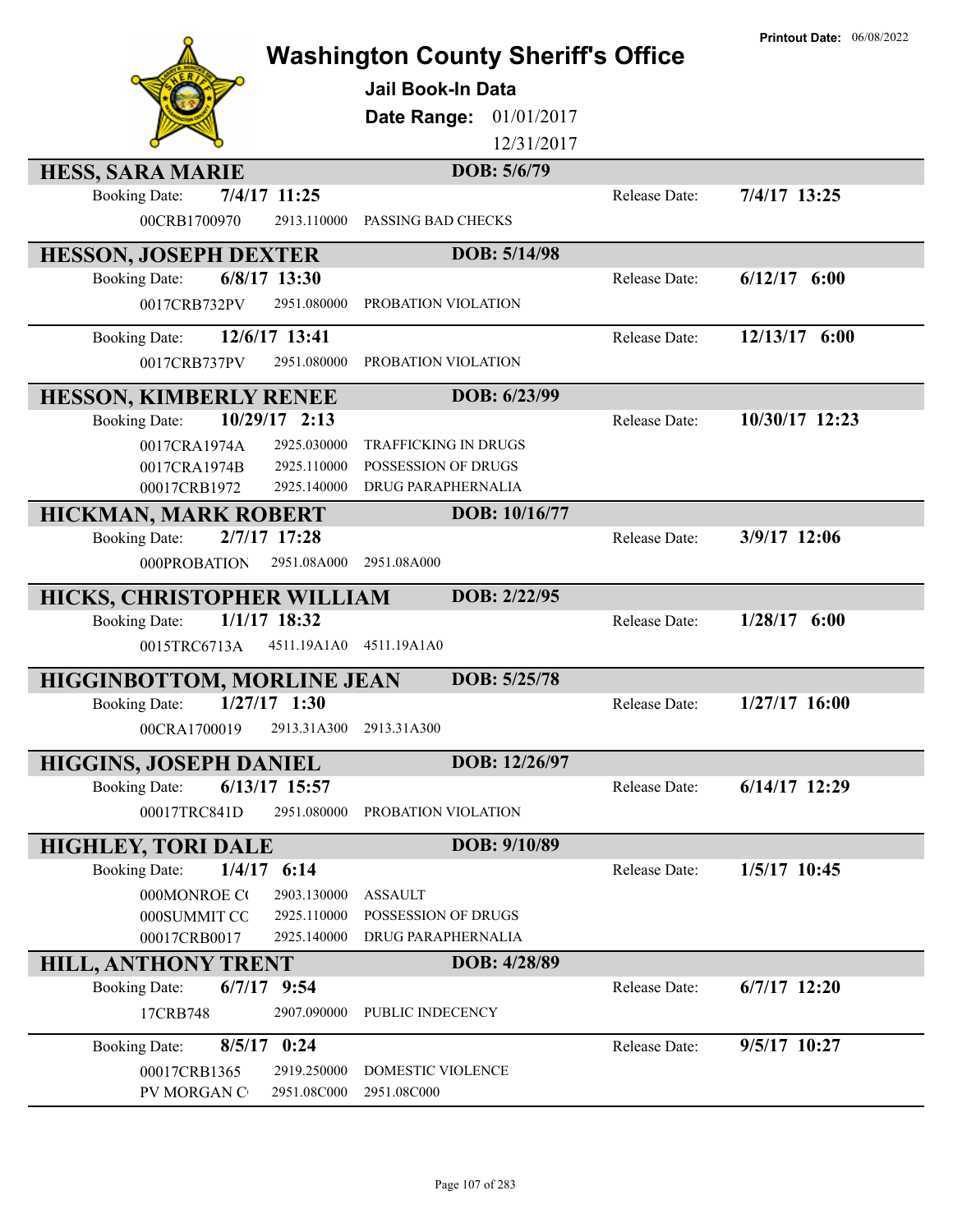Printout Date: 06/08/2022

# Washington County Sheriff's Office

## Jail Book-In Data

**Date Range:** 01/01/2017 12/31/2017

---

### HESS, SARA MARIE — DOB: 5/6/79

Booking Date: **7/4/17 11:25** — Release Date: **7/4/17 13:25**

| Case | Statute | Charge |
|---|---|---|
| 00CRB1700970 | 2913.110000 | PASSING BAD CHECKS |

---

### HESSON, JOSEPH DEXTER — DOB: 5/14/98

Booking Date: **6/8/17 13:30** — Release Date: **6/12/17 6:00**

| Case | Statute | Charge |
|---|---|---|
| 0017CRB732PV | 2951.080000 | PROBATION VIOLATION |

Booking Date: **12/6/17 13:41** — Release Date: **12/13/17 6:00**

| Case | Statute | Charge |
|---|---|---|
| 0017CRB737PV | 2951.080000 | PROBATION VIOLATION |

---

### HESSON, KIMBERLY RENEE — DOB: 6/23/99

Booking Date: **10/29/17 2:13** — Release Date: **10/30/17 12:23**

| Case | Statute | Charge |
|---|---|---|
| 0017CRA1974A | 2925.030000 | TRAFFICKING IN DRUGS |
| 0017CRA1974B | 2925.110000 | POSSESSION OF DRUGS |
| 00017CRB1972 | 2925.140000 | DRUG PARAPHERNALIA |

---

### HICKMAN, MARK ROBERT — DOB: 10/16/77

Booking Date: **2/7/17 17:28** — Release Date: **3/9/17 12:06**

| Case | Statute | Charge |
|---|---|---|
| 000PROBATION | 2951.08A000 | 2951.08A000 |

---

### HICKS, CHRISTOPHER WILLIAM — DOB: 2/22/95

Booking Date: **1/1/17 18:32** — Release Date: **1/28/17 6:00**

| Case | Statute | Charge |
|---|---|---|
| 0015TRC6713A | 4511.19A1A0 | 4511.19A1A0 |

---

### HIGGINBOTTOM, MORLINE JEAN — DOB: 5/25/78

Booking Date: **1/27/17 1:30** — Release Date: **1/27/17 16:00**

| Case | Statute | Charge |
|---|---|---|
| 00CRA1700019 | 2913.31A300 | 2913.31A300 |

---

### HIGGINS, JOSEPH DANIEL — DOB: 12/26/97

Booking Date: **6/13/17 15:57** — Release Date: **6/14/17 12:29**

| Case | Statute | Charge |
|---|---|---|
| 00017TRC841D | 2951.080000 | PROBATION VIOLATION |

---

### HIGHLEY, TORI DALE — DOB: 9/10/89

Booking Date: **1/4/17 6:14** — Release Date: **1/5/17 10:45**

| Case | Statute | Charge |
|---|---|---|
| 000MONROE C( | 2903.130000 | ASSAULT |
| 000SUMMIT CC | 2925.110000 | POSSESSION OF DRUGS |
| 00017CRB0017 | 2925.140000 | DRUG PARAPHERNALIA |

---

### HILL, ANTHONY TRENT — DOB: 4/28/89

Booking Date: **6/7/17 9:54** — Release Date: **6/7/17 12:20**

| Case | Statute | Charge |
|---|---|---|
| 17CRB748 | 2907.090000 | PUBLIC INDECENCY |

Booking Date: **8/5/17 0:24** — Release Date: **9/5/17 10:27**

| Case | Statute | Charge |
|---|---|---|
| 00017CRB1365 | 2919.250000 | DOMESTIC VIOLENCE |
| PV MORGAN C | 2951.08C000 | 2951.08C000 |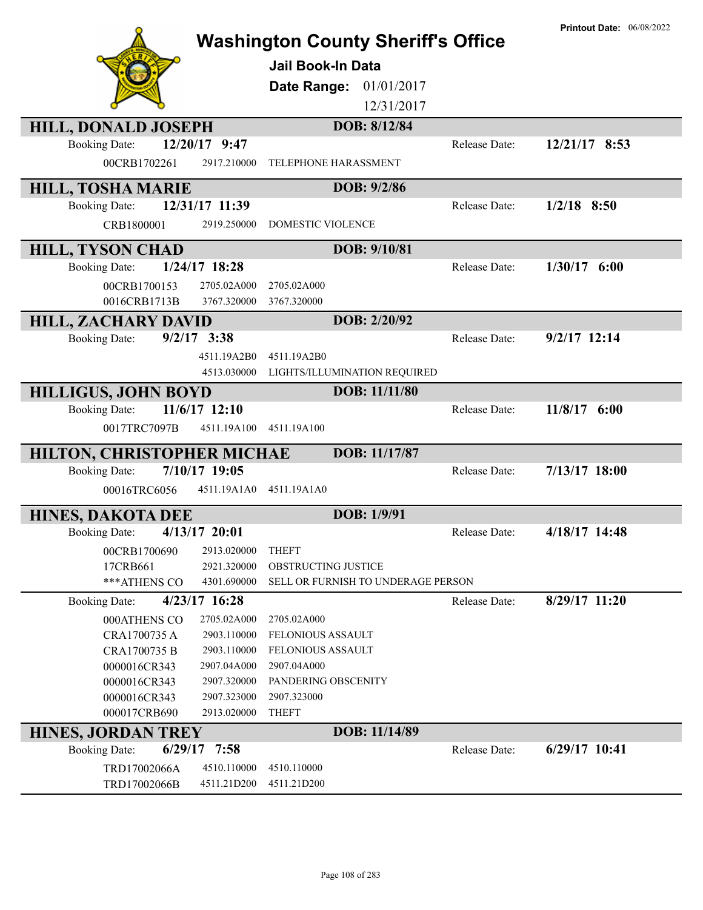# Washington County Sheriff's Office

**Printout Date:** 06/08/2022

## Jail Book-In Data

**Date Range:** 01/01/2017 – 12/31/2017

---

### HILL, DONALD JOSEPH — DOB: 8/12/84

**Booking Date:** 12/20/17 9:47 | **Release Date:** 12/21/17 8:53

| Case | Statute | Description |
|---|---|---|
| 00CRB1702261 | 2917.210000 | TELEPHONE HARASSMENT |

### HILL, TOSHA MARIE — DOB: 9/2/86

**Booking Date:** 12/31/17 11:39 | **Release Date:** 1/2/18 8:50

| Case | Statute | Description |
|---|---|---|
| CRB1800001 | 2919.250000 | DOMESTIC VIOLENCE |

### HILL, TYSON CHAD — DOB: 9/10/81

**Booking Date:** 1/24/17 18:28 | **Release Date:** 1/30/17 6:00

| Case | Statute | Description |
|---|---|---|
| 00CRB1700153 | 2705.02A000 | 2705.02A000 |
| 0016CRB1713B | 3767.320000 | 3767.320000 |

### HILL, ZACHARY DAVID — DOB: 2/20/92

**Booking Date:** 9/2/17 3:38 | **Release Date:** 9/2/17 12:14

| Case | Statute | Description |
|---|---|---|
| | 4511.19A2B0 | 4511.19A2B0 |
| | 4513.030000 | LIGHTS/ILLUMINATION REQUIRED |

### HILLIGUS, JOHN BOYD — DOB: 11/11/80

**Booking Date:** 11/6/17 12:10 | **Release Date:** 11/8/17 6:00

| Case | Statute | Description |
|---|---|---|
| 0017TRC7097B | 4511.19A100 | 4511.19A100 |

### HILTON, CHRISTOPHER MICHAE — DOB: 11/17/87

**Booking Date:** 7/10/17 19:05 | **Release Date:** 7/13/17 18:00

| Case | Statute | Description |
|---|---|---|
| 00016TRC6056 | 4511.19A1A0 | 4511.19A1A0 |

### HINES, DAKOTA DEE — DOB: 1/9/91

**Booking Date:** 4/13/17 20:01 | **Release Date:** 4/18/17 14:48

| Case | Statute | Description |
|---|---|---|
| 00CRB1700690 | 2913.020000 | THEFT |
| 17CRB661 | 2921.320000 | OBSTRUCTING JUSTICE |
| ***ATHENS CO | 4301.690000 | SELL OR FURNISH TO UNDERAGE PERSON |

**Booking Date:** 4/23/17 16:28 | **Release Date:** 8/29/17 11:20

| Case | Statute | Description |
|---|---|---|
| 000ATHENS CO | 2705.02A000 | 2705.02A000 |
| CRA1700735 A | 2903.110000 | FELONIOUS ASSAULT |
| CRA1700735 B | 2903.110000 | FELONIOUS ASSAULT |
| 0000016CR343 | 2907.04A000 | 2907.04A000 |
| 0000016CR343 | 2907.320000 | PANDERING OBSCENITY |
| 0000016CR343 | 2907.323000 | 2907.323000 |
| 000017CRB690 | 2913.020000 | THEFT |

### HINES, JORDAN TREY — DOB: 11/14/89

**Booking Date:** 6/29/17 7:58 | **Release Date:** 6/29/17 10:41

| Case | Statute | Description |
|---|---|---|
| TRD17002066A | 4510.110000 | 4510.110000 |
| TRD17002066B | 4511.21D200 | 4511.21D200 |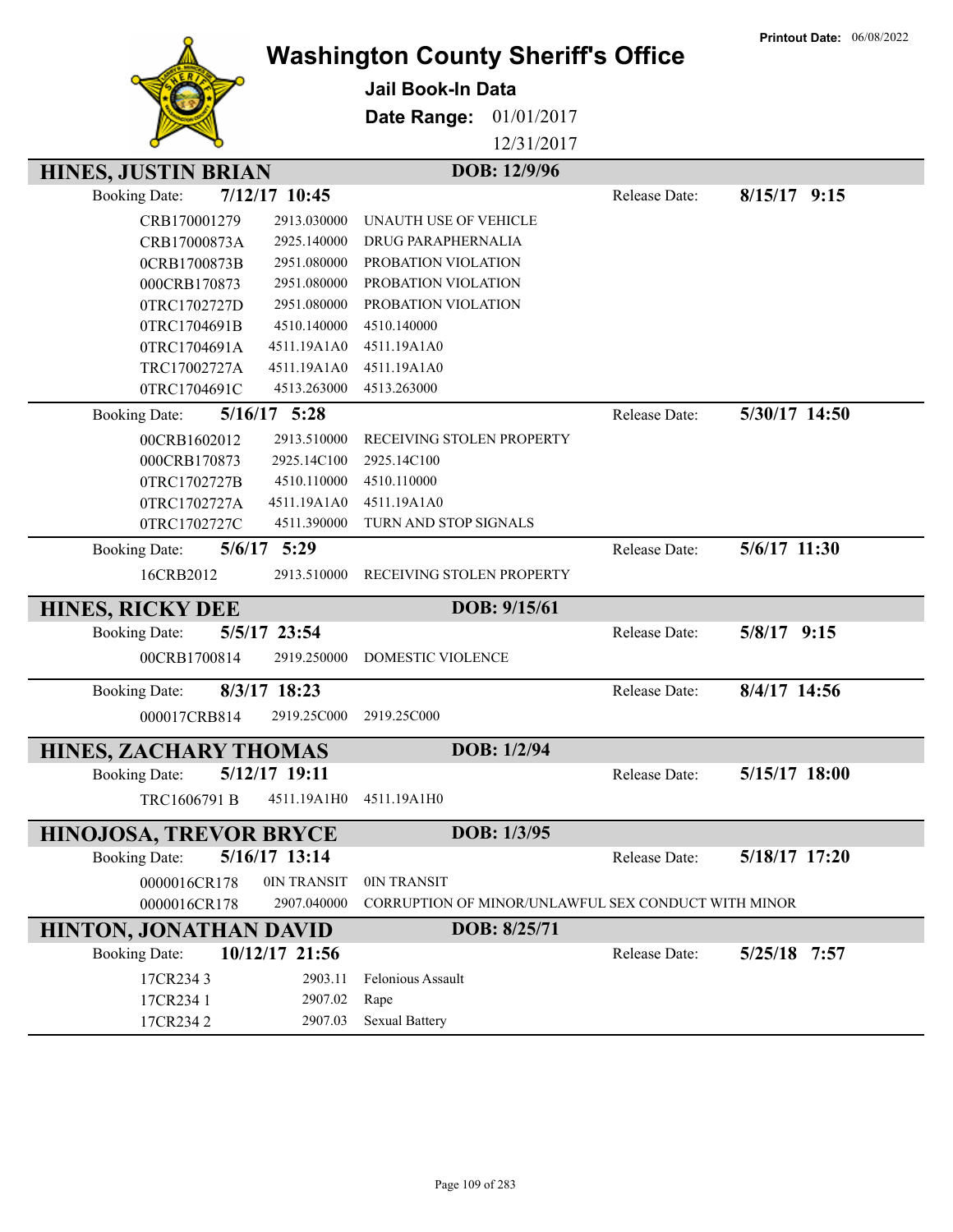Printout Date: 06/08/2022

# Washington County Sheriff's Office

## Jail Book-In Data

**Date Range:** 01/01/2017 – 12/31/2017

---

### HINES, JUSTIN BRIAN — DOB: 12/9/96

**Booking Date:** 7/12/17 10:45 — **Release Date:** 8/15/17 9:15

| Case | Statute | Description |
|---|---|---|
| CRB170001279 | 2913.030000 | UNAUTH USE OF VEHICLE |
| CRB17000873A | 2925.140000 | DRUG PARAPHERNALIA |
| 0CRB1700873B | 2951.080000 | PROBATION VIOLATION |
| 000CRB170873 | 2951.080000 | PROBATION VIOLATION |
| 0TRC1702727D | 2951.080000 | PROBATION VIOLATION |
| 0TRC1704691B | 4510.140000 | 4510.140000 |
| 0TRC1704691A | 4511.19A1A0 | 4511.19A1A0 |
| TRC17002727A | 4511.19A1A0 | 4511.19A1A0 |
| 0TRC1704691C | 4513.263000 | 4513.263000 |

**Booking Date:** 5/16/17 5:28 — **Release Date:** 5/30/17 14:50

| Case | Statute | Description |
|---|---|---|
| 00CRB1602012 | 2913.510000 | RECEIVING STOLEN PROPERTY |
| 000CRB170873 | 2925.14C100 | 2925.14C100 |
| 0TRC1702727B | 4510.110000 | 4510.110000 |
| 0TRC1702727A | 4511.19A1A0 | 4511.19A1A0 |
| 0TRC1702727C | 4511.390000 | TURN AND STOP SIGNALS |

**Booking Date:** 5/6/17 5:29 — **Release Date:** 5/6/17 11:30

| Case | Statute | Description |
|---|---|---|
| 16CRB2012 | 2913.510000 | RECEIVING STOLEN PROPERTY |

---

### HINES, RICKY DEE — DOB: 9/15/61

**Booking Date:** 5/5/17 23:54 — **Release Date:** 5/8/17 9:15

| Case | Statute | Description |
|---|---|---|
| 00CRB1700814 | 2919.250000 | DOMESTIC VIOLENCE |

**Booking Date:** 8/3/17 18:23 — **Release Date:** 8/4/17 14:56

| Case | Statute | Description |
|---|---|---|
| 000017CRB814 | 2919.25C000 | 2919.25C000 |

---

### HINES, ZACHARY THOMAS — DOB: 1/2/94

**Booking Date:** 5/12/17 19:11 — **Release Date:** 5/15/17 18:00

| Case | Statute | Description |
|---|---|---|
| TRC1606791 B | 4511.19A1H0 | 4511.19A1H0 |

---

### HINOJOSA, TREVOR BRYCE — DOB: 1/3/95

**Booking Date:** 5/16/17 13:14 — **Release Date:** 5/18/17 17:20

| Case | Statute | Description |
|---|---|---|
| 0000016CR178 | 0IN TRANSIT | 0IN TRANSIT |
| 0000016CR178 | 2907.040000 | CORRUPTION OF MINOR/UNLAWFUL SEX CONDUCT WITH MINOR |

---

### HINTON, JONATHAN DAVID — DOB: 8/25/71

**Booking Date:** 10/12/17 21:56 — **Release Date:** 5/25/18 7:57

| Case | Statute | Description |
|---|---|---|
| 17CR234 3 | 2903.11 | Felonious Assault |
| 17CR234 1 | 2907.02 | Rape |
| 17CR234 2 | 2907.03 | Sexual Battery |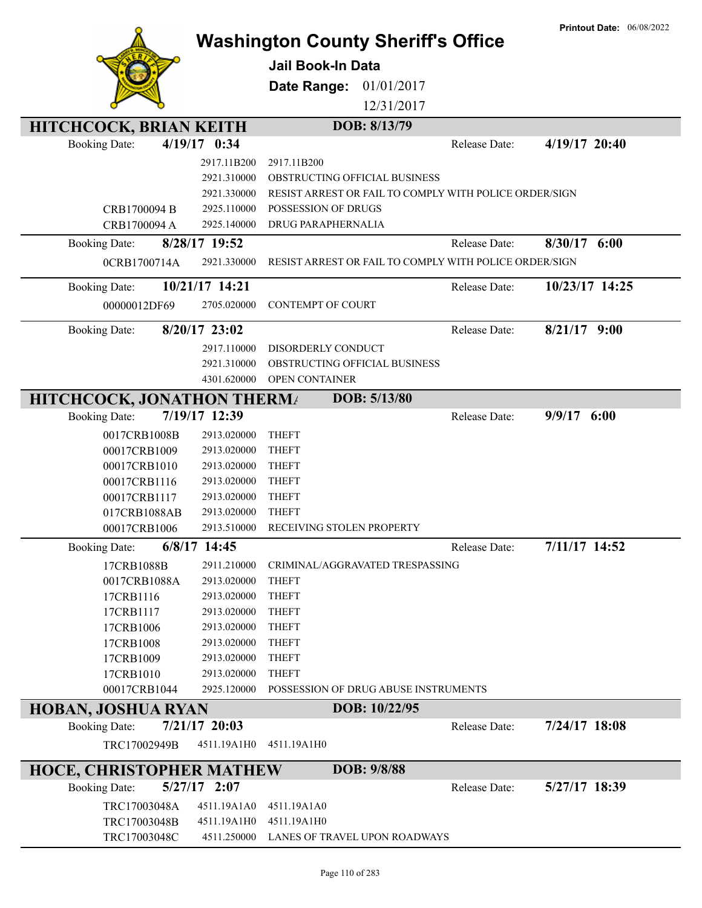# Washington County Sheriff's Office

**Printout Date:** 06/08/2022

## Jail Book-In Data

**Date Range:** 01/01/2017 12/31/2017

## HITCHCOCK, BRIAN KEITH — DOB: 8/13/79

**Booking Date:** 4/19/17 0:34 — **Release Date:** 4/19/17 20:40

| Case | Code | Description |
|---|---|---|
| | 2917.11B200 | 2917.11B200 |
| | 2921.310000 | OBSTRUCTING OFFICIAL BUSINESS |
| | 2921.330000 | RESIST ARREST OR FAIL TO COMPLY WITH POLICE ORDER/SIGN |
| CRB1700094 B | 2925.110000 | POSSESSION OF DRUGS |
| CRB1700094 A | 2925.140000 | DRUG PARAPHERNALIA |

**Booking Date:** 8/28/17 19:52 — **Release Date:** 8/30/17 6:00

| Case | Code | Description |
|---|---|---|
| 0CRB1700714A | 2921.330000 | RESIST ARREST OR FAIL TO COMPLY WITH POLICE ORDER/SIGN |

**Booking Date:** 10/21/17 14:21 — **Release Date:** 10/23/17 14:25

| Case | Code | Description |
|---|---|---|
| 00000012DF69 | 2705.020000 | CONTEMPT OF COURT |

**Booking Date:** 8/20/17 23:02 — **Release Date:** 8/21/17 9:00

| Case | Code | Description |
|---|---|---|
| | 2917.110000 | DISORDERLY CONDUCT |
| | 2921.310000 | OBSTRUCTING OFFICIAL BUSINESS |
| | 4301.620000 | OPEN CONTAINER |

## HITCHCOCK, JONATHON THERM/ — DOB: 5/13/80

**Booking Date:** 7/19/17 12:39 — **Release Date:** 9/9/17 6:00

| Case | Code | Description |
|---|---|---|
| 0017CRB1008B | 2913.020000 | THEFT |
| 00017CRB1009 | 2913.020000 | THEFT |
| 00017CRB1010 | 2913.020000 | THEFT |
| 00017CRB1116 | 2913.020000 | THEFT |
| 00017CRB1117 | 2913.020000 | THEFT |
| 017CRB1088AB | 2913.020000 | THEFT |
| 00017CRB1006 | 2913.510000 | RECEIVING STOLEN PROPERTY |

**Booking Date:** 6/8/17 14:45 — **Release Date:** 7/11/17 14:52

| Case | Code | Description |
|---|---|---|
| 17CRB1088B | 2911.210000 | CRIMINAL/AGGRAVATED TRESPASSING |
| 0017CRB1088A | 2913.020000 | THEFT |
| 17CRB1116 | 2913.020000 | THEFT |
| 17CRB1117 | 2913.020000 | THEFT |
| 17CRB1006 | 2913.020000 | THEFT |
| 17CRB1008 | 2913.020000 | THEFT |
| 17CRB1009 | 2913.020000 | THEFT |
| 17CRB1010 | 2913.020000 | THEFT |
| 00017CRB1044 | 2925.120000 | POSSESSION OF DRUG ABUSE INSTRUMENTS |

## HOBAN, JOSHUA RYAN — DOB: 10/22/95

**Booking Date:** 7/21/17 20:03 — **Release Date:** 7/24/17 18:08

| Case | Code | Description |
|---|---|---|
| TRC17002949B | 4511.19A1H0 | 4511.19A1H0 |

## HOCE, CHRISTOPHER MATHEW — DOB: 9/8/88

**Booking Date:** 5/27/17 2:07 — **Release Date:** 5/27/17 18:39

| Case | Code | Description |
|---|---|---|
| TRC17003048A | 4511.19A1A0 | 4511.19A1A0 |
| TRC17003048B | 4511.19A1H0 | 4511.19A1H0 |
| TRC17003048C | 4511.250000 | LANES OF TRAVEL UPON ROADWAYS |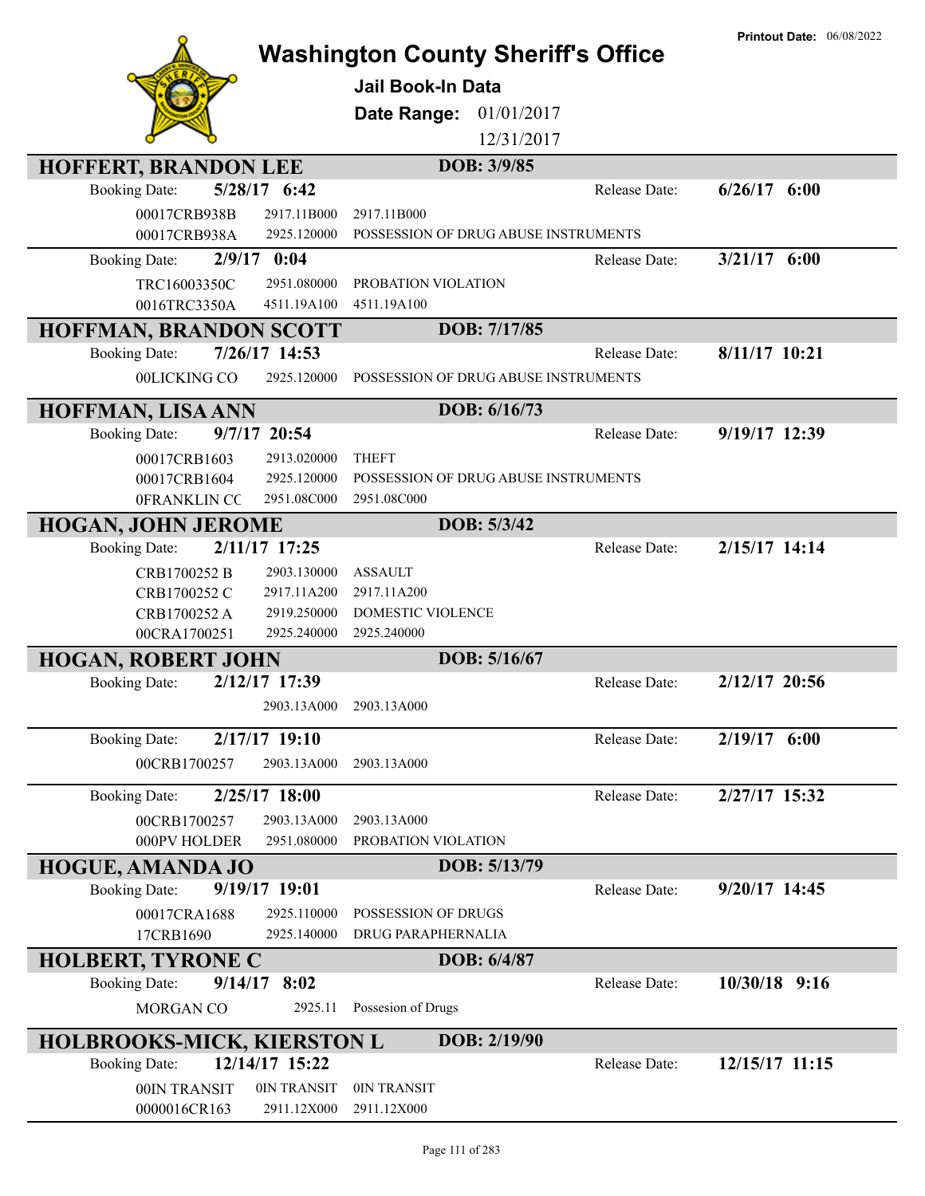# Washington County Sheriff's Office

**Printout Date:** 06/08/2022

## Jail Book-In Data

**Date Range:** 01/01/2017 12/31/2017

---

### HOFFERT, BRANDON LEE — DOB: 3/9/85

**Booking Date:** 5/28/17 6:42 — **Release Date:** 6/26/17 6:00

| Case | Statute | Description |
|---|---|---|
| 00017CRB938B | 2917.11B000 | 2917.11B000 |
| 00017CRB938A | 2925.120000 | POSSESSION OF DRUG ABUSE INSTRUMENTS |

**Booking Date:** 2/9/17 0:04 — **Release Date:** 3/21/17 6:00

| Case | Statute | Description |
|---|---|---|
| TRC16003350C | 2951.080000 | PROBATION VIOLATION |
| 0016TRC3350A | 4511.19A100 | 4511.19A100 |

### HOFFMAN, BRANDON SCOTT — DOB: 7/17/85

**Booking Date:** 7/26/17 14:53 — **Release Date:** 8/11/17 10:21

| Case | Statute | Description |
|---|---|---|
| 00LICKING CO | 2925.120000 | POSSESSION OF DRUG ABUSE INSTRUMENTS |

### HOFFMAN, LISA ANN — DOB: 6/16/73

**Booking Date:** 9/7/17 20:54 — **Release Date:** 9/19/17 12:39

| Case | Statute | Description |
|---|---|---|
| 00017CRB1603 | 2913.020000 | THEFT |
| 00017CRB1604 | 2925.120000 | POSSESSION OF DRUG ABUSE INSTRUMENTS |
| 0FRANKLIN CC | 2951.08C000 | 2951.08C000 |

### HOGAN, JOHN JEROME — DOB: 5/3/42

**Booking Date:** 2/11/17 17:25 — **Release Date:** 2/15/17 14:14

| Case | Statute | Description |
|---|---|---|
| CRB1700252 B | 2903.130000 | ASSAULT |
| CRB1700252 C | 2917.11A200 | 2917.11A200 |
| CRB1700252 A | 2919.250000 | DOMESTIC VIOLENCE |
| 00CRA1700251 | 2925.240000 | 2925.240000 |

### HOGAN, ROBERT JOHN — DOB: 5/16/67

**Booking Date:** 2/12/17 17:39 — **Release Date:** 2/12/17 20:56

| Case | Statute | Description |
|---|---|---|
| | 2903.13A000 | 2903.13A000 |

**Booking Date:** 2/17/17 19:10 — **Release Date:** 2/19/17 6:00

| Case | Statute | Description |
|---|---|---|
| 00CRB1700257 | 2903.13A000 | 2903.13A000 |

**Booking Date:** 2/25/17 18:00 — **Release Date:** 2/27/17 15:32

| Case | Statute | Description |
|---|---|---|
| 00CRB1700257 | 2903.13A000 | 2903.13A000 |
| 000PV HOLDER | 2951.080000 | PROBATION VIOLATION |

### HOGUE, AMANDA JO — DOB: 5/13/79

**Booking Date:** 9/19/17 19:01 — **Release Date:** 9/20/17 14:45

| Case | Statute | Description |
|---|---|---|
| 00017CRA1688 | 2925.110000 | POSSESSION OF DRUGS |
| 17CRB1690 | 2925.140000 | DRUG PARAPHERNALIA |

### HOLBERT, TYRONE C — DOB: 6/4/87

**Booking Date:** 9/14/17 8:02 — **Release Date:** 10/30/18 9:16

| Case | Statute | Description |
|---|---|---|
| MORGAN CO | 2925.11 | Possesion of Drugs |

### HOLBROOKS-MICK, KIERSTON L — DOB: 2/19/90

**Booking Date:** 12/14/17 15:22 — **Release Date:** 12/15/17 11:15

| Case | Statute | Description |
|---|---|---|
| 00IN TRANSIT | 0IN TRANSIT | 0IN TRANSIT |
| 0000016CR163 | 2911.12X000 | 2911.12X000 |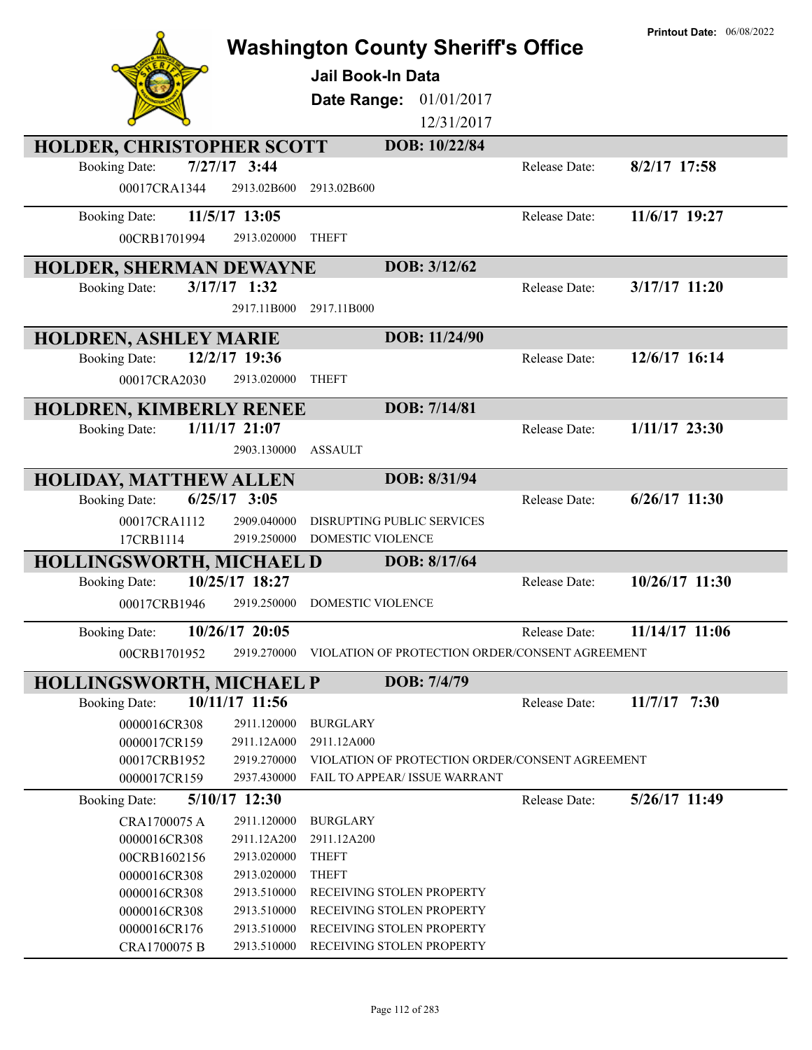# Washington County Sheriff's Office

**Printout Date:** 06/08/2022

### Jail Book-In Data

**Date Range:** 01/01/2017 - 12/31/2017

## HOLDER, CHRISTOPHER SCOTT — DOB: 10/22/84

Booking Date: **7/27/17 3:44** — Release Date: **8/2/17 17:58**

| Case | Statute | Description |
|---|---|---|
| 00017CRA1344 | 2913.02B600 | 2913.02B600 |

Booking Date: **11/5/17 13:05** — Release Date: **11/6/17 19:27**

| Case | Statute | Description |
|---|---|---|
| 00CRB1701994 | 2913.020000 | THEFT |

## HOLDER, SHERMAN DEWAYNE — DOB: 3/12/62

Booking Date: **3/17/17 1:32** — Release Date: **3/17/17 11:20**

| Case | Statute | Description |
|---|---|---|
| | 2917.11B000 | 2917.11B000 |

## HOLDREN, ASHLEY MARIE — DOB: 11/24/90

Booking Date: **12/2/17 19:36** — Release Date: **12/6/17 16:14**

| Case | Statute | Description |
|---|---|---|
| 00017CRA2030 | 2913.020000 | THEFT |

## HOLDREN, KIMBERLY RENEE — DOB: 7/14/81

Booking Date: **1/11/17 21:07** — Release Date: **1/11/17 23:30**

| Case | Statute | Description |
|---|---|---|
| | 2903.130000 | ASSAULT |

## HOLIDAY, MATTHEW ALLEN — DOB: 8/31/94

Booking Date: **6/25/17 3:05** — Release Date: **6/26/17 11:30**

| Case | Statute | Description |
|---|---|---|
| 00017CRA1112 | 2909.040000 | DISRUPTING PUBLIC SERVICES |
| 17CRB1114 | 2919.250000 | DOMESTIC VIOLENCE |

## HOLLINGSWORTH, MICHAEL D — DOB: 8/17/64

Booking Date: **10/25/17 18:27** — Release Date: **10/26/17 11:30**

| Case | Statute | Description |
|---|---|---|
| 00017CRB1946 | 2919.250000 | DOMESTIC VIOLENCE |

Booking Date: **10/26/17 20:05** — Release Date: **11/14/17 11:06**

| Case | Statute | Description |
|---|---|---|
| 00CRB1701952 | 2919.270000 | VIOLATION OF PROTECTION ORDER/CONSENT AGREEMENT |

## HOLLINGSWORTH, MICHAEL P — DOB: 7/4/79

Booking Date: **10/11/17 11:56** — Release Date: **11/7/17 7:30**

| Case | Statute | Description |
|---|---|---|
| 0000016CR308 | 2911.120000 | BURGLARY |
| 0000017CR159 | 2911.12A000 | 2911.12A000 |
| 00017CRB1952 | 2919.270000 | VIOLATION OF PROTECTION ORDER/CONSENT AGREEMENT |
| 0000017CR159 | 2937.430000 | FAIL TO APPEAR/ ISSUE WARRANT |

Booking Date: **5/10/17 12:30** — Release Date: **5/26/17 11:49**

| Case | Statute | Description |
|---|---|---|
| CRA1700075 A | 2911.120000 | BURGLARY |
| 0000016CR308 | 2911.12A200 | 2911.12A200 |
| 00CRB1602156 | 2913.020000 | THEFT |
| 0000016CR308 | 2913.020000 | THEFT |
| 0000016CR308 | 2913.510000 | RECEIVING STOLEN PROPERTY |
| 0000016CR308 | 2913.510000 | RECEIVING STOLEN PROPERTY |
| 0000016CR176 | 2913.510000 | RECEIVING STOLEN PROPERTY |
| CRA1700075 B | 2913.510000 | RECEIVING STOLEN PROPERTY |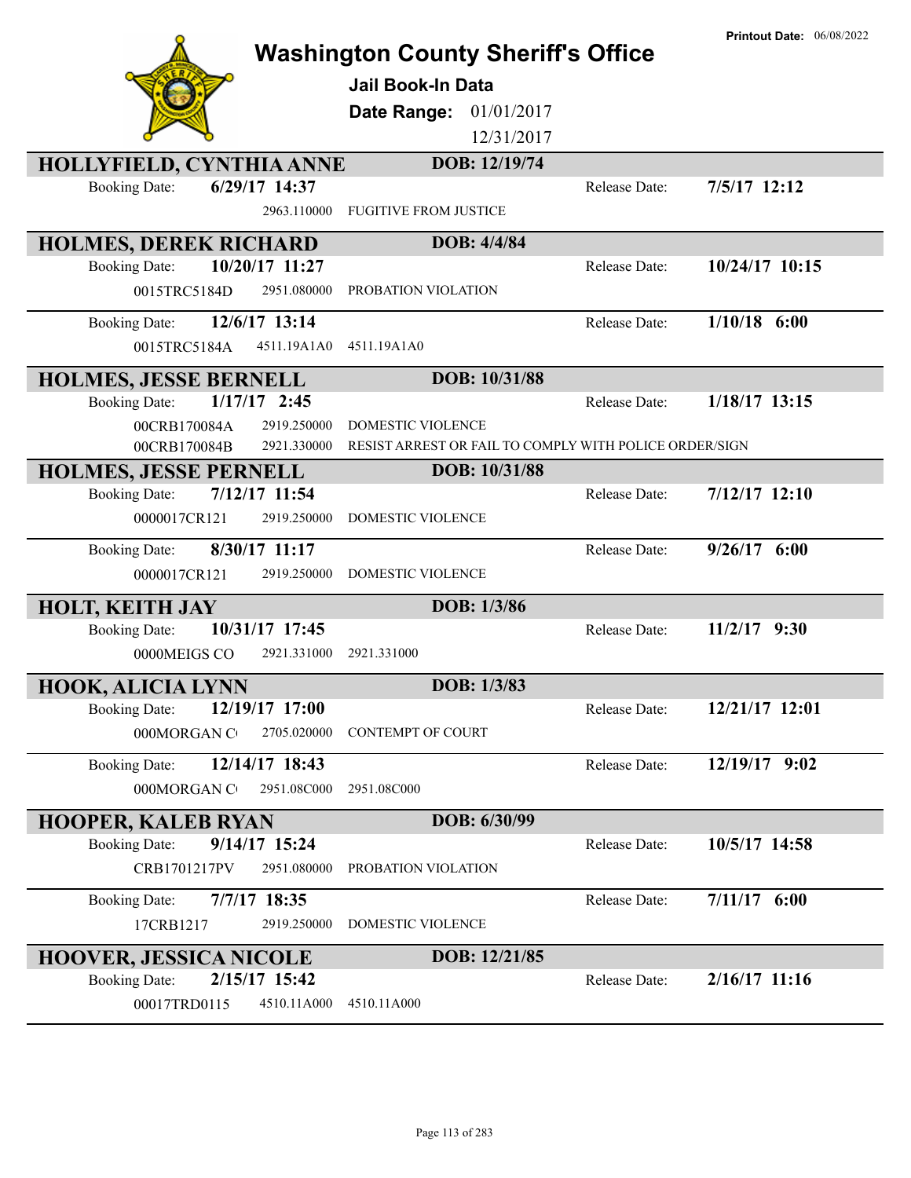# Washington County Sheriff's Office

**Printout Date:** 06/08/2022

## Jail Book-In Data

**Date Range:** 01/01/2017 12/31/2017

---

### HOLLYFIELD, CYNTHIA ANNE — DOB: 12/19/74

**Booking Date:** 6/29/17 14:37 — **Release Date:** 7/5/17 12:12

| Case | Statute | Description |
|---|---|---|
| | 2963.110000 | FUGITIVE FROM JUSTICE |

---

### HOLMES, DEREK RICHARD — DOB: 4/4/84

**Booking Date:** 10/20/17 11:27 — **Release Date:** 10/24/17 10:15

| Case | Statute | Description |
|---|---|---|
| 0015TRC5184D | 2951.080000 | PROBATION VIOLATION |

**Booking Date:** 12/6/17 13:14 — **Release Date:** 1/10/18 6:00

| Case | Statute | Description |
|---|---|---|
| 0015TRC5184A | 4511.19A1A0 | 4511.19A1A0 |

---

### HOLMES, JESSE BERNELL — DOB: 10/31/88

**Booking Date:** 1/17/17 2:45 — **Release Date:** 1/18/17 13:15

| Case | Statute | Description |
|---|---|---|
| 00CRB170084A | 2919.250000 | DOMESTIC VIOLENCE |
| 00CRB170084B | 2921.330000 | RESIST ARREST OR FAIL TO COMPLY WITH POLICE ORDER/SIGN |

---

### HOLMES, JESSE PERNELL — DOB: 10/31/88

**Booking Date:** 7/12/17 11:54 — **Release Date:** 7/12/17 12:10

| Case | Statute | Description |
|---|---|---|
| 0000017CR121 | 2919.250000 | DOMESTIC VIOLENCE |

**Booking Date:** 8/30/17 11:17 — **Release Date:** 9/26/17 6:00

| Case | Statute | Description |
|---|---|---|
| 0000017CR121 | 2919.250000 | DOMESTIC VIOLENCE |

---

### HOLT, KEITH JAY — DOB: 1/3/86

**Booking Date:** 10/31/17 17:45 — **Release Date:** 11/2/17 9:30

| Case | Statute | Description |
|---|---|---|
| 0000MEIGS CO | 2921.331000 | 2921.331000 |

---

### HOOK, ALICIA LYNN — DOB: 1/3/83

**Booking Date:** 12/19/17 17:00 — **Release Date:** 12/21/17 12:01

| Case | Statute | Description |
|---|---|---|
| 000MORGAN C | 2705.020000 | CONTEMPT OF COURT |

**Booking Date:** 12/14/17 18:43 — **Release Date:** 12/19/17 9:02

| Case | Statute | Description |
|---|---|---|
| 000MORGAN C | 2951.08C000 | 2951.08C000 |

---

### HOOPER, KALEB RYAN — DOB: 6/30/99

**Booking Date:** 9/14/17 15:24 — **Release Date:** 10/5/17 14:58

| Case | Statute | Description |
|---|---|---|
| CRB1701217PV | 2951.080000 | PROBATION VIOLATION |

**Booking Date:** 7/7/17 18:35 — **Release Date:** 7/11/17 6:00

| Case | Statute | Description |
|---|---|---|
| 17CRB1217 | 2919.250000 | DOMESTIC VIOLENCE |

---

### HOOVER, JESSICA NICOLE — DOB: 12/21/85

**Booking Date:** 2/15/17 15:42 — **Release Date:** 2/16/17 11:16

| Case | Statute | Description |
|---|---|---|
| 00017TRD0115 | 4510.11A000 | 4510.11A000 |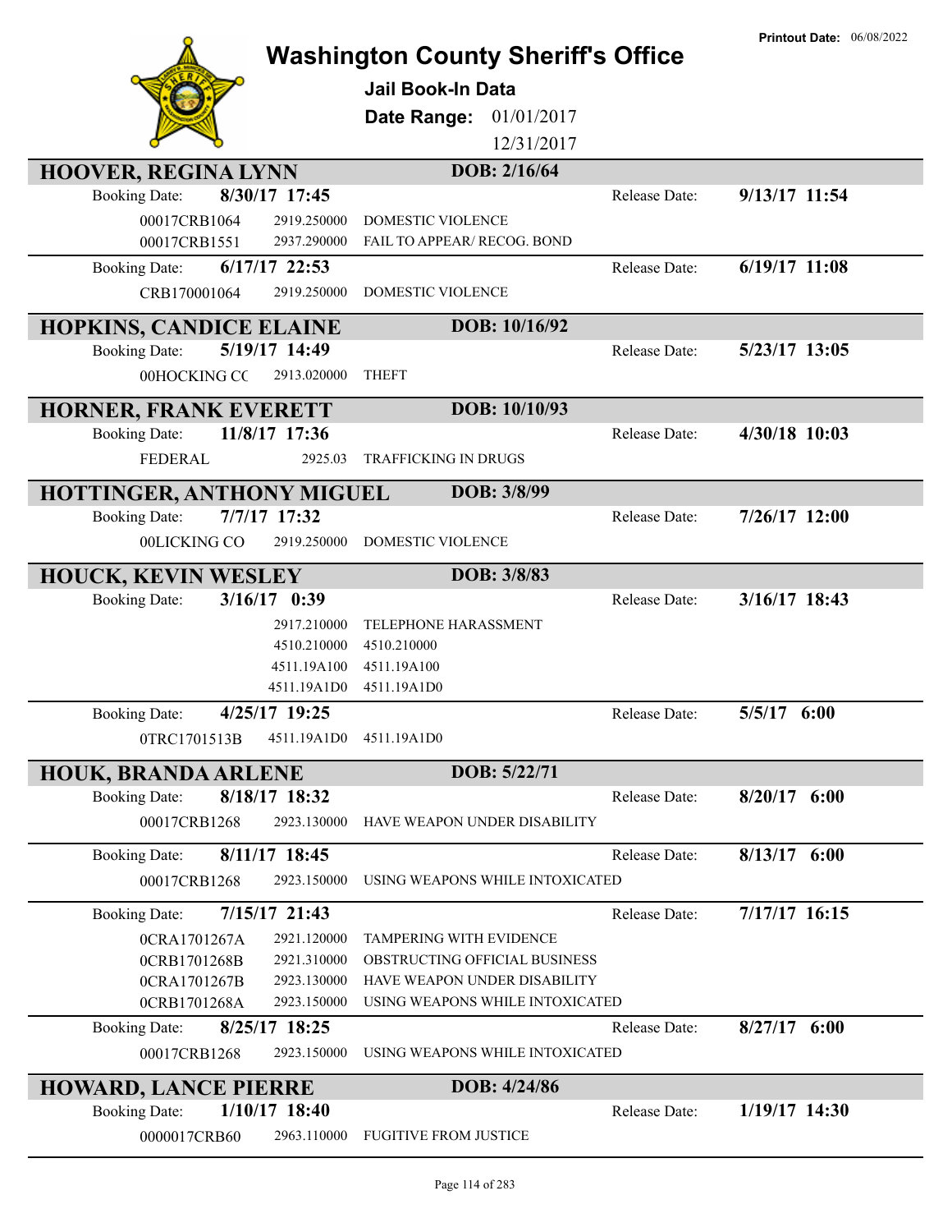# Washington County Sheriff's Office

**Printout Date:** 06/08/2022

**Jail Book-In Data**

**Date Range:** 01/01/2017 12/31/2017

## HOOVER, REGINA LYNN — DOB: 2/16/64

**Booking Date:** 8/30/17 17:45 — **Release Date:** 9/13/17 11:54

| Case | Statute | Charge |
|---|---|---|
| 00017CRB1064 | 2919.250000 | DOMESTIC VIOLENCE |
| 00017CRB1551 | 2937.290000 | FAIL TO APPEAR/ RECOG. BOND |

**Booking Date:** 6/17/17 22:53 — **Release Date:** 6/19/17 11:08

| Case | Statute | Charge |
|---|---|---|
| CRB170001064 | 2919.250000 | DOMESTIC VIOLENCE |

## HOPKINS, CANDICE ELAINE — DOB: 10/16/92

**Booking Date:** 5/19/17 14:49 — **Release Date:** 5/23/17 13:05

| Case | Statute | Charge |
|---|---|---|
| 00HOCKING CC | 2913.020000 | THEFT |

## HORNER, FRANK EVERETT — DOB: 10/10/93

**Booking Date:** 11/8/17 17:36 — **Release Date:** 4/30/18 10:03

| Case | Statute | Charge |
|---|---|---|
| FEDERAL | 2925.03 | TRAFFICKING IN DRUGS |

## HOTTINGER, ANTHONY MIGUEL — DOB: 3/8/99

**Booking Date:** 7/7/17 17:32 — **Release Date:** 7/26/17 12:00

| Case | Statute | Charge |
|---|---|---|
| 00LICKING CO | 2919.250000 | DOMESTIC VIOLENCE |

## HOUCK, KEVIN WESLEY — DOB: 3/8/83

**Booking Date:** 3/16/17 0:39 — **Release Date:** 3/16/17 18:43

| Case | Statute | Charge |
|---|---|---|
| | 2917.210000 | TELEPHONE HARASSMENT |
| | 4510.210000 | 4510.210000 |
| | 4511.19A100 | 4511.19A100 |
| | 4511.19A1D0 | 4511.19A1D0 |

**Booking Date:** 4/25/17 19:25 — **Release Date:** 5/5/17 6:00

| Case | Statute | Charge |
|---|---|---|
| 0TRC1701513B | 4511.19A1D0 | 4511.19A1D0 |

## HOUK, BRANDA ARLENE — DOB: 5/22/71

**Booking Date:** 8/18/17 18:32 — **Release Date:** 8/20/17 6:00

| Case | Statute | Charge |
|---|---|---|
| 00017CRB1268 | 2923.130000 | HAVE WEAPON UNDER DISABILITY |

**Booking Date:** 8/11/17 18:45 — **Release Date:** 8/13/17 6:00

| Case | Statute | Charge |
|---|---|---|
| 00017CRB1268 | 2923.150000 | USING WEAPONS WHILE INTOXICATED |

**Booking Date:** 7/15/17 21:43 — **Release Date:** 7/17/17 16:15

| Case | Statute | Charge |
|---|---|---|
| 0CRA1701267A | 2921.120000 | TAMPERING WITH EVIDENCE |
| 0CRB1701268B | 2921.310000 | OBSTRUCTING OFFICIAL BUSINESS |
| 0CRA1701267B | 2923.130000 | HAVE WEAPON UNDER DISABILITY |
| 0CRB1701268A | 2923.150000 | USING WEAPONS WHILE INTOXICATED |

**Booking Date:** 8/25/17 18:25 — **Release Date:** 8/27/17 6:00

| Case | Statute | Charge |
|---|---|---|
| 00017CRB1268 | 2923.150000 | USING WEAPONS WHILE INTOXICATED |

## HOWARD, LANCE PIERRE — DOB: 4/24/86

**Booking Date:** 1/10/17 18:40 — **Release Date:** 1/19/17 14:30

| Case | Statute | Charge |
|---|---|---|
| 0000017CRB60 | 2963.110000 | FUGITIVE FROM JUSTICE |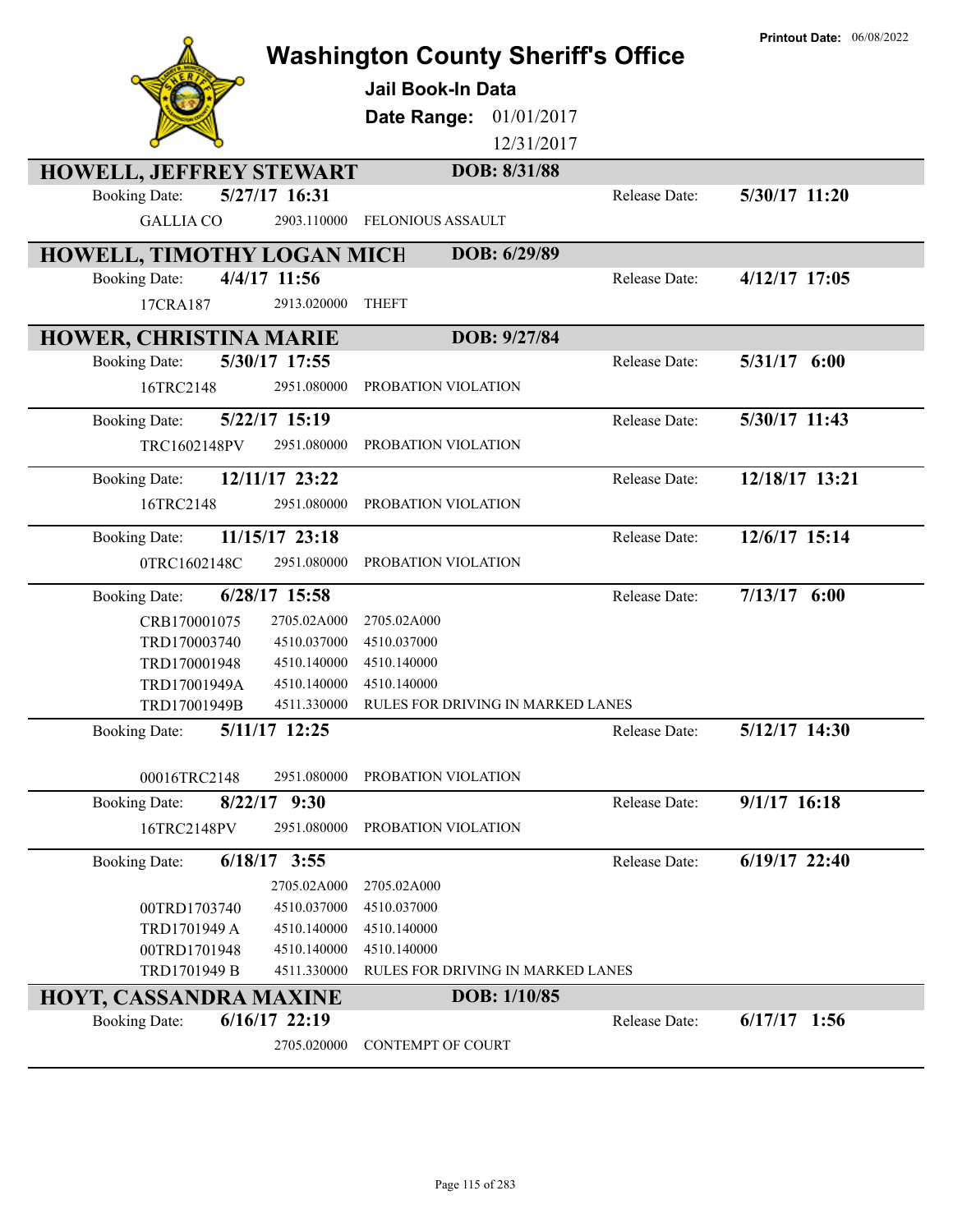# Washington County Sheriff's Office

**Printout Date:** 06/08/2022

## Jail Book-In Data

**Date Range:** 01/01/2017 – 12/31/2017

---

### HOWELL, JEFFREY STEWART — DOB: 8/31/88

**Booking Date:** 5/27/17 16:31 | **Release Date:** 5/30/17 11:20

| Case | Statute | Charge |
|---|---|---|
| GALLIA CO | 2903.110000 | FELONIOUS ASSAULT |

---

### HOWELL, TIMOTHY LOGAN MICH — DOB: 6/29/89

**Booking Date:** 4/4/17 11:56 | **Release Date:** 4/12/17 17:05

| Case | Statute | Charge |
|---|---|---|
| 17CRA187 | 2913.020000 | THEFT |

---

### HOWER, CHRISTINA MARIE — DOB: 9/27/84

**Booking Date:** 5/30/17 17:55 | **Release Date:** 5/31/17 6:00

| Case | Statute | Charge |
|---|---|---|
| 16TRC2148 | 2951.080000 | PROBATION VIOLATION |

**Booking Date:** 5/22/17 15:19 | **Release Date:** 5/30/17 11:43

| Case | Statute | Charge |
|---|---|---|
| TRC1602148PV | 2951.080000 | PROBATION VIOLATION |

**Booking Date:** 12/11/17 23:22 | **Release Date:** 12/18/17 13:21

| Case | Statute | Charge |
|---|---|---|
| 16TRC2148 | 2951.080000 | PROBATION VIOLATION |

**Booking Date:** 11/15/17 23:18 | **Release Date:** 12/6/17 15:14

| Case | Statute | Charge |
|---|---|---|
| 0TRC1602148C | 2951.080000 | PROBATION VIOLATION |

**Booking Date:** 6/28/17 15:58 | **Release Date:** 7/13/17 6:00

| Case | Statute | Charge |
|---|---|---|
| CRB170001075 | 2705.02A000 | 2705.02A000 |
| TRD170003740 | 4510.037000 | 4510.037000 |
| TRD170001948 | 4510.140000 | 4510.140000 |
| TRD17001949A | 4510.140000 | 4510.140000 |
| TRD17001949B | 4511.330000 | RULES FOR DRIVING IN MARKED LANES |

**Booking Date:** 5/11/17 12:25 | **Release Date:** 5/12/17 14:30

| Case | Statute | Charge |
|---|---|---|
| 00016TRC2148 | 2951.080000 | PROBATION VIOLATION |

**Booking Date:** 8/22/17 9:30 | **Release Date:** 9/1/17 16:18

| Case | Statute | Charge |
|---|---|---|
| 16TRC2148PV | 2951.080000 | PROBATION VIOLATION |

**Booking Date:** 6/18/17 3:55 | **Release Date:** 6/19/17 22:40

| Case | Statute | Charge |
|---|---|---|
| | 2705.02A000 | 2705.02A000 |
| 00TRD1703740 | 4510.037000 | 4510.037000 |
| TRD1701949 A | 4510.140000 | 4510.140000 |
| 00TRD1701948 | 4510.140000 | 4510.140000 |
| TRD1701949 B | 4511.330000 | RULES FOR DRIVING IN MARKED LANES |

---

### HOYT, CASSANDRA MAXINE — DOB: 1/10/85

**Booking Date:** 6/16/17 22:19 | **Release Date:** 6/17/17 1:56

| Case | Statute | Charge |
|---|---|---|
| | 2705.020000 | CONTEMPT OF COURT |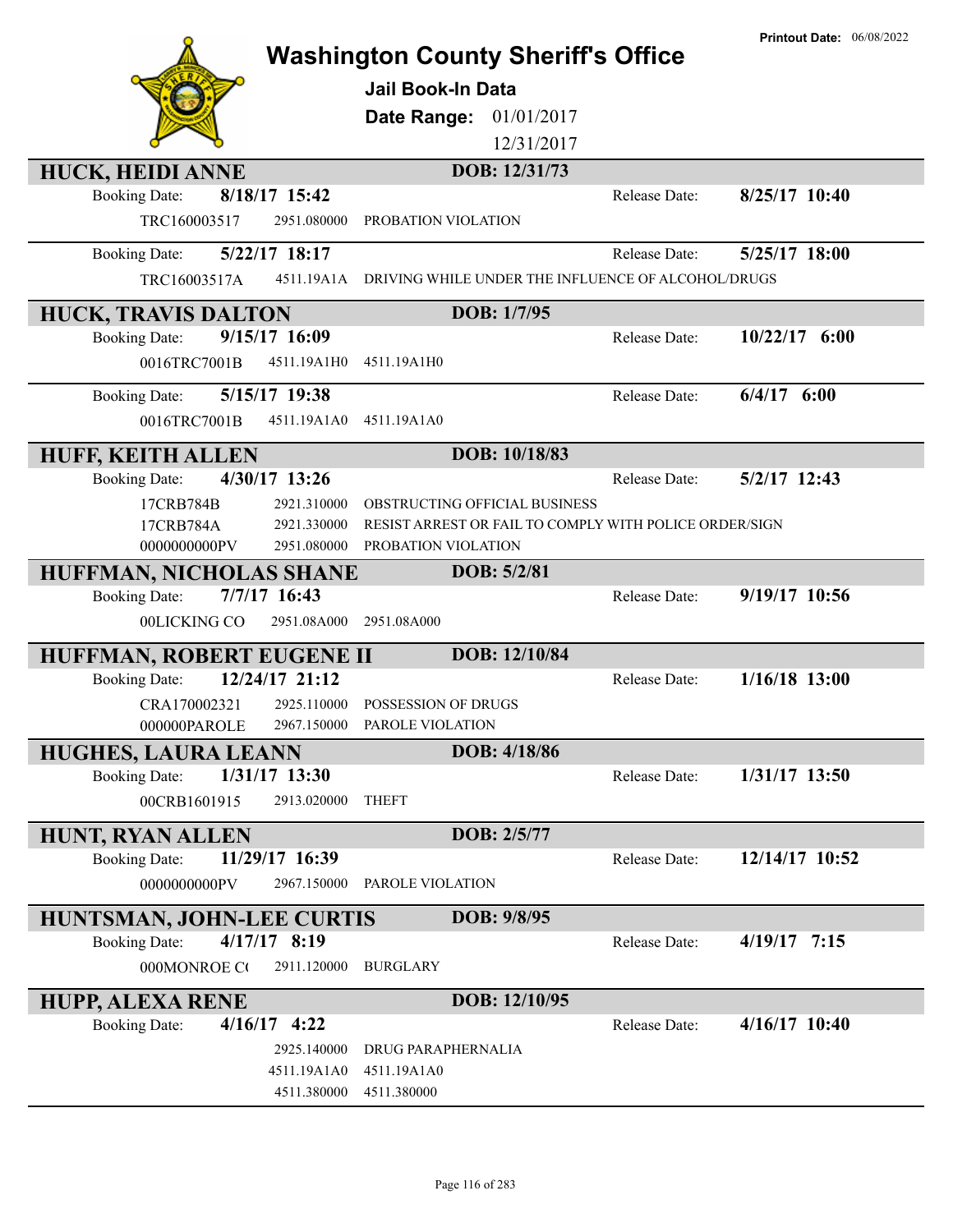Printout Date: 06/08/2022

# Washington County Sheriff's Office

**Jail Book-In Data**

**Date Range:** 01/01/2017 12/31/2017

## HUCK, HEIDI ANNE — DOB: 12/31/73

| Booking Date: | 8/18/17 15:42 | | Release Date: | 8/25/17 10:40 |
|---|---|---|---|---|
| TRC160003517 | 2951.080000 | PROBATION VIOLATION | | |

| Booking Date: | 5/22/17 18:17 | | Release Date: | 5/25/17 18:00 |
|---|---|---|---|---|
| TRC16003517A | 4511.19A1A | DRIVING WHILE UNDER THE INFLUENCE OF ALCOHOL/DRUGS | | |

## HUCK, TRAVIS DALTON — DOB: 1/7/95

| Booking Date: | 9/15/17 16:09 | | Release Date: | 10/22/17 6:00 |
|---|---|---|---|---|
| 0016TRC7001B | 4511.19A1H0 | 4511.19A1H0 | | |

| Booking Date: | 5/15/17 19:38 | | Release Date: | 6/4/17 6:00 |
|---|---|---|---|---|
| 0016TRC7001B | 4511.19A1A0 | 4511.19A1A0 | | |

## HUFF, KEITH ALLEN — DOB: 10/18/83

| Booking Date: | 4/30/17 13:26 | | Release Date: | 5/2/17 12:43 |
|---|---|---|---|---|
| 17CRB784B | 2921.310000 | OBSTRUCTING OFFICIAL BUSINESS | | |
| 17CRB784A | 2921.330000 | RESIST ARREST OR FAIL TO COMPLY WITH POLICE ORDER/SIGN | | |
| 0000000000PV | 2951.080000 | PROBATION VIOLATION | | |

## HUFFMAN, NICHOLAS SHANE — DOB: 5/2/81

| Booking Date: | 7/7/17 16:43 | | Release Date: | 9/19/17 10:56 |
|---|---|---|---|---|
| 00LICKING CO | 2951.08A000 | 2951.08A000 | | |

## HUFFMAN, ROBERT EUGENE II — DOB: 12/10/84

| Booking Date: | 12/24/17 21:12 | | Release Date: | 1/16/18 13:00 |
|---|---|---|---|---|
| CRA170002321 | 2925.110000 | POSSESSION OF DRUGS | | |
| 000000PAROLE | 2967.150000 | PAROLE VIOLATION | | |

## HUGHES, LAURA LEANN — DOB: 4/18/86

| Booking Date: | 1/31/17 13:30 | | Release Date: | 1/31/17 13:50 |
|---|---|---|---|---|
| 00CRB1601915 | 2913.020000 | THEFT | | |

## HUNT, RYAN ALLEN — DOB: 2/5/77

| Booking Date: | 11/29/17 16:39 | | Release Date: | 12/14/17 10:52 |
|---|---|---|---|---|
| 0000000000PV | 2967.150000 | PAROLE VIOLATION | | |

## HUNTSMAN, JOHN-LEE CURTIS — DOB: 9/8/95

| Booking Date: | 4/17/17 8:19 | | Release Date: | 4/19/17 7:15 |
|---|---|---|---|---|
| 000MONROE C( | 2911.120000 | BURGLARY | | |

## HUPP, ALEXA RENE — DOB: 12/10/95

| Booking Date: | 4/16/17 4:22 | | Release Date: | 4/16/17 10:40 |
|---|---|---|---|---|
| | 2925.140000 | DRUG PARAPHERNALIA | | |
| | 4511.19A1A0 | 4511.19A1A0 | | |
| | 4511.380000 | 4511.380000 | | |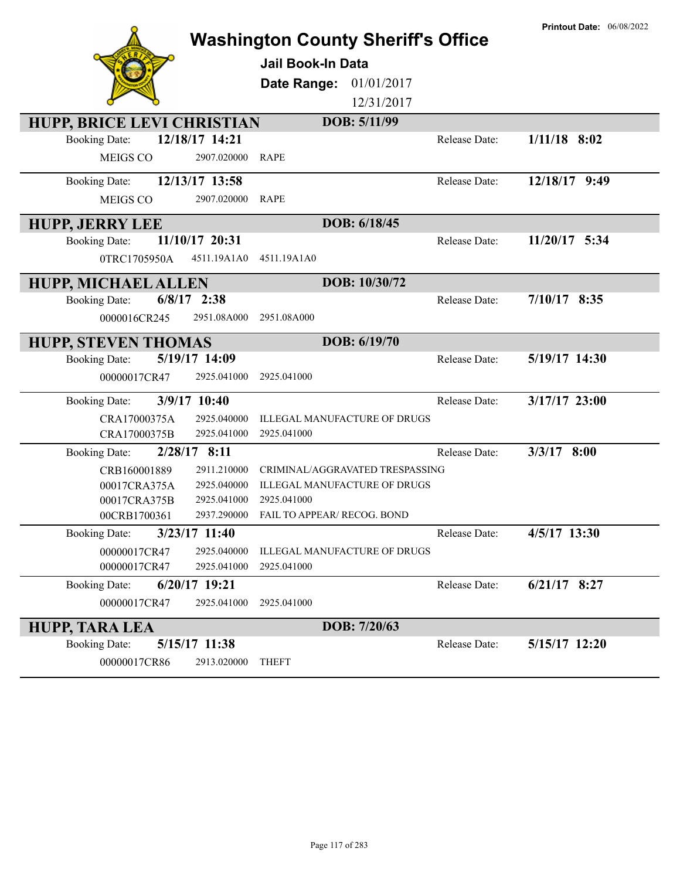# Washington County Sheriff's Office

**Printout Date:** 06/08/2022

**Jail Book-In Data**

**Date Range:** 01/01/2017 - 12/31/2017

## HUPP, BRICE LEVI CHRISTIAN — DOB: 5/11/99

**Booking Date:** 12/18/17 14:21 — **Release Date:** 1/11/18 8:02

| Case | Code | Charge |
|---|---|---|
| MEIGS CO | 2907.020000 | RAPE |

**Booking Date:** 12/13/17 13:58 — **Release Date:** 12/18/17 9:49

| Case | Code | Charge |
|---|---|---|
| MEIGS CO | 2907.020000 | RAPE |

## HUPP, JERRY LEE — DOB: 6/18/45

**Booking Date:** 11/10/17 20:31 — **Release Date:** 11/20/17 5:34

| Case | Code | Charge |
|---|---|---|
| 0TRC1705950A | 4511.19A1A0 | 4511.19A1A0 |

## HUPP, MICHAEL ALLEN — DOB: 10/30/72

**Booking Date:** 6/8/17 2:38 — **Release Date:** 7/10/17 8:35

| Case | Code | Charge |
|---|---|---|
| 0000016CR245 | 2951.08A000 | 2951.08A000 |

## HUPP, STEVEN THOMAS — DOB: 6/19/70

**Booking Date:** 5/19/17 14:09 — **Release Date:** 5/19/17 14:30

| Case | Code | Charge |
|---|---|---|
| 00000017CR47 | 2925.041000 | 2925.041000 |

**Booking Date:** 3/9/17 10:40 — **Release Date:** 3/17/17 23:00

| Case | Code | Charge |
|---|---|---|
| CRA17000375A | 2925.040000 | ILLEGAL MANUFACTURE OF DRUGS |
| CRA17000375B | 2925.041000 | 2925.041000 |

**Booking Date:** 2/28/17 8:11 — **Release Date:** 3/3/17 8:00

| Case | Code | Charge |
|---|---|---|
| CRB160001889 | 2911.210000 | CRIMINAL/AGGRAVATED TRESPASSING |
| 00017CRA375A | 2925.040000 | ILLEGAL MANUFACTURE OF DRUGS |
| 00017CRA375B | 2925.041000 | 2925.041000 |
| 00CRB1700361 | 2937.290000 | FAIL TO APPEAR/ RECOG. BOND |

**Booking Date:** 3/23/17 11:40 — **Release Date:** 4/5/17 13:30

| Case | Code | Charge |
|---|---|---|
| 00000017CR47 | 2925.040000 | ILLEGAL MANUFACTURE OF DRUGS |
| 00000017CR47 | 2925.041000 | 2925.041000 |

**Booking Date:** 6/20/17 19:21 — **Release Date:** 6/21/17 8:27

| Case | Code | Charge |
|---|---|---|
| 00000017CR47 | 2925.041000 | 2925.041000 |

## HUPP, TARA LEA — DOB: 7/20/63

**Booking Date:** 5/15/17 11:38 — **Release Date:** 5/15/17 12:20

| Case | Code | Charge |
|---|---|---|
| 00000017CR86 | 2913.020000 | THEFT |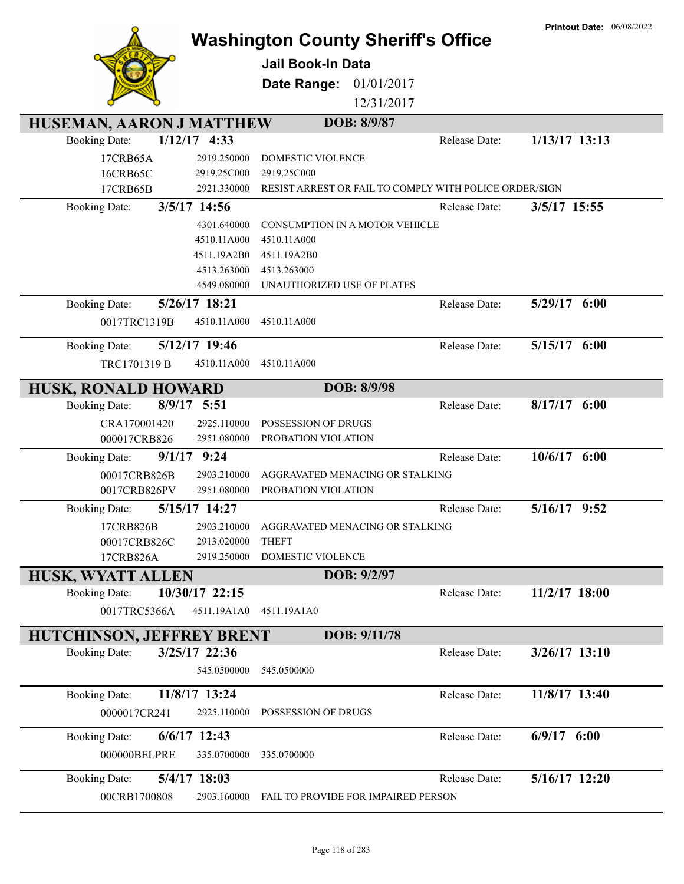Printout Date: 06/08/2022

# Washington County Sheriff's Office

**Jail Book-In Data**

**Date Range:** 01/01/2017 – 12/31/2017

## HUSEMAN, AARON J MATTHEW — DOB: 8/9/87

**Booking Date:** 1/12/17 4:33 — **Release Date:** 1/13/17 13:13

| Case | Code | Description |
|---|---|---|
| 17CRB65A | 2919.250000 | DOMESTIC VIOLENCE |
| 16CRB65C | 2919.25C000 | 2919.25C000 |
| 17CRB65B | 2921.330000 | RESIST ARREST OR FAIL TO COMPLY WITH POLICE ORDER/SIGN |

**Booking Date:** 3/5/17 14:56 — **Release Date:** 3/5/17 15:55

| Case | Code | Description |
|---|---|---|
| | 4301.640000 | CONSUMPTION IN A MOTOR VEHICLE |
| | 4510.11A000 | 4510.11A000 |
| | 4511.19A2B0 | 4511.19A2B0 |
| | 4513.263000 | 4513.263000 |
| | 4549.080000 | UNAUTHORIZED USE OF PLATES |

**Booking Date:** 5/26/17 18:21 — **Release Date:** 5/29/17 6:00

| Case | Code | Description |
|---|---|---|
| 0017TRC1319B | 4510.11A000 | 4510.11A000 |

**Booking Date:** 5/12/17 19:46 — **Release Date:** 5/15/17 6:00

| Case | Code | Description |
|---|---|---|
| TRC1701319 B | 4510.11A000 | 4510.11A000 |

## HUSK, RONALD HOWARD — DOB: 8/9/98

**Booking Date:** 8/9/17 5:51 — **Release Date:** 8/17/17 6:00

| Case | Code | Description |
|---|---|---|
| CRA170001420 | 2925.110000 | POSSESSION OF DRUGS |
| 000017CRB826 | 2951.080000 | PROBATION VIOLATION |

**Booking Date:** 9/1/17 9:24 — **Release Date:** 10/6/17 6:00

| Case | Code | Description |
|---|---|---|
| 00017CRB826B | 2903.210000 | AGGRAVATED MENACING OR STALKING |
| 0017CRB826PV | 2951.080000 | PROBATION VIOLATION |

**Booking Date:** 5/15/17 14:27 — **Release Date:** 5/16/17 9:52

| Case | Code | Description |
|---|---|---|
| 17CRB826B | 2903.210000 | AGGRAVATED MENACING OR STALKING |
| 00017CRB826C | 2913.020000 | THEFT |
| 17CRB826A | 2919.250000 | DOMESTIC VIOLENCE |

## HUSK, WYATT ALLEN — DOB: 9/2/97

**Booking Date:** 10/30/17 22:15 — **Release Date:** 11/2/17 18:00

| Case | Code | Description |
|---|---|---|
| 0017TRC5366A | 4511.19A1A0 | 4511.19A1A0 |

## HUTCHINSON, JEFFREY BRENT — DOB: 9/11/78

**Booking Date:** 3/25/17 22:36 — **Release Date:** 3/26/17 13:10

| Case | Code | Description |
|---|---|---|
| | 545.0500000 | 545.0500000 |

**Booking Date:** 11/8/17 13:24 — **Release Date:** 11/8/17 13:40

| Case | Code | Description |
|---|---|---|
| 0000017CR241 | 2925.110000 | POSSESSION OF DRUGS |

**Booking Date:** 6/6/17 12:43 — **Release Date:** 6/9/17 6:00

| Case | Code | Description |
|---|---|---|
| 000000BELPRE | 335.0700000 | 335.0700000 |

**Booking Date:** 5/4/17 18:03 — **Release Date:** 5/16/17 12:20

| Case | Code | Description |
|---|---|---|
| 00CRB1700808 | 2903.160000 | FAIL TO PROVIDE FOR IMPAIRED PERSON |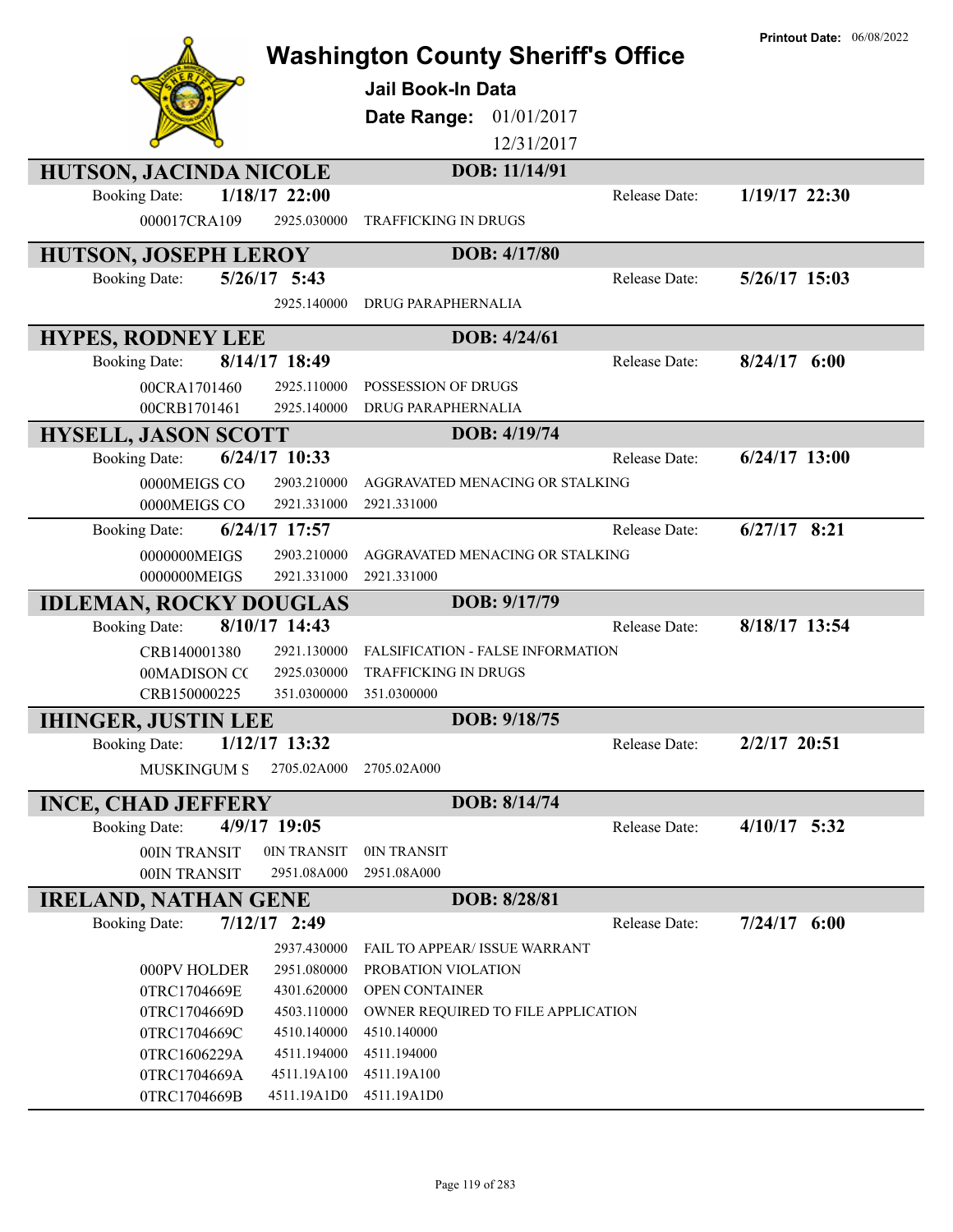# Washington County Sheriff's Office

**Printout Date:** 06/08/2022

**Jail Book-In Data**

**Date Range:** 01/01/2017 12/31/2017

## HUTSON, JACINDA NICOLE — DOB: 11/14/91

| Booking Date: | 1/18/17 22:00 | | Release Date: | 1/19/17 22:30 |
|---|---|---|---|---|
| 000017CRA109 | 2925.030000 | TRAFFICKING IN DRUGS | | |

## HUTSON, JOSEPH LEROY — DOB: 4/17/80

| Booking Date: | 5/26/17 5:43 | | Release Date: | 5/26/17 15:03 |
|---|---|---|---|---|
| | 2925.140000 | DRUG PARAPHERNALIA | | |

## HYPES, RODNEY LEE — DOB: 4/24/61

| Booking Date: | 8/14/17 18:49 | | Release Date: | 8/24/17 6:00 |
|---|---|---|---|---|
| 00CRA1701460 | 2925.110000 | POSSESSION OF DRUGS | | |
| 00CRB1701461 | 2925.140000 | DRUG PARAPHERNALIA | | |

## HYSELL, JASON SCOTT — DOB: 4/19/74

| Booking Date: | 6/24/17 10:33 | | Release Date: | 6/24/17 13:00 |
|---|---|---|---|---|
| 0000MEIGS CO | 2903.210000 | AGGRAVATED MENACING OR STALKING | | |
| 0000MEIGS CO | 2921.331000 | 2921.331000 | | |

| Booking Date: | 6/24/17 17:57 | | Release Date: | 6/27/17 8:21 |
|---|---|---|---|---|
| 0000000MEIGS | 2903.210000 | AGGRAVATED MENACING OR STALKING | | |
| 0000000MEIGS | 2921.331000 | 2921.331000 | | |

## IDLEMAN, ROCKY DOUGLAS — DOB: 9/17/79

| Booking Date: | 8/10/17 14:43 | | Release Date: | 8/18/17 13:54 |
|---|---|---|---|---|
| CRB140001380 | 2921.130000 | FALSIFICATION - FALSE INFORMATION | | |
| 00MADISON CO | 2925.030000 | TRAFFICKING IN DRUGS | | |
| CRB150000225 | 351.0300000 | 351.0300000 | | |

## IHINGER, JUSTIN LEE — DOB: 9/18/75

| Booking Date: | 1/12/17 13:32 | | Release Date: | 2/2/17 20:51 |
|---|---|---|---|---|
| MUSKINGUM S | 2705.02A000 | 2705.02A000 | | |

## INCE, CHAD JEFFERY — DOB: 8/14/74

| Booking Date: | 4/9/17 19:05 | | Release Date: | 4/10/17 5:32 |
|---|---|---|---|---|
| 00IN TRANSIT | 0IN TRANSIT | 0IN TRANSIT | | |
| 00IN TRANSIT | 2951.08A000 | 2951.08A000 | | |

## IRELAND, NATHAN GENE — DOB: 8/28/81

| Booking Date: | 7/12/17 2:49 | | Release Date: | 7/24/17 6:00 |
|---|---|---|---|---|
| | 2937.430000 | FAIL TO APPEAR/ ISSUE WARRANT | | |
| 000PV HOLDER | 2951.080000 | PROBATION VIOLATION | | |
| 0TRC1704669E | 4301.620000 | OPEN CONTAINER | | |
| 0TRC1704669D | 4503.110000 | OWNER REQUIRED TO FILE APPLICATION | | |
| 0TRC1704669C | 4510.140000 | 4510.140000 | | |
| 0TRC1606229A | 4511.194000 | 4511.194000 | | |
| 0TRC1704669A | 4511.19A100 | 4511.19A100 | | |
| 0TRC1704669B | 4511.19A1D0 | 4511.19A1D0 | | |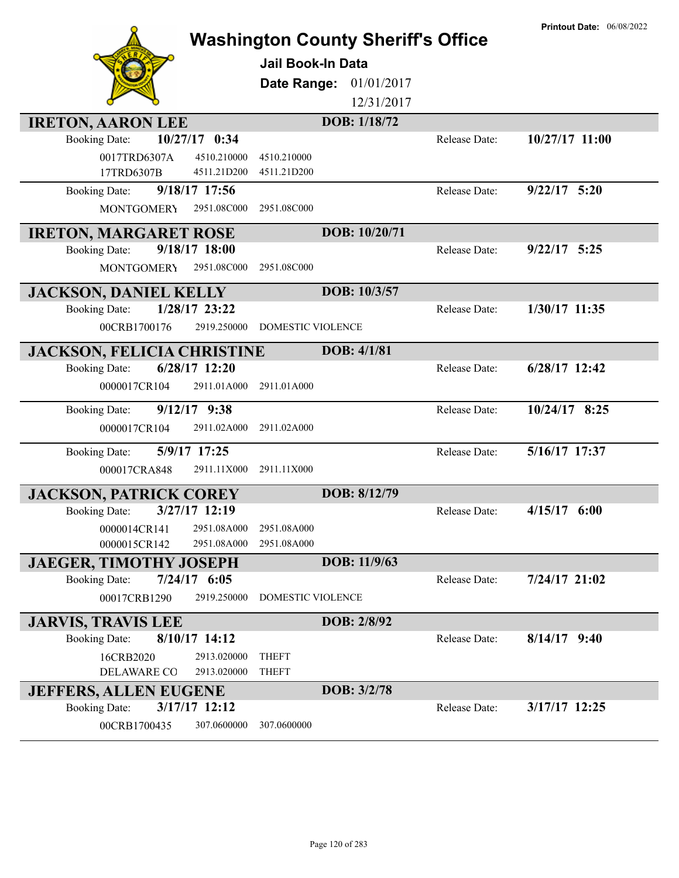Printout Date: 06/08/2022

# Washington County Sheriff's Office

## Jail Book-In Data

**Date Range:** 01/01/2017 12/31/2017

---

### IRETON, AARON LEE — DOB: 1/18/72

| Booking Date: | 10/27/17 0:34 | | Release Date: | 10/27/17 11:00 |
|---|---|---|---|---|
| 0017TRD6307A | 4510.210000 | 4510.210000 | | |
| 17TRD6307B | 4511.21D200 | 4511.21D200 | | |

| Booking Date: | 9/18/17 17:56 | | Release Date: | 9/22/17 5:20 |
|---|---|---|---|---|
| MONTGOMERY | 2951.08C000 | 2951.08C000 | | |

### IRETON, MARGARET ROSE — DOB: 10/20/71

| Booking Date: | 9/18/17 18:00 | | Release Date: | 9/22/17 5:25 |
|---|---|---|---|---|
| MONTGOMERY | 2951.08C000 | 2951.08C000 | | |

### JACKSON, DANIEL KELLY — DOB: 10/3/57

| Booking Date: | 1/28/17 23:22 | | Release Date: | 1/30/17 11:35 |
|---|---|---|---|---|
| 00CRB1700176 | 2919.250000 | DOMESTIC VIOLENCE | | |

### JACKSON, FELICIA CHRISTINE — DOB: 4/1/81

| Booking Date: | 6/28/17 12:20 | | Release Date: | 6/28/17 12:42 |
|---|---|---|---|---|
| 0000017CR104 | 2911.01A000 | 2911.01A000 | | |

| Booking Date: | 9/12/17 9:38 | | Release Date: | 10/24/17 8:25 |
|---|---|---|---|---|
| 0000017CR104 | 2911.02A000 | 2911.02A000 | | |

| Booking Date: | 5/9/17 17:25 | | Release Date: | 5/16/17 17:37 |
|---|---|---|---|---|
| 000017CRA848 | 2911.11X000 | 2911.11X000 | | |

### JACKSON, PATRICK COREY — DOB: 8/12/79

| Booking Date: | 3/27/17 12:19 | | Release Date: | 4/15/17 6:00 |
|---|---|---|---|---|
| 0000014CR141 | 2951.08A000 | 2951.08A000 | | |
| 0000015CR142 | 2951.08A000 | 2951.08A000 | | |

### JAEGER, TIMOTHY JOSEPH — DOB: 11/9/63

| Booking Date: | 7/24/17 6:05 | | Release Date: | 7/24/17 21:02 |
|---|---|---|---|---|
| 00017CRB1290 | 2919.250000 | DOMESTIC VIOLENCE | | |

### JARVIS, TRAVIS LEE — DOB: 2/8/92

| Booking Date: | 8/10/17 14:12 | | Release Date: | 8/14/17 9:40 |
|---|---|---|---|---|
| 16CRB2020 | 2913.020000 | THEFT | | |
| DELAWARE CO | 2913.020000 | THEFT | | |

### JEFFERS, ALLEN EUGENE — DOB: 3/2/78

| Booking Date: | 3/17/17 12:12 | | Release Date: | 3/17/17 12:25 |
|---|---|---|---|---|
| 00CRB1700435 | 307.0600000 | 307.0600000 | | |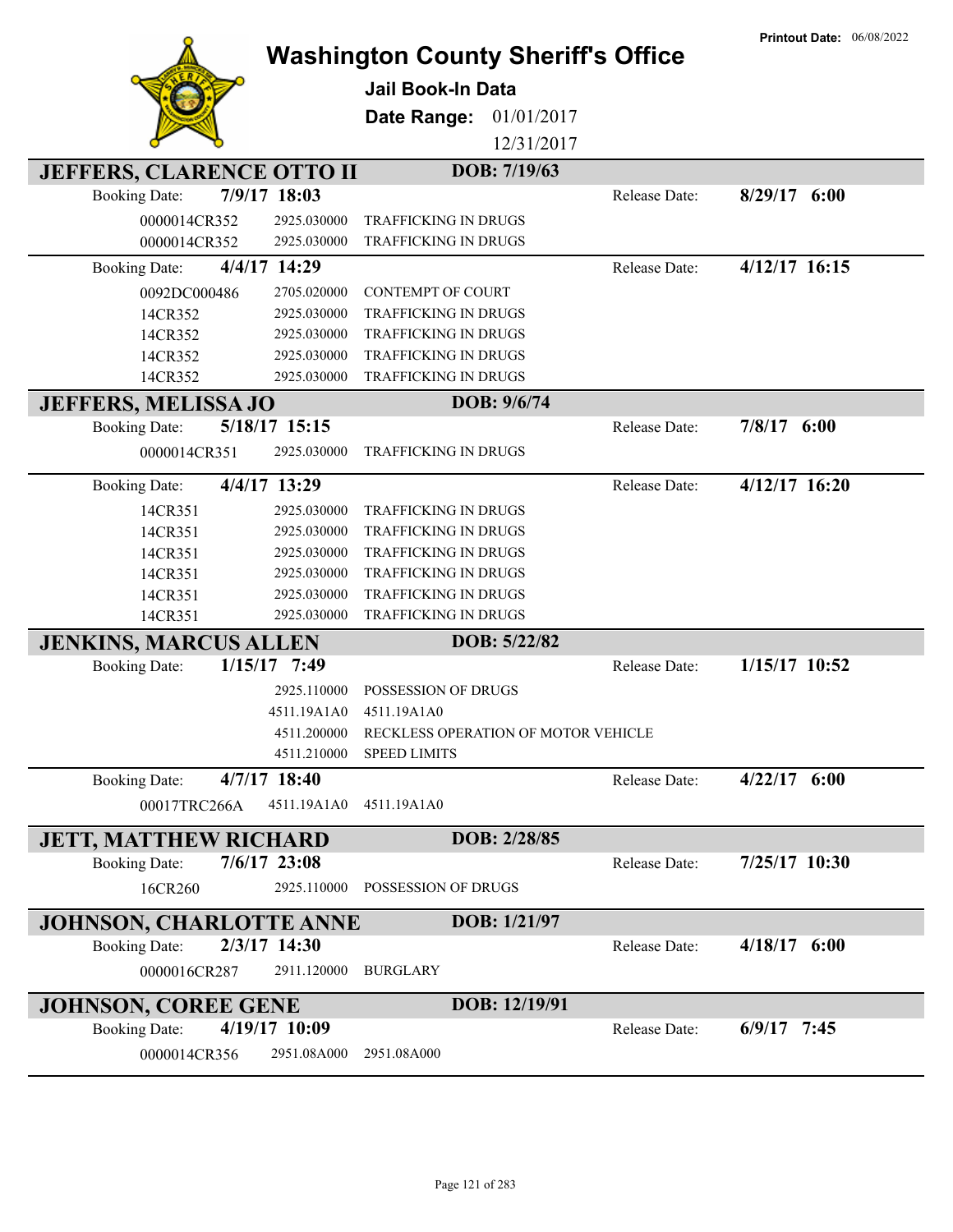**Printout Date:** 06/08/2022

# Washington County Sheriff's Office

## Jail Book-In Data

**Date Range:** 01/01/2017 12/31/2017

### JEFFERS, CLARENCE OTTO II — DOB: 7/19/63

**Booking Date:** 7/9/17 18:03 — **Release Date:** 8/29/17 6:00

| Case | Statute | Description |
|---|---|---|
| 0000014CR352 | 2925.030000 | TRAFFICKING IN DRUGS |
| 0000014CR352 | 2925.030000 | TRAFFICKING IN DRUGS |

**Booking Date:** 4/4/17 14:29 — **Release Date:** 4/12/17 16:15

| Case | Statute | Description |
|---|---|---|
| 0092DC000486 | 2705.020000 | CONTEMPT OF COURT |
| 14CR352 | 2925.030000 | TRAFFICKING IN DRUGS |
| 14CR352 | 2925.030000 | TRAFFICKING IN DRUGS |
| 14CR352 | 2925.030000 | TRAFFICKING IN DRUGS |
| 14CR352 | 2925.030000 | TRAFFICKING IN DRUGS |

### JEFFERS, MELISSA JO — DOB: 9/6/74

**Booking Date:** 5/18/17 15:15 — **Release Date:** 7/8/17 6:00

| Case | Statute | Description |
|---|---|---|
| 0000014CR351 | 2925.030000 | TRAFFICKING IN DRUGS |

**Booking Date:** 4/4/17 13:29 — **Release Date:** 4/12/17 16:20

| Case | Statute | Description |
|---|---|---|
| 14CR351 | 2925.030000 | TRAFFICKING IN DRUGS |
| 14CR351 | 2925.030000 | TRAFFICKING IN DRUGS |
| 14CR351 | 2925.030000 | TRAFFICKING IN DRUGS |
| 14CR351 | 2925.030000 | TRAFFICKING IN DRUGS |
| 14CR351 | 2925.030000 | TRAFFICKING IN DRUGS |
| 14CR351 | 2925.030000 | TRAFFICKING IN DRUGS |

### JENKINS, MARCUS ALLEN — DOB: 5/22/82

**Booking Date:** 1/15/17 7:49 — **Release Date:** 1/15/17 10:52

| Case | Statute | Description |
|---|---|---|
| | 2925.110000 | POSSESSION OF DRUGS |
| | 4511.19A1A0 | 4511.19A1A0 |
| | 4511.200000 | RECKLESS OPERATION OF MOTOR VEHICLE |
| | 4511.210000 | SPEED LIMITS |

**Booking Date:** 4/7/17 18:40 — **Release Date:** 4/22/17 6:00

| Case | Statute | Description |
|---|---|---|
| 00017TRC266A | 4511.19A1A0 | 4511.19A1A0 |

### JETT, MATTHEW RICHARD — DOB: 2/28/85

**Booking Date:** 7/6/17 23:08 — **Release Date:** 7/25/17 10:30

| Case | Statute | Description |
|---|---|---|
| 16CR260 | 2925.110000 | POSSESSION OF DRUGS |

### JOHNSON, CHARLOTTE ANNE — DOB: 1/21/97

**Booking Date:** 2/3/17 14:30 — **Release Date:** 4/18/17 6:00

| Case | Statute | Description |
|---|---|---|
| 0000016CR287 | 2911.120000 | BURGLARY |

### JOHNSON, COREE GENE — DOB: 12/19/91

**Booking Date:** 4/19/17 10:09 — **Release Date:** 6/9/17 7:45

| Case | Statute | Description |
|---|---|---|
| 0000014CR356 | 2951.08A000 | 2951.08A000 |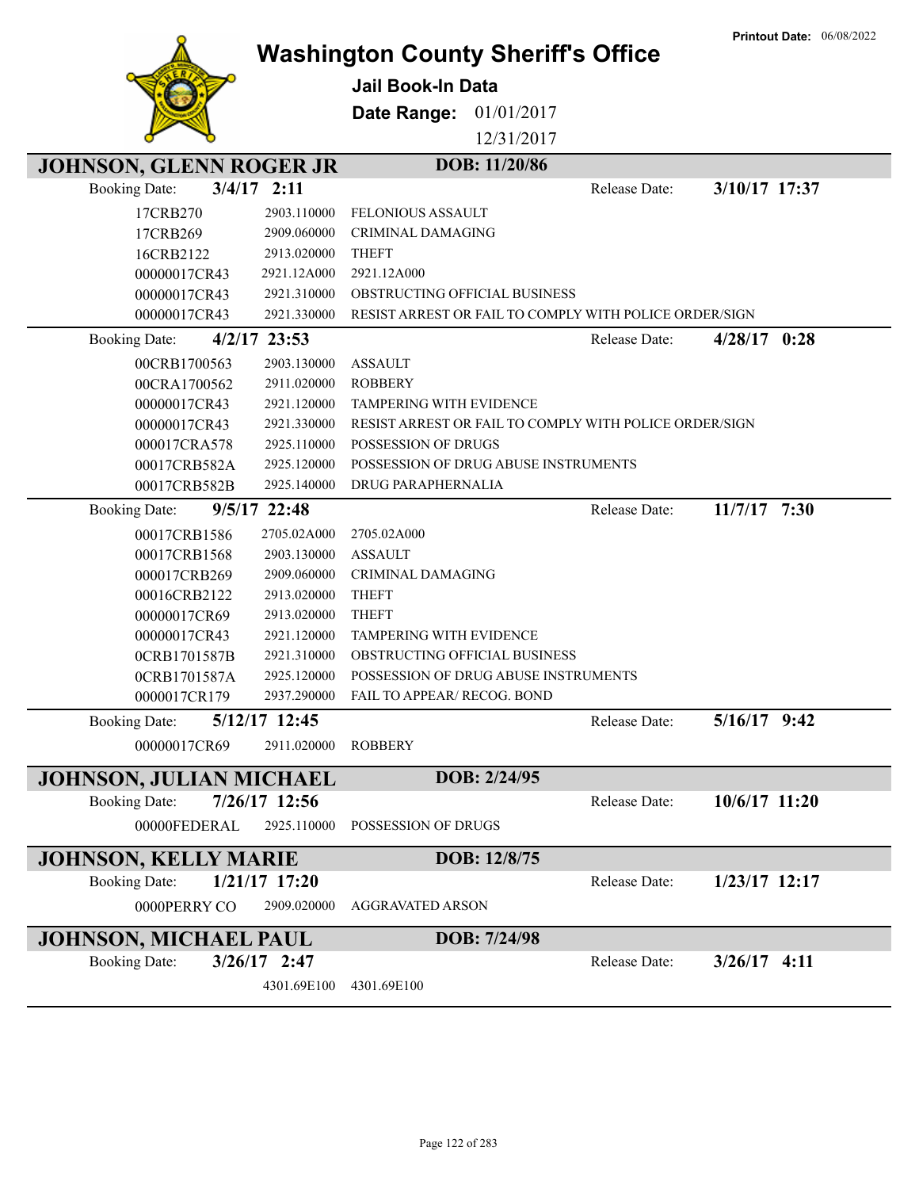# Washington County Sheriff's Office

**Printout Date:** 06/08/2022

## Jail Book-In Data

**Date Range:** 01/01/2017 12/31/2017

## JOHNSON, GLENN ROGER JR — DOB: 11/20/86

**Booking Date:** 3/4/17 2:11 — **Release Date:** 3/10/17 17:37

| Case | Statute | Charge |
|---|---|---|
| 17CRB270 | 2903.110000 | FELONIOUS ASSAULT |
| 17CRB269 | 2909.060000 | CRIMINAL DAMAGING |
| 16CRB2122 | 2913.020000 | THEFT |
| 00000017CR43 | 2921.12A000 | 2921.12A000 |
| 00000017CR43 | 2921.310000 | OBSTRUCTING OFFICIAL BUSINESS |
| 00000017CR43 | 2921.330000 | RESIST ARREST OR FAIL TO COMPLY WITH POLICE ORDER/SIGN |

**Booking Date:** 4/2/17 23:53 — **Release Date:** 4/28/17 0:28

| Case | Statute | Charge |
|---|---|---|
| 00CRB1700563 | 2903.130000 | ASSAULT |
| 00CRA1700562 | 2911.020000 | ROBBERY |
| 00000017CR43 | 2921.120000 | TAMPERING WITH EVIDENCE |
| 00000017CR43 | 2921.330000 | RESIST ARREST OR FAIL TO COMPLY WITH POLICE ORDER/SIGN |
| 000017CRA578 | 2925.110000 | POSSESSION OF DRUGS |
| 00017CRB582A | 2925.120000 | POSSESSION OF DRUG ABUSE INSTRUMENTS |
| 00017CRB582B | 2925.140000 | DRUG PARAPHERNALIA |

**Booking Date:** 9/5/17 22:48 — **Release Date:** 11/7/17 7:30

| Case | Statute | Charge |
|---|---|---|
| 00017CRB1586 | 2705.02A000 | 2705.02A000 |
| 00017CRB1568 | 2903.130000 | ASSAULT |
| 000017CRB269 | 2909.060000 | CRIMINAL DAMAGING |
| 00016CRB2122 | 2913.020000 | THEFT |
| 00000017CR69 | 2913.020000 | THEFT |
| 00000017CR43 | 2921.120000 | TAMPERING WITH EVIDENCE |
| 0CRB1701587B | 2921.310000 | OBSTRUCTING OFFICIAL BUSINESS |
| 0CRB1701587A | 2925.120000 | POSSESSION OF DRUG ABUSE INSTRUMENTS |
| 0000017CR179 | 2937.290000 | FAIL TO APPEAR/ RECOG. BOND |

**Booking Date:** 5/12/17 12:45 — **Release Date:** 5/16/17 9:42

| Case | Statute | Charge |
|---|---|---|
| 00000017CR69 | 2911.020000 | ROBBERY |

## JOHNSON, JULIAN MICHAEL — DOB: 2/24/95

**Booking Date:** 7/26/17 12:56 — **Release Date:** 10/6/17 11:20

| Case | Statute | Charge |
|---|---|---|
| 00000FEDERAL | 2925.110000 | POSSESSION OF DRUGS |

## JOHNSON, KELLY MARIE — DOB: 12/8/75

**Booking Date:** 1/21/17 17:20 — **Release Date:** 1/23/17 12:17

| Case | Statute | Charge |
|---|---|---|
| 0000PERRY CO | 2909.020000 | AGGRAVATED ARSON |

## JOHNSON, MICHAEL PAUL — DOB: 7/24/98

**Booking Date:** 3/26/17 2:47 — **Release Date:** 3/26/17 4:11

| Case | Statute | Charge |
|---|---|---|
| | 4301.69E100 | 4301.69E100 |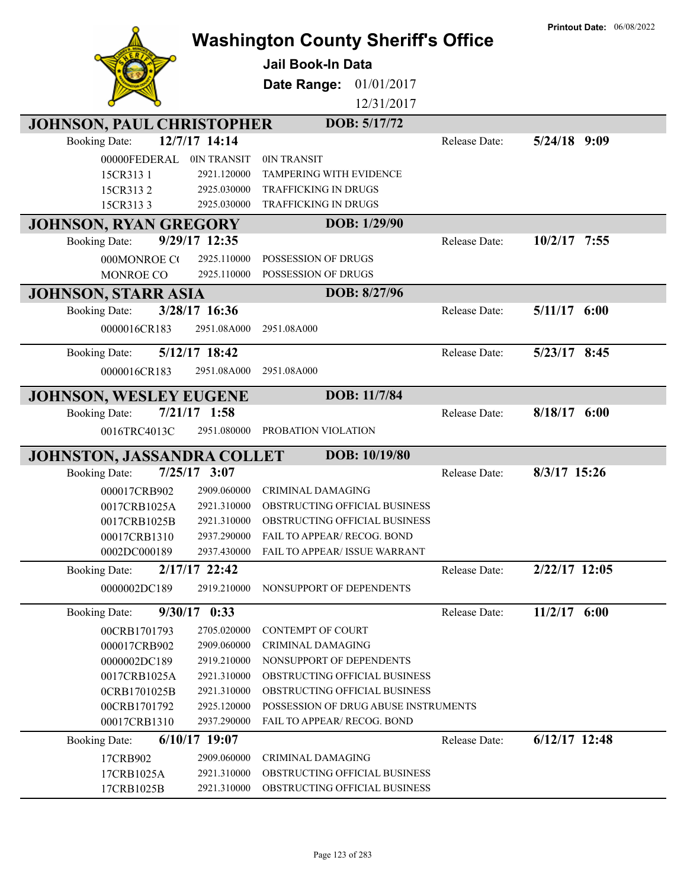# Washington County Sheriff's Office

**Printout Date:** 06/08/2022

## Jail Book-In Data

**Date Range:** 01/01/2017 – 12/31/2017

---

## JOHNSON, PAUL CHRISTOPHER — DOB: 5/17/72

**Booking Date:** 12/7/17 14:14 — **Release Date:** 5/24/18 9:09

| Case | Code | Description |
|---|---|---|
| 00000FEDERAL | 0IN TRANSIT | 0IN TRANSIT |
| 15CR313 1 | 2921.120000 | TAMPERING WITH EVIDENCE |
| 15CR313 2 | 2925.030000 | TRAFFICKING IN DRUGS |
| 15CR313 3 | 2925.030000 | TRAFFICKING IN DRUGS |

## JOHNSON, RYAN GREGORY — DOB: 1/29/90

**Booking Date:** 9/29/17 12:35 — **Release Date:** 10/2/17 7:55

| Case | Code | Description |
|---|---|---|
| 000MONROE C( | 2925.110000 | POSSESSION OF DRUGS |
| MONROE CO | 2925.110000 | POSSESSION OF DRUGS |

## JOHNSON, STARR ASIA — DOB: 8/27/96

**Booking Date:** 3/28/17 16:36 — **Release Date:** 5/11/17 6:00

| Case | Code | Description |
|---|---|---|
| 0000016CR183 | 2951.08A000 | 2951.08A000 |

**Booking Date:** 5/12/17 18:42 — **Release Date:** 5/23/17 8:45

| Case | Code | Description |
|---|---|---|
| 0000016CR183 | 2951.08A000 | 2951.08A000 |

## JOHNSON, WESLEY EUGENE — DOB: 11/7/84

**Booking Date:** 7/21/17 1:58 — **Release Date:** 8/18/17 6:00

| Case | Code | Description |
|---|---|---|
| 0016TRC4013C | 2951.080000 | PROBATION VIOLATION |

## JOHNSTON, JASSANDRA COLLET — DOB: 10/19/80

**Booking Date:** 7/25/17 3:07 — **Release Date:** 8/3/17 15:26

| Case | Code | Description |
|---|---|---|
| 000017CRB902 | 2909.060000 | CRIMINAL DAMAGING |
| 0017CRB1025A | 2921.310000 | OBSTRUCTING OFFICIAL BUSINESS |
| 0017CRB1025B | 2921.310000 | OBSTRUCTING OFFICIAL BUSINESS |
| 00017CRB1310 | 2937.290000 | FAIL TO APPEAR/ RECOG. BOND |
| 0002DC000189 | 2937.430000 | FAIL TO APPEAR/ ISSUE WARRANT |

**Booking Date:** 2/17/17 22:42 — **Release Date:** 2/22/17 12:05

| Case | Code | Description |
|---|---|---|
| 0000002DC189 | 2919.210000 | NONSUPPORT OF DEPENDENTS |

**Booking Date:** 9/30/17 0:33 — **Release Date:** 11/2/17 6:00

| Case | Code | Description |
|---|---|---|
| 00CRB1701793 | 2705.020000 | CONTEMPT OF COURT |
| 000017CRB902 | 2909.060000 | CRIMINAL DAMAGING |
| 0000002DC189 | 2919.210000 | NONSUPPORT OF DEPENDENTS |
| 0017CRB1025A | 2921.310000 | OBSTRUCTING OFFICIAL BUSINESS |
| 0CRB1701025B | 2921.310000 | OBSTRUCTING OFFICIAL BUSINESS |
| 00CRB1701792 | 2925.120000 | POSSESSION OF DRUG ABUSE INSTRUMENTS |
| 00017CRB1310 | 2937.290000 | FAIL TO APPEAR/ RECOG. BOND |

**Booking Date:** 6/10/17 19:07 — **Release Date:** 6/12/17 12:48

| Case | Code | Description |
|---|---|---|
| 17CRB902 | 2909.060000 | CRIMINAL DAMAGING |
| 17CRB1025A | 2921.310000 | OBSTRUCTING OFFICIAL BUSINESS |
| 17CRB1025B | 2921.310000 | OBSTRUCTING OFFICIAL BUSINESS |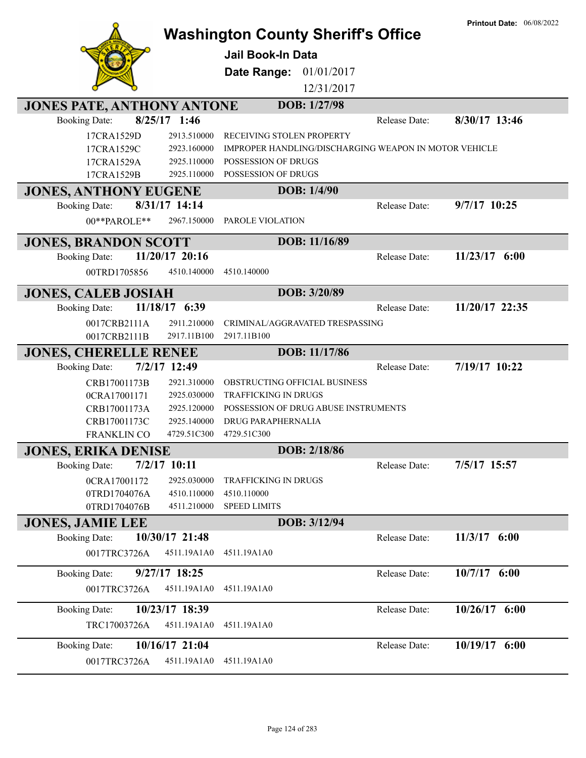Printout Date: 06/08/2022

# Washington County Sheriff's Office

## Jail Book-In Data

**Date Range:** 01/01/2017 – 12/31/2017

### JONES PATE, ANTHONY ANTONE — DOB: 1/27/98

**Booking Date:** 8/25/17 1:46 — **Release Date:** 8/30/17 13:46

| Case | Statute | Description |
|---|---|---|
| 17CRA1529D | 2913.510000 | RECEIVING STOLEN PROPERTY |
| 17CRA1529C | 2923.160000 | IMPROPER HANDLING/DISCHARGING WEAPON IN MOTOR VEHICLE |
| 17CRA1529A | 2925.110000 | POSSESSION OF DRUGS |
| 17CRA1529B | 2925.110000 | POSSESSION OF DRUGS |

### JONES, ANTHONY EUGENE — DOB: 1/4/90

**Booking Date:** 8/31/17 14:14 — **Release Date:** 9/7/17 10:25

| Case | Statute | Description |
|---|---|---|
| 00**PAROLE** | 2967.150000 | PAROLE VIOLATION |

### JONES, BRANDON SCOTT — DOB: 11/16/89

**Booking Date:** 11/20/17 20:16 — **Release Date:** 11/23/17 6:00

| Case | Statute | Description |
|---|---|---|
| 00TRD1705856 | 4510.140000 | 4510.140000 |

### JONES, CALEB JOSIAH — DOB: 3/20/89

**Booking Date:** 11/18/17 6:39 — **Release Date:** 11/20/17 22:35

| Case | Statute | Description |
|---|---|---|
| 0017CRB2111A | 2911.210000 | CRIMINAL/AGGRAVATED TRESPASSING |
| 0017CRB2111B | 2917.11B100 | 2917.11B100 |

### JONES, CHERELLE RENEE — DOB: 11/17/86

**Booking Date:** 7/2/17 12:49 — **Release Date:** 7/19/17 10:22

| Case | Statute | Description |
|---|---|---|
| CRB17001173B | 2921.310000 | OBSTRUCTING OFFICIAL BUSINESS |
| 0CRA17001171 | 2925.030000 | TRAFFICKING IN DRUGS |
| CRB17001173A | 2925.120000 | POSSESSION OF DRUG ABUSE INSTRUMENTS |
| CRB17001173C | 2925.140000 | DRUG PARAPHERNALIA |
| FRANKLIN CO | 4729.51C300 | 4729.51C300 |

### JONES, ERIKA DENISE — DOB: 2/18/86

**Booking Date:** 7/2/17 10:11 — **Release Date:** 7/5/17 15:57

| Case | Statute | Description |
|---|---|---|
| 0CRA17001172 | 2925.030000 | TRAFFICKING IN DRUGS |
| 0TRD1704076A | 4510.110000 | 4510.110000 |
| 0TRD1704076B | 4511.210000 | SPEED LIMITS |

### JONES, JAMIE LEE — DOB: 3/12/94

**Booking Date:** 10/30/17 21:48 — **Release Date:** 11/3/17 6:00

| Case | Statute | Description |
|---|---|---|
| 0017TRC3726A | 4511.19A1A0 | 4511.19A1A0 |

**Booking Date:** 9/27/17 18:25 — **Release Date:** 10/7/17 6:00

| Case | Statute | Description |
|---|---|---|
| 0017TRC3726A | 4511.19A1A0 | 4511.19A1A0 |

**Booking Date:** 10/23/17 18:39 — **Release Date:** 10/26/17 6:00

| Case | Statute | Description |
|---|---|---|
| TRC17003726A | 4511.19A1A0 | 4511.19A1A0 |

**Booking Date:** 10/16/17 21:04 — **Release Date:** 10/19/17 6:00

| Case | Statute | Description |
|---|---|---|
| 0017TRC3726A | 4511.19A1A0 | 4511.19A1A0 |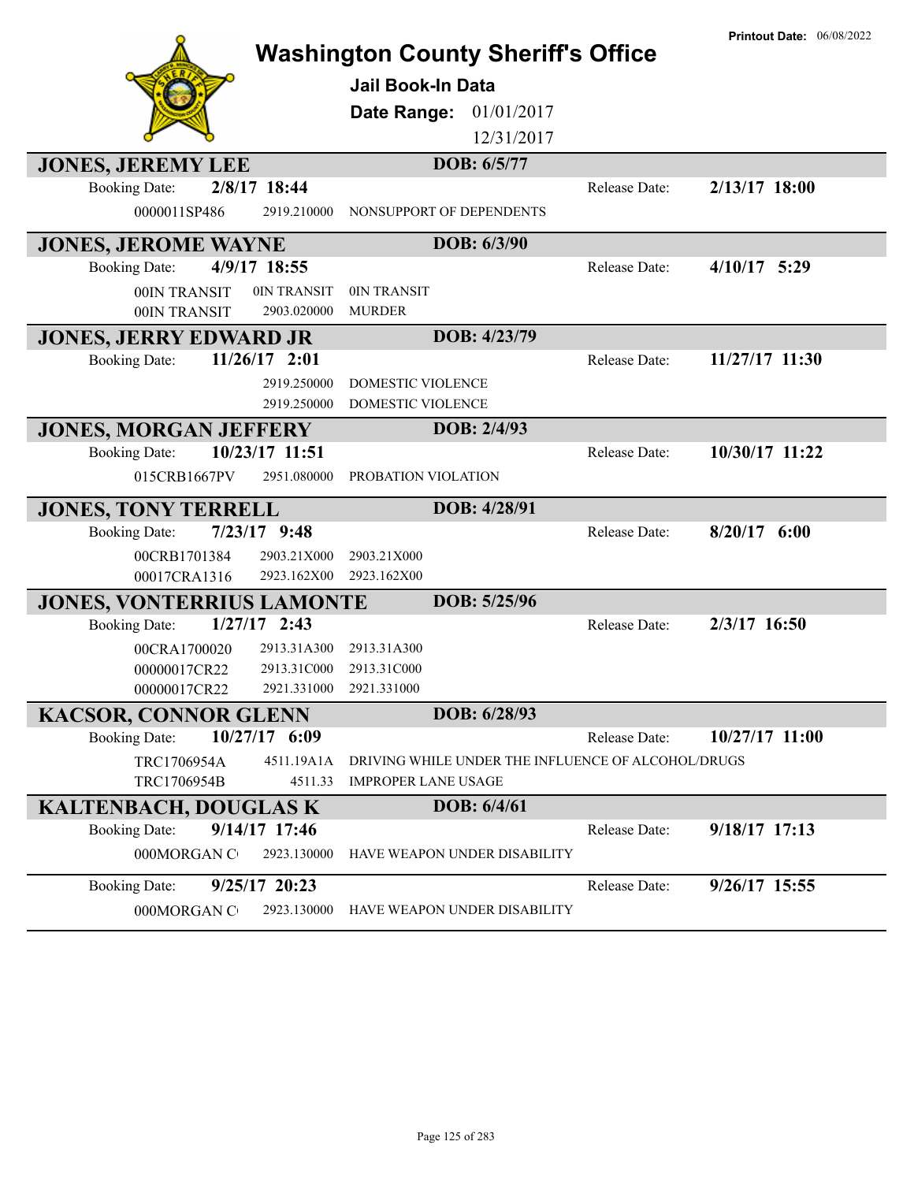# Washington County Sheriff's Office

Printout Date: 06/08/2022

**Jail Book-In Data**

**Date Range:** 01/01/2017 12/31/2017

## JONES, JEREMY LEE — DOB: 6/5/77

Booking Date: **2/8/17 18:44** Release Date: **2/13/17 18:00**

| | | |
|---|---|---|
| 0000011SP486 | 2919.210000 | NONSUPPORT OF DEPENDENTS |

## JONES, JEROME WAYNE — DOB: 6/3/90

Booking Date: **4/9/17 18:55** Release Date: **4/10/17 5:29**

| | | |
|---|---|---|
| 00IN TRANSIT | 0IN TRANSIT | 0IN TRANSIT |
| 00IN TRANSIT | 2903.020000 | MURDER |

## JONES, JERRY EDWARD JR — DOB: 4/23/79

Booking Date: **11/26/17 2:01** Release Date: **11/27/17 11:30**

| | | |
|---|---|---|
| | 2919.250000 | DOMESTIC VIOLENCE |
| | 2919.250000 | DOMESTIC VIOLENCE |

## JONES, MORGAN JEFFERY — DOB: 2/4/93

Booking Date: **10/23/17 11:51** Release Date: **10/30/17 11:22**

| | | |
|---|---|---|
| 015CRB1667PV | 2951.080000 | PROBATION VIOLATION |

## JONES, TONY TERRELL — DOB: 4/28/91

Booking Date: **7/23/17 9:48** Release Date: **8/20/17 6:00**

| | | |
|---|---|---|
| 00CRB1701384 | 2903.21X000 | 2903.21X000 |
| 00017CRA1316 | 2923.162X00 | 2923.162X00 |

## JONES, VONTERRIUS LAMONTE — DOB: 5/25/96

Booking Date: **1/27/17 2:43** Release Date: **2/3/17 16:50**

| | | |
|---|---|---|
| 00CRA1700020 | 2913.31A300 | 2913.31A300 |
| 00000017CR22 | 2913.31C000 | 2913.31C000 |
| 00000017CR22 | 2921.331000 | 2921.331000 |

## KACSOR, CONNOR GLENN — DOB: 6/28/93

Booking Date: **10/27/17 6:09** Release Date: **10/27/17 11:00**

| | | |
|---|---|---|
| TRC1706954A | 4511.19A1A | DRIVING WHILE UNDER THE INFLUENCE OF ALCOHOL/DRUGS |
| TRC1706954B | 4511.33 | IMPROPER LANE USAGE |

## KALTENBACH, DOUGLAS K — DOB: 6/4/61

Booking Date: **9/14/17 17:46** Release Date: **9/18/17 17:13**

| | | |
|---|---|---|
| 000MORGAN C | 2923.130000 | HAVE WEAPON UNDER DISABILITY |

Booking Date: **9/25/17 20:23** Release Date: **9/26/17 15:55**

| | | |
|---|---|---|
| 000MORGAN C | 2923.130000 | HAVE WEAPON UNDER DISABILITY |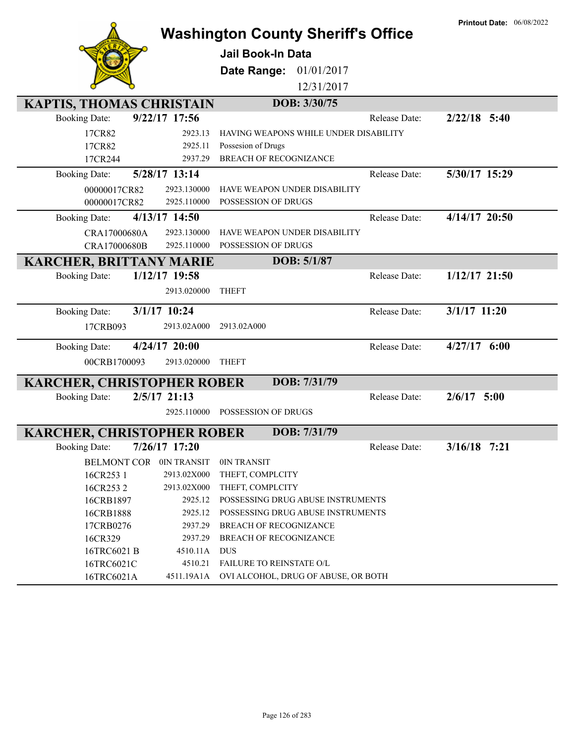Printout Date: 06/08/2022

# Washington County Sheriff's Office

**Jail Book-In Data**

**Date Range:** 01/01/2017 12/31/2017

## KAPTIS, THOMAS CHRISTAIN — DOB: 3/30/75

**Booking Date:** 9/22/17 17:56 — **Release Date:** 2/22/18 5:40

| Case | Statute | Charge |
|---|---|---|
| 17CR82 | 2923.13 | HAVING WEAPONS WHILE UNDER DISABILITY |
| 17CR82 | 2925.11 | Possesion of Drugs |
| 17CR244 | 2937.29 | BREACH OF RECOGNIZANCE |

**Booking Date:** 5/28/17 13:14 — **Release Date:** 5/30/17 15:29

| Case | Statute | Charge |
|---|---|---|
| 00000017CR82 | 2923.130000 | HAVE WEAPON UNDER DISABILITY |
| 00000017CR82 | 2925.110000 | POSSESSION OF DRUGS |

**Booking Date:** 4/13/17 14:50 — **Release Date:** 4/14/17 20:50

| Case | Statute | Charge |
|---|---|---|
| CRA17000680A | 2923.130000 | HAVE WEAPON UNDER DISABILITY |
| CRA17000680B | 2925.110000 | POSSESSION OF DRUGS |

## KARCHER, BRITTANY MARIE — DOB: 5/1/87

**Booking Date:** 1/12/17 19:58 — **Release Date:** 1/12/17 21:50

| Case | Statute | Charge |
|---|---|---|
| | 2913.020000 | THEFT |

**Booking Date:** 3/1/17 10:24 — **Release Date:** 3/1/17 11:20

| Case | Statute | Charge |
|---|---|---|
| 17CRB093 | 2913.02A000 | 2913.02A000 |

**Booking Date:** 4/24/17 20:00 — **Release Date:** 4/27/17 6:00

| Case | Statute | Charge |
|---|---|---|
| 00CRB1700093 | 2913.020000 | THEFT |

## KARCHER, CHRISTOPHER ROBER — DOB: 7/31/79

**Booking Date:** 2/5/17 21:13 — **Release Date:** 2/6/17 5:00

| Case | Statute | Charge |
|---|---|---|
| | 2925.110000 | POSSESSION OF DRUGS |

## KARCHER, CHRISTOPHER ROBER — DOB: 7/31/79

**Booking Date:** 7/26/17 17:20 — **Release Date:** 3/16/18 7:21

| Case | Statute | Charge |
|---|---|---|
| BELMONT COR | 0IN TRANSIT | 0IN TRANSIT |
| 16CR253 1 | 2913.02X000 | THEFT, COMPLCITY |
| 16CR253 2 | 2913.02X000 | THEFT, COMPLCITY |
| 16CRB1897 | 2925.12 | POSSESSING DRUG ABUSE INSTRUMENTS |
| 16CRB1888 | 2925.12 | POSSESSING DRUG ABUSE INSTRUMENTS |
| 17CRB0276 | 2937.29 | BREACH OF RECOGNIZANCE |
| 16CR329 | 2937.29 | BREACH OF RECOGNIZANCE |
| 16TRC6021 B | 4510.11A | DUS |
| 16TRC6021C | 4510.21 | FAILURE TO REINSTATE O/L |
| 16TRC6021A | 4511.19A1A | OVI ALCOHOL, DRUG OF ABUSE, OR BOTH |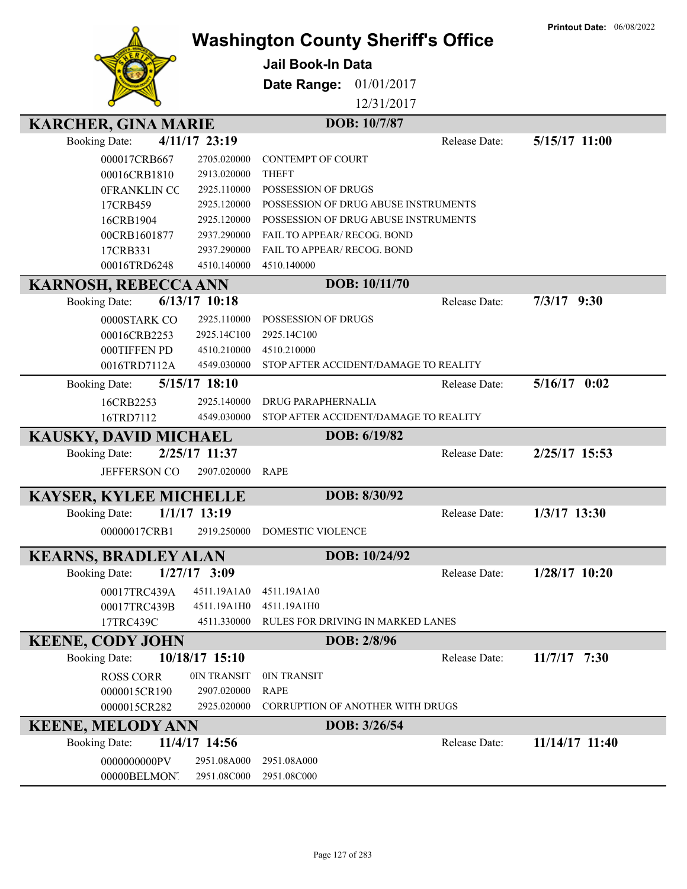Printout Date: 06/08/2022

# Washington County Sheriff's Office

## Jail Book-In Data

**Date Range:** 01/01/2017 12/31/2017

### KARCHER, GINA MARIE — DOB: 10/7/87

Booking Date: **4/11/17 23:19** — Release Date: **5/15/17 11:00**

| Case | Statute | Charge |
|---|---|---|
| 000017CRB667 | 2705.020000 | CONTEMPT OF COURT |
| 00016CRB1810 | 2913.020000 | THEFT |
| 0FRANKLIN CC | 2925.110000 | POSSESSION OF DRUGS |
| 17CRB459 | 2925.120000 | POSSESSION OF DRUG ABUSE INSTRUMENTS |
| 16CRB1904 | 2925.120000 | POSSESSION OF DRUG ABUSE INSTRUMENTS |
| 00CRB1601877 | 2937.290000 | FAIL TO APPEAR/ RECOG. BOND |
| 17CRB331 | 2937.290000 | FAIL TO APPEAR/ RECOG. BOND |
| 00016TRD6248 | 4510.140000 | 4510.140000 |

### KARNOSH, REBECCA ANN — DOB: 10/11/70

Booking Date: **6/13/17 10:18** — Release Date: **7/3/17 9:30**

| Case | Statute | Charge |
|---|---|---|
| 0000STARK CO | 2925.110000 | POSSESSION OF DRUGS |
| 00016CRB2253 | 2925.14C100 | 2925.14C100 |
| 000TIFFEN PD | 4510.210000 | 4510.210000 |
| 0016TRD7112A | 4549.030000 | STOP AFTER ACCIDENT/DAMAGE TO REALITY |

Booking Date: **5/15/17 18:10** — Release Date: **5/16/17 0:02**

| Case | Statute | Charge |
|---|---|---|
| 16CRB2253 | 2925.140000 | DRUG PARAPHERNALIA |
| 16TRD7112 | 4549.030000 | STOP AFTER ACCIDENT/DAMAGE TO REALITY |

### KAUSKY, DAVID MICHAEL — DOB: 6/19/82

Booking Date: **2/25/17 11:37** — Release Date: **2/25/17 15:53**

| Case | Statute | Charge |
|---|---|---|
| JEFFERSON CO | 2907.020000 | RAPE |

### KAYSER, KYLEE MICHELLE — DOB: 8/30/92

Booking Date: **1/1/17 13:19** — Release Date: **1/3/17 13:30**

| Case | Statute | Charge |
|---|---|---|
| 00000017CRB1 | 2919.250000 | DOMESTIC VIOLENCE |

### KEARNS, BRADLEY ALAN — DOB: 10/24/92

Booking Date: **1/27/17 3:09** — Release Date: **1/28/17 10:20**

| Case | Statute | Charge |
|---|---|---|
| 00017TRC439A | 4511.19A1A0 | 4511.19A1A0 |
| 00017TRC439B | 4511.19A1H0 | 4511.19A1H0 |
| 17TRC439C | 4511.330000 | RULES FOR DRIVING IN MARKED LANES |

### KEENE, CODY JOHN — DOB: 2/8/96

Booking Date: **10/18/17 15:10** — Release Date: **11/7/17 7:30**

| Case | Statute | Charge |
|---|---|---|
| ROSS CORR | 0IN TRANSIT | 0IN TRANSIT |
| 0000015CR190 | 2907.020000 | RAPE |
| 0000015CR282 | 2925.020000 | CORRUPTION OF ANOTHER WITH DRUGS |

### KEENE, MELODY ANN — DOB: 3/26/54

Booking Date: **11/4/17 14:56** — Release Date: **11/14/17 11:40**

| Case | Statute | Charge |
|---|---|---|
| 0000000000PV | 2951.08A000 | 2951.08A000 |
| 00000BELMONT | 2951.08C000 | 2951.08C000 |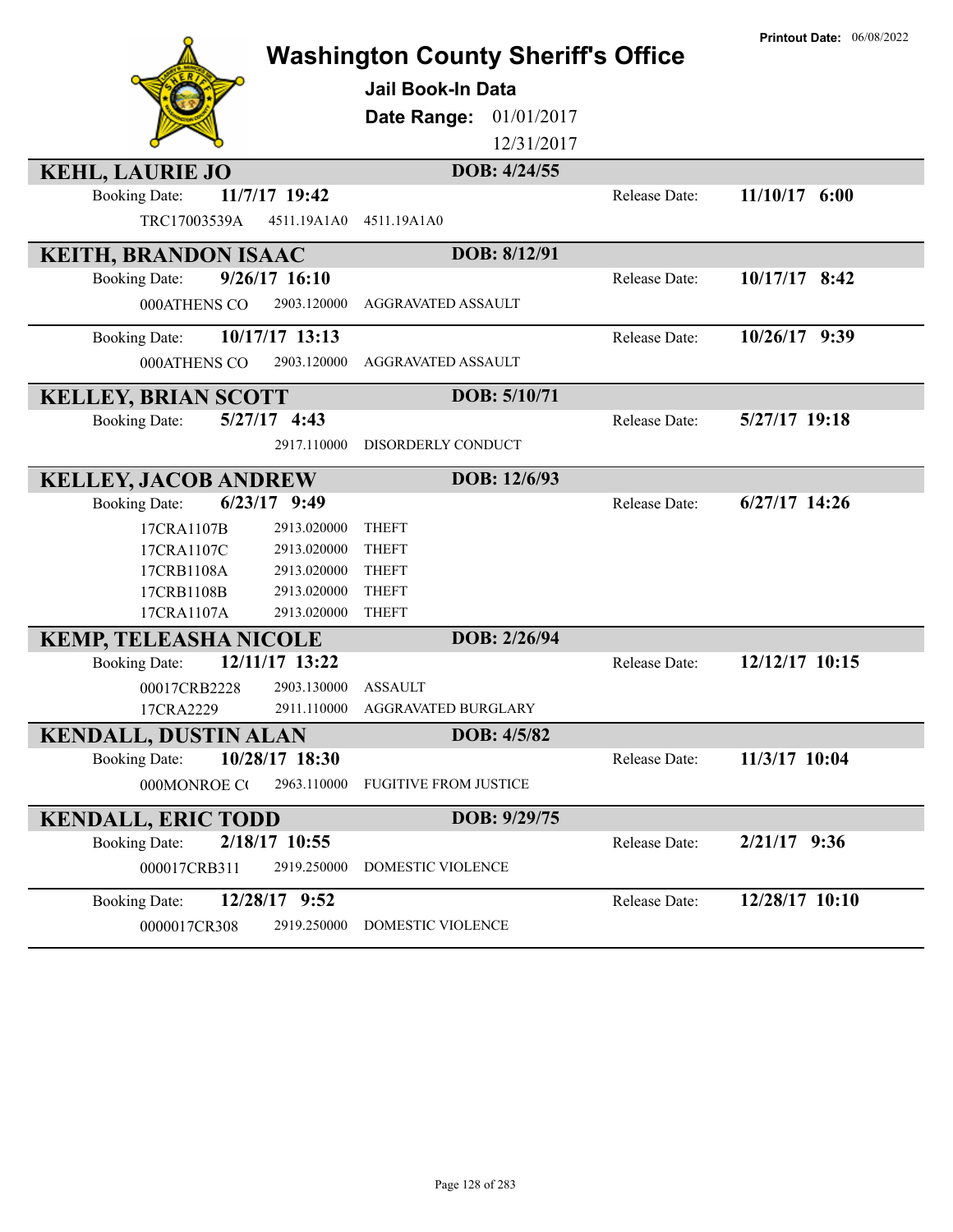# Washington County Sheriff's Office

**Printout Date:** 06/08/2022

## Jail Book-In Data

**Date Range:** 01/01/2017 12/31/2017

### KEHL, LAURIE JO — DOB: 4/24/55

Booking Date: **11/7/17 19:42** Release Date: **11/10/17 6:00**

| | | |
|---|---|---|
| TRC17003539A | 4511.19A1A0 | 4511.19A1A0 |

### KEITH, BRANDON ISAAC — DOB: 8/12/91

Booking Date: **9/26/17 16:10** Release Date: **10/17/17 8:42**

| | | |
|---|---|---|
| 000ATHENS CO | 2903.120000 | AGGRAVATED ASSAULT |

Booking Date: **10/17/17 13:13** Release Date: **10/26/17 9:39**

| | | |
|---|---|---|
| 000ATHENS CO | 2903.120000 | AGGRAVATED ASSAULT |

### KELLEY, BRIAN SCOTT — DOB: 5/10/71

Booking Date: **5/27/17 4:43** Release Date: **5/27/17 19:18**

| | | |
|---|---|---|
| | 2917.110000 | DISORDERLY CONDUCT |

### KELLEY, JACOB ANDREW — DOB: 12/6/93

Booking Date: **6/23/17 9:49** Release Date: **6/27/17 14:26**

| | | |
|---|---|---|
| 17CRA1107B | 2913.020000 | THEFT |
| 17CRA1107C | 2913.020000 | THEFT |
| 17CRB1108A | 2913.020000 | THEFT |
| 17CRB1108B | 2913.020000 | THEFT |
| 17CRA1107A | 2913.020000 | THEFT |

### KEMP, TELEASHA NICOLE — DOB: 2/26/94

Booking Date: **12/11/17 13:22** Release Date: **12/12/17 10:15**

| | | |
|---|---|---|
| 00017CRB2228 | 2903.130000 | ASSAULT |
| 17CRA2229 | 2911.110000 | AGGRAVATED BURGLARY |

### KENDALL, DUSTIN ALAN — DOB: 4/5/82

Booking Date: **10/28/17 18:30** Release Date: **11/3/17 10:04**

| | | |
|---|---|---|
| 000MONROE C( | 2963.110000 | FUGITIVE FROM JUSTICE |

### KENDALL, ERIC TODD — DOB: 9/29/75

Booking Date: **2/18/17 10:55** Release Date: **2/21/17 9:36**

| | | |
|---|---|---|
| 000017CRB311 | 2919.250000 | DOMESTIC VIOLENCE |

Booking Date: **12/28/17 9:52** Release Date: **12/28/17 10:10**

| | | |
|---|---|---|
| 0000017CR308 | 2919.250000 | DOMESTIC VIOLENCE |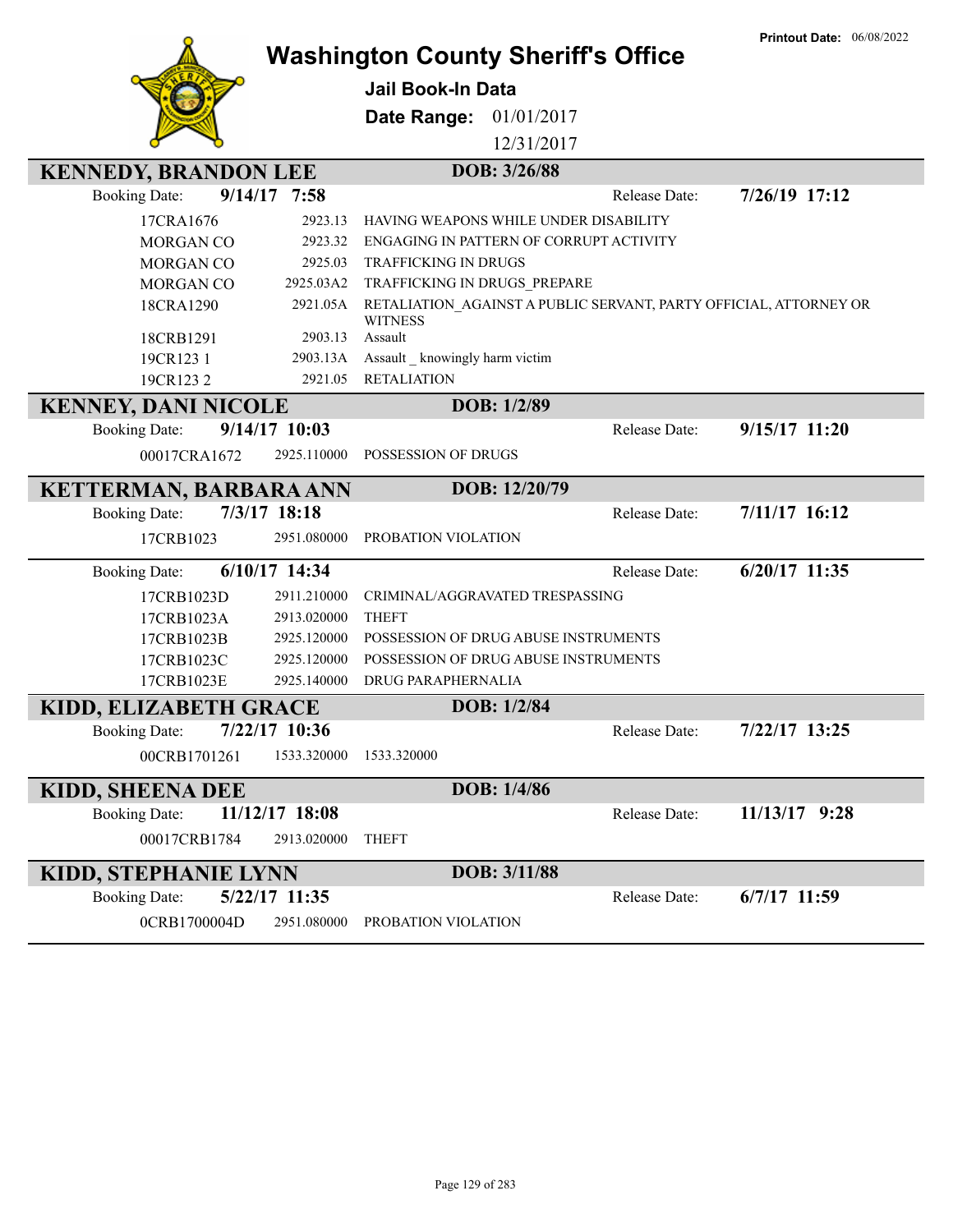Printout Date: 06/08/2022

# Washington County Sheriff's Office

**Jail Book-In Data**

**Date Range:** 01/01/2017 - 12/31/2017

## KENNEDY, BRANDON LEE — DOB: 3/26/88

**Booking Date:** 9/14/17 7:58 — **Release Date:** 7/26/19 17:12

| Case | Code | Charge |
|---|---|---|
| 17CRA1676 | 2923.13 | HAVING WEAPONS WHILE UNDER DISABILITY |
| MORGAN CO | 2923.32 | ENGAGING IN PATTERN OF CORRUPT ACTIVITY |
| MORGAN CO | 2925.03 | TRAFFICKING IN DRUGS |
| MORGAN CO | 2925.03A2 | TRAFFICKING IN DRUGS_PREPARE |
| 18CRA1290 | 2921.05A | RETALIATION_AGAINST A PUBLIC SERVANT, PARTY OFFICIAL, ATTORNEY OR WITNESS |
| 18CRB1291 | 2903.13 | Assault |
| 19CR123 1 | 2903.13A | Assault _ knowingly harm victim |
| 19CR123 2 | 2921.05 | RETALIATION |

## KENNEY, DANI NICOLE — DOB: 1/2/89

**Booking Date:** 9/14/17 10:03 — **Release Date:** 9/15/17 11:20

| Case | Code | Charge |
|---|---|---|
| 00017CRA1672 | 2925.110000 | POSSESSION OF DRUGS |

## KETTERMAN, BARBARA ANN — DOB: 12/20/79

**Booking Date:** 7/3/17 18:18 — **Release Date:** 7/11/17 16:12

| Case | Code | Charge |
|---|---|---|
| 17CRB1023 | 2951.080000 | PROBATION VIOLATION |

**Booking Date:** 6/10/17 14:34 — **Release Date:** 6/20/17 11:35

| Case | Code | Charge |
|---|---|---|
| 17CRB1023D | 2911.210000 | CRIMINAL/AGGRAVATED TRESPASSING |
| 17CRB1023A | 2913.020000 | THEFT |
| 17CRB1023B | 2925.120000 | POSSESSION OF DRUG ABUSE INSTRUMENTS |
| 17CRB1023C | 2925.120000 | POSSESSION OF DRUG ABUSE INSTRUMENTS |
| 17CRB1023E | 2925.140000 | DRUG PARAPHERNALIA |

## KIDD, ELIZABETH GRACE — DOB: 1/2/84

**Booking Date:** 7/22/17 10:36 — **Release Date:** 7/22/17 13:25

| Case | Code | Charge |
|---|---|---|
| 00CRB1701261 | 1533.320000 | 1533.320000 |

## KIDD, SHEENA DEE — DOB: 1/4/86

**Booking Date:** 11/12/17 18:08 — **Release Date:** 11/13/17 9:28

| Case | Code | Charge |
|---|---|---|
| 00017CRB1784 | 2913.020000 | THEFT |

## KIDD, STEPHANIE LYNN — DOB: 3/11/88

**Booking Date:** 5/22/17 11:35 — **Release Date:** 6/7/17 11:59

| Case | Code | Charge |
|---|---|---|
| 0CRB1700004D | 2951.080000 | PROBATION VIOLATION |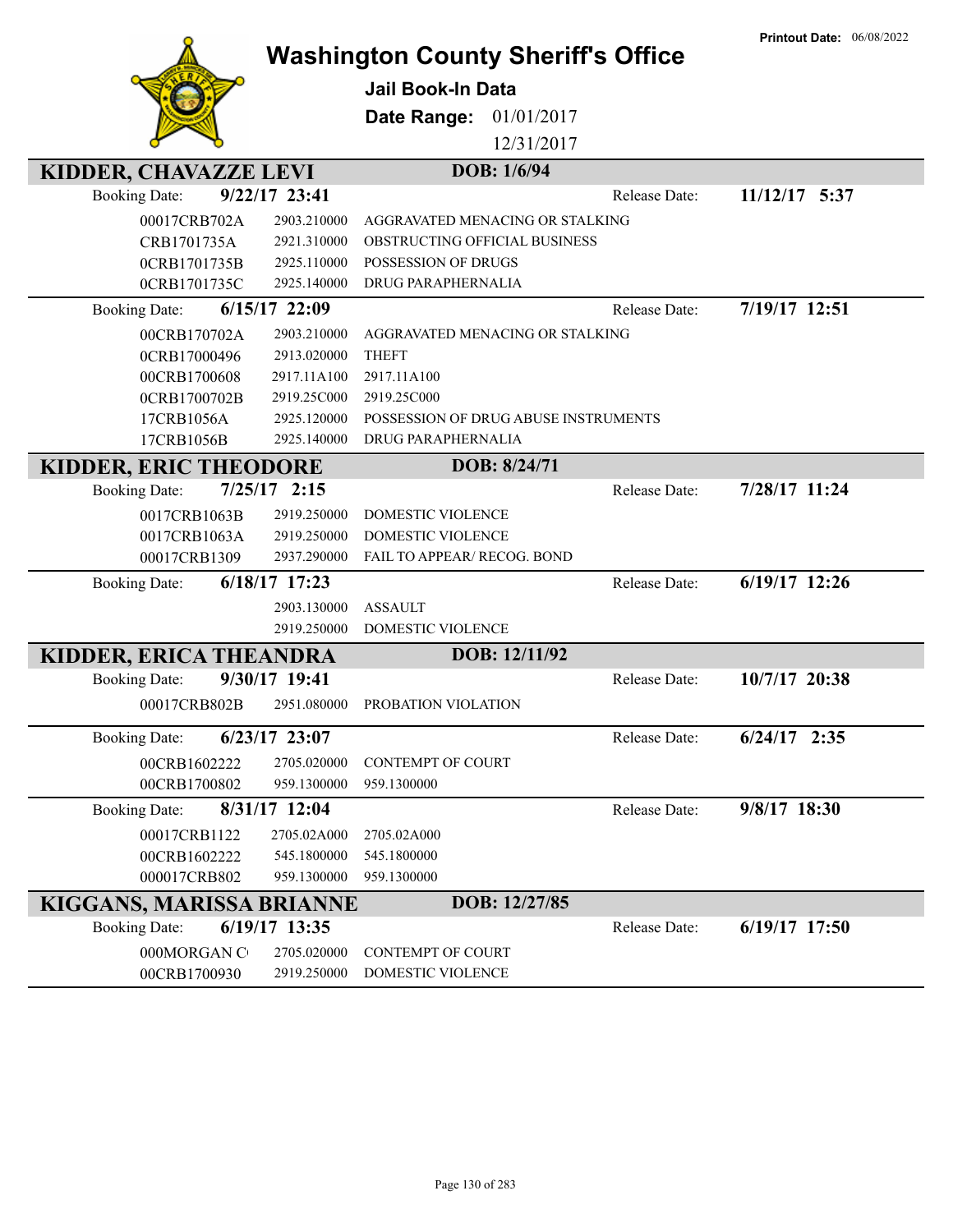Printout Date: 06/08/2022

# Washington County Sheriff's Office

**Jail Book-In Data**

**Date Range:** 01/01/2017 12/31/2017

## KIDDER, CHAVAZZE LEVI — DOB: 1/6/94

**Booking Date:** 9/22/17 23:41 — **Release Date:** 11/12/17 5:37

| Case | Statute | Description |
|---|---|---|
| 00017CRB702A | 2903.210000 | AGGRAVATED MENACING OR STALKING |
| CRB1701735A | 2921.310000 | OBSTRUCTING OFFICIAL BUSINESS |
| 0CRB1701735B | 2925.110000 | POSSESSION OF DRUGS |
| 0CRB1701735C | 2925.140000 | DRUG PARAPHERNALIA |

**Booking Date:** 6/15/17 22:09 — **Release Date:** 7/19/17 12:51

| Case | Statute | Description |
|---|---|---|
| 00CRB170702A | 2903.210000 | AGGRAVATED MENACING OR STALKING |
| 0CRB17000496 | 2913.020000 | THEFT |
| 00CRB1700608 | 2917.11A100 | 2917.11A100 |
| 0CRB1700702B | 2919.25C000 | 2919.25C000 |
| 17CRB1056A | 2925.120000 | POSSESSION OF DRUG ABUSE INSTRUMENTS |
| 17CRB1056B | 2925.140000 | DRUG PARAPHERNALIA |

## KIDDER, ERIC THEODORE — DOB: 8/24/71

**Booking Date:** 7/25/17 2:15 — **Release Date:** 7/28/17 11:24

| Case | Statute | Description |
|---|---|---|
| 0017CRB1063B | 2919.250000 | DOMESTIC VIOLENCE |
| 0017CRB1063A | 2919.250000 | DOMESTIC VIOLENCE |
| 00017CRB1309 | 2937.290000 | FAIL TO APPEAR/ RECOG. BOND |

**Booking Date:** 6/18/17 17:23 — **Release Date:** 6/19/17 12:26

| Case | Statute | Description |
|---|---|---|
| | 2903.130000 | ASSAULT |
| | 2919.250000 | DOMESTIC VIOLENCE |

## KIDDER, ERICA THEANDRA — DOB: 12/11/92

**Booking Date:** 9/30/17 19:41 — **Release Date:** 10/7/17 20:38

| Case | Statute | Description |
|---|---|---|
| 00017CRB802B | 2951.080000 | PROBATION VIOLATION |

**Booking Date:** 6/23/17 23:07 — **Release Date:** 6/24/17 2:35

| Case | Statute | Description |
|---|---|---|
| 00CRB1602222 | 2705.020000 | CONTEMPT OF COURT |
| 00CRB1700802 | 959.1300000 | 959.1300000 |

**Booking Date:** 8/31/17 12:04 — **Release Date:** 9/8/17 18:30

| Case | Statute | Description |
|---|---|---|
| 00017CRB1122 | 2705.02A000 | 2705.02A000 |
| 00CRB1602222 | 545.1800000 | 545.1800000 |
| 000017CRB802 | 959.1300000 | 959.1300000 |

## KIGGANS, MARISSA BRIANNE — DOB: 12/27/85

**Booking Date:** 6/19/17 13:35 — **Release Date:** 6/19/17 17:50

| Case | Statute | Description |
|---|---|---|
| 000MORGAN C | 2705.020000 | CONTEMPT OF COURT |
| 00CRB1700930 | 2919.250000 | DOMESTIC VIOLENCE |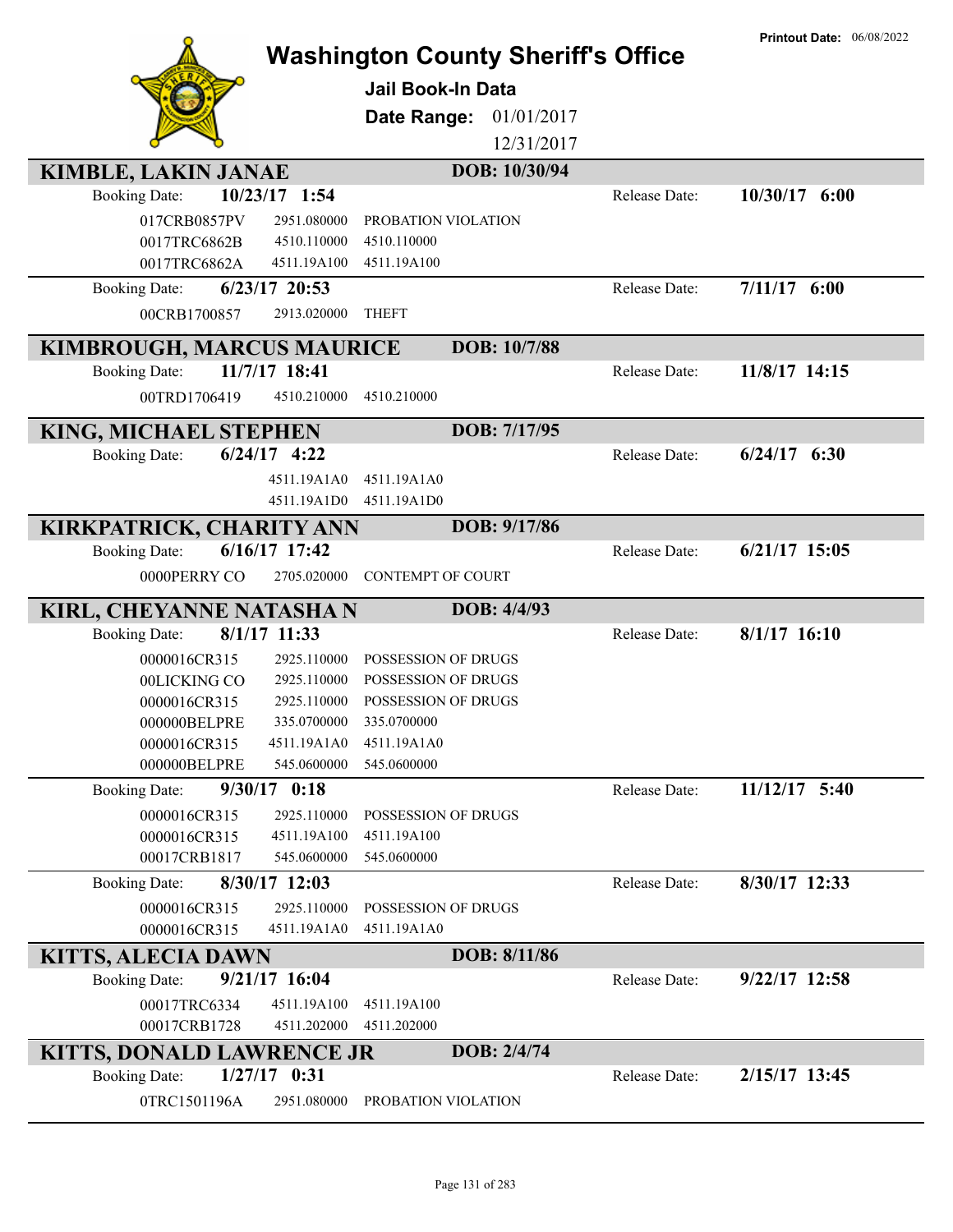# Washington County Sheriff's Office

**Printout Date:** 06/08/2022

## Jail Book-In Data

**Date Range:** 01/01/2017 12/31/2017

---

## KIMBLE, LAKIN JANAE — DOB: 10/30/94

**Booking Date:** 10/23/17 1:54 — **Release Date:** 10/30/17 6:00

| Case | Code | Description |
|---|---|---|
| 017CRB0857PV | 2951.080000 | PROBATION VIOLATION |
| 0017TRC6862B | 4510.110000 | 4510.110000 |
| 0017TRC6862A | 4511.19A100 | 4511.19A100 |

**Booking Date:** 6/23/17 20:53 — **Release Date:** 7/11/17 6:00

| Case | Code | Description |
|---|---|---|
| 00CRB1700857 | 2913.020000 | THEFT |

## KIMBROUGH, MARCUS MAURICE — DOB: 10/7/88

**Booking Date:** 11/7/17 18:41 — **Release Date:** 11/8/17 14:15

| Case | Code | Description |
|---|---|---|
| 00TRD1706419 | 4510.210000 | 4510.210000 |

## KING, MICHAEL STEPHEN — DOB: 7/17/95

**Booking Date:** 6/24/17 4:22 — **Release Date:** 6/24/17 6:30

| Case | Code | Description |
|---|---|---|
| | 4511.19A1A0 | 4511.19A1A0 |
| | 4511.19A1D0 | 4511.19A1D0 |

## KIRKPATRICK, CHARITY ANN — DOB: 9/17/86

**Booking Date:** 6/16/17 17:42 — **Release Date:** 6/21/17 15:05

| Case | Code | Description |
|---|---|---|
| 0000PERRY CO | 2705.020000 | CONTEMPT OF COURT |

## KIRL, CHEYANNE NATASHA N — DOB: 4/4/93

**Booking Date:** 8/1/17 11:33 — **Release Date:** 8/1/17 16:10

| Case | Code | Description |
|---|---|---|
| 0000016CR315 | 2925.110000 | POSSESSION OF DRUGS |
| 00LICKING CO | 2925.110000 | POSSESSION OF DRUGS |
| 0000016CR315 | 2925.110000 | POSSESSION OF DRUGS |
| 000000BELPRE | 335.0700000 | 335.0700000 |
| 0000016CR315 | 4511.19A1A0 | 4511.19A1A0 |
| 000000BELPRE | 545.0600000 | 545.0600000 |

**Booking Date:** 9/30/17 0:18 — **Release Date:** 11/12/17 5:40

| Case | Code | Description |
|---|---|---|
| 0000016CR315 | 2925.110000 | POSSESSION OF DRUGS |
| 0000016CR315 | 4511.19A100 | 4511.19A100 |
| 00017CRB1817 | 545.0600000 | 545.0600000 |

**Booking Date:** 8/30/17 12:03 — **Release Date:** 8/30/17 12:33

| Case | Code | Description |
|---|---|---|
| 0000016CR315 | 2925.110000 | POSSESSION OF DRUGS |
| 0000016CR315 | 4511.19A1A0 | 4511.19A1A0 |

## KITTS, ALECIA DAWN — DOB: 8/11/86

**Booking Date:** 9/21/17 16:04 — **Release Date:** 9/22/17 12:58

| Case | Code | Description |
|---|---|---|
| 00017TRC6334 | 4511.19A100 | 4511.19A100 |
| 00017CRB1728 | 4511.202000 | 4511.202000 |

## KITTS, DONALD LAWRENCE JR — DOB: 2/4/74

**Booking Date:** 1/27/17 0:31 — **Release Date:** 2/15/17 13:45

| Case | Code | Description |
|---|---|---|
| 0TRC1501196A | 2951.080000 | PROBATION VIOLATION |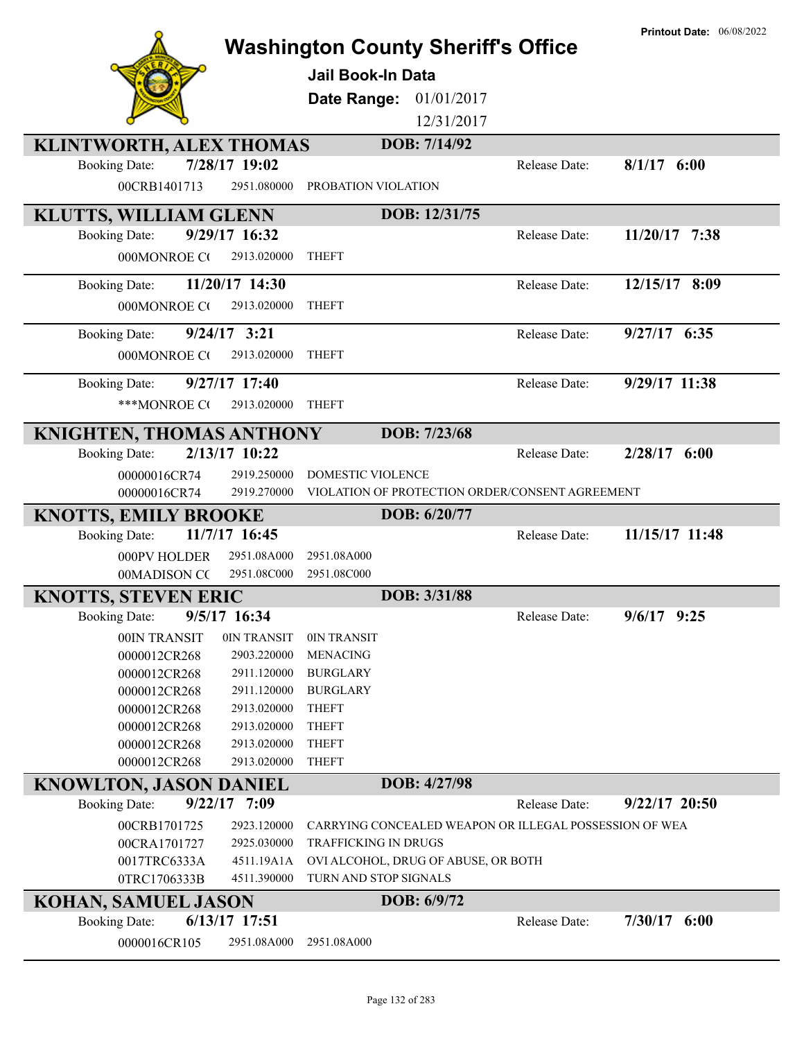# Washington County Sheriff's Office

**Printout Date:** 06/08/2022

## Jail Book-In Data

**Date Range:** 01/01/2017 12/31/2017

---

### KLINTWORTH, ALEX THOMAS — DOB: 7/14/92

**Booking Date:** 7/28/17 19:02 **Release Date:** 8/1/17 6:00

| Case | Code | Charge |
|---|---|---|
| 00CRB1401713 | 2951.080000 | PROBATION VIOLATION |

---

### KLUTTS, WILLIAM GLENN — DOB: 12/31/75

**Booking Date:** 9/29/17 16:32 **Release Date:** 11/20/17 7:38

| Case | Code | Charge |
|---|---|---|
| 000MONROE C( | 2913.020000 | THEFT |

**Booking Date:** 11/20/17 14:30 **Release Date:** 12/15/17 8:09

| Case | Code | Charge |
|---|---|---|
| 000MONROE C( | 2913.020000 | THEFT |

**Booking Date:** 9/24/17 3:21 **Release Date:** 9/27/17 6:35

| Case | Code | Charge |
|---|---|---|
| 000MONROE C( | 2913.020000 | THEFT |

**Booking Date:** 9/27/17 17:40 **Release Date:** 9/29/17 11:38

| Case | Code | Charge |
|---|---|---|
| ***MONROE C( | 2913.020000 | THEFT |

---

### KNIGHTEN, THOMAS ANTHONY — DOB: 7/23/68

**Booking Date:** 2/13/17 10:22 **Release Date:** 2/28/17 6:00

| Case | Code | Charge |
|---|---|---|
| 00000016CR74 | 2919.250000 | DOMESTIC VIOLENCE |
| 00000016CR74 | 2919.270000 | VIOLATION OF PROTECTION ORDER/CONSENT AGREEMENT |

---

### KNOTTS, EMILY BROOKE — DOB: 6/20/77

**Booking Date:** 11/7/17 16:45 **Release Date:** 11/15/17 11:48

| Case | Code | Charge |
|---|---|---|
| 000PV HOLDER | 2951.08A000 | 2951.08A000 |
| 00MADISON C( | 2951.08C000 | 2951.08C000 |

---

### KNOTTS, STEVEN ERIC — DOB: 3/31/88

**Booking Date:** 9/5/17 16:34 **Release Date:** 9/6/17 9:25

| Case | Code | Charge |
|---|---|---|
| 00IN TRANSIT | 0IN TRANSIT | 0IN TRANSIT |
| 0000012CR268 | 2903.220000 | MENACING |
| 0000012CR268 | 2911.120000 | BURGLARY |
| 0000012CR268 | 2911.120000 | BURGLARY |
| 0000012CR268 | 2913.020000 | THEFT |
| 0000012CR268 | 2913.020000 | THEFT |
| 0000012CR268 | 2913.020000 | THEFT |
| 0000012CR268 | 2913.020000 | THEFT |

---

### KNOWLTON, JASON DANIEL — DOB: 4/27/98

**Booking Date:** 9/22/17 7:09 **Release Date:** 9/22/17 20:50

| Case | Code | Charge |
|---|---|---|
| 00CRB1701725 | 2923.120000 | CARRYING CONCEALED WEAPON OR ILLEGAL POSSESSION OF WEA |
| 00CRA1701727 | 2925.030000 | TRAFFICKING IN DRUGS |
| 0017TRC6333A | 4511.19A1A | OVI ALCOHOL, DRUG OF ABUSE, OR BOTH |
| 0TRC1706333B | 4511.390000 | TURN AND STOP SIGNALS |

---

### KOHAN, SAMUEL JASON — DOB: 6/9/72

**Booking Date:** 6/13/17 17:51 **Release Date:** 7/30/17 6:00

| Case | Code | Charge |
|---|---|---|
| 0000016CR105 | 2951.08A000 | 2951.08A000 |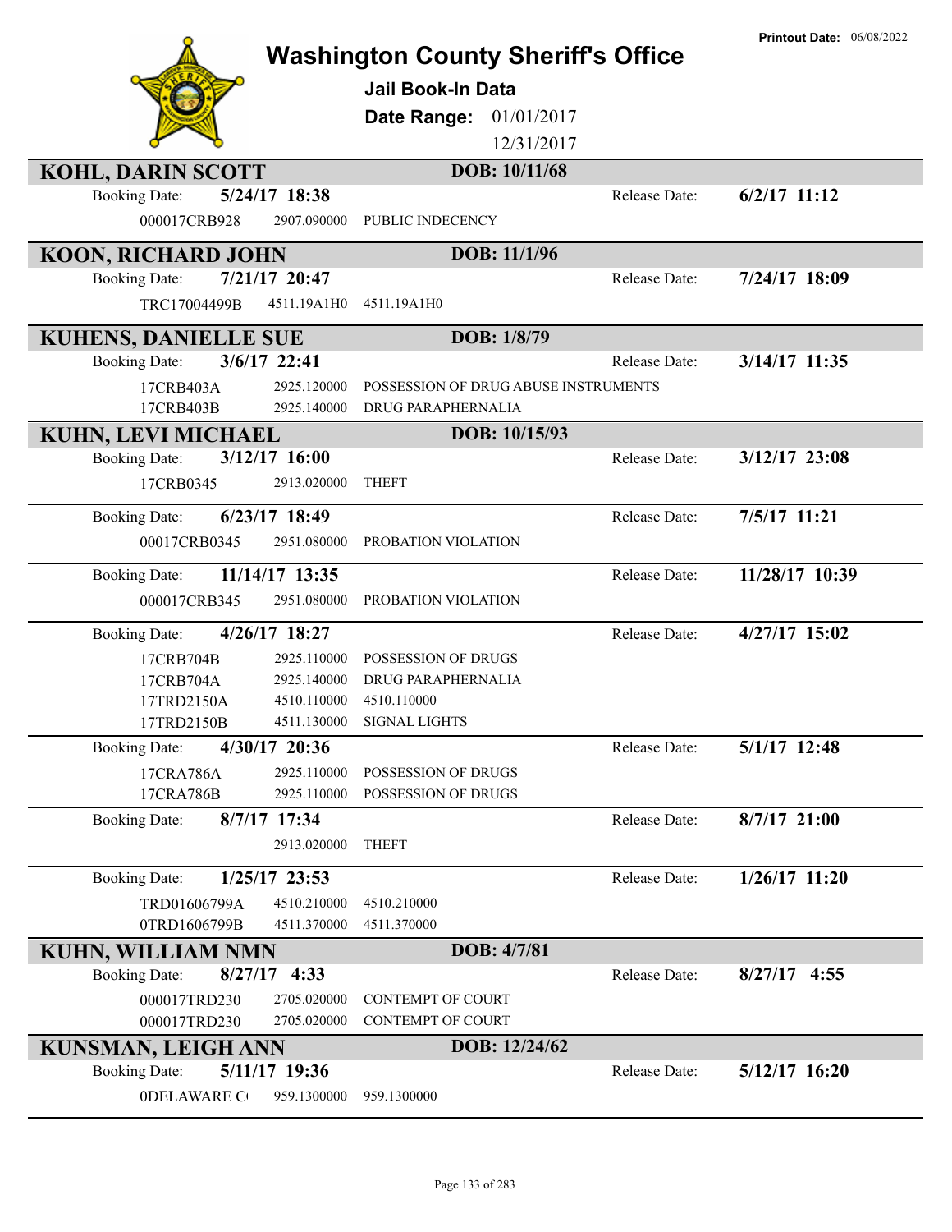Printout Date: 06/08/2022

# Washington County Sheriff's Office

## Jail Book-In Data

**Date Range:** 01/01/2017 12/31/2017

---

## KOHL, DARIN SCOTT

**DOB:** 10/11/68

Booking Date: **5/24/17 18:38** Release Date: **6/2/17 11:12**

| | | |
|---|---|---|
| 000017CRB928 | 2907.090000 | PUBLIC INDECENCY |

---

## KOON, RICHARD JOHN

**DOB:** 11/1/96

Booking Date: **7/21/17 20:47** Release Date: **7/24/17 18:09**

| | | |
|---|---|---|
| TRC17004499B | 4511.19A1H0 | 4511.19A1H0 |

---

## KUHENS, DANIELLE SUE

**DOB:** 1/8/79

Booking Date: **3/6/17 22:41** Release Date: **3/14/17 11:35**

| | | |
|---|---|---|
| 17CRB403A | 2925.120000 | POSSESSION OF DRUG ABUSE INSTRUMENTS |
| 17CRB403B | 2925.140000 | DRUG PARAPHERNALIA |

---

## KUHN, LEVI MICHAEL

**DOB:** 10/15/93

Booking Date: **3/12/17 16:00** Release Date: **3/12/17 23:08**

| | | |
|---|---|---|
| 17CRB0345 | 2913.020000 | THEFT |

Booking Date: **6/23/17 18:49** Release Date: **7/5/17 11:21**

| | | |
|---|---|---|
| 00017CRB0345 | 2951.080000 | PROBATION VIOLATION |

Booking Date: **11/14/17 13:35** Release Date: **11/28/17 10:39**

| | | |
|---|---|---|
| 000017CRB345 | 2951.080000 | PROBATION VIOLATION |

Booking Date: **4/26/17 18:27** Release Date: **4/27/17 15:02**

| | | |
|---|---|---|
| 17CRB704B | 2925.110000 | POSSESSION OF DRUGS |
| 17CRB704A | 2925.140000 | DRUG PARAPHERNALIA |
| 17TRD2150A | 4510.110000 | 4510.110000 |
| 17TRD2150B | 4511.130000 | SIGNAL LIGHTS |

Booking Date: **4/30/17 20:36** Release Date: **5/1/17 12:48**

| | | |
|---|---|---|
| 17CRA786A | 2925.110000 | POSSESSION OF DRUGS |
| 17CRA786B | 2925.110000 | POSSESSION OF DRUGS |

Booking Date: **8/7/17 17:34** Release Date: **8/7/17 21:00**

| | | |
|---|---|---|
| | 2913.020000 | THEFT |

Booking Date: **1/25/17 23:53** Release Date: **1/26/17 11:20**

| | | |
|---|---|---|
| TRD01606799A | 4510.210000 | 4510.210000 |
| 0TRD1606799B | 4511.370000 | 4511.370000 |

---

## KUHN, WILLIAM NMN

**DOB:** 4/7/81

Booking Date: **8/27/17 4:33** Release Date: **8/27/17 4:55**

| | | |
|---|---|---|
| 000017TRD230 | 2705.020000 | CONTEMPT OF COURT |
| 000017TRD230 | 2705.020000 | CONTEMPT OF COURT |

---

## KUNSMAN, LEIGH ANN

**DOB:** 12/24/62

Booking Date: **5/11/17 19:36** Release Date: **5/12/17 16:20**

| | | |
|---|---|---|
| 0DELAWARE C | 959.1300000 | 959.1300000 |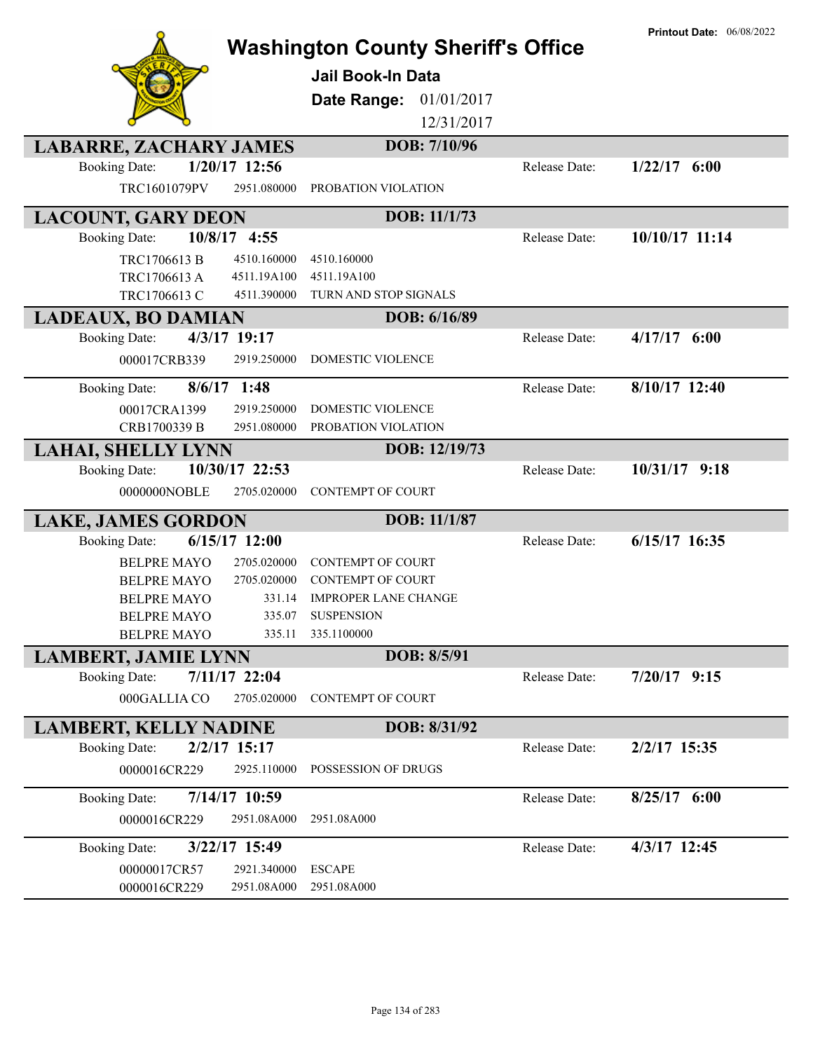Printout Date: 06/08/2022

# Washington County Sheriff's Office

## Jail Book-In Data

**Date Range:** 01/01/2017 12/31/2017

---

## LABARRE, ZACHARY JAMES
**DOB: 7/10/96**

Booking Date: **1/20/17 12:56** — Release Date: **1/22/17 6:00**

| Case | Statute | Charge |
|---|---|---|
| TRC1601079PV | 2951.080000 | PROBATION VIOLATION |

## LACOUNT, GARY DEON
**DOB: 11/1/73**

Booking Date: **10/8/17 4:55** — Release Date: **10/10/17 11:14**

| Case | Statute | Charge |
|---|---|---|
| TRC1706613 B | 4510.160000 | 4510.160000 |
| TRC1706613 A | 4511.19A100 | 4511.19A100 |
| TRC1706613 C | 4511.390000 | TURN AND STOP SIGNALS |

## LADEAUX, BO DAMIAN
**DOB: 6/16/89**

Booking Date: **4/3/17 19:17** — Release Date: **4/17/17 6:00**

| Case | Statute | Charge |
|---|---|---|
| 000017CRB339 | 2919.250000 | DOMESTIC VIOLENCE |

Booking Date: **8/6/17 1:48** — Release Date: **8/10/17 12:40**

| Case | Statute | Charge |
|---|---|---|
| 00017CRA1399 | 2919.250000 | DOMESTIC VIOLENCE |
| CRB1700339 B | 2951.080000 | PROBATION VIOLATION |

## LAHAI, SHELLY LYNN
**DOB: 12/19/73**

Booking Date: **10/30/17 22:53** — Release Date: **10/31/17 9:18**

| Case | Statute | Charge |
|---|---|---|
| 0000000NOBLE | 2705.020000 | CONTEMPT OF COURT |

## LAKE, JAMES GORDON
**DOB: 11/1/87**

Booking Date: **6/15/17 12:00** — Release Date: **6/15/17 16:35**

| Case | Statute | Charge |
|---|---|---|
| BELPRE MAYO | 2705.020000 | CONTEMPT OF COURT |
| BELPRE MAYO | 2705.020000 | CONTEMPT OF COURT |
| BELPRE MAYO | 331.14 | IMPROPER LANE CHANGE |
| BELPRE MAYO | 335.07 | SUSPENSION |
| BELPRE MAYO | 335.11 | 335.1100000 |

## LAMBERT, JAMIE LYNN
**DOB: 8/5/91**

Booking Date: **7/11/17 22:04** — Release Date: **7/20/17 9:15**

| Case | Statute | Charge |
|---|---|---|
| 000GALLIA CO | 2705.020000 | CONTEMPT OF COURT |

## LAMBERT, KELLY NADINE
**DOB: 8/31/92**

Booking Date: **2/2/17 15:17** — Release Date: **2/2/17 15:35**

| Case | Statute | Charge |
|---|---|---|
| 0000016CR229 | 2925.110000 | POSSESSION OF DRUGS |

Booking Date: **7/14/17 10:59** — Release Date: **8/25/17 6:00**

| Case | Statute | Charge |
|---|---|---|
| 0000016CR229 | 2951.08A000 | 2951.08A000 |

Booking Date: **3/22/17 15:49** — Release Date: **4/3/17 12:45**

| Case | Statute | Charge |
|---|---|---|
| 00000017CR57 | 2921.340000 | ESCAPE |
| 0000016CR229 | 2951.08A000 | 2951.08A000 |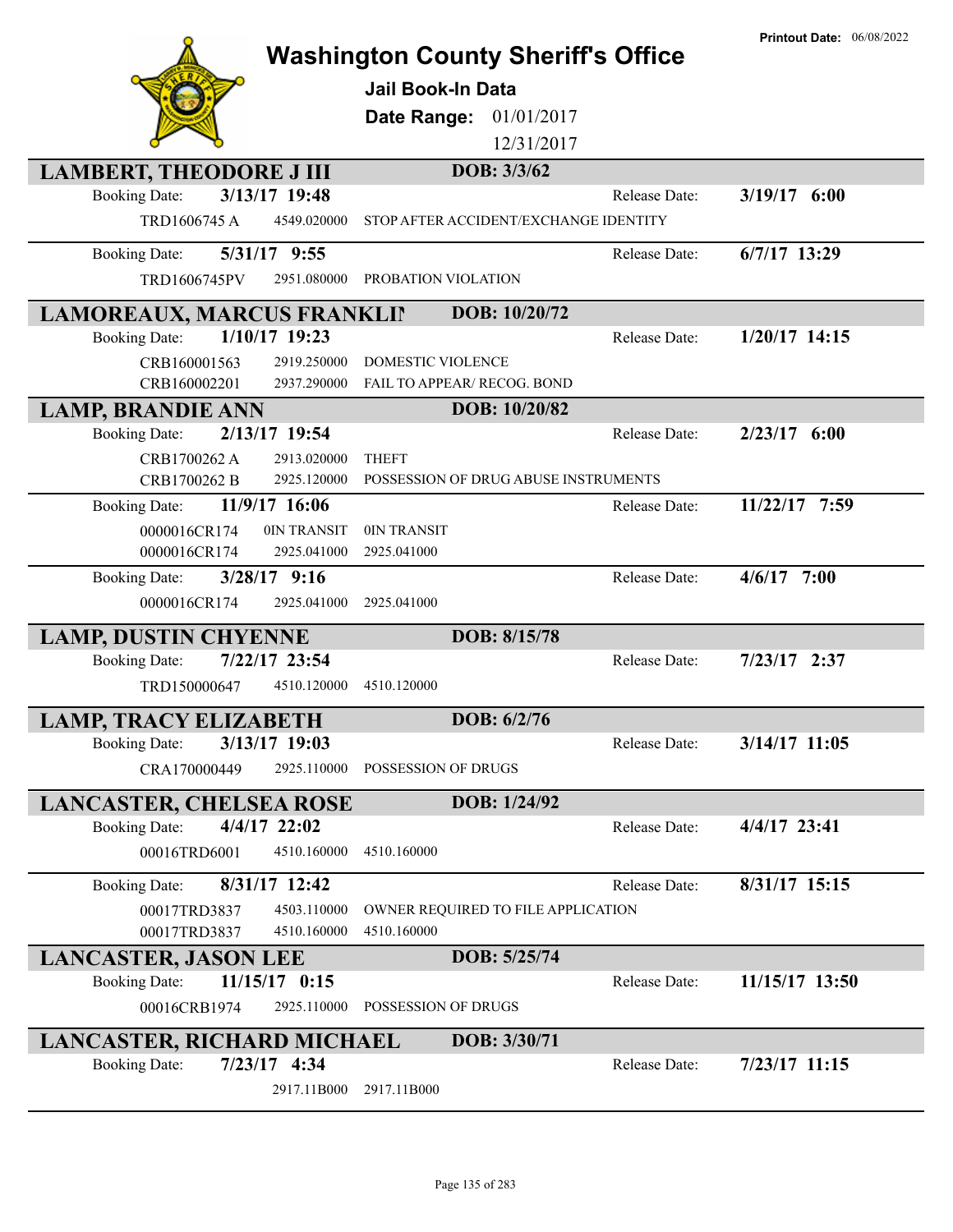# Washington County Sheriff's Office

**Printout Date:** 06/08/2022

## Jail Book-In Data

**Date Range:** 01/01/2017 12/31/2017

### LAMBERT, THEODORE J III — DOB: 3/3/62

**Booking Date:** 3/13/17 19:48 — **Release Date:** 3/19/17 6:00

| Case | Statute | Description |
|---|---|---|
| TRD1606745 A | 4549.020000 | STOP AFTER ACCIDENT/EXCHANGE IDENTITY |

**Booking Date:** 5/31/17 9:55 — **Release Date:** 6/7/17 13:29

| Case | Statute | Description |
|---|---|---|
| TRD1606745PV | 2951.080000 | PROBATION VIOLATION |

### LAMOREAUX, MARCUS FRANKLI — DOB: 10/20/72

**Booking Date:** 1/10/17 19:23 — **Release Date:** 1/20/17 14:15

| Case | Statute | Description |
|---|---|---|
| CRB160001563 | 2919.250000 | DOMESTIC VIOLENCE |
| CRB160002201 | 2937.290000 | FAIL TO APPEAR/ RECOG. BOND |

### LAMP, BRANDIE ANN — DOB: 10/20/82

**Booking Date:** 2/13/17 19:54 — **Release Date:** 2/23/17 6:00

| Case | Statute | Description |
|---|---|---|
| CRB1700262 A | 2913.020000 | THEFT |
| CRB1700262 B | 2925.120000 | POSSESSION OF DRUG ABUSE INSTRUMENTS |

**Booking Date:** 11/9/17 16:06 — **Release Date:** 11/22/17 7:59

| Case | Statute | Description |
|---|---|---|
| 0000016CR174 | 0IN TRANSIT | 0IN TRANSIT |
| 0000016CR174 | 2925.041000 | 2925.041000 |

**Booking Date:** 3/28/17 9:16 — **Release Date:** 4/6/17 7:00

| Case | Statute | Description |
|---|---|---|
| 0000016CR174 | 2925.041000 | 2925.041000 |

### LAMP, DUSTIN CHYENNE — DOB: 8/15/78

**Booking Date:** 7/22/17 23:54 — **Release Date:** 7/23/17 2:37

| Case | Statute | Description |
|---|---|---|
| TRD150000647 | 4510.120000 | 4510.120000 |

### LAMP, TRACY ELIZABETH — DOB: 6/2/76

**Booking Date:** 3/13/17 19:03 — **Release Date:** 3/14/17 11:05

| Case | Statute | Description |
|---|---|---|
| CRA170000449 | 2925.110000 | POSSESSION OF DRUGS |

### LANCASTER, CHELSEA ROSE — DOB: 1/24/92

**Booking Date:** 4/4/17 22:02 — **Release Date:** 4/4/17 23:41

| Case | Statute | Description |
|---|---|---|
| 00016TRD6001 | 4510.160000 | 4510.160000 |

**Booking Date:** 8/31/17 12:42 — **Release Date:** 8/31/17 15:15

| Case | Statute | Description |
|---|---|---|
| 00017TRD3837 | 4503.110000 | OWNER REQUIRED TO FILE APPLICATION |
| 00017TRD3837 | 4510.160000 | 4510.160000 |

### LANCASTER, JASON LEE — DOB: 5/25/74

**Booking Date:** 11/15/17 0:15 — **Release Date:** 11/15/17 13:50

| Case | Statute | Description |
|---|---|---|
| 00016CRB1974 | 2925.110000 | POSSESSION OF DRUGS |

### LANCASTER, RICHARD MICHAEL — DOB: 3/30/71

**Booking Date:** 7/23/17 4:34 — **Release Date:** 7/23/17 11:15

| Case | Statute | Description |
|---|---|---|
| | 2917.11B000 | 2917.11B000 |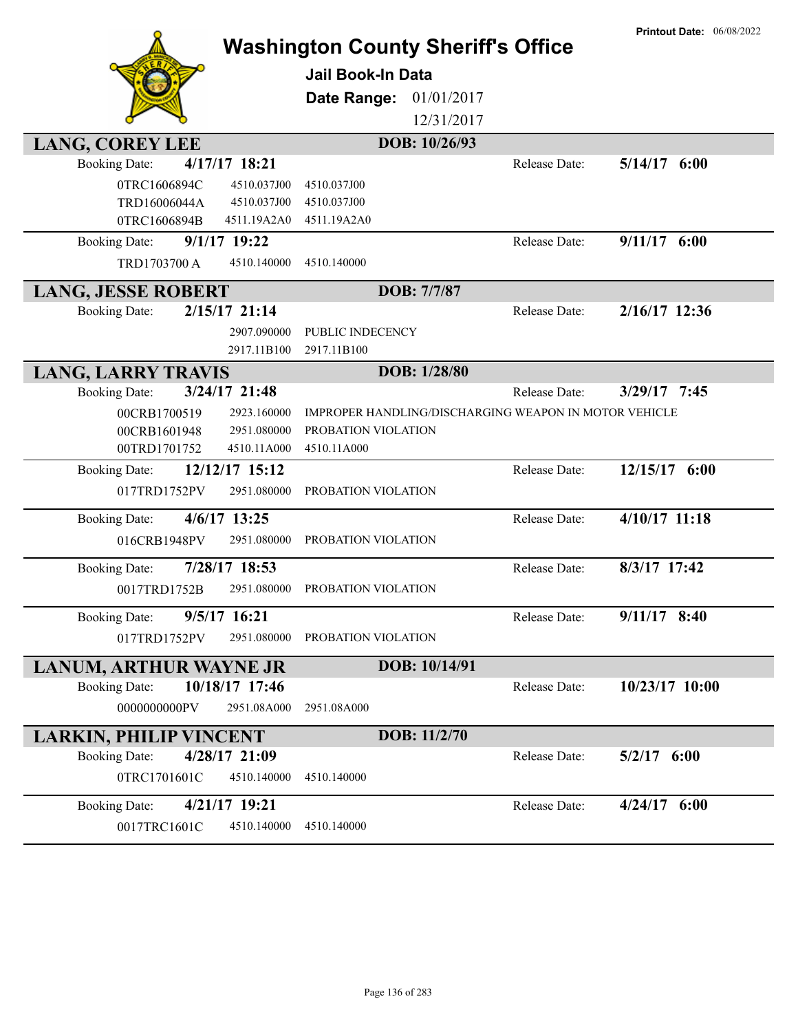Printout Date: 06/08/2022

# Washington County Sheriff's Office

**Jail Book-In Data**

**Date Range:** 01/01/2017 12/31/2017

## LANG, COREY LEE — DOB: 10/26/93

**Booking Date:** 4/17/17 18:21 — **Release Date:** 5/14/17 6:00

| Case | Code | Description |
|---|---|---|
| 0TRC1606894C | 4510.037J00 | 4510.037J00 |
| TRD16006044A | 4510.037J00 | 4510.037J00 |
| 0TRC1606894B | 4511.19A2A0 | 4511.19A2A0 |

**Booking Date:** 9/1/17 19:22 — **Release Date:** 9/11/17 6:00

| Case | Code | Description |
|---|---|---|
| TRD1703700 A | 4510.140000 | 4510.140000 |

## LANG, JESSE ROBERT — DOB: 7/7/87

**Booking Date:** 2/15/17 21:14 — **Release Date:** 2/16/17 12:36

| Case | Code | Description |
|---|---|---|
| | 2907.090000 | PUBLIC INDECENCY |
| | 2917.11B100 | 2917.11B100 |

## LANG, LARRY TRAVIS — DOB: 1/28/80

**Booking Date:** 3/24/17 21:48 — **Release Date:** 3/29/17 7:45

| Case | Code | Description |
|---|---|---|
| 00CRB1700519 | 2923.160000 | IMPROPER HANDLING/DISCHARGING WEAPON IN MOTOR VEHICLE |
| 00CRB1601948 | 2951.080000 | PROBATION VIOLATION |
| 00TRD1701752 | 4510.11A000 | 4510.11A000 |

**Booking Date:** 12/12/17 15:12 — **Release Date:** 12/15/17 6:00

| Case | Code | Description |
|---|---|---|
| 017TRD1752PV | 2951.080000 | PROBATION VIOLATION |

**Booking Date:** 4/6/17 13:25 — **Release Date:** 4/10/17 11:18

| Case | Code | Description |
|---|---|---|
| 016CRB1948PV | 2951.080000 | PROBATION VIOLATION |

**Booking Date:** 7/28/17 18:53 — **Release Date:** 8/3/17 17:42

| Case | Code | Description |
|---|---|---|
| 0017TRD1752B | 2951.080000 | PROBATION VIOLATION |

**Booking Date:** 9/5/17 16:21 — **Release Date:** 9/11/17 8:40

| Case | Code | Description |
|---|---|---|
| 017TRD1752PV | 2951.080000 | PROBATION VIOLATION |

## LANUM, ARTHUR WAYNE JR — DOB: 10/14/91

**Booking Date:** 10/18/17 17:46 — **Release Date:** 10/23/17 10:00

| Case | Code | Description |
|---|---|---|
| 0000000000PV | 2951.08A000 | 2951.08A000 |

## LARKIN, PHILIP VINCENT — DOB: 11/2/70

**Booking Date:** 4/28/17 21:09 — **Release Date:** 5/2/17 6:00

| Case | Code | Description |
|---|---|---|
| 0TRC1701601C | 4510.140000 | 4510.140000 |

**Booking Date:** 4/21/17 19:21 — **Release Date:** 4/24/17 6:00

| Case | Code | Description |
|---|---|---|
| 0017TRC1601C | 4510.140000 | 4510.140000 |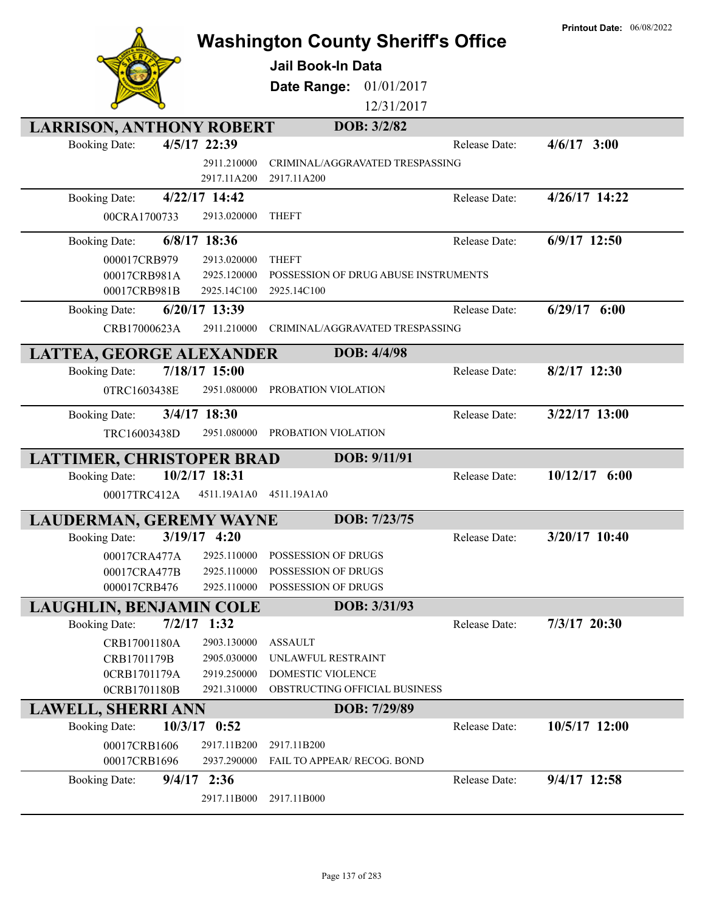# Washington County Sheriff's Office

**Jail Book-In Data**

**Date Range:** 01/01/2017 – 12/31/2017

**Printout Date:** 06/08/2022

## LARRISON, ANTHONY ROBERT — DOB: 3/2/82

**Booking Date:** 4/5/17 22:39 — **Release Date:** 4/6/17 3:00

| Case | Code | Description |
|---|---|---|
| | 2911.210000 | CRIMINAL/AGGRAVATED TRESPASSING |
| | 2917.11A200 | 2917.11A200 |

**Booking Date:** 4/22/17 14:42 — **Release Date:** 4/26/17 14:22

| Case | Code | Description |
|---|---|---|
| 00CRA1700733 | 2913.020000 | THEFT |

**Booking Date:** 6/8/17 18:36 — **Release Date:** 6/9/17 12:50

| Case | Code | Description |
|---|---|---|
| 000017CRB979 | 2913.020000 | THEFT |
| 00017CRB981A | 2925.120000 | POSSESSION OF DRUG ABUSE INSTRUMENTS |
| 00017CRB981B | 2925.14C100 | 2925.14C100 |

**Booking Date:** 6/20/17 13:39 — **Release Date:** 6/29/17 6:00

| Case | Code | Description |
|---|---|---|
| CRB17000623A | 2911.210000 | CRIMINAL/AGGRAVATED TRESPASSING |

## LATTEA, GEORGE ALEXANDER — DOB: 4/4/98

**Booking Date:** 7/18/17 15:00 — **Release Date:** 8/2/17 12:30

| Case | Code | Description |
|---|---|---|
| 0TRC1603438E | 2951.080000 | PROBATION VIOLATION |

**Booking Date:** 3/4/17 18:30 — **Release Date:** 3/22/17 13:00

| Case | Code | Description |
|---|---|---|
| TRC16003438D | 2951.080000 | PROBATION VIOLATION |

## LATTIMER, CHRISTOPER BRAD — DOB: 9/11/91

**Booking Date:** 10/2/17 18:31 — **Release Date:** 10/12/17 6:00

| Case | Code | Description |
|---|---|---|
| 00017TRC412A | 4511.19A1A0 | 4511.19A1A0 |

## LAUDERMAN, GEREMY WAYNE — DOB: 7/23/75

**Booking Date:** 3/19/17 4:20 — **Release Date:** 3/20/17 10:40

| Case | Code | Description |
|---|---|---|
| 00017CRA477A | 2925.110000 | POSSESSION OF DRUGS |
| 00017CRA477B | 2925.110000 | POSSESSION OF DRUGS |
| 000017CRB476 | 2925.110000 | POSSESSION OF DRUGS |

## LAUGHLIN, BENJAMIN COLE — DOB: 3/31/93

**Booking Date:** 7/2/17 1:32 — **Release Date:** 7/3/17 20:30

| Case | Code | Description |
|---|---|---|
| CRB17001180A | 2903.130000 | ASSAULT |
| CRB1701179B | 2905.030000 | UNLAWFUL RESTRAINT |
| 0CRB1701179A | 2919.250000 | DOMESTIC VIOLENCE |
| 0CRB1701180B | 2921.310000 | OBSTRUCTING OFFICIAL BUSINESS |

## LAWELL, SHERRI ANN — DOB: 7/29/89

**Booking Date:** 10/3/17 0:52 — **Release Date:** 10/5/17 12:00

| Case | Code | Description |
|---|---|---|
| 00017CRB1606 | 2917.11B200 | 2917.11B200 |
| 00017CRB1696 | 2937.290000 | FAIL TO APPEAR/ RECOG. BOND |

**Booking Date:** 9/4/17 2:36 — **Release Date:** 9/4/17 12:58

| Case | Code | Description |
|---|---|---|
| | 2917.11B000 | 2917.11B000 |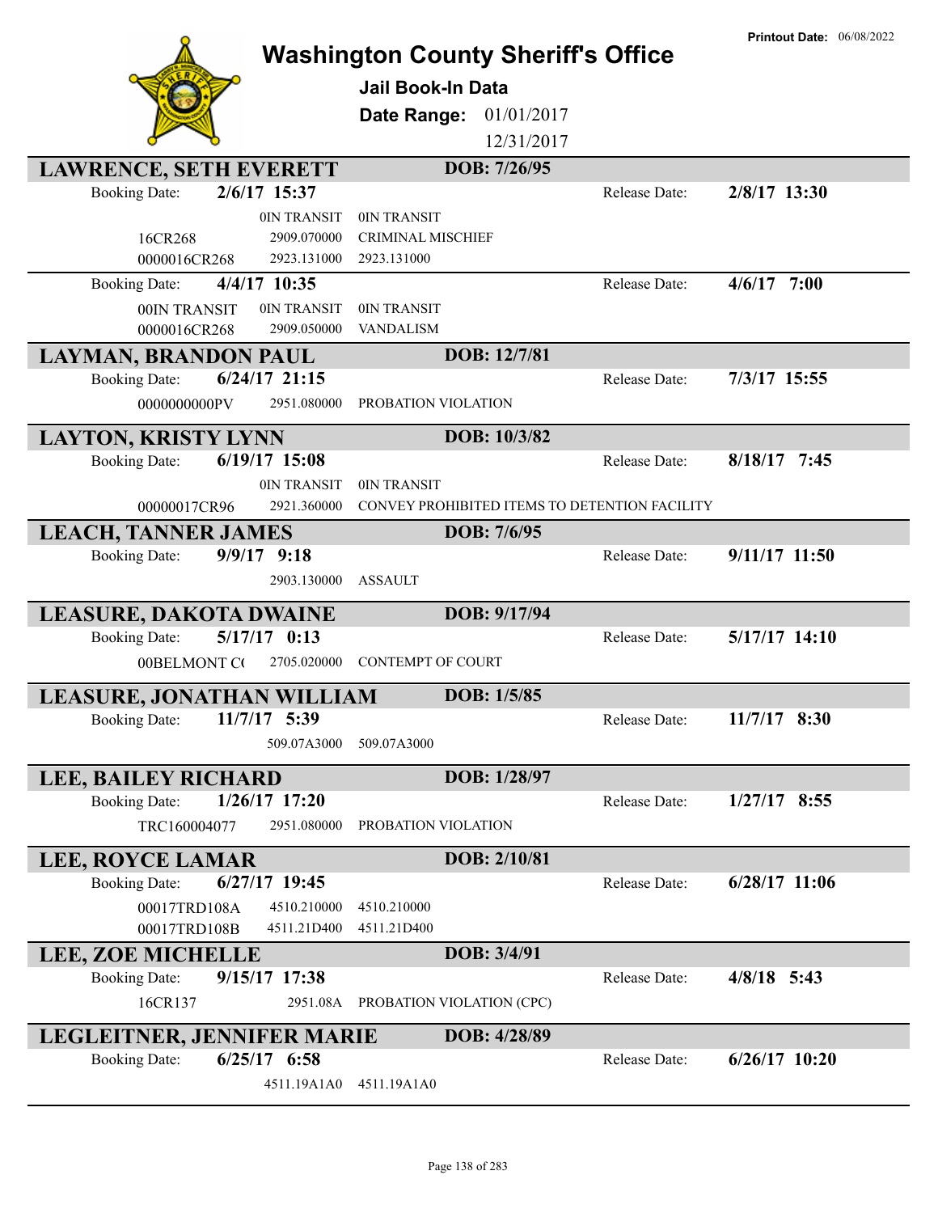# Washington County Sheriff's Office

**Printout Date:** 06/08/2022

### Jail Book-In Data

**Date Range:** 01/01/2017 12/31/2017

## LAWRENCE, SETH EVERETT — DOB: 7/26/95

**Booking Date:** 2/6/17 15:37 — **Release Date:** 2/8/17 13:30

| Case | Code | Description |
|---|---|---|
| | 0IN TRANSIT | 0IN TRANSIT |
| 16CR268 | 2909.070000 | CRIMINAL MISCHIEF |
| 0000016CR268 | 2923.131000 | 2923.131000 |

**Booking Date:** 4/4/17 10:35 — **Release Date:** 4/6/17 7:00

| Case | Code | Description |
|---|---|---|
| 00IN TRANSIT | 0IN TRANSIT | 0IN TRANSIT |
| 0000016CR268 | 2909.050000 | VANDALISM |

## LAYMAN, BRANDON PAUL — DOB: 12/7/81

**Booking Date:** 6/24/17 21:15 — **Release Date:** 7/3/17 15:55

| Case | Code | Description |
|---|---|---|
| 0000000000PV | 2951.080000 | PROBATION VIOLATION |

## LAYTON, KRISTY LYNN — DOB: 10/3/82

**Booking Date:** 6/19/17 15:08 — **Release Date:** 8/18/17 7:45

| Case | Code | Description |
|---|---|---|
| | 0IN TRANSIT | 0IN TRANSIT |
| 00000017CR96 | 2921.360000 | CONVEY PROHIBITED ITEMS TO DETENTION FACILITY |

## LEACH, TANNER JAMES — DOB: 7/6/95

**Booking Date:** 9/9/17 9:18 — **Release Date:** 9/11/17 11:50

| Case | Code | Description |
|---|---|---|
| | 2903.130000 | ASSAULT |

## LEASURE, DAKOTA DWAINE — DOB: 9/17/94

**Booking Date:** 5/17/17 0:13 — **Release Date:** 5/17/17 14:10

| Case | Code | Description |
|---|---|---|
| 00BELMONT C( | 2705.020000 | CONTEMPT OF COURT |

## LEASURE, JONATHAN WILLIAM — DOB: 1/5/85

**Booking Date:** 11/7/17 5:39 — **Release Date:** 11/7/17 8:30

| Case | Code | Description |
|---|---|---|
| | 509.07A3000 | 509.07A3000 |

## LEE, BAILEY RICHARD — DOB: 1/28/97

**Booking Date:** 1/26/17 17:20 — **Release Date:** 1/27/17 8:55

| Case | Code | Description |
|---|---|---|
| TRC160004077 | 2951.080000 | PROBATION VIOLATION |

## LEE, ROYCE LAMAR — DOB: 2/10/81

**Booking Date:** 6/27/17 19:45 — **Release Date:** 6/28/17 11:06

| Case | Code | Description |
|---|---|---|
| 00017TRD108A | 4510.210000 | 4510.210000 |
| 00017TRD108B | 4511.21D400 | 4511.21D400 |

## LEE, ZOE MICHELLE — DOB: 3/4/91

**Booking Date:** 9/15/17 17:38 — **Release Date:** 4/8/18 5:43

| Case | Code | Description |
|---|---|---|
| 16CR137 | 2951.08A | PROBATION VIOLATION (CPC) |

## LEGLEITNER, JENNIFER MARIE — DOB: 4/28/89

**Booking Date:** 6/25/17 6:58 — **Release Date:** 6/26/17 10:20

| Case | Code | Description |
|---|---|---|
| | 4511.19A1A0 | 4511.19A1A0 |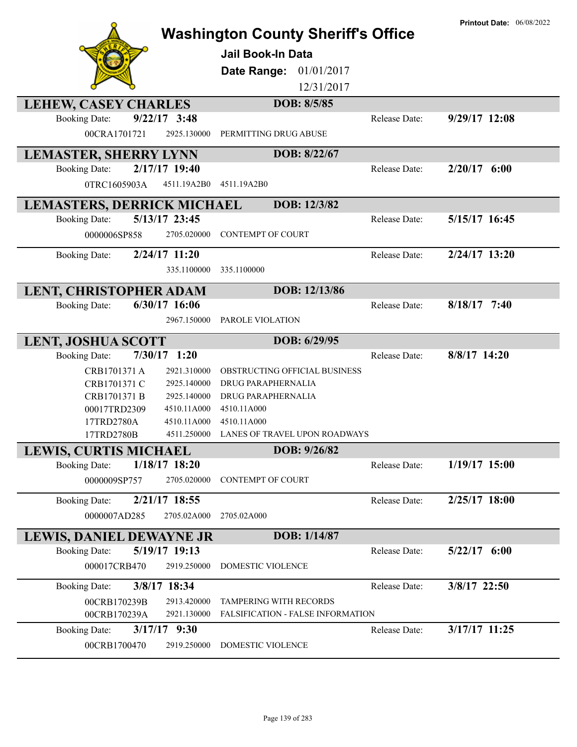# Washington County Sheriff's Office

**Printout Date:** 06/08/2022

## Jail Book-In Data

**Date Range:** 01/01/2017 12/31/2017

### LEHEW, CASEY CHARLES — DOB: 8/5/85

**Booking Date:** 9/22/17 3:48 — **Release Date:** 9/29/17 12:08

| | | |
|---|---|---|
| 00CRA1701721 | 2925.130000 | PERMITTING DRUG ABUSE |

### LEMASTER, SHERRY LYNN — DOB: 8/22/67

**Booking Date:** 2/17/17 19:40 — **Release Date:** 2/20/17 6:00

| | | |
|---|---|---|
| 0TRC1605903A | 4511.19A2B0 | 4511.19A2B0 |

### LEMASTERS, DERRICK MICHAEL — DOB: 12/3/82

**Booking Date:** 5/13/17 23:45 — **Release Date:** 5/15/17 16:45

| | | |
|---|---|---|
| 0000006SP858 | 2705.020000 | CONTEMPT OF COURT |

**Booking Date:** 2/24/17 11:20 — **Release Date:** 2/24/17 13:20

| | | |
|---|---|---|
| | 335.1100000 | 335.1100000 |

### LENT, CHRISTOPHER ADAM — DOB: 12/13/86

**Booking Date:** 6/30/17 16:06 — **Release Date:** 8/18/17 7:40

| | | |
|---|---|---|
| | 2967.150000 | PAROLE VIOLATION |

### LENT, JOSHUA SCOTT — DOB: 6/29/95

**Booking Date:** 7/30/17 1:20 — **Release Date:** 8/8/17 14:20

| | | |
|---|---|---|
| CRB1701371 A | 2921.310000 | OBSTRUCTING OFFICIAL BUSINESS |
| CRB1701371 C | 2925.140000 | DRUG PARAPHERNALIA |
| CRB1701371 B | 2925.140000 | DRUG PARAPHERNALIA |
| 00017TRD2309 | 4510.11A000 | 4510.11A000 |
| 17TRD2780A | 4510.11A000 | 4510.11A000 |
| 17TRD2780B | 4511.250000 | LANES OF TRAVEL UPON ROADWAYS |

### LEWIS, CURTIS MICHAEL — DOB: 9/26/82

**Booking Date:** 1/18/17 18:20 — **Release Date:** 1/19/17 15:00

| | | |
|---|---|---|
| 0000009SP757 | 2705.020000 | CONTEMPT OF COURT |

**Booking Date:** 2/21/17 18:55 — **Release Date:** 2/25/17 18:00

| | | |
|---|---|---|
| 0000007AD285 | 2705.02A000 | 2705.02A000 |

### LEWIS, DANIEL DEWAYNE JR — DOB: 1/14/87

**Booking Date:** 5/19/17 19:13 — **Release Date:** 5/22/17 6:00

| | | |
|---|---|---|
| 000017CRB470 | 2919.250000 | DOMESTIC VIOLENCE |

**Booking Date:** 3/8/17 18:34 — **Release Date:** 3/8/17 22:50

| | | |
|---|---|---|
| 00CRB170239B | 2913.420000 | TAMPERING WITH RECORDS |
| 00CRB170239A | 2921.130000 | FALSIFICATION - FALSE INFORMATION |

**Booking Date:** 3/17/17 9:30 — **Release Date:** 3/17/17 11:25

| | | |
|---|---|---|
| 00CRB1700470 | 2919.250000 | DOMESTIC VIOLENCE |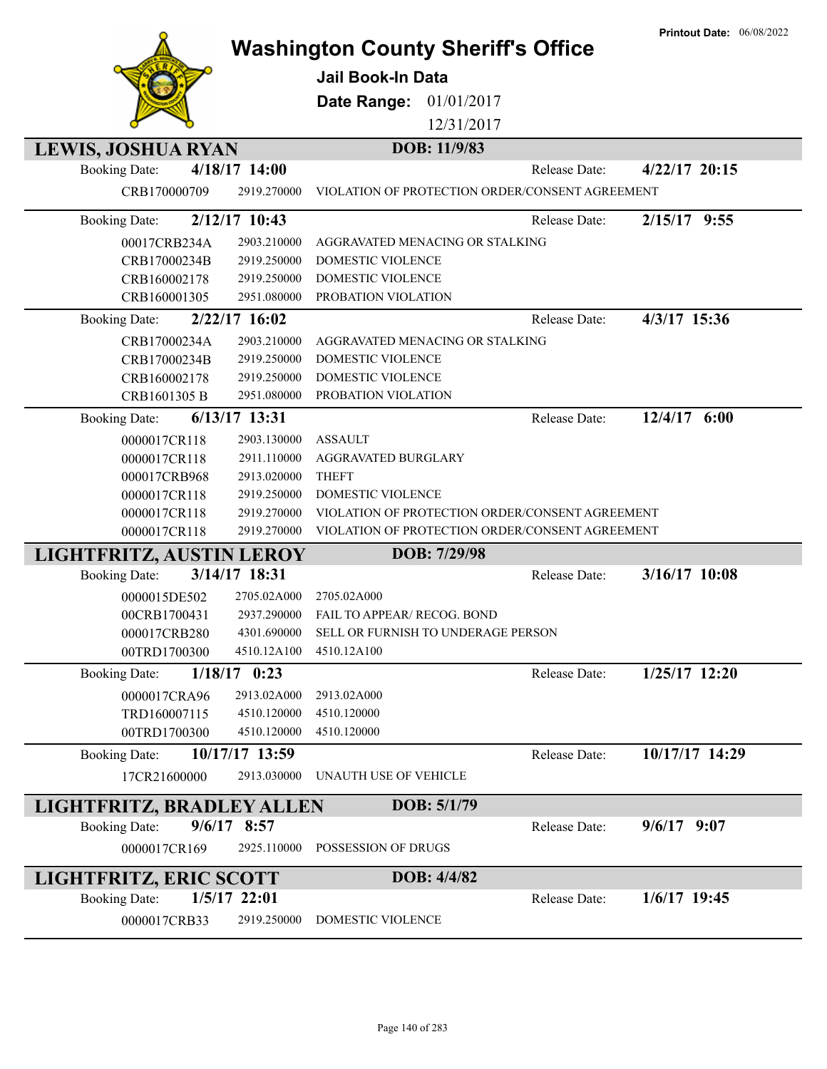# Washington County Sheriff's Office

**Jail Book-In Data**

**Date Range:** 01/01/2017 - 12/31/2017

**Printout Date:** 06/08/2022

## LEWIS, JOSHUA RYAN — DOB: 11/9/83

**Booking Date:** 4/18/17 14:00 — **Release Date:** 4/22/17 20:15

| Case | Statute | Charge |
|---|---|---|
| CRB170000709 | 2919.270000 | VIOLATION OF PROTECTION ORDER/CONSENT AGREEMENT |

**Booking Date:** 2/12/17 10:43 — **Release Date:** 2/15/17 9:55

| Case | Statute | Charge |
|---|---|---|
| 00017CRB234A | 2903.210000 | AGGRAVATED MENACING OR STALKING |
| CRB17000234B | 2919.250000 | DOMESTIC VIOLENCE |
| CRB160002178 | 2919.250000 | DOMESTIC VIOLENCE |
| CRB160001305 | 2951.080000 | PROBATION VIOLATION |

**Booking Date:** 2/22/17 16:02 — **Release Date:** 4/3/17 15:36

| Case | Statute | Charge |
|---|---|---|
| CRB17000234A | 2903.210000 | AGGRAVATED MENACING OR STALKING |
| CRB17000234B | 2919.250000 | DOMESTIC VIOLENCE |
| CRB160002178 | 2919.250000 | DOMESTIC VIOLENCE |
| CRB1601305 B | 2951.080000 | PROBATION VIOLATION |

**Booking Date:** 6/13/17 13:31 — **Release Date:** 12/4/17 6:00

| Case | Statute | Charge |
|---|---|---|
| 0000017CR118 | 2903.130000 | ASSAULT |
| 0000017CR118 | 2911.110000 | AGGRAVATED BURGLARY |
| 000017CRB968 | 2913.020000 | THEFT |
| 0000017CR118 | 2919.250000 | DOMESTIC VIOLENCE |
| 0000017CR118 | 2919.270000 | VIOLATION OF PROTECTION ORDER/CONSENT AGREEMENT |
| 0000017CR118 | 2919.270000 | VIOLATION OF PROTECTION ORDER/CONSENT AGREEMENT |

## LIGHTFRITZ, AUSTIN LEROY — DOB: 7/29/98

**Booking Date:** 3/14/17 18:31 — **Release Date:** 3/16/17 10:08

| Case | Statute | Charge |
|---|---|---|
| 0000015DE502 | 2705.02A000 | 2705.02A000 |
| 00CRB1700431 | 2937.290000 | FAIL TO APPEAR/ RECOG. BOND |
| 000017CRB280 | 4301.690000 | SELL OR FURNISH TO UNDERAGE PERSON |
| 00TRD1700300 | 4510.12A100 | 4510.12A100 |

**Booking Date:** 1/18/17 0:23 — **Release Date:** 1/25/17 12:20

| Case | Statute | Charge |
|---|---|---|
| 0000017CRA96 | 2913.02A000 | 2913.02A000 |
| TRD160007115 | 4510.120000 | 4510.120000 |
| 00TRD1700300 | 4510.120000 | 4510.120000 |

**Booking Date:** 10/17/17 13:59 — **Release Date:** 10/17/17 14:29

| Case | Statute | Charge |
|---|---|---|
| 17CR21600000 | 2913.030000 | UNAUTH USE OF VEHICLE |

## LIGHTFRITZ, BRADLEY ALLEN — DOB: 5/1/79

**Booking Date:** 9/6/17 8:57 — **Release Date:** 9/6/17 9:07

| Case | Statute | Charge |
|---|---|---|
| 0000017CR169 | 2925.110000 | POSSESSION OF DRUGS |

## LIGHTFRITZ, ERIC SCOTT — DOB: 4/4/82

**Booking Date:** 1/5/17 22:01 — **Release Date:** 1/6/17 19:45

| Case | Statute | Charge |
|---|---|---|
| 0000017CRB33 | 2919.250000 | DOMESTIC VIOLENCE |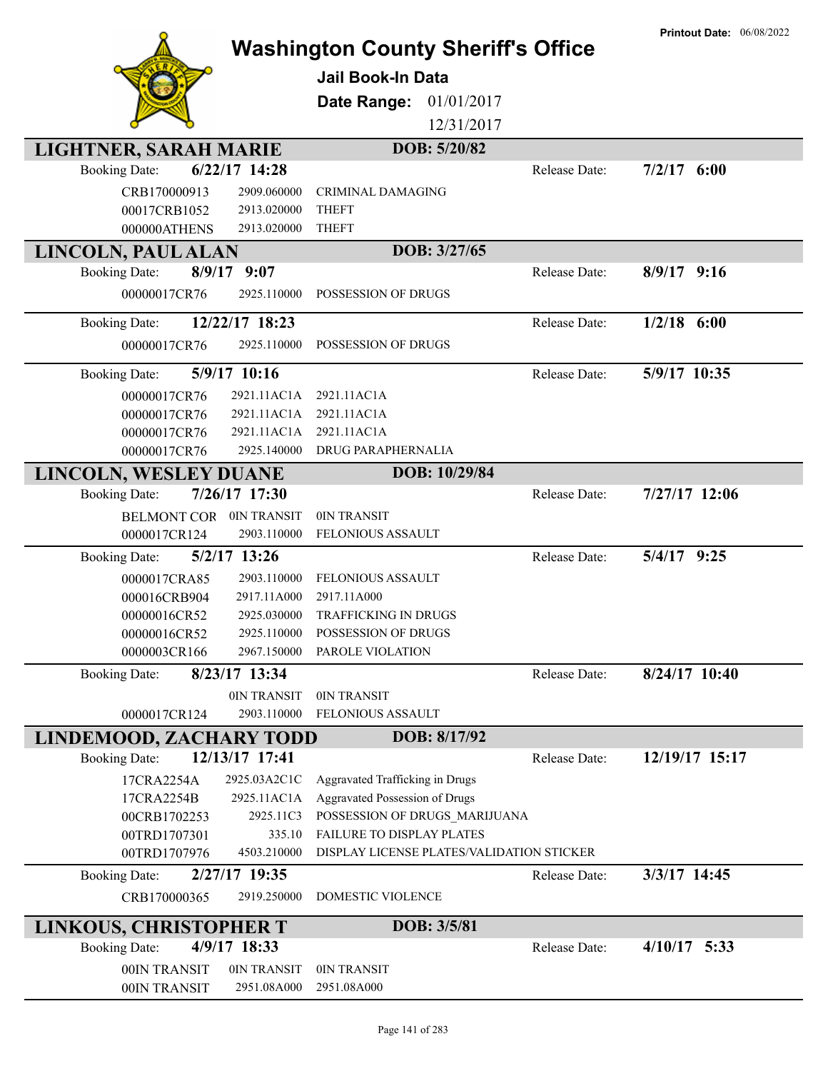# Washington County Sheriff's Office

**Printout Date:** 06/08/2022

**Jail Book-In Data**

**Date Range:** 01/01/2017 12/31/2017

## LIGHTNER, SARAH MARIE — DOB: 5/20/82

**Booking Date:** 6/22/17 14:28 — **Release Date:** 7/2/17 6:00

| Case | Statute | Charge |
|---|---|---|
| CRB170000913 | 2909.060000 | CRIMINAL DAMAGING |
| 00017CRB1052 | 2913.020000 | THEFT |
| 000000ATHENS | 2913.020000 | THEFT |

## LINCOLN, PAUL ALAN — DOB: 3/27/65

**Booking Date:** 8/9/17 9:07 — **Release Date:** 8/9/17 9:16

| Case | Statute | Charge |
|---|---|---|
| 00000017CR76 | 2925.110000 | POSSESSION OF DRUGS |

**Booking Date:** 12/22/17 18:23 — **Release Date:** 1/2/18 6:00

| Case | Statute | Charge |
|---|---|---|
| 00000017CR76 | 2925.110000 | POSSESSION OF DRUGS |

**Booking Date:** 5/9/17 10:16 — **Release Date:** 5/9/17 10:35

| Case | Statute | Charge |
|---|---|---|
| 00000017CR76 | 2921.11AC1A | 2921.11AC1A |
| 00000017CR76 | 2921.11AC1A | 2921.11AC1A |
| 00000017CR76 | 2921.11AC1A | 2921.11AC1A |
| 00000017CR76 | 2925.140000 | DRUG PARAPHERNALIA |

## LINCOLN, WESLEY DUANE — DOB: 10/29/84

**Booking Date:** 7/26/17 17:30 — **Release Date:** 7/27/17 12:06

| Case | Statute | Charge |
|---|---|---|
| BELMONT COR | 0IN TRANSIT | 0IN TRANSIT |
| 0000017CR124 | 2903.110000 | FELONIOUS ASSAULT |

**Booking Date:** 5/2/17 13:26 — **Release Date:** 5/4/17 9:25

| Case | Statute | Charge |
|---|---|---|
| 0000017CRA85 | 2903.110000 | FELONIOUS ASSAULT |
| 000016CRB904 | 2917.11A000 | 2917.11A000 |
| 00000016CR52 | 2925.030000 | TRAFFICKING IN DRUGS |
| 00000016CR52 | 2925.110000 | POSSESSION OF DRUGS |
| 0000003CR166 | 2967.150000 | PAROLE VIOLATION |

**Booking Date:** 8/23/17 13:34 — **Release Date:** 8/24/17 10:40

| Case | Statute | Charge |
|---|---|---|
| | 0IN TRANSIT | 0IN TRANSIT |
| 0000017CR124 | 2903.110000 | FELONIOUS ASSAULT |

## LINDEMOOD, ZACHARY TODD — DOB: 8/17/92

**Booking Date:** 12/13/17 17:41 — **Release Date:** 12/19/17 15:17

| Case | Statute | Charge |
|---|---|---|
| 17CRA2254A | 2925.03A2C1C | Aggravated Trafficking in Drugs |
| 17CRA2254B | 2925.11AC1A | Aggravated Possession of Drugs |
| 00CRB1702253 | 2925.11C3 | POSSESSION OF DRUGS_MARIJUANA |
| 00TRD1707301 | 335.10 | FAILURE TO DISPLAY PLATES |
| 00TRD1707976 | 4503.210000 | DISPLAY LICENSE PLATES/VALIDATION STICKER |

**Booking Date:** 2/27/17 19:35 — **Release Date:** 3/3/17 14:45

| Case | Statute | Charge |
|---|---|---|
| CRB170000365 | 2919.250000 | DOMESTIC VIOLENCE |

## LINKOUS, CHRISTOPHER T — DOB: 3/5/81

**Booking Date:** 4/9/17 18:33 — **Release Date:** 4/10/17 5:33

| Case | Statute | Charge |
|---|---|---|
| 00IN TRANSIT | 0IN TRANSIT | 0IN TRANSIT |
| 00IN TRANSIT | 2951.08A000 | 2951.08A000 |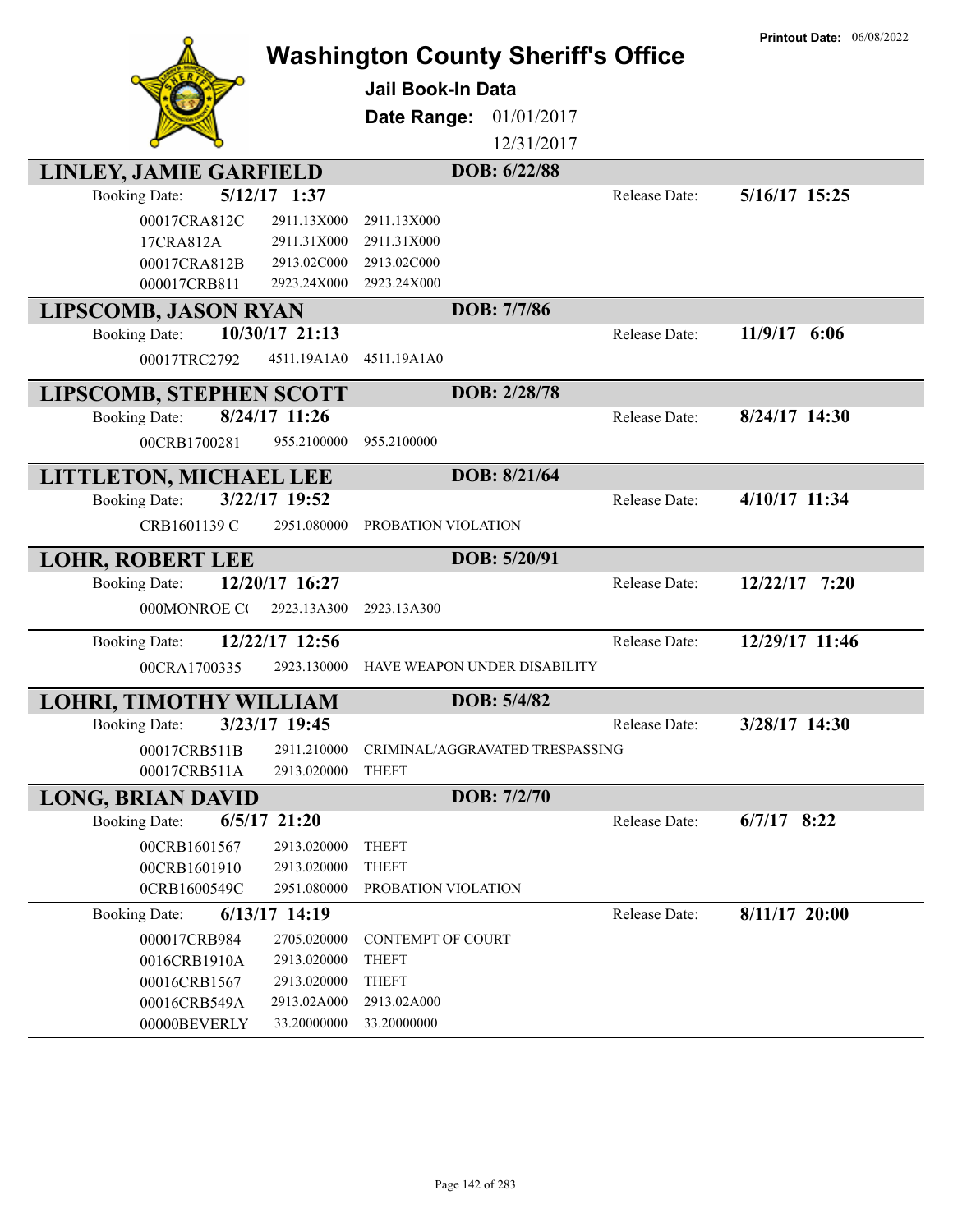# Washington County Sheriff's Office

**Printout Date:** 06/08/2022

## Jail Book-In Data

**Date Range:** 01/01/2017 – 12/31/2017

---

### LINLEY, JAMIE GARFIELD — DOB: 6/22/88

**Booking Date:** 5/12/17 1:37 | **Release Date:** 5/16/17 15:25

| Case | Statute | Description |
|---|---|---|
| 00017CRA812C | 2911.13X000 | 2911.13X000 |
| 17CRA812A | 2911.31X000 | 2911.31X000 |
| 00017CRA812B | 2913.02C000 | 2913.02C000 |
| 000017CRB811 | 2923.24X000 | 2923.24X000 |

### LIPSCOMB, JASON RYAN — DOB: 7/7/86

**Booking Date:** 10/30/17 21:13 | **Release Date:** 11/9/17 6:06

| Case | Statute | Description |
|---|---|---|
| 00017TRC2792 | 4511.19A1A0 | 4511.19A1A0 |

### LIPSCOMB, STEPHEN SCOTT — DOB: 2/28/78

**Booking Date:** 8/24/17 11:26 | **Release Date:** 8/24/17 14:30

| Case | Statute | Description |
|---|---|---|
| 00CRB1700281 | 955.2100000 | 955.2100000 |

### LITTLETON, MICHAEL LEE — DOB: 8/21/64

**Booking Date:** 3/22/17 19:52 | **Release Date:** 4/10/17 11:34

| Case | Statute | Description |
|---|---|---|
| CRB1601139 C | 2951.080000 | PROBATION VIOLATION |

### LOHR, ROBERT LEE — DOB: 5/20/91

**Booking Date:** 12/20/17 16:27 | **Release Date:** 12/22/17 7:20

| Case | Statute | Description |
|---|---|---|
| 000MONROE C( | 2923.13A300 | 2923.13A300 |

**Booking Date:** 12/22/17 12:56 | **Release Date:** 12/29/17 11:46

| Case | Statute | Description |
|---|---|---|
| 00CRA1700335 | 2923.130000 | HAVE WEAPON UNDER DISABILITY |

### LOHRI, TIMOTHY WILLIAM — DOB: 5/4/82

**Booking Date:** 3/23/17 19:45 | **Release Date:** 3/28/17 14:30

| Case | Statute | Description |
|---|---|---|
| 00017CRB511B | 2911.210000 | CRIMINAL/AGGRAVATED TRESPASSING |
| 00017CRB511A | 2913.020000 | THEFT |

### LONG, BRIAN DAVID — DOB: 7/2/70

**Booking Date:** 6/5/17 21:20 | **Release Date:** 6/7/17 8:22

| Case | Statute | Description |
|---|---|---|
| 00CRB1601567 | 2913.020000 | THEFT |
| 00CRB1601910 | 2913.020000 | THEFT |
| 0CRB1600549C | 2951.080000 | PROBATION VIOLATION |

**Booking Date:** 6/13/17 14:19 | **Release Date:** 8/11/17 20:00

| Case | Statute | Description |
|---|---|---|
| 000017CRB984 | 2705.020000 | CONTEMPT OF COURT |
| 0016CRB1910A | 2913.020000 | THEFT |
| 00016CRB1567 | 2913.020000 | THEFT |
| 00016CRB549A | 2913.02A000 | 2913.02A000 |
| 00000BEVERLY | 33.20000000 | 33.20000000 |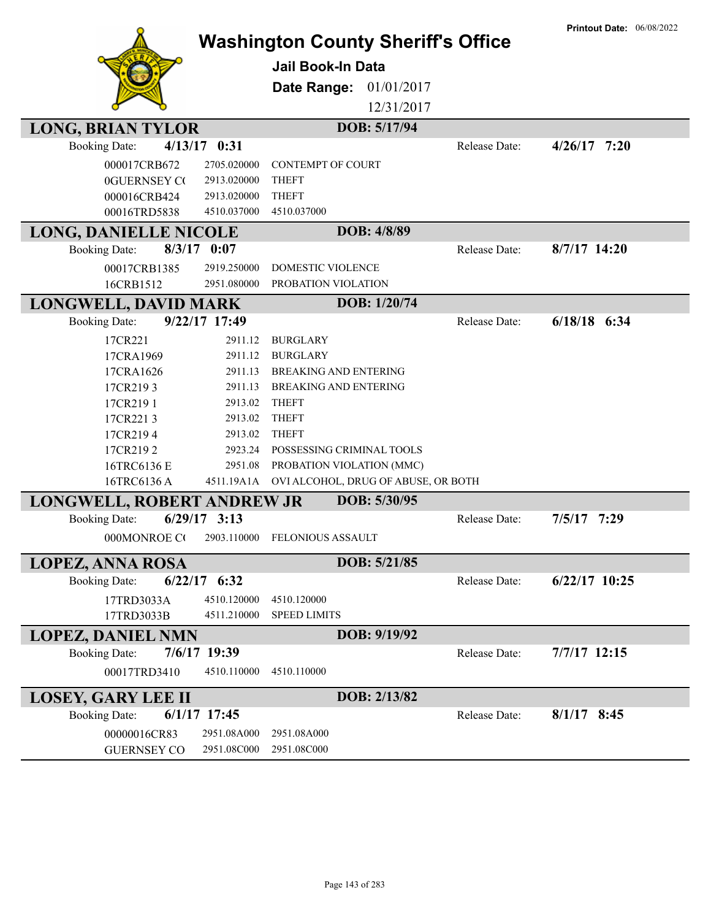Printout Date: 06/08/2022

# Washington County Sheriff's Office

**Jail Book-In Data**

**Date Range:** 01/01/2017 12/31/2017

## LONG, BRIAN TYLOR

**DOB: 5/17/94**

Booking Date: **4/13/17 0:31** Release Date: **4/26/17 7:20**

| | | |
|---|---|---|
| 000017CRB672 | 2705.020000 | CONTEMPT OF COURT |
| 0GUERNSEY C( | 2913.020000 | THEFT |
| 000016CRB424 | 2913.020000 | THEFT |
| 00016TRD5838 | 4510.037000 | 4510.037000 |

## LONG, DANIELLE NICOLE

**DOB: 4/8/89**

Booking Date: **8/3/17 0:07** Release Date: **8/7/17 14:20**

| | | |
|---|---|---|
| 00017CRB1385 | 2919.250000 | DOMESTIC VIOLENCE |
| 16CRB1512 | 2951.080000 | PROBATION VIOLATION |

## LONGWELL, DAVID MARK

**DOB: 1/20/74**

Booking Date: **9/22/17 17:49** Release Date: **6/18/18 6:34**

| | | |
|---|---|---|
| 17CR221 | 2911.12 | BURGLARY |
| 17CRA1969 | 2911.12 | BURGLARY |
| 17CRA1626 | 2911.13 | BREAKING AND ENTERING |
| 17CR219 3 | 2911.13 | BREAKING AND ENTERING |
| 17CR219 1 | 2913.02 | THEFT |
| 17CR221 3 | 2913.02 | THEFT |
| 17CR219 4 | 2913.02 | THEFT |
| 17CR219 2 | 2923.24 | POSSESSING CRIMINAL TOOLS |
| 16TRC6136 E | 2951.08 | PROBATION VIOLATION (MMC) |
| 16TRC6136 A | 4511.19A1A | OVI ALCOHOL, DRUG OF ABUSE, OR BOTH |

## LONGWELL, ROBERT ANDREW JR

**DOB: 5/30/95**

Booking Date: **6/29/17 3:13** Release Date: **7/5/17 7:29**

| | | |
|---|---|---|
| 000MONROE C( | 2903.110000 | FELONIOUS ASSAULT |

## LOPEZ, ANNA ROSA

**DOB: 5/21/85**

Booking Date: **6/22/17 6:32** Release Date: **6/22/17 10:25**

| | | |
|---|---|---|
| 17TRD3033A | 4510.120000 | 4510.120000 |
| 17TRD3033B | 4511.210000 | SPEED LIMITS |

## LOPEZ, DANIEL NMN

**DOB: 9/19/92**

Booking Date: **7/6/17 19:39** Release Date: **7/7/17 12:15**

| | | |
|---|---|---|
| 00017TRD3410 | 4510.110000 | 4510.110000 |

## LOSEY, GARY LEE II

**DOB: 2/13/82**

Booking Date: **6/1/17 17:45** Release Date: **8/1/17 8:45**

| | | |
|---|---|---|
| 00000016CR83 | 2951.08A000 | 2951.08A000 |
| GUERNSEY CO | 2951.08C000 | 2951.08C000 |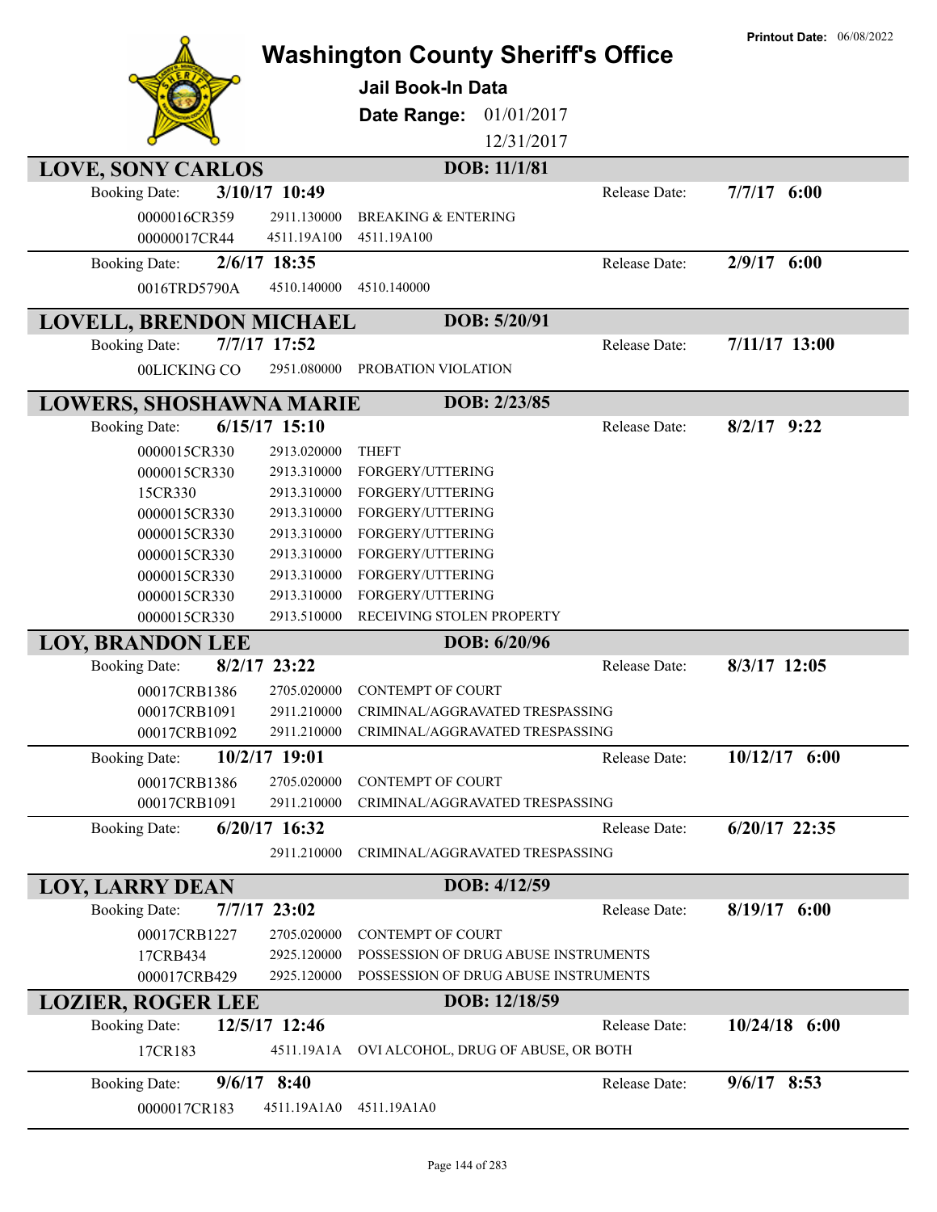# Washington County Sheriff's Office

**Printout Date:** 06/08/2022

## Jail Book-In Data

**Date Range:** 01/01/2017 12/31/2017

### LOVE, SONY CARLOS — DOB: 11/1/81

**Booking Date:** 3/10/17 10:49 — **Release Date:** 7/7/17 6:00

| Case | Statute | Charge |
|---|---|---|
| 0000016CR359 | 2911.130000 | BREAKING & ENTERING |
| 00000017CR44 | 4511.19A100 | 4511.19A100 |

**Booking Date:** 2/6/17 18:35 — **Release Date:** 2/9/17 6:00

| Case | Statute | Charge |
|---|---|---|
| 0016TRD5790A | 4510.140000 | 4510.140000 |

### LOVELL, BRENDON MICHAEL — DOB: 5/20/91

**Booking Date:** 7/7/17 17:52 — **Release Date:** 7/11/17 13:00

| Case | Statute | Charge |
|---|---|---|
| 00LICKING CO | 2951.080000 | PROBATION VIOLATION |

### LOWERS, SHOSHAWNA MARIE — DOB: 2/23/85

**Booking Date:** 6/15/17 15:10 — **Release Date:** 8/2/17 9:22

| Case | Statute | Charge |
|---|---|---|
| 0000015CR330 | 2913.020000 | THEFT |
| 0000015CR330 | 2913.310000 | FORGERY/UTTERING |
| 15CR330 | 2913.310000 | FORGERY/UTTERING |
| 0000015CR330 | 2913.310000 | FORGERY/UTTERING |
| 0000015CR330 | 2913.310000 | FORGERY/UTTERING |
| 0000015CR330 | 2913.310000 | FORGERY/UTTERING |
| 0000015CR330 | 2913.310000 | FORGERY/UTTERING |
| 0000015CR330 | 2913.310000 | FORGERY/UTTERING |
| 0000015CR330 | 2913.510000 | RECEIVING STOLEN PROPERTY |

### LOY, BRANDON LEE — DOB: 6/20/96

**Booking Date:** 8/2/17 23:22 — **Release Date:** 8/3/17 12:05

| Case | Statute | Charge |
|---|---|---|
| 00017CRB1386 | 2705.020000 | CONTEMPT OF COURT |
| 00017CRB1091 | 2911.210000 | CRIMINAL/AGGRAVATED TRESPASSING |
| 00017CRB1092 | 2911.210000 | CRIMINAL/AGGRAVATED TRESPASSING |

**Booking Date:** 10/2/17 19:01 — **Release Date:** 10/12/17 6:00

| Case | Statute | Charge |
|---|---|---|
| 00017CRB1386 | 2705.020000 | CONTEMPT OF COURT |
| 00017CRB1091 | 2911.210000 | CRIMINAL/AGGRAVATED TRESPASSING |

**Booking Date:** 6/20/17 16:32 — **Release Date:** 6/20/17 22:35

| Case | Statute | Charge |
|---|---|---|
| | 2911.210000 | CRIMINAL/AGGRAVATED TRESPASSING |

### LOY, LARRY DEAN — DOB: 4/12/59

**Booking Date:** 7/7/17 23:02 — **Release Date:** 8/19/17 6:00

| Case | Statute | Charge |
|---|---|---|
| 00017CRB1227 | 2705.020000 | CONTEMPT OF COURT |
| 17CRB434 | 2925.120000 | POSSESSION OF DRUG ABUSE INSTRUMENTS |
| 000017CRB429 | 2925.120000 | POSSESSION OF DRUG ABUSE INSTRUMENTS |

### LOZIER, ROGER LEE — DOB: 12/18/59

**Booking Date:** 12/5/17 12:46 — **Release Date:** 10/24/18 6:00

| Case | Statute | Charge |
|---|---|---|
| 17CR183 | 4511.19A1A | OVI ALCOHOL, DRUG OF ABUSE, OR BOTH |

**Booking Date:** 9/6/17 8:40 — **Release Date:** 9/6/17 8:53

| Case | Statute | Charge |
|---|---|---|
| 0000017CR183 | 4511.19A1A0 | 4511.19A1A0 |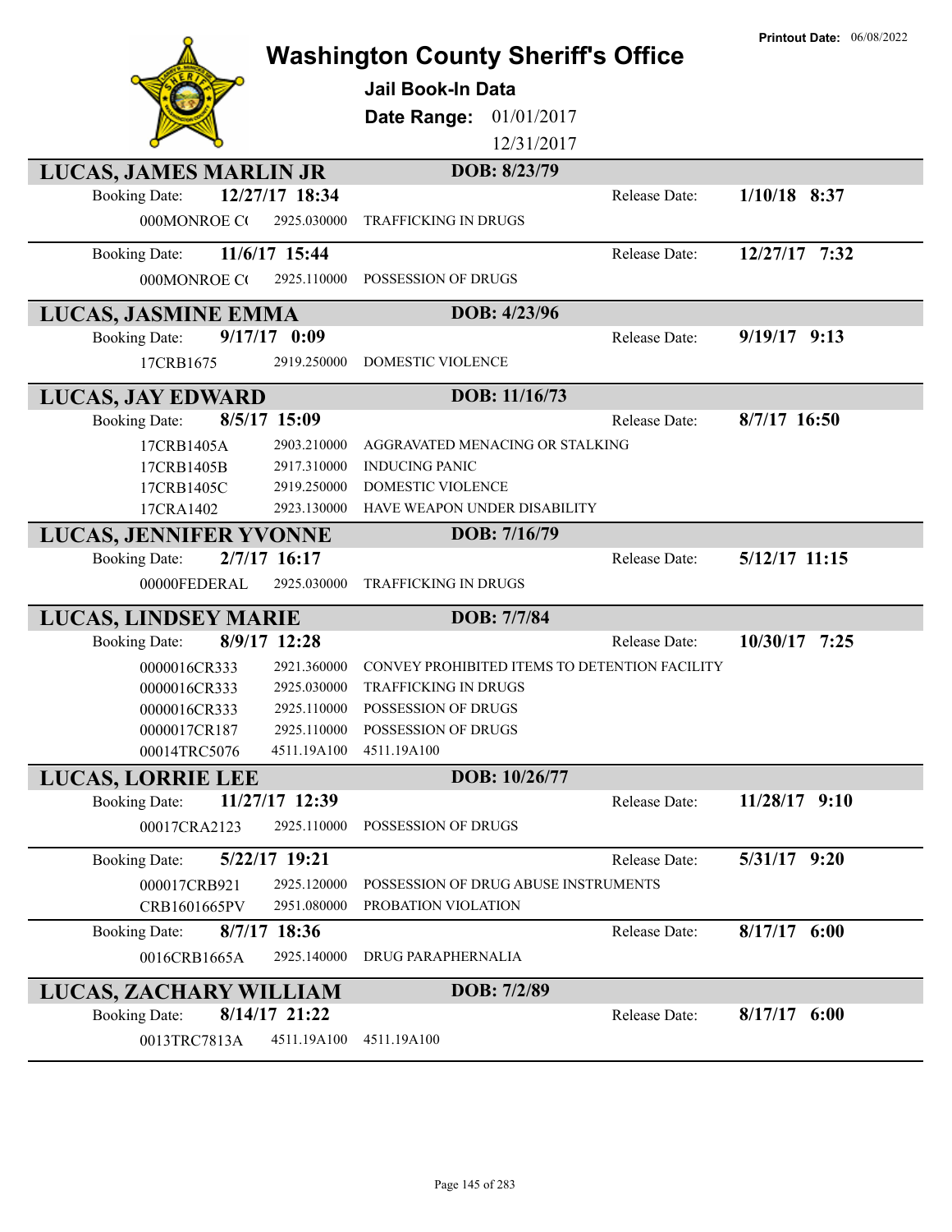# Washington County Sheriff's Office

**Printout Date:** 06/08/2022

## Jail Book-In Data

**Date Range:** 01/01/2017 12/31/2017

### LUCAS, JAMES MARLIN JR — DOB: 8/23/79

| Booking Date: | 12/27/17 18:34 | | Release Date: | 1/10/18 8:37 |
|---|---|---|---|---|
| 000MONROE C( | 2925.030000 | TRAFFICKING IN DRUGS | | |

| Booking Date: | 11/6/17 15:44 | | Release Date: | 12/27/17 7:32 |
|---|---|---|---|---|
| 000MONROE C( | 2925.110000 | POSSESSION OF DRUGS | | |

### LUCAS, JASMINE EMMA — DOB: 4/23/96

| Booking Date: | 9/17/17 0:09 | | Release Date: | 9/19/17 9:13 |
|---|---|---|---|---|
| 17CRB1675 | 2919.250000 | DOMESTIC VIOLENCE | | |

### LUCAS, JAY EDWARD — DOB: 11/16/73

| Booking Date: | 8/5/17 15:09 | | Release Date: | 8/7/17 16:50 |
|---|---|---|---|---|
| 17CRB1405A | 2903.210000 | AGGRAVATED MENACING OR STALKING | | |
| 17CRB1405B | 2917.310000 | INDUCING PANIC | | |
| 17CRB1405C | 2919.250000 | DOMESTIC VIOLENCE | | |
| 17CRA1402 | 2923.130000 | HAVE WEAPON UNDER DISABILITY | | |

### LUCAS, JENNIFER YVONNE — DOB: 7/16/79

| Booking Date: | 2/7/17 16:17 | | Release Date: | 5/12/17 11:15 |
|---|---|---|---|---|
| 00000FEDERAL | 2925.030000 | TRAFFICKING IN DRUGS | | |

### LUCAS, LINDSEY MARIE — DOB: 7/7/84

| Booking Date: | 8/9/17 12:28 | | Release Date: | 10/30/17 7:25 |
|---|---|---|---|---|
| 0000016CR333 | 2921.360000 | CONVEY PROHIBITED ITEMS TO DETENTION FACILITY | | |
| 0000016CR333 | 2925.030000 | TRAFFICKING IN DRUGS | | |
| 0000016CR333 | 2925.110000 | POSSESSION OF DRUGS | | |
| 0000017CR187 | 2925.110000 | POSSESSION OF DRUGS | | |
| 00014TRC5076 | 4511.19A100 | 4511.19A100 | | |

### LUCAS, LORRIE LEE — DOB: 10/26/77

| Booking Date: | 11/27/17 12:39 | | Release Date: | 11/28/17 9:10 |
|---|---|---|---|---|
| 00017CRA2123 | 2925.110000 | POSSESSION OF DRUGS | | |

| Booking Date: | 5/22/17 19:21 | | Release Date: | 5/31/17 9:20 |
|---|---|---|---|---|
| 000017CRB921 | 2925.120000 | POSSESSION OF DRUG ABUSE INSTRUMENTS | | |
| CRB1601665PV | 2951.080000 | PROBATION VIOLATION | | |

| Booking Date: | 8/7/17 18:36 | | Release Date: | 8/17/17 6:00 |
|---|---|---|---|---|
| 0016CRB1665A | 2925.140000 | DRUG PARAPHERNALIA | | |

### LUCAS, ZACHARY WILLIAM — DOB: 7/2/89

| Booking Date: | 8/14/17 21:22 | | Release Date: | 8/17/17 6:00 |
|---|---|---|---|---|
| 0013TRC7813A | 4511.19A100 | 4511.19A100 | | |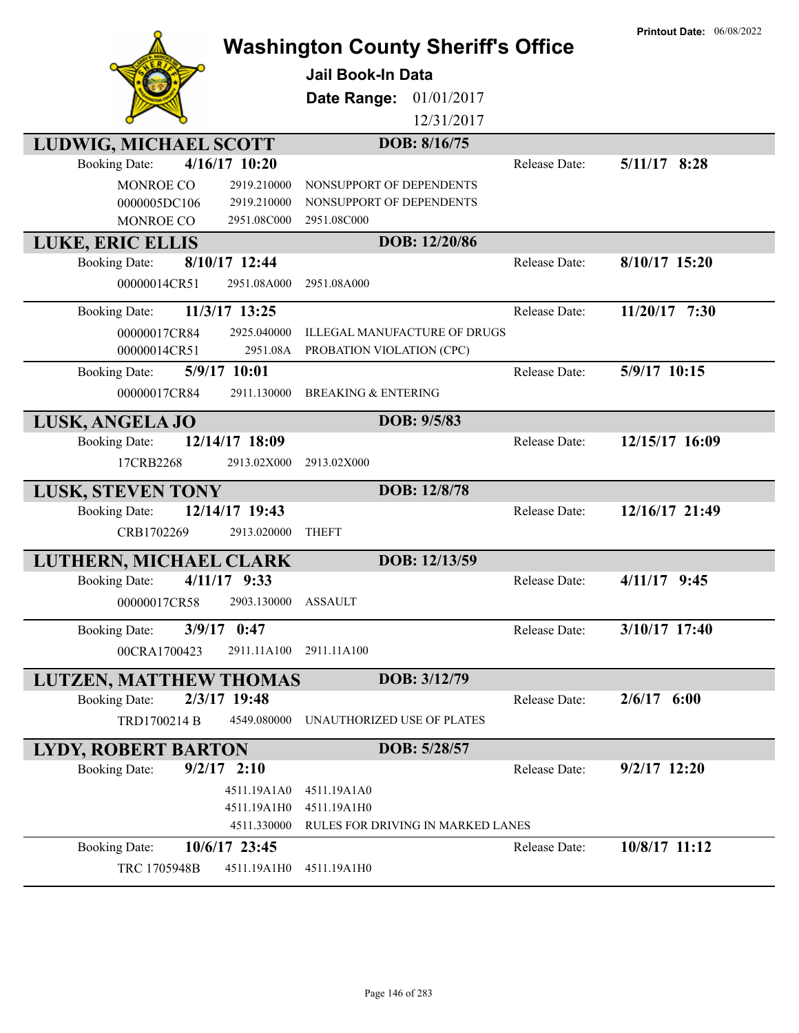# Washington County Sheriff's Office

**Jail Book-In Data**

**Date Range:** 01/01/2017 - 12/31/2017

**Printout Date:** 06/08/2022

## LUDWIG, MICHAEL SCOTT — DOB: 8/16/75

**Booking Date:** 4/16/17 10:20 — **Release Date:** 5/11/17 8:28

| Case | Statute | Description |
|---|---|---|
| MONROE CO | 2919.210000 | NONSUPPORT OF DEPENDENTS |
| 0000005DC106 | 2919.210000 | NONSUPPORT OF DEPENDENTS |
| MONROE CO | 2951.08C000 | 2951.08C000 |

## LUKE, ERIC ELLIS — DOB: 12/20/86

**Booking Date:** 8/10/17 12:44 — **Release Date:** 8/10/17 15:20

| Case | Statute | Description |
|---|---|---|
| 00000014CR51 | 2951.08A000 | 2951.08A000 |

**Booking Date:** 11/3/17 13:25 — **Release Date:** 11/20/17 7:30

| Case | Statute | Description |
|---|---|---|
| 00000017CR84 | 2925.040000 | ILLEGAL MANUFACTURE OF DRUGS |
| 00000014CR51 | 2951.08A | PROBATION VIOLATION (CPC) |

**Booking Date:** 5/9/17 10:01 — **Release Date:** 5/9/17 10:15

| Case | Statute | Description |
|---|---|---|
| 00000017CR84 | 2911.130000 | BREAKING & ENTERING |

## LUSK, ANGELA JO — DOB: 9/5/83

**Booking Date:** 12/14/17 18:09 — **Release Date:** 12/15/17 16:09

| Case | Statute | Description |
|---|---|---|
| 17CRB2268 | 2913.02X000 | 2913.02X000 |

## LUSK, STEVEN TONY — DOB: 12/8/78

**Booking Date:** 12/14/17 19:43 — **Release Date:** 12/16/17 21:49

| Case | Statute | Description |
|---|---|---|
| CRB1702269 | 2913.020000 | THEFT |

## LUTHERN, MICHAEL CLARK — DOB: 12/13/59

**Booking Date:** 4/11/17 9:33 — **Release Date:** 4/11/17 9:45

| Case | Statute | Description |
|---|---|---|
| 00000017CR58 | 2903.130000 | ASSAULT |

**Booking Date:** 3/9/17 0:47 — **Release Date:** 3/10/17 17:40

| Case | Statute | Description |
|---|---|---|
| 00CRA1700423 | 2911.11A100 | 2911.11A100 |

## LUTZEN, MATTHEW THOMAS — DOB: 3/12/79

**Booking Date:** 2/3/17 19:48 — **Release Date:** 2/6/17 6:00

| Case | Statute | Description |
|---|---|---|
| TRD1700214 B | 4549.080000 | UNAUTHORIZED USE OF PLATES |

## LYDY, ROBERT BARTON — DOB: 5/28/57

**Booking Date:** 9/2/17 2:10 — **Release Date:** 9/2/17 12:20

| Case | Statute | Description |
|---|---|---|
| | 4511.19A1A0 | 4511.19A1A0 |
| | 4511.19A1H0 | 4511.19A1H0 |
| | 4511.330000 | RULES FOR DRIVING IN MARKED LANES |

**Booking Date:** 10/6/17 23:45 — **Release Date:** 10/8/17 11:12

| Case | Statute | Description |
|---|---|---|
| TRC 1705948B | 4511.19A1H0 | 4511.19A1H0 |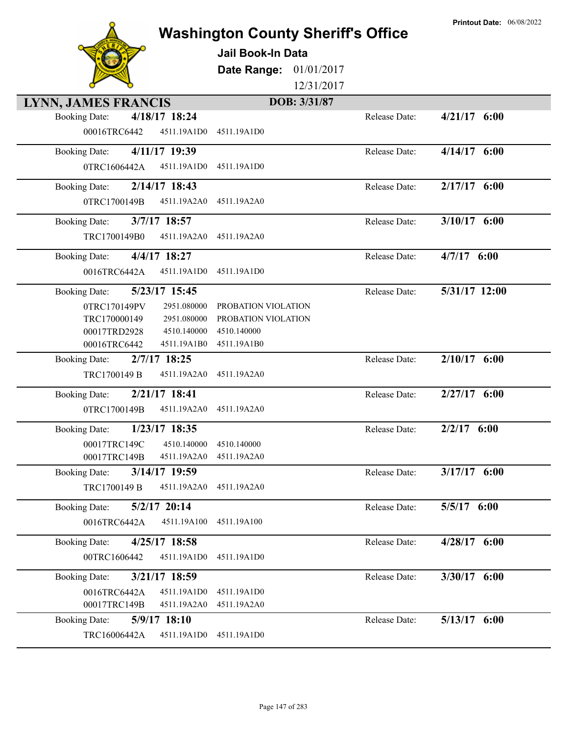Printout Date: 06/08/2022

# Washington County Sheriff's Office

**Jail Book-In Data**

**Date Range:** 01/01/2017 12/31/2017

## LYNN, JAMES FRANCIS — DOB: 3/31/87

| Booking Date | Release Date | Case | Statute | Description |
|---|---|---|---|---|
| **4/18/17 18:24** | **4/21/17 6:00** | 00016TRC6442 | 4511.19A1D0 | 4511.19A1D0 |
| **4/11/17 19:39** | **4/14/17 6:00** | 0TRC1606442A | 4511.19A1D0 | 4511.19A1D0 |
| **2/14/17 18:43** | **2/17/17 6:00** | 0TRC1700149B | 4511.19A2A0 | 4511.19A2A0 |
| **3/7/17 18:57** | **3/10/17 6:00** | TRC1700149B0 | 4511.19A2A0 | 4511.19A2A0 |
| **4/4/17 18:27** | **4/7/17 6:00** | 0016TRC6442A | 4511.19A1D0 | 4511.19A1D0 |
| **5/23/17 15:45** | **5/31/17 12:00** | 0TRC170149PV | 2951.080000 | PROBATION VIOLATION |
| | | TRC170000149 | 2951.080000 | PROBATION VIOLATION |
| | | 00017TRD2928 | 4510.140000 | 4510.140000 |
| | | 00016TRC6442 | 4511.19A1B0 | 4511.19A1B0 |
| **2/7/17 18:25** | **2/10/17 6:00** | TRC1700149 B | 4511.19A2A0 | 4511.19A2A0 |
| **2/21/17 18:41** | **2/27/17 6:00** | 0TRC1700149B | 4511.19A2A0 | 4511.19A2A0 |
| **1/23/17 18:35** | **2/2/17 6:00** | 00017TRC149C | 4510.140000 | 4510.140000 |
| | | 00017TRC149B | 4511.19A2A0 | 4511.19A2A0 |
| **3/14/17 19:59** | **3/17/17 6:00** | TRC1700149 B | 4511.19A2A0 | 4511.19A2A0 |
| **5/2/17 20:14** | **5/5/17 6:00** | 0016TRC6442A | 4511.19A100 | 4511.19A100 |
| **4/25/17 18:58** | **4/28/17 6:00** | 00TRC1606442 | 4511.19A1D0 | 4511.19A1D0 |
| **3/21/17 18:59** | **3/30/17 6:00** | 0016TRC6442A | 4511.19A1D0 | 4511.19A1D0 |
| | | 00017TRC149B | 4511.19A2A0 | 4511.19A2A0 |
| **5/9/17 18:10** | **5/13/17 6:00** | TRC16006442A | 4511.19A1D0 | 4511.19A1D0 |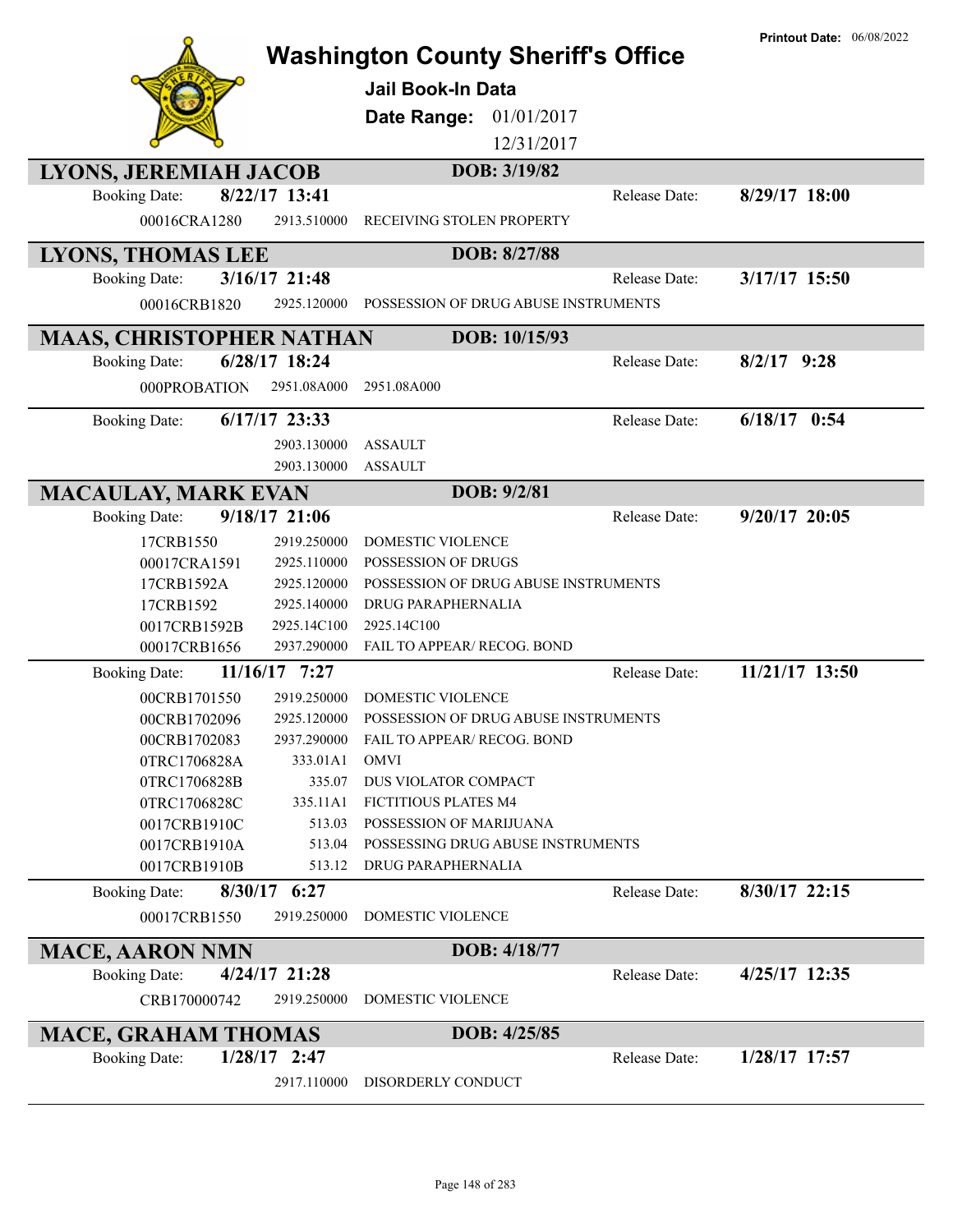Printout Date: 06/08/2022

# Washington County Sheriff's Office

## Jail Book-In Data

**Date Range:** 01/01/2017 – 12/31/2017

---

### LYONS, JEREMIAH JACOB — DOB: 3/19/82

**Booking Date:** 8/22/17 13:41 — **Release Date:** 8/29/17 18:00

| Case | Statute | Charge |
|---|---|---|
| 00016CRA1280 | 2913.510000 | RECEIVING STOLEN PROPERTY |

---

### LYONS, THOMAS LEE — DOB: 8/27/88

**Booking Date:** 3/16/17 21:48 — **Release Date:** 3/17/17 15:50

| Case | Statute | Charge |
|---|---|---|
| 00016CRB1820 | 2925.120000 | POSSESSION OF DRUG ABUSE INSTRUMENTS |

---

### MAAS, CHRISTOPHER NATHAN — DOB: 10/15/93

**Booking Date:** 6/28/17 18:24 — **Release Date:** 8/2/17 9:28

| Case | Statute | Charge |
|---|---|---|
| 000PROBATION | 2951.08A000 | 2951.08A000 |

**Booking Date:** 6/17/17 23:33 — **Release Date:** 6/18/17 0:54

| Case | Statute | Charge |
|---|---|---|
| | 2903.130000 | ASSAULT |
| | 2903.130000 | ASSAULT |

---

### MACAULAY, MARK EVAN — DOB: 9/2/81

**Booking Date:** 9/18/17 21:06 — **Release Date:** 9/20/17 20:05

| Case | Statute | Charge |
|---|---|---|
| 17CRB1550 | 2919.250000 | DOMESTIC VIOLENCE |
| 00017CRA1591 | 2925.110000 | POSSESSION OF DRUGS |
| 17CRB1592A | 2925.120000 | POSSESSION OF DRUG ABUSE INSTRUMENTS |
| 17CRB1592 | 2925.140000 | DRUG PARAPHERNALIA |
| 0017CRB1592B | 2925.14C100 | 2925.14C100 |
| 00017CRB1656 | 2937.290000 | FAIL TO APPEAR/ RECOG. BOND |

**Booking Date:** 11/16/17 7:27 — **Release Date:** 11/21/17 13:50

| Case | Statute | Charge |
|---|---|---|
| 00CRB1701550 | 2919.250000 | DOMESTIC VIOLENCE |
| 00CRB1702096 | 2925.120000 | POSSESSION OF DRUG ABUSE INSTRUMENTS |
| 00CRB1702083 | 2937.290000 | FAIL TO APPEAR/ RECOG. BOND |
| 0TRC1706828A | 333.01A1 | OMVI |
| 0TRC1706828B | 335.07 | DUS VIOLATOR COMPACT |
| 0TRC1706828C | 335.11A1 | FICTITIOUS PLATES M4 |
| 0017CRB1910C | 513.03 | POSSESSION OF MARIJUANA |
| 0017CRB1910A | 513.04 | POSSESSING DRUG ABUSE INSTRUMENTS |
| 0017CRB1910B | 513.12 | DRUG PARAPHERNALIA |

**Booking Date:** 8/30/17 6:27 — **Release Date:** 8/30/17 22:15

| Case | Statute | Charge |
|---|---|---|
| 00017CRB1550 | 2919.250000 | DOMESTIC VIOLENCE |

---

### MACE, AARON NMN — DOB: 4/18/77

**Booking Date:** 4/24/17 21:28 — **Release Date:** 4/25/17 12:35

| Case | Statute | Charge |
|---|---|---|
| CRB170000742 | 2919.250000 | DOMESTIC VIOLENCE |

---

### MACE, GRAHAM THOMAS — DOB: 4/25/85

**Booking Date:** 1/28/17 2:47 — **Release Date:** 1/28/17 17:57

| Case | Statute | Charge |
|---|---|---|
| | 2917.110000 | DISORDERLY CONDUCT |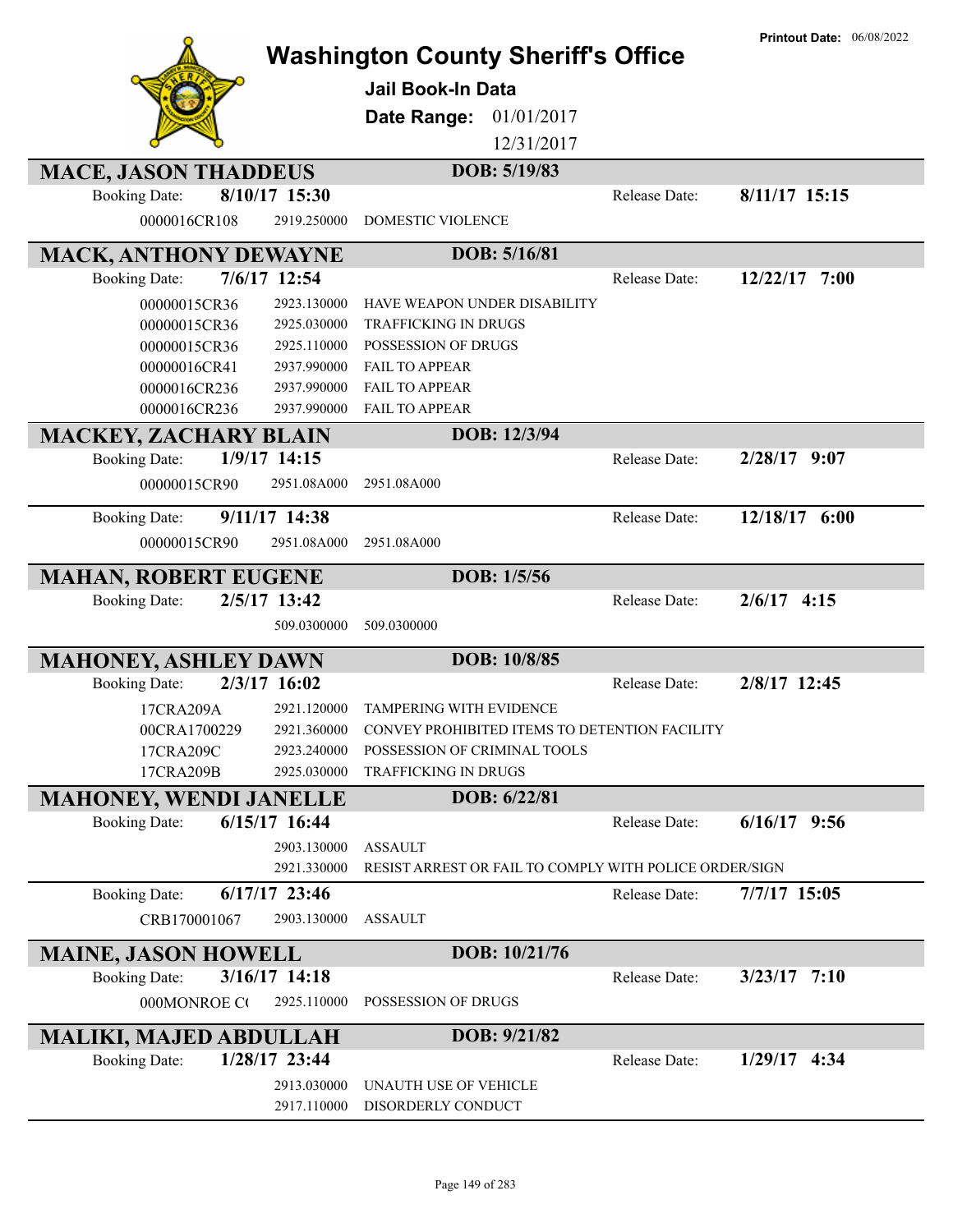# Washington County Sheriff's Office

**Printout Date:** 06/08/2022

## Jail Book-In Data

**Date Range:** 01/01/2017 12/31/2017

---

### MACE, JASON THADDEUS — DOB: 5/19/83

Booking Date: **8/10/17 15:30** — Release Date: **8/11/17 15:15**

| Case | Statute | Charge |
|---|---|---|
| 0000016CR108 | 2919.250000 | DOMESTIC VIOLENCE |

### MACK, ANTHONY DEWAYNE — DOB: 5/16/81

Booking Date: **7/6/17 12:54** — Release Date: **12/22/17 7:00**

| Case | Statute | Charge |
|---|---|---|
| 00000015CR36 | 2923.130000 | HAVE WEAPON UNDER DISABILITY |
| 00000015CR36 | 2925.030000 | TRAFFICKING IN DRUGS |
| 00000015CR36 | 2925.110000 | POSSESSION OF DRUGS |
| 00000016CR41 | 2937.990000 | FAIL TO APPEAR |
| 0000016CR236 | 2937.990000 | FAIL TO APPEAR |
| 0000016CR236 | 2937.990000 | FAIL TO APPEAR |

### MACKEY, ZACHARY BLAIN — DOB: 12/3/94

Booking Date: **1/9/17 14:15** — Release Date: **2/28/17 9:07**

| Case | Statute | Charge |
|---|---|---|
| 00000015CR90 | 2951.08A000 | 2951.08A000 |

Booking Date: **9/11/17 14:38** — Release Date: **12/18/17 6:00**

| Case | Statute | Charge |
|---|---|---|
| 00000015CR90 | 2951.08A000 | 2951.08A000 |

### MAHAN, ROBERT EUGENE — DOB: 1/5/56

Booking Date: **2/5/17 13:42** — Release Date: **2/6/17 4:15**

| Case | Statute | Charge |
|---|---|---|
| | 509.0300000 | 509.0300000 |

### MAHONEY, ASHLEY DAWN — DOB: 10/8/85

Booking Date: **2/3/17 16:02** — Release Date: **2/8/17 12:45**

| Case | Statute | Charge |
|---|---|---|
| 17CRA209A | 2921.120000 | TAMPERING WITH EVIDENCE |
| 00CRA1700229 | 2921.360000 | CONVEY PROHIBITED ITEMS TO DETENTION FACILITY |
| 17CRA209C | 2923.240000 | POSSESSION OF CRIMINAL TOOLS |
| 17CRA209B | 2925.030000 | TRAFFICKING IN DRUGS |

### MAHONEY, WENDI JANELLE — DOB: 6/22/81

Booking Date: **6/15/17 16:44** — Release Date: **6/16/17 9:56**

| Case | Statute | Charge |
|---|---|---|
| | 2903.130000 | ASSAULT |
| | 2921.330000 | RESIST ARREST OR FAIL TO COMPLY WITH POLICE ORDER/SIGN |

Booking Date: **6/17/17 23:46** — Release Date: **7/7/17 15:05**

| Case | Statute | Charge |
|---|---|---|
| CRB170001067 | 2903.130000 | ASSAULT |

### MAINE, JASON HOWELL — DOB: 10/21/76

Booking Date: **3/16/17 14:18** — Release Date: **3/23/17 7:10**

| Case | Statute | Charge |
|---|---|---|
| 000MONROE C( | 2925.110000 | POSSESSION OF DRUGS |

### MALIKI, MAJED ABDULLAH — DOB: 9/21/82

Booking Date: **1/28/17 23:44** — Release Date: **1/29/17 4:34**

| Case | Statute | Charge |
|---|---|---|
| | 2913.030000 | UNAUTH USE OF VEHICLE |
| | 2917.110000 | DISORDERLY CONDUCT |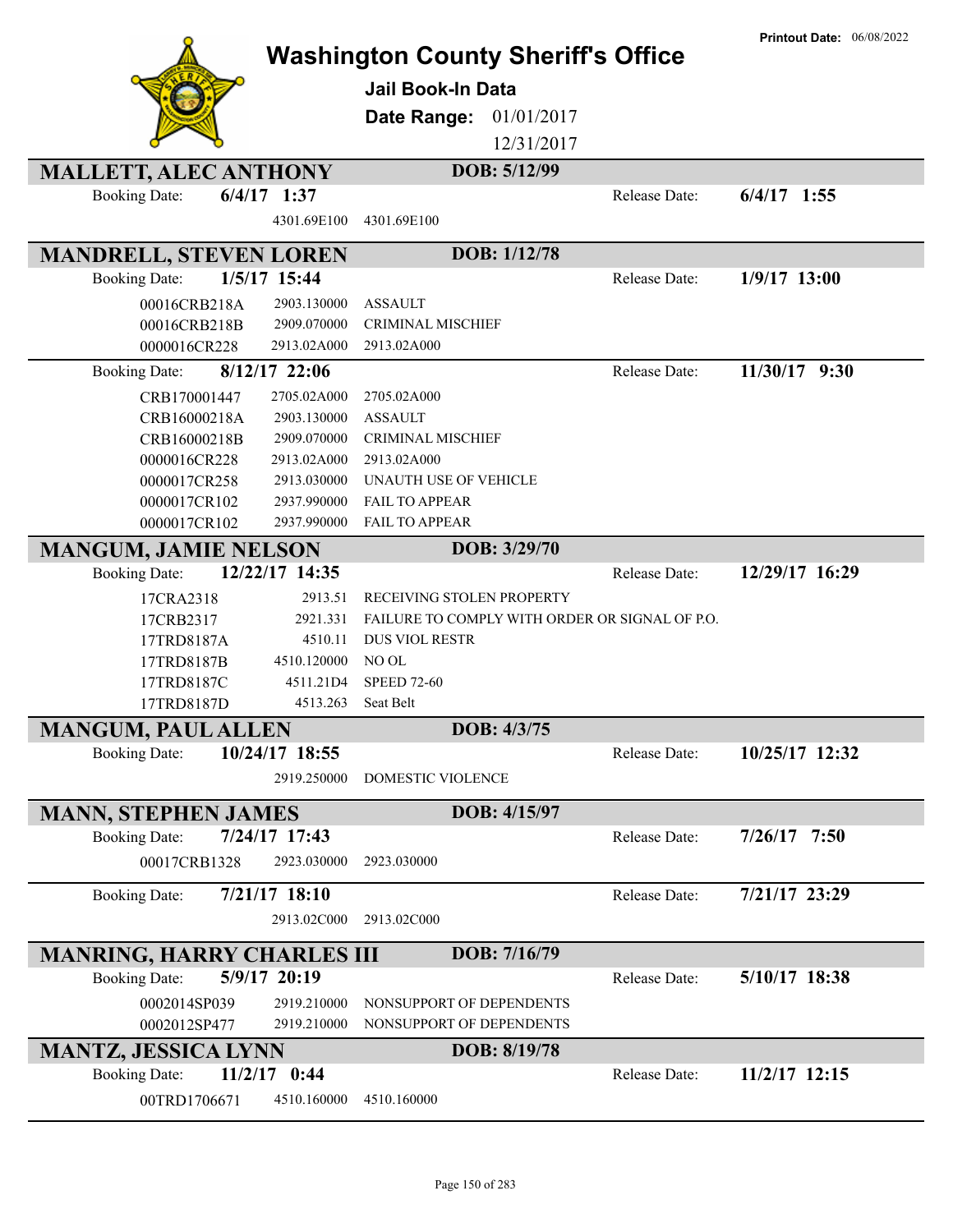# Washington County Sheriff's Office

**Jail Book-In Data**

**Date Range:** 01/01/2017 – 12/31/2017

**Printout Date:** 06/08/2022

## MALLETT, ALEC ANTHONY — DOB: 5/12/99

**Booking Date:** 6/4/17 1:37 | **Release Date:** 6/4/17 1:55

| Case | Statute | Charge |
|---|---|---|
| | 4301.69E100 | 4301.69E100 |

## MANDRELL, STEVEN LOREN — DOB: 1/12/78

**Booking Date:** 1/5/17 15:44 | **Release Date:** 1/9/17 13:00

| Case | Statute | Charge |
|---|---|---|
| 00016CRB218A | 2903.130000 | ASSAULT |
| 00016CRB218B | 2909.070000 | CRIMINAL MISCHIEF |
| 0000016CR228 | 2913.02A000 | 2913.02A000 |

**Booking Date:** 8/12/17 22:06 | **Release Date:** 11/30/17 9:30

| Case | Statute | Charge |
|---|---|---|
| CRB170001447 | 2705.02A000 | 2705.02A000 |
| CRB16000218A | 2903.130000 | ASSAULT |
| CRB16000218B | 2909.070000 | CRIMINAL MISCHIEF |
| 0000016CR228 | 2913.02A000 | 2913.02A000 |
| 0000017CR258 | 2913.030000 | UNAUTH USE OF VEHICLE |
| 0000017CR102 | 2937.990000 | FAIL TO APPEAR |
| 0000017CR102 | 2937.990000 | FAIL TO APPEAR |

## MANGUM, JAMIE NELSON — DOB: 3/29/70

**Booking Date:** 12/22/17 14:35 | **Release Date:** 12/29/17 16:29

| Case | Statute | Charge |
|---|---|---|
| 17CRA2318 | 2913.51 | RECEIVING STOLEN PROPERTY |
| 17CRB2317 | 2921.331 | FAILURE TO COMPLY WITH ORDER OR SIGNAL OF P.O. |
| 17TRD8187A | 4510.11 | DUS VIOL RESTR |
| 17TRD8187B | 4510.120000 | NO OL |
| 17TRD8187C | 4511.21D4 | SPEED 72-60 |
| 17TRD8187D | 4513.263 | Seat Belt |

## MANGUM, PAUL ALLEN — DOB: 4/3/75

**Booking Date:** 10/24/17 18:55 | **Release Date:** 10/25/17 12:32

| Case | Statute | Charge |
|---|---|---|
| | 2919.250000 | DOMESTIC VIOLENCE |

## MANN, STEPHEN JAMES — DOB: 4/15/97

**Booking Date:** 7/24/17 17:43 | **Release Date:** 7/26/17 7:50

| Case | Statute | Charge |
|---|---|---|
| 00017CRB1328 | 2923.030000 | 2923.030000 |

**Booking Date:** 7/21/17 18:10 | **Release Date:** 7/21/17 23:29

| Case | Statute | Charge |
|---|---|---|
| | 2913.02C000 | 2913.02C000 |

## MANRING, HARRY CHARLES III — DOB: 7/16/79

**Booking Date:** 5/9/17 20:19 | **Release Date:** 5/10/17 18:38

| Case | Statute | Charge |
|---|---|---|
| 0002014SP039 | 2919.210000 | NONSUPPORT OF DEPENDENTS |
| 0002012SP477 | 2919.210000 | NONSUPPORT OF DEPENDENTS |

## MANTZ, JESSICA LYNN — DOB: 8/19/78

**Booking Date:** 11/2/17 0:44 | **Release Date:** 11/2/17 12:15

| Case | Statute | Charge |
|---|---|---|
| 00TRD1706671 | 4510.160000 | 4510.160000 |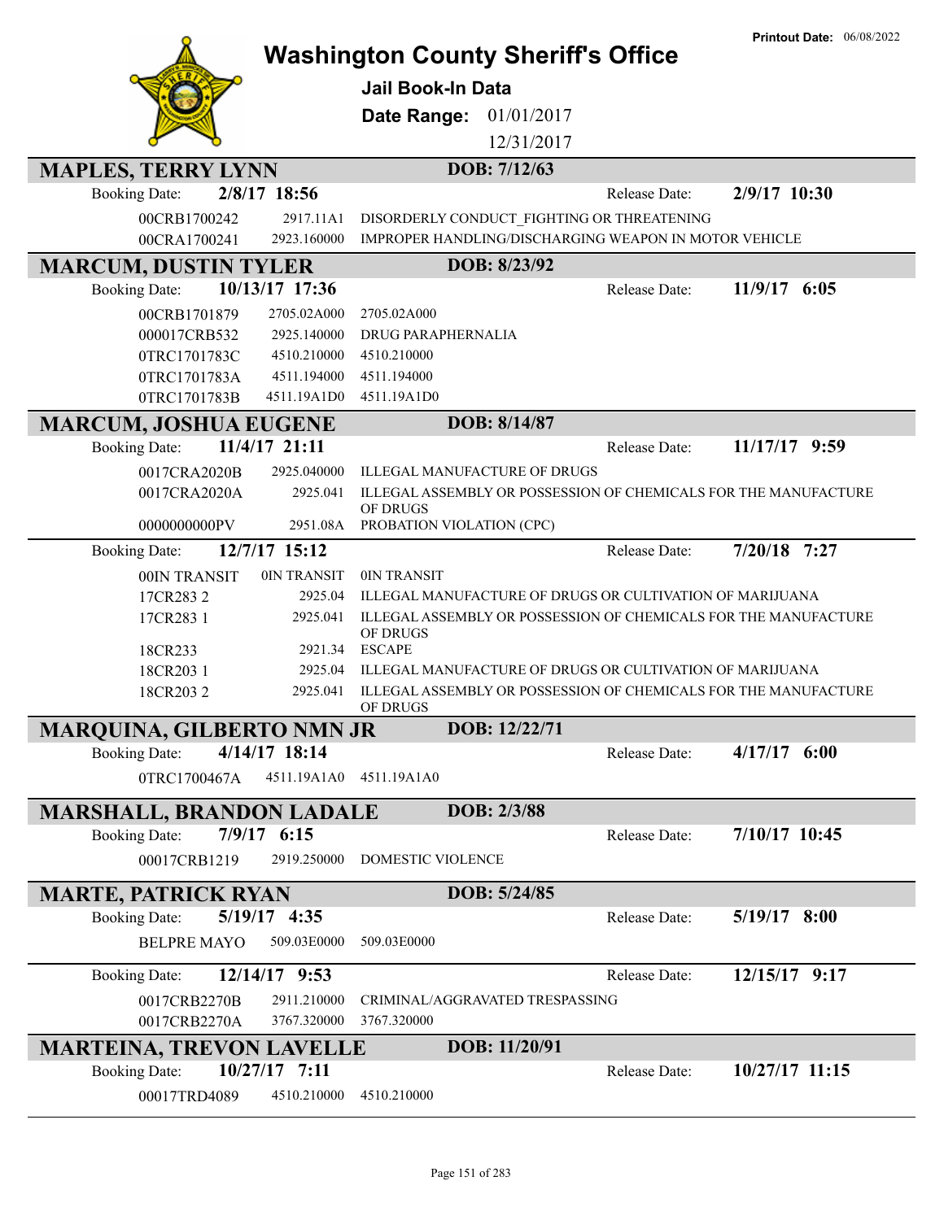# Washington County Sheriff's Office

**Jail Book-In Data**

**Date Range:** 01/01/2017 - 12/31/2017

**Printout Date:** 06/08/2022

## MAPLES, TERRY LYNN
**DOB:** 7/12/63

**Booking Date:** 2/8/17 18:56 — **Release Date:** 2/9/17 10:30

| Case | Statute | Description |
|---|---|---|
| 00CRB1700242 | 2917.11A1 | DISORDERLY CONDUCT_FIGHTING OR THREATENING |
| 00CRA1700241 | 2923.160000 | IMPROPER HANDLING/DISCHARGING WEAPON IN MOTOR VEHICLE |

## MARCUM, DUSTIN TYLER
**DOB:** 8/23/92

**Booking Date:** 10/13/17 17:36 — **Release Date:** 11/9/17 6:05

| Case | Statute | Description |
|---|---|---|
| 00CRB1701879 | 2705.02A000 | 2705.02A000 |
| 000017CRB532 | 2925.140000 | DRUG PARAPHERNALIA |
| 0TRC1701783C | 4510.210000 | 4510.210000 |
| 0TRC1701783A | 4511.194000 | 4511.194000 |
| 0TRC1701783B | 4511.19A1D0 | 4511.19A1D0 |

## MARCUM, JOSHUA EUGENE
**DOB:** 8/14/87

**Booking Date:** 11/4/17 21:11 — **Release Date:** 11/17/17 9:59

| Case | Statute | Description |
|---|---|---|
| 0017CRA2020B | 2925.040000 | ILLEGAL MANUFACTURE OF DRUGS |
| 0017CRA2020A | 2925.041 | ILLEGAL ASSEMBLY OR POSSESSION OF CHEMICALS FOR THE MANUFACTURE OF DRUGS |
| 0000000000PV | 2951.08A | PROBATION VIOLATION (CPC) |

**Booking Date:** 12/7/17 15:12 — **Release Date:** 7/20/18 7:27

| Case | Statute | Description |
|---|---|---|
| 00IN TRANSIT | 0IN TRANSIT | 0IN TRANSIT |
| 17CR283 2 | 2925.04 | ILLEGAL MANUFACTURE OF DRUGS OR CULTIVATION OF MARIJUANA |
| 17CR283 1 | 2925.041 | ILLEGAL ASSEMBLY OR POSSESSION OF CHEMICALS FOR THE MANUFACTURE OF DRUGS |
| 18CR233 | 2921.34 | ESCAPE |
| 18CR203 1 | 2925.04 | ILLEGAL MANUFACTURE OF DRUGS OR CULTIVATION OF MARIJUANA |
| 18CR203 2 | 2925.041 | ILLEGAL ASSEMBLY OR POSSESSION OF CHEMICALS FOR THE MANUFACTURE OF DRUGS |

## MARQUINA, GILBERTO NMN JR
**DOB:** 12/22/71

**Booking Date:** 4/14/17 18:14 — **Release Date:** 4/17/17 6:00

| Case | Statute | Description |
|---|---|---|
| 0TRC1700467A | 4511.19A1A0 | 4511.19A1A0 |

## MARSHALL, BRANDON LADALE
**DOB:** 2/3/88

**Booking Date:** 7/9/17 6:15 — **Release Date:** 7/10/17 10:45

| Case | Statute | Description |
|---|---|---|
| 00017CRB1219 | 2919.250000 | DOMESTIC VIOLENCE |

## MARTE, PATRICK RYAN
**DOB:** 5/24/85

**Booking Date:** 5/19/17 4:35 — **Release Date:** 5/19/17 8:00

| Case | Statute | Description |
|---|---|---|
| BELPRE MAYO | 509.03E0000 | 509.03E0000 |

**Booking Date:** 12/14/17 9:53 — **Release Date:** 12/15/17 9:17

| Case | Statute | Description |
|---|---|---|
| 0017CRB2270B | 2911.210000 | CRIMINAL/AGGRAVATED TRESPASSING |
| 0017CRB2270A | 3767.320000 | 3767.320000 |

## MARTEINA, TREVON LAVELLE
**DOB:** 11/20/91

**Booking Date:** 10/27/17 7:11 — **Release Date:** 10/27/17 11:15

| Case | Statute | Description |
|---|---|---|
| 00017TRD4089 | 4510.210000 | 4510.210000 |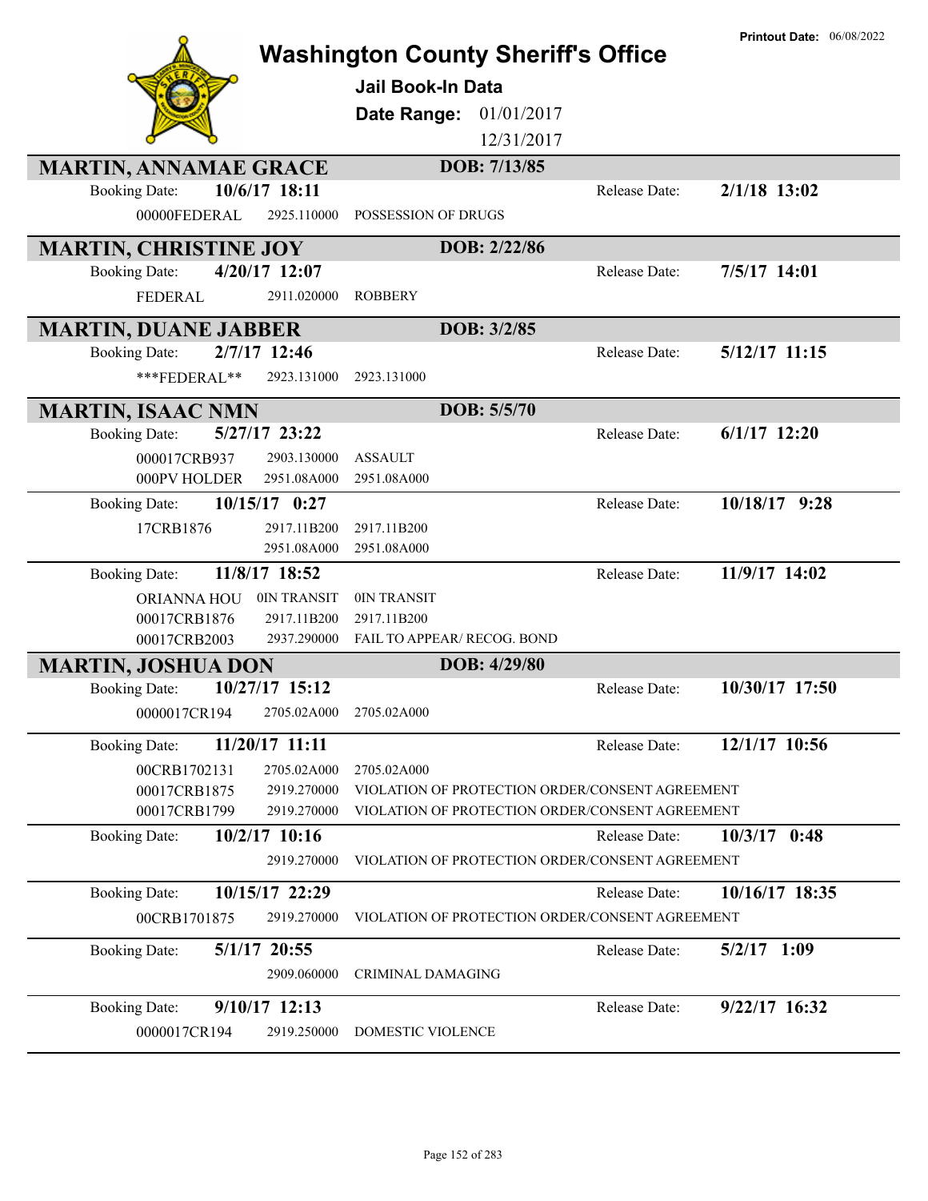# Washington County Sheriff's Office

**Printout Date:** 06/08/2022

## Jail Book-In Data

**Date Range:** 01/01/2017 – 12/31/2017

---

### MARTIN, ANNAMAE GRACE — DOB: 7/13/85

**Booking Date:** 10/6/17 18:11 — **Release Date:** 2/1/18 13:02

| Case | Statute | Charge |
|---|---|---|
| 00000FEDERAL | 2925.110000 | POSSESSION OF DRUGS |

---

### MARTIN, CHRISTINE JOY — DOB: 2/22/86

**Booking Date:** 4/20/17 12:07 — **Release Date:** 7/5/17 14:01

| Case | Statute | Charge |
|---|---|---|
| FEDERAL | 2911.020000 | ROBBERY |

---

### MARTIN, DUANE JABBER — DOB: 3/2/85

**Booking Date:** 2/7/17 12:46 — **Release Date:** 5/12/17 11:15

| Case | Statute | Charge |
|---|---|---|
| ***FEDERAL** | 2923.131000 | 2923.131000 |

---

### MARTIN, ISAAC NMN — DOB: 5/5/70

**Booking Date:** 5/27/17 23:22 — **Release Date:** 6/1/17 12:20

| Case | Statute | Charge |
|---|---|---|
| 000017CRB937 | 2903.130000 | ASSAULT |
| 000PV HOLDER | 2951.08A000 | 2951.08A000 |

**Booking Date:** 10/15/17 0:27 — **Release Date:** 10/18/17 9:28

| Case | Statute | Charge |
|---|---|---|
| 17CRB1876 | 2917.11B200 | 2917.11B200 |
| | 2951.08A000 | 2951.08A000 |

**Booking Date:** 11/8/17 18:52 — **Release Date:** 11/9/17 14:02

| Case | Statute | Charge |
|---|---|---|
| ORIANNA HOU | 0IN TRANSIT | 0IN TRANSIT |
| 00017CRB1876 | 2917.11B200 | 2917.11B200 |
| 00017CRB2003 | 2937.290000 | FAIL TO APPEAR/ RECOG. BOND |

---

### MARTIN, JOSHUA DON — DOB: 4/29/80

**Booking Date:** 10/27/17 15:12 — **Release Date:** 10/30/17 17:50

| Case | Statute | Charge |
|---|---|---|
| 0000017CR194 | 2705.02A000 | 2705.02A000 |

**Booking Date:** 11/20/17 11:11 — **Release Date:** 12/1/17 10:56

| Case | Statute | Charge |
|---|---|---|
| 00CRB1702131 | 2705.02A000 | 2705.02A000 |
| 00017CRB1875 | 2919.270000 | VIOLATION OF PROTECTION ORDER/CONSENT AGREEMENT |
| 00017CRB1799 | 2919.270000 | VIOLATION OF PROTECTION ORDER/CONSENT AGREEMENT |

**Booking Date:** 10/2/17 10:16 — **Release Date:** 10/3/17 0:48

| Case | Statute | Charge |
|---|---|---|
| | 2919.270000 | VIOLATION OF PROTECTION ORDER/CONSENT AGREEMENT |

**Booking Date:** 10/15/17 22:29 — **Release Date:** 10/16/17 18:35

| Case | Statute | Charge |
|---|---|---|
| 00CRB1701875 | 2919.270000 | VIOLATION OF PROTECTION ORDER/CONSENT AGREEMENT |

**Booking Date:** 5/1/17 20:55 — **Release Date:** 5/2/17 1:09

| Case | Statute | Charge |
|---|---|---|
| | 2909.060000 | CRIMINAL DAMAGING |

**Booking Date:** 9/10/17 12:13 — **Release Date:** 9/22/17 16:32

| Case | Statute | Charge |
|---|---|---|
| 0000017CR194 | 2919.250000 | DOMESTIC VIOLENCE |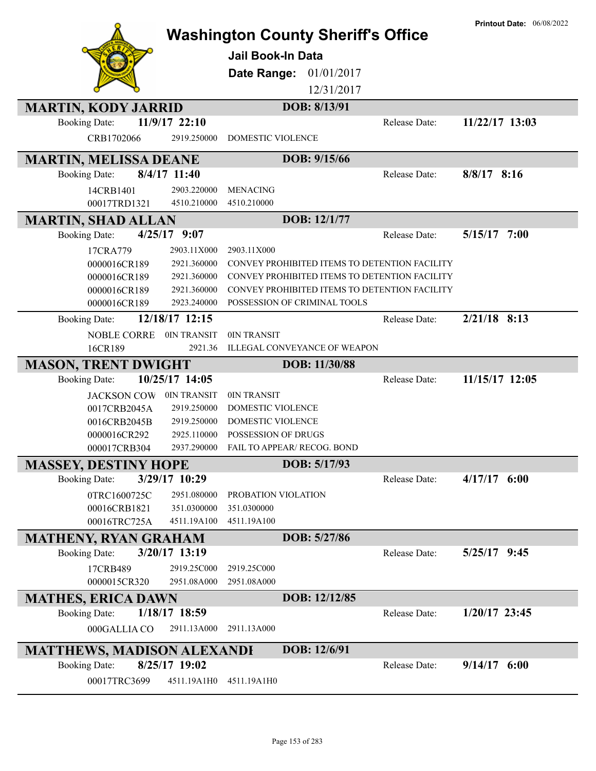# Washington County Sheriff's Office

**Printout Date:** 06/08/2022

## Jail Book-In Data

**Date Range:** 01/01/2017 – 12/31/2017

---

### MARTIN, KODY JARRID — DOB: 8/13/91

**Booking Date:** 11/9/17 22:10 — **Release Date:** 11/22/17 13:03

| Case | Code | Description |
|---|---|---|
| CRB1702066 | 2919.250000 | DOMESTIC VIOLENCE |

### MARTIN, MELISSA DEANE — DOB: 9/15/66

**Booking Date:** 8/4/17 11:40 — **Release Date:** 8/8/17 8:16

| Case | Code | Description |
|---|---|---|
| 14CRB1401 | 2903.220000 | MENACING |
| 00017TRD1321 | 4510.210000 | 4510.210000 |

### MARTIN, SHAD ALLAN — DOB: 12/1/77

**Booking Date:** 4/25/17 9:07 — **Release Date:** 5/15/17 7:00

| Case | Code | Description |
|---|---|---|
| 17CRA779 | 2903.11X000 | 2903.11X000 |
| 0000016CR189 | 2921.360000 | CONVEY PROHIBITED ITEMS TO DETENTION FACILITY |
| 0000016CR189 | 2921.360000 | CONVEY PROHIBITED ITEMS TO DETENTION FACILITY |
| 0000016CR189 | 2921.360000 | CONVEY PROHIBITED ITEMS TO DETENTION FACILITY |
| 0000016CR189 | 2923.240000 | POSSESSION OF CRIMINAL TOOLS |

**Booking Date:** 12/18/17 12:15 — **Release Date:** 2/21/18 8:13

| Case | Code | Description |
|---|---|---|
| NOBLE CORRE | 0IN TRANSIT | 0IN TRANSIT |
| 16CR189 | 2921.36 | ILLEGAL CONVEYANCE OF WEAPON |

### MASON, TRENT DWIGHT — DOB: 11/30/88

**Booking Date:** 10/25/17 14:05 — **Release Date:** 11/15/17 12:05

| Case | Code | Description |
|---|---|---|
| JACKSON COW | 0IN TRANSIT | 0IN TRANSIT |
| 0017CRB2045A | 2919.250000 | DOMESTIC VIOLENCE |
| 0016CRB2045B | 2919.250000 | DOMESTIC VIOLENCE |
| 0000016CR292 | 2925.110000 | POSSESSION OF DRUGS |
| 000017CRB304 | 2937.290000 | FAIL TO APPEAR/ RECOG. BOND |

### MASSEY, DESTINY HOPE — DOB: 5/17/93

**Booking Date:** 3/29/17 10:29 — **Release Date:** 4/17/17 6:00

| Case | Code | Description |
|---|---|---|
| 0TRC1600725C | 2951.080000 | PROBATION VIOLATION |
| 00016CRB1821 | 351.0300000 | 351.0300000 |
| 00016TRC725A | 4511.19A100 | 4511.19A100 |

### MATHENY, RYAN GRAHAM — DOB: 5/27/86

**Booking Date:** 3/20/17 13:19 — **Release Date:** 5/25/17 9:45

| Case | Code | Description |
|---|---|---|
| 17CRB489 | 2919.25C000 | 2919.25C000 |
| 0000015CR320 | 2951.08A000 | 2951.08A000 |

### MATHES, ERICA DAWN — DOB: 12/12/85

**Booking Date:** 1/18/17 18:59 — **Release Date:** 1/20/17 23:45

| Case | Code | Description |
|---|---|---|
| 000GALLIA CO | 2911.13A000 | 2911.13A000 |

### MATTHEWS, MADISON ALEXANDI — DOB: 12/6/91

**Booking Date:** 8/25/17 19:02 — **Release Date:** 9/14/17 6:00

| Case | Code | Description |
|---|---|---|
| 00017TRC3699 | 4511.19A1H0 | 4511.19A1H0 |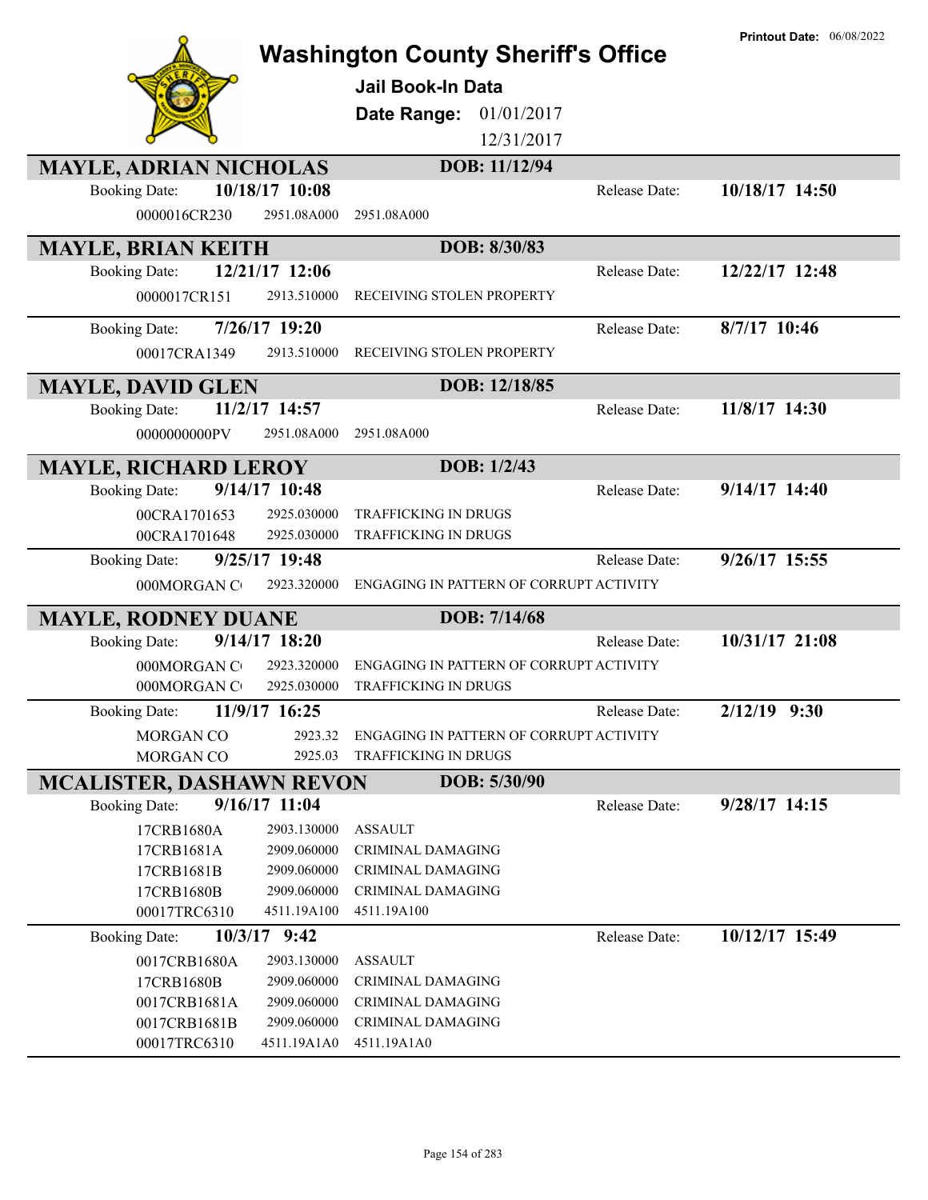# Washington County Sheriff's Office

**Printout Date:** 06/08/2022

**Jail Book-In Data**

**Date Range:** 01/01/2017 12/31/2017

## MAYLE, ADRIAN NICHOLAS

**DOB: 11/12/94**

Booking Date: **10/18/17 10:08** | Release Date: **10/18/17 14:50**

| Case | Statute | Description |
|---|---|---|
| 0000016CR230 | 2951.08A000 | 2951.08A000 |

## MAYLE, BRIAN KEITH

**DOB: 8/30/83**

Booking Date: **12/21/17 12:06** | Release Date: **12/22/17 12:48**

| Case | Statute | Description |
|---|---|---|
| 0000017CR151 | 2913.510000 | RECEIVING STOLEN PROPERTY |

Booking Date: **7/26/17 19:20** | Release Date: **8/7/17 10:46**

| Case | Statute | Description |
|---|---|---|
| 00017CRA1349 | 2913.510000 | RECEIVING STOLEN PROPERTY |

## MAYLE, DAVID GLEN

**DOB: 12/18/85**

Booking Date: **11/2/17 14:57** | Release Date: **11/8/17 14:30**

| Case | Statute | Description |
|---|---|---|
| 0000000000PV | 2951.08A000 | 2951.08A000 |

## MAYLE, RICHARD LEROY

**DOB: 1/2/43**

Booking Date: **9/14/17 10:48** | Release Date: **9/14/17 14:40**

| Case | Statute | Description |
|---|---|---|
| 00CRA1701653 | 2925.030000 | TRAFFICKING IN DRUGS |
| 00CRA1701648 | 2925.030000 | TRAFFICKING IN DRUGS |

Booking Date: **9/25/17 19:48** | Release Date: **9/26/17 15:55**

| Case | Statute | Description |
|---|---|---|
| 000MORGAN C | 2923.320000 | ENGAGING IN PATTERN OF CORRUPT ACTIVITY |

## MAYLE, RODNEY DUANE

**DOB: 7/14/68**

Booking Date: **9/14/17 18:20** | Release Date: **10/31/17 21:08**

| Case | Statute | Description |
|---|---|---|
| 000MORGAN C | 2923.320000 | ENGAGING IN PATTERN OF CORRUPT ACTIVITY |
| 000MORGAN C | 2925.030000 | TRAFFICKING IN DRUGS |

Booking Date: **11/9/17 16:25** | Release Date: **2/12/19 9:30**

| Case | Statute | Description |
|---|---|---|
| MORGAN CO | 2923.32 | ENGAGING IN PATTERN OF CORRUPT ACTIVITY |
| MORGAN CO | 2925.03 | TRAFFICKING IN DRUGS |

## MCALISTER, DASHAWN REVON

**DOB: 5/30/90**

Booking Date: **9/16/17 11:04** | Release Date: **9/28/17 14:15**

| Case | Statute | Description |
|---|---|---|
| 17CRB1680A | 2903.130000 | ASSAULT |
| 17CRB1681A | 2909.060000 | CRIMINAL DAMAGING |
| 17CRB1681B | 2909.060000 | CRIMINAL DAMAGING |
| 17CRB1680B | 2909.060000 | CRIMINAL DAMAGING |
| 00017TRC6310 | 4511.19A100 | 4511.19A100 |

Booking Date: **10/3/17 9:42** | Release Date: **10/12/17 15:49**

| Case | Statute | Description |
|---|---|---|
| 0017CRB1680A | 2903.130000 | ASSAULT |
| 17CRB1680B | 2909.060000 | CRIMINAL DAMAGING |
| 0017CRB1681A | 2909.060000 | CRIMINAL DAMAGING |
| 0017CRB1681B | 2909.060000 | CRIMINAL DAMAGING |
| 00017TRC6310 | 4511.19A1A0 | 4511.19A1A0 |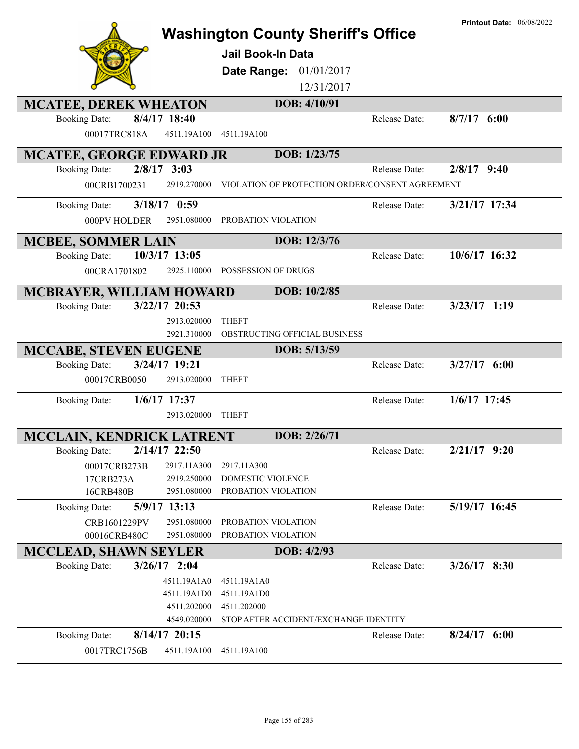# Washington County Sheriff's Office

**Printout Date:** 06/08/2022

## Jail Book-In Data

**Date Range:** 01/01/2017 12/31/2017

---

### MCATEE, DEREK WHEATON — DOB: 4/10/91

**Booking Date:** 8/4/17 18:40 — **Release Date:** 8/7/17 6:00

| Case | Code | Description |
|---|---|---|
| 00017TRC818A | 4511.19A100 | 4511.19A100 |

---

### MCATEE, GEORGE EDWARD JR — DOB: 1/23/75

**Booking Date:** 2/8/17 3:03 — **Release Date:** 2/8/17 9:40

| Case | Code | Description |
|---|---|---|
| 00CRB1700231 | 2919.270000 | VIOLATION OF PROTECTION ORDER/CONSENT AGREEMENT |

**Booking Date:** 3/18/17 0:59 — **Release Date:** 3/21/17 17:34

| Case | Code | Description |
|---|---|---|
| 000PV HOLDER | 2951.080000 | PROBATION VIOLATION |

---

### MCBEE, SOMMER LAIN — DOB: 12/3/76

**Booking Date:** 10/3/17 13:05 — **Release Date:** 10/6/17 16:32

| Case | Code | Description |
|---|---|---|
| 00CRA1701802 | 2925.110000 | POSSESSION OF DRUGS |

---

### MCBRAYER, WILLIAM HOWARD — DOB: 10/2/85

**Booking Date:** 3/22/17 20:53 — **Release Date:** 3/23/17 1:19

| Case | Code | Description |
|---|---|---|
| | 2913.020000 | THEFT |
| | 2921.310000 | OBSTRUCTING OFFICIAL BUSINESS |

---

### MCCABE, STEVEN EUGENE — DOB: 5/13/59

**Booking Date:** 3/24/17 19:21 — **Release Date:** 3/27/17 6:00

| Case | Code | Description |
|---|---|---|
| 00017CRB0050 | 2913.020000 | THEFT |

**Booking Date:** 1/6/17 17:37 — **Release Date:** 1/6/17 17:45

| Case | Code | Description |
|---|---|---|
| | 2913.020000 | THEFT |

---

### MCCLAIN, KENDRICK LATRENT — DOB: 2/26/71

**Booking Date:** 2/14/17 22:50 — **Release Date:** 2/21/17 9:20

| Case | Code | Description |
|---|---|---|
| 00017CRB273B | 2917.11A300 | 2917.11A300 |
| 17CRB273A | 2919.250000 | DOMESTIC VIOLENCE |
| 16CRB480B | 2951.080000 | PROBATION VIOLATION |

**Booking Date:** 5/9/17 13:13 — **Release Date:** 5/19/17 16:45

| Case | Code | Description |
|---|---|---|
| CRB1601229PV | 2951.080000 | PROBATION VIOLATION |
| 00016CRB480C | 2951.080000 | PROBATION VIOLATION |

---

### MCCLEAD, SHAWN SEYLER — DOB: 4/2/93

**Booking Date:** 3/26/17 2:04 — **Release Date:** 3/26/17 8:30

| Case | Code | Description |
|---|---|---|
| | 4511.19A1A0 | 4511.19A1A0 |
| | 4511.19A1D0 | 4511.19A1D0 |
| | 4511.202000 | 4511.202000 |
| | 4549.020000 | STOP AFTER ACCIDENT/EXCHANGE IDENTITY |

**Booking Date:** 8/14/17 20:15 — **Release Date:** 8/24/17 6:00

| Case | Code | Description |
|---|---|---|
| 0017TRC1756B | 4511.19A100 | 4511.19A100 |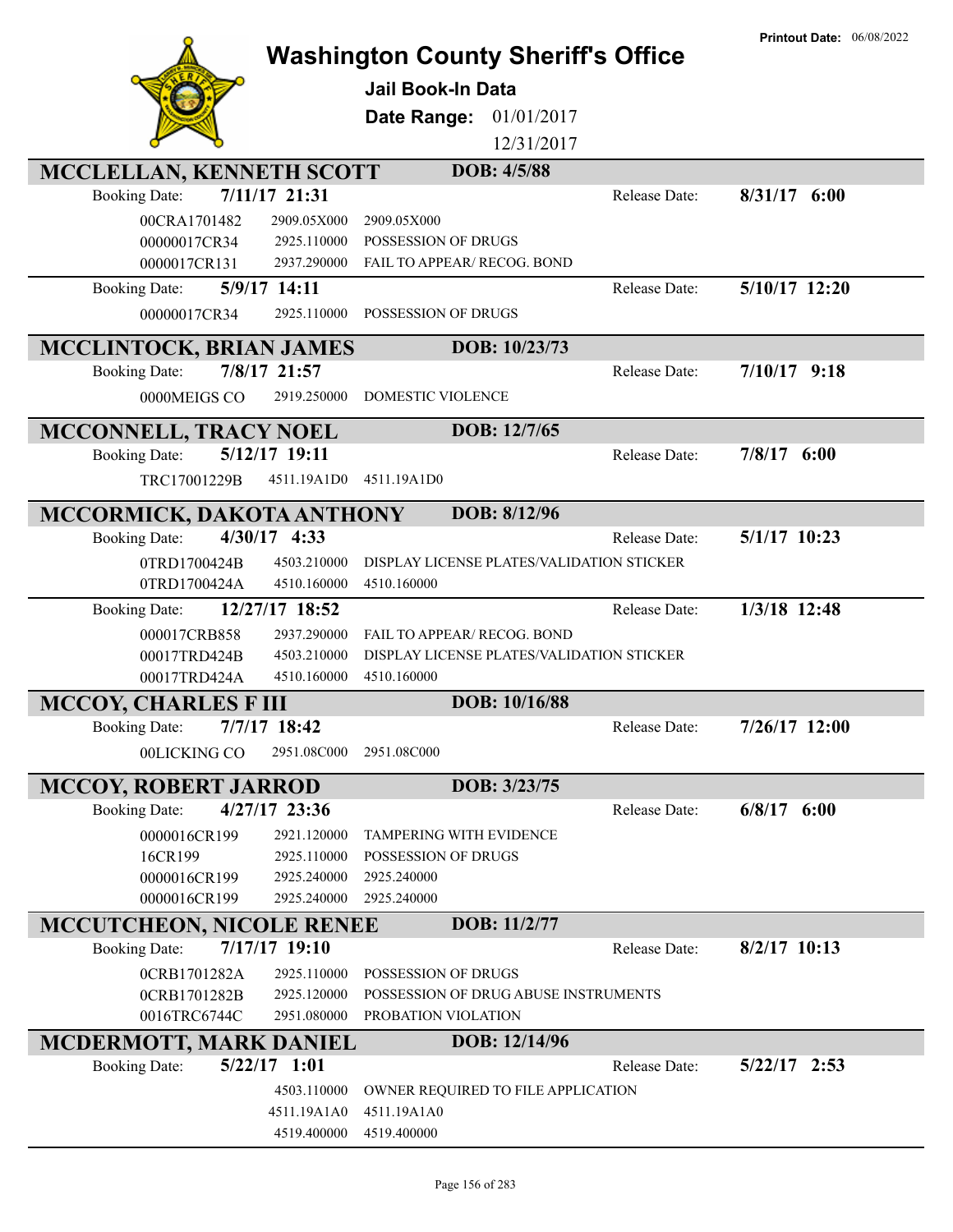Printout Date: 06/08/2022

# Washington County Sheriff's Office

## Jail Book-In Data

**Date Range:** 01/01/2017 12/31/2017

### MCCLELLAN, KENNETH SCOTT — DOB: 4/5/88

**Booking Date:** 7/11/17 21:31 — **Release Date:** 8/31/17 6:00

| Case | Code | Description |
|---|---|---|
| 00CRA1701482 | 2909.05X000 | 2909.05X000 |
| 00000017CR34 | 2925.110000 | POSSESSION OF DRUGS |
| 0000017CR131 | 2937.290000 | FAIL TO APPEAR/ RECOG. BOND |

**Booking Date:** 5/9/17 14:11 — **Release Date:** 5/10/17 12:20

| Case | Code | Description |
|---|---|---|
| 00000017CR34 | 2925.110000 | POSSESSION OF DRUGS |

### MCCLINTOCK, BRIAN JAMES — DOB: 10/23/73

**Booking Date:** 7/8/17 21:57 — **Release Date:** 7/10/17 9:18

| Case | Code | Description |
|---|---|---|
| 0000MEIGS CO | 2919.250000 | DOMESTIC VIOLENCE |

### MCCONNELL, TRACY NOEL — DOB: 12/7/65

**Booking Date:** 5/12/17 19:11 — **Release Date:** 7/8/17 6:00

| Case | Code | Description |
|---|---|---|
| TRC17001229B | 4511.19A1D0 | 4511.19A1D0 |

### MCCORMICK, DAKOTA ANTHONY — DOB: 8/12/96

**Booking Date:** 4/30/17 4:33 — **Release Date:** 5/1/17 10:23

| Case | Code | Description |
|---|---|---|
| 0TRD1700424B | 4503.210000 | DISPLAY LICENSE PLATES/VALIDATION STICKER |
| 0TRD1700424A | 4510.160000 | 4510.160000 |

**Booking Date:** 12/27/17 18:52 — **Release Date:** 1/3/18 12:48

| Case | Code | Description |
|---|---|---|
| 000017CRB858 | 2937.290000 | FAIL TO APPEAR/ RECOG. BOND |
| 00017TRD424B | 4503.210000 | DISPLAY LICENSE PLATES/VALIDATION STICKER |
| 00017TRD424A | 4510.160000 | 4510.160000 |

### MCCOY, CHARLES F III — DOB: 10/16/88

**Booking Date:** 7/7/17 18:42 — **Release Date:** 7/26/17 12:00

| Case | Code | Description |
|---|---|---|
| 00LICKING CO | 2951.08C000 | 2951.08C000 |

### MCCOY, ROBERT JARROD — DOB: 3/23/75

**Booking Date:** 4/27/17 23:36 — **Release Date:** 6/8/17 6:00

| Case | Code | Description |
|---|---|---|
| 0000016CR199 | 2921.120000 | TAMPERING WITH EVIDENCE |
| 16CR199 | 2925.110000 | POSSESSION OF DRUGS |
| 0000016CR199 | 2925.240000 | 2925.240000 |
| 0000016CR199 | 2925.240000 | 2925.240000 |

### MCCUTCHEON, NICOLE RENEE — DOB: 11/2/77

**Booking Date:** 7/17/17 19:10 — **Release Date:** 8/2/17 10:13

| Case | Code | Description |
|---|---|---|
| 0CRB1701282A | 2925.110000 | POSSESSION OF DRUGS |
| 0CRB1701282B | 2925.120000 | POSSESSION OF DRUG ABUSE INSTRUMENTS |
| 0016TRC6744C | 2951.080000 | PROBATION VIOLATION |

### MCDERMOTT, MARK DANIEL — DOB: 12/14/96

**Booking Date:** 5/22/17 1:01 — **Release Date:** 5/22/17 2:53

| Case | Code | Description |
|---|---|---|
| | 4503.110000 | OWNER REQUIRED TO FILE APPLICATION |
| | 4511.19A1A0 | 4511.19A1A0 |
| | 4519.400000 | 4519.400000 |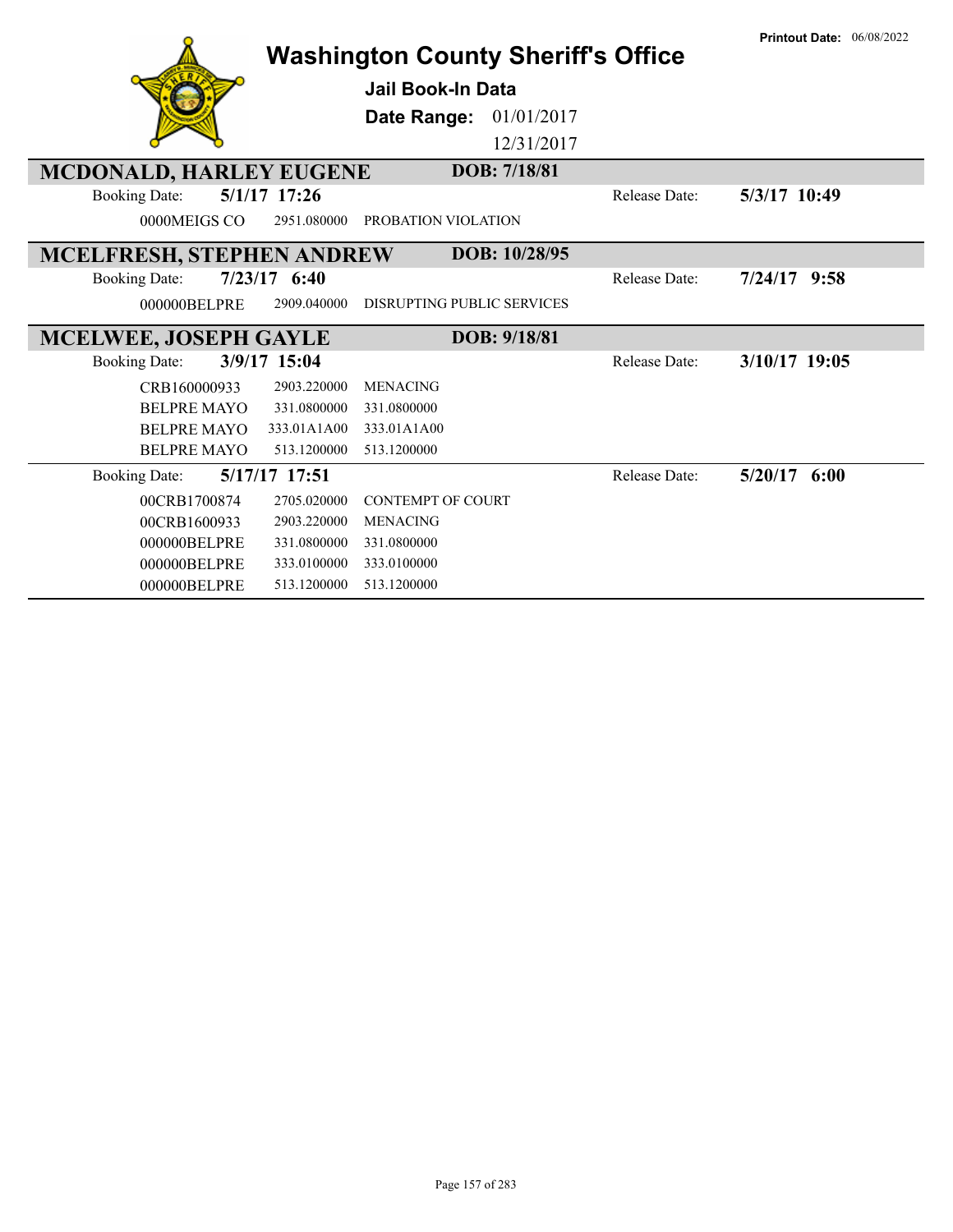Printout Date: 06/08/2022

# Washington County Sheriff's Office

## Jail Book-In Data

**Date Range:** 01/01/2017 12/31/2017

## MCDONALD, HARLEY EUGENE — DOB: 7/18/81

Booking Date: **5/1/17 17:26** — Release Date: **5/3/17 10:49**

| | | |
|---|---|---|
| 0000MEIGS CO | 2951.080000 | PROBATION VIOLATION |

## MCELFRESH, STEPHEN ANDREW — DOB: 10/28/95

Booking Date: **7/23/17 6:40** — Release Date: **7/24/17 9:58**

| | | |
|---|---|---|
| 000000BELPRE | 2909.040000 | DISRUPTING PUBLIC SERVICES |

## MCELWEE, JOSEPH GAYLE — DOB: 9/18/81

Booking Date: **3/9/17 15:04** — Release Date: **3/10/17 19:05**

| | | |
|---|---|---|
| CRB160000933 | 2903.220000 | MENACING |
| BELPRE MAYO | 331.0800000 | 331.0800000 |
| BELPRE MAYO | 333.01A1A00 | 333.01A1A00 |
| BELPRE MAYO | 513.1200000 | 513.1200000 |

Booking Date: **5/17/17 17:51** — Release Date: **5/20/17 6:00**

| | | |
|---|---|---|
| 00CRB1700874 | 2705.020000 | CONTEMPT OF COURT |
| 00CRB1600933 | 2903.220000 | MENACING |
| 000000BELPRE | 331.0800000 | 331.0800000 |
| 000000BELPRE | 333.0100000 | 333.0100000 |
| 000000BELPRE | 513.1200000 | 513.1200000 |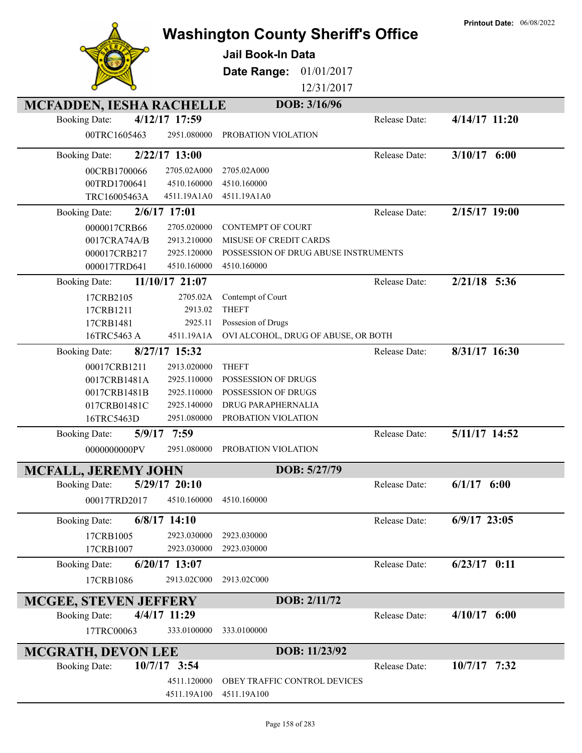# Washington County Sheriff's Office

**Jail Book-In Data**

**Date Range:** 01/01/2017 – 12/31/2017

**Printout Date:** 06/08/2022

## MCFADDEN, IESHA RACHELLE — DOB: 3/16/96

**Booking Date:** 4/12/17 17:59 — **Release Date:** 4/14/17 11:20

| Case | Statute | Description |
|---|---|---|
| 00TRC1605463 | 2951.080000 | PROBATION VIOLATION |

**Booking Date:** 2/22/17 13:00 — **Release Date:** 3/10/17 6:00

| Case | Statute | Description |
|---|---|---|
| 00CRB1700066 | 2705.02A000 | 2705.02A000 |
| 00TRD1700641 | 4510.160000 | 4510.160000 |
| TRC16005463A | 4511.19A1A0 | 4511.19A1A0 |

**Booking Date:** 2/6/17 17:01 — **Release Date:** 2/15/17 19:00

| Case | Statute | Description |
|---|---|---|
| 0000017CRB66 | 2705.020000 | CONTEMPT OF COURT |
| 0017CRA74A/B | 2913.210000 | MISUSE OF CREDIT CARDS |
| 000017CRB217 | 2925.120000 | POSSESSION OF DRUG ABUSE INSTRUMENTS |
| 000017TRD641 | 4510.160000 | 4510.160000 |

**Booking Date:** 11/10/17 21:07 — **Release Date:** 2/21/18 5:36

| Case | Statute | Description |
|---|---|---|
| 17CRB2105 | 2705.02A | Contempt of Court |
| 17CRB1211 | 2913.02 | THEFT |
| 17CRB1481 | 2925.11 | Possesion of Drugs |
| 16TRC5463 A | 4511.19A1A | OVI ALCOHOL, DRUG OF ABUSE, OR BOTH |

**Booking Date:** 8/27/17 15:32 — **Release Date:** 8/31/17 16:30

| Case | Statute | Description |
|---|---|---|
| 00017CRB1211 | 2913.020000 | THEFT |
| 0017CRB1481A | 2925.110000 | POSSESSION OF DRUGS |
| 0017CRB1481B | 2925.110000 | POSSESSION OF DRUGS |
| 017CRB01481C | 2925.140000 | DRUG PARAPHERNALIA |
| 16TRC5463D | 2951.080000 | PROBATION VIOLATION |

**Booking Date:** 5/9/17 7:59 — **Release Date:** 5/11/17 14:52

| Case | Statute | Description |
|---|---|---|
| 0000000000PV | 2951.080000 | PROBATION VIOLATION |

## MCFALL, JEREMY JOHN — DOB: 5/27/79

**Booking Date:** 5/29/17 20:10 — **Release Date:** 6/1/17 6:00

| Case | Statute | Description |
|---|---|---|
| 00017TRD2017 | 4510.160000 | 4510.160000 |

**Booking Date:** 6/8/17 14:10 — **Release Date:** 6/9/17 23:05

| Case | Statute | Description |
|---|---|---|
| 17CRB1005 | 2923.030000 | 2923.030000 |
| 17CRB1007 | 2923.030000 | 2923.030000 |

**Booking Date:** 6/20/17 13:07 — **Release Date:** 6/23/17 0:11

| Case | Statute | Description |
|---|---|---|
| 17CRB1086 | 2913.02C000 | 2913.02C000 |

## MCGEE, STEVEN JEFFERY — DOB: 2/11/72

**Booking Date:** 4/4/17 11:29 — **Release Date:** 4/10/17 6:00

| Case | Statute | Description |
|---|---|---|
| 17TRC00063 | 333.0100000 | 333.0100000 |

## MCGRATH, DEVON LEE — DOB: 11/23/92

**Booking Date:** 10/7/17 3:54 — **Release Date:** 10/7/17 7:32

| Case | Statute | Description |
|---|---|---|
| | 4511.120000 | OBEY TRAFFIC CONTROL DEVICES |
| | 4511.19A100 | 4511.19A100 |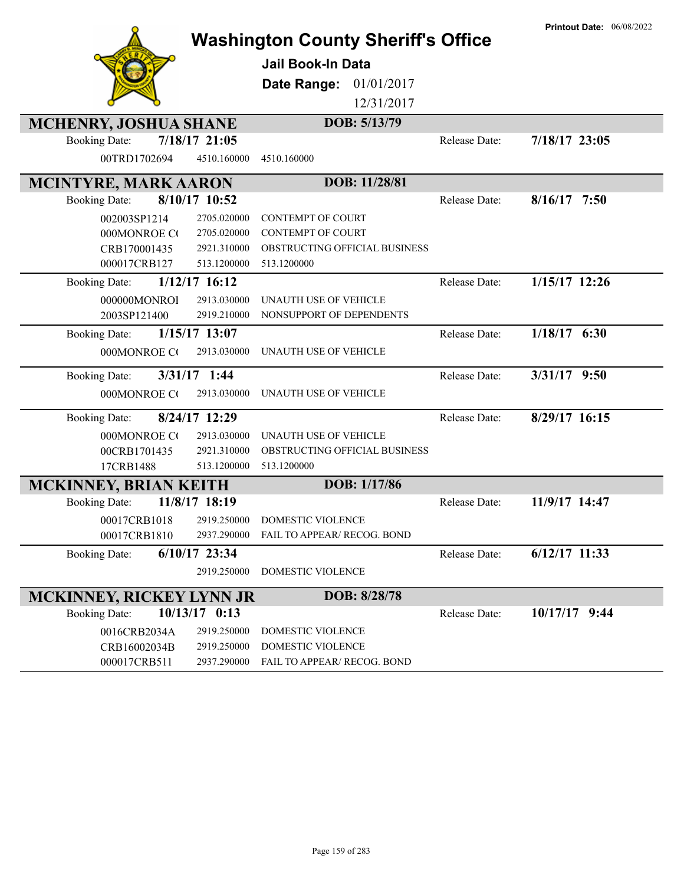Printout Date: 06/08/2022

# Washington County Sheriff's Office

**Jail Book-In Data**

**Date Range:** 01/01/2017 12/31/2017

## MCHENRY, JOSHUA SHANE — DOB: 5/13/79

**Booking Date:** 7/18/17 21:05 — **Release Date:** 7/18/17 23:05

| Case | Code | Charge |
|---|---|---|
| 00TRD1702694 | 4510.160000 | 4510.160000 |

## MCINTYRE, MARK AARON — DOB: 11/28/81

**Booking Date:** 8/10/17 10:52 — **Release Date:** 8/16/17 7:50

| Case | Code | Charge |
|---|---|---|
| 002003SP1214 | 2705.020000 | CONTEMPT OF COURT |
| 000MONROE C( | 2705.020000 | CONTEMPT OF COURT |
| CRB170001435 | 2921.310000 | OBSTRUCTING OFFICIAL BUSINESS |
| 000017CRB127 | 513.1200000 | 513.1200000 |

**Booking Date:** 1/12/17 16:12 — **Release Date:** 1/15/17 12:26

| Case | Code | Charge |
|---|---|---|
| 000000MONROI | 2913.030000 | UNAUTH USE OF VEHICLE |
| 2003SP121400 | 2919.210000 | NONSUPPORT OF DEPENDENTS |

**Booking Date:** 1/15/17 13:07 — **Release Date:** 1/18/17 6:30

| Case | Code | Charge |
|---|---|---|
| 000MONROE C( | 2913.030000 | UNAUTH USE OF VEHICLE |

**Booking Date:** 3/31/17 1:44 — **Release Date:** 3/31/17 9:50

| Case | Code | Charge |
|---|---|---|
| 000MONROE C( | 2913.030000 | UNAUTH USE OF VEHICLE |

**Booking Date:** 8/24/17 12:29 — **Release Date:** 8/29/17 16:15

| Case | Code | Charge |
|---|---|---|
| 000MONROE C( | 2913.030000 | UNAUTH USE OF VEHICLE |
| 00CRB1701435 | 2921.310000 | OBSTRUCTING OFFICIAL BUSINESS |
| 17CRB1488 | 513.1200000 | 513.1200000 |

## MCKINNEY, BRIAN KEITH — DOB: 1/17/86

**Booking Date:** 11/8/17 18:19 — **Release Date:** 11/9/17 14:47

| Case | Code | Charge |
|---|---|---|
| 00017CRB1018 | 2919.250000 | DOMESTIC VIOLENCE |
| 00017CRB1810 | 2937.290000 | FAIL TO APPEAR/ RECOG. BOND |

**Booking Date:** 6/10/17 23:34 — **Release Date:** 6/12/17 11:33

| Case | Code | Charge |
|---|---|---|
| | 2919.250000 | DOMESTIC VIOLENCE |

## MCKINNEY, RICKEY LYNN JR — DOB: 8/28/78

**Booking Date:** 10/13/17 0:13 — **Release Date:** 10/17/17 9:44

| Case | Code | Charge |
|---|---|---|
| 0016CRB2034A | 2919.250000 | DOMESTIC VIOLENCE |
| CRB16002034B | 2919.250000 | DOMESTIC VIOLENCE |
| 000017CRB511 | 2937.290000 | FAIL TO APPEAR/ RECOG. BOND |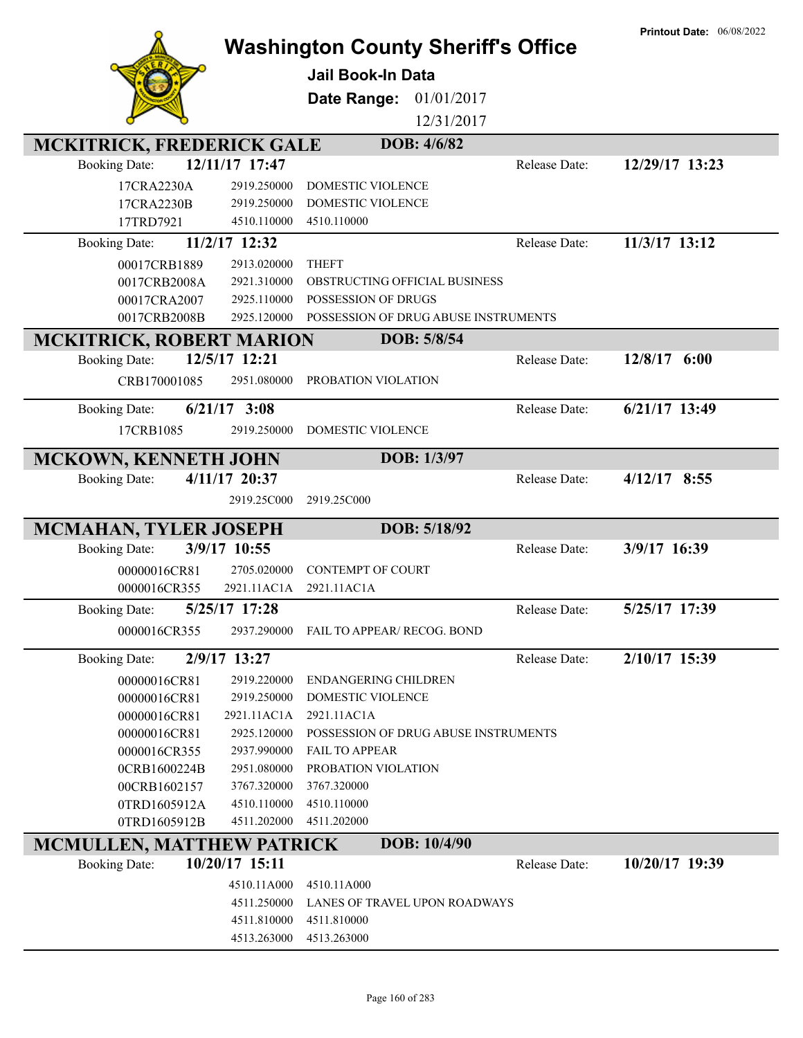Printout Date: 06/08/2022

# Washington County Sheriff's Office

## Jail Book-In Data

**Date Range:** 01/01/2017 12/31/2017

## MCKITRICK, FREDERICK GALE — DOB: 4/6/82

**Booking Date:** 12/11/17 17:47 — **Release Date:** 12/29/17 13:23

| Case | Code | Description |
|---|---|---|
| 17CRA2230A | 2919.250000 | DOMESTIC VIOLENCE |
| 17CRA2230B | 2919.250000 | DOMESTIC VIOLENCE |
| 17TRD7921 | 4510.110000 | 4510.110000 |

**Booking Date:** 11/2/17 12:32 — **Release Date:** 11/3/17 13:12

| Case | Code | Description |
|---|---|---|
| 00017CRB1889 | 2913.020000 | THEFT |
| 0017CRB2008A | 2921.310000 | OBSTRUCTING OFFICIAL BUSINESS |
| 00017CRA2007 | 2925.110000 | POSSESSION OF DRUGS |
| 0017CRB2008B | 2925.120000 | POSSESSION OF DRUG ABUSE INSTRUMENTS |

## MCKITRICK, ROBERT MARION — DOB: 5/8/54

**Booking Date:** 12/5/17 12:21 — **Release Date:** 12/8/17 6:00

| Case | Code | Description |
|---|---|---|
| CRB170001085 | 2951.080000 | PROBATION VIOLATION |

**Booking Date:** 6/21/17 3:08 — **Release Date:** 6/21/17 13:49

| Case | Code | Description |
|---|---|---|
| 17CRB1085 | 2919.250000 | DOMESTIC VIOLENCE |

## MCKOWN, KENNETH JOHN — DOB: 1/3/97

**Booking Date:** 4/11/17 20:37 — **Release Date:** 4/12/17 8:55

| Case | Code | Description |
|---|---|---|
| | 2919.25C000 | 2919.25C000 |

## MCMAHAN, TYLER JOSEPH — DOB: 5/18/92

**Booking Date:** 3/9/17 10:55 — **Release Date:** 3/9/17 16:39

| Case | Code | Description |
|---|---|---|
| 00000016CR81 | 2705.020000 | CONTEMPT OF COURT |
| 0000016CR355 | 2921.11AC1A | 2921.11AC1A |

**Booking Date:** 5/25/17 17:28 — **Release Date:** 5/25/17 17:39

| Case | Code | Description |
|---|---|---|
| 0000016CR355 | 2937.290000 | FAIL TO APPEAR/ RECOG. BOND |

**Booking Date:** 2/9/17 13:27 — **Release Date:** 2/10/17 15:39

| Case | Code | Description |
|---|---|---|
| 00000016CR81 | 2919.220000 | ENDANGERING CHILDREN |
| 00000016CR81 | 2919.250000 | DOMESTIC VIOLENCE |
| 00000016CR81 | 2921.11AC1A | 2921.11AC1A |
| 00000016CR81 | 2925.120000 | POSSESSION OF DRUG ABUSE INSTRUMENTS |
| 0000016CR355 | 2937.990000 | FAIL TO APPEAR |
| 0CRB1600224B | 2951.080000 | PROBATION VIOLATION |
| 00CRB1602157 | 3767.320000 | 3767.320000 |
| 0TRD1605912A | 4510.110000 | 4510.110000 |
| 0TRD1605912B | 4511.202000 | 4511.202000 |

## MCMULLEN, MATTHEW PATRICK — DOB: 10/4/90

**Booking Date:** 10/20/17 15:11 — **Release Date:** 10/20/17 19:39

| Case | Code | Description |
|---|---|---|
| | 4510.11A000 | 4510.11A000 |
| | 4511.250000 | LANES OF TRAVEL UPON ROADWAYS |
| | 4511.810000 | 4511.810000 |
| | 4513.263000 | 4513.263000 |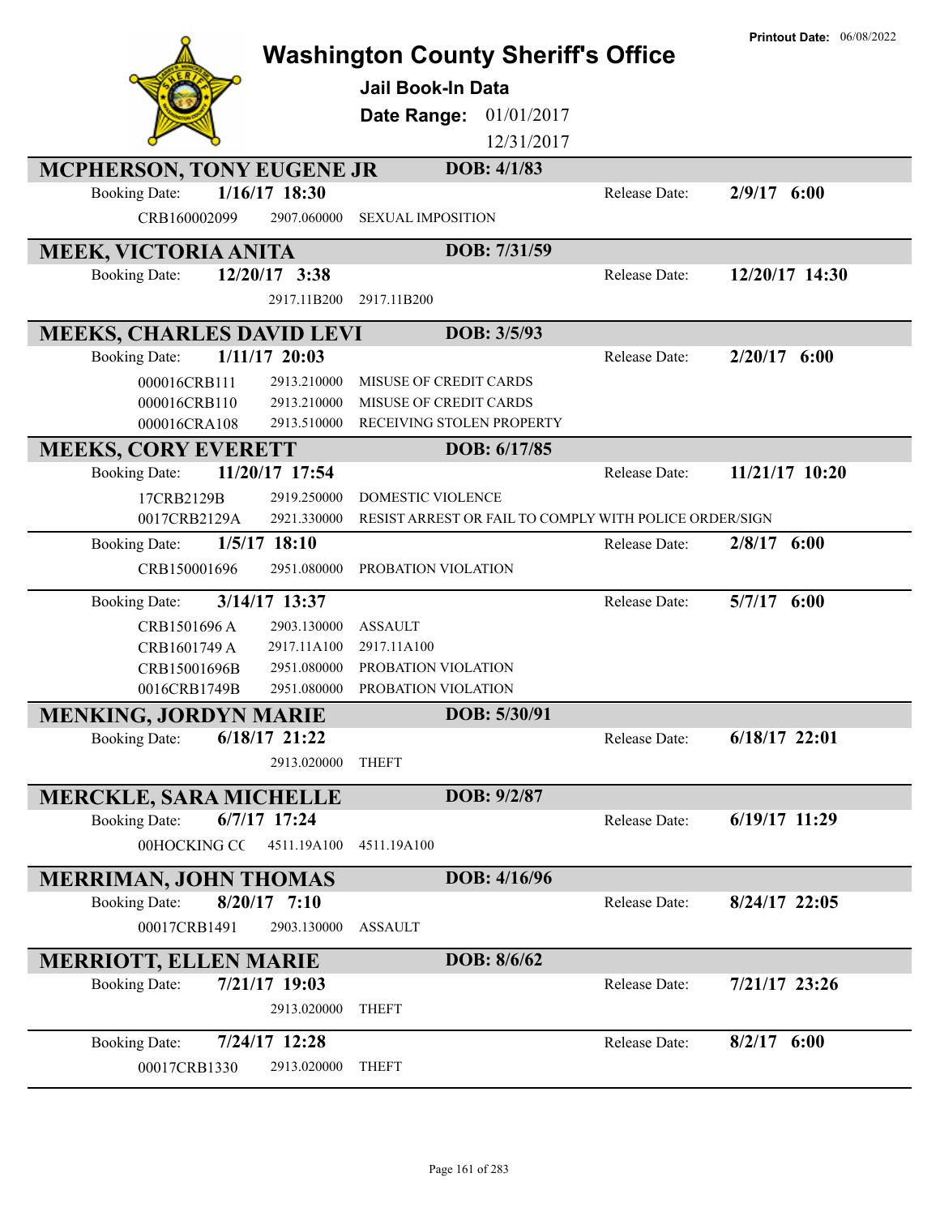# Washington County Sheriff's Office

**Printout Date:** 06/08/2022

## Jail Book-In Data

**Date Range:** 01/01/2017 – 12/31/2017

---

### MCPHERSON, TONY EUGENE JR — DOB: 4/1/83

**Booking Date:** 1/16/17 18:30 — **Release Date:** 2/9/17 6:00

| Case | Code | Charge |
|---|---|---|
| CRB160002099 | 2907.060000 | SEXUAL IMPOSITION |

---

### MEEK, VICTORIA ANITA — DOB: 7/31/59

**Booking Date:** 12/20/17 3:38 — **Release Date:** 12/20/17 14:30

| Case | Code | Charge |
|---|---|---|
| | 2917.11B200 | 2917.11B200 |

---

### MEEKS, CHARLES DAVID LEVI — DOB: 3/5/93

**Booking Date:** 1/11/17 20:03 — **Release Date:** 2/20/17 6:00

| Case | Code | Charge |
|---|---|---|
| 000016CRB111 | 2913.210000 | MISUSE OF CREDIT CARDS |
| 000016CRB110 | 2913.210000 | MISUSE OF CREDIT CARDS |
| 000016CRA108 | 2913.510000 | RECEIVING STOLEN PROPERTY |

---

### MEEKS, CORY EVERETT — DOB: 6/17/85

**Booking Date:** 11/20/17 17:54 — **Release Date:** 11/21/17 10:20

| Case | Code | Charge |
|---|---|---|
| 17CRB2129B | 2919.250000 | DOMESTIC VIOLENCE |
| 0017CRB2129A | 2921.330000 | RESIST ARREST OR FAIL TO COMPLY WITH POLICE ORDER/SIGN |

**Booking Date:** 1/5/17 18:10 — **Release Date:** 2/8/17 6:00

| Case | Code | Charge |
|---|---|---|
| CRB150001696 | 2951.080000 | PROBATION VIOLATION |

**Booking Date:** 3/14/17 13:37 — **Release Date:** 5/7/17 6:00

| Case | Code | Charge |
|---|---|---|
| CRB1501696 A | 2903.130000 | ASSAULT |
| CRB1601749 A | 2917.11A100 | 2917.11A100 |
| CRB15001696B | 2951.080000 | PROBATION VIOLATION |
| 0016CRB1749B | 2951.080000 | PROBATION VIOLATION |

---

### MENKING, JORDYN MARIE — DOB: 5/30/91

**Booking Date:** 6/18/17 21:22 — **Release Date:** 6/18/17 22:01

| Case | Code | Charge |
|---|---|---|
| | 2913.020000 | THEFT |

---

### MERCKLE, SARA MICHELLE — DOB: 9/2/87

**Booking Date:** 6/7/17 17:24 — **Release Date:** 6/19/17 11:29

| Case | Code | Charge |
|---|---|---|
| 00HOCKING CC | 4511.19A100 | 4511.19A100 |

---

### MERRIMAN, JOHN THOMAS — DOB: 4/16/96

**Booking Date:** 8/20/17 7:10 — **Release Date:** 8/24/17 22:05

| Case | Code | Charge |
|---|---|---|
| 00017CRB1491 | 2903.130000 | ASSAULT |

---

### MERRIOTT, ELLEN MARIE — DOB: 8/6/62

**Booking Date:** 7/21/17 19:03 — **Release Date:** 7/21/17 23:26

| Case | Code | Charge |
|---|---|---|
| | 2913.020000 | THEFT |

**Booking Date:** 7/24/17 12:28 — **Release Date:** 8/2/17 6:00

| Case | Code | Charge |
|---|---|---|
| 00017CRB1330 | 2913.020000 | THEFT |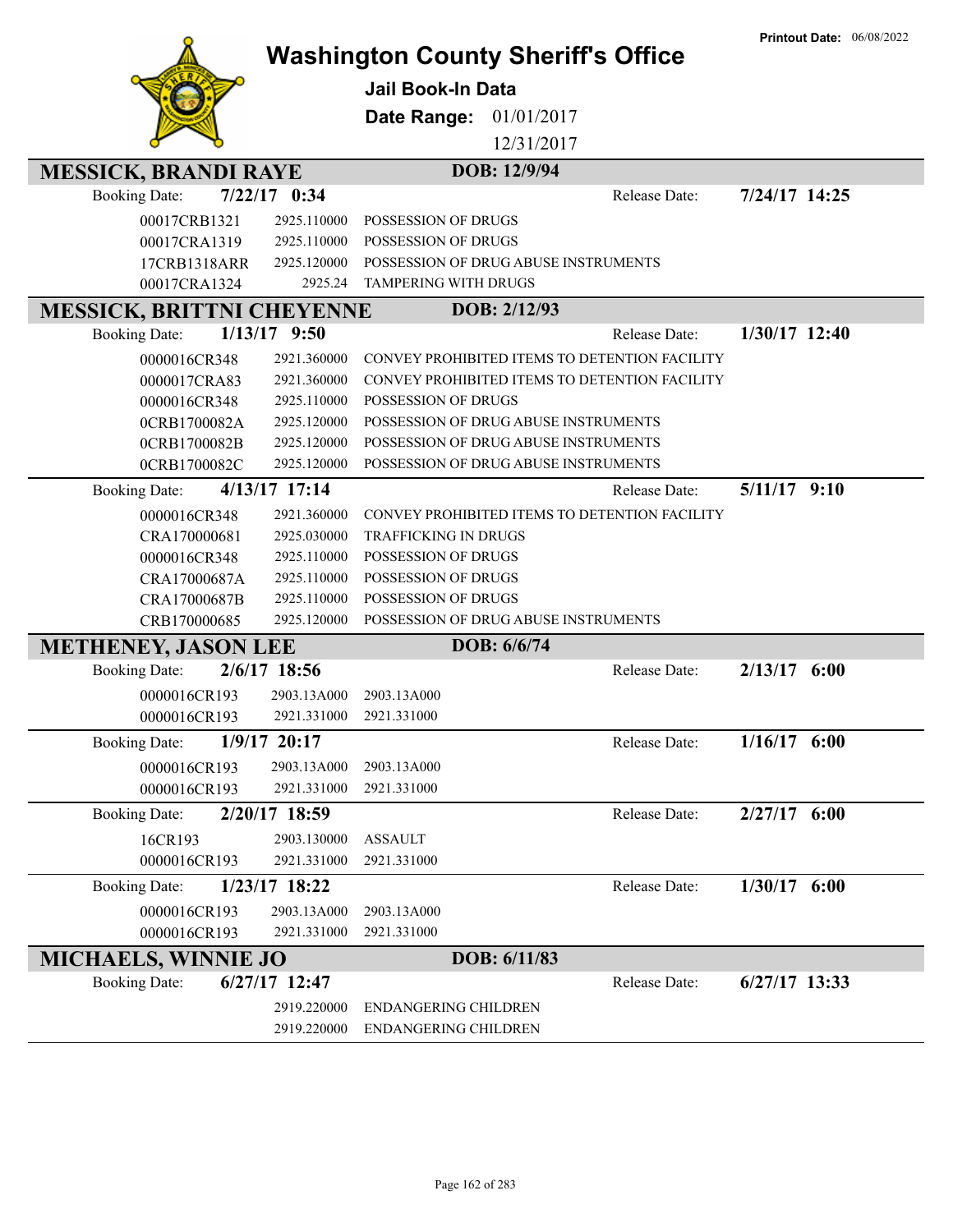# Washington County Sheriff's Office

**Jail Book-In Data**

**Date Range:** 01/01/2017 12/31/2017

**Printout Date:** 06/08/2022

## MESSICK, BRANDI RAYE

**DOB:** 12/9/94

**Booking Date:** 7/22/17 0:34 **Release Date:** 7/24/17 14:25

| Case | Statute | Charge |
|---|---|---|
| 00017CRB1321 | 2925.110000 | POSSESSION OF DRUGS |
| 00017CRA1319 | 2925.110000 | POSSESSION OF DRUGS |
| 17CRB1318ARR | 2925.120000 | POSSESSION OF DRUG ABUSE INSTRUMENTS |
| 00017CRA1324 | 2925.24 | TAMPERING WITH DRUGS |

## MESSICK, BRITTNI CHEYENNE

**DOB:** 2/12/93

**Booking Date:** 1/13/17 9:50 **Release Date:** 1/30/17 12:40

| Case | Statute | Charge |
|---|---|---|
| 0000016CR348 | 2921.360000 | CONVEY PROHIBITED ITEMS TO DETENTION FACILITY |
| 0000017CRA83 | 2921.360000 | CONVEY PROHIBITED ITEMS TO DETENTION FACILITY |
| 0000016CR348 | 2925.110000 | POSSESSION OF DRUGS |
| 0CRB1700082A | 2925.120000 | POSSESSION OF DRUG ABUSE INSTRUMENTS |
| 0CRB1700082B | 2925.120000 | POSSESSION OF DRUG ABUSE INSTRUMENTS |
| 0CRB1700082C | 2925.120000 | POSSESSION OF DRUG ABUSE INSTRUMENTS |

**Booking Date:** 4/13/17 17:14 **Release Date:** 5/11/17 9:10

| Case | Statute | Charge |
|---|---|---|
| 0000016CR348 | 2921.360000 | CONVEY PROHIBITED ITEMS TO DETENTION FACILITY |
| CRA170000681 | 2925.030000 | TRAFFICKING IN DRUGS |
| 0000016CR348 | 2925.110000 | POSSESSION OF DRUGS |
| CRA17000687A | 2925.110000 | POSSESSION OF DRUGS |
| CRA17000687B | 2925.110000 | POSSESSION OF DRUGS |
| CRB170000685 | 2925.120000 | POSSESSION OF DRUG ABUSE INSTRUMENTS |

## METHENEY, JASON LEE

**DOB:** 6/6/74

**Booking Date:** 2/6/17 18:56 **Release Date:** 2/13/17 6:00

| Case | Statute | Charge |
|---|---|---|
| 0000016CR193 | 2903.13A000 | 2903.13A000 |
| 0000016CR193 | 2921.331000 | 2921.331000 |

**Booking Date:** 1/9/17 20:17 **Release Date:** 1/16/17 6:00

| Case | Statute | Charge |
|---|---|---|
| 0000016CR193 | 2903.13A000 | 2903.13A000 |
| 0000016CR193 | 2921.331000 | 2921.331000 |

**Booking Date:** 2/20/17 18:59 **Release Date:** 2/27/17 6:00

| Case | Statute | Charge |
|---|---|---|
| 16CR193 | 2903.130000 | ASSAULT |
| 0000016CR193 | 2921.331000 | 2921.331000 |

**Booking Date:** 1/23/17 18:22 **Release Date:** 1/30/17 6:00

| Case | Statute | Charge |
|---|---|---|
| 0000016CR193 | 2903.13A000 | 2903.13A000 |
| 0000016CR193 | 2921.331000 | 2921.331000 |

## MICHAELS, WINNIE JO

**DOB:** 6/11/83

**Booking Date:** 6/27/17 12:47 **Release Date:** 6/27/17 13:33

| Case | Statute | Charge |
|---|---|---|
| | 2919.220000 | ENDANGERING CHILDREN |
| | 2919.220000 | ENDANGERING CHILDREN |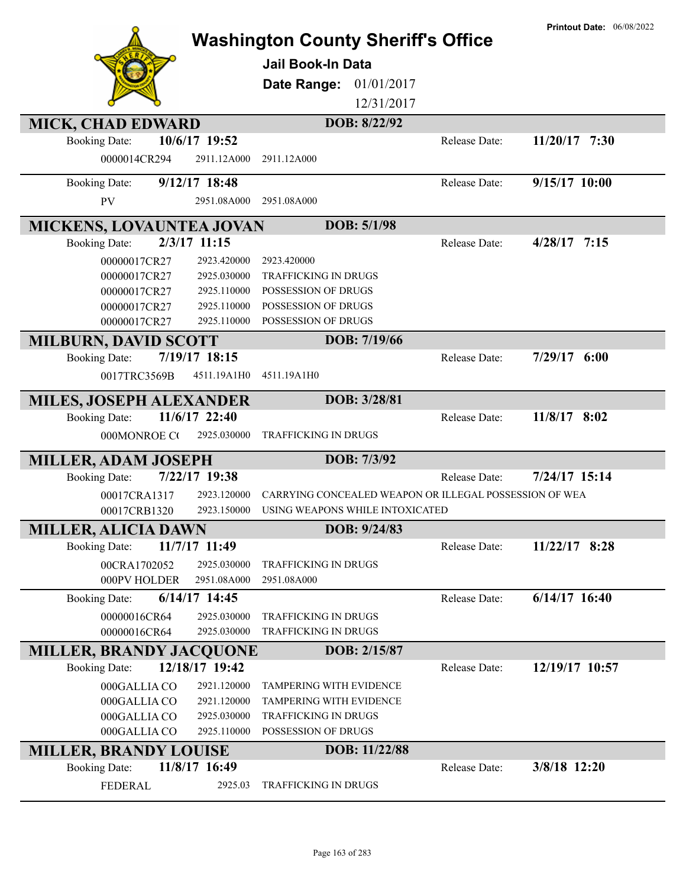# Washington County Sheriff's Office

**Jail Book-In Data**

**Date Range:** 01/01/2017 12/31/2017

Printout Date: 06/08/2022

## MICK, CHAD EDWARD — DOB: 8/22/92

Booking Date: **10/6/17 19:52** — Release Date: **11/20/17 7:30**

| Case | Statute | Description |
|---|---|---|
| 0000014CR294 | 2911.12A000 | 2911.12A000 |

Booking Date: **9/12/17 18:48** — Release Date: **9/15/17 10:00**

| Case | Statute | Description |
|---|---|---|
| PV | 2951.08A000 | 2951.08A000 |

## MICKENS, LOVAUNTEA JOVAN — DOB: 5/1/98

Booking Date: **2/3/17 11:15** — Release Date: **4/28/17 7:15**

| Case | Statute | Description |
|---|---|---|
| 00000017CR27 | 2923.420000 | 2923.420000 |
| 00000017CR27 | 2925.030000 | TRAFFICKING IN DRUGS |
| 00000017CR27 | 2925.110000 | POSSESSION OF DRUGS |
| 00000017CR27 | 2925.110000 | POSSESSION OF DRUGS |
| 00000017CR27 | 2925.110000 | POSSESSION OF DRUGS |

## MILBURN, DAVID SCOTT — DOB: 7/19/66

Booking Date: **7/19/17 18:15** — Release Date: **7/29/17 6:00**

| Case | Statute | Description |
|---|---|---|
| 0017TRC3569B | 4511.19A1H0 | 4511.19A1H0 |

## MILES, JOSEPH ALEXANDER — DOB: 3/28/81

Booking Date: **11/6/17 22:40** — Release Date: **11/8/17 8:02**

| Case | Statute | Description |
|---|---|---|
| 000MONROE C( | 2925.030000 | TRAFFICKING IN DRUGS |

## MILLER, ADAM JOSEPH — DOB: 7/3/92

Booking Date: **7/22/17 19:38** — Release Date: **7/24/17 15:14**

| Case | Statute | Description |
|---|---|---|
| 00017CRA1317 | 2923.120000 | CARRYING CONCEALED WEAPON OR ILLEGAL POSSESSION OF WEA |
| 00017CRB1320 | 2923.150000 | USING WEAPONS WHILE INTOXICATED |

## MILLER, ALICIA DAWN — DOB: 9/24/83

Booking Date: **11/7/17 11:49** — Release Date: **11/22/17 8:28**

| Case | Statute | Description |
|---|---|---|
| 00CRA1702052 | 2925.030000 | TRAFFICKING IN DRUGS |
| 000PV HOLDER | 2951.08A000 | 2951.08A000 |

Booking Date: **6/14/17 14:45** — Release Date: **6/14/17 16:40**

| Case | Statute | Description |
|---|---|---|
| 00000016CR64 | 2925.030000 | TRAFFICKING IN DRUGS |
| 00000016CR64 | 2925.030000 | TRAFFICKING IN DRUGS |

## MILLER, BRANDY JACQUONE — DOB: 2/15/87

Booking Date: **12/18/17 19:42** — Release Date: **12/19/17 10:57**

| Case | Statute | Description |
|---|---|---|
| 000GALLIA CO | 2921.120000 | TAMPERING WITH EVIDENCE |
| 000GALLIA CO | 2921.120000 | TAMPERING WITH EVIDENCE |
| 000GALLIA CO | 2925.030000 | TRAFFICKING IN DRUGS |
| 000GALLIA CO | 2925.110000 | POSSESSION OF DRUGS |

## MILLER, BRANDY LOUISE — DOB: 11/22/88

Booking Date: **11/8/17 16:49** — Release Date: **3/8/18 12:20**

| Case | Statute | Description |
|---|---|---|
| FEDERAL | 2925.03 | TRAFFICKING IN DRUGS |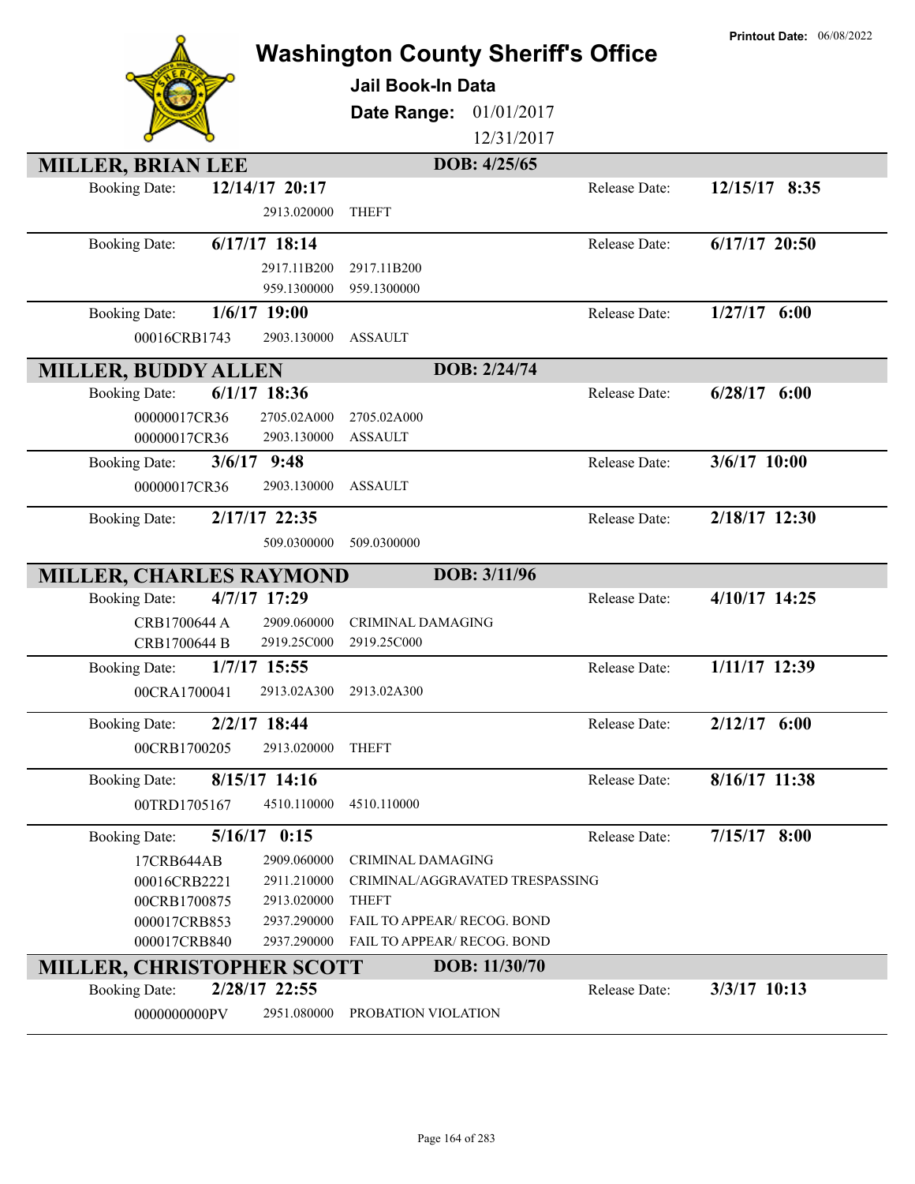**Printout Date:** 06/08/2022

# Washington County Sheriff's Office

**Jail Book-In Data**

**Date Range:** 01/01/2017 12/31/2017

## MILLER, BRIAN LEE — DOB: 4/25/65

| Booking Date | | | Release Date |
|---|---|---|---|
| **12/14/17 20:17** | | | **12/15/17 8:35** |
| | 2913.020000 | THEFT | |
| **6/17/17 18:14** | | | **6/17/17 20:50** |
| | 2917.11B200 | 2917.11B200 | |
| | 959.1300000 | 959.1300000 | |
| **1/6/17 19:00** | | | **1/27/17 6:00** |
| 00016CRB1743 | 2903.130000 | ASSAULT | |

## MILLER, BUDDY ALLEN — DOB: 2/24/74

| Booking Date | | | Release Date |
|---|---|---|---|
| **6/1/17 18:36** | | | **6/28/17 6:00** |
| 00000017CR36 | 2705.02A000 | 2705.02A000 | |
| 00000017CR36 | 2903.130000 | ASSAULT | |
| **3/6/17 9:48** | | | **3/6/17 10:00** |
| 00000017CR36 | 2903.130000 | ASSAULT | |
| **2/17/17 22:35** | | | **2/18/17 12:30** |
| | 509.0300000 | 509.0300000 | |

## MILLER, CHARLES RAYMOND — DOB: 3/11/96

| Booking Date | | | Release Date |
|---|---|---|---|
| **4/7/17 17:29** | | | **4/10/17 14:25** |
| CRB1700644 A | 2909.060000 | CRIMINAL DAMAGING | |
| CRB1700644 B | 2919.25C000 | 2919.25C000 | |
| **1/7/17 15:55** | | | **1/11/17 12:39** |
| 00CRA1700041 | 2913.02A300 | 2913.02A300 | |
| **2/2/17 18:44** | | | **2/12/17 6:00** |
| 00CRB1700205 | 2913.020000 | THEFT | |
| **8/15/17 14:16** | | | **8/16/17 11:38** |
| 00TRD1705167 | 4510.110000 | 4510.110000 | |
| **5/16/17 0:15** | | | **7/15/17 8:00** |
| 17CRB644AB | 2909.060000 | CRIMINAL DAMAGING | |
| 00016CRB2221 | 2911.210000 | CRIMINAL/AGGRAVATED TRESPASSING | |
| 00CRB1700875 | 2913.020000 | THEFT | |
| 000017CRB853 | 2937.290000 | FAIL TO APPEAR/ RECOG. BOND | |
| 000017CRB840 | 2937.290000 | FAIL TO APPEAR/ RECOG. BOND | |

## MILLER, CHRISTOPHER SCOTT — DOB: 11/30/70

| Booking Date | | | Release Date |
|---|---|---|---|
| **2/28/17 22:55** | | | **3/3/17 10:13** |
| 0000000000PV | 2951.080000 | PROBATION VIOLATION | |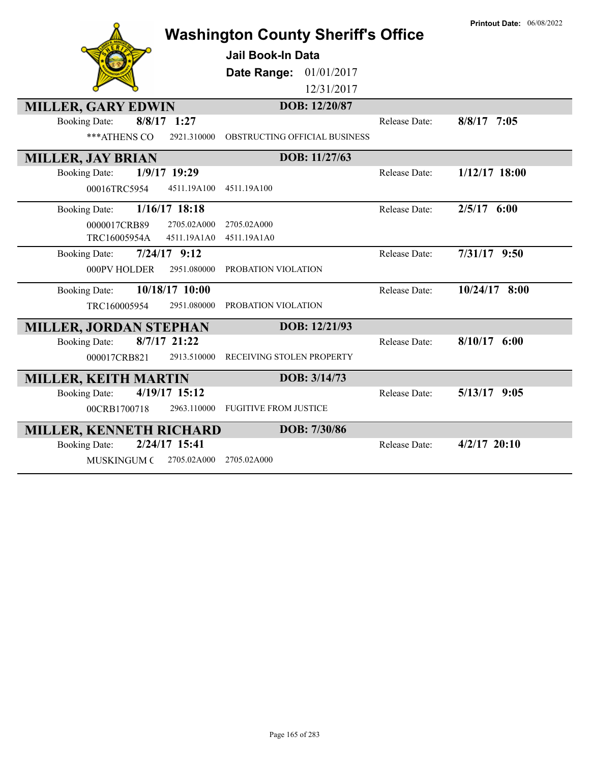# Washington County Sheriff's Office

**Jail Book-In Data**

**Date Range:** 01/01/2017 – 12/31/2017

**Printout Date:** 06/08/2022

## MILLER, GARY EDWIN

**DOB:** 12/20/87

Booking Date: **8/8/17 1:27** | Release Date: **8/8/17 7:05**

| Case | Statute | Charge |
|---|---|---|
| ***ATHENS CO | 2921.310000 | OBSTRUCTING OFFICIAL BUSINESS |

## MILLER, JAY BRIAN

**DOB:** 11/27/63

Booking Date: **1/9/17 19:29** | Release Date: **1/12/17 18:00**

| Case | Statute | Charge |
|---|---|---|
| 00016TRC5954 | 4511.19A100 | 4511.19A100 |

Booking Date: **1/16/17 18:18** | Release Date: **2/5/17 6:00**

| Case | Statute | Charge |
|---|---|---|
| 0000017CRB89 | 2705.02A000 | 2705.02A000 |
| TRC16005954A | 4511.19A1A0 | 4511.19A1A0 |

Booking Date: **7/24/17 9:12** | Release Date: **7/31/17 9:50**

| Case | Statute | Charge |
|---|---|---|
| 000PV HOLDER | 2951.080000 | PROBATION VIOLATION |

Booking Date: **10/18/17 10:00** | Release Date: **10/24/17 8:00**

| Case | Statute | Charge |
|---|---|---|
| TRC160005954 | 2951.080000 | PROBATION VIOLATION |

## MILLER, JORDAN STEPHAN

**DOB:** 12/21/93

Booking Date: **8/7/17 21:22** | Release Date: **8/10/17 6:00**

| Case | Statute | Charge |
|---|---|---|
| 000017CRB821 | 2913.510000 | RECEIVING STOLEN PROPERTY |

## MILLER, KEITH MARTIN

**DOB:** 3/14/73

Booking Date: **4/19/17 15:12** | Release Date: **5/13/17 9:05**

| Case | Statute | Charge |
|---|---|---|
| 00CRB1700718 | 2963.110000 | FUGITIVE FROM JUSTICE |

## MILLER, KENNETH RICHARD

**DOB:** 7/30/86

Booking Date: **2/24/17 15:41** | Release Date: **4/2/17 20:10**

| Case | Statute | Charge |
|---|---|---|
| MUSKINGUM C | 2705.02A000 | 2705.02A000 |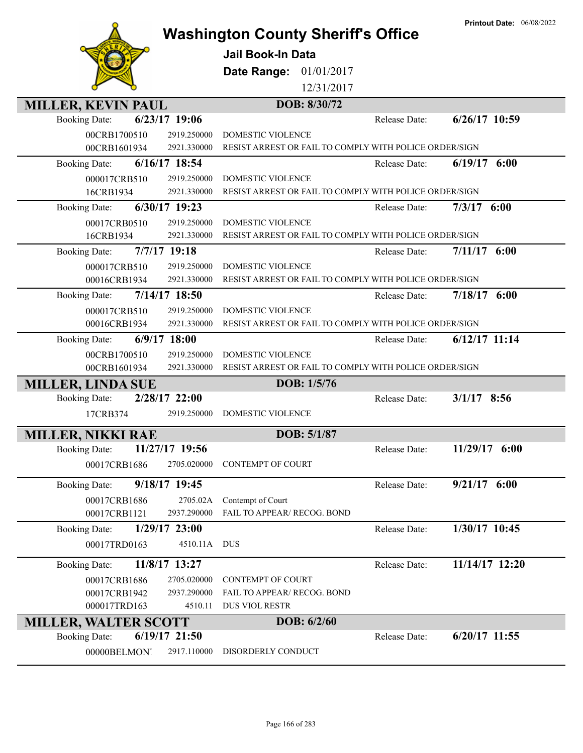Printout Date: 06/08/2022

# Washington County Sheriff's Office

**Jail Book-In Data**

**Date Range:** 01/01/2017 12/31/2017

## MILLER, KEVIN PAUL — DOB: 8/30/72

| Booking Date: | 6/23/17 19:06 | | Release Date: | 6/26/17 10:59 |
|---|---|---|---|---|
| 00CRB1700510 | 2919.250000 | DOMESTIC VIOLENCE | | |
| 00CRB1601934 | 2921.330000 | RESIST ARREST OR FAIL TO COMPLY WITH POLICE ORDER/SIGN | | |

| Booking Date: | 6/16/17 18:54 | | Release Date: | 6/19/17 6:00 |
|---|---|---|---|---|
| 000017CRB510 | 2919.250000 | DOMESTIC VIOLENCE | | |
| 16CRB1934 | 2921.330000 | RESIST ARREST OR FAIL TO COMPLY WITH POLICE ORDER/SIGN | | |

| Booking Date: | 6/30/17 19:23 | | Release Date: | 7/3/17 6:00 |
|---|---|---|---|---|
| 00017CRB0510 | 2919.250000 | DOMESTIC VIOLENCE | | |
| 16CRB1934 | 2921.330000 | RESIST ARREST OR FAIL TO COMPLY WITH POLICE ORDER/SIGN | | |

| Booking Date: | 7/7/17 19:18 | | Release Date: | 7/11/17 6:00 |
|---|---|---|---|---|
| 000017CRB510 | 2919.250000 | DOMESTIC VIOLENCE | | |
| 00016CRB1934 | 2921.330000 | RESIST ARREST OR FAIL TO COMPLY WITH POLICE ORDER/SIGN | | |

| Booking Date: | 7/14/17 18:50 | | Release Date: | 7/18/17 6:00 |
|---|---|---|---|---|
| 000017CRB510 | 2919.250000 | DOMESTIC VIOLENCE | | |
| 00016CRB1934 | 2921.330000 | RESIST ARREST OR FAIL TO COMPLY WITH POLICE ORDER/SIGN | | |

| Booking Date: | 6/9/17 18:00 | | Release Date: | 6/12/17 11:14 |
|---|---|---|---|---|
| 00CRB1700510 | 2919.250000 | DOMESTIC VIOLENCE | | |
| 00CRB1601934 | 2921.330000 | RESIST ARREST OR FAIL TO COMPLY WITH POLICE ORDER/SIGN | | |

## MILLER, LINDA SUE — DOB: 1/5/76

| Booking Date: | 2/28/17 22:00 | | Release Date: | 3/1/17 8:56 |
|---|---|---|---|---|
| 17CRB374 | 2919.250000 | DOMESTIC VIOLENCE | | |

## MILLER, NIKKI RAE — DOB: 5/1/87

| Booking Date: | 11/27/17 19:56 | | Release Date: | 11/29/17 6:00 |
|---|---|---|---|---|
| 00017CRB1686 | 2705.020000 | CONTEMPT OF COURT | | |

| Booking Date: | 9/18/17 19:45 | | Release Date: | 9/21/17 6:00 |
|---|---|---|---|---|
| 00017CRB1686 | 2705.02A | Contempt of Court | | |
| 00017CRB1121 | 2937.290000 | FAIL TO APPEAR/ RECOG. BOND | | |

| Booking Date: | 1/29/17 23:00 | | Release Date: | 1/30/17 10:45 |
|---|---|---|---|---|
| 00017TRD0163 | 4510.11A | DUS | | |

| Booking Date: | 11/8/17 13:27 | | Release Date: | 11/14/17 12:20 |
|---|---|---|---|---|
| 00017CRB1686 | 2705.020000 | CONTEMPT OF COURT | | |
| 00017CRB1942 | 2937.290000 | FAIL TO APPEAR/ RECOG. BOND | | |
| 000017TRD163 | 4510.11 | DUS VIOL RESTR | | |

## MILLER, WALTER SCOTT — DOB: 6/2/60

| Booking Date: | 6/19/17 21:50 | | Release Date: | 6/20/17 11:55 |
|---|---|---|---|---|
| 00000BELMONT | 2917.110000 | DISORDERLY CONDUCT | | |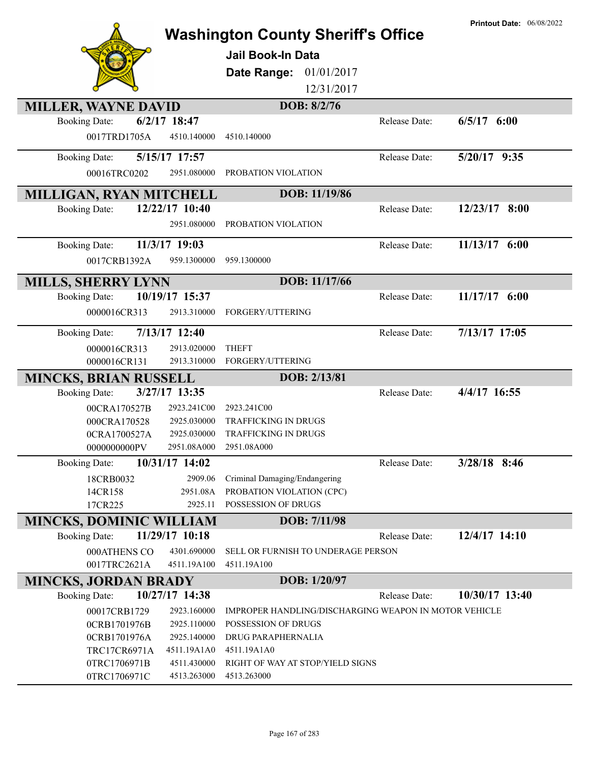# Washington County Sheriff's Office

**Printout Date:** 06/08/2022

## Jail Book-In Data

**Date Range:** 01/01/2017 – 12/31/2017

---

### MILLER, WAYNE DAVID — DOB: 8/2/76

**Booking Date:** 6/2/17 18:47 — **Release Date:** 6/5/17 6:00

| Case | Statute | Description |
|---|---|---|
| 0017TRD1705A | 4510.140000 | 4510.140000 |

**Booking Date:** 5/15/17 17:57 — **Release Date:** 5/20/17 9:35

| Case | Statute | Description |
|---|---|---|
| 00016TRC0202 | 2951.080000 | PROBATION VIOLATION |

### MILLIGAN, RYAN MITCHELL — DOB: 11/19/86

**Booking Date:** 12/22/17 10:40 — **Release Date:** 12/23/17 8:00

| Case | Statute | Description |
|---|---|---|
| | 2951.080000 | PROBATION VIOLATION |

**Booking Date:** 11/3/17 19:03 — **Release Date:** 11/13/17 6:00

| Case | Statute | Description |
|---|---|---|
| 0017CRB1392A | 959.1300000 | 959.1300000 |

### MILLS, SHERRY LYNN — DOB: 11/17/66

**Booking Date:** 10/19/17 15:37 — **Release Date:** 11/17/17 6:00

| Case | Statute | Description |
|---|---|---|
| 0000016CR313 | 2913.310000 | FORGERY/UTTERING |

**Booking Date:** 7/13/17 12:40 — **Release Date:** 7/13/17 17:05

| Case | Statute | Description |
|---|---|---|
| 0000016CR313 | 2913.020000 | THEFT |
| 0000016CR131 | 2913.310000 | FORGERY/UTTERING |

### MINCKS, BRIAN RUSSELL — DOB: 2/13/81

**Booking Date:** 3/27/17 13:35 — **Release Date:** 4/4/17 16:55

| Case | Statute | Description |
|---|---|---|
| 00CRA170527B | 2923.241C00 | 2923.241C00 |
| 000CRA170528 | 2925.030000 | TRAFFICKING IN DRUGS |
| 0CRA1700527A | 2925.030000 | TRAFFICKING IN DRUGS |
| 0000000000PV | 2951.08A000 | 2951.08A000 |

**Booking Date:** 10/31/17 14:02 — **Release Date:** 3/28/18 8:46

| Case | Statute | Description |
|---|---|---|
| 18CRB0032 | 2909.06 | Criminal Damaging/Endangering |
| 14CR158 | 2951.08A | PROBATION VIOLATION (CPC) |
| 17CR225 | 2925.11 | POSSESSION OF DRUGS |

### MINCKS, DOMINIC WILLIAM — DOB: 7/11/98

**Booking Date:** 11/29/17 10:18 — **Release Date:** 12/4/17 14:10

| Case | Statute | Description |
|---|---|---|
| 000ATHENS CO | 4301.690000 | SELL OR FURNISH TO UNDERAGE PERSON |
| 0017TRC2621A | 4511.19A100 | 4511.19A100 |

### MINCKS, JORDAN BRADY — DOB: 1/20/97

**Booking Date:** 10/27/17 14:38 — **Release Date:** 10/30/17 13:40

| Case | Statute | Description |
|---|---|---|
| 00017CRB1729 | 2923.160000 | IMPROPER HANDLING/DISCHARGING WEAPON IN MOTOR VEHICLE |
| 0CRB1701976B | 2925.110000 | POSSESSION OF DRUGS |
| 0CRB1701976A | 2925.140000 | DRUG PARAPHERNALIA |
| TRC17CR6971A | 4511.19A1A0 | 4511.19A1A0 |
| 0TRC1706971B | 4511.430000 | RIGHT OF WAY AT STOP/YIELD SIGNS |
| 0TRC1706971C | 4513.263000 | 4513.263000 |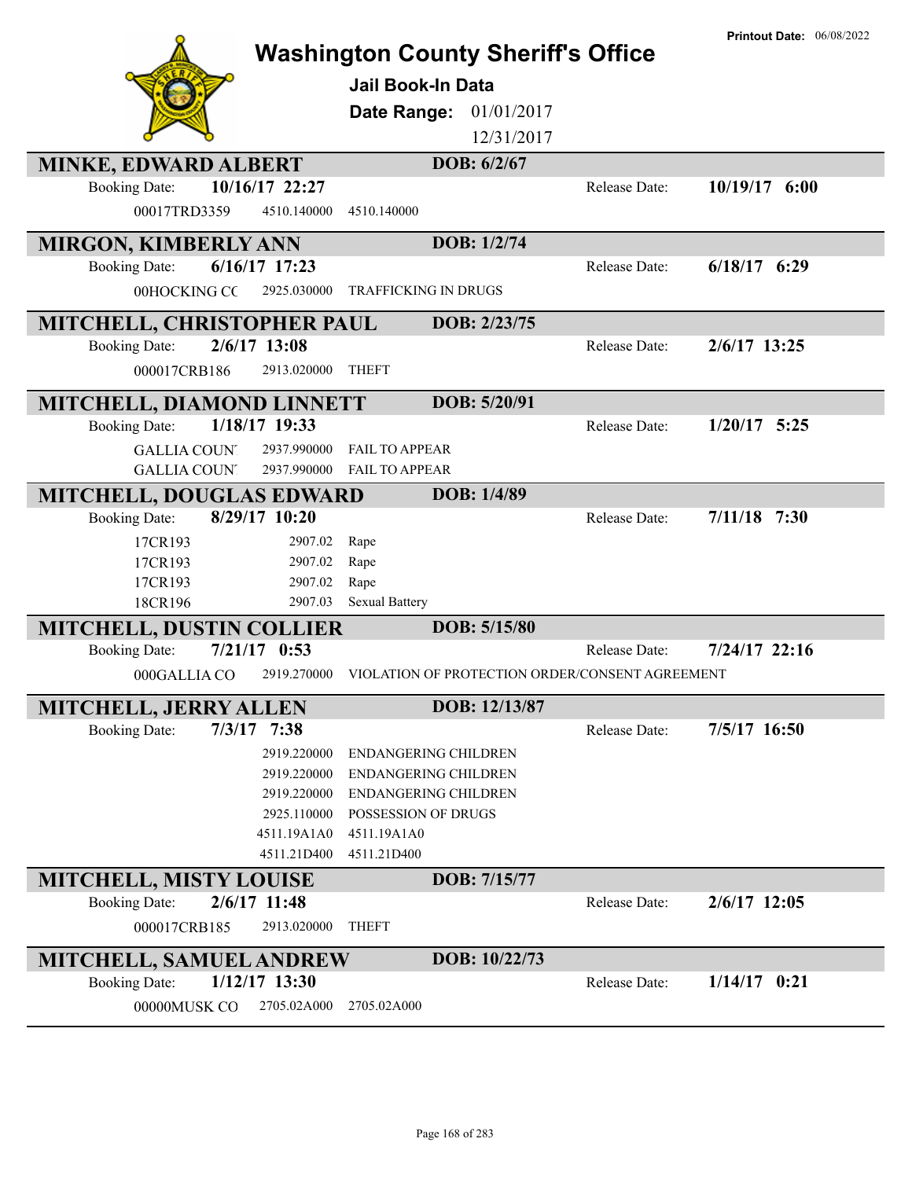# Washington County Sheriff's Office

**Printout Date:** 06/08/2022

## Jail Book-In Data

**Date Range:** 01/01/2017 12/31/2017

---

### MINKE, EDWARD ALBERT — DOB: 6/2/67

Booking Date: **10/16/17 22:27** — Release Date: **10/19/17 6:00**

| Case | Statute | Description |
|---|---|---|
| 00017TRD3359 | 4510.140000 | 4510.140000 |

### MIRGON, KIMBERLY ANN — DOB: 1/2/74

Booking Date: **6/16/17 17:23** — Release Date: **6/18/17 6:29**

| Case | Statute | Description |
|---|---|---|
| 00HOCKING CC | 2925.030000 | TRAFFICKING IN DRUGS |

### MITCHELL, CHRISTOPHER PAUL — DOB: 2/23/75

Booking Date: **2/6/17 13:08** — Release Date: **2/6/17 13:25**

| Case | Statute | Description |
|---|---|---|
| 000017CRB186 | 2913.020000 | THEFT |

### MITCHELL, DIAMOND LINNETT — DOB: 5/20/91

Booking Date: **1/18/17 19:33** — Release Date: **1/20/17 5:25**

| Case | Statute | Description |
|---|---|---|
| GALLIA COUN | 2937.990000 | FAIL TO APPEAR |
| GALLIA COUN | 2937.990000 | FAIL TO APPEAR |

### MITCHELL, DOUGLAS EDWARD — DOB: 1/4/89

Booking Date: **8/29/17 10:20** — Release Date: **7/11/18 7:30**

| Case | Statute | Description |
|---|---|---|
| 17CR193 | 2907.02 | Rape |
| 17CR193 | 2907.02 | Rape |
| 17CR193 | 2907.02 | Rape |
| 18CR196 | 2907.03 | Sexual Battery |

### MITCHELL, DUSTIN COLLIER — DOB: 5/15/80

Booking Date: **7/21/17 0:53** — Release Date: **7/24/17 22:16**

| Case | Statute | Description |
|---|---|---|
| 000GALLIA CO | 2919.270000 | VIOLATION OF PROTECTION ORDER/CONSENT AGREEMENT |

### MITCHELL, JERRY ALLEN — DOB: 12/13/87

Booking Date: **7/3/17 7:38** — Release Date: **7/5/17 16:50**

| Case | Statute | Description |
|---|---|---|
| | 2919.220000 | ENDANGERING CHILDREN |
| | 2919.220000 | ENDANGERING CHILDREN |
| | 2919.220000 | ENDANGERING CHILDREN |
| | 2925.110000 | POSSESSION OF DRUGS |
| | 4511.19A1A0 | 4511.19A1A0 |
| | 4511.21D400 | 4511.21D400 |

### MITCHELL, MISTY LOUISE — DOB: 7/15/77

Booking Date: **2/6/17 11:48** — Release Date: **2/6/17 12:05**

| Case | Statute | Description |
|---|---|---|
| 000017CRB185 | 2913.020000 | THEFT |

### MITCHELL, SAMUEL ANDREW — DOB: 10/22/73

Booking Date: **1/12/17 13:30** — Release Date: **1/14/17 0:21**

| Case | Statute | Description |
|---|---|---|
| 00000MUSK CO | 2705.02A000 | 2705.02A000 |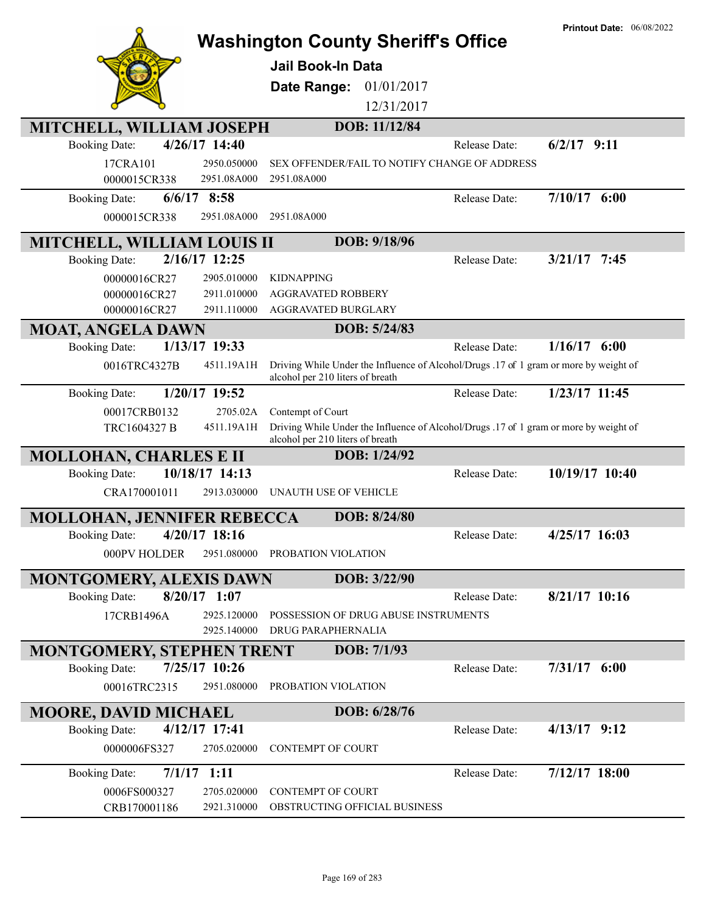**Printout Date:** 06/08/2022

# Washington County Sheriff's Office

## Jail Book-In Data

**Date Range:** 01/01/2017 12/31/2017

---

### MITCHELL, WILLIAM JOSEPH — DOB: 11/12/84

**Booking Date:** 4/26/17 14:40 | **Release Date:** 6/2/17 9:11

| Case | Code | Description |
|---|---|---|
| 17CRA101 | 2950.050000 | SEX OFFENDER/FAIL TO NOTIFY CHANGE OF ADDRESS |
| 0000015CR338 | 2951.08A000 | 2951.08A000 |

**Booking Date:** 6/6/17 8:58 | **Release Date:** 7/10/17 6:00

| Case | Code | Description |
|---|---|---|
| 0000015CR338 | 2951.08A000 | 2951.08A000 |

### MITCHELL, WILLIAM LOUIS II — DOB: 9/18/96

**Booking Date:** 2/16/17 12:25 | **Release Date:** 3/21/17 7:45

| Case | Code | Description |
|---|---|---|
| 00000016CR27 | 2905.010000 | KIDNAPPING |
| 00000016CR27 | 2911.010000 | AGGRAVATED ROBBERY |
| 00000016CR27 | 2911.110000 | AGGRAVATED BURGLARY |

### MOAT, ANGELA DAWN — DOB: 5/24/83

**Booking Date:** 1/13/17 19:33 | **Release Date:** 1/16/17 6:00

| Case | Code | Description |
|---|---|---|
| 0016TRC4327B | 4511.19A1H | Driving While Under the Influence of Alcohol/Drugs .17 of 1 gram or more by weight of alcohol per 210 liters of breath |

**Booking Date:** 1/20/17 19:52 | **Release Date:** 1/23/17 11:45

| Case | Code | Description |
|---|---|---|
| 00017CRB0132 | 2705.02A | Contempt of Court |
| TRC1604327 B | 4511.19A1H | Driving While Under the Influence of Alcohol/Drugs .17 of 1 gram or more by weight of alcohol per 210 liters of breath |

### MOLLOHAN, CHARLES E II — DOB: 1/24/92

**Booking Date:** 10/18/17 14:13 | **Release Date:** 10/19/17 10:40

| Case | Code | Description |
|---|---|---|
| CRA170001011 | 2913.030000 | UNAUTH USE OF VEHICLE |

### MOLLOHAN, JENNIFER REBECCA — DOB: 8/24/80

**Booking Date:** 4/20/17 18:16 | **Release Date:** 4/25/17 16:03

| Case | Code | Description |
|---|---|---|
| 000PV HOLDER | 2951.080000 | PROBATION VIOLATION |

### MONTGOMERY, ALEXIS DAWN — DOB: 3/22/90

**Booking Date:** 8/20/17 1:07 | **Release Date:** 8/21/17 10:16

| Case | Code | Description |
|---|---|---|
| 17CRB1496A | 2925.120000 | POSSESSION OF DRUG ABUSE INSTRUMENTS |
| | 2925.140000 | DRUG PARAPHERNALIA |

### MONTGOMERY, STEPHEN TRENT — DOB: 7/1/93

**Booking Date:** 7/25/17 10:26 | **Release Date:** 7/31/17 6:00

| Case | Code | Description |
|---|---|---|
| 00016TRC2315 | 2951.080000 | PROBATION VIOLATION |

### MOORE, DAVID MICHAEL — DOB: 6/28/76

**Booking Date:** 4/12/17 17:41 | **Release Date:** 4/13/17 9:12

| Case | Code | Description |
|---|---|---|
| 0000006FS327 | 2705.020000 | CONTEMPT OF COURT |

**Booking Date:** 7/1/17 1:11 | **Release Date:** 7/12/17 18:00

| Case | Code | Description |
|---|---|---|
| 0006FS000327 | 2705.020000 | CONTEMPT OF COURT |
| CRB170001186 | 2921.310000 | OBSTRUCTING OFFICIAL BUSINESS |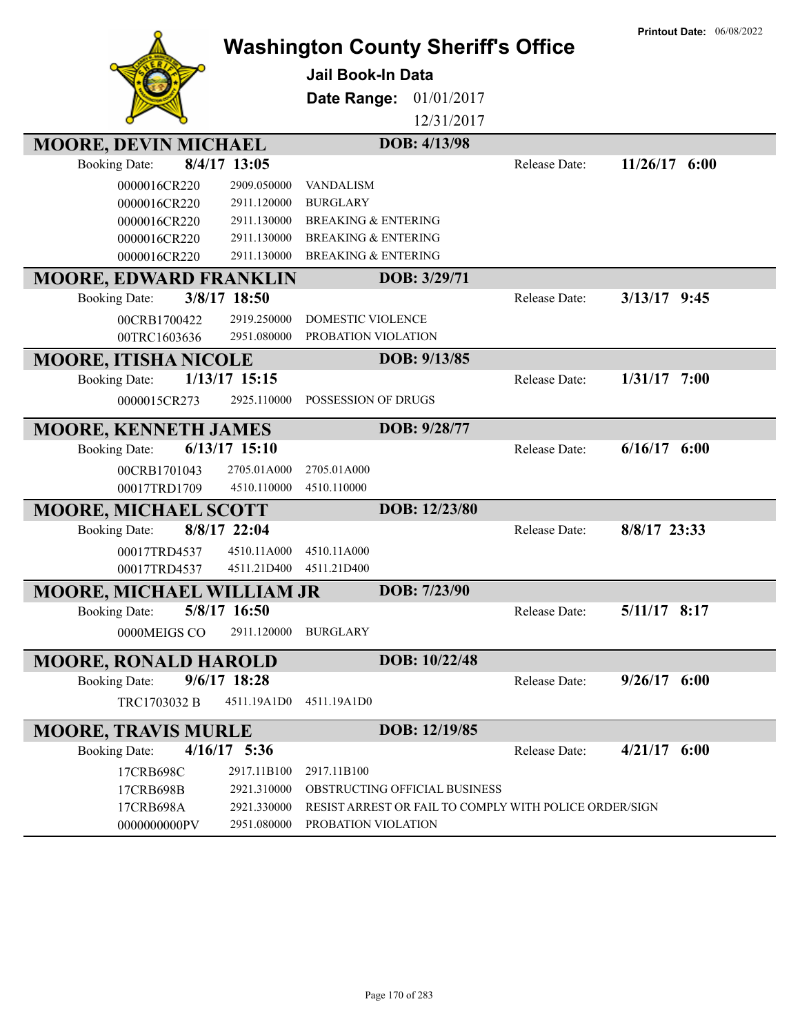Printout Date: 06/08/2022

# Washington County Sheriff's Office

## Jail Book-In Data

**Date Range:** 01/01/2017 12/31/2017

---

### MOORE, DEVIN MICHAEL — DOB: 4/13/98

Booking Date: **8/4/17 13:05** — Release Date: **11/26/17 6:00**

| Case | Statute | Charge |
|---|---|---|
| 0000016CR220 | 2909.050000 | VANDALISM |
| 0000016CR220 | 2911.120000 | BURGLARY |
| 0000016CR220 | 2911.130000 | BREAKING & ENTERING |
| 0000016CR220 | 2911.130000 | BREAKING & ENTERING |
| 0000016CR220 | 2911.130000 | BREAKING & ENTERING |

### MOORE, EDWARD FRANKLIN — DOB: 3/29/71

Booking Date: **3/8/17 18:50** — Release Date: **3/13/17 9:45**

| Case | Statute | Charge |
|---|---|---|
| 00CRB1700422 | 2919.250000 | DOMESTIC VIOLENCE |
| 00TRC1603636 | 2951.080000 | PROBATION VIOLATION |

### MOORE, ITISHA NICOLE — DOB: 9/13/85

Booking Date: **1/13/17 15:15** — Release Date: **1/31/17 7:00**

| Case | Statute | Charge |
|---|---|---|
| 0000015CR273 | 2925.110000 | POSSESSION OF DRUGS |

### MOORE, KENNETH JAMES — DOB: 9/28/77

Booking Date: **6/13/17 15:10** — Release Date: **6/16/17 6:00**

| Case | Statute | Charge |
|---|---|---|
| 00CRB1701043 | 2705.01A000 | 2705.01A000 |
| 00017TRD1709 | 4510.110000 | 4510.110000 |

### MOORE, MICHAEL SCOTT — DOB: 12/23/80

Booking Date: **8/8/17 22:04** — Release Date: **8/8/17 23:33**

| Case | Statute | Charge |
|---|---|---|
| 00017TRD4537 | 4510.11A000 | 4510.11A000 |
| 00017TRD4537 | 4511.21D400 | 4511.21D400 |

### MOORE, MICHAEL WILLIAM JR — DOB: 7/23/90

Booking Date: **5/8/17 16:50** — Release Date: **5/11/17 8:17**

| Case | Statute | Charge |
|---|---|---|
| 0000MEIGS CO | 2911.120000 | BURGLARY |

### MOORE, RONALD HAROLD — DOB: 10/22/48

Booking Date: **9/6/17 18:28** — Release Date: **9/26/17 6:00**

| Case | Statute | Charge |
|---|---|---|
| TRC1703032 B | 4511.19A1D0 | 4511.19A1D0 |

### MOORE, TRAVIS MURLE — DOB: 12/19/85

Booking Date: **4/16/17 5:36** — Release Date: **4/21/17 6:00**

| Case | Statute | Charge |
|---|---|---|
| 17CRB698C | 2917.11B100 | 2917.11B100 |
| 17CRB698B | 2921.310000 | OBSTRUCTING OFFICIAL BUSINESS |
| 17CRB698A | 2921.330000 | RESIST ARREST OR FAIL TO COMPLY WITH POLICE ORDER/SIGN |
| 0000000000PV | 2951.080000 | PROBATION VIOLATION |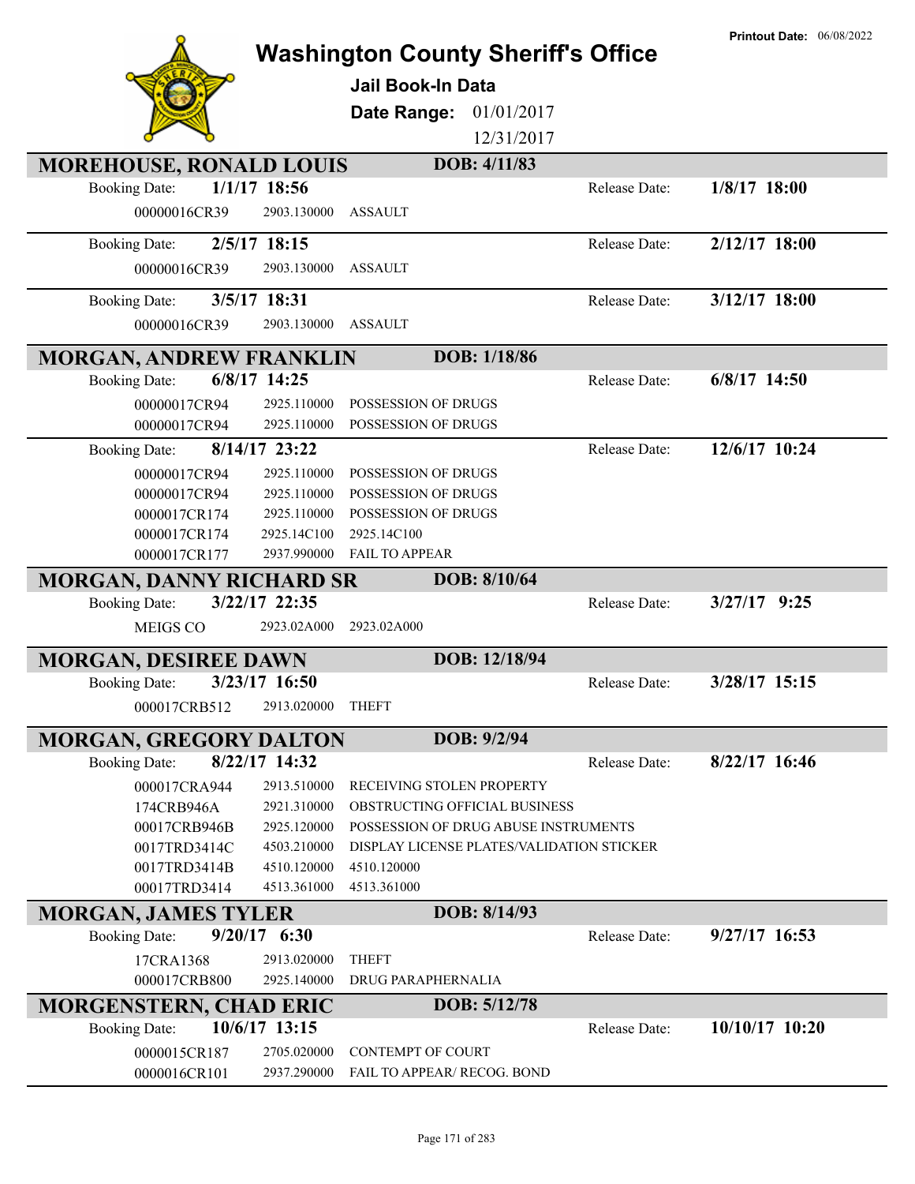Printout Date: 06/08/2022

# Washington County Sheriff's Office

## Jail Book-In Data

**Date Range:** 01/01/2017 12/31/2017

### MOREHOUSE, RONALD LOUIS — DOB: 4/11/83

**Booking Date:** 1/1/17 18:56 — **Release Date:** 1/8/17 18:00

| Case | Statute | Description |
|---|---|---|
| 00000016CR39 | 2903.130000 | ASSAULT |

**Booking Date:** 2/5/17 18:15 — **Release Date:** 2/12/17 18:00

| Case | Statute | Description |
|---|---|---|
| 00000016CR39 | 2903.130000 | ASSAULT |

**Booking Date:** 3/5/17 18:31 — **Release Date:** 3/12/17 18:00

| Case | Statute | Description |
|---|---|---|
| 00000016CR39 | 2903.130000 | ASSAULT |

### MORGAN, ANDREW FRANKLIN — DOB: 1/18/86

**Booking Date:** 6/8/17 14:25 — **Release Date:** 6/8/17 14:50

| Case | Statute | Description |
|---|---|---|
| 00000017CR94 | 2925.110000 | POSSESSION OF DRUGS |
| 00000017CR94 | 2925.110000 | POSSESSION OF DRUGS |

**Booking Date:** 8/14/17 23:22 — **Release Date:** 12/6/17 10:24

| Case | Statute | Description |
|---|---|---|
| 00000017CR94 | 2925.110000 | POSSESSION OF DRUGS |
| 00000017CR94 | 2925.110000 | POSSESSION OF DRUGS |
| 0000017CR174 | 2925.110000 | POSSESSION OF DRUGS |
| 0000017CR174 | 2925.14C100 | 2925.14C100 |
| 0000017CR177 | 2937.990000 | FAIL TO APPEAR |

### MORGAN, DANNY RICHARD SR — DOB: 8/10/64

**Booking Date:** 3/22/17 22:35 — **Release Date:** 3/27/17 9:25

| Case | Statute | Description |
|---|---|---|
| MEIGS CO | 2923.02A000 | 2923.02A000 |

### MORGAN, DESIREE DAWN — DOB: 12/18/94

**Booking Date:** 3/23/17 16:50 — **Release Date:** 3/28/17 15:15

| Case | Statute | Description |
|---|---|---|
| 000017CRB512 | 2913.020000 | THEFT |

### MORGAN, GREGORY DALTON — DOB: 9/2/94

**Booking Date:** 8/22/17 14:32 — **Release Date:** 8/22/17 16:46

| Case | Statute | Description |
|---|---|---|
| 000017CRA944 | 2913.510000 | RECEIVING STOLEN PROPERTY |
| 174CRB946A | 2921.310000 | OBSTRUCTING OFFICIAL BUSINESS |
| 00017CRB946B | 2925.120000 | POSSESSION OF DRUG ABUSE INSTRUMENTS |
| 0017TRD3414C | 4503.210000 | DISPLAY LICENSE PLATES/VALIDATION STICKER |
| 0017TRD3414B | 4510.120000 | 4510.120000 |
| 00017TRD3414 | 4513.361000 | 4513.361000 |

### MORGAN, JAMES TYLER — DOB: 8/14/93

**Booking Date:** 9/20/17 6:30 — **Release Date:** 9/27/17 16:53

| Case | Statute | Description |
|---|---|---|
| 17CRA1368 | 2913.020000 | THEFT |
| 000017CRB800 | 2925.140000 | DRUG PARAPHERNALIA |

### MORGENSTERN, CHAD ERIC — DOB: 5/12/78

**Booking Date:** 10/6/17 13:15 — **Release Date:** 10/10/17 10:20

| Case | Statute | Description |
|---|---|---|
| 0000015CR187 | 2705.020000 | CONTEMPT OF COURT |
| 0000016CR101 | 2937.290000 | FAIL TO APPEAR/ RECOG. BOND |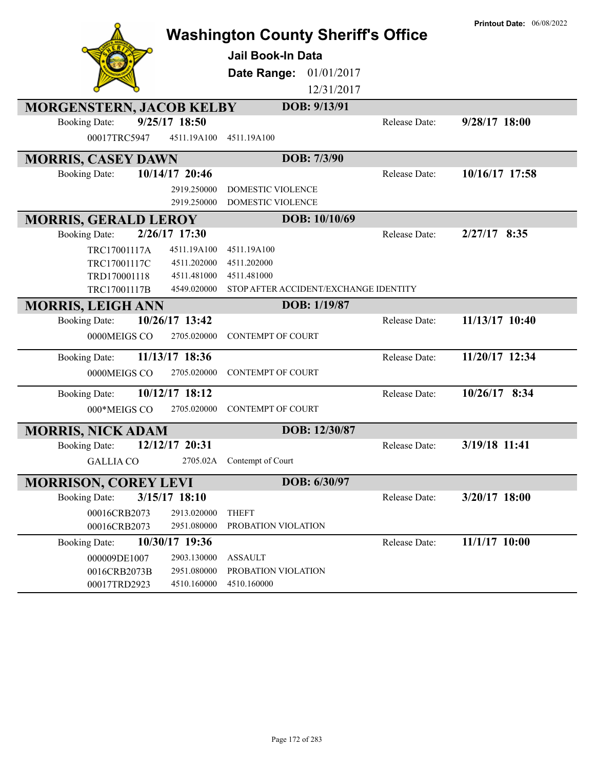# Washington County Sheriff's Office

**Printout Date:** 06/08/2022

## Jail Book-In Data

**Date Range:** 01/01/2017 12/31/2017

---

### MORGENSTERN, JACOB KELBY — DOB: 9/13/91

**Booking Date:** 9/25/17 18:50 — **Release Date:** 9/28/17 18:00

| Case | Code | Description |
|---|---|---|
| 00017TRC5947 | 4511.19A100 | 4511.19A100 |

---

### MORRIS, CASEY DAWN — DOB: 7/3/90

**Booking Date:** 10/14/17 20:46 — **Release Date:** 10/16/17 17:58

| Case | Code | Description |
|---|---|---|
| | 2919.250000 | DOMESTIC VIOLENCE |
| | 2919.250000 | DOMESTIC VIOLENCE |

---

### MORRIS, GERALD LEROY — DOB: 10/10/69

**Booking Date:** 2/26/17 17:30 — **Release Date:** 2/27/17 8:35

| Case | Code | Description |
|---|---|---|
| TRC17001117A | 4511.19A100 | 4511.19A100 |
| TRC17001117C | 4511.202000 | 4511.202000 |
| TRD170001118 | 4511.481000 | 4511.481000 |
| TRC17001117B | 4549.020000 | STOP AFTER ACCIDENT/EXCHANGE IDENTITY |

---

### MORRIS, LEIGH ANN — DOB: 1/19/87

**Booking Date:** 10/26/17 13:42 — **Release Date:** 11/13/17 10:40

| Case | Code | Description |
|---|---|---|
| 0000MEIGS CO | 2705.020000 | CONTEMPT OF COURT |

**Booking Date:** 11/13/17 18:36 — **Release Date:** 11/20/17 12:34

| Case | Code | Description |
|---|---|---|
| 0000MEIGS CO | 2705.020000 | CONTEMPT OF COURT |

**Booking Date:** 10/12/17 18:12 — **Release Date:** 10/26/17 8:34

| Case | Code | Description |
|---|---|---|
| 000*MEIGS CO | 2705.020000 | CONTEMPT OF COURT |

---

### MORRIS, NICK ADAM — DOB: 12/30/87

**Booking Date:** 12/12/17 20:31 — **Release Date:** 3/19/18 11:41

| Case | Code | Description |
|---|---|---|
| GALLIA CO | 2705.02A | Contempt of Court |

---

### MORRISON, COREY LEVI — DOB: 6/30/97

**Booking Date:** 3/15/17 18:10 — **Release Date:** 3/20/17 18:00

| Case | Code | Description |
|---|---|---|
| 00016CRB2073 | 2913.020000 | THEFT |
| 00016CRB2073 | 2951.080000 | PROBATION VIOLATION |

**Booking Date:** 10/30/17 19:36 — **Release Date:** 11/1/17 10:00

| Case | Code | Description |
|---|---|---|
| 000009DE1007 | 2903.130000 | ASSAULT |
| 0016CRB2073B | 2951.080000 | PROBATION VIOLATION |
| 00017TRD2923 | 4510.160000 | 4510.160000 |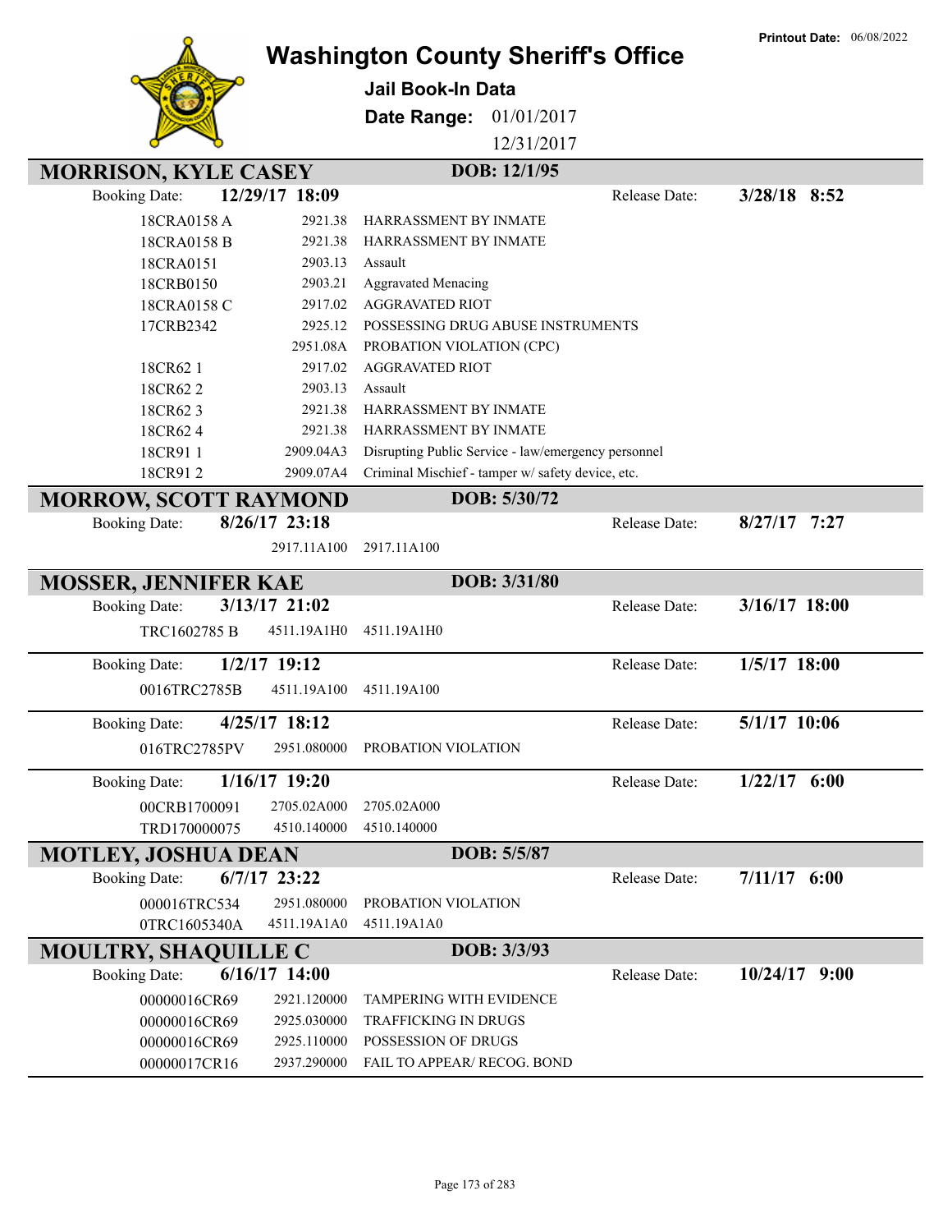# Washington County Sheriff's Office

**Jail Book-In Data**

**Date Range:** 01/01/2017 – 12/31/2017

**Printout Date:** 06/08/2022

## MORRISON, KYLE CASEY — DOB: 12/1/95

**Booking Date:** 12/29/17 18:09 — **Release Date:** 3/28/18 8:52

| Case | Statute | Description |
|---|---|---|
| 18CRA0158 A | 2921.38 | HARRASSMENT BY INMATE |
| 18CRA0158 B | 2921.38 | HARRASSMENT BY INMATE |
| 18CRA0151 | 2903.13 | Assault |
| 18CRB0150 | 2903.21 | Aggravated Menacing |
| 18CRA0158 C | 2917.02 | AGGRAVATED RIOT |
| 17CRB2342 | 2925.12 | POSSESSING DRUG ABUSE INSTRUMENTS |
| | 2951.08A | PROBATION VIOLATION (CPC) |
| 18CR62 1 | 2917.02 | AGGRAVATED RIOT |
| 18CR62 2 | 2903.13 | Assault |
| 18CR62 3 | 2921.38 | HARRASSMENT BY INMATE |
| 18CR62 4 | 2921.38 | HARRASSMENT BY INMATE |
| 18CR91 1 | 2909.04A3 | Disrupting Public Service - law/emergency personnel |
| 18CR91 2 | 2909.07A4 | Criminal Mischief - tamper w/ safety device, etc. |

## MORROW, SCOTT RAYMOND — DOB: 5/30/72

**Booking Date:** 8/26/17 23:18 — **Release Date:** 8/27/17 7:27

| Case | Statute | Description |
|---|---|---|
| | 2917.11A100 | 2917.11A100 |

## MOSSER, JENNIFER KAE — DOB: 3/31/80

**Booking Date:** 3/13/17 21:02 — **Release Date:** 3/16/17 18:00

| Case | Statute | Description |
|---|---|---|
| TRC1602785 B | 4511.19A1H0 | 4511.19A1H0 |

**Booking Date:** 1/2/17 19:12 — **Release Date:** 1/5/17 18:00

| Case | Statute | Description |
|---|---|---|
| 0016TRC2785B | 4511.19A100 | 4511.19A100 |

**Booking Date:** 4/25/17 18:12 — **Release Date:** 5/1/17 10:06

| Case | Statute | Description |
|---|---|---|
| 016TRC2785PV | 2951.080000 | PROBATION VIOLATION |

**Booking Date:** 1/16/17 19:20 — **Release Date:** 1/22/17 6:00

| Case | Statute | Description |
|---|---|---|
| 00CRB1700091 | 2705.02A000 | 2705.02A000 |
| TRD170000075 | 4510.140000 | 4510.140000 |

## MOTLEY, JOSHUA DEAN — DOB: 5/5/87

**Booking Date:** 6/7/17 23:22 — **Release Date:** 7/11/17 6:00

| Case | Statute | Description |
|---|---|---|
| 000016TRC534 | 2951.080000 | PROBATION VIOLATION |
| 0TRC1605340A | 4511.19A1A0 | 4511.19A1A0 |

## MOULTRY, SHAQUILLE C — DOB: 3/3/93

**Booking Date:** 6/16/17 14:00 — **Release Date:** 10/24/17 9:00

| Case | Statute | Description |
|---|---|---|
| 00000016CR69 | 2921.120000 | TAMPERING WITH EVIDENCE |
| 00000016CR69 | 2925.030000 | TRAFFICKING IN DRUGS |
| 00000016CR69 | 2925.110000 | POSSESSION OF DRUGS |
| 00000017CR16 | 2937.290000 | FAIL TO APPEAR/ RECOG. BOND |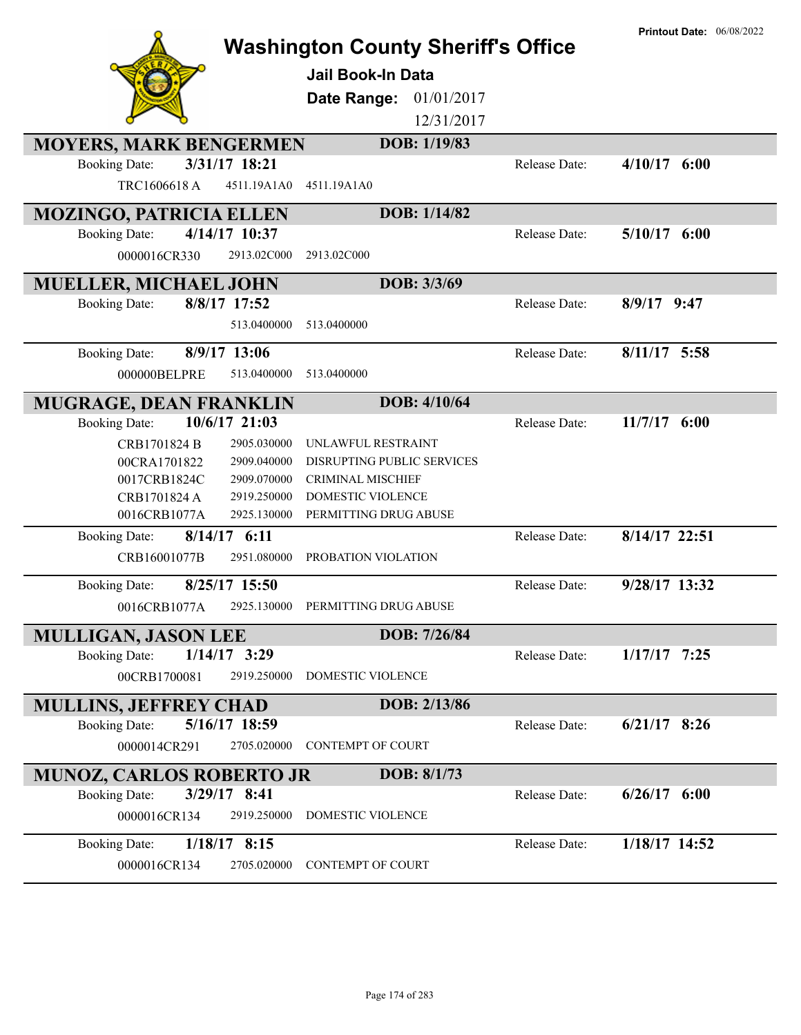**Printout Date:** 06/08/2022

# Washington County Sheriff's Office

## Jail Book-In Data

**Date Range:** 01/01/2017 – 12/31/2017

---

### MOYERS, MARK BENGERMEN — DOB: 1/19/83

**Booking Date:** 3/31/17 18:21 — **Release Date:** 4/10/17 6:00

| Case | Code | Description |
|---|---|---|
| TRC1606618 A | 4511.19A1A0 | 4511.19A1A0 |

---

### MOZINGO, PATRICIA ELLEN — DOB: 1/14/82

**Booking Date:** 4/14/17 10:37 — **Release Date:** 5/10/17 6:00

| Case | Code | Description |
|---|---|---|
| 0000016CR330 | 2913.02C000 | 2913.02C000 |

---

### MUELLER, MICHAEL JOHN — DOB: 3/3/69

**Booking Date:** 8/8/17 17:52 — **Release Date:** 8/9/17 9:47

| Case | Code | Description |
|---|---|---|
| | 513.0400000 | 513.0400000 |

**Booking Date:** 8/9/17 13:06 — **Release Date:** 8/11/17 5:58

| Case | Code | Description |
|---|---|---|
| 000000BELPRE | 513.0400000 | 513.0400000 |

---

### MUGRAGE, DEAN FRANKLIN — DOB: 4/10/64

**Booking Date:** 10/6/17 21:03 — **Release Date:** 11/7/17 6:00

| Case | Code | Description |
|---|---|---|
| CRB1701824 B | 2905.030000 | UNLAWFUL RESTRAINT |
| 00CRA1701822 | 2909.040000 | DISRUPTING PUBLIC SERVICES |
| 0017CRB1824C | 2909.070000 | CRIMINAL MISCHIEF |
| CRB1701824 A | 2919.250000 | DOMESTIC VIOLENCE |
| 0016CRB1077A | 2925.130000 | PERMITTING DRUG ABUSE |

**Booking Date:** 8/14/17 6:11 — **Release Date:** 8/14/17 22:51

| Case | Code | Description |
|---|---|---|
| CRB16001077B | 2951.080000 | PROBATION VIOLATION |

**Booking Date:** 8/25/17 15:50 — **Release Date:** 9/28/17 13:32

| Case | Code | Description |
|---|---|---|
| 0016CRB1077A | 2925.130000 | PERMITTING DRUG ABUSE |

---

### MULLIGAN, JASON LEE — DOB: 7/26/84

**Booking Date:** 1/14/17 3:29 — **Release Date:** 1/17/17 7:25

| Case | Code | Description |
|---|---|---|
| 00CRB1700081 | 2919.250000 | DOMESTIC VIOLENCE |

---

### MULLINS, JEFFREY CHAD — DOB: 2/13/86

**Booking Date:** 5/16/17 18:59 — **Release Date:** 6/21/17 8:26

| Case | Code | Description |
|---|---|---|
| 0000014CR291 | 2705.020000 | CONTEMPT OF COURT |

---

### MUNOZ, CARLOS ROBERTO JR — DOB: 8/1/73

**Booking Date:** 3/29/17 8:41 — **Release Date:** 6/26/17 6:00

| Case | Code | Description |
|---|---|---|
| 0000016CR134 | 2919.250000 | DOMESTIC VIOLENCE |

**Booking Date:** 1/18/17 8:15 — **Release Date:** 1/18/17 14:52

| Case | Code | Description |
|---|---|---|
| 0000016CR134 | 2705.020000 | CONTEMPT OF COURT |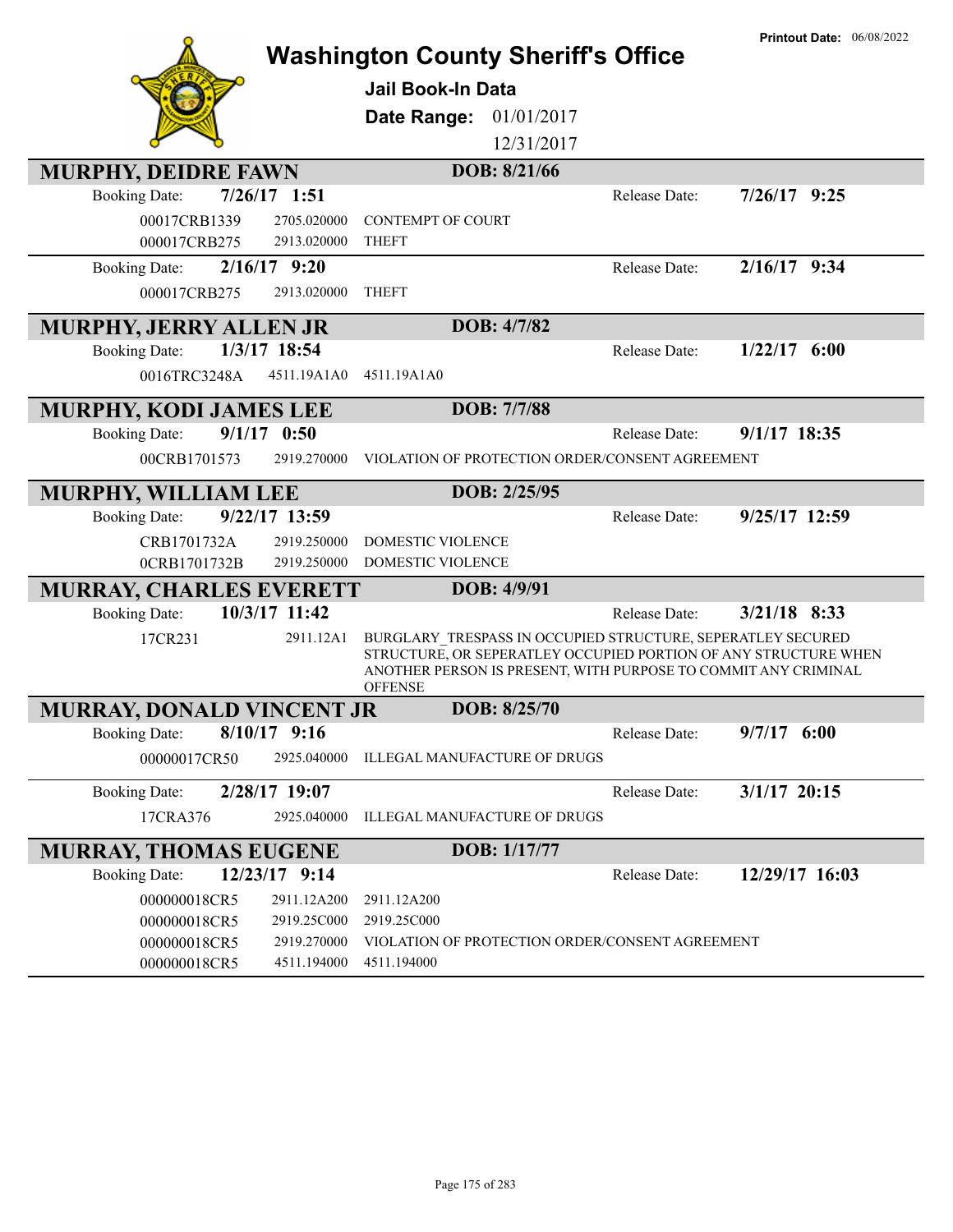Printout Date: 06/08/2022

# Washington County Sheriff's Office

**Jail Book-In Data**

**Date Range:** 01/01/2017 – 12/31/2017

## MURPHY, DEIDRE FAWN — DOB: 8/21/66

**Booking Date:** 7/26/17 1:51 — **Release Date:** 7/26/17 9:25

| Case | Statute | Description |
|---|---|---|
| 00017CRB1339 | 2705.020000 | CONTEMPT OF COURT |
| 000017CRB275 | 2913.020000 | THEFT |

**Booking Date:** 2/16/17 9:20 — **Release Date:** 2/16/17 9:34

| Case | Statute | Description |
|---|---|---|
| 000017CRB275 | 2913.020000 | THEFT |

## MURPHY, JERRY ALLEN JR — DOB: 4/7/82

**Booking Date:** 1/3/17 18:54 — **Release Date:** 1/22/17 6:00

| Case | Statute | Description |
|---|---|---|
| 0016TRC3248A | 4511.19A1A0 | 4511.19A1A0 |

## MURPHY, KODI JAMES LEE — DOB: 7/7/88

**Booking Date:** 9/1/17 0:50 — **Release Date:** 9/1/17 18:35

| Case | Statute | Description |
|---|---|---|
| 00CRB1701573 | 2919.270000 | VIOLATION OF PROTECTION ORDER/CONSENT AGREEMENT |

## MURPHY, WILLIAM LEE — DOB: 2/25/95

**Booking Date:** 9/22/17 13:59 — **Release Date:** 9/25/17 12:59

| Case | Statute | Description |
|---|---|---|
| CRB1701732A | 2919.250000 | DOMESTIC VIOLENCE |
| 0CRB1701732B | 2919.250000 | DOMESTIC VIOLENCE |

## MURRAY, CHARLES EVERETT — DOB: 4/9/91

**Booking Date:** 10/3/17 11:42 — **Release Date:** 3/21/18 8:33

| Case | Statute | Description |
|---|---|---|
| 17CR231 | 2911.12A1 | BURGLARY_TRESPASS IN OCCUPIED STRUCTURE, SEPERATLEY SECURED STRUCTURE, OR SEPERATLEY OCCUPIED PORTION OF ANY STRUCTURE WHEN ANOTHER PERSON IS PRESENT, WITH PURPOSE TO COMMIT ANY CRIMINAL OFFENSE |

## MURRAY, DONALD VINCENT JR — DOB: 8/25/70

**Booking Date:** 8/10/17 9:16 — **Release Date:** 9/7/17 6:00

| Case | Statute | Description |
|---|---|---|
| 00000017CR50 | 2925.040000 | ILLEGAL MANUFACTURE OF DRUGS |

**Booking Date:** 2/28/17 19:07 — **Release Date:** 3/1/17 20:15

| Case | Statute | Description |
|---|---|---|
| 17CRA376 | 2925.040000 | ILLEGAL MANUFACTURE OF DRUGS |

## MURRAY, THOMAS EUGENE — DOB: 1/17/77

**Booking Date:** 12/23/17 9:14 — **Release Date:** 12/29/17 16:03

| Case | Statute | Description |
|---|---|---|
| 000000018CR5 | 2911.12A200 | 2911.12A200 |
| 000000018CR5 | 2919.25C000 | 2919.25C000 |
| 000000018CR5 | 2919.270000 | VIOLATION OF PROTECTION ORDER/CONSENT AGREEMENT |
| 000000018CR5 | 4511.194000 | 4511.194000 |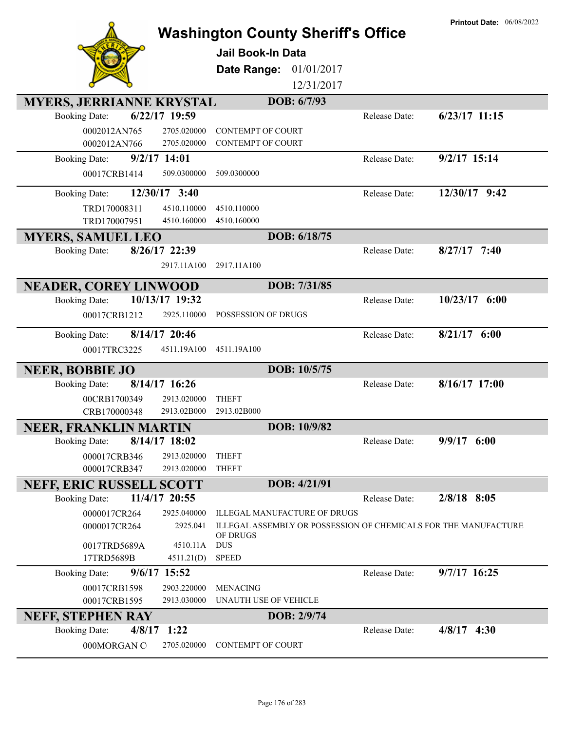# Washington County Sheriff's Office

**Jail Book-In Data**

**Date Range:** 01/01/2017 12/31/2017

**Printout Date:** 06/08/2022

## MYERS, JERRIANNE KRYSTAL — DOB: 6/7/93

**Booking Date:** 6/22/17 19:59 — **Release Date:** 6/23/17 11:15

| Case | Statute | Charge |
|---|---|---|
| 0002012AN765 | 2705.020000 | CONTEMPT OF COURT |
| 0002012AN766 | 2705.020000 | CONTEMPT OF COURT |

**Booking Date:** 9/2/17 14:01 — **Release Date:** 9/2/17 15:14

| Case | Statute | Charge |
|---|---|---|
| 00017CRB1414 | 509.0300000 | 509.0300000 |

**Booking Date:** 12/30/17 3:40 — **Release Date:** 12/30/17 9:42

| Case | Statute | Charge |
|---|---|---|
| TRD170008311 | 4510.110000 | 4510.110000 |
| TRD170007951 | 4510.160000 | 4510.160000 |

## MYERS, SAMUEL LEO — DOB: 6/18/75

**Booking Date:** 8/26/17 22:39 — **Release Date:** 8/27/17 7:40

| Case | Statute | Charge |
|---|---|---|
| | 2917.11A100 | 2917.11A100 |

## NEADER, COREY LINWOOD — DOB: 7/31/85

**Booking Date:** 10/13/17 19:32 — **Release Date:** 10/23/17 6:00

| Case | Statute | Charge |
|---|---|---|
| 00017CRB1212 | 2925.110000 | POSSESSION OF DRUGS |

**Booking Date:** 8/14/17 20:46 — **Release Date:** 8/21/17 6:00

| Case | Statute | Charge |
|---|---|---|
| 00017TRC3225 | 4511.19A100 | 4511.19A100 |

## NEER, BOBBIE JO — DOB: 10/5/75

**Booking Date:** 8/14/17 16:26 — **Release Date:** 8/16/17 17:00

| Case | Statute | Charge |
|---|---|---|
| 00CRB1700349 | 2913.020000 | THEFT |
| CRB170000348 | 2913.02B000 | 2913.02B000 |

## NEER, FRANKLIN MARTIN — DOB: 10/9/82

**Booking Date:** 8/14/17 18:02 — **Release Date:** 9/9/17 6:00

| Case | Statute | Charge |
|---|---|---|
| 000017CRB346 | 2913.020000 | THEFT |
| 000017CRB347 | 2913.020000 | THEFT |

## NEFF, ERIC RUSSELL SCOTT — DOB: 4/21/91

**Booking Date:** 11/4/17 20:55 — **Release Date:** 2/8/18 8:05

| Case | Statute | Charge |
|---|---|---|
| 0000017CR264 | 2925.040000 | ILLEGAL MANUFACTURE OF DRUGS |
| 0000017CR264 | 2925.041 | ILLEGAL ASSEMBLY OR POSSESSION OF CHEMICALS FOR THE MANUFACTURE OF DRUGS |
| 0017TRD5689A | 4510.11A | DUS |
| 17TRD5689B | 4511.21(D) | SPEED |

**Booking Date:** 9/6/17 15:52 — **Release Date:** 9/7/17 16:25

| Case | Statute | Charge |
|---|---|---|
| 00017CRB1598 | 2903.220000 | MENACING |
| 00017CRB1595 | 2913.030000 | UNAUTH USE OF VEHICLE |

## NEFF, STEPHEN RAY — DOB: 2/9/74

**Booking Date:** 4/8/17 1:22 — **Release Date:** 4/8/17 4:30

| Case | Statute | Charge |
|---|---|---|
| 000MORGAN C | 2705.020000 | CONTEMPT OF COURT |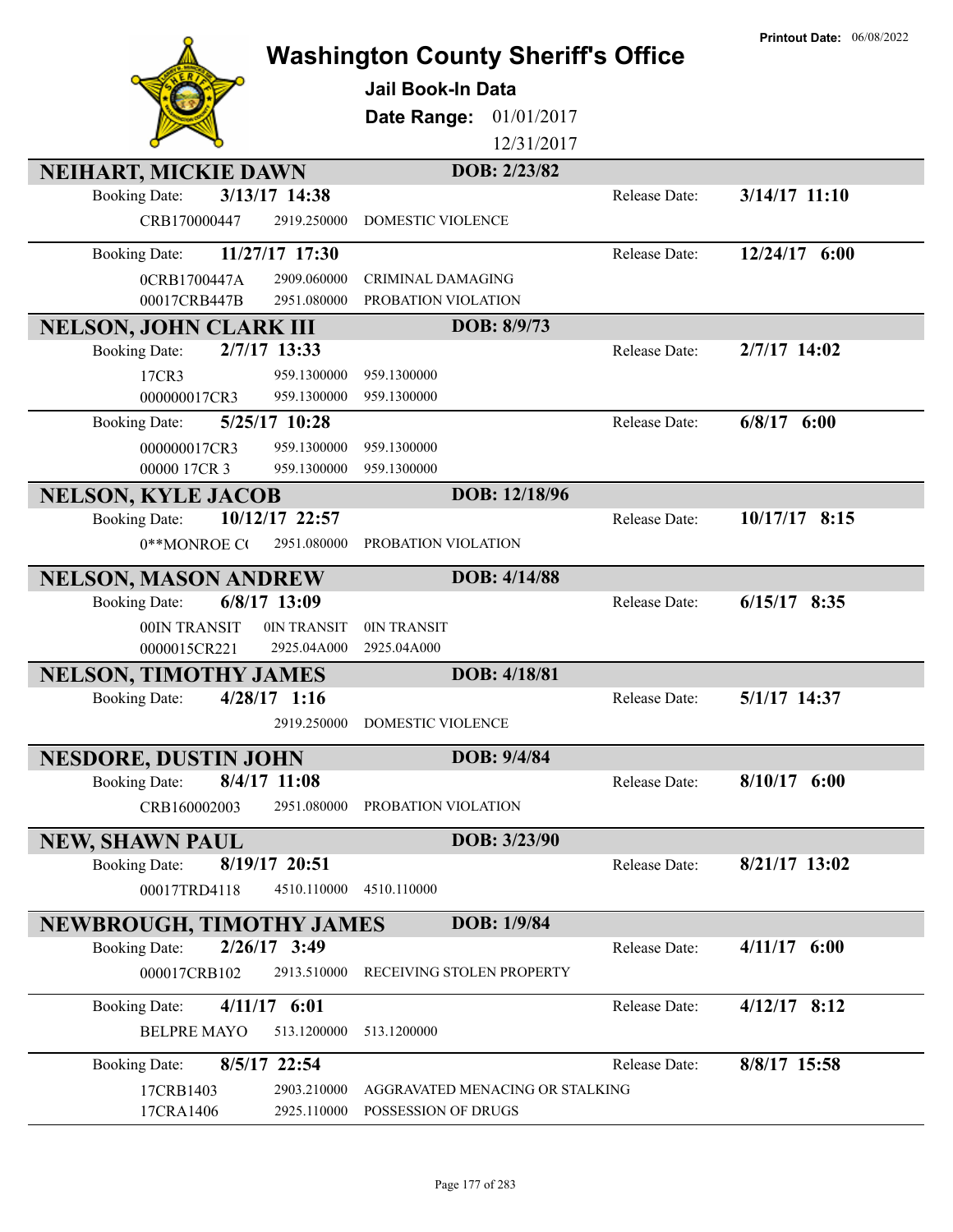# Washington County Sheriff's Office

**Printout Date:** 06/08/2022

## Jail Book-In Data

**Date Range:** 01/01/2017 – 12/31/2017

### NEIHART, MICKIE DAWN — DOB: 2/23/82

**Booking Date:** 3/13/17 14:38 — **Release Date:** 3/14/17 11:10

| Case | Statute | Description |
|---|---|---|
| CRB170000447 | 2919.250000 | DOMESTIC VIOLENCE |

**Booking Date:** 11/27/17 17:30 — **Release Date:** 12/24/17 6:00

| Case | Statute | Description |
|---|---|---|
| 0CRB1700447A | 2909.060000 | CRIMINAL DAMAGING |
| 00017CRB447B | 2951.080000 | PROBATION VIOLATION |

### NELSON, JOHN CLARK III — DOB: 8/9/73

**Booking Date:** 2/7/17 13:33 — **Release Date:** 2/7/17 14:02

| Case | Statute | Description |
|---|---|---|
| 17CR3 | 959.1300000 | 959.1300000 |
| 000000017CR3 | 959.1300000 | 959.1300000 |

**Booking Date:** 5/25/17 10:28 — **Release Date:** 6/8/17 6:00

| Case | Statute | Description |
|---|---|---|
| 000000017CR3 | 959.1300000 | 959.1300000 |
| 00000 17CR 3 | 959.1300000 | 959.1300000 |

### NELSON, KYLE JACOB — DOB: 12/18/96

**Booking Date:** 10/12/17 22:57 — **Release Date:** 10/17/17 8:15

| Case | Statute | Description |
|---|---|---|
| 0**MONROE C( | 2951.080000 | PROBATION VIOLATION |

### NELSON, MASON ANDREW — DOB: 4/14/88

**Booking Date:** 6/8/17 13:09 — **Release Date:** 6/15/17 8:35

| Case | Statute | Description |
|---|---|---|
| 00IN TRANSIT | 0IN TRANSIT | 0IN TRANSIT |
| 0000015CR221 | 2925.04A000 | 2925.04A000 |

### NELSON, TIMOTHY JAMES — DOB: 4/18/81

**Booking Date:** 4/28/17 1:16 — **Release Date:** 5/1/17 14:37

| Case | Statute | Description |
|---|---|---|
| | 2919.250000 | DOMESTIC VIOLENCE |

### NESDORE, DUSTIN JOHN — DOB: 9/4/84

**Booking Date:** 8/4/17 11:08 — **Release Date:** 8/10/17 6:00

| Case | Statute | Description |
|---|---|---|
| CRB160002003 | 2951.080000 | PROBATION VIOLATION |

### NEW, SHAWN PAUL — DOB: 3/23/90

**Booking Date:** 8/19/17 20:51 — **Release Date:** 8/21/17 13:02

| Case | Statute | Description |
|---|---|---|
| 00017TRD4118 | 4510.110000 | 4510.110000 |

### NEWBROUGH, TIMOTHY JAMES — DOB: 1/9/84

**Booking Date:** 2/26/17 3:49 — **Release Date:** 4/11/17 6:00

| Case | Statute | Description |
|---|---|---|
| 000017CRB102 | 2913.510000 | RECEIVING STOLEN PROPERTY |

**Booking Date:** 4/11/17 6:01 — **Release Date:** 4/12/17 8:12

| Case | Statute | Description |
|---|---|---|
| BELPRE MAYO | 513.1200000 | 513.1200000 |

**Booking Date:** 8/5/17 22:54 — **Release Date:** 8/8/17 15:58

| Case | Statute | Description |
|---|---|---|
| 17CRB1403 | 2903.210000 | AGGRAVATED MENACING OR STALKING |
| 17CRA1406 | 2925.110000 | POSSESSION OF DRUGS |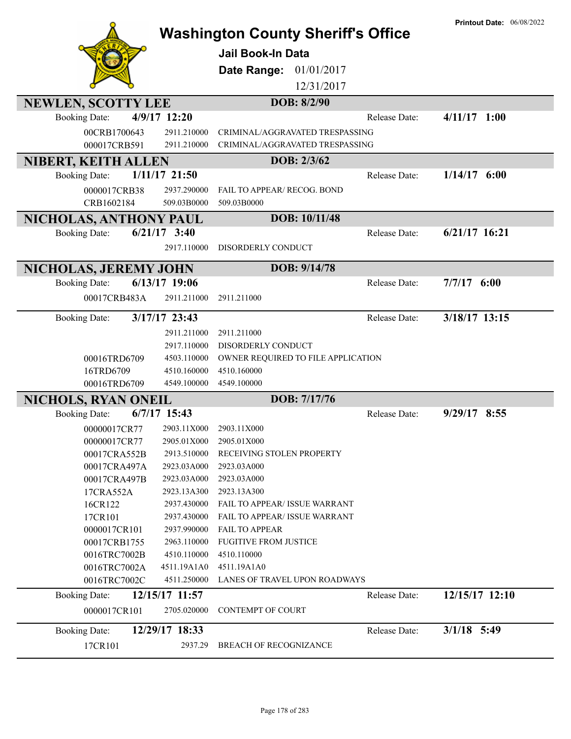# Washington County Sheriff's Office

**Printout Date:** 06/08/2022

## Jail Book-In Data

**Date Range:** 01/01/2017 - 12/31/2017

---

## NEWLEN, SCOTTY LEE
**DOB: 8/2/90**

**Booking Date:** 4/9/17 12:20 | **Release Date:** 4/11/17 1:00

| Case | Code | Description |
|---|---|---|
| 00CRB1700643 | 2911.210000 | CRIMINAL/AGGRAVATED TRESPASSING |
| 000017CRB591 | 2911.210000 | CRIMINAL/AGGRAVATED TRESPASSING |

---

## NIBERT, KEITH ALLEN
**DOB: 2/3/62**

**Booking Date:** 1/11/17 21:50 | **Release Date:** 1/14/17 6:00

| Case | Code | Description |
|---|---|---|
| 0000017CRB38 | 2937.290000 | FAIL TO APPEAR/ RECOG. BOND |
| CRB1602184 | 509.03B0000 | 509.03B0000 |

---

## NICHOLAS, ANTHONY PAUL
**DOB: 10/11/48**

**Booking Date:** 6/21/17 3:40 | **Release Date:** 6/21/17 16:21

| Case | Code | Description |
|---|---|---|
| | 2917.110000 | DISORDERLY CONDUCT |

---

## NICHOLAS, JEREMY JOHN
**DOB: 9/14/78**

**Booking Date:** 6/13/17 19:06 | **Release Date:** 7/7/17 6:00

| Case | Code | Description |
|---|---|---|
| 00017CRB483A | 2911.211000 | 2911.211000 |

**Booking Date:** 3/17/17 23:43 | **Release Date:** 3/18/17 13:15

| Case | Code | Description |
|---|---|---|
| | 2911.211000 | 2911.211000 |
| | 2917.110000 | DISORDERLY CONDUCT |
| 00016TRD6709 | 4503.110000 | OWNER REQUIRED TO FILE APPLICATION |
| 16TRD6709 | 4510.160000 | 4510.160000 |
| 00016TRD6709 | 4549.100000 | 4549.100000 |

---

## NICHOLS, RYAN ONEIL
**DOB: 7/17/76**

**Booking Date:** 6/7/17 15:43 | **Release Date:** 9/29/17 8:55

| Case | Code | Description |
|---|---|---|
| 00000017CR77 | 2903.11X000 | 2903.11X000 |
| 00000017CR77 | 2905.01X000 | 2905.01X000 |
| 00017CRA552B | 2913.510000 | RECEIVING STOLEN PROPERTY |
| 00017CRA497A | 2923.03A000 | 2923.03A000 |
| 00017CRA497B | 2923.03A000 | 2923.03A000 |
| 17CRA552A | 2923.13A300 | 2923.13A300 |
| 16CR122 | 2937.430000 | FAIL TO APPEAR/ ISSUE WARRANT |
| 17CR101 | 2937.430000 | FAIL TO APPEAR/ ISSUE WARRANT |
| 0000017CR101 | 2937.990000 | FAIL TO APPEAR |
| 00017CRB1755 | 2963.110000 | FUGITIVE FROM JUSTICE |
| 0016TRC7002B | 4510.110000 | 4510.110000 |
| 0016TRC7002A | 4511.19A1A0 | 4511.19A1A0 |
| 0016TRC7002C | 4511.250000 | LANES OF TRAVEL UPON ROADWAYS |

**Booking Date:** 12/15/17 11:57 | **Release Date:** 12/15/17 12:10

| Case | Code | Description |
|---|---|---|
| 0000017CR101 | 2705.020000 | CONTEMPT OF COURT |

**Booking Date:** 12/29/17 18:33 | **Release Date:** 3/1/18 5:49

| Case | Code | Description |
|---|---|---|
| 17CR101 | 2937.29 | BREACH OF RECOGNIZANCE |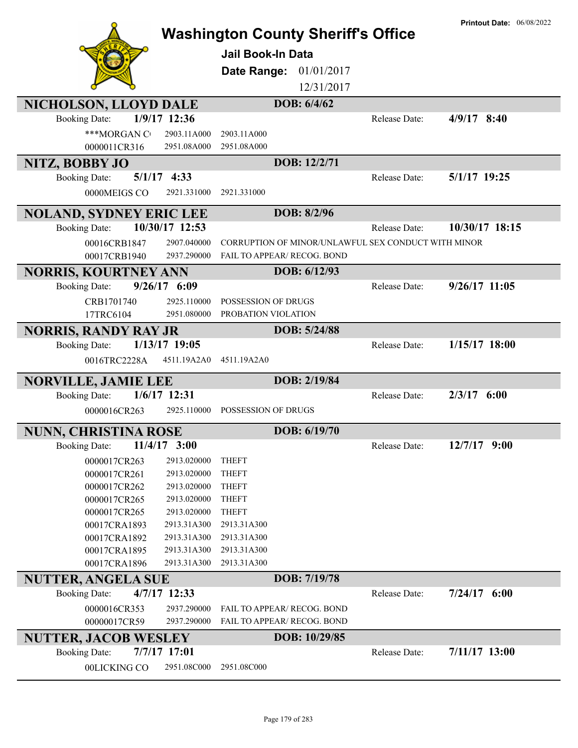# Washington County Sheriff's Office

**Printout Date:** 06/08/2022

## Jail Book-In Data

**Date Range:** 01/01/2017 12/31/2017

---

### NICHOLSON, LLOYD DALE
**DOB: 6/4/62**

Booking Date: **1/9/17 12:36** — Release Date: **4/9/17 8:40**

| Case | Code | Description |
|---|---|---|
| ***MORGAN C( | 2903.11A000 | 2903.11A000 |
| 0000011CR316 | 2951.08A000 | 2951.08A000 |

### NITZ, BOBBY JO
**DOB: 12/2/71**

Booking Date: **5/1/17 4:33** — Release Date: **5/1/17 19:25**

| Case | Code | Description |
|---|---|---|
| 0000MEIGS CO | 2921.331000 | 2921.331000 |

### NOLAND, SYDNEY ERIC LEE
**DOB: 8/2/96**

Booking Date: **10/30/17 12:53** — Release Date: **10/30/17 18:15**

| Case | Code | Description |
|---|---|---|
| 00016CRB1847 | 2907.040000 | CORRUPTION OF MINOR/UNLAWFUL SEX CONDUCT WITH MINOR |
| 00017CRB1940 | 2937.290000 | FAIL TO APPEAR/ RECOG. BOND |

### NORRIS, KOURTNEY ANN
**DOB: 6/12/93**

Booking Date: **9/26/17 6:09** — Release Date: **9/26/17 11:05**

| Case | Code | Description |
|---|---|---|
| CRB1701740 | 2925.110000 | POSSESSION OF DRUGS |
| 17TRC6104 | 2951.080000 | PROBATION VIOLATION |

### NORRIS, RANDY RAY JR
**DOB: 5/24/88**

Booking Date: **1/13/17 19:05** — Release Date: **1/15/17 18:00**

| Case | Code | Description |
|---|---|---|
| 0016TRC2228A | 4511.19A2A0 | 4511.19A2A0 |

### NORVILLE, JAMIE LEE
**DOB: 2/19/84**

Booking Date: **1/6/17 12:31** — Release Date: **2/3/17 6:00**

| Case | Code | Description |
|---|---|---|
| 0000016CR263 | 2925.110000 | POSSESSION OF DRUGS |

### NUNN, CHRISTINA ROSE
**DOB: 6/19/70**

Booking Date: **11/4/17 3:00** — Release Date: **12/7/17 9:00**

| Case | Code | Description |
|---|---|---|
| 0000017CR263 | 2913.020000 | THEFT |
| 0000017CR261 | 2913.020000 | THEFT |
| 0000017CR262 | 2913.020000 | THEFT |
| 0000017CR265 | 2913.020000 | THEFT |
| 0000017CR265 | 2913.020000 | THEFT |
| 00017CRA1893 | 2913.31A300 | 2913.31A300 |
| 00017CRA1892 | 2913.31A300 | 2913.31A300 |
| 00017CRA1895 | 2913.31A300 | 2913.31A300 |
| 00017CRA1896 | 2913.31A300 | 2913.31A300 |

### NUTTER, ANGELA SUE
**DOB: 7/19/78**

Booking Date: **4/7/17 12:33** — Release Date: **7/24/17 6:00**

| Case | Code | Description |
|---|---|---|
| 0000016CR353 | 2937.290000 | FAIL TO APPEAR/ RECOG. BOND |
| 00000017CR59 | 2937.290000 | FAIL TO APPEAR/ RECOG. BOND |

### NUTTER, JACOB WESLEY
**DOB: 10/29/85**

Booking Date: **7/7/17 17:01** — Release Date: **7/11/17 13:00**

| Case | Code | Description |
|---|---|---|
| 00LICKING CO | 2951.08C000 | 2951.08C000 |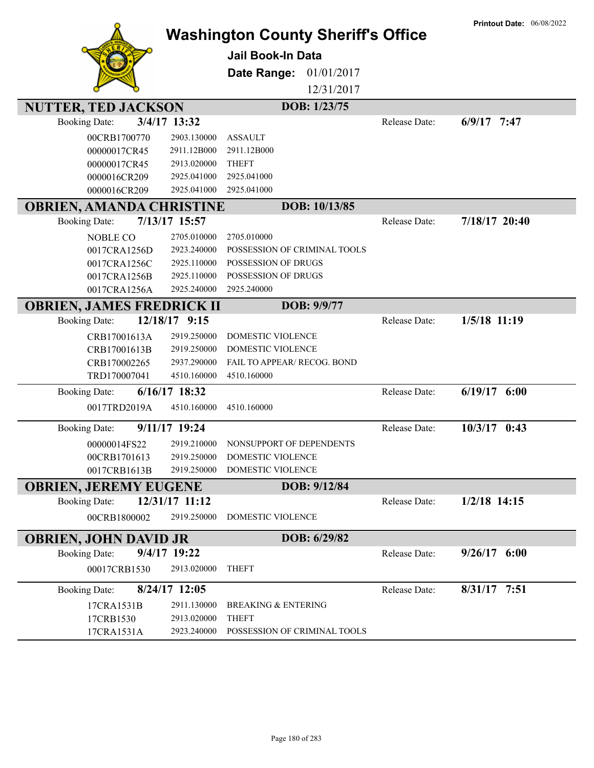# Washington County Sheriff's Office

**Printout Date:** 06/08/2022

### Jail Book-In Data

**Date Range:** 01/01/2017 12/31/2017

## NUTTER, TED JACKSON — DOB: 1/23/75

**Booking Date:** 3/4/17 13:32 — **Release Date:** 6/9/17 7:47

| Case | Code | Charge |
|---|---|---|
| 00CRB1700770 | 2903.130000 | ASSAULT |
| 00000017CR45 | 2911.12B000 | 2911.12B000 |
| 00000017CR45 | 2913.020000 | THEFT |
| 0000016CR209 | 2925.041000 | 2925.041000 |
| 0000016CR209 | 2925.041000 | 2925.041000 |

## OBRIEN, AMANDA CHRISTINE — DOB: 10/13/85

**Booking Date:** 7/13/17 15:57 — **Release Date:** 7/18/17 20:40

| Case | Code | Charge |
|---|---|---|
| NOBLE CO | 2705.010000 | 2705.010000 |
| 0017CRA1256D | 2923.240000 | POSSESSION OF CRIMINAL TOOLS |
| 0017CRA1256C | 2925.110000 | POSSESSION OF DRUGS |
| 0017CRA1256B | 2925.110000 | POSSESSION OF DRUGS |
| 0017CRA1256A | 2925.240000 | 2925.240000 |

## OBRIEN, JAMES FREDRICK II — DOB: 9/9/77

**Booking Date:** 12/18/17 9:15 — **Release Date:** 1/5/18 11:19

| Case | Code | Charge |
|---|---|---|
| CRB17001613A | 2919.250000 | DOMESTIC VIOLENCE |
| CRB17001613B | 2919.250000 | DOMESTIC VIOLENCE |
| CRB170002265 | 2937.290000 | FAIL TO APPEAR/ RECOG. BOND |
| TRD170007041 | 4510.160000 | 4510.160000 |

**Booking Date:** 6/16/17 18:32 — **Release Date:** 6/19/17 6:00

| Case | Code | Charge |
|---|---|---|
| 0017TRD2019A | 4510.160000 | 4510.160000 |

**Booking Date:** 9/11/17 19:24 — **Release Date:** 10/3/17 0:43

| Case | Code | Charge |
|---|---|---|
| 00000014FS22 | 2919.210000 | NONSUPPORT OF DEPENDENTS |
| 00CRB1701613 | 2919.250000 | DOMESTIC VIOLENCE |
| 0017CRB1613B | 2919.250000 | DOMESTIC VIOLENCE |

## OBRIEN, JEREMY EUGENE — DOB: 9/12/84

**Booking Date:** 12/31/17 11:12 — **Release Date:** 1/2/18 14:15

| Case | Code | Charge |
|---|---|---|
| 00CRB1800002 | 2919.250000 | DOMESTIC VIOLENCE |

## OBRIEN, JOHN DAVID JR — DOB: 6/29/82

**Booking Date:** 9/4/17 19:22 — **Release Date:** 9/26/17 6:00

| Case | Code | Charge |
|---|---|---|
| 00017CRB1530 | 2913.020000 | THEFT |

**Booking Date:** 8/24/17 12:05 — **Release Date:** 8/31/17 7:51

| Case | Code | Charge |
|---|---|---|
| 17CRA1531B | 2911.130000 | BREAKING & ENTERING |
| 17CRB1530 | 2913.020000 | THEFT |
| 17CRA1531A | 2923.240000 | POSSESSION OF CRIMINAL TOOLS |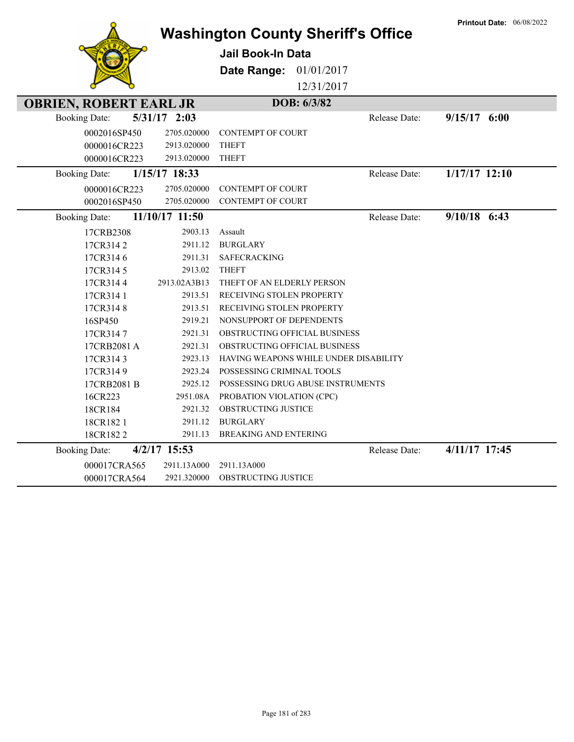Printout Date: 06/08/2022

# Washington County Sheriff's Office

## Jail Book-In Data

**Date Range:** 01/01/2017 – 12/31/2017

## OBRIEN, ROBERT EARL JR — DOB: 6/3/82

**Booking Date:** 5/31/17 2:03 — **Release Date:** 9/15/17 6:00

| Case | Statute | Charge |
|---|---|---|
| 0002016SP450 | 2705.020000 | CONTEMPT OF COURT |
| 0000016CR223 | 2913.020000 | THEFT |
| 0000016CR223 | 2913.020000 | THEFT |

**Booking Date:** 1/15/17 18:33 — **Release Date:** 1/17/17 12:10

| Case | Statute | Charge |
|---|---|---|
| 0000016CR223 | 2705.020000 | CONTEMPT OF COURT |
| 0002016SP450 | 2705.020000 | CONTEMPT OF COURT |

**Booking Date:** 11/10/17 11:50 — **Release Date:** 9/10/18 6:43

| Case | Statute | Charge |
|---|---|---|
| 17CRB2308 | 2903.13 | Assault |
| 17CR314 2 | 2911.12 | BURGLARY |
| 17CR314 6 | 2911.31 | SAFECRACKING |
| 17CR314 5 | 2913.02 | THEFT |
| 17CR314 4 | 2913.02A3B13 | THEFT OF AN ELDERLY PERSON |
| 17CR314 1 | 2913.51 | RECEIVING STOLEN PROPERTY |
| 17CR314 8 | 2913.51 | RECEIVING STOLEN PROPERTY |
| 16SP450 | 2919.21 | NONSUPPORT OF DEPENDENTS |
| 17CR314 7 | 2921.31 | OBSTRUCTING OFFICIAL BUSINESS |
| 17CRB2081 A | 2921.31 | OBSTRUCTING OFFICIAL BUSINESS |
| 17CR314 3 | 2923.13 | HAVING WEAPONS WHILE UNDER DISABILITY |
| 17CR314 9 | 2923.24 | POSSESSING CRIMINAL TOOLS |
| 17CRB2081 B | 2925.12 | POSSESSING DRUG ABUSE INSTRUMENTS |
| 16CR223 | 2951.08A | PROBATION VIOLATION (CPC) |
| 18CR184 | 2921.32 | OBSTRUCTING JUSTICE |
| 18CR182 1 | 2911.12 | BURGLARY |
| 18CR182 2 | 2911.13 | BREAKING AND ENTERING |

**Booking Date:** 4/2/17 15:53 — **Release Date:** 4/11/17 17:45

| Case | Statute | Charge |
|---|---|---|
| 000017CRA565 | 2911.13A000 | 2911.13A000 |
| 000017CRA564 | 2921.320000 | OBSTRUCTING JUSTICE |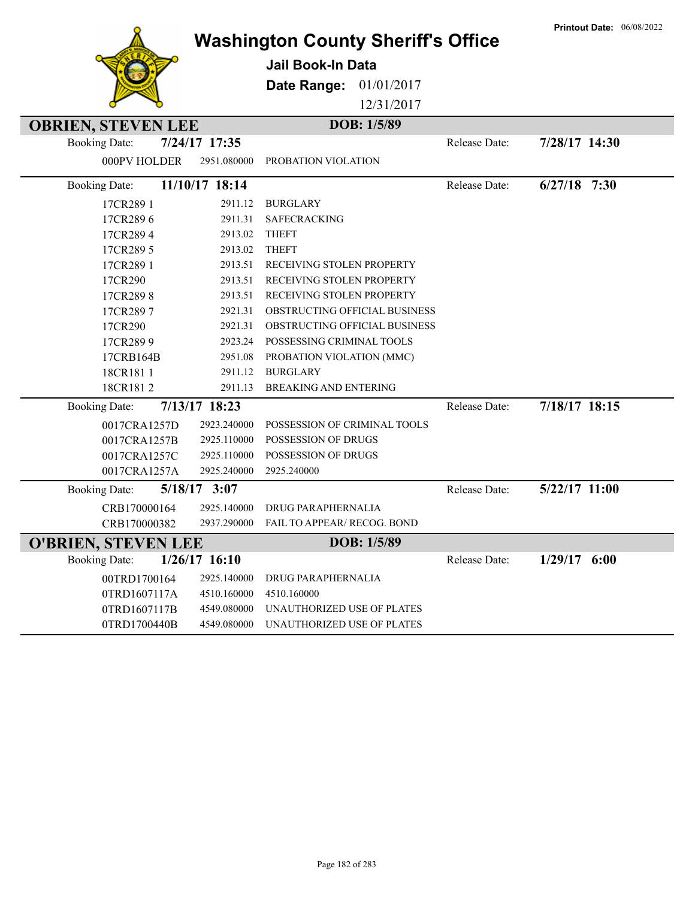# Washington County Sheriff's Office

**Printout Date:** 06/08/2022

## Jail Book-In Data

**Date Range:** 01/01/2017 12/31/2017

## OBRIEN, STEVEN LEE — DOB: 1/5/89

**Booking Date:** 7/24/17 17:35 — **Release Date:** 7/28/17 14:30

| Case | Statute | Charge |
|---|---|---|
| 000PV HOLDER | 2951.080000 | PROBATION VIOLATION |

**Booking Date:** 11/10/17 18:14 — **Release Date:** 6/27/18 7:30

| Case | Statute | Charge |
|---|---|---|
| 17CR289 1 | 2911.12 | BURGLARY |
| 17CR289 6 | 2911.31 | SAFECRACKING |
| 17CR289 4 | 2913.02 | THEFT |
| 17CR289 5 | 2913.02 | THEFT |
| 17CR289 1 | 2913.51 | RECEIVING STOLEN PROPERTY |
| 17CR290 | 2913.51 | RECEIVING STOLEN PROPERTY |
| 17CR289 8 | 2913.51 | RECEIVING STOLEN PROPERTY |
| 17CR289 7 | 2921.31 | OBSTRUCTING OFFICIAL BUSINESS |
| 17CR290 | 2921.31 | OBSTRUCTING OFFICIAL BUSINESS |
| 17CR289 9 | 2923.24 | POSSESSING CRIMINAL TOOLS |
| 17CRB164B | 2951.08 | PROBATION VIOLATION (MMC) |
| 18CR181 1 | 2911.12 | BURGLARY |
| 18CR181 2 | 2911.13 | BREAKING AND ENTERING |

**Booking Date:** 7/13/17 18:23 — **Release Date:** 7/18/17 18:15

| Case | Statute | Charge |
|---|---|---|
| 0017CRA1257D | 2923.240000 | POSSESSION OF CRIMINAL TOOLS |
| 0017CRA1257B | 2925.110000 | POSSESSION OF DRUGS |
| 0017CRA1257C | 2925.110000 | POSSESSION OF DRUGS |
| 0017CRA1257A | 2925.240000 | 2925.240000 |

**Booking Date:** 5/18/17 3:07 — **Release Date:** 5/22/17 11:00

| Case | Statute | Charge |
|---|---|---|
| CRB170000164 | 2925.140000 | DRUG PARAPHERNALIA |
| CRB170000382 | 2937.290000 | FAIL TO APPEAR/ RECOG. BOND |

## O'BRIEN, STEVEN LEE — DOB: 1/5/89

**Booking Date:** 1/26/17 16:10 — **Release Date:** 1/29/17 6:00

| Case | Statute | Charge |
|---|---|---|
| 00TRD1700164 | 2925.140000 | DRUG PARAPHERNALIA |
| 0TRD1607117A | 4510.160000 | 4510.160000 |
| 0TRD1607117B | 4549.080000 | UNAUTHORIZED USE OF PLATES |
| 0TRD1700440B | 4549.080000 | UNAUTHORIZED USE OF PLATES |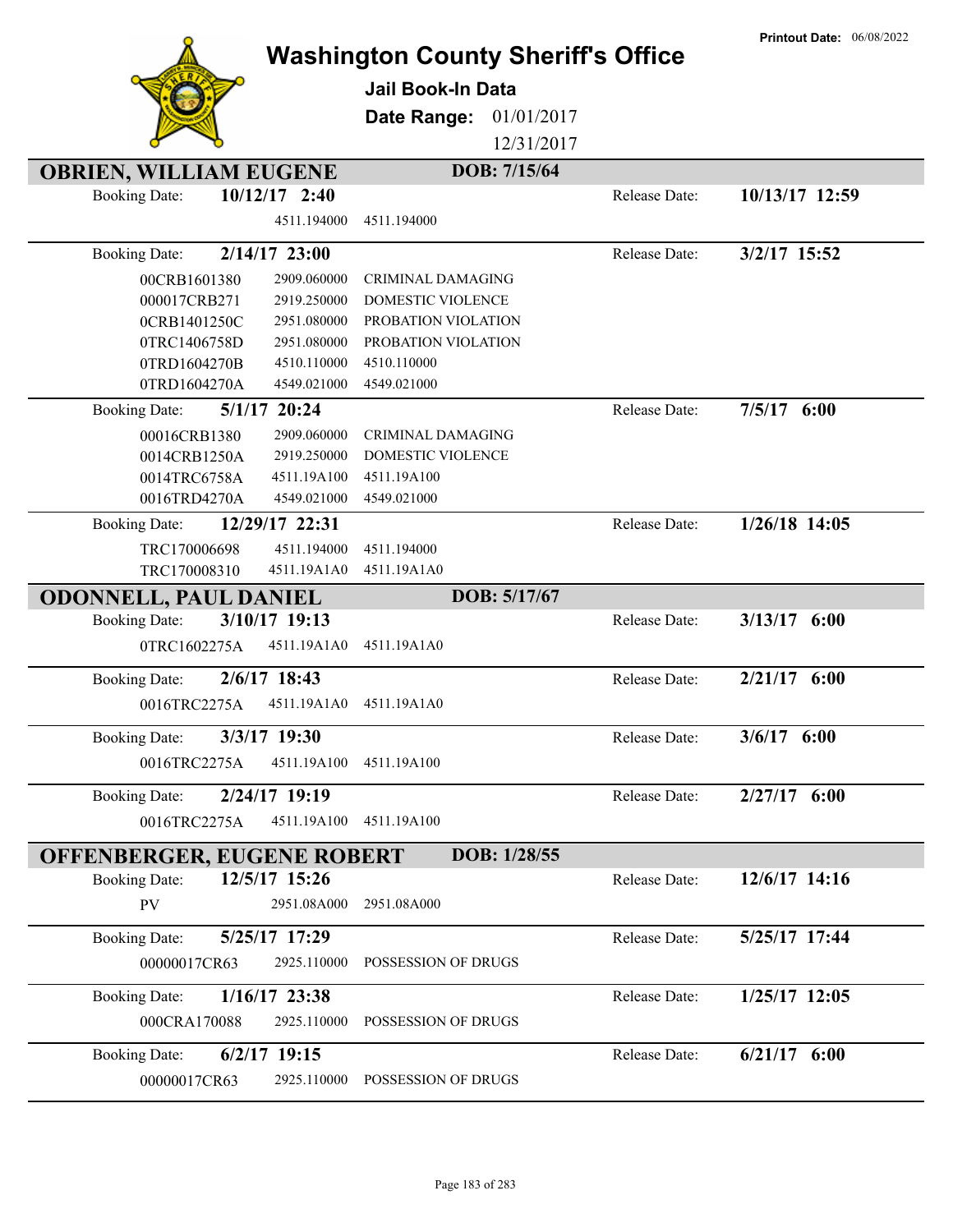# Washington County Sheriff's Office

**Jail Book-In Data**

**Date Range:** 01/01/2017 12/31/2017

**Printout Date:** 06/08/2022

## OBRIEN, WILLIAM EUGENE — DOB: 7/15/64

**Booking Date:** 10/12/17 2:40 — **Release Date:** 10/13/17 12:59

| | | |
|---|---|---|
| | 4511.194000 | 4511.194000 |

**Booking Date:** 2/14/17 23:00 — **Release Date:** 3/2/17 15:52

| | | |
|---|---|---|
| 00CRB1601380 | 2909.060000 | CRIMINAL DAMAGING |
| 000017CRB271 | 2919.250000 | DOMESTIC VIOLENCE |
| 0CRB1401250C | 2951.080000 | PROBATION VIOLATION |
| 0TRC1406758D | 2951.080000 | PROBATION VIOLATION |
| 0TRD1604270B | 4510.110000 | 4510.110000 |
| 0TRD1604270A | 4549.021000 | 4549.021000 |

**Booking Date:** 5/1/17 20:24 — **Release Date:** 7/5/17 6:00

| | | |
|---|---|---|
| 00016CRB1380 | 2909.060000 | CRIMINAL DAMAGING |
| 0014CRB1250A | 2919.250000 | DOMESTIC VIOLENCE |
| 0014TRC6758A | 4511.19A100 | 4511.19A100 |
| 0016TRD4270A | 4549.021000 | 4549.021000 |

**Booking Date:** 12/29/17 22:31 — **Release Date:** 1/26/18 14:05

| | | |
|---|---|---|
| TRC170006698 | 4511.194000 | 4511.194000 |
| TRC170008310 | 4511.19A1A0 | 4511.19A1A0 |

## ODONNELL, PAUL DANIEL — DOB: 5/17/67

**Booking Date:** 3/10/17 19:13 — **Release Date:** 3/13/17 6:00

| | | |
|---|---|---|
| 0TRC1602275A | 4511.19A1A0 | 4511.19A1A0 |

**Booking Date:** 2/6/17 18:43 — **Release Date:** 2/21/17 6:00

| | | |
|---|---|---|
| 0016TRC2275A | 4511.19A1A0 | 4511.19A1A0 |

**Booking Date:** 3/3/17 19:30 — **Release Date:** 3/6/17 6:00

| | | |
|---|---|---|
| 0016TRC2275A | 4511.19A100 | 4511.19A100 |

**Booking Date:** 2/24/17 19:19 — **Release Date:** 2/27/17 6:00

| | | |
|---|---|---|
| 0016TRC2275A | 4511.19A100 | 4511.19A100 |

## OFFENBERGER, EUGENE ROBERT — DOB: 1/28/55

**Booking Date:** 12/5/17 15:26 — **Release Date:** 12/6/17 14:16

| | | |
|---|---|---|
| PV | 2951.08A000 | 2951.08A000 |

**Booking Date:** 5/25/17 17:29 — **Release Date:** 5/25/17 17:44

| | | |
|---|---|---|
| 00000017CR63 | 2925.110000 | POSSESSION OF DRUGS |

**Booking Date:** 1/16/17 23:38 — **Release Date:** 1/25/17 12:05

| | | |
|---|---|---|
| 000CRA170088 | 2925.110000 | POSSESSION OF DRUGS |

**Booking Date:** 6/2/17 19:15 — **Release Date:** 6/21/17 6:00

| | | |
|---|---|---|
| 00000017CR63 | 2925.110000 | POSSESSION OF DRUGS |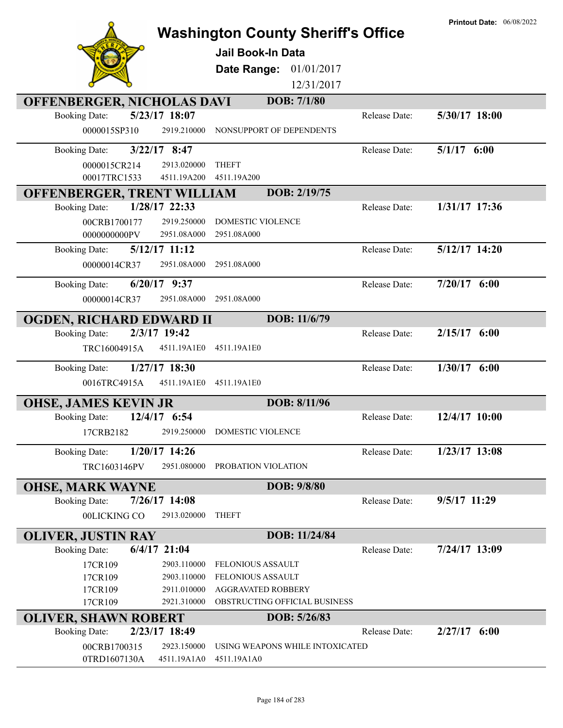# Washington County Sheriff's Office

**Printout Date:** 06/08/2022

## Jail Book-In Data

**Date Range:** 01/01/2017 12/31/2017

### OFFENBERGER, NICHOLAS DAVI — DOB: 7/1/80

**Booking Date:** 5/23/17 18:07 — **Release Date:** 5/30/17 18:00

| Case | Code | Description |
|---|---|---|
| 0000015SP310 | 2919.210000 | NONSUPPORT OF DEPENDENTS |

**Booking Date:** 3/22/17 8:47 — **Release Date:** 5/1/17 6:00

| Case | Code | Description |
|---|---|---|
| 0000015CR214 | 2913.020000 | THEFT |
| 00017TRC1533 | 4511.19A200 | 4511.19A200 |

### OFFENBERGER, TRENT WILLIAM — DOB: 2/19/75

**Booking Date:** 1/28/17 22:33 — **Release Date:** 1/31/17 17:36

| Case | Code | Description |
|---|---|---|
| 00CRB1700177 | 2919.250000 | DOMESTIC VIOLENCE |
| 0000000000PV | 2951.08A000 | 2951.08A000 |

**Booking Date:** 5/12/17 11:12 — **Release Date:** 5/12/17 14:20

| Case | Code | Description |
|---|---|---|
| 00000014CR37 | 2951.08A000 | 2951.08A000 |

**Booking Date:** 6/20/17 9:37 — **Release Date:** 7/20/17 6:00

| Case | Code | Description |
|---|---|---|
| 00000014CR37 | 2951.08A000 | 2951.08A000 |

### OGDEN, RICHARD EDWARD II — DOB: 11/6/79

**Booking Date:** 2/3/17 19:42 — **Release Date:** 2/15/17 6:00

| Case | Code | Description |
|---|---|---|
| TRC16004915A | 4511.19A1E0 | 4511.19A1E0 |

**Booking Date:** 1/27/17 18:30 — **Release Date:** 1/30/17 6:00

| Case | Code | Description |
|---|---|---|
| 0016TRC4915A | 4511.19A1E0 | 4511.19A1E0 |

### OHSE, JAMES KEVIN JR — DOB: 8/11/96

**Booking Date:** 12/4/17 6:54 — **Release Date:** 12/4/17 10:00

| Case | Code | Description |
|---|---|---|
| 17CRB2182 | 2919.250000 | DOMESTIC VIOLENCE |

**Booking Date:** 1/20/17 14:26 — **Release Date:** 1/23/17 13:08

| Case | Code | Description |
|---|---|---|
| TRC1603146PV | 2951.080000 | PROBATION VIOLATION |

### OHSE, MARK WAYNE — DOB: 9/8/80

**Booking Date:** 7/26/17 14:08 — **Release Date:** 9/5/17 11:29

| Case | Code | Description |
|---|---|---|
| 00LICKING CO | 2913.020000 | THEFT |

### OLIVER, JUSTIN RAY — DOB: 11/24/84

**Booking Date:** 6/4/17 21:04 — **Release Date:** 7/24/17 13:09

| Case | Code | Description |
|---|---|---|
| 17CR109 | 2903.110000 | FELONIOUS ASSAULT |
| 17CR109 | 2903.110000 | FELONIOUS ASSAULT |
| 17CR109 | 2911.010000 | AGGRAVATED ROBBERY |
| 17CR109 | 2921.310000 | OBSTRUCTING OFFICIAL BUSINESS |

### OLIVER, SHAWN ROBERT — DOB: 5/26/83

**Booking Date:** 2/23/17 18:49 — **Release Date:** 2/27/17 6:00

| Case | Code | Description |
|---|---|---|
| 00CRB1700315 | 2923.150000 | USING WEAPONS WHILE INTOXICATED |
| 0TRD1607130A | 4511.19A1A0 | 4511.19A1A0 |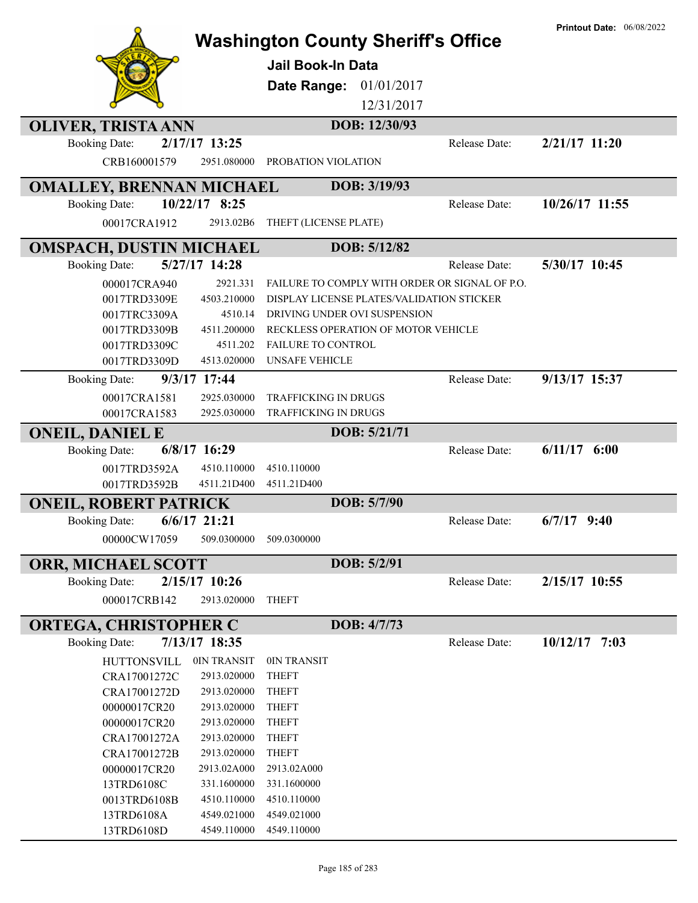Printout Date: 06/08/2022

# Washington County Sheriff's Office

## Jail Book-In Data

**Date Range:** 01/01/2017 12/31/2017

---

## OLIVER, TRISTA ANN

**DOB: 12/30/93**

Booking Date: **2/17/17 13:25** Release Date: **2/21/17 11:20**

| | | |
|---|---|---|
| CRB160001579 | 2951.080000 | PROBATION VIOLATION |

## OMALLEY, BRENNAN MICHAEL

**DOB: 3/19/93**

Booking Date: **10/22/17 8:25** Release Date: **10/26/17 11:55**

| | | |
|---|---|---|
| 00017CRA1912 | 2913.02B6 | THEFT (LICENSE PLATE) |

## OMSPACH, DUSTIN MICHAEL

**DOB: 5/12/82**

Booking Date: **5/27/17 14:28** Release Date: **5/30/17 10:45**

| | | |
|---|---|---|
| 000017CRA940 | 2921.331 | FAILURE TO COMPLY WITH ORDER OR SIGNAL OF P.O. |
| 0017TRD3309E | 4503.210000 | DISPLAY LICENSE PLATES/VALIDATION STICKER |
| 0017TRC3309A | 4510.14 | DRIVING UNDER OVI SUSPENSION |
| 0017TRD3309B | 4511.200000 | RECKLESS OPERATION OF MOTOR VEHICLE |
| 0017TRD3309C | 4511.202 | FAILURE TO CONTROL |
| 0017TRD3309D | 4513.020000 | UNSAFE VEHICLE |

Booking Date: **9/3/17 17:44** Release Date: **9/13/17 15:37**

| | | |
|---|---|---|
| 00017CRA1581 | 2925.030000 | TRAFFICKING IN DRUGS |
| 00017CRA1583 | 2925.030000 | TRAFFICKING IN DRUGS |

## ONEIL, DANIEL E

**DOB: 5/21/71**

Booking Date: **6/8/17 16:29** Release Date: **6/11/17 6:00**

| | | |
|---|---|---|
| 0017TRD3592A | 4510.110000 | 4510.110000 |
| 0017TRD3592B | 4511.21D400 | 4511.21D400 |

## ONEIL, ROBERT PATRICK

**DOB: 5/7/90**

Booking Date: **6/6/17 21:21** Release Date: **6/7/17 9:40**

| | | |
|---|---|---|
| 00000CW17059 | 509.0300000 | 509.0300000 |

## ORR, MICHAEL SCOTT

**DOB: 5/2/91**

Booking Date: **2/15/17 10:26** Release Date: **2/15/17 10:55**

| | | |
|---|---|---|
| 000017CRB142 | 2913.020000 | THEFT |

## ORTEGA, CHRISTOPHER C

**DOB: 4/7/73**

Booking Date: **7/13/17 18:35** Release Date: **10/12/17 7:03**

| | | |
|---|---|---|
| HUTTONSVILL | 0IN TRANSIT | 0IN TRANSIT |
| CRA17001272C | 2913.020000 | THEFT |
| CRA17001272D | 2913.020000 | THEFT |
| 00000017CR20 | 2913.020000 | THEFT |
| 00000017CR20 | 2913.020000 | THEFT |
| CRA17001272A | 2913.020000 | THEFT |
| CRA17001272B | 2913.020000 | THEFT |
| 00000017CR20 | 2913.02A000 | 2913.02A000 |
| 13TRD6108C | 331.1600000 | 331.1600000 |
| 0013TRD6108B | 4510.110000 | 4510.110000 |
| 13TRD6108A | 4549.021000 | 4549.021000 |
| 13TRD6108D | 4549.110000 | 4549.110000 |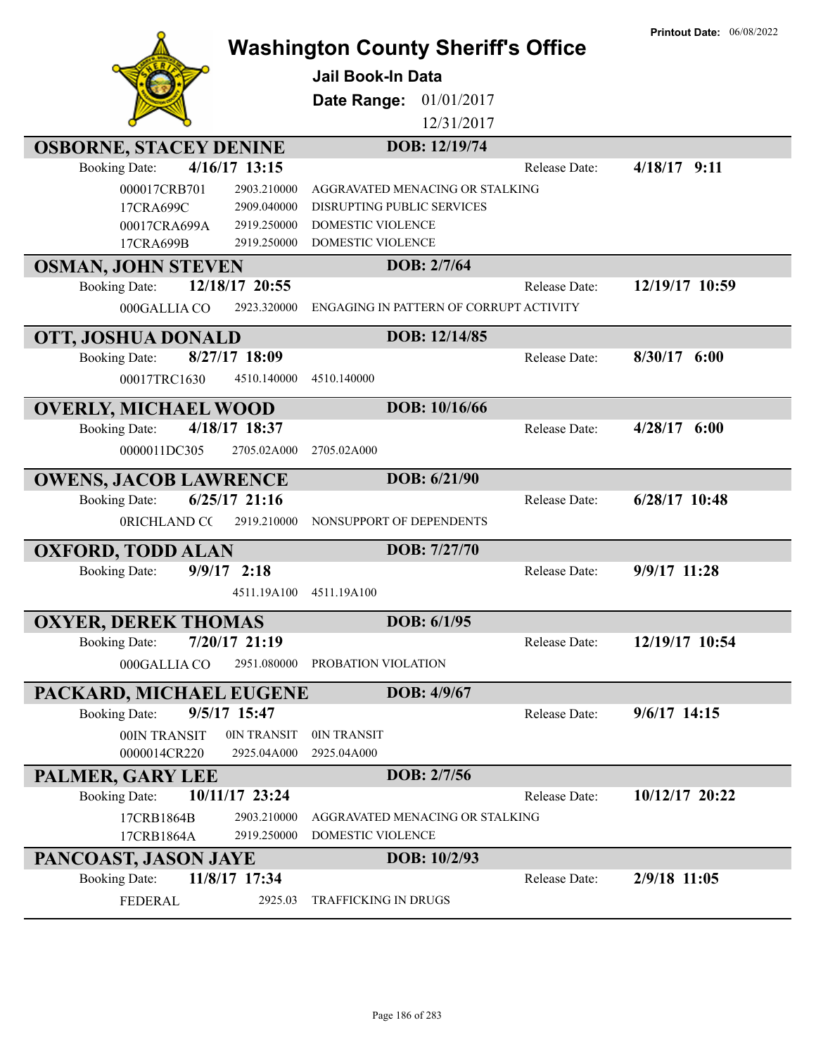# Washington County Sheriff's Office

**Printout Date:** 06/08/2022

## Jail Book-In Data

**Date Range:** 01/01/2017 12/31/2017

---

### OSBORNE, STACEY DENINE

**DOB:** 12/19/74

**Booking Date:** 4/16/17 13:15 | **Release Date:** 4/18/17 9:11

| | | |
|---|---|---|
| 000017CRB701 | 2903.210000 | AGGRAVATED MENACING OR STALKING |
| 17CRA699C | 2909.040000 | DISRUPTING PUBLIC SERVICES |
| 00017CRA699A | 2919.250000 | DOMESTIC VIOLENCE |
| 17CRA699B | 2919.250000 | DOMESTIC VIOLENCE |

### OSMAN, JOHN STEVEN

**DOB:** 2/7/64

**Booking Date:** 12/18/17 20:55 | **Release Date:** 12/19/17 10:59

| | | |
|---|---|---|
| 000GALLIA CO | 2923.320000 | ENGAGING IN PATTERN OF CORRUPT ACTIVITY |

### OTT, JOSHUA DONALD

**DOB:** 12/14/85

**Booking Date:** 8/27/17 18:09 | **Release Date:** 8/30/17 6:00

| | | |
|---|---|---|
| 00017TRC1630 | 4510.140000 | 4510.140000 |

### OVERLY, MICHAEL WOOD

**DOB:** 10/16/66

**Booking Date:** 4/18/17 18:37 | **Release Date:** 4/28/17 6:00

| | | |
|---|---|---|
| 0000011DC305 | 2705.02A000 | 2705.02A000 |

### OWENS, JACOB LAWRENCE

**DOB:** 6/21/90

**Booking Date:** 6/25/17 21:16 | **Release Date:** 6/28/17 10:48

| | | |
|---|---|---|
| 0RICHLAND CC | 2919.210000 | NONSUPPORT OF DEPENDENTS |

### OXFORD, TODD ALAN

**DOB:** 7/27/70

**Booking Date:** 9/9/17 2:18 | **Release Date:** 9/9/17 11:28

| | | |
|---|---|---|
| | 4511.19A100 | 4511.19A100 |

### OXYER, DEREK THOMAS

**DOB:** 6/1/95

**Booking Date:** 7/20/17 21:19 | **Release Date:** 12/19/17 10:54

| | | |
|---|---|---|
| 000GALLIA CO | 2951.080000 | PROBATION VIOLATION |

### PACKARD, MICHAEL EUGENE

**DOB:** 4/9/67

**Booking Date:** 9/5/17 15:47 | **Release Date:** 9/6/17 14:15

| | | |
|---|---|---|
| 00IN TRANSIT | 0IN TRANSIT | 0IN TRANSIT |
| 0000014CR220 | 2925.04A000 | 2925.04A000 |

### PALMER, GARY LEE

**DOB:** 2/7/56

**Booking Date:** 10/11/17 23:24 | **Release Date:** 10/12/17 20:22

| | | |
|---|---|---|
| 17CRB1864B | 2903.210000 | AGGRAVATED MENACING OR STALKING |
| 17CRB1864A | 2919.250000 | DOMESTIC VIOLENCE |

### PANCOAST, JASON JAYE

**DOB:** 10/2/93

**Booking Date:** 11/8/17 17:34 | **Release Date:** 2/9/18 11:05

| | | |
|---|---|---|
| FEDERAL | 2925.03 | TRAFFICKING IN DRUGS |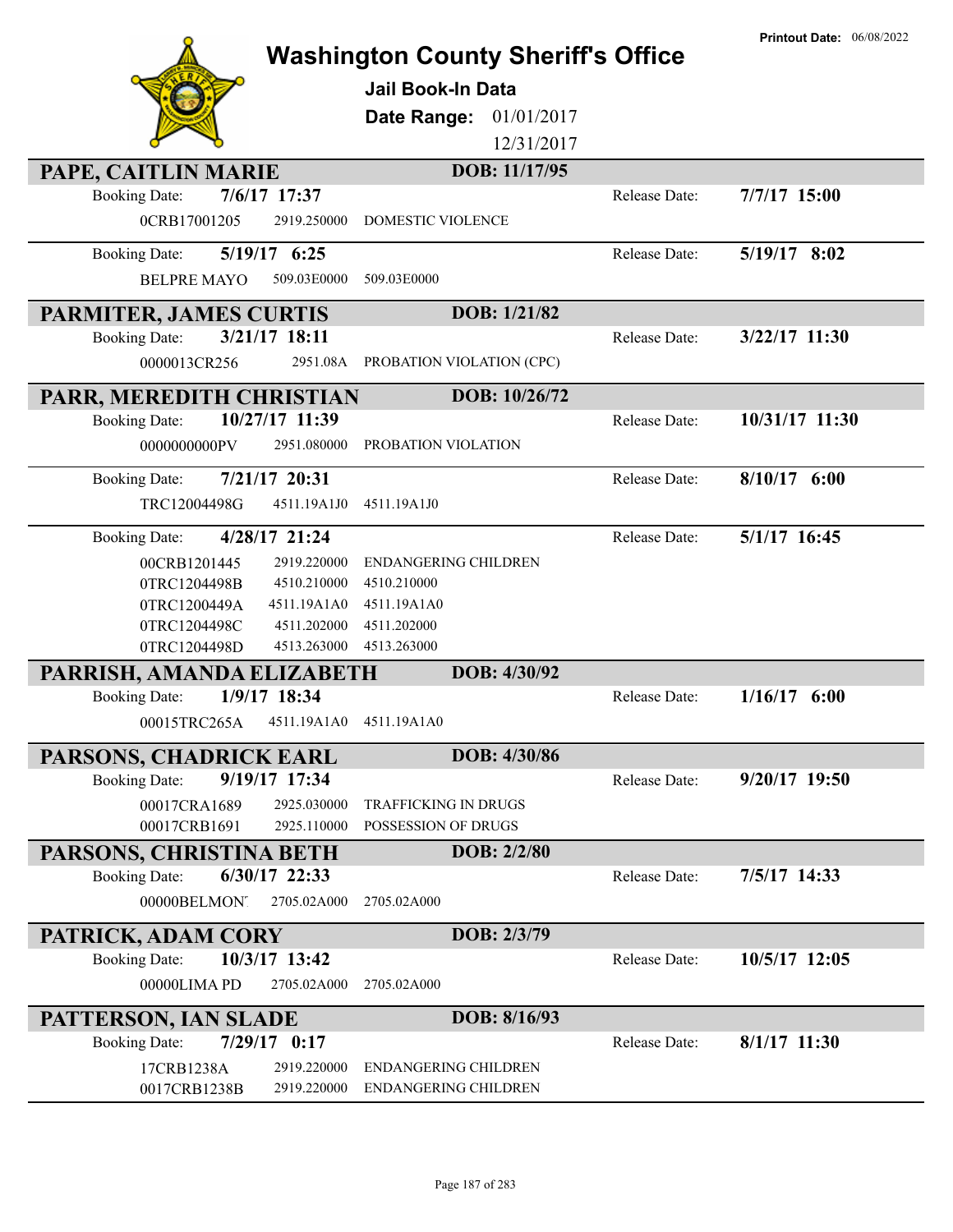# Washington County Sheriff's Office

**Printout Date:** 06/08/2022

## Jail Book-In Data

**Date Range:** 01/01/2017 – 12/31/2017

### PAPE, CAITLIN MARIE — DOB: 11/17/95

**Booking Date:** 7/6/17 17:37 — **Release Date:** 7/7/17 15:00

| Case | Statute | Description |
|---|---|---|
| 0CRB17001205 | 2919.250000 | DOMESTIC VIOLENCE |

**Booking Date:** 5/19/17 6:25 — **Release Date:** 5/19/17 8:02

| Case | Statute | Description |
|---|---|---|
| BELPRE MAYO | 509.03E0000 | 509.03E0000 |

### PARMITER, JAMES CURTIS — DOB: 1/21/82

**Booking Date:** 3/21/17 18:11 — **Release Date:** 3/22/17 11:30

| Case | Statute | Description |
|---|---|---|
| 0000013CR256 | 2951.08A | PROBATION VIOLATION (CPC) |

### PARR, MEREDITH CHRISTIAN — DOB: 10/26/72

**Booking Date:** 10/27/17 11:39 — **Release Date:** 10/31/17 11:30

| Case | Statute | Description |
|---|---|---|
| 0000000000PV | 2951.080000 | PROBATION VIOLATION |

**Booking Date:** 7/21/17 20:31 — **Release Date:** 8/10/17 6:00

| Case | Statute | Description |
|---|---|---|
| TRC12004498G | 4511.19A1J0 | 4511.19A1J0 |

**Booking Date:** 4/28/17 21:24 — **Release Date:** 5/1/17 16:45

| Case | Statute | Description |
|---|---|---|
| 00CRB1201445 | 2919.220000 | ENDANGERING CHILDREN |
| 0TRC1204498B | 4510.210000 | 4510.210000 |
| 0TRC1200449A | 4511.19A1A0 | 4511.19A1A0 |
| 0TRC1204498C | 4511.202000 | 4511.202000 |
| 0TRC1204498D | 4513.263000 | 4513.263000 |

### PARRISH, AMANDA ELIZABETH — DOB: 4/30/92

**Booking Date:** 1/9/17 18:34 — **Release Date:** 1/16/17 6:00

| Case | Statute | Description |
|---|---|---|
| 00015TRC265A | 4511.19A1A0 | 4511.19A1A0 |

### PARSONS, CHADRICK EARL — DOB: 4/30/86

**Booking Date:** 9/19/17 17:34 — **Release Date:** 9/20/17 19:50

| Case | Statute | Description |
|---|---|---|
| 00017CRA1689 | 2925.030000 | TRAFFICKING IN DRUGS |
| 00017CRB1691 | 2925.110000 | POSSESSION OF DRUGS |

### PARSONS, CHRISTINA BETH — DOB: 2/2/80

**Booking Date:** 6/30/17 22:33 — **Release Date:** 7/5/17 14:33

| Case | Statute | Description |
|---|---|---|
| 00000BELMONT | 2705.02A000 | 2705.02A000 |

### PATRICK, ADAM CORY — DOB: 2/3/79

**Booking Date:** 10/3/17 13:42 — **Release Date:** 10/5/17 12:05

| Case | Statute | Description |
|---|---|---|
| 00000LIMA PD | 2705.02A000 | 2705.02A000 |

### PATTERSON, IAN SLADE — DOB: 8/16/93

**Booking Date:** 7/29/17 0:17 — **Release Date:** 8/1/17 11:30

| Case | Statute | Description |
|---|---|---|
| 17CRB1238A | 2919.220000 | ENDANGERING CHILDREN |
| 0017CRB1238B | 2919.220000 | ENDANGERING CHILDREN |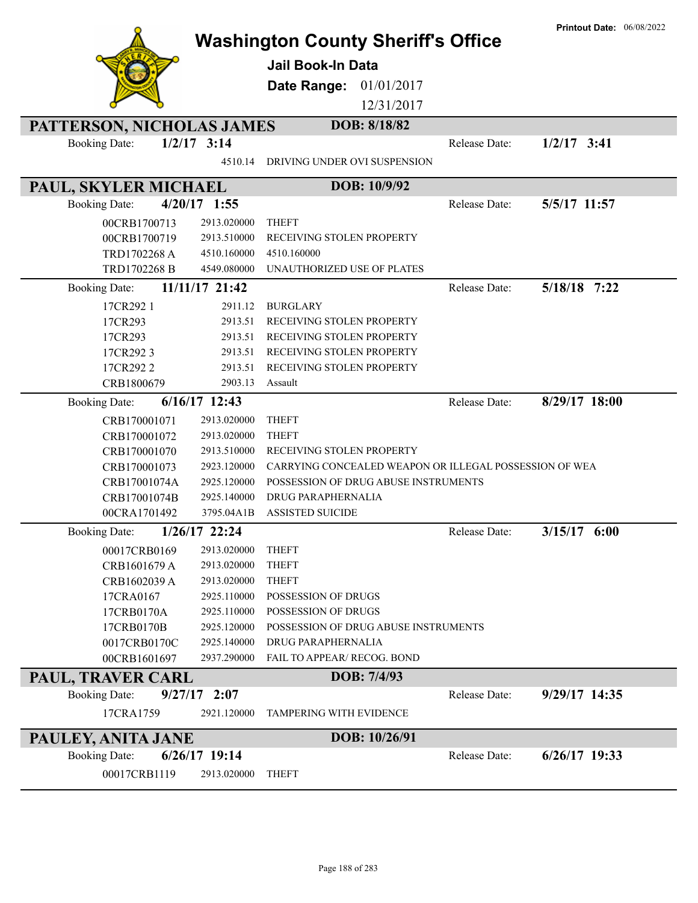# Washington County Sheriff's Office

**Printout Date:** 06/08/2022

## Jail Book-In Data

**Date Range:** 01/01/2017 12/31/2017

---

## PATTERSON, NICHOLAS JAMES — DOB: 8/18/82

**Booking Date:** 1/2/17 3:14 — **Release Date:** 1/2/17 3:41

| Case | Statute | Charge |
|---|---|---|
| | 4510.14 | DRIVING UNDER OVI SUSPENSION |

---

## PAUL, SKYLER MICHAEL — DOB: 10/9/92

**Booking Date:** 4/20/17 1:55 — **Release Date:** 5/5/17 11:57

| Case | Statute | Charge |
|---|---|---|
| 00CRB1700713 | 2913.020000 | THEFT |
| 00CRB1700719 | 2913.510000 | RECEIVING STOLEN PROPERTY |
| TRD1702268 A | 4510.160000 | 4510.160000 |
| TRD1702268 B | 4549.080000 | UNAUTHORIZED USE OF PLATES |

**Booking Date:** 11/11/17 21:42 — **Release Date:** 5/18/18 7:22

| Case | Statute | Charge |
|---|---|---|
| 17CR292 1 | 2911.12 | BURGLARY |
| 17CR293 | 2913.51 | RECEIVING STOLEN PROPERTY |
| 17CR293 | 2913.51 | RECEIVING STOLEN PROPERTY |
| 17CR292 3 | 2913.51 | RECEIVING STOLEN PROPERTY |
| 17CR292 2 | 2913.51 | RECEIVING STOLEN PROPERTY |
| CRB1800679 | 2903.13 | Assault |

**Booking Date:** 6/16/17 12:43 — **Release Date:** 8/29/17 18:00

| Case | Statute | Charge |
|---|---|---|
| CRB170001071 | 2913.020000 | THEFT |
| CRB170001072 | 2913.020000 | THEFT |
| CRB170001070 | 2913.510000 | RECEIVING STOLEN PROPERTY |
| CRB170001073 | 2923.120000 | CARRYING CONCEALED WEAPON OR ILLEGAL POSSESSION OF WEA |
| CRB17001074A | 2925.120000 | POSSESSION OF DRUG ABUSE INSTRUMENTS |
| CRB17001074B | 2925.140000 | DRUG PARAPHERNALIA |
| 00CRA1701492 | 3795.04A1B | ASSISTED SUICIDE |

**Booking Date:** 1/26/17 22:24 — **Release Date:** 3/15/17 6:00

| Case | Statute | Charge |
|---|---|---|
| 00017CRB0169 | 2913.020000 | THEFT |
| CRB1601679 A | 2913.020000 | THEFT |
| CRB1602039 A | 2913.020000 | THEFT |
| 17CRA0167 | 2925.110000 | POSSESSION OF DRUGS |
| 17CRB0170A | 2925.110000 | POSSESSION OF DRUGS |
| 17CRB0170B | 2925.120000 | POSSESSION OF DRUG ABUSE INSTRUMENTS |
| 0017CRB0170C | 2925.140000 | DRUG PARAPHERNALIA |
| 00CRB1601697 | 2937.290000 | FAIL TO APPEAR/ RECOG. BOND |

---

## PAUL, TRAVER CARL — DOB: 7/4/93

**Booking Date:** 9/27/17 2:07 — **Release Date:** 9/29/17 14:35

| Case | Statute | Charge |
|---|---|---|
| 17CRA1759 | 2921.120000 | TAMPERING WITH EVIDENCE |

---

## PAULEY, ANITA JANE — DOB: 10/26/91

**Booking Date:** 6/26/17 19:14 — **Release Date:** 6/26/17 19:33

| Case | Statute | Charge |
|---|---|---|
| 00017CRB1119 | 2913.020000 | THEFT |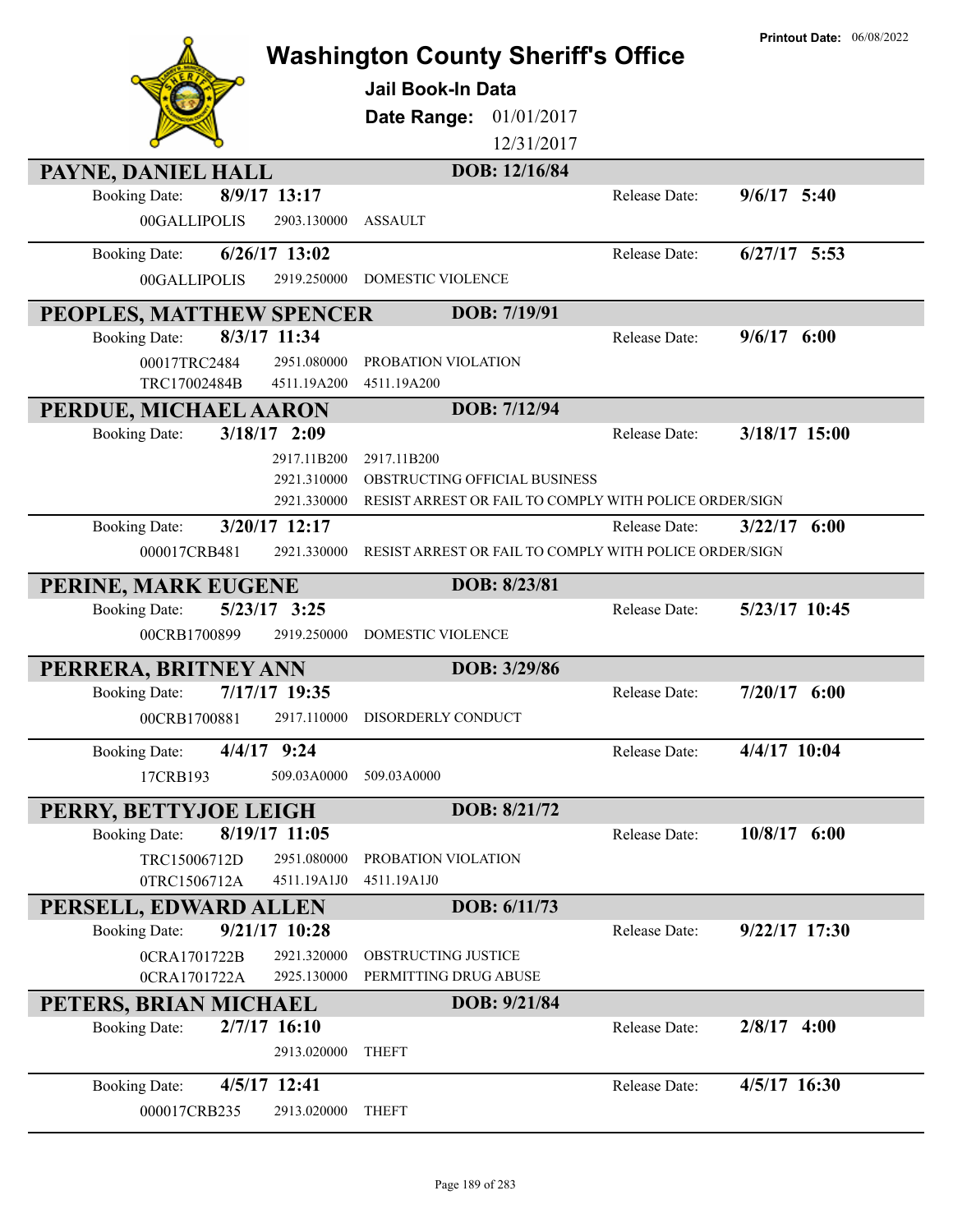# Washington County Sheriff's Office

**Printout Date:** 06/08/2022

**Jail Book-In Data**

**Date Range:** 01/01/2017 12/31/2017

## PAYNE, DANIEL HALL — DOB: 12/16/84

| Booking Date: | 8/9/17 13:17 | | Release Date: | 9/6/17 5:40 |
|---|---|---|---|---|
| 00GALLIPOLIS | 2903.130000 | ASSAULT | | |

| Booking Date: | 6/26/17 13:02 | | Release Date: | 6/27/17 5:53 |
|---|---|---|---|---|
| 00GALLIPOLIS | 2919.250000 | DOMESTIC VIOLENCE | | |

## PEOPLES, MATTHEW SPENCER — DOB: 7/19/91

| Booking Date: | 8/3/17 11:34 | | Release Date: | 9/6/17 6:00 |
|---|---|---|---|---|
| 00017TRC2484 | 2951.080000 | PROBATION VIOLATION | | |
| TRC17002484B | 4511.19A200 | 4511.19A200 | | |

## PERDUE, MICHAEL AARON — DOB: 7/12/94

| Booking Date: | 3/18/17 2:09 | | Release Date: | 3/18/17 15:00 |
|---|---|---|---|---|
| | 2917.11B200 | 2917.11B200 | | |
| | 2921.310000 | OBSTRUCTING OFFICIAL BUSINESS | | |
| | 2921.330000 | RESIST ARREST OR FAIL TO COMPLY WITH POLICE ORDER/SIGN | | |

| Booking Date: | 3/20/17 12:17 | | Release Date: | 3/22/17 6:00 |
|---|---|---|---|---|
| 000017CRB481 | 2921.330000 | RESIST ARREST OR FAIL TO COMPLY WITH POLICE ORDER/SIGN | | |

## PERINE, MARK EUGENE — DOB: 8/23/81

| Booking Date: | 5/23/17 3:25 | | Release Date: | 5/23/17 10:45 |
|---|---|---|---|---|
| 00CRB1700899 | 2919.250000 | DOMESTIC VIOLENCE | | |

## PERRERA, BRITNEY ANN — DOB: 3/29/86

| Booking Date: | 7/17/17 19:35 | | Release Date: | 7/20/17 6:00 |
|---|---|---|---|---|
| 00CRB1700881 | 2917.110000 | DISORDERLY CONDUCT | | |

| Booking Date: | 4/4/17 9:24 | | Release Date: | 4/4/17 10:04 |
|---|---|---|---|---|
| 17CRB193 | 509.03A0000 | 509.03A0000 | | |

## PERRY, BETTYJOE LEIGH — DOB: 8/21/72

| Booking Date: | 8/19/17 11:05 | | Release Date: | 10/8/17 6:00 |
|---|---|---|---|---|
| TRC15006712D | 2951.080000 | PROBATION VIOLATION | | |
| 0TRC1506712A | 4511.19A1J0 | 4511.19A1J0 | | |

## PERSELL, EDWARD ALLEN — DOB: 6/11/73

| Booking Date: | 9/21/17 10:28 | | Release Date: | 9/22/17 17:30 |
|---|---|---|---|---|
| 0CRA1701722B | 2921.320000 | OBSTRUCTING JUSTICE | | |
| 0CRA1701722A | 2925.130000 | PERMITTING DRUG ABUSE | | |

## PETERS, BRIAN MICHAEL — DOB: 9/21/84

| Booking Date: | 2/7/17 16:10 | | Release Date: | 2/8/17 4:00 |
|---|---|---|---|---|
| | 2913.020000 | THEFT | | |

| Booking Date: | 4/5/17 12:41 | | Release Date: | 4/5/17 16:30 |
|---|---|---|---|---|
| 000017CRB235 | 2913.020000 | THEFT | | |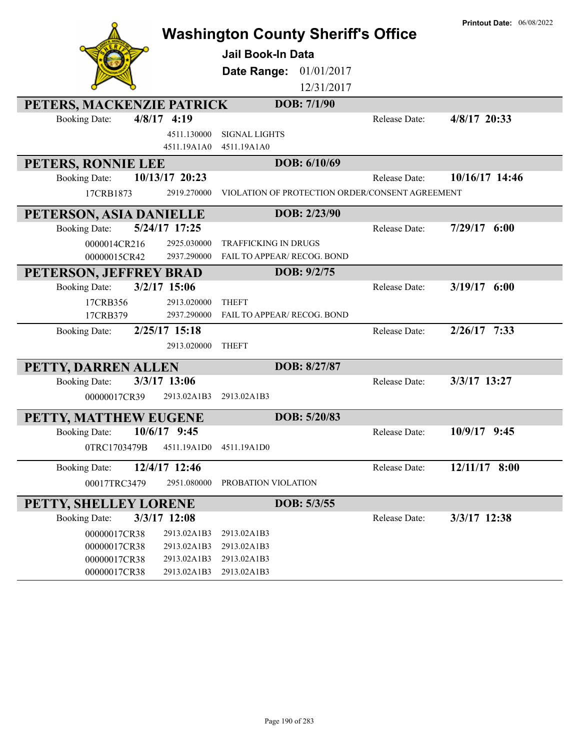Printout Date: 06/08/2022

# Washington County Sheriff's Office

**Jail Book-In Data**

**Date Range:** 01/01/2017 12/31/2017

## PETERS, MACKENZIE PATRICK — DOB: 7/1/90

Booking Date: **4/8/17 4:19** — Release Date: **4/8/17 20:33**

| Case | Code | Description |
|---|---|---|
| | 4511.130000 | SIGNAL LIGHTS |
| | 4511.19A1A0 | 4511.19A1A0 |

## PETERS, RONNIE LEE — DOB: 6/10/69

Booking Date: **10/13/17 20:23** — Release Date: **10/16/17 14:46**

| Case | Code | Description |
|---|---|---|
| 17CRB1873 | 2919.270000 | VIOLATION OF PROTECTION ORDER/CONSENT AGREEMENT |

## PETERSON, ASIA DANIELLE — DOB: 2/23/90

Booking Date: **5/24/17 17:25** — Release Date: **7/29/17 6:00**

| Case | Code | Description |
|---|---|---|
| 0000014CR216 | 2925.030000 | TRAFFICKING IN DRUGS |
| 00000015CR42 | 2937.290000 | FAIL TO APPEAR/ RECOG. BOND |

## PETERSON, JEFFREY BRAD — DOB: 9/2/75

Booking Date: **3/2/17 15:06** — Release Date: **3/19/17 6:00**

| Case | Code | Description |
|---|---|---|
| 17CRB356 | 2913.020000 | THEFT |
| 17CRB379 | 2937.290000 | FAIL TO APPEAR/ RECOG. BOND |

Booking Date: **2/25/17 15:18** — Release Date: **2/26/17 7:33**

| Case | Code | Description |
|---|---|---|
| | 2913.020000 | THEFT |

## PETTY, DARREN ALLEN — DOB: 8/27/87

Booking Date: **3/3/17 13:06** — Release Date: **3/3/17 13:27**

| Case | Code | Description |
|---|---|---|
| 00000017CR39 | 2913.02A1B3 | 2913.02A1B3 |

## PETTY, MATTHEW EUGENE — DOB: 5/20/83

Booking Date: **10/6/17 9:45** — Release Date: **10/9/17 9:45**

| Case | Code | Description |
|---|---|---|
| 0TRC1703479B | 4511.19A1D0 | 4511.19A1D0 |

Booking Date: **12/4/17 12:46** — Release Date: **12/11/17 8:00**

| Case | Code | Description |
|---|---|---|
| 00017TRC3479 | 2951.080000 | PROBATION VIOLATION |

## PETTY, SHELLEY LORENE — DOB: 5/3/55

Booking Date: **3/3/17 12:08** — Release Date: **3/3/17 12:38**

| Case | Code | Description |
|---|---|---|
| 00000017CR38 | 2913.02A1B3 | 2913.02A1B3 |
| 00000017CR38 | 2913.02A1B3 | 2913.02A1B3 |
| 00000017CR38 | 2913.02A1B3 | 2913.02A1B3 |
| 00000017CR38 | 2913.02A1B3 | 2913.02A1B3 |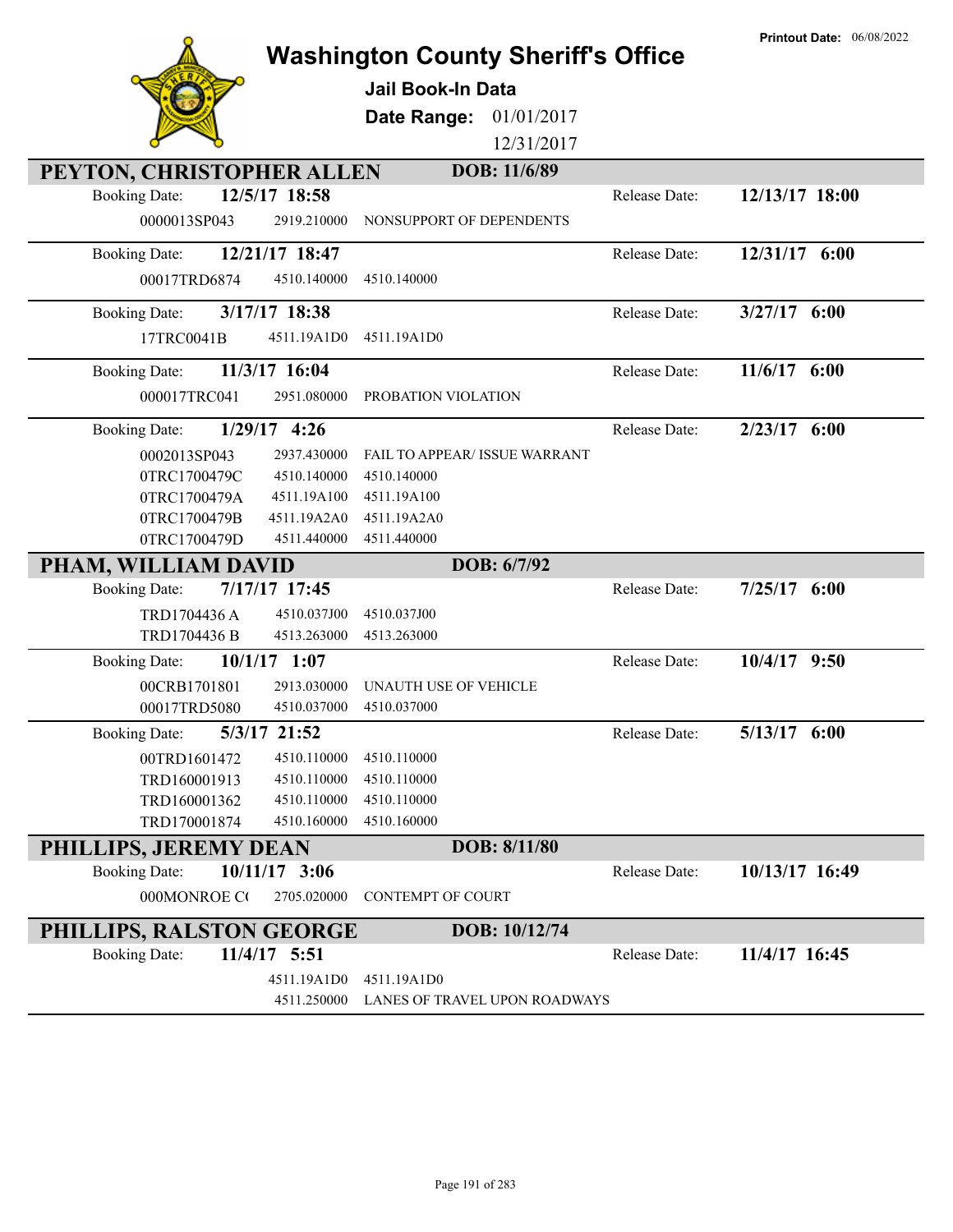Printout Date: 06/08/2022

# Washington County Sheriff's Office

**Jail Book-In Data**

**Date Range:** 01/01/2017 12/31/2017

## PEYTON, CHRISTOPHER ALLEN — DOB: 11/6/89

| Booking Date: | 12/5/17 18:58 | | Release Date: | 12/13/17 18:00 |
|---|---|---|---|---|
| 0000013SP043 | 2919.210000 | NONSUPPORT OF DEPENDENTS | | |

| Booking Date: | 12/21/17 18:47 | | Release Date: | 12/31/17 6:00 |
|---|---|---|---|---|
| 00017TRD6874 | 4510.140000 | 4510.140000 | | |

| Booking Date: | 3/17/17 18:38 | | Release Date: | 3/27/17 6:00 |
|---|---|---|---|---|
| 17TRC0041B | 4511.19A1D0 | 4511.19A1D0 | | |

| Booking Date: | 11/3/17 16:04 | | Release Date: | 11/6/17 6:00 |
|---|---|---|---|---|
| 000017TRC041 | 2951.080000 | PROBATION VIOLATION | | |

| Booking Date: | 1/29/17 4:26 | | Release Date: | 2/23/17 6:00 |
|---|---|---|---|---|
| 0002013SP043 | 2937.430000 | FAIL TO APPEAR/ ISSUE WARRANT | | |
| 0TRC1700479C | 4510.140000 | 4510.140000 | | |
| 0TRC1700479A | 4511.19A100 | 4511.19A100 | | |
| 0TRC1700479B | 4511.19A2A0 | 4511.19A2A0 | | |
| 0TRC1700479D | 4511.440000 | 4511.440000 | | |

## PHAM, WILLIAM DAVID — DOB: 6/7/92

| Booking Date: | 7/17/17 17:45 | | Release Date: | 7/25/17 6:00 |
|---|---|---|---|---|
| TRD1704436 A | 4510.037J00 | 4510.037J00 | | |
| TRD1704436 B | 4513.263000 | 4513.263000 | | |

| Booking Date: | 10/1/17 1:07 | | Release Date: | 10/4/17 9:50 |
|---|---|---|---|---|
| 00CRB1701801 | 2913.030000 | UNAUTH USE OF VEHICLE | | |
| 00017TRD5080 | 4510.037000 | 4510.037000 | | |

| Booking Date: | 5/3/17 21:52 | | Release Date: | 5/13/17 6:00 |
|---|---|---|---|---|
| 00TRD1601472 | 4510.110000 | 4510.110000 | | |
| TRD160001913 | 4510.110000 | 4510.110000 | | |
| TRD160001362 | 4510.110000 | 4510.110000 | | |
| TRD170001874 | 4510.160000 | 4510.160000 | | |

## PHILLIPS, JEREMY DEAN — DOB: 8/11/80

| Booking Date: | 10/11/17 3:06 | | Release Date: | 10/13/17 16:49 |
|---|---|---|---|---|
| 000MONROE C( | 2705.020000 | CONTEMPT OF COURT | | |

## PHILLIPS, RALSTON GEORGE — DOB: 10/12/74

| Booking Date: | 11/4/17 5:51 | | Release Date: | 11/4/17 16:45 |
|---|---|---|---|---|
| | 4511.19A1D0 | 4511.19A1D0 | | |
| | 4511.250000 | LANES OF TRAVEL UPON ROADWAYS | | |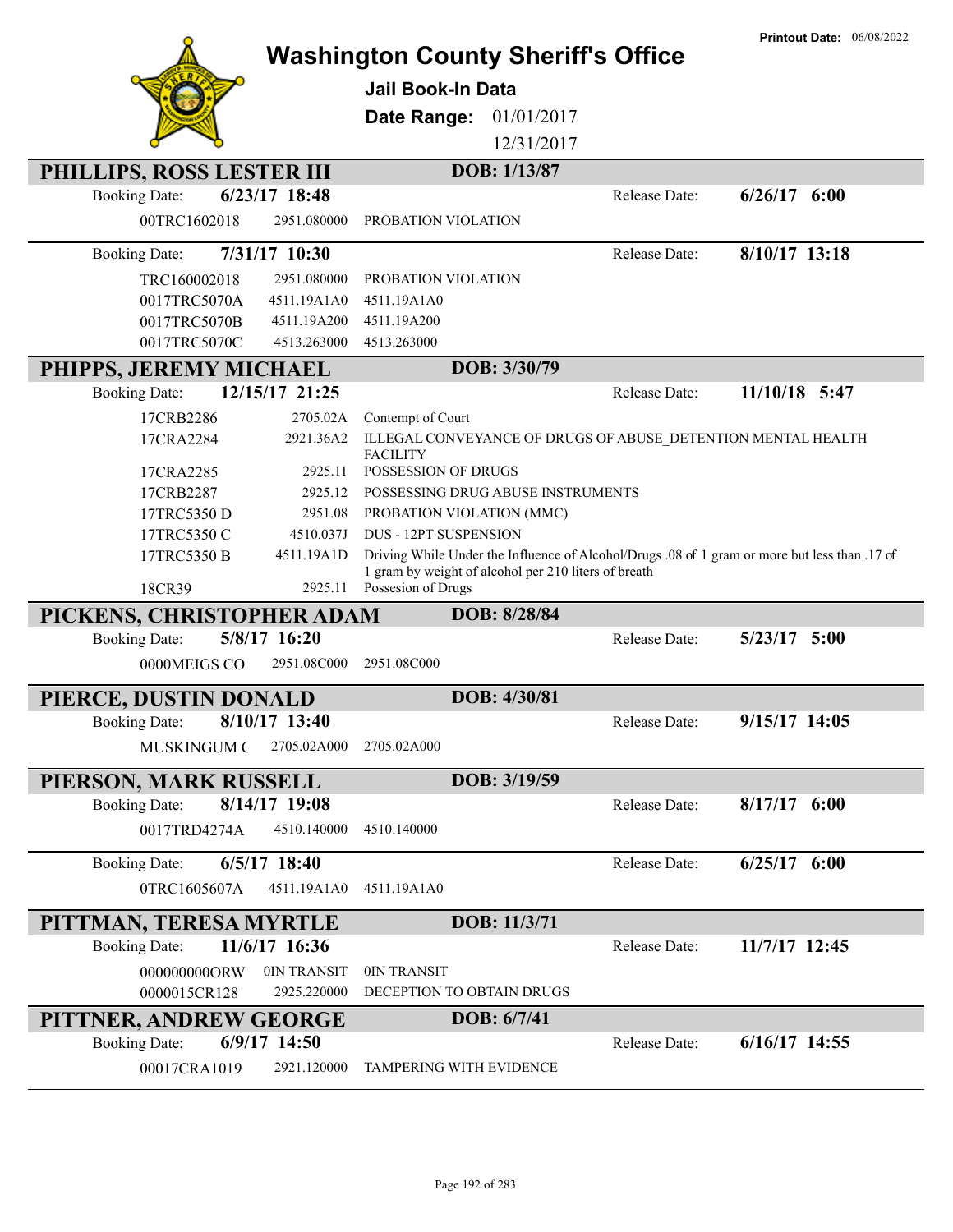# Washington County Sheriff's Office

**Printout Date:** 06/08/2022

## Jail Book-In Data

**Date Range:** 01/01/2017 12/31/2017

## PHILLIPS, ROSS LESTER III

**DOB:** 1/13/87

**Booking Date:** 6/23/17 18:48 — **Release Date:** 6/26/17 6:00

| | | |
|---|---|---|
| 00TRC1602018 | 2951.080000 | PROBATION VIOLATION |

**Booking Date:** 7/31/17 10:30 — **Release Date:** 8/10/17 13:18

| | | |
|---|---|---|
| TRC160002018 | 2951.080000 | PROBATION VIOLATION |
| 0017TRC5070A | 4511.19A1A0 | 4511.19A1A0 |
| 0017TRC5070B | 4511.19A200 | 4511.19A200 |
| 0017TRC5070C | 4513.263000 | 4513.263000 |

## PHIPPS, JEREMY MICHAEL

**DOB:** 3/30/79

**Booking Date:** 12/15/17 21:25 — **Release Date:** 11/10/18 5:47

| | | |
|---|---|---|
| 17CRB2286 | 2705.02A | Contempt of Court |
| 17CRA2284 | 2921.36A2 | ILLEGAL CONVEYANCE OF DRUGS OF ABUSE_DETENTION MENTAL HEALTH FACILITY |
| 17CRA2285 | 2925.11 | POSSESSION OF DRUGS |
| 17CRB2287 | 2925.12 | POSSESSING DRUG ABUSE INSTRUMENTS |
| 17TRC5350 D | 2951.08 | PROBATION VIOLATION (MMC) |
| 17TRC5350 C | 4510.037J | DUS - 12PT SUSPENSION |
| 17TRC5350 B | 4511.19A1D | Driving While Under the Influence of Alcohol/Drugs .08 of 1 gram or more but less than .17 of 1 gram by weight of alcohol per 210 liters of breath |
| 18CR39 | 2925.11 | Possesion of Drugs |

## PICKENS, CHRISTOPHER ADAM

**DOB:** 8/28/84

**Booking Date:** 5/8/17 16:20 — **Release Date:** 5/23/17 5:00

| | | |
|---|---|---|
| 0000MEIGS CO | 2951.08C000 | 2951.08C000 |

## PIERCE, DUSTIN DONALD

**DOB:** 4/30/81

**Booking Date:** 8/10/17 13:40 — **Release Date:** 9/15/17 14:05

| | | |
|---|---|---|
| MUSKINGUM C | 2705.02A000 | 2705.02A000 |

## PIERSON, MARK RUSSELL

**DOB:** 3/19/59

**Booking Date:** 8/14/17 19:08 — **Release Date:** 8/17/17 6:00

| | | |
|---|---|---|
| 0017TRD4274A | 4510.140000 | 4510.140000 |

**Booking Date:** 6/5/17 18:40 — **Release Date:** 6/25/17 6:00

| | | |
|---|---|---|
| 0TRC1605607A | 4511.19A1A0 | 4511.19A1A0 |

## PITTMAN, TERESA MYRTLE

**DOB:** 11/3/71

**Booking Date:** 11/6/17 16:36 — **Release Date:** 11/7/17 12:45

| | | |
|---|---|---|
| 000000000ORW | 0IN TRANSIT | 0IN TRANSIT |
| 0000015CR128 | 2925.220000 | DECEPTION TO OBTAIN DRUGS |

## PITTNER, ANDREW GEORGE

**DOB:** 6/7/41

**Booking Date:** 6/9/17 14:50 — **Release Date:** 6/16/17 14:55

| | | |
|---|---|---|
| 00017CRA1019 | 2921.120000 | TAMPERING WITH EVIDENCE |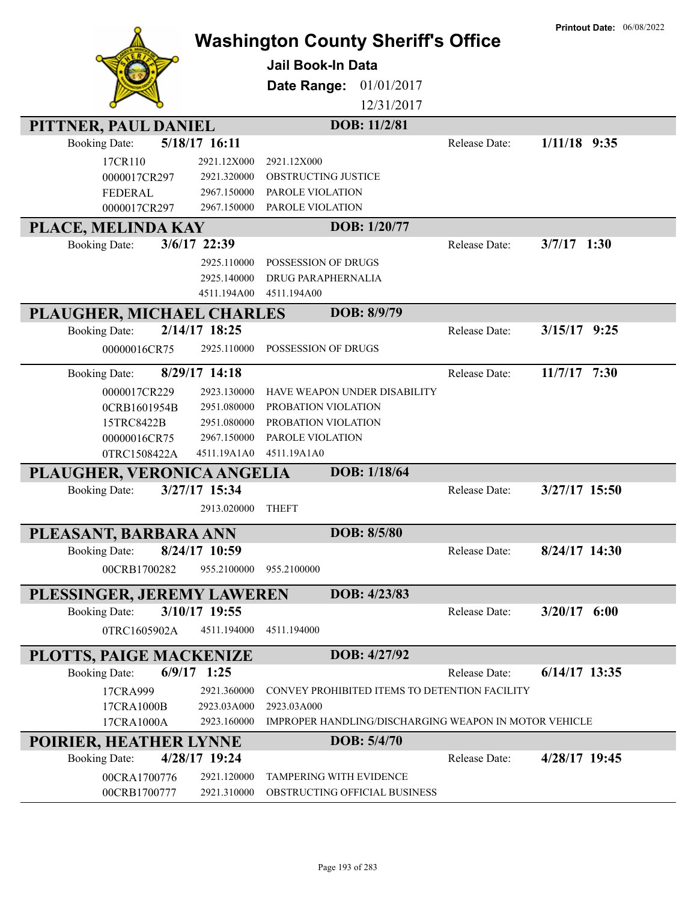# Washington County Sheriff's Office

**Printout Date:** 06/08/2022

## Jail Book-In Data

**Date Range:** 01/01/2017 12/31/2017

---

### PITTNER, PAUL DANIEL — DOB: 11/2/81

**Booking Date:** 5/18/17 16:11 — **Release Date:** 1/11/18 9:35

| Case | Code | Description |
|---|---|---|
| 17CR110 | 2921.12X000 | 2921.12X000 |
| 0000017CR297 | 2921.320000 | OBSTRUCTING JUSTICE |
| FEDERAL | 2967.150000 | PAROLE VIOLATION |
| 0000017CR297 | 2967.150000 | PAROLE VIOLATION |

### PLACE, MELINDA KAY — DOB: 1/20/77

**Booking Date:** 3/6/17 22:39 — **Release Date:** 3/7/17 1:30

| Case | Code | Description |
|---|---|---|
| | 2925.110000 | POSSESSION OF DRUGS |
| | 2925.140000 | DRUG PARAPHERNALIA |
| | 4511.194A00 | 4511.194A00 |

### PLAUGHER, MICHAEL CHARLES — DOB: 8/9/79

**Booking Date:** 2/14/17 18:25 — **Release Date:** 3/15/17 9:25

| Case | Code | Description |
|---|---|---|
| 00000016CR75 | 2925.110000 | POSSESSION OF DRUGS |

**Booking Date:** 8/29/17 14:18 — **Release Date:** 11/7/17 7:30

| Case | Code | Description |
|---|---|---|
| 0000017CR229 | 2923.130000 | HAVE WEAPON UNDER DISABILITY |
| 0CRB1601954B | 2951.080000 | PROBATION VIOLATION |
| 15TRC8422B | 2951.080000 | PROBATION VIOLATION |
| 00000016CR75 | 2967.150000 | PAROLE VIOLATION |
| 0TRC1508422A | 4511.19A1A0 | 4511.19A1A0 |

### PLAUGHER, VERONICA ANGELIA — DOB: 1/18/64

**Booking Date:** 3/27/17 15:34 — **Release Date:** 3/27/17 15:50

| Case | Code | Description |
|---|---|---|
| | 2913.020000 | THEFT |

### PLEASANT, BARBARA ANN — DOB: 8/5/80

**Booking Date:** 8/24/17 10:59 — **Release Date:** 8/24/17 14:30

| Case | Code | Description |
|---|---|---|
| 00CRB1700282 | 955.2100000 | 955.2100000 |

### PLESSINGER, JEREMY LAWEREN — DOB: 4/23/83

**Booking Date:** 3/10/17 19:55 — **Release Date:** 3/20/17 6:00

| Case | Code | Description |
|---|---|---|
| 0TRC1605902A | 4511.194000 | 4511.194000 |

### PLOTTS, PAIGE MACKENIZE — DOB: 4/27/92

**Booking Date:** 6/9/17 1:25 — **Release Date:** 6/14/17 13:35

| Case | Code | Description |
|---|---|---|
| 17CRA999 | 2921.360000 | CONVEY PROHIBITED ITEMS TO DETENTION FACILITY |
| 17CRA1000B | 2923.03A000 | 2923.03A000 |
| 17CRA1000A | 2923.160000 | IMPROPER HANDLING/DISCHARGING WEAPON IN MOTOR VEHICLE |

### POIRIER, HEATHER LYNNE — DOB: 5/4/70

**Booking Date:** 4/28/17 19:24 — **Release Date:** 4/28/17 19:45

| Case | Code | Description |
|---|---|---|
| 00CRA1700776 | 2921.120000 | TAMPERING WITH EVIDENCE |
| 00CRB1700777 | 2921.310000 | OBSTRUCTING OFFICIAL BUSINESS |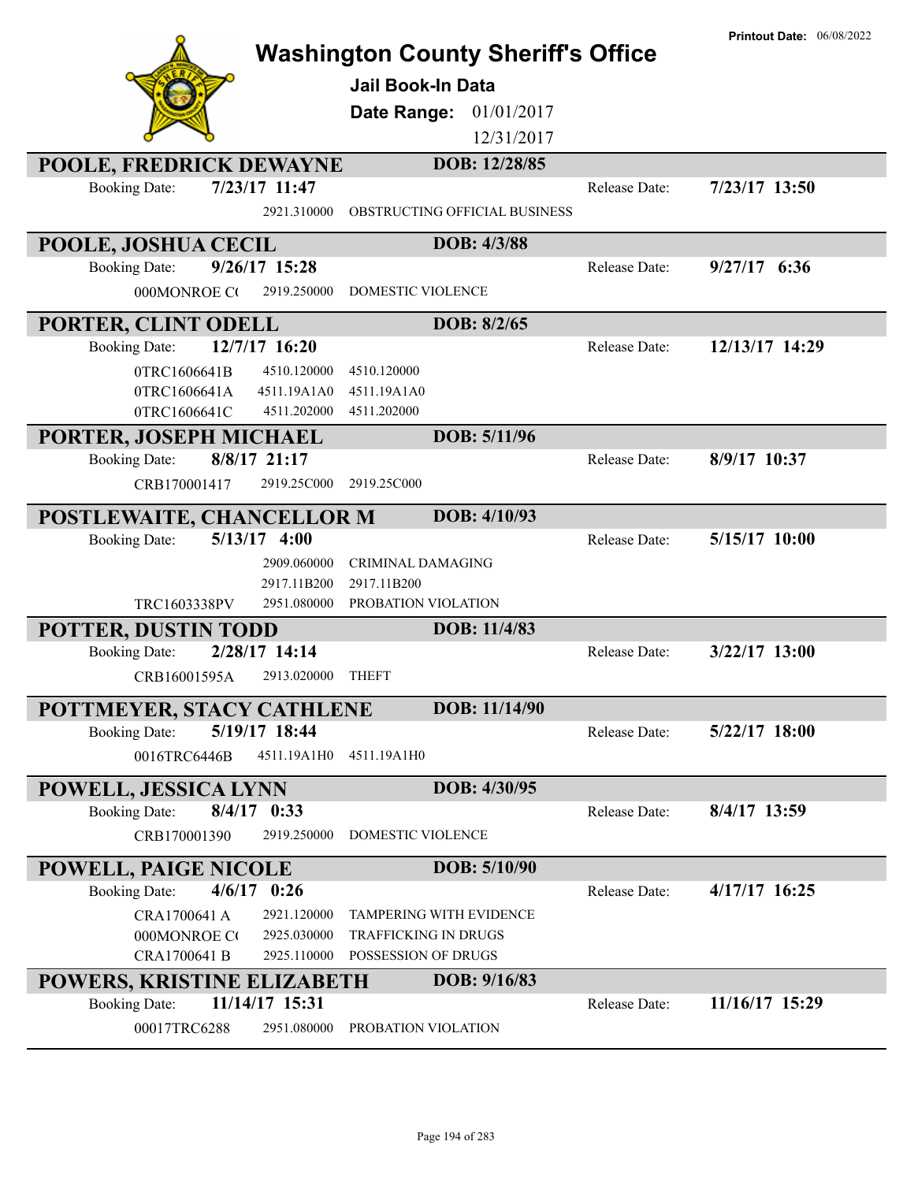Printout Date: 06/08/2022

# Washington County Sheriff's Office

**Jail Book-In Data**

**Date Range:** 01/01/2017 12/31/2017

## POOLE, FREDRICK DEWAYNE — DOB: 12/28/85

Booking Date: **7/23/17 11:47** — Release Date: **7/23/17 13:50**

| Case | Statute | Charge |
|---|---|---|
| | 2921.310000 | OBSTRUCTING OFFICIAL BUSINESS |

## POOLE, JOSHUA CECIL — DOB: 4/3/88

Booking Date: **9/26/17 15:28** — Release Date: **9/27/17 6:36**

| Case | Statute | Charge |
|---|---|---|
| 000MONROE C( | 2919.250000 | DOMESTIC VIOLENCE |

## PORTER, CLINT ODELL — DOB: 8/2/65

Booking Date: **12/7/17 16:20** — Release Date: **12/13/17 14:29**

| Case | Statute | Charge |
|---|---|---|
| 0TRC1606641B | 4510.120000 | 4510.120000 |
| 0TRC1606641A | 4511.19A1A0 | 4511.19A1A0 |
| 0TRC1606641C | 4511.202000 | 4511.202000 |

## PORTER, JOSEPH MICHAEL — DOB: 5/11/96

Booking Date: **8/8/17 21:17** — Release Date: **8/9/17 10:37**

| Case | Statute | Charge |
|---|---|---|
| CRB170001417 | 2919.25C000 | 2919.25C000 |

## POSTLEWAITE, CHANCELLOR M — DOB: 4/10/93

Booking Date: **5/13/17 4:00** — Release Date: **5/15/17 10:00**

| Case | Statute | Charge |
|---|---|---|
| | 2909.060000 | CRIMINAL DAMAGING |
| | 2917.11B200 | 2917.11B200 |
| TRC1603338PV | 2951.080000 | PROBATION VIOLATION |

## POTTER, DUSTIN TODD — DOB: 11/4/83

Booking Date: **2/28/17 14:14** — Release Date: **3/22/17 13:00**

| Case | Statute | Charge |
|---|---|---|
| CRB16001595A | 2913.020000 | THEFT |

## POTTMEYER, STACY CATHLENE — DOB: 11/14/90

Booking Date: **5/19/17 18:44** — Release Date: **5/22/17 18:00**

| Case | Statute | Charge |
|---|---|---|
| 0016TRC6446B | 4511.19A1H0 | 4511.19A1H0 |

## POWELL, JESSICA LYNN — DOB: 4/30/95

Booking Date: **8/4/17 0:33** — Release Date: **8/4/17 13:59**

| Case | Statute | Charge |
|---|---|---|
| CRB170001390 | 2919.250000 | DOMESTIC VIOLENCE |

## POWELL, PAIGE NICOLE — DOB: 5/10/90

Booking Date: **4/6/17 0:26** — Release Date: **4/17/17 16:25**

| Case | Statute | Charge |
|---|---|---|
| CRA1700641 A | 2921.120000 | TAMPERING WITH EVIDENCE |
| 000MONROE C( | 2925.030000 | TRAFFICKING IN DRUGS |
| CRA1700641 B | 2925.110000 | POSSESSION OF DRUGS |

## POWERS, KRISTINE ELIZABETH — DOB: 9/16/83

Booking Date: **11/14/17 15:31** — Release Date: **11/16/17 15:29**

| Case | Statute | Charge |
|---|---|---|
| 00017TRC6288 | 2951.080000 | PROBATION VIOLATION |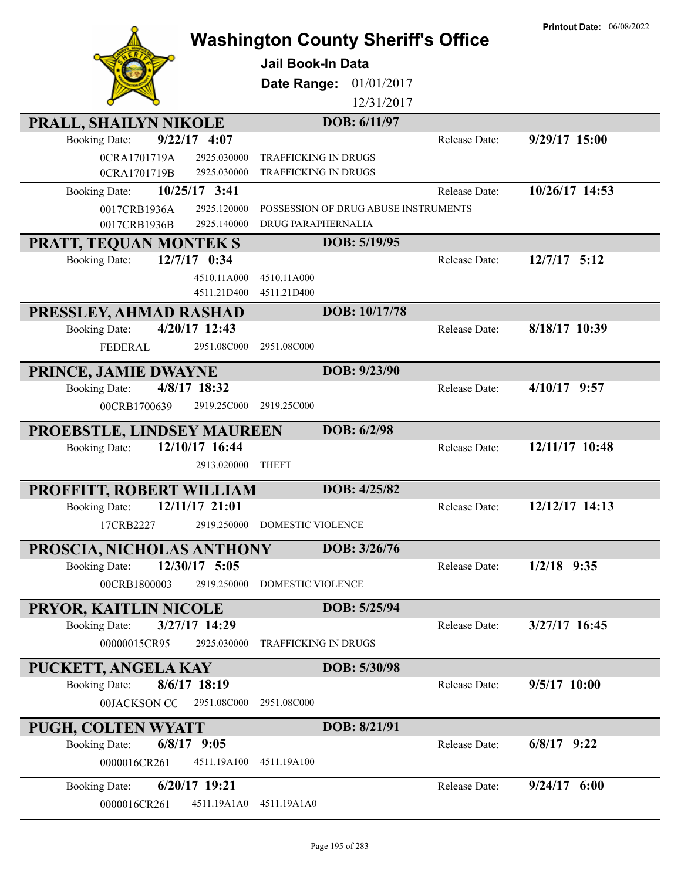# Washington County Sheriff's Office

**Printout Date:** 06/08/2022

**Jail Book-In Data**

**Date Range:** 01/01/2017 12/31/2017

## PRALL, SHAILYN NIKOLE — DOB: 6/11/97

Booking Date: **9/22/17 4:07** — Release Date: **9/29/17 15:00**

| Case | Statute | Description |
|---|---|---|
| 0CRA1701719A | 2925.030000 | TRAFFICKING IN DRUGS |
| 0CRA1701719B | 2925.030000 | TRAFFICKING IN DRUGS |

Booking Date: **10/25/17 3:41** — Release Date: **10/26/17 14:53**

| Case | Statute | Description |
|---|---|---|
| 0017CRB1936A | 2925.120000 | POSSESSION OF DRUG ABUSE INSTRUMENTS |
| 0017CRB1936B | 2925.140000 | DRUG PARAPHERNALIA |

## PRATT, TEQUAN MONTEK S — DOB: 5/19/95

Booking Date: **12/7/17 0:34** — Release Date: **12/7/17 5:12**

| Case | Statute | Description |
|---|---|---|
| | 4510.11A000 | 4510.11A000 |
| | 4511.21D400 | 4511.21D400 |

## PRESSLEY, AHMAD RASHAD — DOB: 10/17/78

Booking Date: **4/20/17 12:43** — Release Date: **8/18/17 10:39**

| Case | Statute | Description |
|---|---|---|
| FEDERAL | 2951.08C000 | 2951.08C000 |

## PRINCE, JAMIE DWAYNE — DOB: 9/23/90

Booking Date: **4/8/17 18:32** — Release Date: **4/10/17 9:57**

| Case | Statute | Description |
|---|---|---|
| 00CRB1700639 | 2919.25C000 | 2919.25C000 |

## PROEBSTLE, LINDSEY MAUREEN — DOB: 6/2/98

Booking Date: **12/10/17 16:44** — Release Date: **12/11/17 10:48**

| Case | Statute | Description |
|---|---|---|
| | 2913.020000 | THEFT |

## PROFFITT, ROBERT WILLIAM — DOB: 4/25/82

Booking Date: **12/11/17 21:01** — Release Date: **12/12/17 14:13**

| Case | Statute | Description |
|---|---|---|
| 17CRB2227 | 2919.250000 | DOMESTIC VIOLENCE |

## PROSCIA, NICHOLAS ANTHONY — DOB: 3/26/76

Booking Date: **12/30/17 5:05** — Release Date: **1/2/18 9:35**

| Case | Statute | Description |
|---|---|---|
| 00CRB1800003 | 2919.250000 | DOMESTIC VIOLENCE |

## PRYOR, KAITLIN NICOLE — DOB: 5/25/94

Booking Date: **3/27/17 14:29** — Release Date: **3/27/17 16:45**

| Case | Statute | Description |
|---|---|---|
| 00000015CR95 | 2925.030000 | TRAFFICKING IN DRUGS |

## PUCKETT, ANGELA KAY — DOB: 5/30/98

Booking Date: **8/6/17 18:19** — Release Date: **9/5/17 10:00**

| Case | Statute | Description |
|---|---|---|
| 00JACKSON CC | 2951.08C000 | 2951.08C000 |

## PUGH, COLTEN WYATT — DOB: 8/21/91

Booking Date: **6/8/17 9:05** — Release Date: **6/8/17 9:22**

| Case | Statute | Description |
|---|---|---|
| 0000016CR261 | 4511.19A100 | 4511.19A100 |

Booking Date: **6/20/17 19:21** — Release Date: **9/24/17 6:00**

| Case | Statute | Description |
|---|---|---|
| 0000016CR261 | 4511.19A1A0 | 4511.19A1A0 |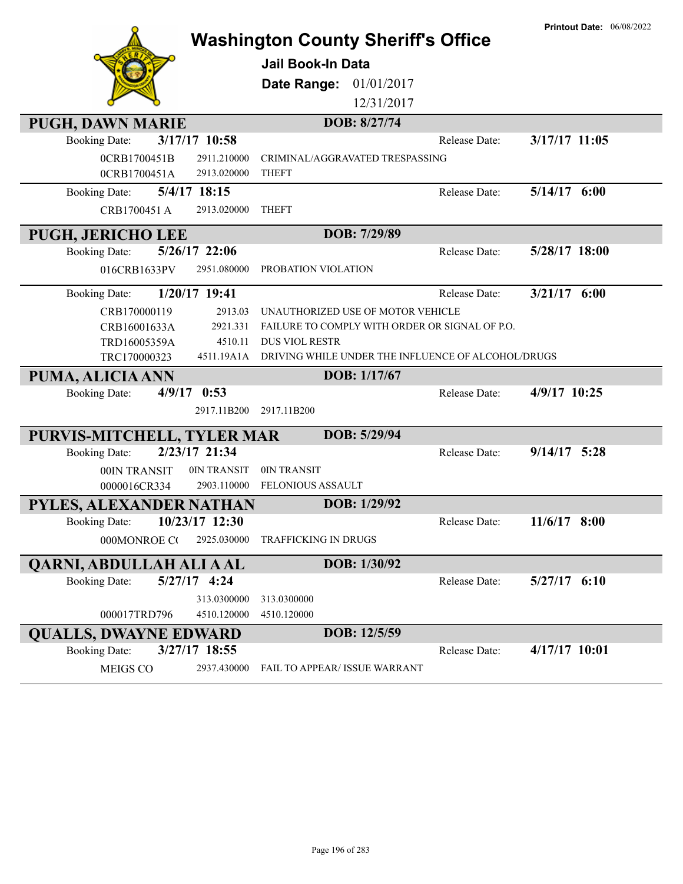# Washington County Sheriff's Office

**Printout Date:** 06/08/2022

**Jail Book-In Data**

**Date Range:** 01/01/2017 12/31/2017

## PUGH, DAWN MARIE

**DOB: 8/27/74**

**Booking Date:** 3/17/17 10:58 — **Release Date:** 3/17/17 11:05

| Case | Code | Charge |
|---|---|---|
| 0CRB1700451B | 2911.210000 | CRIMINAL/AGGRAVATED TRESPASSING |
| 0CRB1700451A | 2913.020000 | THEFT |

**Booking Date:** 5/4/17 18:15 — **Release Date:** 5/14/17 6:00

| Case | Code | Charge |
|---|---|---|
| CRB1700451 A | 2913.020000 | THEFT |

## PUGH, JERICHO LEE

**DOB: 7/29/89**

**Booking Date:** 5/26/17 22:06 — **Release Date:** 5/28/17 18:00

| Case | Code | Charge |
|---|---|---|
| 016CRB1633PV | 2951.080000 | PROBATION VIOLATION |

**Booking Date:** 1/20/17 19:41 — **Release Date:** 3/21/17 6:00

| Case | Code | Charge |
|---|---|---|
| CRB170000119 | 2913.03 | UNAUTHORIZED USE OF MOTOR VEHICLE |
| CRB16001633A | 2921.331 | FAILURE TO COMPLY WITH ORDER OR SIGNAL OF P.O. |
| TRD16005359A | 4510.11 | DUS VIOL RESTR |
| TRC170000323 | 4511.19A1A | DRIVING WHILE UNDER THE INFLUENCE OF ALCOHOL/DRUGS |

## PUMA, ALICIA ANN

**DOB: 1/17/67**

**Booking Date:** 4/9/17 0:53 — **Release Date:** 4/9/17 10:25

| Case | Code | Charge |
|---|---|---|
| | 2917.11B200 | 2917.11B200 |

## PURVIS-MITCHELL, TYLER MAR

**DOB: 5/29/94**

**Booking Date:** 2/23/17 21:34 — **Release Date:** 9/14/17 5:28

| Case | Code | Charge |
|---|---|---|
| 00IN TRANSIT | 0IN TRANSIT | 0IN TRANSIT |
| 0000016CR334 | 2903.110000 | FELONIOUS ASSAULT |

## PYLES, ALEXANDER NATHAN

**DOB: 1/29/92**

**Booking Date:** 10/23/17 12:30 — **Release Date:** 11/6/17 8:00

| Case | Code | Charge |
|---|---|---|
| 000MONROE C( | 2925.030000 | TRAFFICKING IN DRUGS |

## QARNI, ABDULLAH ALI A AL

**DOB: 1/30/92**

**Booking Date:** 5/27/17 4:24 — **Release Date:** 5/27/17 6:10

| Case | Code | Charge |
|---|---|---|
| | 313.0300000 | 313.0300000 |
| 000017TRD796 | 4510.120000 | 4510.120000 |

## QUALLS, DWAYNE EDWARD

**DOB: 12/5/59**

**Booking Date:** 3/27/17 18:55 — **Release Date:** 4/17/17 10:01

| Case | Code | Charge |
|---|---|---|
| MEIGS CO | 2937.430000 | FAIL TO APPEAR/ ISSUE WARRANT |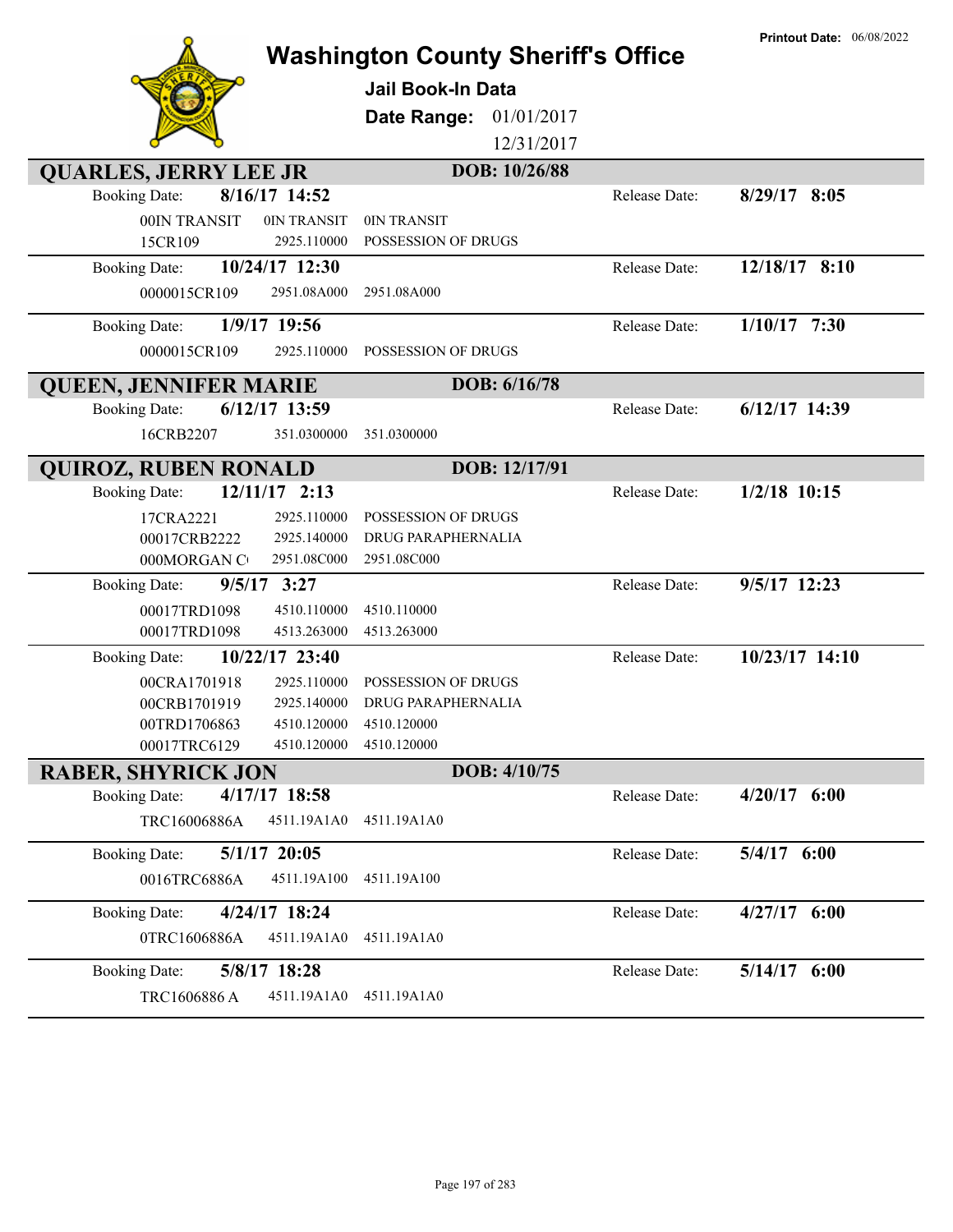# Washington County Sheriff's Office

**Printout Date:** 06/08/2022

## Jail Book-In Data

**Date Range:** 01/01/2017 12/31/2017

## QUARLES, JERRY LEE JR — DOB: 10/26/88

**Booking Date:** 8/16/17 14:52 — **Release Date:** 8/29/17 8:05

| | | |
|---|---|---|
| 00IN TRANSIT | 0IN TRANSIT | 0IN TRANSIT |
| 15CR109 | 2925.110000 | POSSESSION OF DRUGS |

**Booking Date:** 10/24/17 12:30 — **Release Date:** 12/18/17 8:10

| | | |
|---|---|---|
| 0000015CR109 | 2951.08A000 | 2951.08A000 |

**Booking Date:** 1/9/17 19:56 — **Release Date:** 1/10/17 7:30

| | | |
|---|---|---|
| 0000015CR109 | 2925.110000 | POSSESSION OF DRUGS |

## QUEEN, JENNIFER MARIE — DOB: 6/16/78

**Booking Date:** 6/12/17 13:59 — **Release Date:** 6/12/17 14:39

| | | |
|---|---|---|
| 16CRB2207 | 351.0300000 | 351.0300000 |

## QUIROZ, RUBEN RONALD — DOB: 12/17/91

**Booking Date:** 12/11/17 2:13 — **Release Date:** 1/2/18 10:15

| | | |
|---|---|---|
| 17CRA2221 | 2925.110000 | POSSESSION OF DRUGS |
| 00017CRB2222 | 2925.140000 | DRUG PARAPHERNALIA |
| 000MORGAN C | 2951.08C000 | 2951.08C000 |

**Booking Date:** 9/5/17 3:27 — **Release Date:** 9/5/17 12:23

| | | |
|---|---|---|
| 00017TRD1098 | 4510.110000 | 4510.110000 |
| 00017TRD1098 | 4513.263000 | 4513.263000 |

**Booking Date:** 10/22/17 23:40 — **Release Date:** 10/23/17 14:10

| | | |
|---|---|---|
| 00CRA1701918 | 2925.110000 | POSSESSION OF DRUGS |
| 00CRB1701919 | 2925.140000 | DRUG PARAPHERNALIA |
| 00TRD1706863 | 4510.120000 | 4510.120000 |
| 00017TRC6129 | 4510.120000 | 4510.120000 |

## RABER, SHYRICK JON — DOB: 4/10/75

**Booking Date:** 4/17/17 18:58 — **Release Date:** 4/20/17 6:00

| | | |
|---|---|---|
| TRC16006886A | 4511.19A1A0 | 4511.19A1A0 |

**Booking Date:** 5/1/17 20:05 — **Release Date:** 5/4/17 6:00

| | | |
|---|---|---|
| 0016TRC6886A | 4511.19A100 | 4511.19A100 |

**Booking Date:** 4/24/17 18:24 — **Release Date:** 4/27/17 6:00

| | | |
|---|---|---|
| 0TRC1606886A | 4511.19A1A0 | 4511.19A1A0 |

**Booking Date:** 5/8/17 18:28 — **Release Date:** 5/14/17 6:00

| | | |
|---|---|---|
| TRC1606886 A | 4511.19A1A0 | 4511.19A1A0 |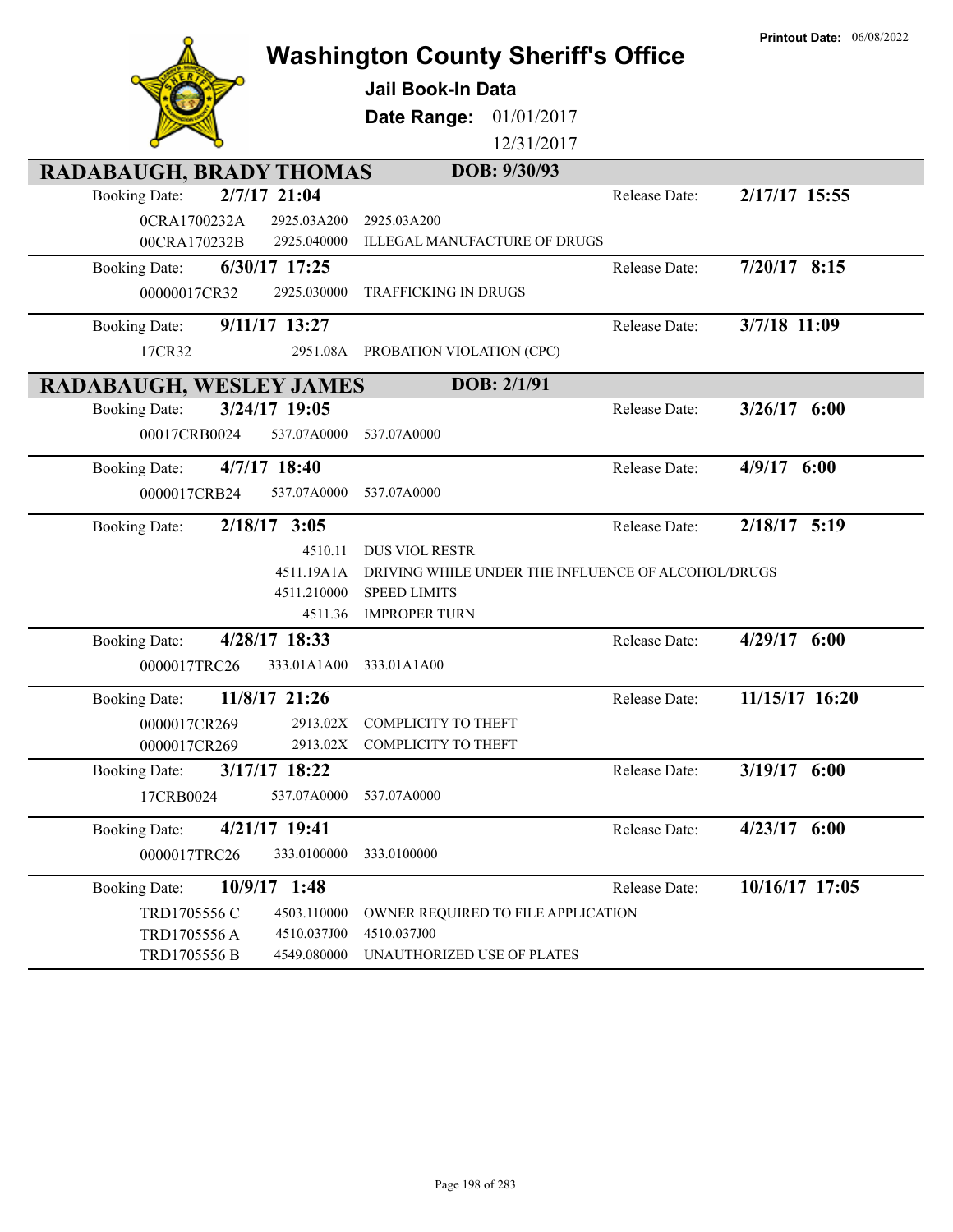# Washington County Sheriff's Office

**Printout Date:** 06/08/2022

## Jail Book-In Data

**Date Range:** 01/01/2017 – 12/31/2017

## RADABAUGH, BRADY THOMAS — DOB: 9/30/93

| Booking Date | Case | Statute | Description | Release Date |
|---|---|---|---|---|
| 2/7/17 21:04 | 0CRA1700232A | 2925.03A200 | 2925.03A200 | 2/17/17 15:55 |
| | 00CRA170232B | 2925.040000 | ILLEGAL MANUFACTURE OF DRUGS | |
| 6/30/17 17:25 | 00000017CR32 | 2925.030000 | TRAFFICKING IN DRUGS | 7/20/17 8:15 |
| 9/11/17 13:27 | 17CR32 | 2951.08A | PROBATION VIOLATION (CPC) | 3/7/18 11:09 |

## RADABAUGH, WESLEY JAMES — DOB: 2/1/91

| Booking Date | Case | Statute | Description | Release Date |
|---|---|---|---|---|
| 3/24/17 19:05 | 00017CRB0024 | 537.07A0000 | 537.07A0000 | 3/26/17 6:00 |
| 4/7/17 18:40 | 0000017CRB24 | 537.07A0000 | 537.07A0000 | 4/9/17 6:00 |
| 2/18/17 3:05 | | 4510.11 | DUS VIOL RESTR | 2/18/17 5:19 |
| | | 4511.19A1A | DRIVING WHILE UNDER THE INFLUENCE OF ALCOHOL/DRUGS | |
| | | 4511.210000 | SPEED LIMITS | |
| | | 4511.36 | IMPROPER TURN | |
| 4/28/17 18:33 | 0000017TRC26 | 333.01A1A00 | 333.01A1A00 | 4/29/17 6:00 |
| 11/8/17 21:26 | 0000017CR269 | 2913.02X | COMPLICITY TO THEFT | 11/15/17 16:20 |
| | 0000017CR269 | 2913.02X | COMPLICITY TO THEFT | |
| 3/17/17 18:22 | 17CRB0024 | 537.07A0000 | 537.07A0000 | 3/19/17 6:00 |
| 4/21/17 19:41 | 0000017TRC26 | 333.0100000 | 333.0100000 | 4/23/17 6:00 |
| 10/9/17 1:48 | TRD1705556 C | 4503.110000 | OWNER REQUIRED TO FILE APPLICATION | 10/16/17 17:05 |
| | TRD1705556 A | 4510.037J00 | 4510.037J00 | |
| | TRD1705556 B | 4549.080000 | UNAUTHORIZED USE OF PLATES | |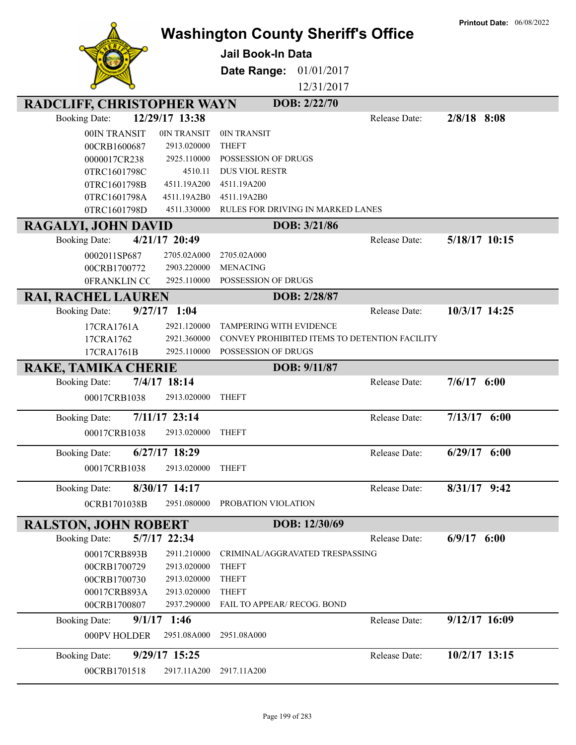Printout Date: 06/08/2022

# Washington County Sheriff's Office

**Jail Book-In Data**

**Date Range:** 01/01/2017
12/31/2017

## RADCLIFF, CHRISTOPHER WAYN — DOB: 2/22/70

Booking Date: **12/29/17 13:38** Release Date: **2/8/18 8:08**

| | | |
|---|---|---|
| 00IN TRANSIT | 0IN TRANSIT | 0IN TRANSIT |
| 00CRB1600687 | 2913.020000 | THEFT |
| 0000017CR238 | 2925.110000 | POSSESSION OF DRUGS |
| 0TRC1601798C | 4510.11 | DUS VIOL RESTR |
| 0TRC1601798B | 4511.19A200 | 4511.19A200 |
| 0TRC1601798A | 4511.19A2B0 | 4511.19A2B0 |
| 0TRC1601798D | 4511.330000 | RULES FOR DRIVING IN MARKED LANES |

## RAGALYI, JOHN DAVID — DOB: 3/21/86

Booking Date: **4/21/17 20:49** Release Date: **5/18/17 10:15**

| | | |
|---|---|---|
| 0002011SP687 | 2705.02A000 | 2705.02A000 |
| 00CRB1700772 | 2903.220000 | MENACING |
| 0FRANKLIN CC | 2925.110000 | POSSESSION OF DRUGS |

## RAI, RACHEL LAUREN — DOB: 2/28/87

Booking Date: **9/27/17 1:04** Release Date: **10/3/17 14:25**

| | | |
|---|---|---|
| 17CRA1761A | 2921.120000 | TAMPERING WITH EVIDENCE |
| 17CRA1762 | 2921.360000 | CONVEY PROHIBITED ITEMS TO DETENTION FACILITY |
| 17CRA1761B | 2925.110000 | POSSESSION OF DRUGS |

## RAKE, TAMIKA CHERIE — DOB: 9/11/87

Booking Date: **7/4/17 18:14** Release Date: **7/6/17 6:00**

| | | |
|---|---|---|
| 00017CRB1038 | 2913.020000 | THEFT |

Booking Date: **7/11/17 23:14** Release Date: **7/13/17 6:00**

| | | |
|---|---|---|
| 00017CRB1038 | 2913.020000 | THEFT |

Booking Date: **6/27/17 18:29** Release Date: **6/29/17 6:00**

| | | |
|---|---|---|
| 00017CRB1038 | 2913.020000 | THEFT |

Booking Date: **8/30/17 14:17** Release Date: **8/31/17 9:42**

| | | |
|---|---|---|
| 0CRB1701038B | 2951.080000 | PROBATION VIOLATION |

## RALSTON, JOHN ROBERT — DOB: 12/30/69

Booking Date: **5/7/17 22:34** Release Date: **6/9/17 6:00**

| | | |
|---|---|---|
| 00017CRB893B | 2911.210000 | CRIMINAL/AGGRAVATED TRESPASSING |
| 00CRB1700729 | 2913.020000 | THEFT |
| 00CRB1700730 | 2913.020000 | THEFT |
| 00017CRB893A | 2913.020000 | THEFT |
| 00CRB1700807 | 2937.290000 | FAIL TO APPEAR/ RECOG. BOND |

Booking Date: **9/1/17 1:46** Release Date: **9/12/17 16:09**

| | | |
|---|---|---|
| 000PV HOLDER | 2951.08A000 | 2951.08A000 |

Booking Date: **9/29/17 15:25** Release Date: **10/2/17 13:15**

| | | |
|---|---|---|
| 00CRB1701518 | 2917.11A200 | 2917.11A200 |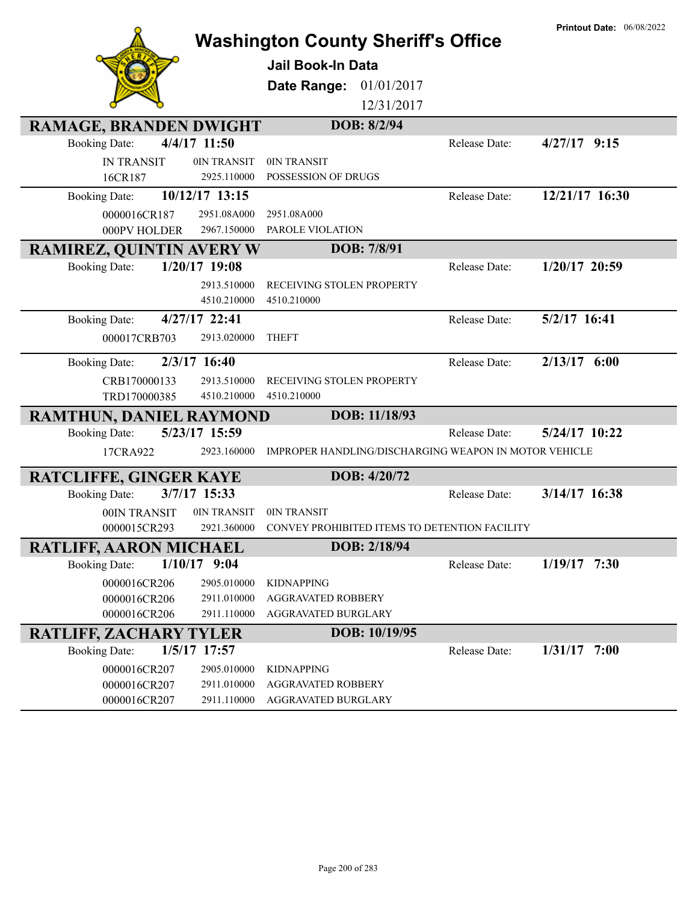# Washington County Sheriff's Office

**Jail Book-In Data**

**Date Range:** 01/01/2017 - 12/31/2017

**Printout Date:** 06/08/2022

## RAMAGE, BRANDEN DWIGHT — DOB: 8/2/94

**Booking Date:** 4/4/17 11:50 — **Release Date:** 4/27/17 9:15

| Case | Statute | Description |
|---|---|---|
| IN TRANSIT | 0IN TRANSIT | 0IN TRANSIT |
| 16CR187 | 2925.110000 | POSSESSION OF DRUGS |

**Booking Date:** 10/12/17 13:15 — **Release Date:** 12/21/17 16:30

| Case | Statute | Description |
|---|---|---|
| 0000016CR187 | 2951.08A000 | 2951.08A000 |
| 000PV HOLDER | 2967.150000 | PAROLE VIOLATION |

## RAMIREZ, QUINTIN AVERY W — DOB: 7/8/91

**Booking Date:** 1/20/17 19:08 — **Release Date:** 1/20/17 20:59

| Case | Statute | Description |
|---|---|---|
| | 2913.510000 | RECEIVING STOLEN PROPERTY |
| | 4510.210000 | 4510.210000 |

**Booking Date:** 4/27/17 22:41 — **Release Date:** 5/2/17 16:41

| Case | Statute | Description |
|---|---|---|
| 000017CRB703 | 2913.020000 | THEFT |

**Booking Date:** 2/3/17 16:40 — **Release Date:** 2/13/17 6:00

| Case | Statute | Description |
|---|---|---|
| CRB170000133 | 2913.510000 | RECEIVING STOLEN PROPERTY |
| TRD170000385 | 4510.210000 | 4510.210000 |

## RAMTHUN, DANIEL RAYMOND — DOB: 11/18/93

**Booking Date:** 5/23/17 15:59 — **Release Date:** 5/24/17 10:22

| Case | Statute | Description |
|---|---|---|
| 17CRA922 | 2923.160000 | IMPROPER HANDLING/DISCHARGING WEAPON IN MOTOR VEHICLE |

## RATCLIFFE, GINGER KAYE — DOB: 4/20/72

**Booking Date:** 3/7/17 15:33 — **Release Date:** 3/14/17 16:38

| Case | Statute | Description |
|---|---|---|
| 00IN TRANSIT | 0IN TRANSIT | 0IN TRANSIT |
| 0000015CR293 | 2921.360000 | CONVEY PROHIBITED ITEMS TO DETENTION FACILITY |

## RATLIFF, AARON MICHAEL — DOB: 2/18/94

**Booking Date:** 1/10/17 9:04 — **Release Date:** 1/19/17 7:30

| Case | Statute | Description |
|---|---|---|
| 0000016CR206 | 2905.010000 | KIDNAPPING |
| 0000016CR206 | 2911.010000 | AGGRAVATED ROBBERY |
| 0000016CR206 | 2911.110000 | AGGRAVATED BURGLARY |

## RATLIFF, ZACHARY TYLER — DOB: 10/19/95

**Booking Date:** 1/5/17 17:57 — **Release Date:** 1/31/17 7:00

| Case | Statute | Description |
|---|---|---|
| 0000016CR207 | 2905.010000 | KIDNAPPING |
| 0000016CR207 | 2911.010000 | AGGRAVATED ROBBERY |
| 0000016CR207 | 2911.110000 | AGGRAVATED BURGLARY |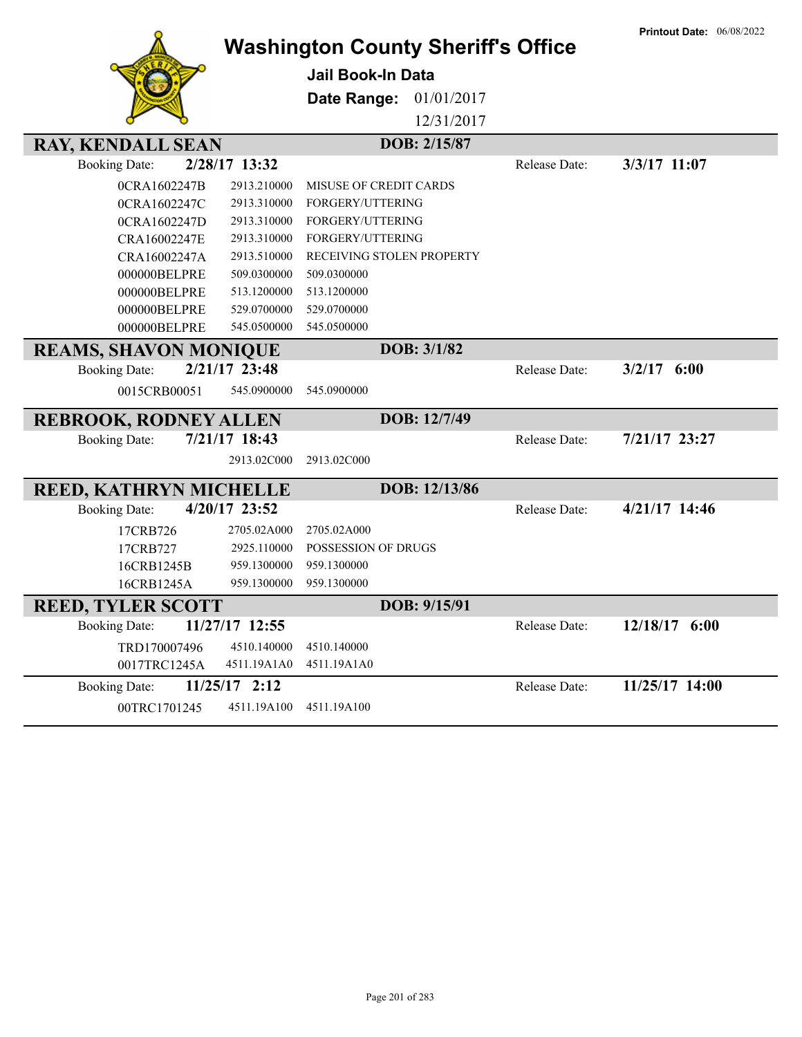Printout Date: 06/08/2022

# Washington County Sheriff's Office

**Jail Book-In Data**

**Date Range:** 01/01/2017 12/31/2017

## RAY, KENDALL SEAN — DOB: 2/15/87

Booking Date: **2/28/17 13:32** Release Date: **3/3/17 11:07**

| Case | Statute | Description |
|---|---|---|
| 0CRA1602247B | 2913.210000 | MISUSE OF CREDIT CARDS |
| 0CRA1602247C | 2913.310000 | FORGERY/UTTERING |
| 0CRA1602247D | 2913.310000 | FORGERY/UTTERING |
| CRA16002247E | 2913.310000 | FORGERY/UTTERING |
| CRA16002247A | 2913.510000 | RECEIVING STOLEN PROPERTY |
| 000000BELPRE | 509.0300000 | 509.0300000 |
| 000000BELPRE | 513.1200000 | 513.1200000 |
| 000000BELPRE | 529.0700000 | 529.0700000 |
| 000000BELPRE | 545.0500000 | 545.0500000 |

## REAMS, SHAVON MONIQUE — DOB: 3/1/82

Booking Date: **2/21/17 23:48** Release Date: **3/2/17 6:00**

| Case | Statute | Description |
|---|---|---|
| 0015CRB00051 | 545.0900000 | 545.0900000 |

## REBROOK, RODNEY ALLEN — DOB: 12/7/49

Booking Date: **7/21/17 18:43** Release Date: **7/21/17 23:27**

| Case | Statute | Description |
|---|---|---|
| | 2913.02C000 | 2913.02C000 |

## REED, KATHRYN MICHELLE — DOB: 12/13/86

Booking Date: **4/20/17 23:52** Release Date: **4/21/17 14:46**

| Case | Statute | Description |
|---|---|---|
| 17CRB726 | 2705.02A000 | 2705.02A000 |
| 17CRB727 | 2925.110000 | POSSESSION OF DRUGS |
| 16CRB1245B | 959.1300000 | 959.1300000 |
| 16CRB1245A | 959.1300000 | 959.1300000 |

## REED, TYLER SCOTT — DOB: 9/15/91

Booking Date: **11/27/17 12:55** Release Date: **12/18/17 6:00**

| Case | Statute | Description |
|---|---|---|
| TRD170007496 | 4510.140000 | 4510.140000 |
| 0017TRC1245A | 4511.19A1A0 | 4511.19A1A0 |

Booking Date: **11/25/17 2:12** Release Date: **11/25/17 14:00**

| Case | Statute | Description |
|---|---|---|
| 00TRC1701245 | 4511.19A100 | 4511.19A100 |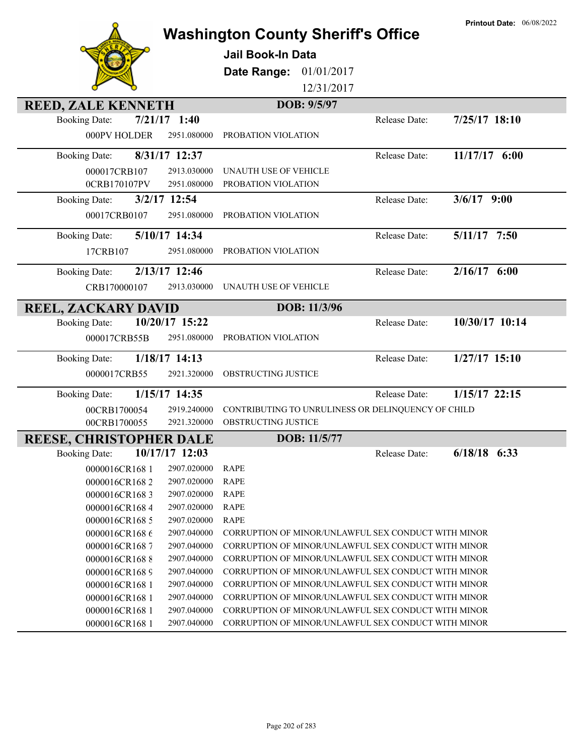Printout Date: 06/08/2022

# Washington County Sheriff's Office

**Jail Book-In Data**

**Date Range:** 01/01/2017 12/31/2017

## REED, ZALE KENNETH — DOB: 9/5/97

Booking Date: **7/21/17 1:40** — Release Date: **7/25/17 18:10**

| Case | Statute | Charge |
|---|---|---|
| 000PV HOLDER | 2951.080000 | PROBATION VIOLATION |

Booking Date: **8/31/17 12:37** — Release Date: **11/17/17 6:00**

| Case | Statute | Charge |
|---|---|---|
| 000017CRB107 | 2913.030000 | UNAUTH USE OF VEHICLE |
| 0CRB170107PV | 2951.080000 | PROBATION VIOLATION |

Booking Date: **3/2/17 12:54** — Release Date: **3/6/17 9:00**

| Case | Statute | Charge |
|---|---|---|
| 00017CRB0107 | 2951.080000 | PROBATION VIOLATION |

Booking Date: **5/10/17 14:34** — Release Date: **5/11/17 7:50**

| Case | Statute | Charge |
|---|---|---|
| 17CRB107 | 2951.080000 | PROBATION VIOLATION |

Booking Date: **2/13/17 12:46** — Release Date: **2/16/17 6:00**

| Case | Statute | Charge |
|---|---|---|
| CRB170000107 | 2913.030000 | UNAUTH USE OF VEHICLE |

## REEL, ZACKARY DAVID — DOB: 11/3/96

Booking Date: **10/20/17 15:22** — Release Date: **10/30/17 10:14**

| Case | Statute | Charge |
|---|---|---|
| 000017CRB55B | 2951.080000 | PROBATION VIOLATION |

Booking Date: **1/18/17 14:13** — Release Date: **1/27/17 15:10**

| Case | Statute | Charge |
|---|---|---|
| 0000017CRB55 | 2921.320000 | OBSTRUCTING JUSTICE |

Booking Date: **1/15/17 14:35** — Release Date: **1/15/17 22:15**

| Case | Statute | Charge |
|---|---|---|
| 00CRB1700054 | 2919.240000 | CONTRIBUTING TO UNRULINESS OR DELINQUENCY OF CHILD |
| 00CRB1700055 | 2921.320000 | OBSTRUCTING JUSTICE |

## REESE, CHRISTOPHER DALE — DOB: 11/5/77

Booking Date: **10/17/17 12:03** — Release Date: **6/18/18 6:33**

| Case | Statute | Charge |
|---|---|---|
| 0000016CR168 1 | 2907.020000 | RAPE |
| 0000016CR168 2 | 2907.020000 | RAPE |
| 0000016CR168 3 | 2907.020000 | RAPE |
| 0000016CR168 4 | 2907.020000 | RAPE |
| 0000016CR168 5 | 2907.020000 | RAPE |
| 0000016CR168 6 | 2907.040000 | CORRUPTION OF MINOR/UNLAWFUL SEX CONDUCT WITH MINOR |
| 0000016CR168 7 | 2907.040000 | CORRUPTION OF MINOR/UNLAWFUL SEX CONDUCT WITH MINOR |
| 0000016CR168 8 | 2907.040000 | CORRUPTION OF MINOR/UNLAWFUL SEX CONDUCT WITH MINOR |
| 0000016CR168 9 | 2907.040000 | CORRUPTION OF MINOR/UNLAWFUL SEX CONDUCT WITH MINOR |
| 0000016CR168 1 | 2907.040000 | CORRUPTION OF MINOR/UNLAWFUL SEX CONDUCT WITH MINOR |
| 0000016CR168 1 | 2907.040000 | CORRUPTION OF MINOR/UNLAWFUL SEX CONDUCT WITH MINOR |
| 0000016CR168 1 | 2907.040000 | CORRUPTION OF MINOR/UNLAWFUL SEX CONDUCT WITH MINOR |
| 0000016CR168 1 | 2907.040000 | CORRUPTION OF MINOR/UNLAWFUL SEX CONDUCT WITH MINOR |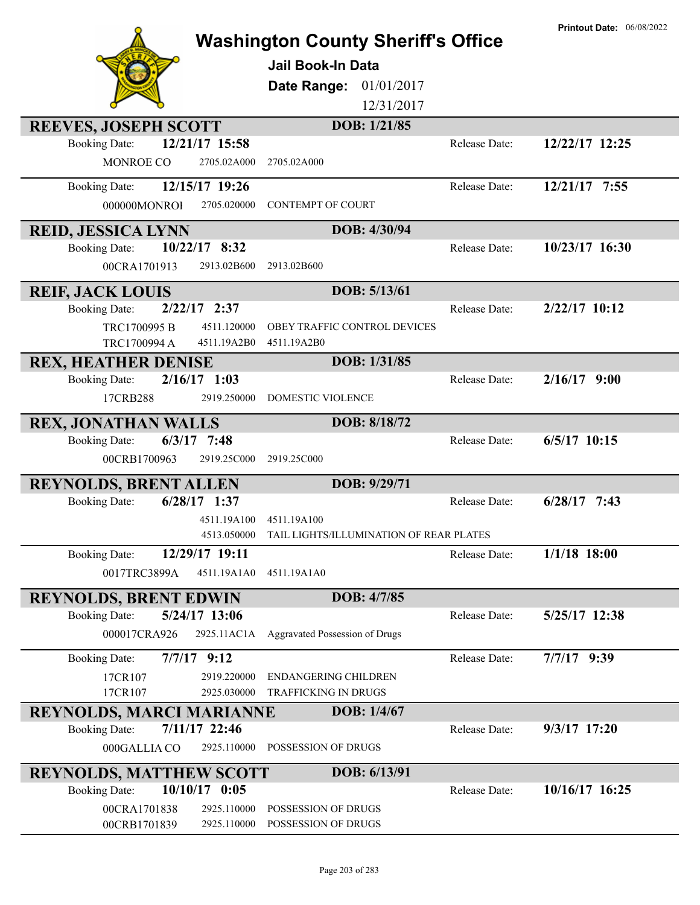# Washington County Sheriff's Office

**Jail Book-In Data**

**Date Range:** 01/01/2017 12/31/2017

**Printout Date:** 06/08/2022

## REEVES, JOSEPH SCOTT — DOB: 1/21/85

| Booking Date: | 12/21/17 15:58 | | Release Date: | 12/22/17 12:25 |
|---|---|---|---|---|
| MONROE CO | 2705.02A000 | 2705.02A000 | | |

| Booking Date: | 12/15/17 19:26 | | Release Date: | 12/21/17 7:55 |
|---|---|---|---|---|
| 000000MONROI | 2705.020000 | CONTEMPT OF COURT | | |

## REID, JESSICA LYNN — DOB: 4/30/94

| Booking Date: | 10/22/17 8:32 | | Release Date: | 10/23/17 16:30 |
|---|---|---|---|---|
| 00CRA1701913 | 2913.02B600 | 2913.02B600 | | |

## REIF, JACK LOUIS — DOB: 5/13/61

| Booking Date: | 2/22/17 2:37 | | Release Date: | 2/22/17 10:12 |
|---|---|---|---|---|
| TRC1700995 B | 4511.120000 | OBEY TRAFFIC CONTROL DEVICES | | |
| TRC1700994 A | 4511.19A2B0 | 4511.19A2B0 | | |

## REX, HEATHER DENISE — DOB: 1/31/85

| Booking Date: | 2/16/17 1:03 | | Release Date: | 2/16/17 9:00 |
|---|---|---|---|---|
| 17CRB288 | 2919.250000 | DOMESTIC VIOLENCE | | |

## REX, JONATHAN WALLS — DOB: 8/18/72

| Booking Date: | 6/3/17 7:48 | | Release Date: | 6/5/17 10:15 |
|---|---|---|---|---|
| 00CRB1700963 | 2919.25C000 | 2919.25C000 | | |

## REYNOLDS, BRENT ALLEN — DOB: 9/29/71

| Booking Date: | 6/28/17 1:37 | | Release Date: | 6/28/17 7:43 |
|---|---|---|---|---|
| | 4511.19A100 | 4511.19A100 | | |
| | 4513.050000 | TAIL LIGHTS/ILLUMINATION OF REAR PLATES | | |

| Booking Date: | 12/29/17 19:11 | | Release Date: | 1/1/18 18:00 |
|---|---|---|---|---|
| 0017TRC3899A | 4511.19A1A0 | 4511.19A1A0 | | |

## REYNOLDS, BRENT EDWIN — DOB: 4/7/85

| Booking Date: | 5/24/17 13:06 | | Release Date: | 5/25/17 12:38 |
|---|---|---|---|---|
| 000017CRA926 | 2925.11AC1A | Aggravated Possession of Drugs | | |

| Booking Date: | 7/7/17 9:12 | | Release Date: | 7/7/17 9:39 |
|---|---|---|---|---|
| 17CR107 | 2919.220000 | ENDANGERING CHILDREN | | |
| 17CR107 | 2925.030000 | TRAFFICKING IN DRUGS | | |

## REYNOLDS, MARCI MARIANNE — DOB: 1/4/67

| Booking Date: | 7/11/17 22:46 | | Release Date: | 9/3/17 17:20 |
|---|---|---|---|---|
| 000GALLIA CO | 2925.110000 | POSSESSION OF DRUGS | | |

## REYNOLDS, MATTHEW SCOTT — DOB: 6/13/91

| Booking Date: | 10/10/17 0:05 | | Release Date: | 10/16/17 16:25 |
|---|---|---|---|---|
| 00CRA1701838 | 2925.110000 | POSSESSION OF DRUGS | | |
| 00CRB1701839 | 2925.110000 | POSSESSION OF DRUGS | | |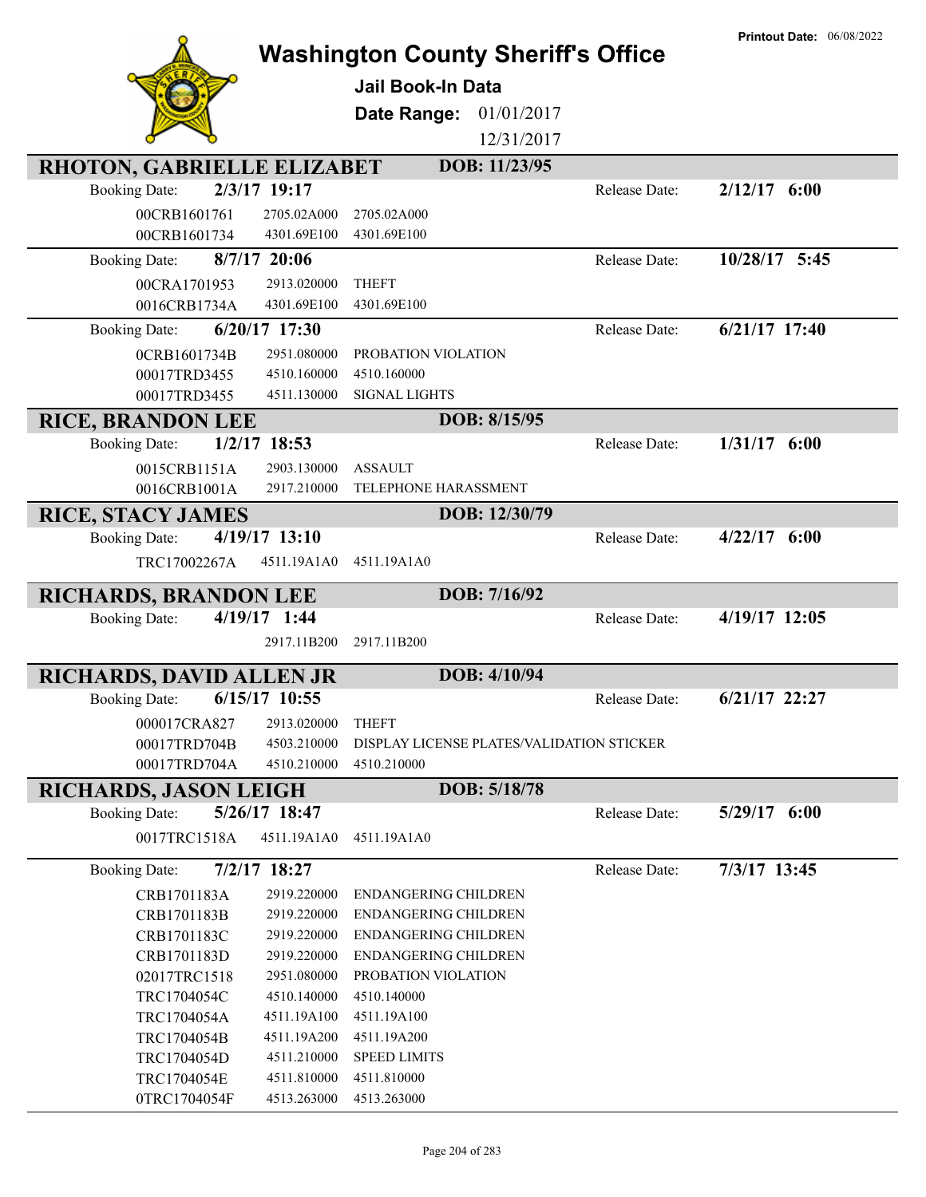# Washington County Sheriff's Office

**Printout Date:** 06/08/2022

**Jail Book-In Data**

**Date Range:** 01/01/2017 – 12/31/2017

## RHOTON, GABRIELLE ELIZABET — DOB: 11/23/95

**Booking Date:** 2/3/17 19:17 — **Release Date:** 2/12/17 6:00

| Case | Statute | Description |
|---|---|---|
| 00CRB1601761 | 2705.02A000 | 2705.02A000 |
| 00CRB1601734 | 4301.69E100 | 4301.69E100 |

**Booking Date:** 8/7/17 20:06 — **Release Date:** 10/28/17 5:45

| Case | Statute | Description |
|---|---|---|
| 00CRA1701953 | 2913.020000 | THEFT |
| 0016CRB1734A | 4301.69E100 | 4301.69E100 |

**Booking Date:** 6/20/17 17:30 — **Release Date:** 6/21/17 17:40

| Case | Statute | Description |
|---|---|---|
| 0CRB1601734B | 2951.080000 | PROBATION VIOLATION |
| 00017TRD3455 | 4510.160000 | 4510.160000 |
| 00017TRD3455 | 4511.130000 | SIGNAL LIGHTS |

## RICE, BRANDON LEE — DOB: 8/15/95

**Booking Date:** 1/2/17 18:53 — **Release Date:** 1/31/17 6:00

| Case | Statute | Description |
|---|---|---|
| 0015CRB1151A | 2903.130000 | ASSAULT |
| 0016CRB1001A | 2917.210000 | TELEPHONE HARASSMENT |

## RICE, STACY JAMES — DOB: 12/30/79

**Booking Date:** 4/19/17 13:10 — **Release Date:** 4/22/17 6:00

| Case | Statute | Description |
|---|---|---|
| TRC17002267A | 4511.19A1A0 | 4511.19A1A0 |

## RICHARDS, BRANDON LEE — DOB: 7/16/92

**Booking Date:** 4/19/17 1:44 — **Release Date:** 4/19/17 12:05

| Case | Statute | Description |
|---|---|---|
| | 2917.11B200 | 2917.11B200 |

## RICHARDS, DAVID ALLEN JR — DOB: 4/10/94

**Booking Date:** 6/15/17 10:55 — **Release Date:** 6/21/17 22:27

| Case | Statute | Description |
|---|---|---|
| 000017CRA827 | 2913.020000 | THEFT |
| 00017TRD704B | 4503.210000 | DISPLAY LICENSE PLATES/VALIDATION STICKER |
| 00017TRD704A | 4510.210000 | 4510.210000 |

## RICHARDS, JASON LEIGH — DOB: 5/18/78

**Booking Date:** 5/26/17 18:47 — **Release Date:** 5/29/17 6:00

| Case | Statute | Description |
|---|---|---|
| 0017TRC1518A | 4511.19A1A0 | 4511.19A1A0 |

**Booking Date:** 7/2/17 18:27 — **Release Date:** 7/3/17 13:45

| Case | Statute | Description |
|---|---|---|
| CRB1701183A | 2919.220000 | ENDANGERING CHILDREN |
| CRB1701183B | 2919.220000 | ENDANGERING CHILDREN |
| CRB1701183C | 2919.220000 | ENDANGERING CHILDREN |
| CRB1701183D | 2919.220000 | ENDANGERING CHILDREN |
| 02017TRC1518 | 2951.080000 | PROBATION VIOLATION |
| TRC1704054C | 4510.140000 | 4510.140000 |
| TRC1704054A | 4511.19A100 | 4511.19A100 |
| TRC1704054B | 4511.19A200 | 4511.19A200 |
| TRC1704054D | 4511.210000 | SPEED LIMITS |
| TRC1704054E | 4511.810000 | 4511.810000 |
| 0TRC1704054F | 4513.263000 | 4513.263000 |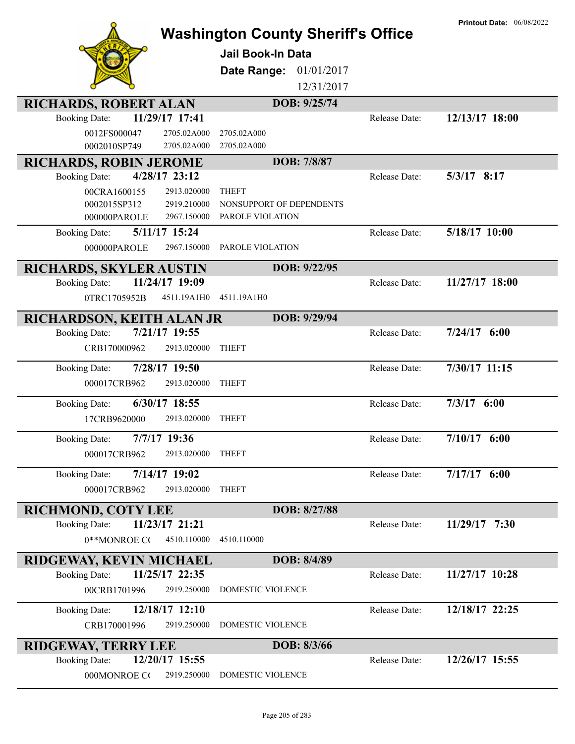# Washington County Sheriff's Office

**Printout Date:** 06/08/2022

**Jail Book-In Data**

**Date Range:** 01/01/2017 12/31/2017

## RICHARDS, ROBERT ALAN — DOB: 9/25/74

Booking Date: **11/29/17 17:41** — Release Date: **12/13/17 18:00**

| Case | Code | Description |
|---|---|---|
| 0012FS000047 | 2705.02A000 | 2705.02A000 |
| 0002010SP749 | 2705.02A000 | 2705.02A000 |

## RICHARDS, ROBIN JEROME — DOB: 7/8/87

Booking Date: **4/28/17 23:12** — Release Date: **5/3/17 8:17**

| Case | Code | Description |
|---|---|---|
| 00CRA1600155 | 2913.020000 | THEFT |
| 0002015SP312 | 2919.210000 | NONSUPPORT OF DEPENDENTS |
| 000000PAROLE | 2967.150000 | PAROLE VIOLATION |

Booking Date: **5/11/17 15:24** — Release Date: **5/18/17 10:00**

| Case | Code | Description |
|---|---|---|
| 000000PAROLE | 2967.150000 | PAROLE VIOLATION |

## RICHARDS, SKYLER AUSTIN — DOB: 9/22/95

Booking Date: **11/24/17 19:09** — Release Date: **11/27/17 18:00**

| Case | Code | Description |
|---|---|---|
| 0TRC1705952B | 4511.19A1H0 | 4511.19A1H0 |

## RICHARDSON, KEITH ALAN JR — DOB: 9/29/94

Booking Date: **7/21/17 19:55** — Release Date: **7/24/17 6:00**

| Case | Code | Description |
|---|---|---|
| CRB170000962 | 2913.020000 | THEFT |

Booking Date: **7/28/17 19:50** — Release Date: **7/30/17 11:15**

| Case | Code | Description |
|---|---|---|
| 000017CRB962 | 2913.020000 | THEFT |

Booking Date: **6/30/17 18:55** — Release Date: **7/3/17 6:00**

| Case | Code | Description |
|---|---|---|
| 17CRB9620000 | 2913.020000 | THEFT |

Booking Date: **7/7/17 19:36** — Release Date: **7/10/17 6:00**

| Case | Code | Description |
|---|---|---|
| 000017CRB962 | 2913.020000 | THEFT |

Booking Date: **7/14/17 19:02** — Release Date: **7/17/17 6:00**

| Case | Code | Description |
|---|---|---|
| 000017CRB962 | 2913.020000 | THEFT |

## RICHMOND, COTY LEE — DOB: 8/27/88

Booking Date: **11/23/17 21:21** — Release Date: **11/29/17 7:30**

| Case | Code | Description |
|---|---|---|
| 0**MONROE C( | 4510.110000 | 4510.110000 |

## RIDGEWAY, KEVIN MICHAEL — DOB: 8/4/89

Booking Date: **11/25/17 22:35** — Release Date: **11/27/17 10:28**

| Case | Code | Description |
|---|---|---|
| 00CRB1701996 | 2919.250000 | DOMESTIC VIOLENCE |

Booking Date: **12/18/17 12:10** — Release Date: **12/18/17 22:25**

| Case | Code | Description |
|---|---|---|
| CRB170001996 | 2919.250000 | DOMESTIC VIOLENCE |

## RIDGEWAY, TERRY LEE — DOB: 8/3/66

Booking Date: **12/20/17 15:55** — Release Date: **12/26/17 15:55**

| Case | Code | Description |
|---|---|---|
| 000MONROE C( | 2919.250000 | DOMESTIC VIOLENCE |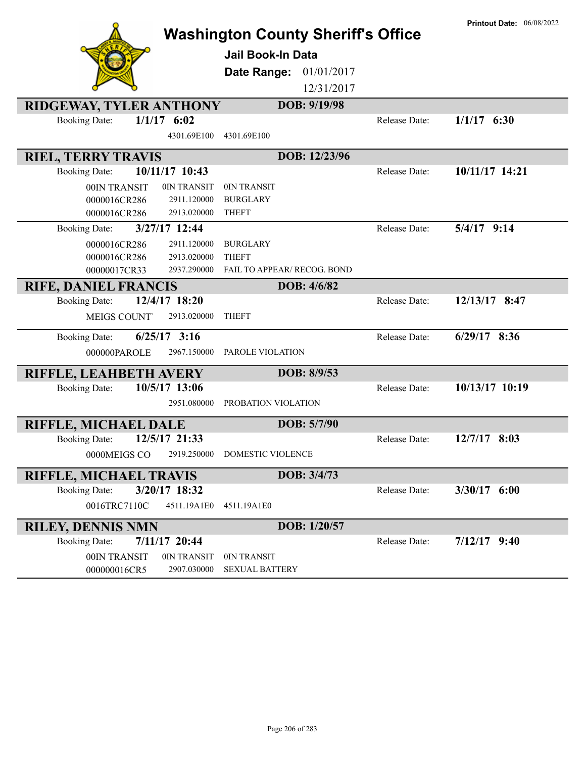# Washington County Sheriff's Office

**Printout Date:** 06/08/2022

**Jail Book-In Data**

**Date Range:** 01/01/2017 12/31/2017

## RIDGEWAY, TYLER ANTHONY — DOB: 9/19/98

Booking Date: **1/1/17 6:02** — Release Date: **1/1/17 6:30**

| | | |
|---|---|---|
| | 4301.69E100 | 4301.69E100 |

## RIEL, TERRY TRAVIS — DOB: 12/23/96

Booking Date: **10/11/17 10:43** — Release Date: **10/11/17 14:21**

| | | |
|---|---|---|
| 00IN TRANSIT | 0IN TRANSIT | 0IN TRANSIT |
| 0000016CR286 | 2911.120000 | BURGLARY |
| 0000016CR286 | 2913.020000 | THEFT |

Booking Date: **3/27/17 12:44** — Release Date: **5/4/17 9:14**

| | | |
|---|---|---|
| 0000016CR286 | 2911.120000 | BURGLARY |
| 0000016CR286 | 2913.020000 | THEFT |
| 00000017CR33 | 2937.290000 | FAIL TO APPEAR/ RECOG. BOND |

## RIFE, DANIEL FRANCIS — DOB: 4/6/82

Booking Date: **12/4/17 18:20** — Release Date: **12/13/17 8:47**

| | | |
|---|---|---|
| MEIGS COUNT | 2913.020000 | THEFT |

Booking Date: **6/25/17 3:16** — Release Date: **6/29/17 8:36**

| | | |
|---|---|---|
| 000000PAROLE | 2967.150000 | PAROLE VIOLATION |

## RIFFLE, LEAHBETH AVERY — DOB: 8/9/53

Booking Date: **10/5/17 13:06** — Release Date: **10/13/17 10:19**

| | | |
|---|---|---|
| | 2951.080000 | PROBATION VIOLATION |

## RIFFLE, MICHAEL DALE — DOB: 5/7/90

Booking Date: **12/5/17 21:33** — Release Date: **12/7/17 8:03**

| | | |
|---|---|---|
| 0000MEIGS CO | 2919.250000 | DOMESTIC VIOLENCE |

## RIFFLE, MICHAEL TRAVIS — DOB: 3/4/73

Booking Date: **3/20/17 18:32** — Release Date: **3/30/17 6:00**

| | | |
|---|---|---|
| 0016TRC7110C | 4511.19A1E0 | 4511.19A1E0 |

## RILEY, DENNIS NMN — DOB: 1/20/57

Booking Date: **7/11/17 20:44** — Release Date: **7/12/17 9:40**

| | | |
|---|---|---|
| 00IN TRANSIT | 0IN TRANSIT | 0IN TRANSIT |
| 000000016CR5 | 2907.030000 | SEXUAL BATTERY |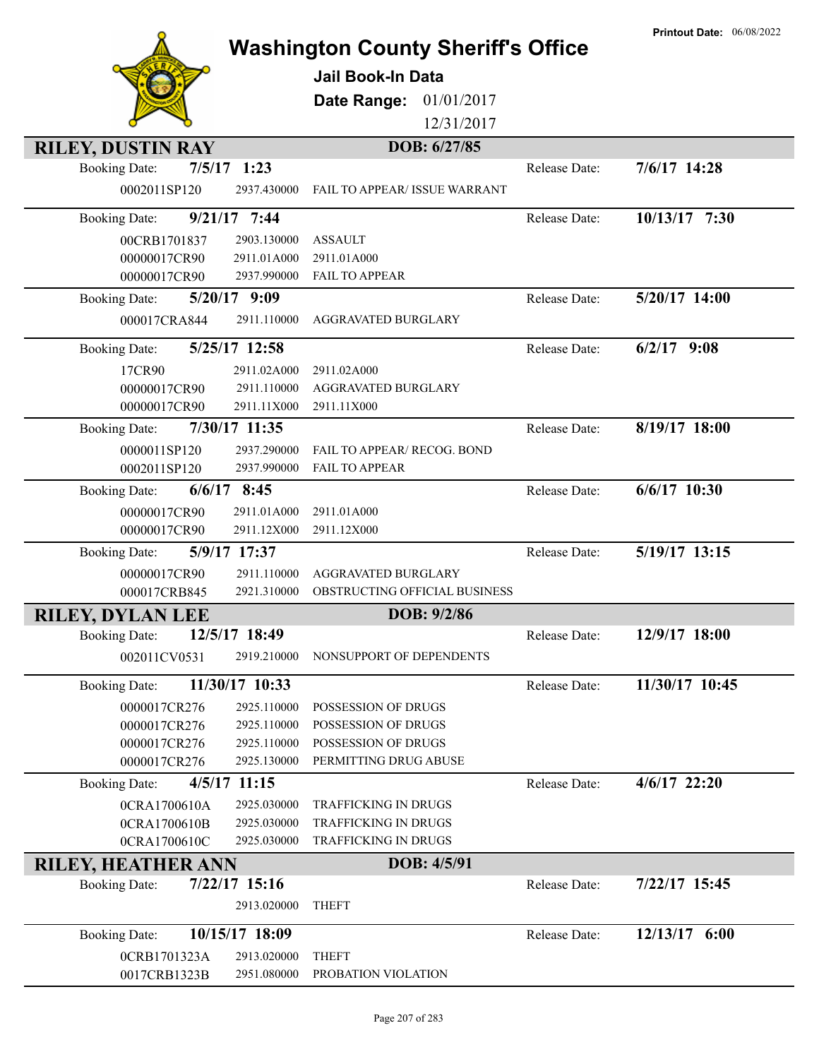Printout Date: 06/08/2022

# Washington County Sheriff's Office

**Jail Book-In Data**

**Date Range:** 01/01/2017 12/31/2017

## RILEY, DUSTIN RAY — DOB: 6/27/85

**Booking Date:** 7/5/17 1:23 — **Release Date:** 7/6/17 14:28

| Case | Statute | Charge |
|---|---|---|
| 0002011SP120 | 2937.430000 | FAIL TO APPEAR/ ISSUE WARRANT |

**Booking Date:** 9/21/17 7:44 — **Release Date:** 10/13/17 7:30

| Case | Statute | Charge |
|---|---|---|
| 00CRB1701837 | 2903.130000 | ASSAULT |
| 00000017CR90 | 2911.01A000 | 2911.01A000 |
| 00000017CR90 | 2937.990000 | FAIL TO APPEAR |

**Booking Date:** 5/20/17 9:09 — **Release Date:** 5/20/17 14:00

| Case | Statute | Charge |
|---|---|---|
| 000017CRA844 | 2911.110000 | AGGRAVATED BURGLARY |

**Booking Date:** 5/25/17 12:58 — **Release Date:** 6/2/17 9:08

| Case | Statute | Charge |
|---|---|---|
| 17CR90 | 2911.02A000 | 2911.02A000 |
| 00000017CR90 | 2911.110000 | AGGRAVATED BURGLARY |
| 00000017CR90 | 2911.11X000 | 2911.11X000 |

**Booking Date:** 7/30/17 11:35 — **Release Date:** 8/19/17 18:00

| Case | Statute | Charge |
|---|---|---|
| 0000011SP120 | 2937.290000 | FAIL TO APPEAR/ RECOG. BOND |
| 0002011SP120 | 2937.990000 | FAIL TO APPEAR |

**Booking Date:** 6/6/17 8:45 — **Release Date:** 6/6/17 10:30

| Case | Statute | Charge |
|---|---|---|
| 00000017CR90 | 2911.01A000 | 2911.01A000 |
| 00000017CR90 | 2911.12X000 | 2911.12X000 |

**Booking Date:** 5/9/17 17:37 — **Release Date:** 5/19/17 13:15

| Case | Statute | Charge |
|---|---|---|
| 00000017CR90 | 2911.110000 | AGGRAVATED BURGLARY |
| 000017CRB845 | 2921.310000 | OBSTRUCTING OFFICIAL BUSINESS |

## RILEY, DYLAN LEE — DOB: 9/2/86

**Booking Date:** 12/5/17 18:49 — **Release Date:** 12/9/17 18:00

| Case | Statute | Charge |
|---|---|---|
| 002011CV0531 | 2919.210000 | NONSUPPORT OF DEPENDENTS |

**Booking Date:** 11/30/17 10:33 — **Release Date:** 11/30/17 10:45

| Case | Statute | Charge |
|---|---|---|
| 0000017CR276 | 2925.110000 | POSSESSION OF DRUGS |
| 0000017CR276 | 2925.110000 | POSSESSION OF DRUGS |
| 0000017CR276 | 2925.110000 | POSSESSION OF DRUGS |
| 0000017CR276 | 2925.130000 | PERMITTING DRUG ABUSE |

**Booking Date:** 4/5/17 11:15 — **Release Date:** 4/6/17 22:20

| Case | Statute | Charge |
|---|---|---|
| 0CRA1700610A | 2925.030000 | TRAFFICKING IN DRUGS |
| 0CRA1700610B | 2925.030000 | TRAFFICKING IN DRUGS |
| 0CRA1700610C | 2925.030000 | TRAFFICKING IN DRUGS |

## RILEY, HEATHER ANN — DOB: 4/5/91

**Booking Date:** 7/22/17 15:16 — **Release Date:** 7/22/17 15:45

| Case | Statute | Charge |
|---|---|---|
| | 2913.020000 | THEFT |

**Booking Date:** 10/15/17 18:09 — **Release Date:** 12/13/17 6:00

| Case | Statute | Charge |
|---|---|---|
| 0CRB1701323A | 2913.020000 | THEFT |
| 0017CRB1323B | 2951.080000 | PROBATION VIOLATION |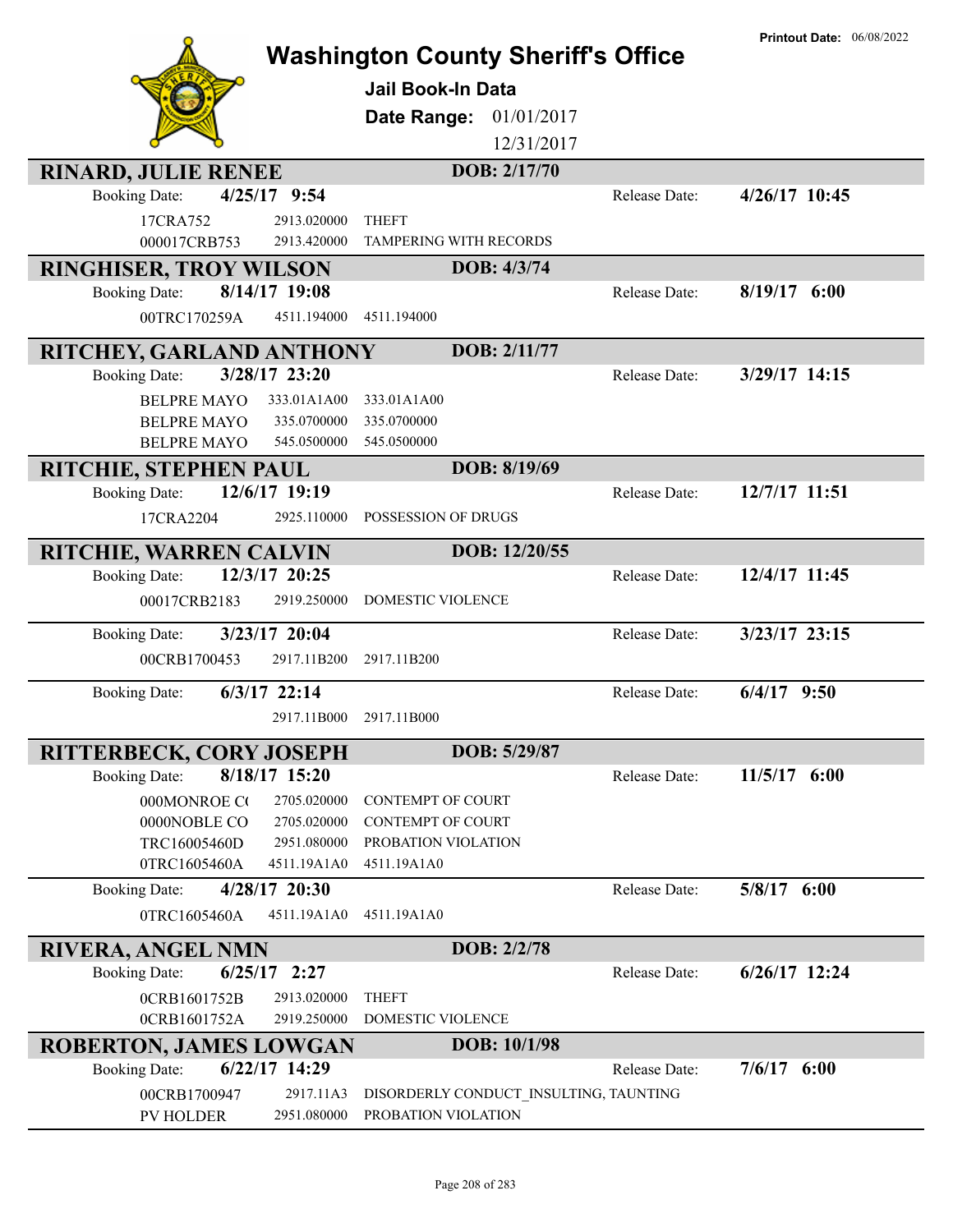# Washington County Sheriff's Office

**Jail Book-In Data**

**Date Range:** 01/01/2017 – 12/31/2017

**Printout Date:** 06/08/2022

---

## RINARD, JULIE RENEE — DOB: 2/17/70

**Booking Date:** 4/25/17 9:54 | **Release Date:** 4/26/17 10:45

| Case | Statute | Charge |
|---|---|---|
| 17CRA752 | 2913.020000 | THEFT |
| 000017CRB753 | 2913.420000 | TAMPERING WITH RECORDS |

## RINGHISER, TROY WILSON — DOB: 4/3/74

**Booking Date:** 8/14/17 19:08 | **Release Date:** 8/19/17 6:00

| Case | Statute | Charge |
|---|---|---|
| 00TRC170259A | 4511.194000 | 4511.194000 |

## RITCHEY, GARLAND ANTHONY — DOB: 2/11/77

**Booking Date:** 3/28/17 23:20 | **Release Date:** 3/29/17 14:15

| Case | Statute | Charge |
|---|---|---|
| BELPRE MAYO | 333.01A1A00 | 333.01A1A00 |
| BELPRE MAYO | 335.0700000 | 335.0700000 |
| BELPRE MAYO | 545.0500000 | 545.0500000 |

## RITCHIE, STEPHEN PAUL — DOB: 8/19/69

**Booking Date:** 12/6/17 19:19 | **Release Date:** 12/7/17 11:51

| Case | Statute | Charge |
|---|---|---|
| 17CRA2204 | 2925.110000 | POSSESSION OF DRUGS |

## RITCHIE, WARREN CALVIN — DOB: 12/20/55

**Booking Date:** 12/3/17 20:25 | **Release Date:** 12/4/17 11:45

| Case | Statute | Charge |
|---|---|---|
| 00017CRB2183 | 2919.250000 | DOMESTIC VIOLENCE |

**Booking Date:** 3/23/17 20:04 | **Release Date:** 3/23/17 23:15

| Case | Statute | Charge |
|---|---|---|
| 00CRB1700453 | 2917.11B200 | 2917.11B200 |

**Booking Date:** 6/3/17 22:14 | **Release Date:** 6/4/17 9:50

| Case | Statute | Charge |
|---|---|---|
| | 2917.11B000 | 2917.11B000 |

## RITTERBECK, CORY JOSEPH — DOB: 5/29/87

**Booking Date:** 8/18/17 15:20 | **Release Date:** 11/5/17 6:00

| Case | Statute | Charge |
|---|---|---|
| 000MONROE C( | 2705.020000 | CONTEMPT OF COURT |
| 0000NOBLE CO | 2705.020000 | CONTEMPT OF COURT |
| TRC16005460D | 2951.080000 | PROBATION VIOLATION |
| 0TRC1605460A | 4511.19A1A0 | 4511.19A1A0 |

**Booking Date:** 4/28/17 20:30 | **Release Date:** 5/8/17 6:00

| Case | Statute | Charge |
|---|---|---|
| 0TRC1605460A | 4511.19A1A0 | 4511.19A1A0 |

## RIVERA, ANGEL NMN — DOB: 2/2/78

**Booking Date:** 6/25/17 2:27 | **Release Date:** 6/26/17 12:24

| Case | Statute | Charge |
|---|---|---|
| 0CRB1601752B | 2913.020000 | THEFT |
| 0CRB1601752A | 2919.250000 | DOMESTIC VIOLENCE |

## ROBERTON, JAMES LOWGAN — DOB: 10/1/98

**Booking Date:** 6/22/17 14:29 | **Release Date:** 7/6/17 6:00

| Case | Statute | Charge |
|---|---|---|
| 00CRB1700947 | 2917.11A3 | DISORDERLY CONDUCT_INSULTING, TAUNTING |
| PV HOLDER | 2951.080000 | PROBATION VIOLATION |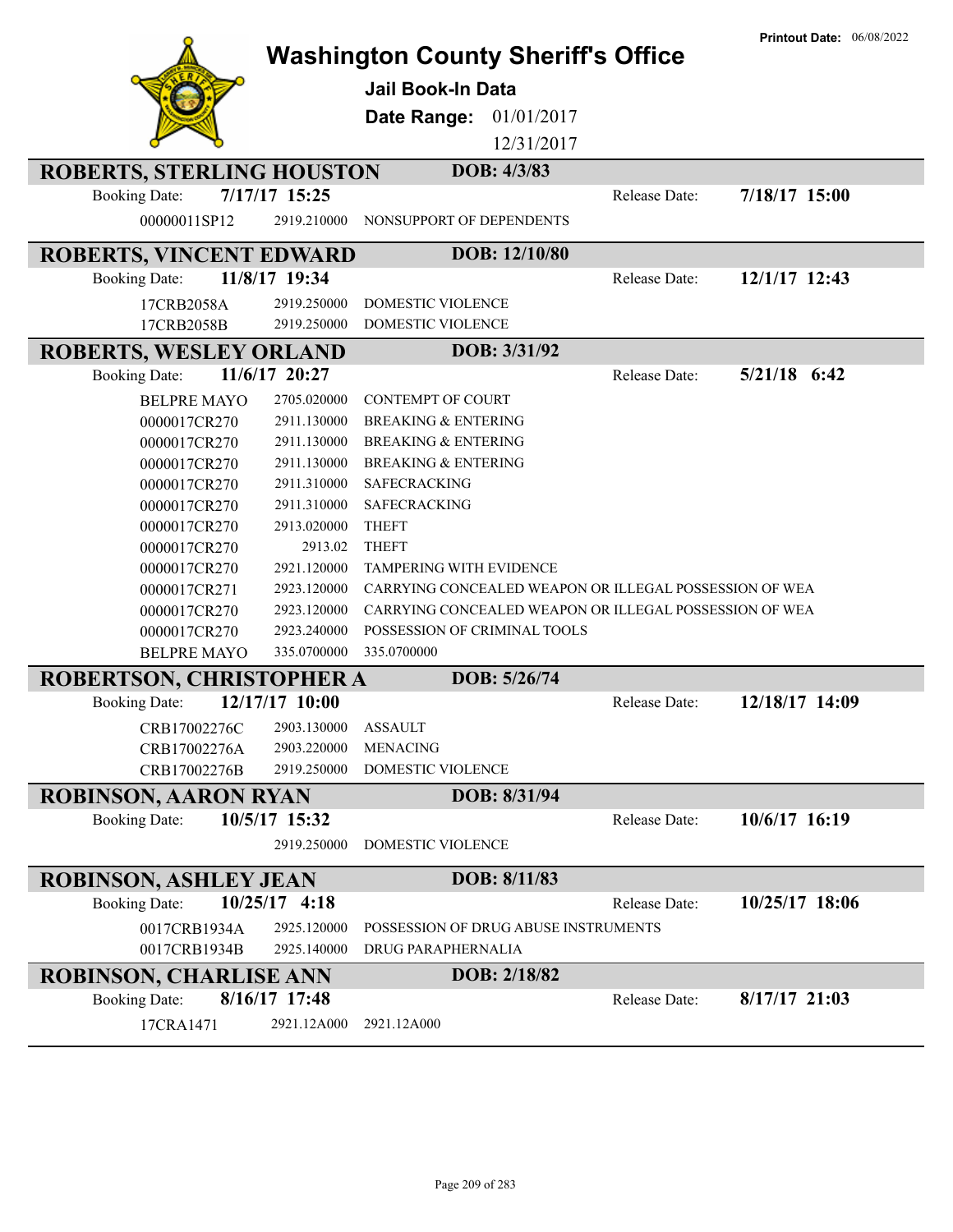# Washington County Sheriff's Office

**Printout Date:** 06/08/2022

## Jail Book-In Data

**Date Range:** 01/01/2017 12/31/2017

## ROBERTS, STERLING HOUSTON

**DOB:** 4/3/83

**Booking Date:** 7/17/17 15:25 | **Release Date:** 7/18/17 15:00

| Case | Code | Charge |
|---|---|---|
| 00000011SP12 | 2919.210000 | NONSUPPORT OF DEPENDENTS |

## ROBERTS, VINCENT EDWARD

**DOB:** 12/10/80

**Booking Date:** 11/8/17 19:34 | **Release Date:** 12/1/17 12:43

| Case | Code | Charge |
|---|---|---|
| 17CRB2058A | 2919.250000 | DOMESTIC VIOLENCE |
| 17CRB2058B | 2919.250000 | DOMESTIC VIOLENCE |

## ROBERTS, WESLEY ORLAND

**DOB:** 3/31/92

**Booking Date:** 11/6/17 20:27 | **Release Date:** 5/21/18 6:42

| Case | Code | Charge |
|---|---|---|
| BELPRE MAYO | 2705.020000 | CONTEMPT OF COURT |
| 0000017CR270 | 2911.130000 | BREAKING & ENTERING |
| 0000017CR270 | 2911.130000 | BREAKING & ENTERING |
| 0000017CR270 | 2911.130000 | BREAKING & ENTERING |
| 0000017CR270 | 2911.310000 | SAFECRACKING |
| 0000017CR270 | 2911.310000 | SAFECRACKING |
| 0000017CR270 | 2913.020000 | THEFT |
| 0000017CR270 | 2913.02 | THEFT |
| 0000017CR270 | 2921.120000 | TAMPERING WITH EVIDENCE |
| 0000017CR271 | 2923.120000 | CARRYING CONCEALED WEAPON OR ILLEGAL POSSESSION OF WEA |
| 0000017CR270 | 2923.120000 | CARRYING CONCEALED WEAPON OR ILLEGAL POSSESSION OF WEA |
| 0000017CR270 | 2923.240000 | POSSESSION OF CRIMINAL TOOLS |
| BELPRE MAYO | 335.0700000 | 335.0700000 |

## ROBERTSON, CHRISTOPHER A

**DOB:** 5/26/74

**Booking Date:** 12/17/17 10:00 | **Release Date:** 12/18/17 14:09

| Case | Code | Charge |
|---|---|---|
| CRB17002276C | 2903.130000 | ASSAULT |
| CRB17002276A | 2903.220000 | MENACING |
| CRB17002276B | 2919.250000 | DOMESTIC VIOLENCE |

## ROBINSON, AARON RYAN

**DOB:** 8/31/94

**Booking Date:** 10/5/17 15:32 | **Release Date:** 10/6/17 16:19

| Case | Code | Charge |
|---|---|---|
| | 2919.250000 | DOMESTIC VIOLENCE |

## ROBINSON, ASHLEY JEAN

**DOB:** 8/11/83

**Booking Date:** 10/25/17 4:18 | **Release Date:** 10/25/17 18:06

| Case | Code | Charge |
|---|---|---|
| 0017CRB1934A | 2925.120000 | POSSESSION OF DRUG ABUSE INSTRUMENTS |
| 0017CRB1934B | 2925.140000 | DRUG PARAPHERNALIA |

## ROBINSON, CHARLISE ANN

**DOB:** 2/18/82

**Booking Date:** 8/16/17 17:48 | **Release Date:** 8/17/17 21:03

| Case | Code | Charge |
|---|---|---|
| 17CRA1471 | 2921.12A000 | 2921.12A000 |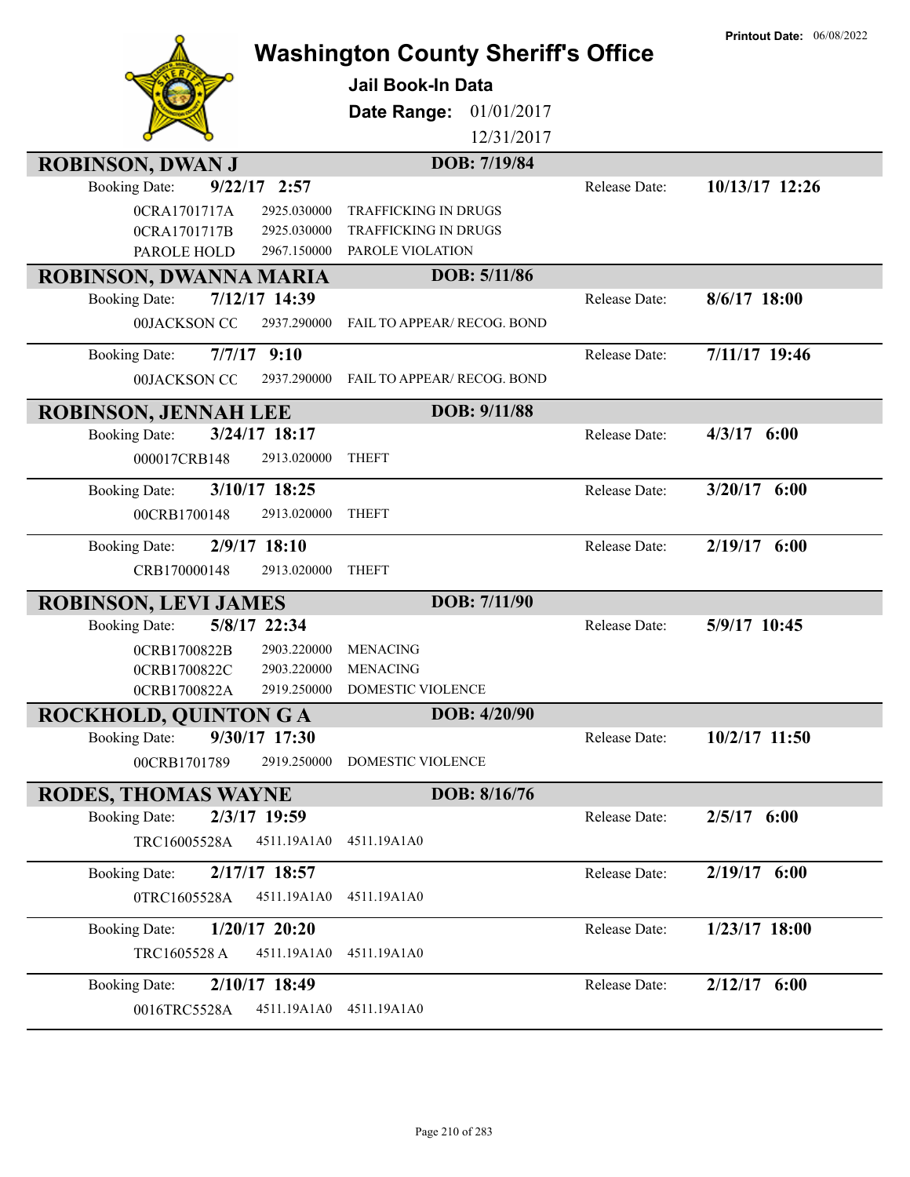# Washington County Sheriff's Office

**Jail Book-In Data**

**Date Range:** 01/01/2017 – 12/31/2017

**Printout Date:** 06/08/2022

## ROBINSON, DWAN J — DOB: 7/19/84

**Booking Date:** 9/22/17 2:57 — **Release Date:** 10/13/17 12:26

| Case | Statute | Charge |
|---|---|---|
| 0CRA1701717A | 2925.030000 | TRAFFICKING IN DRUGS |
| 0CRA1701717B | 2925.030000 | TRAFFICKING IN DRUGS |
| PAROLE HOLD | 2967.150000 | PAROLE VIOLATION |

## ROBINSON, DWANNA MARIA — DOB: 5/11/86

**Booking Date:** 7/12/17 14:39 — **Release Date:** 8/6/17 18:00

| Case | Statute | Charge |
|---|---|---|
| 00JACKSON CC | 2937.290000 | FAIL TO APPEAR/ RECOG. BOND |

**Booking Date:** 7/7/17 9:10 — **Release Date:** 7/11/17 19:46

| Case | Statute | Charge |
|---|---|---|
| 00JACKSON CC | 2937.290000 | FAIL TO APPEAR/ RECOG. BOND |

## ROBINSON, JENNAH LEE — DOB: 9/11/88

**Booking Date:** 3/24/17 18:17 — **Release Date:** 4/3/17 6:00

| Case | Statute | Charge |
|---|---|---|
| 000017CRB148 | 2913.020000 | THEFT |

**Booking Date:** 3/10/17 18:25 — **Release Date:** 3/20/17 6:00

| Case | Statute | Charge |
|---|---|---|
| 00CRB1700148 | 2913.020000 | THEFT |

**Booking Date:** 2/9/17 18:10 — **Release Date:** 2/19/17 6:00

| Case | Statute | Charge |
|---|---|---|
| CRB170000148 | 2913.020000 | THEFT |

## ROBINSON, LEVI JAMES — DOB: 7/11/90

**Booking Date:** 5/8/17 22:34 — **Release Date:** 5/9/17 10:45

| Case | Statute | Charge |
|---|---|---|
| 0CRB1700822B | 2903.220000 | MENACING |
| 0CRB1700822C | 2903.220000 | MENACING |
| 0CRB1700822A | 2919.250000 | DOMESTIC VIOLENCE |

## ROCKHOLD, QUINTON G A — DOB: 4/20/90

**Booking Date:** 9/30/17 17:30 — **Release Date:** 10/2/17 11:50

| Case | Statute | Charge |
|---|---|---|
| 00CRB1701789 | 2919.250000 | DOMESTIC VIOLENCE |

## RODES, THOMAS WAYNE — DOB: 8/16/76

**Booking Date:** 2/3/17 19:59 — **Release Date:** 2/5/17 6:00

| Case | Statute | Charge |
|---|---|---|
| TRC16005528A | 4511.19A1A0 | 4511.19A1A0 |

**Booking Date:** 2/17/17 18:57 — **Release Date:** 2/19/17 6:00

| Case | Statute | Charge |
|---|---|---|
| 0TRC1605528A | 4511.19A1A0 | 4511.19A1A0 |

**Booking Date:** 1/20/17 20:20 — **Release Date:** 1/23/17 18:00

| Case | Statute | Charge |
|---|---|---|
| TRC1605528 A | 4511.19A1A0 | 4511.19A1A0 |

**Booking Date:** 2/10/17 18:49 — **Release Date:** 2/12/17 6:00

| Case | Statute | Charge |
|---|---|---|
| 0016TRC5528A | 4511.19A1A0 | 4511.19A1A0 |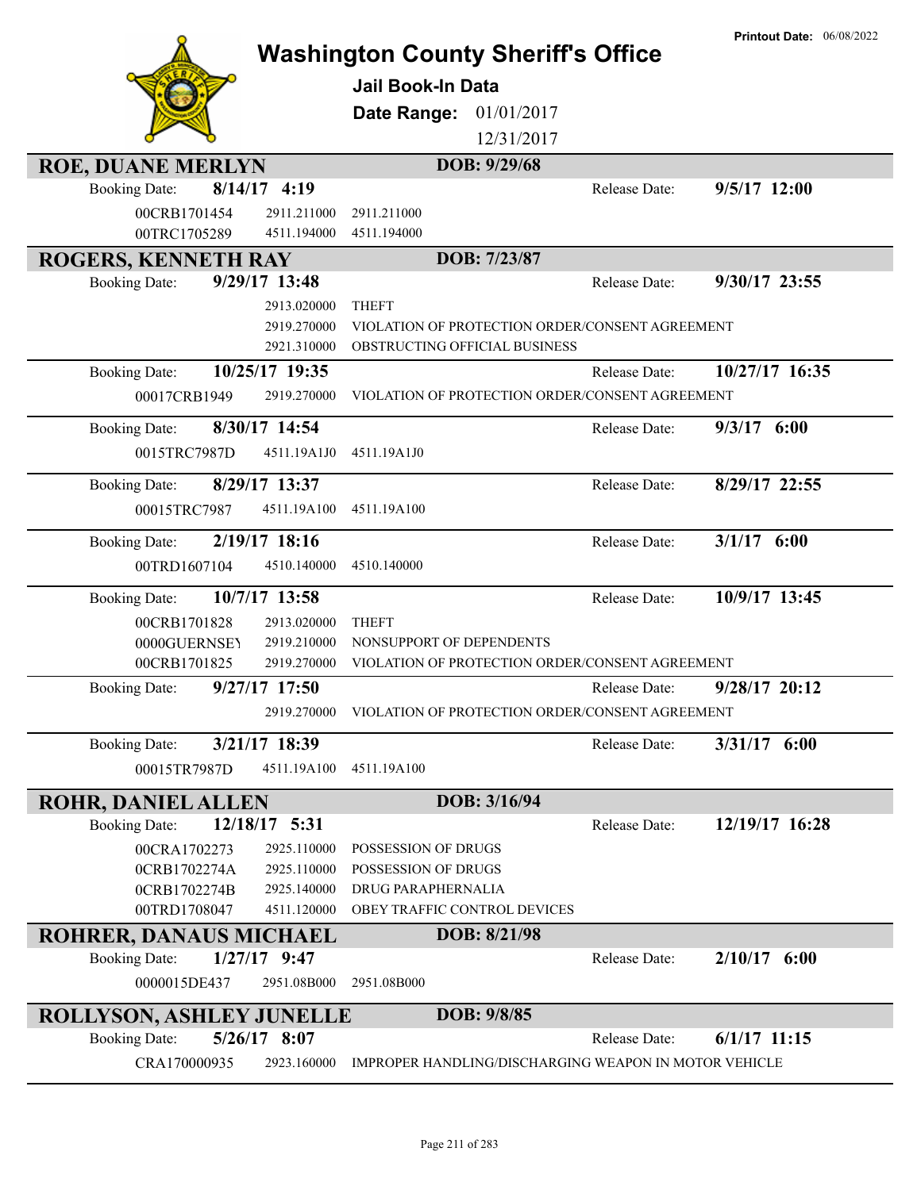# Washington County Sheriff's Office

**Printout Date:** 06/08/2022

**Jail Book-In Data**

**Date Range:** 01/01/2017 12/31/2017

## ROE, DUANE MERLYN

**DOB:** 9/29/68

Booking Date: **8/14/17 4:19** — Release Date: **9/5/17 12:00**

| Case | Statute | Description |
|---|---|---|
| 00CRB1701454 | 2911.211000 | 2911.211000 |
| 00TRC1705289 | 4511.194000 | 4511.194000 |

## ROGERS, KENNETH RAY

**DOB:** 7/23/87

Booking Date: **9/29/17 13:48** — Release Date: **9/30/17 23:55**

| Case | Statute | Description |
|---|---|---|
| | 2913.020000 | THEFT |
| | 2919.270000 | VIOLATION OF PROTECTION ORDER/CONSENT AGREEMENT |
| | 2921.310000 | OBSTRUCTING OFFICIAL BUSINESS |

Booking Date: **10/25/17 19:35** — Release Date: **10/27/17 16:35**

| Case | Statute | Description |
|---|---|---|
| 00017CRB1949 | 2919.270000 | VIOLATION OF PROTECTION ORDER/CONSENT AGREEMENT |

Booking Date: **8/30/17 14:54** — Release Date: **9/3/17 6:00**

| Case | Statute | Description |
|---|---|---|
| 0015TRC7987D | 4511.19A1J0 | 4511.19A1J0 |

Booking Date: **8/29/17 13:37** — Release Date: **8/29/17 22:55**

| Case | Statute | Description |
|---|---|---|
| 00015TRC7987 | 4511.19A100 | 4511.19A100 |

Booking Date: **2/19/17 18:16** — Release Date: **3/1/17 6:00**

| Case | Statute | Description |
|---|---|---|
| 00TRD1607104 | 4510.140000 | 4510.140000 |

Booking Date: **10/7/17 13:58** — Release Date: **10/9/17 13:45**

| Case | Statute | Description |
|---|---|---|
| 00CRB1701828 | 2913.020000 | THEFT |
| 0000GUERNSEY | 2919.210000 | NONSUPPORT OF DEPENDENTS |
| 00CRB1701825 | 2919.270000 | VIOLATION OF PROTECTION ORDER/CONSENT AGREEMENT |

Booking Date: **9/27/17 17:50** — Release Date: **9/28/17 20:12**

| Case | Statute | Description |
|---|---|---|
| | 2919.270000 | VIOLATION OF PROTECTION ORDER/CONSENT AGREEMENT |

Booking Date: **3/21/17 18:39** — Release Date: **3/31/17 6:00**

| Case | Statute | Description |
|---|---|---|
| 00015TR7987D | 4511.19A100 | 4511.19A100 |

## ROHR, DANIEL ALLEN

**DOB:** 3/16/94

Booking Date: **12/18/17 5:31** — Release Date: **12/19/17 16:28**

| Case | Statute | Description |
|---|---|---|
| 00CRA1702273 | 2925.110000 | POSSESSION OF DRUGS |
| 0CRB1702274A | 2925.110000 | POSSESSION OF DRUGS |
| 0CRB1702274B | 2925.140000 | DRUG PARAPHERNALIA |
| 00TRD1708047 | 4511.120000 | OBEY TRAFFIC CONTROL DEVICES |

## ROHRER, DANAUS MICHAEL

**DOB:** 8/21/98

Booking Date: **1/27/17 9:47** — Release Date: **2/10/17 6:00**

| Case | Statute | Description |
|---|---|---|
| 0000015DE437 | 2951.08B000 | 2951.08B000 |

## ROLLYSON, ASHLEY JUNELLE

**DOB:** 9/8/85

Booking Date: **5/26/17 8:07** — Release Date: **6/1/17 11:15**

| Case | Statute | Description |
|---|---|---|
| CRA170000935 | 2923.160000 | IMPROPER HANDLING/DISCHARGING WEAPON IN MOTOR VEHICLE |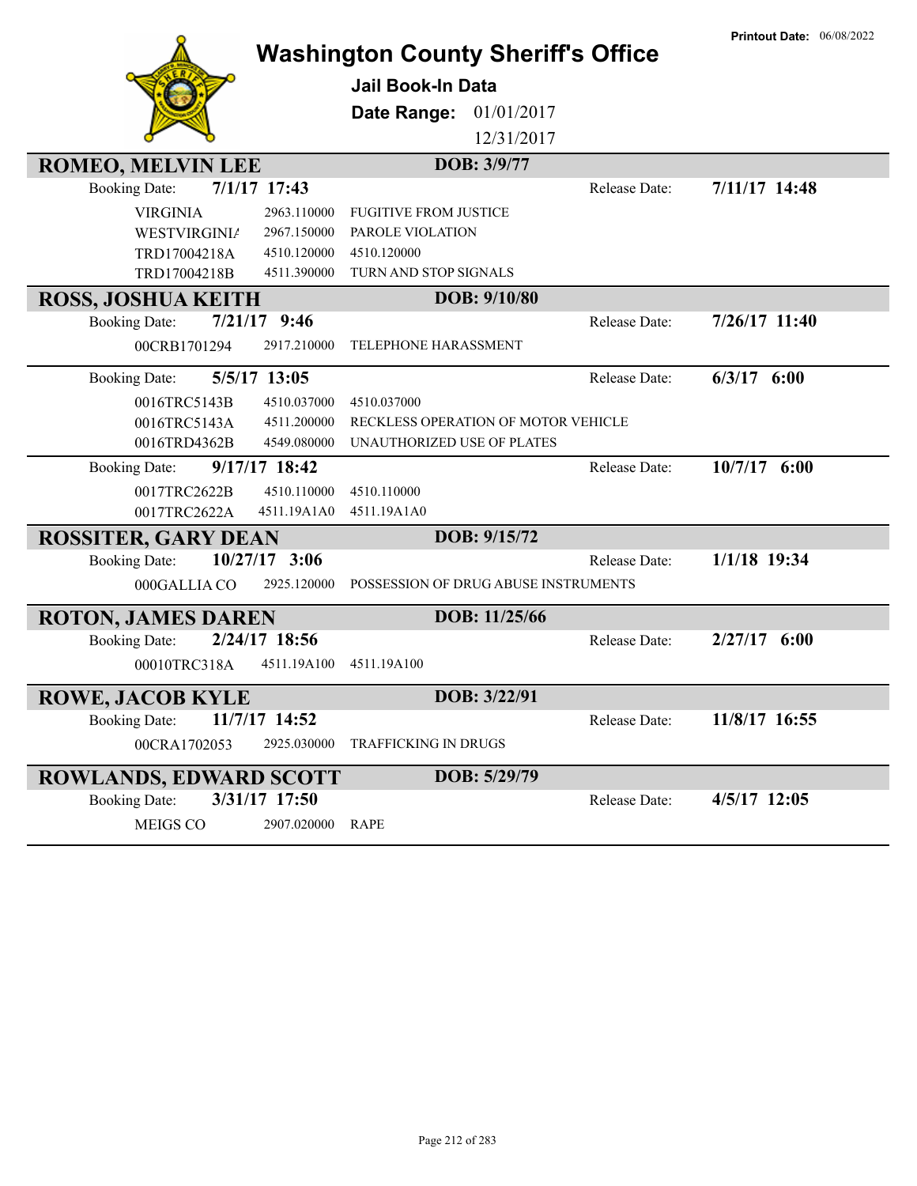Printout Date: 06/08/2022

# Washington County Sheriff's Office

## Jail Book-In Data

**Date Range:** 01/01/2017 12/31/2017

---

### ROMEO, MELVIN LEE — DOB: 3/9/77

**Booking Date:** 7/1/17 17:43 — **Release Date:** 7/11/17 14:48

| Case | Code | Description |
|---|---|---|
| VIRGINIA | 2963.110000 | FUGITIVE FROM JUSTICE |
| WESTVIRGINIA | 2967.150000 | PAROLE VIOLATION |
| TRD17004218A | 4510.120000 | 4510.120000 |
| TRD17004218B | 4511.390000 | TURN AND STOP SIGNALS |

---

### ROSS, JOSHUA KEITH — DOB: 9/10/80

**Booking Date:** 7/21/17 9:46 — **Release Date:** 7/26/17 11:40

| Case | Code | Description |
|---|---|---|
| 00CRB1701294 | 2917.210000 | TELEPHONE HARASSMENT |

**Booking Date:** 5/5/17 13:05 — **Release Date:** 6/3/17 6:00

| Case | Code | Description |
|---|---|---|
| 0016TRC5143B | 4510.037000 | 4510.037000 |
| 0016TRC5143A | 4511.200000 | RECKLESS OPERATION OF MOTOR VEHICLE |
| 0016TRD4362B | 4549.080000 | UNAUTHORIZED USE OF PLATES |

**Booking Date:** 9/17/17 18:42 — **Release Date:** 10/7/17 6:00

| Case | Code | Description |
|---|---|---|
| 0017TRC2622B | 4510.110000 | 4510.110000 |
| 0017TRC2622A | 4511.19A1A0 | 4511.19A1A0 |

---

### ROSSITER, GARY DEAN — DOB: 9/15/72

**Booking Date:** 10/27/17 3:06 — **Release Date:** 1/1/18 19:34

| Case | Code | Description |
|---|---|---|
| 000GALLIA CO | 2925.120000 | POSSESSION OF DRUG ABUSE INSTRUMENTS |

---

### ROTON, JAMES DAREN — DOB: 11/25/66

**Booking Date:** 2/24/17 18:56 — **Release Date:** 2/27/17 6:00

| Case | Code | Description |
|---|---|---|
| 00010TRC318A | 4511.19A100 | 4511.19A100 |

---

### ROWE, JACOB KYLE — DOB: 3/22/91

**Booking Date:** 11/7/17 14:52 — **Release Date:** 11/8/17 16:55

| Case | Code | Description |
|---|---|---|
| 00CRA1702053 | 2925.030000 | TRAFFICKING IN DRUGS |

---

### ROWLANDS, EDWARD SCOTT — DOB: 5/29/79

**Booking Date:** 3/31/17 17:50 — **Release Date:** 4/5/17 12:05

| Case | Code | Description |
|---|---|---|
| MEIGS CO | 2907.020000 | RAPE |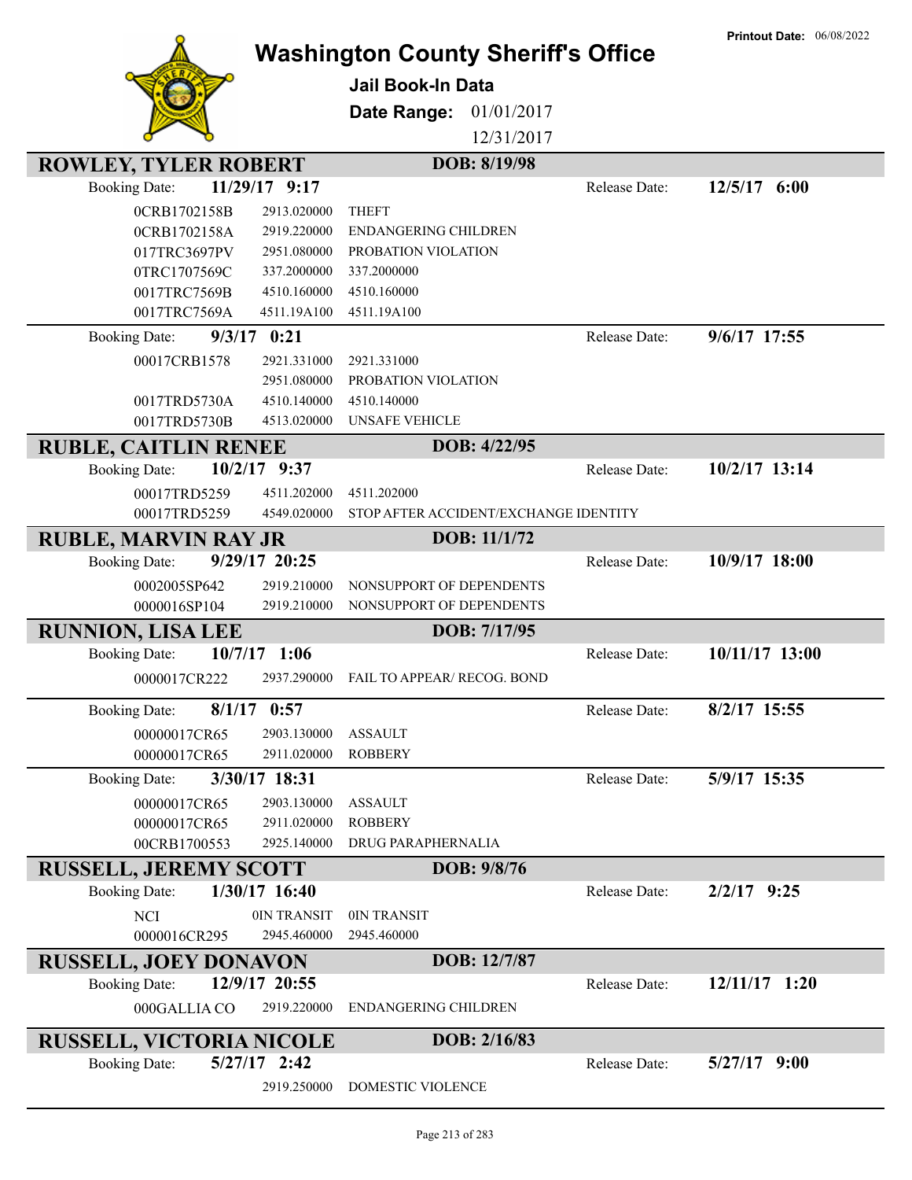Printout Date: 06/08/2022

# Washington County Sheriff's Office

**Jail Book-In Data**

**Date Range:** 01/01/2017 12/31/2017

## ROWLEY, TYLER ROBERT — DOB: 8/19/98

**Booking Date:** 11/29/17 9:17 — **Release Date:** 12/5/17 6:00

| Case | Statute | Charge |
|---|---|---|
| 0CRB1702158B | 2913.020000 | THEFT |
| 0CRB1702158A | 2919.220000 | ENDANGERING CHILDREN |
| 017TRC3697PV | 2951.080000 | PROBATION VIOLATION |
| 0TRC1707569C | 337.2000000 | 337.2000000 |
| 0017TRC7569B | 4510.160000 | 4510.160000 |
| 0017TRC7569A | 4511.19A100 | 4511.19A100 |

**Booking Date:** 9/3/17 0:21 — **Release Date:** 9/6/17 17:55

| Case | Statute | Charge |
|---|---|---|
| 00017CRB1578 | 2921.331000 | 2921.331000 |
| | 2951.080000 | PROBATION VIOLATION |
| 0017TRD5730A | 4510.140000 | 4510.140000 |
| 0017TRD5730B | 4513.020000 | UNSAFE VEHICLE |

## RUBLE, CAITLIN RENEE — DOB: 4/22/95

**Booking Date:** 10/2/17 9:37 — **Release Date:** 10/2/17 13:14

| Case | Statute | Charge |
|---|---|---|
| 00017TRD5259 | 4511.202000 | 4511.202000 |
| 00017TRD5259 | 4549.020000 | STOP AFTER ACCIDENT/EXCHANGE IDENTITY |

## RUBLE, MARVIN RAY JR — DOB: 11/1/72

**Booking Date:** 9/29/17 20:25 — **Release Date:** 10/9/17 18:00

| Case | Statute | Charge |
|---|---|---|
| 0002005SP642 | 2919.210000 | NONSUPPORT OF DEPENDENTS |
| 0000016SP104 | 2919.210000 | NONSUPPORT OF DEPENDENTS |

## RUNNION, LISA LEE — DOB: 7/17/95

**Booking Date:** 10/7/17 1:06 — **Release Date:** 10/11/17 13:00

| Case | Statute | Charge |
|---|---|---|
| 0000017CR222 | 2937.290000 | FAIL TO APPEAR/ RECOG. BOND |

**Booking Date:** 8/1/17 0:57 — **Release Date:** 8/2/17 15:55

| Case | Statute | Charge |
|---|---|---|
| 00000017CR65 | 2903.130000 | ASSAULT |
| 00000017CR65 | 2911.020000 | ROBBERY |

**Booking Date:** 3/30/17 18:31 — **Release Date:** 5/9/17 15:35

| Case | Statute | Charge |
|---|---|---|
| 00000017CR65 | 2903.130000 | ASSAULT |
| 00000017CR65 | 2911.020000 | ROBBERY |
| 00CRB1700553 | 2925.140000 | DRUG PARAPHERNALIA |

## RUSSELL, JEREMY SCOTT — DOB: 9/8/76

**Booking Date:** 1/30/17 16:40 — **Release Date:** 2/2/17 9:25

| Case | Statute | Charge |
|---|---|---|
| NCI | 0IN TRANSIT | 0IN TRANSIT |
| 0000016CR295 | 2945.460000 | 2945.460000 |

## RUSSELL, JOEY DONAVON — DOB: 12/7/87

**Booking Date:** 12/9/17 20:55 — **Release Date:** 12/11/17 1:20

| Case | Statute | Charge |
|---|---|---|
| 000GALLIA CO | 2919.220000 | ENDANGERING CHILDREN |

## RUSSELL, VICTORIA NICOLE — DOB: 2/16/83

**Booking Date:** 5/27/17 2:42 — **Release Date:** 5/27/17 9:00

| Case | Statute | Charge |
|---|---|---|
| | 2919.250000 | DOMESTIC VIOLENCE |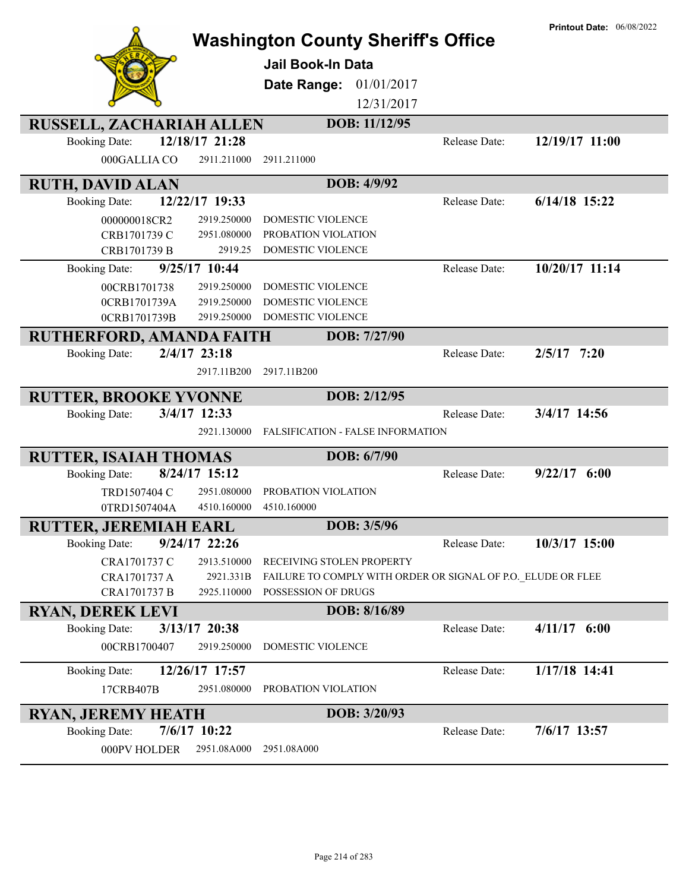# Washington County Sheriff's Office

**Printout Date:** 06/08/2022

## Jail Book-In Data

**Date Range:** 01/01/2017 – 12/31/2017

---

### RUSSELL, ZACHARIAH ALLEN — DOB: 11/12/95

**Booking Date:** 12/18/17 21:28 — **Release Date:** 12/19/17 11:00

| Case | Statute | Description |
|---|---|---|
| 000GALLIA CO | 2911.211000 | 2911.211000 |

---

### RUTH, DAVID ALAN — DOB: 4/9/92

**Booking Date:** 12/22/17 19:33 — **Release Date:** 6/14/18 15:22

| Case | Statute | Description |
|---|---|---|
| 000000018CR2 | 2919.250000 | DOMESTIC VIOLENCE |
| CRB1701739 C | 2951.080000 | PROBATION VIOLATION |
| CRB1701739 B | 2919.25 | DOMESTIC VIOLENCE |

**Booking Date:** 9/25/17 10:44 — **Release Date:** 10/20/17 11:14

| Case | Statute | Description |
|---|---|---|
| 00CRB1701738 | 2919.250000 | DOMESTIC VIOLENCE |
| 0CRB1701739A | 2919.250000 | DOMESTIC VIOLENCE |
| 0CRB1701739B | 2919.250000 | DOMESTIC VIOLENCE |

---

### RUTHERFORD, AMANDA FAITH — DOB: 7/27/90

**Booking Date:** 2/4/17 23:18 — **Release Date:** 2/5/17 7:20

| Case | Statute | Description |
|---|---|---|
| | 2917.11B200 | 2917.11B200 |

---

### RUTTER, BROOKE YVONNE — DOB: 2/12/95

**Booking Date:** 3/4/17 12:33 — **Release Date:** 3/4/17 14:56

| Case | Statute | Description |
|---|---|---|
| | 2921.130000 | FALSIFICATION - FALSE INFORMATION |

---

### RUTTER, ISAIAH THOMAS — DOB: 6/7/90

**Booking Date:** 8/24/17 15:12 — **Release Date:** 9/22/17 6:00

| Case | Statute | Description |
|---|---|---|
| TRD1507404 C | 2951.080000 | PROBATION VIOLATION |
| 0TRD1507404A | 4510.160000 | 4510.160000 |

---

### RUTTER, JEREMIAH EARL — DOB: 3/5/96

**Booking Date:** 9/24/17 22:26 — **Release Date:** 10/3/17 15:00

| Case | Statute | Description |
|---|---|---|
| CRA1701737 C | 2913.510000 | RECEIVING STOLEN PROPERTY |
| CRA1701737 A | 2921.331B | FAILURE TO COMPLY WITH ORDER OR SIGNAL OF P.O._ELUDE OR FLEE |
| CRA1701737 B | 2925.110000 | POSSESSION OF DRUGS |

---

### RYAN, DEREK LEVI — DOB: 8/16/89

**Booking Date:** 3/13/17 20:38 — **Release Date:** 4/11/17 6:00

| Case | Statute | Description |
|---|---|---|
| 00CRB1700407 | 2919.250000 | DOMESTIC VIOLENCE |

**Booking Date:** 12/26/17 17:57 — **Release Date:** 1/17/18 14:41

| Case | Statute | Description |
|---|---|---|
| 17CRB407B | 2951.080000 | PROBATION VIOLATION |

---

### RYAN, JEREMY HEATH — DOB: 3/20/93

**Booking Date:** 7/6/17 10:22 — **Release Date:** 7/6/17 13:57

| Case | Statute | Description |
|---|---|---|
| 000PV HOLDER | 2951.08A000 | 2951.08A000 |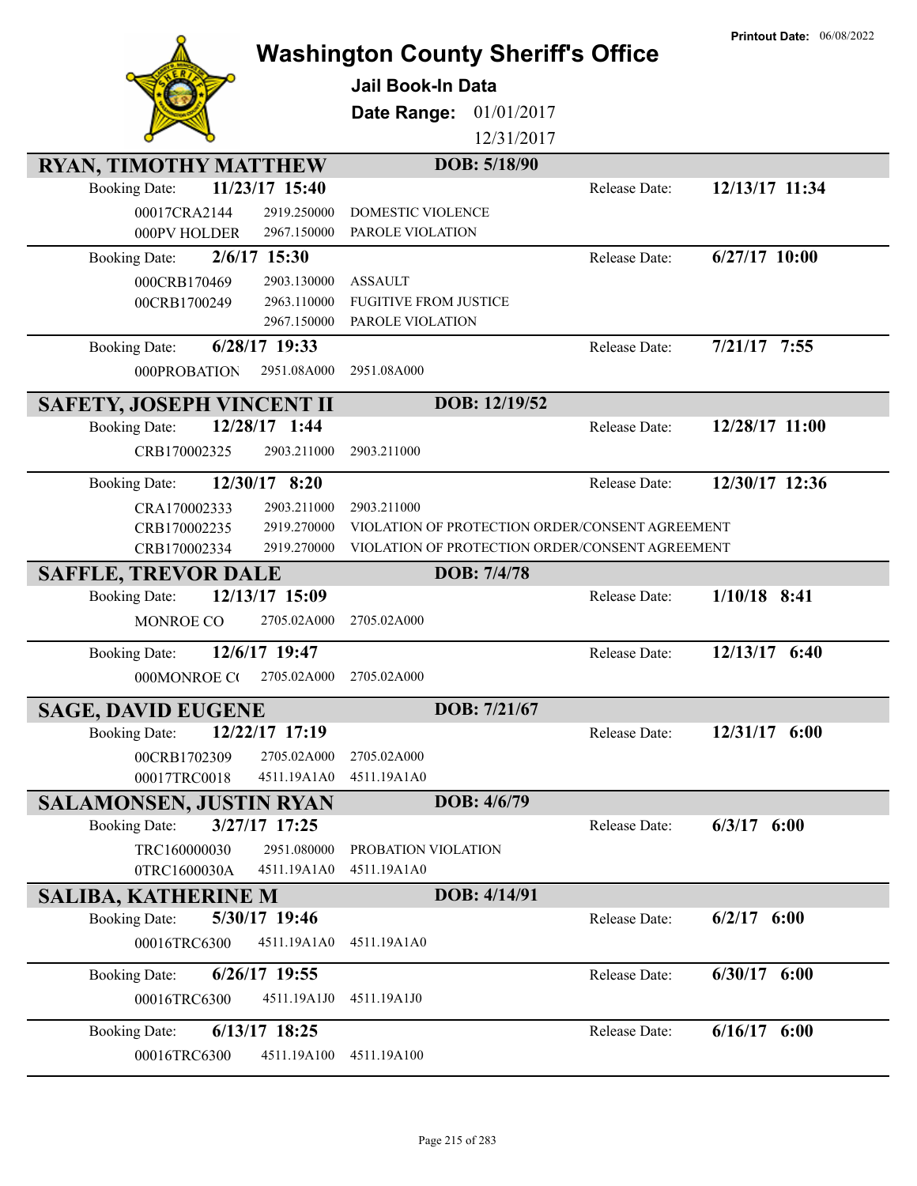# Washington County Sheriff's Office

**Printout Date:** 06/08/2022

## Jail Book-In Data

**Date Range:** 01/01/2017 – 12/31/2017

### RYAN, TIMOTHY MATTHEW — DOB: 5/18/90

**Booking Date:** 11/23/17 15:40 — **Release Date:** 12/13/17 11:34

| Case | Statute | Description |
|---|---|---|
| 00017CRA2144 | 2919.250000 | DOMESTIC VIOLENCE |
| 000PV HOLDER | 2967.150000 | PAROLE VIOLATION |

**Booking Date:** 2/6/17 15:30 — **Release Date:** 6/27/17 10:00

| Case | Statute | Description |
|---|---|---|
| 000CRB170469 | 2903.130000 | ASSAULT |
| 00CRB1700249 | 2963.110000 | FUGITIVE FROM JUSTICE |
| | 2967.150000 | PAROLE VIOLATION |

**Booking Date:** 6/28/17 19:33 — **Release Date:** 7/21/17 7:55

| Case | Statute | Description |
|---|---|---|
| 000PROBATION | 2951.08A000 | 2951.08A000 |

### SAFETY, JOSEPH VINCENT II — DOB: 12/19/52

**Booking Date:** 12/28/17 1:44 — **Release Date:** 12/28/17 11:00

| Case | Statute | Description |
|---|---|---|
| CRB170002325 | 2903.211000 | 2903.211000 |

**Booking Date:** 12/30/17 8:20 — **Release Date:** 12/30/17 12:36

| Case | Statute | Description |
|---|---|---|
| CRA170002333 | 2903.211000 | 2903.211000 |
| CRB170002235 | 2919.270000 | VIOLATION OF PROTECTION ORDER/CONSENT AGREEMENT |
| CRB170002334 | 2919.270000 | VIOLATION OF PROTECTION ORDER/CONSENT AGREEMENT |

### SAFFLE, TREVOR DALE — DOB: 7/4/78

**Booking Date:** 12/13/17 15:09 — **Release Date:** 1/10/18 8:41

| Case | Statute | Description |
|---|---|---|
| MONROE CO | 2705.02A000 | 2705.02A000 |

**Booking Date:** 12/6/17 19:47 — **Release Date:** 12/13/17 6:40

| Case | Statute | Description |
|---|---|---|
| 000MONROE C( | 2705.02A000 | 2705.02A000 |

### SAGE, DAVID EUGENE — DOB: 7/21/67

**Booking Date:** 12/22/17 17:19 — **Release Date:** 12/31/17 6:00

| Case | Statute | Description |
|---|---|---|
| 00CRB1702309 | 2705.02A000 | 2705.02A000 |
| 00017TRC0018 | 4511.19A1A0 | 4511.19A1A0 |

### SALAMONSEN, JUSTIN RYAN — DOB: 4/6/79

**Booking Date:** 3/27/17 17:25 — **Release Date:** 6/3/17 6:00

| Case | Statute | Description |
|---|---|---|
| TRC160000030 | 2951.080000 | PROBATION VIOLATION |
| 0TRC1600030A | 4511.19A1A0 | 4511.19A1A0 |

### SALIBA, KATHERINE M — DOB: 4/14/91

**Booking Date:** 5/30/17 19:46 — **Release Date:** 6/2/17 6:00

| Case | Statute | Description |
|---|---|---|
| 00016TRC6300 | 4511.19A1A0 | 4511.19A1A0 |

**Booking Date:** 6/26/17 19:55 — **Release Date:** 6/30/17 6:00

| Case | Statute | Description |
|---|---|---|
| 00016TRC6300 | 4511.19A1J0 | 4511.19A1J0 |

**Booking Date:** 6/13/17 18:25 — **Release Date:** 6/16/17 6:00

| Case | Statute | Description |
|---|---|---|
| 00016TRC6300 | 4511.19A100 | 4511.19A100 |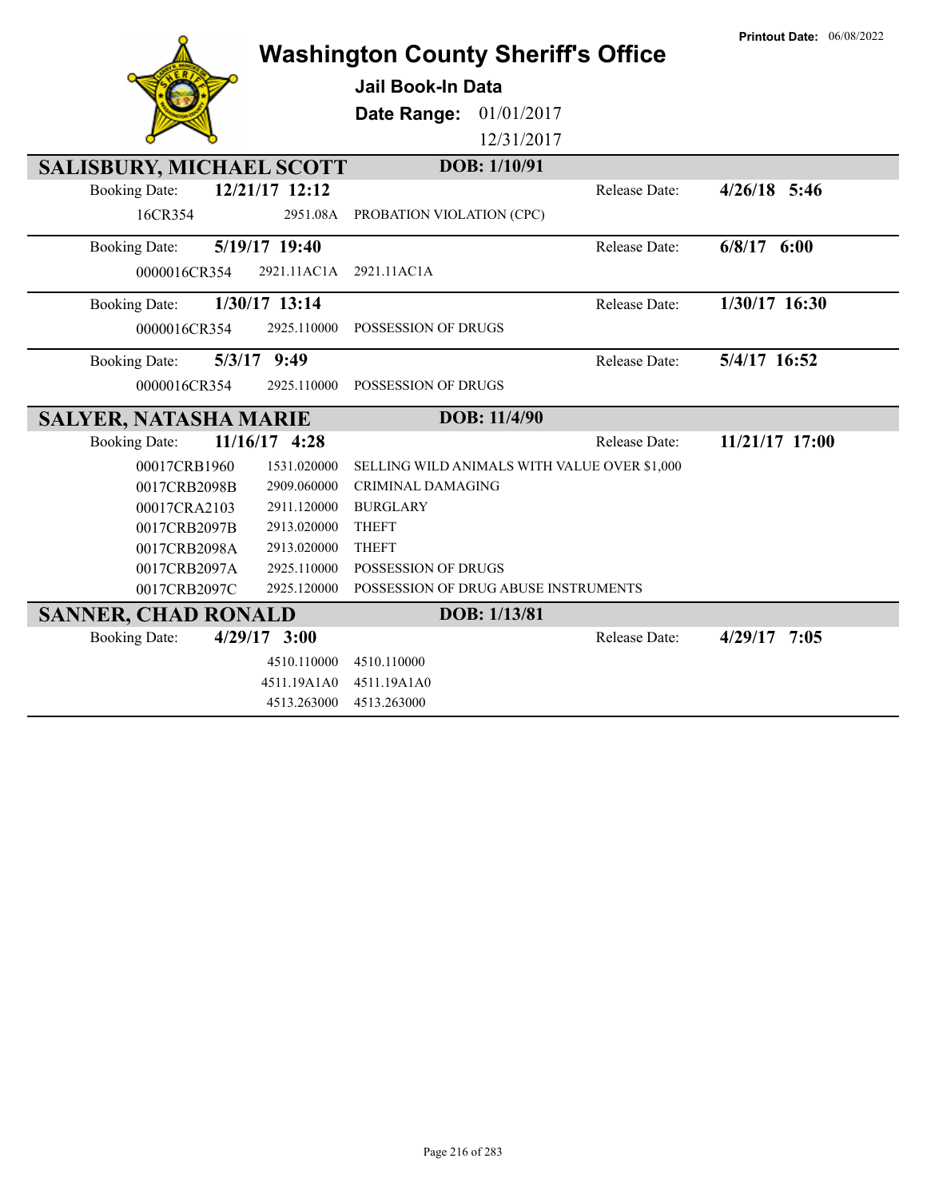Printout Date: 06/08/2022

# Washington County Sheriff's Office

## Jail Book-In Data

**Date Range:** 01/01/2017 – 12/31/2017

---

## SALISBURY, MICHAEL SCOTT — DOB: 1/10/91

**Booking Date:** 12/21/17 12:12 — **Release Date:** 4/26/18 5:46

| Case | Statute | Charge |
|---|---|---|
| 16CR354 | 2951.08A | PROBATION VIOLATION (CPC) |

**Booking Date:** 5/19/17 19:40 — **Release Date:** 6/8/17 6:00

| Case | Statute | Charge |
|---|---|---|
| 0000016CR354 | 2921.11AC1A | 2921.11AC1A |

**Booking Date:** 1/30/17 13:14 — **Release Date:** 1/30/17 16:30

| Case | Statute | Charge |
|---|---|---|
| 0000016CR354 | 2925.110000 | POSSESSION OF DRUGS |

**Booking Date:** 5/3/17 9:49 — **Release Date:** 5/4/17 16:52

| Case | Statute | Charge |
|---|---|---|
| 0000016CR354 | 2925.110000 | POSSESSION OF DRUGS |

## SALYER, NATASHA MARIE — DOB: 11/4/90

**Booking Date:** 11/16/17 4:28 — **Release Date:** 11/21/17 17:00

| Case | Statute | Charge |
|---|---|---|
| 00017CRB1960 | 1531.020000 | SELLING WILD ANIMALS WITH VALUE OVER $1,000 |
| 0017CRB2098B | 2909.060000 | CRIMINAL DAMAGING |
| 00017CRA2103 | 2911.120000 | BURGLARY |
| 0017CRB2097B | 2913.020000 | THEFT |
| 0017CRB2098A | 2913.020000 | THEFT |
| 0017CRB2097A | 2925.110000 | POSSESSION OF DRUGS |
| 0017CRB2097C | 2925.120000 | POSSESSION OF DRUG ABUSE INSTRUMENTS |

## SANNER, CHAD RONALD — DOB: 1/13/81

**Booking Date:** 4/29/17 3:00 — **Release Date:** 4/29/17 7:05

| Case | Statute | Charge |
|---|---|---|
| | 4510.110000 | 4510.110000 |
| | 4511.19A1A0 | 4511.19A1A0 |
| | 4513.263000 | 4513.263000 |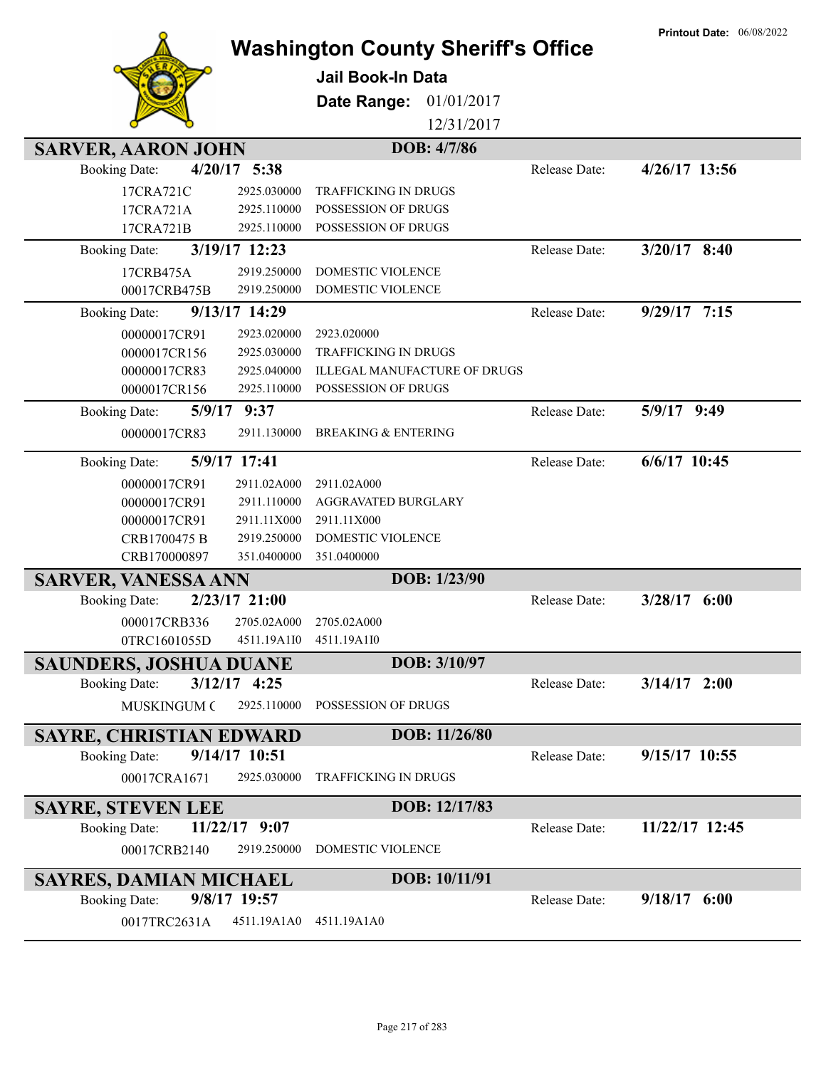Printout Date: 06/08/2022

# Washington County Sheriff's Office

**Jail Book-In Data**

**Date Range:** 01/01/2017 12/31/2017

## SARVER, AARON JOHN — DOB: 4/7/86

**Booking Date:** 4/20/17 5:38 — **Release Date:** 4/26/17 13:56

| Case | Statute | Charge |
|---|---|---|
| 17CRA721C | 2925.030000 | TRAFFICKING IN DRUGS |
| 17CRA721A | 2925.110000 | POSSESSION OF DRUGS |
| 17CRA721B | 2925.110000 | POSSESSION OF DRUGS |

**Booking Date:** 3/19/17 12:23 — **Release Date:** 3/20/17 8:40

| Case | Statute | Charge |
|---|---|---|
| 17CRB475A | 2919.250000 | DOMESTIC VIOLENCE |
| 00017CRB475B | 2919.250000 | DOMESTIC VIOLENCE |

**Booking Date:** 9/13/17 14:29 — **Release Date:** 9/29/17 7:15

| Case | Statute | Charge |
|---|---|---|
| 00000017CR91 | 2923.020000 | 2923.020000 |
| 0000017CR156 | 2925.030000 | TRAFFICKING IN DRUGS |
| 00000017CR83 | 2925.040000 | ILLEGAL MANUFACTURE OF DRUGS |
| 0000017CR156 | 2925.110000 | POSSESSION OF DRUGS |

**Booking Date:** 5/9/17 9:37 — **Release Date:** 5/9/17 9:49

| Case | Statute | Charge |
|---|---|---|
| 00000017CR83 | 2911.130000 | BREAKING & ENTERING |

**Booking Date:** 5/9/17 17:41 — **Release Date:** 6/6/17 10:45

| Case | Statute | Charge |
|---|---|---|
| 00000017CR91 | 2911.02A000 | 2911.02A000 |
| 00000017CR91 | 2911.110000 | AGGRAVATED BURGLARY |
| 00000017CR91 | 2911.11X000 | 2911.11X000 |
| CRB1700475 B | 2919.250000 | DOMESTIC VIOLENCE |
| CRB170000897 | 351.0400000 | 351.0400000 |

## SARVER, VANESSA ANN — DOB: 1/23/90

**Booking Date:** 2/23/17 21:00 — **Release Date:** 3/28/17 6:00

| Case | Statute | Charge |
|---|---|---|
| 000017CRB336 | 2705.02A000 | 2705.02A000 |
| 0TRC1601055D | 4511.19A1I0 | 4511.19A1I0 |

## SAUNDERS, JOSHUA DUANE — DOB: 3/10/97

**Booking Date:** 3/12/17 4:25 — **Release Date:** 3/14/17 2:00

| Case | Statute | Charge |
|---|---|---|
| MUSKINGUM C | 2925.110000 | POSSESSION OF DRUGS |

## SAYRE, CHRISTIAN EDWARD — DOB: 11/26/80

**Booking Date:** 9/14/17 10:51 — **Release Date:** 9/15/17 10:55

| Case | Statute | Charge |
|---|---|---|
| 00017CRA1671 | 2925.030000 | TRAFFICKING IN DRUGS |

## SAYRE, STEVEN LEE — DOB: 12/17/83

**Booking Date:** 11/22/17 9:07 — **Release Date:** 11/22/17 12:45

| Case | Statute | Charge |
|---|---|---|
| 00017CRB2140 | 2919.250000 | DOMESTIC VIOLENCE |

## SAYRES, DAMIAN MICHAEL — DOB: 10/11/91

**Booking Date:** 9/8/17 19:57 — **Release Date:** 9/18/17 6:00

| Case | Statute | Charge |
|---|---|---|
| 0017TRC2631A | 4511.19A1A0 | 4511.19A1A0 |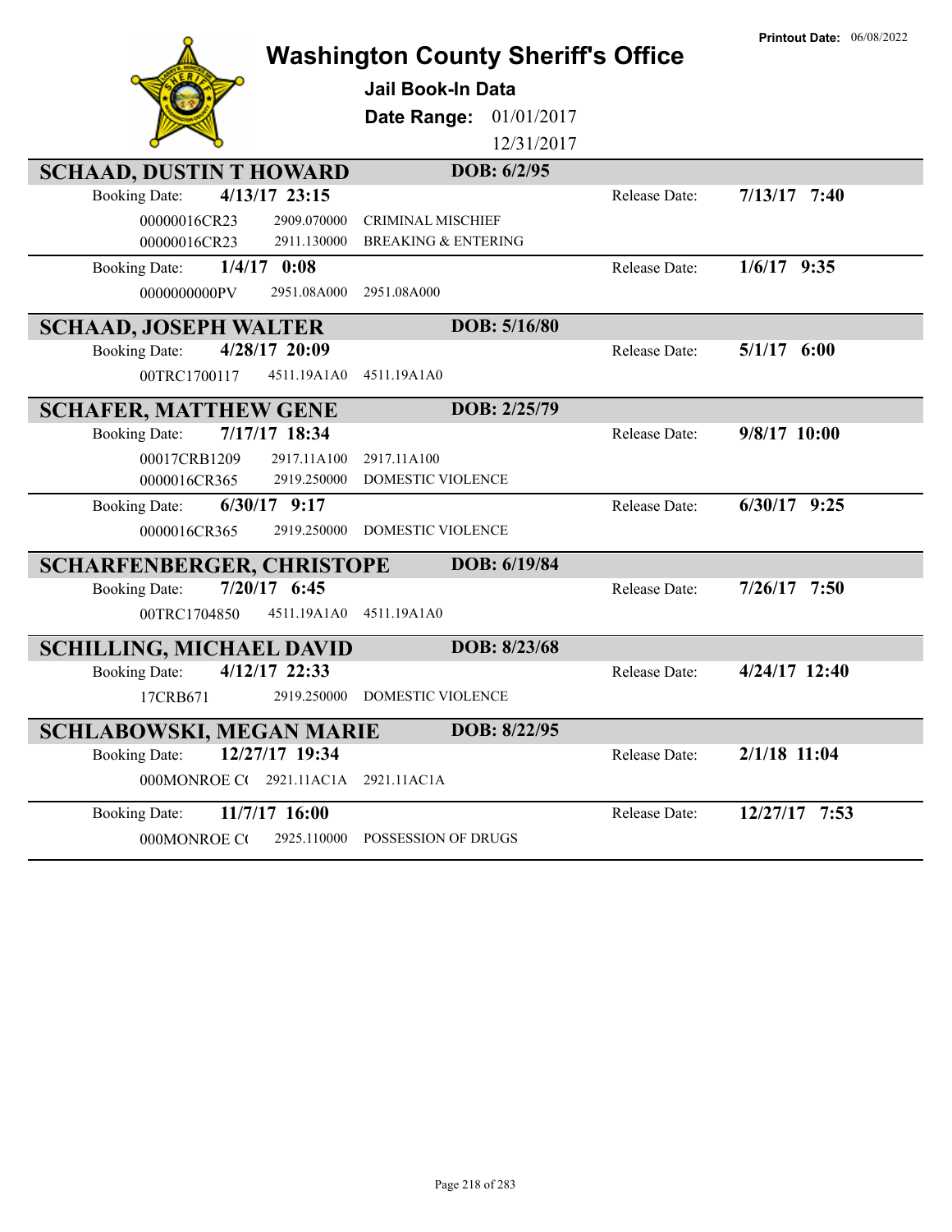# Washington County Sheriff's Office

**Jail Book-In Data**

**Date Range:** 01/01/2017 - 12/31/2017

**Printout Date:** 06/08/2022

## SCHAAD, DUSTIN T HOWARD — DOB: 6/2/95

**Booking Date:** 4/13/17 23:15 — **Release Date:** 7/13/17 7:40

| Case | Statute | Description |
|---|---|---|
| 00000016CR23 | 2909.070000 | CRIMINAL MISCHIEF |
| 00000016CR23 | 2911.130000 | BREAKING & ENTERING |

**Booking Date:** 1/4/17 0:08 — **Release Date:** 1/6/17 9:35

| Case | Statute | Description |
|---|---|---|
| 0000000000PV | 2951.08A000 | 2951.08A000 |

## SCHAAD, JOSEPH WALTER — DOB: 5/16/80

**Booking Date:** 4/28/17 20:09 — **Release Date:** 5/1/17 6:00

| Case | Statute | Description |
|---|---|---|
| 00TRC1700117 | 4511.19A1A0 | 4511.19A1A0 |

## SCHAFER, MATTHEW GENE — DOB: 2/25/79

**Booking Date:** 7/17/17 18:34 — **Release Date:** 9/8/17 10:00

| Case | Statute | Description |
|---|---|---|
| 00017CRB1209 | 2917.11A100 | 2917.11A100 |
| 0000016CR365 | 2919.250000 | DOMESTIC VIOLENCE |

**Booking Date:** 6/30/17 9:17 — **Release Date:** 6/30/17 9:25

| Case | Statute | Description |
|---|---|---|
| 0000016CR365 | 2919.250000 | DOMESTIC VIOLENCE |

## SCHARFENBERGER, CHRISTOPE — DOB: 6/19/84

**Booking Date:** 7/20/17 6:45 — **Release Date:** 7/26/17 7:50

| Case | Statute | Description |
|---|---|---|
| 00TRC1704850 | 4511.19A1A0 | 4511.19A1A0 |

## SCHILLING, MICHAEL DAVID — DOB: 8/23/68

**Booking Date:** 4/12/17 22:33 — **Release Date:** 4/24/17 12:40

| Case | Statute | Description |
|---|---|---|
| 17CRB671 | 2919.250000 | DOMESTIC VIOLENCE |

## SCHLABOWSKI, MEGAN MARIE — DOB: 8/22/95

**Booking Date:** 12/27/17 19:34 — **Release Date:** 2/1/18 11:04

| Case | Statute | Description |
|---|---|---|
| 000MONROE C( | 2921.11AC1A | 2921.11AC1A |

**Booking Date:** 11/7/17 16:00 — **Release Date:** 12/27/17 7:53

| Case | Statute | Description |
|---|---|---|
| 000MONROE C( | 2925.110000 | POSSESSION OF DRUGS |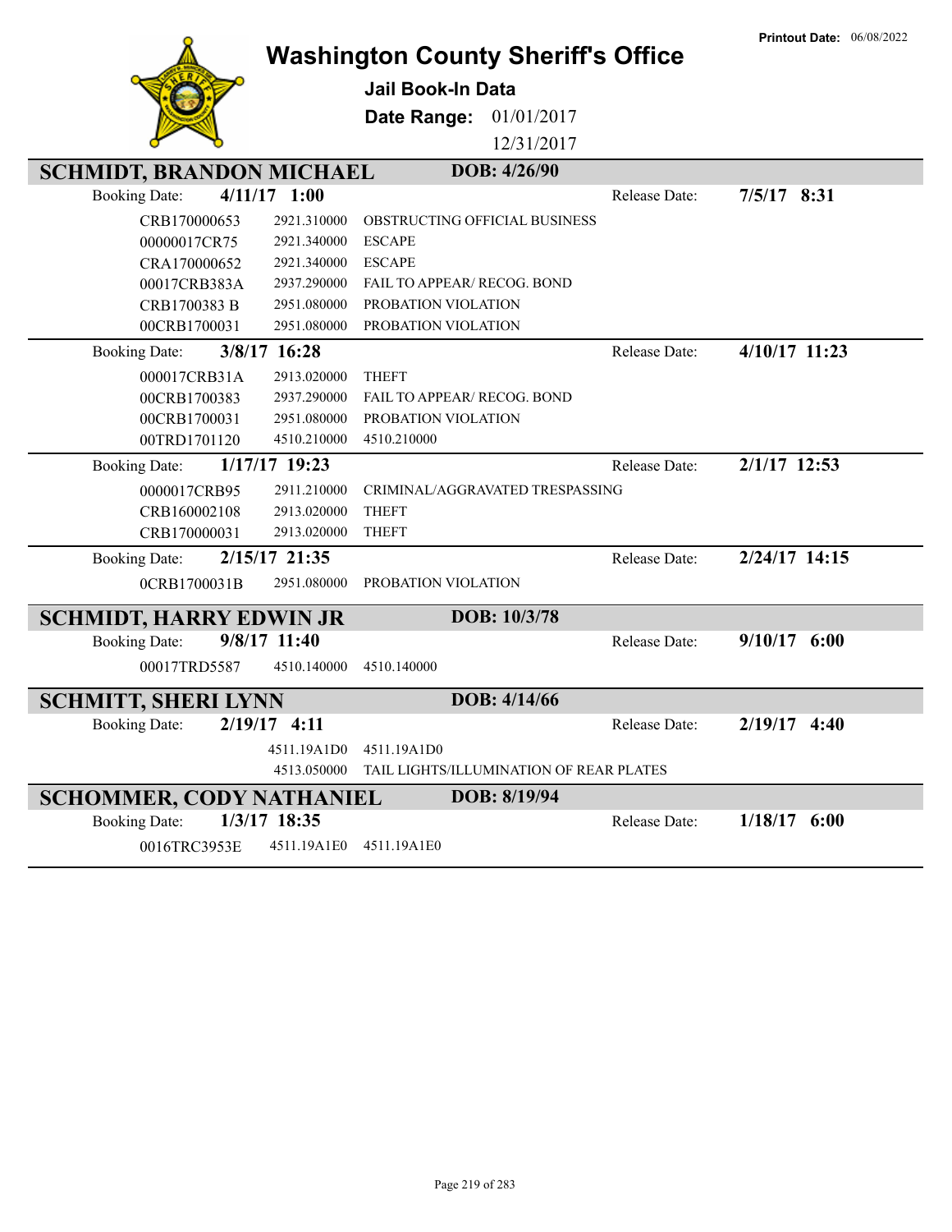Printout Date: 06/08/2022

# Washington County Sheriff's Office

**Jail Book-In Data**

**Date Range:** 01/01/2017 12/31/2017

## SCHMIDT, BRANDON MICHAEL — DOB: 4/26/90

Booking Date: **4/11/17 1:00** Release Date: **7/5/17 8:31**

| Case | Code | Description |
|---|---|---|
| CRB170000653 | 2921.310000 | OBSTRUCTING OFFICIAL BUSINESS |
| 00000017CR75 | 2921.340000 | ESCAPE |
| CRA170000652 | 2921.340000 | ESCAPE |
| 00017CRB383A | 2937.290000 | FAIL TO APPEAR/ RECOG. BOND |
| CRB1700383 B | 2951.080000 | PROBATION VIOLATION |
| 00CRB1700031 | 2951.080000 | PROBATION VIOLATION |

Booking Date: **3/8/17 16:28** Release Date: **4/10/17 11:23**

| Case | Code | Description |
|---|---|---|
| 000017CRB31A | 2913.020000 | THEFT |
| 00CRB1700383 | 2937.290000 | FAIL TO APPEAR/ RECOG. BOND |
| 00CRB1700031 | 2951.080000 | PROBATION VIOLATION |
| 00TRD1701120 | 4510.210000 | 4510.210000 |

Booking Date: **1/17/17 19:23** Release Date: **2/1/17 12:53**

| Case | Code | Description |
|---|---|---|
| 0000017CRB95 | 2911.210000 | CRIMINAL/AGGRAVATED TRESPASSING |
| CRB160002108 | 2913.020000 | THEFT |
| CRB170000031 | 2913.020000 | THEFT |

Booking Date: **2/15/17 21:35** Release Date: **2/24/17 14:15**

| Case | Code | Description |
|---|---|---|
| 0CRB1700031B | 2951.080000 | PROBATION VIOLATION |

## SCHMIDT, HARRY EDWIN JR — DOB: 10/3/78

Booking Date: **9/8/17 11:40** Release Date: **9/10/17 6:00**

| Case | Code | Description |
|---|---|---|
| 00017TRD5587 | 4510.140000 | 4510.140000 |

## SCHMITT, SHERI LYNN — DOB: 4/14/66

Booking Date: **2/19/17 4:11** Release Date: **2/19/17 4:40**

| Case | Code | Description |
|---|---|---|
| | 4511.19A1D0 | 4511.19A1D0 |
| | 4513.050000 | TAIL LIGHTS/ILLUMINATION OF REAR PLATES |

## SCHOMMER, CODY NATHANIEL — DOB: 8/19/94

Booking Date: **1/3/17 18:35** Release Date: **1/18/17 6:00**

| Case | Code | Description |
|---|---|---|
| 0016TRC3953E | 4511.19A1E0 | 4511.19A1E0 |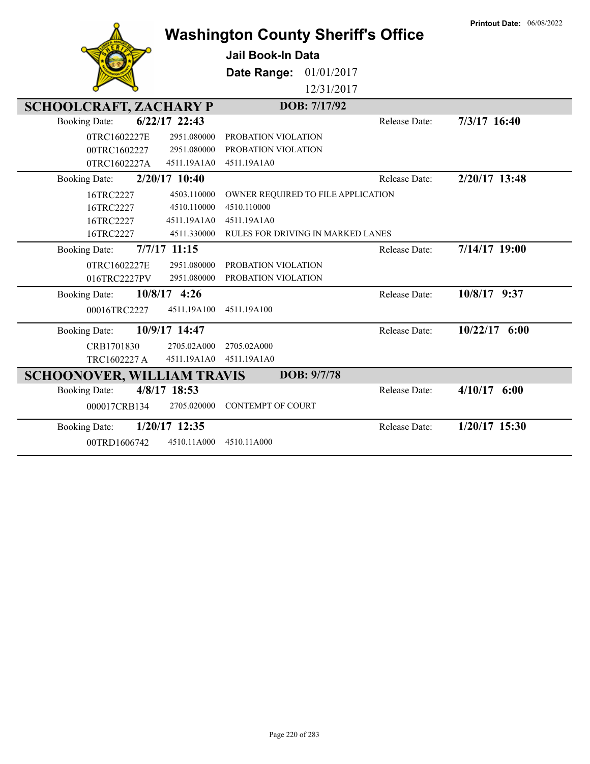Printout Date: 06/08/2022

# Washington County Sheriff's Office

**Jail Book-In Data**

**Date Range:** 01/01/2017 12/31/2017

## SCHOOLCRAFT, ZACHARY P — DOB: 7/17/92

**Booking Date:** 6/22/17 22:43 — **Release Date:** 7/3/17 16:40

| | | |
|---|---|---|
| 0TRC1602227E | 2951.080000 | PROBATION VIOLATION |
| 00TRC1602227 | 2951.080000 | PROBATION VIOLATION |
| 0TRC1602227A | 4511.19A1A0 | 4511.19A1A0 |

**Booking Date:** 2/20/17 10:40 — **Release Date:** 2/20/17 13:48

| | | |
|---|---|---|
| 16TRC2227 | 4503.110000 | OWNER REQUIRED TO FILE APPLICATION |
| 16TRC2227 | 4510.110000 | 4510.110000 |
| 16TRC2227 | 4511.19A1A0 | 4511.19A1A0 |
| 16TRC2227 | 4511.330000 | RULES FOR DRIVING IN MARKED LANES |

**Booking Date:** 7/7/17 11:15 — **Release Date:** 7/14/17 19:00

| | | |
|---|---|---|
| 0TRC1602227E | 2951.080000 | PROBATION VIOLATION |
| 016TRC2227PV | 2951.080000 | PROBATION VIOLATION |

**Booking Date:** 10/8/17 4:26 — **Release Date:** 10/8/17 9:37

| | | |
|---|---|---|
| 00016TRC2227 | 4511.19A100 | 4511.19A100 |

**Booking Date:** 10/9/17 14:47 — **Release Date:** 10/22/17 6:00

| | | |
|---|---|---|
| CRB1701830 | 2705.02A000 | 2705.02A000 |
| TRC1602227 A | 4511.19A1A0 | 4511.19A1A0 |

## SCHOONOVER, WILLIAM TRAVIS — DOB: 9/7/78

**Booking Date:** 4/8/17 18:53 — **Release Date:** 4/10/17 6:00

| | | |
|---|---|---|
| 000017CRB134 | 2705.020000 | CONTEMPT OF COURT |

**Booking Date:** 1/20/17 12:35 — **Release Date:** 1/20/17 15:30

| | | |
|---|---|---|
| 00TRD1606742 | 4510.11A000 | 4510.11A000 |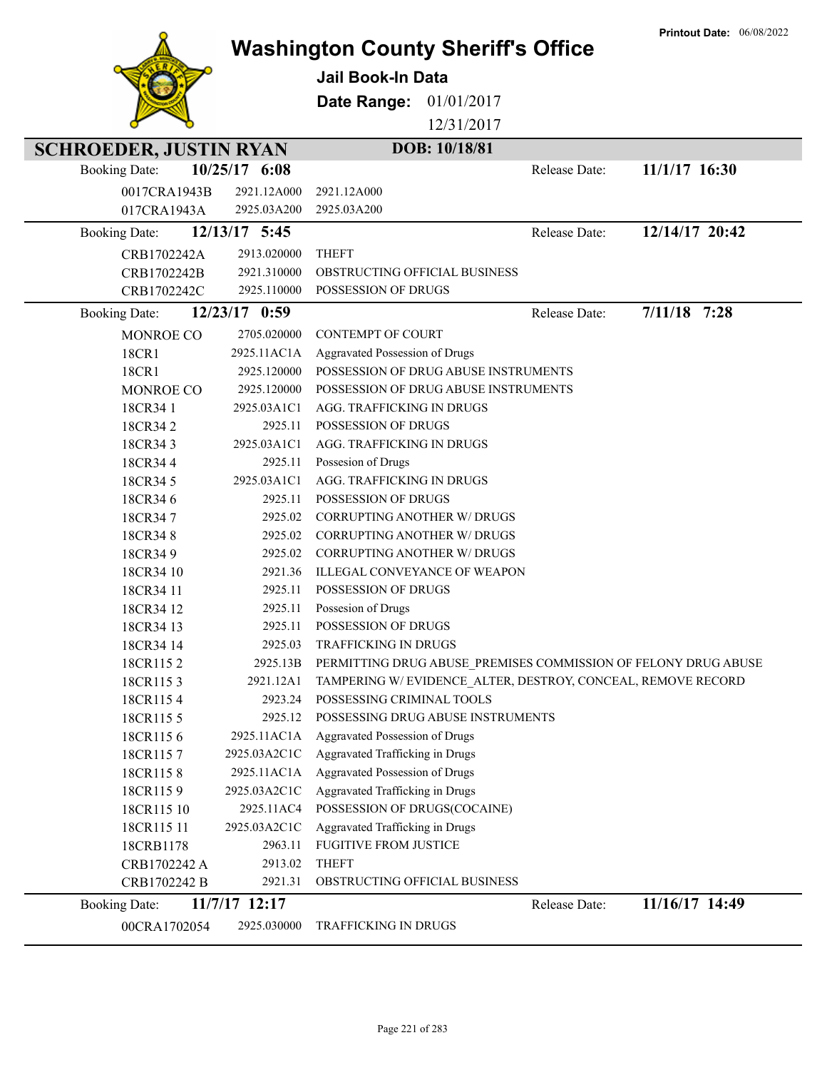Printout Date: 06/08/2022

# Washington County Sheriff's Office

**Jail Book-In Data**

**Date Range:** 01/01/2017 12/31/2017

## SCHROEDER, JUSTIN RYAN — DOB: 10/18/81

**Booking Date:** 10/25/17 6:08 — **Release Date:** 11/1/17 16:30

| Case | Code | Description |
|---|---|---|
| 0017CRA1943B | 2921.12A000 | 2921.12A000 |
| 017CRA1943A | 2925.03A200 | 2925.03A200 |

**Booking Date:** 12/13/17 5:45 — **Release Date:** 12/14/17 20:42

| Case | Code | Description |
|---|---|---|
| CRB1702242A | 2913.020000 | THEFT |
| CRB1702242B | 2921.310000 | OBSTRUCTING OFFICIAL BUSINESS |
| CRB1702242C | 2925.110000 | POSSESSION OF DRUGS |

**Booking Date:** 12/23/17 0:59 — **Release Date:** 7/11/18 7:28

| Case | Code | Description |
|---|---|---|
| MONROE CO | 2705.020000 | CONTEMPT OF COURT |
| 18CR1 | 2925.11AC1A | Aggravated Possession of Drugs |
| 18CR1 | 2925.120000 | POSSESSION OF DRUG ABUSE INSTRUMENTS |
| MONROE CO | 2925.120000 | POSSESSION OF DRUG ABUSE INSTRUMENTS |
| 18CR34 1 | 2925.03A1C1 | AGG. TRAFFICKING IN DRUGS |
| 18CR34 2 | 2925.11 | POSSESSION OF DRUGS |
| 18CR34 3 | 2925.03A1C1 | AGG. TRAFFICKING IN DRUGS |
| 18CR34 4 | 2925.11 | Possesion of Drugs |
| 18CR34 5 | 2925.03A1C1 | AGG. TRAFFICKING IN DRUGS |
| 18CR34 6 | 2925.11 | POSSESSION OF DRUGS |
| 18CR34 7 | 2925.02 | CORRUPTING ANOTHER W/ DRUGS |
| 18CR34 8 | 2925.02 | CORRUPTING ANOTHER W/ DRUGS |
| 18CR34 9 | 2925.02 | CORRUPTING ANOTHER W/ DRUGS |
| 18CR34 10 | 2921.36 | ILLEGAL CONVEYANCE OF WEAPON |
| 18CR34 11 | 2925.11 | POSSESSION OF DRUGS |
| 18CR34 12 | 2925.11 | Possesion of Drugs |
| 18CR34 13 | 2925.11 | POSSESSION OF DRUGS |
| 18CR34 14 | 2925.03 | TRAFFICKING IN DRUGS |
| 18CR115 2 | 2925.13B | PERMITTING DRUG ABUSE_PREMISES COMMISSION OF FELONY DRUG ABUSE |
| 18CR115 3 | 2921.12A1 | TAMPERING W/ EVIDENCE_ALTER, DESTROY, CONCEAL, REMOVE RECORD |
| 18CR115 4 | 2923.24 | POSSESSING CRIMINAL TOOLS |
| 18CR115 5 | 2925.12 | POSSESSING DRUG ABUSE INSTRUMENTS |
| 18CR115 6 | 2925.11AC1A | Aggravated Possession of Drugs |
| 18CR115 7 | 2925.03A2C1C | Aggravated Trafficking in Drugs |
| 18CR115 8 | 2925.11AC1A | Aggravated Possession of Drugs |
| 18CR115 9 | 2925.03A2C1C | Aggravated Trafficking in Drugs |
| 18CR115 10 | 2925.11AC4 | POSSESSION OF DRUGS(COCAINE) |
| 18CR115 11 | 2925.03A2C1C | Aggravated Trafficking in Drugs |
| 18CRB1178 | 2963.11 | FUGITIVE FROM JUSTICE |
| CRB1702242 A | 2913.02 | THEFT |
| CRB1702242 B | 2921.31 | OBSTRUCTING OFFICIAL BUSINESS |

**Booking Date:** 11/7/17 12:17 — **Release Date:** 11/16/17 14:49

| Case | Code | Description |
|---|---|---|
| 00CRA1702054 | 2925.030000 | TRAFFICKING IN DRUGS |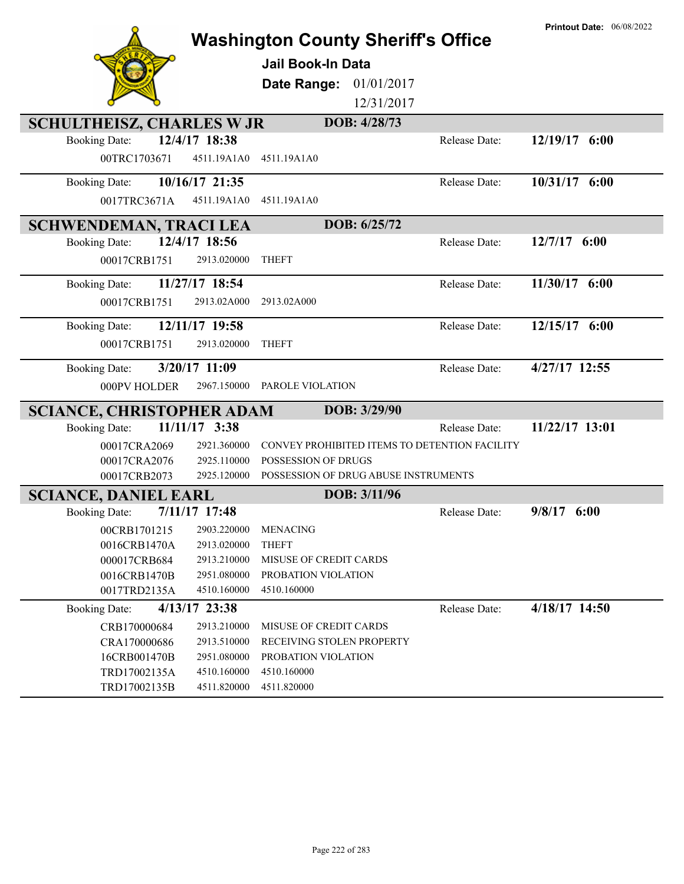# Washington County Sheriff's Office

**Printout Date:** 06/08/2022

**Jail Book-In Data**

**Date Range:** 01/01/2017 12/31/2017

## SCHULTHEISZ, CHARLES W JR — DOB: 4/28/73

**Booking Date:** 12/4/17 18:38 — **Release Date:** 12/19/17 6:00

| Case | Statute | Description |
|---|---|---|
| 00TRC1703671 | 4511.19A1A0 | 4511.19A1A0 |

**Booking Date:** 10/16/17 21:35 — **Release Date:** 10/31/17 6:00

| Case | Statute | Description |
|---|---|---|
| 0017TRC3671A | 4511.19A1A0 | 4511.19A1A0 |

## SCHWENDEMAN, TRACI LEA — DOB: 6/25/72

**Booking Date:** 12/4/17 18:56 — **Release Date:** 12/7/17 6:00

| Case | Statute | Description |
|---|---|---|
| 00017CRB1751 | 2913.020000 | THEFT |

**Booking Date:** 11/27/17 18:54 — **Release Date:** 11/30/17 6:00

| Case | Statute | Description |
|---|---|---|
| 00017CRB1751 | 2913.02A000 | 2913.02A000 |

**Booking Date:** 12/11/17 19:58 — **Release Date:** 12/15/17 6:00

| Case | Statute | Description |
|---|---|---|
| 00017CRB1751 | 2913.020000 | THEFT |

**Booking Date:** 3/20/17 11:09 — **Release Date:** 4/27/17 12:55

| Case | Statute | Description |
|---|---|---|
| 000PV HOLDER | 2967.150000 | PAROLE VIOLATION |

## SCIANCE, CHRISTOPHER ADAM — DOB: 3/29/90

**Booking Date:** 11/11/17 3:38 — **Release Date:** 11/22/17 13:01

| Case | Statute | Description |
|---|---|---|
| 00017CRA2069 | 2921.360000 | CONVEY PROHIBITED ITEMS TO DETENTION FACILITY |
| 00017CRA2076 | 2925.110000 | POSSESSION OF DRUGS |
| 00017CRB2073 | 2925.120000 | POSSESSION OF DRUG ABUSE INSTRUMENTS |

## SCIANCE, DANIEL EARL — DOB: 3/11/96

**Booking Date:** 7/11/17 17:48 — **Release Date:** 9/8/17 6:00

| Case | Statute | Description |
|---|---|---|
| 00CRB1701215 | 2903.220000 | MENACING |
| 0016CRB1470A | 2913.020000 | THEFT |
| 000017CRB684 | 2913.210000 | MISUSE OF CREDIT CARDS |
| 0016CRB1470B | 2951.080000 | PROBATION VIOLATION |
| 0017TRD2135A | 4510.160000 | 4510.160000 |

**Booking Date:** 4/13/17 23:38 — **Release Date:** 4/18/17 14:50

| Case | Statute | Description |
|---|---|---|
| CRB170000684 | 2913.210000 | MISUSE OF CREDIT CARDS |
| CRA170000686 | 2913.510000 | RECEIVING STOLEN PROPERTY |
| 16CRB001470B | 2951.080000 | PROBATION VIOLATION |
| TRD17002135A | 4510.160000 | 4510.160000 |
| TRD17002135B | 4511.820000 | 4511.820000 |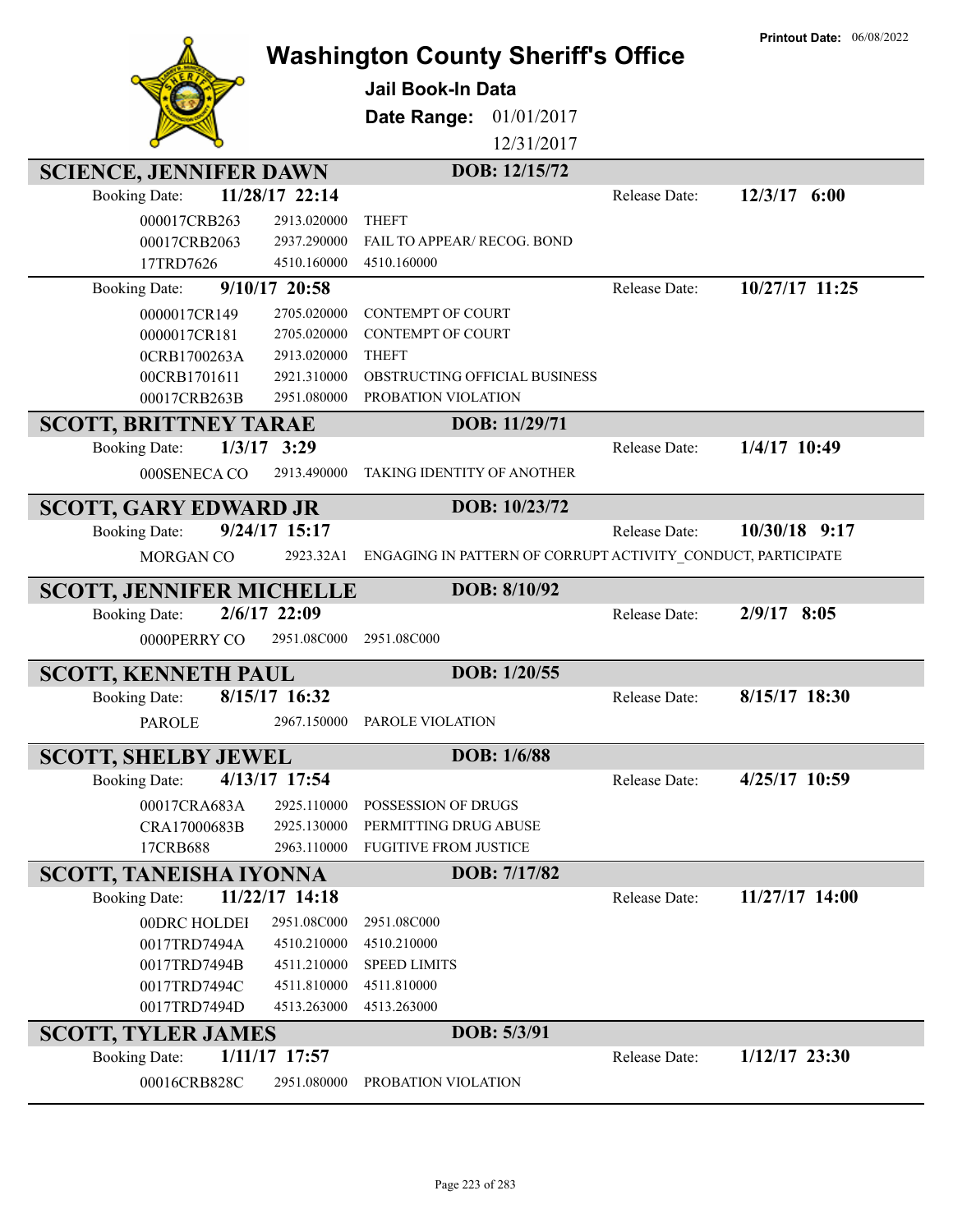# Washington County Sheriff's Office

**Jail Book-In Data**

**Date Range:** 01/01/2017 – 12/31/2017

**Printout Date:** 06/08/2022

## SCIENCE, JENNIFER DAWN — DOB: 12/15/72

**Booking Date:** 11/28/17 22:14 — **Release Date:** 12/3/17 6:00

| Case | Code | Description |
|---|---|---|
| 000017CRB263 | 2913.020000 | THEFT |
| 00017CRB2063 | 2937.290000 | FAIL TO APPEAR/ RECOG. BOND |
| 17TRD7626 | 4510.160000 | 4510.160000 |

**Booking Date:** 9/10/17 20:58 — **Release Date:** 10/27/17 11:25

| Case | Code | Description |
|---|---|---|
| 0000017CR149 | 2705.020000 | CONTEMPT OF COURT |
| 0000017CR181 | 2705.020000 | CONTEMPT OF COURT |
| 0CRB1700263A | 2913.020000 | THEFT |
| 00CRB1701611 | 2921.310000 | OBSTRUCTING OFFICIAL BUSINESS |
| 00017CRB263B | 2951.080000 | PROBATION VIOLATION |

## SCOTT, BRITTNEY TARAE — DOB: 11/29/71

**Booking Date:** 1/3/17 3:29 — **Release Date:** 1/4/17 10:49

| Case | Code | Description |
|---|---|---|
| 000SENECA CO | 2913.490000 | TAKING IDENTITY OF ANOTHER |

## SCOTT, GARY EDWARD JR — DOB: 10/23/72

**Booking Date:** 9/24/17 15:17 — **Release Date:** 10/30/18 9:17

| Case | Code | Description |
|---|---|---|
| MORGAN CO | 2923.32A1 | ENGAGING IN PATTERN OF CORRUPT ACTIVITY_CONDUCT, PARTICIPATE |

## SCOTT, JENNIFER MICHELLE — DOB: 8/10/92

**Booking Date:** 2/6/17 22:09 — **Release Date:** 2/9/17 8:05

| Case | Code | Description |
|---|---|---|
| 0000PERRY CO | 2951.08C000 | 2951.08C000 |

## SCOTT, KENNETH PAUL — DOB: 1/20/55

**Booking Date:** 8/15/17 16:32 — **Release Date:** 8/15/17 18:30

| Case | Code | Description |
|---|---|---|
| PAROLE | 2967.150000 | PAROLE VIOLATION |

## SCOTT, SHELBY JEWEL — DOB: 1/6/88

**Booking Date:** 4/13/17 17:54 — **Release Date:** 4/25/17 10:59

| Case | Code | Description |
|---|---|---|
| 00017CRA683A | 2925.110000 | POSSESSION OF DRUGS |
| CRA17000683B | 2925.130000 | PERMITTING DRUG ABUSE |
| 17CRB688 | 2963.110000 | FUGITIVE FROM JUSTICE |

## SCOTT, TANEISHA IYONNA — DOB: 7/17/82

**Booking Date:** 11/22/17 14:18 — **Release Date:** 11/27/17 14:00

| Case | Code | Description |
|---|---|---|
| 00DRC HOLDEI | 2951.08C000 | 2951.08C000 |
| 0017TRD7494A | 4510.210000 | 4510.210000 |
| 0017TRD7494B | 4511.210000 | SPEED LIMITS |
| 0017TRD7494C | 4511.810000 | 4511.810000 |
| 0017TRD7494D | 4513.263000 | 4513.263000 |

## SCOTT, TYLER JAMES — DOB: 5/3/91

**Booking Date:** 1/11/17 17:57 — **Release Date:** 1/12/17 23:30

| Case | Code | Description |
|---|---|---|
| 00016CRB828C | 2951.080000 | PROBATION VIOLATION |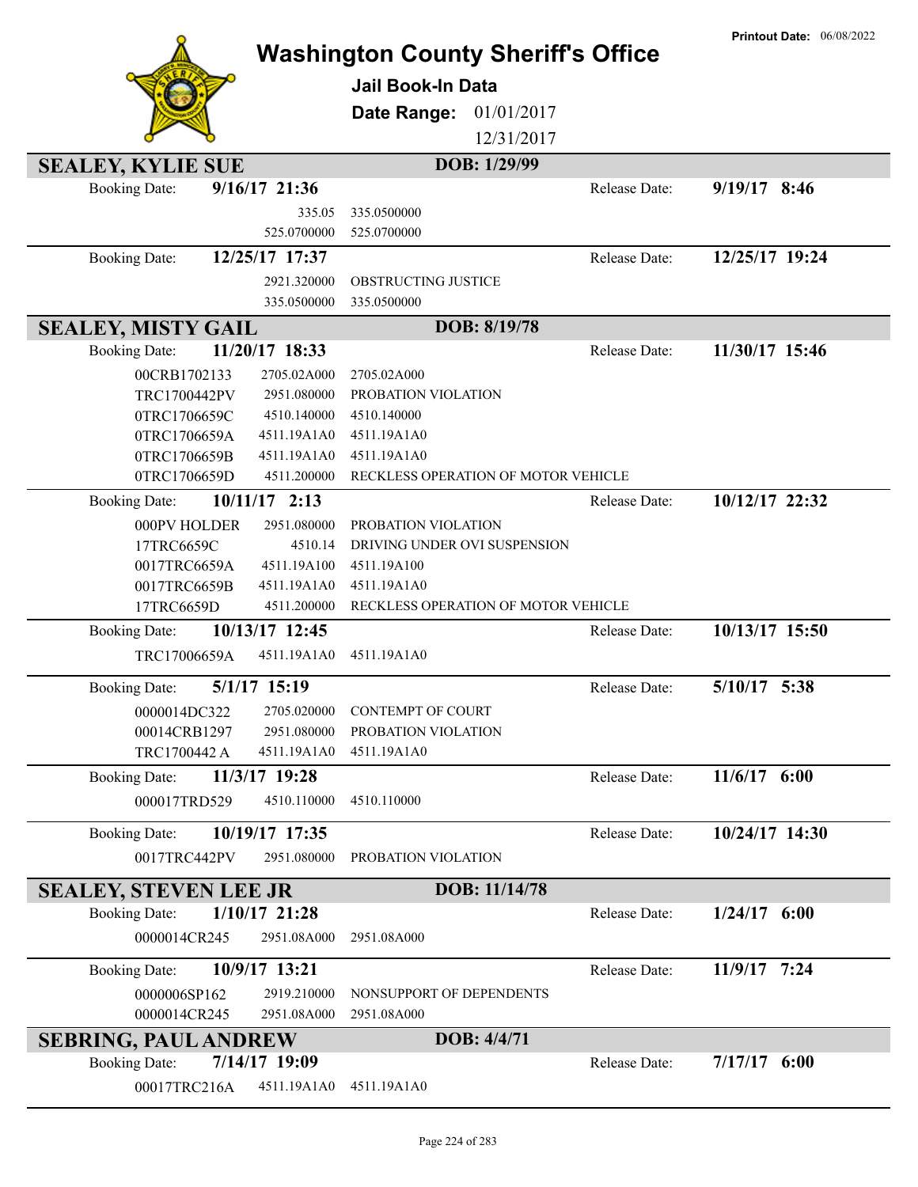# Washington County Sheriff's Office

**Printout Date:** 06/08/2022

## Jail Book-In Data

**Date Range:** 01/01/2017 12/31/2017

### SEALEY, KYLIE SUE — DOB: 1/29/99

**Booking Date:** 9/16/17 21:36 — **Release Date:** 9/19/17 8:46

| | | |
|---|---|---|
| | 335.05 | 335.0500000 |
| | 525.0700000 | 525.0700000 |

**Booking Date:** 12/25/17 17:37 — **Release Date:** 12/25/17 19:24

| | | |
|---|---|---|
| | 2921.320000 | OBSTRUCTING JUSTICE |
| | 335.0500000 | 335.0500000 |

### SEALEY, MISTY GAIL — DOB: 8/19/78

**Booking Date:** 11/20/17 18:33 — **Release Date:** 11/30/17 15:46

| | | |
|---|---|---|
| 00CRB1702133 | 2705.02A000 | 2705.02A000 |
| TRC1700442PV | 2951.080000 | PROBATION VIOLATION |
| 0TRC1706659C | 4510.140000 | 4510.140000 |
| 0TRC1706659A | 4511.19A1A0 | 4511.19A1A0 |
| 0TRC1706659B | 4511.19A1A0 | 4511.19A1A0 |
| 0TRC1706659D | 4511.200000 | RECKLESS OPERATION OF MOTOR VEHICLE |

**Booking Date:** 10/11/17 2:13 — **Release Date:** 10/12/17 22:32

| | | |
|---|---|---|
| 000PV HOLDER | 2951.080000 | PROBATION VIOLATION |
| 17TRC6659C | 4510.14 | DRIVING UNDER OVI SUSPENSION |
| 0017TRC6659A | 4511.19A100 | 4511.19A100 |
| 0017TRC6659B | 4511.19A1A0 | 4511.19A1A0 |
| 17TRC6659D | 4511.200000 | RECKLESS OPERATION OF MOTOR VEHICLE |

**Booking Date:** 10/13/17 12:45 — **Release Date:** 10/13/17 15:50

| | | |
|---|---|---|
| TRC17006659A | 4511.19A1A0 | 4511.19A1A0 |

**Booking Date:** 5/1/17 15:19 — **Release Date:** 5/10/17 5:38

| | | |
|---|---|---|
| 0000014DC322 | 2705.020000 | CONTEMPT OF COURT |
| 00014CRB1297 | 2951.080000 | PROBATION VIOLATION |
| TRC1700442 A | 4511.19A1A0 | 4511.19A1A0 |

**Booking Date:** 11/3/17 19:28 — **Release Date:** 11/6/17 6:00

| | | |
|---|---|---|
| 000017TRD529 | 4510.110000 | 4510.110000 |

**Booking Date:** 10/19/17 17:35 — **Release Date:** 10/24/17 14:30

| | | |
|---|---|---|
| 0017TRC442PV | 2951.080000 | PROBATION VIOLATION |

### SEALEY, STEVEN LEE JR — DOB: 11/14/78

**Booking Date:** 1/10/17 21:28 — **Release Date:** 1/24/17 6:00

| | | |
|---|---|---|
| 0000014CR245 | 2951.08A000 | 2951.08A000 |

**Booking Date:** 10/9/17 13:21 — **Release Date:** 11/9/17 7:24

| | | |
|---|---|---|
| 0000006SP162 | 2919.210000 | NONSUPPORT OF DEPENDENTS |
| 0000014CR245 | 2951.08A000 | 2951.08A000 |

### SEBRING, PAUL ANDREW — DOB: 4/4/71

**Booking Date:** 7/14/17 19:09 — **Release Date:** 7/17/17 6:00

| | | |
|---|---|---|
| 00017TRC216A | 4511.19A1A0 | 4511.19A1A0 |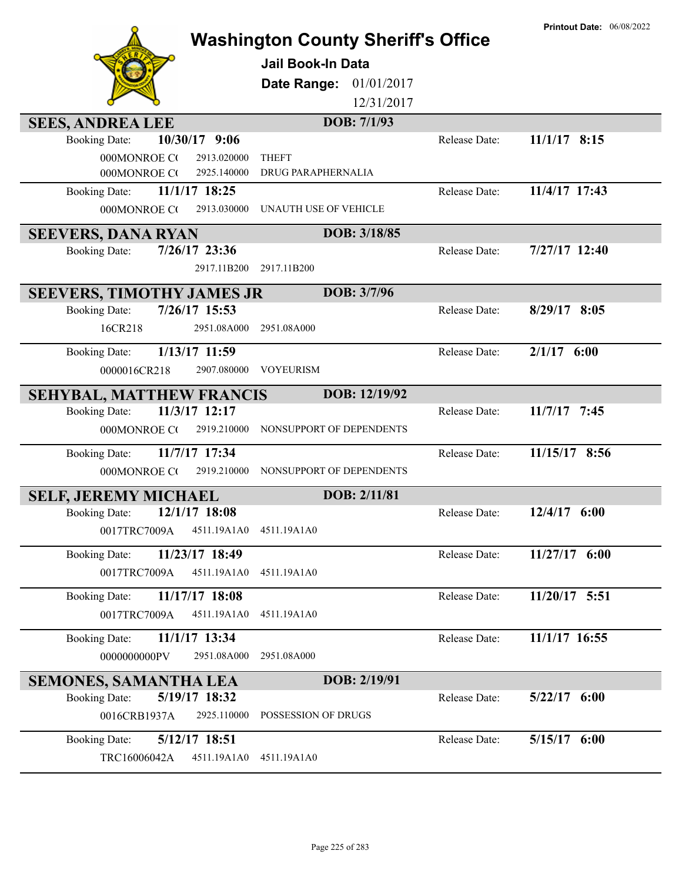# Washington County Sheriff's Office

**Printout Date:** 06/08/2022

## Jail Book-In Data

**Date Range:** 01/01/2017 12/31/2017

### SEES, ANDREA LEE — DOB: 7/1/93

Booking Date: **10/30/17 9:06** — Release Date: **11/1/17 8:15**

| | | |
|---|---|---|
| 000MONROE C( | 2913.020000 | THEFT |
| 000MONROE C( | 2925.140000 | DRUG PARAPHERNALIA |

Booking Date: **11/1/17 18:25** — Release Date: **11/4/17 17:43**

| | | |
|---|---|---|
| 000MONROE C( | 2913.030000 | UNAUTH USE OF VEHICLE |

### SEEVERS, DANA RYAN — DOB: 3/18/85

Booking Date: **7/26/17 23:36** — Release Date: **7/27/17 12:40**

| | | |
|---|---|---|
| | 2917.11B200 | 2917.11B200 |

### SEEVERS, TIMOTHY JAMES JR — DOB: 3/7/96

Booking Date: **7/26/17 15:53** — Release Date: **8/29/17 8:05**

| | | |
|---|---|---|
| 16CR218 | 2951.08A000 | 2951.08A000 |

Booking Date: **1/13/17 11:59** — Release Date: **2/1/17 6:00**

| | | |
|---|---|---|
| 0000016CR218 | 2907.080000 | VOYEURISM |

### SEHYBAL, MATTHEW FRANCIS — DOB: 12/19/92

Booking Date: **11/3/17 12:17** — Release Date: **11/7/17 7:45**

| | | |
|---|---|---|
| 000MONROE C( | 2919.210000 | NONSUPPORT OF DEPENDENTS |

Booking Date: **11/7/17 17:34** — Release Date: **11/15/17 8:56**

| | | |
|---|---|---|
| 000MONROE C( | 2919.210000 | NONSUPPORT OF DEPENDENTS |

### SELF, JEREMY MICHAEL — DOB: 2/11/81

Booking Date: **12/1/17 18:08** — Release Date: **12/4/17 6:00**

| | | |
|---|---|---|
| 0017TRC7009A | 4511.19A1A0 | 4511.19A1A0 |

Booking Date: **11/23/17 18:49** — Release Date: **11/27/17 6:00**

| | | |
|---|---|---|
| 0017TRC7009A | 4511.19A1A0 | 4511.19A1A0 |

Booking Date: **11/17/17 18:08** — Release Date: **11/20/17 5:51**

| | | |
|---|---|---|
| 0017TRC7009A | 4511.19A1A0 | 4511.19A1A0 |

Booking Date: **11/1/17 13:34** — Release Date: **11/1/17 16:55**

| | | |
|---|---|---|
| 0000000000PV | 2951.08A000 | 2951.08A000 |

### SEMONES, SAMANTHA LEA — DOB: 2/19/91

Booking Date: **5/19/17 18:32** — Release Date: **5/22/17 6:00**

| | | |
|---|---|---|
| 0016CRB1937A | 2925.110000 | POSSESSION OF DRUGS |

Booking Date: **5/12/17 18:51** — Release Date: **5/15/17 6:00**

| | | |
|---|---|---|
| TRC16006042A | 4511.19A1A0 | 4511.19A1A0 |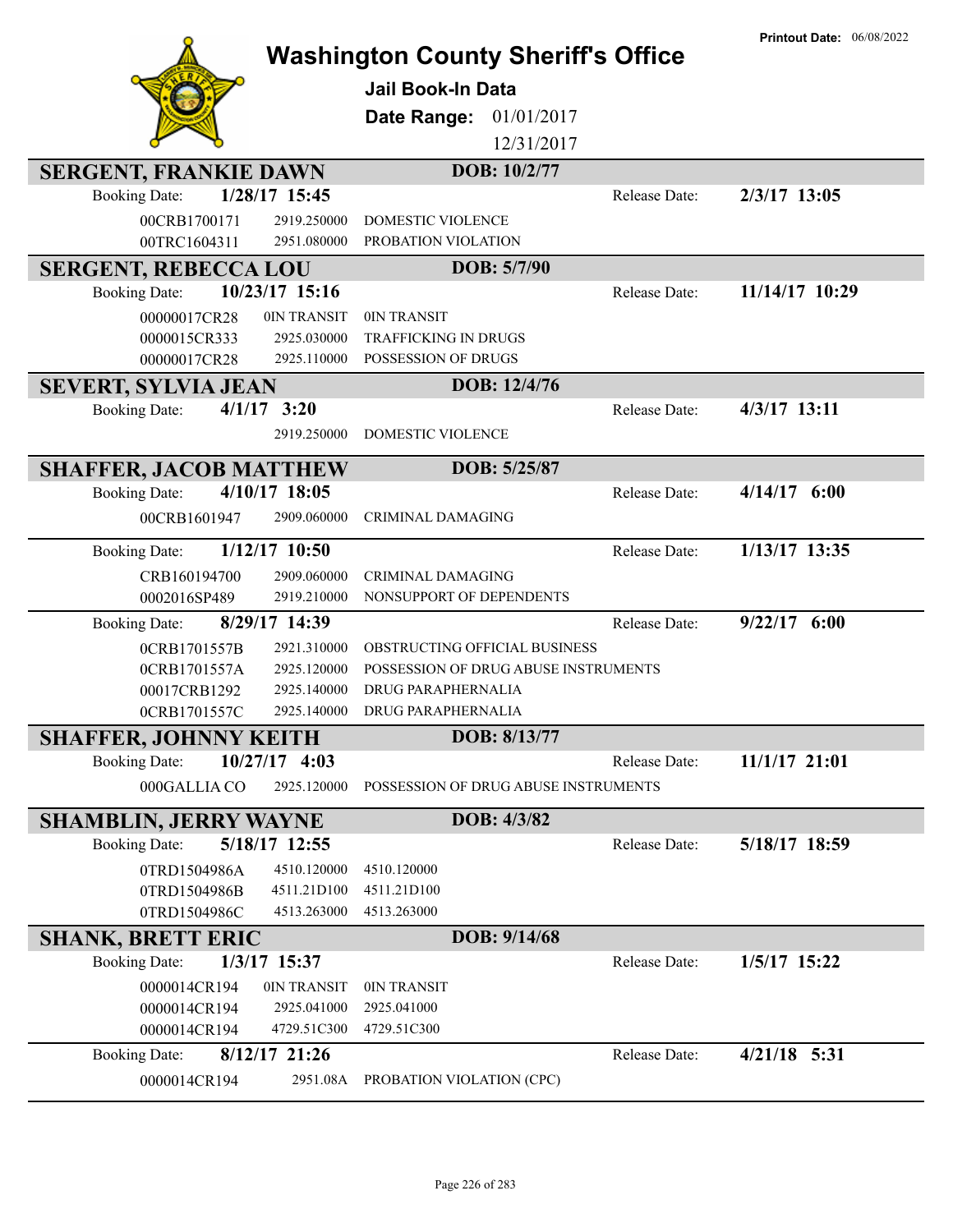Printout Date: 06/08/2022

# Washington County Sheriff's Office

**Jail Book-In Data**

**Date Range:** 01/01/2017 12/31/2017

## SERGENT, FRANKIE DAWN
**DOB: 10/2/77**

Booking Date: **1/28/17 15:45** Release Date: **2/3/17 13:05**

| | | |
|---|---|---|
| 00CRB1700171 | 2919.250000 | DOMESTIC VIOLENCE |
| 00TRC1604311 | 2951.080000 | PROBATION VIOLATION |

## SERGENT, REBECCA LOU
**DOB: 5/7/90**

Booking Date: **10/23/17 15:16** Release Date: **11/14/17 10:29**

| | | |
|---|---|---|
| 00000017CR28 | 0IN TRANSIT | 0IN TRANSIT |
| 0000015CR333 | 2925.030000 | TRAFFICKING IN DRUGS |
| 00000017CR28 | 2925.110000 | POSSESSION OF DRUGS |

## SEVERT, SYLVIA JEAN
**DOB: 12/4/76**

Booking Date: **4/1/17 3:20** Release Date: **4/3/17 13:11**

| | | |
|---|---|---|
| | 2919.250000 | DOMESTIC VIOLENCE |

## SHAFFER, JACOB MATTHEW
**DOB: 5/25/87**

Booking Date: **4/10/17 18:05** Release Date: **4/14/17 6:00**

| | | |
|---|---|---|
| 00CRB1601947 | 2909.060000 | CRIMINAL DAMAGING |

Booking Date: **1/12/17 10:50** Release Date: **1/13/17 13:35**

| | | |
|---|---|---|
| CRB160194700 | 2909.060000 | CRIMINAL DAMAGING |
| 0002016SP489 | 2919.210000 | NONSUPPORT OF DEPENDENTS |

Booking Date: **8/29/17 14:39** Release Date: **9/22/17 6:00**

| | | |
|---|---|---|
| 0CRB1701557B | 2921.310000 | OBSTRUCTING OFFICIAL BUSINESS |
| 0CRB1701557A | 2925.120000 | POSSESSION OF DRUG ABUSE INSTRUMENTS |
| 00017CRB1292 | 2925.140000 | DRUG PARAPHERNALIA |
| 0CRB1701557C | 2925.140000 | DRUG PARAPHERNALIA |

## SHAFFER, JOHNNY KEITH
**DOB: 8/13/77**

Booking Date: **10/27/17 4:03** Release Date: **11/1/17 21:01**

| | | |
|---|---|---|
| 000GALLIA CO | 2925.120000 | POSSESSION OF DRUG ABUSE INSTRUMENTS |

## SHAMBLIN, JERRY WAYNE
**DOB: 4/3/82**

Booking Date: **5/18/17 12:55** Release Date: **5/18/17 18:59**

| | | |
|---|---|---|
| 0TRD1504986A | 4510.120000 | 4510.120000 |
| 0TRD1504986B | 4511.21D100 | 4511.21D100 |
| 0TRD1504986C | 4513.263000 | 4513.263000 |

## SHANK, BRETT ERIC
**DOB: 9/14/68**

Booking Date: **1/3/17 15:37** Release Date: **1/5/17 15:22**

| | | |
|---|---|---|
| 0000014CR194 | 0IN TRANSIT | 0IN TRANSIT |
| 0000014CR194 | 2925.041000 | 2925.041000 |
| 0000014CR194 | 4729.51C300 | 4729.51C300 |

Booking Date: **8/12/17 21:26** Release Date: **4/21/18 5:31**

| | | |
|---|---|---|
| 0000014CR194 | 2951.08A | PROBATION VIOLATION (CPC) |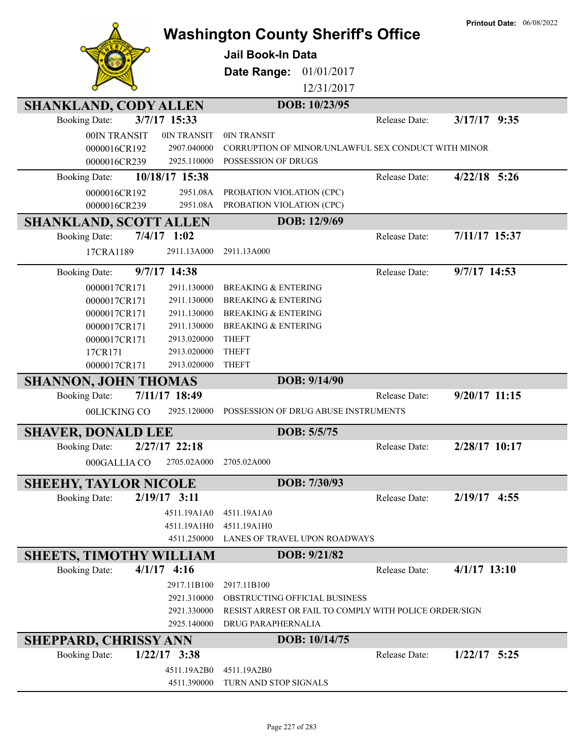Printout Date: 06/08/2022

# Washington County Sheriff's Office

**Jail Book-In Data**

**Date Range:** 01/01/2017 12/31/2017

## SHANKLAND, CODY ALLEN — DOB: 10/23/95

Booking Date: **3/7/17 15:33** Release Date: **3/17/17 9:35**

| | | |
|---|---|---|
| 00IN TRANSIT | 0IN TRANSIT | 0IN TRANSIT |
| 0000016CR192 | 2907.040000 | CORRUPTION OF MINOR/UNLAWFUL SEX CONDUCT WITH MINOR |
| 0000016CR239 | 2925.110000 | POSSESSION OF DRUGS |

Booking Date: **10/18/17 15:38** Release Date: **4/22/18 5:26**

| | | |
|---|---|---|
| 0000016CR192 | 2951.08A | PROBATION VIOLATION (CPC) |
| 0000016CR239 | 2951.08A | PROBATION VIOLATION (CPC) |

## SHANKLAND, SCOTT ALLEN — DOB: 12/9/69

Booking Date: **7/4/17 1:02** Release Date: **7/11/17 15:37**

| | | |
|---|---|---|
| 17CRA1189 | 2911.13A000 | 2911.13A000 |

Booking Date: **9/7/17 14:38** Release Date: **9/7/17 14:53**

| | | |
|---|---|---|
| 0000017CR171 | 2911.130000 | BREAKING & ENTERING |
| 0000017CR171 | 2911.130000 | BREAKING & ENTERING |
| 0000017CR171 | 2911.130000 | BREAKING & ENTERING |
| 0000017CR171 | 2911.130000 | BREAKING & ENTERING |
| 0000017CR171 | 2913.020000 | THEFT |
| 17CR171 | 2913.020000 | THEFT |
| 0000017CR171 | 2913.020000 | THEFT |

## SHANNON, JOHN THOMAS — DOB: 9/14/90

Booking Date: **7/11/17 18:49** Release Date: **9/20/17 11:15**

| | | |
|---|---|---|
| 00LICKING CO | 2925.120000 | POSSESSION OF DRUG ABUSE INSTRUMENTS |

## SHAVER, DONALD LEE — DOB: 5/5/75

Booking Date: **2/27/17 22:18** Release Date: **2/28/17 10:17**

| | | |
|---|---|---|
| 000GALLIA CO | 2705.02A000 | 2705.02A000 |

## SHEEHY, TAYLOR NICOLE — DOB: 7/30/93

Booking Date: **2/19/17 3:11** Release Date: **2/19/17 4:55**

| | | |
|---|---|---|
| | 4511.19A1A0 | 4511.19A1A0 |
| | 4511.19A1H0 | 4511.19A1H0 |
| | 4511.250000 | LANES OF TRAVEL UPON ROADWAYS |

## SHEETS, TIMOTHY WILLIAM — DOB: 9/21/82

Booking Date: **4/1/17 4:16** Release Date: **4/1/17 13:10**

| | | |
|---|---|---|
| | 2917.11B100 | 2917.11B100 |
| | 2921.310000 | OBSTRUCTING OFFICIAL BUSINESS |
| | 2921.330000 | RESIST ARREST OR FAIL TO COMPLY WITH POLICE ORDER/SIGN |
| | 2925.140000 | DRUG PARAPHERNALIA |

## SHEPPARD, CHRISSY ANN — DOB: 10/14/75

Booking Date: **1/22/17 3:38** Release Date: **1/22/17 5:25**

| | | |
|---|---|---|
| | 4511.19A2B0 | 4511.19A2B0 |
| | 4511.390000 | TURN AND STOP SIGNALS |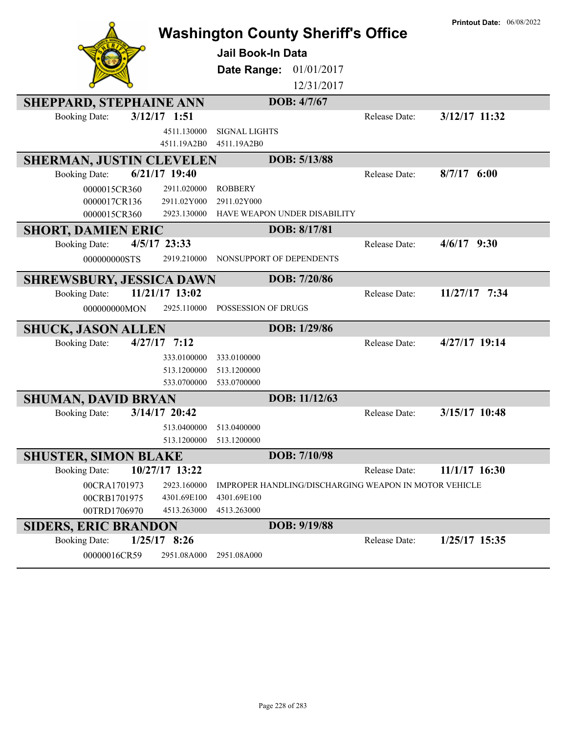Printout Date: 06/08/2022

# Washington County Sheriff's Office

## Jail Book-In Data

**Date Range:** 01/01/2017 12/31/2017

---

### SHEPPARD, STEPHAINE ANN — DOB: 4/7/67

Booking Date: **3/12/17 1:51** — Release Date: **3/12/17 11:32**

| Case | Statute | Charge |
|---|---|---|
| | 4511.130000 | SIGNAL LIGHTS |
| | 4511.19A2B0 | 4511.19A2B0 |

### SHERMAN, JUSTIN CLEVELEN — DOB: 5/13/88

Booking Date: **6/21/17 19:40** — Release Date: **8/7/17 6:00**

| Case | Statute | Charge |
|---|---|---|
| 0000015CR360 | 2911.020000 | ROBBERY |
| 0000017CR136 | 2911.02Y000 | 2911.02Y000 |
| 0000015CR360 | 2923.130000 | HAVE WEAPON UNDER DISABILITY |

### SHORT, DAMIEN ERIC — DOB: 8/17/81

Booking Date: **4/5/17 23:33** — Release Date: **4/6/17 9:30**

| Case | Statute | Charge |
|---|---|---|
| 000000000STS | 2919.210000 | NONSUPPORT OF DEPENDENTS |

### SHREWSBURY, JESSICA DAWN — DOB: 7/20/86

Booking Date: **11/21/17 13:02** — Release Date: **11/27/17 7:34**

| Case | Statute | Charge |
|---|---|---|
| 000000000MON | 2925.110000 | POSSESSION OF DRUGS |

### SHUCK, JASON ALLEN — DOB: 1/29/86

Booking Date: **4/27/17 7:12** — Release Date: **4/27/17 19:14**

| Case | Statute | Charge |
|---|---|---|
| | 333.0100000 | 333.0100000 |
| | 513.1200000 | 513.1200000 |
| | 533.0700000 | 533.0700000 |

### SHUMAN, DAVID BRYAN — DOB: 11/12/63

Booking Date: **3/14/17 20:42** — Release Date: **3/15/17 10:48**

| Case | Statute | Charge |
|---|---|---|
| | 513.0400000 | 513.0400000 |
| | 513.1200000 | 513.1200000 |

### SHUSTER, SIMON BLAKE — DOB: 7/10/98

Booking Date: **10/27/17 13:22** — Release Date: **11/1/17 16:30**

| Case | Statute | Charge |
|---|---|---|
| 00CRA1701973 | 2923.160000 | IMPROPER HANDLING/DISCHARGING WEAPON IN MOTOR VEHICLE |
| 00CRB1701975 | 4301.69E100 | 4301.69E100 |
| 00TRD1706970 | 4513.263000 | 4513.263000 |

### SIDERS, ERIC BRANDON — DOB: 9/19/88

Booking Date: **1/25/17 8:26** — Release Date: **1/25/17 15:35**

| Case | Statute | Charge |
|---|---|---|
| 00000016CR59 | 2951.08A000 | 2951.08A000 |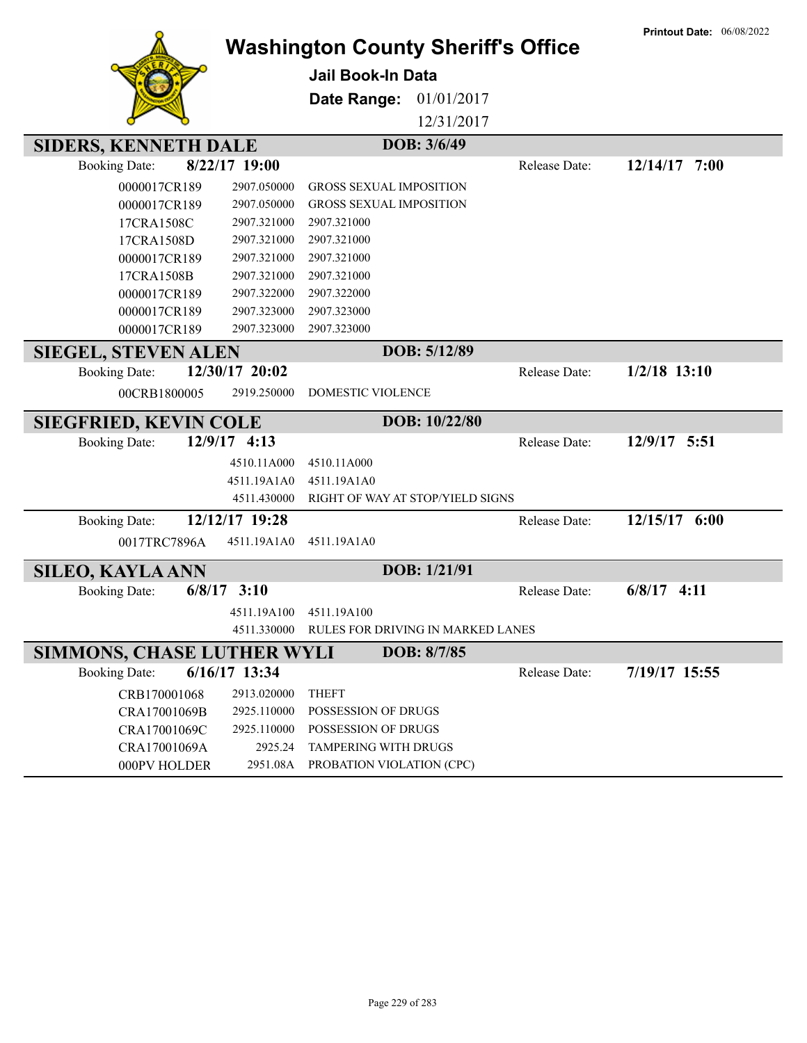# Washington County Sheriff's Office

**Printout Date:** 06/08/2022

## Jail Book-In Data

**Date Range:** 01/01/2017 12/31/2017

## SIDERS, KENNETH DALE

**DOB:** 3/6/49

Booking Date: **8/22/17 19:00** Release Date: **12/14/17 7:00**

| Case | Statute | Description |
|---|---|---|
| 0000017CR189 | 2907.050000 | GROSS SEXUAL IMPOSITION |
| 0000017CR189 | 2907.050000 | GROSS SEXUAL IMPOSITION |
| 17CRA1508C | 2907.321000 | 2907.321000 |
| 17CRA1508D | 2907.321000 | 2907.321000 |
| 0000017CR189 | 2907.321000 | 2907.321000 |
| 17CRA1508B | 2907.321000 | 2907.321000 |
| 0000017CR189 | 2907.322000 | 2907.322000 |
| 0000017CR189 | 2907.323000 | 2907.323000 |
| 0000017CR189 | 2907.323000 | 2907.323000 |

## SIEGEL, STEVEN ALEN

**DOB:** 5/12/89

Booking Date: **12/30/17 20:02** Release Date: **1/2/18 13:10**

| Case | Statute | Description |
|---|---|---|
| 00CRB1800005 | 2919.250000 | DOMESTIC VIOLENCE |

## SIEGFRIED, KEVIN COLE

**DOB:** 10/22/80

Booking Date: **12/9/17 4:13** Release Date: **12/9/17 5:51**

| Case | Statute | Description |
|---|---|---|
| | 4510.11A000 | 4510.11A000 |
| | 4511.19A1A0 | 4511.19A1A0 |
| | 4511.430000 | RIGHT OF WAY AT STOP/YIELD SIGNS |

Booking Date: **12/12/17 19:28** Release Date: **12/15/17 6:00**

| Case | Statute | Description |
|---|---|---|
| 0017TRC7896A | 4511.19A1A0 | 4511.19A1A0 |

## SILEO, KAYLA ANN

**DOB:** 1/21/91

Booking Date: **6/8/17 3:10** Release Date: **6/8/17 4:11**

| Case | Statute | Description |
|---|---|---|
| | 4511.19A100 | 4511.19A100 |
| | 4511.330000 | RULES FOR DRIVING IN MARKED LANES |

## SIMMONS, CHASE LUTHER WYLI

**DOB:** 8/7/85

Booking Date: **6/16/17 13:34** Release Date: **7/19/17 15:55**

| Case | Statute | Description |
|---|---|---|
| CRB170001068 | 2913.020000 | THEFT |
| CRA17001069B | 2925.110000 | POSSESSION OF DRUGS |
| CRA17001069C | 2925.110000 | POSSESSION OF DRUGS |
| CRA17001069A | 2925.24 | TAMPERING WITH DRUGS |
| 000PV HOLDER | 2951.08A | PROBATION VIOLATION (CPC) |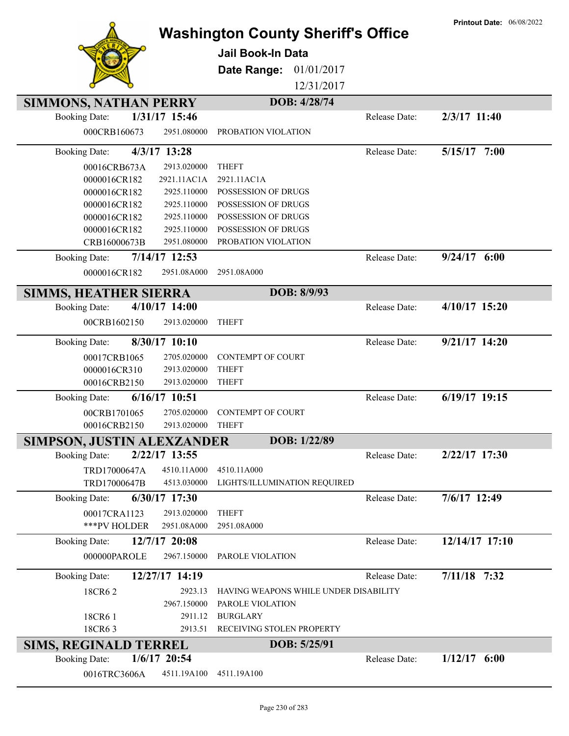# Washington County Sheriff's Office

**Jail Book-In Data**

**Date Range:** 01/01/2017 12/31/2017

**Printout Date:** 06/08/2022

## SIMMONS, NATHAN PERRY — DOB: 4/28/74

**Booking Date:** 1/31/17 15:46 — **Release Date:** 2/3/17 11:40

| Case | Statute | Charge |
|---|---|---|
| 000CRB160673 | 2951.080000 | PROBATION VIOLATION |

**Booking Date:** 4/3/17 13:28 — **Release Date:** 5/15/17 7:00

| Case | Statute | Charge |
|---|---|---|
| 00016CRB673A | 2913.020000 | THEFT |
| 0000016CR182 | 2921.11AC1A | 2921.11AC1A |
| 0000016CR182 | 2925.110000 | POSSESSION OF DRUGS |
| 0000016CR182 | 2925.110000 | POSSESSION OF DRUGS |
| 0000016CR182 | 2925.110000 | POSSESSION OF DRUGS |
| 0000016CR182 | 2925.110000 | POSSESSION OF DRUGS |
| CRB16000673B | 2951.080000 | PROBATION VIOLATION |

**Booking Date:** 7/14/17 12:53 — **Release Date:** 9/24/17 6:00

| Case | Statute | Charge |
|---|---|---|
| 0000016CR182 | 2951.08A000 | 2951.08A000 |

## SIMMS, HEATHER SIERRA — DOB: 8/9/93

**Booking Date:** 4/10/17 14:00 — **Release Date:** 4/10/17 15:20

| Case | Statute | Charge |
|---|---|---|
| 00CRB1602150 | 2913.020000 | THEFT |

**Booking Date:** 8/30/17 10:10 — **Release Date:** 9/21/17 14:20

| Case | Statute | Charge |
|---|---|---|
| 00017CRB1065 | 2705.020000 | CONTEMPT OF COURT |
| 0000016CR310 | 2913.020000 | THEFT |
| 00016CRB2150 | 2913.020000 | THEFT |

**Booking Date:** 6/16/17 10:51 — **Release Date:** 6/19/17 19:15

| Case | Statute | Charge |
|---|---|---|
| 00CRB1701065 | 2705.020000 | CONTEMPT OF COURT |
| 00016CRB2150 | 2913.020000 | THEFT |

## SIMPSON, JUSTIN ALEXZANDER — DOB: 1/22/89

**Booking Date:** 2/22/17 13:55 — **Release Date:** 2/22/17 17:30

| Case | Statute | Charge |
|---|---|---|
| TRD17000647A | 4510.11A000 | 4510.11A000 |
| TRD17000647B | 4513.030000 | LIGHTS/ILLUMINATION REQUIRED |

**Booking Date:** 6/30/17 17:30 — **Release Date:** 7/6/17 12:49

| Case | Statute | Charge |
|---|---|---|
| 00017CRA1123 | 2913.020000 | THEFT |
| ***PV HOLDER | 2951.08A000 | 2951.08A000 |

**Booking Date:** 12/7/17 20:08 — **Release Date:** 12/14/17 17:10

| Case | Statute | Charge |
|---|---|---|
| 000000PAROLE | 2967.150000 | PAROLE VIOLATION |

**Booking Date:** 12/27/17 14:19 — **Release Date:** 7/11/18 7:32

| Case | Statute | Charge |
|---|---|---|
| 18CR6 2 | 2923.13 | HAVING WEAPONS WHILE UNDER DISABILITY |
| | 2967.150000 | PAROLE VIOLATION |
| 18CR6 1 | 2911.12 | BURGLARY |
| 18CR6 3 | 2913.51 | RECEIVING STOLEN PROPERTY |

## SIMS, REGINALD TERREL — DOB: 5/25/91

**Booking Date:** 1/6/17 20:54 — **Release Date:** 1/12/17 6:00

| Case | Statute | Charge |
|---|---|---|
| 0016TRC3606A | 4511.19A100 | 4511.19A100 |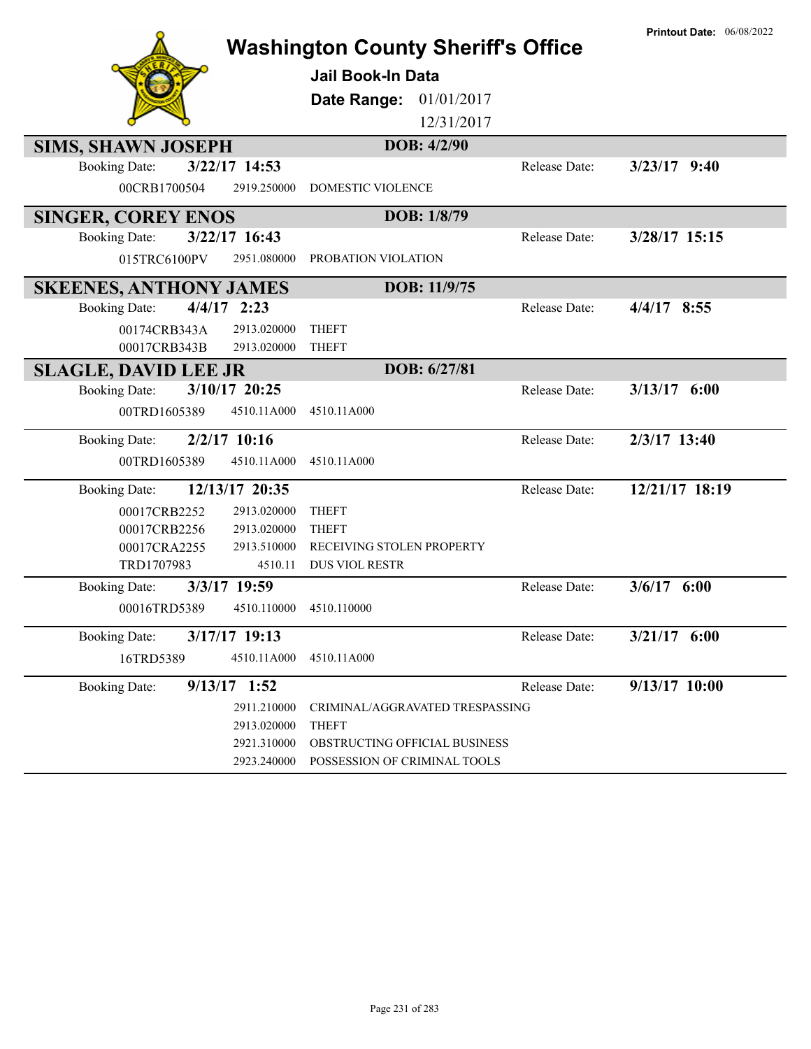# Washington County Sheriff's Office

**Printout Date:** 06/08/2022

## Jail Book-In Data

**Date Range:** 01/01/2017 12/31/2017

### SIMS, SHAWN JOSEPH — DOB: 4/2/90

Booking Date: **3/22/17 14:53** — Release Date: **3/23/17 9:40**

| Case | Statute | Charge |
|---|---|---|
| 00CRB1700504 | 2919.250000 | DOMESTIC VIOLENCE |

### SINGER, COREY ENOS — DOB: 1/8/79

Booking Date: **3/22/17 16:43** — Release Date: **3/28/17 15:15**

| Case | Statute | Charge |
|---|---|---|
| 015TRC6100PV | 2951.080000 | PROBATION VIOLATION |

### SKEENES, ANTHONY JAMES — DOB: 11/9/75

Booking Date: **4/4/17 2:23** — Release Date: **4/4/17 8:55**

| Case | Statute | Charge |
|---|---|---|
| 00174CRB343A | 2913.020000 | THEFT |
| 00017CRB343B | 2913.020000 | THEFT |

### SLAGLE, DAVID LEE JR — DOB: 6/27/81

Booking Date: **3/10/17 20:25** — Release Date: **3/13/17 6:00**

| Case | Statute | Charge |
|---|---|---|
| 00TRD1605389 | 4510.11A000 | 4510.11A000 |

Booking Date: **2/2/17 10:16** — Release Date: **2/3/17 13:40**

| Case | Statute | Charge |
|---|---|---|
| 00TRD1605389 | 4510.11A000 | 4510.11A000 |

Booking Date: **12/13/17 20:35** — Release Date: **12/21/17 18:19**

| Case | Statute | Charge |
|---|---|---|
| 00017CRB2252 | 2913.020000 | THEFT |
| 00017CRB2256 | 2913.020000 | THEFT |
| 00017CRA2255 | 2913.510000 | RECEIVING STOLEN PROPERTY |
| TRD1707983 | 4510.11 | DUS VIOL RESTR |

Booking Date: **3/3/17 19:59** — Release Date: **3/6/17 6:00**

| Case | Statute | Charge |
|---|---|---|
| 00016TRD5389 | 4510.110000 | 4510.110000 |

Booking Date: **3/17/17 19:13** — Release Date: **3/21/17 6:00**

| Case | Statute | Charge |
|---|---|---|
| 16TRD5389 | 4510.11A000 | 4510.11A000 |

Booking Date: **9/13/17 1:52** — Release Date: **9/13/17 10:00**

| Case | Statute | Charge |
|---|---|---|
| | 2911.210000 | CRIMINAL/AGGRAVATED TRESPASSING |
| | 2913.020000 | THEFT |
| | 2921.310000 | OBSTRUCTING OFFICIAL BUSINESS |
| | 2923.240000 | POSSESSION OF CRIMINAL TOOLS |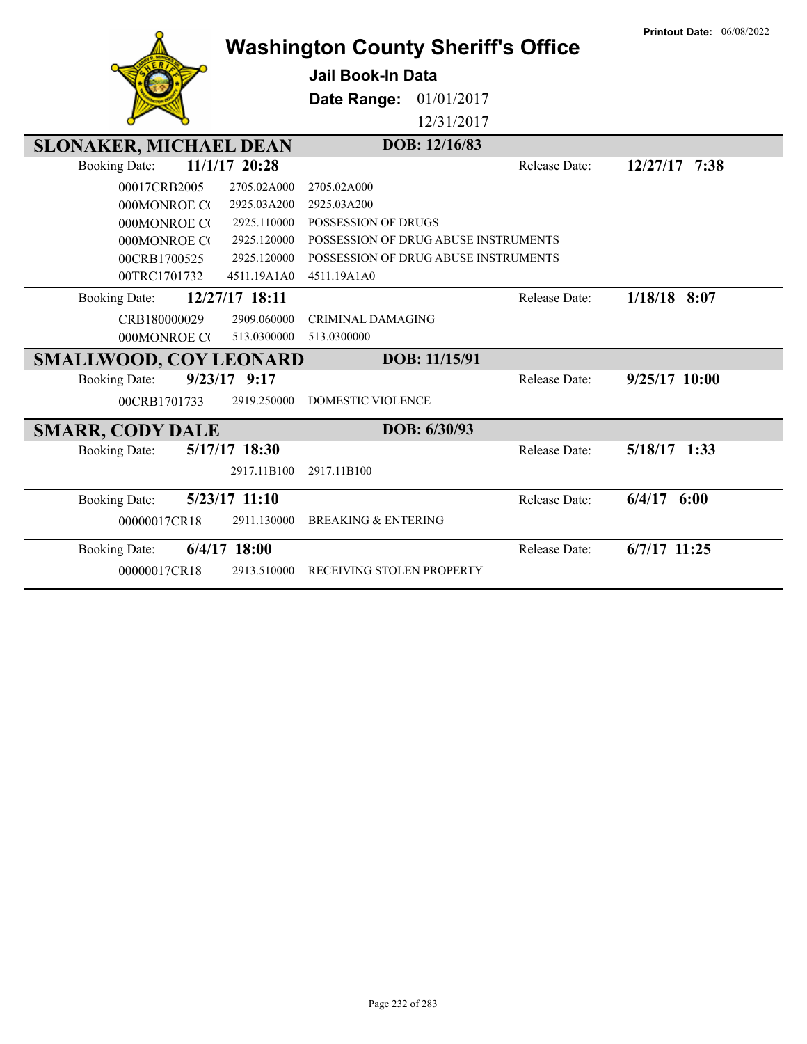Printout Date: 06/08/2022

# Washington County Sheriff's Office

**Jail Book-In Data**

**Date Range:** 01/01/2017 12/31/2017

## SLONAKER, MICHAEL DEAN — DOB: 12/16/83

**Booking Date:** 11/1/17 20:28 — **Release Date:** 12/27/17 7:38

| Case | Code | Description |
|---|---|---|
| 00017CRB2005 | 2705.02A000 | 2705.02A000 |
| 000MONROE C( | 2925.03A200 | 2925.03A200 |
| 000MONROE C( | 2925.110000 | POSSESSION OF DRUGS |
| 000MONROE C( | 2925.120000 | POSSESSION OF DRUG ABUSE INSTRUMENTS |
| 00CRB1700525 | 2925.120000 | POSSESSION OF DRUG ABUSE INSTRUMENTS |
| 00TRC1701732 | 4511.19A1A0 | 4511.19A1A0 |

**Booking Date:** 12/27/17 18:11 — **Release Date:** 1/18/18 8:07

| Case | Code | Description |
|---|---|---|
| CRB180000029 | 2909.060000 | CRIMINAL DAMAGING |
| 000MONROE C( | 513.0300000 | 513.0300000 |

## SMALLWOOD, COY LEONARD — DOB: 11/15/91

**Booking Date:** 9/23/17 9:17 — **Release Date:** 9/25/17 10:00

| Case | Code | Description |
|---|---|---|
| 00CRB1701733 | 2919.250000 | DOMESTIC VIOLENCE |

## SMARR, CODY DALE — DOB: 6/30/93

**Booking Date:** 5/17/17 18:30 — **Release Date:** 5/18/17 1:33

| Case | Code | Description |
|---|---|---|
| | 2917.11B100 | 2917.11B100 |

**Booking Date:** 5/23/17 11:10 — **Release Date:** 6/4/17 6:00

| Case | Code | Description |
|---|---|---|
| 00000017CR18 | 2911.130000 | BREAKING & ENTERING |

**Booking Date:** 6/4/17 18:00 — **Release Date:** 6/7/17 11:25

| Case | Code | Description |
|---|---|---|
| 00000017CR18 | 2913.510000 | RECEIVING STOLEN PROPERTY |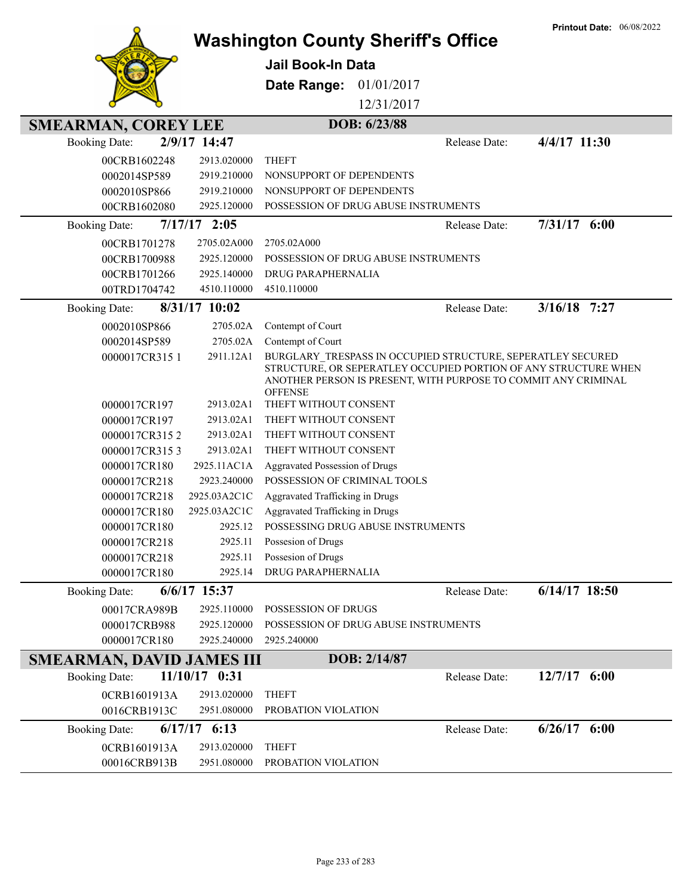Printout Date: 06/08/2022

# Washington County Sheriff's Office

**Jail Book-In Data**

**Date Range:** 01/01/2017 12/31/2017

## SMEARMAN, COREY LEE

**DOB: 6/23/88**

**Booking Date: 2/9/17 14:47** — **Release Date: 4/4/17 11:30**

| Case | Statute | Description |
|---|---|---|
| 00CRB1602248 | 2913.020000 | THEFT |
| 0002014SP589 | 2919.210000 | NONSUPPORT OF DEPENDENTS |
| 0002010SP866 | 2919.210000 | NONSUPPORT OF DEPENDENTS |
| 00CRB1602080 | 2925.120000 | POSSESSION OF DRUG ABUSE INSTRUMENTS |

**Booking Date: 7/17/17 2:05** — **Release Date: 7/31/17 6:00**

| Case | Statute | Description |
|---|---|---|
| 00CRB1701278 | 2705.02A000 | 2705.02A000 |
| 00CRB1700988 | 2925.120000 | POSSESSION OF DRUG ABUSE INSTRUMENTS |
| 00CRB1701266 | 2925.140000 | DRUG PARAPHERNALIA |
| 00TRD1704742 | 4510.110000 | 4510.110000 |

**Booking Date: 8/31/17 10:02** — **Release Date: 3/16/18 7:27**

| Case | Statute | Description |
|---|---|---|
| 0002010SP866 | 2705.02A | Contempt of Court |
| 0002014SP589 | 2705.02A | Contempt of Court |
| 0000017CR315 1 | 2911.12A1 | BURGLARY_TRESPASS IN OCCUPIED STRUCTURE, SEPERATLEY SECURED STRUCTURE, OR SEPERATLEY OCCUPIED PORTION OF ANY STRUCTURE WHEN ANOTHER PERSON IS PRESENT, WITH PURPOSE TO COMMIT ANY CRIMINAL OFFENSE |
| 0000017CR197 | 2913.02A1 | THEFT WITHOUT CONSENT |
| 0000017CR197 | 2913.02A1 | THEFT WITHOUT CONSENT |
| 0000017CR315 2 | 2913.02A1 | THEFT WITHOUT CONSENT |
| 0000017CR315 3 | 2913.02A1 | THEFT WITHOUT CONSENT |
| 0000017CR180 | 2925.11AC1A | Aggravated Possession of Drugs |
| 0000017CR218 | 2923.240000 | POSSESSION OF CRIMINAL TOOLS |
| 0000017CR218 | 2925.03A2C1C | Aggravated Trafficking in Drugs |
| 0000017CR180 | 2925.03A2C1C | Aggravated Trafficking in Drugs |
| 0000017CR180 | 2925.12 | POSSESSING DRUG ABUSE INSTRUMENTS |
| 0000017CR218 | 2925.11 | Possesion of Drugs |
| 0000017CR218 | 2925.11 | Possesion of Drugs |
| 0000017CR180 | 2925.14 | DRUG PARAPHERNALIA |

**Booking Date: 6/6/17 15:37** — **Release Date: 6/14/17 18:50**

| Case | Statute | Description |
|---|---|---|
| 00017CRA989B | 2925.110000 | POSSESSION OF DRUGS |
| 000017CRB988 | 2925.120000 | POSSESSION OF DRUG ABUSE INSTRUMENTS |
| 0000017CR180 | 2925.240000 | 2925.240000 |

## SMEARMAN, DAVID JAMES III

**DOB: 2/14/87**

**Booking Date: 11/10/17 0:31** — **Release Date: 12/7/17 6:00**

| Case | Statute | Description |
|---|---|---|
| 0CRB1601913A | 2913.020000 | THEFT |
| 0016CRB1913C | 2951.080000 | PROBATION VIOLATION |

**Booking Date: 6/17/17 6:13** — **Release Date: 6/26/17 6:00**

| Case | Statute | Description |
|---|---|---|
| 0CRB1601913A | 2913.020000 | THEFT |
| 00016CRB913B | 2951.080000 | PROBATION VIOLATION |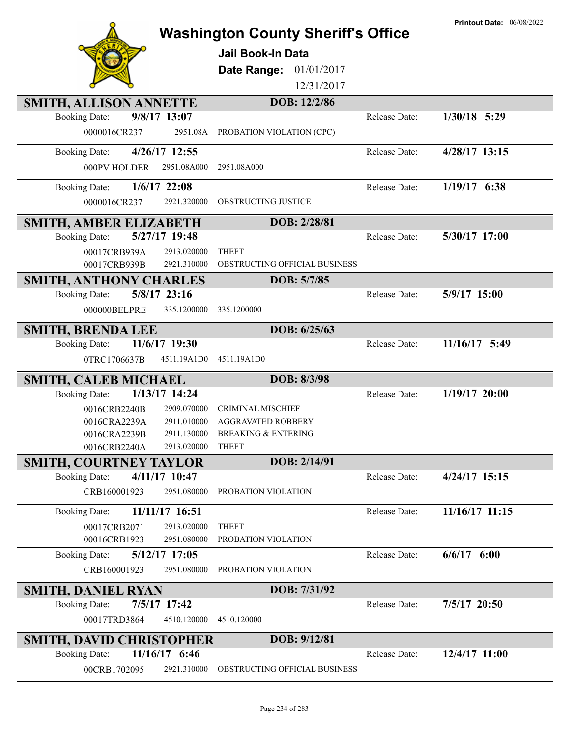# Washington County Sheriff's Office

**Printout Date:** 06/08/2022

## Jail Book-In Data

**Date Range:** 01/01/2017 12/31/2017

---

### SMITH, ALLISON ANNETTE — DOB: 12/2/86

**Booking Date:** 9/8/17 13:07 — **Release Date:** 1/30/18 5:29

| Case | Statute | Description |
|---|---|---|
| 0000016CR237 | 2951.08A | PROBATION VIOLATION (CPC) |

**Booking Date:** 4/26/17 12:55 — **Release Date:** 4/28/17 13:15

| Case | Statute | Description |
|---|---|---|
| 000PV HOLDER | 2951.08A000 | 2951.08A000 |

**Booking Date:** 1/6/17 22:08 — **Release Date:** 1/19/17 6:38

| Case | Statute | Description |
|---|---|---|
| 0000016CR237 | 2921.320000 | OBSTRUCTING JUSTICE |

---

### SMITH, AMBER ELIZABETH — DOB: 2/28/81

**Booking Date:** 5/27/17 19:48 — **Release Date:** 5/30/17 17:00

| Case | Statute | Description |
|---|---|---|
| 00017CRB939A | 2913.020000 | THEFT |
| 00017CRB939B | 2921.310000 | OBSTRUCTING OFFICIAL BUSINESS |

---

### SMITH, ANTHONY CHARLES — DOB: 5/7/85

**Booking Date:** 5/8/17 23:16 — **Release Date:** 5/9/17 15:00

| Case | Statute | Description |
|---|---|---|
| 000000BELPRE | 335.1200000 | 335.1200000 |

---

### SMITH, BRENDA LEE — DOB: 6/25/63

**Booking Date:** 11/6/17 19:30 — **Release Date:** 11/16/17 5:49

| Case | Statute | Description |
|---|---|---|
| 0TRC1706637B | 4511.19A1D0 | 4511.19A1D0 |

---

### SMITH, CALEB MICHAEL — DOB: 8/3/98

**Booking Date:** 1/13/17 14:24 — **Release Date:** 1/19/17 20:00

| Case | Statute | Description |
|---|---|---|
| 0016CRB2240B | 2909.070000 | CRIMINAL MISCHIEF |
| 0016CRA2239A | 2911.010000 | AGGRAVATED ROBBERY |
| 0016CRA2239B | 2911.130000 | BREAKING & ENTERING |
| 0016CRB2240A | 2913.020000 | THEFT |

---

### SMITH, COURTNEY TAYLOR — DOB: 2/14/91

**Booking Date:** 4/11/17 10:47 — **Release Date:** 4/24/17 15:15

| Case | Statute | Description |
|---|---|---|
| CRB160001923 | 2951.080000 | PROBATION VIOLATION |

**Booking Date:** 11/11/17 16:51 — **Release Date:** 11/16/17 11:15

| Case | Statute | Description |
|---|---|---|
| 00017CRB2071 | 2913.020000 | THEFT |
| 00016CRB1923 | 2951.080000 | PROBATION VIOLATION |

**Booking Date:** 5/12/17 17:05 — **Release Date:** 6/6/17 6:00

| Case | Statute | Description |
|---|---|---|
| CRB160001923 | 2951.080000 | PROBATION VIOLATION |

---

### SMITH, DANIEL RYAN — DOB: 7/31/92

**Booking Date:** 7/5/17 17:42 — **Release Date:** 7/5/17 20:50

| Case | Statute | Description |
|---|---|---|
| 00017TRD3864 | 4510.120000 | 4510.120000 |

---

### SMITH, DAVID CHRISTOPHER — DOB: 9/12/81

**Booking Date:** 11/16/17 6:46 — **Release Date:** 12/4/17 11:00

| Case | Statute | Description |
|---|---|---|
| 00CRB1702095 | 2921.310000 | OBSTRUCTING OFFICIAL BUSINESS |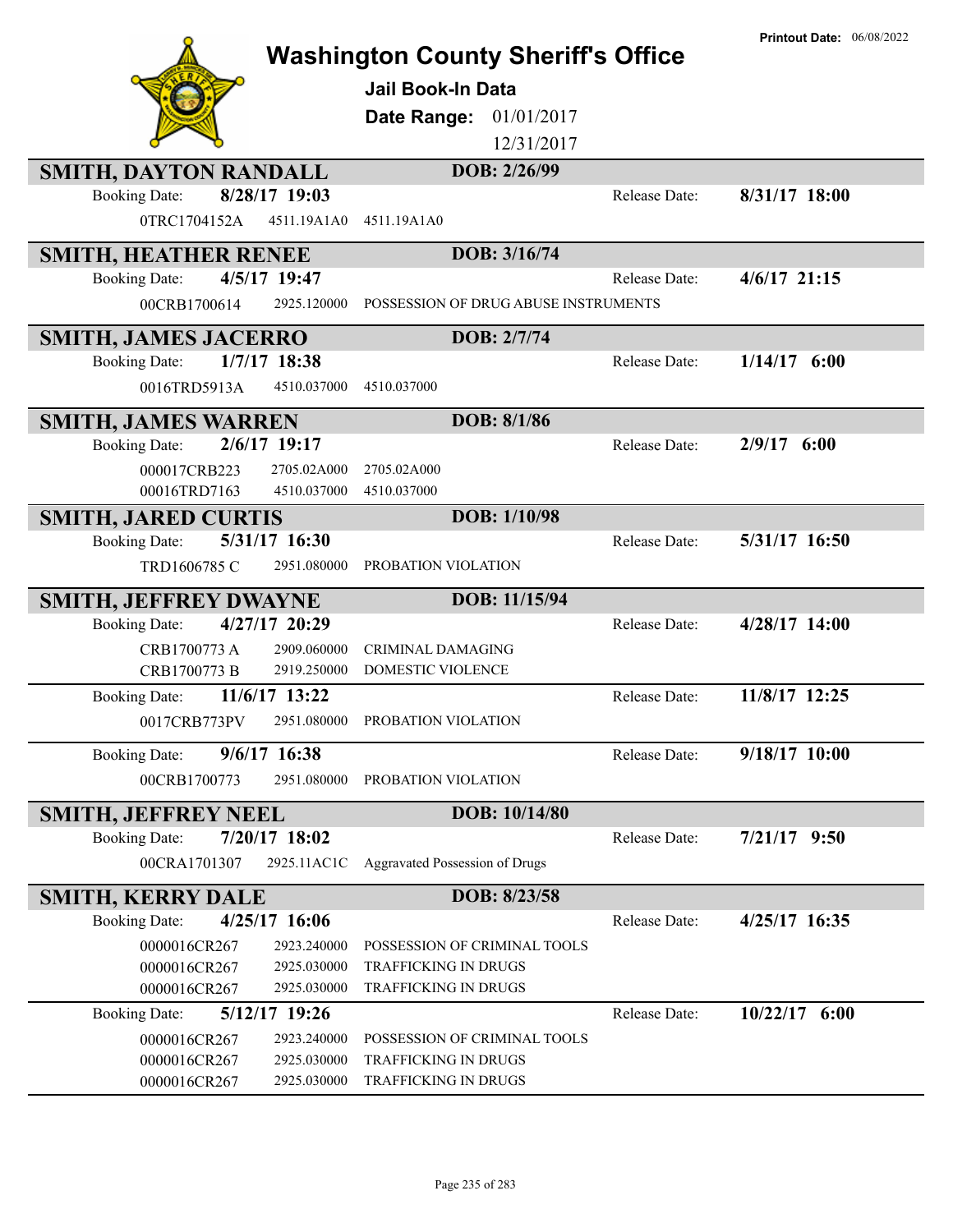# Washington County Sheriff's Office

**Printout Date:** 06/08/2022

## Jail Book-In Data

**Date Range:** 01/01/2017 12/31/2017

---

### SMITH, DAYTON RANDALL — DOB: 2/26/99

**Booking Date:** 8/28/17 19:03 — **Release Date:** 8/31/17 18:00

| Case | Statute | Description |
|---|---|---|
| 0TRC1704152A | 4511.19A1A0 | 4511.19A1A0 |

### SMITH, HEATHER RENEE — DOB: 3/16/74

**Booking Date:** 4/5/17 19:47 — **Release Date:** 4/6/17 21:15

| Case | Statute | Description |
|---|---|---|
| 00CRB1700614 | 2925.120000 | POSSESSION OF DRUG ABUSE INSTRUMENTS |

### SMITH, JAMES JACERRO — DOB: 2/7/74

**Booking Date:** 1/7/17 18:38 — **Release Date:** 1/14/17 6:00

| Case | Statute | Description |
|---|---|---|
| 0016TRD5913A | 4510.037000 | 4510.037000 |

### SMITH, JAMES WARREN — DOB: 8/1/86

**Booking Date:** 2/6/17 19:17 — **Release Date:** 2/9/17 6:00

| Case | Statute | Description |
|---|---|---|
| 000017CRB223 | 2705.02A000 | 2705.02A000 |
| 00016TRD7163 | 4510.037000 | 4510.037000 |

### SMITH, JARED CURTIS — DOB: 1/10/98

**Booking Date:** 5/31/17 16:30 — **Release Date:** 5/31/17 16:50

| Case | Statute | Description |
|---|---|---|
| TRD1606785 C | 2951.080000 | PROBATION VIOLATION |

### SMITH, JEFFREY DWAYNE — DOB: 11/15/94

**Booking Date:** 4/27/17 20:29 — **Release Date:** 4/28/17 14:00

| Case | Statute | Description |
|---|---|---|
| CRB1700773 A | 2909.060000 | CRIMINAL DAMAGING |
| CRB1700773 B | 2919.250000 | DOMESTIC VIOLENCE |

**Booking Date:** 11/6/17 13:22 — **Release Date:** 11/8/17 12:25

| Case | Statute | Description |
|---|---|---|
| 0017CRB773PV | 2951.080000 | PROBATION VIOLATION |

**Booking Date:** 9/6/17 16:38 — **Release Date:** 9/18/17 10:00

| Case | Statute | Description |
|---|---|---|
| 00CRB1700773 | 2951.080000 | PROBATION VIOLATION |

### SMITH, JEFFREY NEEL — DOB: 10/14/80

**Booking Date:** 7/20/17 18:02 — **Release Date:** 7/21/17 9:50

| Case | Statute | Description |
|---|---|---|
| 00CRA1701307 | 2925.11AC1C | Aggravated Possession of Drugs |

### SMITH, KERRY DALE — DOB: 8/23/58

**Booking Date:** 4/25/17 16:06 — **Release Date:** 4/25/17 16:35

| Case | Statute | Description |
|---|---|---|
| 0000016CR267 | 2923.240000 | POSSESSION OF CRIMINAL TOOLS |
| 0000016CR267 | 2925.030000 | TRAFFICKING IN DRUGS |
| 0000016CR267 | 2925.030000 | TRAFFICKING IN DRUGS |

**Booking Date:** 5/12/17 19:26 — **Release Date:** 10/22/17 6:00

| Case | Statute | Description |
|---|---|---|
| 0000016CR267 | 2923.240000 | POSSESSION OF CRIMINAL TOOLS |
| 0000016CR267 | 2925.030000 | TRAFFICKING IN DRUGS |
| 0000016CR267 | 2925.030000 | TRAFFICKING IN DRUGS |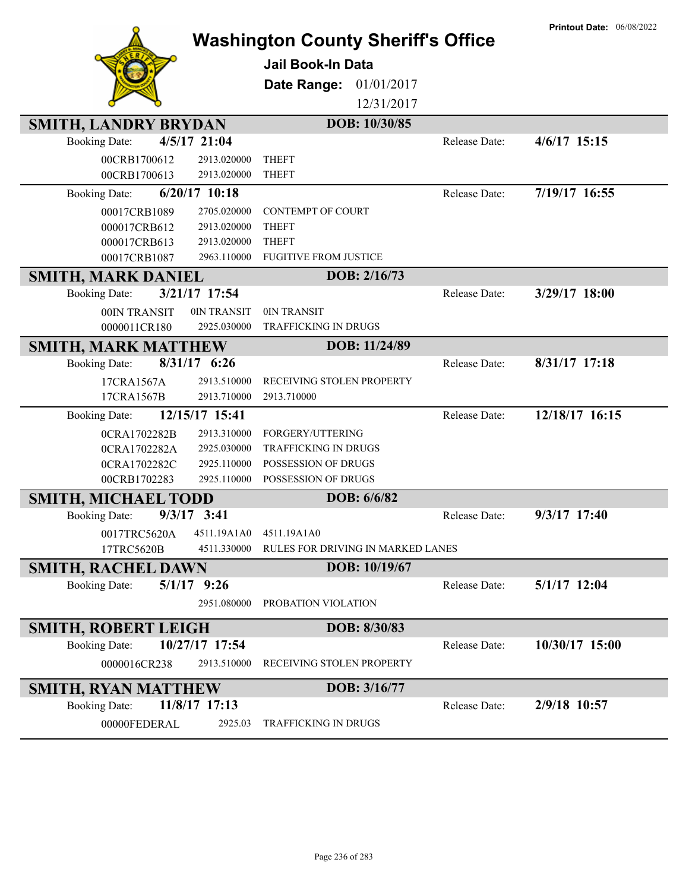# Washington County Sheriff's Office

**Printout Date:** 06/08/2022

## Jail Book-In Data

**Date Range:** 01/01/2017 12/31/2017

---

### SMITH, LANDRY BRYDAN — DOB: 10/30/85

**Booking Date:** 4/5/17 21:04 — **Release Date:** 4/6/17 15:15

| Case | Code | Charge |
|---|---|---|
| 00CRB1700612 | 2913.020000 | THEFT |
| 00CRB1700613 | 2913.020000 | THEFT |

**Booking Date:** 6/20/17 10:18 — **Release Date:** 7/19/17 16:55

| Case | Code | Charge |
|---|---|---|
| 00017CRB1089 | 2705.020000 | CONTEMPT OF COURT |
| 000017CRB612 | 2913.020000 | THEFT |
| 000017CRB613 | 2913.020000 | THEFT |
| 00017CRB1087 | 2963.110000 | FUGITIVE FROM JUSTICE |

### SMITH, MARK DANIEL — DOB: 2/16/73

**Booking Date:** 3/21/17 17:54 — **Release Date:** 3/29/17 18:00

| Case | Code | Charge |
|---|---|---|
| 00IN TRANSIT | 0IN TRANSIT | 0IN TRANSIT |
| 0000011CR180 | 2925.030000 | TRAFFICKING IN DRUGS |

### SMITH, MARK MATTHEW — DOB: 11/24/89

**Booking Date:** 8/31/17 6:26 — **Release Date:** 8/31/17 17:18

| Case | Code | Charge |
|---|---|---|
| 17CRA1567A | 2913.510000 | RECEIVING STOLEN PROPERTY |
| 17CRA1567B | 2913.710000 | 2913.710000 |

**Booking Date:** 12/15/17 15:41 — **Release Date:** 12/18/17 16:15

| Case | Code | Charge |
|---|---|---|
| 0CRA1702282B | 2913.310000 | FORGERY/UTTERING |
| 0CRA1702282A | 2925.030000 | TRAFFICKING IN DRUGS |
| 0CRA1702282C | 2925.110000 | POSSESSION OF DRUGS |
| 00CRB1702283 | 2925.110000 | POSSESSION OF DRUGS |

### SMITH, MICHAEL TODD — DOB: 6/6/82

**Booking Date:** 9/3/17 3:41 — **Release Date:** 9/3/17 17:40

| Case | Code | Charge |
|---|---|---|
| 0017TRC5620A | 4511.19A1A0 | 4511.19A1A0 |
| 17TRC5620B | 4511.330000 | RULES FOR DRIVING IN MARKED LANES |

### SMITH, RACHEL DAWN — DOB: 10/19/67

**Booking Date:** 5/1/17 9:26 — **Release Date:** 5/1/17 12:04

| Case | Code | Charge |
|---|---|---|
| | 2951.080000 | PROBATION VIOLATION |

### SMITH, ROBERT LEIGH — DOB: 8/30/83

**Booking Date:** 10/27/17 17:54 — **Release Date:** 10/30/17 15:00

| Case | Code | Charge |
|---|---|---|
| 0000016CR238 | 2913.510000 | RECEIVING STOLEN PROPERTY |

### SMITH, RYAN MATTHEW — DOB: 3/16/77

**Booking Date:** 11/8/17 17:13 — **Release Date:** 2/9/18 10:57

| Case | Code | Charge |
|---|---|---|
| 00000FEDERAL | 2925.03 | TRAFFICKING IN DRUGS |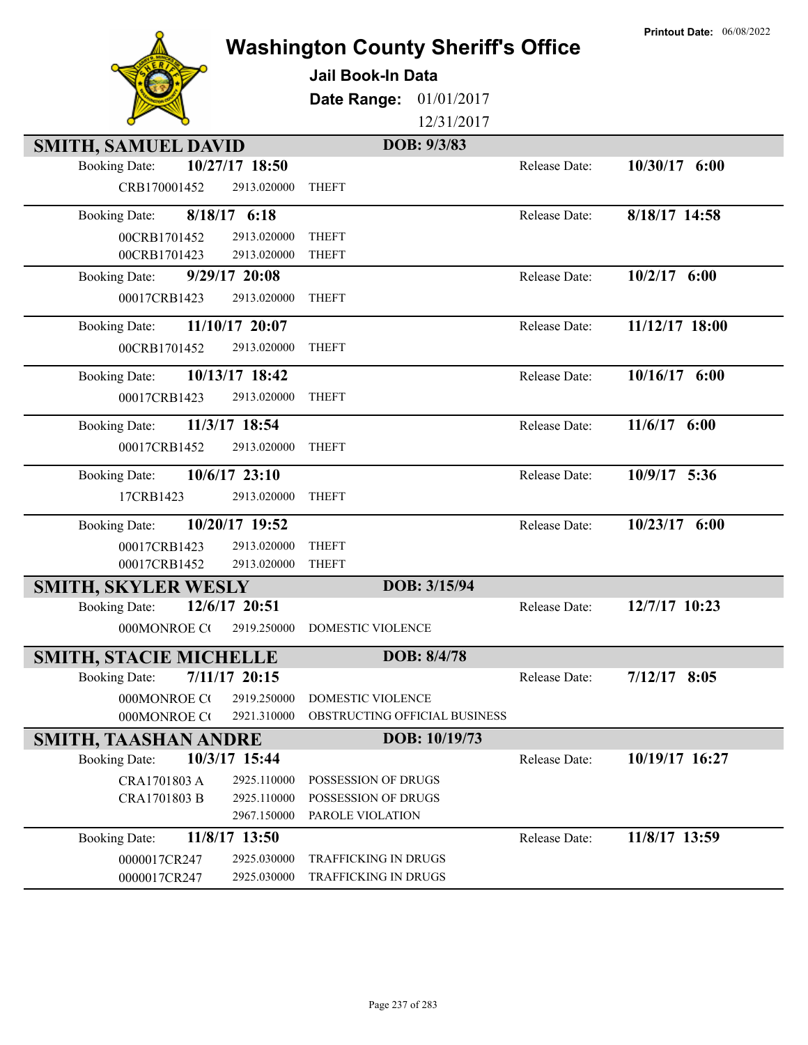Printout Date: 06/08/2022

# Washington County Sheriff's Office

**Jail Book-In Data**

**Date Range:** 01/01/2017 – 12/31/2017

## SMITH, SAMUEL DAVID — DOB: 9/3/83

| Booking Date | Case | Statute | Charge | Release Date |
|---|---|---|---|---|
| 10/27/17 18:50 | CRB170001452 | 2913.020000 | THEFT | 10/30/17 6:00 |
| 8/18/17 6:18 | 00CRB1701452 | 2913.020000 | THEFT | 8/18/17 14:58 |
| | 00CRB1701423 | 2913.020000 | THEFT | |
| 9/29/17 20:08 | 00017CRB1423 | 2913.020000 | THEFT | 10/2/17 6:00 |
| 11/10/17 20:07 | 00CRB1701452 | 2913.020000 | THEFT | 11/12/17 18:00 |
| 10/13/17 18:42 | 00017CRB1423 | 2913.020000 | THEFT | 10/16/17 6:00 |
| 11/3/17 18:54 | 00017CRB1452 | 2913.020000 | THEFT | 11/6/17 6:00 |
| 10/6/17 23:10 | 17CRB1423 | 2913.020000 | THEFT | 10/9/17 5:36 |
| 10/20/17 19:52 | 00017CRB1423 | 2913.020000 | THEFT | 10/23/17 6:00 |
| | 00017CRB1452 | 2913.020000 | THEFT | |

## SMITH, SKYLER WESLY — DOB: 3/15/94

| Booking Date | Case | Statute | Charge | Release Date |
|---|---|---|---|---|
| 12/6/17 20:51 | 000MONROE C( | 2919.250000 | DOMESTIC VIOLENCE | 12/7/17 10:23 |

## SMITH, STACIE MICHELLE — DOB: 8/4/78

| Booking Date | Case | Statute | Charge | Release Date |
|---|---|---|---|---|
| 7/11/17 20:15 | 000MONROE C( | 2919.250000 | DOMESTIC VIOLENCE | 7/12/17 8:05 |
| | 000MONROE C( | 2921.310000 | OBSTRUCTING OFFICIAL BUSINESS | |

## SMITH, TAASHAN ANDRE — DOB: 10/19/73

| Booking Date | Case | Statute | Charge | Release Date |
|---|---|---|---|---|
| 10/3/17 15:44 | CRA1701803 A | 2925.110000 | POSSESSION OF DRUGS | 10/19/17 16:27 |
| | CRA1701803 B | 2925.110000 | POSSESSION OF DRUGS | |
| | | 2967.150000 | PAROLE VIOLATION | |
| 11/8/17 13:50 | 0000017CR247 | 2925.030000 | TRAFFICKING IN DRUGS | 11/8/17 13:59 |
| | 0000017CR247 | 2925.030000 | TRAFFICKING IN DRUGS | |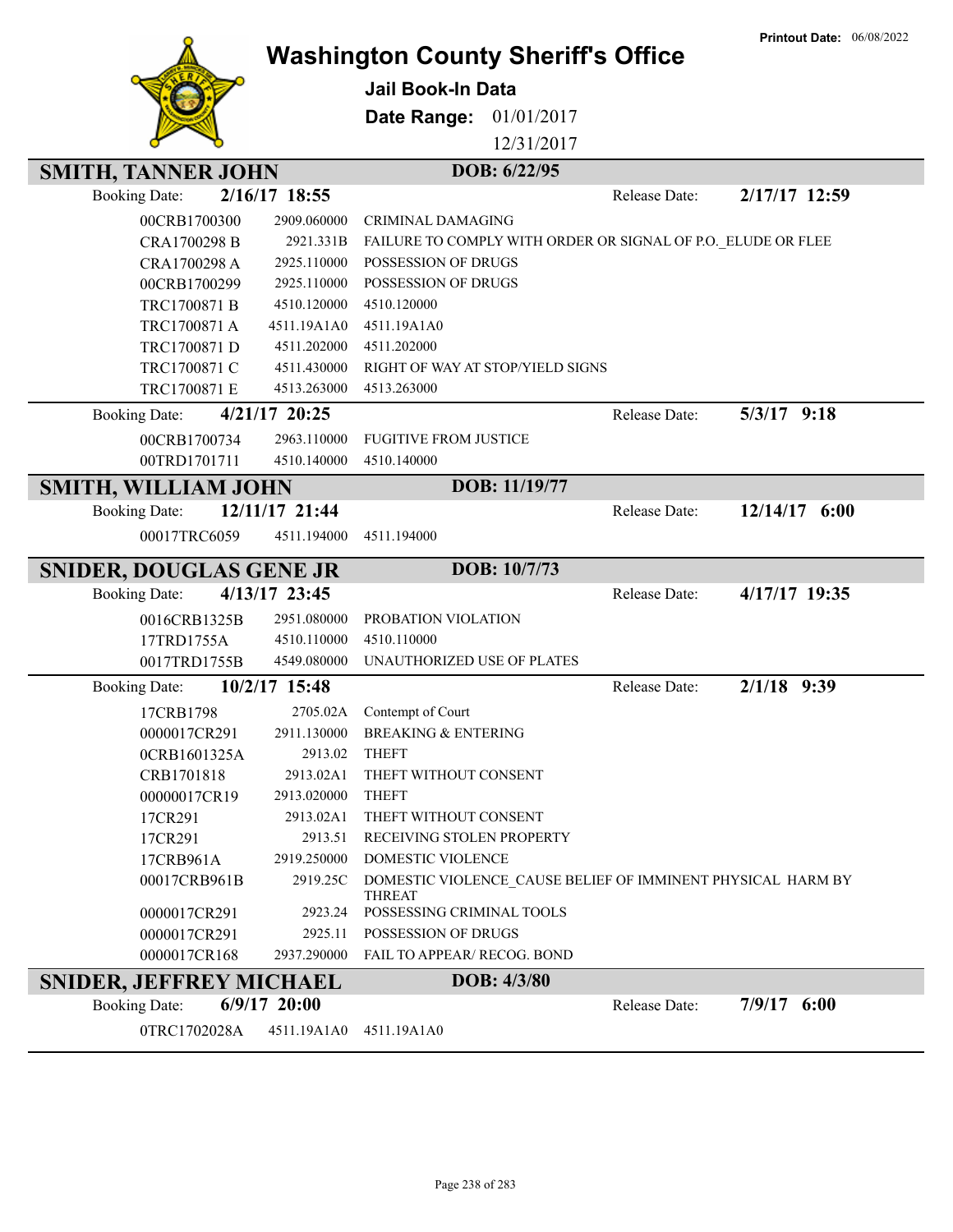Printout Date: 06/08/2022

# Washington County Sheriff's Office

**Jail Book-In Data**

**Date Range:** 01/01/2017 12/31/2017

## SMITH, TANNER JOHN — DOB: 6/22/95

**Booking Date:** 2/16/17 18:55 — **Release Date:** 2/17/17 12:59

| Case | Statute | Description |
|---|---|---|
| 00CRB1700300 | 2909.060000 | CRIMINAL DAMAGING |
| CRA1700298 B | 2921.331B | FAILURE TO COMPLY WITH ORDER OR SIGNAL OF P.O._ELUDE OR FLEE |
| CRA1700298 A | 2925.110000 | POSSESSION OF DRUGS |
| 00CRB1700299 | 2925.110000 | POSSESSION OF DRUGS |
| TRC1700871 B | 4510.120000 | 4510.120000 |
| TRC1700871 A | 4511.19A1A0 | 4511.19A1A0 |
| TRC1700871 D | 4511.202000 | 4511.202000 |
| TRC1700871 C | 4511.430000 | RIGHT OF WAY AT STOP/YIELD SIGNS |
| TRC1700871 E | 4513.263000 | 4513.263000 |

**Booking Date:** 4/21/17 20:25 — **Release Date:** 5/3/17 9:18

| Case | Statute | Description |
|---|---|---|
| 00CRB1700734 | 2963.110000 | FUGITIVE FROM JUSTICE |
| 00TRD1701711 | 4510.140000 | 4510.140000 |

## SMITH, WILLIAM JOHN — DOB: 11/19/77

**Booking Date:** 12/11/17 21:44 — **Release Date:** 12/14/17 6:00

| Case | Statute | Description |
|---|---|---|
| 00017TRC6059 | 4511.194000 | 4511.194000 |

## SNIDER, DOUGLAS GENE JR — DOB: 10/7/73

**Booking Date:** 4/13/17 23:45 — **Release Date:** 4/17/17 19:35

| Case | Statute | Description |
|---|---|---|
| 0016CRB1325B | 2951.080000 | PROBATION VIOLATION |
| 17TRD1755A | 4510.110000 | 4510.110000 |
| 0017TRD1755B | 4549.080000 | UNAUTHORIZED USE OF PLATES |

**Booking Date:** 10/2/17 15:48 — **Release Date:** 2/1/18 9:39

| Case | Statute | Description |
|---|---|---|
| 17CRB1798 | 2705.02A | Contempt of Court |
| 0000017CR291 | 2911.130000 | BREAKING & ENTERING |
| 0CRB1601325A | 2913.02 | THEFT |
| CRB1701818 | 2913.02A1 | THEFT WITHOUT CONSENT |
| 00000017CR19 | 2913.020000 | THEFT |
| 17CR291 | 2913.02A1 | THEFT WITHOUT CONSENT |
| 17CR291 | 2913.51 | RECEIVING STOLEN PROPERTY |
| 17CRB961A | 2919.250000 | DOMESTIC VIOLENCE |
| 00017CRB961B | 2919.25C | DOMESTIC VIOLENCE_CAUSE BELIEF OF IMMINENT PHYSICAL HARM BY THREAT |
| 0000017CR291 | 2923.24 | POSSESSING CRIMINAL TOOLS |
| 0000017CR291 | 2925.11 | POSSESSION OF DRUGS |
| 0000017CR168 | 2937.290000 | FAIL TO APPEAR/ RECOG. BOND |

## SNIDER, JEFFREY MICHAEL — DOB: 4/3/80

**Booking Date:** 6/9/17 20:00 — **Release Date:** 7/9/17 6:00

| Case | Statute | Description |
|---|---|---|
| 0TRC1702028A | 4511.19A1A0 | 4511.19A1A0 |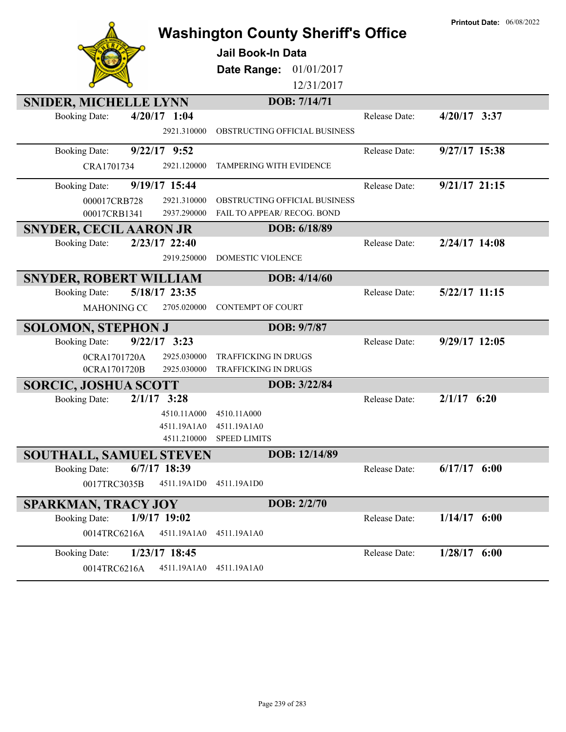**Printout Date:** 06/08/2022

# Washington County Sheriff's Office

## Jail Book-In Data

**Date Range:** 01/01/2017 – 12/31/2017

---

### SNIDER, MICHELLE LYNN — DOB: 7/14/71

**Booking Date:** 4/20/17 1:04 — **Release Date:** 4/20/17 3:37

| Case | Statute | Charge |
|---|---|---|
| | 2921.310000 | OBSTRUCTING OFFICIAL BUSINESS |

**Booking Date:** 9/22/17 9:52 — **Release Date:** 9/27/17 15:38

| Case | Statute | Charge |
|---|---|---|
| CRA1701734 | 2921.120000 | TAMPERING WITH EVIDENCE |

**Booking Date:** 9/19/17 15:44 — **Release Date:** 9/21/17 21:15

| Case | Statute | Charge |
|---|---|---|
| 000017CRB728 | 2921.310000 | OBSTRUCTING OFFICIAL BUSINESS |
| 00017CRB1341 | 2937.290000 | FAIL TO APPEAR/ RECOG. BOND |

---

### SNYDER, CECIL AARON JR — DOB: 6/18/89

**Booking Date:** 2/23/17 22:40 — **Release Date:** 2/24/17 14:08

| Case | Statute | Charge |
|---|---|---|
| | 2919.250000 | DOMESTIC VIOLENCE |

---

### SNYDER, ROBERT WILLIAM — DOB: 4/14/60

**Booking Date:** 5/18/17 23:35 — **Release Date:** 5/22/17 11:15

| Case | Statute | Charge |
|---|---|---|
| MAHONING CC | 2705.020000 | CONTEMPT OF COURT |

---

### SOLOMON, STEPHON J — DOB: 9/7/87

**Booking Date:** 9/22/17 3:23 — **Release Date:** 9/29/17 12:05

| Case | Statute | Charge |
|---|---|---|
| 0CRA1701720A | 2925.030000 | TRAFFICKING IN DRUGS |
| 0CRA1701720B | 2925.030000 | TRAFFICKING IN DRUGS |

---

### SORCIC, JOSHUA SCOTT — DOB: 3/22/84

**Booking Date:** 2/1/17 3:28 — **Release Date:** 2/1/17 6:20

| Case | Statute | Charge |
|---|---|---|
| | 4510.11A000 | 4510.11A000 |
| | 4511.19A1A0 | 4511.19A1A0 |
| | 4511.210000 | SPEED LIMITS |

---

### SOUTHALL, SAMUEL STEVEN — DOB: 12/14/89

**Booking Date:** 6/7/17 18:39 — **Release Date:** 6/17/17 6:00

| Case | Statute | Charge |
|---|---|---|
| 0017TRC3035B | 4511.19A1D0 | 4511.19A1D0 |

---

### SPARKMAN, TRACY JOY — DOB: 2/2/70

**Booking Date:** 1/9/17 19:02 — **Release Date:** 1/14/17 6:00

| Case | Statute | Charge |
|---|---|---|
| 0014TRC6216A | 4511.19A1A0 | 4511.19A1A0 |

**Booking Date:** 1/23/17 18:45 — **Release Date:** 1/28/17 6:00

| Case | Statute | Charge |
|---|---|---|
| 0014TRC6216A | 4511.19A1A0 | 4511.19A1A0 |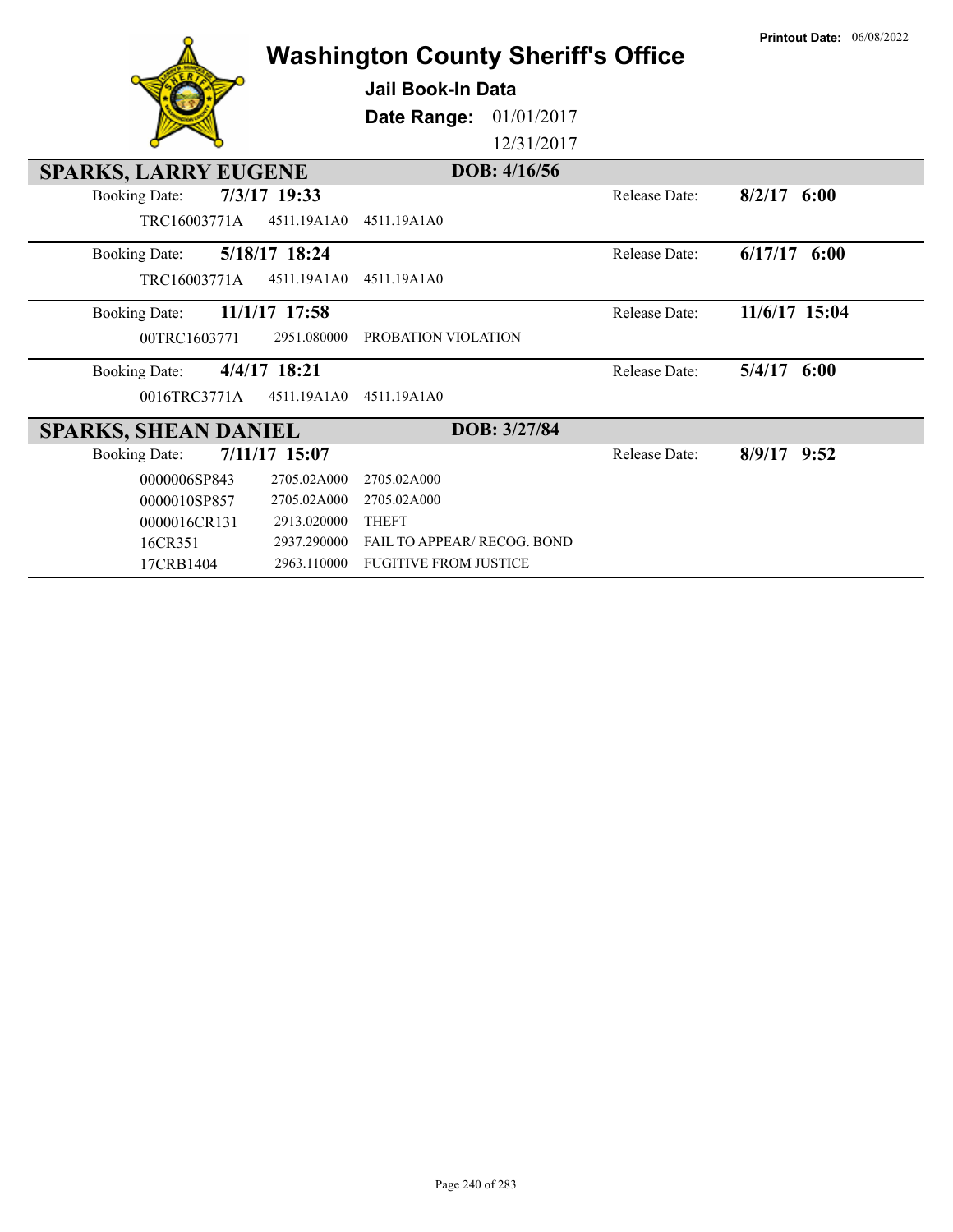Printout Date: 06/08/2022

# Washington County Sheriff's Office

**Jail Book-In Data**

**Date Range:** 01/01/2017 12/31/2017

## SPARKS, LARRY EUGENE — DOB: 4/16/56

Booking Date: **7/3/17 19:33** — Release Date: **8/2/17 6:00**

| | | |
|---|---|---|
| TRC16003771A | 4511.19A1A0 | 4511.19A1A0 |

Booking Date: **5/18/17 18:24** — Release Date: **6/17/17 6:00**

| | | |
|---|---|---|
| TRC16003771A | 4511.19A1A0 | 4511.19A1A0 |

Booking Date: **11/1/17 17:58** — Release Date: **11/6/17 15:04**

| | | |
|---|---|---|
| 00TRC1603771 | 2951.080000 | PROBATION VIOLATION |

Booking Date: **4/4/17 18:21** — Release Date: **5/4/17 6:00**

| | | |
|---|---|---|
| 0016TRC3771A | 4511.19A1A0 | 4511.19A1A0 |

## SPARKS, SHEAN DANIEL — DOB: 3/27/84

Booking Date: **7/11/17 15:07** — Release Date: **8/9/17 9:52**

| | | |
|---|---|---|
| 0000006SP843 | 2705.02A000 | 2705.02A000 |
| 0000010SP857 | 2705.02A000 | 2705.02A000 |
| 0000016CR131 | 2913.020000 | THEFT |
| 16CR351 | 2937.290000 | FAIL TO APPEAR/ RECOG. BOND |
| 17CRB1404 | 2963.110000 | FUGITIVE FROM JUSTICE |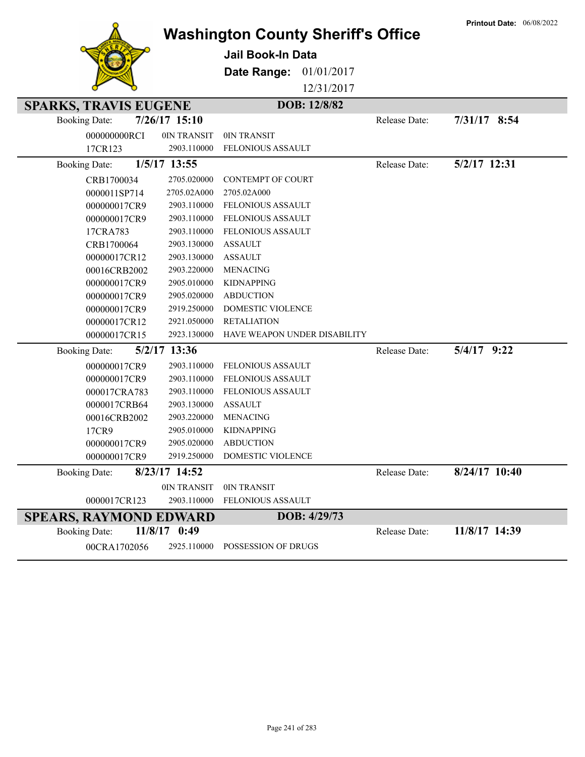Printout Date: 06/08/2022

# Washington County Sheriff's Office

## Jail Book-In Data

**Date Range:** 01/01/2017 12/31/2017

## SPARKS, TRAVIS EUGENE — DOB: 12/8/82

**Booking Date:** 7/26/17 15:10 — **Release Date:** 7/31/17 8:54

| Case | Statute | Charge |
|---|---|---|
| 000000000RCI | 0IN TRANSIT | 0IN TRANSIT |
| 17CR123 | 2903.110000 | FELONIOUS ASSAULT |

**Booking Date:** 1/5/17 13:55 — **Release Date:** 5/2/17 12:31

| Case | Statute | Charge |
|---|---|---|
| CRB1700034 | 2705.020000 | CONTEMPT OF COURT |
| 0000011SP714 | 2705.02A000 | 2705.02A000 |
| 000000017CR9 | 2903.110000 | FELONIOUS ASSAULT |
| 000000017CR9 | 2903.110000 | FELONIOUS ASSAULT |
| 17CRA783 | 2903.110000 | FELONIOUS ASSAULT |
| CRB1700064 | 2903.130000 | ASSAULT |
| 00000017CR12 | 2903.130000 | ASSAULT |
| 00016CRB2002 | 2903.220000 | MENACING |
| 000000017CR9 | 2905.010000 | KIDNAPPING |
| 000000017CR9 | 2905.020000 | ABDUCTION |
| 000000017CR9 | 2919.250000 | DOMESTIC VIOLENCE |
| 00000017CR12 | 2921.050000 | RETALIATION |
| 00000017CR15 | 2923.130000 | HAVE WEAPON UNDER DISABILITY |

**Booking Date:** 5/2/17 13:36 — **Release Date:** 5/4/17 9:22

| Case | Statute | Charge |
|---|---|---|
| 000000017CR9 | 2903.110000 | FELONIOUS ASSAULT |
| 000000017CR9 | 2903.110000 | FELONIOUS ASSAULT |
| 000017CRA783 | 2903.110000 | FELONIOUS ASSAULT |
| 0000017CRB64 | 2903.130000 | ASSAULT |
| 00016CRB2002 | 2903.220000 | MENACING |
| 17CR9 | 2905.010000 | KIDNAPPING |
| 000000017CR9 | 2905.020000 | ABDUCTION |
| 000000017CR9 | 2919.250000 | DOMESTIC VIOLENCE |

**Booking Date:** 8/23/17 14:52 — **Release Date:** 8/24/17 10:40

| Case | Statute | Charge |
|---|---|---|
| | 0IN TRANSIT | 0IN TRANSIT |
| 0000017CR123 | 2903.110000 | FELONIOUS ASSAULT |

## SPEARS, RAYMOND EDWARD — DOB: 4/29/73

**Booking Date:** 11/8/17 0:49 — **Release Date:** 11/8/17 14:39

| Case | Statute | Charge |
|---|---|---|
| 00CRA1702056 | 2925.110000 | POSSESSION OF DRUGS |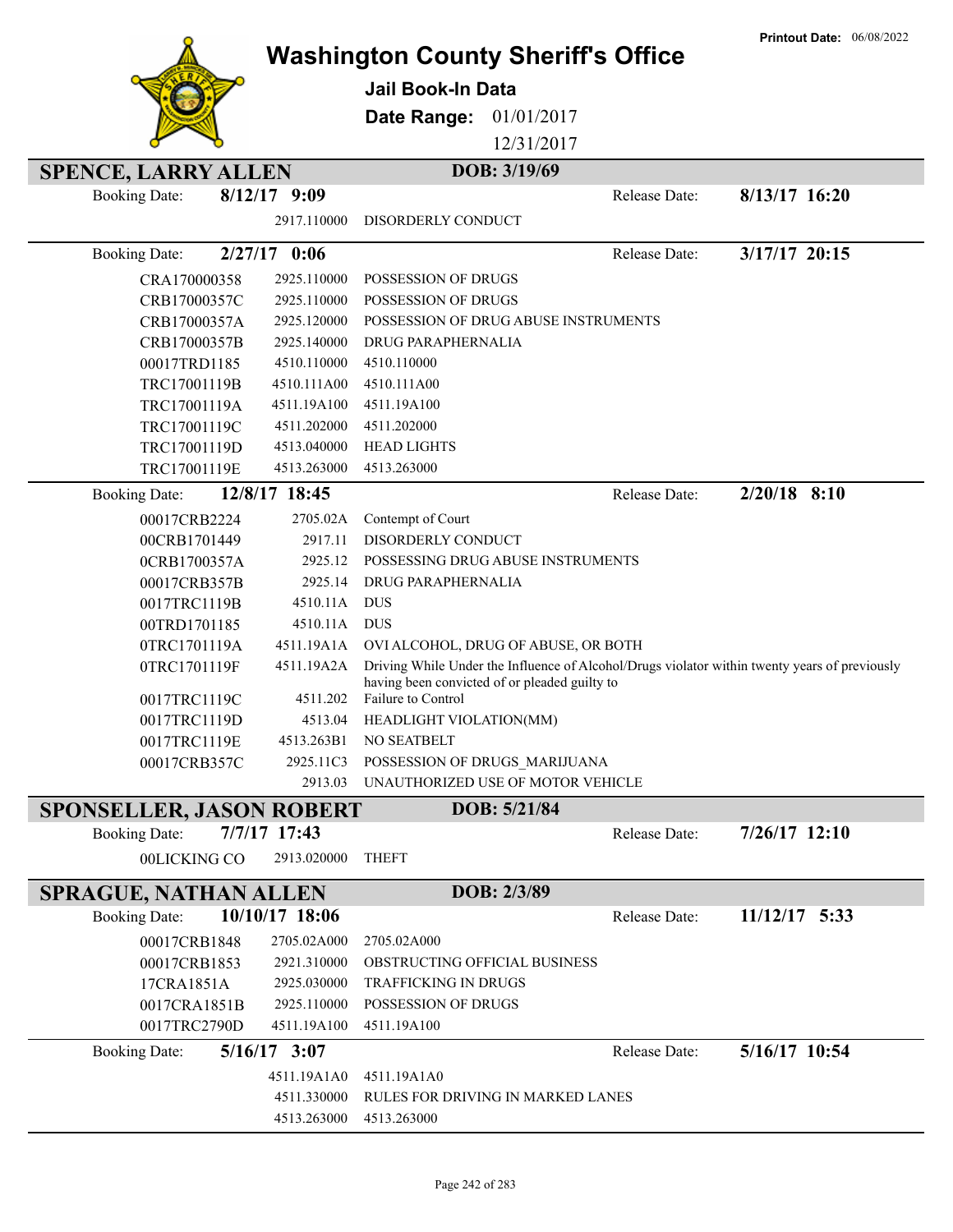# Washington County Sheriff's Office

**Jail Book-In Data**

**Date Range:** 01/01/2017 12/31/2017

**Printout Date:** 06/08/2022

## SPENCE, LARRY ALLEN

**DOB: 3/19/69**

**Booking Date:** 8/12/17 9:09 — **Release Date:** 8/13/17 16:20

| Case | Statute | Description |
|---|---|---|
| | 2917.110000 | DISORDERLY CONDUCT |

**Booking Date:** 2/27/17 0:06 — **Release Date:** 3/17/17 20:15

| Case | Statute | Description |
|---|---|---|
| CRA170000358 | 2925.110000 | POSSESSION OF DRUGS |
| CRB17000357C | 2925.110000 | POSSESSION OF DRUGS |
| CRB17000357A | 2925.120000 | POSSESSION OF DRUG ABUSE INSTRUMENTS |
| CRB17000357B | 2925.140000 | DRUG PARAPHERNALIA |
| 00017TRD1185 | 4510.110000 | 4510.110000 |
| TRC17001119B | 4510.111A00 | 4510.111A00 |
| TRC17001119A | 4511.19A100 | 4511.19A100 |
| TRC17001119C | 4511.202000 | 4511.202000 |
| TRC17001119D | 4513.040000 | HEAD LIGHTS |
| TRC17001119E | 4513.263000 | 4513.263000 |

**Booking Date:** 12/8/17 18:45 — **Release Date:** 2/20/18 8:10

| Case | Statute | Description |
|---|---|---|
| 00017CRB2224 | 2705.02A | Contempt of Court |
| 00CRB1701449 | 2917.11 | DISORDERLY CONDUCT |
| 0CRB1700357A | 2925.12 | POSSESSING DRUG ABUSE INSTRUMENTS |
| 00017CRB357B | 2925.14 | DRUG PARAPHERNALIA |
| 0017TRC1119B | 4510.11A | DUS |
| 00TRD1701185 | 4510.11A | DUS |
| 0TRC1701119A | 4511.19A1A | OVI ALCOHOL, DRUG OF ABUSE, OR BOTH |
| 0TRC1701119F | 4511.19A2A | Driving While Under the Influence of Alcohol/Drugs violator within twenty years of previously having been convicted of or pleaded guilty to |
| 0017TRC1119C | 4511.202 | Failure to Control |
| 0017TRC1119D | 4513.04 | HEADLIGHT VIOLATION(MM) |
| 0017TRC1119E | 4513.263B1 | NO SEATBELT |
| 00017CRB357C | 2925.11C3 | POSSESSION OF DRUGS_MARIJUANA |
| | 2913.03 | UNAUTHORIZED USE OF MOTOR VEHICLE |

## SPONSELLER, JASON ROBERT

**DOB: 5/21/84**

**Booking Date:** 7/7/17 17:43 — **Release Date:** 7/26/17 12:10

| Case | Statute | Description |
|---|---|---|
| 00LICKING CO | 2913.020000 | THEFT |

## SPRAGUE, NATHAN ALLEN

**DOB: 2/3/89**

**Booking Date:** 10/10/17 18:06 — **Release Date:** 11/12/17 5:33

| Case | Statute | Description |
|---|---|---|
| 00017CRB1848 | 2705.02A000 | 2705.02A000 |
| 00017CRB1853 | 2921.310000 | OBSTRUCTING OFFICIAL BUSINESS |
| 17CRA1851A | 2925.030000 | TRAFFICKING IN DRUGS |
| 0017CRA1851B | 2925.110000 | POSSESSION OF DRUGS |
| 0017TRC2790D | 4511.19A100 | 4511.19A100 |

**Booking Date:** 5/16/17 3:07 — **Release Date:** 5/16/17 10:54

| Case | Statute | Description |
|---|---|---|
| | 4511.19A1A0 | 4511.19A1A0 |
| | 4511.330000 | RULES FOR DRIVING IN MARKED LANES |
| | 4513.263000 | 4513.263000 |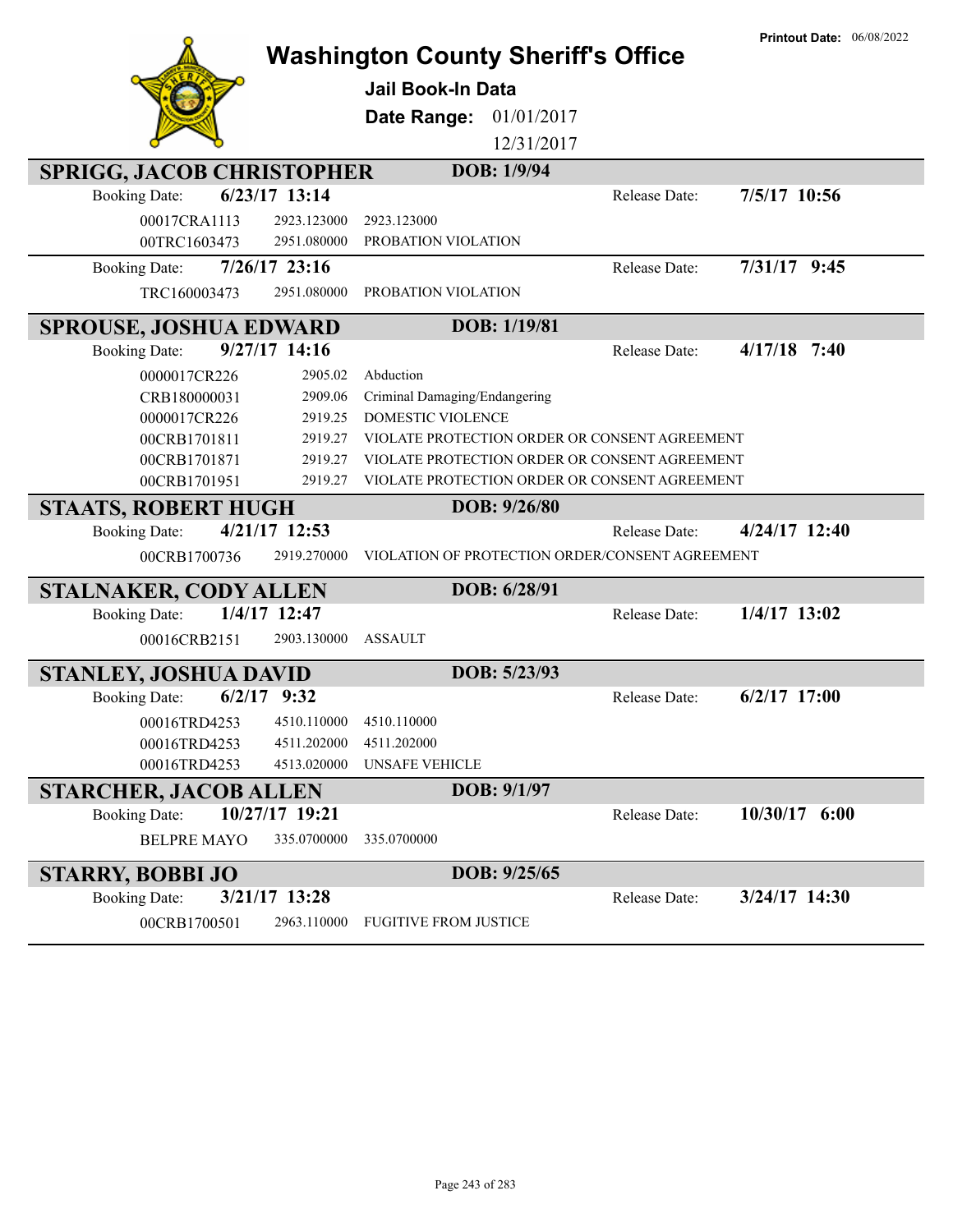Printout Date: 06/08/2022

# Washington County Sheriff's Office

**Jail Book-In Data**

**Date Range:** 01/01/2017 12/31/2017

## SPRIGG, JACOB CHRISTOPHER — DOB: 1/9/94

Booking Date: **6/23/17 13:14** — Release Date: **7/5/17 10:56**

| Case | Code | Description |
|---|---|---|
| 00017CRA1113 | 2923.123000 | 2923.123000 |
| 00TRC1603473 | 2951.080000 | PROBATION VIOLATION |

Booking Date: **7/26/17 23:16** — Release Date: **7/31/17 9:45**

| Case | Code | Description |
|---|---|---|
| TRC160003473 | 2951.080000 | PROBATION VIOLATION |

## SPROUSE, JOSHUA EDWARD — DOB: 1/19/81

Booking Date: **9/27/17 14:16** — Release Date: **4/17/18 7:40**

| Case | Code | Description |
|---|---|---|
| 0000017CR226 | 2905.02 | Abduction |
| CRB180000031 | 2909.06 | Criminal Damaging/Endangering |
| 0000017CR226 | 2919.25 | DOMESTIC VIOLENCE |
| 00CRB1701811 | 2919.27 | VIOLATE PROTECTION ORDER OR CONSENT AGREEMENT |
| 00CRB1701871 | 2919.27 | VIOLATE PROTECTION ORDER OR CONSENT AGREEMENT |
| 00CRB1701951 | 2919.27 | VIOLATE PROTECTION ORDER OR CONSENT AGREEMENT |

## STAATS, ROBERT HUGH — DOB: 9/26/80

Booking Date: **4/21/17 12:53** — Release Date: **4/24/17 12:40**

| Case | Code | Description |
|---|---|---|
| 00CRB1700736 | 2919.270000 | VIOLATION OF PROTECTION ORDER/CONSENT AGREEMENT |

## STALNAKER, CODY ALLEN — DOB: 6/28/91

Booking Date: **1/4/17 12:47** — Release Date: **1/4/17 13:02**

| Case | Code | Description |
|---|---|---|
| 00016CRB2151 | 2903.130000 | ASSAULT |

## STANLEY, JOSHUA DAVID — DOB: 5/23/93

Booking Date: **6/2/17 9:32** — Release Date: **6/2/17 17:00**

| Case | Code | Description |
|---|---|---|
| 00016TRD4253 | 4510.110000 | 4510.110000 |
| 00016TRD4253 | 4511.202000 | 4511.202000 |
| 00016TRD4253 | 4513.020000 | UNSAFE VEHICLE |

## STARCHER, JACOB ALLEN — DOB: 9/1/97

Booking Date: **10/27/17 19:21** — Release Date: **10/30/17 6:00**

| Case | Code | Description |
|---|---|---|
| BELPRE MAYO | 335.0700000 | 335.0700000 |

## STARRY, BOBBI JO — DOB: 9/25/65

Booking Date: **3/21/17 13:28** — Release Date: **3/24/17 14:30**

| Case | Code | Description |
|---|---|---|
| 00CRB1700501 | 2963.110000 | FUGITIVE FROM JUSTICE |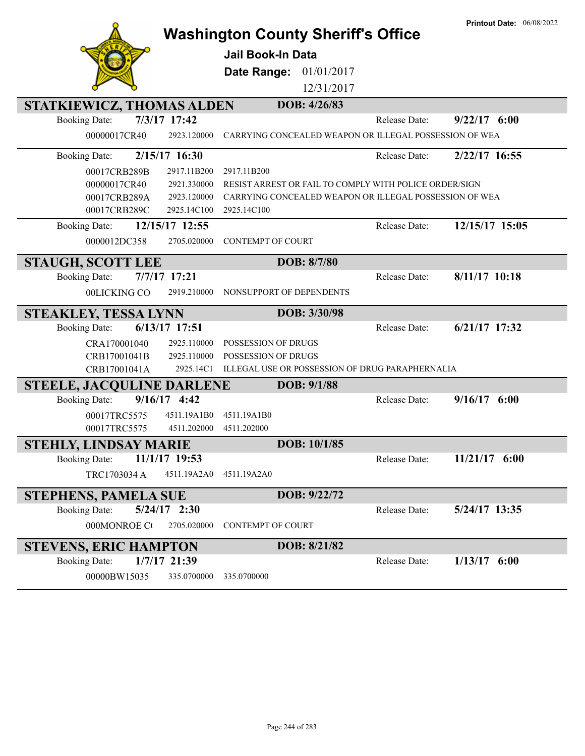Printout Date: 06/08/2022

# Washington County Sheriff's Office

**Jail Book-In Data**

**Date Range:** 01/01/2017 12/31/2017

## STATKIEWICZ, THOMAS ALDEN — DOB: 4/26/83

Booking Date: **7/3/17 17:42** — Release Date: **9/22/17 6:00**

| | | |
|---|---|---|
| 00000017CR40 | 2923.120000 | CARRYING CONCEALED WEAPON OR ILLEGAL POSSESSION OF WEA |

Booking Date: **2/15/17 16:30** — Release Date: **2/22/17 16:55**

| | | |
|---|---|---|
| 00017CRB289B | 2917.11B200 | 2917.11B200 |
| 00000017CR40 | 2921.330000 | RESIST ARREST OR FAIL TO COMPLY WITH POLICE ORDER/SIGN |
| 00017CRB289A | 2923.120000 | CARRYING CONCEALED WEAPON OR ILLEGAL POSSESSION OF WEA |
| 00017CRB289C | 2925.14C100 | 2925.14C100 |

Booking Date: **12/15/17 12:55** — Release Date: **12/15/17 15:05**

| | | |
|---|---|---|
| 0000012DC358 | 2705.020000 | CONTEMPT OF COURT |

## STAUGH, SCOTT LEE — DOB: 8/7/80

Booking Date: **7/7/17 17:21** — Release Date: **8/11/17 10:18**

| | | |
|---|---|---|
| 00LICKING CO | 2919.210000 | NONSUPPORT OF DEPENDENTS |

## STEAKLEY, TESSA LYNN — DOB: 3/30/98

Booking Date: **6/13/17 17:51** — Release Date: **6/21/17 17:32**

| | | |
|---|---|---|
| CRA170001040 | 2925.110000 | POSSESSION OF DRUGS |
| CRB17001041B | 2925.110000 | POSSESSION OF DRUGS |
| CRB17001041A | 2925.14C1 | ILLEGAL USE OR POSSESSION OF DRUG PARAPHERNALIA |

## STEELE, JACQULINE DARLENE — DOB: 9/1/88

Booking Date: **9/16/17 4:42** — Release Date: **9/16/17 6:00**

| | | |
|---|---|---|
| 00017TRC5575 | 4511.19A1B0 | 4511.19A1B0 |
| 00017TRC5575 | 4511.202000 | 4511.202000 |

## STEHLY, LINDSAY MARIE — DOB: 10/1/85

Booking Date: **11/1/17 19:53** — Release Date: **11/21/17 6:00**

| | | |
|---|---|---|
| TRC1703034 A | 4511.19A2A0 | 4511.19A2A0 |

## STEPHENS, PAMELA SUE — DOB: 9/22/72

Booking Date: **5/24/17 2:30** — Release Date: **5/24/17 13:35**

| | | |
|---|---|---|
| 000MONROE C( | 2705.020000 | CONTEMPT OF COURT |

## STEVENS, ERIC HAMPTON — DOB: 8/21/82

Booking Date: **1/7/17 21:39** — Release Date: **1/13/17 6:00**

| | | |
|---|---|---|
| 00000BW15035 | 335.0700000 | 335.0700000 |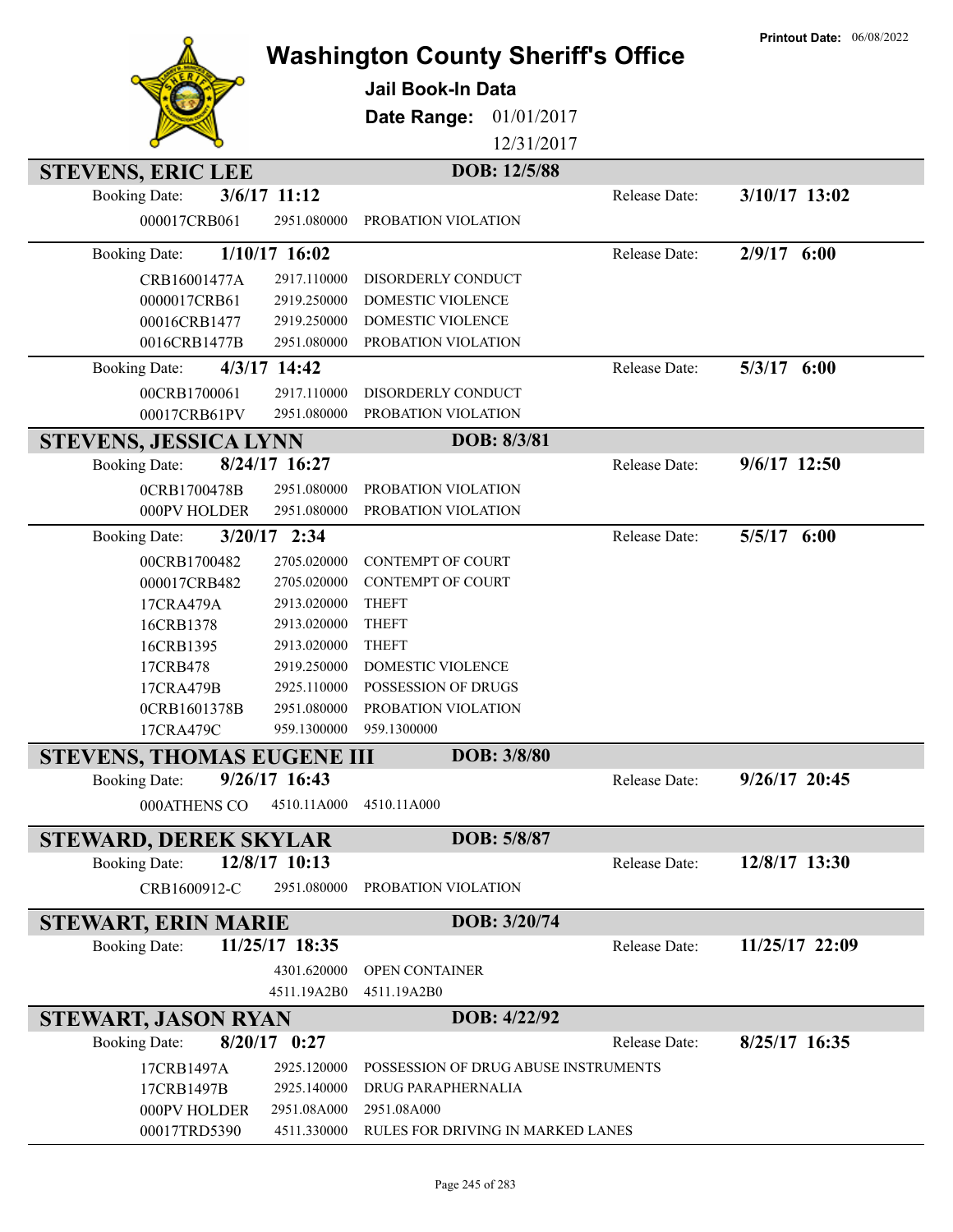Printout Date: 06/08/2022

# Washington County Sheriff's Office

## Jail Book-In Data

**Date Range:** 01/01/2017 12/31/2017

## STEVENS, ERIC LEE — DOB: 12/5/88

**Booking Date:** 3/6/17 11:12 — **Release Date:** 3/10/17 13:02

| | | |
|---|---|---|
| 000017CRB061 | 2951.080000 | PROBATION VIOLATION |

**Booking Date:** 1/10/17 16:02 — **Release Date:** 2/9/17 6:00

| | | |
|---|---|---|
| CRB16001477A | 2917.110000 | DISORDERLY CONDUCT |
| 0000017CRB61 | 2919.250000 | DOMESTIC VIOLENCE |
| 00016CRB1477 | 2919.250000 | DOMESTIC VIOLENCE |
| 0016CRB1477B | 2951.080000 | PROBATION VIOLATION |

**Booking Date:** 4/3/17 14:42 — **Release Date:** 5/3/17 6:00

| | | |
|---|---|---|
| 00CRB1700061 | 2917.110000 | DISORDERLY CONDUCT |
| 00017CRB61PV | 2951.080000 | PROBATION VIOLATION |

## STEVENS, JESSICA LYNN — DOB: 8/3/81

**Booking Date:** 8/24/17 16:27 — **Release Date:** 9/6/17 12:50

| | | |
|---|---|---|
| 0CRB1700478B | 2951.080000 | PROBATION VIOLATION |
| 000PV HOLDER | 2951.080000 | PROBATION VIOLATION |

**Booking Date:** 3/20/17 2:34 — **Release Date:** 5/5/17 6:00

| | | |
|---|---|---|
| 00CRB1700482 | 2705.020000 | CONTEMPT OF COURT |
| 000017CRB482 | 2705.020000 | CONTEMPT OF COURT |
| 17CRA479A | 2913.020000 | THEFT |
| 16CRB1378 | 2913.020000 | THEFT |
| 16CRB1395 | 2913.020000 | THEFT |
| 17CRB478 | 2919.250000 | DOMESTIC VIOLENCE |
| 17CRA479B | 2925.110000 | POSSESSION OF DRUGS |
| 0CRB1601378B | 2951.080000 | PROBATION VIOLATION |
| 17CRA479C | 959.1300000 | 959.1300000 |

## STEVENS, THOMAS EUGENE III — DOB: 3/8/80

**Booking Date:** 9/26/17 16:43 — **Release Date:** 9/26/17 20:45

| | | |
|---|---|---|
| 000ATHENS CO | 4510.11A000 | 4510.11A000 |

## STEWARD, DEREK SKYLAR — DOB: 5/8/87

**Booking Date:** 12/8/17 10:13 — **Release Date:** 12/8/17 13:30

| | | |
|---|---|---|
| CRB1600912-C | 2951.080000 | PROBATION VIOLATION |

## STEWART, ERIN MARIE — DOB: 3/20/74

**Booking Date:** 11/25/17 18:35 — **Release Date:** 11/25/17 22:09

| | | |
|---|---|---|
| | 4301.620000 | OPEN CONTAINER |
| | 4511.19A2B0 | 4511.19A2B0 |

## STEWART, JASON RYAN — DOB: 4/22/92

**Booking Date:** 8/20/17 0:27 — **Release Date:** 8/25/17 16:35

| | | |
|---|---|---|
| 17CRB1497A | 2925.120000 | POSSESSION OF DRUG ABUSE INSTRUMENTS |
| 17CRB1497B | 2925.140000 | DRUG PARAPHERNALIA |
| 000PV HOLDER | 2951.08A000 | 2951.08A000 |
| 00017TRD5390 | 4511.330000 | RULES FOR DRIVING IN MARKED LANES |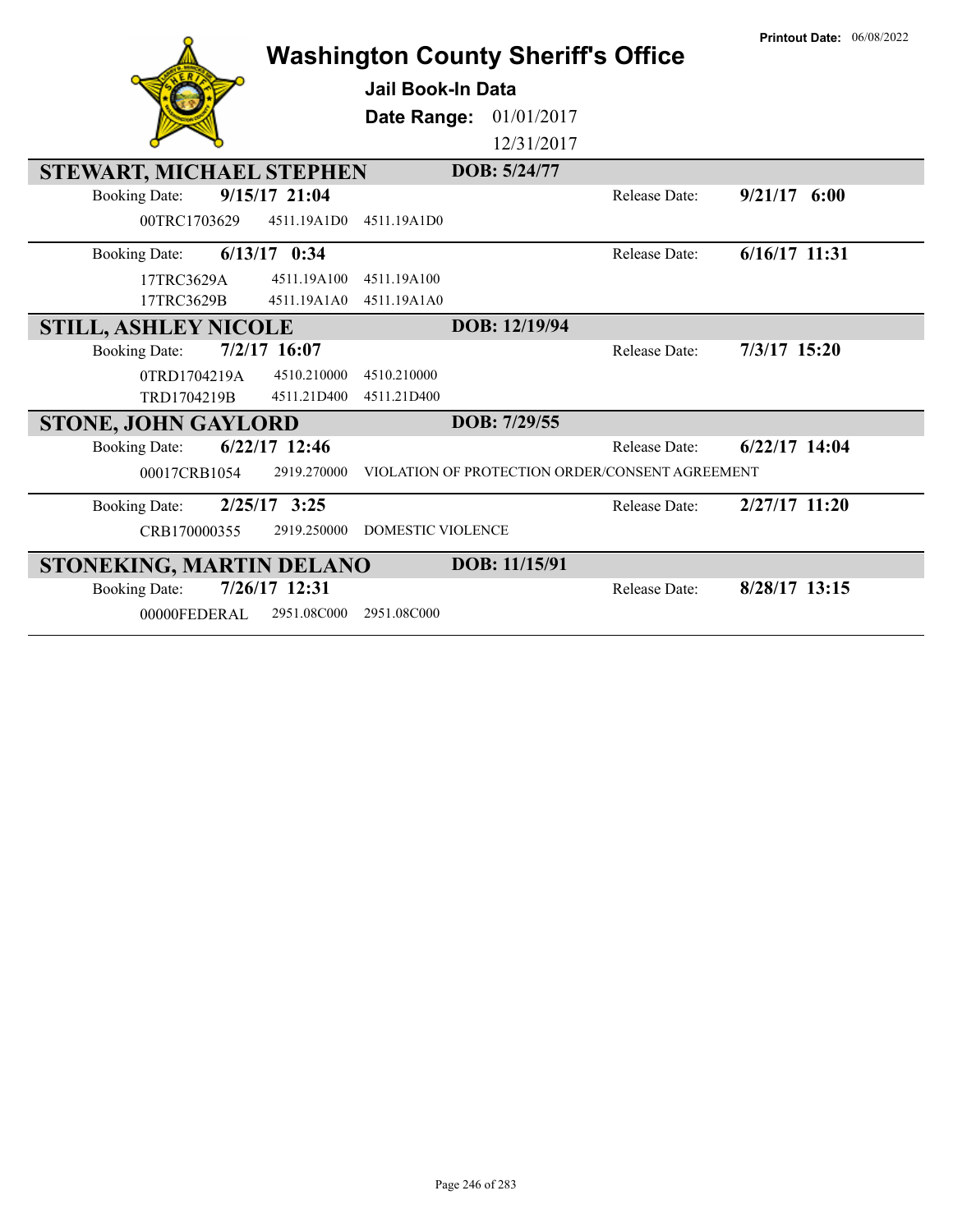# Washington County Sheriff's Office

**Printout Date:** 06/08/2022

## Jail Book-In Data

**Date Range:** 01/01/2017 12/31/2017

### STEWART, MICHAEL STEPHEN — DOB: 5/24/77

Booking Date: **9/15/17 21:04** — Release Date: **9/21/17 6:00**

| | | |
|---|---|---|
| 00TRC1703629 | 4511.19A1D0 | 4511.19A1D0 |

Booking Date: **6/13/17 0:34** — Release Date: **6/16/17 11:31**

| | | |
|---|---|---|
| 17TRC3629A | 4511.19A100 | 4511.19A100 |
| 17TRC3629B | 4511.19A1A0 | 4511.19A1A0 |

### STILL, ASHLEY NICOLE — DOB: 12/19/94

Booking Date: **7/2/17 16:07** — Release Date: **7/3/17 15:20**

| | | |
|---|---|---|
| 0TRD1704219A | 4510.210000 | 4510.210000 |
| TRD1704219B | 4511.21D400 | 4511.21D400 |

### STONE, JOHN GAYLORD — DOB: 7/29/55

Booking Date: **6/22/17 12:46** — Release Date: **6/22/17 14:04**

| | | |
|---|---|---|
| 00017CRB1054 | 2919.270000 | VIOLATION OF PROTECTION ORDER/CONSENT AGREEMENT |

Booking Date: **2/25/17 3:25** — Release Date: **2/27/17 11:20**

| | | |
|---|---|---|
| CRB170000355 | 2919.250000 | DOMESTIC VIOLENCE |

### STONEKING, MARTIN DELANO — DOB: 11/15/91

Booking Date: **7/26/17 12:31** — Release Date: **8/28/17 13:15**

| | | |
|---|---|---|
| 00000FEDERAL | 2951.08C000 | 2951.08C000 |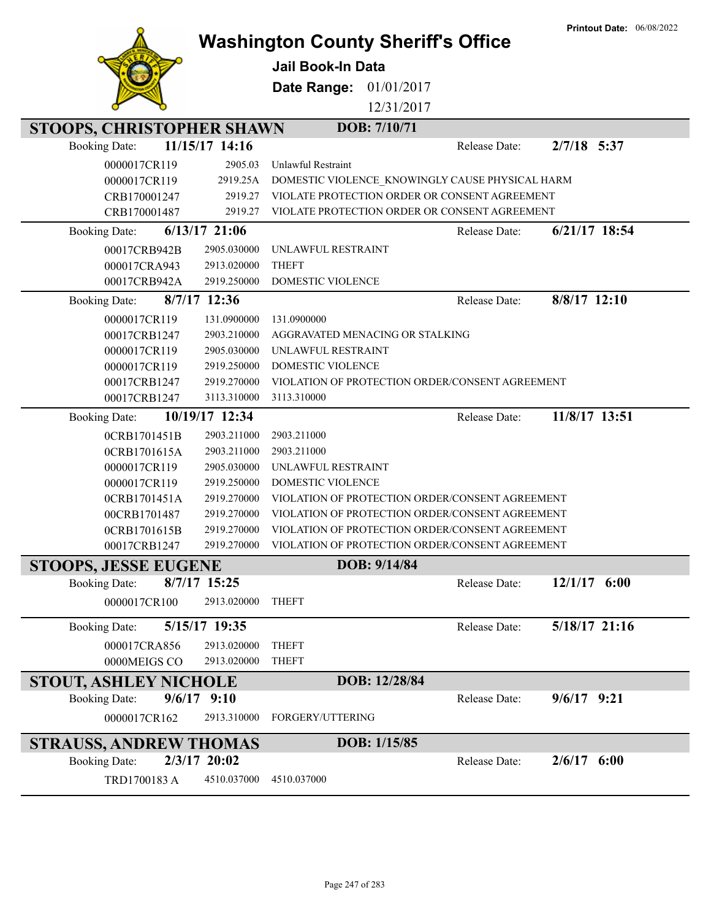Printout Date: 06/08/2022

# Washington County Sheriff's Office

**Jail Book-In Data**

**Date Range:** 01/01/2017 12/31/2017

## STOOPS, CHRISTOPHER SHAWN — DOB: 7/10/71

**Booking Date:** 11/15/17 14:16 — **Release Date:** 2/7/18 5:37

| Case | Statute | Charge |
|---|---|---|
| 0000017CR119 | 2905.03 | Unlawful Restraint |
| 0000017CR119 | 2919.25A | DOMESTIC VIOLENCE_KNOWINGLY CAUSE PHYSICAL HARM |
| CRB170001247 | 2919.27 | VIOLATE PROTECTION ORDER OR CONSENT AGREEMENT |
| CRB170001487 | 2919.27 | VIOLATE PROTECTION ORDER OR CONSENT AGREEMENT |

**Booking Date:** 6/13/17 21:06 — **Release Date:** 6/21/17 18:54

| Case | Statute | Charge |
|---|---|---|
| 00017CRB942B | 2905.030000 | UNLAWFUL RESTRAINT |
| 000017CRA943 | 2913.020000 | THEFT |
| 00017CRB942A | 2919.250000 | DOMESTIC VIOLENCE |

**Booking Date:** 8/7/17 12:36 — **Release Date:** 8/8/17 12:10

| Case | Statute | Charge |
|---|---|---|
| 0000017CR119 | 131.0900000 | 131.0900000 |
| 00017CRB1247 | 2903.210000 | AGGRAVATED MENACING OR STALKING |
| 0000017CR119 | 2905.030000 | UNLAWFUL RESTRAINT |
| 0000017CR119 | 2919.250000 | DOMESTIC VIOLENCE |
| 00017CRB1247 | 2919.270000 | VIOLATION OF PROTECTION ORDER/CONSENT AGREEMENT |
| 00017CRB1247 | 3113.310000 | 3113.310000 |

**Booking Date:** 10/19/17 12:34 — **Release Date:** 11/8/17 13:51

| Case | Statute | Charge |
|---|---|---|
| 0CRB1701451B | 2903.211000 | 2903.211000 |
| 0CRB1701615A | 2903.211000 | 2903.211000 |
| 0000017CR119 | 2905.030000 | UNLAWFUL RESTRAINT |
| 0000017CR119 | 2919.250000 | DOMESTIC VIOLENCE |
| 0CRB1701451A | 2919.270000 | VIOLATION OF PROTECTION ORDER/CONSENT AGREEMENT |
| 00CRB1701487 | 2919.270000 | VIOLATION OF PROTECTION ORDER/CONSENT AGREEMENT |
| 0CRB1701615B | 2919.270000 | VIOLATION OF PROTECTION ORDER/CONSENT AGREEMENT |
| 00017CRB1247 | 2919.270000 | VIOLATION OF PROTECTION ORDER/CONSENT AGREEMENT |

## STOOPS, JESSE EUGENE — DOB: 9/14/84

**Booking Date:** 8/7/17 15:25 — **Release Date:** 12/1/17 6:00

| Case | Statute | Charge |
|---|---|---|
| 0000017CR100 | 2913.020000 | THEFT |

**Booking Date:** 5/15/17 19:35 — **Release Date:** 5/18/17 21:16

| Case | Statute | Charge |
|---|---|---|
| 000017CRA856 | 2913.020000 | THEFT |
| 0000MEIGS CO | 2913.020000 | THEFT |

## STOUT, ASHLEY NICHOLE — DOB: 12/28/84

**Booking Date:** 9/6/17 9:10 — **Release Date:** 9/6/17 9:21

| Case | Statute | Charge |
|---|---|---|
| 0000017CR162 | 2913.310000 | FORGERY/UTTERING |

## STRAUSS, ANDREW THOMAS — DOB: 1/15/85

**Booking Date:** 2/3/17 20:02 — **Release Date:** 2/6/17 6:00

| Case | Statute | Charge |
|---|---|---|
| TRD1700183 A | 4510.037000 | 4510.037000 |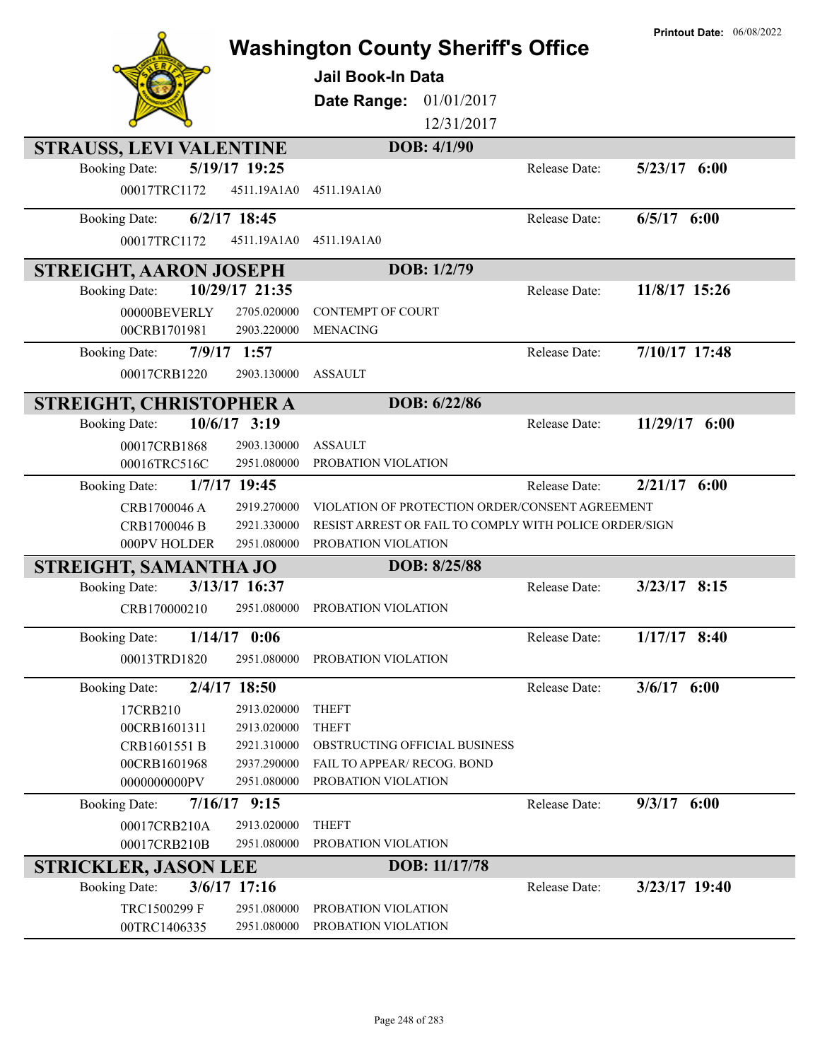Printout Date: 06/08/2022

# Washington County Sheriff's Office

**Jail Book-In Data**

**Date Range:** 01/01/2017 12/31/2017

## STRAUSS, LEVI VALENTINE — DOB: 4/1/90

Booking Date: **5/19/17 19:25** — Release Date: **5/23/17 6:00**

| | | |
|---|---|---|
| 00017TRC1172 | 4511.19A1A0 | 4511.19A1A0 |

Booking Date: **6/2/17 18:45** — Release Date: **6/5/17 6:00**

| | | |
|---|---|---|
| 00017TRC1172 | 4511.19A1A0 | 4511.19A1A0 |

## STREIGHT, AARON JOSEPH — DOB: 1/2/79

Booking Date: **10/29/17 21:35** — Release Date: **11/8/17 15:26**

| | | |
|---|---|---|
| 00000BEVERLY | 2705.020000 | CONTEMPT OF COURT |
| 00CRB1701981 | 2903.220000 | MENACING |

Booking Date: **7/9/17 1:57** — Release Date: **7/10/17 17:48**

| | | |
|---|---|---|
| 00017CRB1220 | 2903.130000 | ASSAULT |

## STREIGHT, CHRISTOPHER A — DOB: 6/22/86

Booking Date: **10/6/17 3:19** — Release Date: **11/29/17 6:00**

| | | |
|---|---|---|
| 00017CRB1868 | 2903.130000 | ASSAULT |
| 00016TRC516C | 2951.080000 | PROBATION VIOLATION |

Booking Date: **1/7/17 19:45** — Release Date: **2/21/17 6:00**

| | | |
|---|---|---|
| CRB1700046 A | 2919.270000 | VIOLATION OF PROTECTION ORDER/CONSENT AGREEMENT |
| CRB1700046 B | 2921.330000 | RESIST ARREST OR FAIL TO COMPLY WITH POLICE ORDER/SIGN |
| 000PV HOLDER | 2951.080000 | PROBATION VIOLATION |

## STREIGHT, SAMANTHA JO — DOB: 8/25/88

Booking Date: **3/13/17 16:37** — Release Date: **3/23/17 8:15**

| | | |
|---|---|---|
| CRB170000210 | 2951.080000 | PROBATION VIOLATION |

Booking Date: **1/14/17 0:06** — Release Date: **1/17/17 8:40**

| | | |
|---|---|---|
| 00013TRD1820 | 2951.080000 | PROBATION VIOLATION |

Booking Date: **2/4/17 18:50** — Release Date: **3/6/17 6:00**

| | | |
|---|---|---|
| 17CRB210 | 2913.020000 | THEFT |
| 00CRB1601311 | 2913.020000 | THEFT |
| CRB1601551 B | 2921.310000 | OBSTRUCTING OFFICIAL BUSINESS |
| 00CRB1601968 | 2937.290000 | FAIL TO APPEAR/ RECOG. BOND |
| 0000000000PV | 2951.080000 | PROBATION VIOLATION |

Booking Date: **7/16/17 9:15** — Release Date: **9/3/17 6:00**

| | | |
|---|---|---|
| 00017CRB210A | 2913.020000 | THEFT |
| 00017CRB210B | 2951.080000 | PROBATION VIOLATION |

## STRICKLER, JASON LEE — DOB: 11/17/78

Booking Date: **3/6/17 17:16** — Release Date: **3/23/17 19:40**

| | | |
|---|---|---|
| TRC1500299 F | 2951.080000 | PROBATION VIOLATION |
| 00TRC1406335 | 2951.080000 | PROBATION VIOLATION |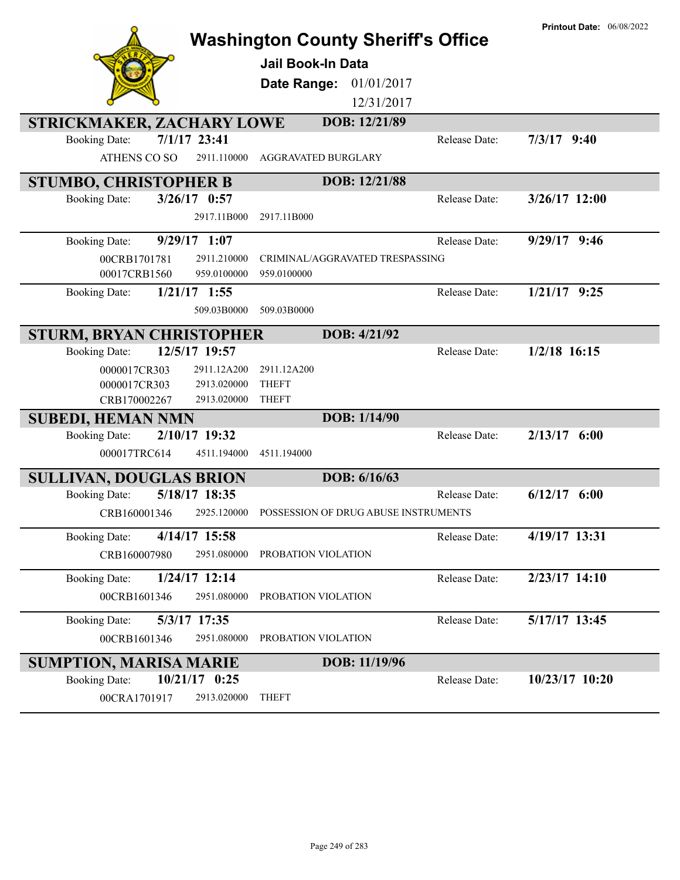# Washington County Sheriff's Office

**Printout Date:** 06/08/2022

## Jail Book-In Data

**Date Range:** 01/01/2017 12/31/2017

---

## STRICKMAKER, ZACHARY LOWE — DOB: 12/21/89

**Booking Date:** 7/1/17 23:41 — **Release Date:** 7/3/17 9:40

| | | |
|---|---|---|
| ATHENS CO SO | 2911.110000 | AGGRAVATED BURGLARY |

## STUMBO, CHRISTOPHER B — DOB: 12/21/88

**Booking Date:** 3/26/17 0:57 — **Release Date:** 3/26/17 12:00

| | | |
|---|---|---|
| | 2917.11B000 | 2917.11B000 |

**Booking Date:** 9/29/17 1:07 — **Release Date:** 9/29/17 9:46

| | | |
|---|---|---|
| 00CRB1701781 | 2911.210000 | CRIMINAL/AGGRAVATED TRESPASSING |
| 00017CRB1560 | 959.0100000 | 959.0100000 |

**Booking Date:** 1/21/17 1:55 — **Release Date:** 1/21/17 9:25

| | | |
|---|---|---|
| | 509.03B0000 | 509.03B0000 |

## STURM, BRYAN CHRISTOPHER — DOB: 4/21/92

**Booking Date:** 12/5/17 19:57 — **Release Date:** 1/2/18 16:15

| | | |
|---|---|---|
| 0000017CR303 | 2911.12A200 | 2911.12A200 |
| 0000017CR303 | 2913.020000 | THEFT |
| CRB170002267 | 2913.020000 | THEFT |

## SUBEDI, HEMAN NMN — DOB: 1/14/90

**Booking Date:** 2/10/17 19:32 — **Release Date:** 2/13/17 6:00

| | | |
|---|---|---|
| 000017TRC614 | 4511.194000 | 4511.194000 |

## SULLIVAN, DOUGLAS BRION — DOB: 6/16/63

**Booking Date:** 5/18/17 18:35 — **Release Date:** 6/12/17 6:00

| | | |
|---|---|---|
| CRB160001346 | 2925.120000 | POSSESSION OF DRUG ABUSE INSTRUMENTS |

**Booking Date:** 4/14/17 15:58 — **Release Date:** 4/19/17 13:31

| | | |
|---|---|---|
| CRB160007980 | 2951.080000 | PROBATION VIOLATION |

**Booking Date:** 1/24/17 12:14 — **Release Date:** 2/23/17 14:10

| | | |
|---|---|---|
| 00CRB1601346 | 2951.080000 | PROBATION VIOLATION |

**Booking Date:** 5/3/17 17:35 — **Release Date:** 5/17/17 13:45

| | | |
|---|---|---|
| 00CRB1601346 | 2951.080000 | PROBATION VIOLATION |

## SUMPTION, MARISA MARIE — DOB: 11/19/96

**Booking Date:** 10/21/17 0:25 — **Release Date:** 10/23/17 10:20

| | | |
|---|---|---|
| 00CRA1701917 | 2913.020000 | THEFT |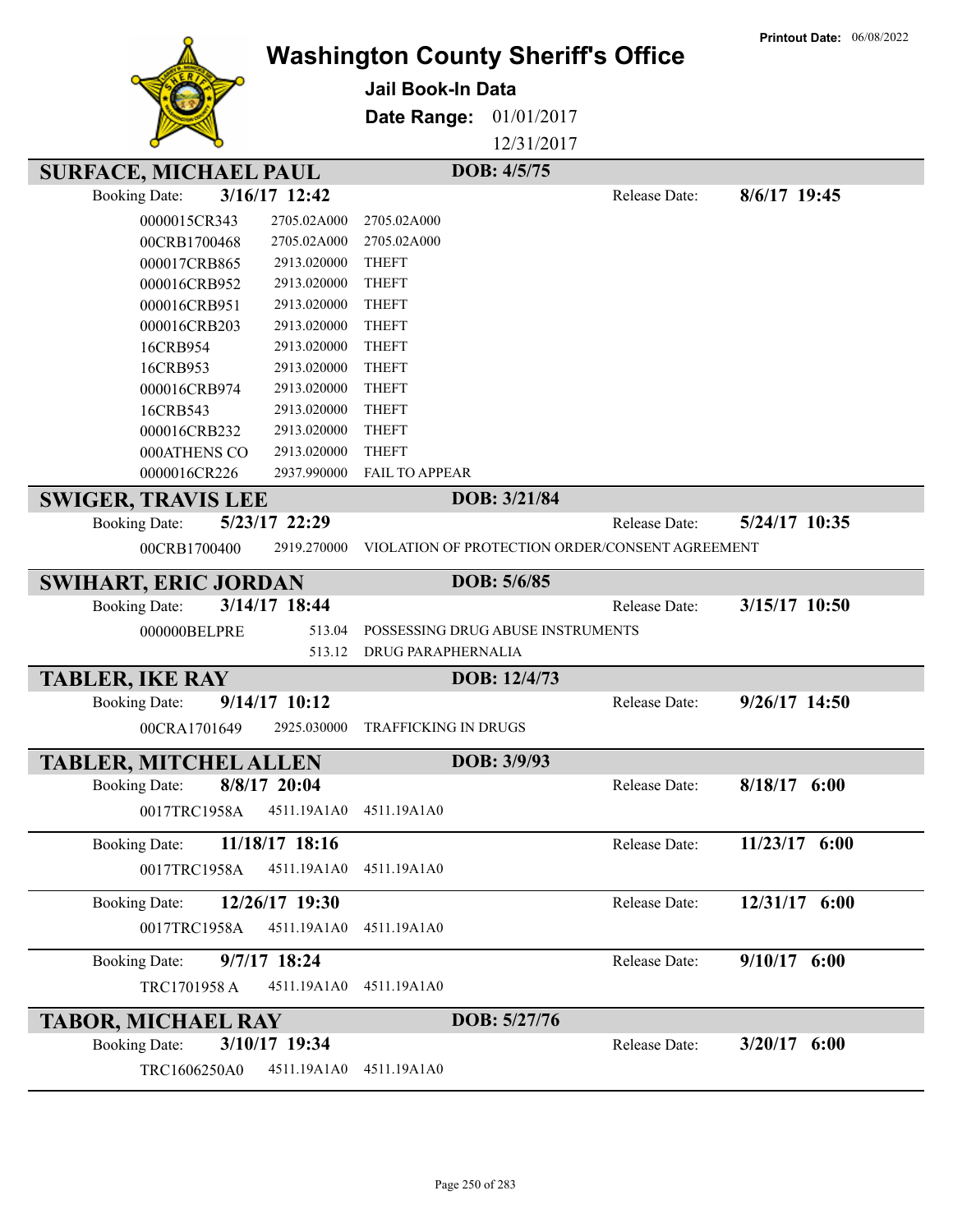# Washington County Sheriff's Office

**Printout Date:** 06/08/2022

## Jail Book-In Data

**Date Range:** 01/01/2017 12/31/2017

### SURFACE, MICHAEL PAUL — DOB: 4/5/75

Booking Date: **3/16/17 12:42** — Release Date: **8/6/17 19:45**

| Case | Statute | Charge |
|---|---|---|
| 0000015CR343 | 2705.02A000 | 2705.02A000 |
| 00CRB1700468 | 2705.02A000 | 2705.02A000 |
| 000017CRB865 | 2913.020000 | THEFT |
| 000016CRB952 | 2913.020000 | THEFT |
| 000016CRB951 | 2913.020000 | THEFT |
| 000016CRB203 | 2913.020000 | THEFT |
| 16CRB954 | 2913.020000 | THEFT |
| 16CRB953 | 2913.020000 | THEFT |
| 000016CRB974 | 2913.020000 | THEFT |
| 16CRB543 | 2913.020000 | THEFT |
| 000016CRB232 | 2913.020000 | THEFT |
| 000ATHENS CO | 2913.020000 | THEFT |
| 0000016CR226 | 2937.990000 | FAIL TO APPEAR |

### SWIGER, TRAVIS LEE — DOB: 3/21/84

Booking Date: **5/23/17 22:29** — Release Date: **5/24/17 10:35**

| Case | Statute | Charge |
|---|---|---|
| 00CRB1700400 | 2919.270000 | VIOLATION OF PROTECTION ORDER/CONSENT AGREEMENT |

### SWIHART, ERIC JORDAN — DOB: 5/6/85

Booking Date: **3/14/17 18:44** — Release Date: **3/15/17 10:50**

| Case | Statute | Charge |
|---|---|---|
| 000000BELPRE | 513.04 | POSSESSING DRUG ABUSE INSTRUMENTS |
| | 513.12 | DRUG PARAPHERNALIA |

### TABLER, IKE RAY — DOB: 12/4/73

Booking Date: **9/14/17 10:12** — Release Date: **9/26/17 14:50**

| Case | Statute | Charge |
|---|---|---|
| 00CRA1701649 | 2925.030000 | TRAFFICKING IN DRUGS |

### TABLER, MITCHEL ALLEN — DOB: 3/9/93

Booking Date: **8/8/17 20:04** — Release Date: **8/18/17 6:00**

| Case | Statute | Charge |
|---|---|---|
| 0017TRC1958A | 4511.19A1A0 | 4511.19A1A0 |

Booking Date: **11/18/17 18:16** — Release Date: **11/23/17 6:00**

| Case | Statute | Charge |
|---|---|---|
| 0017TRC1958A | 4511.19A1A0 | 4511.19A1A0 |

Booking Date: **12/26/17 19:30** — Release Date: **12/31/17 6:00**

| Case | Statute | Charge |
|---|---|---|
| 0017TRC1958A | 4511.19A1A0 | 4511.19A1A0 |

Booking Date: **9/7/17 18:24** — Release Date: **9/10/17 6:00**

| Case | Statute | Charge |
|---|---|---|
| TRC1701958 A | 4511.19A1A0 | 4511.19A1A0 |

### TABOR, MICHAEL RAY — DOB: 5/27/76

Booking Date: **3/10/17 19:34** — Release Date: **3/20/17 6:00**

| Case | Statute | Charge |
|---|---|---|
| TRC1606250A0 | 4511.19A1A0 | 4511.19A1A0 |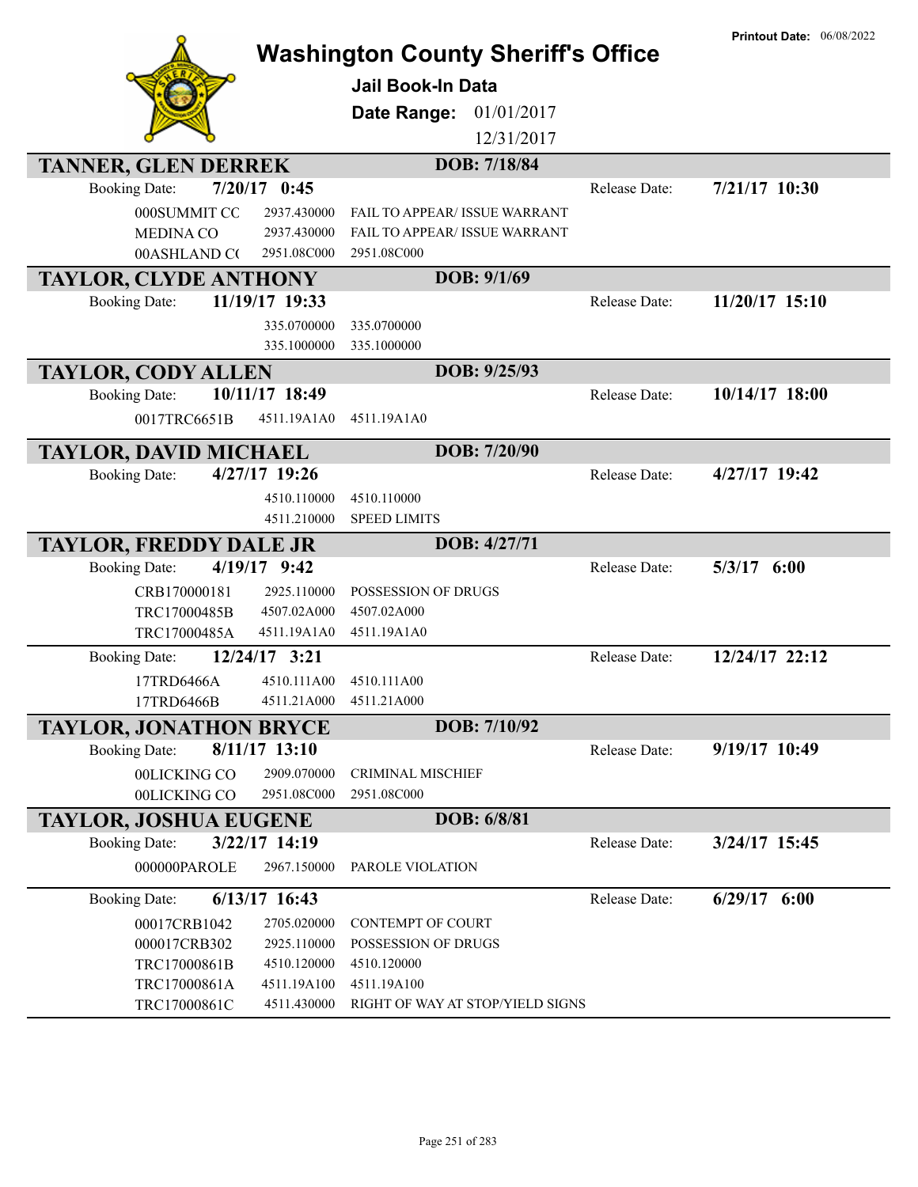Printout Date: 06/08/2022

# Washington County Sheriff's Office

**Jail Book-In Data**

**Date Range:** 01/01/2017 12/31/2017

## TANNER, GLEN DERREK — DOB: 7/18/84

Booking Date: **7/20/17 0:45** — Release Date: **7/21/17 10:30**

| | | |
|---|---|---|
| 000SUMMIT CC | 2937.430000 | FAIL TO APPEAR/ ISSUE WARRANT |
| MEDINA CO | 2937.430000 | FAIL TO APPEAR/ ISSUE WARRANT |
| 00ASHLAND C( | 2951.08C000 | 2951.08C000 |

## TAYLOR, CLYDE ANTHONY — DOB: 9/1/69

Booking Date: **11/19/17 19:33** — Release Date: **11/20/17 15:10**

| | | |
|---|---|---|
| | 335.0700000 | 335.0700000 |
| | 335.1000000 | 335.1000000 |

## TAYLOR, CODY ALLEN — DOB: 9/25/93

Booking Date: **10/11/17 18:49** — Release Date: **10/14/17 18:00**

| | | |
|---|---|---|
| 0017TRC6651B | 4511.19A1A0 | 4511.19A1A0 |

## TAYLOR, DAVID MICHAEL — DOB: 7/20/90

Booking Date: **4/27/17 19:26** — Release Date: **4/27/17 19:42**

| | | |
|---|---|---|
| | 4510.110000 | 4510.110000 |
| | 4511.210000 | SPEED LIMITS |

## TAYLOR, FREDDY DALE JR — DOB: 4/27/71

Booking Date: **4/19/17 9:42** — Release Date: **5/3/17 6:00**

| | | |
|---|---|---|
| CRB170000181 | 2925.110000 | POSSESSION OF DRUGS |
| TRC17000485B | 4507.02A000 | 4507.02A000 |
| TRC17000485A | 4511.19A1A0 | 4511.19A1A0 |

Booking Date: **12/24/17 3:21** — Release Date: **12/24/17 22:12**

| | | |
|---|---|---|
| 17TRD6466A | 4510.111A00 | 4510.111A00 |
| 17TRD6466B | 4511.21A000 | 4511.21A000 |

## TAYLOR, JONATHON BRYCE — DOB: 7/10/92

Booking Date: **8/11/17 13:10** — Release Date: **9/19/17 10:49**

| | | |
|---|---|---|
| 00LICKING CO | 2909.070000 | CRIMINAL MISCHIEF |
| 00LICKING CO | 2951.08C000 | 2951.08C000 |

## TAYLOR, JOSHUA EUGENE — DOB: 6/8/81

Booking Date: **3/22/17 14:19** — Release Date: **3/24/17 15:45**

| | | |
|---|---|---|
| 000000PAROLE | 2967.150000 | PAROLE VIOLATION |

Booking Date: **6/13/17 16:43** — Release Date: **6/29/17 6:00**

| | | |
|---|---|---|
| 00017CRB1042 | 2705.020000 | CONTEMPT OF COURT |
| 000017CRB302 | 2925.110000 | POSSESSION OF DRUGS |
| TRC17000861B | 4510.120000 | 4510.120000 |
| TRC17000861A | 4511.19A100 | 4511.19A100 |
| TRC17000861C | 4511.430000 | RIGHT OF WAY AT STOP/YIELD SIGNS |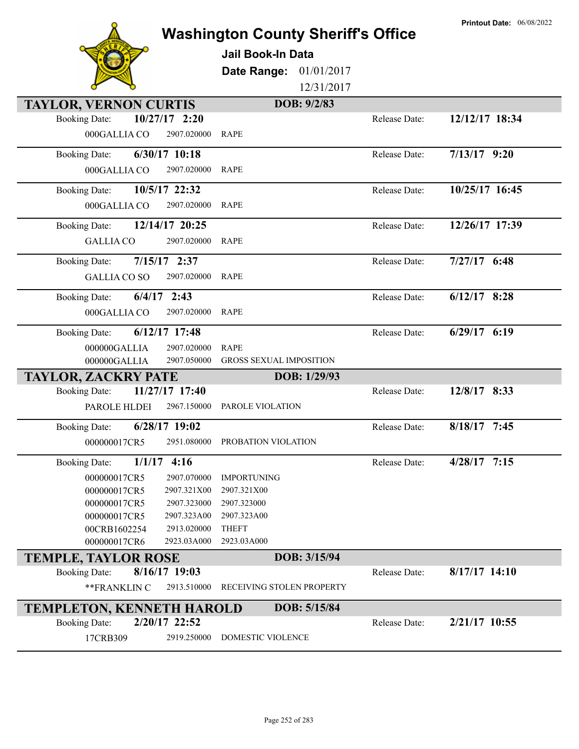Printout Date: 06/08/2022

# Washington County Sheriff's Office

**Jail Book-In Data**

**Date Range:** 01/01/2017 12/31/2017

## TAYLOR, VERNON CURTIS — DOB: 9/2/83

| Booking Date | | | Release Date |
|---|---|---|---|
| 10/27/17 2:20 | | | 12/12/17 18:34 |
| 000GALLIA CO | 2907.020000 | RAPE | |
| 6/30/17 10:18 | | | 7/13/17 9:20 |
| 000GALLIA CO | 2907.020000 | RAPE | |
| 10/5/17 22:32 | | | 10/25/17 16:45 |
| 000GALLIA CO | 2907.020000 | RAPE | |
| 12/14/17 20:25 | | | 12/26/17 17:39 |
| GALLIA CO | 2907.020000 | RAPE | |
| 7/15/17 2:37 | | | 7/27/17 6:48 |
| GALLIA CO SO | 2907.020000 | RAPE | |
| 6/4/17 2:43 | | | 6/12/17 8:28 |
| 000GALLIA CO | 2907.020000 | RAPE | |
| 6/12/17 17:48 | | | 6/29/17 6:19 |
| 000000GALLIA | 2907.020000 | RAPE | |
| 000000GALLIA | 2907.050000 | GROSS SEXUAL IMPOSITION | |

## TAYLOR, ZACKRY PATE — DOB: 1/29/93

| Booking Date | | | Release Date |
|---|---|---|---|
| 11/27/17 17:40 | | | 12/8/17 8:33 |
| PAROLE HLDEI | 2967.150000 | PAROLE VIOLATION | |
| 6/28/17 19:02 | | | 8/18/17 7:45 |
| 000000017CR5 | 2951.080000 | PROBATION VIOLATION | |
| 1/1/17 4:16 | | | 4/28/17 7:15 |
| 000000017CR5 | 2907.070000 | IMPORTUNING | |
| 000000017CR5 | 2907.321X00 | 2907.321X00 | |
| 000000017CR5 | 2907.323000 | 2907.323000 | |
| 000000017CR5 | 2907.323A00 | 2907.323A00 | |
| 00CRB1602254 | 2913.020000 | THEFT | |
| 000000017CR6 | 2923.03A000 | 2923.03A000 | |

## TEMPLE, TAYLOR ROSE — DOB: 3/15/94

| Booking Date | | | Release Date |
|---|---|---|---|
| 8/16/17 19:03 | | | 8/17/17 14:10 |
| **FRANKLIN C | 2913.510000 | RECEIVING STOLEN PROPERTY | |

## TEMPLETON, KENNETH HAROLD — DOB: 5/15/84

| Booking Date | | | Release Date |
|---|---|---|---|
| 2/20/17 22:52 | | | 2/21/17 10:55 |
| 17CRB309 | 2919.250000 | DOMESTIC VIOLENCE | |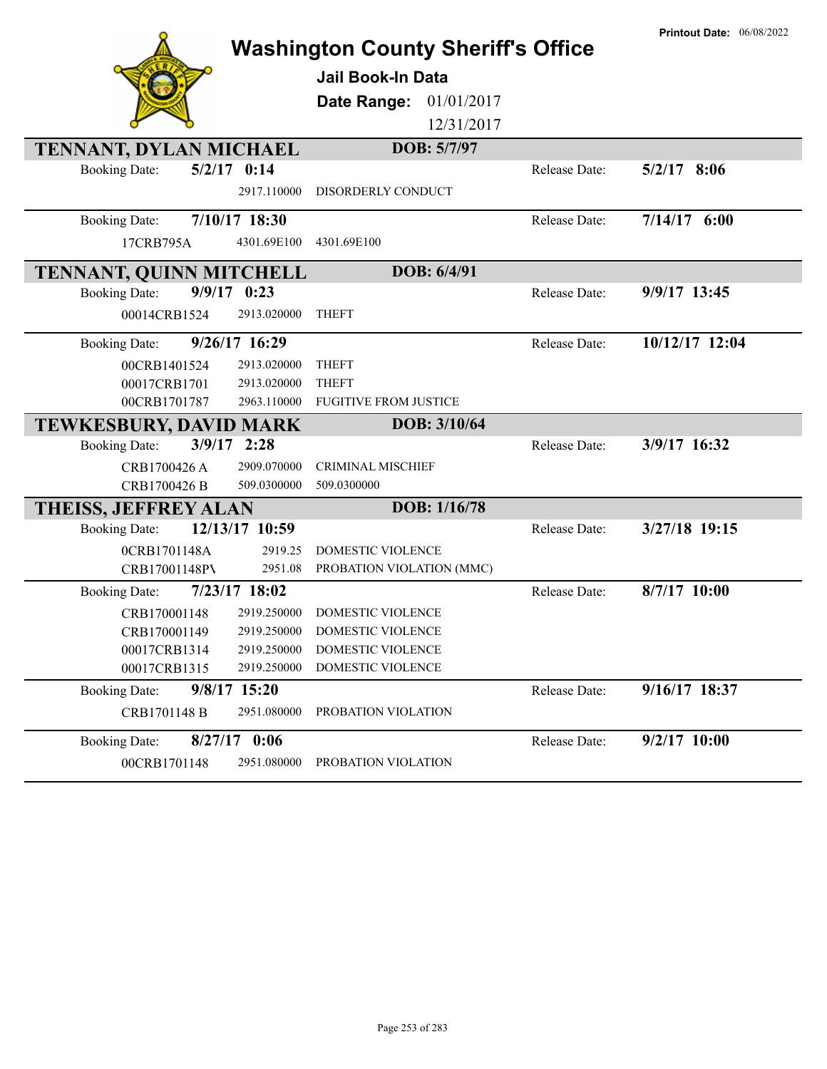# Washington County Sheriff's Office

**Printout Date:** 06/08/2022

## Jail Book-In Data

**Date Range:** 01/01/2017 – 12/31/2017

### TENNANT, DYLAN MICHAEL — DOB: 5/7/97

**Booking Date:** 5/2/17 0:14 — **Release Date:** 5/2/17 8:06

| Case | Statute | Charge |
|---|---|---|
| | 2917.110000 | DISORDERLY CONDUCT |

**Booking Date:** 7/10/17 18:30 — **Release Date:** 7/14/17 6:00

| Case | Statute | Charge |
|---|---|---|
| 17CRB795A | 4301.69E100 | 4301.69E100 |

### TENNANT, QUINN MITCHELL — DOB: 6/4/91

**Booking Date:** 9/9/17 0:23 — **Release Date:** 9/9/17 13:45

| Case | Statute | Charge |
|---|---|---|
| 00014CRB1524 | 2913.020000 | THEFT |

**Booking Date:** 9/26/17 16:29 — **Release Date:** 10/12/17 12:04

| Case | Statute | Charge |
|---|---|---|
| 00CRB1401524 | 2913.020000 | THEFT |
| 00017CRB1701 | 2913.020000 | THEFT |
| 00CRB1701787 | 2963.110000 | FUGITIVE FROM JUSTICE |

### TEWKESBURY, DAVID MARK — DOB: 3/10/64

**Booking Date:** 3/9/17 2:28 — **Release Date:** 3/9/17 16:32

| Case | Statute | Charge |
|---|---|---|
| CRB1700426 A | 2909.070000 | CRIMINAL MISCHIEF |
| CRB1700426 B | 509.0300000 | 509.0300000 |

### THEISS, JEFFREY ALAN — DOB: 1/16/78

**Booking Date:** 12/13/17 10:59 — **Release Date:** 3/27/18 19:15

| Case | Statute | Charge |
|---|---|---|
| 0CRB1701148A | 2919.25 | DOMESTIC VIOLENCE |
| CRB17001148PV | 2951.08 | PROBATION VIOLATION (MMC) |

**Booking Date:** 7/23/17 18:02 — **Release Date:** 8/7/17 10:00

| Case | Statute | Charge |
|---|---|---|
| CRB170001148 | 2919.250000 | DOMESTIC VIOLENCE |
| CRB170001149 | 2919.250000 | DOMESTIC VIOLENCE |
| 00017CRB1314 | 2919.250000 | DOMESTIC VIOLENCE |
| 00017CRB1315 | 2919.250000 | DOMESTIC VIOLENCE |

**Booking Date:** 9/8/17 15:20 — **Release Date:** 9/16/17 18:37

| Case | Statute | Charge |
|---|---|---|
| CRB1701148 B | 2951.080000 | PROBATION VIOLATION |

**Booking Date:** 8/27/17 0:06 — **Release Date:** 9/2/17 10:00

| Case | Statute | Charge |
|---|---|---|
| 00CRB1701148 | 2951.080000 | PROBATION VIOLATION |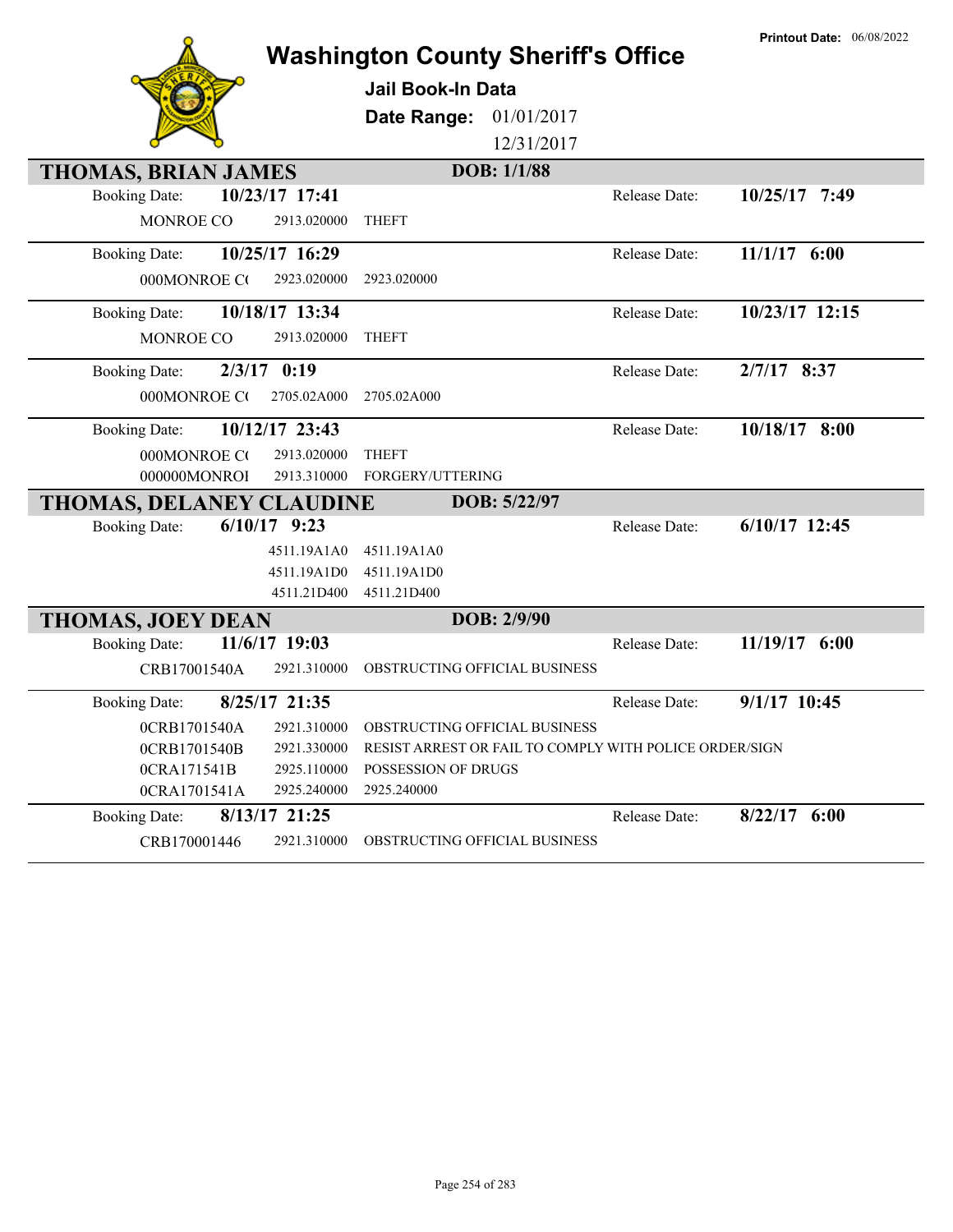Printout Date: 06/08/2022

# Washington County Sheriff's Office

**Jail Book-In Data**

**Date Range:** 01/01/2017 12/31/2017

## THOMAS, BRIAN JAMES — DOB: 1/1/88

| Booking Date | | | Release Date |
|---|---|---|---|
| **10/23/17 17:41** | | | **10/25/17 7:49** |
| MONROE CO | 2913.020000 | THEFT | |
| **10/25/17 16:29** | | | **11/1/17 6:00** |
| 000MONROE C( | 2923.020000 | 2923.020000 | |
| **10/18/17 13:34** | | | **10/23/17 12:15** |
| MONROE CO | 2913.020000 | THEFT | |
| **2/3/17 0:19** | | | **2/7/17 8:37** |
| 000MONROE C( | 2705.02A000 | 2705.02A000 | |
| **10/12/17 23:43** | | | **10/18/17 8:00** |
| 000MONROE C( | 2913.020000 | THEFT | |
| 000000MONROI | 2913.310000 | FORGERY/UTTERING | |

## THOMAS, DELANEY CLAUDINE — DOB: 5/22/97

| Booking Date | | | Release Date |
|---|---|---|---|
| **6/10/17 9:23** | | | **6/10/17 12:45** |
| | 4511.19A1A0 | 4511.19A1A0 | |
| | 4511.19A1D0 | 4511.19A1D0 | |
| | 4511.21D400 | 4511.21D400 | |

## THOMAS, JOEY DEAN — DOB: 2/9/90

| Booking Date | | | Release Date |
|---|---|---|---|
| **11/6/17 19:03** | | | **11/19/17 6:00** |
| CRB17001540A | 2921.310000 | OBSTRUCTING OFFICIAL BUSINESS | |
| **8/25/17 21:35** | | | **9/1/17 10:45** |
| 0CRB1701540A | 2921.310000 | OBSTRUCTING OFFICIAL BUSINESS | |
| 0CRB1701540B | 2921.330000 | RESIST ARREST OR FAIL TO COMPLY WITH POLICE ORDER/SIGN | |
| 0CRA171541B | 2925.110000 | POSSESSION OF DRUGS | |
| 0CRA1701541A | 2925.240000 | 2925.240000 | |
| **8/13/17 21:25** | | | **8/22/17 6:00** |
| CRB170001446 | 2921.310000 | OBSTRUCTING OFFICIAL BUSINESS | |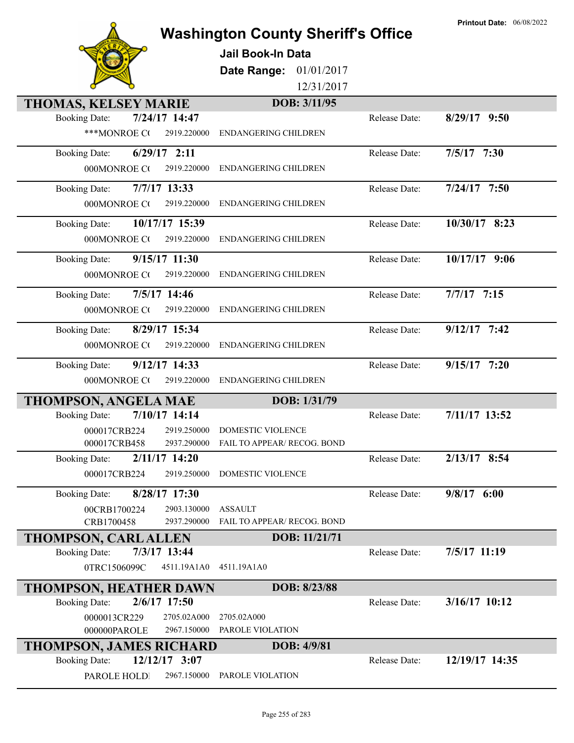# Washington County Sheriff's Office

**Jail Book-In Data**

**Date Range:** 01/01/2017 - 12/31/2017

**Printout Date:** 06/08/2022

## THOMAS, KELSEY MARIE — DOB: 3/11/95

| Booking Date | Case | Statute | Charge | Release Date |
|---|---|---|---|---|
| 7/24/17 14:47 | ***MONROE C( | 2919.220000 | ENDANGERING CHILDREN | 8/29/17 9:50 |
| 6/29/17 2:11 | 000MONROE C( | 2919.220000 | ENDANGERING CHILDREN | 7/5/17 7:30 |
| 7/7/17 13:33 | 000MONROE C( | 2919.220000 | ENDANGERING CHILDREN | 7/24/17 7:50 |
| 10/17/17 15:39 | 000MONROE C( | 2919.220000 | ENDANGERING CHILDREN | 10/30/17 8:23 |
| 9/15/17 11:30 | 000MONROE C( | 2919.220000 | ENDANGERING CHILDREN | 10/17/17 9:06 |
| 7/5/17 14:46 | 000MONROE C( | 2919.220000 | ENDANGERING CHILDREN | 7/7/17 7:15 |
| 8/29/17 15:34 | 000MONROE C( | 2919.220000 | ENDANGERING CHILDREN | 9/12/17 7:42 |
| 9/12/17 14:33 | 000MONROE C( | 2919.220000 | ENDANGERING CHILDREN | 9/15/17 7:20 |

## THOMPSON, ANGELA MAE — DOB: 1/31/79

| Booking Date | Case | Statute | Charge | Release Date |
|---|---|---|---|---|
| 7/10/17 14:14 | 000017CRB224 | 2919.250000 | DOMESTIC VIOLENCE | 7/11/17 13:52 |
| | 000017CRB458 | 2937.290000 | FAIL TO APPEAR/ RECOG. BOND | |
| 2/11/17 14:20 | 000017CRB224 | 2919.250000 | DOMESTIC VIOLENCE | 2/13/17 8:54 |
| 8/28/17 17:30 | 00CRB1700224 | 2903.130000 | ASSAULT | 9/8/17 6:00 |
| | CRB1700458 | 2937.290000 | FAIL TO APPEAR/ RECOG. BOND | |

## THOMPSON, CARL ALLEN — DOB: 11/21/71

| Booking Date | Case | Statute | Charge | Release Date |
|---|---|---|---|---|
| 7/3/17 13:44 | 0TRC1506099C | 4511.19A1A0 | 4511.19A1A0 | 7/5/17 11:19 |

## THOMPSON, HEATHER DAWN — DOB: 8/23/88

| Booking Date | Case | Statute | Charge | Release Date |
|---|---|---|---|---|
| 2/6/17 17:50 | 0000013CR229 | 2705.02A000 | 2705.02A000 | 3/16/17 10:12 |
| | 000000PAROLE | 2967.150000 | PAROLE VIOLATION | |

## THOMPSON, JAMES RICHARD — DOB: 4/9/81

| Booking Date | Case | Statute | Charge | Release Date |
|---|---|---|---|---|
| 12/12/17 3:07 | PAROLE HOLD | 2967.150000 | PAROLE VIOLATION | 12/19/17 14:35 |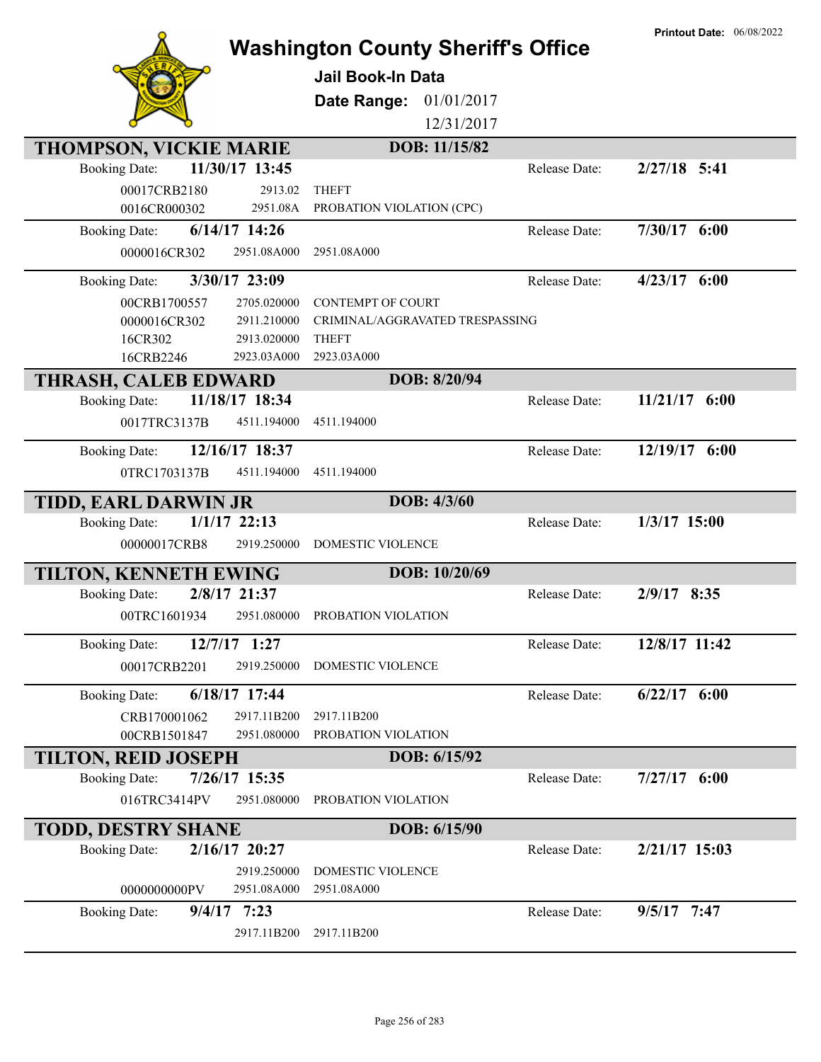# Washington County Sheriff's Office

**Printout Date:** 06/08/2022

**Jail Book-In Data**

**Date Range:** 01/01/2017 12/31/2017

## THOMPSON, VICKIE MARIE — DOB: 11/15/82

**Booking Date:** 11/30/17 13:45 — **Release Date:** 2/27/18 5:41

| Case | Statute | Description |
|---|---|---|
| 00017CRB2180 | 2913.02 | THEFT |
| 0016CR000302 | 2951.08A | PROBATION VIOLATION (CPC) |

**Booking Date:** 6/14/17 14:26 — **Release Date:** 7/30/17 6:00

| Case | Statute | Description |
|---|---|---|
| 0000016CR302 | 2951.08A000 | 2951.08A000 |

**Booking Date:** 3/30/17 23:09 — **Release Date:** 4/23/17 6:00

| Case | Statute | Description |
|---|---|---|
| 00CRB1700557 | 2705.020000 | CONTEMPT OF COURT |
| 0000016CR302 | 2911.210000 | CRIMINAL/AGGRAVATED TRESPASSING |
| 16CR302 | 2913.020000 | THEFT |
| 16CRB2246 | 2923.03A000 | 2923.03A000 |

## THRASH, CALEB EDWARD — DOB: 8/20/94

**Booking Date:** 11/18/17 18:34 — **Release Date:** 11/21/17 6:00

| Case | Statute | Description |
|---|---|---|
| 0017TRC3137B | 4511.194000 | 4511.194000 |

**Booking Date:** 12/16/17 18:37 — **Release Date:** 12/19/17 6:00

| Case | Statute | Description |
|---|---|---|
| 0TRC1703137B | 4511.194000 | 4511.194000 |

## TIDD, EARL DARWIN JR — DOB: 4/3/60

**Booking Date:** 1/1/17 22:13 — **Release Date:** 1/3/17 15:00

| Case | Statute | Description |
|---|---|---|
| 00000017CRB8 | 2919.250000 | DOMESTIC VIOLENCE |

## TILTON, KENNETH EWING — DOB: 10/20/69

**Booking Date:** 2/8/17 21:37 — **Release Date:** 2/9/17 8:35

| Case | Statute | Description |
|---|---|---|
| 00TRC1601934 | 2951.080000 | PROBATION VIOLATION |

**Booking Date:** 12/7/17 1:27 — **Release Date:** 12/8/17 11:42

| Case | Statute | Description |
|---|---|---|
| 00017CRB2201 | 2919.250000 | DOMESTIC VIOLENCE |

**Booking Date:** 6/18/17 17:44 — **Release Date:** 6/22/17 6:00

| Case | Statute | Description |
|---|---|---|
| CRB170001062 | 2917.11B200 | 2917.11B200 |
| 00CRB1501847 | 2951.080000 | PROBATION VIOLATION |

## TILTON, REID JOSEPH — DOB: 6/15/92

**Booking Date:** 7/26/17 15:35 — **Release Date:** 7/27/17 6:00

| Case | Statute | Description |
|---|---|---|
| 016TRC3414PV | 2951.080000 | PROBATION VIOLATION |

## TODD, DESTRY SHANE — DOB: 6/15/90

**Booking Date:** 2/16/17 20:27 — **Release Date:** 2/21/17 15:03

| Case | Statute | Description |
|---|---|---|
| | 2919.250000 | DOMESTIC VIOLENCE |
| 0000000000PV | 2951.08A000 | 2951.08A000 |

**Booking Date:** 9/4/17 7:23 — **Release Date:** 9/5/17 7:47

| Case | Statute | Description |
|---|---|---|
| | 2917.11B200 | 2917.11B200 |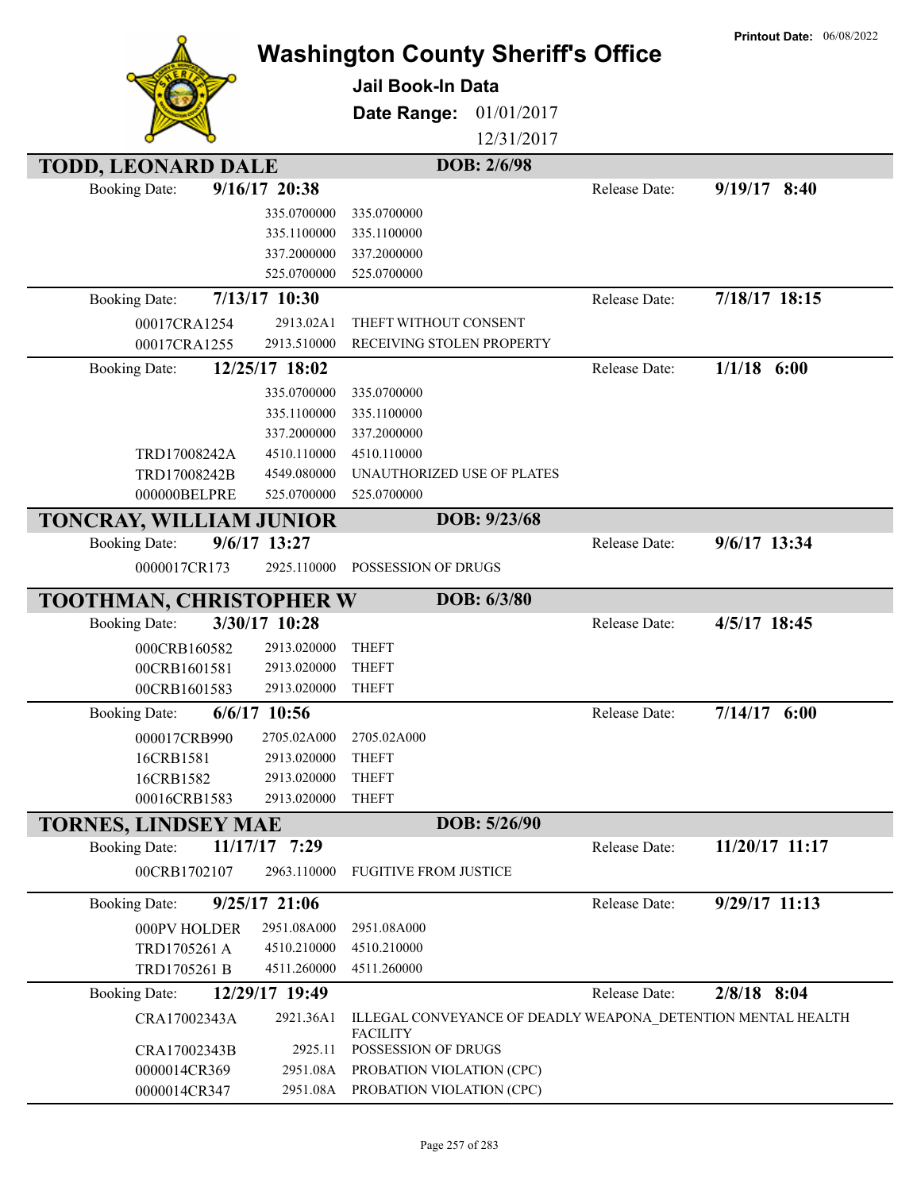**Printout Date:** 06/08/2022

# Washington County Sheriff's Office

## Jail Book-In Data

**Date Range:** 01/01/2017 12/31/2017

## TODD, LEONARD DALE — DOB: 2/6/98

**Booking Date:** 9/16/17 20:38 — **Release Date:** 9/19/17 8:40

| Case | Statute | Description |
|---|---|---|
| | 335.0700000 | 335.0700000 |
| | 335.1100000 | 335.1100000 |
| | 337.2000000 | 337.2000000 |
| | 525.0700000 | 525.0700000 |

**Booking Date:** 7/13/17 10:30 — **Release Date:** 7/18/17 18:15

| Case | Statute | Description |
|---|---|---|
| 00017CRA1254 | 2913.02A1 | THEFT WITHOUT CONSENT |
| 00017CRA1255 | 2913.510000 | RECEIVING STOLEN PROPERTY |

**Booking Date:** 12/25/17 18:02 — **Release Date:** 1/1/18 6:00

| Case | Statute | Description |
|---|---|---|
| | 335.0700000 | 335.0700000 |
| | 335.1100000 | 335.1100000 |
| | 337.2000000 | 337.2000000 |
| TRD17008242A | 4510.110000 | 4510.110000 |
| TRD17008242B | 4549.080000 | UNAUTHORIZED USE OF PLATES |
| 000000BELPRE | 525.0700000 | 525.0700000 |

## TONCRAY, WILLIAM JUNIOR — DOB: 9/23/68

**Booking Date:** 9/6/17 13:27 — **Release Date:** 9/6/17 13:34

| Case | Statute | Description |
|---|---|---|
| 0000017CR173 | 2925.110000 | POSSESSION OF DRUGS |

## TOOTHMAN, CHRISTOPHER W — DOB: 6/3/80

**Booking Date:** 3/30/17 10:28 — **Release Date:** 4/5/17 18:45

| Case | Statute | Description |
|---|---|---|
| 000CRB160582 | 2913.020000 | THEFT |
| 00CRB1601581 | 2913.020000 | THEFT |
| 00CRB1601583 | 2913.020000 | THEFT |

**Booking Date:** 6/6/17 10:56 — **Release Date:** 7/14/17 6:00

| Case | Statute | Description |
|---|---|---|
| 000017CRB990 | 2705.02A000 | 2705.02A000 |
| 16CRB1581 | 2913.020000 | THEFT |
| 16CRB1582 | 2913.020000 | THEFT |
| 00016CRB1583 | 2913.020000 | THEFT |

## TORNES, LINDSEY MAE — DOB: 5/26/90

**Booking Date:** 11/17/17 7:29 — **Release Date:** 11/20/17 11:17

| Case | Statute | Description |
|---|---|---|
| 00CRB1702107 | 2963.110000 | FUGITIVE FROM JUSTICE |

**Booking Date:** 9/25/17 21:06 — **Release Date:** 9/29/17 11:13

| Case | Statute | Description |
|---|---|---|
| 000PV HOLDER | 2951.08A000 | 2951.08A000 |
| TRD1705261 A | 4510.210000 | 4510.210000 |
| TRD1705261 B | 4511.260000 | 4511.260000 |

**Booking Date:** 12/29/17 19:49 — **Release Date:** 2/8/18 8:04

| Case | Statute | Description |
|---|---|---|
| CRA17002343A | 2921.36A1 | ILLEGAL CONVEYANCE OF DEADLY WEAPONA_DETENTION MENTAL HEALTH FACILITY |
| CRA17002343B | 2925.11 | POSSESSION OF DRUGS |
| 0000014CR369 | 2951.08A | PROBATION VIOLATION (CPC) |
| 0000014CR347 | 2951.08A | PROBATION VIOLATION (CPC) |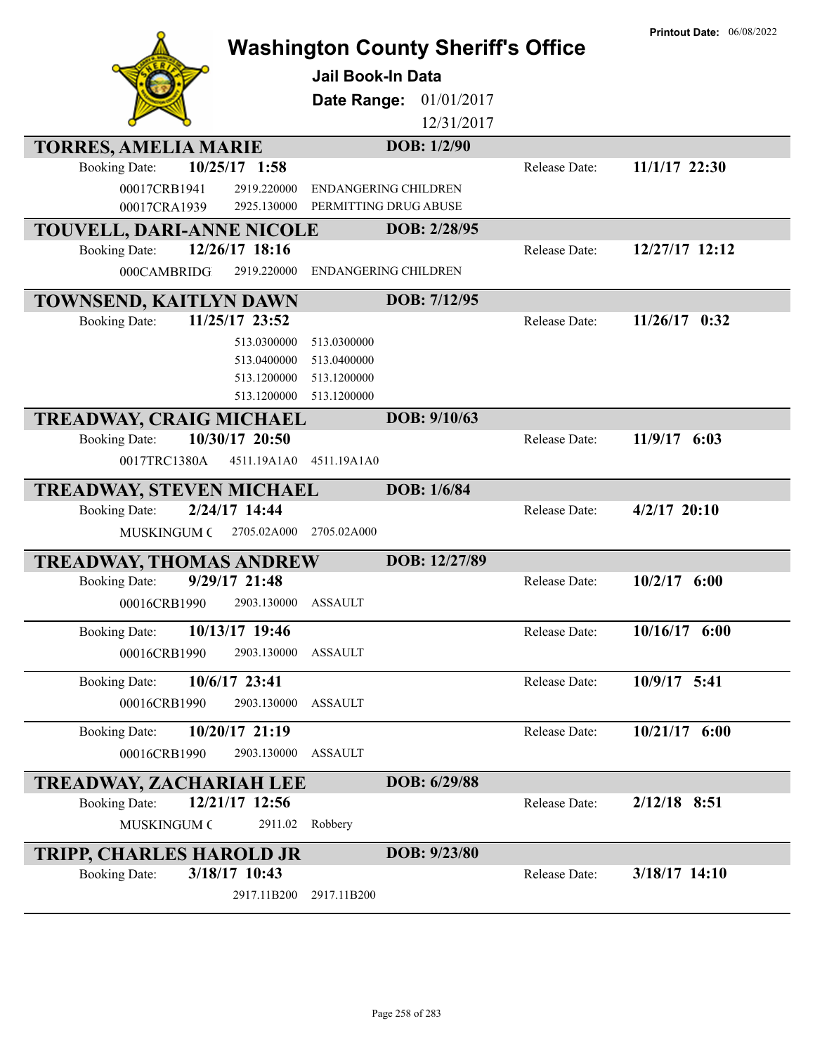# Washington County Sheriff's Office

**Printout Date:** 06/08/2022

## Jail Book-In Data

**Date Range:** 01/01/2017 – 12/31/2017

---

### TORRES, AMELIA MARIE — DOB: 1/2/90

Booking Date: **10/25/17 1:58** — Release Date: **11/1/17 22:30**

| Case | Statute | Charge |
|---|---|---|
| 00017CRB1941 | 2919.220000 | ENDANGERING CHILDREN |
| 00017CRA1939 | 2925.130000 | PERMITTING DRUG ABUSE |

### TOUVELL, DARI-ANNE NICOLE — DOB: 2/28/95

Booking Date: **12/26/17 18:16** — Release Date: **12/27/17 12:12**

| Case | Statute | Charge |
|---|---|---|
| 000CAMBRIDG | 2919.220000 | ENDANGERING CHILDREN |

### TOWNSEND, KAITLYN DAWN — DOB: 7/12/95

Booking Date: **11/25/17 23:52** — Release Date: **11/26/17 0:32**

| Case | Statute | Charge |
|---|---|---|
| | 513.0300000 | 513.0300000 |
| | 513.0400000 | 513.0400000 |
| | 513.1200000 | 513.1200000 |
| | 513.1200000 | 513.1200000 |

### TREADWAY, CRAIG MICHAEL — DOB: 9/10/63

Booking Date: **10/30/17 20:50** — Release Date: **11/9/17 6:03**

| Case | Statute | Charge |
|---|---|---|
| 0017TRC1380A | 4511.19A1A0 | 4511.19A1A0 |

### TREADWAY, STEVEN MICHAEL — DOB: 1/6/84

Booking Date: **2/24/17 14:44** — Release Date: **4/2/17 20:10**

| Case | Statute | Charge |
|---|---|---|
| MUSKINGUM C | 2705.02A000 | 2705.02A000 |

### TREADWAY, THOMAS ANDREW — DOB: 12/27/89

Booking Date: **9/29/17 21:48** — Release Date: **10/2/17 6:00**

| Case | Statute | Charge |
|---|---|---|
| 00016CRB1990 | 2903.130000 | ASSAULT |

Booking Date: **10/13/17 19:46** — Release Date: **10/16/17 6:00**

| Case | Statute | Charge |
|---|---|---|
| 00016CRB1990 | 2903.130000 | ASSAULT |

Booking Date: **10/6/17 23:41** — Release Date: **10/9/17 5:41**

| Case | Statute | Charge |
|---|---|---|
| 00016CRB1990 | 2903.130000 | ASSAULT |

Booking Date: **10/20/17 21:19** — Release Date: **10/21/17 6:00**

| Case | Statute | Charge |
|---|---|---|
| 00016CRB1990 | 2903.130000 | ASSAULT |

### TREADWAY, ZACHARIAH LEE — DOB: 6/29/88

Booking Date: **12/21/17 12:56** — Release Date: **2/12/18 8:51**

| Case | Statute | Charge |
|---|---|---|
| MUSKINGUM C | 2911.02 | Robbery |

### TRIPP, CHARLES HAROLD JR — DOB: 9/23/80

Booking Date: **3/18/17 10:43** — Release Date: **3/18/17 14:10**

| Case | Statute | Charge |
|---|---|---|
| | 2917.11B200 | 2917.11B200 |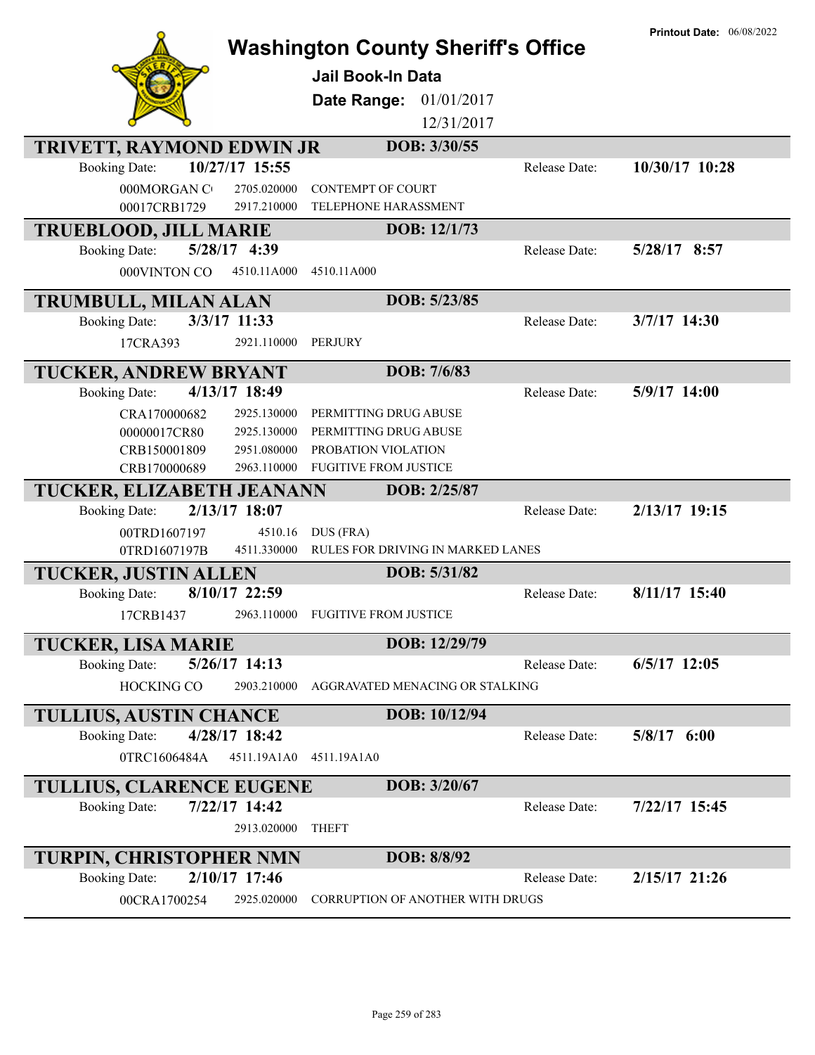# Washington County Sheriff's Office

**Printout Date:** 06/08/2022

## Jail Book-In Data

**Date Range:** 01/01/2017 12/31/2017

---

### TRIVETT, RAYMOND EDWIN JR — DOB: 3/30/55

**Booking Date:** 10/27/17 15:55 — **Release Date:** 10/30/17 10:28

| Case | Statute | Charge |
|---|---|---|
| 000MORGAN C | 2705.020000 | CONTEMPT OF COURT |
| 00017CRB1729 | 2917.210000 | TELEPHONE HARASSMENT |

### TRUEBLOOD, JILL MARIE — DOB: 12/1/73

**Booking Date:** 5/28/17 4:39 — **Release Date:** 5/28/17 8:57

| Case | Statute | Charge |
|---|---|---|
| 000VINTON CO | 4510.11A000 | 4510.11A000 |

### TRUMBULL, MILAN ALAN — DOB: 5/23/85

**Booking Date:** 3/3/17 11:33 — **Release Date:** 3/7/17 14:30

| Case | Statute | Charge |
|---|---|---|
| 17CRA393 | 2921.110000 | PERJURY |

### TUCKER, ANDREW BRYANT — DOB: 7/6/83

**Booking Date:** 4/13/17 18:49 — **Release Date:** 5/9/17 14:00

| Case | Statute | Charge |
|---|---|---|
| CRA170000682 | 2925.130000 | PERMITTING DRUG ABUSE |
| 00000017CR80 | 2925.130000 | PERMITTING DRUG ABUSE |
| CRB150001809 | 2951.080000 | PROBATION VIOLATION |
| CRB170000689 | 2963.110000 | FUGITIVE FROM JUSTICE |

### TUCKER, ELIZABETH JEANANN — DOB: 2/25/87

**Booking Date:** 2/13/17 18:07 — **Release Date:** 2/13/17 19:15

| Case | Statute | Charge |
|---|---|---|
| 00TRD1607197 | 4510.16 | DUS (FRA) |
| 0TRD1607197B | 4511.330000 | RULES FOR DRIVING IN MARKED LANES |

### TUCKER, JUSTIN ALLEN — DOB: 5/31/82

**Booking Date:** 8/10/17 22:59 — **Release Date:** 8/11/17 15:40

| Case | Statute | Charge |
|---|---|---|
| 17CRB1437 | 2963.110000 | FUGITIVE FROM JUSTICE |

### TUCKER, LISA MARIE — DOB: 12/29/79

**Booking Date:** 5/26/17 14:13 — **Release Date:** 6/5/17 12:05

| Case | Statute | Charge |
|---|---|---|
| HOCKING CO | 2903.210000 | AGGRAVATED MENACING OR STALKING |

### TULLIUS, AUSTIN CHANCE — DOB: 10/12/94

**Booking Date:** 4/28/17 18:42 — **Release Date:** 5/8/17 6:00

| Case | Statute | Charge |
|---|---|---|
| 0TRC1606484A | 4511.19A1A0 | 4511.19A1A0 |

### TULLIUS, CLARENCE EUGENE — DOB: 3/20/67

**Booking Date:** 7/22/17 14:42 — **Release Date:** 7/22/17 15:45

| Case | Statute | Charge |
|---|---|---|
| | 2913.020000 | THEFT |

### TURPIN, CHRISTOPHER NMN — DOB: 8/8/92

**Booking Date:** 2/10/17 17:46 — **Release Date:** 2/15/17 21:26

| Case | Statute | Charge |
|---|---|---|
| 00CRA1700254 | 2925.020000 | CORRUPTION OF ANOTHER WITH DRUGS |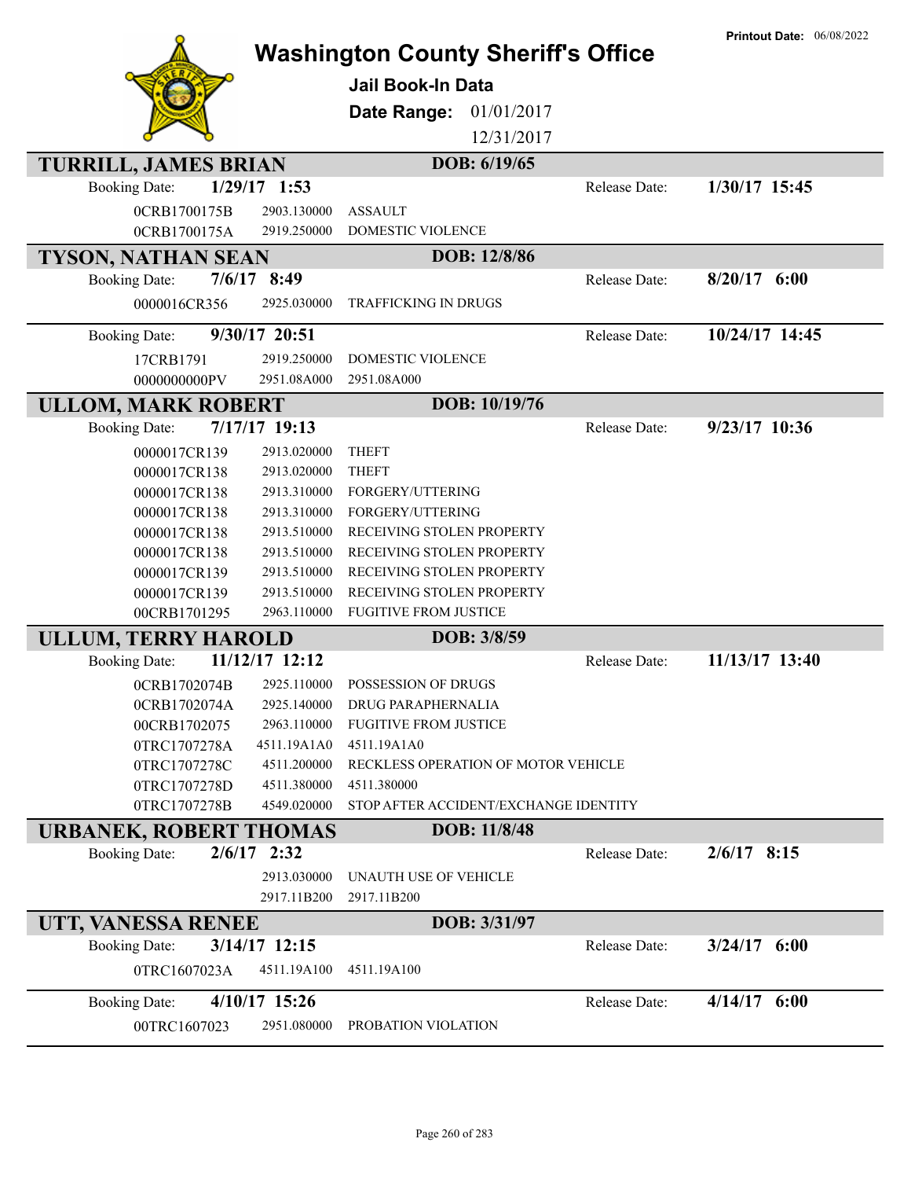# Washington County Sheriff's Office

**Printout Date:** 06/08/2022

## Jail Book-In Data

**Date Range:** 01/01/2017 12/31/2017

### TURRILL, JAMES BRIAN — DOB: 6/19/65

**Booking Date:** 1/29/17 1:53 — **Release Date:** 1/30/17 15:45

| Case | Statute | Description |
|---|---|---|
| 0CRB1700175B | 2903.130000 | ASSAULT |
| 0CRB1700175A | 2919.250000 | DOMESTIC VIOLENCE |

### TYSON, NATHAN SEAN — DOB: 12/8/86

**Booking Date:** 7/6/17 8:49 — **Release Date:** 8/20/17 6:00

| Case | Statute | Description |
|---|---|---|
| 0000016CR356 | 2925.030000 | TRAFFICKING IN DRUGS |

**Booking Date:** 9/30/17 20:51 — **Release Date:** 10/24/17 14:45

| Case | Statute | Description |
|---|---|---|
| 17CRB1791 | 2919.250000 | DOMESTIC VIOLENCE |
| 0000000000PV | 2951.08A000 | 2951.08A000 |

### ULLOM, MARK ROBERT — DOB: 10/19/76

**Booking Date:** 7/17/17 19:13 — **Release Date:** 9/23/17 10:36

| Case | Statute | Description |
|---|---|---|
| 0000017CR139 | 2913.020000 | THEFT |
| 0000017CR138 | 2913.020000 | THEFT |
| 0000017CR138 | 2913.310000 | FORGERY/UTTERING |
| 0000017CR138 | 2913.310000 | FORGERY/UTTERING |
| 0000017CR138 | 2913.510000 | RECEIVING STOLEN PROPERTY |
| 0000017CR138 | 2913.510000 | RECEIVING STOLEN PROPERTY |
| 0000017CR139 | 2913.510000 | RECEIVING STOLEN PROPERTY |
| 0000017CR139 | 2913.510000 | RECEIVING STOLEN PROPERTY |
| 00CRB1701295 | 2963.110000 | FUGITIVE FROM JUSTICE |

### ULLUM, TERRY HAROLD — DOB: 3/8/59

**Booking Date:** 11/12/17 12:12 — **Release Date:** 11/13/17 13:40

| Case | Statute | Description |
|---|---|---|
| 0CRB1702074B | 2925.110000 | POSSESSION OF DRUGS |
| 0CRB1702074A | 2925.140000 | DRUG PARAPHERNALIA |
| 00CRB1702075 | 2963.110000 | FUGITIVE FROM JUSTICE |
| 0TRC1707278A | 4511.19A1A0 | 4511.19A1A0 |
| 0TRC1707278C | 4511.200000 | RECKLESS OPERATION OF MOTOR VEHICLE |
| 0TRC1707278D | 4511.380000 | 4511.380000 |
| 0TRC1707278B | 4549.020000 | STOP AFTER ACCIDENT/EXCHANGE IDENTITY |

### URBANEK, ROBERT THOMAS — DOB: 11/8/48

**Booking Date:** 2/6/17 2:32 — **Release Date:** 2/6/17 8:15

| Case | Statute | Description |
|---|---|---|
| | 2913.030000 | UNAUTH USE OF VEHICLE |
| | 2917.11B200 | 2917.11B200 |

### UTT, VANESSA RENEE — DOB: 3/31/97

**Booking Date:** 3/14/17 12:15 — **Release Date:** 3/24/17 6:00

| Case | Statute | Description |
|---|---|---|
| 0TRC1607023A | 4511.19A100 | 4511.19A100 |

**Booking Date:** 4/10/17 15:26 — **Release Date:** 4/14/17 6:00

| Case | Statute | Description |
|---|---|---|
| 00TRC1607023 | 2951.080000 | PROBATION VIOLATION |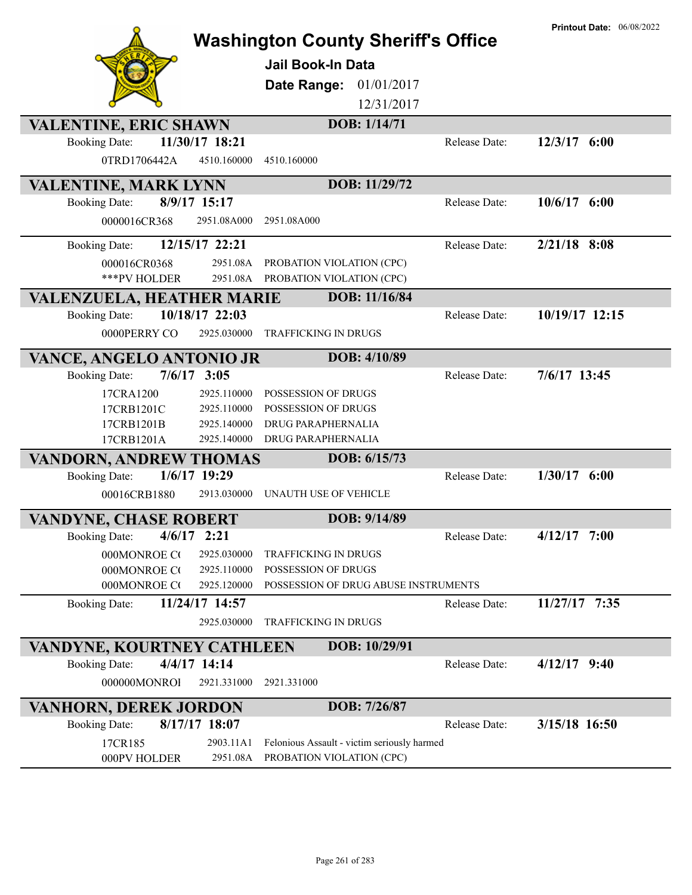# Washington County Sheriff's Office

**Printout Date:** 06/08/2022

## Jail Book-In Data

**Date Range:** 01/01/2017 – 12/31/2017

---

### VALENTINE, ERIC SHAWN — DOB: 1/14/71

**Booking Date:** 11/30/17 18:21 — **Release Date:** 12/3/17 6:00

| Case | Statute | Charge |
|---|---|---|
| 0TRD1706442A | 4510.160000 | 4510.160000 |

### VALENTINE, MARK LYNN — DOB: 11/29/72

**Booking Date:** 8/9/17 15:17 — **Release Date:** 10/6/17 6:00

| Case | Statute | Charge |
|---|---|---|
| 0000016CR368 | 2951.08A000 | 2951.08A000 |

**Booking Date:** 12/15/17 22:21 — **Release Date:** 2/21/18 8:08

| Case | Statute | Charge |
|---|---|---|
| 000016CR0368 | 2951.08A | PROBATION VIOLATION (CPC) |
| ***PV HOLDER | 2951.08A | PROBATION VIOLATION (CPC) |

### VALENZUELA, HEATHER MARIE — DOB: 11/16/84

**Booking Date:** 10/18/17 22:03 — **Release Date:** 10/19/17 12:15

| Case | Statute | Charge |
|---|---|---|
| 0000PERRY CO | 2925.030000 | TRAFFICKING IN DRUGS |

### VANCE, ANGELO ANTONIO JR — DOB: 4/10/89

**Booking Date:** 7/6/17 3:05 — **Release Date:** 7/6/17 13:45

| Case | Statute | Charge |
|---|---|---|
| 17CRA1200 | 2925.110000 | POSSESSION OF DRUGS |
| 17CRB1201C | 2925.110000 | POSSESSION OF DRUGS |
| 17CRB1201B | 2925.140000 | DRUG PARAPHERNALIA |
| 17CRB1201A | 2925.140000 | DRUG PARAPHERNALIA |

### VANDORN, ANDREW THOMAS — DOB: 6/15/73

**Booking Date:** 1/6/17 19:29 — **Release Date:** 1/30/17 6:00

| Case | Statute | Charge |
|---|---|---|
| 00016CRB1880 | 2913.030000 | UNAUTH USE OF VEHICLE |

### VANDYNE, CHASE ROBERT — DOB: 9/14/89

**Booking Date:** 4/6/17 2:21 — **Release Date:** 4/12/17 7:00

| Case | Statute | Charge |
|---|---|---|
| 000MONROE C( | 2925.030000 | TRAFFICKING IN DRUGS |
| 000MONROE C( | 2925.110000 | POSSESSION OF DRUGS |
| 000MONROE C( | 2925.120000 | POSSESSION OF DRUG ABUSE INSTRUMENTS |

**Booking Date:** 11/24/17 14:57 — **Release Date:** 11/27/17 7:35

| Case | Statute | Charge |
|---|---|---|
| | 2925.030000 | TRAFFICKING IN DRUGS |

### VANDYNE, KOURTNEY CATHLEEN — DOB: 10/29/91

**Booking Date:** 4/4/17 14:14 — **Release Date:** 4/12/17 9:40

| Case | Statute | Charge |
|---|---|---|
| 000000MONROI | 2921.331000 | 2921.331000 |

### VANHORN, DEREK JORDON — DOB: 7/26/87

**Booking Date:** 8/17/17 18:07 — **Release Date:** 3/15/18 16:50

| Case | Statute | Charge |
|---|---|---|
| 17CR185 | 2903.11A1 | Felonious Assault - victim seriously harmed |
| 000PV HOLDER | 2951.08A | PROBATION VIOLATION (CPC) |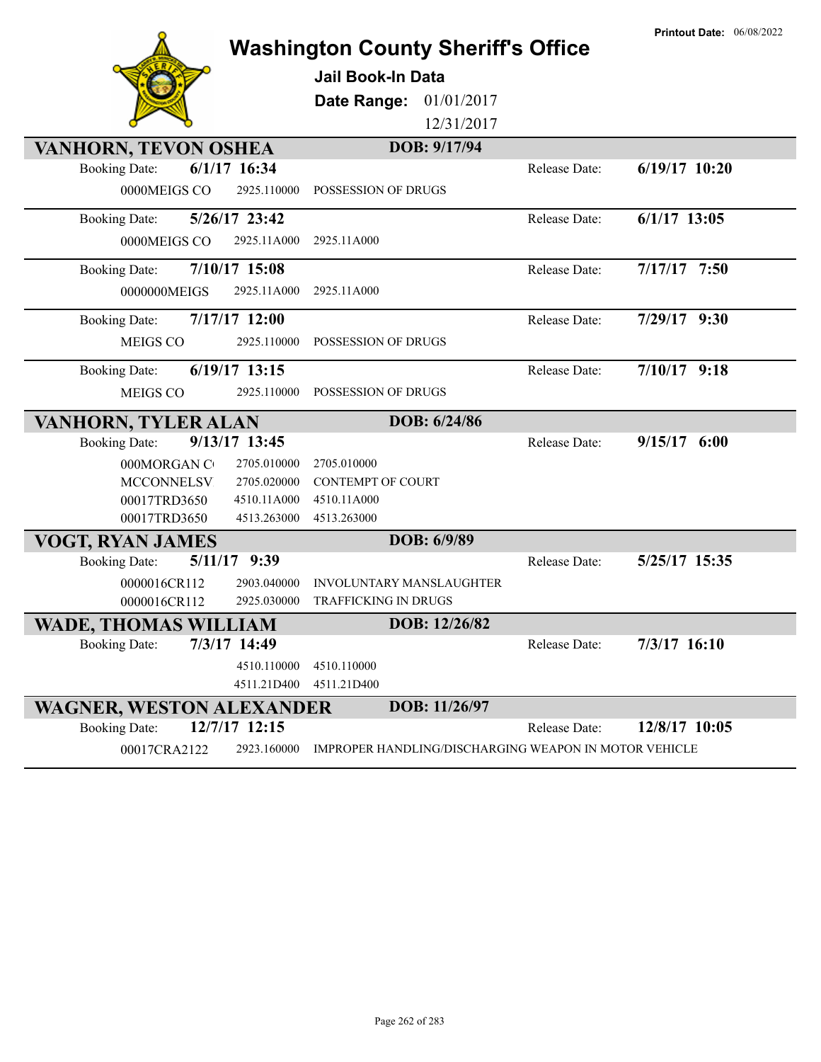**Printout Date:** 06/08/2022

# Washington County Sheriff's Office

## Jail Book-In Data

**Date Range:** 01/01/2017 12/31/2017

## VANHORN, TEVON OSHEA — DOB: 9/17/94

| | | | |
|---|---|---|---|
| Booking Date: | **6/1/17 16:34** | Release Date: | **6/19/17 10:20** |
| 0000MEIGS CO | 2925.110000 | POSSESSION OF DRUGS | |

| | | | |
|---|---|---|---|
| Booking Date: | **5/26/17 23:42** | Release Date: | **6/1/17 13:05** |
| 0000MEIGS CO | 2925.11A000 | 2925.11A000 | |

| | | | |
|---|---|---|---|
| Booking Date: | **7/10/17 15:08** | Release Date: | **7/17/17 7:50** |
| 0000000MEIGS | 2925.11A000 | 2925.11A000 | |

| | | | |
|---|---|---|---|
| Booking Date: | **7/17/17 12:00** | Release Date: | **7/29/17 9:30** |
| MEIGS CO | 2925.110000 | POSSESSION OF DRUGS | |

| | | | |
|---|---|---|---|
| Booking Date: | **6/19/17 13:15** | Release Date: | **7/10/17 9:18** |
| MEIGS CO | 2925.110000 | POSSESSION OF DRUGS | |

## VANHORN, TYLER ALAN — DOB: 6/24/86

| | | | |
|---|---|---|---|
| Booking Date: | **9/13/17 13:45** | Release Date: | **9/15/17 6:00** |
| 000MORGAN C | 2705.010000 | 2705.010000 | |
| MCCONNELSV | 2705.020000 | CONTEMPT OF COURT | |
| 00017TRD3650 | 4510.11A000 | 4510.11A000 | |
| 00017TRD3650 | 4513.263000 | 4513.263000 | |

## VOGT, RYAN JAMES — DOB: 6/9/89

| | | | |
|---|---|---|---|
| Booking Date: | **5/11/17 9:39** | Release Date: | **5/25/17 15:35** |
| 0000016CR112 | 2903.040000 | INVOLUNTARY MANSLAUGHTER | |
| 0000016CR112 | 2925.030000 | TRAFFICKING IN DRUGS | |

## WADE, THOMAS WILLIAM — DOB: 12/26/82

| | | | |
|---|---|---|---|
| Booking Date: | **7/3/17 14:49** | Release Date: | **7/3/17 16:10** |
| | 4510.110000 | 4510.110000 | |
| | 4511.21D400 | 4511.21D400 | |

## WAGNER, WESTON ALEXANDER — DOB: 11/26/97

| | | | |
|---|---|---|---|
| Booking Date: | **12/7/17 12:15** | Release Date: | **12/8/17 10:05** |
| 00017CRA2122 | 2923.160000 | IMPROPER HANDLING/DISCHARGING WEAPON IN MOTOR VEHICLE | |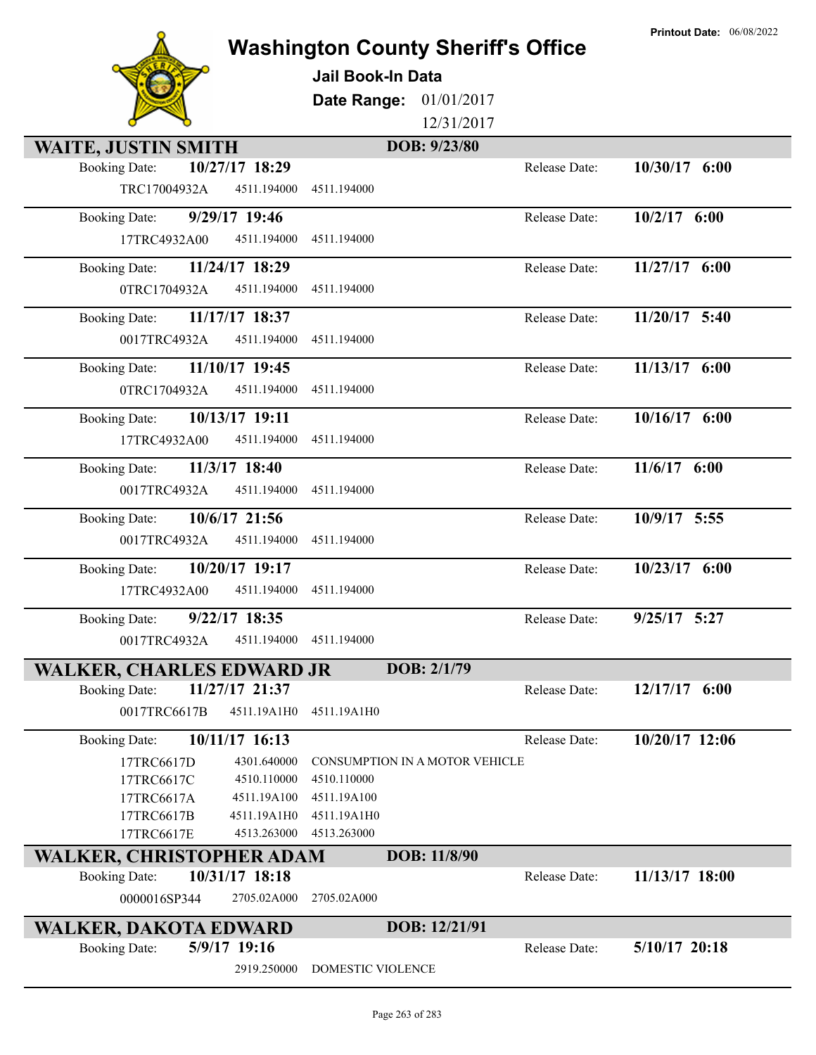# Washington County Sheriff's Office

**Jail Book-In Data**

**Date Range:** 01/01/2017 12/31/2017

**Printout Date:** 06/08/2022

## WAITE, JUSTIN SMITH — DOB: 9/23/80

| Booking Date | Release Date | Case | Statute | Description |
|---|---|---|---|---|
| 10/27/17 18:29 | 10/30/17 6:00 | TRC17004932A | 4511.194000 | 4511.194000 |
| 9/29/17 19:46 | 10/2/17 6:00 | 17TRC4932A00 | 4511.194000 | 4511.194000 |
| 11/24/17 18:29 | 11/27/17 6:00 | 0TRC1704932A | 4511.194000 | 4511.194000 |
| 11/17/17 18:37 | 11/20/17 5:40 | 0017TRC4932A | 4511.194000 | 4511.194000 |
| 11/10/17 19:45 | 11/13/17 6:00 | 0TRC1704932A | 4511.194000 | 4511.194000 |
| 10/13/17 19:11 | 10/16/17 6:00 | 17TRC4932A00 | 4511.194000 | 4511.194000 |
| 11/3/17 18:40 | 11/6/17 6:00 | 0017TRC4932A | 4511.194000 | 4511.194000 |
| 10/6/17 21:56 | 10/9/17 5:55 | 0017TRC4932A | 4511.194000 | 4511.194000 |
| 10/20/17 19:17 | 10/23/17 6:00 | 17TRC4932A00 | 4511.194000 | 4511.194000 |
| 9/22/17 18:35 | 9/25/17 5:27 | 0017TRC4932A | 4511.194000 | 4511.194000 |

## WALKER, CHARLES EDWARD JR — DOB: 2/1/79

| Booking Date | Release Date | Case | Statute | Description |
|---|---|---|---|---|
| 11/27/17 21:37 | 12/17/17 6:00 | 0017TRC6617B | 4511.19A1H0 | 4511.19A1H0 |
| 10/11/17 16:13 | 10/20/17 12:06 | 17TRC6617D | 4301.640000 | CONSUMPTION IN A MOTOR VEHICLE |
| | | 17TRC6617C | 4510.110000 | 4510.110000 |
| | | 17TRC6617A | 4511.19A100 | 4511.19A100 |
| | | 17TRC6617B | 4511.19A1H0 | 4511.19A1H0 |
| | | 17TRC6617E | 4513.263000 | 4513.263000 |

## WALKER, CHRISTOPHER ADAM — DOB: 11/8/90

| Booking Date | Release Date | Case | Statute | Description |
|---|---|---|---|---|
| 10/31/17 18:18 | 11/13/17 18:00 | 0000016SP344 | 2705.02A000 | 2705.02A000 |

## WALKER, DAKOTA EDWARD — DOB: 12/21/91

| Booking Date | Release Date | Case | Statute | Description |
|---|---|---|---|---|
| 5/9/17 19:16 | 5/10/17 20:18 | | 2919.250000 | DOMESTIC VIOLENCE |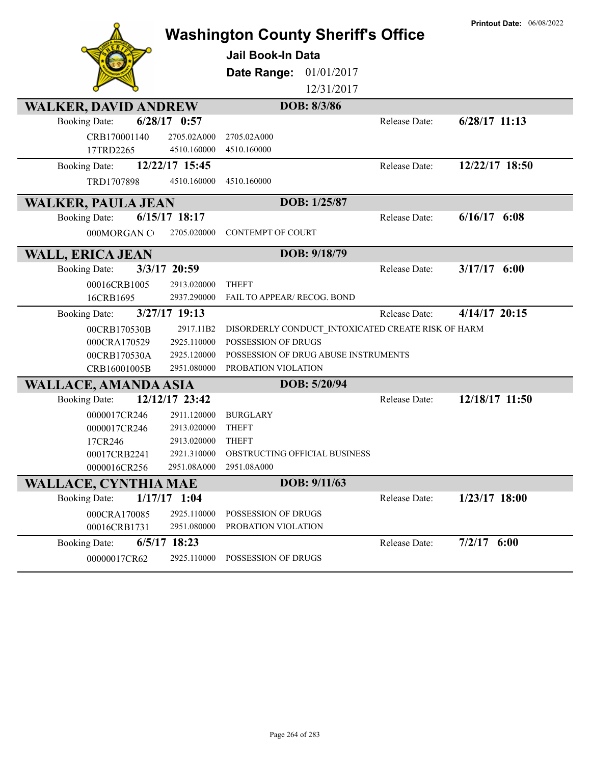Printout Date: 06/08/2022

# Washington County Sheriff's Office

## Jail Book-In Data

**Date Range:** 01/01/2017 – 12/31/2017

---

## WALKER, DAVID ANDREW
**DOB: 8/3/86**

**Booking Date:** 6/28/17 0:57 — **Release Date:** 6/28/17 11:13

| Case | Code | Description |
|---|---|---|
| CRB170001140 | 2705.02A000 | 2705.02A000 |
| 17TRD2265 | 4510.160000 | 4510.160000 |

**Booking Date:** 12/22/17 15:45 — **Release Date:** 12/22/17 18:50

| Case | Code | Description |
|---|---|---|
| TRD1707898 | 4510.160000 | 4510.160000 |

## WALKER, PAULA JEAN
**DOB: 1/25/87**

**Booking Date:** 6/15/17 18:17 — **Release Date:** 6/16/17 6:08

| Case | Code | Description |
|---|---|---|
| 000MORGAN C | 2705.020000 | CONTEMPT OF COURT |

## WALL, ERICA JEAN
**DOB: 9/18/79**

**Booking Date:** 3/3/17 20:59 — **Release Date:** 3/17/17 6:00

| Case | Code | Description |
|---|---|---|
| 00016CRB1005 | 2913.020000 | THEFT |
| 16CRB1695 | 2937.290000 | FAIL TO APPEAR/ RECOG. BOND |

**Booking Date:** 3/27/17 19:13 — **Release Date:** 4/14/17 20:15

| Case | Code | Description |
|---|---|---|
| 00CRB170530B | 2917.11B2 | DISORDERLY CONDUCT_INTOXICATED CREATE RISK OF HARM |
| 000CRA170529 | 2925.110000 | POSSESSION OF DRUGS |
| 00CRB170530A | 2925.120000 | POSSESSION OF DRUG ABUSE INSTRUMENTS |
| CRB16001005B | 2951.080000 | PROBATION VIOLATION |

## WALLACE, AMANDA ASIA
**DOB: 5/20/94**

**Booking Date:** 12/12/17 23:42 — **Release Date:** 12/18/17 11:50

| Case | Code | Description |
|---|---|---|
| 0000017CR246 | 2911.120000 | BURGLARY |
| 0000017CR246 | 2913.020000 | THEFT |
| 17CR246 | 2913.020000 | THEFT |
| 00017CRB2241 | 2921.310000 | OBSTRUCTING OFFICIAL BUSINESS |
| 0000016CR256 | 2951.08A000 | 2951.08A000 |

## WALLACE, CYNTHIA MAE
**DOB: 9/11/63**

**Booking Date:** 1/17/17 1:04 — **Release Date:** 1/23/17 18:00

| Case | Code | Description |
|---|---|---|
| 000CRA170085 | 2925.110000 | POSSESSION OF DRUGS |
| 00016CRB1731 | 2951.080000 | PROBATION VIOLATION |

**Booking Date:** 6/5/17 18:23 — **Release Date:** 7/2/17 6:00

| Case | Code | Description |
|---|---|---|
| 00000017CR62 | 2925.110000 | POSSESSION OF DRUGS |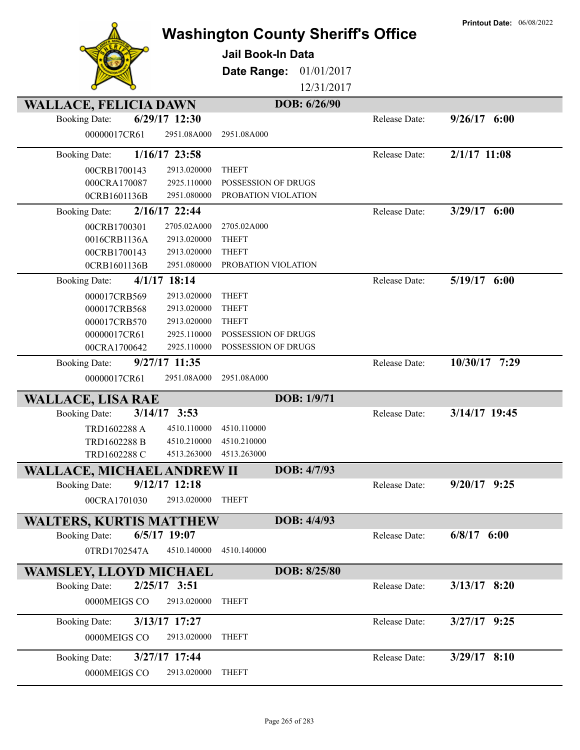Printout Date: 06/08/2022

# Washington County Sheriff's Office

**Jail Book-In Data**

**Date Range:** 01/01/2017 12/31/2017

## WALLACE, FELICIA DAWN — DOB: 6/26/90

Booking Date: **6/29/17 12:30** — Release Date: **9/26/17 6:00**

| | | |
|---|---|---|
| 00000017CR61 | 2951.08A000 | 2951.08A000 |

Booking Date: **1/16/17 23:58** — Release Date: **2/1/17 11:08**

| | | |
|---|---|---|
| 00CRB1700143 | 2913.020000 | THEFT |
| 000CRA170087 | 2925.110000 | POSSESSION OF DRUGS |
| 0CRB1601136B | 2951.080000 | PROBATION VIOLATION |

Booking Date: **2/16/17 22:44** — Release Date: **3/29/17 6:00**

| | | |
|---|---|---|
| 00CRB1700301 | 2705.02A000 | 2705.02A000 |
| 0016CRB1136A | 2913.020000 | THEFT |
| 00CRB1700143 | 2913.020000 | THEFT |
| 0CRB1601136B | 2951.080000 | PROBATION VIOLATION |

Booking Date: **4/1/17 18:14** — Release Date: **5/19/17 6:00**

| | | |
|---|---|---|
| 000017CRB569 | 2913.020000 | THEFT |
| 000017CRB568 | 2913.020000 | THEFT |
| 000017CRB570 | 2913.020000 | THEFT |
| 00000017CR61 | 2925.110000 | POSSESSION OF DRUGS |
| 00CRA1700642 | 2925.110000 | POSSESSION OF DRUGS |

Booking Date: **9/27/17 11:35** — Release Date: **10/30/17 7:29**

| | | |
|---|---|---|
| 00000017CR61 | 2951.08A000 | 2951.08A000 |

## WALLACE, LISA RAE — DOB: 1/9/71

Booking Date: **3/14/17 3:53** — Release Date: **3/14/17 19:45**

| | | |
|---|---|---|
| TRD1602288 A | 4510.110000 | 4510.110000 |
| TRD1602288 B | 4510.210000 | 4510.210000 |
| TRD1602288 C | 4513.263000 | 4513.263000 |

## WALLACE, MICHAEL ANDREW II — DOB: 4/7/93

Booking Date: **9/12/17 12:18** — Release Date: **9/20/17 9:25**

| | | |
|---|---|---|
| 00CRA1701030 | 2913.020000 | THEFT |

## WALTERS, KURTIS MATTHEW — DOB: 4/4/93

Booking Date: **6/5/17 19:07** — Release Date: **6/8/17 6:00**

| | | |
|---|---|---|
| 0TRD1702547A | 4510.140000 | 4510.140000 |

## WAMSLEY, LLOYD MICHAEL — DOB: 8/25/80

Booking Date: **2/25/17 3:51** — Release Date: **3/13/17 8:20**

| | | |
|---|---|---|
| 0000MEIGS CO | 2913.020000 | THEFT |

Booking Date: **3/13/17 17:27** — Release Date: **3/27/17 9:25**

| | | |
|---|---|---|
| 0000MEIGS CO | 2913.020000 | THEFT |

Booking Date: **3/27/17 17:44** — Release Date: **3/29/17 8:10**

| | | |
|---|---|---|
| 0000MEIGS CO | 2913.020000 | THEFT |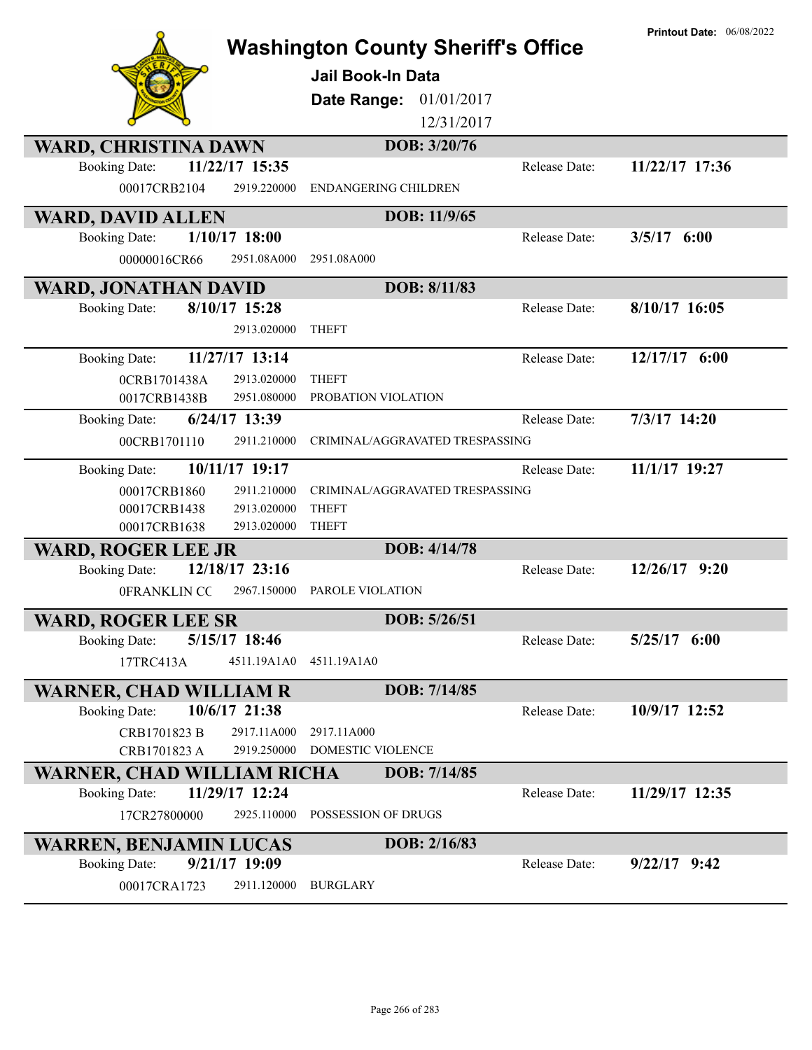Printout Date: 06/08/2022

# Washington County Sheriff's Office

**Jail Book-In Data**

**Date Range:** 01/01/2017 12/31/2017

## WARD, CHRISTINA DAWN — DOB: 3/20/76

Booking Date: **11/22/17 15:35** — Release Date: **11/22/17 17:36**

| Case | Statute | Charge |
|---|---|---|
| 00017CRB2104 | 2919.220000 | ENDANGERING CHILDREN |

## WARD, DAVID ALLEN — DOB: 11/9/65

Booking Date: **1/10/17 18:00** — Release Date: **3/5/17 6:00**

| Case | Statute | Charge |
|---|---|---|
| 00000016CR66 | 2951.08A000 | 2951.08A000 |

## WARD, JONATHAN DAVID — DOB: 8/11/83

Booking Date: **8/10/17 15:28** — Release Date: **8/10/17 16:05**

| Case | Statute | Charge |
|---|---|---|
| | 2913.020000 | THEFT |

Booking Date: **11/27/17 13:14** — Release Date: **12/17/17 6:00**

| Case | Statute | Charge |
|---|---|---|
| 0CRB1701438A | 2913.020000 | THEFT |
| 0017CRB1438B | 2951.080000 | PROBATION VIOLATION |

Booking Date: **6/24/17 13:39** — Release Date: **7/3/17 14:20**

| Case | Statute | Charge |
|---|---|---|
| 00CRB1701110 | 2911.210000 | CRIMINAL/AGGRAVATED TRESPASSING |

Booking Date: **10/11/17 19:17** — Release Date: **11/1/17 19:27**

| Case | Statute | Charge |
|---|---|---|
| 00017CRB1860 | 2911.210000 | CRIMINAL/AGGRAVATED TRESPASSING |
| 00017CRB1438 | 2913.020000 | THEFT |
| 00017CRB1638 | 2913.020000 | THEFT |

## WARD, ROGER LEE JR — DOB: 4/14/78

Booking Date: **12/18/17 23:16** — Release Date: **12/26/17 9:20**

| Case | Statute | Charge |
|---|---|---|
| 0FRANKLIN CC | 2967.150000 | PAROLE VIOLATION |

## WARD, ROGER LEE SR — DOB: 5/26/51

Booking Date: **5/15/17 18:46** — Release Date: **5/25/17 6:00**

| Case | Statute | Charge |
|---|---|---|
| 17TRC413A | 4511.19A1A0 | 4511.19A1A0 |

## WARNER, CHAD WILLIAM R — DOB: 7/14/85

Booking Date: **10/6/17 21:38** — Release Date: **10/9/17 12:52**

| Case | Statute | Charge |
|---|---|---|
| CRB1701823 B | 2917.11A000 | 2917.11A000 |
| CRB1701823 A | 2919.250000 | DOMESTIC VIOLENCE |

## WARNER, CHAD WILLIAM RICHA — DOB: 7/14/85

Booking Date: **11/29/17 12:24** — Release Date: **11/29/17 12:35**

| Case | Statute | Charge |
|---|---|---|
| 17CR27800000 | 2925.110000 | POSSESSION OF DRUGS |

## WARREN, BENJAMIN LUCAS — DOB: 2/16/83

Booking Date: **9/21/17 19:09** — Release Date: **9/22/17 9:42**

| Case | Statute | Charge |
|---|---|---|
| 00017CRA1723 | 2911.120000 | BURGLARY |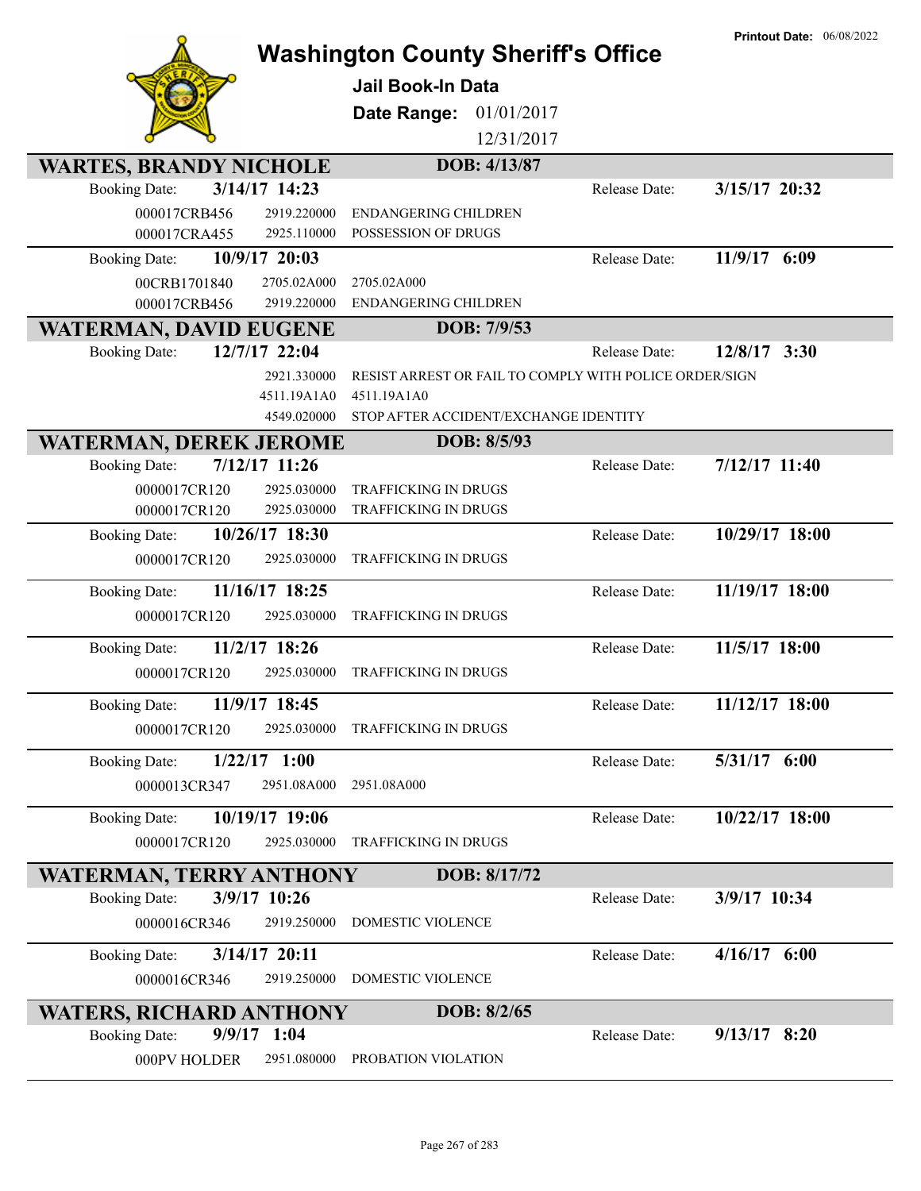**Printout Date:** 06/08/2022

# Washington County Sheriff's Office

## Jail Book-In Data

**Date Range:** 01/01/2017 12/31/2017

## WARTES, BRANDY NICHOLE — DOB: 4/13/87

**Booking Date:** 3/14/17 14:23 — **Release Date:** 3/15/17 20:32

| | | |
|---|---|---|
| 000017CRB456 | 2919.220000 | ENDANGERING CHILDREN |
| 000017CRA455 | 2925.110000 | POSSESSION OF DRUGS |

**Booking Date:** 10/9/17 20:03 — **Release Date:** 11/9/17 6:09

| | | |
|---|---|---|
| 00CRB1701840 | 2705.02A000 | 2705.02A000 |
| 000017CRB456 | 2919.220000 | ENDANGERING CHILDREN |

## WATERMAN, DAVID EUGENE — DOB: 7/9/53

**Booking Date:** 12/7/17 22:04 — **Release Date:** 12/8/17 3:30

| | | |
|---|---|---|
| | 2921.330000 | RESIST ARREST OR FAIL TO COMPLY WITH POLICE ORDER/SIGN |
| | 4511.19A1A0 | 4511.19A1A0 |
| | 4549.020000 | STOP AFTER ACCIDENT/EXCHANGE IDENTITY |

## WATERMAN, DEREK JEROME — DOB: 8/5/93

**Booking Date:** 7/12/17 11:26 — **Release Date:** 7/12/17 11:40

| | | |
|---|---|---|
| 0000017CR120 | 2925.030000 | TRAFFICKING IN DRUGS |
| 0000017CR120 | 2925.030000 | TRAFFICKING IN DRUGS |

**Booking Date:** 10/26/17 18:30 — **Release Date:** 10/29/17 18:00

| | | |
|---|---|---|
| 0000017CR120 | 2925.030000 | TRAFFICKING IN DRUGS |

**Booking Date:** 11/16/17 18:25 — **Release Date:** 11/19/17 18:00

| | | |
|---|---|---|
| 0000017CR120 | 2925.030000 | TRAFFICKING IN DRUGS |

**Booking Date:** 11/2/17 18:26 — **Release Date:** 11/5/17 18:00

| | | |
|---|---|---|
| 0000017CR120 | 2925.030000 | TRAFFICKING IN DRUGS |

**Booking Date:** 11/9/17 18:45 — **Release Date:** 11/12/17 18:00

| | | |
|---|---|---|
| 0000017CR120 | 2925.030000 | TRAFFICKING IN DRUGS |

**Booking Date:** 1/22/17 1:00 — **Release Date:** 5/31/17 6:00

| | | |
|---|---|---|
| 0000013CR347 | 2951.08A000 | 2951.08A000 |

**Booking Date:** 10/19/17 19:06 — **Release Date:** 10/22/17 18:00

| | | |
|---|---|---|
| 0000017CR120 | 2925.030000 | TRAFFICKING IN DRUGS |

## WATERMAN, TERRY ANTHONY — DOB: 8/17/72

**Booking Date:** 3/9/17 10:26 — **Release Date:** 3/9/17 10:34

| | | |
|---|---|---|
| 0000016CR346 | 2919.250000 | DOMESTIC VIOLENCE |

**Booking Date:** 3/14/17 20:11 — **Release Date:** 4/16/17 6:00

| | | |
|---|---|---|
| 0000016CR346 | 2919.250000 | DOMESTIC VIOLENCE |

## WATERS, RICHARD ANTHONY — DOB: 8/2/65

**Booking Date:** 9/9/17 1:04 — **Release Date:** 9/13/17 8:20

| | | |
|---|---|---|
| 000PV HOLDER | 2951.080000 | PROBATION VIOLATION |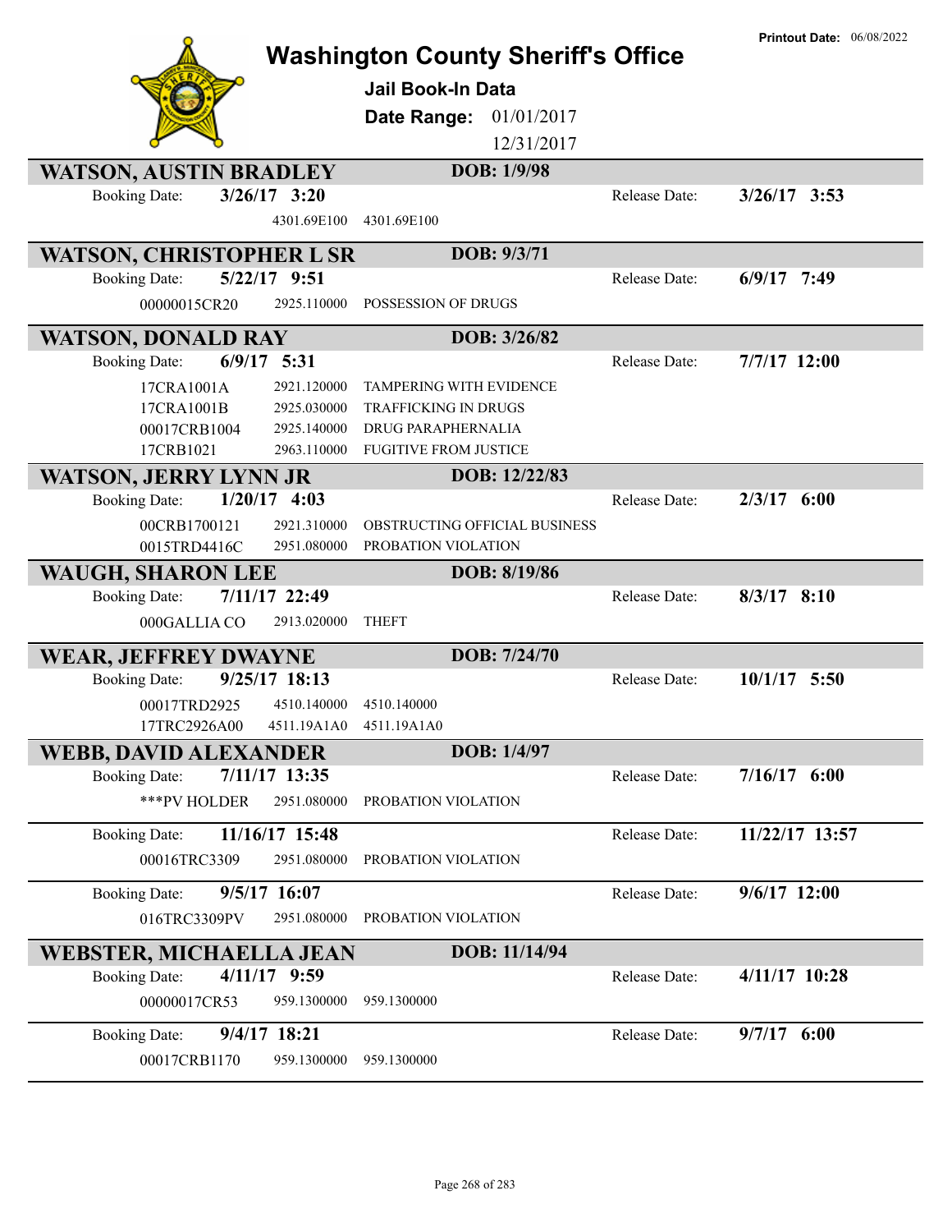Printout Date: 06/08/2022

# Washington County Sheriff's Office

**Jail Book-In Data**

**Date Range:** 01/01/2017 12/31/2017

## WATSON, AUSTIN BRADLEY — DOB: 1/9/98

Booking Date: **3/26/17 3:20** Release Date: **3/26/17 3:53**

| | | |
|---|---|---|
| | 4301.69E100 | 4301.69E100 |

## WATSON, CHRISTOPHER L SR — DOB: 9/3/71

Booking Date: **5/22/17 9:51** Release Date: **6/9/17 7:49**

| | | |
|---|---|---|
| 00000015CR20 | 2925.110000 | POSSESSION OF DRUGS |

## WATSON, DONALD RAY — DOB: 3/26/82

Booking Date: **6/9/17 5:31** Release Date: **7/7/17 12:00**

| | | |
|---|---|---|
| 17CRA1001A | 2921.120000 | TAMPERING WITH EVIDENCE |
| 17CRA1001B | 2925.030000 | TRAFFICKING IN DRUGS |
| 00017CRB1004 | 2925.140000 | DRUG PARAPHERNALIA |
| 17CRB1021 | 2963.110000 | FUGITIVE FROM JUSTICE |

## WATSON, JERRY LYNN JR — DOB: 12/22/83

Booking Date: **1/20/17 4:03** Release Date: **2/3/17 6:00**

| | | |
|---|---|---|
| 00CRB1700121 | 2921.310000 | OBSTRUCTING OFFICIAL BUSINESS |
| 0015TRD4416C | 2951.080000 | PROBATION VIOLATION |

## WAUGH, SHARON LEE — DOB: 8/19/86

Booking Date: **7/11/17 22:49** Release Date: **8/3/17 8:10**

| | | |
|---|---|---|
| 000GALLIA CO | 2913.020000 | THEFT |

## WEAR, JEFFREY DWAYNE — DOB: 7/24/70

Booking Date: **9/25/17 18:13** Release Date: **10/1/17 5:50**

| | | |
|---|---|---|
| 00017TRD2925 | 4510.140000 | 4510.140000 |
| 17TRC2926A00 | 4511.19A1A0 | 4511.19A1A0 |

## WEBB, DAVID ALEXANDER — DOB: 1/4/97

Booking Date: **7/11/17 13:35** Release Date: **7/16/17 6:00**

| | | |
|---|---|---|
| ***PV HOLDER | 2951.080000 | PROBATION VIOLATION |

Booking Date: **11/16/17 15:48** Release Date: **11/22/17 13:57**

| | | |
|---|---|---|
| 00016TRC3309 | 2951.080000 | PROBATION VIOLATION |

Booking Date: **9/5/17 16:07** Release Date: **9/6/17 12:00**

| | | |
|---|---|---|
| 016TRC3309PV | 2951.080000 | PROBATION VIOLATION |

## WEBSTER, MICHAELLA JEAN — DOB: 11/14/94

Booking Date: **4/11/17 9:59** Release Date: **4/11/17 10:28**

| | | |
|---|---|---|
| 00000017CR53 | 959.1300000 | 959.1300000 |

Booking Date: **9/4/17 18:21** Release Date: **9/7/17 6:00**

| | | |
|---|---|---|
| 00017CRB1170 | 959.1300000 | 959.1300000 |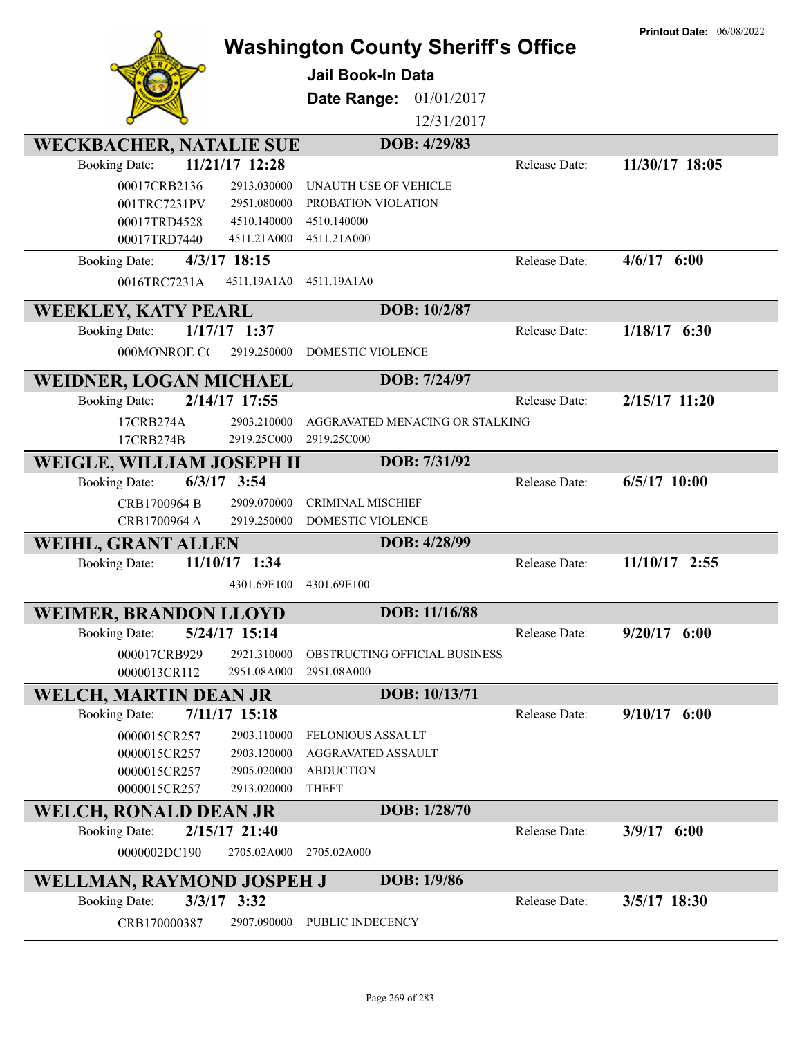Printout Date: 06/08/2022

# Washington County Sheriff's Office

**Jail Book-In Data**

**Date Range:** 01/01/2017 12/31/2017

## WECKBACHER, NATALIE SUE — DOB: 4/29/83

Booking Date: **11/21/17 12:28** — Release Date: **11/30/17 18:05**

| Case | Code | Description |
|---|---|---|
| 00017CRB2136 | 2913.030000 | UNAUTH USE OF VEHICLE |
| 001TRC7231PV | 2951.080000 | PROBATION VIOLATION |
| 00017TRD4528 | 4510.140000 | 4510.140000 |
| 00017TRD7440 | 4511.21A000 | 4511.21A000 |

Booking Date: **4/3/17 18:15** — Release Date: **4/6/17 6:00**

| Case | Code | Description |
|---|---|---|
| 0016TRC7231A | 4511.19A1A0 | 4511.19A1A0 |

## WEEKLEY, KATY PEARL — DOB: 10/2/87

Booking Date: **1/17/17 1:37** — Release Date: **1/18/17 6:30**

| Case | Code | Description |
|---|---|---|
| 000MONROE C( | 2919.250000 | DOMESTIC VIOLENCE |

## WEIDNER, LOGAN MICHAEL — DOB: 7/24/97

Booking Date: **2/14/17 17:55** — Release Date: **2/15/17 11:20**

| Case | Code | Description |
|---|---|---|
| 17CRB274A | 2903.210000 | AGGRAVATED MENACING OR STALKING |
| 17CRB274B | 2919.25C000 | 2919.25C000 |

## WEIGLE, WILLIAM JOSEPH II — DOB: 7/31/92

Booking Date: **6/3/17 3:54** — Release Date: **6/5/17 10:00**

| Case | Code | Description |
|---|---|---|
| CRB1700964 B | 2909.070000 | CRIMINAL MISCHIEF |
| CRB1700964 A | 2919.250000 | DOMESTIC VIOLENCE |

## WEIHL, GRANT ALLEN — DOB: 4/28/99

Booking Date: **11/10/17 1:34** — Release Date: **11/10/17 2:55**

| Case | Code | Description |
|---|---|---|
| | 4301.69E100 | 4301.69E100 |

## WEIMER, BRANDON LLOYD — DOB: 11/16/88

Booking Date: **5/24/17 15:14** — Release Date: **9/20/17 6:00**

| Case | Code | Description |
|---|---|---|
| 000017CRB929 | 2921.310000 | OBSTRUCTING OFFICIAL BUSINESS |
| 0000013CR112 | 2951.08A000 | 2951.08A000 |

## WELCH, MARTIN DEAN JR — DOB: 10/13/71

Booking Date: **7/11/17 15:18** — Release Date: **9/10/17 6:00**

| Case | Code | Description |
|---|---|---|
| 0000015CR257 | 2903.110000 | FELONIOUS ASSAULT |
| 0000015CR257 | 2903.120000 | AGGRAVATED ASSAULT |
| 0000015CR257 | 2905.020000 | ABDUCTION |
| 0000015CR257 | 2913.020000 | THEFT |

## WELCH, RONALD DEAN JR — DOB: 1/28/70

Booking Date: **2/15/17 21:40** — Release Date: **3/9/17 6:00**

| Case | Code | Description |
|---|---|---|
| 0000002DC190 | 2705.02A000 | 2705.02A000 |

## WELLMAN, RAYMOND JOSPEH J — DOB: 1/9/86

Booking Date: **3/3/17 3:32** — Release Date: **3/5/17 18:30**

| Case | Code | Description |
|---|---|---|
| CRB170000387 | 2907.090000 | PUBLIC INDECENCY |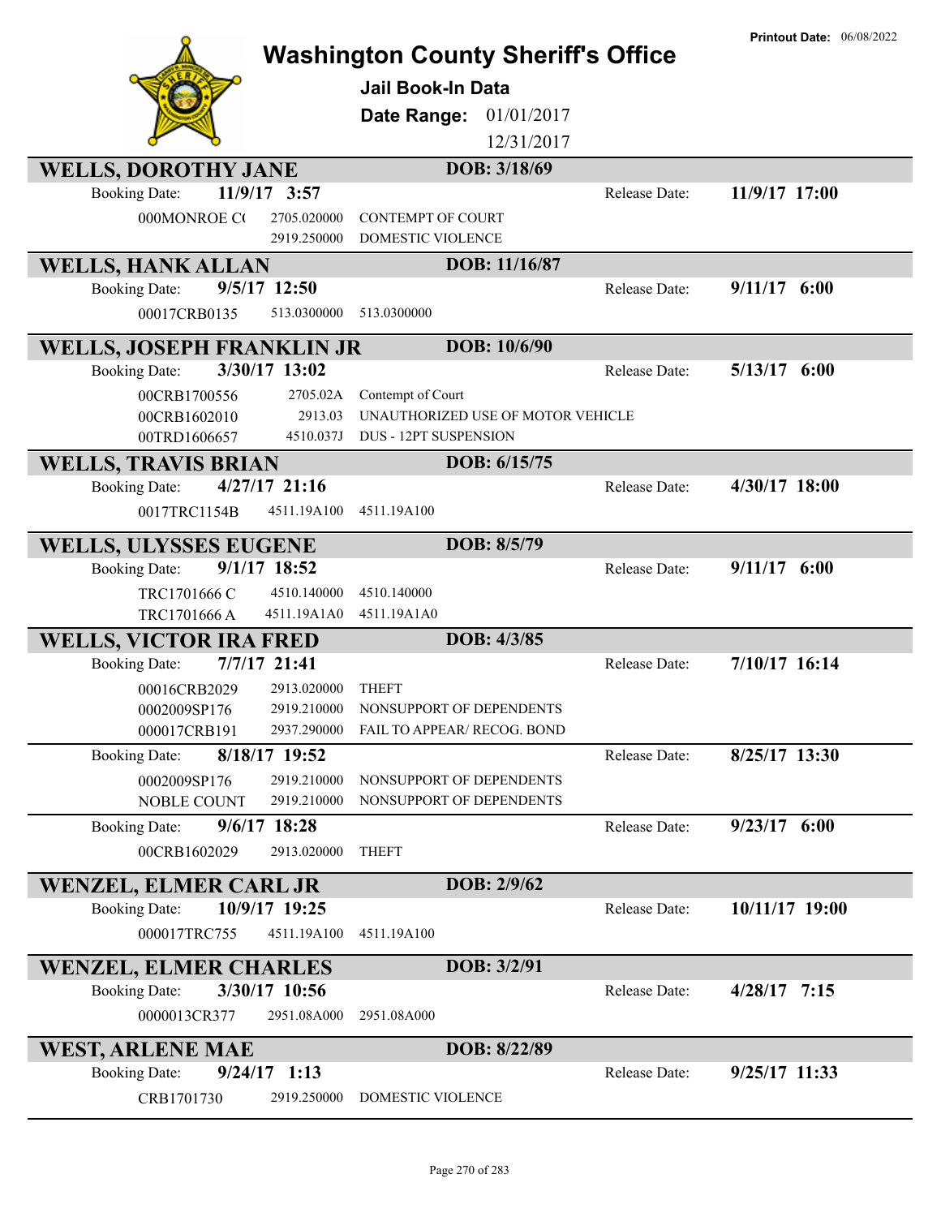# Washington County Sheriff's Office

**Printout Date:** 06/08/2022

## Jail Book-In Data

**Date Range:** 01/01/2017 12/31/2017

### WELLS, DOROTHY JANE — DOB: 3/18/69

Booking Date: **11/9/17 3:57** — Release Date: **11/9/17 17:00**

| Case | Statute | Description |
|---|---|---|
| 000MONROE C( | 2705.020000 | CONTEMPT OF COURT |
| | 2919.250000 | DOMESTIC VIOLENCE |

### WELLS, HANK ALLAN — DOB: 11/16/87

Booking Date: **9/5/17 12:50** — Release Date: **9/11/17 6:00**

| Case | Statute | Description |
|---|---|---|
| 00017CRB0135 | 513.0300000 | 513.0300000 |

### WELLS, JOSEPH FRANKLIN JR — DOB: 10/6/90

Booking Date: **3/30/17 13:02** — Release Date: **5/13/17 6:00**

| Case | Statute | Description |
|---|---|---|
| 00CRB1700556 | 2705.02A | Contempt of Court |
| 00CRB1602010 | 2913.03 | UNAUTHORIZED USE OF MOTOR VEHICLE |
| 00TRD1606657 | 4510.037J | DUS - 12PT SUSPENSION |

### WELLS, TRAVIS BRIAN — DOB: 6/15/75

Booking Date: **4/27/17 21:16** — Release Date: **4/30/17 18:00**

| Case | Statute | Description |
|---|---|---|
| 0017TRC1154B | 4511.19A100 | 4511.19A100 |

### WELLS, ULYSSES EUGENE — DOB: 8/5/79

Booking Date: **9/1/17 18:52** — Release Date: **9/11/17 6:00**

| Case | Statute | Description |
|---|---|---|
| TRC1701666 C | 4510.140000 | 4510.140000 |
| TRC1701666 A | 4511.19A1A0 | 4511.19A1A0 |

### WELLS, VICTOR IRA FRED — DOB: 4/3/85

Booking Date: **7/7/17 21:41** — Release Date: **7/10/17 16:14**

| Case | Statute | Description |
|---|---|---|
| 00016CRB2029 | 2913.020000 | THEFT |
| 0002009SP176 | 2919.210000 | NONSUPPORT OF DEPENDENTS |
| 000017CRB191 | 2937.290000 | FAIL TO APPEAR/ RECOG. BOND |

Booking Date: **8/18/17 19:52** — Release Date: **8/25/17 13:30**

| Case | Statute | Description |
|---|---|---|
| 0002009SP176 | 2919.210000 | NONSUPPORT OF DEPENDENTS |
| NOBLE COUNT | 2919.210000 | NONSUPPORT OF DEPENDENTS |

Booking Date: **9/6/17 18:28** — Release Date: **9/23/17 6:00**

| Case | Statute | Description |
|---|---|---|
| 00CRB1602029 | 2913.020000 | THEFT |

### WENZEL, ELMER CARL JR — DOB: 2/9/62

Booking Date: **10/9/17 19:25** — Release Date: **10/11/17 19:00**

| Case | Statute | Description |
|---|---|---|
| 000017TRC755 | 4511.19A100 | 4511.19A100 |

### WENZEL, ELMER CHARLES — DOB: 3/2/91

Booking Date: **3/30/17 10:56** — Release Date: **4/28/17 7:15**

| Case | Statute | Description |
|---|---|---|
| 0000013CR377 | 2951.08A000 | 2951.08A000 |

### WEST, ARLENE MAE — DOB: 8/22/89

Booking Date: **9/24/17 1:13** — Release Date: **9/25/17 11:33**

| Case | Statute | Description |
|---|---|---|
| CRB1701730 | 2919.250000 | DOMESTIC VIOLENCE |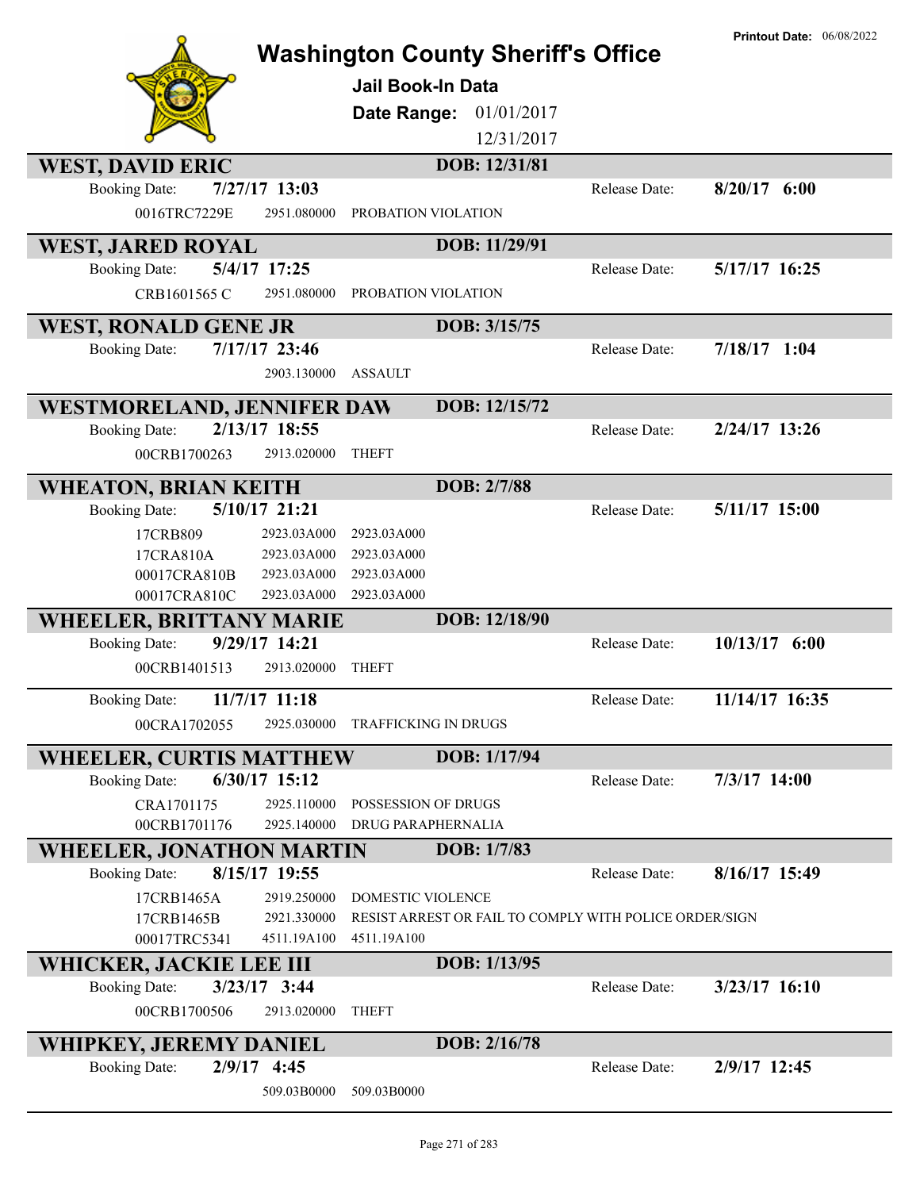# Washington County Sheriff's Office

**Printout Date:** 06/08/2022

## Jail Book-In Data

**Date Range:** 01/01/2017 12/31/2017

---

### WEST, DAVID ERIC
**DOB:** 12/31/81

Booking Date: **7/27/17 13:03** Release Date: **8/20/17 6:00**

| Case | Statute | Description |
|---|---|---|
| 0016TRC7229E | 2951.080000 | PROBATION VIOLATION |

---

### WEST, JARED ROYAL
**DOB:** 11/29/91

Booking Date: **5/4/17 17:25** Release Date: **5/17/17 16:25**

| Case | Statute | Description |
|---|---|---|
| CRB1601565 C | 2951.080000 | PROBATION VIOLATION |

---

### WEST, RONALD GENE JR
**DOB:** 3/15/75

Booking Date: **7/17/17 23:46** Release Date: **7/18/17 1:04**

| Case | Statute | Description |
|---|---|---|
| | 2903.130000 | ASSAULT |

---

### WESTMORELAND, JENNIFER DAW
**DOB:** 12/15/72

Booking Date: **2/13/17 18:55** Release Date: **2/24/17 13:26**

| Case | Statute | Description |
|---|---|---|
| 00CRB1700263 | 2913.020000 | THEFT |

---

### WHEATON, BRIAN KEITH
**DOB:** 2/7/88

Booking Date: **5/10/17 21:21** Release Date: **5/11/17 15:00**

| Case | Statute | Description |
|---|---|---|
| 17CRB809 | 2923.03A000 | 2923.03A000 |
| 17CRA810A | 2923.03A000 | 2923.03A000 |
| 00017CRA810B | 2923.03A000 | 2923.03A000 |
| 00017CRA810C | 2923.03A000 | 2923.03A000 |

---

### WHEELER, BRITTANY MARIE
**DOB:** 12/18/90

Booking Date: **9/29/17 14:21** Release Date: **10/13/17 6:00**

| Case | Statute | Description |
|---|---|---|
| 00CRB1401513 | 2913.020000 | THEFT |

Booking Date: **11/7/17 11:18** Release Date: **11/14/17 16:35**

| Case | Statute | Description |
|---|---|---|
| 00CRA1702055 | 2925.030000 | TRAFFICKING IN DRUGS |

---

### WHEELER, CURTIS MATTHEW
**DOB:** 1/17/94

Booking Date: **6/30/17 15:12** Release Date: **7/3/17 14:00**

| Case | Statute | Description |
|---|---|---|
| CRA1701175 | 2925.110000 | POSSESSION OF DRUGS |
| 00CRB1701176 | 2925.140000 | DRUG PARAPHERNALIA |

---

### WHEELER, JONATHON MARTIN
**DOB:** 1/7/83

Booking Date: **8/15/17 19:55** Release Date: **8/16/17 15:49**

| Case | Statute | Description |
|---|---|---|
| 17CRB1465A | 2919.250000 | DOMESTIC VIOLENCE |
| 17CRB1465B | 2921.330000 | RESIST ARREST OR FAIL TO COMPLY WITH POLICE ORDER/SIGN |
| 00017TRC5341 | 4511.19A100 | 4511.19A100 |

---

### WHICKER, JACKIE LEE III
**DOB:** 1/13/95

Booking Date: **3/23/17 3:44** Release Date: **3/23/17 16:10**

| Case | Statute | Description |
|---|---|---|
| 00CRB1700506 | 2913.020000 | THEFT |

---

### WHIPKEY, JEREMY DANIEL
**DOB:** 2/16/78

Booking Date: **2/9/17 4:45** Release Date: **2/9/17 12:45**

| Case | Statute | Description |
|---|---|---|
| | 509.03B0000 | 509.03B0000 |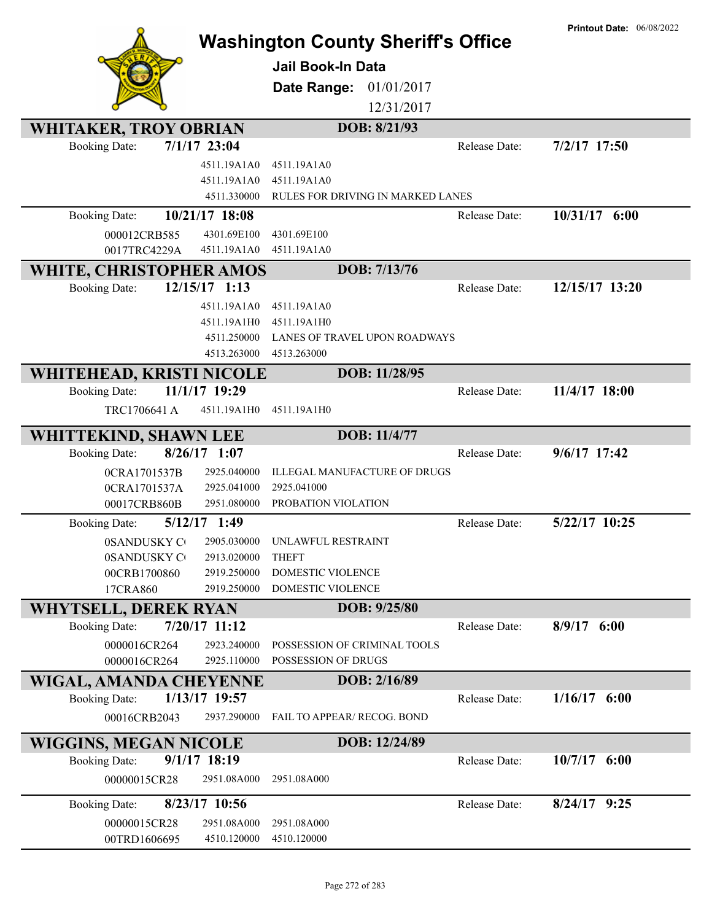# Washington County Sheriff's Office

**Jail Book-In Data**

**Date Range:** 01/01/2017 – 12/31/2017

Printout Date: 06/08/2022

## WHITAKER, TROY OBRIAN — DOB: 8/21/93

**Booking Date:** 7/1/17 23:04 — **Release Date:** 7/2/17 17:50

| Case | Statute | Description |
|---|---|---|
| | 4511.19A1A0 | 4511.19A1A0 |
| | 4511.19A1A0 | 4511.19A1A0 |
| | 4511.330000 | RULES FOR DRIVING IN MARKED LANES |

**Booking Date:** 10/21/17 18:08 — **Release Date:** 10/31/17 6:00

| Case | Statute | Description |
|---|---|---|
| 000012CRB585 | 4301.69E100 | 4301.69E100 |
| 0017TRC4229A | 4511.19A1A0 | 4511.19A1A0 |

## WHITE, CHRISTOPHER AMOS — DOB: 7/13/76

**Booking Date:** 12/15/17 1:13 — **Release Date:** 12/15/17 13:20

| Case | Statute | Description |
|---|---|---|
| | 4511.19A1A0 | 4511.19A1A0 |
| | 4511.19A1H0 | 4511.19A1H0 |
| | 4511.250000 | LANES OF TRAVEL UPON ROADWAYS |
| | 4513.263000 | 4513.263000 |

## WHITEHEAD, KRISTI NICOLE — DOB: 11/28/95

**Booking Date:** 11/1/17 19:29 — **Release Date:** 11/4/17 18:00

| Case | Statute | Description |
|---|---|---|
| TRC1706641 A | 4511.19A1H0 | 4511.19A1H0 |

## WHITTEKIND, SHAWN LEE — DOB: 11/4/77

**Booking Date:** 8/26/17 1:07 — **Release Date:** 9/6/17 17:42

| Case | Statute | Description |
|---|---|---|
| 0CRA1701537B | 2925.040000 | ILLEGAL MANUFACTURE OF DRUGS |
| 0CRA1701537A | 2925.041000 | 2925.041000 |
| 00017CRB860B | 2951.080000 | PROBATION VIOLATION |

**Booking Date:** 5/12/17 1:49 — **Release Date:** 5/22/17 10:25

| Case | Statute | Description |
|---|---|---|
| 0SANDUSKY C( | 2905.030000 | UNLAWFUL RESTRAINT |
| 0SANDUSKY C( | 2913.020000 | THEFT |
| 00CRB1700860 | 2919.250000 | DOMESTIC VIOLENCE |
| 17CRA860 | 2919.250000 | DOMESTIC VIOLENCE |

## WHYTSELL, DEREK RYAN — DOB: 9/25/80

**Booking Date:** 7/20/17 11:12 — **Release Date:** 8/9/17 6:00

| Case | Statute | Description |
|---|---|---|
| 0000016CR264 | 2923.240000 | POSSESSION OF CRIMINAL TOOLS |
| 0000016CR264 | 2925.110000 | POSSESSION OF DRUGS |

## WIGAL, AMANDA CHEYENNE — DOB: 2/16/89

**Booking Date:** 1/13/17 19:57 — **Release Date:** 1/16/17 6:00

| Case | Statute | Description |
|---|---|---|
| 00016CRB2043 | 2937.290000 | FAIL TO APPEAR/ RECOG. BOND |

## WIGGINS, MEGAN NICOLE — DOB: 12/24/89

**Booking Date:** 9/1/17 18:19 — **Release Date:** 10/7/17 6:00

| Case | Statute | Description |
|---|---|---|
| 00000015CR28 | 2951.08A000 | 2951.08A000 |

**Booking Date:** 8/23/17 10:56 — **Release Date:** 8/24/17 9:25

| Case | Statute | Description |
|---|---|---|
| 00000015CR28 | 2951.08A000 | 2951.08A000 |
| 00TRD1606695 | 4510.120000 | 4510.120000 |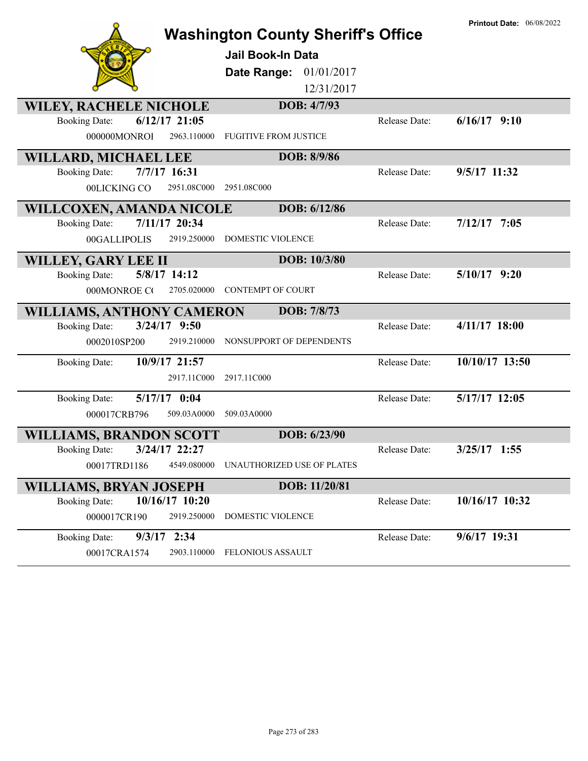Printout Date: 06/08/2022

# Washington County Sheriff's Office

**Jail Book-In Data**

**Date Range:** 01/01/2017 12/31/2017

## WILEY, RACHELE NICHOLE — DOB: 4/7/93

| Booking Date: | 6/12/17 21:05 | | Release Date: | 6/16/17 9:10 |
|---|---|---|---|---|
| 000000MONROI | 2963.110000 | FUGITIVE FROM JUSTICE | | |

## WILLARD, MICHAEL LEE — DOB: 8/9/86

| Booking Date: | 7/7/17 16:31 | | Release Date: | 9/5/17 11:32 |
|---|---|---|---|---|
| 00LICKING CO | 2951.08C000 | 2951.08C000 | | |

## WILLCOXEN, AMANDA NICOLE — DOB: 6/12/86

| Booking Date: | 7/11/17 20:34 | | Release Date: | 7/12/17 7:05 |
|---|---|---|---|---|
| 00GALLIPOLIS | 2919.250000 | DOMESTIC VIOLENCE | | |

## WILLEY, GARY LEE II — DOB: 10/3/80

| Booking Date: | 5/8/17 14:12 | | Release Date: | 5/10/17 9:20 |
|---|---|---|---|---|
| 000MONROE C( | 2705.020000 | CONTEMPT OF COURT | | |

## WILLIAMS, ANTHONY CAMERON — DOB: 7/8/73

| Booking Date: | 3/24/17 9:50 | | Release Date: | 4/11/17 18:00 |
|---|---|---|---|---|
| 0002010SP200 | 2919.210000 | NONSUPPORT OF DEPENDENTS | | |
| Booking Date: | 10/9/17 21:57 | | Release Date: | 10/10/17 13:50 |
| | 2917.11C000 | 2917.11C000 | | |
| Booking Date: | 5/17/17 0:04 | | Release Date: | 5/17/17 12:05 |
| 000017CRB796 | 509.03A0000 | 509.03A0000 | | |

## WILLIAMS, BRANDON SCOTT — DOB: 6/23/90

| Booking Date: | 3/24/17 22:27 | | Release Date: | 3/25/17 1:55 |
|---|---|---|---|---|
| 00017TRD1186 | 4549.080000 | UNAUTHORIZED USE OF PLATES | | |

## WILLIAMS, BRYAN JOSEPH — DOB: 11/20/81

| Booking Date: | 10/16/17 10:20 | | Release Date: | 10/16/17 10:32 |
|---|---|---|---|---|
| 0000017CR190 | 2919.250000 | DOMESTIC VIOLENCE | | |
| Booking Date: | 9/3/17 2:34 | | Release Date: | 9/6/17 19:31 |
| 00017CRA1574 | 2903.110000 | FELONIOUS ASSAULT | | |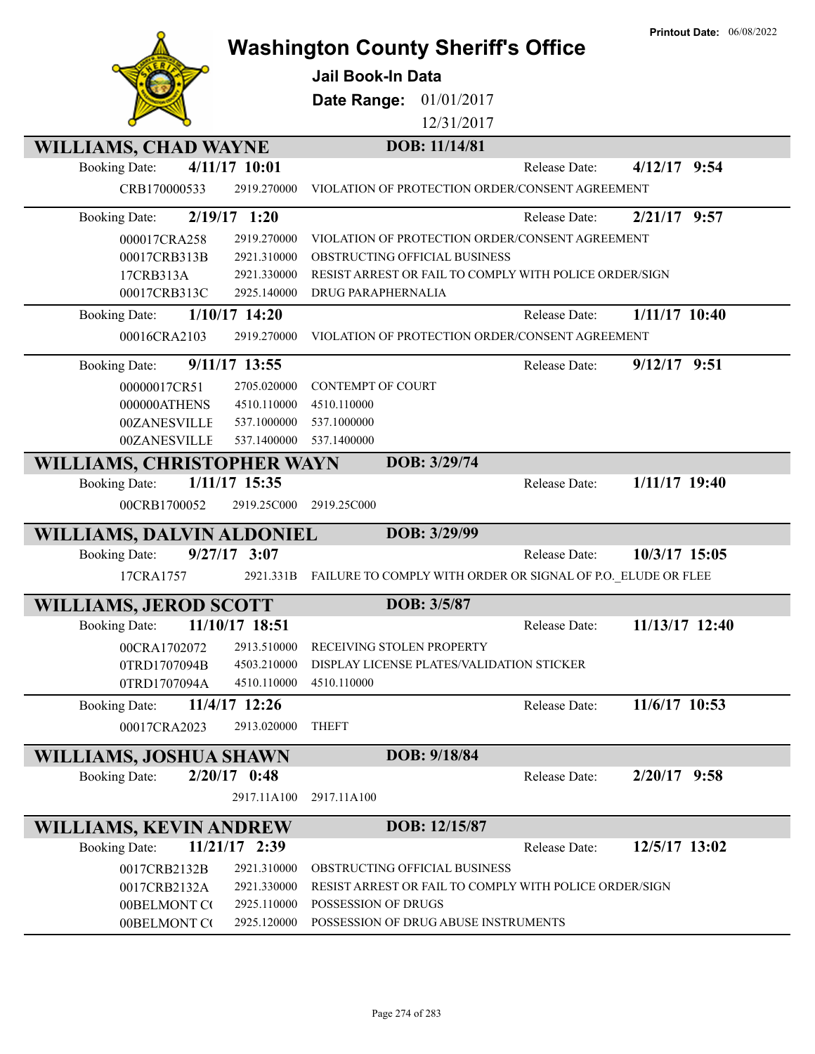Printout Date: 06/08/2022

# Washington County Sheriff's Office

**Jail Book-In Data**

**Date Range:** 01/01/2017 12/31/2017

## WILLIAMS, CHAD WAYNE — DOB: 11/14/81

**Booking Date:** 4/11/17 10:01 — **Release Date:** 4/12/17 9:54

| Case | Statute | Description |
|---|---|---|
| CRB170000533 | 2919.270000 | VIOLATION OF PROTECTION ORDER/CONSENT AGREEMENT |

**Booking Date:** 2/19/17 1:20 — **Release Date:** 2/21/17 9:57

| Case | Statute | Description |
|---|---|---|
| 000017CRA258 | 2919.270000 | VIOLATION OF PROTECTION ORDER/CONSENT AGREEMENT |
| 00017CRB313B | 2921.310000 | OBSTRUCTING OFFICIAL BUSINESS |
| 17CRB313A | 2921.330000 | RESIST ARREST OR FAIL TO COMPLY WITH POLICE ORDER/SIGN |
| 00017CRB313C | 2925.140000 | DRUG PARAPHERNALIA |

**Booking Date:** 1/10/17 14:20 — **Release Date:** 1/11/17 10:40

| Case | Statute | Description |
|---|---|---|
| 00016CRA2103 | 2919.270000 | VIOLATION OF PROTECTION ORDER/CONSENT AGREEMENT |

**Booking Date:** 9/11/17 13:55 — **Release Date:** 9/12/17 9:51

| Case | Statute | Description |
|---|---|---|
| 00000017CR51 | 2705.020000 | CONTEMPT OF COURT |
| 000000ATHENS | 4510.110000 | 4510.110000 |
| 00ZANESVILLE | 537.1000000 | 537.1000000 |
| 00ZANESVILLE | 537.1400000 | 537.1400000 |

## WILLIAMS, CHRISTOPHER WAYN — DOB: 3/29/74

**Booking Date:** 1/11/17 15:35 — **Release Date:** 1/11/17 19:40

| Case | Statute | Description |
|---|---|---|
| 00CRB1700052 | 2919.25C000 | 2919.25C000 |

## WILLIAMS, DALVIN ALDONIEL — DOB: 3/29/99

**Booking Date:** 9/27/17 3:07 — **Release Date:** 10/3/17 15:05

| Case | Statute | Description |
|---|---|---|
| 17CRA1757 | 2921.331B | FAILURE TO COMPLY WITH ORDER OR SIGNAL OF P.O._ELUDE OR FLEE |

## WILLIAMS, JEROD SCOTT — DOB: 3/5/87

**Booking Date:** 11/10/17 18:51 — **Release Date:** 11/13/17 12:40

| Case | Statute | Description |
|---|---|---|
| 00CRA1702072 | 2913.510000 | RECEIVING STOLEN PROPERTY |
| 0TRD1707094B | 4503.210000 | DISPLAY LICENSE PLATES/VALIDATION STICKER |
| 0TRD1707094A | 4510.110000 | 4510.110000 |

**Booking Date:** 11/4/17 12:26 — **Release Date:** 11/6/17 10:53

| Case | Statute | Description |
|---|---|---|
| 00017CRA2023 | 2913.020000 | THEFT |

## WILLIAMS, JOSHUA SHAWN — DOB: 9/18/84

**Booking Date:** 2/20/17 0:48 — **Release Date:** 2/20/17 9:58

| Case | Statute | Description |
|---|---|---|
| | 2917.11A100 | 2917.11A100 |

## WILLIAMS, KEVIN ANDREW — DOB: 12/15/87

**Booking Date:** 11/21/17 2:39 — **Release Date:** 12/5/17 13:02

| Case | Statute | Description |
|---|---|---|
| 0017CRB2132B | 2921.310000 | OBSTRUCTING OFFICIAL BUSINESS |
| 0017CRB2132A | 2921.330000 | RESIST ARREST OR FAIL TO COMPLY WITH POLICE ORDER/SIGN |
| 00BELMONT CO | 2925.110000 | POSSESSION OF DRUGS |
| 00BELMONT CO | 2925.120000 | POSSESSION OF DRUG ABUSE INSTRUMENTS |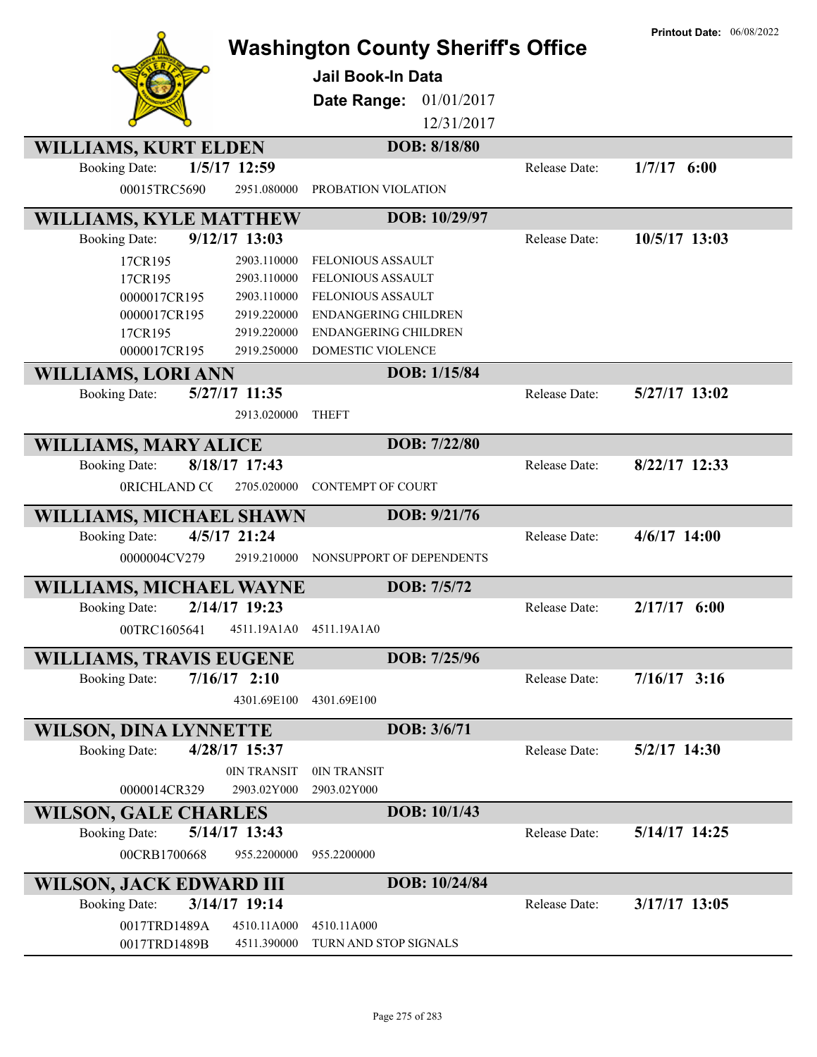Printout Date: 06/08/2022

# Washington County Sheriff's Office

## Jail Book-In Data

**Date Range:** 01/01/2017 12/31/2017

---

### WILLIAMS, KURT ELDEN — DOB: 8/18/80

Booking Date: **1/5/17 12:59** Release Date: **1/7/17 6:00**

| Case | Code | Charge |
|---|---|---|
| 00015TRC5690 | 2951.080000 | PROBATION VIOLATION |

### WILLIAMS, KYLE MATTHEW — DOB: 10/29/97

Booking Date: **9/12/17 13:03** Release Date: **10/5/17 13:03**

| Case | Code | Charge |
|---|---|---|
| 17CR195 | 2903.110000 | FELONIOUS ASSAULT |
| 17CR195 | 2903.110000 | FELONIOUS ASSAULT |
| 0000017CR195 | 2903.110000 | FELONIOUS ASSAULT |
| 0000017CR195 | 2919.220000 | ENDANGERING CHILDREN |
| 17CR195 | 2919.220000 | ENDANGERING CHILDREN |
| 0000017CR195 | 2919.250000 | DOMESTIC VIOLENCE |

### WILLIAMS, LORI ANN — DOB: 1/15/84

Booking Date: **5/27/17 11:35** Release Date: **5/27/17 13:02**

| Case | Code | Charge |
|---|---|---|
| | 2913.020000 | THEFT |

### WILLIAMS, MARY ALICE — DOB: 7/22/80

Booking Date: **8/18/17 17:43** Release Date: **8/22/17 12:33**

| Case | Code | Charge |
|---|---|---|
| 0RICHLAND CC | 2705.020000 | CONTEMPT OF COURT |

### WILLIAMS, MICHAEL SHAWN — DOB: 9/21/76

Booking Date: **4/5/17 21:24** Release Date: **4/6/17 14:00**

| Case | Code | Charge |
|---|---|---|
| 0000004CV279 | 2919.210000 | NONSUPPORT OF DEPENDENTS |

### WILLIAMS, MICHAEL WAYNE — DOB: 7/5/72

Booking Date: **2/14/17 19:23** Release Date: **2/17/17 6:00**

| Case | Code | Charge |
|---|---|---|
| 00TRC1605641 | 4511.19A1A0 | 4511.19A1A0 |

### WILLIAMS, TRAVIS EUGENE — DOB: 7/25/96

Booking Date: **7/16/17 2:10** Release Date: **7/16/17 3:16**

| Case | Code | Charge |
|---|---|---|
| | 4301.69E100 | 4301.69E100 |

### WILSON, DINA LYNNETTE — DOB: 3/6/71

Booking Date: **4/28/17 15:37** Release Date: **5/2/17 14:30**

| Case | Code | Charge |
|---|---|---|
| | 0IN TRANSIT | 0IN TRANSIT |
| 0000014CR329 | 2903.02Y000 | 2903.02Y000 |

### WILSON, GALE CHARLES — DOB: 10/1/43

Booking Date: **5/14/17 13:43** Release Date: **5/14/17 14:25**

| Case | Code | Charge |
|---|---|---|
| 00CRB1700668 | 955.2200000 | 955.2200000 |

### WILSON, JACK EDWARD III — DOB: 10/24/84

Booking Date: **3/14/17 19:14** Release Date: **3/17/17 13:05**

| Case | Code | Charge |
|---|---|---|
| 0017TRD1489A | 4510.11A000 | 4510.11A000 |
| 0017TRD1489B | 4511.390000 | TURN AND STOP SIGNALS |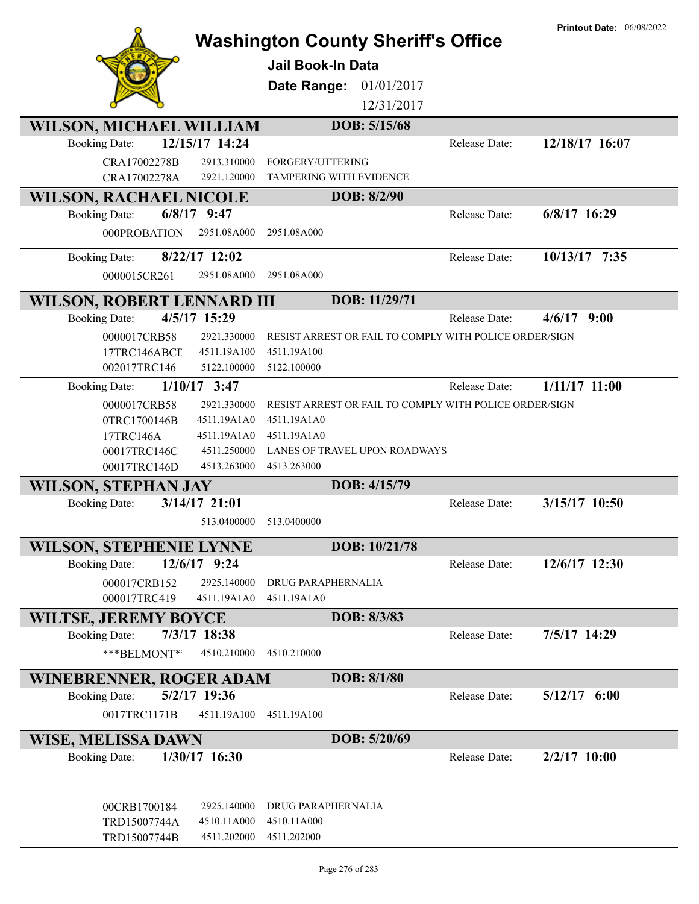# Washington County Sheriff's Office

**Printout Date:** 06/08/2022

## Jail Book-In Data

**Date Range:** 01/01/2017 12/31/2017

### WILSON, MICHAEL WILLIAM — DOB: 5/15/68

Booking Date: **12/15/17 14:24** Release Date: **12/18/17 16:07**

| Case | Statute | Description |
|---|---|---|
| CRA17002278B | 2913.310000 | FORGERY/UTTERING |
| CRA17002278A | 2921.120000 | TAMPERING WITH EVIDENCE |

### WILSON, RACHAEL NICOLE — DOB: 8/2/90

Booking Date: **6/8/17 9:47** Release Date: **6/8/17 16:29**

| Case | Statute | Description |
|---|---|---|
| 000PROBATION | 2951.08A000 | 2951.08A000 |

Booking Date: **8/22/17 12:02** Release Date: **10/13/17 7:35**

| Case | Statute | Description |
|---|---|---|
| 0000015CR261 | 2951.08A000 | 2951.08A000 |

### WILSON, ROBERT LENNARD III — DOB: 11/29/71

Booking Date: **4/5/17 15:29** Release Date: **4/6/17 9:00**

| Case | Statute | Description |
|---|---|---|
| 0000017CRB58 | 2921.330000 | RESIST ARREST OR FAIL TO COMPLY WITH POLICE ORDER/SIGN |
| 17TRC146ABCD | 4511.19A100 | 4511.19A100 |
| 002017TRC146 | 5122.100000 | 5122.100000 |

Booking Date: **1/10/17 3:47** Release Date: **1/11/17 11:00**

| Case | Statute | Description |
|---|---|---|
| 0000017CRB58 | 2921.330000 | RESIST ARREST OR FAIL TO COMPLY WITH POLICE ORDER/SIGN |
| 0TRC1700146B | 4511.19A1A0 | 4511.19A1A0 |
| 17TRC146A | 4511.19A1A0 | 4511.19A1A0 |
| 00017TRC146C | 4511.250000 | LANES OF TRAVEL UPON ROADWAYS |
| 00017TRC146D | 4513.263000 | 4513.263000 |

### WILSON, STEPHAN JAY — DOB: 4/15/79

Booking Date: **3/14/17 21:01** Release Date: **3/15/17 10:50**

| Case | Statute | Description |
|---|---|---|
| | 513.0400000 | 513.0400000 |

### WILSON, STEPHENIE LYNNE — DOB: 10/21/78

Booking Date: **12/6/17 9:24** Release Date: **12/6/17 12:30**

| Case | Statute | Description |
|---|---|---|
| 000017CRB152 | 2925.140000 | DRUG PARAPHERNALIA |
| 000017TRC419 | 4511.19A1A0 | 4511.19A1A0 |

### WILTSE, JEREMY BOYCE — DOB: 8/3/83

Booking Date: **7/3/17 18:38** Release Date: **7/5/17 14:29**

| Case | Statute | Description |
|---|---|---|
| ***BELMONT** | 4510.210000 | 4510.210000 |

### WINEBRENNER, ROGER ADAM — DOB: 8/1/80

Booking Date: **5/2/17 19:36** Release Date: **5/12/17 6:00**

| Case | Statute | Description |
|---|---|---|
| 0017TRC1171B | 4511.19A100 | 4511.19A100 |

### WISE, MELISSA DAWN — DOB: 5/20/69

Booking Date: **1/30/17 16:30** Release Date: **2/2/17 10:00**

| Case | Statute | Description |
|---|---|---|
| 00CRB1700184 | 2925.140000 | DRUG PARAPHERNALIA |
| TRD15007744A | 4510.11A000 | 4510.11A000 |
| TRD15007744B | 4511.202000 | 4511.202000 |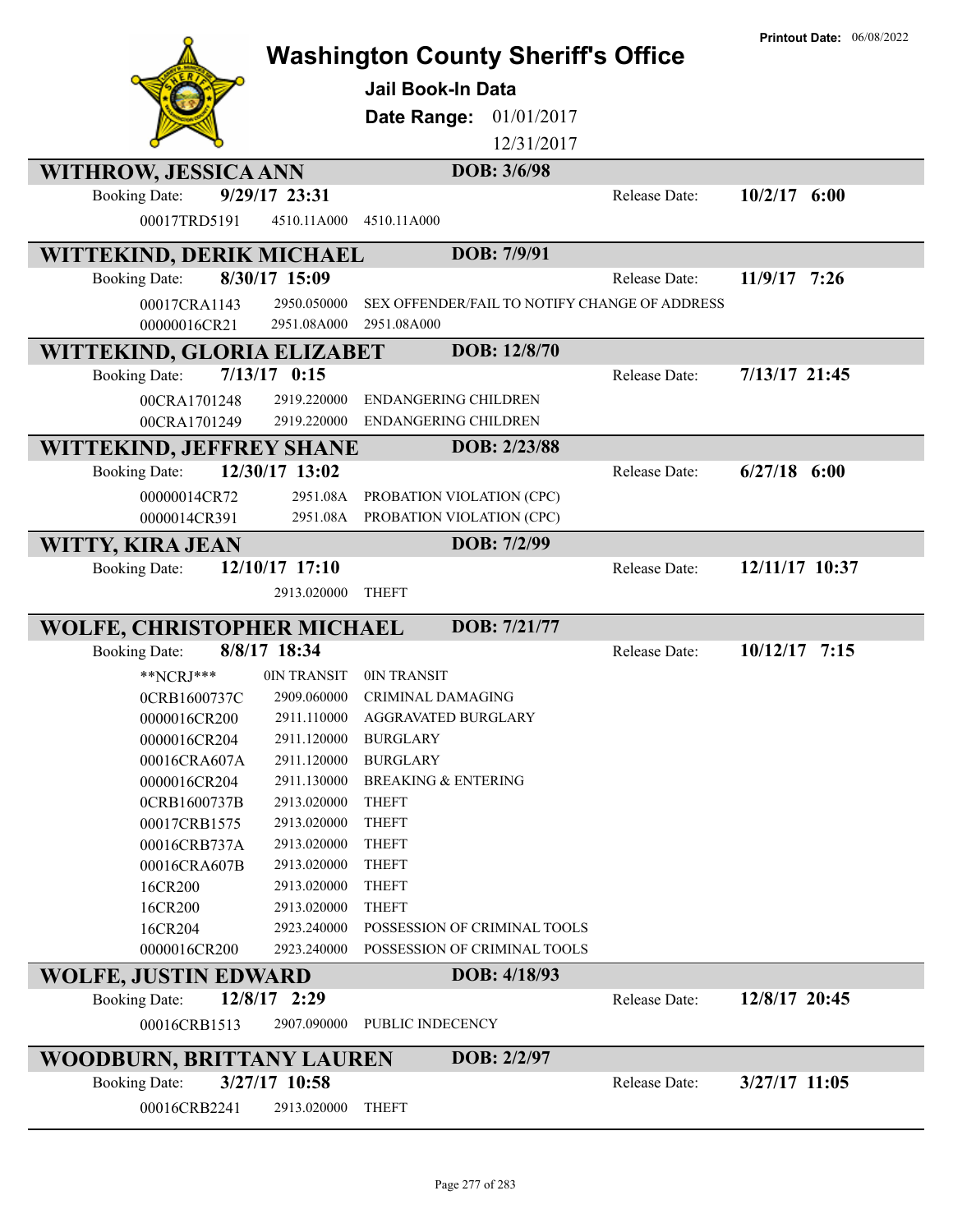**Printout Date:** 06/08/2022

# Washington County Sheriff's Office

## Jail Book-In Data

**Date Range:** 01/01/2017 12/31/2017

---

### WITHROW, JESSICA ANN — DOB: 3/6/98

Booking Date: **9/29/17 23:31** — Release Date: **10/2/17 6:00**

| Case | Statute | Description |
|---|---|---|
| 00017TRD5191 | 4510.11A000 | 4510.11A000 |

### WITTEKIND, DERIK MICHAEL — DOB: 7/9/91

Booking Date: **8/30/17 15:09** — Release Date: **11/9/17 7:26**

| Case | Statute | Description |
|---|---|---|
| 00017CRA1143 | 2950.050000 | SEX OFFENDER/FAIL TO NOTIFY CHANGE OF ADDRESS |
| 00000016CR21 | 2951.08A000 | 2951.08A000 |

### WITTEKIND, GLORIA ELIZABET — DOB: 12/8/70

Booking Date: **7/13/17 0:15** — Release Date: **7/13/17 21:45**

| Case | Statute | Description |
|---|---|---|
| 00CRA1701248 | 2919.220000 | ENDANGERING CHILDREN |
| 00CRA1701249 | 2919.220000 | ENDANGERING CHILDREN |

### WITTEKIND, JEFFREY SHANE — DOB: 2/23/88

Booking Date: **12/30/17 13:02** — Release Date: **6/27/18 6:00**

| Case | Statute | Description |
|---|---|---|
| 00000014CR72 | 2951.08A | PROBATION VIOLATION (CPC) |
| 0000014CR391 | 2951.08A | PROBATION VIOLATION (CPC) |

### WITTY, KIRA JEAN — DOB: 7/2/99

Booking Date: **12/10/17 17:10** — Release Date: **12/11/17 10:37**

| Case | Statute | Description |
|---|---|---|
| | 2913.020000 | THEFT |

### WOLFE, CHRISTOPHER MICHAEL — DOB: 7/21/77

Booking Date: **8/8/17 18:34** — Release Date: **10/12/17 7:15**

| Case | Statute | Description |
|---|---|---|
| **NCRJ*** | 0IN TRANSIT | 0IN TRANSIT |
| 0CRB1600737C | 2909.060000 | CRIMINAL DAMAGING |
| 0000016CR200 | 2911.110000 | AGGRAVATED BURGLARY |
| 0000016CR204 | 2911.120000 | BURGLARY |
| 00016CRA607A | 2911.120000 | BURGLARY |
| 0000016CR204 | 2911.130000 | BREAKING & ENTERING |
| 0CRB1600737B | 2913.020000 | THEFT |
| 00017CRB1575 | 2913.020000 | THEFT |
| 00016CRB737A | 2913.020000 | THEFT |
| 00016CRA607B | 2913.020000 | THEFT |
| 16CR200 | 2913.020000 | THEFT |
| 16CR200 | 2913.020000 | THEFT |
| 16CR204 | 2923.240000 | POSSESSION OF CRIMINAL TOOLS |
| 0000016CR200 | 2923.240000 | POSSESSION OF CRIMINAL TOOLS |

### WOLFE, JUSTIN EDWARD — DOB: 4/18/93

Booking Date: **12/8/17 2:29** — Release Date: **12/8/17 20:45**

| Case | Statute | Description |
|---|---|---|
| 00016CRB1513 | 2907.090000 | PUBLIC INDECENCY |

### WOODBURN, BRITTANY LAUREN — DOB: 2/2/97

Booking Date: **3/27/17 10:58** — Release Date: **3/27/17 11:05**

| Case | Statute | Description |
|---|---|---|
| 00016CRB2241 | 2913.020000 | THEFT |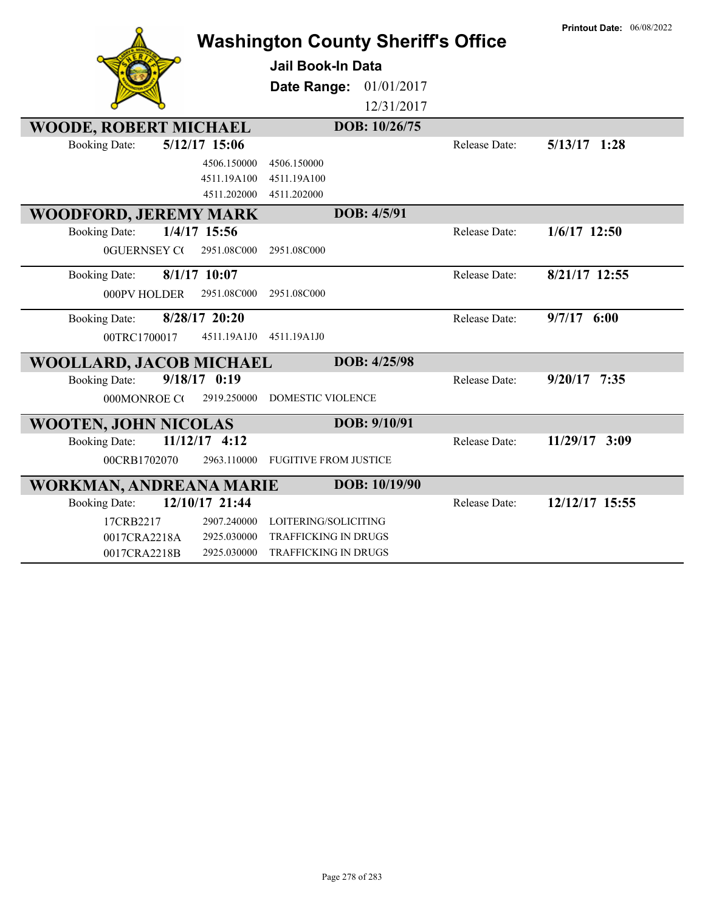Printout Date: 06/08/2022

# Washington County Sheriff's Office

**Jail Book-In Data**

**Date Range:** 01/01/2017 12/31/2017

## WOODE, ROBERT MICHAEL — DOB: 10/26/75

Booking Date: **5/12/17 15:06** — Release Date: **5/13/17 1:28**

| Case | Statute | Description |
|---|---|---|
| | 4506.150000 | 4506.150000 |
| | 4511.19A100 | 4511.19A100 |
| | 4511.202000 | 4511.202000 |

## WOODFORD, JEREMY MARK — DOB: 4/5/91

Booking Date: **1/4/17 15:56** — Release Date: **1/6/17 12:50**

| Case | Statute | Description |
|---|---|---|
| 0GUERNSEY C( | 2951.08C000 | 2951.08C000 |

Booking Date: **8/1/17 10:07** — Release Date: **8/21/17 12:55**

| Case | Statute | Description |
|---|---|---|
| 000PV HOLDER | 2951.08C000 | 2951.08C000 |

Booking Date: **8/28/17 20:20** — Release Date: **9/7/17 6:00**

| Case | Statute | Description |
|---|---|---|
| 00TRC1700017 | 4511.19A1J0 | 4511.19A1J0 |

## WOOLLARD, JACOB MICHAEL — DOB: 4/25/98

Booking Date: **9/18/17 0:19** — Release Date: **9/20/17 7:35**

| Case | Statute | Description |
|---|---|---|
| 000MONROE C( | 2919.250000 | DOMESTIC VIOLENCE |

## WOOTEN, JOHN NICOLAS — DOB: 9/10/91

Booking Date: **11/12/17 4:12** — Release Date: **11/29/17 3:09**

| Case | Statute | Description |
|---|---|---|
| 00CRB1702070 | 2963.110000 | FUGITIVE FROM JUSTICE |

## WORKMAN, ANDREANA MARIE — DOB: 10/19/90

Booking Date: **12/10/17 21:44** — Release Date: **12/12/17 15:55**

| Case | Statute | Description |
|---|---|---|
| 17CRB2217 | 2907.240000 | LOITERING/SOLICITING |
| 0017CRA2218A | 2925.030000 | TRAFFICKING IN DRUGS |
| 0017CRA2218B | 2925.030000 | TRAFFICKING IN DRUGS |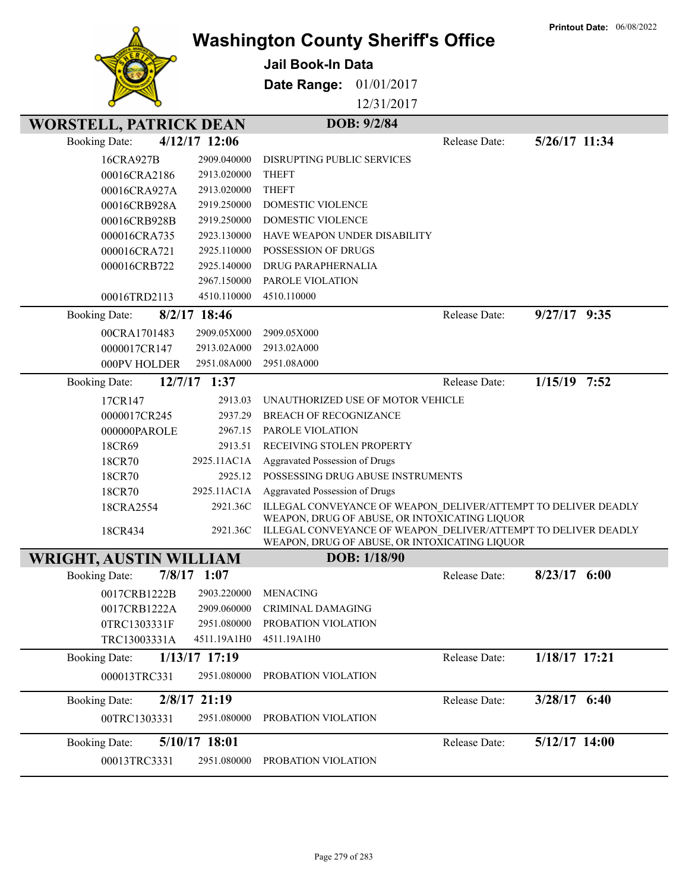Printout Date: 06/08/2022

# Washington County Sheriff's Office

**Jail Book-In Data**

**Date Range:** 01/01/2017 12/31/2017

## WORSTELL, PATRICK DEAN — DOB: 9/2/84

**Booking Date:** 4/12/17 12:06 — **Release Date:** 5/26/17 11:34

| Case | Statute | Charge |
|---|---|---|
| 16CRA927B | 2909.040000 | DISRUPTING PUBLIC SERVICES |
| 00016CRA2186 | 2913.020000 | THEFT |
| 00016CRA927A | 2913.020000 | THEFT |
| 00016CRB928A | 2919.250000 | DOMESTIC VIOLENCE |
| 00016CRB928B | 2919.250000 | DOMESTIC VIOLENCE |
| 000016CRA735 | 2923.130000 | HAVE WEAPON UNDER DISABILITY |
| 000016CRA721 | 2925.110000 | POSSESSION OF DRUGS |
| 000016CRB722 | 2925.140000 | DRUG PARAPHERNALIA |
| | 2967.150000 | PAROLE VIOLATION |
| 00016TRD2113 | 4510.110000 | 4510.110000 |

**Booking Date:** 8/2/17 18:46 — **Release Date:** 9/27/17 9:35

| Case | Statute | Charge |
|---|---|---|
| 00CRA1701483 | 2909.05X000 | 2909.05X000 |
| 0000017CR147 | 2913.02A000 | 2913.02A000 |
| 000PV HOLDER | 2951.08A000 | 2951.08A000 |

**Booking Date:** 12/7/17 1:37 — **Release Date:** 1/15/19 7:52

| Case | Statute | Charge |
|---|---|---|
| 17CR147 | 2913.03 | UNAUTHORIZED USE OF MOTOR VEHICLE |
| 0000017CR245 | 2937.29 | BREACH OF RECOGNIZANCE |
| 000000PAROLE | 2967.15 | PAROLE VIOLATION |
| 18CR69 | 2913.51 | RECEIVING STOLEN PROPERTY |
| 18CR70 | 2925.11AC1A | Aggravated Possession of Drugs |
| 18CR70 | 2925.12 | POSSESSING DRUG ABUSE INSTRUMENTS |
| 18CR70 | 2925.11AC1A | Aggravated Possession of Drugs |
| 18CRA2554 | 2921.36C | ILLEGAL CONVEYANCE OF WEAPON_DELIVER/ATTEMPT TO DELIVER DEADLY WEAPON, DRUG OF ABUSE, OR INTOXICATING LIQUOR |
| 18CR434 | 2921.36C | ILLEGAL CONVEYANCE OF WEAPON_DELIVER/ATTEMPT TO DELIVER DEADLY WEAPON, DRUG OF ABUSE, OR INTOXICATING LIQUOR |

## WRIGHT, AUSTIN WILLIAM — DOB: 1/18/90

**Booking Date:** 7/8/17 1:07 — **Release Date:** 8/23/17 6:00

| Case | Statute | Charge |
|---|---|---|
| 0017CRB1222B | 2903.220000 | MENACING |
| 0017CRB1222A | 2909.060000 | CRIMINAL DAMAGING |
| 0TRC1303331F | 2951.080000 | PROBATION VIOLATION |
| TRC13003331A | 4511.19A1H0 | 4511.19A1H0 |

**Booking Date:** 1/13/17 17:19 — **Release Date:** 1/18/17 17:21

| Case | Statute | Charge |
|---|---|---|
| 000013TRC331 | 2951.080000 | PROBATION VIOLATION |

**Booking Date:** 2/8/17 21:19 — **Release Date:** 3/28/17 6:40

| Case | Statute | Charge |
|---|---|---|
| 00TRC1303331 | 2951.080000 | PROBATION VIOLATION |

**Booking Date:** 5/10/17 18:01 — **Release Date:** 5/12/17 14:00

| Case | Statute | Charge |
|---|---|---|
| 00013TRC3331 | 2951.080000 | PROBATION VIOLATION |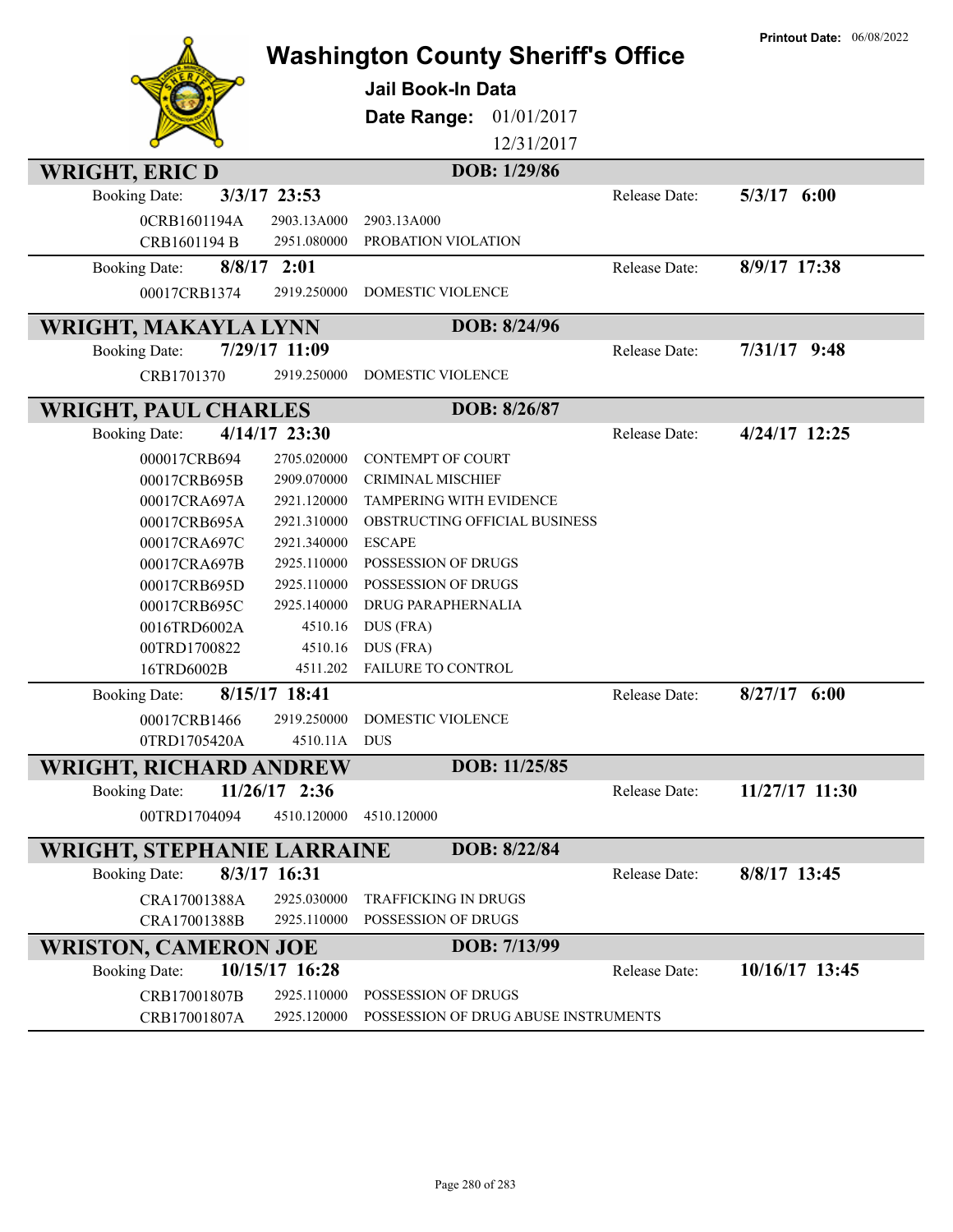# Washington County Sheriff's Office

**Printout Date:** 06/08/2022

**Jail Book-In Data**

**Date Range:** 01/01/2017 12/31/2017

## WRIGHT, ERIC D — DOB: 1/29/86

**Booking Date:** 3/3/17 23:53 — **Release Date:** 5/3/17 6:00

| Case | Code | Description |
|---|---|---|
| 0CRB1601194A | 2903.13A000 | 2903.13A000 |
| CRB1601194 B | 2951.080000 | PROBATION VIOLATION |

**Booking Date:** 8/8/17 2:01 — **Release Date:** 8/9/17 17:38

| Case | Code | Description |
|---|---|---|
| 00017CRB1374 | 2919.250000 | DOMESTIC VIOLENCE |

## WRIGHT, MAKAYLA LYNN — DOB: 8/24/96

**Booking Date:** 7/29/17 11:09 — **Release Date:** 7/31/17 9:48

| Case | Code | Description |
|---|---|---|
| CRB1701370 | 2919.250000 | DOMESTIC VIOLENCE |

## WRIGHT, PAUL CHARLES — DOB: 8/26/87

**Booking Date:** 4/14/17 23:30 — **Release Date:** 4/24/17 12:25

| Case | Code | Description |
|---|---|---|
| 000017CRB694 | 2705.020000 | CONTEMPT OF COURT |
| 00017CRB695B | 2909.070000 | CRIMINAL MISCHIEF |
| 00017CRA697A | 2921.120000 | TAMPERING WITH EVIDENCE |
| 00017CRB695A | 2921.310000 | OBSTRUCTING OFFICIAL BUSINESS |
| 00017CRA697C | 2921.340000 | ESCAPE |
| 00017CRA697B | 2925.110000 | POSSESSION OF DRUGS |
| 00017CRB695D | 2925.110000 | POSSESSION OF DRUGS |
| 00017CRB695C | 2925.140000 | DRUG PARAPHERNALIA |
| 0016TRD6002A | 4510.16 | DUS (FRA) |
| 00TRD1700822 | 4510.16 | DUS (FRA) |
| 16TRD6002B | 4511.202 | FAILURE TO CONTROL |

**Booking Date:** 8/15/17 18:41 — **Release Date:** 8/27/17 6:00

| Case | Code | Description |
|---|---|---|
| 00017CRB1466 | 2919.250000 | DOMESTIC VIOLENCE |
| 0TRD1705420A | 4510.11A | DUS |

## WRIGHT, RICHARD ANDREW — DOB: 11/25/85

**Booking Date:** 11/26/17 2:36 — **Release Date:** 11/27/17 11:30

| Case | Code | Description |
|---|---|---|
| 00TRD1704094 | 4510.120000 | 4510.120000 |

## WRIGHT, STEPHANIE LARRAINE — DOB: 8/22/84

**Booking Date:** 8/3/17 16:31 — **Release Date:** 8/8/17 13:45

| Case | Code | Description |
|---|---|---|
| CRA17001388A | 2925.030000 | TRAFFICKING IN DRUGS |
| CRA17001388B | 2925.110000 | POSSESSION OF DRUGS |

## WRISTON, CAMERON JOE — DOB: 7/13/99

**Booking Date:** 10/15/17 16:28 — **Release Date:** 10/16/17 13:45

| Case | Code | Description |
|---|---|---|
| CRB17001807B | 2925.110000 | POSSESSION OF DRUGS |
| CRB17001807A | 2925.120000 | POSSESSION OF DRUG ABUSE INSTRUMENTS |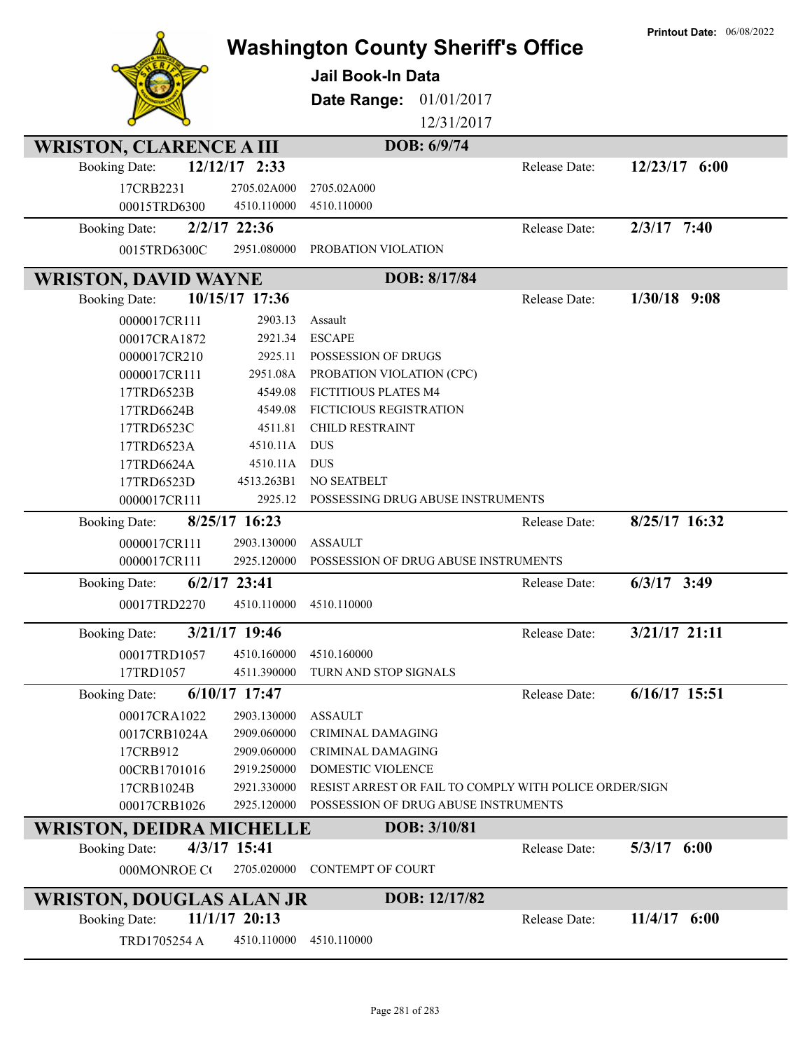Printout Date: 06/08/2022

# Washington County Sheriff's Office

## Jail Book-In Data

**Date Range:** 01/01/2017 – 12/31/2017

## WRISTON, CLARENCE A III — DOB: 6/9/74

**Booking Date:** 12/12/17 2:33 — **Release Date:** 12/23/17 6:00

| Case | Statute | Charge |
|---|---|---|
| 17CRB2231 | 2705.02A000 | 2705.02A000 |
| 00015TRD6300 | 4510.110000 | 4510.110000 |

**Booking Date:** 2/2/17 22:36 — **Release Date:** 2/3/17 7:40

| Case | Statute | Charge |
|---|---|---|
| 0015TRD6300C | 2951.080000 | PROBATION VIOLATION |

## WRISTON, DAVID WAYNE — DOB: 8/17/84

**Booking Date:** 10/15/17 17:36 — **Release Date:** 1/30/18 9:08

| Case | Statute | Charge |
|---|---|---|
| 0000017CR111 | 2903.13 | Assault |
| 00017CRA1872 | 2921.34 | ESCAPE |
| 0000017CR210 | 2925.11 | POSSESSION OF DRUGS |
| 0000017CR111 | 2951.08A | PROBATION VIOLATION (CPC) |
| 17TRD6523B | 4549.08 | FICTITIOUS PLATES M4 |
| 17TRD6624B | 4549.08 | FICTICIOUS REGISTRATION |
| 17TRD6523C | 4511.81 | CHILD RESTRAINT |
| 17TRD6523A | 4510.11A | DUS |
| 17TRD6624A | 4510.11A | DUS |
| 17TRD6523D | 4513.263B1 | NO SEATBELT |
| 0000017CR111 | 2925.12 | POSSESSING DRUG ABUSE INSTRUMENTS |

**Booking Date:** 8/25/17 16:23 — **Release Date:** 8/25/17 16:32

| Case | Statute | Charge |
|---|---|---|
| 0000017CR111 | 2903.130000 | ASSAULT |
| 0000017CR111 | 2925.120000 | POSSESSION OF DRUG ABUSE INSTRUMENTS |

**Booking Date:** 6/2/17 23:41 — **Release Date:** 6/3/17 3:49

| Case | Statute | Charge |
|---|---|---|
| 00017TRD2270 | 4510.110000 | 4510.110000 |

**Booking Date:** 3/21/17 19:46 — **Release Date:** 3/21/17 21:11

| Case | Statute | Charge |
|---|---|---|
| 00017TRD1057 | 4510.160000 | 4510.160000 |
| 17TRD1057 | 4511.390000 | TURN AND STOP SIGNALS |

**Booking Date:** 6/10/17 17:47 — **Release Date:** 6/16/17 15:51

| Case | Statute | Charge |
|---|---|---|
| 00017CRA1022 | 2903.130000 | ASSAULT |
| 0017CRB1024A | 2909.060000 | CRIMINAL DAMAGING |
| 17CRB912 | 2909.060000 | CRIMINAL DAMAGING |
| 00CRB1701016 | 2919.250000 | DOMESTIC VIOLENCE |
| 17CRB1024B | 2921.330000 | RESIST ARREST OR FAIL TO COMPLY WITH POLICE ORDER/SIGN |
| 00017CRB1026 | 2925.120000 | POSSESSION OF DRUG ABUSE INSTRUMENTS |

## WRISTON, DEIDRA MICHELLE — DOB: 3/10/81

**Booking Date:** 4/3/17 15:41 — **Release Date:** 5/3/17 6:00

| Case | Statute | Charge |
|---|---|---|
| 000MONROE C( | 2705.020000 | CONTEMPT OF COURT |

## WRISTON, DOUGLAS ALAN JR — DOB: 12/17/82

**Booking Date:** 11/1/17 20:13 — **Release Date:** 11/4/17 6:00

| Case | Statute | Charge |
|---|---|---|
| TRD1705254 A | 4510.110000 | 4510.110000 |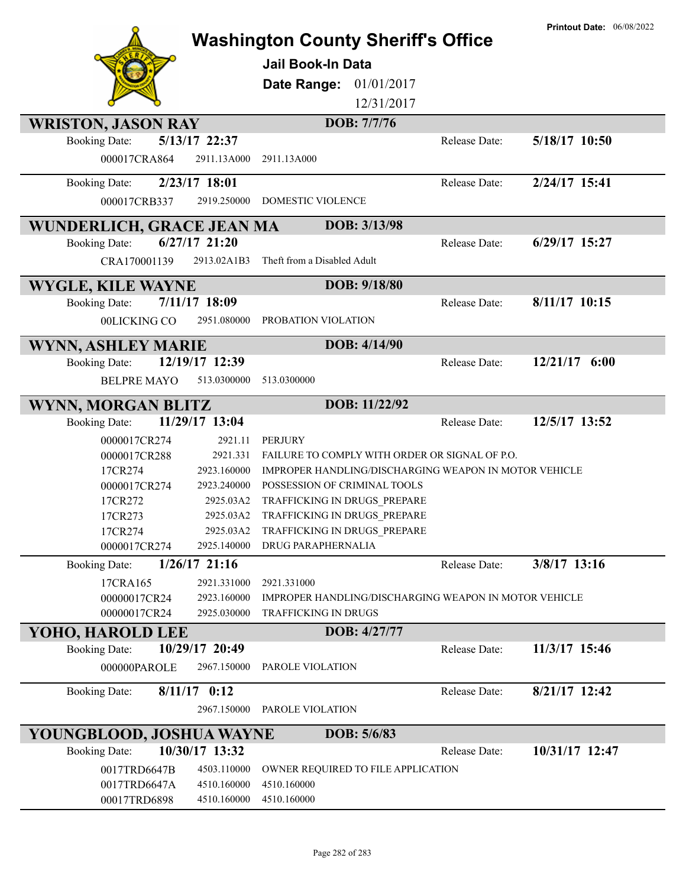# Washington County Sheriff's Office

**Printout Date:** 06/08/2022

## Jail Book-In Data

**Date Range:** 01/01/2017 12/31/2017

---

### WRISTON, JASON RAY — DOB: 7/7/76

**Booking Date:** 5/13/17 22:37 **Release Date:** 5/18/17 10:50

| | | |
|---|---|---|
| 000017CRA864 | 2911.13A000 | 2911.13A000 |

**Booking Date:** 2/23/17 18:01 **Release Date:** 2/24/17 15:41

| | | |
|---|---|---|
| 000017CRB337 | 2919.250000 | DOMESTIC VIOLENCE |

### WUNDERLICH, GRACE JEAN MA — DOB: 3/13/98

**Booking Date:** 6/27/17 21:20 **Release Date:** 6/29/17 15:27

| | | |
|---|---|---|
| CRA170001139 | 2913.02A1B3 | Theft from a Disabled Adult |

### WYGLE, KILE WAYNE — DOB: 9/18/80

**Booking Date:** 7/11/17 18:09 **Release Date:** 8/11/17 10:15

| | | |
|---|---|---|
| 00LICKING CO | 2951.080000 | PROBATION VIOLATION |

### WYNN, ASHLEY MARIE — DOB: 4/14/90

**Booking Date:** 12/19/17 12:39 **Release Date:** 12/21/17 6:00

| | | |
|---|---|---|
| BELPRE MAYO | 513.0300000 | 513.0300000 |

### WYNN, MORGAN BLITZ — DOB: 11/22/92

**Booking Date:** 11/29/17 13:04 **Release Date:** 12/5/17 13:52

| | | |
|---|---|---|
| 0000017CR274 | 2921.11 | PERJURY |
| 0000017CR288 | 2921.331 | FAILURE TO COMPLY WITH ORDER OR SIGNAL OF P.O. |
| 17CR274 | 2923.160000 | IMPROPER HANDLING/DISCHARGING WEAPON IN MOTOR VEHICLE |
| 0000017CR274 | 2923.240000 | POSSESSION OF CRIMINAL TOOLS |
| 17CR272 | 2925.03A2 | TRAFFICKING IN DRUGS_PREPARE |
| 17CR273 | 2925.03A2 | TRAFFICKING IN DRUGS_PREPARE |
| 17CR274 | 2925.03A2 | TRAFFICKING IN DRUGS_PREPARE |
| 0000017CR274 | 2925.140000 | DRUG PARAPHERNALIA |

**Booking Date:** 1/26/17 21:16 **Release Date:** 3/8/17 13:16

| | | |
|---|---|---|
| 17CRA165 | 2921.331000 | 2921.331000 |
| 00000017CR24 | 2923.160000 | IMPROPER HANDLING/DISCHARGING WEAPON IN MOTOR VEHICLE |
| 00000017CR24 | 2925.030000 | TRAFFICKING IN DRUGS |

### YOHO, HAROLD LEE — DOB: 4/27/77

**Booking Date:** 10/29/17 20:49 **Release Date:** 11/3/17 15:46

| | | |
|---|---|---|
| 000000PAROLE | 2967.150000 | PAROLE VIOLATION |

**Booking Date:** 8/11/17 0:12 **Release Date:** 8/21/17 12:42

| | | |
|---|---|---|
| | 2967.150000 | PAROLE VIOLATION |

### YOUNGBLOOD, JOSHUA WAYNE — DOB: 5/6/83

**Booking Date:** 10/30/17 13:32 **Release Date:** 10/31/17 12:47

| | | |
|---|---|---|
| 0017TRD6647B | 4503.110000 | OWNER REQUIRED TO FILE APPLICATION |
| 0017TRD6647A | 4510.160000 | 4510.160000 |
| 00017TRD6898 | 4510.160000 | 4510.160000 |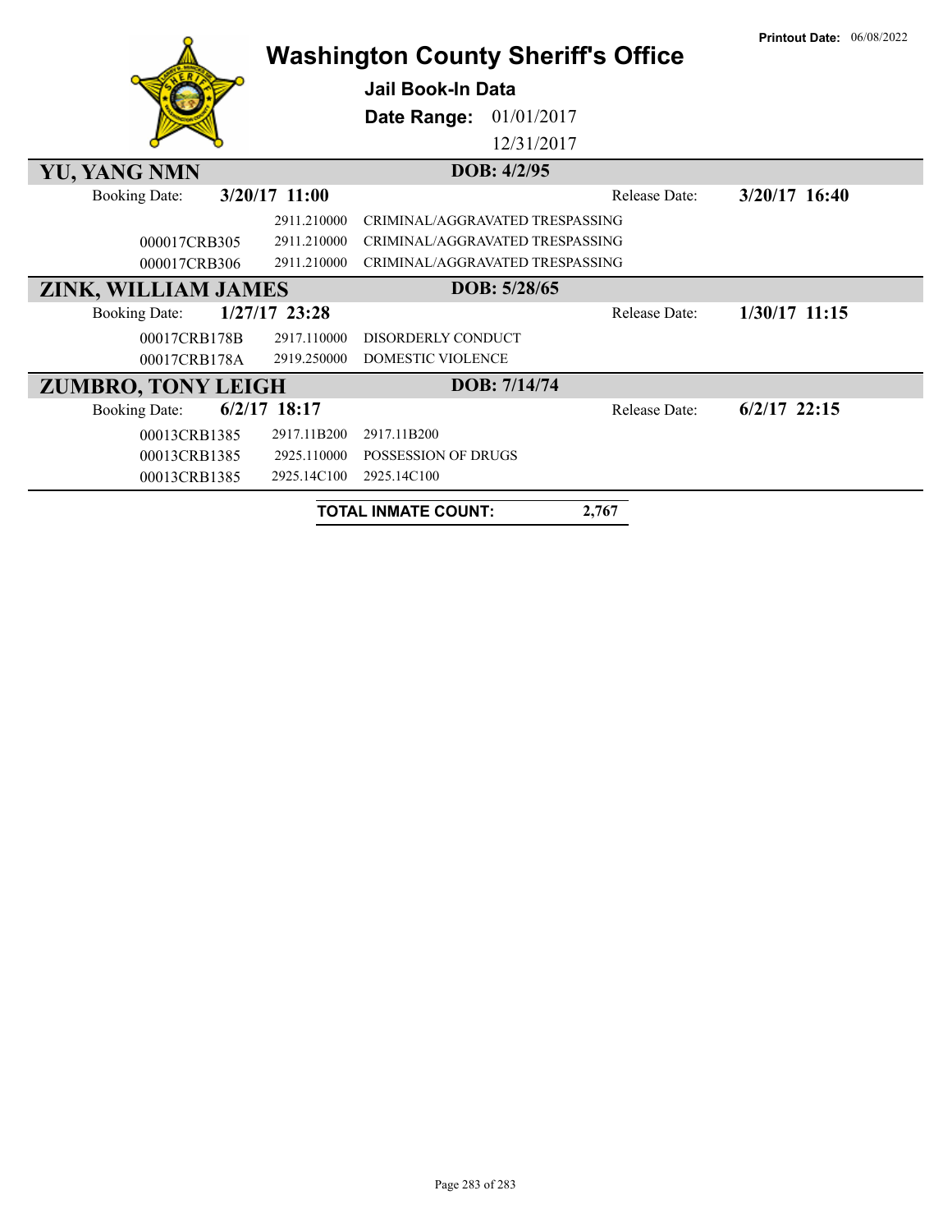Printout Date: 06/08/2022

# Washington County Sheriff's Office

## Jail Book-In Data

**Date Range:** 01/01/2017 12/31/2017

## YU, YANG NMN

**DOB: 4/2/95**

| | | | |
|---|---|---|---|
| Booking Date: | **3/20/17 11:00** | Release Date: | **3/20/17 16:40** |
| | 2911.210000 | CRIMINAL/AGGRAVATED TRESPASSING | |
| 000017CRB305 | 2911.210000 | CRIMINAL/AGGRAVATED TRESPASSING | |
| 000017CRB306 | 2911.210000 | CRIMINAL/AGGRAVATED TRESPASSING | |

## ZINK, WILLIAM JAMES

**DOB: 5/28/65**

| | | | |
|---|---|---|---|
| Booking Date: | **1/27/17 23:28** | Release Date: | **1/30/17 11:15** |
| 00017CRB178B | 2917.110000 | DISORDERLY CONDUCT | |
| 00017CRB178A | 2919.250000 | DOMESTIC VIOLENCE | |

## ZUMBRO, TONY LEIGH

**DOB: 7/14/74**

| | | | |
|---|---|---|---|
| Booking Date: | **6/2/17 18:17** | Release Date: | **6/2/17 22:15** |
| 00013CRB1385 | 2917.11B200 | 2917.11B200 | |
| 00013CRB1385 | 2925.110000 | POSSESSION OF DRUGS | |
| 00013CRB1385 | 2925.14C100 | 2925.14C100 | |

**TOTAL INMATE COUNT:** 2,767